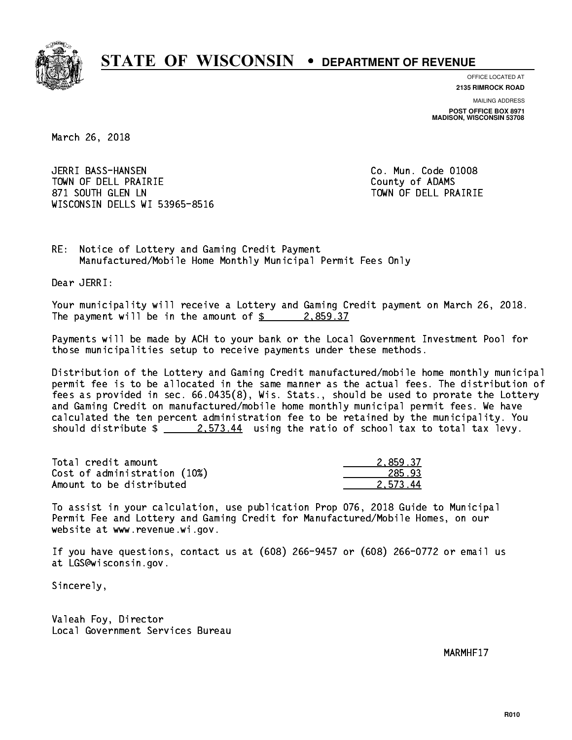# STATE OF WISCONSIN • DEPARTMENT OF REVENUE

OFFICE LOCATED AT
**2135 RIMROCK ROAD**

MAILING ADDRESS
**POST OFFICE BOX 8971**
**MADISON, WISCONSIN 53708**

March 26, 2018

JERRI BASS-HANSEN
TOWN OF DELL PRAIRIE
871 SOUTH GLEN LN
WISCONSIN DELLS WI 53965-8516

Co. Mun. Code 01008
County of ADAMS
TOWN OF DELL PRAIRIE

RE: Notice of Lottery and Gaming Credit Payment
Manufactured/Mobile Home Monthly Municipal Permit Fees Only

Dear JERRI:

Your municipality will receive a Lottery and Gaming Credit payment on March 26, 2018. The payment will be in the amount of $ 2,859.37

Payments will be made by ACH to your bank or the Local Government Investment Pool for those municipalities setup to receive payments under these methods.

Distribution of the Lottery and Gaming Credit manufactured/mobile home monthly municipal permit fee is to be allocated in the same manner as the actual fees. The distribution of fees as provided in sec. 66.0435(8), Wis. Stats., should be used to prorate the Lottery and Gaming Credit on manufactured/mobile home monthly municipal permit fees. We have calculated the ten percent administration fee to be retained by the municipality. You should distribute $ 2,573.44 using the ratio of school tax to total tax levy.

| | |
|---|---|
| Total credit amount | 2,859.37 |
| Cost of administration (10%) | 285.93 |
| Amount to be distributed | 2,573.44 |

To assist in your calculation, use publication Prop 076, 2018 Guide to Municipal Permit Fee and Lottery and Gaming Credit for Manufactured/Mobile Homes, on our website at www.revenue.wi.gov.

If you have questions, contact us at (608) 266-9457 or (608) 266-0772 or email us at LGS@wisconsin.gov.

Sincerely,

Valeah Foy, Director
Local Government Services Bureau

MARMHF17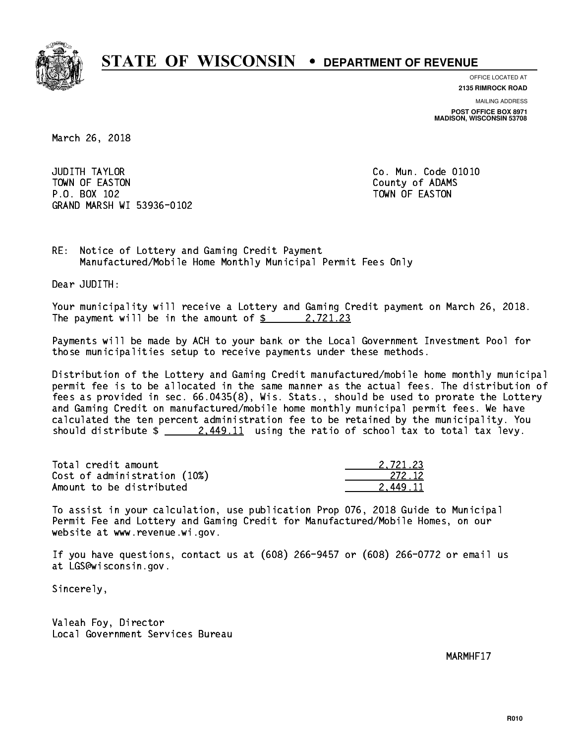# STATE OF WISCONSIN • DEPARTMENT OF REVENUE

OFFICE LOCATED AT
**2135 RIMROCK ROAD**

MAILING ADDRESS
**POST OFFICE BOX 8971**
**MADISON, WISCONSIN 53708**

March 26, 2018

JUDITH TAYLOR
TOWN OF EASTON
P.O. BOX 102
GRAND MARSH WI 53936-0102

Co. Mun. Code 01010
County of ADAMS
TOWN OF EASTON

RE: Notice of Lottery and Gaming Credit Payment
Manufactured/Mobile Home Monthly Municipal Permit Fees Only

Dear JUDITH:

Your municipality will receive a Lottery and Gaming Credit payment on March 26, 2018. The payment will be in the amount of $ 2,721.23

Payments will be made by ACH to your bank or the Local Government Investment Pool for those municipalities setup to receive payments under these methods.

Distribution of the Lottery and Gaming Credit manufactured/mobile home monthly municipal permit fee is to be allocated in the same manner as the actual fees. The distribution of fees as provided in sec. 66.0435(8), Wis. Stats., should be used to prorate the Lottery and Gaming Credit on manufactured/mobile home monthly municipal permit fees. We have calculated the ten percent administration fee to be retained by the municipality. You should distribute $ 2,449.11 using the ratio of school tax to total tax levy.

| | |
|---|---|
| Total credit amount | 2,721.23 |
| Cost of administration (10%) | 272.12 |
| Amount to be distributed | 2,449.11 |

To assist in your calculation, use publication Prop 076, 2018 Guide to Municipal Permit Fee and Lottery and Gaming Credit for Manufactured/Mobile Homes, on our website at www.revenue.wi.gov.

If you have questions, contact us at (608) 266-9457 or (608) 266-0772 or email us at LGS@wisconsin.gov.

Sincerely,

Valeah Foy, Director
Local Government Services Bureau

MARMHF17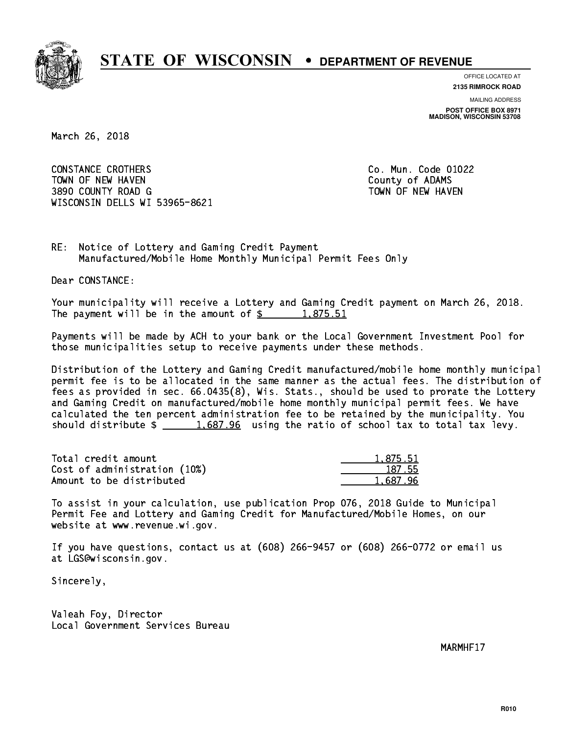# STATE OF WISCONSIN • DEPARTMENT OF REVENUE

OFFICE LOCATED AT
**2135 RIMROCK ROAD**

MAILING ADDRESS
**POST OFFICE BOX 8971**
**MADISON, WISCONSIN 53708**

March 26, 2018

CONSTANCE CROTHERS
TOWN OF NEW HAVEN
3890 COUNTY ROAD G
WISCONSIN DELLS WI 53965-8621

Co. Mun. Code 01022
County of ADAMS
TOWN OF NEW HAVEN

RE: Notice of Lottery and Gaming Credit Payment
Manufactured/Mobile Home Monthly Municipal Permit Fees Only

Dear CONSTANCE:

Your municipality will receive a Lottery and Gaming Credit payment on March 26, 2018. The payment will be in the amount of $ 1,875.51

Payments will be made by ACH to your bank or the Local Government Investment Pool for those municipalities setup to receive payments under these methods.

Distribution of the Lottery and Gaming Credit manufactured/mobile home monthly municipal permit fee is to be allocated in the same manner as the actual fees. The distribution of fees as provided in sec. 66.0435(8), Wis. Stats., should be used to prorate the Lottery and Gaming Credit on manufactured/mobile home monthly municipal permit fees. We have calculated the ten percent administration fee to be retained by the municipality. You should distribute $ 1,687.96 using the ratio of school tax to total tax levy.

| | |
|---|---|
| Total credit amount | 1,875.51 |
| Cost of administration (10%) | 187.55 |
| Amount to be distributed | 1,687.96 |

To assist in your calculation, use publication Prop 076, 2018 Guide to Municipal Permit Fee and Lottery and Gaming Credit for Manufactured/Mobile Homes, on our website at www.revenue.wi.gov.

If you have questions, contact us at (608) 266-9457 or (608) 266-0772 or email us at LGS@wisconsin.gov.

Sincerely,

Valeah Foy, Director
Local Government Services Bureau

MARMHF17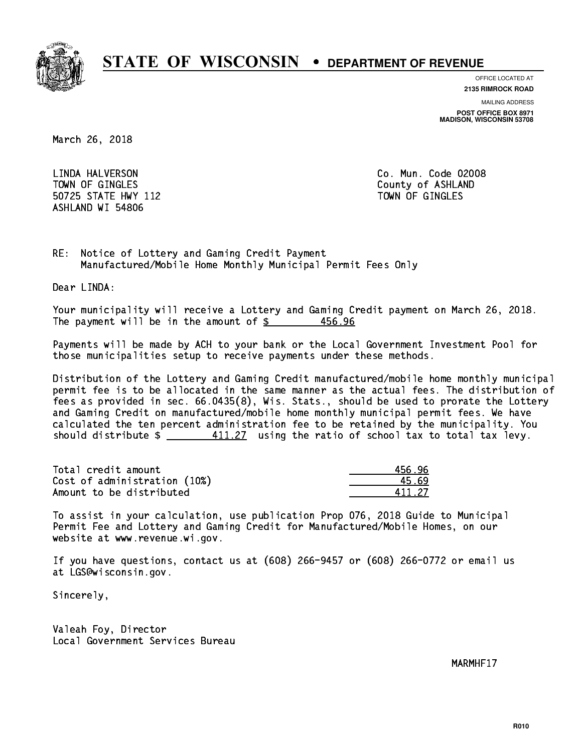# STATE OF WISCONSIN • DEPARTMENT OF REVENUE

OFFICE LOCATED AT
**2135 RIMROCK ROAD**

MAILING ADDRESS
**POST OFFICE BOX 8971**
**MADISON, WISCONSIN 53708**

March 26, 2018

LINDA HALVERSON
TOWN OF GINGLES
50725 STATE HWY 112
ASHLAND WI 54806

Co. Mun. Code 02008
County of ASHLAND
TOWN OF GINGLES

RE: Notice of Lottery and Gaming Credit Payment
Manufactured/Mobile Home Monthly Municipal Permit Fees Only

Dear LINDA:

Your municipality will receive a Lottery and Gaming Credit payment on March 26, 2018. The payment will be in the amount of $ 456.96

Payments will be made by ACH to your bank or the Local Government Investment Pool for those municipalities setup to receive payments under these methods.

Distribution of the Lottery and Gaming Credit manufactured/mobile home monthly municipal permit fee is to be allocated in the same manner as the actual fees. The distribution of fees as provided in sec. 66.0435(8), Wis. Stats., should be used to prorate the Lottery and Gaming Credit on manufactured/mobile home monthly municipal permit fees. We have calculated the ten percent administration fee to be retained by the municipality. You should distribute $ 411.27 using the ratio of school tax to total tax levy.

| | |
|---|---|
| Total credit amount | 456.96 |
| Cost of administration (10%) | 45.69 |
| Amount to be distributed | 411.27 |

To assist in your calculation, use publication Prop 076, 2018 Guide to Municipal Permit Fee and Lottery and Gaming Credit for Manufactured/Mobile Homes, on our website at www.revenue.wi.gov.

If you have questions, contact us at (608) 266-9457 or (608) 266-0772 or email us at LGS@wisconsin.gov.

Sincerely,

Valeah Foy, Director
Local Government Services Bureau

MARMHF17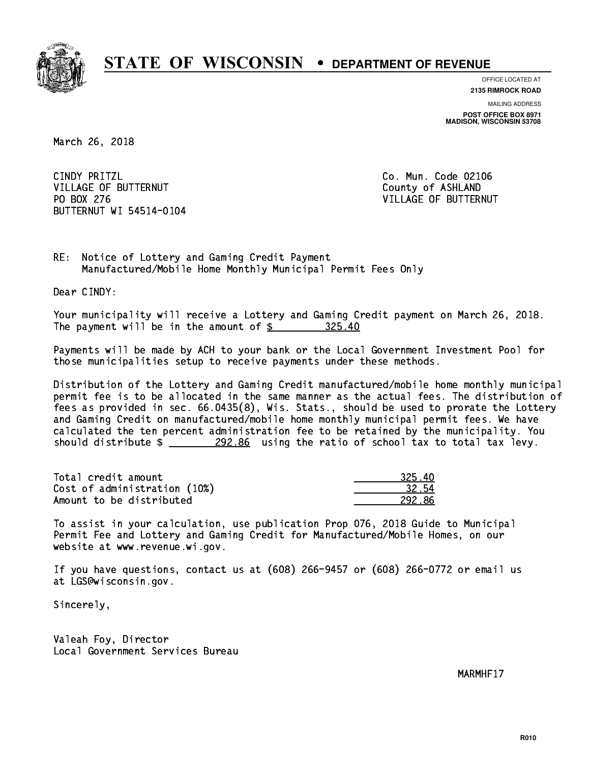# STATE OF WISCONSIN • DEPARTMENT OF REVENUE

OFFICE LOCATED AT
**2135 RIMROCK ROAD**

MAILING ADDRESS
**POST OFFICE BOX 8971**
**MADISON, WISCONSIN 53708**

March 26, 2018

CINDY PRITZL
VILLAGE OF BUTTERNUT
PO BOX 276
BUTTERNUT WI 54514-0104

Co. Mun. Code 02106
County of ASHLAND
VILLAGE OF BUTTERNUT

RE: Notice of Lottery and Gaming Credit Payment
Manufactured/Mobile Home Monthly Municipal Permit Fees Only

Dear CINDY:

Your municipality will receive a Lottery and Gaming Credit payment on March 26, 2018. The payment will be in the amount of $ 325.40

Payments will be made by ACH to your bank or the Local Government Investment Pool for those municipalities setup to receive payments under these methods.

Distribution of the Lottery and Gaming Credit manufactured/mobile home monthly municipal permit fee is to be allocated in the same manner as the actual fees. The distribution of fees as provided in sec. 66.0435(8), Wis. Stats., should be used to prorate the Lottery and Gaming Credit on manufactured/mobile home monthly municipal permit fees. We have calculated the ten percent administration fee to be retained by the municipality. You should distribute $ 292.86 using the ratio of school tax to total tax levy.

| | |
|---|---|
| Total credit amount | 325.40 |
| Cost of administration (10%) | 32.54 |
| Amount to be distributed | 292.86 |

To assist in your calculation, use publication Prop 076, 2018 Guide to Municipal Permit Fee and Lottery and Gaming Credit for Manufactured/Mobile Homes, on our website at www.revenue.wi.gov.

If you have questions, contact us at (608) 266-9457 or (608) 266-0772 or email us at LGS@wisconsin.gov.

Sincerely,

Valeah Foy, Director
Local Government Services Bureau

MARMHF17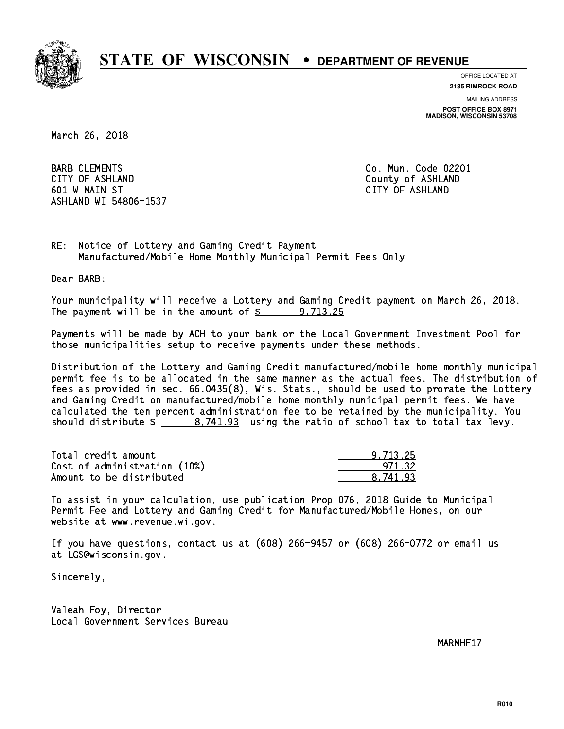# STATE OF WISCONSIN • DEPARTMENT OF REVENUE

OFFICE LOCATED AT
**2135 RIMROCK ROAD**

MAILING ADDRESS
**POST OFFICE BOX 8971**
**MADISON, WISCONSIN 53708**

March 26, 2018

BARB CLEMENTS
CITY OF ASHLAND
601 W MAIN ST
ASHLAND WI 54806-1537

Co. Mun. Code 02201
County of ASHLAND
CITY OF ASHLAND

RE: Notice of Lottery and Gaming Credit Payment
Manufactured/Mobile Home Monthly Municipal Permit Fees Only

Dear BARB:

Your municipality will receive a Lottery and Gaming Credit payment on March 26, 2018. The payment will be in the amount of $ 9,713.25

Payments will be made by ACH to your bank or the Local Government Investment Pool for those municipalities setup to receive payments under these methods.

Distribution of the Lottery and Gaming Credit manufactured/mobile home monthly municipal permit fee is to be allocated in the same manner as the actual fees. The distribution of fees as provided in sec. 66.0435(8), Wis. Stats., should be used to prorate the Lottery and Gaming Credit on manufactured/mobile home monthly municipal permit fees. We have calculated the ten percent administration fee to be retained by the municipality. You should distribute $ 8,741.93 using the ratio of school tax to total tax levy.

| | |
|---|---|
| Total credit amount | 9,713.25 |
| Cost of administration (10%) | 971.32 |
| Amount to be distributed | 8,741.93 |

To assist in your calculation, use publication Prop 076, 2018 Guide to Municipal Permit Fee and Lottery and Gaming Credit for Manufactured/Mobile Homes, on our website at www.revenue.wi.gov.

If you have questions, contact us at (608) 266-9457 or (608) 266-0772 or email us at LGS@wisconsin.gov.

Sincerely,

Valeah Foy, Director
Local Government Services Bureau

MARMHF17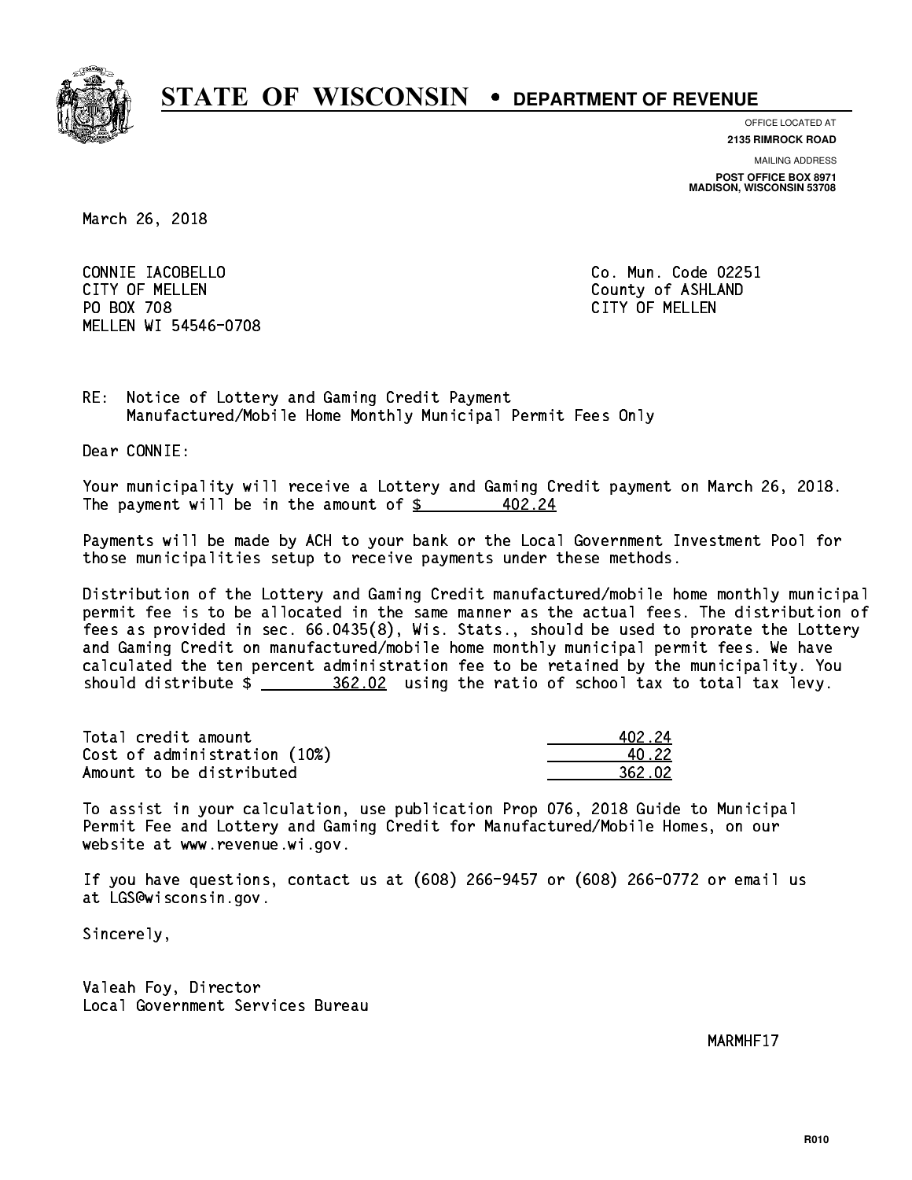# STATE OF WISCONSIN • DEPARTMENT OF REVENUE

OFFICE LOCATED AT
**2135 RIMROCK ROAD**

MAILING ADDRESS
**POST OFFICE BOX 8971**
**MADISON, WISCONSIN 53708**

March 26, 2018

CONNIE IACOBELLO
CITY OF MELLEN
PO BOX 708
MELLEN WI 54546-0708

Co. Mun. Code 02251
County of ASHLAND
CITY OF MELLEN

RE: Notice of Lottery and Gaming Credit Payment
Manufactured/Mobile Home Monthly Municipal Permit Fees Only

Dear CONNIE:

Your municipality will receive a Lottery and Gaming Credit payment on March 26, 2018. The payment will be in the amount of $ 402.24

Payments will be made by ACH to your bank or the Local Government Investment Pool for those municipalities setup to receive payments under these methods.

Distribution of the Lottery and Gaming Credit manufactured/mobile home monthly municipal permit fee is to be allocated in the same manner as the actual fees. The distribution of fees as provided in sec. 66.0435(8), Wis. Stats., should be used to prorate the Lottery and Gaming Credit on manufactured/mobile home monthly municipal permit fees. We have calculated the ten percent administration fee to be retained by the municipality. You should distribute $ 362.02 using the ratio of school tax to total tax levy.

| | |
|---|---|
| Total credit amount | 402.24 |
| Cost of administration (10%) | 40.22 |
| Amount to be distributed | 362.02 |

To assist in your calculation, use publication Prop 076, 2018 Guide to Municipal Permit Fee and Lottery and Gaming Credit for Manufactured/Mobile Homes, on our website at www.revenue.wi.gov.

If you have questions, contact us at (608) 266-9457 or (608) 266-0772 or email us at LGS@wisconsin.gov.

Sincerely,

Valeah Foy, Director
Local Government Services Bureau

MARMHF17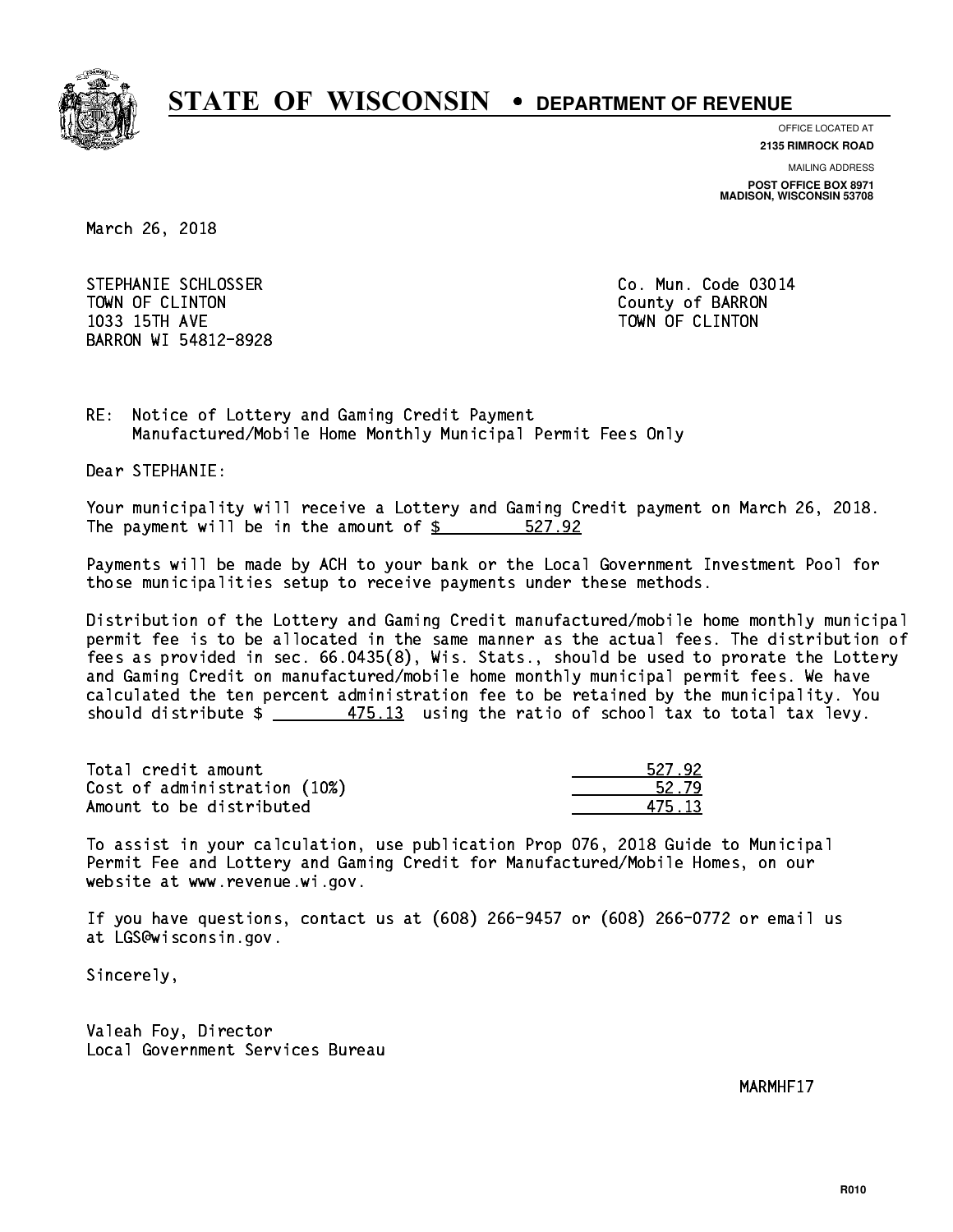# STATE OF WISCONSIN • DEPARTMENT OF REVENUE

OFFICE LOCATED AT
**2135 RIMROCK ROAD**

MAILING ADDRESS
**POST OFFICE BOX 8971**
**MADISON, WISCONSIN 53708**

March 26, 2018

STEPHANIE SCHLOSSER
TOWN OF CLINTON
1033 15TH AVE
BARRON WI 54812-8928

Co. Mun. Code 03014
County of BARRON
TOWN OF CLINTON

RE: Notice of Lottery and Gaming Credit Payment
Manufactured/Mobile Home Monthly Municipal Permit Fees Only

Dear STEPHANIE:

Your municipality will receive a Lottery and Gaming Credit payment on March 26, 2018. The payment will be in the amount of $ 527.92

Payments will be made by ACH to your bank or the Local Government Investment Pool for those municipalities setup to receive payments under these methods.

Distribution of the Lottery and Gaming Credit manufactured/mobile home monthly municipal permit fee is to be allocated in the same manner as the actual fees. The distribution of fees as provided in sec. 66.0435(8), Wis. Stats., should be used to prorate the Lottery and Gaming Credit on manufactured/mobile home monthly municipal permit fees. We have calculated the ten percent administration fee to be retained by the municipality. You should distribute $ 475.13 using the ratio of school tax to total tax levy.

| | |
|---|---|
| Total credit amount | 527.92 |
| Cost of administration (10%) | 52.79 |
| Amount to be distributed | 475.13 |

To assist in your calculation, use publication Prop 076, 2018 Guide to Municipal Permit Fee and Lottery and Gaming Credit for Manufactured/Mobile Homes, on our website at www.revenue.wi.gov.

If you have questions, contact us at (608) 266-9457 or (608) 266-0772 or email us at LGS@wisconsin.gov.

Sincerely,

Valeah Foy, Director
Local Government Services Bureau

MARMHF17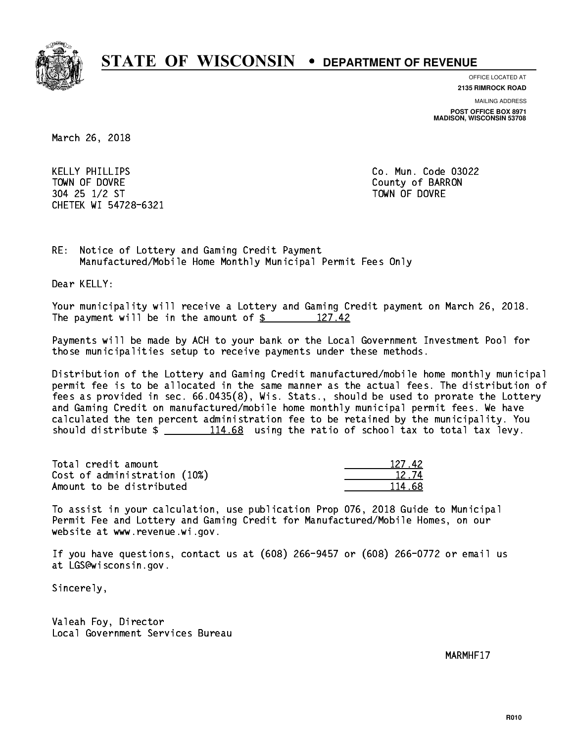# STATE OF WISCONSIN • DEPARTMENT OF REVENUE

OFFICE LOCATED AT
**2135 RIMROCK ROAD**

MAILING ADDRESS
**POST OFFICE BOX 8971**
**MADISON, WISCONSIN 53708**

March 26, 2018

KELLY PHILLIPS
TOWN OF DOVRE
304 25 1/2 ST
CHETEK WI 54728-6321

Co. Mun. Code 03022
County of BARRON
TOWN OF DOVRE

RE: Notice of Lottery and Gaming Credit Payment
Manufactured/Mobile Home Monthly Municipal Permit Fees Only

Dear KELLY:

Your municipality will receive a Lottery and Gaming Credit payment on March 26, 2018. The payment will be in the amount of $ 127.42

Payments will be made by ACH to your bank or the Local Government Investment Pool for those municipalities setup to receive payments under these methods.

Distribution of the Lottery and Gaming Credit manufactured/mobile home monthly municipal permit fee is to be allocated in the same manner as the actual fees. The distribution of fees as provided in sec. 66.0435(8), Wis. Stats., should be used to prorate the Lottery and Gaming Credit on manufactured/mobile home monthly municipal permit fees. We have calculated the ten percent administration fee to be retained by the municipality. You should distribute $ 114.68 using the ratio of school tax to total tax levy.

| | |
|---|---|
| Total credit amount | 127.42 |
| Cost of administration (10%) | 12.74 |
| Amount to be distributed | 114.68 |

To assist in your calculation, use publication Prop 076, 2018 Guide to Municipal Permit Fee and Lottery and Gaming Credit for Manufactured/Mobile Homes, on our website at www.revenue.wi.gov.

If you have questions, contact us at (608) 266-9457 or (608) 266-0772 or email us at LGS@wisconsin.gov.

Sincerely,

Valeah Foy, Director
Local Government Services Bureau

MARMHF17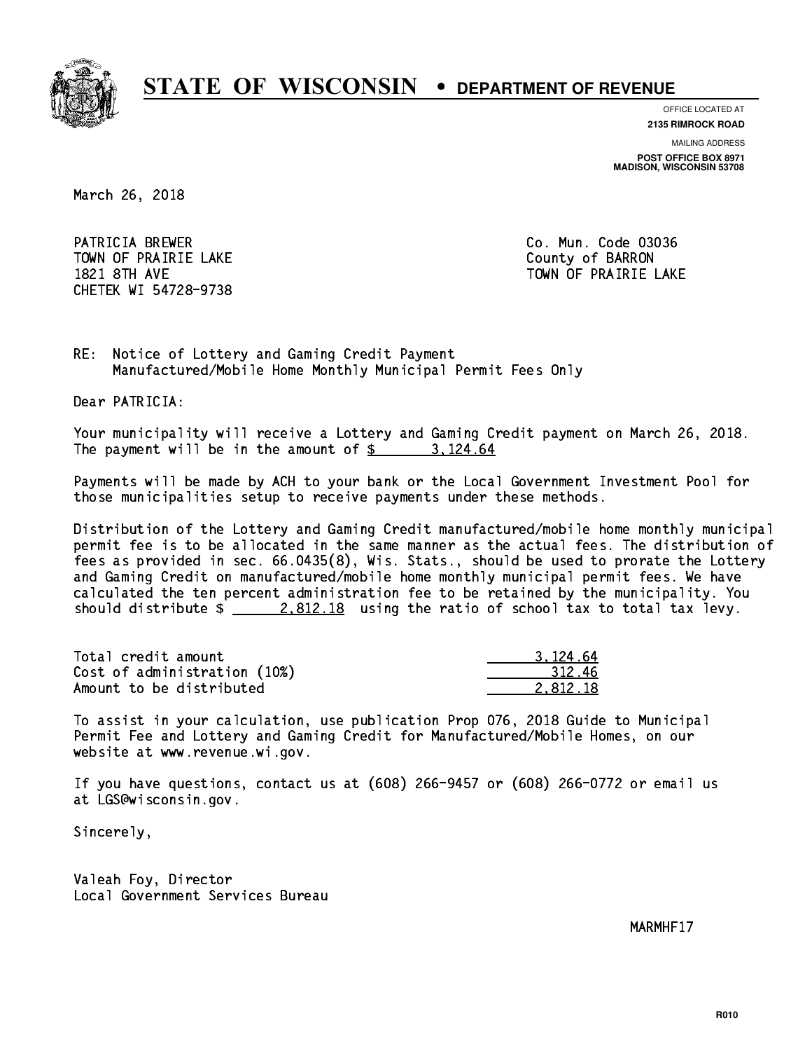# STATE OF WISCONSIN • DEPARTMENT OF REVENUE

OFFICE LOCATED AT
**2135 RIMROCK ROAD**

MAILING ADDRESS
**POST OFFICE BOX 8971**
**MADISON, WISCONSIN 53708**

March 26, 2018

PATRICIA BREWER
TOWN OF PRAIRIE LAKE
1821 8TH AVE
CHETEK WI 54728-9738

Co. Mun. Code 03036
County of BARRON
TOWN OF PRAIRIE LAKE

RE: Notice of Lottery and Gaming Credit Payment
Manufactured/Mobile Home Monthly Municipal Permit Fees Only

Dear PATRICIA:

Your municipality will receive a Lottery and Gaming Credit payment on March 26, 2018. The payment will be in the amount of $ 3,124.64

Payments will be made by ACH to your bank or the Local Government Investment Pool for those municipalities setup to receive payments under these methods.

Distribution of the Lottery and Gaming Credit manufactured/mobile home monthly municipal permit fee is to be allocated in the same manner as the actual fees. The distribution of fees as provided in sec. 66.0435(8), Wis. Stats., should be used to prorate the Lottery and Gaming Credit on manufactured/mobile home monthly municipal permit fees. We have calculated the ten percent administration fee to be retained by the municipality. You should distribute $ 2,812.18 using the ratio of school tax to total tax levy.

| | |
|---|---|
| Total credit amount | 3,124.64 |
| Cost of administration (10%) | 312.46 |
| Amount to be distributed | 2,812.18 |

To assist in your calculation, use publication Prop 076, 2018 Guide to Municipal Permit Fee and Lottery and Gaming Credit for Manufactured/Mobile Homes, on our website at www.revenue.wi.gov.

If you have questions, contact us at (608) 266-9457 or (608) 266-0772 or email us at LGS@wisconsin.gov.

Sincerely,

Valeah Foy, Director
Local Government Services Bureau

MARMHF17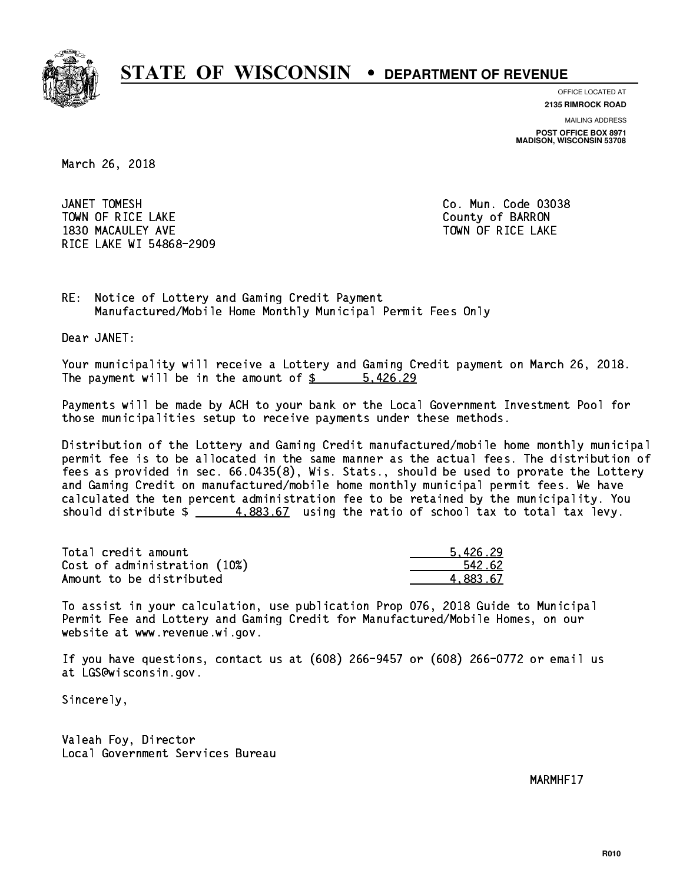# STATE OF WISCONSIN • DEPARTMENT OF REVENUE

OFFICE LOCATED AT
**2135 RIMROCK ROAD**

MAILING ADDRESS
**POST OFFICE BOX 8971**
**MADISON, WISCONSIN 53708**

March 26, 2018

JANET TOMESH
TOWN OF RICE LAKE
1830 MACAULEY AVE
RICE LAKE WI 54868-2909

Co. Mun. Code 03038
County of BARRON
TOWN OF RICE LAKE

RE: Notice of Lottery and Gaming Credit Payment
Manufactured/Mobile Home Monthly Municipal Permit Fees Only

Dear JANET:

Your municipality will receive a Lottery and Gaming Credit payment on March 26, 2018. The payment will be in the amount of $ 5,426.29

Payments will be made by ACH to your bank or the Local Government Investment Pool for those municipalities setup to receive payments under these methods.

Distribution of the Lottery and Gaming Credit manufactured/mobile home monthly municipal permit fee is to be allocated in the same manner as the actual fees. The distribution of fees as provided in sec. 66.0435(8), Wis. Stats., should be used to prorate the Lottery and Gaming Credit on manufactured/mobile home monthly municipal permit fees. We have calculated the ten percent administration fee to be retained by the municipality. You should distribute $ 4,883.67 using the ratio of school tax to total tax levy.

| | |
|---|---|
| Total credit amount | 5,426.29 |
| Cost of administration (10%) | 542.62 |
| Amount to be distributed | 4,883.67 |

To assist in your calculation, use publication Prop 076, 2018 Guide to Municipal Permit Fee and Lottery and Gaming Credit for Manufactured/Mobile Homes, on our website at www.revenue.wi.gov.

If you have questions, contact us at (608) 266-9457 or (608) 266-0772 or email us at LGS@wisconsin.gov.

Sincerely,

Valeah Foy, Director
Local Government Services Bureau

MARMHF17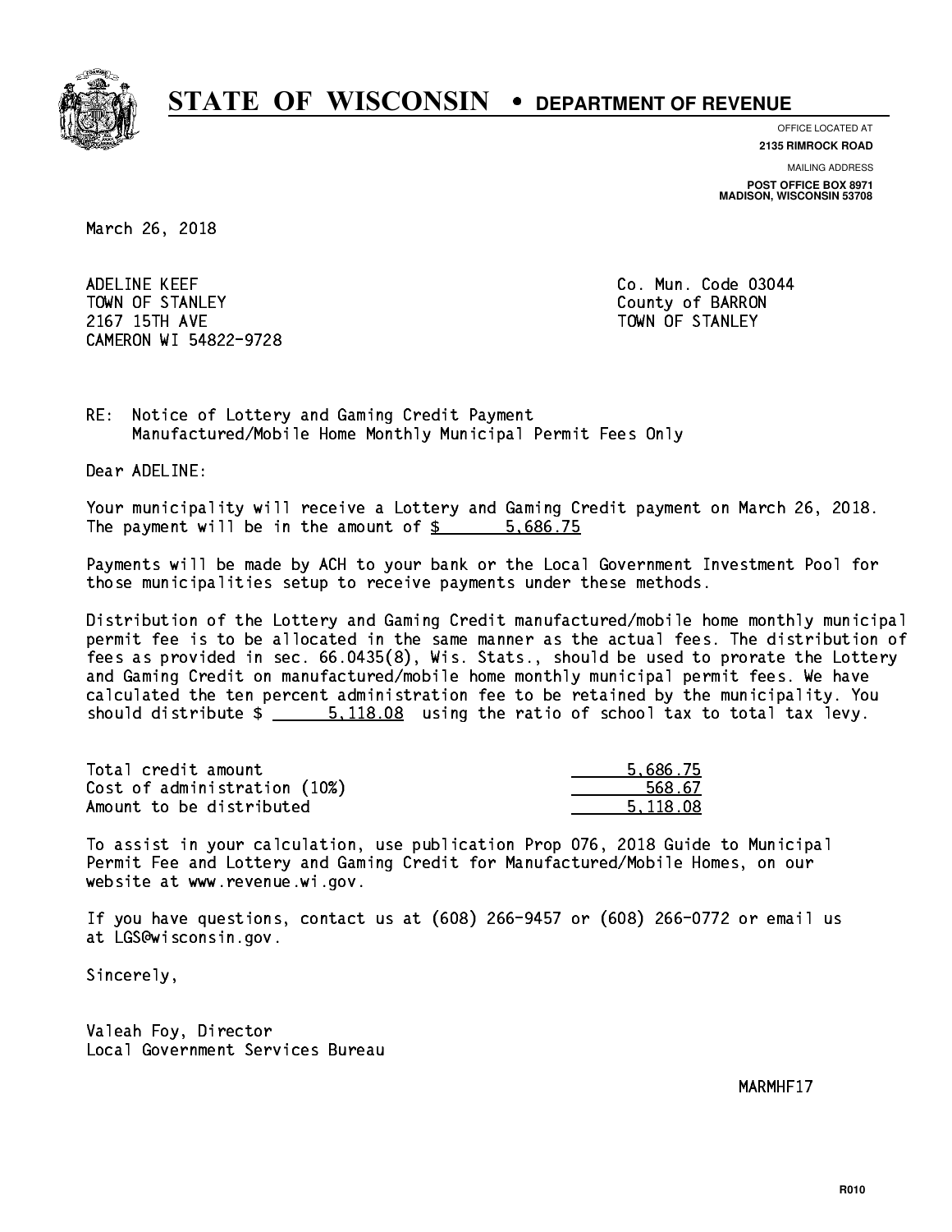# STATE OF WISCONSIN • DEPARTMENT OF REVENUE

OFFICE LOCATED AT
**2135 RIMROCK ROAD**

MAILING ADDRESS
**POST OFFICE BOX 8971**
**MADISON, WISCONSIN 53708**

March 26, 2018

ADELINE KEEF
TOWN OF STANLEY
2167 15TH AVE
CAMERON WI 54822-9728

Co. Mun. Code 03044
County of BARRON
TOWN OF STANLEY

RE: Notice of Lottery and Gaming Credit Payment
Manufactured/Mobile Home Monthly Municipal Permit Fees Only

Dear ADELINE:

Your municipality will receive a Lottery and Gaming Credit payment on March 26, 2018. The payment will be in the amount of $ 5,686.75

Payments will be made by ACH to your bank or the Local Government Investment Pool for those municipalities setup to receive payments under these methods.

Distribution of the Lottery and Gaming Credit manufactured/mobile home monthly municipal permit fee is to be allocated in the same manner as the actual fees. The distribution of fees as provided in sec. 66.0435(8), Wis. Stats., should be used to prorate the Lottery and Gaming Credit on manufactured/mobile home monthly municipal permit fees. We have calculated the ten percent administration fee to be retained by the municipality. You should distribute $ 5,118.08 using the ratio of school tax to total tax levy.

| | |
|---|---|
| Total credit amount | 5,686.75 |
| Cost of administration (10%) | 568.67 |
| Amount to be distributed | 5,118.08 |

To assist in your calculation, use publication Prop 076, 2018 Guide to Municipal Permit Fee and Lottery and Gaming Credit for Manufactured/Mobile Homes, on our website at www.revenue.wi.gov.

If you have questions, contact us at (608) 266-9457 or (608) 266-0772 or email us at LGS@wisconsin.gov.

Sincerely,

Valeah Foy, Director
Local Government Services Bureau

MARMHF17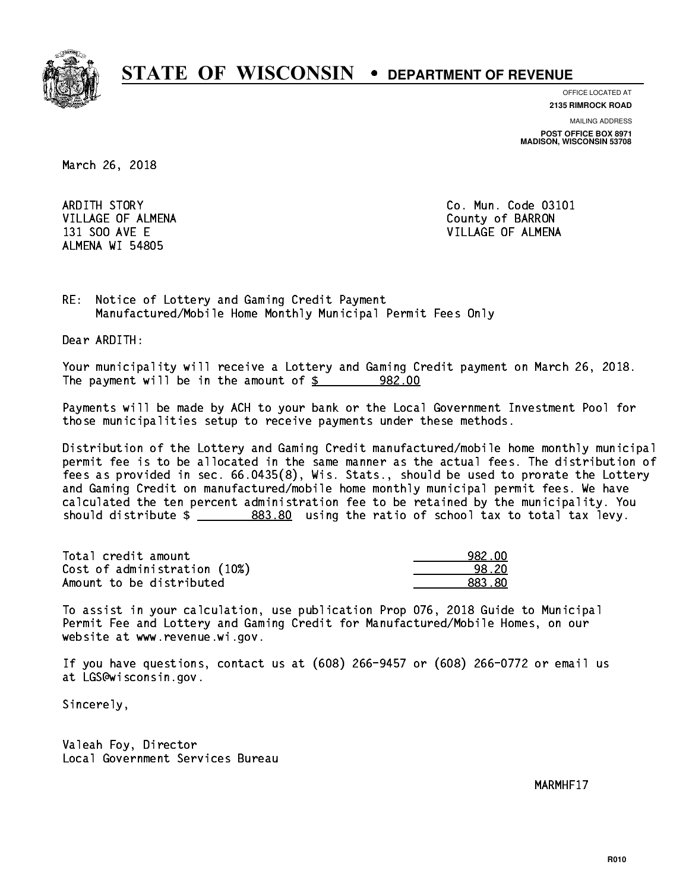# STATE OF WISCONSIN • DEPARTMENT OF REVENUE

OFFICE LOCATED AT
**2135 RIMROCK ROAD**

MAILING ADDRESS
**POST OFFICE BOX 8971**
**MADISON, WISCONSIN 53708**

March 26, 2018

ARDITH STORY
VILLAGE OF ALMENA
131 SOO AVE E
ALMENA WI 54805

Co. Mun. Code 03101
County of BARRON
VILLAGE OF ALMENA

RE: Notice of Lottery and Gaming Credit Payment
Manufactured/Mobile Home Monthly Municipal Permit Fees Only

Dear ARDITH:

Your municipality will receive a Lottery and Gaming Credit payment on March 26, 2018. The payment will be in the amount of $ 982.00

Payments will be made by ACH to your bank or the Local Government Investment Pool for those municipalities setup to receive payments under these methods.

Distribution of the Lottery and Gaming Credit manufactured/mobile home monthly municipal permit fee is to be allocated in the same manner as the actual fees. The distribution of fees as provided in sec. 66.0435(8), Wis. Stats., should be used to prorate the Lottery and Gaming Credit on manufactured/mobile home monthly municipal permit fees. We have calculated the ten percent administration fee to be retained by the municipality. You should distribute $ 883.80 using the ratio of school tax to total tax levy.

| | |
|---|---|
| Total credit amount | 982.00 |
| Cost of administration (10%) | 98.20 |
| Amount to be distributed | 883.80 |

To assist in your calculation, use publication Prop 076, 2018 Guide to Municipal Permit Fee and Lottery and Gaming Credit for Manufactured/Mobile Homes, on our website at www.revenue.wi.gov.

If you have questions, contact us at (608) 266-9457 or (608) 266-0772 or email us at LGS@wisconsin.gov.

Sincerely,

Valeah Foy, Director
Local Government Services Bureau

MARMHF17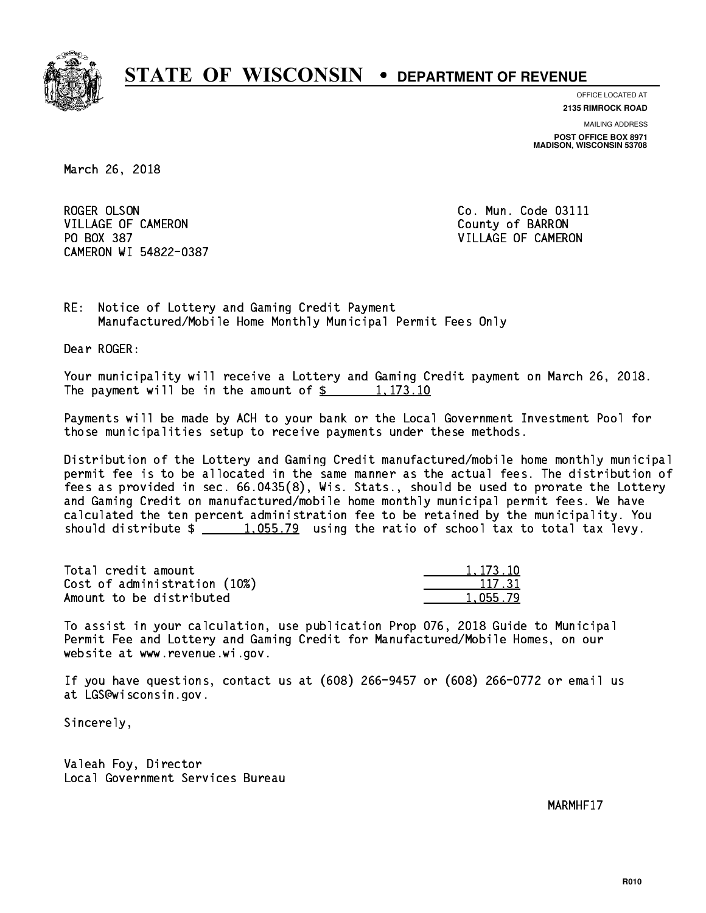# STATE OF WISCONSIN • DEPARTMENT OF REVENUE

OFFICE LOCATED AT
**2135 RIMROCK ROAD**

MAILING ADDRESS
**POST OFFICE BOX 8971**
**MADISON, WISCONSIN 53708**

March 26, 2018

ROGER OLSON
VILLAGE OF CAMERON
PO BOX 387
CAMERON WI 54822-0387

Co. Mun. Code 03111
County of BARRON
VILLAGE OF CAMERON

RE: Notice of Lottery and Gaming Credit Payment
Manufactured/Mobile Home Monthly Municipal Permit Fees Only

Dear ROGER:

Your municipality will receive a Lottery and Gaming Credit payment on March 26, 2018. The payment will be in the amount of $ 1,173.10

Payments will be made by ACH to your bank or the Local Government Investment Pool for those municipalities setup to receive payments under these methods.

Distribution of the Lottery and Gaming Credit manufactured/mobile home monthly municipal permit fee is to be allocated in the same manner as the actual fees. The distribution of fees as provided in sec. 66.0435(8), Wis. Stats., should be used to prorate the Lottery and Gaming Credit on manufactured/mobile home monthly municipal permit fees. We have calculated the ten percent administration fee to be retained by the municipality. You should distribute $ 1,055.79 using the ratio of school tax to total tax levy.

| | |
|---|---|
| Total credit amount | 1,173.10 |
| Cost of administration (10%) | 117.31 |
| Amount to be distributed | 1,055.79 |

To assist in your calculation, use publication Prop 076, 2018 Guide to Municipal Permit Fee and Lottery and Gaming Credit for Manufactured/Mobile Homes, on our website at www.revenue.wi.gov.

If you have questions, contact us at (608) 266-9457 or (608) 266-0772 or email us at LGS@wisconsin.gov.

Sincerely,

Valeah Foy, Director
Local Government Services Bureau

MARMHF17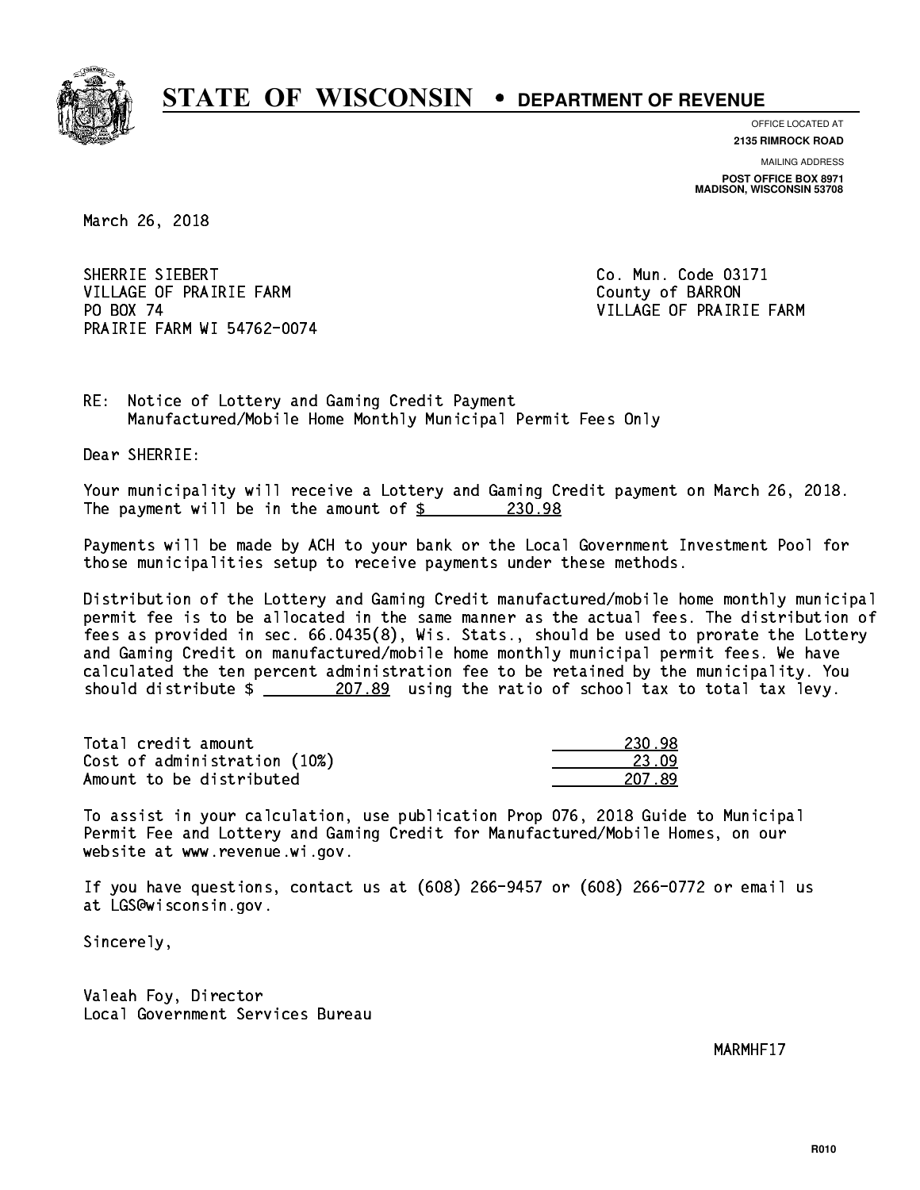# STATE OF WISCONSIN • DEPARTMENT OF REVENUE

OFFICE LOCATED AT
**2135 RIMROCK ROAD**

MAILING ADDRESS
**POST OFFICE BOX 8971**
**MADISON, WISCONSIN 53708**

March 26, 2018

SHERRIE SIEBERT
VILLAGE OF PRAIRIE FARM
PO BOX 74
PRAIRIE FARM WI 54762-0074

Co. Mun. Code 03171
County of BARRON
VILLAGE OF PRAIRIE FARM

RE: Notice of Lottery and Gaming Credit Payment
Manufactured/Mobile Home Monthly Municipal Permit Fees Only

Dear SHERRIE:

Your municipality will receive a Lottery and Gaming Credit payment on March 26, 2018. The payment will be in the amount of $ 230.98

Payments will be made by ACH to your bank or the Local Government Investment Pool for those municipalities setup to receive payments under these methods.

Distribution of the Lottery and Gaming Credit manufactured/mobile home monthly municipal permit fee is to be allocated in the same manner as the actual fees. The distribution of fees as provided in sec. 66.0435(8), Wis. Stats., should be used to prorate the Lottery and Gaming Credit on manufactured/mobile home monthly municipal permit fees. We have calculated the ten percent administration fee to be retained by the municipality. You should distribute $ 207.89 using the ratio of school tax to total tax levy.

| | |
|---|---|
| Total credit amount | 230.98 |
| Cost of administration (10%) | 23.09 |
| Amount to be distributed | 207.89 |

To assist in your calculation, use publication Prop 076, 2018 Guide to Municipal Permit Fee and Lottery and Gaming Credit for Manufactured/Mobile Homes, on our website at www.revenue.wi.gov.

If you have questions, contact us at (608) 266-9457 or (608) 266-0772 or email us at LGS@wisconsin.gov.

Sincerely,

Valeah Foy, Director
Local Government Services Bureau

MARMHF17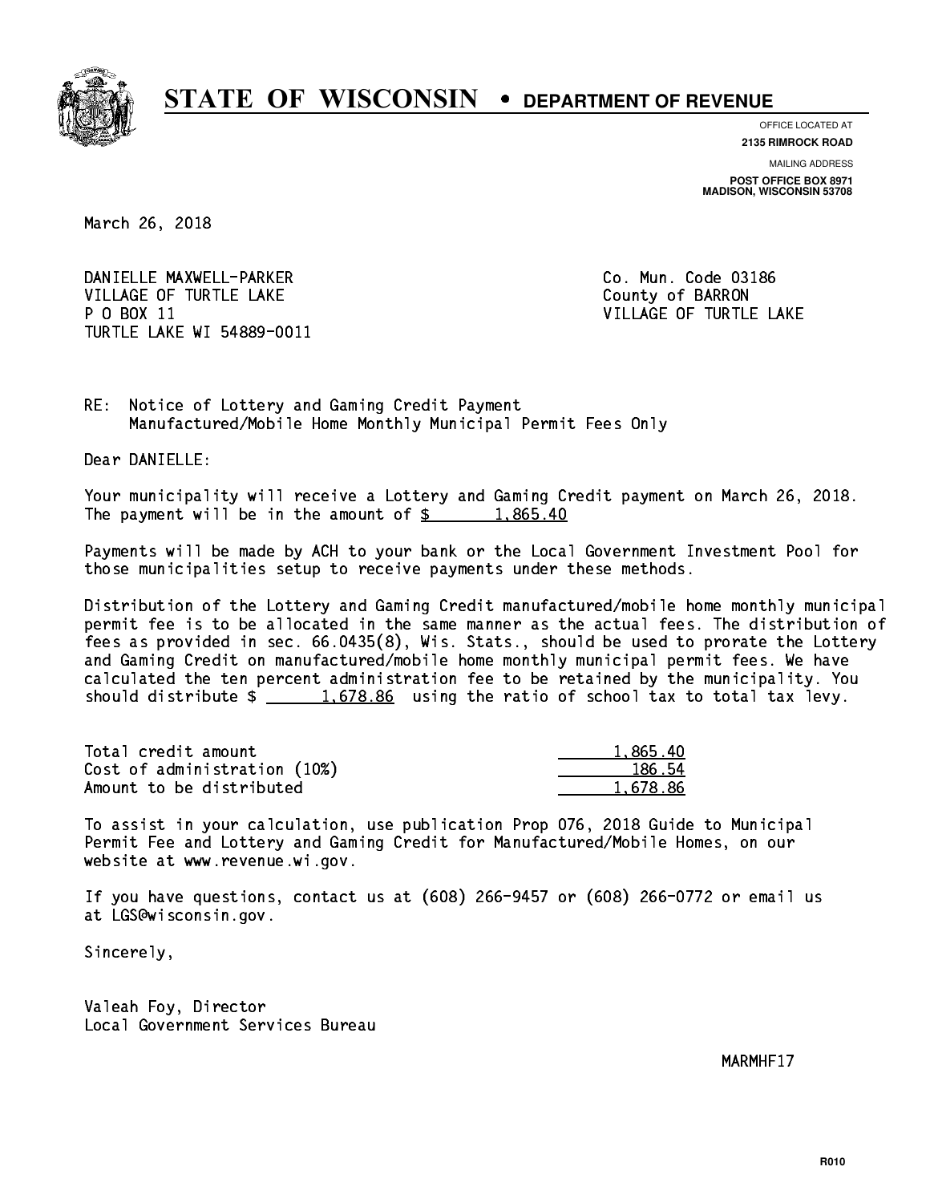# STATE OF WISCONSIN • DEPARTMENT OF REVENUE

OFFICE LOCATED AT
**2135 RIMROCK ROAD**

MAILING ADDRESS
**POST OFFICE BOX 8971**
**MADISON, WISCONSIN 53708**

March 26, 2018

DANIELLE MAXWELL-PARKER
VILLAGE OF TURTLE LAKE
P O BOX 11
TURTLE LAKE WI 54889-0011

Co. Mun. Code 03186
County of BARRON
VILLAGE OF TURTLE LAKE

RE: Notice of Lottery and Gaming Credit Payment
Manufactured/Mobile Home Monthly Municipal Permit Fees Only

Dear DANIELLE:

Your municipality will receive a Lottery and Gaming Credit payment on March 26, 2018. The payment will be in the amount of $ 1,865.40

Payments will be made by ACH to your bank or the Local Government Investment Pool for those municipalities setup to receive payments under these methods.

Distribution of the Lottery and Gaming Credit manufactured/mobile home monthly municipal permit fee is to be allocated in the same manner as the actual fees. The distribution of fees as provided in sec. 66.0435(8), Wis. Stats., should be used to prorate the Lottery and Gaming Credit on manufactured/mobile home monthly municipal permit fees. We have calculated the ten percent administration fee to be retained by the municipality. You should distribute $ 1,678.86 using the ratio of school tax to total tax levy.

| | |
|---|---|
| Total credit amount | 1,865.40 |
| Cost of administration (10%) | 186.54 |
| Amount to be distributed | 1,678.86 |

To assist in your calculation, use publication Prop 076, 2018 Guide to Municipal Permit Fee and Lottery and Gaming Credit for Manufactured/Mobile Homes, on our website at www.revenue.wi.gov.

If you have questions, contact us at (608) 266-9457 or (608) 266-0772 or email us at LGS@wisconsin.gov.

Sincerely,

Valeah Foy, Director
Local Government Services Bureau

MARMHF17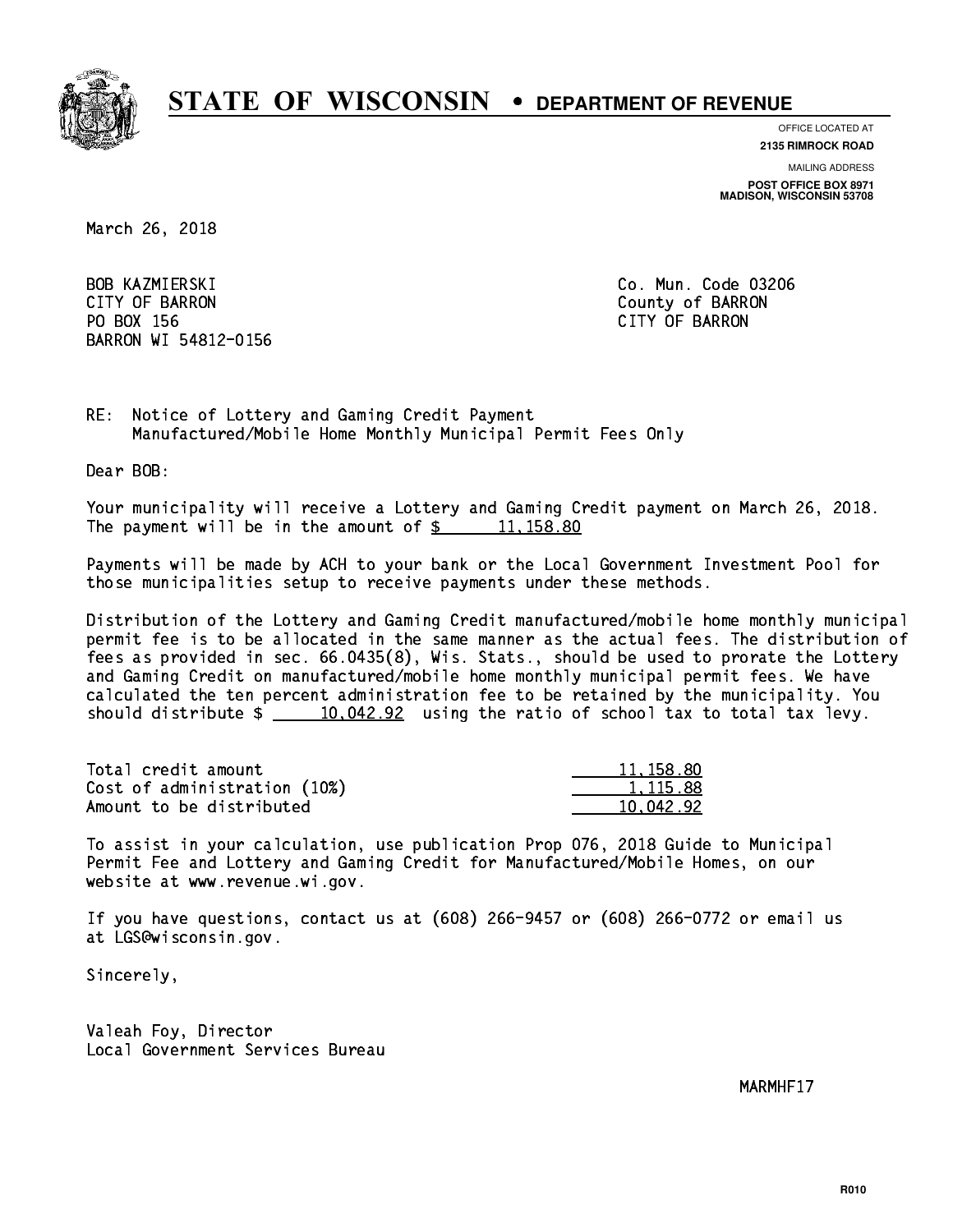# STATE OF WISCONSIN • DEPARTMENT OF REVENUE

OFFICE LOCATED AT
**2135 RIMROCK ROAD**

MAILING ADDRESS
**POST OFFICE BOX 8971**
**MADISON, WISCONSIN 53708**

March 26, 2018

BOB KAZMIERSKI
CITY OF BARRON
PO BOX 156
BARRON WI 54812-0156

Co. Mun. Code 03206
County of BARRON
CITY OF BARRON

RE: Notice of Lottery and Gaming Credit Payment
Manufactured/Mobile Home Monthly Municipal Permit Fees Only

Dear BOB:

Your municipality will receive a Lottery and Gaming Credit payment on March 26, 2018. The payment will be in the amount of $ 11,158.80

Payments will be made by ACH to your bank or the Local Government Investment Pool for those municipalities setup to receive payments under these methods.

Distribution of the Lottery and Gaming Credit manufactured/mobile home monthly municipal permit fee is to be allocated in the same manner as the actual fees. The distribution of fees as provided in sec. 66.0435(8), Wis. Stats., should be used to prorate the Lottery and Gaming Credit on manufactured/mobile home monthly municipal permit fees. We have calculated the ten percent administration fee to be retained by the municipality. You should distribute $ 10,042.92 using the ratio of school tax to total tax levy.

| | |
|---|---|
| Total credit amount | 11,158.80 |
| Cost of administration (10%) | 1,115.88 |
| Amount to be distributed | 10,042.92 |

To assist in your calculation, use publication Prop 076, 2018 Guide to Municipal Permit Fee and Lottery and Gaming Credit for Manufactured/Mobile Homes, on our website at www.revenue.wi.gov.

If you have questions, contact us at (608) 266-9457 or (608) 266-0772 or email us at LGS@wisconsin.gov.

Sincerely,

Valeah Foy, Director
Local Government Services Bureau

MARMHF17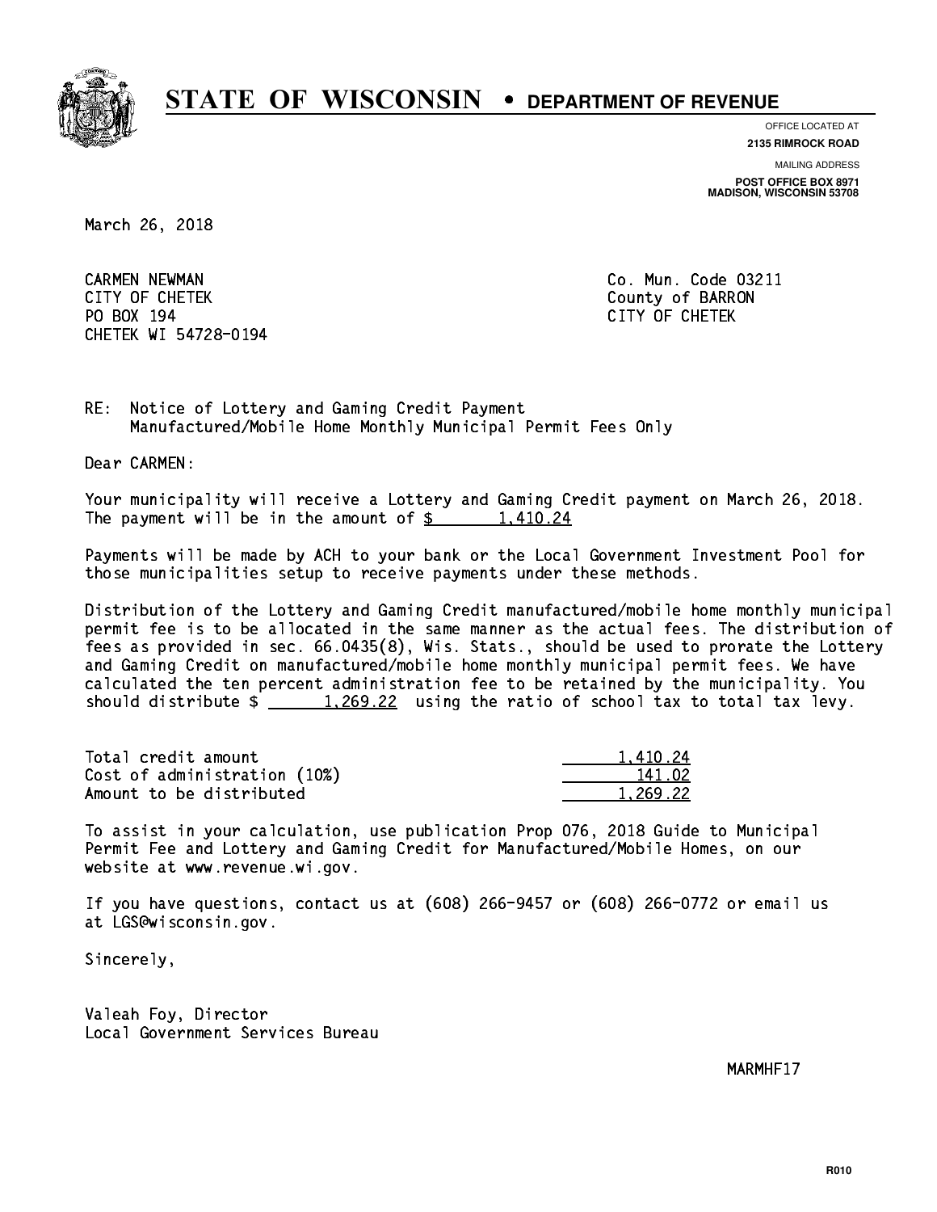# STATE OF WISCONSIN • DEPARTMENT OF REVENUE

OFFICE LOCATED AT
**2135 RIMROCK ROAD**

MAILING ADDRESS
**POST OFFICE BOX 8971**
**MADISON, WISCONSIN 53708**

March 26, 2018

CARMEN NEWMAN
CITY OF CHETEK
PO BOX 194
CHETEK WI 54728-0194

Co. Mun. Code 03211
County of BARRON
CITY OF CHETEK

RE: Notice of Lottery and Gaming Credit Payment
Manufactured/Mobile Home Monthly Municipal Permit Fees Only

Dear CARMEN:

Your municipality will receive a Lottery and Gaming Credit payment on March 26, 2018. The payment will be in the amount of $ 1,410.24

Payments will be made by ACH to your bank or the Local Government Investment Pool for those municipalities setup to receive payments under these methods.

Distribution of the Lottery and Gaming Credit manufactured/mobile home monthly municipal permit fee is to be allocated in the same manner as the actual fees. The distribution of fees as provided in sec. 66.0435(8), Wis. Stats., should be used to prorate the Lottery and Gaming Credit on manufactured/mobile home monthly municipal permit fees. We have calculated the ten percent administration fee to be retained by the municipality. You should distribute $ 1,269.22 using the ratio of school tax to total tax levy.

| | |
|---|---|
| Total credit amount | 1,410.24 |
| Cost of administration (10%) | 141.02 |
| Amount to be distributed | 1,269.22 |

To assist in your calculation, use publication Prop 076, 2018 Guide to Municipal Permit Fee and Lottery and Gaming Credit for Manufactured/Mobile Homes, on our website at www.revenue.wi.gov.

If you have questions, contact us at (608) 266-9457 or (608) 266-0772 or email us at LGS@wisconsin.gov.

Sincerely,

Valeah Foy, Director
Local Government Services Bureau

MARMHF17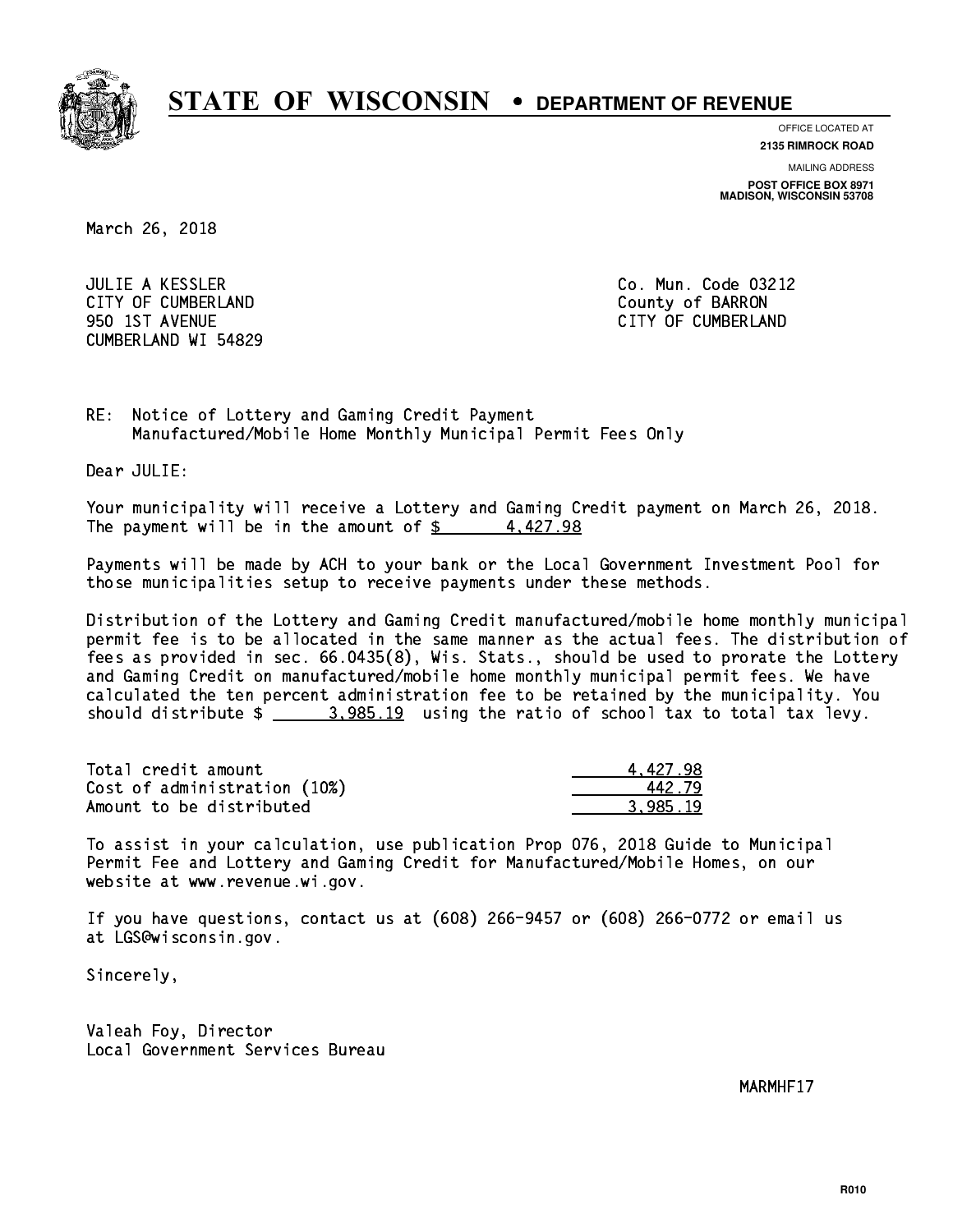# STATE OF WISCONSIN • DEPARTMENT OF REVENUE

OFFICE LOCATED AT
**2135 RIMROCK ROAD**

MAILING ADDRESS
**POST OFFICE BOX 8971**
**MADISON, WISCONSIN 53708**

March 26, 2018

JULIE A KESSLER
CITY OF CUMBERLAND
950 1ST AVENUE
CUMBERLAND WI 54829

Co. Mun. Code 03212
County of BARRON
CITY OF CUMBERLAND

RE: Notice of Lottery and Gaming Credit Payment
Manufactured/Mobile Home Monthly Municipal Permit Fees Only

Dear JULIE:

Your municipality will receive a Lottery and Gaming Credit payment on March 26, 2018. The payment will be in the amount of $ 4,427.98

Payments will be made by ACH to your bank or the Local Government Investment Pool for those municipalities setup to receive payments under these methods.

Distribution of the Lottery and Gaming Credit manufactured/mobile home monthly municipal permit fee is to be allocated in the same manner as the actual fees. The distribution of fees as provided in sec. 66.0435(8), Wis. Stats., should be used to prorate the Lottery and Gaming Credit on manufactured/mobile home monthly municipal permit fees. We have calculated the ten percent administration fee to be retained by the municipality. You should distribute $ 3,985.19 using the ratio of school tax to total tax levy.

| | |
|---|---|
| Total credit amount | 4,427.98 |
| Cost of administration (10%) | 442.79 |
| Amount to be distributed | 3,985.19 |

To assist in your calculation, use publication Prop 076, 2018 Guide to Municipal Permit Fee and Lottery and Gaming Credit for Manufactured/Mobile Homes, on our website at www.revenue.wi.gov.

If you have questions, contact us at (608) 266-9457 or (608) 266-0772 or email us at LGS@wisconsin.gov.

Sincerely,

Valeah Foy, Director
Local Government Services Bureau

MARMHF17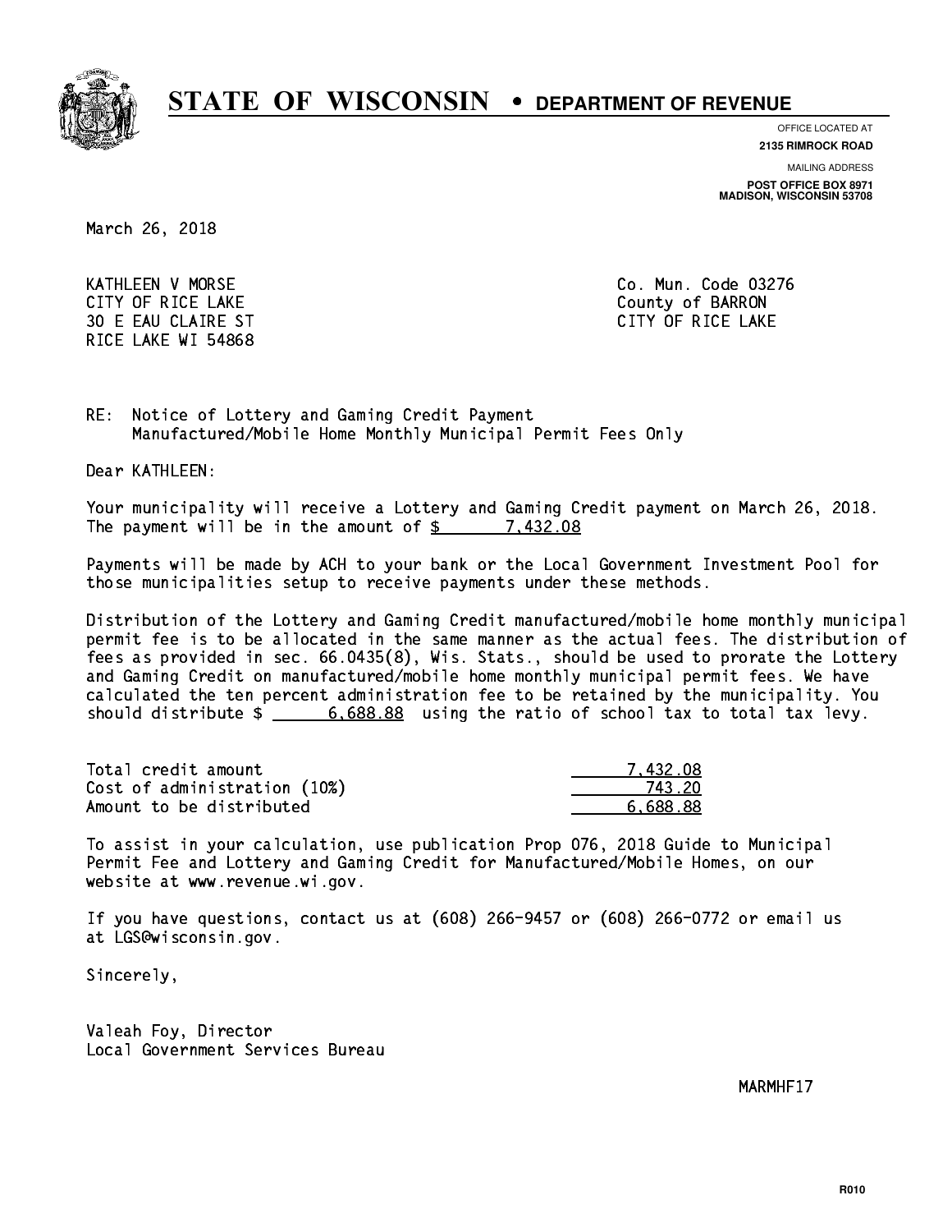# STATE OF WISCONSIN • DEPARTMENT OF REVENUE

OFFICE LOCATED AT
**2135 RIMROCK ROAD**

MAILING ADDRESS
**POST OFFICE BOX 8971**
**MADISON, WISCONSIN 53708**

March 26, 2018

KATHLEEN V MORSE
CITY OF RICE LAKE
30 E EAU CLAIRE ST
RICE LAKE WI 54868

Co. Mun. Code 03276
County of BARRON
CITY OF RICE LAKE

RE: Notice of Lottery and Gaming Credit Payment
Manufactured/Mobile Home Monthly Municipal Permit Fees Only

Dear KATHLEEN:

Your municipality will receive a Lottery and Gaming Credit payment on March 26, 2018. The payment will be in the amount of $ 7,432.08

Payments will be made by ACH to your bank or the Local Government Investment Pool for those municipalities setup to receive payments under these methods.

Distribution of the Lottery and Gaming Credit manufactured/mobile home monthly municipal permit fee is to be allocated in the same manner as the actual fees. The distribution of fees as provided in sec. 66.0435(8), Wis. Stats., should be used to prorate the Lottery and Gaming Credit on manufactured/mobile home monthly municipal permit fees. We have calculated the ten percent administration fee to be retained by the municipality. You should distribute $ 6,688.88 using the ratio of school tax to total tax levy.

| | |
|---|---|
| Total credit amount | 7,432.08 |
| Cost of administration (10%) | 743.20 |
| Amount to be distributed | 6,688.88 |

To assist in your calculation, use publication Prop 076, 2018 Guide to Municipal Permit Fee and Lottery and Gaming Credit for Manufactured/Mobile Homes, on our website at www.revenue.wi.gov.

If you have questions, contact us at (608) 266-9457 or (608) 266-0772 or email us at LGS@wisconsin.gov.

Sincerely,

Valeah Foy, Director
Local Government Services Bureau

MARMHF17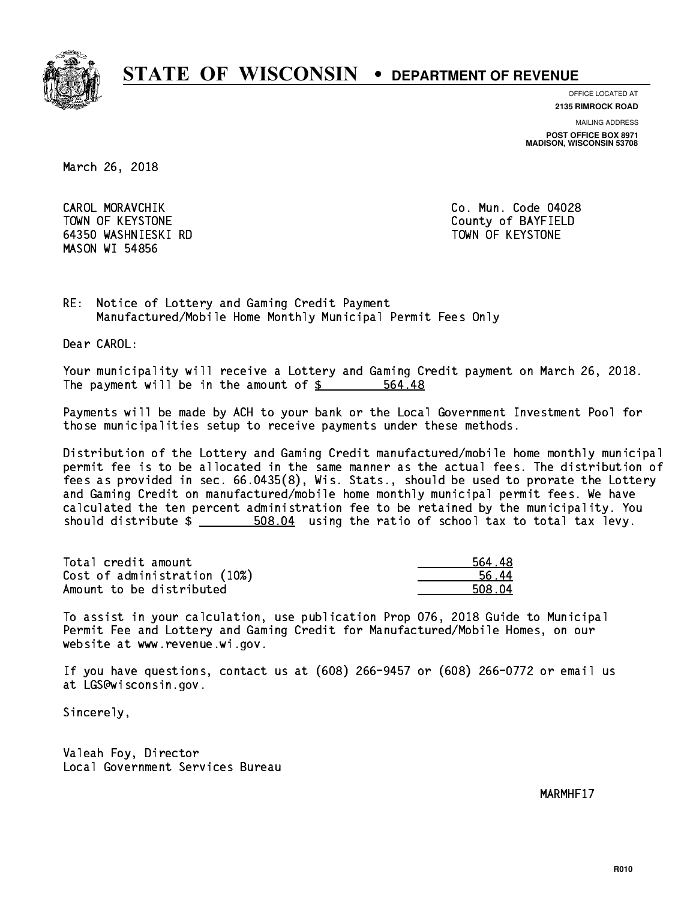# STATE OF WISCONSIN • DEPARTMENT OF REVENUE

OFFICE LOCATED AT
**2135 RIMROCK ROAD**

MAILING ADDRESS
**POST OFFICE BOX 8971**
**MADISON, WISCONSIN 53708**

March 26, 2018

CAROL MORAVCHIK
TOWN OF KEYSTONE
64350 WASHNIESKI RD
MASON WI 54856

Co. Mun. Code 04028
County of BAYFIELD
TOWN OF KEYSTONE

RE: Notice of Lottery and Gaming Credit Payment
Manufactured/Mobile Home Monthly Municipal Permit Fees Only

Dear CAROL:

Your municipality will receive a Lottery and Gaming Credit payment on March 26, 2018. The payment will be in the amount of $ 564.48

Payments will be made by ACH to your bank or the Local Government Investment Pool for those municipalities setup to receive payments under these methods.

Distribution of the Lottery and Gaming Credit manufactured/mobile home monthly municipal permit fee is to be allocated in the same manner as the actual fees. The distribution of fees as provided in sec. 66.0435(8), Wis. Stats., should be used to prorate the Lottery and Gaming Credit on manufactured/mobile home monthly municipal permit fees. We have calculated the ten percent administration fee to be retained by the municipality. You should distribute $ 508.04 using the ratio of school tax to total tax levy.

| | |
|---|---|
| Total credit amount | 564.48 |
| Cost of administration (10%) | 56.44 |
| Amount to be distributed | 508.04 |

To assist in your calculation, use publication Prop 076, 2018 Guide to Municipal Permit Fee and Lottery and Gaming Credit for Manufactured/Mobile Homes, on our website at www.revenue.wi.gov.

If you have questions, contact us at (608) 266-9457 or (608) 266-0772 or email us at LGS@wisconsin.gov.

Sincerely,

Valeah Foy, Director
Local Government Services Bureau

MARMHF17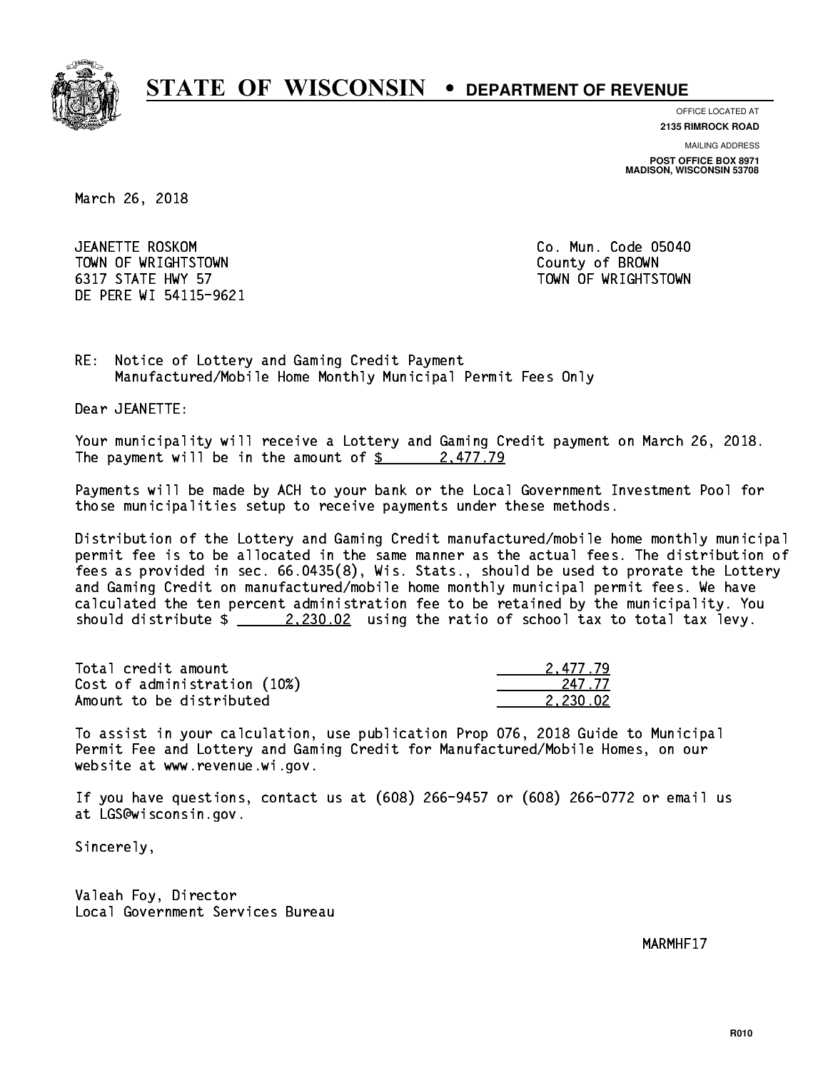# STATE OF WISCONSIN • DEPARTMENT OF REVENUE

OFFICE LOCATED AT
**2135 RIMROCK ROAD**

MAILING ADDRESS
**POST OFFICE BOX 8971**
**MADISON, WISCONSIN 53708**

March 26, 2018

JEANETTE ROSKOM
TOWN OF WRIGHTSTOWN
6317 STATE HWY 57
DE PERE WI 54115-9621

Co. Mun. Code 05040
County of BROWN
TOWN OF WRIGHTSTOWN

RE: Notice of Lottery and Gaming Credit Payment
Manufactured/Mobile Home Monthly Municipal Permit Fees Only

Dear JEANETTE:

Your municipality will receive a Lottery and Gaming Credit payment on March 26, 2018. The payment will be in the amount of $ 2,477.79

Payments will be made by ACH to your bank or the Local Government Investment Pool for those municipalities setup to receive payments under these methods.

Distribution of the Lottery and Gaming Credit manufactured/mobile home monthly municipal permit fee is to be allocated in the same manner as the actual fees. The distribution of fees as provided in sec. 66.0435(8), Wis. Stats., should be used to prorate the Lottery and Gaming Credit on manufactured/mobile home monthly municipal permit fees. We have calculated the ten percent administration fee to be retained by the municipality. You should distribute $ 2,230.02 using the ratio of school tax to total tax levy.

| | |
|---|---|
| Total credit amount | 2,477.79 |
| Cost of administration (10%) | 247.77 |
| Amount to be distributed | 2,230.02 |

To assist in your calculation, use publication Prop 076, 2018 Guide to Municipal Permit Fee and Lottery and Gaming Credit for Manufactured/Mobile Homes, on our website at www.revenue.wi.gov.

If you have questions, contact us at (608) 266-9457 or (608) 266-0772 or email us at LGS@wisconsin.gov.

Sincerely,

Valeah Foy, Director
Local Government Services Bureau

MARMHF17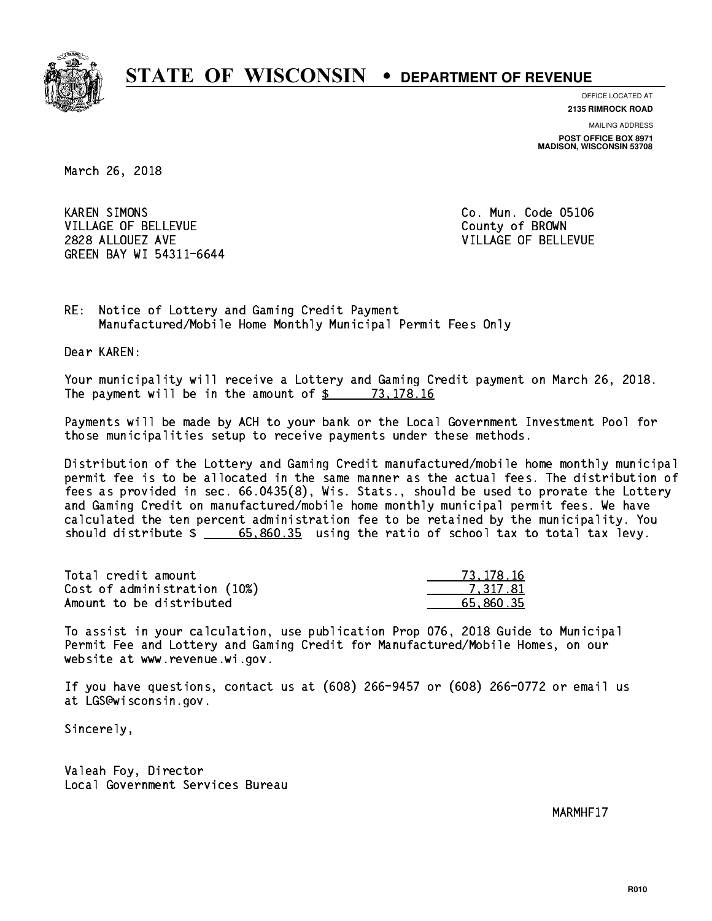# STATE OF WISCONSIN • DEPARTMENT OF REVENUE

OFFICE LOCATED AT
**2135 RIMROCK ROAD**

MAILING ADDRESS
**POST OFFICE BOX 8971**
**MADISON, WISCONSIN 53708**

March 26, 2018

KAREN SIMONS
VILLAGE OF BELLEVUE
2828 ALLOUEZ AVE
GREEN BAY WI 54311-6644

Co. Mun. Code 05106
County of BROWN
VILLAGE OF BELLEVUE

RE: Notice of Lottery and Gaming Credit Payment
Manufactured/Mobile Home Monthly Municipal Permit Fees Only

Dear KAREN:

Your municipality will receive a Lottery and Gaming Credit payment on March 26, 2018. The payment will be in the amount of $ 73,178.16

Payments will be made by ACH to your bank or the Local Government Investment Pool for those municipalities setup to receive payments under these methods.

Distribution of the Lottery and Gaming Credit manufactured/mobile home monthly municipal permit fee is to be allocated in the same manner as the actual fees. The distribution of fees as provided in sec. 66.0435(8), Wis. Stats., should be used to prorate the Lottery and Gaming Credit on manufactured/mobile home monthly municipal permit fees. We have calculated the ten percent administration fee to be retained by the municipality. You should distribute $ 65,860.35 using the ratio of school tax to total tax levy.

| | |
|---|---|
| Total credit amount | 73,178.16 |
| Cost of administration (10%) | 7,317.81 |
| Amount to be distributed | 65,860.35 |

To assist in your calculation, use publication Prop 076, 2018 Guide to Municipal Permit Fee and Lottery and Gaming Credit for Manufactured/Mobile Homes, on our website at www.revenue.wi.gov.

If you have questions, contact us at (608) 266-9457 or (608) 266-0772 or email us at LGS@wisconsin.gov.

Sincerely,

Valeah Foy, Director
Local Government Services Bureau

MARMHF17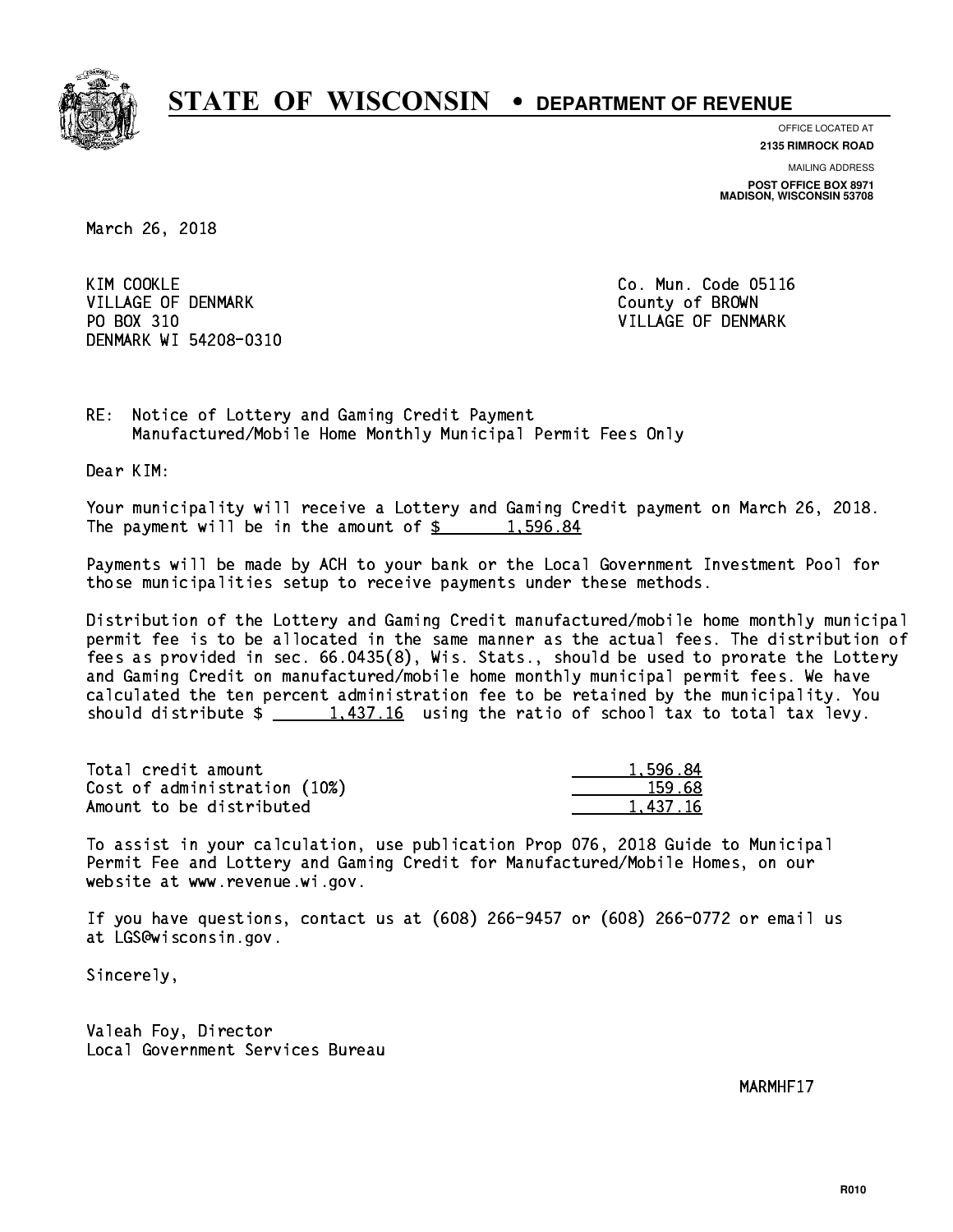# STATE OF WISCONSIN • DEPARTMENT OF REVENUE

OFFICE LOCATED AT
**2135 RIMROCK ROAD**

MAILING ADDRESS
**POST OFFICE BOX 8971**
**MADISON, WISCONSIN 53708**

March 26, 2018

KIM COOKLE
VILLAGE OF DENMARK
PO BOX 310
DENMARK WI 54208-0310

Co. Mun. Code 05116
County of BROWN
VILLAGE OF DENMARK

RE: Notice of Lottery and Gaming Credit Payment
Manufactured/Mobile Home Monthly Municipal Permit Fees Only

Dear KIM:

Your municipality will receive a Lottery and Gaming Credit payment on March 26, 2018. The payment will be in the amount of $ 1,596.84

Payments will be made by ACH to your bank or the Local Government Investment Pool for those municipalities setup to receive payments under these methods.

Distribution of the Lottery and Gaming Credit manufactured/mobile home monthly municipal permit fee is to be allocated in the same manner as the actual fees. The distribution of fees as provided in sec. 66.0435(8), Wis. Stats., should be used to prorate the Lottery and Gaming Credit on manufactured/mobile home monthly municipal permit fees. We have calculated the ten percent administration fee to be retained by the municipality. You should distribute $ 1,437.16 using the ratio of school tax to total tax levy.

| | |
|---|---|
| Total credit amount | 1,596.84 |
| Cost of administration (10%) | 159.68 |
| Amount to be distributed | 1,437.16 |

To assist in your calculation, use publication Prop 076, 2018 Guide to Municipal Permit Fee and Lottery and Gaming Credit for Manufactured/Mobile Homes, on our website at www.revenue.wi.gov.

If you have questions, contact us at (608) 266-9457 or (608) 266-0772 or email us at LGS@wisconsin.gov.

Sincerely,

Valeah Foy, Director
Local Government Services Bureau

MARMHF17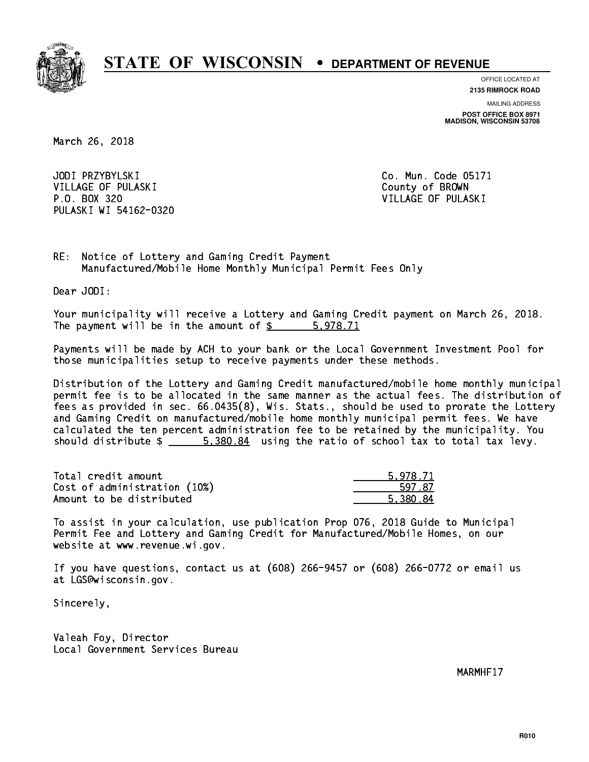# STATE OF WISCONSIN • DEPARTMENT OF REVENUE

OFFICE LOCATED AT
**2135 RIMROCK ROAD**

MAILING ADDRESS
**POST OFFICE BOX 8971**
**MADISON, WISCONSIN 53708**

March 26, 2018

JODI PRZYBYLSKI
VILLAGE OF PULASKI
P.O. BOX 320
PULASKI WI 54162-0320

Co. Mun. Code 05171
County of BROWN
VILLAGE OF PULASKI

RE: Notice of Lottery and Gaming Credit Payment
Manufactured/Mobile Home Monthly Municipal Permit Fees Only

Dear JODI:

Your municipality will receive a Lottery and Gaming Credit payment on March 26, 2018. The payment will be in the amount of $ 5,978.71

Payments will be made by ACH to your bank or the Local Government Investment Pool for those municipalities setup to receive payments under these methods.

Distribution of the Lottery and Gaming Credit manufactured/mobile home monthly municipal permit fee is to be allocated in the same manner as the actual fees. The distribution of fees as provided in sec. 66.0435(8), Wis. Stats., should be used to prorate the Lottery and Gaming Credit on manufactured/mobile home monthly municipal permit fees. We have calculated the ten percent administration fee to be retained by the municipality. You should distribute $ 5,380.84 using the ratio of school tax to total tax levy.

| | |
|---|---|
| Total credit amount | 5,978.71 |
| Cost of administration (10%) | 597.87 |
| Amount to be distributed | 5,380.84 |

To assist in your calculation, use publication Prop 076, 2018 Guide to Municipal Permit Fee and Lottery and Gaming Credit for Manufactured/Mobile Homes, on our website at www.revenue.wi.gov.

If you have questions, contact us at (608) 266-9457 or (608) 266-0772 or email us at LGS@wisconsin.gov.

Sincerely,

Valeah Foy, Director
Local Government Services Bureau

MARMHF17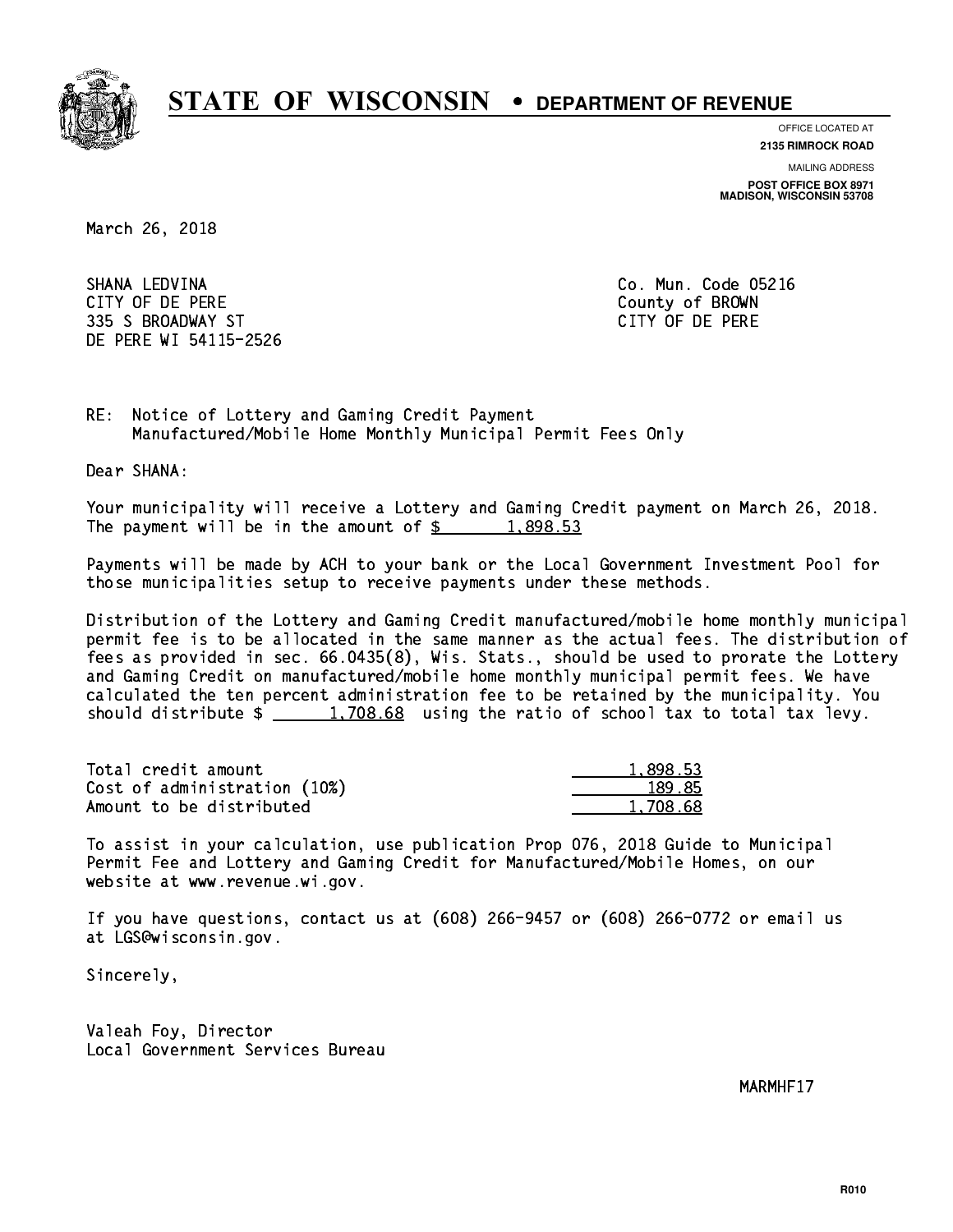# STATE OF WISCONSIN • DEPARTMENT OF REVENUE

OFFICE LOCATED AT
**2135 RIMROCK ROAD**

MAILING ADDRESS
**POST OFFICE BOX 8971**
**MADISON, WISCONSIN 53708**

March 26, 2018

SHANA LEDVINA
CITY OF DE PERE
335 S BROADWAY ST
DE PERE WI 54115-2526

Co. Mun. Code 05216
County of BROWN
CITY OF DE PERE

RE: Notice of Lottery and Gaming Credit Payment
Manufactured/Mobile Home Monthly Municipal Permit Fees Only

Dear SHANA:

Your municipality will receive a Lottery and Gaming Credit payment on March 26, 2018. The payment will be in the amount of $ 1,898.53

Payments will be made by ACH to your bank or the Local Government Investment Pool for those municipalities setup to receive payments under these methods.

Distribution of the Lottery and Gaming Credit manufactured/mobile home monthly municipal permit fee is to be allocated in the same manner as the actual fees. The distribution of fees as provided in sec. 66.0435(8), Wis. Stats., should be used to prorate the Lottery and Gaming Credit on manufactured/mobile home monthly municipal permit fees. We have calculated the ten percent administration fee to be retained by the municipality. You should distribute $ 1,708.68 using the ratio of school tax to total tax levy.

| | |
|---|---|
| Total credit amount | 1,898.53 |
| Cost of administration (10%) | 189.85 |
| Amount to be distributed | 1,708.68 |

To assist in your calculation, use publication Prop 076, 2018 Guide to Municipal Permit Fee and Lottery and Gaming Credit for Manufactured/Mobile Homes, on our website at www.revenue.wi.gov.

If you have questions, contact us at (608) 266-9457 or (608) 266-0772 or email us at LGS@wisconsin.gov.

Sincerely,

Valeah Foy, Director
Local Government Services Bureau

MARMHF17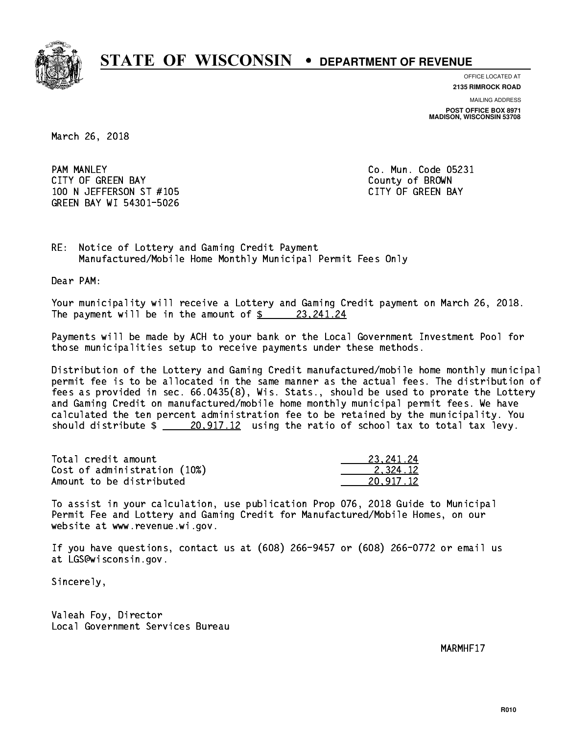# STATE OF WISCONSIN • DEPARTMENT OF REVENUE

OFFICE LOCATED AT
**2135 RIMROCK ROAD**

MAILING ADDRESS
**POST OFFICE BOX 8971**
**MADISON, WISCONSIN 53708**

March 26, 2018

PAM MANLEY
CITY OF GREEN BAY
100 N JEFFERSON ST #105
GREEN BAY WI 54301-5026

Co. Mun. Code 05231
County of BROWN
CITY OF GREEN BAY

RE: Notice of Lottery and Gaming Credit Payment
Manufactured/Mobile Home Monthly Municipal Permit Fees Only

Dear PAM:

Your municipality will receive a Lottery and Gaming Credit payment on March 26, 2018. The payment will be in the amount of $ 23,241.24

Payments will be made by ACH to your bank or the Local Government Investment Pool for those municipalities setup to receive payments under these methods.

Distribution of the Lottery and Gaming Credit manufactured/mobile home monthly municipal permit fee is to be allocated in the same manner as the actual fees. The distribution of fees as provided in sec. 66.0435(8), Wis. Stats., should be used to prorate the Lottery and Gaming Credit on manufactured/mobile home monthly municipal permit fees. We have calculated the ten percent administration fee to be retained by the municipality. You should distribute $ 20,917.12 using the ratio of school tax to total tax levy.

| | |
|---|---|
| Total credit amount | 23,241.24 |
| Cost of administration (10%) | 2,324.12 |
| Amount to be distributed | 20,917.12 |

To assist in your calculation, use publication Prop 076, 2018 Guide to Municipal Permit Fee and Lottery and Gaming Credit for Manufactured/Mobile Homes, on our website at www.revenue.wi.gov.

If you have questions, contact us at (608) 266-9457 or (608) 266-0772 or email us at LGS@wisconsin.gov.

Sincerely,

Valeah Foy, Director
Local Government Services Bureau

MARMHF17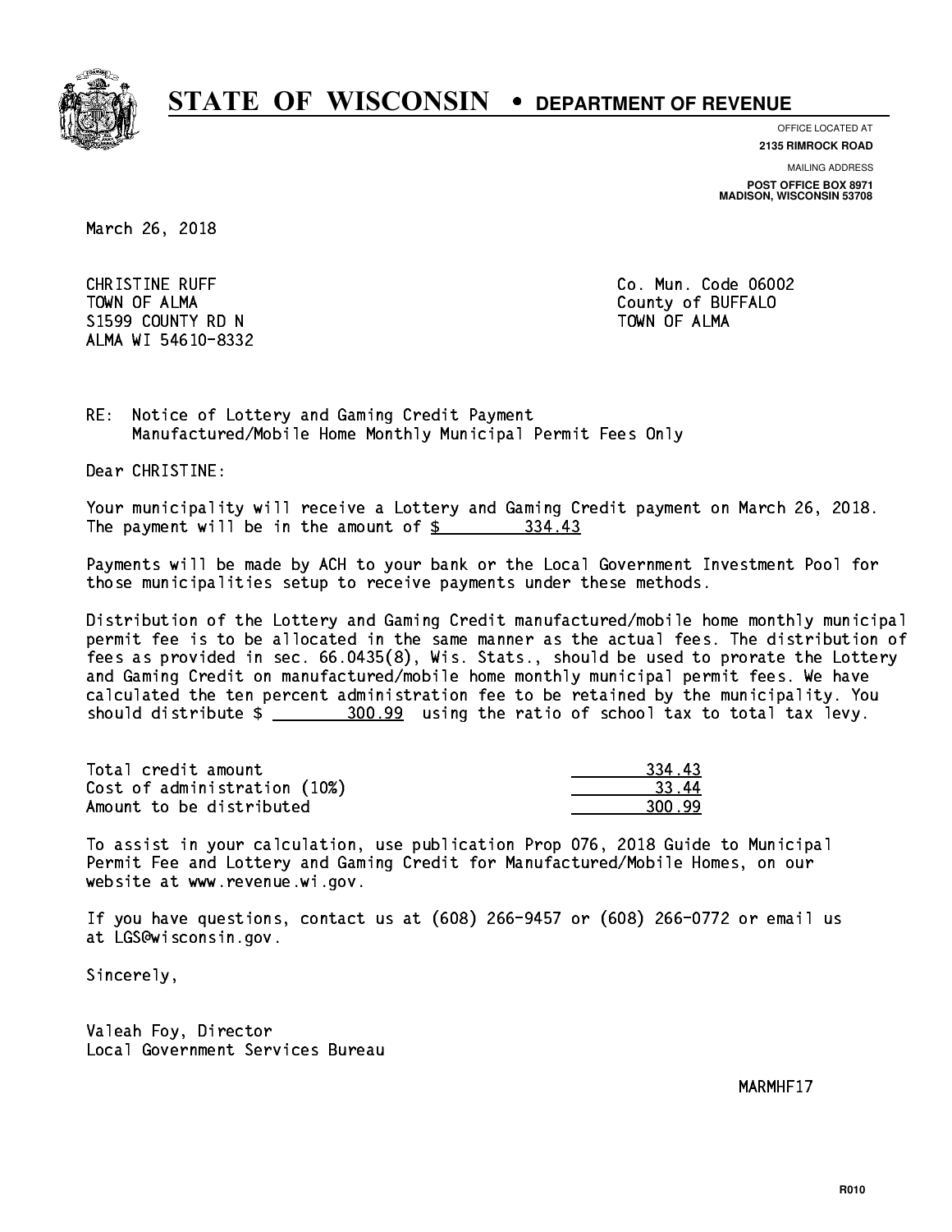# STATE OF WISCONSIN • DEPARTMENT OF REVENUE

OFFICE LOCATED AT
**2135 RIMROCK ROAD**

MAILING ADDRESS
**POST OFFICE BOX 8971**
**MADISON, WISCONSIN 53708**

March 26, 2018

CHRISTINE RUFF
TOWN OF ALMA
S1599 COUNTY RD N
ALMA WI 54610-8332

Co. Mun. Code 06002
County of BUFFALO
TOWN OF ALMA

RE: Notice of Lottery and Gaming Credit Payment
Manufactured/Mobile Home Monthly Municipal Permit Fees Only

Dear CHRISTINE:

Your municipality will receive a Lottery and Gaming Credit payment on March 26, 2018. The payment will be in the amount of $ 334.43

Payments will be made by ACH to your bank or the Local Government Investment Pool for those municipalities setup to receive payments under these methods.

Distribution of the Lottery and Gaming Credit manufactured/mobile home monthly municipal permit fee is to be allocated in the same manner as the actual fees. The distribution of fees as provided in sec. 66.0435(8), Wis. Stats., should be used to prorate the Lottery and Gaming Credit on manufactured/mobile home monthly municipal permit fees. We have calculated the ten percent administration fee to be retained by the municipality. You should distribute $ 300.99 using the ratio of school tax to total tax levy.

| | |
|---|---|
| Total credit amount | 334.43 |
| Cost of administration (10%) | 33.44 |
| Amount to be distributed | 300.99 |

To assist in your calculation, use publication Prop 076, 2018 Guide to Municipal Permit Fee and Lottery and Gaming Credit for Manufactured/Mobile Homes, on our website at www.revenue.wi.gov.

If you have questions, contact us at (608) 266-9457 or (608) 266-0772 or email us at LGS@wisconsin.gov.

Sincerely,

Valeah Foy, Director
Local Government Services Bureau

MARMHF17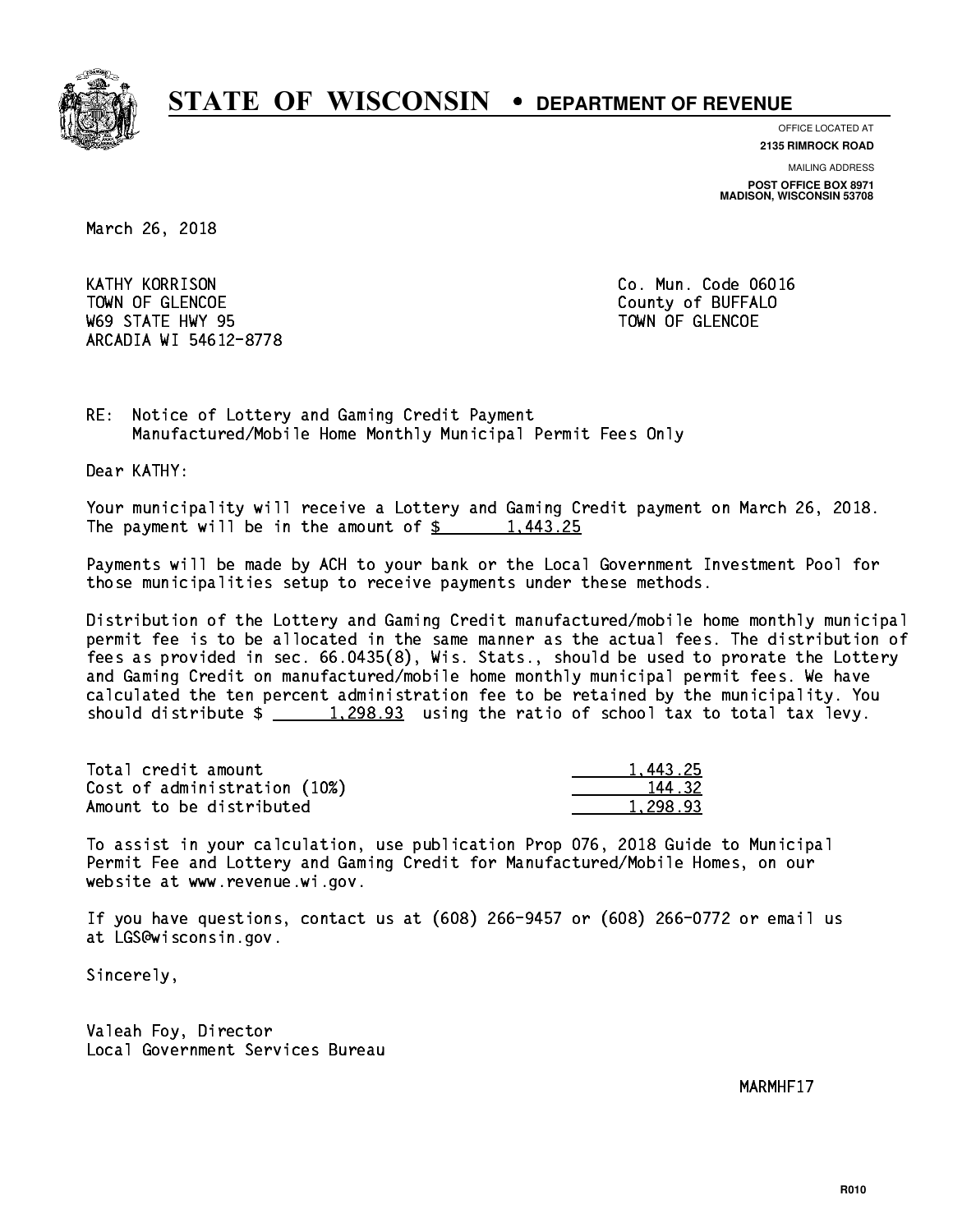# STATE OF WISCONSIN • DEPARTMENT OF REVENUE

OFFICE LOCATED AT
**2135 RIMROCK ROAD**

MAILING ADDRESS
**POST OFFICE BOX 8971**
**MADISON, WISCONSIN 53708**

March 26, 2018

KATHY KORRISON
TOWN OF GLENCOE
W69 STATE HWY 95
ARCADIA WI 54612-8778

Co. Mun. Code 06016
County of BUFFALO
TOWN OF GLENCOE

RE: Notice of Lottery and Gaming Credit Payment
Manufactured/Mobile Home Monthly Municipal Permit Fees Only

Dear KATHY:

Your municipality will receive a Lottery and Gaming Credit payment on March 26, 2018. The payment will be in the amount of $ 1,443.25

Payments will be made by ACH to your bank or the Local Government Investment Pool for those municipalities setup to receive payments under these methods.

Distribution of the Lottery and Gaming Credit manufactured/mobile home monthly municipal permit fee is to be allocated in the same manner as the actual fees. The distribution of fees as provided in sec. 66.0435(8), Wis. Stats., should be used to prorate the Lottery and Gaming Credit on manufactured/mobile home monthly municipal permit fees. We have calculated the ten percent administration fee to be retained by the municipality. You should distribute $ 1,298.93 using the ratio of school tax to total tax levy.

| | |
|---|---|
| Total credit amount | 1,443.25 |
| Cost of administration (10%) | 144.32 |
| Amount to be distributed | 1,298.93 |

To assist in your calculation, use publication Prop 076, 2018 Guide to Municipal Permit Fee and Lottery and Gaming Credit for Manufactured/Mobile Homes, on our website at www.revenue.wi.gov.

If you have questions, contact us at (608) 266-9457 or (608) 266-0772 or email us at LGS@wisconsin.gov.

Sincerely,

Valeah Foy, Director
Local Government Services Bureau

MARMHF17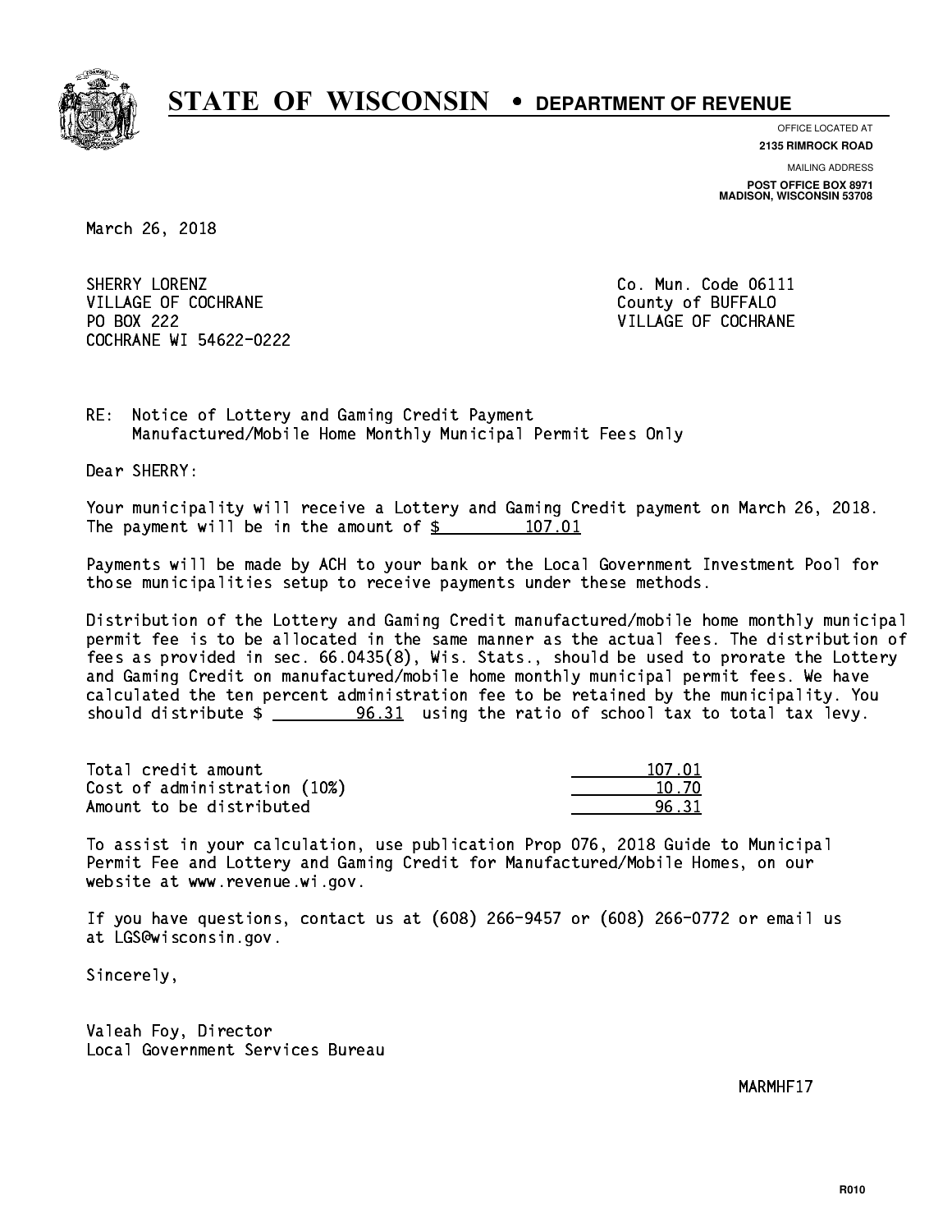# STATE OF WISCONSIN • DEPARTMENT OF REVENUE

OFFICE LOCATED AT
**2135 RIMROCK ROAD**

MAILING ADDRESS
**POST OFFICE BOX 8971**
**MADISON, WISCONSIN 53708**

March 26, 2018

SHERRY LORENZ
VILLAGE OF COCHRANE
PO BOX 222
COCHRANE WI 54622-0222

Co. Mun. Code 06111
County of BUFFALO
VILLAGE OF COCHRANE

RE: Notice of Lottery and Gaming Credit Payment
Manufactured/Mobile Home Monthly Municipal Permit Fees Only

Dear SHERRY:

Your municipality will receive a Lottery and Gaming Credit payment on March 26, 2018. The payment will be in the amount of $ 107.01

Payments will be made by ACH to your bank or the Local Government Investment Pool for those municipalities setup to receive payments under these methods.

Distribution of the Lottery and Gaming Credit manufactured/mobile home monthly municipal permit fee is to be allocated in the same manner as the actual fees. The distribution of fees as provided in sec. 66.0435(8), Wis. Stats., should be used to prorate the Lottery and Gaming Credit on manufactured/mobile home monthly municipal permit fees. We have calculated the ten percent administration fee to be retained by the municipality. You should distribute $ 96.31 using the ratio of school tax to total tax levy.

| | |
|---|---|
| Total credit amount | 107.01 |
| Cost of administration (10%) | 10.70 |
| Amount to be distributed | 96.31 |

To assist in your calculation, use publication Prop 076, 2018 Guide to Municipal Permit Fee and Lottery and Gaming Credit for Manufactured/Mobile Homes, on our website at www.revenue.wi.gov.

If you have questions, contact us at (608) 266-9457 or (608) 266-0772 or email us at LGS@wisconsin.gov.

Sincerely,

Valeah Foy, Director
Local Government Services Bureau

MARMHF17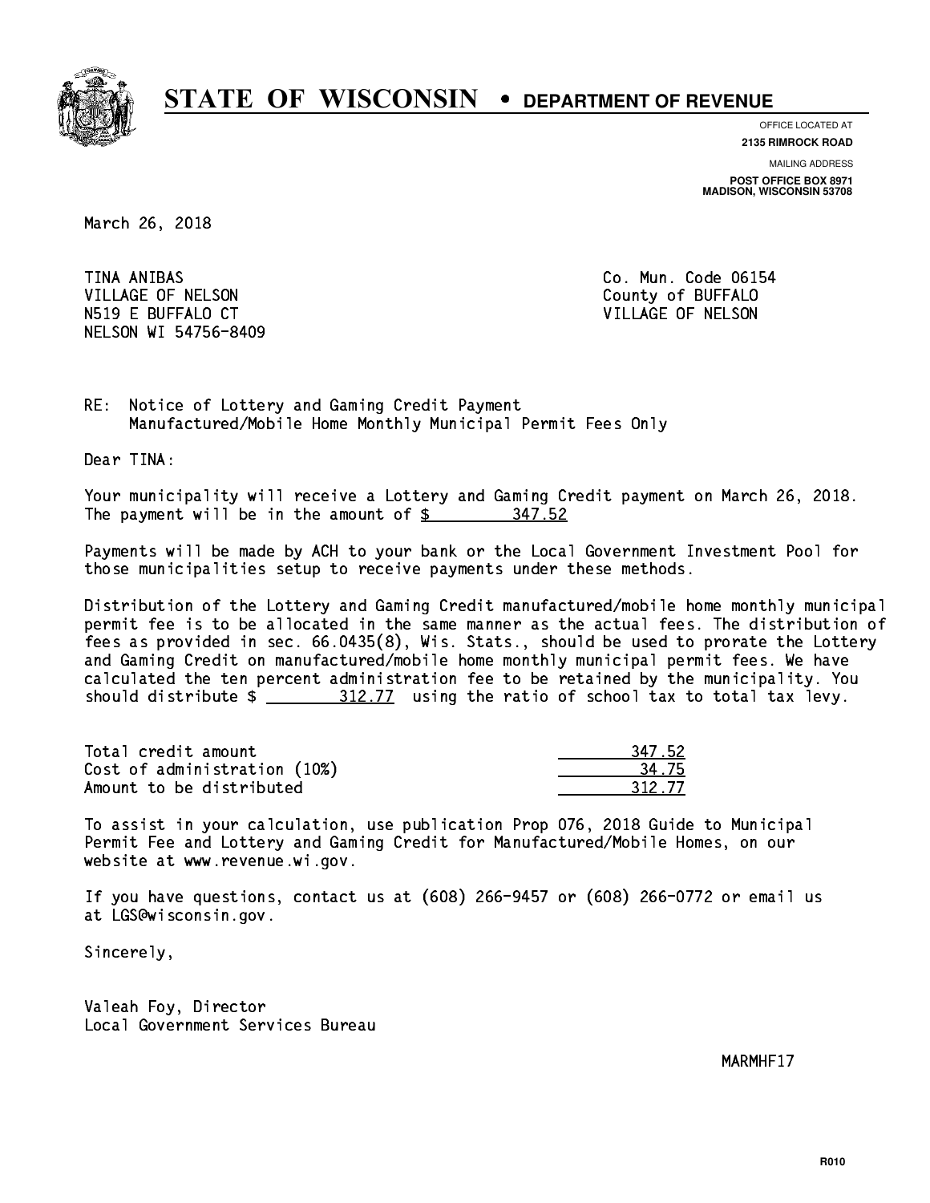# STATE OF WISCONSIN • DEPARTMENT OF REVENUE

OFFICE LOCATED AT
**2135 RIMROCK ROAD**

MAILING ADDRESS
**POST OFFICE BOX 8971**
**MADISON, WISCONSIN 53708**

March 26, 2018

TINA ANIBAS
VILLAGE OF NELSON
N519 E BUFFALO CT
NELSON WI 54756-8409

Co. Mun. Code 06154
County of BUFFALO
VILLAGE OF NELSON

RE: Notice of Lottery and Gaming Credit Payment
Manufactured/Mobile Home Monthly Municipal Permit Fees Only

Dear TINA:

Your municipality will receive a Lottery and Gaming Credit payment on March 26, 2018. The payment will be in the amount of $ 347.52

Payments will be made by ACH to your bank or the Local Government Investment Pool for those municipalities setup to receive payments under these methods.

Distribution of the Lottery and Gaming Credit manufactured/mobile home monthly municipal permit fee is to be allocated in the same manner as the actual fees. The distribution of fees as provided in sec. 66.0435(8), Wis. Stats., should be used to prorate the Lottery and Gaming Credit on manufactured/mobile home monthly municipal permit fees. We have calculated the ten percent administration fee to be retained by the municipality. You should distribute $ 312.77 using the ratio of school tax to total tax levy.

| | |
|---|---|
| Total credit amount | 347.52 |
| Cost of administration (10%) | 34.75 |
| Amount to be distributed | 312.77 |

To assist in your calculation, use publication Prop 076, 2018 Guide to Municipal Permit Fee and Lottery and Gaming Credit for Manufactured/Mobile Homes, on our website at www.revenue.wi.gov.

If you have questions, contact us at (608) 266-9457 or (608) 266-0772 or email us at LGS@wisconsin.gov.

Sincerely,

Valeah Foy, Director
Local Government Services Bureau

MARMHF17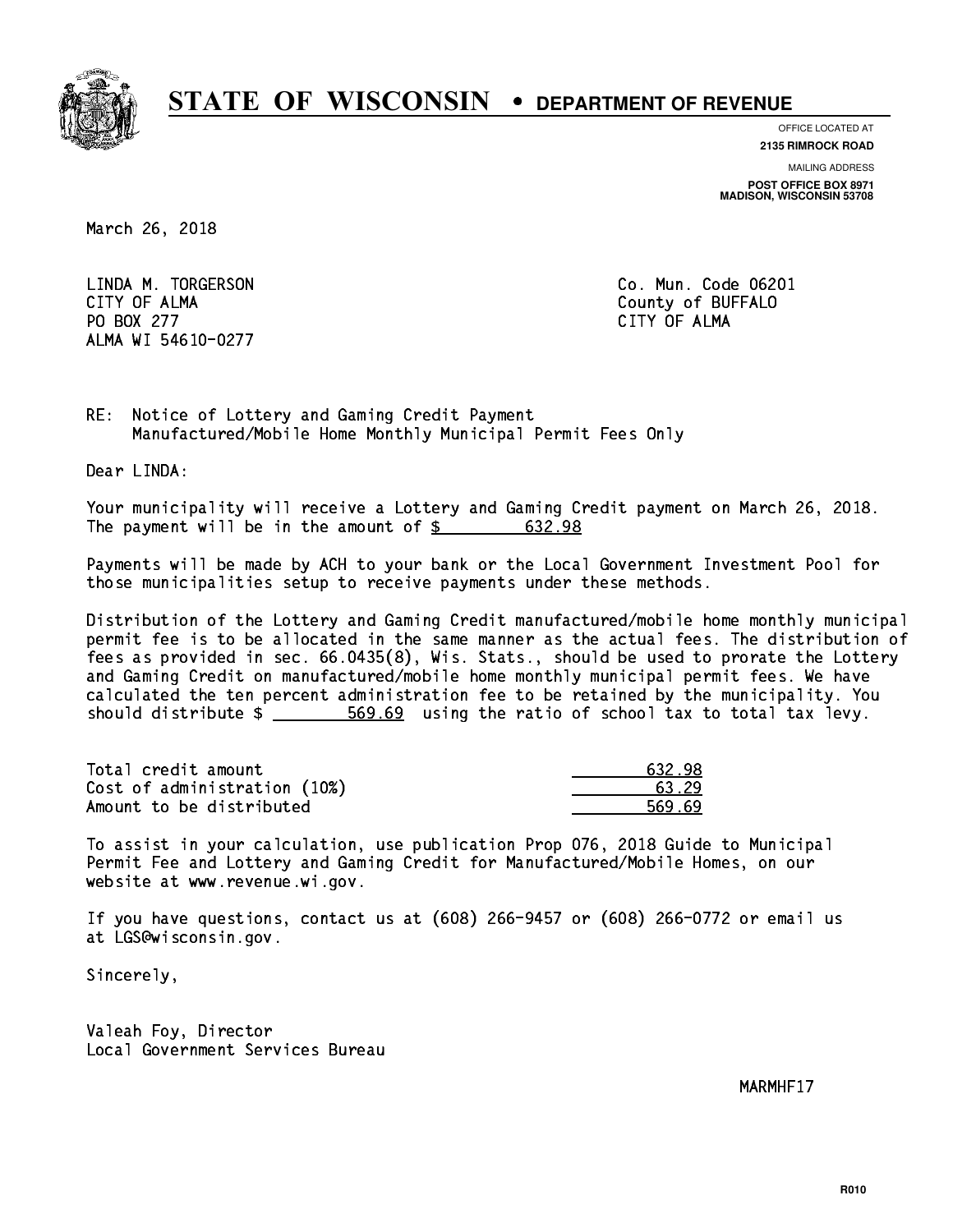# STATE OF WISCONSIN • DEPARTMENT OF REVENUE

OFFICE LOCATED AT
**2135 RIMROCK ROAD**

MAILING ADDRESS
**POST OFFICE BOX 8971**
**MADISON, WISCONSIN 53708**

March 26, 2018

LINDA M. TORGERSON
CITY OF ALMA
PO BOX 277
ALMA WI 54610-0277

Co. Mun. Code 06201
County of BUFFALO
CITY OF ALMA

RE: Notice of Lottery and Gaming Credit Payment
Manufactured/Mobile Home Monthly Municipal Permit Fees Only

Dear LINDA:

Your municipality will receive a Lottery and Gaming Credit payment on March 26, 2018. The payment will be in the amount of $ 632.98

Payments will be made by ACH to your bank or the Local Government Investment Pool for those municipalities setup to receive payments under these methods.

Distribution of the Lottery and Gaming Credit manufactured/mobile home monthly municipal permit fee is to be allocated in the same manner as the actual fees. The distribution of fees as provided in sec. 66.0435(8), Wis. Stats., should be used to prorate the Lottery and Gaming Credit on manufactured/mobile home monthly municipal permit fees. We have calculated the ten percent administration fee to be retained by the municipality. You should distribute $ 569.69 using the ratio of school tax to total tax levy.

| | |
|---|---|
| Total credit amount | 632.98 |
| Cost of administration (10%) | 63.29 |
| Amount to be distributed | 569.69 |

To assist in your calculation, use publication Prop 076, 2018 Guide to Municipal Permit Fee and Lottery and Gaming Credit for Manufactured/Mobile Homes, on our website at www.revenue.wi.gov.

If you have questions, contact us at (608) 266-9457 or (608) 266-0772 or email us at LGS@wisconsin.gov.

Sincerely,

Valeah Foy, Director
Local Government Services Bureau

MARMHF17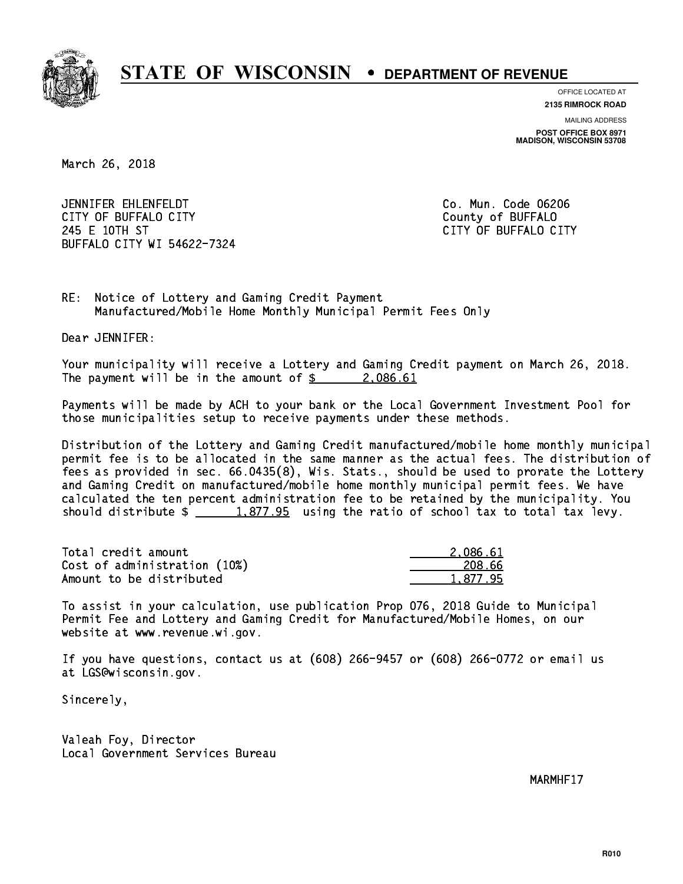# STATE OF WISCONSIN • DEPARTMENT OF REVENUE

OFFICE LOCATED AT
**2135 RIMROCK ROAD**

MAILING ADDRESS
**POST OFFICE BOX 8971**
**MADISON, WISCONSIN 53708**

March 26, 2018

JENNIFER EHLENFELDT
CITY OF BUFFALO CITY
245 E 10TH ST
BUFFALO CITY WI 54622-7324

Co. Mun. Code 06206
County of BUFFALO
CITY OF BUFFALO CITY

RE: Notice of Lottery and Gaming Credit Payment
Manufactured/Mobile Home Monthly Municipal Permit Fees Only

Dear JENNIFER:

Your municipality will receive a Lottery and Gaming Credit payment on March 26, 2018. The payment will be in the amount of $ 2,086.61

Payments will be made by ACH to your bank or the Local Government Investment Pool for those municipalities setup to receive payments under these methods.

Distribution of the Lottery and Gaming Credit manufactured/mobile home monthly municipal permit fee is to be allocated in the same manner as the actual fees. The distribution of fees as provided in sec. 66.0435(8), Wis. Stats., should be used to prorate the Lottery and Gaming Credit on manufactured/mobile home monthly municipal permit fees. We have calculated the ten percent administration fee to be retained by the municipality. You should distribute $ 1,877.95 using the ratio of school tax to total tax levy.

| | |
|---|---|
| Total credit amount | 2,086.61 |
| Cost of administration (10%) | 208.66 |
| Amount to be distributed | 1,877.95 |

To assist in your calculation, use publication Prop 076, 2018 Guide to Municipal Permit Fee and Lottery and Gaming Credit for Manufactured/Mobile Homes, on our website at www.revenue.wi.gov.

If you have questions, contact us at (608) 266-9457 or (608) 266-0772 or email us at LGS@wisconsin.gov.

Sincerely,

Valeah Foy, Director
Local Government Services Bureau

MARMHF17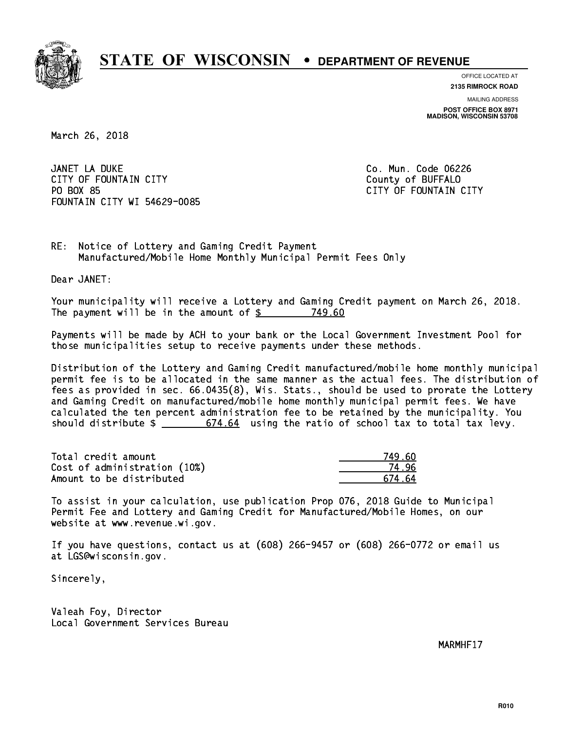# STATE OF WISCONSIN • DEPARTMENT OF REVENUE

OFFICE LOCATED AT
**2135 RIMROCK ROAD**

MAILING ADDRESS
**POST OFFICE BOX 8971**
**MADISON, WISCONSIN 53708**

March 26, 2018

JANET LA DUKE
CITY OF FOUNTAIN CITY
PO BOX 85
FOUNTAIN CITY WI 54629-0085

Co. Mun. Code 06226
County of BUFFALO
CITY OF FOUNTAIN CITY

RE: Notice of Lottery and Gaming Credit Payment
Manufactured/Mobile Home Monthly Municipal Permit Fees Only

Dear JANET:

Your municipality will receive a Lottery and Gaming Credit payment on March 26, 2018. The payment will be in the amount of $ 749.60

Payments will be made by ACH to your bank or the Local Government Investment Pool for those municipalities setup to receive payments under these methods.

Distribution of the Lottery and Gaming Credit manufactured/mobile home monthly municipal permit fee is to be allocated in the same manner as the actual fees. The distribution of fees as provided in sec. 66.0435(8), Wis. Stats., should be used to prorate the Lottery and Gaming Credit on manufactured/mobile home monthly municipal permit fees. We have calculated the ten percent administration fee to be retained by the municipality. You should distribute $ 674.64 using the ratio of school tax to total tax levy.

| | |
|---|---|
| Total credit amount | 749.60 |
| Cost of administration (10%) | 74.96 |
| Amount to be distributed | 674.64 |

To assist in your calculation, use publication Prop 076, 2018 Guide to Municipal Permit Fee and Lottery and Gaming Credit for Manufactured/Mobile Homes, on our website at www.revenue.wi.gov.

If you have questions, contact us at (608) 266-9457 or (608) 266-0772 or email us at LGS@wisconsin.gov.

Sincerely,

Valeah Foy, Director
Local Government Services Bureau

MARMHF17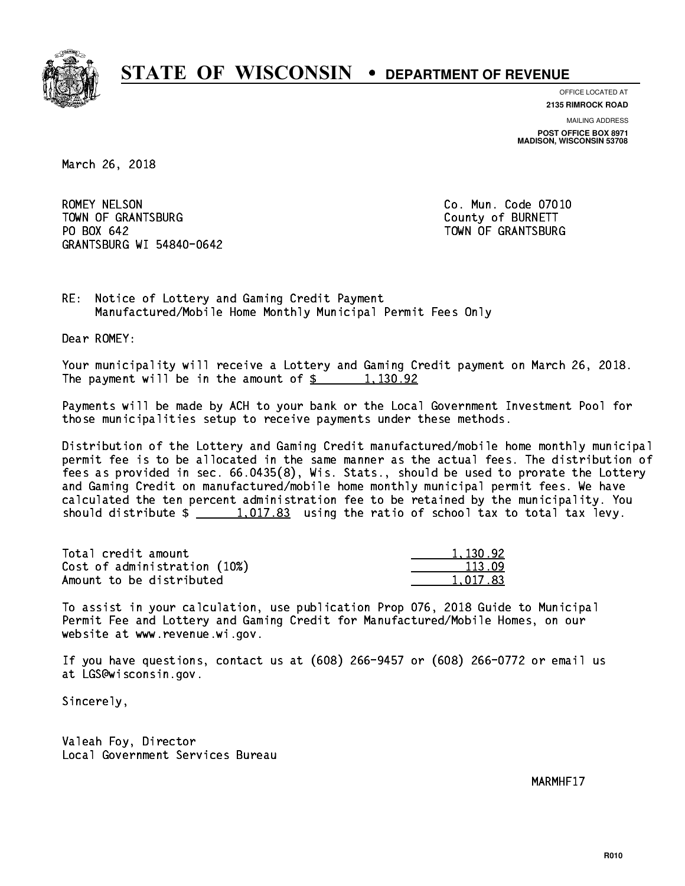# STATE OF WISCONSIN • DEPARTMENT OF REVENUE

OFFICE LOCATED AT
**2135 RIMROCK ROAD**

MAILING ADDRESS
**POST OFFICE BOX 8971**
**MADISON, WISCONSIN 53708**

March 26, 2018

ROMEY NELSON
TOWN OF GRANTSBURG
PO BOX 642
GRANTSBURG WI 54840-0642

Co. Mun. Code 07010
County of BURNETT
TOWN OF GRANTSBURG

RE: Notice of Lottery and Gaming Credit Payment
Manufactured/Mobile Home Monthly Municipal Permit Fees Only

Dear ROMEY:

Your municipality will receive a Lottery and Gaming Credit payment on March 26, 2018. The payment will be in the amount of $ 1,130.92

Payments will be made by ACH to your bank or the Local Government Investment Pool for those municipalities setup to receive payments under these methods.

Distribution of the Lottery and Gaming Credit manufactured/mobile home monthly municipal permit fee is to be allocated in the same manner as the actual fees. The distribution of fees as provided in sec. 66.0435(8), Wis. Stats., should be used to prorate the Lottery and Gaming Credit on manufactured/mobile home monthly municipal permit fees. We have calculated the ten percent administration fee to be retained by the municipality. You should distribute $ 1,017.83 using the ratio of school tax to total tax levy.

| | |
|---|---|
| Total credit amount | 1,130.92 |
| Cost of administration (10%) | 113.09 |
| Amount to be distributed | 1,017.83 |

To assist in your calculation, use publication Prop 076, 2018 Guide to Municipal Permit Fee and Lottery and Gaming Credit for Manufactured/Mobile Homes, on our website at www.revenue.wi.gov.

If you have questions, contact us at (608) 266-9457 or (608) 266-0772 or email us at LGS@wisconsin.gov.

Sincerely,

Valeah Foy, Director
Local Government Services Bureau

MARMHF17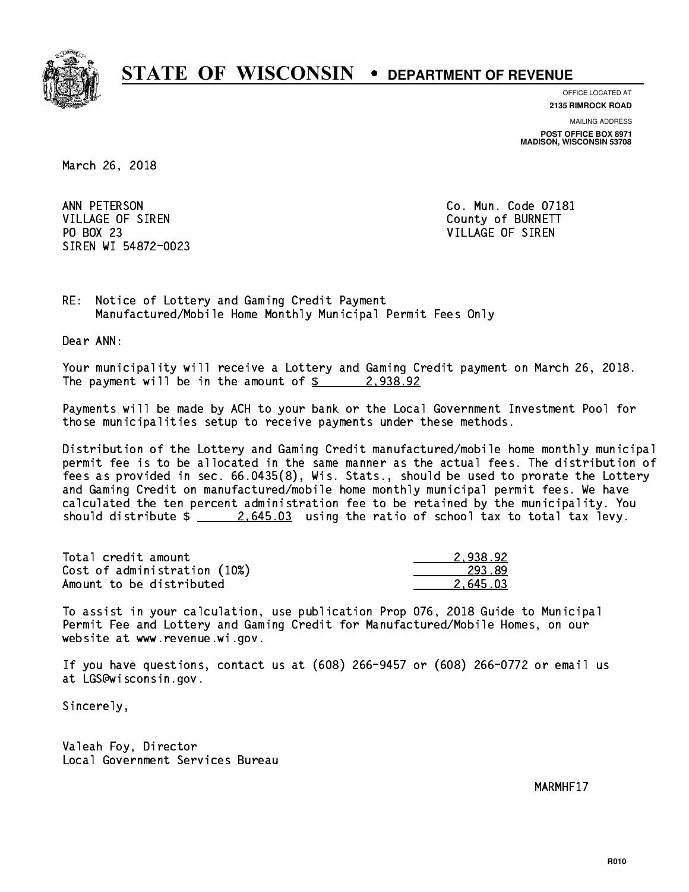# STATE OF WISCONSIN • DEPARTMENT OF REVENUE

OFFICE LOCATED AT
**2135 RIMROCK ROAD**

MAILING ADDRESS
**POST OFFICE BOX 8971**
**MADISON, WISCONSIN 53708**

March 26, 2018

ANN PETERSON
VILLAGE OF SIREN
PO BOX 23
SIREN WI 54872-0023

Co. Mun. Code 07181
County of BURNETT
VILLAGE OF SIREN

RE: Notice of Lottery and Gaming Credit Payment
Manufactured/Mobile Home Monthly Municipal Permit Fees Only

Dear ANN:

Your municipality will receive a Lottery and Gaming Credit payment on March 26, 2018. The payment will be in the amount of $ 2,938.92

Payments will be made by ACH to your bank or the Local Government Investment Pool for those municipalities setup to receive payments under these methods.

Distribution of the Lottery and Gaming Credit manufactured/mobile home monthly municipal permit fee is to be allocated in the same manner as the actual fees. The distribution of fees as provided in sec. 66.0435(8), Wis. Stats., should be used to prorate the Lottery and Gaming Credit on manufactured/mobile home monthly municipal permit fees. We have calculated the ten percent administration fee to be retained by the municipality. You should distribute $ 2,645.03 using the ratio of school tax to total tax levy.

| | |
|---|---|
| Total credit amount | 2,938.92 |
| Cost of administration (10%) | 293.89 |
| Amount to be distributed | 2,645.03 |

To assist in your calculation, use publication Prop 076, 2018 Guide to Municipal Permit Fee and Lottery and Gaming Credit for Manufactured/Mobile Homes, on our website at www.revenue.wi.gov.

If you have questions, contact us at (608) 266-9457 or (608) 266-0772 or email us at LGS@wisconsin.gov.

Sincerely,

Valeah Foy, Director
Local Government Services Bureau

MARMHF17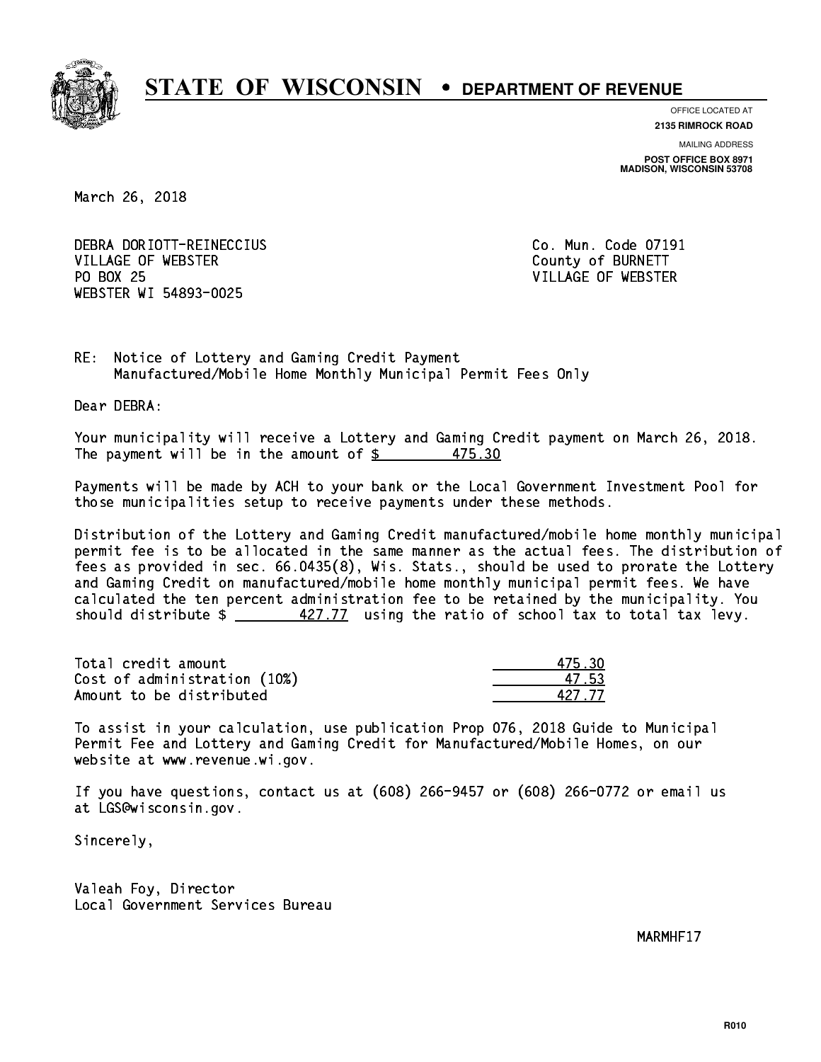# STATE OF WISCONSIN • DEPARTMENT OF REVENUE

OFFICE LOCATED AT
**2135 RIMROCK ROAD**

MAILING ADDRESS
**POST OFFICE BOX 8971**
**MADISON, WISCONSIN 53708**

March 26, 2018

DEBRA DORIOTT-REINECCIUS
VILLAGE OF WEBSTER
PO BOX 25
WEBSTER WI 54893-0025

Co. Mun. Code 07191
County of BURNETT
VILLAGE OF WEBSTER

RE: Notice of Lottery and Gaming Credit Payment
Manufactured/Mobile Home Monthly Municipal Permit Fees Only

Dear DEBRA:

Your municipality will receive a Lottery and Gaming Credit payment on March 26, 2018. The payment will be in the amount of $ 475.30

Payments will be made by ACH to your bank or the Local Government Investment Pool for those municipalities setup to receive payments under these methods.

Distribution of the Lottery and Gaming Credit manufactured/mobile home monthly municipal permit fee is to be allocated in the same manner as the actual fees. The distribution of fees as provided in sec. 66.0435(8), Wis. Stats., should be used to prorate the Lottery and Gaming Credit on manufactured/mobile home monthly municipal permit fees. We have calculated the ten percent administration fee to be retained by the municipality. You should distribute $ 427.77 using the ratio of school tax to total tax levy.

| | |
|---|---|
| Total credit amount | 475.30 |
| Cost of administration (10%) | 47.53 |
| Amount to be distributed | 427.77 |

To assist in your calculation, use publication Prop 076, 2018 Guide to Municipal Permit Fee and Lottery and Gaming Credit for Manufactured/Mobile Homes, on our website at www.revenue.wi.gov.

If you have questions, contact us at (608) 266-9457 or (608) 266-0772 or email us at LGS@wisconsin.gov.

Sincerely,

Valeah Foy, Director
Local Government Services Bureau

MARMHF17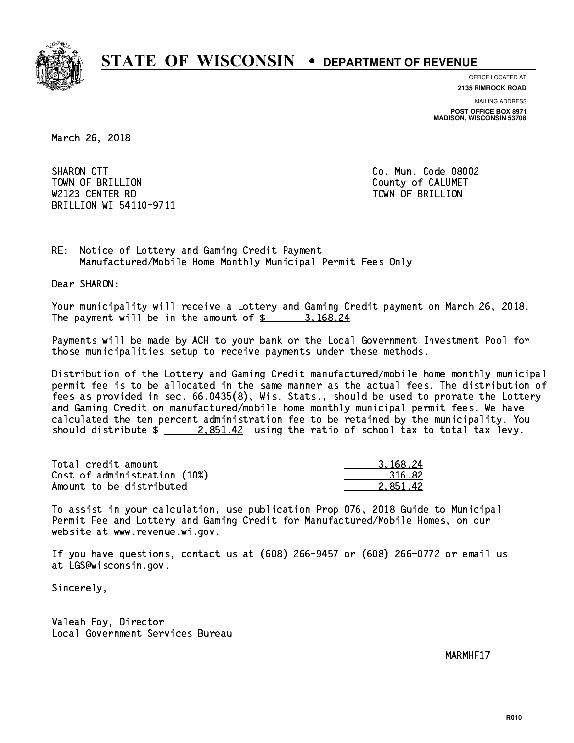# STATE OF WISCONSIN • DEPARTMENT OF REVENUE

OFFICE LOCATED AT
**2135 RIMROCK ROAD**

MAILING ADDRESS
**POST OFFICE BOX 8971**
**MADISON, WISCONSIN 53708**

March 26, 2018

SHARON OTT
TOWN OF BRILLION
W2123 CENTER RD
BRILLION WI 54110-9711

Co. Mun. Code 08002
County of CALUMET
TOWN OF BRILLION

RE: Notice of Lottery and Gaming Credit Payment
Manufactured/Mobile Home Monthly Municipal Permit Fees Only

Dear SHARON:

Your municipality will receive a Lottery and Gaming Credit payment on March 26, 2018. The payment will be in the amount of $ 3,168.24

Payments will be made by ACH to your bank or the Local Government Investment Pool for those municipalities setup to receive payments under these methods.

Distribution of the Lottery and Gaming Credit manufactured/mobile home monthly municipal permit fee is to be allocated in the same manner as the actual fees. The distribution of fees as provided in sec. 66.0435(8), Wis. Stats., should be used to prorate the Lottery and Gaming Credit on manufactured/mobile home monthly municipal permit fees. We have calculated the ten percent administration fee to be retained by the municipality. You should distribute $ 2,851.42 using the ratio of school tax to total tax levy.

| | |
|---|---|
| Total credit amount | 3,168.24 |
| Cost of administration (10%) | 316.82 |
| Amount to be distributed | 2,851.42 |

To assist in your calculation, use publication Prop 076, 2018 Guide to Municipal Permit Fee and Lottery and Gaming Credit for Manufactured/Mobile Homes, on our website at www.revenue.wi.gov.

If you have questions, contact us at (608) 266-9457 or (608) 266-0772 or email us at LGS@wisconsin.gov.

Sincerely,

Valeah Foy, Director
Local Government Services Bureau

MARMHF17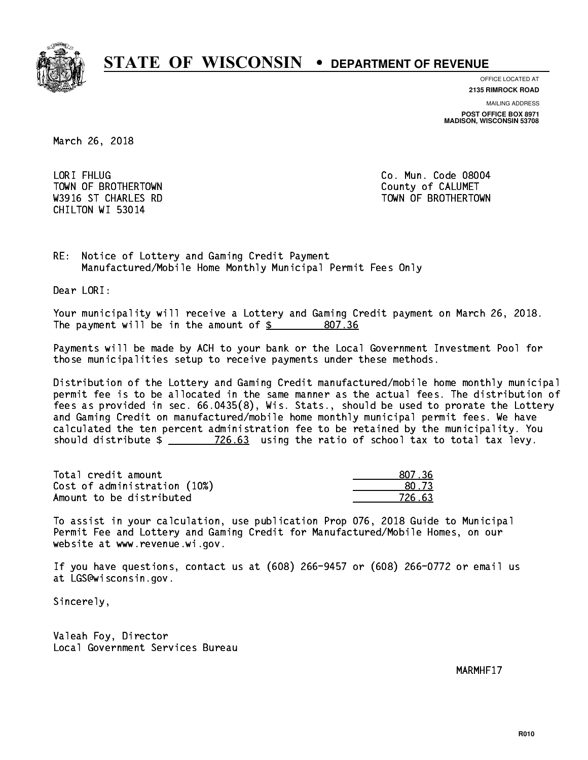# STATE OF WISCONSIN • DEPARTMENT OF REVENUE

OFFICE LOCATED AT
**2135 RIMROCK ROAD**

MAILING ADDRESS
**POST OFFICE BOX 8971**
**MADISON, WISCONSIN 53708**

March 26, 2018

LORI FHLUG
TOWN OF BROTHERTOWN
W3916 ST CHARLES RD
CHILTON WI 53014

Co. Mun. Code 08004
County of CALUMET
TOWN OF BROTHERTOWN

RE: Notice of Lottery and Gaming Credit Payment
Manufactured/Mobile Home Monthly Municipal Permit Fees Only

Dear LORI:

Your municipality will receive a Lottery and Gaming Credit payment on March 26, 2018. The payment will be in the amount of $ 807.36

Payments will be made by ACH to your bank or the Local Government Investment Pool for those municipalities setup to receive payments under these methods.

Distribution of the Lottery and Gaming Credit manufactured/mobile home monthly municipal permit fee is to be allocated in the same manner as the actual fees. The distribution of fees as provided in sec. 66.0435(8), Wis. Stats., should be used to prorate the Lottery and Gaming Credit on manufactured/mobile home monthly municipal permit fees. We have calculated the ten percent administration fee to be retained by the municipality. You should distribute $ 726.63 using the ratio of school tax to total tax levy.

| | |
|---|---|
| Total credit amount | 807.36 |
| Cost of administration (10%) | 80.73 |
| Amount to be distributed | 726.63 |

To assist in your calculation, use publication Prop 076, 2018 Guide to Municipal Permit Fee and Lottery and Gaming Credit for Manufactured/Mobile Homes, on our website at www.revenue.wi.gov.

If you have questions, contact us at (608) 266-9457 or (608) 266-0772 or email us at LGS@wisconsin.gov.

Sincerely,

Valeah Foy, Director
Local Government Services Bureau

MARMHF17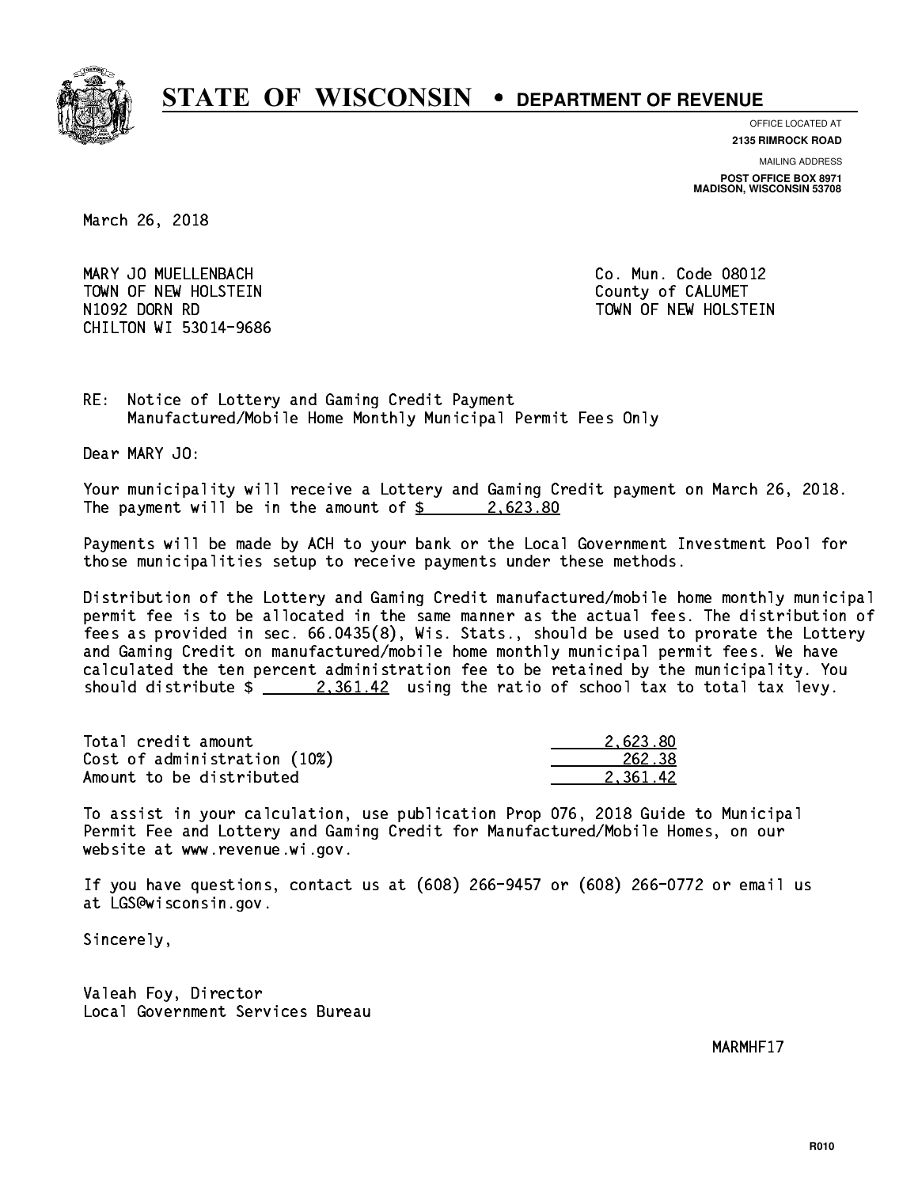# STATE OF WISCONSIN • DEPARTMENT OF REVENUE

OFFICE LOCATED AT
**2135 RIMROCK ROAD**

MAILING ADDRESS
**POST OFFICE BOX 8971**
**MADISON, WISCONSIN 53708**

March 26, 2018

MARY JO MUELLENBACH
TOWN OF NEW HOLSTEIN
N1092 DORN RD
CHILTON WI 53014-9686

Co. Mun. Code 08012
County of CALUMET
TOWN OF NEW HOLSTEIN

RE: Notice of Lottery and Gaming Credit Payment
Manufactured/Mobile Home Monthly Municipal Permit Fees Only

Dear MARY JO:

Your municipality will receive a Lottery and Gaming Credit payment on March 26, 2018. The payment will be in the amount of $ 2,623.80

Payments will be made by ACH to your bank or the Local Government Investment Pool for those municipalities setup to receive payments under these methods.

Distribution of the Lottery and Gaming Credit manufactured/mobile home monthly municipal permit fee is to be allocated in the same manner as the actual fees. The distribution of fees as provided in sec. 66.0435(8), Wis. Stats., should be used to prorate the Lottery and Gaming Credit on manufactured/mobile home monthly municipal permit fees. We have calculated the ten percent administration fee to be retained by the municipality. You should distribute $ 2,361.42 using the ratio of school tax to total tax levy.

| | |
|---|---|
| Total credit amount | 2,623.80 |
| Cost of administration (10%) | 262.38 |
| Amount to be distributed | 2,361.42 |

To assist in your calculation, use publication Prop 076, 2018 Guide to Municipal Permit Fee and Lottery and Gaming Credit for Manufactured/Mobile Homes, on our website at www.revenue.wi.gov.

If you have questions, contact us at (608) 266-9457 or (608) 266-0772 or email us at LGS@wisconsin.gov.

Sincerely,

Valeah Foy, Director
Local Government Services Bureau

MARMHF17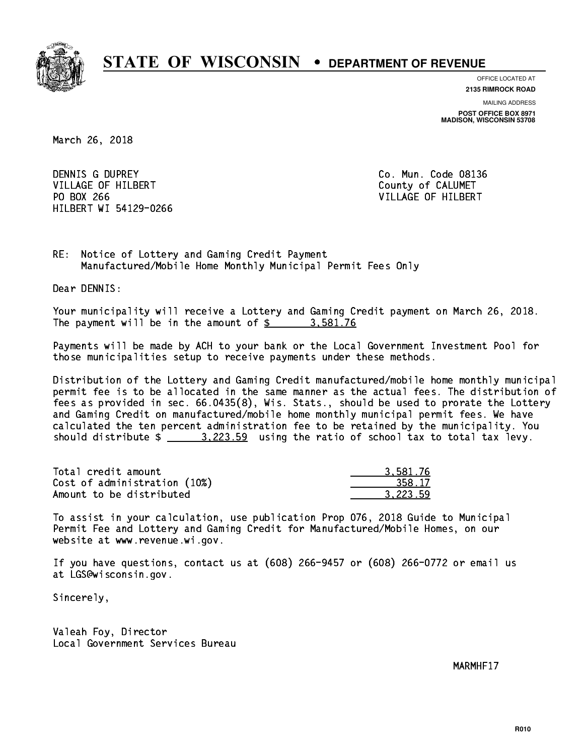# STATE OF WISCONSIN • DEPARTMENT OF REVENUE

OFFICE LOCATED AT
**2135 RIMROCK ROAD**

MAILING ADDRESS
**POST OFFICE BOX 8971**
**MADISON, WISCONSIN 53708**

March 26, 2018

DENNIS G DUPREY
VILLAGE OF HILBERT
PO BOX 266
HILBERT WI 54129-0266

Co. Mun. Code 08136
County of CALUMET
VILLAGE OF HILBERT

RE: Notice of Lottery and Gaming Credit Payment
Manufactured/Mobile Home Monthly Municipal Permit Fees Only

Dear DENNIS:

Your municipality will receive a Lottery and Gaming Credit payment on March 26, 2018. The payment will be in the amount of $ 3,581.76

Payments will be made by ACH to your bank or the Local Government Investment Pool for those municipalities setup to receive payments under these methods.

Distribution of the Lottery and Gaming Credit manufactured/mobile home monthly municipal permit fee is to be allocated in the same manner as the actual fees. The distribution of fees as provided in sec. 66.0435(8), Wis. Stats., should be used to prorate the Lottery and Gaming Credit on manufactured/mobile home monthly municipal permit fees. We have calculated the ten percent administration fee to be retained by the municipality. You should distribute $ 3,223.59 using the ratio of school tax to total tax levy.

| | |
|---|---|
| Total credit amount | 3,581.76 |
| Cost of administration (10%) | 358.17 |
| Amount to be distributed | 3,223.59 |

To assist in your calculation, use publication Prop 076, 2018 Guide to Municipal Permit Fee and Lottery and Gaming Credit for Manufactured/Mobile Homes, on our website at www.revenue.wi.gov.

If you have questions, contact us at (608) 266-9457 or (608) 266-0772 or email us at LGS@wisconsin.gov.

Sincerely,

Valeah Foy, Director
Local Government Services Bureau

MARMHF17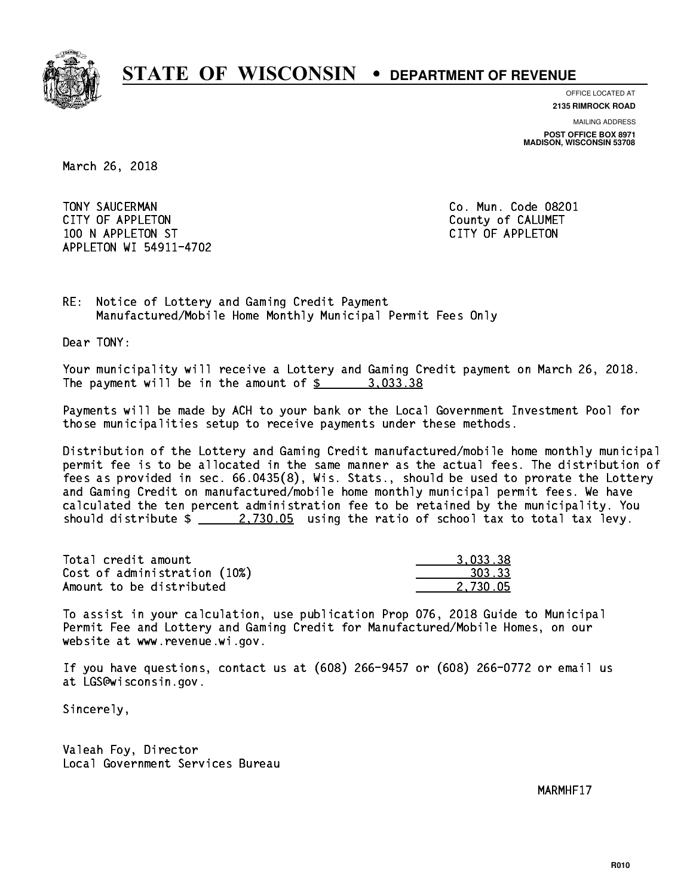# STATE OF WISCONSIN • DEPARTMENT OF REVENUE

OFFICE LOCATED AT
**2135 RIMROCK ROAD**

MAILING ADDRESS
**POST OFFICE BOX 8971**
**MADISON, WISCONSIN 53708**

March 26, 2018

TONY SAUCERMAN
CITY OF APPLETON
100 N APPLETON ST
APPLETON WI 54911-4702

Co. Mun. Code 08201
County of CALUMET
CITY OF APPLETON

RE: Notice of Lottery and Gaming Credit Payment
Manufactured/Mobile Home Monthly Municipal Permit Fees Only

Dear TONY:

Your municipality will receive a Lottery and Gaming Credit payment on March 26, 2018. The payment will be in the amount of $ 3,033.38

Payments will be made by ACH to your bank or the Local Government Investment Pool for those municipalities setup to receive payments under these methods.

Distribution of the Lottery and Gaming Credit manufactured/mobile home monthly municipal permit fee is to be allocated in the same manner as the actual fees. The distribution of fees as provided in sec. 66.0435(8), Wis. Stats., should be used to prorate the Lottery and Gaming Credit on manufactured/mobile home monthly municipal permit fees. We have calculated the ten percent administration fee to be retained by the municipality. You should distribute $ 2,730.05 using the ratio of school tax to total tax levy.

| | |
|---|---|
| Total credit amount | 3,033.38 |
| Cost of administration (10%) | 303.33 |
| Amount to be distributed | 2,730.05 |

To assist in your calculation, use publication Prop 076, 2018 Guide to Municipal Permit Fee and Lottery and Gaming Credit for Manufactured/Mobile Homes, on our website at www.revenue.wi.gov.

If you have questions, contact us at (608) 266-9457 or (608) 266-0772 or email us at LGS@wisconsin.gov.

Sincerely,

Valeah Foy, Director
Local Government Services Bureau

MARMHF17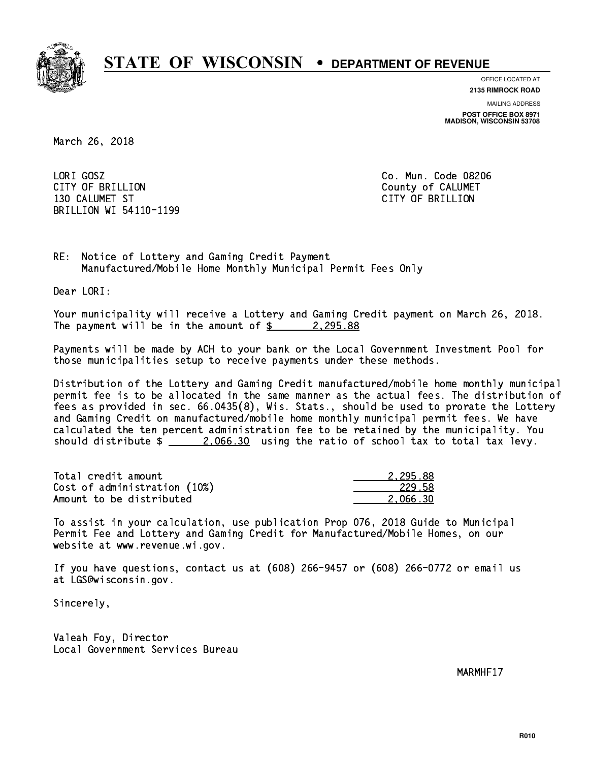# STATE OF WISCONSIN • DEPARTMENT OF REVENUE

OFFICE LOCATED AT
**2135 RIMROCK ROAD**

MAILING ADDRESS
**POST OFFICE BOX 8971**
**MADISON, WISCONSIN 53708**

March 26, 2018

LORI GOSZ
CITY OF BRILLION
130 CALUMET ST
BRILLION WI 54110-1199

Co. Mun. Code 08206
County of CALUMET
CITY OF BRILLION

RE: Notice of Lottery and Gaming Credit Payment
Manufactured/Mobile Home Monthly Municipal Permit Fees Only

Dear LORI:

Your municipality will receive a Lottery and Gaming Credit payment on March 26, 2018. The payment will be in the amount of $ 2,295.88

Payments will be made by ACH to your bank or the Local Government Investment Pool for those municipalities setup to receive payments under these methods.

Distribution of the Lottery and Gaming Credit manufactured/mobile home monthly municipal permit fee is to be allocated in the same manner as the actual fees. The distribution of fees as provided in sec. 66.0435(8), Wis. Stats., should be used to prorate the Lottery and Gaming Credit on manufactured/mobile home monthly municipal permit fees. We have calculated the ten percent administration fee to be retained by the municipality. You should distribute $ 2,066.30 using the ratio of school tax to total tax levy.

| | |
|---|---|
| Total credit amount | 2,295.88 |
| Cost of administration (10%) | 229.58 |
| Amount to be distributed | 2,066.30 |

To assist in your calculation, use publication Prop 076, 2018 Guide to Municipal Permit Fee and Lottery and Gaming Credit for Manufactured/Mobile Homes, on our website at www.revenue.wi.gov.

If you have questions, contact us at (608) 266-9457 or (608) 266-0772 or email us at LGS@wisconsin.gov.

Sincerely,

Valeah Foy, Director
Local Government Services Bureau

MARMHF17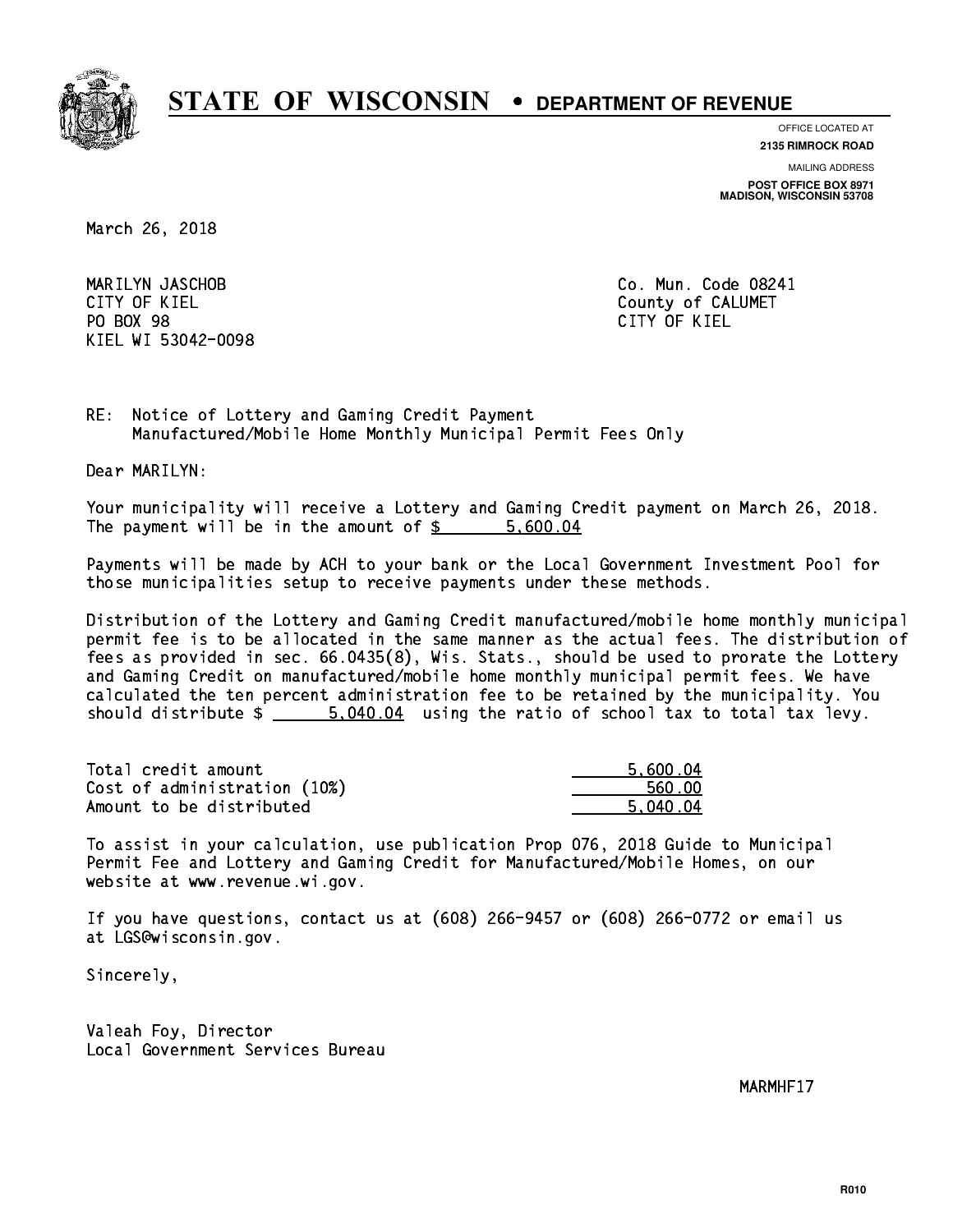# STATE OF WISCONSIN • DEPARTMENT OF REVENUE

OFFICE LOCATED AT
**2135 RIMROCK ROAD**

MAILING ADDRESS
**POST OFFICE BOX 8971**
**MADISON, WISCONSIN 53708**

March 26, 2018

MARILYN JASCHOB
CITY OF KIEL
PO BOX 98
KIEL WI 53042-0098

Co. Mun. Code 08241
County of CALUMET
CITY OF KIEL

RE: Notice of Lottery and Gaming Credit Payment
Manufactured/Mobile Home Monthly Municipal Permit Fees Only

Dear MARILYN:

Your municipality will receive a Lottery and Gaming Credit payment on March 26, 2018. The payment will be in the amount of $ 5,600.04

Payments will be made by ACH to your bank or the Local Government Investment Pool for those municipalities setup to receive payments under these methods.

Distribution of the Lottery and Gaming Credit manufactured/mobile home monthly municipal permit fee is to be allocated in the same manner as the actual fees. The distribution of fees as provided in sec. 66.0435(8), Wis. Stats., should be used to prorate the Lottery and Gaming Credit on manufactured/mobile home monthly municipal permit fees. We have calculated the ten percent administration fee to be retained by the municipality. You should distribute $ 5,040.04 using the ratio of school tax to total tax levy.

| | |
|---|---|
| Total credit amount | 5,600.04 |
| Cost of administration (10%) | 560.00 |
| Amount to be distributed | 5,040.04 |

To assist in your calculation, use publication Prop 076, 2018 Guide to Municipal Permit Fee and Lottery and Gaming Credit for Manufactured/Mobile Homes, on our website at www.revenue.wi.gov.

If you have questions, contact us at (608) 266-9457 or (608) 266-0772 or email us at LGS@wisconsin.gov.

Sincerely,

Valeah Foy, Director
Local Government Services Bureau

MARMHF17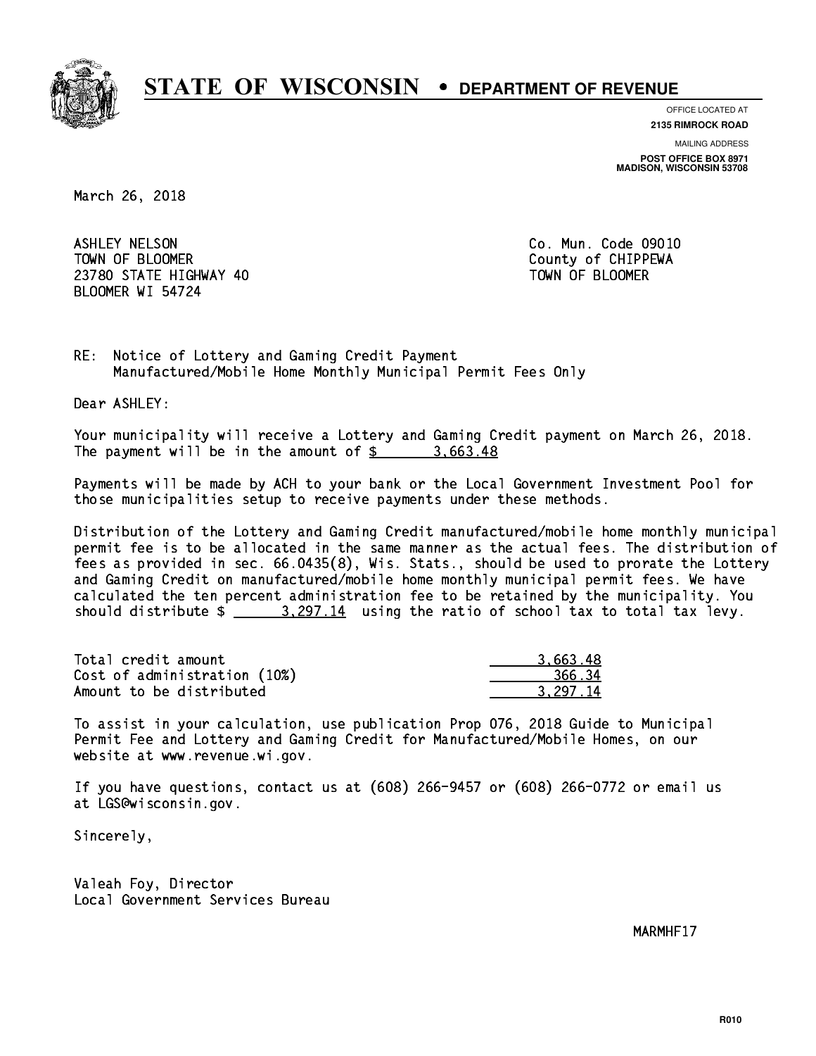# STATE OF WISCONSIN • DEPARTMENT OF REVENUE

OFFICE LOCATED AT
**2135 RIMROCK ROAD**

MAILING ADDRESS
**POST OFFICE BOX 8971**
**MADISON, WISCONSIN 53708**

March 26, 2018

ASHLEY NELSON
TOWN OF BLOOMER
23780 STATE HIGHWAY 40
BLOOMER WI 54724

Co. Mun. Code 09010
County of CHIPPEWA
TOWN OF BLOOMER

RE: Notice of Lottery and Gaming Credit Payment
Manufactured/Mobile Home Monthly Municipal Permit Fees Only

Dear ASHLEY:

Your municipality will receive a Lottery and Gaming Credit payment on March 26, 2018. The payment will be in the amount of $ 3,663.48

Payments will be made by ACH to your bank or the Local Government Investment Pool for those municipalities setup to receive payments under these methods.

Distribution of the Lottery and Gaming Credit manufactured/mobile home monthly municipal permit fee is to be allocated in the same manner as the actual fees. The distribution of fees as provided in sec. 66.0435(8), Wis. Stats., should be used to prorate the Lottery and Gaming Credit on manufactured/mobile home monthly municipal permit fees. We have calculated the ten percent administration fee to be retained by the municipality. You should distribute $ 3,297.14 using the ratio of school tax to total tax levy.

| | |
|---|---|
| Total credit amount | 3,663.48 |
| Cost of administration (10%) | 366.34 |
| Amount to be distributed | 3,297.14 |

To assist in your calculation, use publication Prop 076, 2018 Guide to Municipal Permit Fee and Lottery and Gaming Credit for Manufactured/Mobile Homes, on our website at www.revenue.wi.gov.

If you have questions, contact us at (608) 266-9457 or (608) 266-0772 or email us at LGS@wisconsin.gov.

Sincerely,

Valeah Foy, Director
Local Government Services Bureau

MARMHF17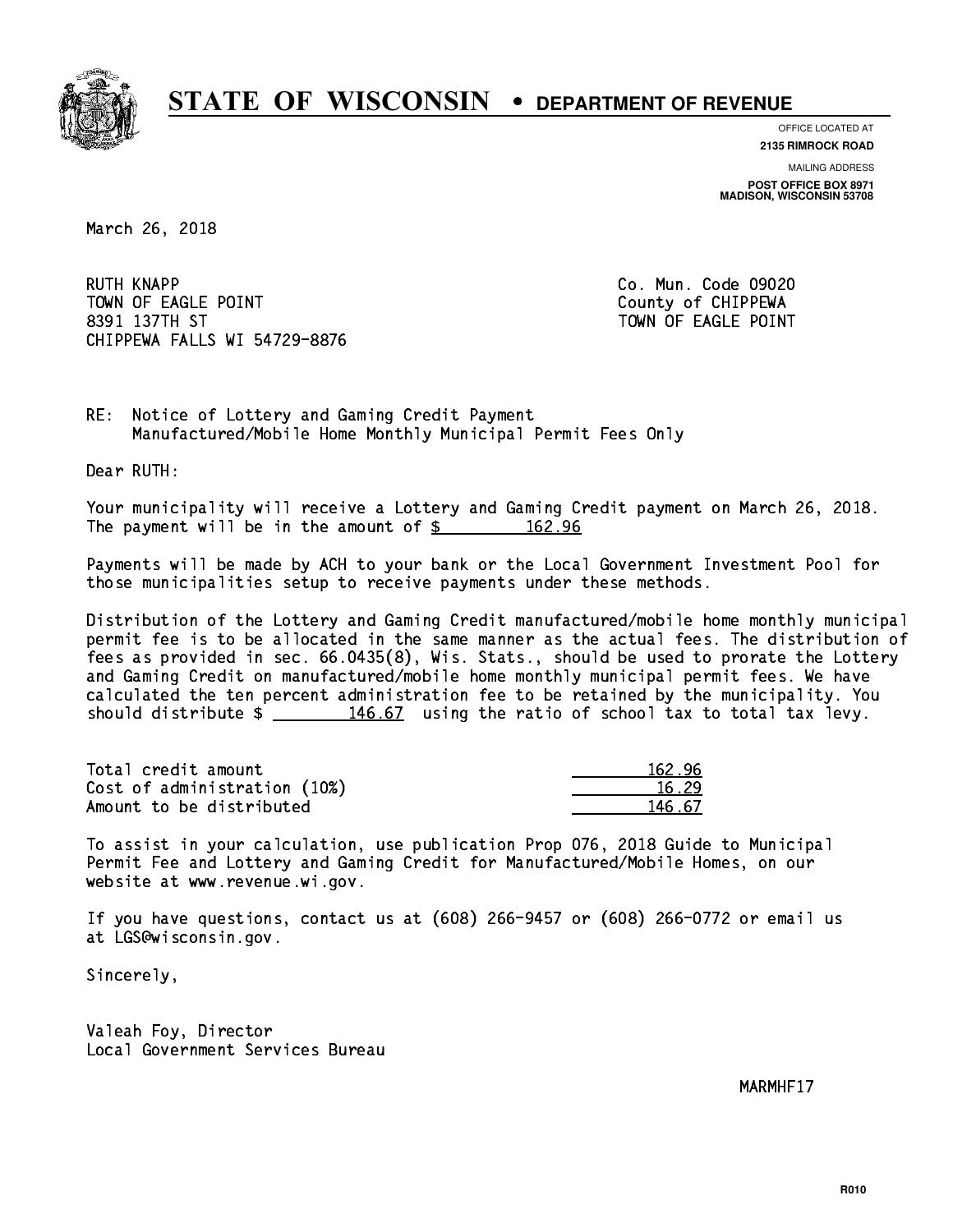# STATE OF WISCONSIN • DEPARTMENT OF REVENUE

OFFICE LOCATED AT
**2135 RIMROCK ROAD**

MAILING ADDRESS
**POST OFFICE BOX 8971**
**MADISON, WISCONSIN 53708**

March 26, 2018

RUTH KNAPP
TOWN OF EAGLE POINT
8391 137TH ST
CHIPPEWA FALLS WI 54729-8876

Co. Mun. Code 09020
County of CHIPPEWA
TOWN OF EAGLE POINT

RE: Notice of Lottery and Gaming Credit Payment
Manufactured/Mobile Home Monthly Municipal Permit Fees Only

Dear RUTH:

Your municipality will receive a Lottery and Gaming Credit payment on March 26, 2018. The payment will be in the amount of $ 162.96

Payments will be made by ACH to your bank or the Local Government Investment Pool for those municipalities setup to receive payments under these methods.

Distribution of the Lottery and Gaming Credit manufactured/mobile home monthly municipal permit fee is to be allocated in the same manner as the actual fees. The distribution of fees as provided in sec. 66.0435(8), Wis. Stats., should be used to prorate the Lottery and Gaming Credit on manufactured/mobile home monthly municipal permit fees. We have calculated the ten percent administration fee to be retained by the municipality. You should distribute $ 146.67 using the ratio of school tax to total tax levy.

| | |
|---|---|
| Total credit amount | 162.96 |
| Cost of administration (10%) | 16.29 |
| Amount to be distributed | 146.67 |

To assist in your calculation, use publication Prop 076, 2018 Guide to Municipal Permit Fee and Lottery and Gaming Credit for Manufactured/Mobile Homes, on our website at www.revenue.wi.gov.

If you have questions, contact us at (608) 266-9457 or (608) 266-0772 or email us at LGS@wisconsin.gov.

Sincerely,

Valeah Foy, Director
Local Government Services Bureau

MARMHF17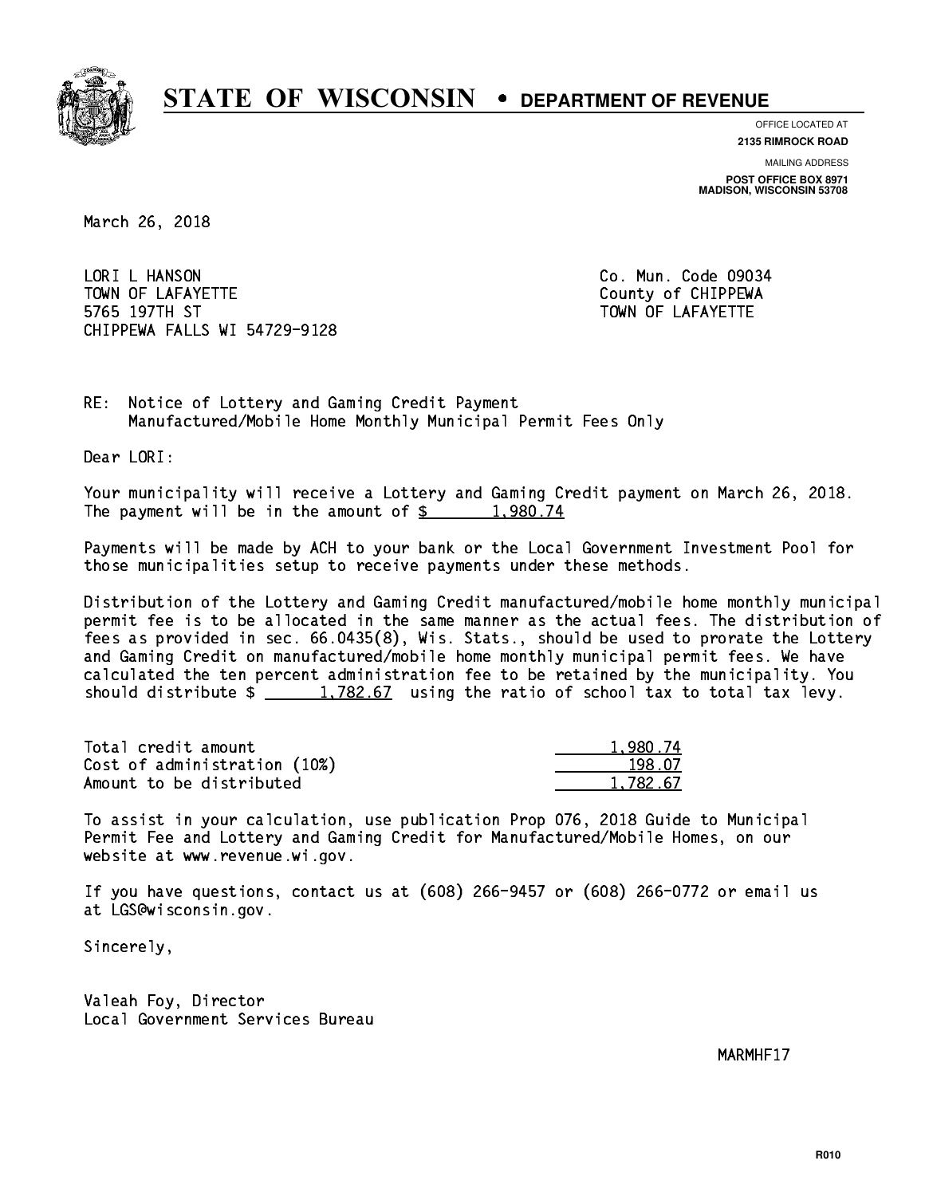# STATE OF WISCONSIN • DEPARTMENT OF REVENUE

OFFICE LOCATED AT
**2135 RIMROCK ROAD**

MAILING ADDRESS
**POST OFFICE BOX 8971**
**MADISON, WISCONSIN 53708**

March 26, 2018

LORI L HANSON
TOWN OF LAFAYETTE
5765 197TH ST
CHIPPEWA FALLS WI 54729-9128

Co. Mun. Code 09034
County of CHIPPEWA
TOWN OF LAFAYETTE

RE: Notice of Lottery and Gaming Credit Payment
Manufactured/Mobile Home Monthly Municipal Permit Fees Only

Dear LORI:

Your municipality will receive a Lottery and Gaming Credit payment on March 26, 2018. The payment will be in the amount of $ 1,980.74

Payments will be made by ACH to your bank or the Local Government Investment Pool for those municipalities setup to receive payments under these methods.

Distribution of the Lottery and Gaming Credit manufactured/mobile home monthly municipal permit fee is to be allocated in the same manner as the actual fees. The distribution of fees as provided in sec. 66.0435(8), Wis. Stats., should be used to prorate the Lottery and Gaming Credit on manufactured/mobile home monthly municipal permit fees. We have calculated the ten percent administration fee to be retained by the municipality. You should distribute $ 1,782.67 using the ratio of school tax to total tax levy.

| | |
|---|---|
| Total credit amount | 1,980.74 |
| Cost of administration (10%) | 198.07 |
| Amount to be distributed | 1,782.67 |

To assist in your calculation, use publication Prop 076, 2018 Guide to Municipal Permit Fee and Lottery and Gaming Credit for Manufactured/Mobile Homes, on our website at www.revenue.wi.gov.

If you have questions, contact us at (608) 266-9457 or (608) 266-0772 or email us at LGS@wisconsin.gov.

Sincerely,

Valeah Foy, Director
Local Government Services Bureau

MARMHF17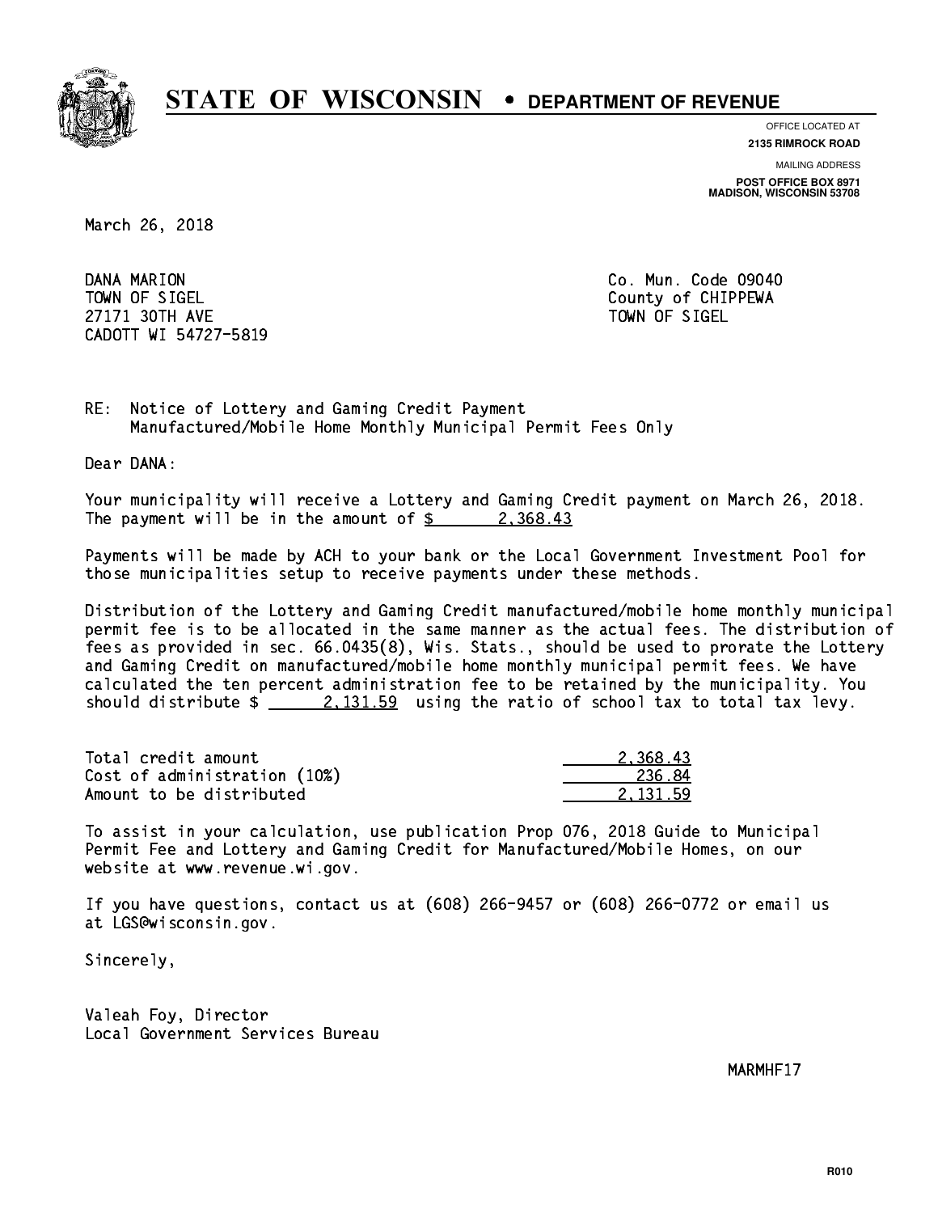# STATE OF WISCONSIN • DEPARTMENT OF REVENUE

OFFICE LOCATED AT
**2135 RIMROCK ROAD**

MAILING ADDRESS
**POST OFFICE BOX 8971**
**MADISON, WISCONSIN 53708**

March 26, 2018

DANA MARION
TOWN OF SIGEL
27171 30TH AVE
CADOTT WI 54727-5819

Co. Mun. Code 09040
County of CHIPPEWA
TOWN OF SIGEL

RE: Notice of Lottery and Gaming Credit Payment
Manufactured/Mobile Home Monthly Municipal Permit Fees Only

Dear DANA:

Your municipality will receive a Lottery and Gaming Credit payment on March 26, 2018. The payment will be in the amount of $ 2,368.43

Payments will be made by ACH to your bank or the Local Government Investment Pool for those municipalities setup to receive payments under these methods.

Distribution of the Lottery and Gaming Credit manufactured/mobile home monthly municipal permit fee is to be allocated in the same manner as the actual fees. The distribution of fees as provided in sec. 66.0435(8), Wis. Stats., should be used to prorate the Lottery and Gaming Credit on manufactured/mobile home monthly municipal permit fees. We have calculated the ten percent administration fee to be retained by the municipality. You should distribute $ 2,131.59 using the ratio of school tax to total tax levy.

| | |
|---|---|
| Total credit amount | 2,368.43 |
| Cost of administration (10%) | 236.84 |
| Amount to be distributed | 2,131.59 |

To assist in your calculation, use publication Prop 076, 2018 Guide to Municipal Permit Fee and Lottery and Gaming Credit for Manufactured/Mobile Homes, on our website at www.revenue.wi.gov.

If you have questions, contact us at (608) 266-9457 or (608) 266-0772 or email us at LGS@wisconsin.gov.

Sincerely,

Valeah Foy, Director
Local Government Services Bureau

MARMHF17

R010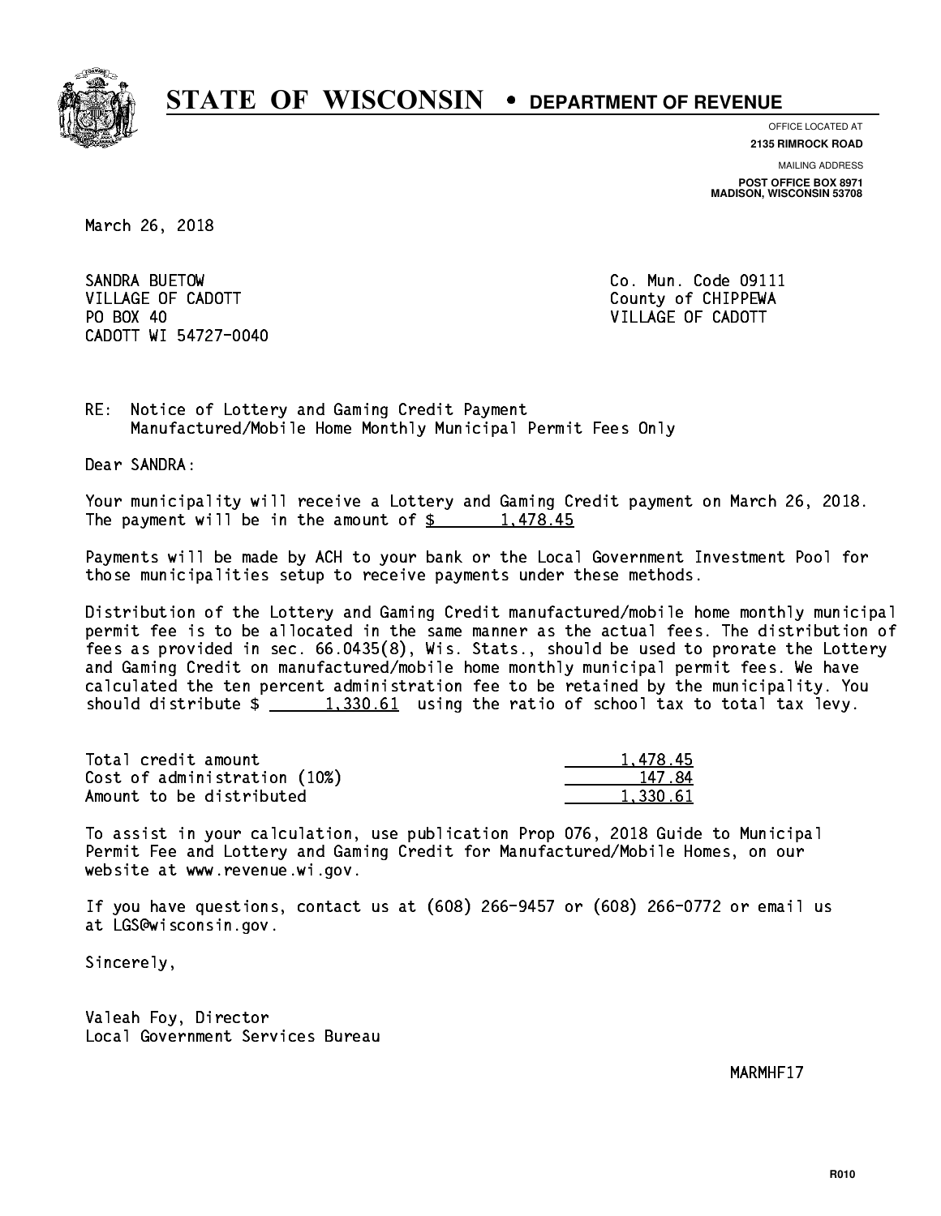# STATE OF WISCONSIN • DEPARTMENT OF REVENUE

OFFICE LOCATED AT
**2135 RIMROCK ROAD**

MAILING ADDRESS
**POST OFFICE BOX 8971**
**MADISON, WISCONSIN 53708**

March 26, 2018

SANDRA BUETOW
VILLAGE OF CADOTT
PO BOX 40
CADOTT WI 54727-0040

Co. Mun. Code 09111
County of CHIPPEWA
VILLAGE OF CADOTT

RE: Notice of Lottery and Gaming Credit Payment
Manufactured/Mobile Home Monthly Municipal Permit Fees Only

Dear SANDRA:

Your municipality will receive a Lottery and Gaming Credit payment on March 26, 2018. The payment will be in the amount of $ 1,478.45

Payments will be made by ACH to your bank or the Local Government Investment Pool for those municipalities setup to receive payments under these methods.

Distribution of the Lottery and Gaming Credit manufactured/mobile home monthly municipal permit fee is to be allocated in the same manner as the actual fees. The distribution of fees as provided in sec. 66.0435(8), Wis. Stats., should be used to prorate the Lottery and Gaming Credit on manufactured/mobile home monthly municipal permit fees. We have calculated the ten percent administration fee to be retained by the municipality. You should distribute $ 1,330.61 using the ratio of school tax to total tax levy.

| | |
|---|---|
| Total credit amount | 1,478.45 |
| Cost of administration (10%) | 147.84 |
| Amount to be distributed | 1,330.61 |

To assist in your calculation, use publication Prop 076, 2018 Guide to Municipal Permit Fee and Lottery and Gaming Credit for Manufactured/Mobile Homes, on our website at www.revenue.wi.gov.

If you have questions, contact us at (608) 266-9457 or (608) 266-0772 or email us at LGS@wisconsin.gov.

Sincerely,

Valeah Foy, Director
Local Government Services Bureau

MARMHF17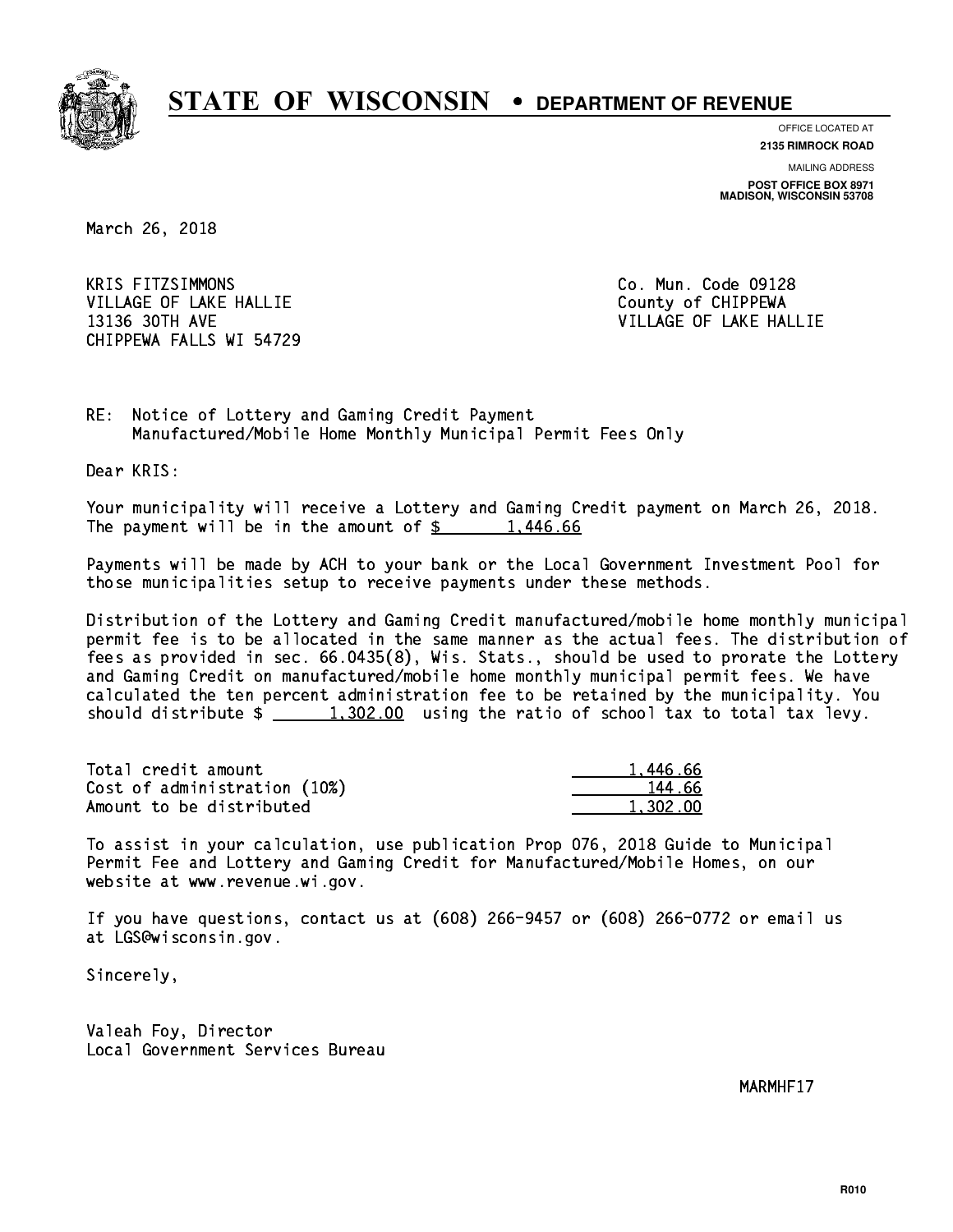# STATE OF WISCONSIN • DEPARTMENT OF REVENUE

OFFICE LOCATED AT
**2135 RIMROCK ROAD**

MAILING ADDRESS
**POST OFFICE BOX 8971**
**MADISON, WISCONSIN 53708**

March 26, 2018

KRIS FITZSIMMONS
VILLAGE OF LAKE HALLIE
13136 30TH AVE
CHIPPEWA FALLS WI 54729

Co. Mun. Code 09128
County of CHIPPEWA
VILLAGE OF LAKE HALLIE

RE: Notice of Lottery and Gaming Credit Payment
Manufactured/Mobile Home Monthly Municipal Permit Fees Only

Dear KRIS:

Your municipality will receive a Lottery and Gaming Credit payment on March 26, 2018. The payment will be in the amount of $ 1,446.66

Payments will be made by ACH to your bank or the Local Government Investment Pool for those municipalities setup to receive payments under these methods.

Distribution of the Lottery and Gaming Credit manufactured/mobile home monthly municipal permit fee is to be allocated in the same manner as the actual fees. The distribution of fees as provided in sec. 66.0435(8), Wis. Stats., should be used to prorate the Lottery and Gaming Credit on manufactured/mobile home monthly municipal permit fees. We have calculated the ten percent administration fee to be retained by the municipality. You should distribute $ 1,302.00 using the ratio of school tax to total tax levy.

| | |
|---|---|
| Total credit amount | 1,446.66 |
| Cost of administration (10%) | 144.66 |
| Amount to be distributed | 1,302.00 |

To assist in your calculation, use publication Prop 076, 2018 Guide to Municipal Permit Fee and Lottery and Gaming Credit for Manufactured/Mobile Homes, on our website at www.revenue.wi.gov.

If you have questions, contact us at (608) 266-9457 or (608) 266-0772 or email us at LGS@wisconsin.gov.

Sincerely,

Valeah Foy, Director
Local Government Services Bureau

MARMHF17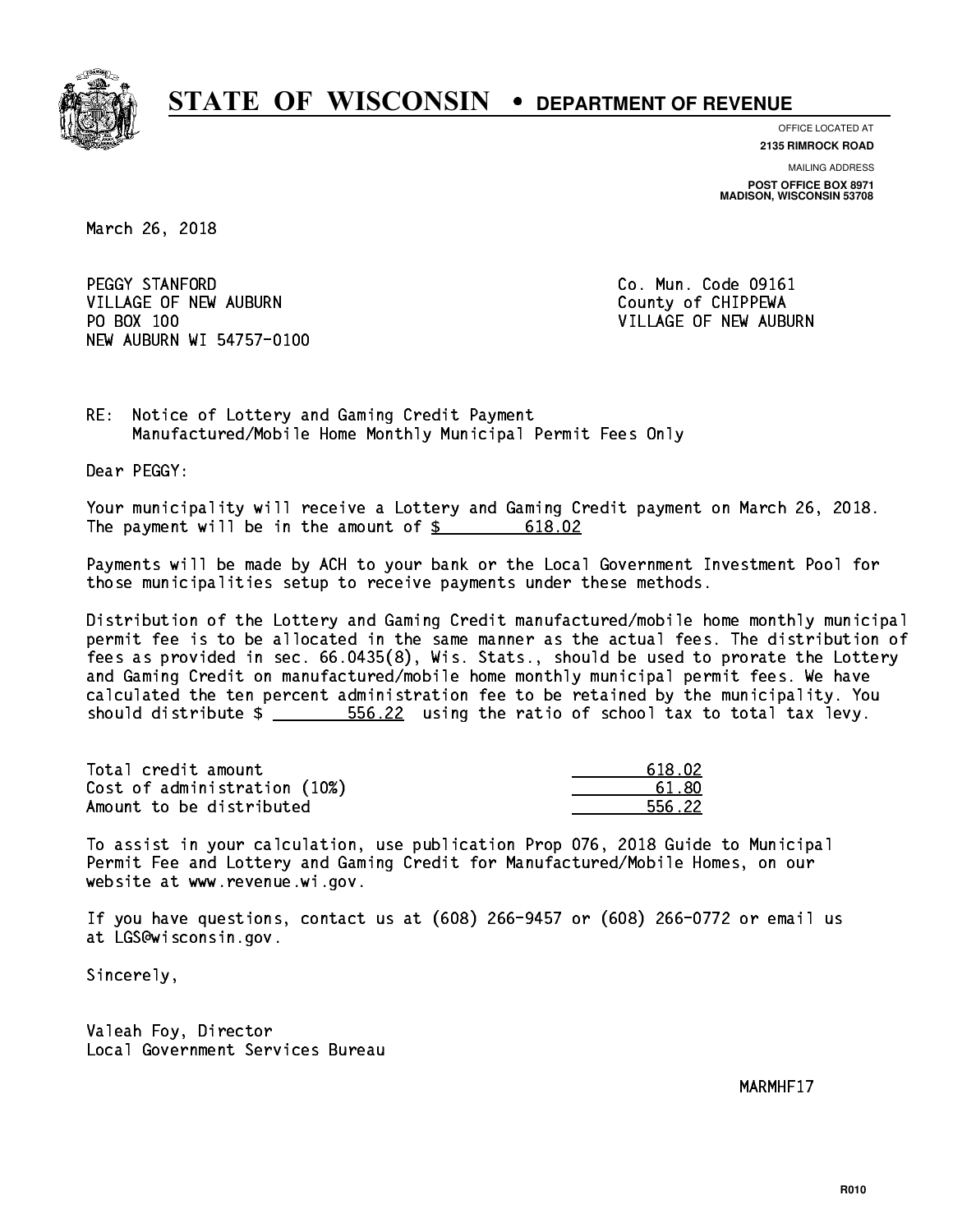# STATE OF WISCONSIN • DEPARTMENT OF REVENUE

OFFICE LOCATED AT
**2135 RIMROCK ROAD**

MAILING ADDRESS
**POST OFFICE BOX 8971**
**MADISON, WISCONSIN 53708**

March 26, 2018

PEGGY STANFORD
VILLAGE OF NEW AUBURN
PO BOX 100
NEW AUBURN WI 54757-0100

Co. Mun. Code 09161
County of CHIPPEWA
VILLAGE OF NEW AUBURN

RE: Notice of Lottery and Gaming Credit Payment
Manufactured/Mobile Home Monthly Municipal Permit Fees Only

Dear PEGGY:

Your municipality will receive a Lottery and Gaming Credit payment on March 26, 2018. The payment will be in the amount of $ 618.02

Payments will be made by ACH to your bank or the Local Government Investment Pool for those municipalities setup to receive payments under these methods.

Distribution of the Lottery and Gaming Credit manufactured/mobile home monthly municipal permit fee is to be allocated in the same manner as the actual fees. The distribution of fees as provided in sec. 66.0435(8), Wis. Stats., should be used to prorate the Lottery and Gaming Credit on manufactured/mobile home monthly municipal permit fees. We have calculated the ten percent administration fee to be retained by the municipality. You should distribute $ 556.22 using the ratio of school tax to total tax levy.

| | |
|---|---|
| Total credit amount | 618.02 |
| Cost of administration (10%) | 61.80 |
| Amount to be distributed | 556.22 |

To assist in your calculation, use publication Prop 076, 2018 Guide to Municipal Permit Fee and Lottery and Gaming Credit for Manufactured/Mobile Homes, on our website at www.revenue.wi.gov.

If you have questions, contact us at (608) 266-9457 or (608) 266-0772 or email us at LGS@wisconsin.gov.

Sincerely,

Valeah Foy, Director
Local Government Services Bureau

MARMHF17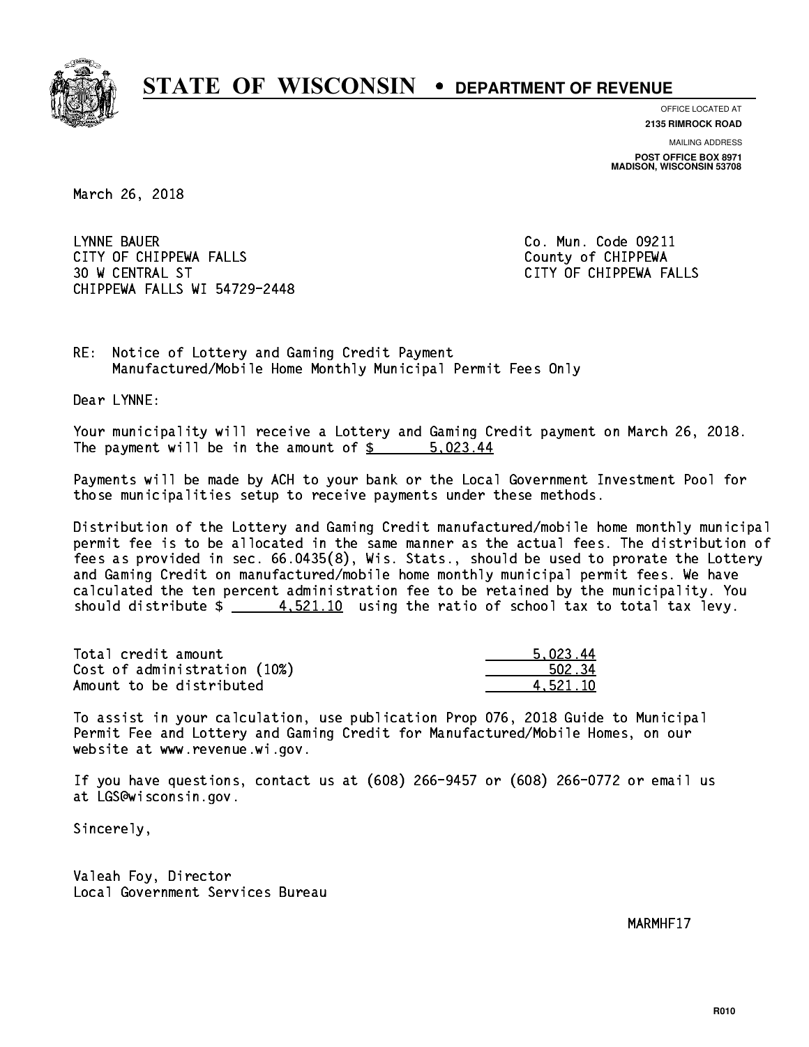# STATE OF WISCONSIN • DEPARTMENT OF REVENUE

OFFICE LOCATED AT
**2135 RIMROCK ROAD**

MAILING ADDRESS
**POST OFFICE BOX 8971**
**MADISON, WISCONSIN 53708**

March 26, 2018

LYNNE BAUER
CITY OF CHIPPEWA FALLS
30 W CENTRAL ST
CHIPPEWA FALLS WI 54729-2448

Co. Mun. Code 09211
County of CHIPPEWA
CITY OF CHIPPEWA FALLS

RE: Notice of Lottery and Gaming Credit Payment
Manufactured/Mobile Home Monthly Municipal Permit Fees Only

Dear LYNNE:

Your municipality will receive a Lottery and Gaming Credit payment on March 26, 2018. The payment will be in the amount of $ 5,023.44

Payments will be made by ACH to your bank or the Local Government Investment Pool for those municipalities setup to receive payments under these methods.

Distribution of the Lottery and Gaming Credit manufactured/mobile home monthly municipal permit fee is to be allocated in the same manner as the actual fees. The distribution of fees as provided in sec. 66.0435(8), Wis. Stats., should be used to prorate the Lottery and Gaming Credit on manufactured/mobile home monthly municipal permit fees. We have calculated the ten percent administration fee to be retained by the municipality. You should distribute $ 4,521.10 using the ratio of school tax to total tax levy.

| | |
|---|---|
| Total credit amount | 5,023.44 |
| Cost of administration (10%) | 502.34 |
| Amount to be distributed | 4,521.10 |

To assist in your calculation, use publication Prop 076, 2018 Guide to Municipal Permit Fee and Lottery and Gaming Credit for Manufactured/Mobile Homes, on our website at www.revenue.wi.gov.

If you have questions, contact us at (608) 266-9457 or (608) 266-0772 or email us at LGS@wisconsin.gov.

Sincerely,

Valeah Foy, Director
Local Government Services Bureau

MARMHF17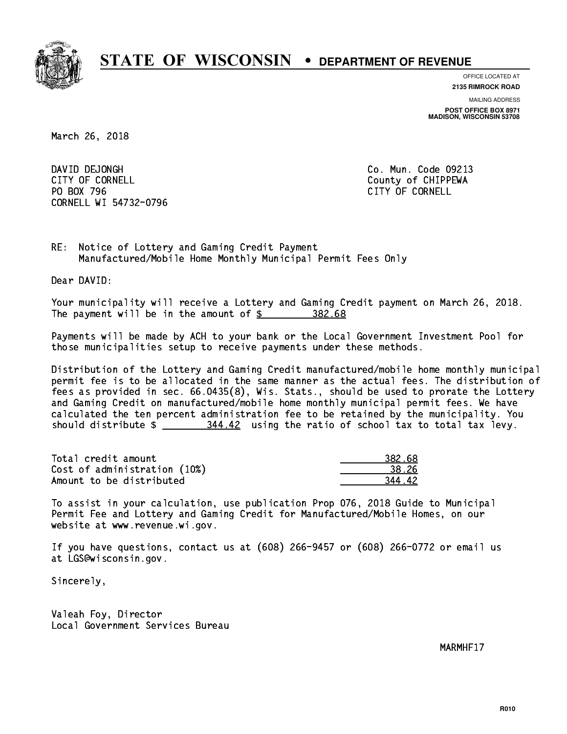# STATE OF WISCONSIN • DEPARTMENT OF REVENUE

OFFICE LOCATED AT
**2135 RIMROCK ROAD**

MAILING ADDRESS
**POST OFFICE BOX 8971**
**MADISON, WISCONSIN 53708**

March 26, 2018

DAVID DEJONGH
CITY OF CORNELL
PO BOX 796
CORNELL WI 54732-0796

Co. Mun. Code 09213
County of CHIPPEWA
CITY OF CORNELL

RE: Notice of Lottery and Gaming Credit Payment
Manufactured/Mobile Home Monthly Municipal Permit Fees Only

Dear DAVID:

Your municipality will receive a Lottery and Gaming Credit payment on March 26, 2018. The payment will be in the amount of $ 382.68

Payments will be made by ACH to your bank or the Local Government Investment Pool for those municipalities setup to receive payments under these methods.

Distribution of the Lottery and Gaming Credit manufactured/mobile home monthly municipal permit fee is to be allocated in the same manner as the actual fees. The distribution of fees as provided in sec. 66.0435(8), Wis. Stats., should be used to prorate the Lottery and Gaming Credit on manufactured/mobile home monthly municipal permit fees. We have calculated the ten percent administration fee to be retained by the municipality. You should distribute $ 344.42 using the ratio of school tax to total tax levy.

| | |
|---|---:|
| Total credit amount | 382.68 |
| Cost of administration (10%) | 38.26 |
| Amount to be distributed | 344.42 |

To assist in your calculation, use publication Prop 076, 2018 Guide to Municipal Permit Fee and Lottery and Gaming Credit for Manufactured/Mobile Homes, on our website at www.revenue.wi.gov.

If you have questions, contact us at (608) 266-9457 or (608) 266-0772 or email us at LGS@wisconsin.gov.

Sincerely,

Valeah Foy, Director
Local Government Services Bureau

MARMHF17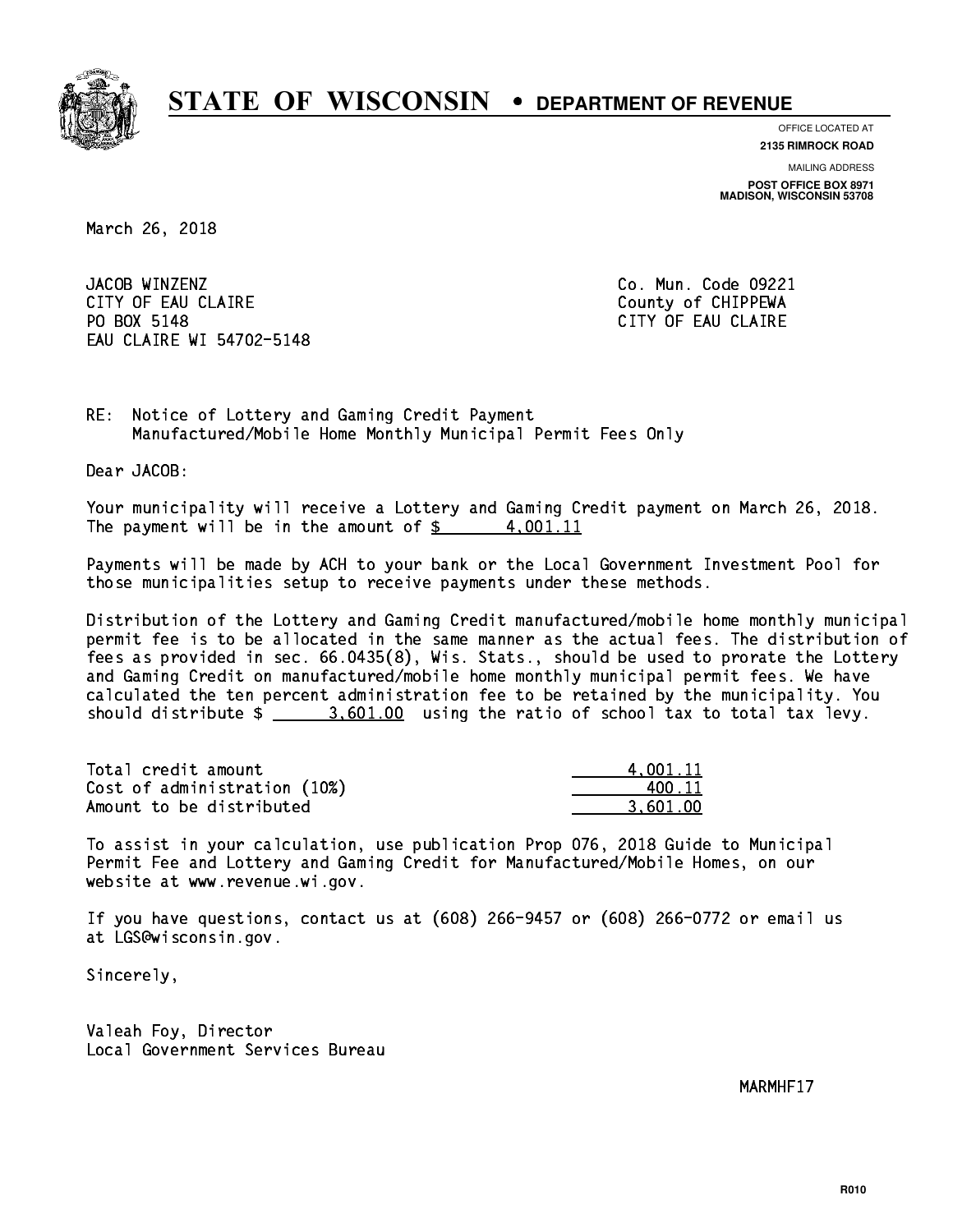# STATE OF WISCONSIN • DEPARTMENT OF REVENUE

OFFICE LOCATED AT
**2135 RIMROCK ROAD**

MAILING ADDRESS
**POST OFFICE BOX 8971**
**MADISON, WISCONSIN 53708**

March 26, 2018

JACOB WINZENZ
CITY OF EAU CLAIRE
PO BOX 5148
EAU CLAIRE WI 54702-5148

Co. Mun. Code 09221
County of CHIPPEWA
CITY OF EAU CLAIRE

RE: Notice of Lottery and Gaming Credit Payment
Manufactured/Mobile Home Monthly Municipal Permit Fees Only

Dear JACOB:

Your municipality will receive a Lottery and Gaming Credit payment on March 26, 2018. The payment will be in the amount of $ 4,001.11

Payments will be made by ACH to your bank or the Local Government Investment Pool for those municipalities setup to receive payments under these methods.

Distribution of the Lottery and Gaming Credit manufactured/mobile home monthly municipal permit fee is to be allocated in the same manner as the actual fees. The distribution of fees as provided in sec. 66.0435(8), Wis. Stats., should be used to prorate the Lottery and Gaming Credit on manufactured/mobile home monthly municipal permit fees. We have calculated the ten percent administration fee to be retained by the municipality. You should distribute $ 3,601.00 using the ratio of school tax to total tax levy.

| | |
|---|---:|
| Total credit amount | 4,001.11 |
| Cost of administration (10%) | 400.11 |
| Amount to be distributed | 3,601.00 |

To assist in your calculation, use publication Prop 076, 2018 Guide to Municipal Permit Fee and Lottery and Gaming Credit for Manufactured/Mobile Homes, on our website at www.revenue.wi.gov.

If you have questions, contact us at (608) 266-9457 or (608) 266-0772 or email us at LGS@wisconsin.gov.

Sincerely,

Valeah Foy, Director
Local Government Services Bureau

MARMHF17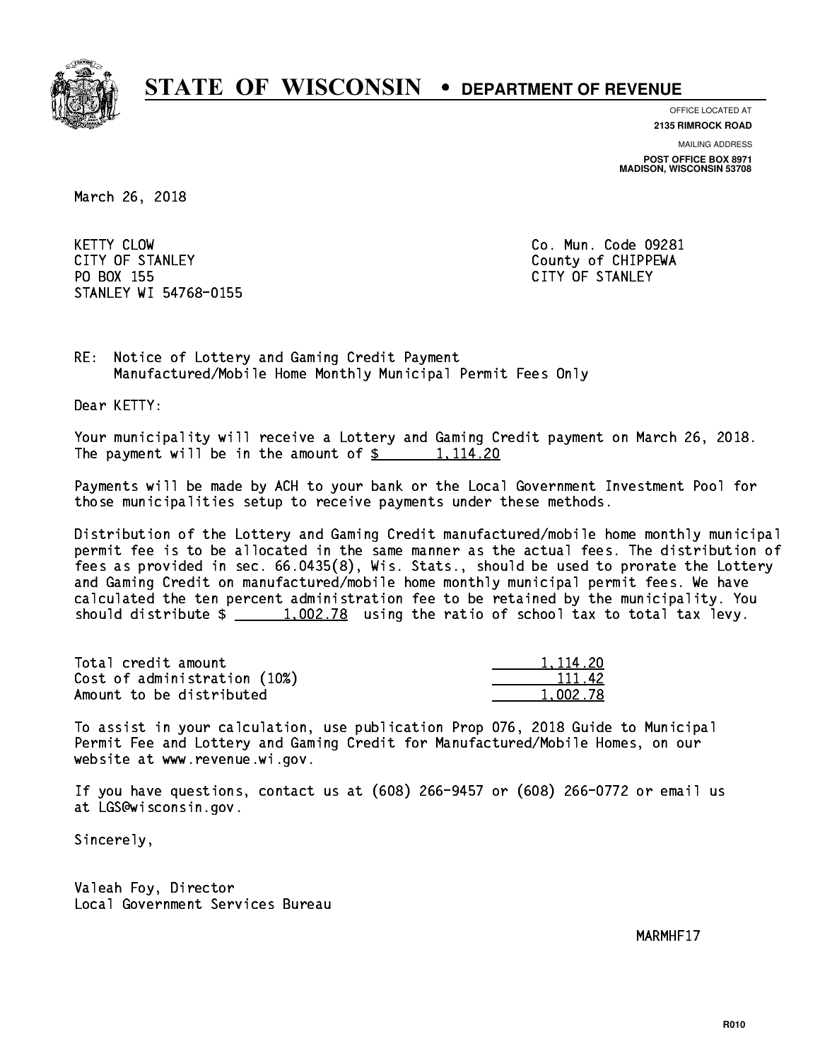# STATE OF WISCONSIN • DEPARTMENT OF REVENUE

OFFICE LOCATED AT
**2135 RIMROCK ROAD**

MAILING ADDRESS
**POST OFFICE BOX 8971**
**MADISON, WISCONSIN 53708**

March 26, 2018

KETTY CLOW
CITY OF STANLEY
PO BOX 155
STANLEY WI 54768-0155

Co. Mun. Code 09281
County of CHIPPEWA
CITY OF STANLEY

RE: Notice of Lottery and Gaming Credit Payment
Manufactured/Mobile Home Monthly Municipal Permit Fees Only

Dear KETTY:

Your municipality will receive a Lottery and Gaming Credit payment on March 26, 2018. The payment will be in the amount of $ 1,114.20

Payments will be made by ACH to your bank or the Local Government Investment Pool for those municipalities setup to receive payments under these methods.

Distribution of the Lottery and Gaming Credit manufactured/mobile home monthly municipal permit fee is to be allocated in the same manner as the actual fees. The distribution of fees as provided in sec. 66.0435(8), Wis. Stats., should be used to prorate the Lottery and Gaming Credit on manufactured/mobile home monthly municipal permit fees. We have calculated the ten percent administration fee to be retained by the municipality. You should distribute $ 1,002.78 using the ratio of school tax to total tax levy.

| | |
|---|---|
| Total credit amount | 1,114.20 |
| Cost of administration (10%) | 111.42 |
| Amount to be distributed | 1,002.78 |

To assist in your calculation, use publication Prop 076, 2018 Guide to Municipal Permit Fee and Lottery and Gaming Credit for Manufactured/Mobile Homes, on our website at www.revenue.wi.gov.

If you have questions, contact us at (608) 266-9457 or (608) 266-0772 or email us at LGS@wisconsin.gov.

Sincerely,

Valeah Foy, Director
Local Government Services Bureau

MARMHF17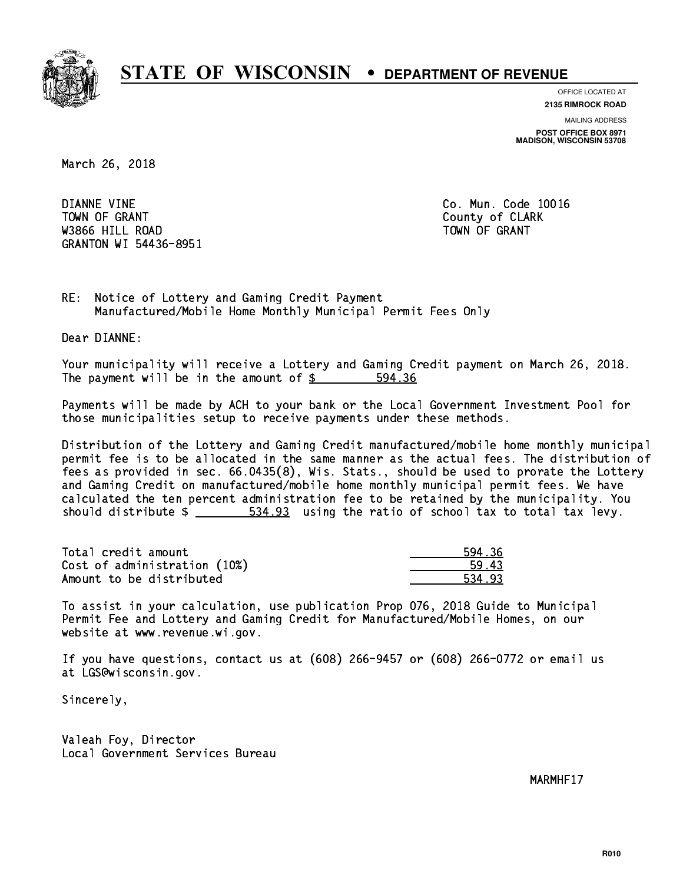# STATE OF WISCONSIN • DEPARTMENT OF REVENUE

OFFICE LOCATED AT
**2135 RIMROCK ROAD**

MAILING ADDRESS
**POST OFFICE BOX 8971**
**MADISON, WISCONSIN 53708**

March 26, 2018

DIANNE VINE
TOWN OF GRANT
W3866 HILL ROAD
GRANTON WI 54436-8951

Co. Mun. Code 10016
County of CLARK
TOWN OF GRANT

RE: Notice of Lottery and Gaming Credit Payment
Manufactured/Mobile Home Monthly Municipal Permit Fees Only

Dear DIANNE:

Your municipality will receive a Lottery and Gaming Credit payment on March 26, 2018. The payment will be in the amount of $ 594.36

Payments will be made by ACH to your bank or the Local Government Investment Pool for those municipalities setup to receive payments under these methods.

Distribution of the Lottery and Gaming Credit manufactured/mobile home monthly municipal permit fee is to be allocated in the same manner as the actual fees. The distribution of fees as provided in sec. 66.0435(8), Wis. Stats., should be used to prorate the Lottery and Gaming Credit on manufactured/mobile home monthly municipal permit fees. We have calculated the ten percent administration fee to be retained by the municipality. You should distribute $ 534.93 using the ratio of school tax to total tax levy.

| | |
|---|---|
| Total credit amount | 594.36 |
| Cost of administration (10%) | 59.43 |
| Amount to be distributed | 534.93 |

To assist in your calculation, use publication Prop 076, 2018 Guide to Municipal Permit Fee and Lottery and Gaming Credit for Manufactured/Mobile Homes, on our website at www.revenue.wi.gov.

If you have questions, contact us at (608) 266-9457 or (608) 266-0772 or email us at LGS@wisconsin.gov.

Sincerely,

Valeah Foy, Director
Local Government Services Bureau

MARMHF17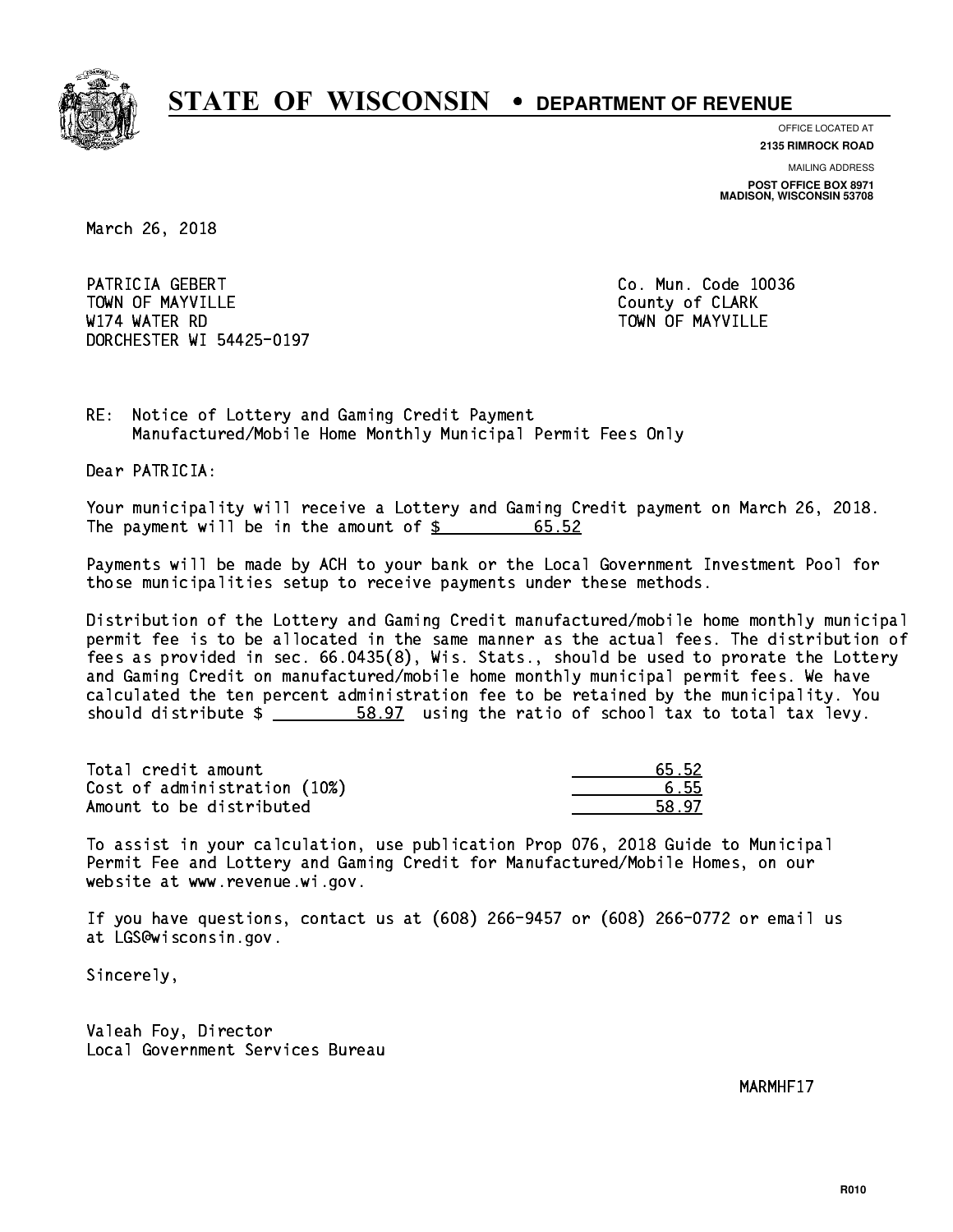# STATE OF WISCONSIN • DEPARTMENT OF REVENUE

OFFICE LOCATED AT
**2135 RIMROCK ROAD**

MAILING ADDRESS
**POST OFFICE BOX 8971**
**MADISON, WISCONSIN 53708**

March 26, 2018

PATRICIA GEBERT
TOWN OF MAYVILLE
W174 WATER RD
DORCHESTER WI 54425-0197

Co. Mun. Code 10036
County of CLARK
TOWN OF MAYVILLE

RE: Notice of Lottery and Gaming Credit Payment
Manufactured/Mobile Home Monthly Municipal Permit Fees Only

Dear PATRICIA:

Your municipality will receive a Lottery and Gaming Credit payment on March 26, 2018. The payment will be in the amount of $ 65.52

Payments will be made by ACH to your bank or the Local Government Investment Pool for those municipalities setup to receive payments under these methods.

Distribution of the Lottery and Gaming Credit manufactured/mobile home monthly municipal permit fee is to be allocated in the same manner as the actual fees. The distribution of fees as provided in sec. 66.0435(8), Wis. Stats., should be used to prorate the Lottery and Gaming Credit on manufactured/mobile home monthly municipal permit fees. We have calculated the ten percent administration fee to be retained by the municipality. You should distribute $ 58.97 using the ratio of school tax to total tax levy.

| | |
|---|---|
| Total credit amount | 65.52 |
| Cost of administration (10%) | 6.55 |
| Amount to be distributed | 58.97 |

To assist in your calculation, use publication Prop 076, 2018 Guide to Municipal Permit Fee and Lottery and Gaming Credit for Manufactured/Mobile Homes, on our website at www.revenue.wi.gov.

If you have questions, contact us at (608) 266-9457 or (608) 266-0772 or email us at LGS@wisconsin.gov.

Sincerely,

Valeah Foy, Director
Local Government Services Bureau

MARMHF17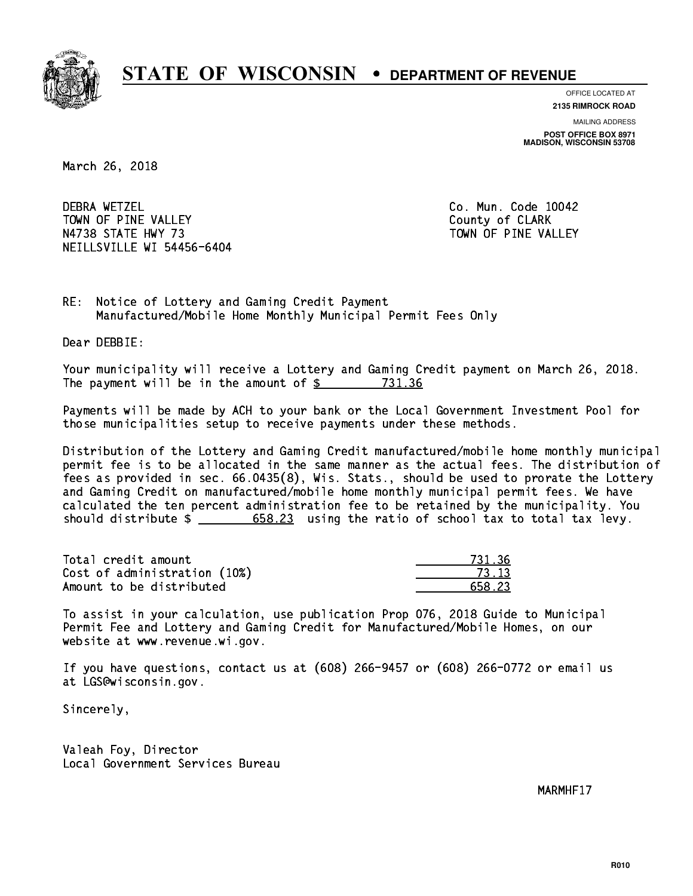# STATE OF WISCONSIN • DEPARTMENT OF REVENUE

OFFICE LOCATED AT
**2135 RIMROCK ROAD**

MAILING ADDRESS
**POST OFFICE BOX 8971**
**MADISON, WISCONSIN 53708**

March 26, 2018

DEBRA WETZEL
TOWN OF PINE VALLEY
N4738 STATE HWY 73
NEILLSVILLE WI 54456-6404

Co. Mun. Code 10042
County of CLARK
TOWN OF PINE VALLEY

RE: Notice of Lottery and Gaming Credit Payment
Manufactured/Mobile Home Monthly Municipal Permit Fees Only

Dear DEBBIE:

Your municipality will receive a Lottery and Gaming Credit payment on March 26, 2018. The payment will be in the amount of $ 731.36

Payments will be made by ACH to your bank or the Local Government Investment Pool for those municipalities setup to receive payments under these methods.

Distribution of the Lottery and Gaming Credit manufactured/mobile home monthly municipal permit fee is to be allocated in the same manner as the actual fees. The distribution of fees as provided in sec. 66.0435(8), Wis. Stats., should be used to prorate the Lottery and Gaming Credit on manufactured/mobile home monthly municipal permit fees. We have calculated the ten percent administration fee to be retained by the municipality. You should distribute $ 658.23 using the ratio of school tax to total tax levy.

| | |
|---|---|
| Total credit amount | 731.36 |
| Cost of administration (10%) | 73.13 |
| Amount to be distributed | 658.23 |

To assist in your calculation, use publication Prop 076, 2018 Guide to Municipal Permit Fee and Lottery and Gaming Credit for Manufactured/Mobile Homes, on our website at www.revenue.wi.gov.

If you have questions, contact us at (608) 266-9457 or (608) 266-0772 or email us at LGS@wisconsin.gov.

Sincerely,

Valeah Foy, Director
Local Government Services Bureau

MARMHF17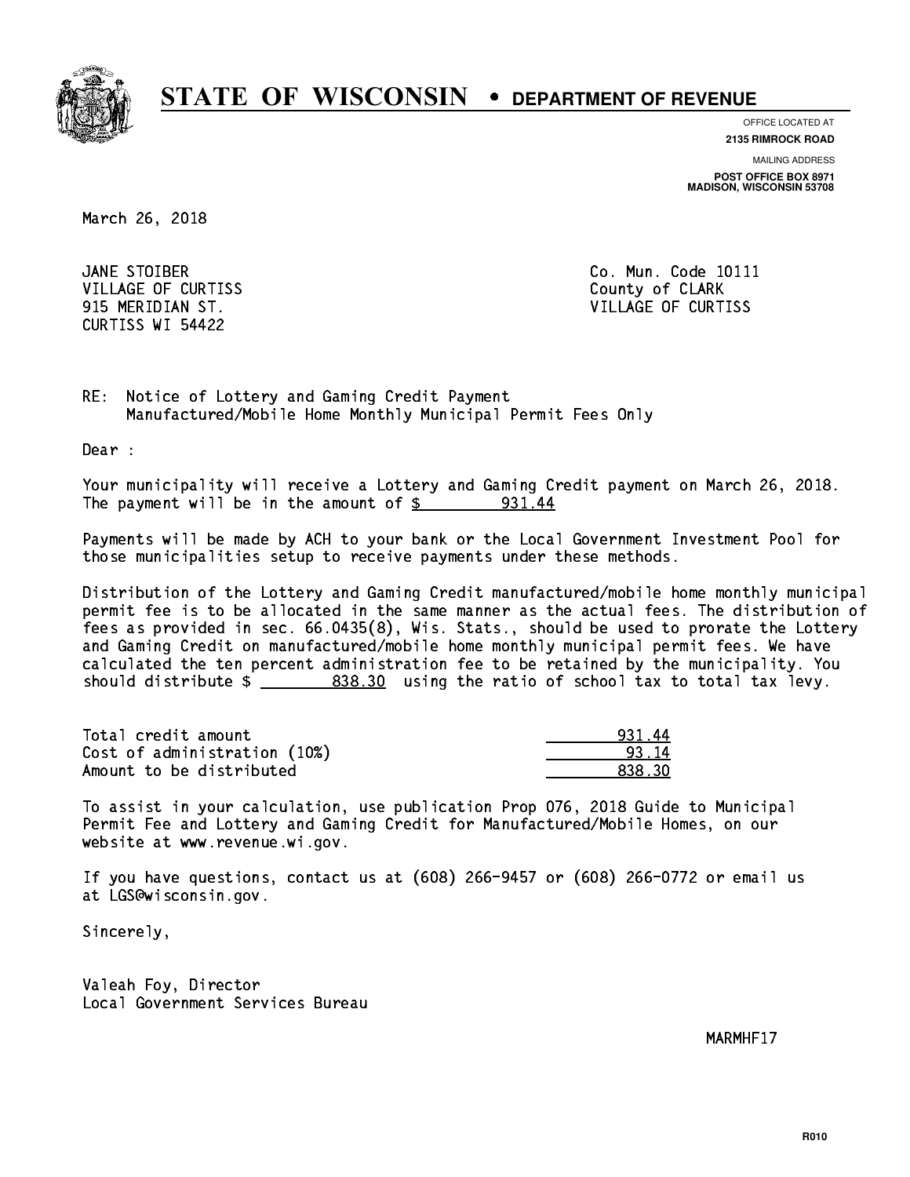# STATE OF WISCONSIN • DEPARTMENT OF REVENUE

OFFICE LOCATED AT
**2135 RIMROCK ROAD**

MAILING ADDRESS
**POST OFFICE BOX 8971**
**MADISON, WISCONSIN 53708**

March 26, 2018

JANE STOIBER
VILLAGE OF CURTISS
915 MERIDIAN ST.
CURTISS WI 54422

Co. Mun. Code 10111
County of CLARK
VILLAGE OF CURTISS

RE: Notice of Lottery and Gaming Credit Payment
Manufactured/Mobile Home Monthly Municipal Permit Fees Only

Dear :

Your municipality will receive a Lottery and Gaming Credit payment on March 26, 2018. The payment will be in the amount of $ 931.44

Payments will be made by ACH to your bank or the Local Government Investment Pool for those municipalities setup to receive payments under these methods.

Distribution of the Lottery and Gaming Credit manufactured/mobile home monthly municipal permit fee is to be allocated in the same manner as the actual fees. The distribution of fees as provided in sec. 66.0435(8), Wis. Stats., should be used to prorate the Lottery and Gaming Credit on manufactured/mobile home monthly municipal permit fees. We have calculated the ten percent administration fee to be retained by the municipality. You should distribute $ 838.30 using the ratio of school tax to total tax levy.

| | |
|---|---|
| Total credit amount | 931.44 |
| Cost of administration (10%) | 93.14 |
| Amount to be distributed | 838.30 |

To assist in your calculation, use publication Prop 076, 2018 Guide to Municipal Permit Fee and Lottery and Gaming Credit for Manufactured/Mobile Homes, on our website at www.revenue.wi.gov.

If you have questions, contact us at (608) 266-9457 or (608) 266-0772 or email us at LGS@wisconsin.gov.

Sincerely,

Valeah Foy, Director
Local Government Services Bureau

MARMHF17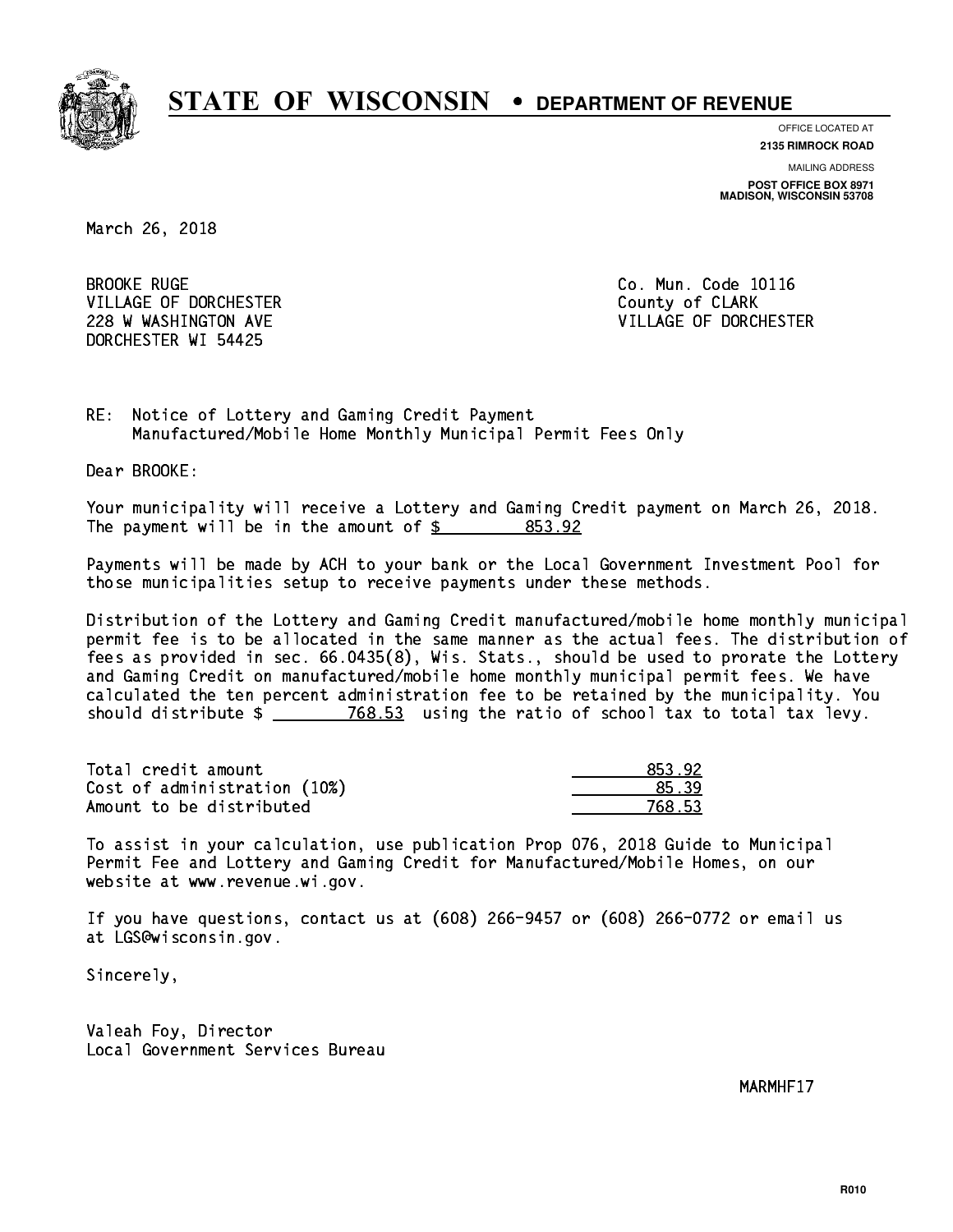# STATE OF WISCONSIN • DEPARTMENT OF REVENUE

OFFICE LOCATED AT
**2135 RIMROCK ROAD**

MAILING ADDRESS
**POST OFFICE BOX 8971**
**MADISON, WISCONSIN 53708**

March 26, 2018

BROOKE RUGE
VILLAGE OF DORCHESTER
228 W WASHINGTON AVE
DORCHESTER WI 54425

Co. Mun. Code 10116
County of CLARK
VILLAGE OF DORCHESTER

RE: Notice of Lottery and Gaming Credit Payment
Manufactured/Mobile Home Monthly Municipal Permit Fees Only

Dear BROOKE:

Your municipality will receive a Lottery and Gaming Credit payment on March 26, 2018. The payment will be in the amount of $ 853.92

Payments will be made by ACH to your bank or the Local Government Investment Pool for those municipalities setup to receive payments under these methods.

Distribution of the Lottery and Gaming Credit manufactured/mobile home monthly municipal permit fee is to be allocated in the same manner as the actual fees. The distribution of fees as provided in sec. 66.0435(8), Wis. Stats., should be used to prorate the Lottery and Gaming Credit on manufactured/mobile home monthly municipal permit fees. We have calculated the ten percent administration fee to be retained by the municipality. You should distribute $ 768.53 using the ratio of school tax to total tax levy.

| | |
|---|---|
| Total credit amount | 853.92 |
| Cost of administration (10%) | 85.39 |
| Amount to be distributed | 768.53 |

To assist in your calculation, use publication Prop 076, 2018 Guide to Municipal Permit Fee and Lottery and Gaming Credit for Manufactured/Mobile Homes, on our website at www.revenue.wi.gov.

If you have questions, contact us at (608) 266-9457 or (608) 266-0772 or email us at LGS@wisconsin.gov.

Sincerely,

Valeah Foy, Director
Local Government Services Bureau

MARMHF17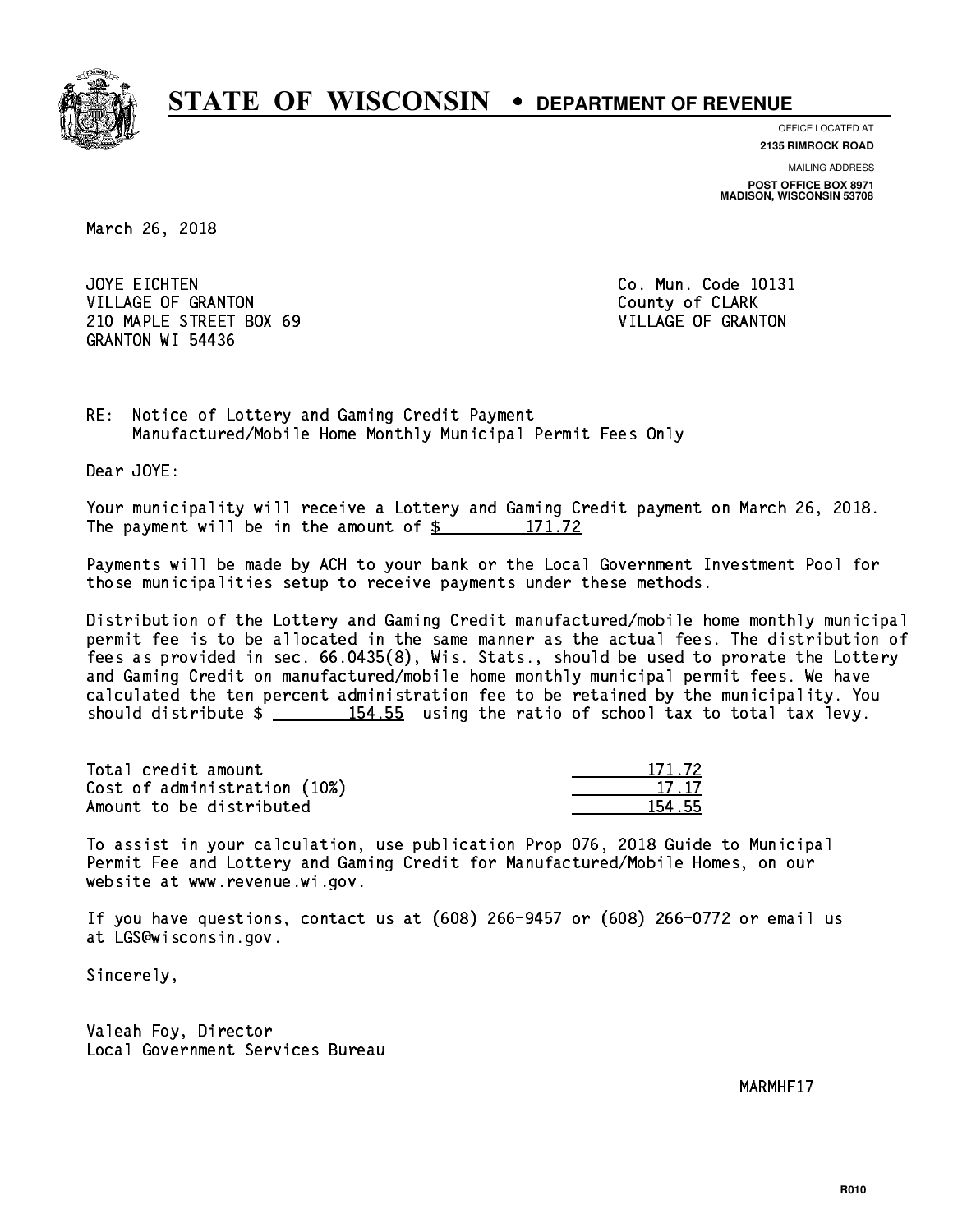# STATE OF WISCONSIN • DEPARTMENT OF REVENUE

OFFICE LOCATED AT
**2135 RIMROCK ROAD**

MAILING ADDRESS
**POST OFFICE BOX 8971**
**MADISON, WISCONSIN 53708**

March 26, 2018

JOYE EICHTEN
VILLAGE OF GRANTON
210 MAPLE STREET BOX 69
GRANTON WI 54436

Co. Mun. Code 10131
County of CLARK
VILLAGE OF GRANTON

RE: Notice of Lottery and Gaming Credit Payment
Manufactured/Mobile Home Monthly Municipal Permit Fees Only

Dear JOYE:

Your municipality will receive a Lottery and Gaming Credit payment on March 26, 2018. The payment will be in the amount of $ 171.72

Payments will be made by ACH to your bank or the Local Government Investment Pool for those municipalities setup to receive payments under these methods.

Distribution of the Lottery and Gaming Credit manufactured/mobile home monthly municipal permit fee is to be allocated in the same manner as the actual fees. The distribution of fees as provided in sec. 66.0435(8), Wis. Stats., should be used to prorate the Lottery and Gaming Credit on manufactured/mobile home monthly municipal permit fees. We have calculated the ten percent administration fee to be retained by the municipality. You should distribute $ 154.55 using the ratio of school tax to total tax levy.

| | |
|---|---|
| Total credit amount | 171.72 |
| Cost of administration (10%) | 17.17 |
| Amount to be distributed | 154.55 |

To assist in your calculation, use publication Prop 076, 2018 Guide to Municipal Permit Fee and Lottery and Gaming Credit for Manufactured/Mobile Homes, on our website at www.revenue.wi.gov.

If you have questions, contact us at (608) 266-9457 or (608) 266-0772 or email us at LGS@wisconsin.gov.

Sincerely,

Valeah Foy, Director
Local Government Services Bureau

MARMHF17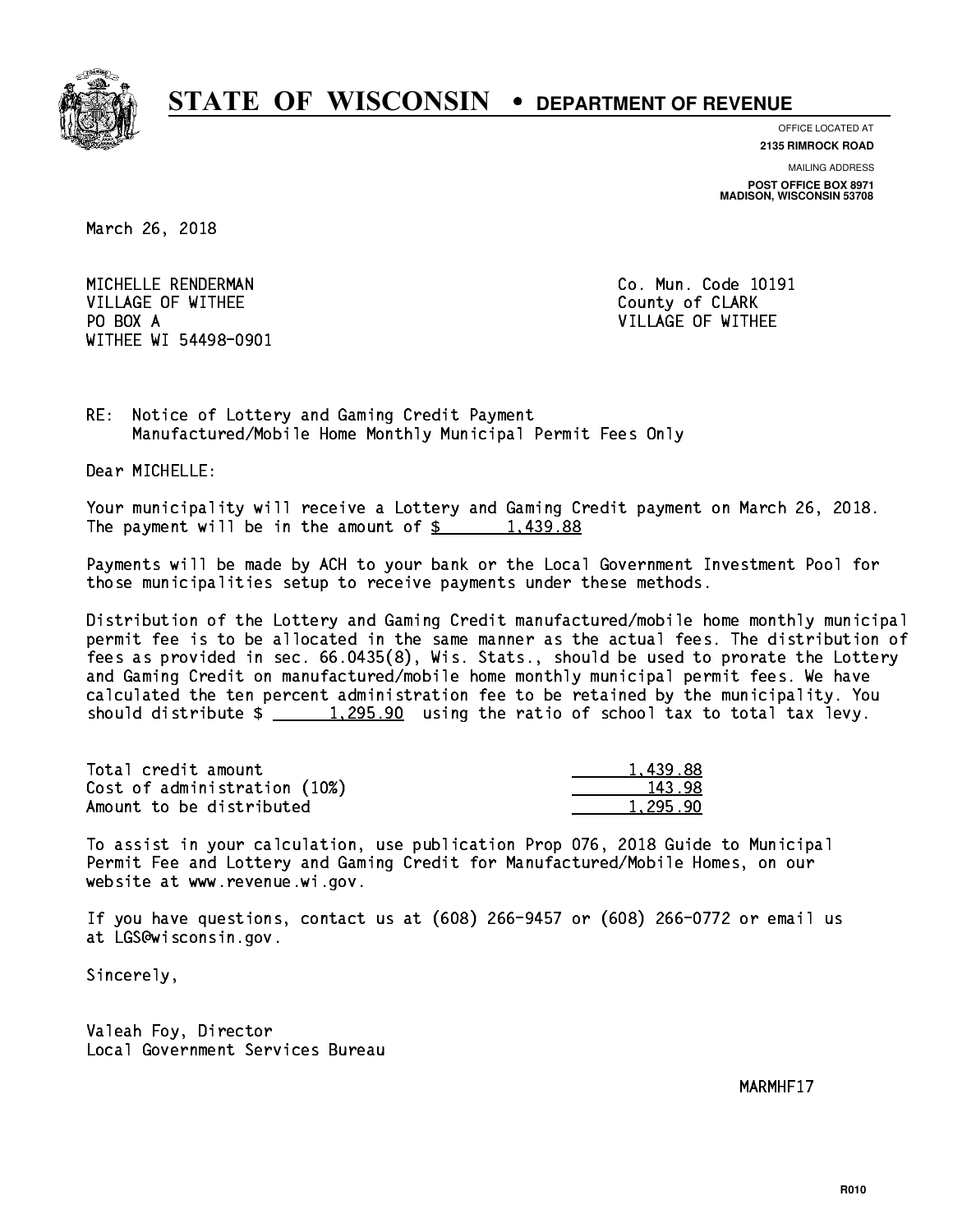# STATE OF WISCONSIN • DEPARTMENT OF REVENUE

OFFICE LOCATED AT
**2135 RIMROCK ROAD**

MAILING ADDRESS
**POST OFFICE BOX 8971**
**MADISON, WISCONSIN 53708**

March 26, 2018

MICHELLE RENDERMAN
VILLAGE OF WITHEE
PO BOX A
WITHEE WI 54498-0901

Co. Mun. Code 10191
County of CLARK
VILLAGE OF WITHEE

RE: Notice of Lottery and Gaming Credit Payment
Manufactured/Mobile Home Monthly Municipal Permit Fees Only

Dear MICHELLE:

Your municipality will receive a Lottery and Gaming Credit payment on March 26, 2018. The payment will be in the amount of $ 1,439.88

Payments will be made by ACH to your bank or the Local Government Investment Pool for those municipalities setup to receive payments under these methods.

Distribution of the Lottery and Gaming Credit manufactured/mobile home monthly municipal permit fee is to be allocated in the same manner as the actual fees. The distribution of fees as provided in sec. 66.0435(8), Wis. Stats., should be used to prorate the Lottery and Gaming Credit on manufactured/mobile home monthly municipal permit fees. We have calculated the ten percent administration fee to be retained by the municipality. You should distribute $ 1,295.90 using the ratio of school tax to total tax levy.

| | |
|---|---|
| Total credit amount | 1,439.88 |
| Cost of administration (10%) | 143.98 |
| Amount to be distributed | 1,295.90 |

To assist in your calculation, use publication Prop 076, 2018 Guide to Municipal Permit Fee and Lottery and Gaming Credit for Manufactured/Mobile Homes, on our website at www.revenue.wi.gov.

If you have questions, contact us at (608) 266-9457 or (608) 266-0772 or email us at LGS@wisconsin.gov.

Sincerely,

Valeah Foy, Director
Local Government Services Bureau

MARMHF17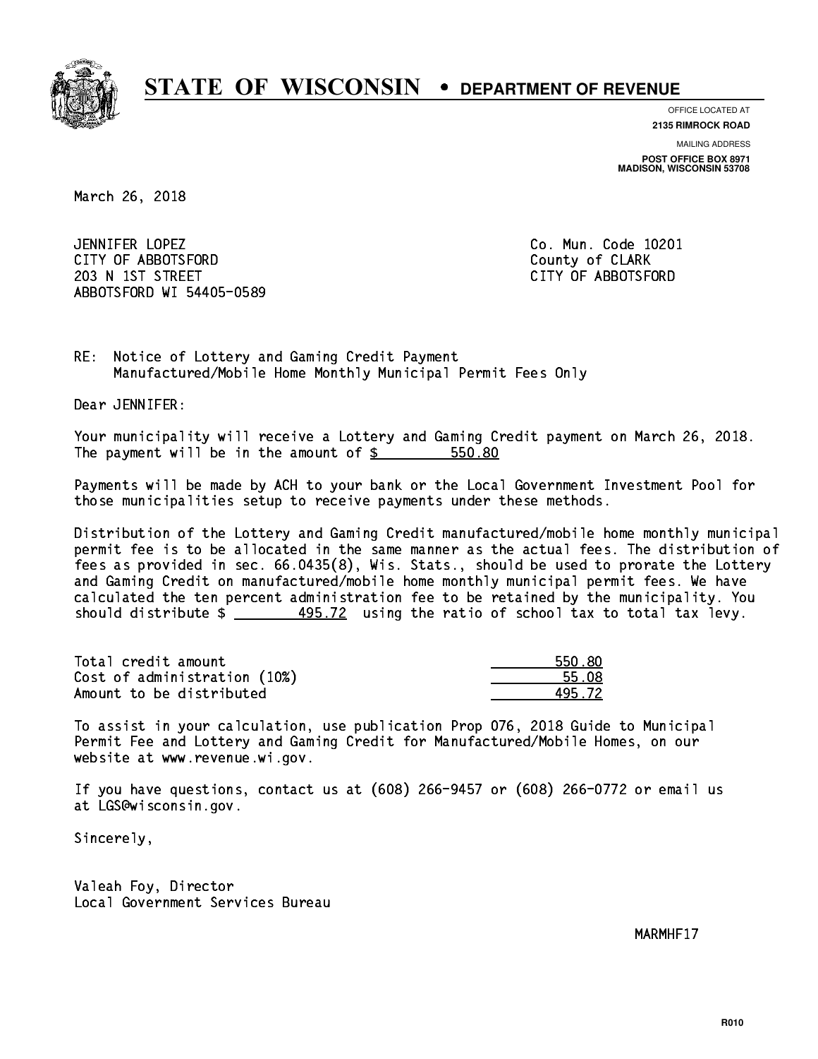# STATE OF WISCONSIN • DEPARTMENT OF REVENUE

OFFICE LOCATED AT
**2135 RIMROCK ROAD**

MAILING ADDRESS
**POST OFFICE BOX 8971**
**MADISON, WISCONSIN 53708**

March 26, 2018

JENNIFER LOPEZ
CITY OF ABBOTSFORD
203 N 1ST STREET
ABBOTSFORD WI 54405-0589

Co. Mun. Code 10201
County of CLARK
CITY OF ABBOTSFORD

RE: Notice of Lottery and Gaming Credit Payment
Manufactured/Mobile Home Monthly Municipal Permit Fees Only

Dear JENNIFER:

Your municipality will receive a Lottery and Gaming Credit payment on March 26, 2018. The payment will be in the amount of $ 550.80

Payments will be made by ACH to your bank or the Local Government Investment Pool for those municipalities setup to receive payments under these methods.

Distribution of the Lottery and Gaming Credit manufactured/mobile home monthly municipal permit fee is to be allocated in the same manner as the actual fees. The distribution of fees as provided in sec. 66.0435(8), Wis. Stats., should be used to prorate the Lottery and Gaming Credit on manufactured/mobile home monthly municipal permit fees. We have calculated the ten percent administration fee to be retained by the municipality. You should distribute $ 495.72 using the ratio of school tax to total tax levy.

| | |
|---|---|
| Total credit amount | 550.80 |
| Cost of administration (10%) | 55.08 |
| Amount to be distributed | 495.72 |

To assist in your calculation, use publication Prop 076, 2018 Guide to Municipal Permit Fee and Lottery and Gaming Credit for Manufactured/Mobile Homes, on our website at www.revenue.wi.gov.

If you have questions, contact us at (608) 266-9457 or (608) 266-0772 or email us at LGS@wisconsin.gov.

Sincerely,

Valeah Foy, Director
Local Government Services Bureau

MARMHF17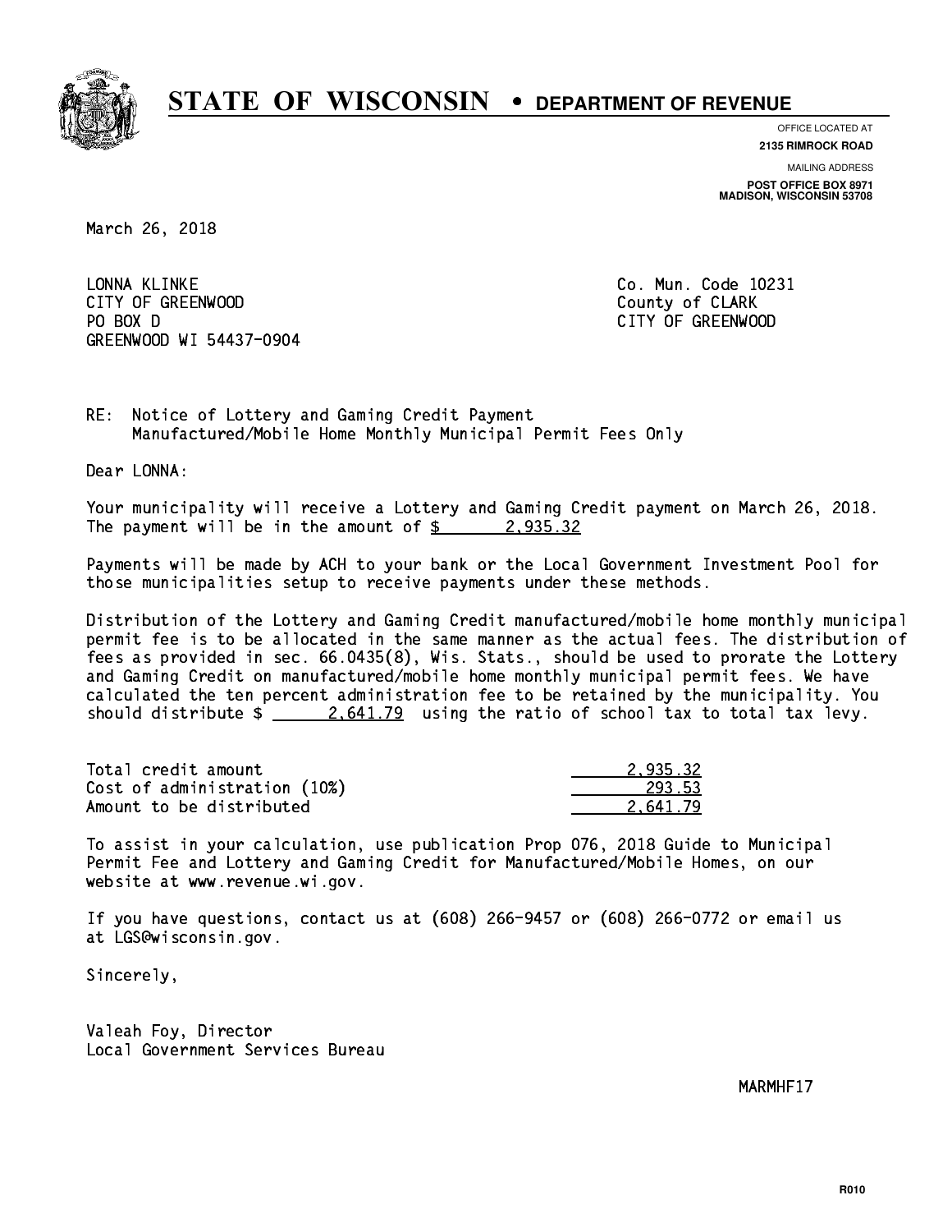# STATE OF WISCONSIN • DEPARTMENT OF REVENUE

OFFICE LOCATED AT
**2135 RIMROCK ROAD**

MAILING ADDRESS
**POST OFFICE BOX 8971**
**MADISON, WISCONSIN 53708**

March 26, 2018

LONNA KLINKE
CITY OF GREENWOOD
PO BOX D
GREENWOOD WI 54437-0904

Co. Mun. Code 10231
County of CLARK
CITY OF GREENWOOD

RE: Notice of Lottery and Gaming Credit Payment
Manufactured/Mobile Home Monthly Municipal Permit Fees Only

Dear LONNA:

Your municipality will receive a Lottery and Gaming Credit payment on March 26, 2018. The payment will be in the amount of $ 2,935.32

Payments will be made by ACH to your bank or the Local Government Investment Pool for those municipalities setup to receive payments under these methods.

Distribution of the Lottery and Gaming Credit manufactured/mobile home monthly municipal permit fee is to be allocated in the same manner as the actual fees. The distribution of fees as provided in sec. 66.0435(8), Wis. Stats., should be used to prorate the Lottery and Gaming Credit on manufactured/mobile home monthly municipal permit fees. We have calculated the ten percent administration fee to be retained by the municipality. You should distribute $ 2,641.79 using the ratio of school tax to total tax levy.

| | |
|---|---|
| Total credit amount | 2,935.32 |
| Cost of administration (10%) | 293.53 |
| Amount to be distributed | 2,641.79 |

To assist in your calculation, use publication Prop 076, 2018 Guide to Municipal Permit Fee and Lottery and Gaming Credit for Manufactured/Mobile Homes, on our website at www.revenue.wi.gov.

If you have questions, contact us at (608) 266-9457 or (608) 266-0772 or email us at LGS@wisconsin.gov.

Sincerely,

Valeah Foy, Director
Local Government Services Bureau

MARMHF17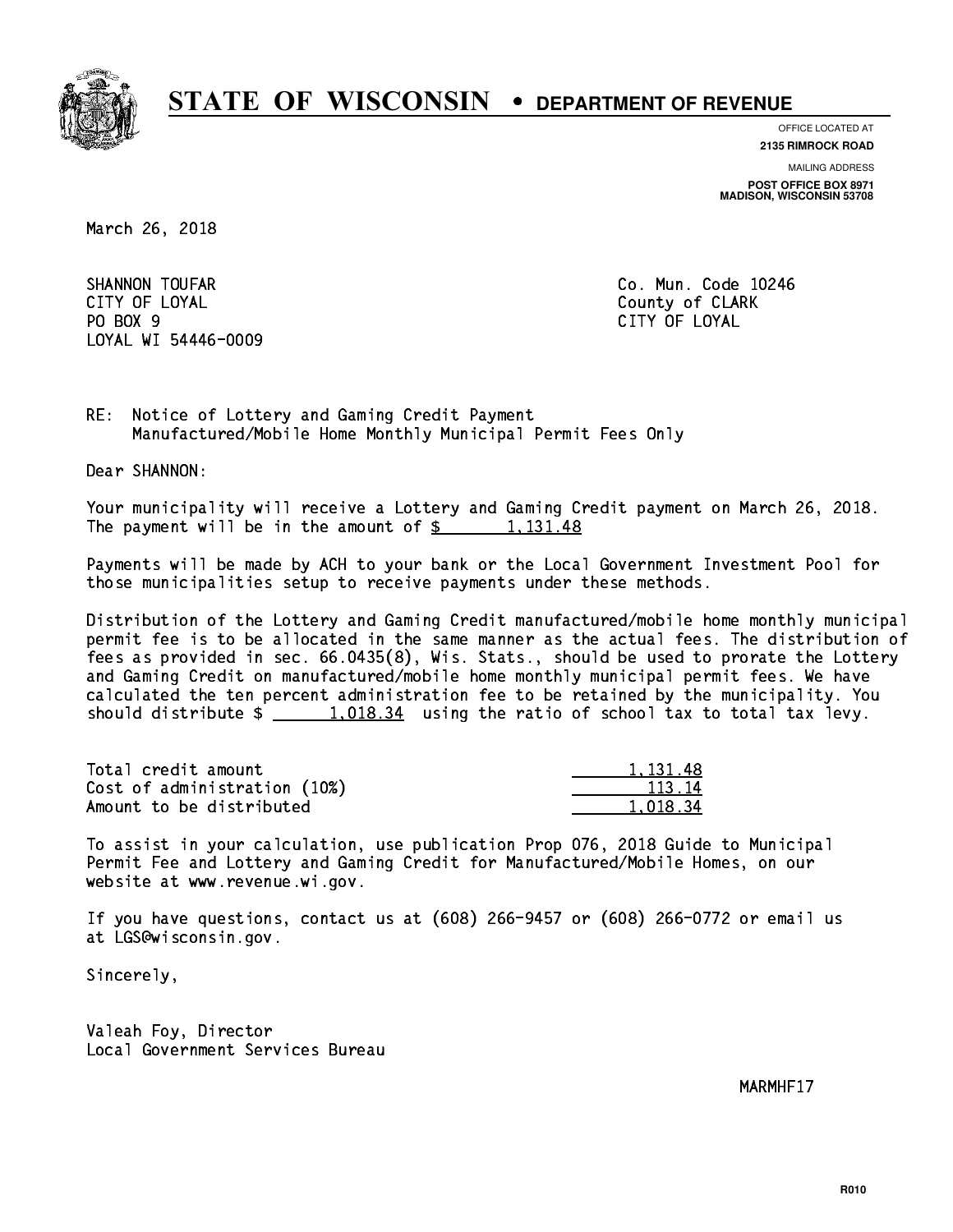# STATE OF WISCONSIN • DEPARTMENT OF REVENUE

OFFICE LOCATED AT
**2135 RIMROCK ROAD**

MAILING ADDRESS
**POST OFFICE BOX 8971**
**MADISON, WISCONSIN 53708**

March 26, 2018

SHANNON TOUFAR
CITY OF LOYAL
PO BOX 9
LOYAL WI 54446-0009

Co. Mun. Code 10246
County of CLARK
CITY OF LOYAL

RE: Notice of Lottery and Gaming Credit Payment
Manufactured/Mobile Home Monthly Municipal Permit Fees Only

Dear SHANNON:

Your municipality will receive a Lottery and Gaming Credit payment on March 26, 2018. The payment will be in the amount of $ 1,131.48

Payments will be made by ACH to your bank or the Local Government Investment Pool for those municipalities setup to receive payments under these methods.

Distribution of the Lottery and Gaming Credit manufactured/mobile home monthly municipal permit fee is to be allocated in the same manner as the actual fees. The distribution of fees as provided in sec. 66.0435(8), Wis. Stats., should be used to prorate the Lottery and Gaming Credit on manufactured/mobile home monthly municipal permit fees. We have calculated the ten percent administration fee to be retained by the municipality. You should distribute $ 1,018.34 using the ratio of school tax to total tax levy.

| | |
|---|---|
| Total credit amount | 1,131.48 |
| Cost of administration (10%) | 113.14 |
| Amount to be distributed | 1,018.34 |

To assist in your calculation, use publication Prop 076, 2018 Guide to Municipal Permit Fee and Lottery and Gaming Credit for Manufactured/Mobile Homes, on our website at www.revenue.wi.gov.

If you have questions, contact us at (608) 266-9457 or (608) 266-0772 or email us at LGS@wisconsin.gov.

Sincerely,

Valeah Foy, Director
Local Government Services Bureau

MARMHF17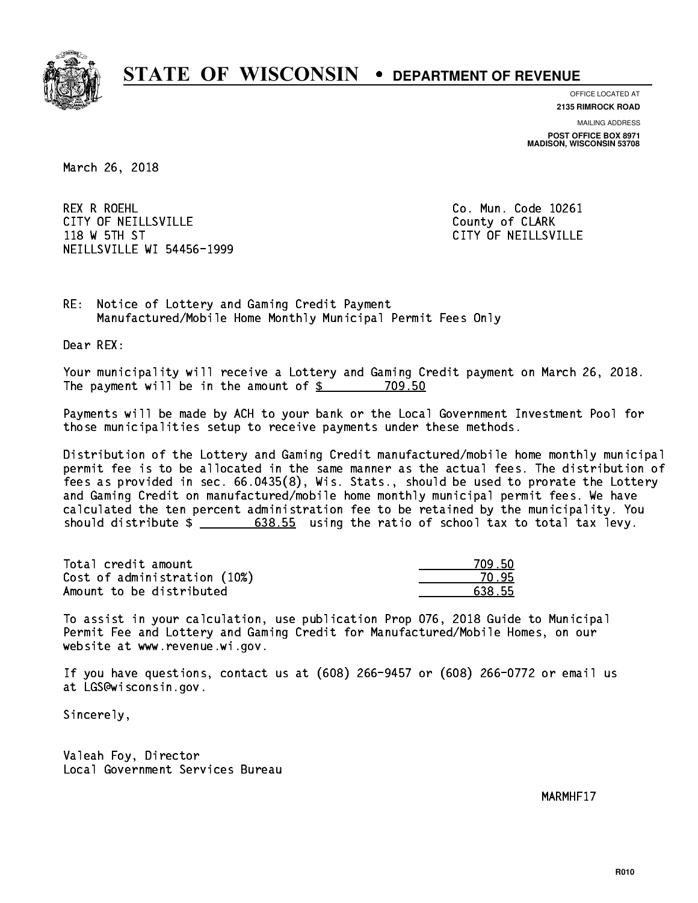# STATE OF WISCONSIN • DEPARTMENT OF REVENUE

OFFICE LOCATED AT
**2135 RIMROCK ROAD**

MAILING ADDRESS
**POST OFFICE BOX 8971**
**MADISON, WISCONSIN 53708**

March 26, 2018

REX R ROEHL
CITY OF NEILLSVILLE
118 W 5TH ST
NEILLSVILLE WI 54456-1999

Co. Mun. Code 10261
County of CLARK
CITY OF NEILLSVILLE

RE: Notice of Lottery and Gaming Credit Payment
Manufactured/Mobile Home Monthly Municipal Permit Fees Only

Dear REX:

Your municipality will receive a Lottery and Gaming Credit payment on March 26, 2018. The payment will be in the amount of $ 709.50

Payments will be made by ACH to your bank or the Local Government Investment Pool for those municipalities setup to receive payments under these methods.

Distribution of the Lottery and Gaming Credit manufactured/mobile home monthly municipal permit fee is to be allocated in the same manner as the actual fees. The distribution of fees as provided in sec. 66.0435(8), Wis. Stats., should be used to prorate the Lottery and Gaming Credit on manufactured/mobile home monthly municipal permit fees. We have calculated the ten percent administration fee to be retained by the municipality. You should distribute $ 638.55 using the ratio of school tax to total tax levy.

| | |
|---|---|
| Total credit amount | 709.50 |
| Cost of administration (10%) | 70.95 |
| Amount to be distributed | 638.55 |

To assist in your calculation, use publication Prop 076, 2018 Guide to Municipal Permit Fee and Lottery and Gaming Credit for Manufactured/Mobile Homes, on our website at www.revenue.wi.gov.

If you have questions, contact us at (608) 266-9457 or (608) 266-0772 or email us at LGS@wisconsin.gov.

Sincerely,

Valeah Foy, Director
Local Government Services Bureau

MARMHF17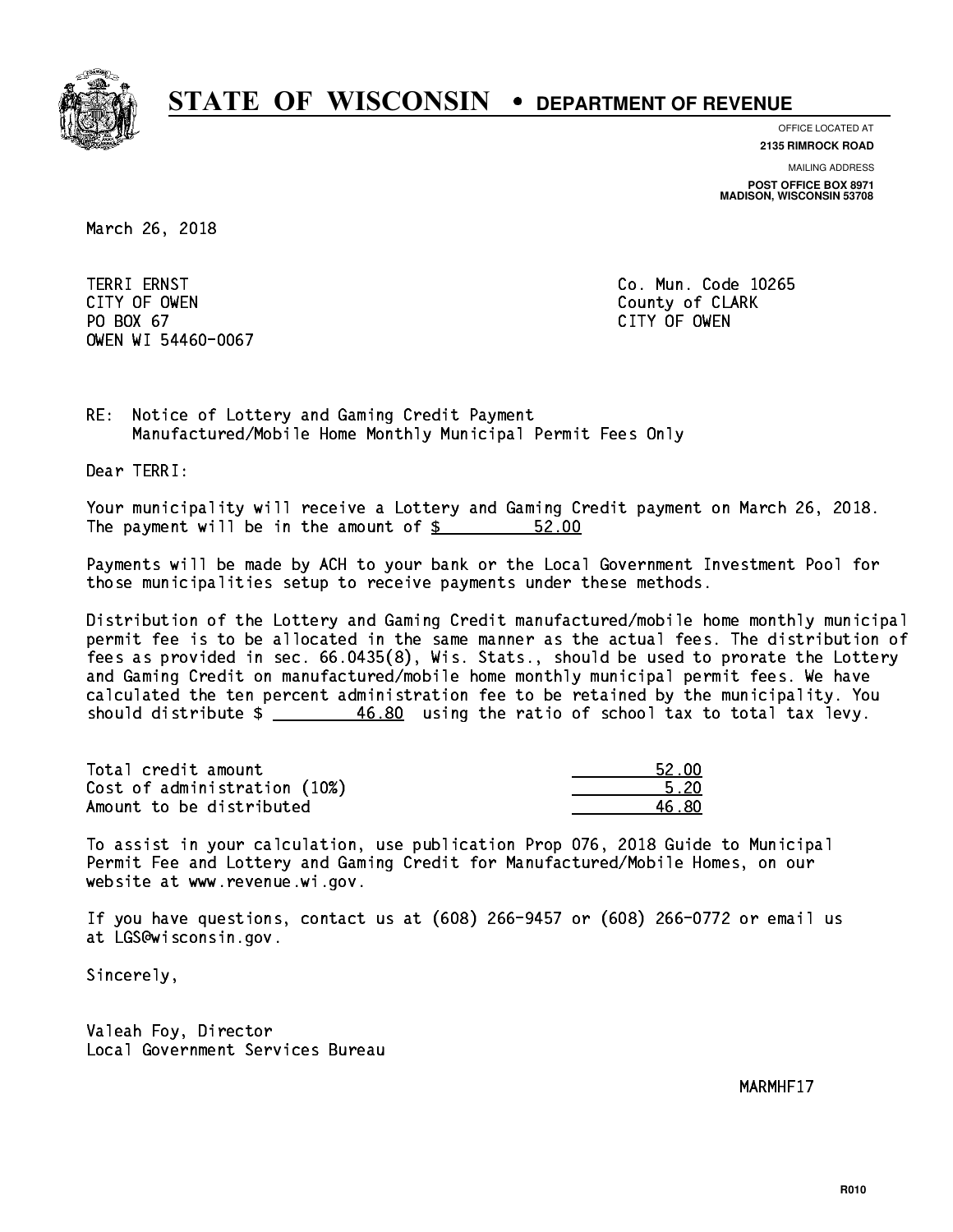# STATE OF WISCONSIN • DEPARTMENT OF REVENUE

OFFICE LOCATED AT
**2135 RIMROCK ROAD**

MAILING ADDRESS
**POST OFFICE BOX 8971**
**MADISON, WISCONSIN 53708**

March 26, 2018

TERRI ERNST
CITY OF OWEN
PO BOX 67
OWEN WI 54460-0067

Co. Mun. Code 10265
County of CLARK
CITY OF OWEN

RE: Notice of Lottery and Gaming Credit Payment
Manufactured/Mobile Home Monthly Municipal Permit Fees Only

Dear TERRI:

Your municipality will receive a Lottery and Gaming Credit payment on March 26, 2018. The payment will be in the amount of $ 52.00

Payments will be made by ACH to your bank or the Local Government Investment Pool for those municipalities setup to receive payments under these methods.

Distribution of the Lottery and Gaming Credit manufactured/mobile home monthly municipal permit fee is to be allocated in the same manner as the actual fees. The distribution of fees as provided in sec. 66.0435(8), Wis. Stats., should be used to prorate the Lottery and Gaming Credit on manufactured/mobile home monthly municipal permit fees. We have calculated the ten percent administration fee to be retained by the municipality. You should distribute $ 46.80 using the ratio of school tax to total tax levy.

| | |
|---|---|
| Total credit amount | 52.00 |
| Cost of administration (10%) | 5.20 |
| Amount to be distributed | 46.80 |

To assist in your calculation, use publication Prop 076, 2018 Guide to Municipal Permit Fee and Lottery and Gaming Credit for Manufactured/Mobile Homes, on our website at www.revenue.wi.gov.

If you have questions, contact us at (608) 266-9457 or (608) 266-0772 or email us at LGS@wisconsin.gov.

Sincerely,

Valeah Foy, Director
Local Government Services Bureau

MARMHF17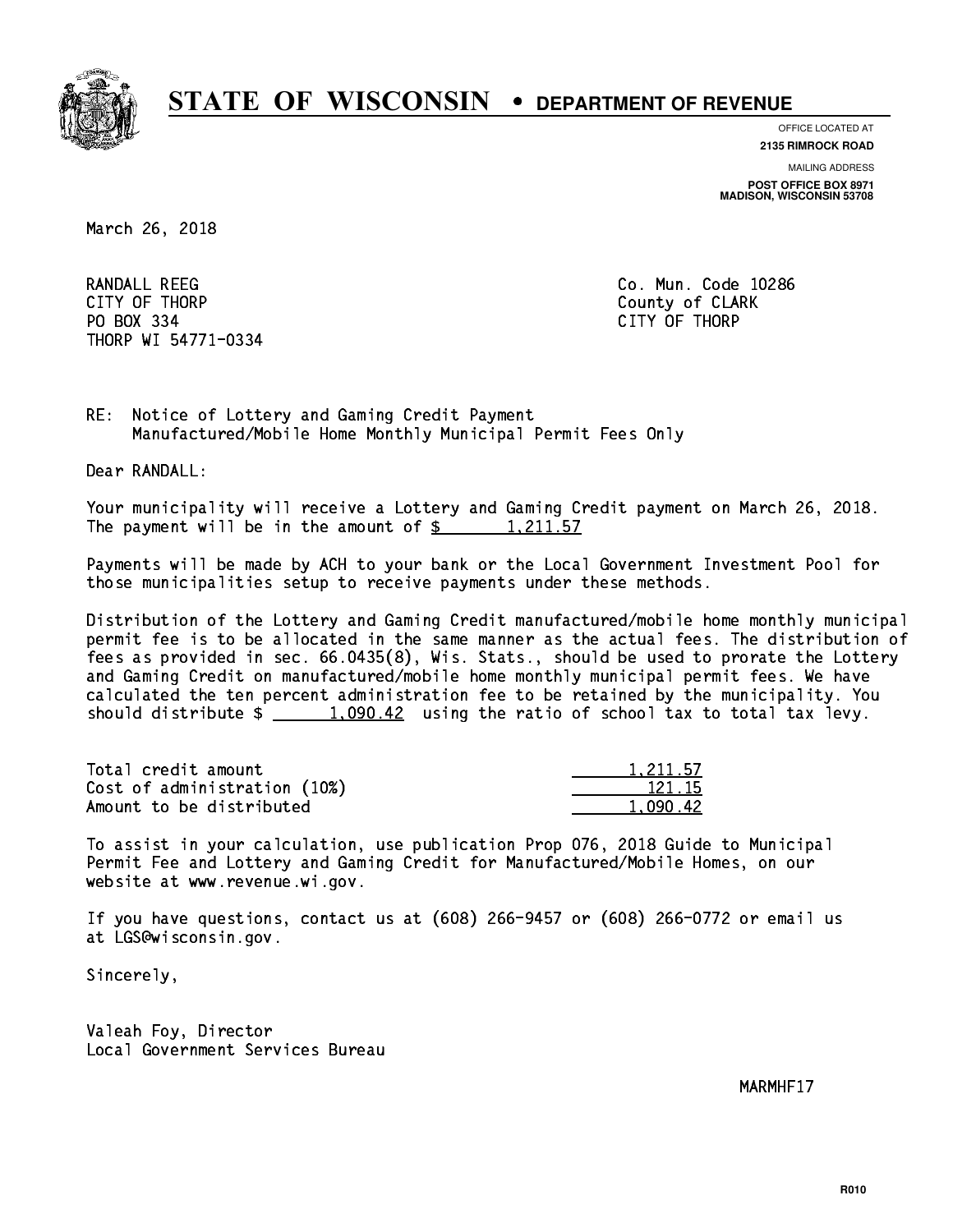# STATE OF WISCONSIN • DEPARTMENT OF REVENUE

OFFICE LOCATED AT
**2135 RIMROCK ROAD**

MAILING ADDRESS
**POST OFFICE BOX 8971**
**MADISON, WISCONSIN 53708**

March 26, 2018

RANDALL REEG
CITY OF THORP
PO BOX 334
THORP WI 54771-0334

Co. Mun. Code 10286
County of CLARK
CITY OF THORP

RE: Notice of Lottery and Gaming Credit Payment
Manufactured/Mobile Home Monthly Municipal Permit Fees Only

Dear RANDALL:

Your municipality will receive a Lottery and Gaming Credit payment on March 26, 2018. The payment will be in the amount of $ 1,211.57

Payments will be made by ACH to your bank or the Local Government Investment Pool for those municipalities setup to receive payments under these methods.

Distribution of the Lottery and Gaming Credit manufactured/mobile home monthly municipal permit fee is to be allocated in the same manner as the actual fees. The distribution of fees as provided in sec. 66.0435(8), Wis. Stats., should be used to prorate the Lottery and Gaming Credit on manufactured/mobile home monthly municipal permit fees. We have calculated the ten percent administration fee to be retained by the municipality. You should distribute $ 1,090.42 using the ratio of school tax to total tax levy.

| | |
|---|---|
| Total credit amount | 1,211.57 |
| Cost of administration (10%) | 121.15 |
| Amount to be distributed | 1,090.42 |

To assist in your calculation, use publication Prop 076, 2018 Guide to Municipal Permit Fee and Lottery and Gaming Credit for Manufactured/Mobile Homes, on our website at www.revenue.wi.gov.

If you have questions, contact us at (608) 266-9457 or (608) 266-0772 or email us at LGS@wisconsin.gov.

Sincerely,

Valeah Foy, Director
Local Government Services Bureau

MARMHF17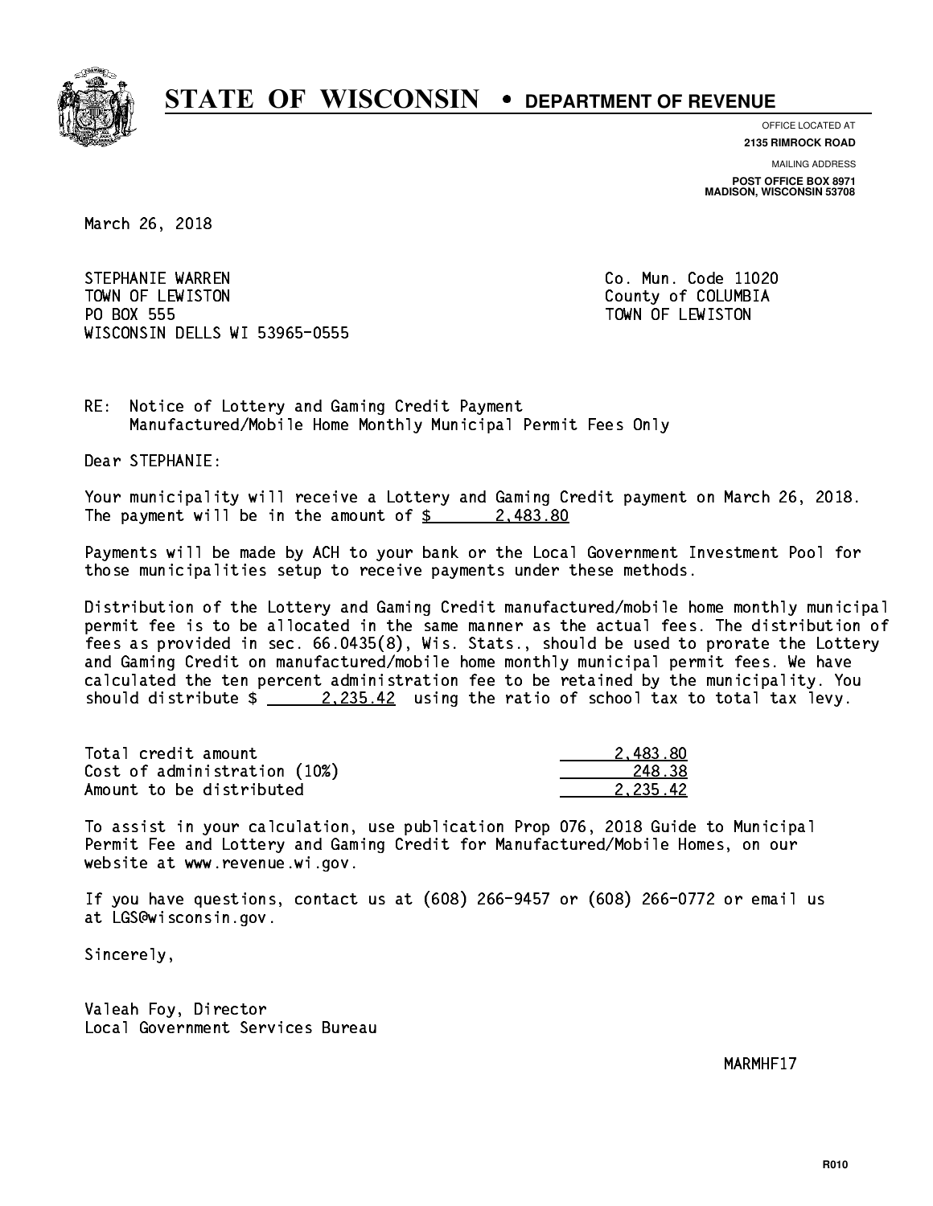# STATE OF WISCONSIN • DEPARTMENT OF REVENUE

OFFICE LOCATED AT
**2135 RIMROCK ROAD**

MAILING ADDRESS
**POST OFFICE BOX 8971**
**MADISON, WISCONSIN 53708**

March 26, 2018

STEPHANIE WARREN
TOWN OF LEWISTON
PO BOX 555
WISCONSIN DELLS WI 53965-0555

Co. Mun. Code 11020
County of COLUMBIA
TOWN OF LEWISTON

RE: Notice of Lottery and Gaming Credit Payment
Manufactured/Mobile Home Monthly Municipal Permit Fees Only

Dear STEPHANIE:

Your municipality will receive a Lottery and Gaming Credit payment on March 26, 2018. The payment will be in the amount of $ 2,483.80

Payments will be made by ACH to your bank or the Local Government Investment Pool for those municipalities setup to receive payments under these methods.

Distribution of the Lottery and Gaming Credit manufactured/mobile home monthly municipal permit fee is to be allocated in the same manner as the actual fees. The distribution of fees as provided in sec. 66.0435(8), Wis. Stats., should be used to prorate the Lottery and Gaming Credit on manufactured/mobile home monthly municipal permit fees. We have calculated the ten percent administration fee to be retained by the municipality. You should distribute $ 2,235.42 using the ratio of school tax to total tax levy.

| | |
|---|---|
| Total credit amount | 2,483.80 |
| Cost of administration (10%) | 248.38 |
| Amount to be distributed | 2,235.42 |

To assist in your calculation, use publication Prop 076, 2018 Guide to Municipal Permit Fee and Lottery and Gaming Credit for Manufactured/Mobile Homes, on our website at www.revenue.wi.gov.

If you have questions, contact us at (608) 266-9457 or (608) 266-0772 or email us at LGS@wisconsin.gov.

Sincerely,

Valeah Foy, Director
Local Government Services Bureau

MARMHF17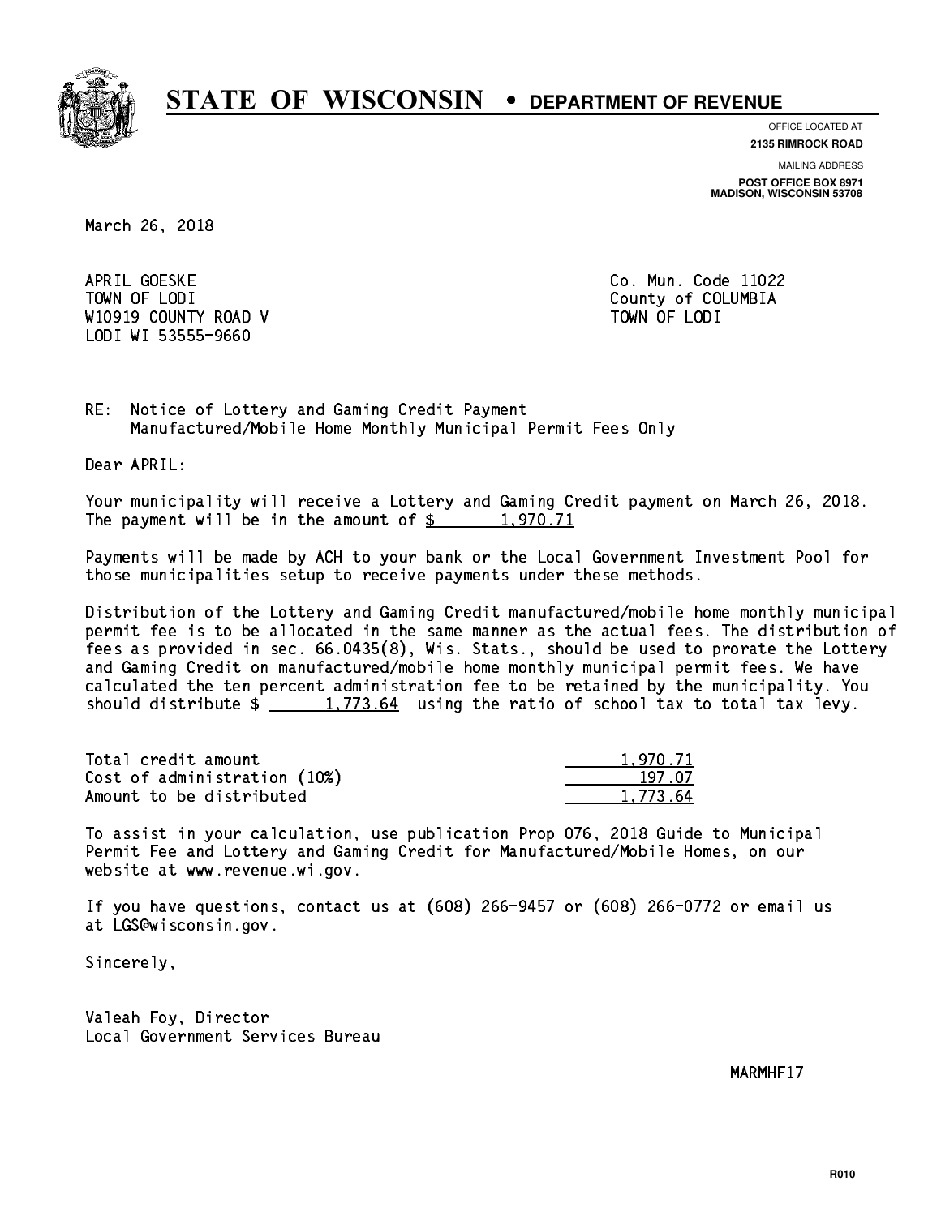# STATE OF WISCONSIN • DEPARTMENT OF REVENUE

OFFICE LOCATED AT
**2135 RIMROCK ROAD**

MAILING ADDRESS
**POST OFFICE BOX 8971**
**MADISON, WISCONSIN 53708**

March 26, 2018

APRIL GOESKE
TOWN OF LODI
W10919 COUNTY ROAD V
LODI WI 53555-9660

Co. Mun. Code 11022
County of COLUMBIA
TOWN OF LODI

RE: Notice of Lottery and Gaming Credit Payment
Manufactured/Mobile Home Monthly Municipal Permit Fees Only

Dear APRIL:

Your municipality will receive a Lottery and Gaming Credit payment on March 26, 2018. The payment will be in the amount of $ 1,970.71

Payments will be made by ACH to your bank or the Local Government Investment Pool for those municipalities setup to receive payments under these methods.

Distribution of the Lottery and Gaming Credit manufactured/mobile home monthly municipal permit fee is to be allocated in the same manner as the actual fees. The distribution of fees as provided in sec. 66.0435(8), Wis. Stats., should be used to prorate the Lottery and Gaming Credit on manufactured/mobile home monthly municipal permit fees. We have calculated the ten percent administration fee to be retained by the municipality. You should distribute $ 1,773.64 using the ratio of school tax to total tax levy.

| | |
|---|---|
| Total credit amount | 1,970.71 |
| Cost of administration (10%) | 197.07 |
| Amount to be distributed | 1,773.64 |

To assist in your calculation, use publication Prop 076, 2018 Guide to Municipal Permit Fee and Lottery and Gaming Credit for Manufactured/Mobile Homes, on our website at www.revenue.wi.gov.

If you have questions, contact us at (608) 266-9457 or (608) 266-0772 or email us at LGS@wisconsin.gov.

Sincerely,

Valeah Foy, Director
Local Government Services Bureau

MARMHF17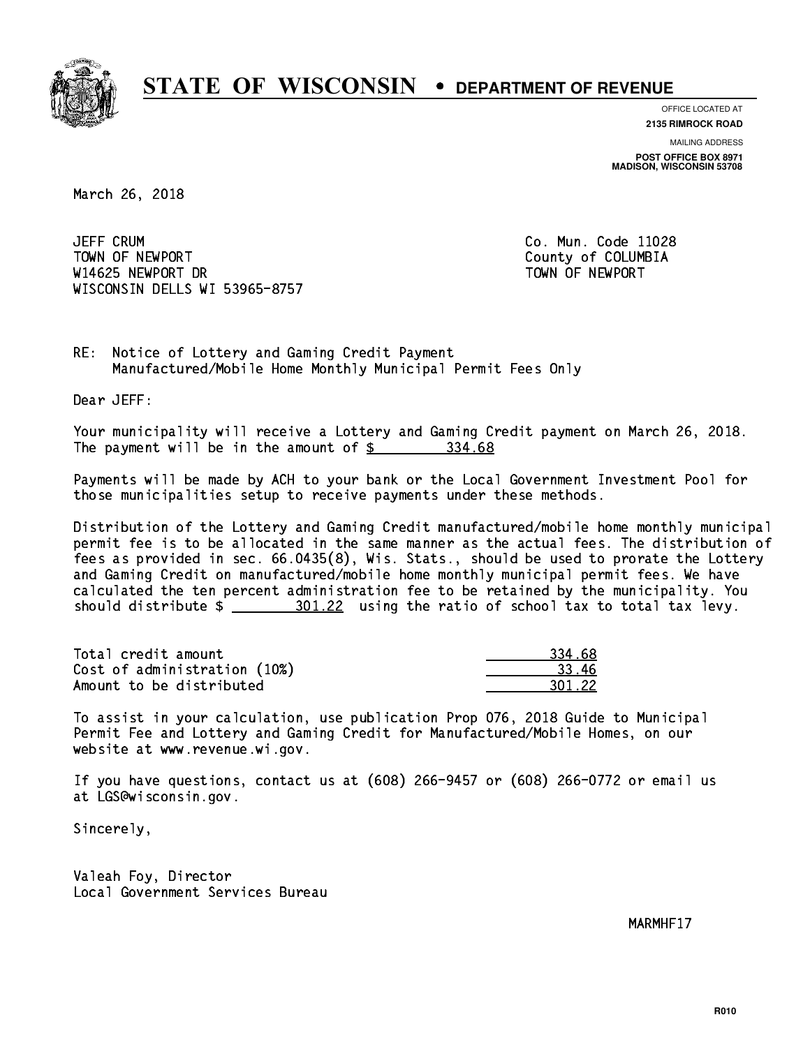# STATE OF WISCONSIN • DEPARTMENT OF REVENUE

OFFICE LOCATED AT
**2135 RIMROCK ROAD**

MAILING ADDRESS
**POST OFFICE BOX 8971**
**MADISON, WISCONSIN 53708**

March 26, 2018

JEFF CRUM
TOWN OF NEWPORT
W14625 NEWPORT DR
WISCONSIN DELLS WI 53965-8757

Co. Mun. Code 11028
County of COLUMBIA
TOWN OF NEWPORT

RE: Notice of Lottery and Gaming Credit Payment
Manufactured/Mobile Home Monthly Municipal Permit Fees Only

Dear JEFF:

Your municipality will receive a Lottery and Gaming Credit payment on March 26, 2018. The payment will be in the amount of $ 334.68

Payments will be made by ACH to your bank or the Local Government Investment Pool for those municipalities setup to receive payments under these methods.

Distribution of the Lottery and Gaming Credit manufactured/mobile home monthly municipal permit fee is to be allocated in the same manner as the actual fees. The distribution of fees as provided in sec. 66.0435(8), Wis. Stats., should be used to prorate the Lottery and Gaming Credit on manufactured/mobile home monthly municipal permit fees. We have calculated the ten percent administration fee to be retained by the municipality. You should distribute $ 301.22 using the ratio of school tax to total tax levy.

| | |
|---|---|
| Total credit amount | 334.68 |
| Cost of administration (10%) | 33.46 |
| Amount to be distributed | 301.22 |

To assist in your calculation, use publication Prop 076, 2018 Guide to Municipal Permit Fee and Lottery and Gaming Credit for Manufactured/Mobile Homes, on our website at www.revenue.wi.gov.

If you have questions, contact us at (608) 266-9457 or (608) 266-0772 or email us at LGS@wisconsin.gov.

Sincerely,

Valeah Foy, Director
Local Government Services Bureau

MARMHF17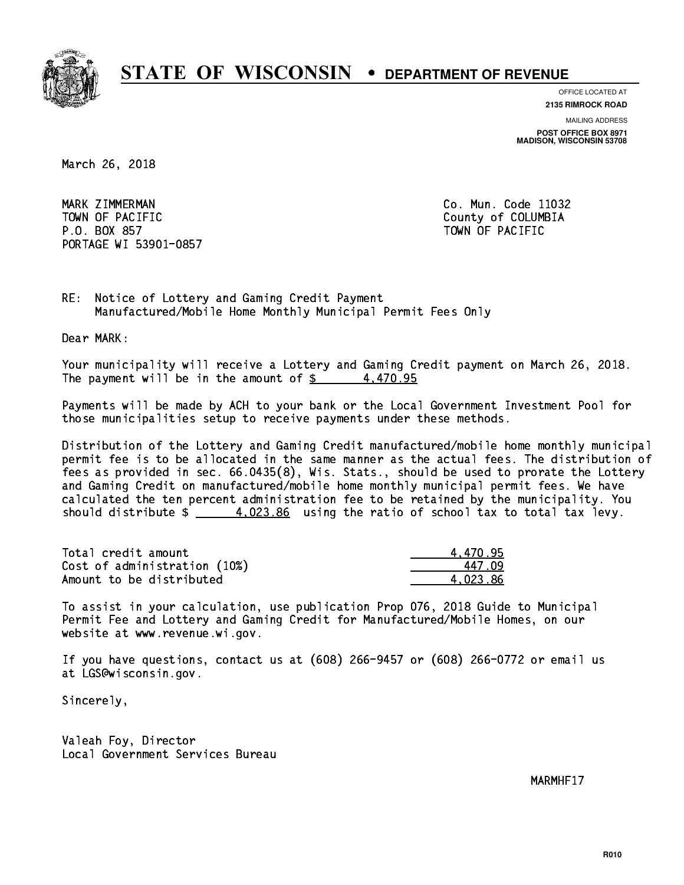# STATE OF WISCONSIN • DEPARTMENT OF REVENUE

OFFICE LOCATED AT
**2135 RIMROCK ROAD**

MAILING ADDRESS
**POST OFFICE BOX 8971**
**MADISON, WISCONSIN 53708**

March 26, 2018

MARK ZIMMERMAN
TOWN OF PACIFIC
P.O. BOX 857
PORTAGE WI 53901-0857

Co. Mun. Code 11032
County of COLUMBIA
TOWN OF PACIFIC

RE: Notice of Lottery and Gaming Credit Payment
Manufactured/Mobile Home Monthly Municipal Permit Fees Only

Dear MARK:

Your municipality will receive a Lottery and Gaming Credit payment on March 26, 2018. The payment will be in the amount of $ 4,470.95

Payments will be made by ACH to your bank or the Local Government Investment Pool for those municipalities setup to receive payments under these methods.

Distribution of the Lottery and Gaming Credit manufactured/mobile home monthly municipal permit fee is to be allocated in the same manner as the actual fees. The distribution of fees as provided in sec. 66.0435(8), Wis. Stats., should be used to prorate the Lottery and Gaming Credit on manufactured/mobile home monthly municipal permit fees. We have calculated the ten percent administration fee to be retained by the municipality. You should distribute $ 4,023.86 using the ratio of school tax to total tax levy.

| | |
|---|---|
| Total credit amount | 4,470.95 |
| Cost of administration (10%) | 447.09 |
| Amount to be distributed | 4,023.86 |

To assist in your calculation, use publication Prop 076, 2018 Guide to Municipal Permit Fee and Lottery and Gaming Credit for Manufactured/Mobile Homes, on our website at www.revenue.wi.gov.

If you have questions, contact us at (608) 266-9457 or (608) 266-0772 or email us at LGS@wisconsin.gov.

Sincerely,

Valeah Foy, Director
Local Government Services Bureau

MARMHF17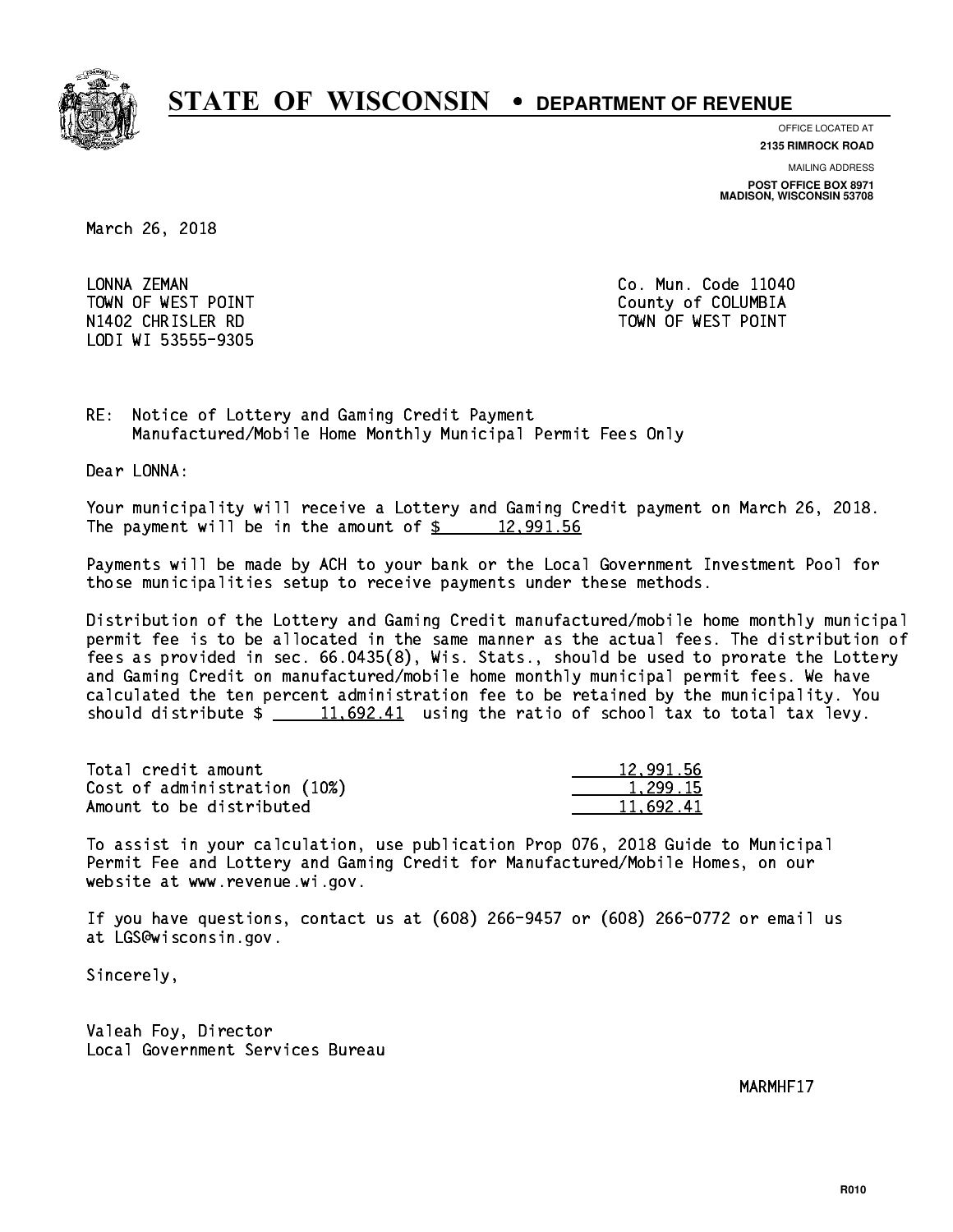# STATE OF WISCONSIN • DEPARTMENT OF REVENUE

OFFICE LOCATED AT
**2135 RIMROCK ROAD**

MAILING ADDRESS
**POST OFFICE BOX 8971**
**MADISON, WISCONSIN 53708**

March 26, 2018

LONNA ZEMAN
TOWN OF WEST POINT
N1402 CHRISLER RD
LODI WI 53555-9305

Co. Mun. Code 11040
County of COLUMBIA
TOWN OF WEST POINT

RE: Notice of Lottery and Gaming Credit Payment
Manufactured/Mobile Home Monthly Municipal Permit Fees Only

Dear LONNA:

Your municipality will receive a Lottery and Gaming Credit payment on March 26, 2018. The payment will be in the amount of $ 12,991.56

Payments will be made by ACH to your bank or the Local Government Investment Pool for those municipalities setup to receive payments under these methods.

Distribution of the Lottery and Gaming Credit manufactured/mobile home monthly municipal permit fee is to be allocated in the same manner as the actual fees. The distribution of fees as provided in sec. 66.0435(8), Wis. Stats., should be used to prorate the Lottery and Gaming Credit on manufactured/mobile home monthly municipal permit fees. We have calculated the ten percent administration fee to be retained by the municipality. You should distribute $ 11,692.41 using the ratio of school tax to total tax levy.

| | |
|---|---|
| Total credit amount | 12,991.56 |
| Cost of administration (10%) | 1,299.15 |
| Amount to be distributed | 11,692.41 |

To assist in your calculation, use publication Prop 076, 2018 Guide to Municipal Permit Fee and Lottery and Gaming Credit for Manufactured/Mobile Homes, on our website at www.revenue.wi.gov.

If you have questions, contact us at (608) 266-9457 or (608) 266-0772 or email us at LGS@wisconsin.gov.

Sincerely,

Valeah Foy, Director
Local Government Services Bureau

MARMHF17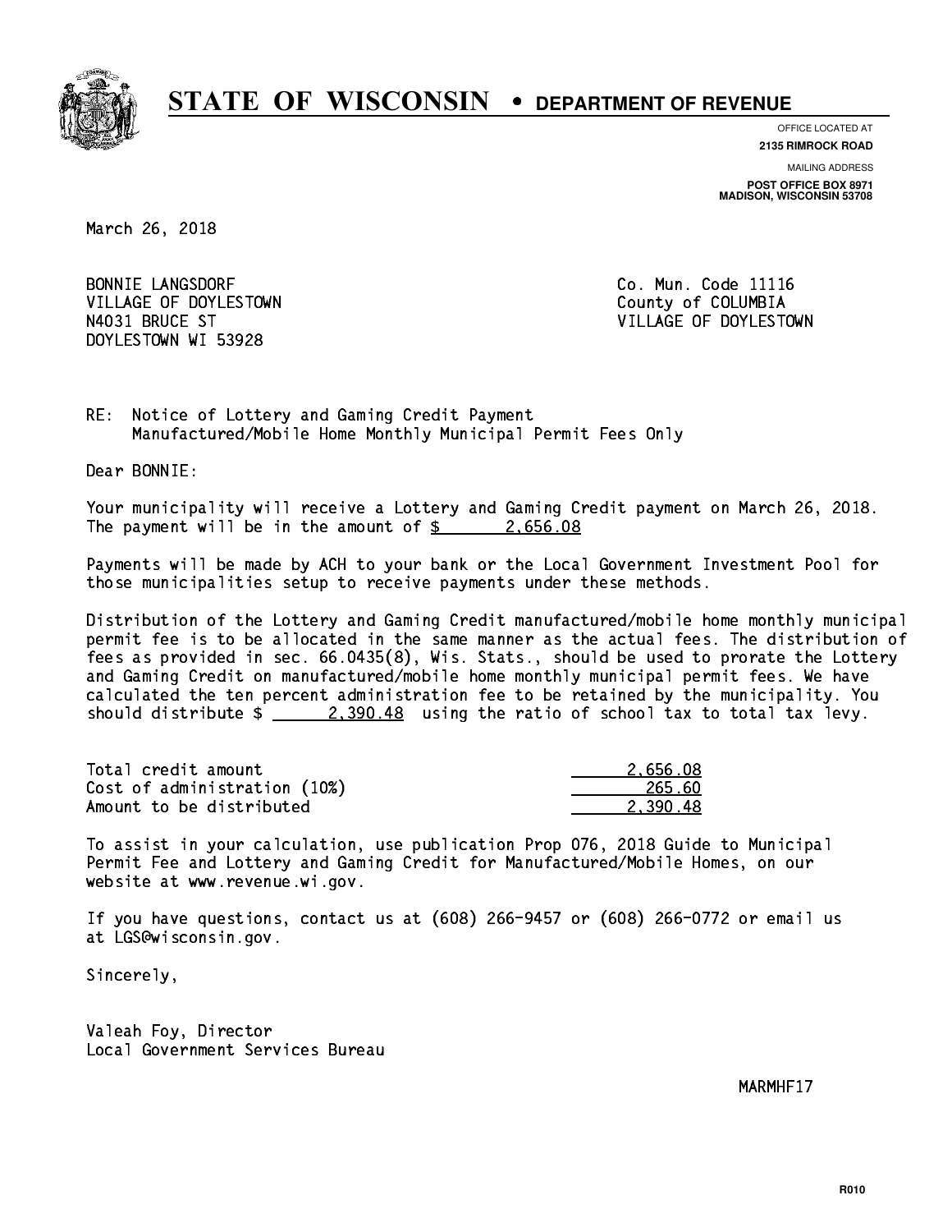# STATE OF WISCONSIN • DEPARTMENT OF REVENUE

OFFICE LOCATED AT
**2135 RIMROCK ROAD**

MAILING ADDRESS
**POST OFFICE BOX 8971**
**MADISON, WISCONSIN 53708**

March 26, 2018

BONNIE LANGSDORF
VILLAGE OF DOYLESTOWN
N4031 BRUCE ST
DOYLESTOWN WI 53928

Co. Mun. Code 11116
County of COLUMBIA
VILLAGE OF DOYLESTOWN

RE: Notice of Lottery and Gaming Credit Payment
Manufactured/Mobile Home Monthly Municipal Permit Fees Only

Dear BONNIE:

Your municipality will receive a Lottery and Gaming Credit payment on March 26, 2018. The payment will be in the amount of $ 2,656.08

Payments will be made by ACH to your bank or the Local Government Investment Pool for those municipalities setup to receive payments under these methods.

Distribution of the Lottery and Gaming Credit manufactured/mobile home monthly municipal permit fee is to be allocated in the same manner as the actual fees. The distribution of fees as provided in sec. 66.0435(8), Wis. Stats., should be used to prorate the Lottery and Gaming Credit on manufactured/mobile home monthly municipal permit fees. We have calculated the ten percent administration fee to be retained by the municipality. You should distribute $ 2,390.48 using the ratio of school tax to total tax levy.

| | |
|---|---|
| Total credit amount | 2,656.08 |
| Cost of administration (10%) | 265.60 |
| Amount to be distributed | 2,390.48 |

To assist in your calculation, use publication Prop 076, 2018 Guide to Municipal Permit Fee and Lottery and Gaming Credit for Manufactured/Mobile Homes, on our website at www.revenue.wi.gov.

If you have questions, contact us at (608) 266-9457 or (608) 266-0772 or email us at LGS@wisconsin.gov.

Sincerely,

Valeah Foy, Director
Local Government Services Bureau

MARMHF17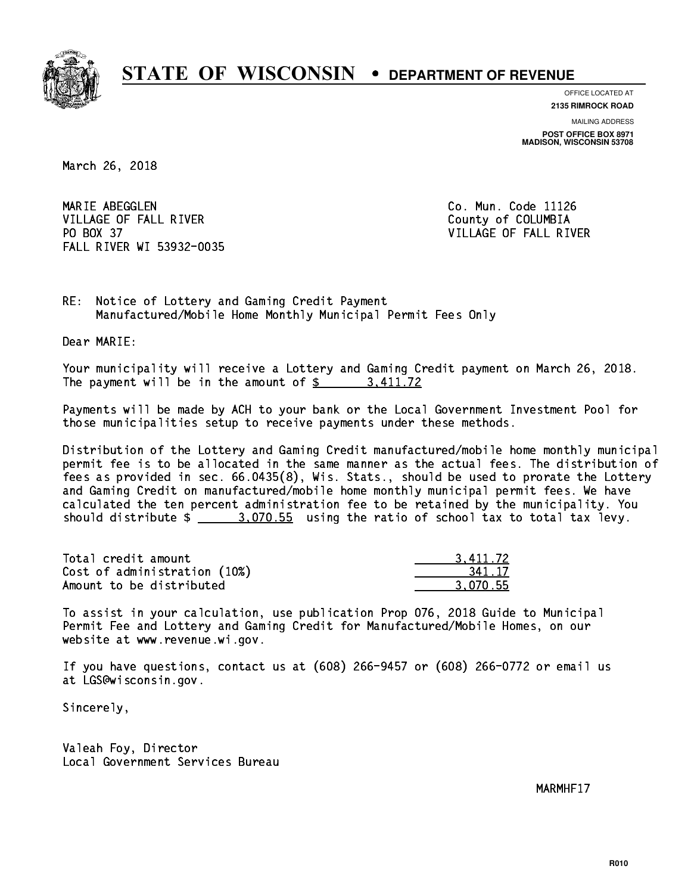# STATE OF WISCONSIN • DEPARTMENT OF REVENUE

OFFICE LOCATED AT
**2135 RIMROCK ROAD**

MAILING ADDRESS
**POST OFFICE BOX 8971**
**MADISON, WISCONSIN 53708**

March 26, 2018

MARIE ABEGGLEN
VILLAGE OF FALL RIVER
PO BOX 37
FALL RIVER WI 53932-0035

Co. Mun. Code 11126
County of COLUMBIA
VILLAGE OF FALL RIVER

RE: Notice of Lottery and Gaming Credit Payment
Manufactured/Mobile Home Monthly Municipal Permit Fees Only

Dear MARIE:

Your municipality will receive a Lottery and Gaming Credit payment on March 26, 2018. The payment will be in the amount of $ 3,411.72

Payments will be made by ACH to your bank or the Local Government Investment Pool for those municipalities setup to receive payments under these methods.

Distribution of the Lottery and Gaming Credit manufactured/mobile home monthly municipal permit fee is to be allocated in the same manner as the actual fees. The distribution of fees as provided in sec. 66.0435(8), Wis. Stats., should be used to prorate the Lottery and Gaming Credit on manufactured/mobile home monthly municipal permit fees. We have calculated the ten percent administration fee to be retained by the municipality. You should distribute $ 3,070.55 using the ratio of school tax to total tax levy.

| | |
|---|---|
| Total credit amount | 3,411.72 |
| Cost of administration (10%) | 341.17 |
| Amount to be distributed | 3,070.55 |

To assist in your calculation, use publication Prop 076, 2018 Guide to Municipal Permit Fee and Lottery and Gaming Credit for Manufactured/Mobile Homes, on our website at www.revenue.wi.gov.

If you have questions, contact us at (608) 266-9457 or (608) 266-0772 or email us at LGS@wisconsin.gov.

Sincerely,

Valeah Foy, Director
Local Government Services Bureau

MARMHF17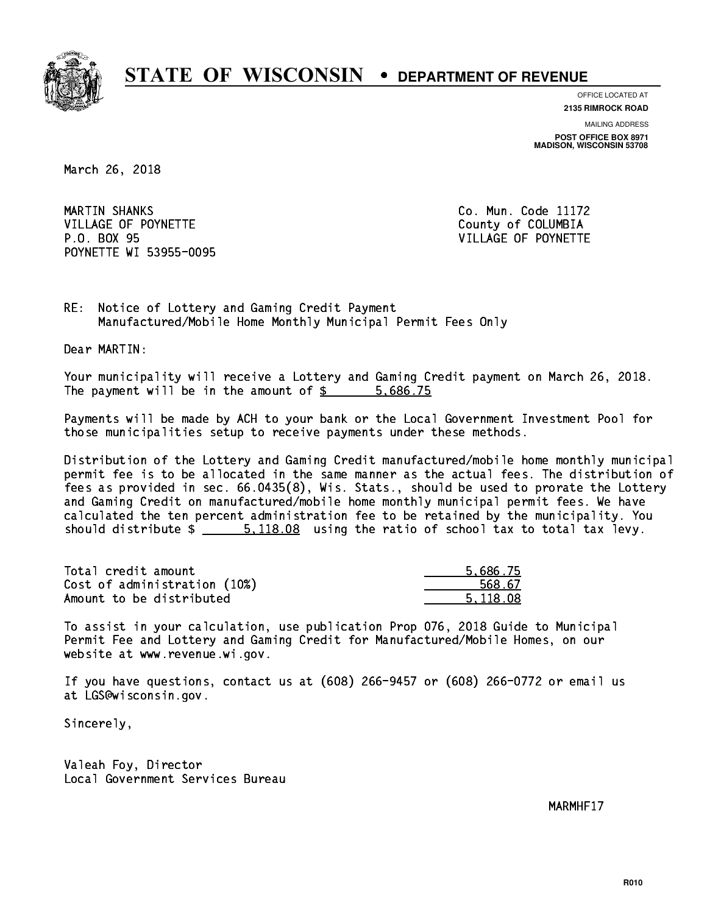# STATE OF WISCONSIN • DEPARTMENT OF REVENUE

OFFICE LOCATED AT
**2135 RIMROCK ROAD**

MAILING ADDRESS
**POST OFFICE BOX 8971**
**MADISON, WISCONSIN 53708**

March 26, 2018

MARTIN SHANKS
VILLAGE OF POYNETTE
P.O. BOX 95
POYNETTE WI 53955-0095

Co. Mun. Code 11172
County of COLUMBIA
VILLAGE OF POYNETTE

RE: Notice of Lottery and Gaming Credit Payment
Manufactured/Mobile Home Monthly Municipal Permit Fees Only

Dear MARTIN:

Your municipality will receive a Lottery and Gaming Credit payment on March 26, 2018. The payment will be in the amount of $ 5,686.75

Payments will be made by ACH to your bank or the Local Government Investment Pool for those municipalities setup to receive payments under these methods.

Distribution of the Lottery and Gaming Credit manufactured/mobile home monthly municipal permit fee is to be allocated in the same manner as the actual fees. The distribution of fees as provided in sec. 66.0435(8), Wis. Stats., should be used to prorate the Lottery and Gaming Credit on manufactured/mobile home monthly municipal permit fees. We have calculated the ten percent administration fee to be retained by the municipality. You should distribute $ 5,118.08 using the ratio of school tax to total tax levy.

| | |
|---|---|
| Total credit amount | 5,686.75 |
| Cost of administration (10%) | 568.67 |
| Amount to be distributed | 5,118.08 |

To assist in your calculation, use publication Prop 076, 2018 Guide to Municipal Permit Fee and Lottery and Gaming Credit for Manufactured/Mobile Homes, on our website at www.revenue.wi.gov.

If you have questions, contact us at (608) 266-9457 or (608) 266-0772 or email us at LGS@wisconsin.gov.

Sincerely,

Valeah Foy, Director
Local Government Services Bureau

MARMHF17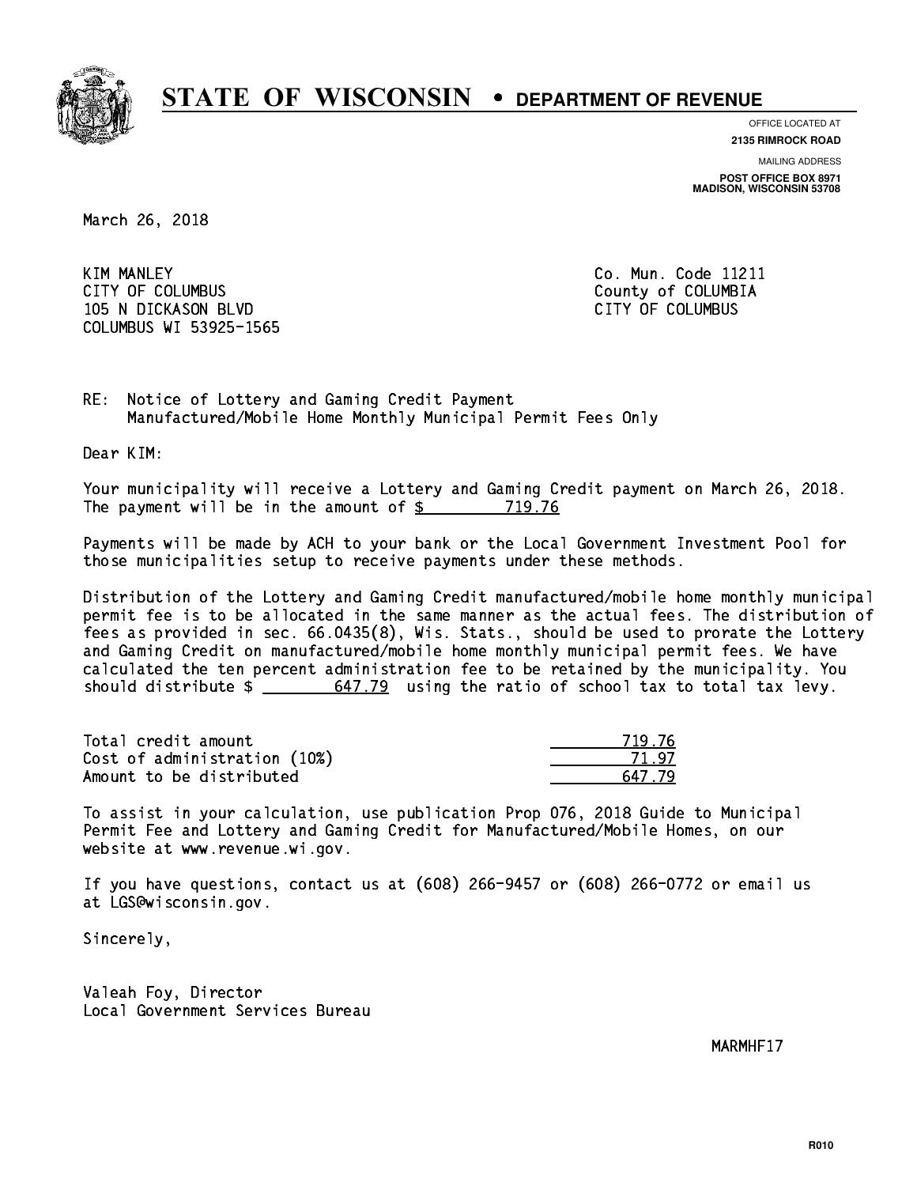# STATE OF WISCONSIN • DEPARTMENT OF REVENUE

OFFICE LOCATED AT
**2135 RIMROCK ROAD**

MAILING ADDRESS
**POST OFFICE BOX 8971**
**MADISON, WISCONSIN 53708**

March 26, 2018

KIM MANLEY
CITY OF COLUMBUS
105 N DICKASON BLVD
COLUMBUS WI 53925-1565

Co. Mun. Code 11211
County of COLUMBIA
CITY OF COLUMBUS

RE: Notice of Lottery and Gaming Credit Payment
Manufactured/Mobile Home Monthly Municipal Permit Fees Only

Dear KIM:

Your municipality will receive a Lottery and Gaming Credit payment on March 26, 2018. The payment will be in the amount of $ 719.76

Payments will be made by ACH to your bank or the Local Government Investment Pool for those municipalities setup to receive payments under these methods.

Distribution of the Lottery and Gaming Credit manufactured/mobile home monthly municipal permit fee is to be allocated in the same manner as the actual fees. The distribution of fees as provided in sec. 66.0435(8), Wis. Stats., should be used to prorate the Lottery and Gaming Credit on manufactured/mobile home monthly municipal permit fees. We have calculated the ten percent administration fee to be retained by the municipality. You should distribute $ 647.79 using the ratio of school tax to total tax levy.

| | |
|---|---|
| Total credit amount | 719.76 |
| Cost of administration (10%) | 71.97 |
| Amount to be distributed | 647.79 |

To assist in your calculation, use publication Prop 076, 2018 Guide to Municipal Permit Fee and Lottery and Gaming Credit for Manufactured/Mobile Homes, on our website at www.revenue.wi.gov.

If you have questions, contact us at (608) 266-9457 or (608) 266-0772 or email us at LGS@wisconsin.gov.

Sincerely,

Valeah Foy, Director
Local Government Services Bureau

MARMHF17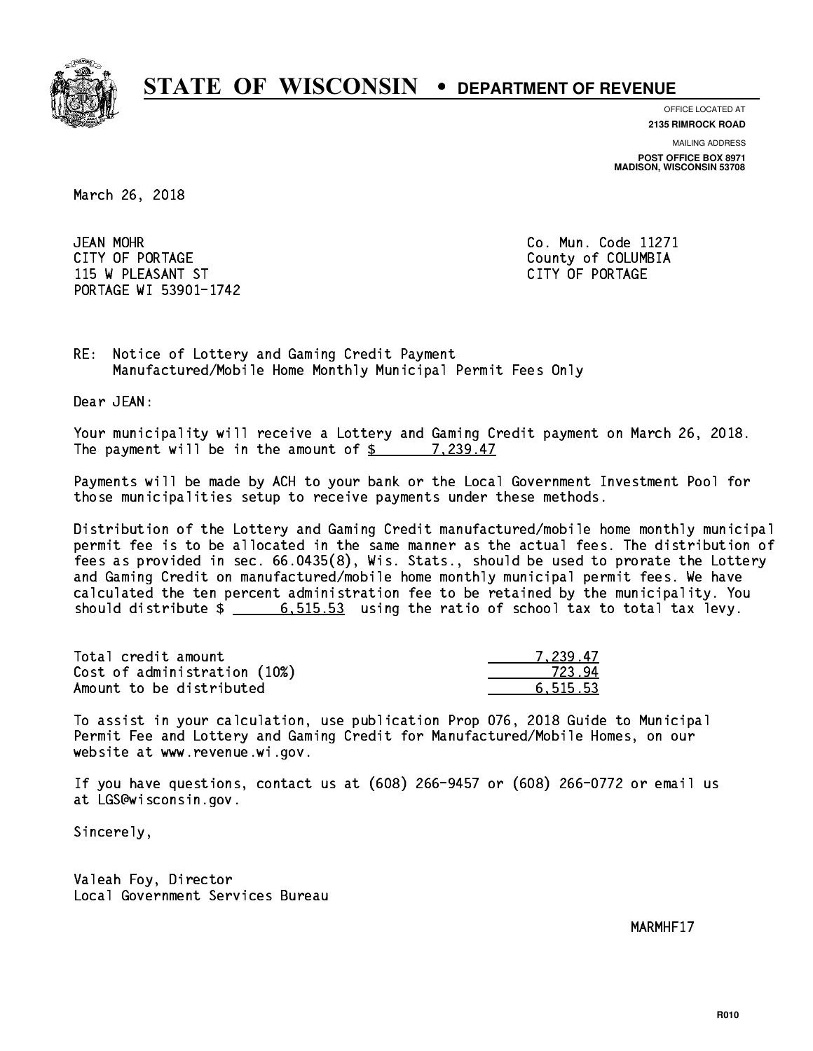# STATE OF WISCONSIN • DEPARTMENT OF REVENUE

OFFICE LOCATED AT
**2135 RIMROCK ROAD**

MAILING ADDRESS
**POST OFFICE BOX 8971**
**MADISON, WISCONSIN 53708**

March 26, 2018

JEAN MOHR
CITY OF PORTAGE
115 W PLEASANT ST
PORTAGE WI 53901-1742

Co. Mun. Code 11271
County of COLUMBIA
CITY OF PORTAGE

RE: Notice of Lottery and Gaming Credit Payment
Manufactured/Mobile Home Monthly Municipal Permit Fees Only

Dear JEAN:

Your municipality will receive a Lottery and Gaming Credit payment on March 26, 2018. The payment will be in the amount of $ 7,239.47

Payments will be made by ACH to your bank or the Local Government Investment Pool for those municipalities setup to receive payments under these methods.

Distribution of the Lottery and Gaming Credit manufactured/mobile home monthly municipal permit fee is to be allocated in the same manner as the actual fees. The distribution of fees as provided in sec. 66.0435(8), Wis. Stats., should be used to prorate the Lottery and Gaming Credit on manufactured/mobile home monthly municipal permit fees. We have calculated the ten percent administration fee to be retained by the municipality. You should distribute $ 6,515.53 using the ratio of school tax to total tax levy.

| | |
|---|---|
| Total credit amount | 7,239.47 |
| Cost of administration (10%) | 723.94 |
| Amount to be distributed | 6,515.53 |

To assist in your calculation, use publication Prop 076, 2018 Guide to Municipal Permit Fee and Lottery and Gaming Credit for Manufactured/Mobile Homes, on our website at www.revenue.wi.gov.

If you have questions, contact us at (608) 266-9457 or (608) 266-0772 or email us at LGS@wisconsin.gov.

Sincerely,

Valeah Foy, Director
Local Government Services Bureau

MARMHF17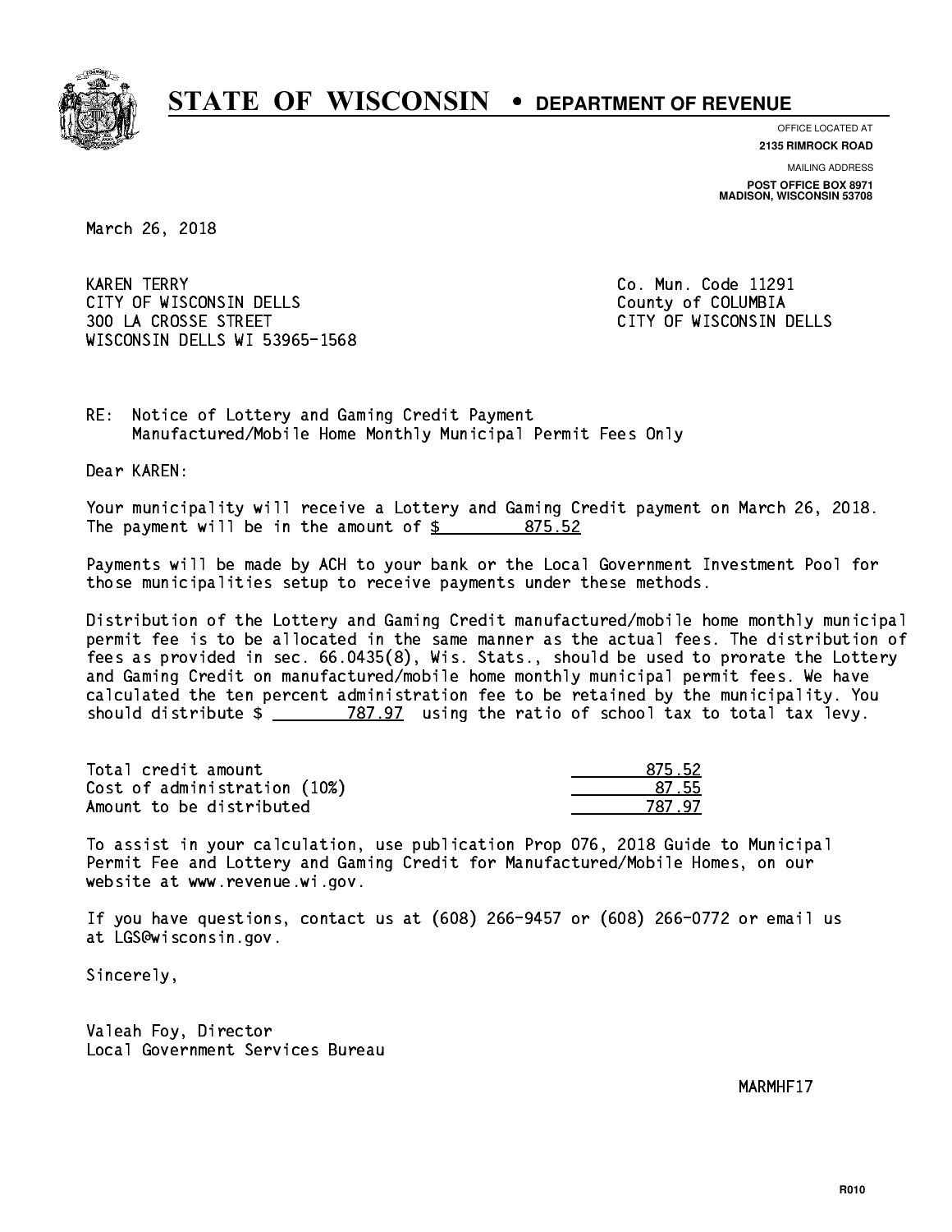# STATE OF WISCONSIN • DEPARTMENT OF REVENUE

OFFICE LOCATED AT
**2135 RIMROCK ROAD**

MAILING ADDRESS
**POST OFFICE BOX 8971**
**MADISON, WISCONSIN 53708**

March 26, 2018

KAREN TERRY
CITY OF WISCONSIN DELLS
300 LA CROSSE STREET
WISCONSIN DELLS WI 53965-1568

Co. Mun. Code 11291
County of COLUMBIA
CITY OF WISCONSIN DELLS

RE: Notice of Lottery and Gaming Credit Payment
Manufactured/Mobile Home Monthly Municipal Permit Fees Only

Dear KAREN:

Your municipality will receive a Lottery and Gaming Credit payment on March 26, 2018. The payment will be in the amount of $ 875.52

Payments will be made by ACH to your bank or the Local Government Investment Pool for those municipalities setup to receive payments under these methods.

Distribution of the Lottery and Gaming Credit manufactured/mobile home monthly municipal permit fee is to be allocated in the same manner as the actual fees. The distribution of fees as provided in sec. 66.0435(8), Wis. Stats., should be used to prorate the Lottery and Gaming Credit on manufactured/mobile home monthly municipal permit fees. We have calculated the ten percent administration fee to be retained by the municipality. You should distribute $ 787.97 using the ratio of school tax to total tax levy.

| | |
|---|---|
| Total credit amount | 875.52 |
| Cost of administration (10%) | 87.55 |
| Amount to be distributed | 787.97 |

To assist in your calculation, use publication Prop 076, 2018 Guide to Municipal Permit Fee and Lottery and Gaming Credit for Manufactured/Mobile Homes, on our website at www.revenue.wi.gov.

If you have questions, contact us at (608) 266-9457 or (608) 266-0772 or email us at LGS@wisconsin.gov.

Sincerely,

Valeah Foy, Director
Local Government Services Bureau

MARMHF17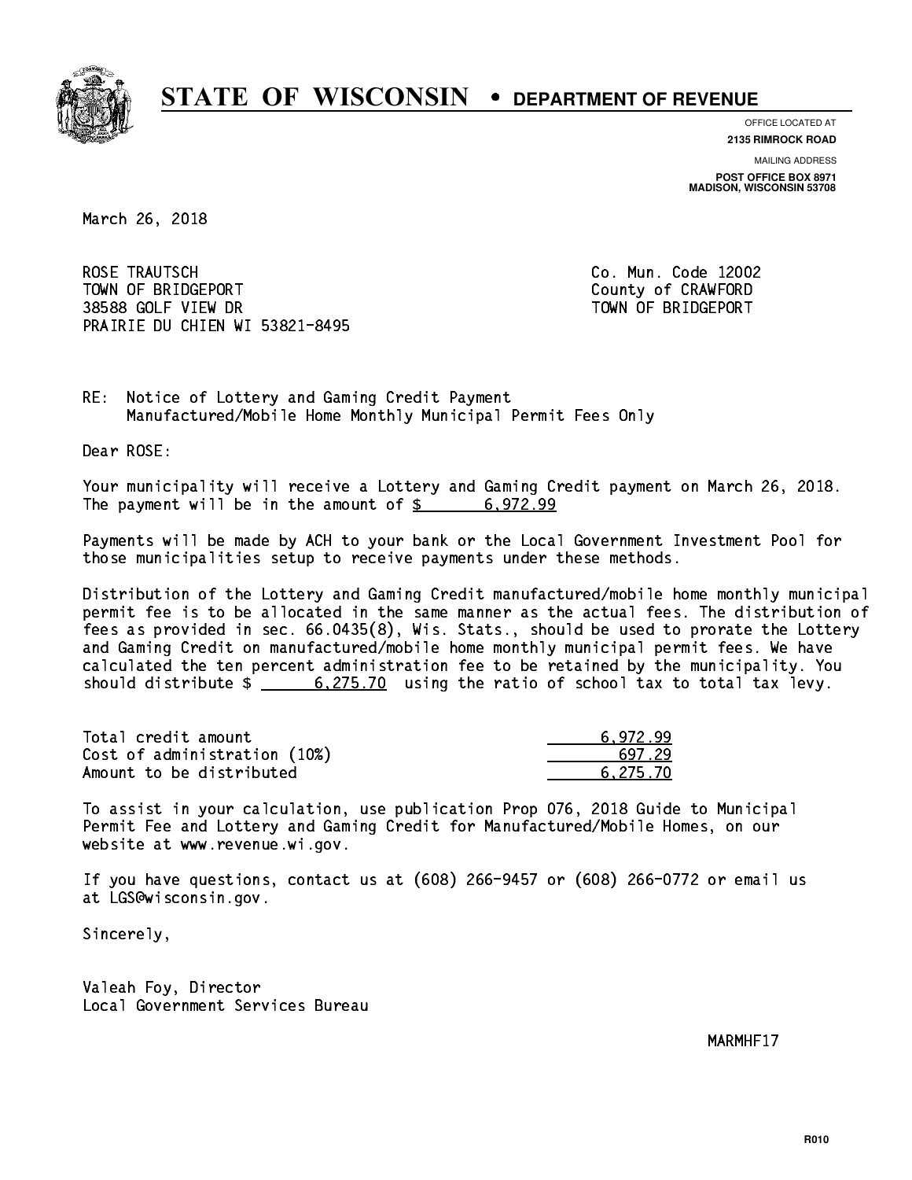# STATE OF WISCONSIN • DEPARTMENT OF REVENUE

OFFICE LOCATED AT
**2135 RIMROCK ROAD**

MAILING ADDRESS
**POST OFFICE BOX 8971**
**MADISON, WISCONSIN 53708**

March 26, 2018

ROSE TRAUTSCH
TOWN OF BRIDGEPORT
38588 GOLF VIEW DR
PRAIRIE DU CHIEN WI 53821-8495

Co. Mun. Code 12002
County of CRAWFORD
TOWN OF BRIDGEPORT

RE: Notice of Lottery and Gaming Credit Payment
Manufactured/Mobile Home Monthly Municipal Permit Fees Only

Dear ROSE:

Your municipality will receive a Lottery and Gaming Credit payment on March 26, 2018. The payment will be in the amount of $ 6,972.99

Payments will be made by ACH to your bank or the Local Government Investment Pool for those municipalities setup to receive payments under these methods.

Distribution of the Lottery and Gaming Credit manufactured/mobile home monthly municipal permit fee is to be allocated in the same manner as the actual fees. The distribution of fees as provided in sec. 66.0435(8), Wis. Stats., should be used to prorate the Lottery and Gaming Credit on manufactured/mobile home monthly municipal permit fees. We have calculated the ten percent administration fee to be retained by the municipality. You should distribute $ 6,275.70 using the ratio of school tax to total tax levy.

| | |
|---|---|
| Total credit amount | 6,972.99 |
| Cost of administration (10%) | 697.29 |
| Amount to be distributed | 6,275.70 |

To assist in your calculation, use publication Prop 076, 2018 Guide to Municipal Permit Fee and Lottery and Gaming Credit for Manufactured/Mobile Homes, on our website at www.revenue.wi.gov.

If you have questions, contact us at (608) 266-9457 or (608) 266-0772 or email us at LGS@wisconsin.gov.

Sincerely,

Valeah Foy, Director
Local Government Services Bureau

MARMHF17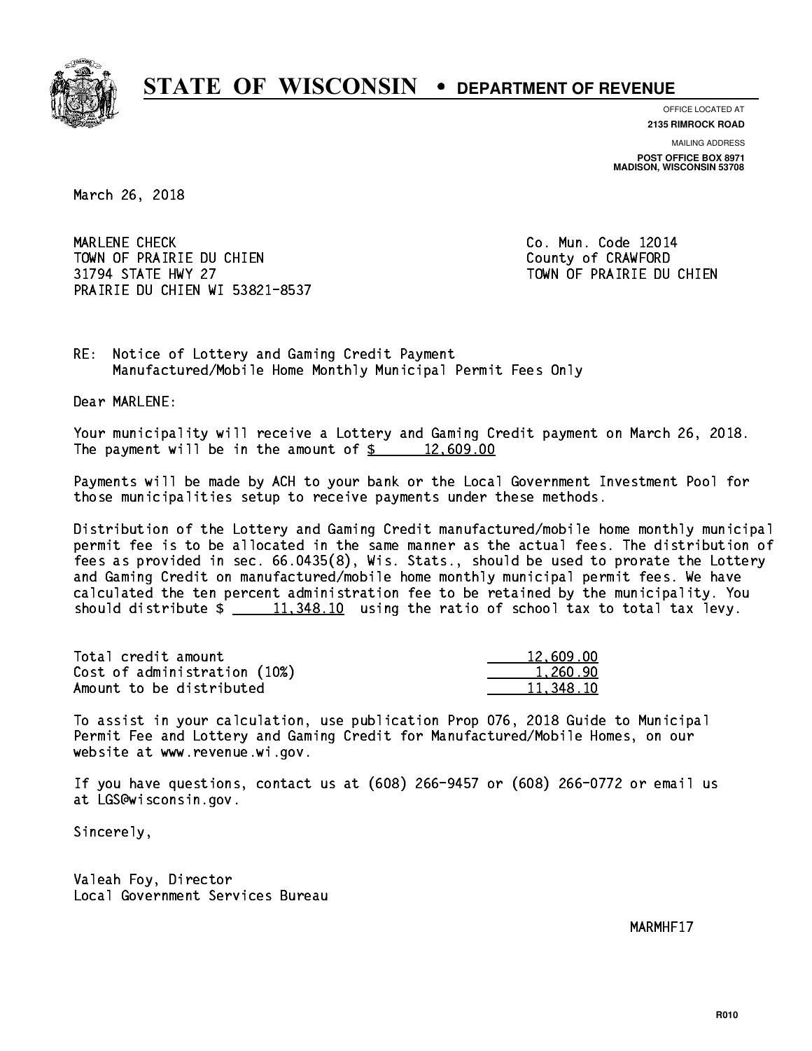# STATE OF WISCONSIN • DEPARTMENT OF REVENUE

OFFICE LOCATED AT
**2135 RIMROCK ROAD**

MAILING ADDRESS
**POST OFFICE BOX 8971**
**MADISON, WISCONSIN 53708**

March 26, 2018

MARLENE CHECK
TOWN OF PRAIRIE DU CHIEN
31794 STATE HWY 27
PRAIRIE DU CHIEN WI 53821-8537

Co. Mun. Code 12014
County of CRAWFORD
TOWN OF PRAIRIE DU CHIEN

RE: Notice of Lottery and Gaming Credit Payment
Manufactured/Mobile Home Monthly Municipal Permit Fees Only

Dear MARLENE:

Your municipality will receive a Lottery and Gaming Credit payment on March 26, 2018. The payment will be in the amount of $ 12,609.00

Payments will be made by ACH to your bank or the Local Government Investment Pool for those municipalities setup to receive payments under these methods.

Distribution of the Lottery and Gaming Credit manufactured/mobile home monthly municipal permit fee is to be allocated in the same manner as the actual fees. The distribution of fees as provided in sec. 66.0435(8), Wis. Stats., should be used to prorate the Lottery and Gaming Credit on manufactured/mobile home monthly municipal permit fees. We have calculated the ten percent administration fee to be retained by the municipality. You should distribute $ 11,348.10 using the ratio of school tax to total tax levy.

| | |
|---|---|
| Total credit amount | 12,609.00 |
| Cost of administration (10%) | 1,260.90 |
| Amount to be distributed | 11,348.10 |

To assist in your calculation, use publication Prop 076, 2018 Guide to Municipal Permit Fee and Lottery and Gaming Credit for Manufactured/Mobile Homes, on our website at www.revenue.wi.gov.

If you have questions, contact us at (608) 266-9457 or (608) 266-0772 or email us at LGS@wisconsin.gov.

Sincerely,

Valeah Foy, Director
Local Government Services Bureau

MARMHF17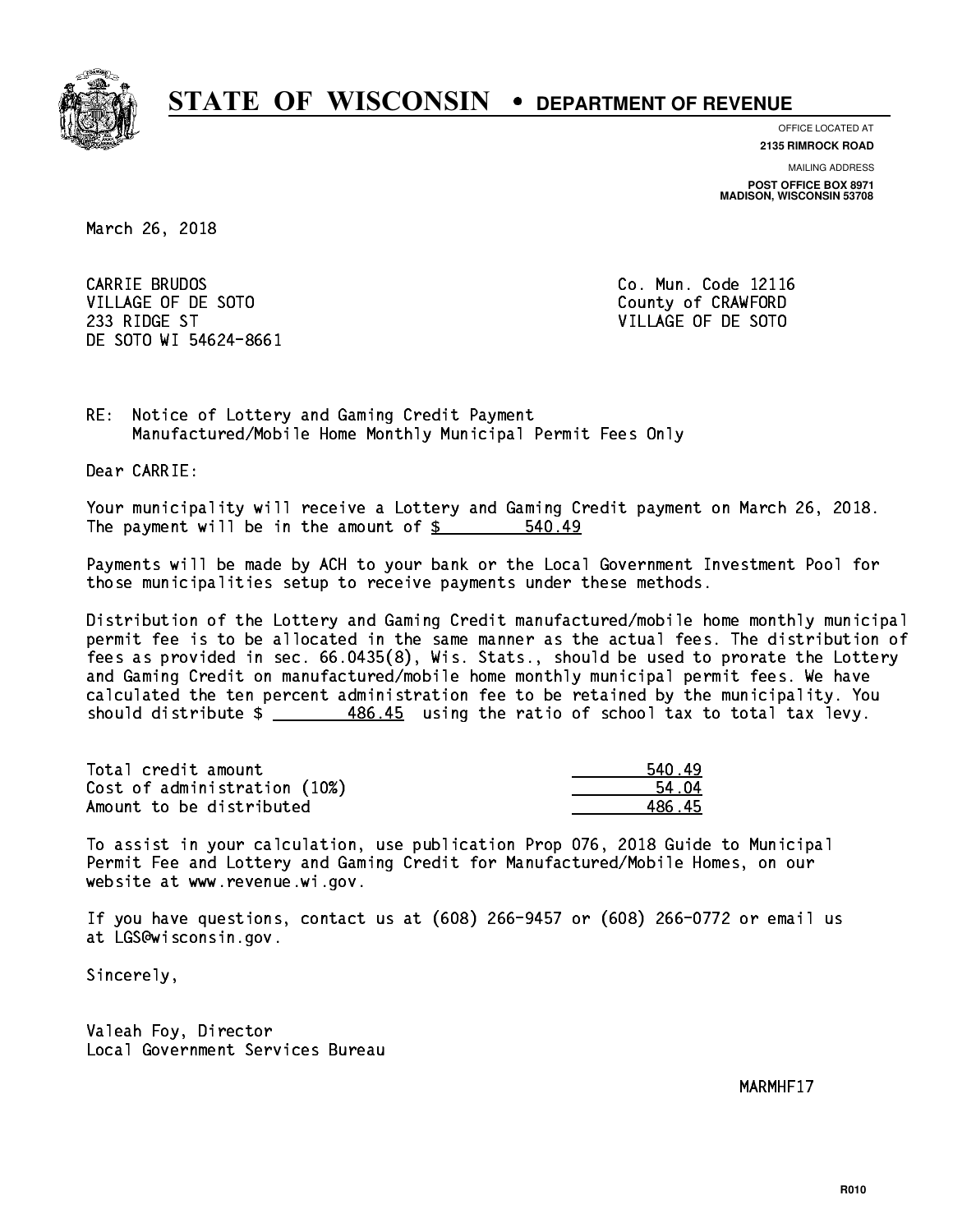# STATE OF WISCONSIN • DEPARTMENT OF REVENUE

OFFICE LOCATED AT
**2135 RIMROCK ROAD**

MAILING ADDRESS
**POST OFFICE BOX 8971**
**MADISON, WISCONSIN 53708**

March 26, 2018

CARRIE BRUDOS
VILLAGE OF DE SOTO
233 RIDGE ST
DE SOTO WI 54624-8661

Co. Mun. Code 12116
County of CRAWFORD
VILLAGE OF DE SOTO

RE: Notice of Lottery and Gaming Credit Payment
Manufactured/Mobile Home Monthly Municipal Permit Fees Only

Dear CARRIE:

Your municipality will receive a Lottery and Gaming Credit payment on March 26, 2018. The payment will be in the amount of $ 540.49

Payments will be made by ACH to your bank or the Local Government Investment Pool for those municipalities setup to receive payments under these methods.

Distribution of the Lottery and Gaming Credit manufactured/mobile home monthly municipal permit fee is to be allocated in the same manner as the actual fees. The distribution of fees as provided in sec. 66.0435(8), Wis. Stats., should be used to prorate the Lottery and Gaming Credit on manufactured/mobile home monthly municipal permit fees. We have calculated the ten percent administration fee to be retained by the municipality. You should distribute $ 486.45 using the ratio of school tax to total tax levy.

| | |
|---|---|
| Total credit amount | 540.49 |
| Cost of administration (10%) | 54.04 |
| Amount to be distributed | 486.45 |

To assist in your calculation, use publication Prop 076, 2018 Guide to Municipal Permit Fee and Lottery and Gaming Credit for Manufactured/Mobile Homes, on our website at www.revenue.wi.gov.

If you have questions, contact us at (608) 266-9457 or (608) 266-0772 or email us at LGS@wisconsin.gov.

Sincerely,

Valeah Foy, Director
Local Government Services Bureau

MARMHF17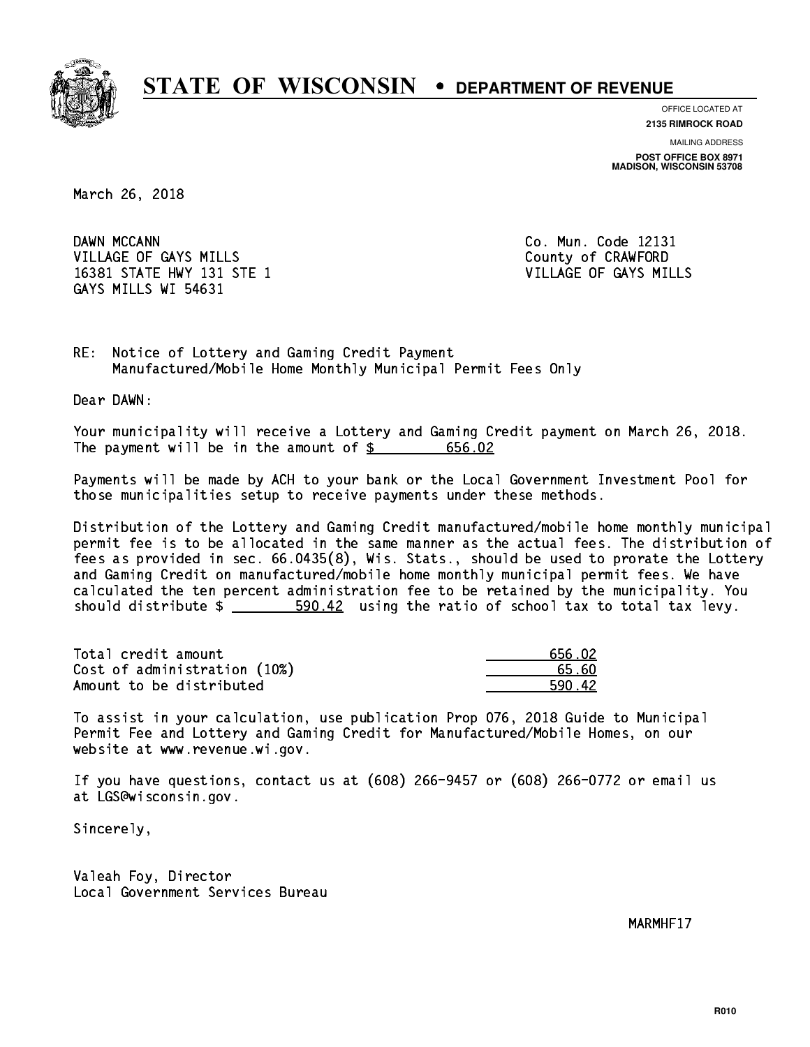# STATE OF WISCONSIN • DEPARTMENT OF REVENUE

OFFICE LOCATED AT
**2135 RIMROCK ROAD**

MAILING ADDRESS
**POST OFFICE BOX 8971**
**MADISON, WISCONSIN 53708**

March 26, 2018

DAWN MCCANN
VILLAGE OF GAYS MILLS
16381 STATE HWY 131 STE 1
GAYS MILLS WI 54631

Co. Mun. Code 12131
County of CRAWFORD
VILLAGE OF GAYS MILLS

RE: Notice of Lottery and Gaming Credit Payment
Manufactured/Mobile Home Monthly Municipal Permit Fees Only

Dear DAWN:

Your municipality will receive a Lottery and Gaming Credit payment on March 26, 2018. The payment will be in the amount of $ 656.02

Payments will be made by ACH to your bank or the Local Government Investment Pool for those municipalities setup to receive payments under these methods.

Distribution of the Lottery and Gaming Credit manufactured/mobile home monthly municipal permit fee is to be allocated in the same manner as the actual fees. The distribution of fees as provided in sec. 66.0435(8), Wis. Stats., should be used to prorate the Lottery and Gaming Credit on manufactured/mobile home monthly municipal permit fees. We have calculated the ten percent administration fee to be retained by the municipality. You should distribute $ 590.42 using the ratio of school tax to total tax levy.

| | |
|---|---|
| Total credit amount | 656.02 |
| Cost of administration (10%) | 65.60 |
| Amount to be distributed | 590.42 |

To assist in your calculation, use publication Prop 076, 2018 Guide to Municipal Permit Fee and Lottery and Gaming Credit for Manufactured/Mobile Homes, on our website at www.revenue.wi.gov.

If you have questions, contact us at (608) 266-9457 or (608) 266-0772 or email us at LGS@wisconsin.gov.

Sincerely,

Valeah Foy, Director
Local Government Services Bureau

MARMHF17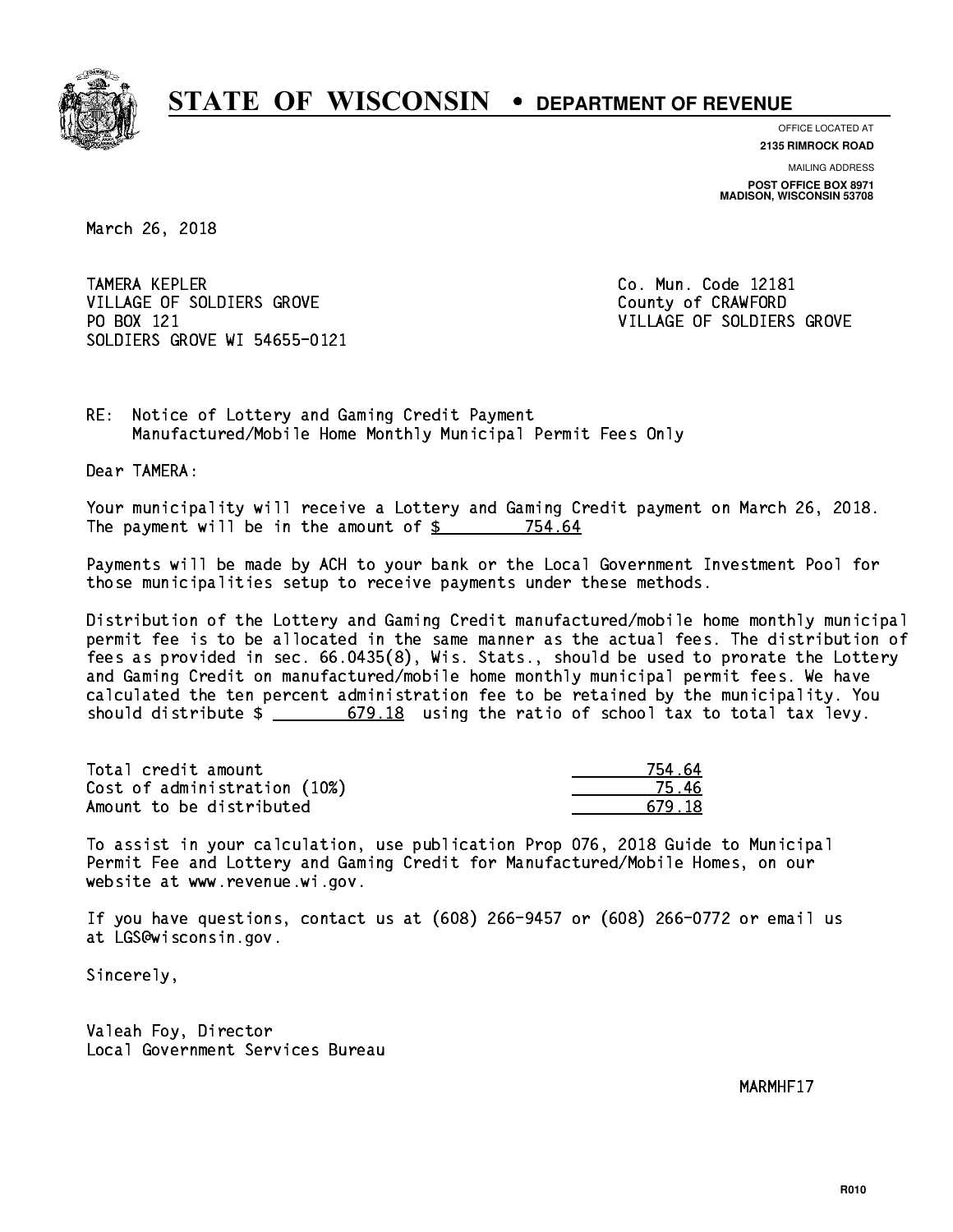# STATE OF WISCONSIN • DEPARTMENT OF REVENUE

OFFICE LOCATED AT
**2135 RIMROCK ROAD**

MAILING ADDRESS
**POST OFFICE BOX 8971**
**MADISON, WISCONSIN 53708**

March 26, 2018

TAMERA KEPLER
VILLAGE OF SOLDIERS GROVE
PO BOX 121
SOLDIERS GROVE WI 54655-0121

Co. Mun. Code 12181
County of CRAWFORD
VILLAGE OF SOLDIERS GROVE

RE: Notice of Lottery and Gaming Credit Payment
Manufactured/Mobile Home Monthly Municipal Permit Fees Only

Dear TAMERA:

Your municipality will receive a Lottery and Gaming Credit payment on March 26, 2018. The payment will be in the amount of $ 754.64

Payments will be made by ACH to your bank or the Local Government Investment Pool for those municipalities setup to receive payments under these methods.

Distribution of the Lottery and Gaming Credit manufactured/mobile home monthly municipal permit fee is to be allocated in the same manner as the actual fees. The distribution of fees as provided in sec. 66.0435(8), Wis. Stats., should be used to prorate the Lottery and Gaming Credit on manufactured/mobile home monthly municipal permit fees. We have calculated the ten percent administration fee to be retained by the municipality. You should distribute $ 679.18 using the ratio of school tax to total tax levy.

| | |
|---|---|
| Total credit amount | 754.64 |
| Cost of administration (10%) | 75.46 |
| Amount to be distributed | 679.18 |

To assist in your calculation, use publication Prop 076, 2018 Guide to Municipal Permit Fee and Lottery and Gaming Credit for Manufactured/Mobile Homes, on our website at www.revenue.wi.gov.

If you have questions, contact us at (608) 266-9457 or (608) 266-0772 or email us at LGS@wisconsin.gov.

Sincerely,

Valeah Foy, Director
Local Government Services Bureau

MARMHF17

R010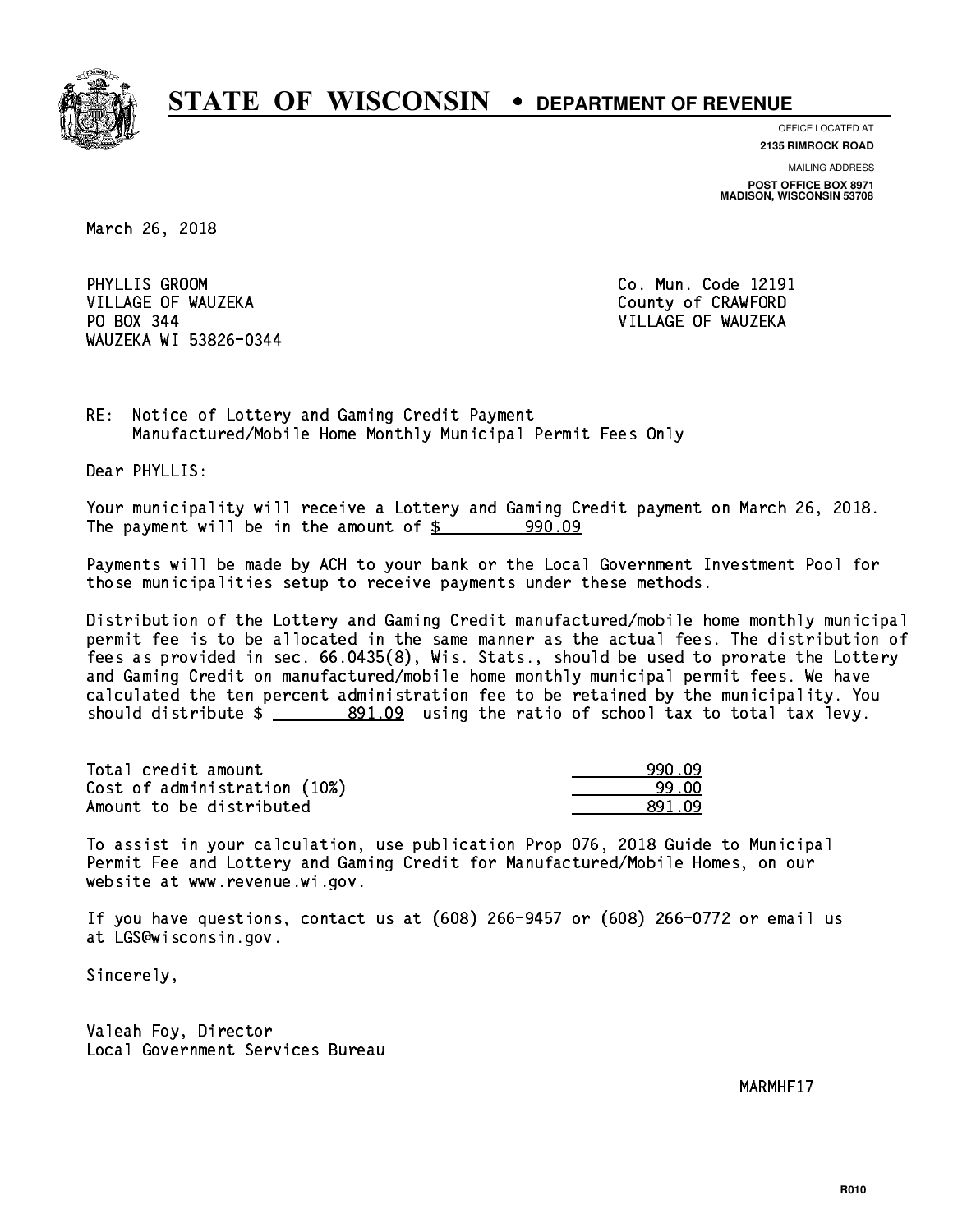# STATE OF WISCONSIN • DEPARTMENT OF REVENUE

OFFICE LOCATED AT
**2135 RIMROCK ROAD**

MAILING ADDRESS
**POST OFFICE BOX 8971**
**MADISON, WISCONSIN 53708**

March 26, 2018

PHYLLIS GROOM
VILLAGE OF WAUZEKA
PO BOX 344
WAUZEKA WI 53826-0344

Co. Mun. Code 12191
County of CRAWFORD
VILLAGE OF WAUZEKA

RE: Notice of Lottery and Gaming Credit Payment
Manufactured/Mobile Home Monthly Municipal Permit Fees Only

Dear PHYLLIS:

Your municipality will receive a Lottery and Gaming Credit payment on March 26, 2018. The payment will be in the amount of $ 990.09

Payments will be made by ACH to your bank or the Local Government Investment Pool for those municipalities setup to receive payments under these methods.

Distribution of the Lottery and Gaming Credit manufactured/mobile home monthly municipal permit fee is to be allocated in the same manner as the actual fees. The distribution of fees as provided in sec. 66.0435(8), Wis. Stats., should be used to prorate the Lottery and Gaming Credit on manufactured/mobile home monthly municipal permit fees. We have calculated the ten percent administration fee to be retained by the municipality. You should distribute $ 891.09 using the ratio of school tax to total tax levy.

| | |
|---|---|
| Total credit amount | 990.09 |
| Cost of administration (10%) | 99.00 |
| Amount to be distributed | 891.09 |

To assist in your calculation, use publication Prop 076, 2018 Guide to Municipal Permit Fee and Lottery and Gaming Credit for Manufactured/Mobile Homes, on our website at www.revenue.wi.gov.

If you have questions, contact us at (608) 266-9457 or (608) 266-0772 or email us at LGS@wisconsin.gov.

Sincerely,

Valeah Foy, Director
Local Government Services Bureau

MARMHF17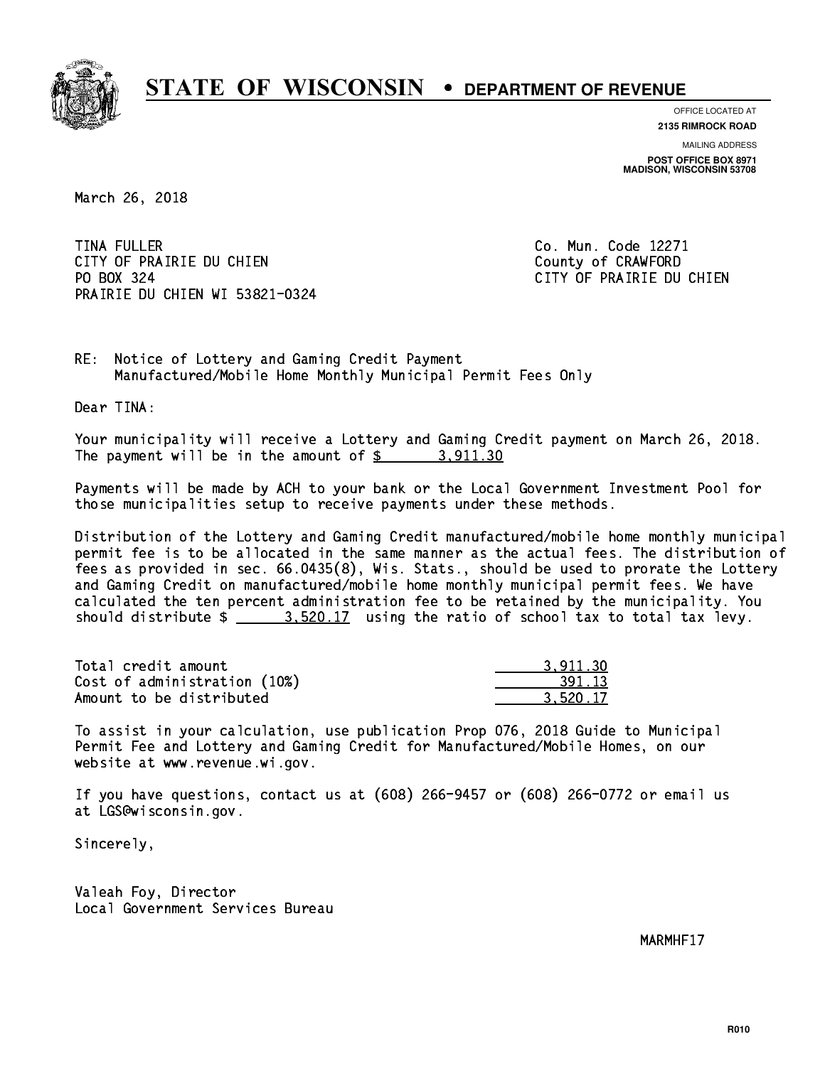# STATE OF WISCONSIN • DEPARTMENT OF REVENUE

OFFICE LOCATED AT
**2135 RIMROCK ROAD**

MAILING ADDRESS
**POST OFFICE BOX 8971**
**MADISON, WISCONSIN 53708**

March 26, 2018

TINA FULLER
CITY OF PRAIRIE DU CHIEN
PO BOX 324
PRAIRIE DU CHIEN WI 53821-0324

Co. Mun. Code 12271
County of CRAWFORD
CITY OF PRAIRIE DU CHIEN

RE: Notice of Lottery and Gaming Credit Payment
Manufactured/Mobile Home Monthly Municipal Permit Fees Only

Dear TINA:

Your municipality will receive a Lottery and Gaming Credit payment on March 26, 2018. The payment will be in the amount of $ 3,911.30

Payments will be made by ACH to your bank or the Local Government Investment Pool for those municipalities setup to receive payments under these methods.

Distribution of the Lottery and Gaming Credit manufactured/mobile home monthly municipal permit fee is to be allocated in the same manner as the actual fees. The distribution of fees as provided in sec. 66.0435(8), Wis. Stats., should be used to prorate the Lottery and Gaming Credit on manufactured/mobile home monthly municipal permit fees. We have calculated the ten percent administration fee to be retained by the municipality. You should distribute $ 3,520.17 using the ratio of school tax to total tax levy.

| | |
|---|---|
| Total credit amount | 3,911.30 |
| Cost of administration (10%) | 391.13 |
| Amount to be distributed | 3,520.17 |

To assist in your calculation, use publication Prop 076, 2018 Guide to Municipal Permit Fee and Lottery and Gaming Credit for Manufactured/Mobile Homes, on our website at www.revenue.wi.gov.

If you have questions, contact us at (608) 266-9457 or (608) 266-0772 or email us at LGS@wisconsin.gov.

Sincerely,

Valeah Foy, Director
Local Government Services Bureau

MARMHF17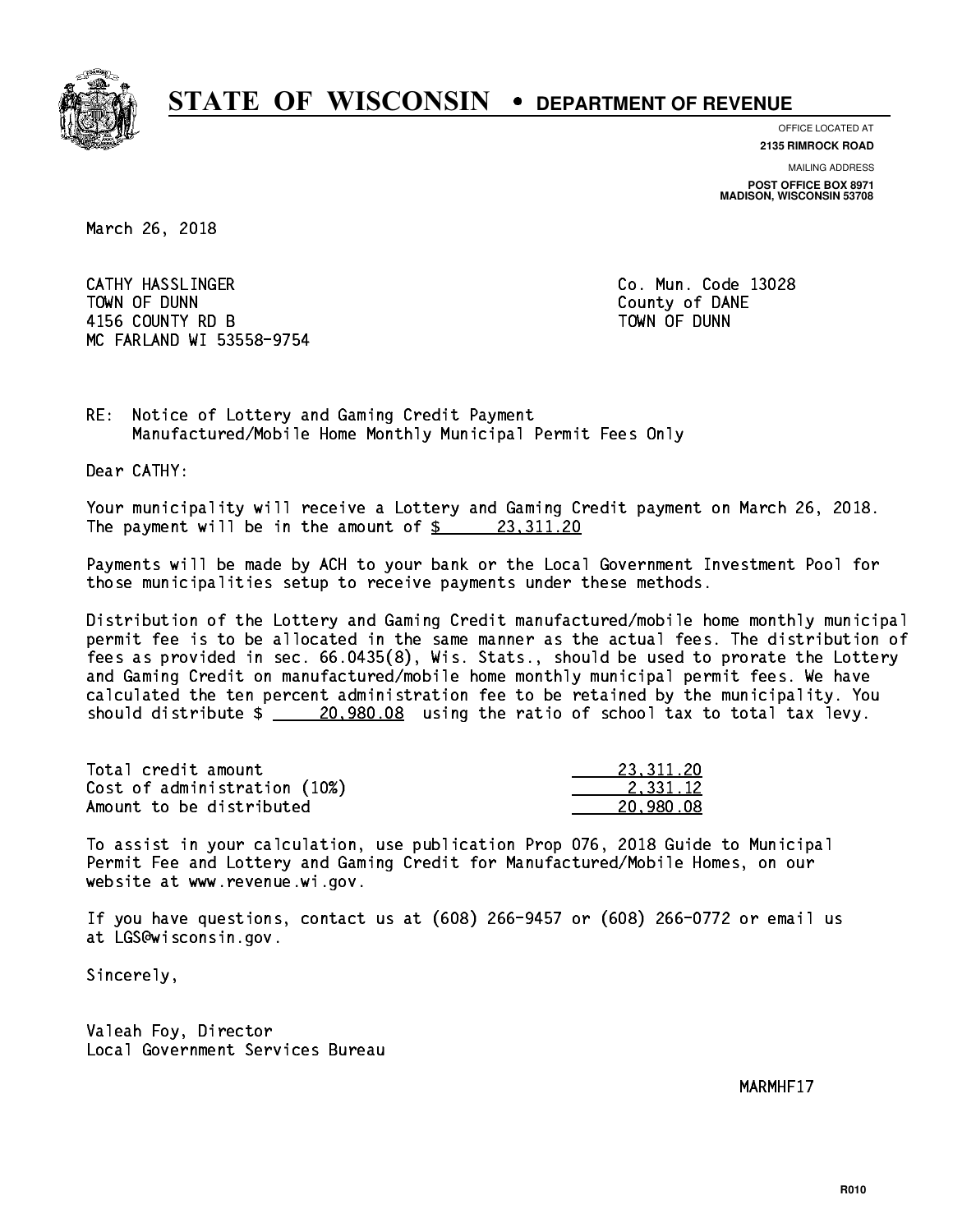# STATE OF WISCONSIN • DEPARTMENT OF REVENUE

OFFICE LOCATED AT
**2135 RIMROCK ROAD**

MAILING ADDRESS
**POST OFFICE BOX 8971**
**MADISON, WISCONSIN 53708**

March 26, 2018

CATHY HASSLINGER
TOWN OF DUNN
4156 COUNTY RD B
MC FARLAND WI 53558-9754

Co. Mun. Code 13028
County of DANE
TOWN OF DUNN

RE: Notice of Lottery and Gaming Credit Payment
Manufactured/Mobile Home Monthly Municipal Permit Fees Only

Dear CATHY:

Your municipality will receive a Lottery and Gaming Credit payment on March 26, 2018. The payment will be in the amount of $ 23,311.20

Payments will be made by ACH to your bank or the Local Government Investment Pool for those municipalities setup to receive payments under these methods.

Distribution of the Lottery and Gaming Credit manufactured/mobile home monthly municipal permit fee is to be allocated in the same manner as the actual fees. The distribution of fees as provided in sec. 66.0435(8), Wis. Stats., should be used to prorate the Lottery and Gaming Credit on manufactured/mobile home monthly municipal permit fees. We have calculated the ten percent administration fee to be retained by the municipality. You should distribute $ 20,980.08 using the ratio of school tax to total tax levy.

| | |
|---|---|
| Total credit amount | 23,311.20 |
| Cost of administration (10%) | 2,331.12 |
| Amount to be distributed | 20,980.08 |

To assist in your calculation, use publication Prop 076, 2018 Guide to Municipal Permit Fee and Lottery and Gaming Credit for Manufactured/Mobile Homes, on our website at www.revenue.wi.gov.

If you have questions, contact us at (608) 266-9457 or (608) 266-0772 or email us at LGS@wisconsin.gov.

Sincerely,

Valeah Foy, Director
Local Government Services Bureau

MARMHF17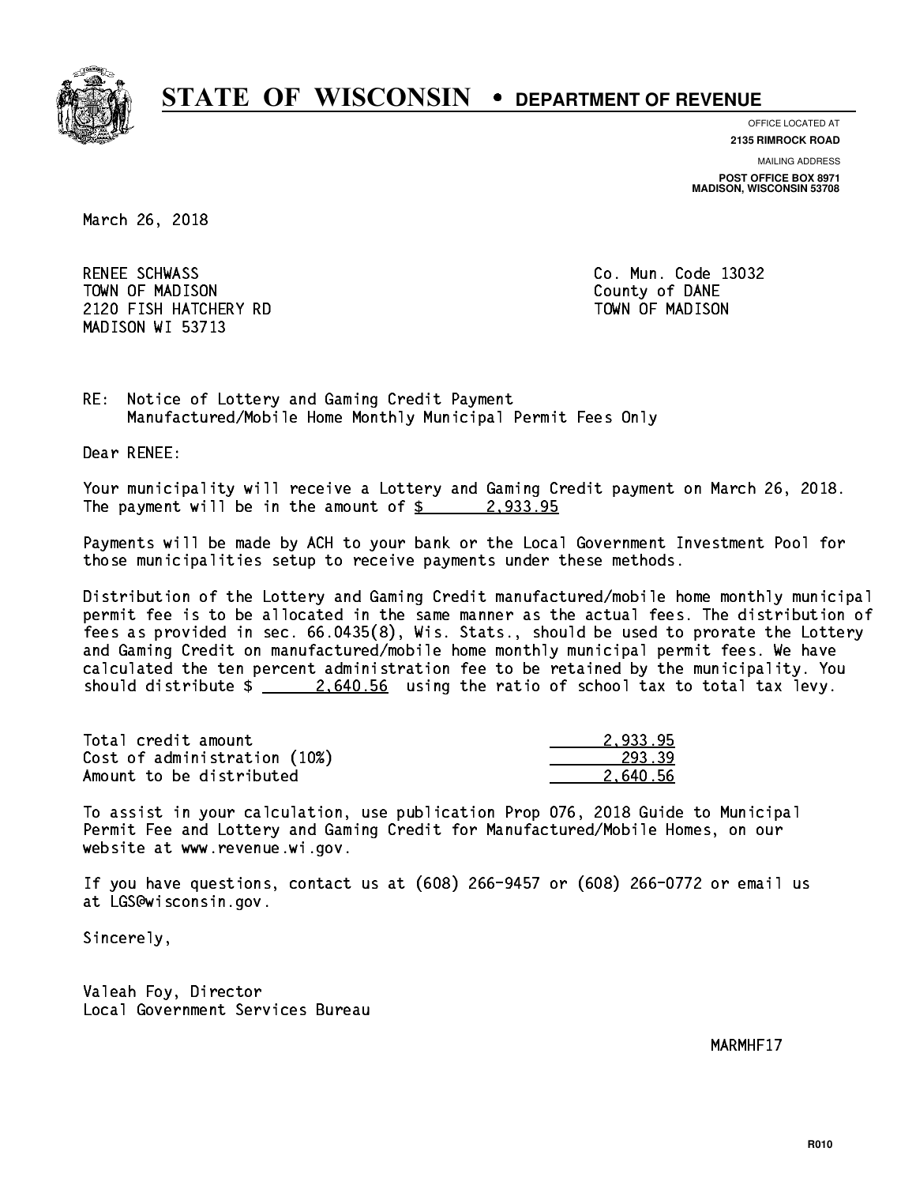# STATE OF WISCONSIN • DEPARTMENT OF REVENUE

OFFICE LOCATED AT
**2135 RIMROCK ROAD**

MAILING ADDRESS
**POST OFFICE BOX 8971**
**MADISON, WISCONSIN 53708**

March 26, 2018

RENEE SCHWASS
TOWN OF MADISON
2120 FISH HATCHERY RD
MADISON WI 53713

Co. Mun. Code 13032
County of DANE
TOWN OF MADISON

RE: Notice of Lottery and Gaming Credit Payment
Manufactured/Mobile Home Monthly Municipal Permit Fees Only

Dear RENEE:

Your municipality will receive a Lottery and Gaming Credit payment on March 26, 2018. The payment will be in the amount of $ 2,933.95

Payments will be made by ACH to your bank or the Local Government Investment Pool for those municipalities setup to receive payments under these methods.

Distribution of the Lottery and Gaming Credit manufactured/mobile home monthly municipal permit fee is to be allocated in the same manner as the actual fees. The distribution of fees as provided in sec. 66.0435(8), Wis. Stats., should be used to prorate the Lottery and Gaming Credit on manufactured/mobile home monthly municipal permit fees. We have calculated the ten percent administration fee to be retained by the municipality. You should distribute $ 2,640.56 using the ratio of school tax to total tax levy.

| | |
|---|---|
| Total credit amount | 2,933.95 |
| Cost of administration (10%) | 293.39 |
| Amount to be distributed | 2,640.56 |

To assist in your calculation, use publication Prop 076, 2018 Guide to Municipal Permit Fee and Lottery and Gaming Credit for Manufactured/Mobile Homes, on our website at www.revenue.wi.gov.

If you have questions, contact us at (608) 266-9457 or (608) 266-0772 or email us at LGS@wisconsin.gov.

Sincerely,

Valeah Foy, Director
Local Government Services Bureau

MARMHF17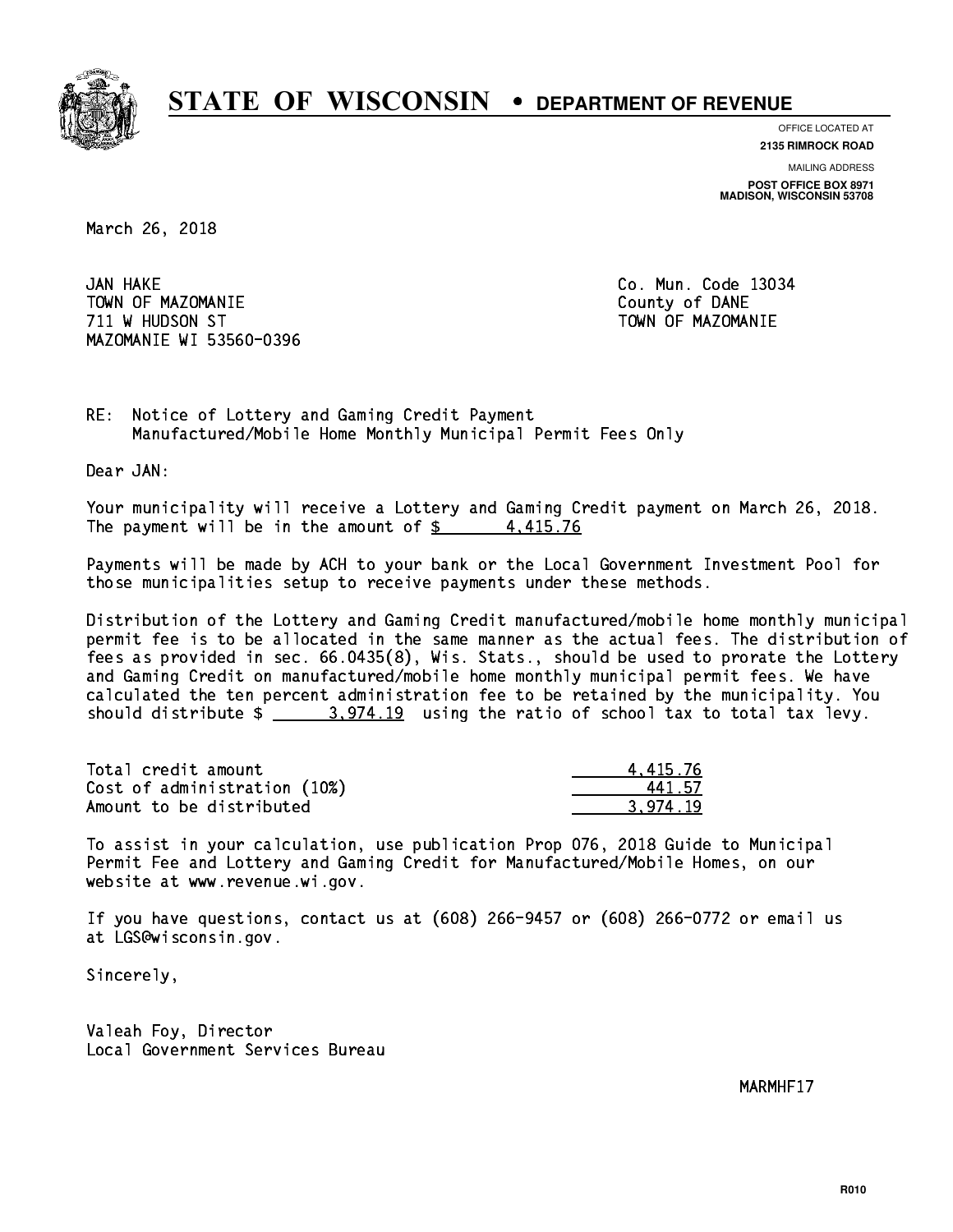# STATE OF WISCONSIN • DEPARTMENT OF REVENUE

OFFICE LOCATED AT
**2135 RIMROCK ROAD**

MAILING ADDRESS
**POST OFFICE BOX 8971**
**MADISON, WISCONSIN 53708**

March 26, 2018

JAN HAKE
TOWN OF MAZOMANIE
711 W HUDSON ST
MAZOMANIE WI 53560-0396

Co. Mun. Code 13034
County of DANE
TOWN OF MAZOMANIE

RE: Notice of Lottery and Gaming Credit Payment
Manufactured/Mobile Home Monthly Municipal Permit Fees Only

Dear JAN:

Your municipality will receive a Lottery and Gaming Credit payment on March 26, 2018. The payment will be in the amount of $ 4,415.76

Payments will be made by ACH to your bank or the Local Government Investment Pool for those municipalities setup to receive payments under these methods.

Distribution of the Lottery and Gaming Credit manufactured/mobile home monthly municipal permit fee is to be allocated in the same manner as the actual fees. The distribution of fees as provided in sec. 66.0435(8), Wis. Stats., should be used to prorate the Lottery and Gaming Credit on manufactured/mobile home monthly municipal permit fees. We have calculated the ten percent administration fee to be retained by the municipality. You should distribute $ 3,974.19 using the ratio of school tax to total tax levy.

| | |
|---|---|
| Total credit amount | 4,415.76 |
| Cost of administration (10%) | 441.57 |
| Amount to be distributed | 3,974.19 |

To assist in your calculation, use publication Prop 076, 2018 Guide to Municipal Permit Fee and Lottery and Gaming Credit for Manufactured/Mobile Homes, on our website at www.revenue.wi.gov.

If you have questions, contact us at (608) 266-9457 or (608) 266-0772 or email us at LGS@wisconsin.gov.

Sincerely,

Valeah Foy, Director
Local Government Services Bureau

MARMHF17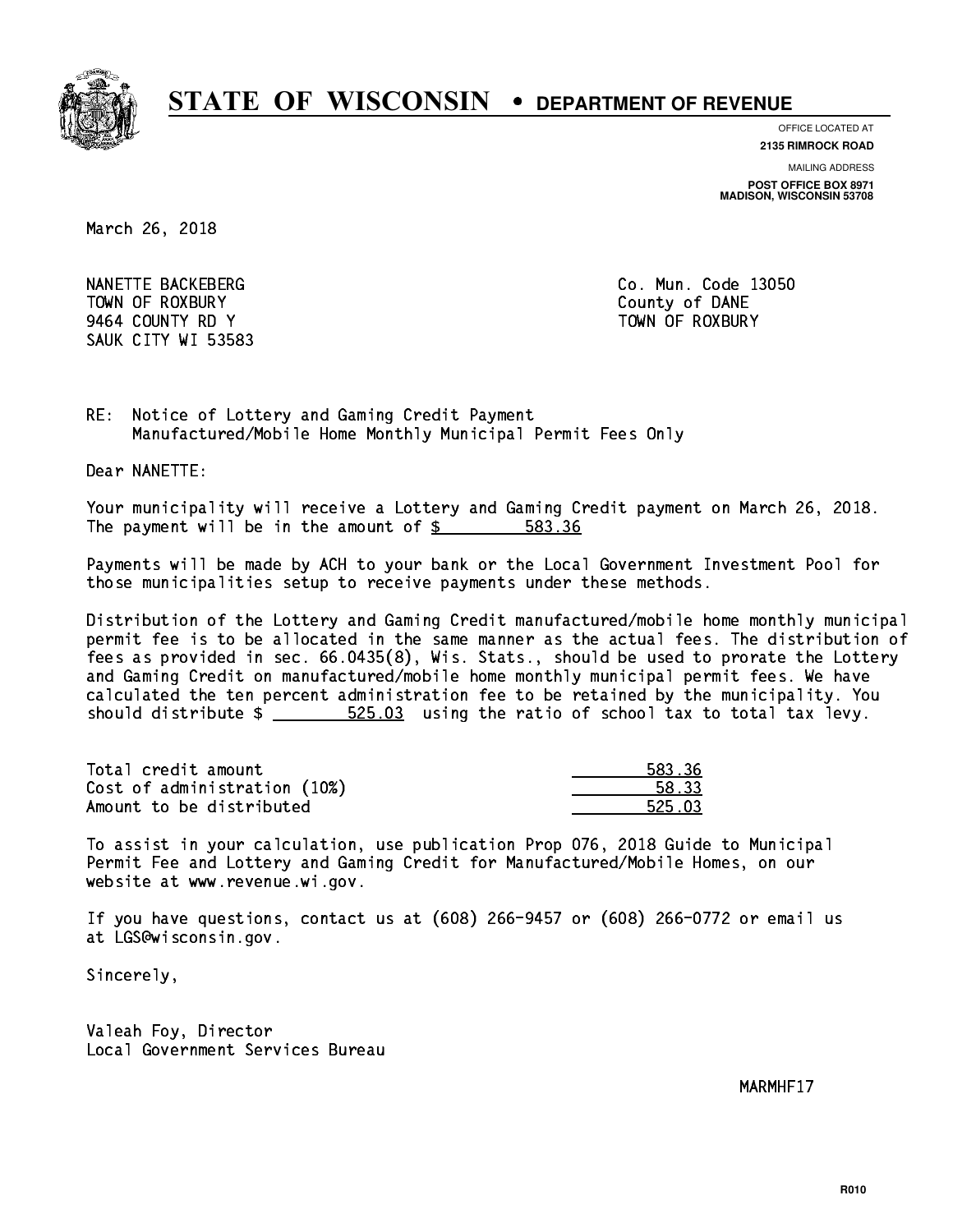# STATE OF WISCONSIN • DEPARTMENT OF REVENUE

OFFICE LOCATED AT
**2135 RIMROCK ROAD**

MAILING ADDRESS
**POST OFFICE BOX 8971**
**MADISON, WISCONSIN 53708**

March 26, 2018

NANETTE BACKEBERG
TOWN OF ROXBURY
9464 COUNTY RD Y
SAUK CITY WI 53583

Co. Mun. Code 13050
County of DANE
TOWN OF ROXBURY

RE: Notice of Lottery and Gaming Credit Payment
Manufactured/Mobile Home Monthly Municipal Permit Fees Only

Dear NANETTE:

Your municipality will receive a Lottery and Gaming Credit payment on March 26, 2018. The payment will be in the amount of $ 583.36

Payments will be made by ACH to your bank or the Local Government Investment Pool for those municipalities setup to receive payments under these methods.

Distribution of the Lottery and Gaming Credit manufactured/mobile home monthly municipal permit fee is to be allocated in the same manner as the actual fees. The distribution of fees as provided in sec. 66.0435(8), Wis. Stats., should be used to prorate the Lottery and Gaming Credit on manufactured/mobile home monthly municipal permit fees. We have calculated the ten percent administration fee to be retained by the municipality. You should distribute $ 525.03 using the ratio of school tax to total tax levy.

| | |
|---|---|
| Total credit amount | 583.36 |
| Cost of administration (10%) | 58.33 |
| Amount to be distributed | 525.03 |

To assist in your calculation, use publication Prop 076, 2018 Guide to Municipal Permit Fee and Lottery and Gaming Credit for Manufactured/Mobile Homes, on our website at www.revenue.wi.gov.

If you have questions, contact us at (608) 266-9457 or (608) 266-0772 or email us at LGS@wisconsin.gov.

Sincerely,

Valeah Foy, Director
Local Government Services Bureau

MARMHF17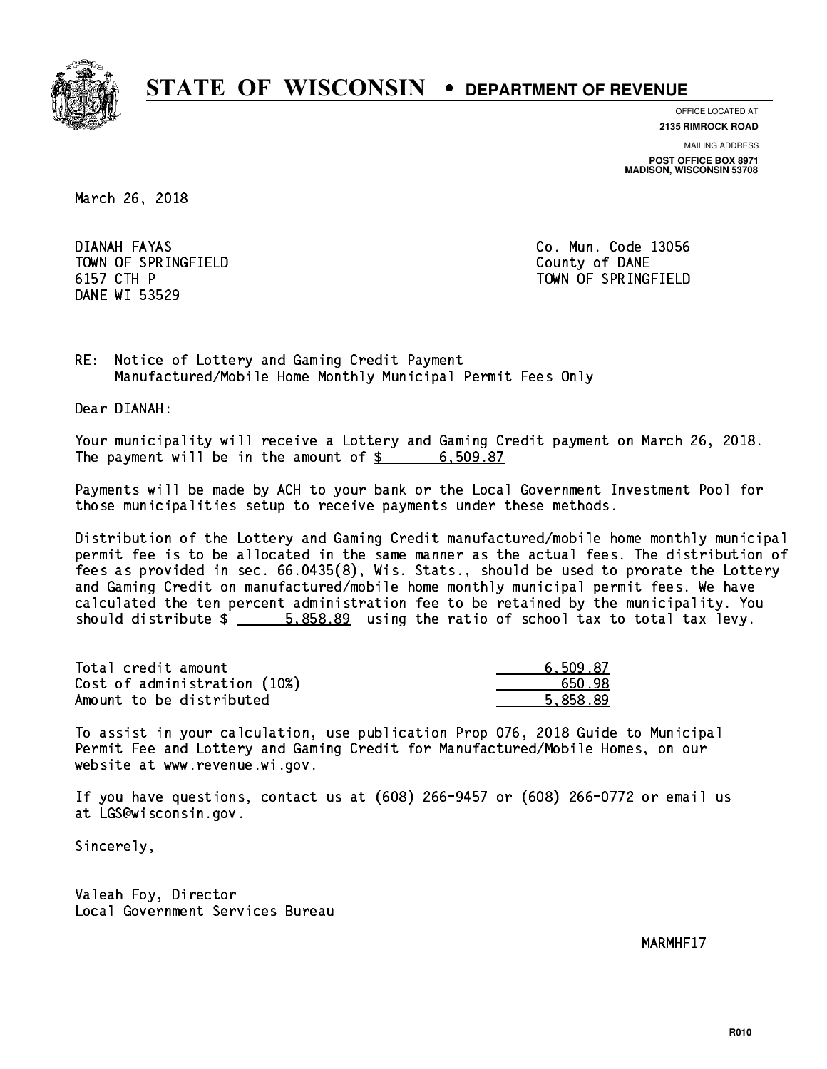# STATE OF WISCONSIN • DEPARTMENT OF REVENUE

OFFICE LOCATED AT
**2135 RIMROCK ROAD**

MAILING ADDRESS
**POST OFFICE BOX 8971**
**MADISON, WISCONSIN 53708**

March 26, 2018

DIANAH FAYAS
TOWN OF SPRINGFIELD
6157 CTH P
DANE WI 53529

Co. Mun. Code 13056
County of DANE
TOWN OF SPRINGFIELD

RE: Notice of Lottery and Gaming Credit Payment
Manufactured/Mobile Home Monthly Municipal Permit Fees Only

Dear DIANAH:

Your municipality will receive a Lottery and Gaming Credit payment on March 26, 2018. The payment will be in the amount of $ 6,509.87

Payments will be made by ACH to your bank or the Local Government Investment Pool for those municipalities setup to receive payments under these methods.

Distribution of the Lottery and Gaming Credit manufactured/mobile home monthly municipal permit fee is to be allocated in the same manner as the actual fees. The distribution of fees as provided in sec. 66.0435(8), Wis. Stats., should be used to prorate the Lottery and Gaming Credit on manufactured/mobile home monthly municipal permit fees. We have calculated the ten percent administration fee to be retained by the municipality. You should distribute $ 5,858.89 using the ratio of school tax to total tax levy.

| | |
|---|---|
| Total credit amount | 6,509.87 |
| Cost of administration (10%) | 650.98 |
| Amount to be distributed | 5,858.89 |

To assist in your calculation, use publication Prop 076, 2018 Guide to Municipal Permit Fee and Lottery and Gaming Credit for Manufactured/Mobile Homes, on our website at www.revenue.wi.gov.

If you have questions, contact us at (608) 266-9457 or (608) 266-0772 or email us at LGS@wisconsin.gov.

Sincerely,

Valeah Foy, Director
Local Government Services Bureau

MARMHF17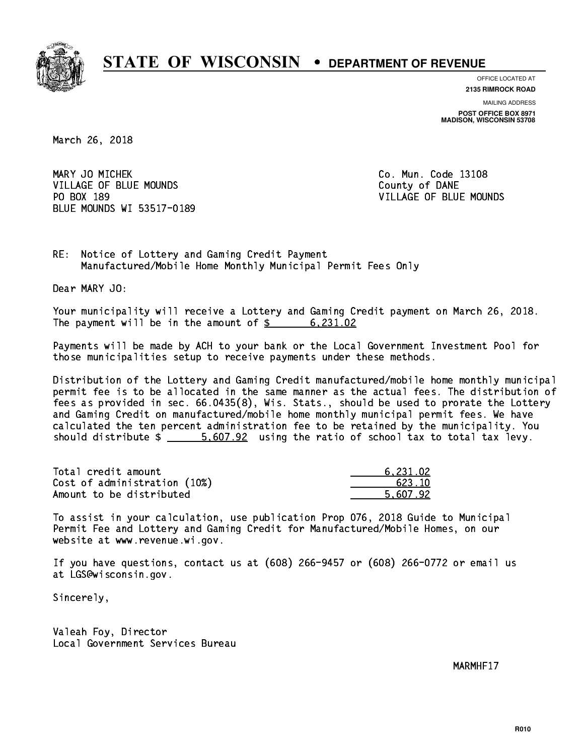# STATE OF WISCONSIN • DEPARTMENT OF REVENUE

OFFICE LOCATED AT
**2135 RIMROCK ROAD**

MAILING ADDRESS
**POST OFFICE BOX 8971**
**MADISON, WISCONSIN 53708**

March 26, 2018

MARY JO MICHEK
VILLAGE OF BLUE MOUNDS
PO BOX 189
BLUE MOUNDS WI 53517-0189

Co. Mun. Code 13108
County of DANE
VILLAGE OF BLUE MOUNDS

RE: Notice of Lottery and Gaming Credit Payment
Manufactured/Mobile Home Monthly Municipal Permit Fees Only

Dear MARY JO:

Your municipality will receive a Lottery and Gaming Credit payment on March 26, 2018. The payment will be in the amount of $ 6,231.02

Payments will be made by ACH to your bank or the Local Government Investment Pool for those municipalities setup to receive payments under these methods.

Distribution of the Lottery and Gaming Credit manufactured/mobile home monthly municipal permit fee is to be allocated in the same manner as the actual fees. The distribution of fees as provided in sec. 66.0435(8), Wis. Stats., should be used to prorate the Lottery and Gaming Credit on manufactured/mobile home monthly municipal permit fees. We have calculated the ten percent administration fee to be retained by the municipality. You should distribute $ 5,607.92 using the ratio of school tax to total tax levy.

| | |
|---|---|
| Total credit amount | 6,231.02 |
| Cost of administration (10%) | 623.10 |
| Amount to be distributed | 5,607.92 |

To assist in your calculation, use publication Prop 076, 2018 Guide to Municipal Permit Fee and Lottery and Gaming Credit for Manufactured/Mobile Homes, on our website at www.revenue.wi.gov.

If you have questions, contact us at (608) 266-9457 or (608) 266-0772 or email us at LGS@wisconsin.gov.

Sincerely,

Valeah Foy, Director
Local Government Services Bureau

MARMHF17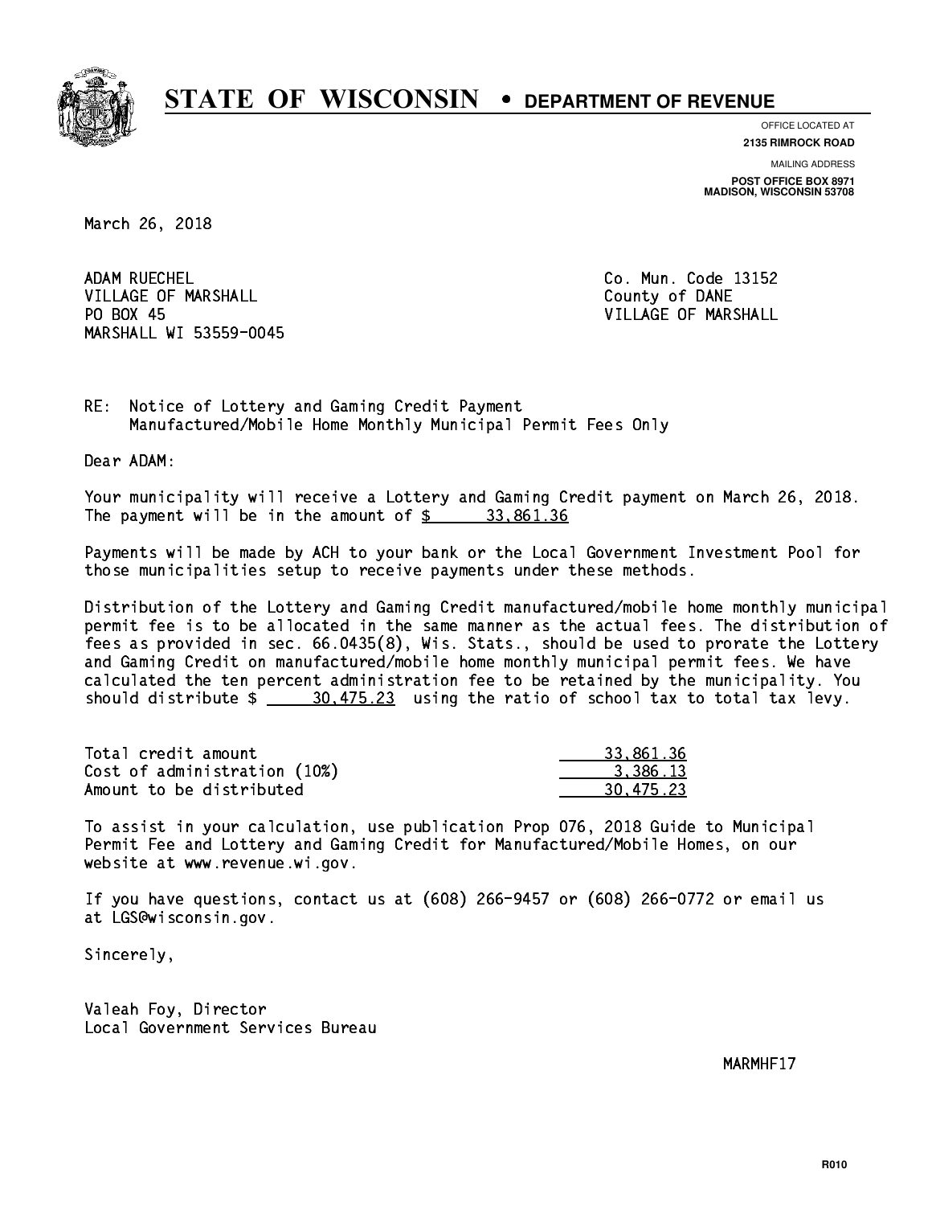# STATE OF WISCONSIN • DEPARTMENT OF REVENUE

OFFICE LOCATED AT
**2135 RIMROCK ROAD**

MAILING ADDRESS
**POST OFFICE BOX 8971**
**MADISON, WISCONSIN 53708**

March 26, 2018

ADAM RUECHEL
VILLAGE OF MARSHALL
PO BOX 45
MARSHALL WI 53559-0045

Co. Mun. Code 13152
County of DANE
VILLAGE OF MARSHALL

RE: Notice of Lottery and Gaming Credit Payment
Manufactured/Mobile Home Monthly Municipal Permit Fees Only

Dear ADAM:

Your municipality will receive a Lottery and Gaming Credit payment on March 26, 2018. The payment will be in the amount of $ 33,861.36

Payments will be made by ACH to your bank or the Local Government Investment Pool for those municipalities setup to receive payments under these methods.

Distribution of the Lottery and Gaming Credit manufactured/mobile home monthly municipal permit fee is to be allocated in the same manner as the actual fees. The distribution of fees as provided in sec. 66.0435(8), Wis. Stats., should be used to prorate the Lottery and Gaming Credit on manufactured/mobile home monthly municipal permit fees. We have calculated the ten percent administration fee to be retained by the municipality. You should distribute $ 30,475.23 using the ratio of school tax to total tax levy.

| | |
|---|---|
| Total credit amount | 33,861.36 |
| Cost of administration (10%) | 3,386.13 |
| Amount to be distributed | 30,475.23 |

To assist in your calculation, use publication Prop 076, 2018 Guide to Municipal Permit Fee and Lottery and Gaming Credit for Manufactured/Mobile Homes, on our website at www.revenue.wi.gov.

If you have questions, contact us at (608) 266-9457 or (608) 266-0772 or email us at LGS@wisconsin.gov.

Sincerely,

Valeah Foy, Director
Local Government Services Bureau

MARMHF17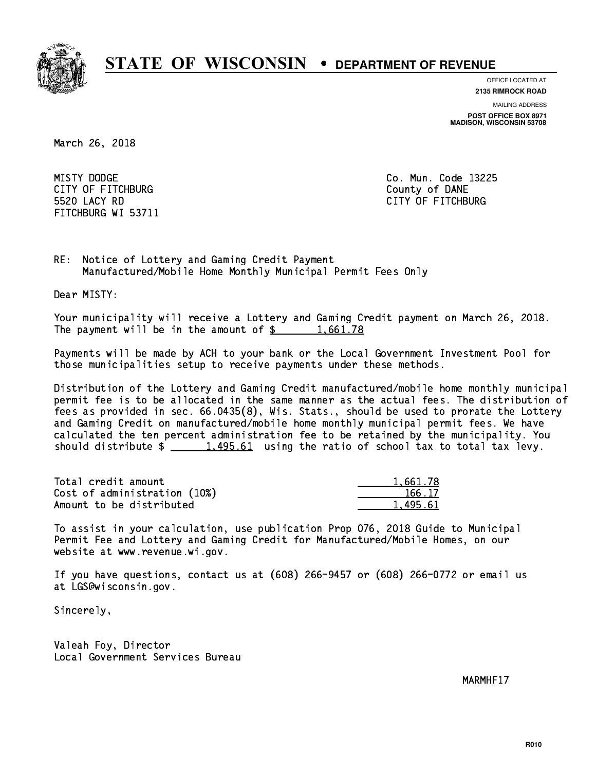# STATE OF WISCONSIN • DEPARTMENT OF REVENUE

OFFICE LOCATED AT
**2135 RIMROCK ROAD**

MAILING ADDRESS
**POST OFFICE BOX 8971**
**MADISON, WISCONSIN 53708**

March 26, 2018

MISTY DODGE
CITY OF FITCHBURG
5520 LACY RD
FITCHBURG WI 53711

Co. Mun. Code 13225
County of DANE
CITY OF FITCHBURG

RE: Notice of Lottery and Gaming Credit Payment
Manufactured/Mobile Home Monthly Municipal Permit Fees Only

Dear MISTY:

Your municipality will receive a Lottery and Gaming Credit payment on March 26, 2018. The payment will be in the amount of $ 1,661.78

Payments will be made by ACH to your bank or the Local Government Investment Pool for those municipalities setup to receive payments under these methods.

Distribution of the Lottery and Gaming Credit manufactured/mobile home monthly municipal permit fee is to be allocated in the same manner as the actual fees. The distribution of fees as provided in sec. 66.0435(8), Wis. Stats., should be used to prorate the Lottery and Gaming Credit on manufactured/mobile home monthly municipal permit fees. We have calculated the ten percent administration fee to be retained by the municipality. You should distribute $ 1,495.61 using the ratio of school tax to total tax levy.

| | |
|---|---|
| Total credit amount | 1,661.78 |
| Cost of administration (10%) | 166.17 |
| Amount to be distributed | 1,495.61 |

To assist in your calculation, use publication Prop 076, 2018 Guide to Municipal Permit Fee and Lottery and Gaming Credit for Manufactured/Mobile Homes, on our website at www.revenue.wi.gov.

If you have questions, contact us at (608) 266-9457 or (608) 266-0772 or email us at LGS@wisconsin.gov.

Sincerely,

Valeah Foy, Director
Local Government Services Bureau

MARMHF17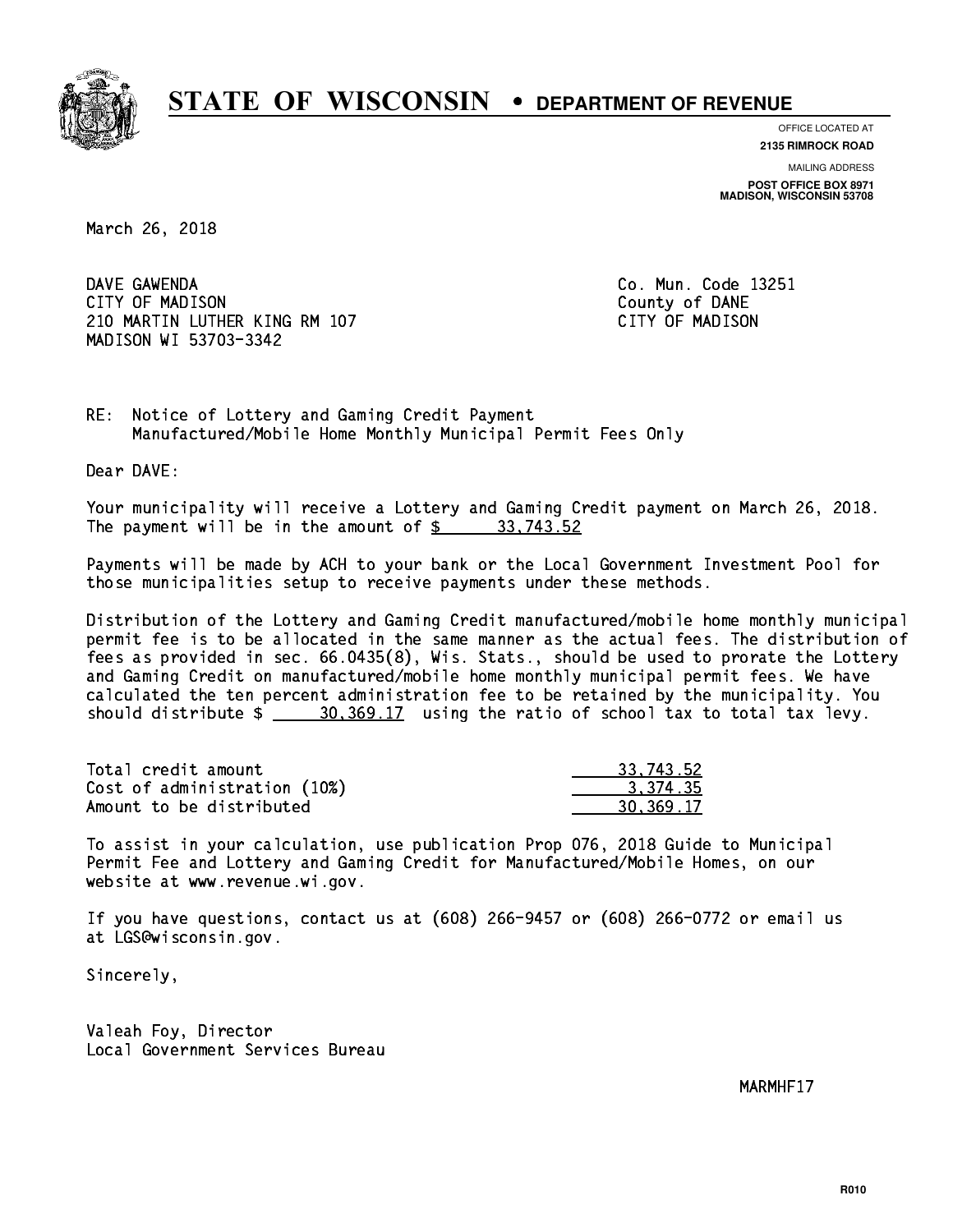# STATE OF WISCONSIN • DEPARTMENT OF REVENUE

OFFICE LOCATED AT
**2135 RIMROCK ROAD**

MAILING ADDRESS
**POST OFFICE BOX 8971**
**MADISON, WISCONSIN 53708**

March 26, 2018

DAVE GAWENDA
CITY OF MADISON
210 MARTIN LUTHER KING RM 107
MADISON WI 53703-3342

Co. Mun. Code 13251
County of DANE
CITY OF MADISON

RE: Notice of Lottery and Gaming Credit Payment
Manufactured/Mobile Home Monthly Municipal Permit Fees Only

Dear DAVE:

Your municipality will receive a Lottery and Gaming Credit payment on March 26, 2018. The payment will be in the amount of $ 33,743.52

Payments will be made by ACH to your bank or the Local Government Investment Pool for those municipalities setup to receive payments under these methods.

Distribution of the Lottery and Gaming Credit manufactured/mobile home monthly municipal permit fee is to be allocated in the same manner as the actual fees. The distribution of fees as provided in sec. 66.0435(8), Wis. Stats., should be used to prorate the Lottery and Gaming Credit on manufactured/mobile home monthly municipal permit fees. We have calculated the ten percent administration fee to be retained by the municipality. You should distribute $ 30,369.17 using the ratio of school tax to total tax levy.

| | |
|---|---|
| Total credit amount | 33,743.52 |
| Cost of administration (10%) | 3,374.35 |
| Amount to be distributed | 30,369.17 |

To assist in your calculation, use publication Prop 076, 2018 Guide to Municipal Permit Fee and Lottery and Gaming Credit for Manufactured/Mobile Homes, on our website at www.revenue.wi.gov.

If you have questions, contact us at (608) 266-9457 or (608) 266-0772 or email us at LGS@wisconsin.gov.

Sincerely,

Valeah Foy, Director
Local Government Services Bureau

MARMHF17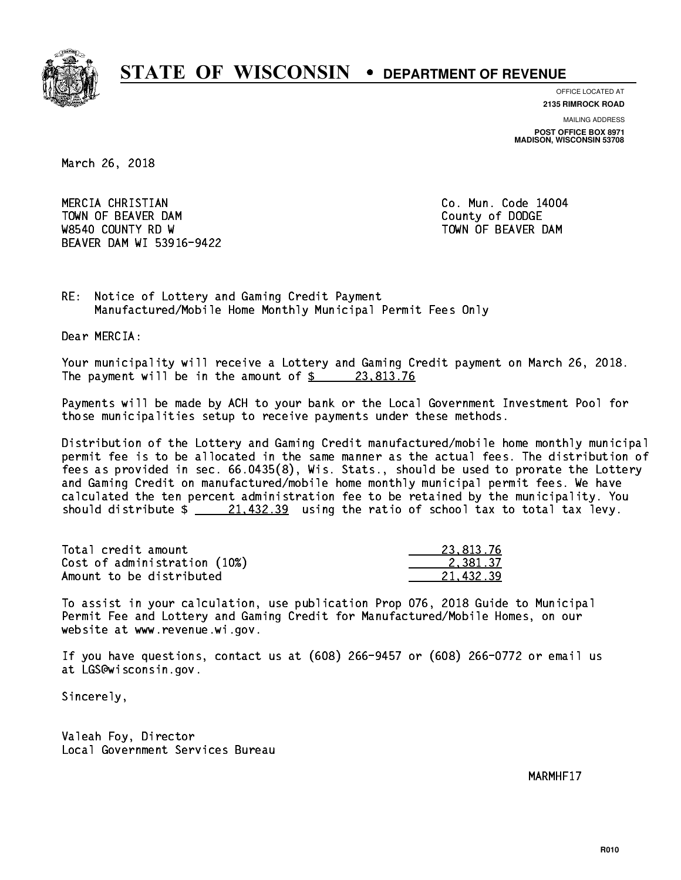# STATE OF WISCONSIN • DEPARTMENT OF REVENUE

OFFICE LOCATED AT
**2135 RIMROCK ROAD**

MAILING ADDRESS
**POST OFFICE BOX 8971**
**MADISON, WISCONSIN 53708**

March 26, 2018

MERCIA CHRISTIAN
TOWN OF BEAVER DAM
W8540 COUNTY RD W
BEAVER DAM WI 53916-9422

Co. Mun. Code 14004
County of DODGE
TOWN OF BEAVER DAM

RE: Notice of Lottery and Gaming Credit Payment
Manufactured/Mobile Home Monthly Municipal Permit Fees Only

Dear MERCIA:

Your municipality will receive a Lottery and Gaming Credit payment on March 26, 2018. The payment will be in the amount of $ 23,813.76

Payments will be made by ACH to your bank or the Local Government Investment Pool for those municipalities setup to receive payments under these methods.

Distribution of the Lottery and Gaming Credit manufactured/mobile home monthly municipal permit fee is to be allocated in the same manner as the actual fees. The distribution of fees as provided in sec. 66.0435(8), Wis. Stats., should be used to prorate the Lottery and Gaming Credit on manufactured/mobile home monthly municipal permit fees. We have calculated the ten percent administration fee to be retained by the municipality. You should distribute $ 21,432.39 using the ratio of school tax to total tax levy.

| | |
|---|---|
| Total credit amount | 23,813.76 |
| Cost of administration (10%) | 2,381.37 |
| Amount to be distributed | 21,432.39 |

To assist in your calculation, use publication Prop 076, 2018 Guide to Municipal Permit Fee and Lottery and Gaming Credit for Manufactured/Mobile Homes, on our website at www.revenue.wi.gov.

If you have questions, contact us at (608) 266-9457 or (608) 266-0772 or email us at LGS@wisconsin.gov.

Sincerely,

Valeah Foy, Director
Local Government Services Bureau

MARMHF17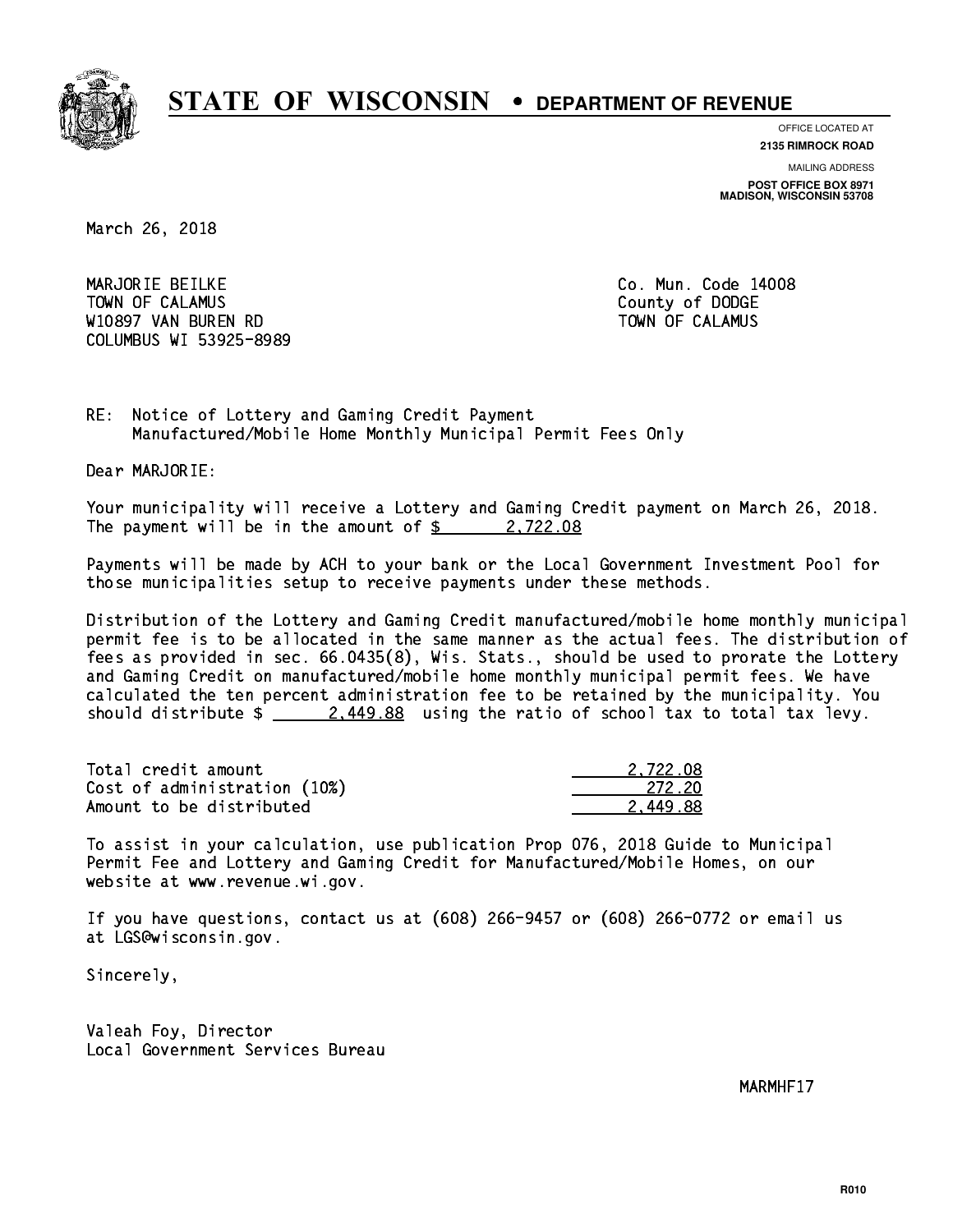**STATE OF WISCONSIN • DEPARTMENT OF REVENUE**

OFFICE LOCATED AT
**2135 RIMROCK ROAD**

MAILING ADDRESS
**POST OFFICE BOX 8971**
**MADISON, WISCONSIN 53708**

March 26, 2018

MARJORIE BEILKE
TOWN OF CALAMUS
W10897 VAN BUREN RD
COLUMBUS WI 53925-8989

Co. Mun. Code 14008
County of DODGE
TOWN OF CALAMUS

RE: Notice of Lottery and Gaming Credit Payment
Manufactured/Mobile Home Monthly Municipal Permit Fees Only

Dear MARJORIE:

Your municipality will receive a Lottery and Gaming Credit payment on March 26, 2018. The payment will be in the amount of $ 2,722.08

Payments will be made by ACH to your bank or the Local Government Investment Pool for those municipalities setup to receive payments under these methods.

Distribution of the Lottery and Gaming Credit manufactured/mobile home monthly municipal permit fee is to be allocated in the same manner as the actual fees. The distribution of fees as provided in sec. 66.0435(8), Wis. Stats., should be used to prorate the Lottery and Gaming Credit on manufactured/mobile home monthly municipal permit fees. We have calculated the ten percent administration fee to be retained by the municipality. You should distribute $ 2,449.88 using the ratio of school tax to total tax levy.

| | |
|---|---|
| Total credit amount | 2,722.08 |
| Cost of administration (10%) | 272.20 |
| Amount to be distributed | 2,449.88 |

To assist in your calculation, use publication Prop 076, 2018 Guide to Municipal Permit Fee and Lottery and Gaming Credit for Manufactured/Mobile Homes, on our website at www.revenue.wi.gov.

If you have questions, contact us at (608) 266-9457 or (608) 266-0772 or email us at LGS@wisconsin.gov.

Sincerely,

Valeah Foy, Director
Local Government Services Bureau

MARMHF17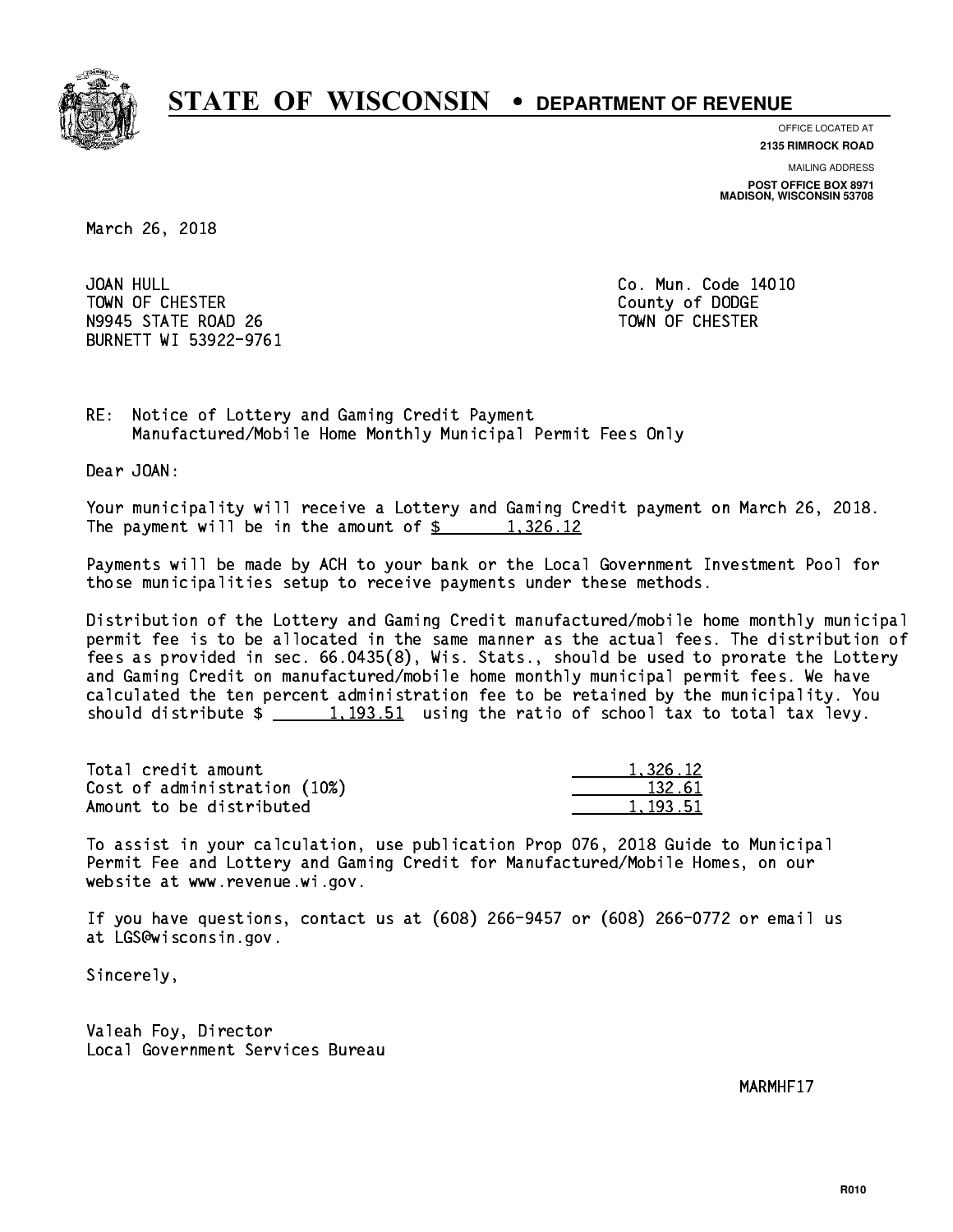# STATE OF WISCONSIN • DEPARTMENT OF REVENUE

OFFICE LOCATED AT
**2135 RIMROCK ROAD**

MAILING ADDRESS
**POST OFFICE BOX 8971**
**MADISON, WISCONSIN 53708**

March 26, 2018

JOAN HULL
TOWN OF CHESTER
N9945 STATE ROAD 26
BURNETT WI 53922-9761

Co. Mun. Code 14010
County of DODGE
TOWN OF CHESTER

RE: Notice of Lottery and Gaming Credit Payment
Manufactured/Mobile Home Monthly Municipal Permit Fees Only

Dear JOAN:

Your municipality will receive a Lottery and Gaming Credit payment on March 26, 2018. The payment will be in the amount of $ 1,326.12

Payments will be made by ACH to your bank or the Local Government Investment Pool for those municipalities setup to receive payments under these methods.

Distribution of the Lottery and Gaming Credit manufactured/mobile home monthly municipal permit fee is to be allocated in the same manner as the actual fees. The distribution of fees as provided in sec. 66.0435(8), Wis. Stats., should be used to prorate the Lottery and Gaming Credit on manufactured/mobile home monthly municipal permit fees. We have calculated the ten percent administration fee to be retained by the municipality. You should distribute $ 1,193.51 using the ratio of school tax to total tax levy.

| | |
|---|---|
| Total credit amount | 1,326.12 |
| Cost of administration (10%) | 132.61 |
| Amount to be distributed | 1,193.51 |

To assist in your calculation, use publication Prop 076, 2018 Guide to Municipal Permit Fee and Lottery and Gaming Credit for Manufactured/Mobile Homes, on our website at www.revenue.wi.gov.

If you have questions, contact us at (608) 266-9457 or (608) 266-0772 or email us at LGS@wisconsin.gov.

Sincerely,

Valeah Foy, Director
Local Government Services Bureau

MARMHF17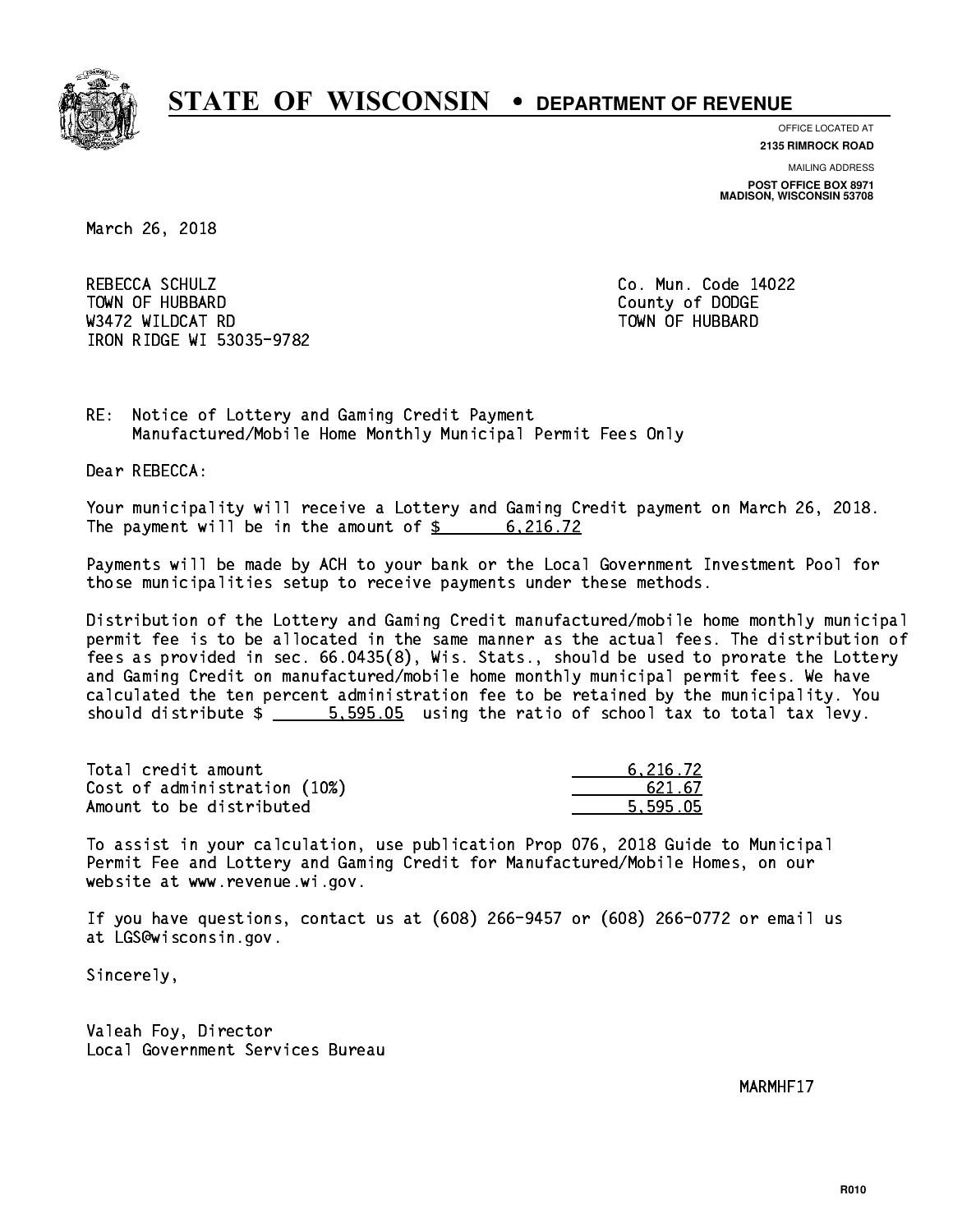# STATE OF WISCONSIN • DEPARTMENT OF REVENUE

OFFICE LOCATED AT
**2135 RIMROCK ROAD**

MAILING ADDRESS
**POST OFFICE BOX 8971**
**MADISON, WISCONSIN 53708**

March 26, 2018

REBECCA SCHULZ
TOWN OF HUBBARD
W3472 WILDCAT RD
IRON RIDGE WI 53035-9782

Co. Mun. Code 14022
County of DODGE
TOWN OF HUBBARD

RE: Notice of Lottery and Gaming Credit Payment
Manufactured/Mobile Home Monthly Municipal Permit Fees Only

Dear REBECCA:

Your municipality will receive a Lottery and Gaming Credit payment on March 26, 2018. The payment will be in the amount of $ 6,216.72

Payments will be made by ACH to your bank or the Local Government Investment Pool for those municipalities setup to receive payments under these methods.

Distribution of the Lottery and Gaming Credit manufactured/mobile home monthly municipal permit fee is to be allocated in the same manner as the actual fees. The distribution of fees as provided in sec. 66.0435(8), Wis. Stats., should be used to prorate the Lottery and Gaming Credit on manufactured/mobile home monthly municipal permit fees. We have calculated the ten percent administration fee to be retained by the municipality. You should distribute $ 5,595.05 using the ratio of school tax to total tax levy.

| | |
|---|---|
| Total credit amount | 6,216.72 |
| Cost of administration (10%) | 621.67 |
| Amount to be distributed | 5,595.05 |

To assist in your calculation, use publication Prop 076, 2018 Guide to Municipal Permit Fee and Lottery and Gaming Credit for Manufactured/Mobile Homes, on our website at www.revenue.wi.gov.

If you have questions, contact us at (608) 266-9457 or (608) 266-0772 or email us at LGS@wisconsin.gov.

Sincerely,

Valeah Foy, Director
Local Government Services Bureau

MARMHF17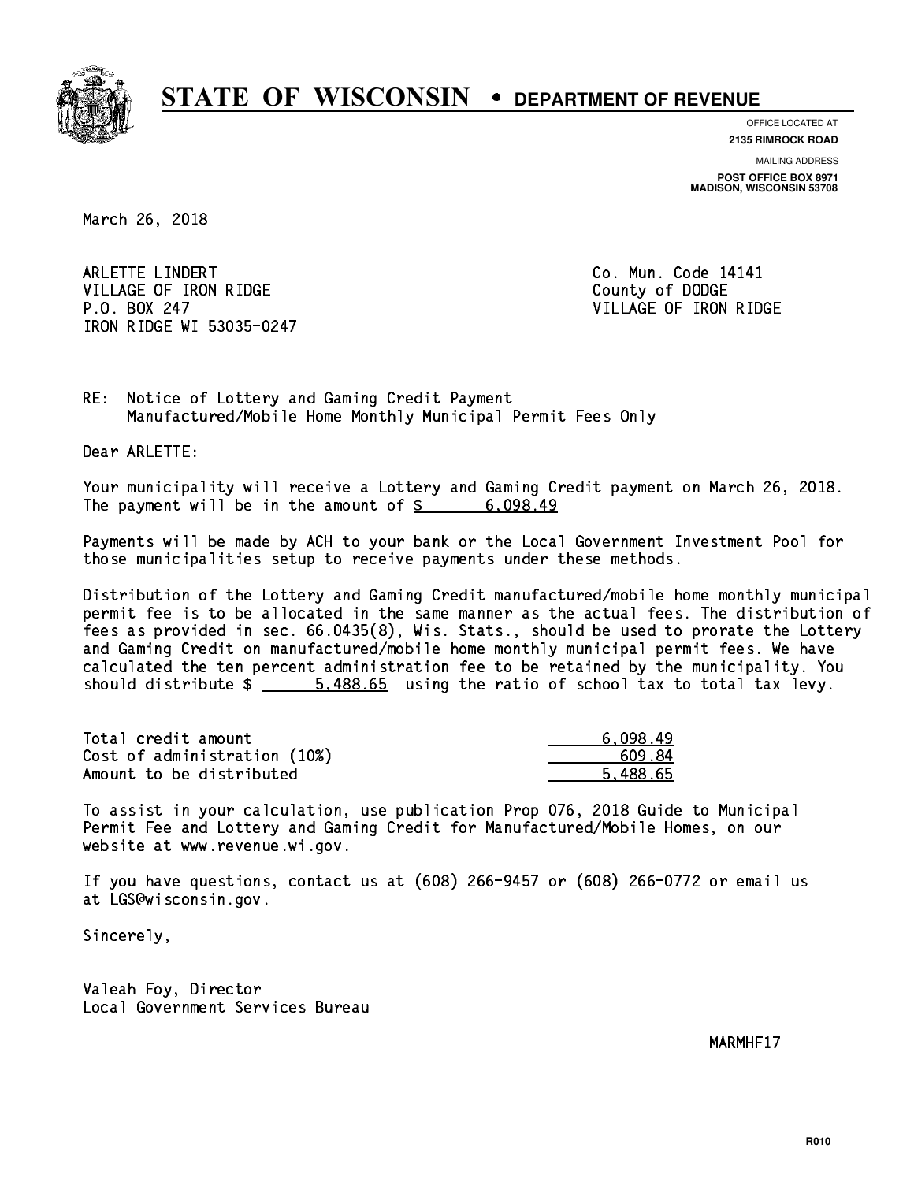# STATE OF WISCONSIN • DEPARTMENT OF REVENUE

OFFICE LOCATED AT
**2135 RIMROCK ROAD**

MAILING ADDRESS
**POST OFFICE BOX 8971**
**MADISON, WISCONSIN 53708**

March 26, 2018

ARLETTE LINDERT
VILLAGE OF IRON RIDGE
P.O. BOX 247
IRON RIDGE WI 53035-0247

Co. Mun. Code 14141
County of DODGE
VILLAGE OF IRON RIDGE

RE: Notice of Lottery and Gaming Credit Payment
Manufactured/Mobile Home Monthly Municipal Permit Fees Only

Dear ARLETTE:

Your municipality will receive a Lottery and Gaming Credit payment on March 26, 2018. The payment will be in the amount of $ 6,098.49

Payments will be made by ACH to your bank or the Local Government Investment Pool for those municipalities setup to receive payments under these methods.

Distribution of the Lottery and Gaming Credit manufactured/mobile home monthly municipal permit fee is to be allocated in the same manner as the actual fees. The distribution of fees as provided in sec. 66.0435(8), Wis. Stats., should be used to prorate the Lottery and Gaming Credit on manufactured/mobile home monthly municipal permit fees. We have calculated the ten percent administration fee to be retained by the municipality. You should distribute $ 5,488.65 using the ratio of school tax to total tax levy.

| | |
|---|---|
| Total credit amount | 6,098.49 |
| Cost of administration (10%) | 609.84 |
| Amount to be distributed | 5,488.65 |

To assist in your calculation, use publication Prop 076, 2018 Guide to Municipal Permit Fee and Lottery and Gaming Credit for Manufactured/Mobile Homes, on our website at www.revenue.wi.gov.

If you have questions, contact us at (608) 266-9457 or (608) 266-0772 or email us at LGS@wisconsin.gov.

Sincerely,

Valeah Foy, Director
Local Government Services Bureau

MARMHF17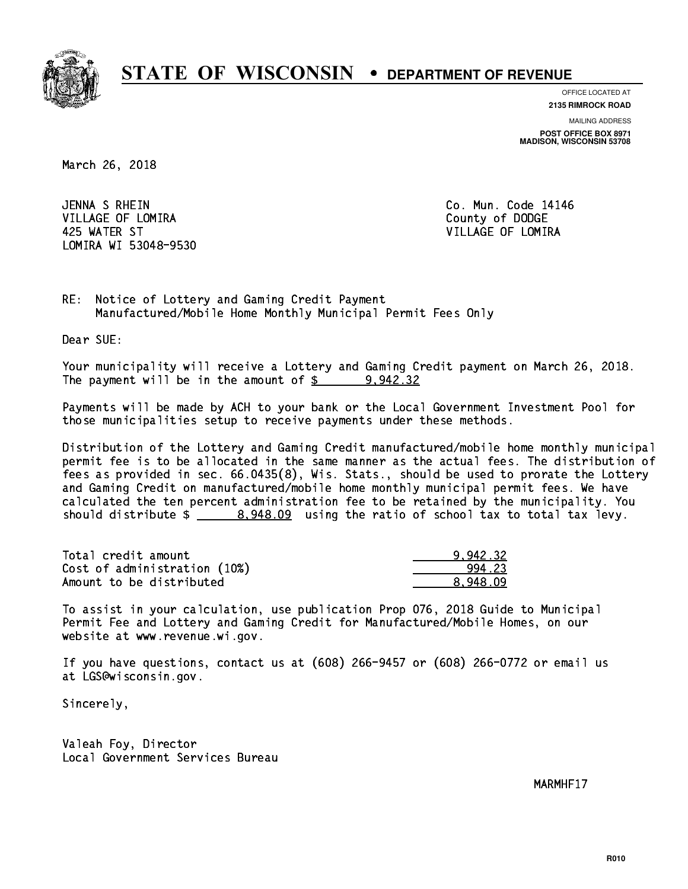# STATE OF WISCONSIN • DEPARTMENT OF REVENUE

OFFICE LOCATED AT
**2135 RIMROCK ROAD**

MAILING ADDRESS
**POST OFFICE BOX 8971**
**MADISON, WISCONSIN 53708**

March 26, 2018

JENNA S RHEIN
VILLAGE OF LOMIRA
425 WATER ST
LOMIRA WI 53048-9530

Co. Mun. Code 14146
County of DODGE
VILLAGE OF LOMIRA

RE: Notice of Lottery and Gaming Credit Payment
Manufactured/Mobile Home Monthly Municipal Permit Fees Only

Dear SUE:

Your municipality will receive a Lottery and Gaming Credit payment on March 26, 2018. The payment will be in the amount of $ 9,942.32

Payments will be made by ACH to your bank or the Local Government Investment Pool for those municipalities setup to receive payments under these methods.

Distribution of the Lottery and Gaming Credit manufactured/mobile home monthly municipal permit fee is to be allocated in the same manner as the actual fees. The distribution of fees as provided in sec. 66.0435(8), Wis. Stats., should be used to prorate the Lottery and Gaming Credit on manufactured/mobile home monthly municipal permit fees. We have calculated the ten percent administration fee to be retained by the municipality. You should distribute $ 8,948.09 using the ratio of school tax to total tax levy.

| | |
|---|---|
| Total credit amount | 9,942.32 |
| Cost of administration (10%) | 994.23 |
| Amount to be distributed | 8,948.09 |

To assist in your calculation, use publication Prop 076, 2018 Guide to Municipal Permit Fee and Lottery and Gaming Credit for Manufactured/Mobile Homes, on our website at www.revenue.wi.gov.

If you have questions, contact us at (608) 266-9457 or (608) 266-0772 or email us at LGS@wisconsin.gov.

Sincerely,

Valeah Foy, Director
Local Government Services Bureau

MARMHF17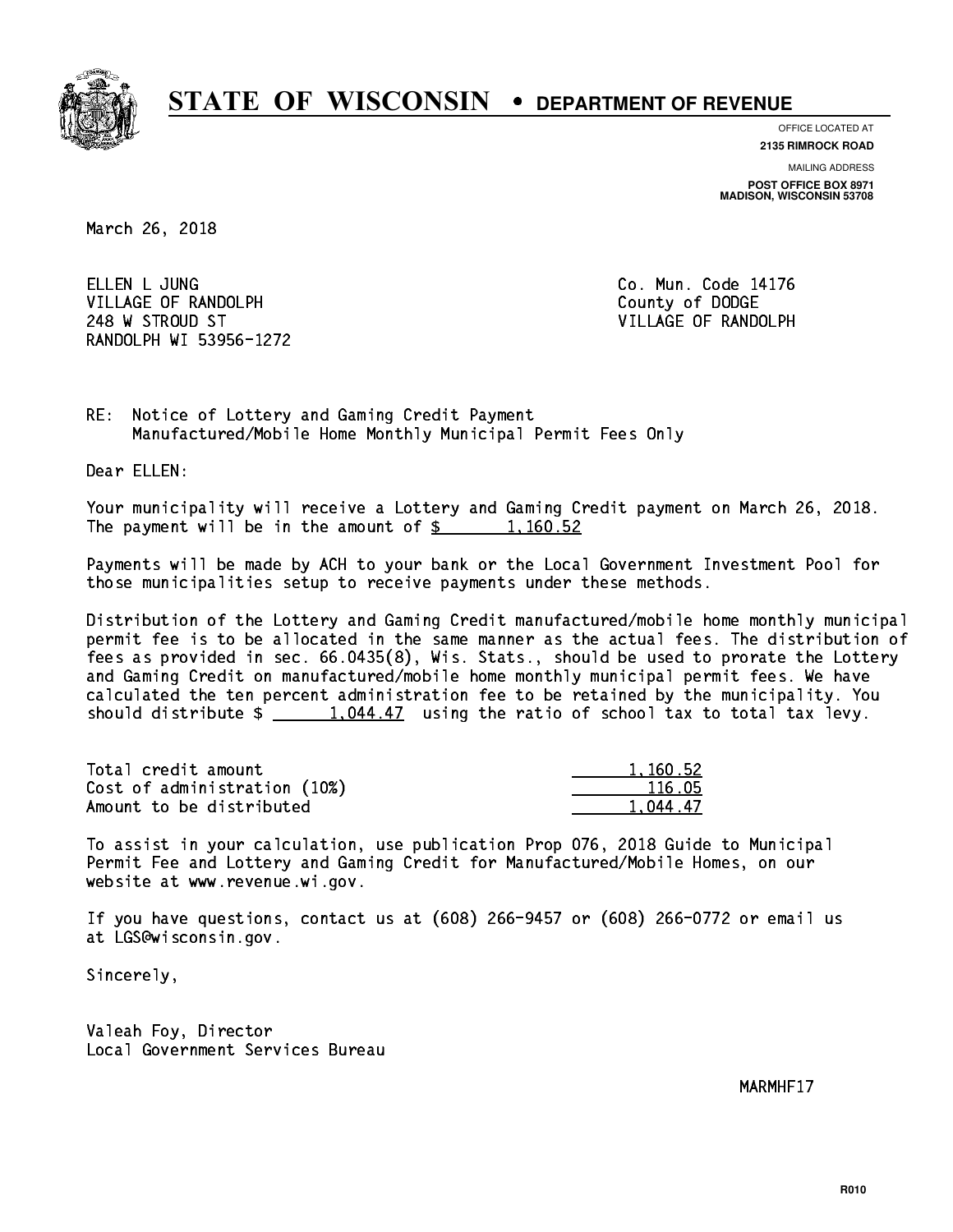# STATE OF WISCONSIN • DEPARTMENT OF REVENUE

OFFICE LOCATED AT
**2135 RIMROCK ROAD**

MAILING ADDRESS
**POST OFFICE BOX 8971**
**MADISON, WISCONSIN 53708**

March 26, 2018

ELLEN L JUNG
VILLAGE OF RANDOLPH
248 W STROUD ST
RANDOLPH WI 53956-1272

Co. Mun. Code 14176
County of DODGE
VILLAGE OF RANDOLPH

RE: Notice of Lottery and Gaming Credit Payment
Manufactured/Mobile Home Monthly Municipal Permit Fees Only

Dear ELLEN:

Your municipality will receive a Lottery and Gaming Credit payment on March 26, 2018. The payment will be in the amount of $ 1,160.52

Payments will be made by ACH to your bank or the Local Government Investment Pool for those municipalities setup to receive payments under these methods.

Distribution of the Lottery and Gaming Credit manufactured/mobile home monthly municipal permit fee is to be allocated in the same manner as the actual fees. The distribution of fees as provided in sec. 66.0435(8), Wis. Stats., should be used to prorate the Lottery and Gaming Credit on manufactured/mobile home monthly municipal permit fees. We have calculated the ten percent administration fee to be retained by the municipality. You should distribute $ 1,044.47 using the ratio of school tax to total tax levy.

| | |
|---|---|
| Total credit amount | 1,160.52 |
| Cost of administration (10%) | 116.05 |
| Amount to be distributed | 1,044.47 |

To assist in your calculation, use publication Prop 076, 2018 Guide to Municipal Permit Fee and Lottery and Gaming Credit for Manufactured/Mobile Homes, on our website at www.revenue.wi.gov.

If you have questions, contact us at (608) 266-9457 or (608) 266-0772 or email us at LGS@wisconsin.gov.

Sincerely,

Valeah Foy, Director
Local Government Services Bureau

MARMHF17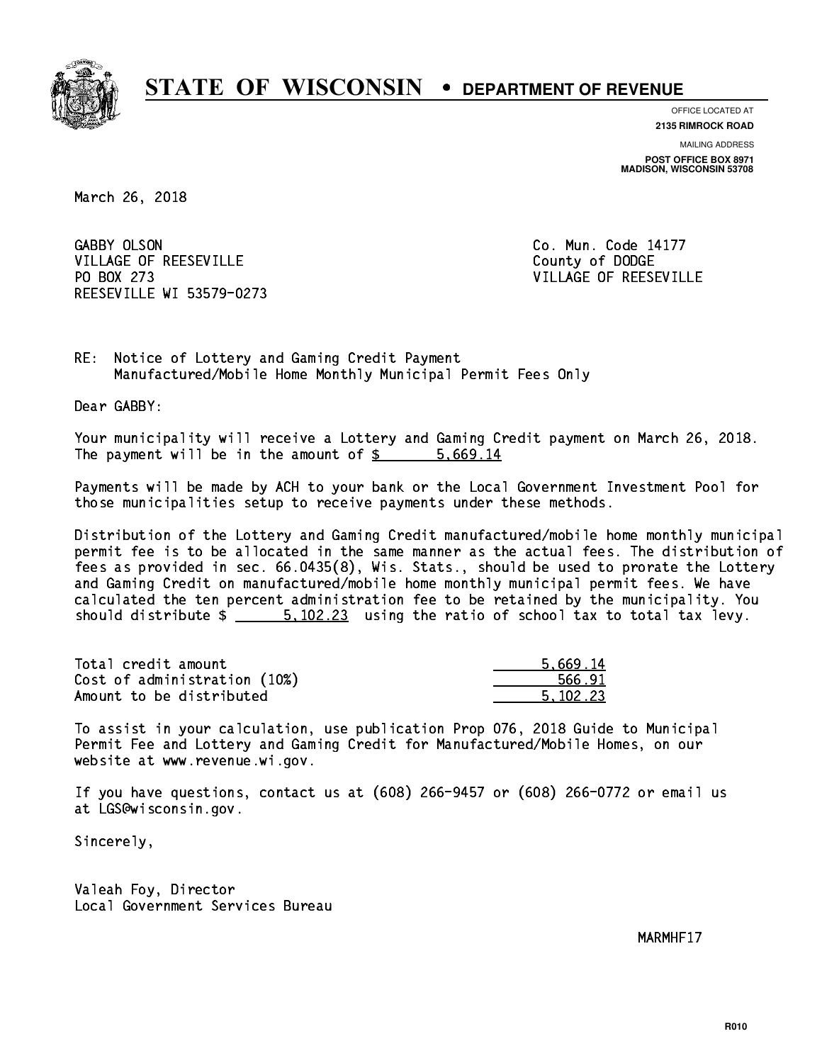# STATE OF WISCONSIN • DEPARTMENT OF REVENUE

OFFICE LOCATED AT
**2135 RIMROCK ROAD**

MAILING ADDRESS
**POST OFFICE BOX 8971**
**MADISON, WISCONSIN 53708**

March 26, 2018

GABBY OLSON
VILLAGE OF REESEVILLE
PO BOX 273
REESEVILLE WI 53579-0273

Co. Mun. Code 14177
County of DODGE
VILLAGE OF REESEVILLE

RE: Notice of Lottery and Gaming Credit Payment
Manufactured/Mobile Home Monthly Municipal Permit Fees Only

Dear GABBY:

Your municipality will receive a Lottery and Gaming Credit payment on March 26, 2018. The payment will be in the amount of $ 5,669.14

Payments will be made by ACH to your bank or the Local Government Investment Pool for those municipalities setup to receive payments under these methods.

Distribution of the Lottery and Gaming Credit manufactured/mobile home monthly municipal permit fee is to be allocated in the same manner as the actual fees. The distribution of fees as provided in sec. 66.0435(8), Wis. Stats., should be used to prorate the Lottery and Gaming Credit on manufactured/mobile home monthly municipal permit fees. We have calculated the ten percent administration fee to be retained by the municipality. You should distribute $ 5,102.23 using the ratio of school tax to total tax levy.

| | |
|---|---|
| Total credit amount | 5,669.14 |
| Cost of administration (10%) | 566.91 |
| Amount to be distributed | 5,102.23 |

To assist in your calculation, use publication Prop 076, 2018 Guide to Municipal Permit Fee and Lottery and Gaming Credit for Manufactured/Mobile Homes, on our website at www.revenue.wi.gov.

If you have questions, contact us at (608) 266-9457 or (608) 266-0772 or email us at LGS@wisconsin.gov.

Sincerely,

Valeah Foy, Director
Local Government Services Bureau

MARMHF17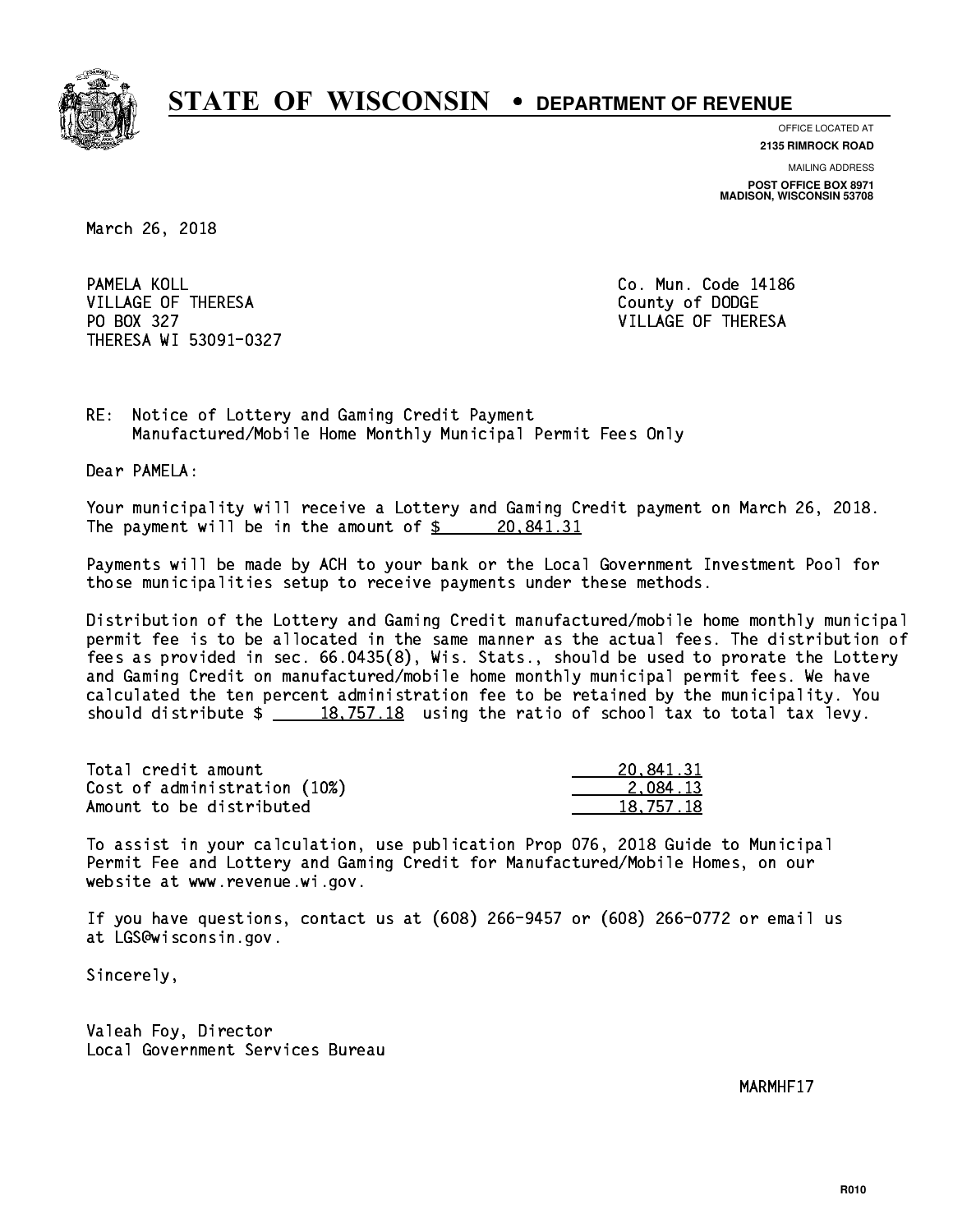# STATE OF WISCONSIN • DEPARTMENT OF REVENUE

OFFICE LOCATED AT
**2135 RIMROCK ROAD**

MAILING ADDRESS
**POST OFFICE BOX 8971**
**MADISON, WISCONSIN 53708**

March 26, 2018

PAMELA KOLL
VILLAGE OF THERESA
PO BOX 327
THERESA WI 53091-0327

Co. Mun. Code 14186
County of DODGE
VILLAGE OF THERESA

RE: Notice of Lottery and Gaming Credit Payment
Manufactured/Mobile Home Monthly Municipal Permit Fees Only

Dear PAMELA:

Your municipality will receive a Lottery and Gaming Credit payment on March 26, 2018. The payment will be in the amount of $ 20,841.31

Payments will be made by ACH to your bank or the Local Government Investment Pool for those municipalities setup to receive payments under these methods.

Distribution of the Lottery and Gaming Credit manufactured/mobile home monthly municipal permit fee is to be allocated in the same manner as the actual fees. The distribution of fees as provided in sec. 66.0435(8), Wis. Stats., should be used to prorate the Lottery and Gaming Credit on manufactured/mobile home monthly municipal permit fees. We have calculated the ten percent administration fee to be retained by the municipality. You should distribute $ 18,757.18 using the ratio of school tax to total tax levy.

| | |
|---|---|
| Total credit amount | 20,841.31 |
| Cost of administration (10%) | 2,084.13 |
| Amount to be distributed | 18,757.18 |

To assist in your calculation, use publication Prop 076, 2018 Guide to Municipal Permit Fee and Lottery and Gaming Credit for Manufactured/Mobile Homes, on our website at www.revenue.wi.gov.

If you have questions, contact us at (608) 266-9457 or (608) 266-0772 or email us at LGS@wisconsin.gov.

Sincerely,

Valeah Foy, Director
Local Government Services Bureau

MARMHF17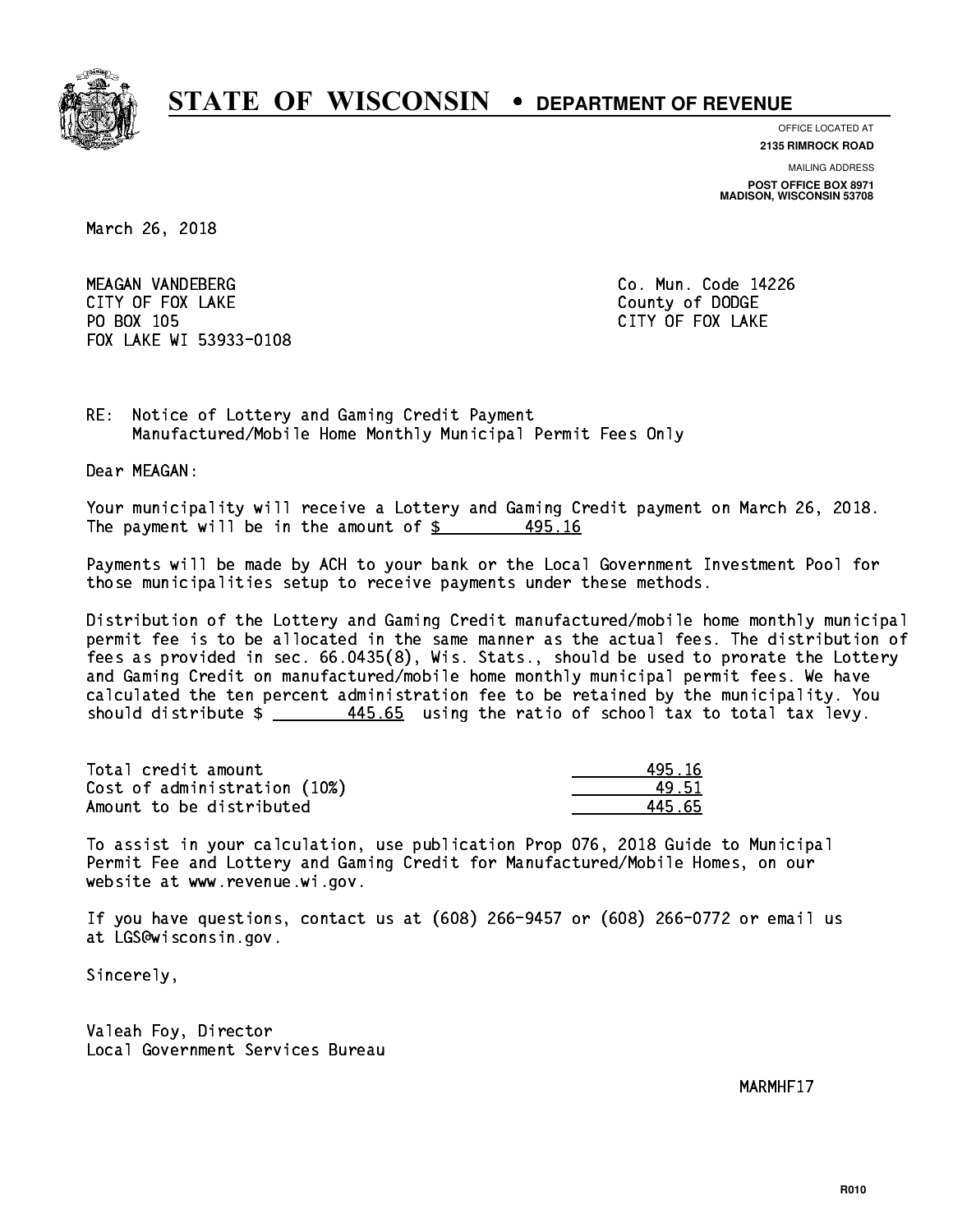# STATE OF WISCONSIN • DEPARTMENT OF REVENUE

OFFICE LOCATED AT
**2135 RIMROCK ROAD**

MAILING ADDRESS
**POST OFFICE BOX 8971**
**MADISON, WISCONSIN 53708**

March 26, 2018

MEAGAN VANDEBERG
CITY OF FOX LAKE
PO BOX 105
FOX LAKE WI 53933-0108

Co. Mun. Code 14226
County of DODGE
CITY OF FOX LAKE

RE: Notice of Lottery and Gaming Credit Payment
Manufactured/Mobile Home Monthly Municipal Permit Fees Only

Dear MEAGAN:

Your municipality will receive a Lottery and Gaming Credit payment on March 26, 2018. The payment will be in the amount of $ 495.16

Payments will be made by ACH to your bank or the Local Government Investment Pool for those municipalities setup to receive payments under these methods.

Distribution of the Lottery and Gaming Credit manufactured/mobile home monthly municipal permit fee is to be allocated in the same manner as the actual fees. The distribution of fees as provided in sec. 66.0435(8), Wis. Stats., should be used to prorate the Lottery and Gaming Credit on manufactured/mobile home monthly municipal permit fees. We have calculated the ten percent administration fee to be retained by the municipality. You should distribute $ 445.65 using the ratio of school tax to total tax levy.

| | |
|---|---|
| Total credit amount | 495.16 |
| Cost of administration (10%) | 49.51 |
| Amount to be distributed | 445.65 |

To assist in your calculation, use publication Prop 076, 2018 Guide to Municipal Permit Fee and Lottery and Gaming Credit for Manufactured/Mobile Homes, on our website at www.revenue.wi.gov.

If you have questions, contact us at (608) 266-9457 or (608) 266-0772 or email us at LGS@wisconsin.gov.

Sincerely,

Valeah Foy, Director
Local Government Services Bureau

MARMHF17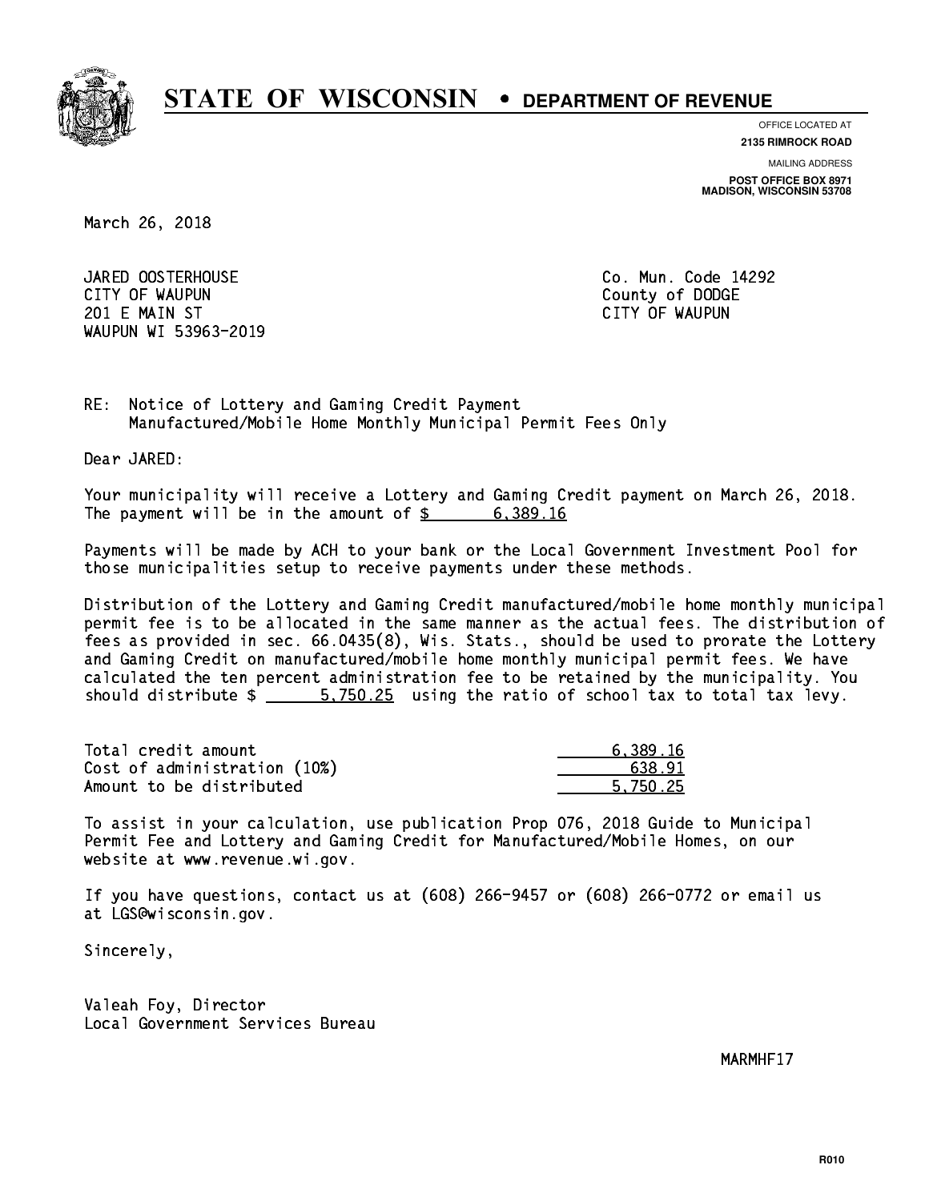# STATE OF WISCONSIN • DEPARTMENT OF REVENUE

OFFICE LOCATED AT
**2135 RIMROCK ROAD**

MAILING ADDRESS
**POST OFFICE BOX 8971**
**MADISON, WISCONSIN 53708**

March 26, 2018

JARED OOSTERHOUSE
CITY OF WAUPUN
201 E MAIN ST
WAUPUN WI 53963-2019

Co. Mun. Code 14292
County of DODGE
CITY OF WAUPUN

RE: Notice of Lottery and Gaming Credit Payment
Manufactured/Mobile Home Monthly Municipal Permit Fees Only

Dear JARED:

Your municipality will receive a Lottery and Gaming Credit payment on March 26, 2018. The payment will be in the amount of $ 6,389.16

Payments will be made by ACH to your bank or the Local Government Investment Pool for those municipalities setup to receive payments under these methods.

Distribution of the Lottery and Gaming Credit manufactured/mobile home monthly municipal permit fee is to be allocated in the same manner as the actual fees. The distribution of fees as provided in sec. 66.0435(8), Wis. Stats., should be used to prorate the Lottery and Gaming Credit on manufactured/mobile home monthly municipal permit fees. We have calculated the ten percent administration fee to be retained by the municipality. You should distribute $ 5,750.25 using the ratio of school tax to total tax levy.

| | |
|---|---|
| Total credit amount | 6,389.16 |
| Cost of administration (10%) | 638.91 |
| Amount to be distributed | 5,750.25 |

To assist in your calculation, use publication Prop 076, 2018 Guide to Municipal Permit Fee and Lottery and Gaming Credit for Manufactured/Mobile Homes, on our website at www.revenue.wi.gov.

If you have questions, contact us at (608) 266-9457 or (608) 266-0772 or email us at LGS@wisconsin.gov.

Sincerely,

Valeah Foy, Director
Local Government Services Bureau

MARMHF17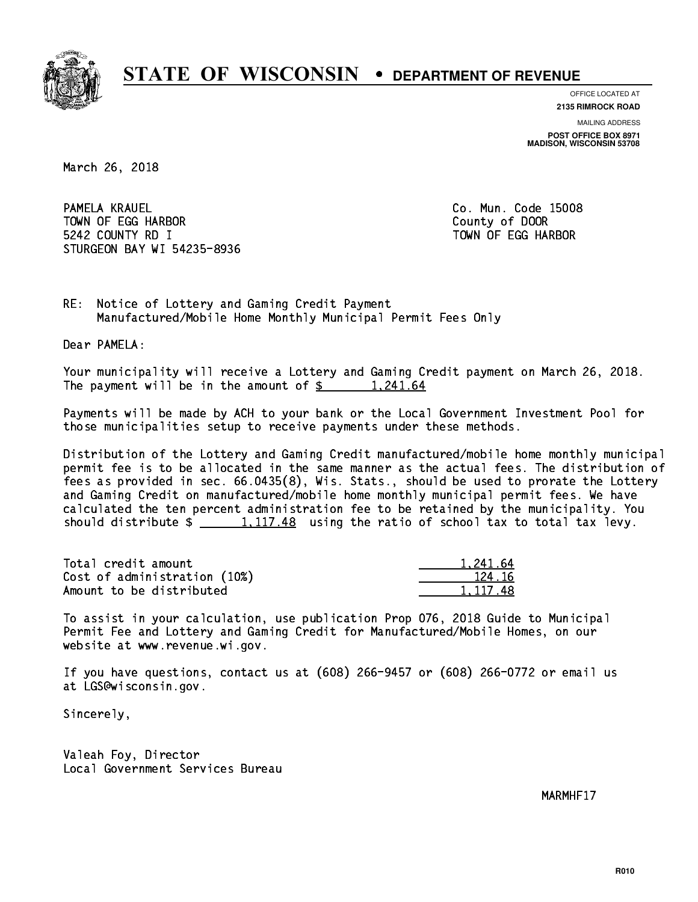# STATE OF WISCONSIN • DEPARTMENT OF REVENUE

OFFICE LOCATED AT
**2135 RIMROCK ROAD**

MAILING ADDRESS
**POST OFFICE BOX 8971**
**MADISON, WISCONSIN 53708**

March 26, 2018

PAMELA KRAUEL
TOWN OF EGG HARBOR
5242 COUNTY RD I
STURGEON BAY WI 54235-8936

Co. Mun. Code 15008
County of DOOR
TOWN OF EGG HARBOR

RE: Notice of Lottery and Gaming Credit Payment
Manufactured/Mobile Home Monthly Municipal Permit Fees Only

Dear PAMELA:

Your municipality will receive a Lottery and Gaming Credit payment on March 26, 2018. The payment will be in the amount of $ 1,241.64

Payments will be made by ACH to your bank or the Local Government Investment Pool for those municipalities setup to receive payments under these methods.

Distribution of the Lottery and Gaming Credit manufactured/mobile home monthly municipal permit fee is to be allocated in the same manner as the actual fees. The distribution of fees as provided in sec. 66.0435(8), Wis. Stats., should be used to prorate the Lottery and Gaming Credit on manufactured/mobile home monthly municipal permit fees. We have calculated the ten percent administration fee to be retained by the municipality. You should distribute $ 1,117.48 using the ratio of school tax to total tax levy.

| | |
|---|---|
| Total credit amount | 1,241.64 |
| Cost of administration (10%) | 124.16 |
| Amount to be distributed | 1,117.48 |

To assist in your calculation, use publication Prop 076, 2018 Guide to Municipal Permit Fee and Lottery and Gaming Credit for Manufactured/Mobile Homes, on our website at www.revenue.wi.gov.

If you have questions, contact us at (608) 266-9457 or (608) 266-0772 or email us at LGS@wisconsin.gov.

Sincerely,

Valeah Foy, Director
Local Government Services Bureau

MARMHF17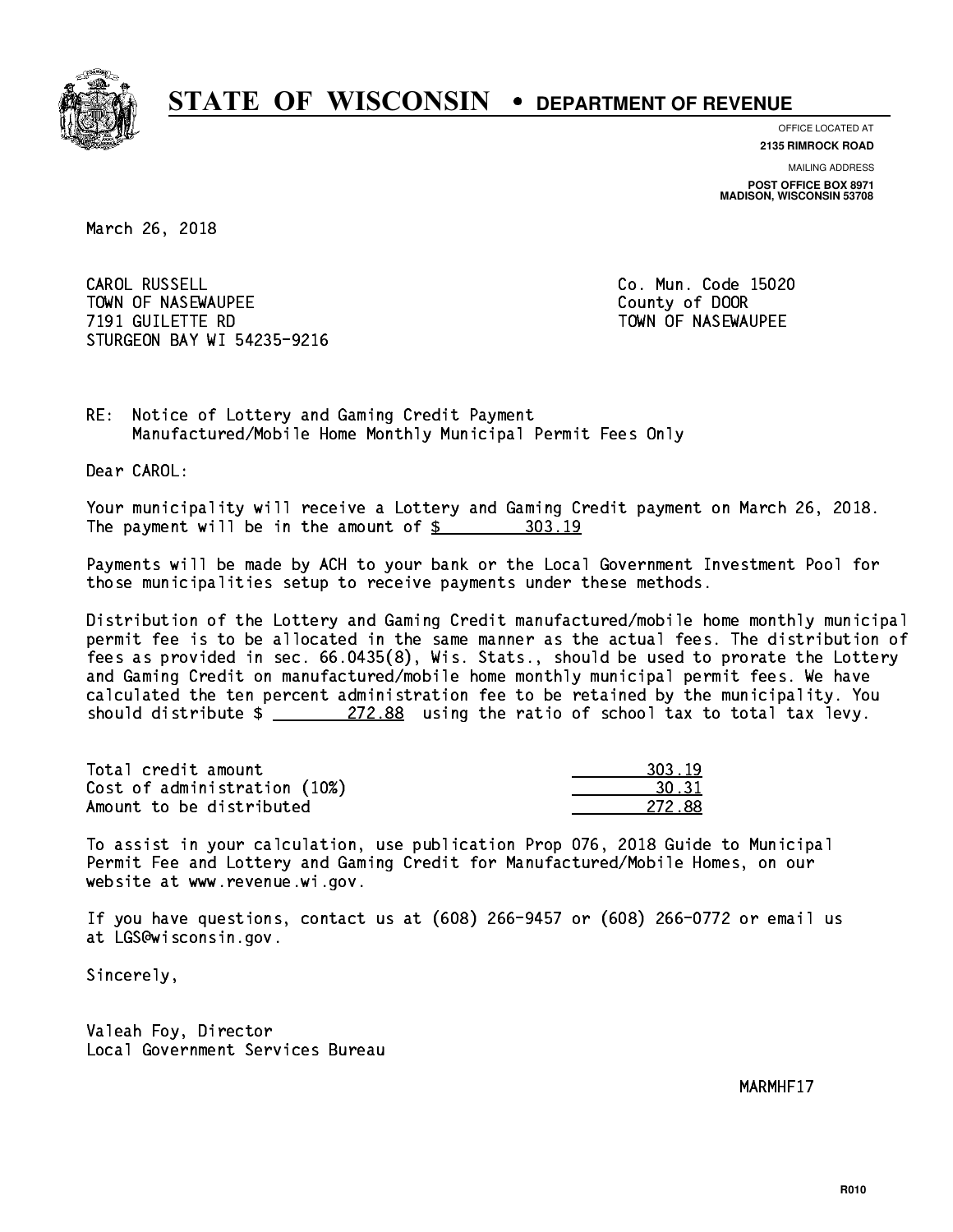# STATE OF WISCONSIN • DEPARTMENT OF REVENUE

OFFICE LOCATED AT
**2135 RIMROCK ROAD**

MAILING ADDRESS
**POST OFFICE BOX 8971**
**MADISON, WISCONSIN 53708**

March 26, 2018

CAROL RUSSELL
TOWN OF NASEWAUPEE
7191 GUILETTE RD
STURGEON BAY WI 54235-9216

Co. Mun. Code 15020
County of DOOR
TOWN OF NASEWAUPEE

RE: Notice of Lottery and Gaming Credit Payment
Manufactured/Mobile Home Monthly Municipal Permit Fees Only

Dear CAROL:

Your municipality will receive a Lottery and Gaming Credit payment on March 26, 2018. The payment will be in the amount of $ 303.19

Payments will be made by ACH to your bank or the Local Government Investment Pool for those municipalities setup to receive payments under these methods.

Distribution of the Lottery and Gaming Credit manufactured/mobile home monthly municipal permit fee is to be allocated in the same manner as the actual fees. The distribution of fees as provided in sec. 66.0435(8), Wis. Stats., should be used to prorate the Lottery and Gaming Credit on manufactured/mobile home monthly municipal permit fees. We have calculated the ten percent administration fee to be retained by the municipality. You should distribute $ 272.88 using the ratio of school tax to total tax levy.

| | |
|---|---|
| Total credit amount | 303.19 |
| Cost of administration (10%) | 30.31 |
| Amount to be distributed | 272.88 |

To assist in your calculation, use publication Prop 076, 2018 Guide to Municipal Permit Fee and Lottery and Gaming Credit for Manufactured/Mobile Homes, on our website at www.revenue.wi.gov.

If you have questions, contact us at (608) 266-9457 or (608) 266-0772 or email us at LGS@wisconsin.gov.

Sincerely,

Valeah Foy, Director
Local Government Services Bureau

MARMHF17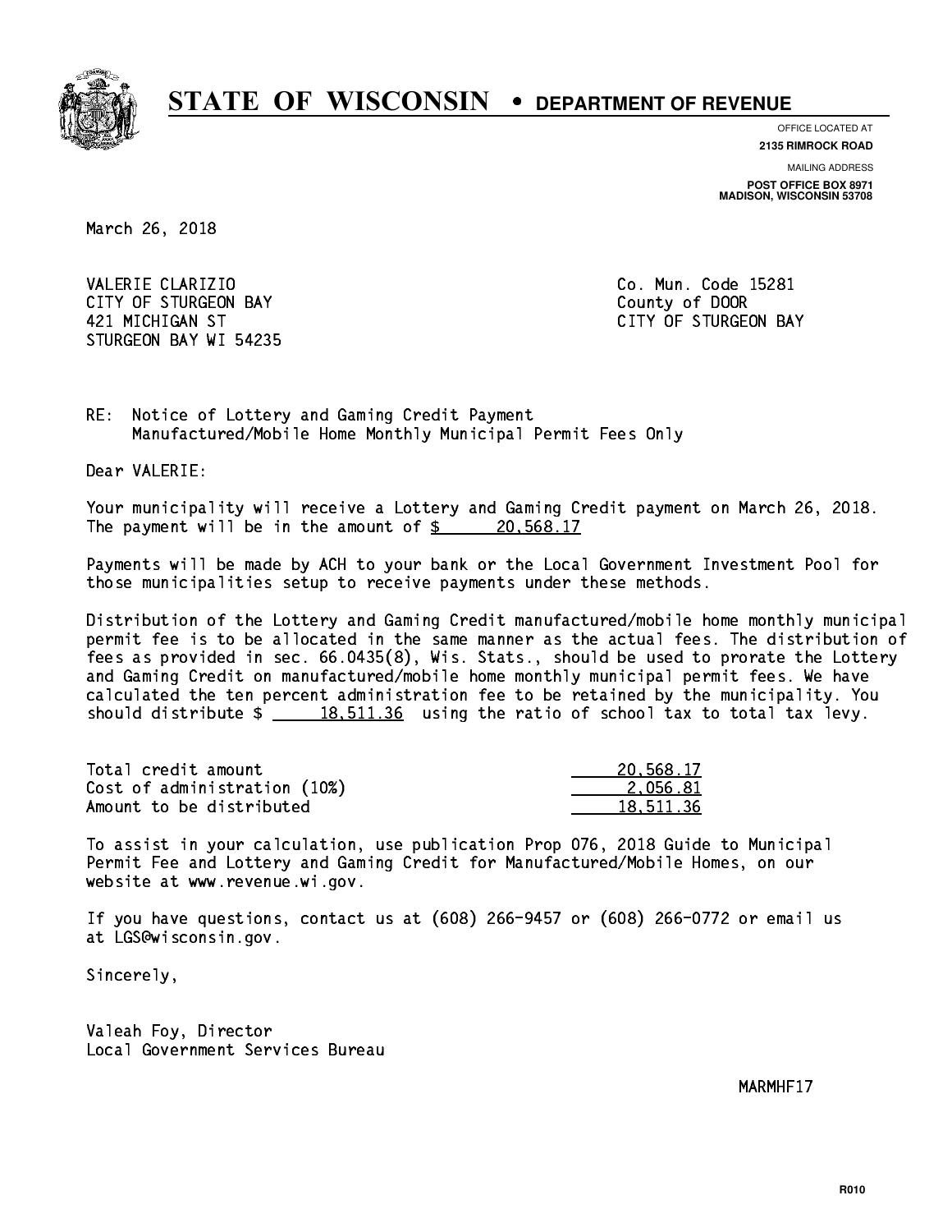# STATE OF WISCONSIN • DEPARTMENT OF REVENUE

OFFICE LOCATED AT
**2135 RIMROCK ROAD**

MAILING ADDRESS
**POST OFFICE BOX 8971**
**MADISON, WISCONSIN 53708**

March 26, 2018

VALERIE CLARIZIO
CITY OF STURGEON BAY
421 MICHIGAN ST
STURGEON BAY WI 54235

Co. Mun. Code 15281
County of DOOR
CITY OF STURGEON BAY

RE: Notice of Lottery and Gaming Credit Payment
Manufactured/Mobile Home Monthly Municipal Permit Fees Only

Dear VALERIE:

Your municipality will receive a Lottery and Gaming Credit payment on March 26, 2018. The payment will be in the amount of $ 20,568.17

Payments will be made by ACH to your bank or the Local Government Investment Pool for those municipalities setup to receive payments under these methods.

Distribution of the Lottery and Gaming Credit manufactured/mobile home monthly municipal permit fee is to be allocated in the same manner as the actual fees. The distribution of fees as provided in sec. 66.0435(8), Wis. Stats., should be used to prorate the Lottery and Gaming Credit on manufactured/mobile home monthly municipal permit fees. We have calculated the ten percent administration fee to be retained by the municipality. You should distribute $ 18,511.36 using the ratio of school tax to total tax levy.

| | |
|---|---|
| Total credit amount | 20,568.17 |
| Cost of administration (10%) | 2,056.81 |
| Amount to be distributed | 18,511.36 |

To assist in your calculation, use publication Prop 076, 2018 Guide to Municipal Permit Fee and Lottery and Gaming Credit for Manufactured/Mobile Homes, on our website at www.revenue.wi.gov.

If you have questions, contact us at (608) 266-9457 or (608) 266-0772 or email us at LGS@wisconsin.gov.

Sincerely,

Valeah Foy, Director
Local Government Services Bureau

MARMHF17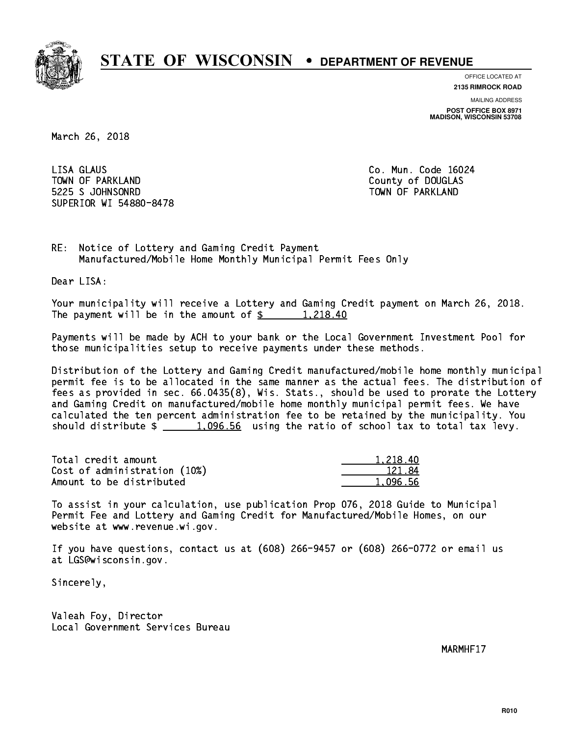# STATE OF WISCONSIN • DEPARTMENT OF REVENUE

OFFICE LOCATED AT
**2135 RIMROCK ROAD**

MAILING ADDRESS
**POST OFFICE BOX 8971**
**MADISON, WISCONSIN 53708**

March 26, 2018

LISA GLAUS
TOWN OF PARKLAND
5225 S JOHNSONRD
SUPERIOR WI 54880-8478

Co. Mun. Code 16024
County of DOUGLAS
TOWN OF PARKLAND

RE: Notice of Lottery and Gaming Credit Payment
Manufactured/Mobile Home Monthly Municipal Permit Fees Only

Dear LISA:

Your municipality will receive a Lottery and Gaming Credit payment on March 26, 2018. The payment will be in the amount of $ 1,218.40

Payments will be made by ACH to your bank or the Local Government Investment Pool for those municipalities setup to receive payments under these methods.

Distribution of the Lottery and Gaming Credit manufactured/mobile home monthly municipal permit fee is to be allocated in the same manner as the actual fees. The distribution of fees as provided in sec. 66.0435(8), Wis. Stats., should be used to prorate the Lottery and Gaming Credit on manufactured/mobile home monthly municipal permit fees. We have calculated the ten percent administration fee to be retained by the municipality. You should distribute $ 1,096.56 using the ratio of school tax to total tax levy.

| | |
|---|---|
| Total credit amount | 1,218.40 |
| Cost of administration (10%) | 121.84 |
| Amount to be distributed | 1,096.56 |

To assist in your calculation, use publication Prop 076, 2018 Guide to Municipal Permit Fee and Lottery and Gaming Credit for Manufactured/Mobile Homes, on our website at www.revenue.wi.gov.

If you have questions, contact us at (608) 266-9457 or (608) 266-0772 or email us at LGS@wisconsin.gov.

Sincerely,

Valeah Foy, Director
Local Government Services Bureau

MARMHF17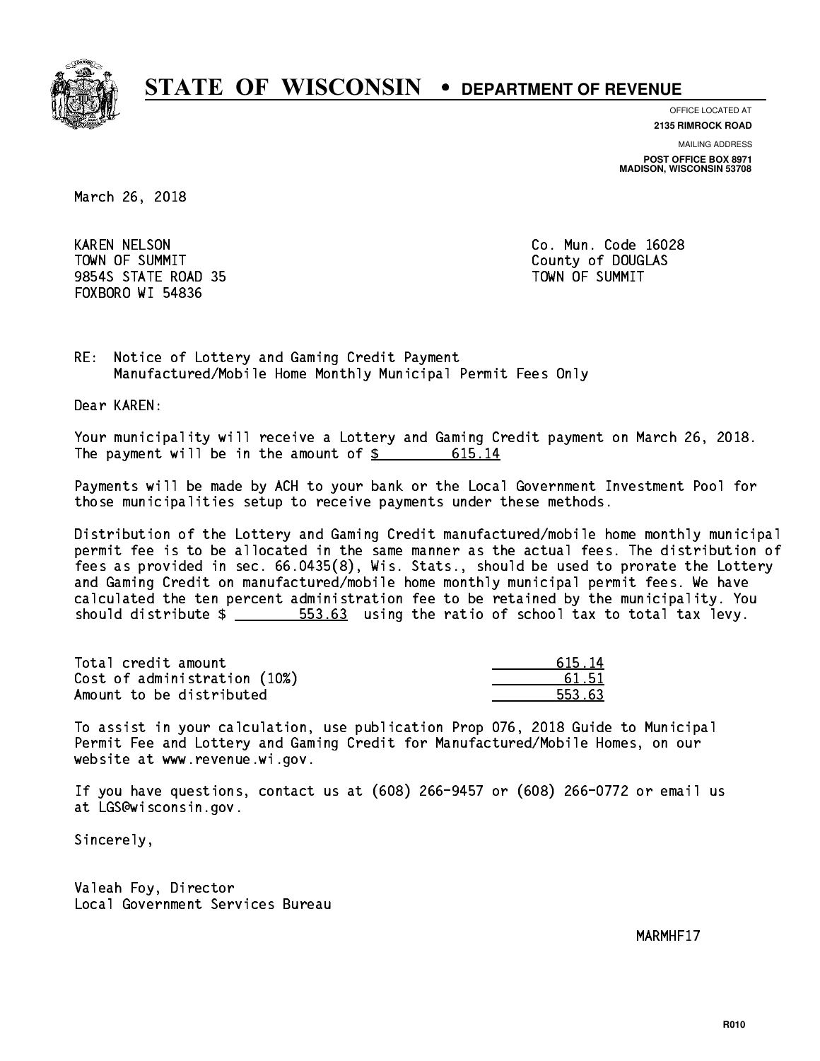# STATE OF WISCONSIN • DEPARTMENT OF REVENUE

OFFICE LOCATED AT
**2135 RIMROCK ROAD**

MAILING ADDRESS
**POST OFFICE BOX 8971**
**MADISON, WISCONSIN 53708**

March 26, 2018

KAREN NELSON
TOWN OF SUMMIT
9854S STATE ROAD 35
FOXBORO WI 54836

Co. Mun. Code 16028
County of DOUGLAS
TOWN OF SUMMIT

RE: Notice of Lottery and Gaming Credit Payment
Manufactured/Mobile Home Monthly Municipal Permit Fees Only

Dear KAREN:

Your municipality will receive a Lottery and Gaming Credit payment on March 26, 2018. The payment will be in the amount of $ 615.14

Payments will be made by ACH to your bank or the Local Government Investment Pool for those municipalities setup to receive payments under these methods.

Distribution of the Lottery and Gaming Credit manufactured/mobile home monthly municipal permit fee is to be allocated in the same manner as the actual fees. The distribution of fees as provided in sec. 66.0435(8), Wis. Stats., should be used to prorate the Lottery and Gaming Credit on manufactured/mobile home monthly municipal permit fees. We have calculated the ten percent administration fee to be retained by the municipality. You should distribute $ 553.63 using the ratio of school tax to total tax levy.

| | |
|---|---|
| Total credit amount | 615.14 |
| Cost of administration (10%) | 61.51 |
| Amount to be distributed | 553.63 |

To assist in your calculation, use publication Prop 076, 2018 Guide to Municipal Permit Fee and Lottery and Gaming Credit for Manufactured/Mobile Homes, on our website at www.revenue.wi.gov.

If you have questions, contact us at (608) 266-9457 or (608) 266-0772 or email us at LGS@wisconsin.gov.

Sincerely,

Valeah Foy, Director
Local Government Services Bureau

MARMHF17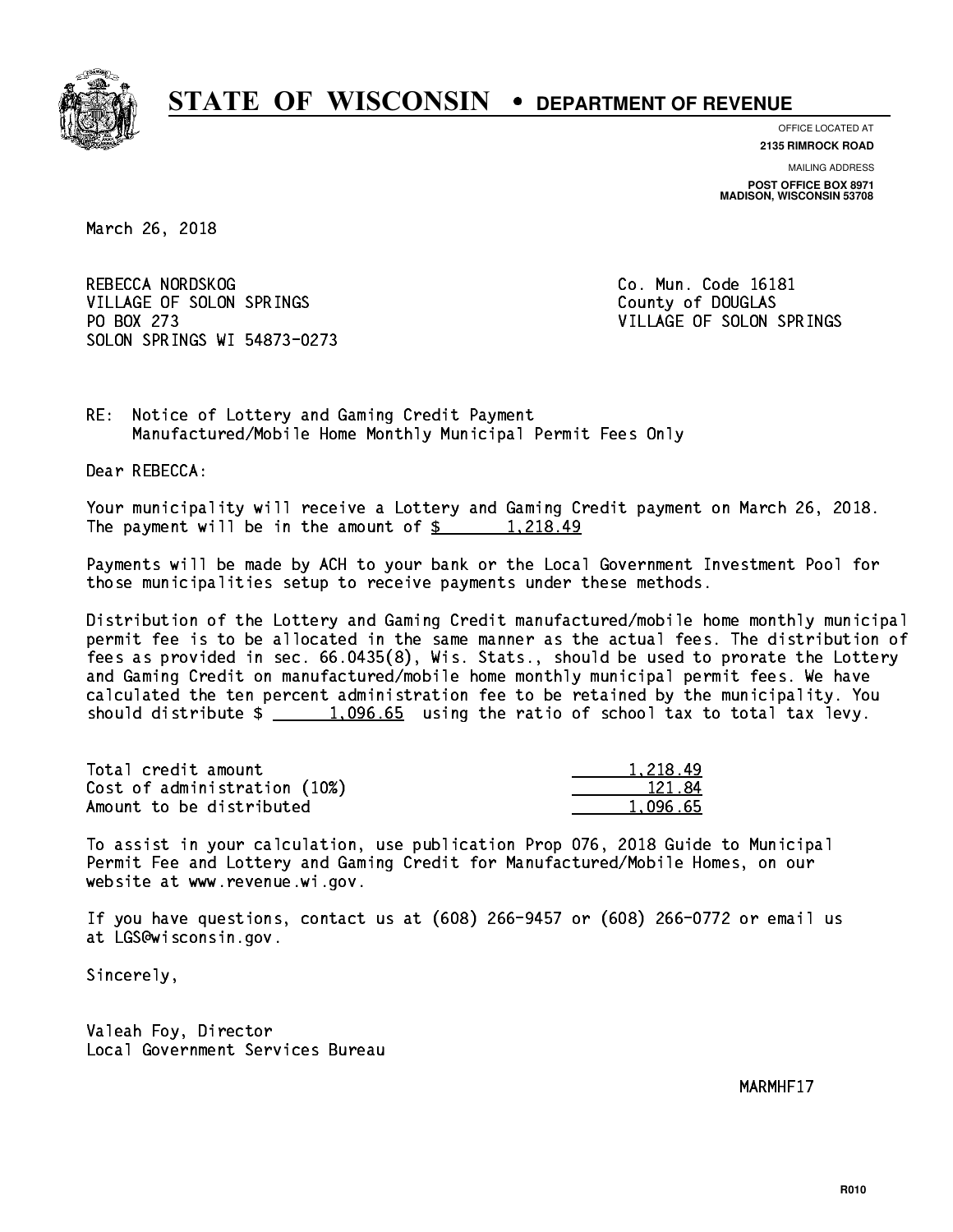# STATE OF WISCONSIN • DEPARTMENT OF REVENUE

OFFICE LOCATED AT
**2135 RIMROCK ROAD**

MAILING ADDRESS
**POST OFFICE BOX 8971**
**MADISON, WISCONSIN 53708**

March 26, 2018

REBECCA NORDSKOG
VILLAGE OF SOLON SPRINGS
PO BOX 273
SOLON SPRINGS WI 54873-0273

Co. Mun. Code 16181
County of DOUGLAS
VILLAGE OF SOLON SPRINGS

RE: Notice of Lottery and Gaming Credit Payment
Manufactured/Mobile Home Monthly Municipal Permit Fees Only

Dear REBECCA:

Your municipality will receive a Lottery and Gaming Credit payment on March 26, 2018. The payment will be in the amount of $ 1,218.49

Payments will be made by ACH to your bank or the Local Government Investment Pool for those municipalities setup to receive payments under these methods.

Distribution of the Lottery and Gaming Credit manufactured/mobile home monthly municipal permit fee is to be allocated in the same manner as the actual fees. The distribution of fees as provided in sec. 66.0435(8), Wis. Stats., should be used to prorate the Lottery and Gaming Credit on manufactured/mobile home monthly municipal permit fees. We have calculated the ten percent administration fee to be retained by the municipality. You should distribute $ 1,096.65 using the ratio of school tax to total tax levy.

| | |
|---|---|
| Total credit amount | 1,218.49 |
| Cost of administration (10%) | 121.84 |
| Amount to be distributed | 1,096.65 |

To assist in your calculation, use publication Prop 076, 2018 Guide to Municipal Permit Fee and Lottery and Gaming Credit for Manufactured/Mobile Homes, on our website at www.revenue.wi.gov.

If you have questions, contact us at (608) 266-9457 or (608) 266-0772 or email us at LGS@wisconsin.gov.

Sincerely,

Valeah Foy, Director
Local Government Services Bureau

MARMHF17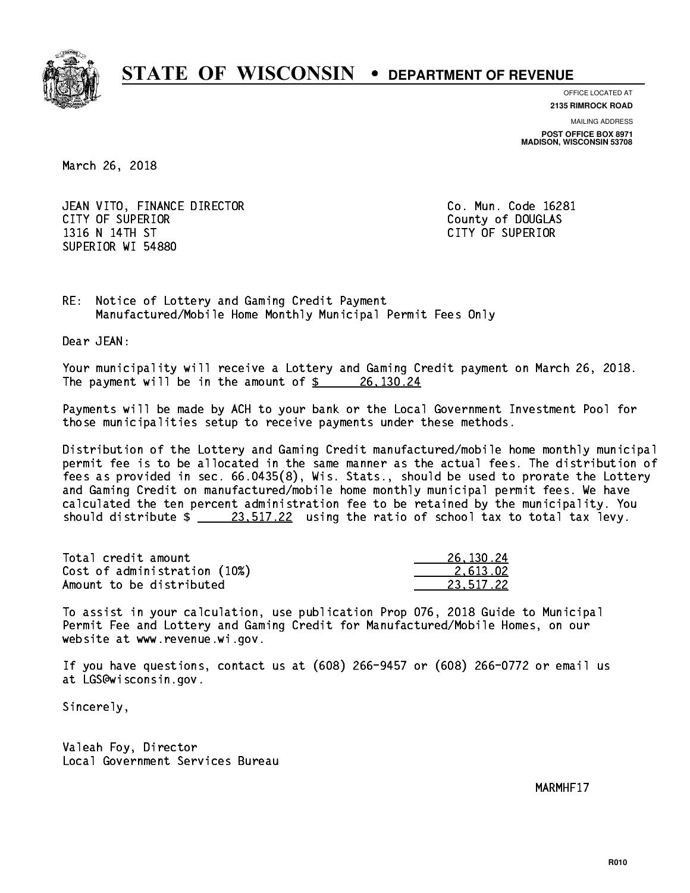# STATE OF WISCONSIN • DEPARTMENT OF REVENUE

OFFICE LOCATED AT
**2135 RIMROCK ROAD**

MAILING ADDRESS
**POST OFFICE BOX 8971**
**MADISON, WISCONSIN 53708**

March 26, 2018

JEAN VITO, FINANCE DIRECTOR
CITY OF SUPERIOR
1316 N 14TH ST
SUPERIOR WI 54880

Co. Mun. Code 16281
County of DOUGLAS
CITY OF SUPERIOR

RE: Notice of Lottery and Gaming Credit Payment
Manufactured/Mobile Home Monthly Municipal Permit Fees Only

Dear JEAN:

Your municipality will receive a Lottery and Gaming Credit payment on March 26, 2018. The payment will be in the amount of $ 26,130.24

Payments will be made by ACH to your bank or the Local Government Investment Pool for those municipalities setup to receive payments under these methods.

Distribution of the Lottery and Gaming Credit manufactured/mobile home monthly municipal permit fee is to be allocated in the same manner as the actual fees. The distribution of fees as provided in sec. 66.0435(8), Wis. Stats., should be used to prorate the Lottery and Gaming Credit on manufactured/mobile home monthly municipal permit fees. We have calculated the ten percent administration fee to be retained by the municipality. You should distribute $ 23,517.22 using the ratio of school tax to total tax levy.

| | |
|---|---|
| Total credit amount | 26,130.24 |
| Cost of administration (10%) | 2,613.02 |
| Amount to be distributed | 23,517.22 |

To assist in your calculation, use publication Prop 076, 2018 Guide to Municipal Permit Fee and Lottery and Gaming Credit for Manufactured/Mobile Homes, on our website at www.revenue.wi.gov.

If you have questions, contact us at (608) 266-9457 or (608) 266-0772 or email us at LGS@wisconsin.gov.

Sincerely,

Valeah Foy, Director
Local Government Services Bureau

MARMHF17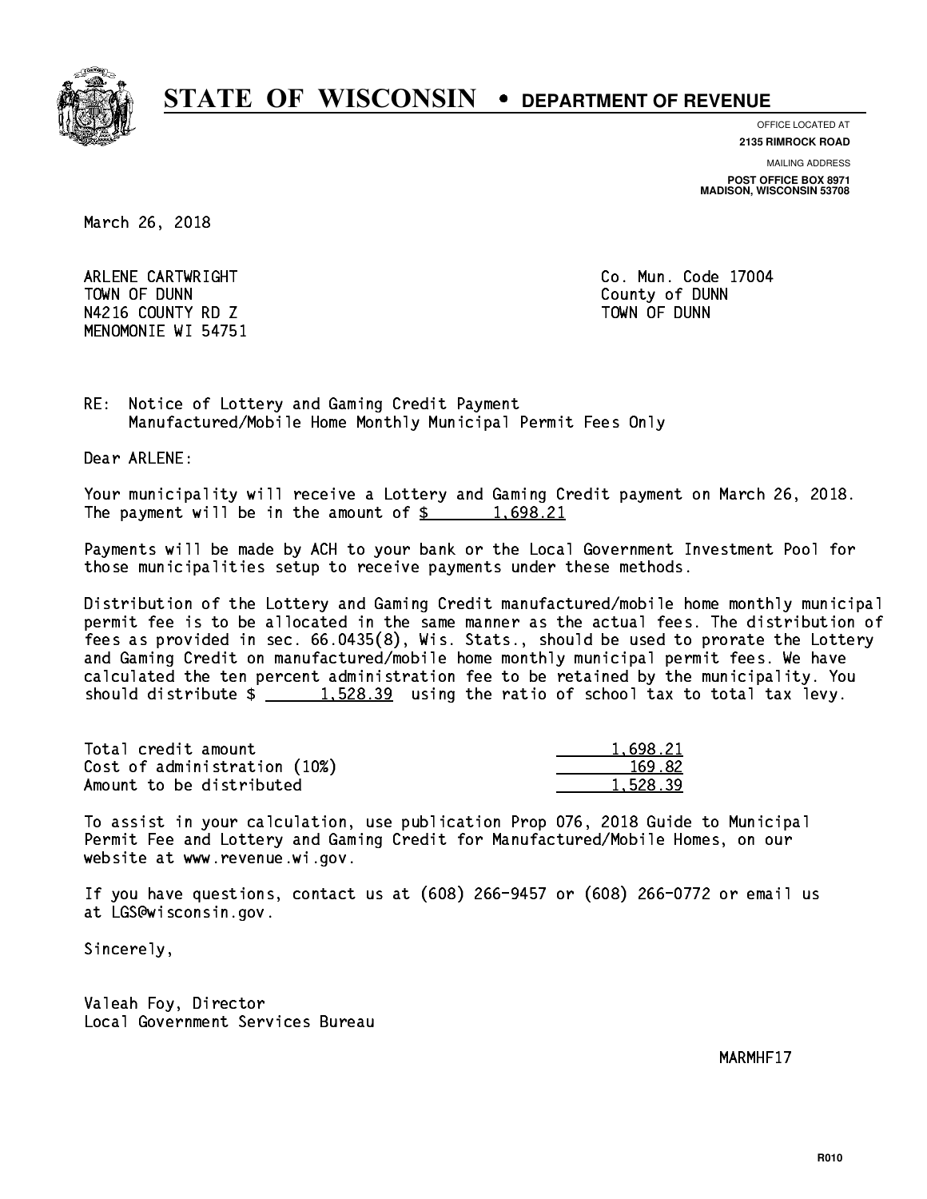# STATE OF WISCONSIN • DEPARTMENT OF REVENUE

OFFICE LOCATED AT
**2135 RIMROCK ROAD**

MAILING ADDRESS
**POST OFFICE BOX 8971**
**MADISON, WISCONSIN 53708**

March 26, 2018

ARLENE CARTWRIGHT
TOWN OF DUNN
N4216 COUNTY RD Z
MENOMONIE WI 54751

Co. Mun. Code 17004
County of DUNN
TOWN OF DUNN

RE: Notice of Lottery and Gaming Credit Payment
Manufactured/Mobile Home Monthly Municipal Permit Fees Only

Dear ARLENE:

Your municipality will receive a Lottery and Gaming Credit payment on March 26, 2018. The payment will be in the amount of $ 1,698.21

Payments will be made by ACH to your bank or the Local Government Investment Pool for those municipalities setup to receive payments under these methods.

Distribution of the Lottery and Gaming Credit manufactured/mobile home monthly municipal permit fee is to be allocated in the same manner as the actual fees. The distribution of fees as provided in sec. 66.0435(8), Wis. Stats., should be used to prorate the Lottery and Gaming Credit on manufactured/mobile home monthly municipal permit fees. We have calculated the ten percent administration fee to be retained by the municipality. You should distribute $ 1,528.39 using the ratio of school tax to total tax levy.

| | |
|---|---|
| Total credit amount | 1,698.21 |
| Cost of administration (10%) | 169.82 |
| Amount to be distributed | 1,528.39 |

To assist in your calculation, use publication Prop 076, 2018 Guide to Municipal Permit Fee and Lottery and Gaming Credit for Manufactured/Mobile Homes, on our website at www.revenue.wi.gov.

If you have questions, contact us at (608) 266-9457 or (608) 266-0772 or email us at LGS@wisconsin.gov.

Sincerely,

Valeah Foy, Director
Local Government Services Bureau

MARMHF17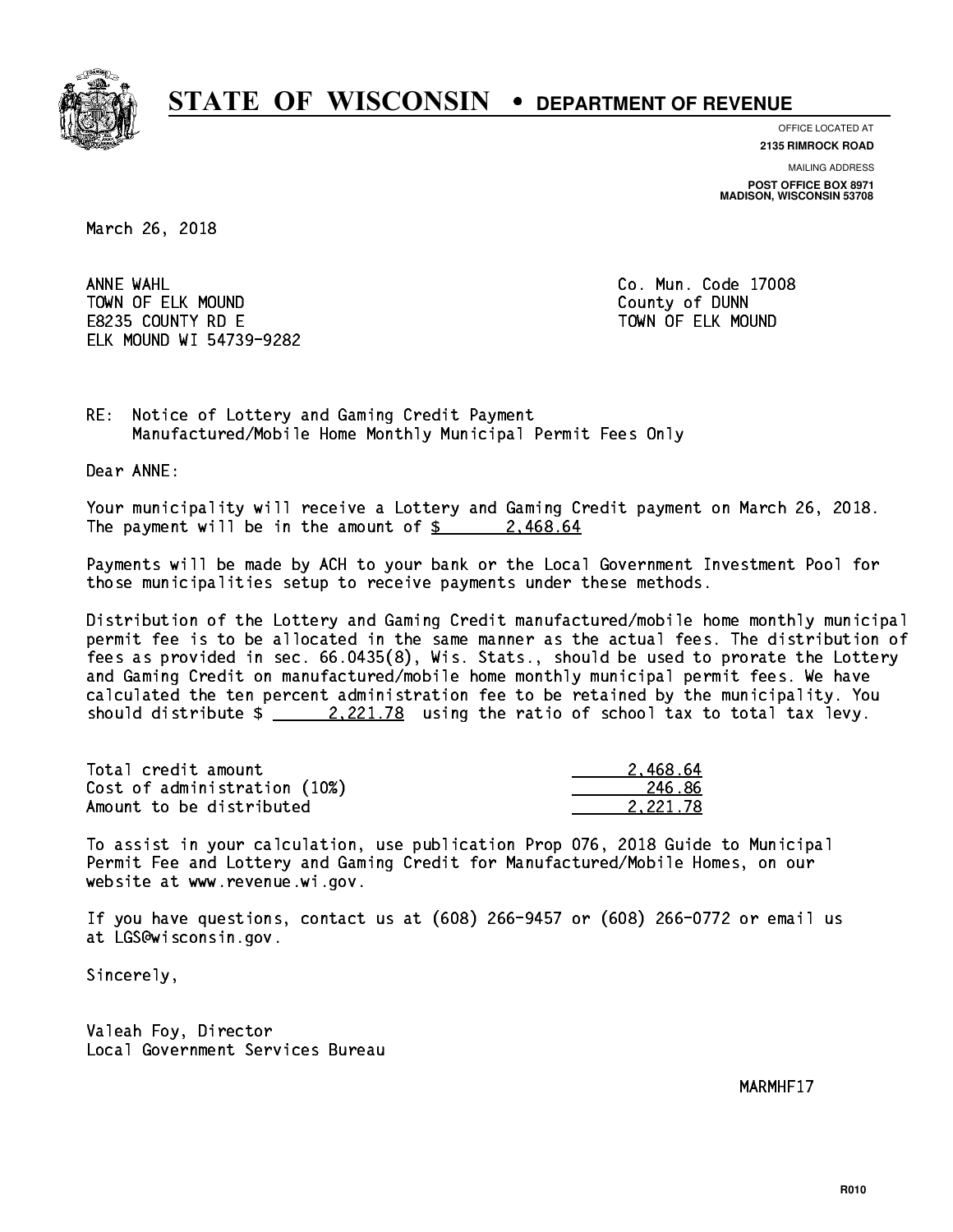# STATE OF WISCONSIN • DEPARTMENT OF REVENUE

OFFICE LOCATED AT
**2135 RIMROCK ROAD**

MAILING ADDRESS
**POST OFFICE BOX 8971**
**MADISON, WISCONSIN 53708**

March 26, 2018

ANNE WAHL
TOWN OF ELK MOUND
E8235 COUNTY RD E
ELK MOUND WI 54739-9282

Co. Mun. Code 17008
County of DUNN
TOWN OF ELK MOUND

RE: Notice of Lottery and Gaming Credit Payment
Manufactured/Mobile Home Monthly Municipal Permit Fees Only

Dear ANNE:

Your municipality will receive a Lottery and Gaming Credit payment on March 26, 2018. The payment will be in the amount of $ 2,468.64

Payments will be made by ACH to your bank or the Local Government Investment Pool for those municipalities setup to receive payments under these methods.

Distribution of the Lottery and Gaming Credit manufactured/mobile home monthly municipal permit fee is to be allocated in the same manner as the actual fees. The distribution of fees as provided in sec. 66.0435(8), Wis. Stats., should be used to prorate the Lottery and Gaming Credit on manufactured/mobile home monthly municipal permit fees. We have calculated the ten percent administration fee to be retained by the municipality. You should distribute $ 2,221.78 using the ratio of school tax to total tax levy.

| | |
|---|---|
| Total credit amount | 2,468.64 |
| Cost of administration (10%) | 246.86 |
| Amount to be distributed | 2,221.78 |

To assist in your calculation, use publication Prop 076, 2018 Guide to Municipal Permit Fee and Lottery and Gaming Credit for Manufactured/Mobile Homes, on our website at www.revenue.wi.gov.

If you have questions, contact us at (608) 266-9457 or (608) 266-0772 or email us at LGS@wisconsin.gov.

Sincerely,

Valeah Foy, Director
Local Government Services Bureau

MARMHF17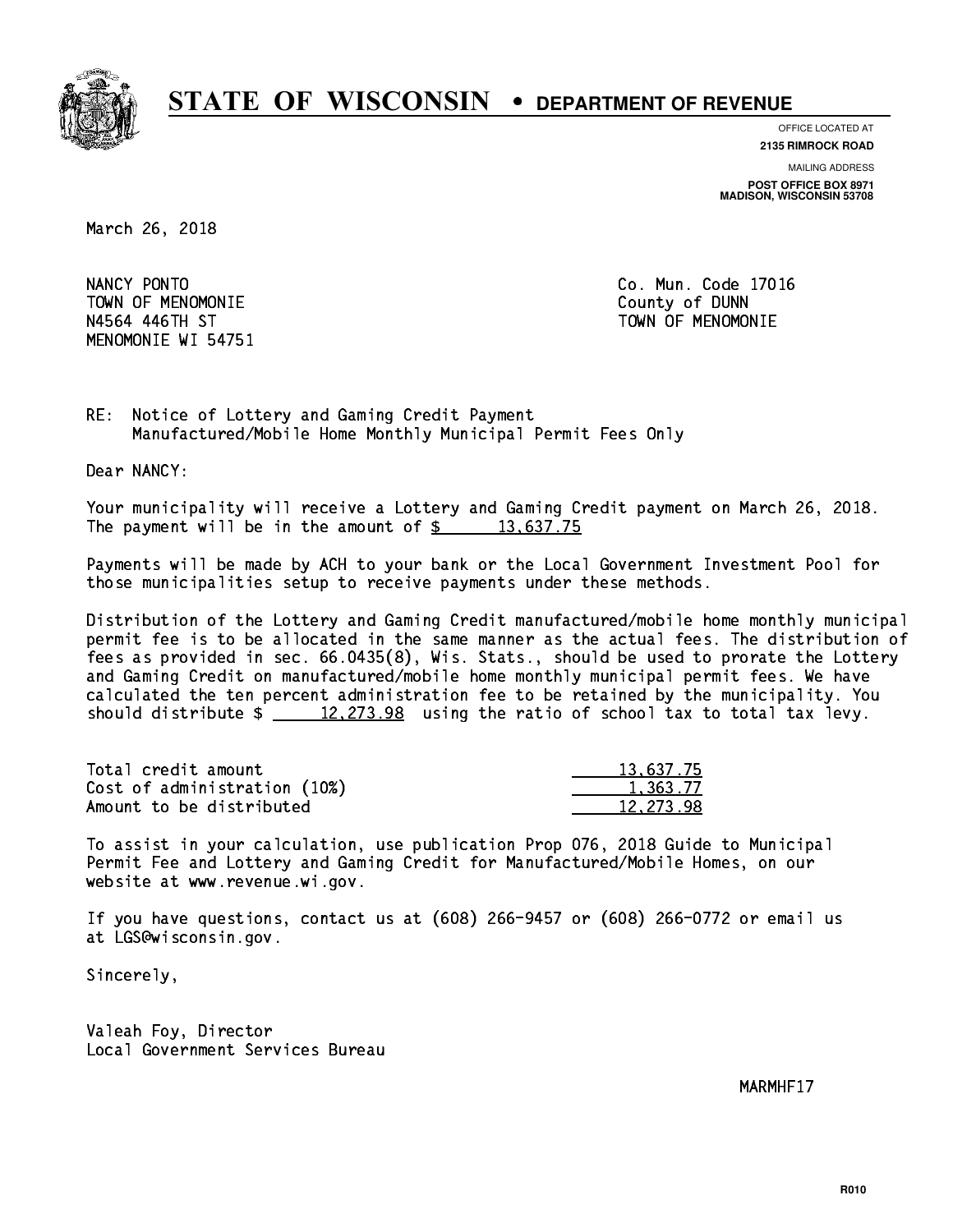# STATE OF WISCONSIN • DEPARTMENT OF REVENUE

OFFICE LOCATED AT
**2135 RIMROCK ROAD**

MAILING ADDRESS
**POST OFFICE BOX 8971**
**MADISON, WISCONSIN 53708**

March 26, 2018

NANCY PONTO
TOWN OF MENOMONIE
N4564 446TH ST
MENOMONIE WI 54751

Co. Mun. Code 17016
County of DUNN
TOWN OF MENOMONIE

RE: Notice of Lottery and Gaming Credit Payment
Manufactured/Mobile Home Monthly Municipal Permit Fees Only

Dear NANCY:

Your municipality will receive a Lottery and Gaming Credit payment on March 26, 2018. The payment will be in the amount of $ 13,637.75

Payments will be made by ACH to your bank or the Local Government Investment Pool for those municipalities setup to receive payments under these methods.

Distribution of the Lottery and Gaming Credit manufactured/mobile home monthly municipal permit fee is to be allocated in the same manner as the actual fees. The distribution of fees as provided in sec. 66.0435(8), Wis. Stats., should be used to prorate the Lottery and Gaming Credit on manufactured/mobile home monthly municipal permit fees. We have calculated the ten percent administration fee to be retained by the municipality. You should distribute $ 12,273.98 using the ratio of school tax to total tax levy.

| | |
|---|---|
| Total credit amount | 13,637.75 |
| Cost of administration (10%) | 1,363.77 |
| Amount to be distributed | 12,273.98 |

To assist in your calculation, use publication Prop 076, 2018 Guide to Municipal Permit Fee and Lottery and Gaming Credit for Manufactured/Mobile Homes, on our website at www.revenue.wi.gov.

If you have questions, contact us at (608) 266-9457 or (608) 266-0772 or email us at LGS@wisconsin.gov.

Sincerely,

Valeah Foy, Director
Local Government Services Bureau

MARMHF17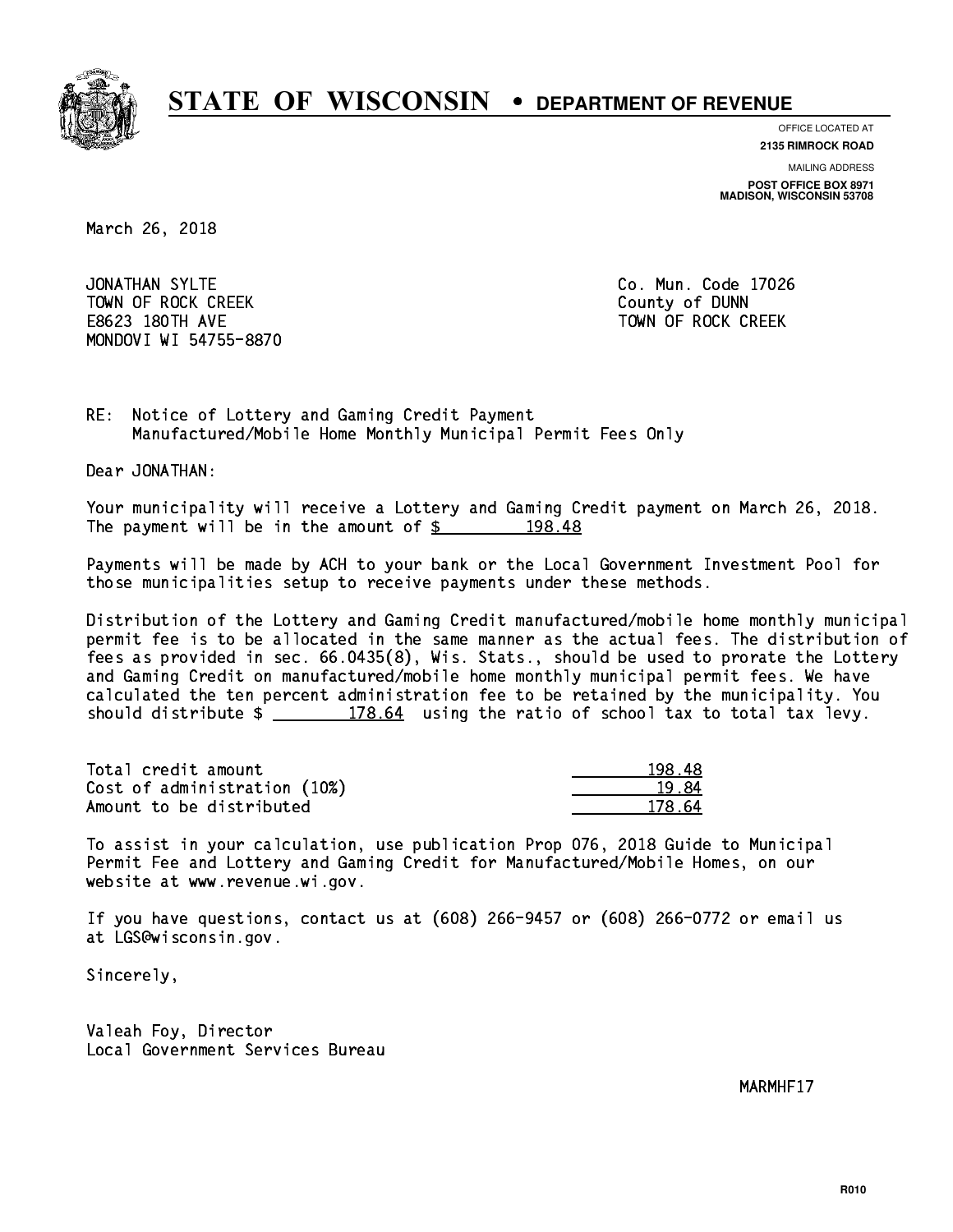# STATE OF WISCONSIN • DEPARTMENT OF REVENUE

OFFICE LOCATED AT
**2135 RIMROCK ROAD**

MAILING ADDRESS
**POST OFFICE BOX 8971**
**MADISON, WISCONSIN 53708**

March 26, 2018

JONATHAN SYLTE
TOWN OF ROCK CREEK
E8623 180TH AVE
MONDOVI WI 54755-8870

Co. Mun. Code 17026
County of DUNN
TOWN OF ROCK CREEK

RE: Notice of Lottery and Gaming Credit Payment
Manufactured/Mobile Home Monthly Municipal Permit Fees Only

Dear JONATHAN:

Your municipality will receive a Lottery and Gaming Credit payment on March 26, 2018. The payment will be in the amount of $ 198.48

Payments will be made by ACH to your bank or the Local Government Investment Pool for those municipalities setup to receive payments under these methods.

Distribution of the Lottery and Gaming Credit manufactured/mobile home monthly municipal permit fee is to be allocated in the same manner as the actual fees. The distribution of fees as provided in sec. 66.0435(8), Wis. Stats., should be used to prorate the Lottery and Gaming Credit on manufactured/mobile home monthly municipal permit fees. We have calculated the ten percent administration fee to be retained by the municipality. You should distribute $ 178.64 using the ratio of school tax to total tax levy.

| | |
|---|---|
| Total credit amount | 198.48 |
| Cost of administration (10%) | 19.84 |
| Amount to be distributed | 178.64 |

To assist in your calculation, use publication Prop 076, 2018 Guide to Municipal Permit Fee and Lottery and Gaming Credit for Manufactured/Mobile Homes, on our website at www.revenue.wi.gov.

If you have questions, contact us at (608) 266-9457 or (608) 266-0772 or email us at LGS@wisconsin.gov.

Sincerely,

Valeah Foy, Director
Local Government Services Bureau

MARMHF17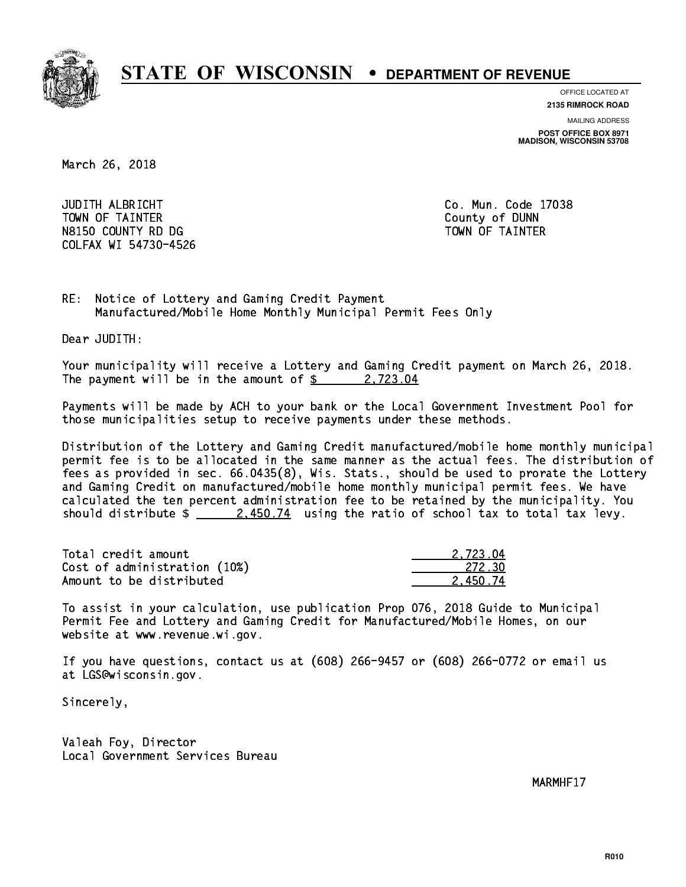# STATE OF WISCONSIN • DEPARTMENT OF REVENUE

OFFICE LOCATED AT
**2135 RIMROCK ROAD**

MAILING ADDRESS
**POST OFFICE BOX 8971**
**MADISON, WISCONSIN 53708**

March 26, 2018

JUDITH ALBRICHT
TOWN OF TAINTER
N8150 COUNTY RD DG
COLFAX WI 54730-4526

Co. Mun. Code 17038
County of DUNN
TOWN OF TAINTER

RE: Notice of Lottery and Gaming Credit Payment
Manufactured/Mobile Home Monthly Municipal Permit Fees Only

Dear JUDITH:

Your municipality will receive a Lottery and Gaming Credit payment on March 26, 2018. The payment will be in the amount of $ 2,723.04

Payments will be made by ACH to your bank or the Local Government Investment Pool for those municipalities setup to receive payments under these methods.

Distribution of the Lottery and Gaming Credit manufactured/mobile home monthly municipal permit fee is to be allocated in the same manner as the actual fees. The distribution of fees as provided in sec. 66.0435(8), Wis. Stats., should be used to prorate the Lottery and Gaming Credit on manufactured/mobile home monthly municipal permit fees. We have calculated the ten percent administration fee to be retained by the municipality. You should distribute $ 2,450.74 using the ratio of school tax to total tax levy.

| | |
|---|---|
| Total credit amount | 2,723.04 |
| Cost of administration (10%) | 272.30 |
| Amount to be distributed | 2,450.74 |

To assist in your calculation, use publication Prop 076, 2018 Guide to Municipal Permit Fee and Lottery and Gaming Credit for Manufactured/Mobile Homes, on our website at www.revenue.wi.gov.

If you have questions, contact us at (608) 266-9457 or (608) 266-0772 or email us at LGS@wisconsin.gov.

Sincerely,

Valeah Foy, Director
Local Government Services Bureau

MARMHF17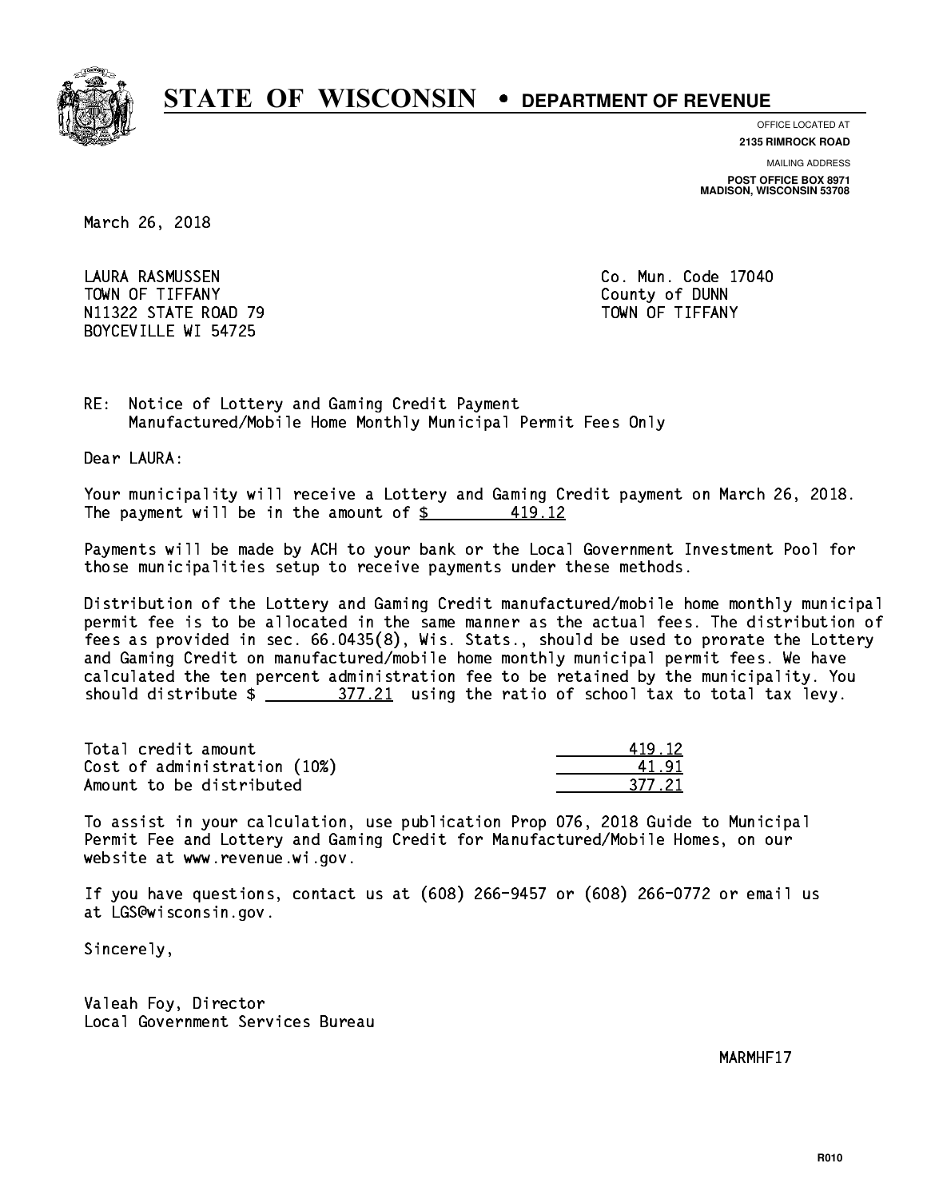# STATE OF WISCONSIN • DEPARTMENT OF REVENUE

OFFICE LOCATED AT
**2135 RIMROCK ROAD**

MAILING ADDRESS
**POST OFFICE BOX 8971**
**MADISON, WISCONSIN 53708**

March 26, 2018

LAURA RASMUSSEN
TOWN OF TIFFANY
N11322 STATE ROAD 79
BOYCEVILLE WI 54725

Co. Mun. Code 17040
County of DUNN
TOWN OF TIFFANY

RE: Notice of Lottery and Gaming Credit Payment
Manufactured/Mobile Home Monthly Municipal Permit Fees Only

Dear LAURA:

Your municipality will receive a Lottery and Gaming Credit payment on March 26, 2018. The payment will be in the amount of $ 419.12

Payments will be made by ACH to your bank or the Local Government Investment Pool for those municipalities setup to receive payments under these methods.

Distribution of the Lottery and Gaming Credit manufactured/mobile home monthly municipal permit fee is to be allocated in the same manner as the actual fees. The distribution of fees as provided in sec. 66.0435(8), Wis. Stats., should be used to prorate the Lottery and Gaming Credit on manufactured/mobile home monthly municipal permit fees. We have calculated the ten percent administration fee to be retained by the municipality. You should distribute $ 377.21 using the ratio of school tax to total tax levy.

| | |
|---|---|
| Total credit amount | 419.12 |
| Cost of administration (10%) | 41.91 |
| Amount to be distributed | 377.21 |

To assist in your calculation, use publication Prop 076, 2018 Guide to Municipal Permit Fee and Lottery and Gaming Credit for Manufactured/Mobile Homes, on our website at www.revenue.wi.gov.

If you have questions, contact us at (608) 266-9457 or (608) 266-0772 or email us at LGS@wisconsin.gov.

Sincerely,

Valeah Foy, Director
Local Government Services Bureau

MARMHF17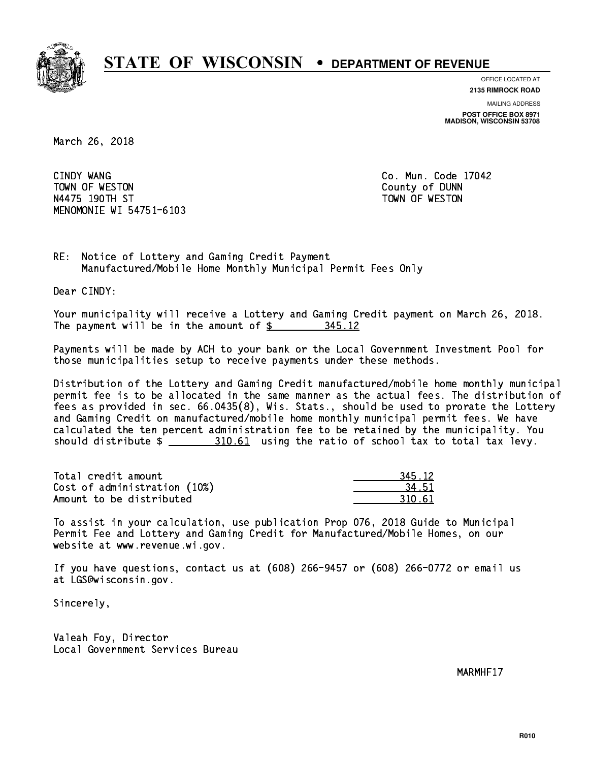# STATE OF WISCONSIN • DEPARTMENT OF REVENUE

OFFICE LOCATED AT
**2135 RIMROCK ROAD**

MAILING ADDRESS
**POST OFFICE BOX 8971**
**MADISON, WISCONSIN 53708**

March 26, 2018

CINDY WANG
TOWN OF WESTON
N4475 190TH ST
MENOMONIE WI 54751-6103

Co. Mun. Code 17042
County of DUNN
TOWN OF WESTON

RE: Notice of Lottery and Gaming Credit Payment
Manufactured/Mobile Home Monthly Municipal Permit Fees Only

Dear CINDY:

Your municipality will receive a Lottery and Gaming Credit payment on March 26, 2018. The payment will be in the amount of $ 345.12

Payments will be made by ACH to your bank or the Local Government Investment Pool for those municipalities setup to receive payments under these methods.

Distribution of the Lottery and Gaming Credit manufactured/mobile home monthly municipal permit fee is to be allocated in the same manner as the actual fees. The distribution of fees as provided in sec. 66.0435(8), Wis. Stats., should be used to prorate the Lottery and Gaming Credit on manufactured/mobile home monthly municipal permit fees. We have calculated the ten percent administration fee to be retained by the municipality. You should distribute $ 310.61 using the ratio of school tax to total tax levy.

| | |
|---|---|
| Total credit amount | 345.12 |
| Cost of administration (10%) | 34.51 |
| Amount to be distributed | 310.61 |

To assist in your calculation, use publication Prop 076, 2018 Guide to Municipal Permit Fee and Lottery and Gaming Credit for Manufactured/Mobile Homes, on our website at www.revenue.wi.gov.

If you have questions, contact us at (608) 266-9457 or (608) 266-0772 or email us at LGS@wisconsin.gov.

Sincerely,

Valeah Foy, Director
Local Government Services Bureau

MARMHF17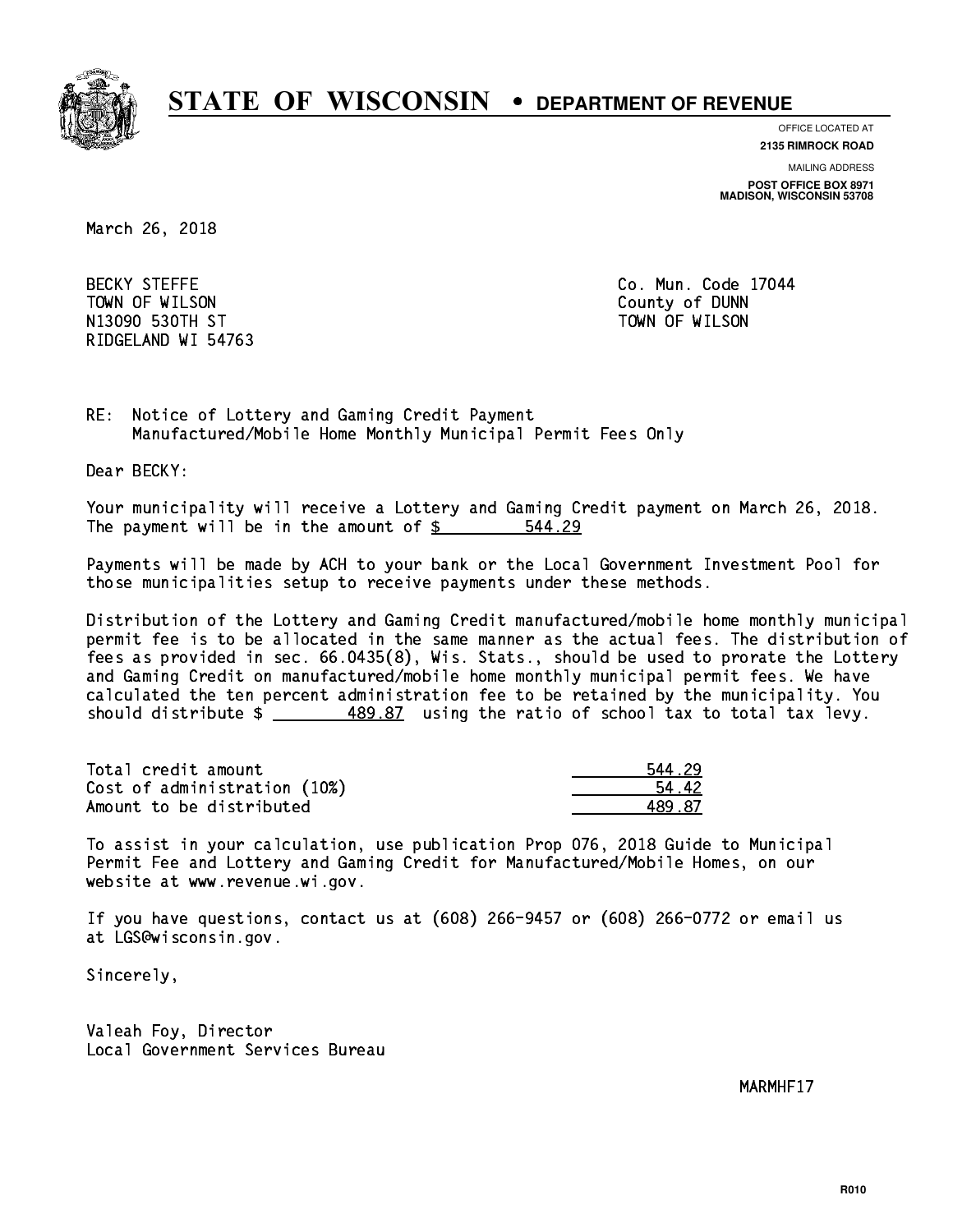# STATE OF WISCONSIN • DEPARTMENT OF REVENUE

OFFICE LOCATED AT
**2135 RIMROCK ROAD**

MAILING ADDRESS
**POST OFFICE BOX 8971**
**MADISON, WISCONSIN 53708**

March 26, 2018

BECKY STEFFE
TOWN OF WILSON
N13090 530TH ST
RIDGELAND WI 54763

Co. Mun. Code 17044
County of DUNN
TOWN OF WILSON

RE: Notice of Lottery and Gaming Credit Payment
Manufactured/Mobile Home Monthly Municipal Permit Fees Only

Dear BECKY:

Your municipality will receive a Lottery and Gaming Credit payment on March 26, 2018. The payment will be in the amount of $ 544.29

Payments will be made by ACH to your bank or the Local Government Investment Pool for those municipalities setup to receive payments under these methods.

Distribution of the Lottery and Gaming Credit manufactured/mobile home monthly municipal permit fee is to be allocated in the same manner as the actual fees. The distribution of fees as provided in sec. 66.0435(8), Wis. Stats., should be used to prorate the Lottery and Gaming Credit on manufactured/mobile home monthly municipal permit fees. We have calculated the ten percent administration fee to be retained by the municipality. You should distribute $ 489.87 using the ratio of school tax to total tax levy.

| | |
|---|---|
| Total credit amount | 544.29 |
| Cost of administration (10%) | 54.42 |
| Amount to be distributed | 489.87 |

To assist in your calculation, use publication Prop 076, 2018 Guide to Municipal Permit Fee and Lottery and Gaming Credit for Manufactured/Mobile Homes, on our website at www.revenue.wi.gov.

If you have questions, contact us at (608) 266-9457 or (608) 266-0772 or email us at LGS@wisconsin.gov.

Sincerely,

Valeah Foy, Director
Local Government Services Bureau

MARMHF17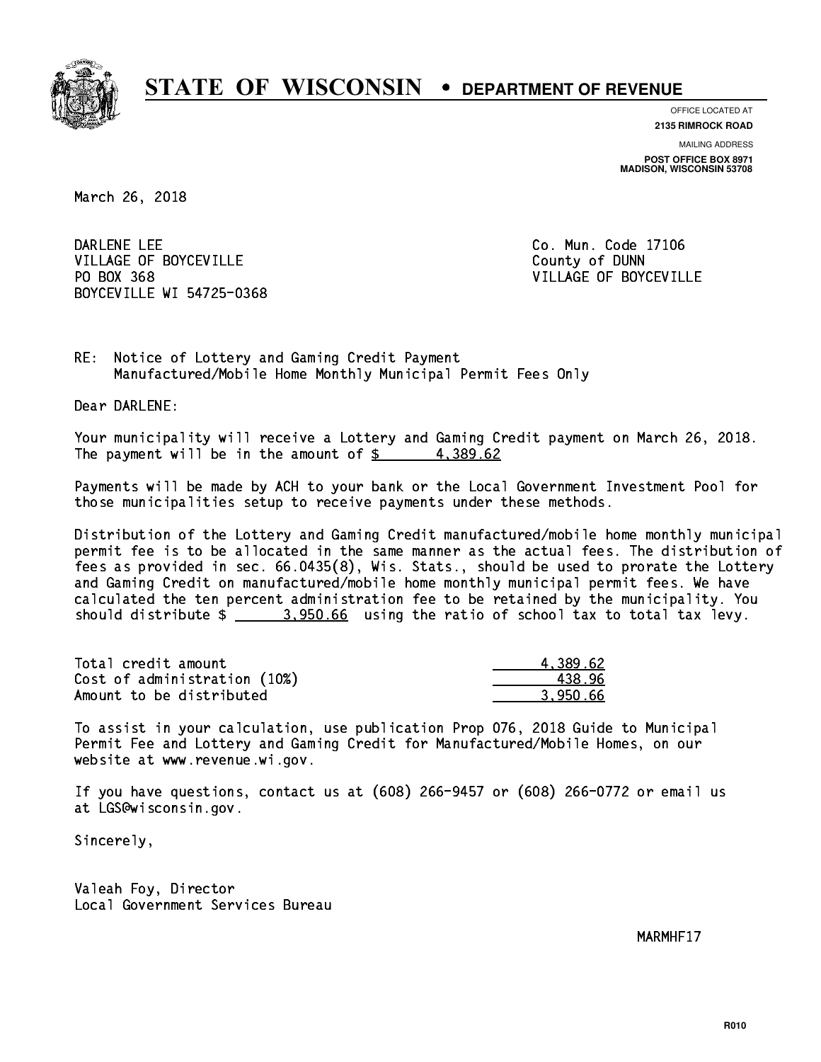# STATE OF WISCONSIN • DEPARTMENT OF REVENUE

OFFICE LOCATED AT
**2135 RIMROCK ROAD**

MAILING ADDRESS
**POST OFFICE BOX 8971**
**MADISON, WISCONSIN 53708**

March 26, 2018

DARLENE LEE
VILLAGE OF BOYCEVILLE
PO BOX 368
BOYCEVILLE WI 54725-0368

Co. Mun. Code 17106
County of DUNN
VILLAGE OF BOYCEVILLE

RE: Notice of Lottery and Gaming Credit Payment
Manufactured/Mobile Home Monthly Municipal Permit Fees Only

Dear DARLENE:

Your municipality will receive a Lottery and Gaming Credit payment on March 26, 2018. The payment will be in the amount of $ 4,389.62

Payments will be made by ACH to your bank or the Local Government Investment Pool for those municipalities setup to receive payments under these methods.

Distribution of the Lottery and Gaming Credit manufactured/mobile home monthly municipal permit fee is to be allocated in the same manner as the actual fees. The distribution of fees as provided in sec. 66.0435(8), Wis. Stats., should be used to prorate the Lottery and Gaming Credit on manufactured/mobile home monthly municipal permit fees. We have calculated the ten percent administration fee to be retained by the municipality. You should distribute $ 3,950.66 using the ratio of school tax to total tax levy.

| | |
|---|---|
| Total credit amount | 4,389.62 |
| Cost of administration (10%) | 438.96 |
| Amount to be distributed | 3,950.66 |

To assist in your calculation, use publication Prop 076, 2018 Guide to Municipal Permit Fee and Lottery and Gaming Credit for Manufactured/Mobile Homes, on our website at www.revenue.wi.gov.

If you have questions, contact us at (608) 266-9457 or (608) 266-0772 or email us at LGS@wisconsin.gov.

Sincerely,

Valeah Foy, Director
Local Government Services Bureau

MARMHF17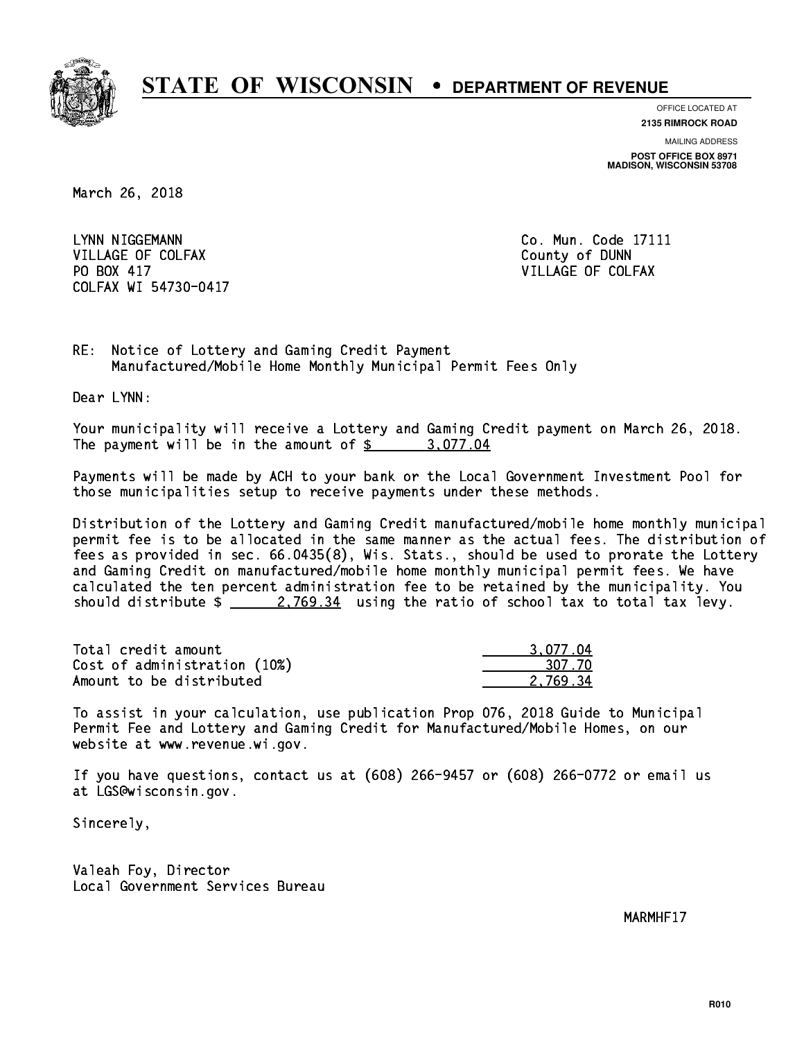# STATE OF WISCONSIN • DEPARTMENT OF REVENUE

OFFICE LOCATED AT
**2135 RIMROCK ROAD**

MAILING ADDRESS
**POST OFFICE BOX 8971**
**MADISON, WISCONSIN 53708**

March 26, 2018

LYNN NIGGEMANN
VILLAGE OF COLFAX
PO BOX 417
COLFAX WI 54730-0417

Co. Mun. Code 17111
County of DUNN
VILLAGE OF COLFAX

RE: Notice of Lottery and Gaming Credit Payment
Manufactured/Mobile Home Monthly Municipal Permit Fees Only

Dear LYNN:

Your municipality will receive a Lottery and Gaming Credit payment on March 26, 2018. The payment will be in the amount of $ 3,077.04

Payments will be made by ACH to your bank or the Local Government Investment Pool for those municipalities setup to receive payments under these methods.

Distribution of the Lottery and Gaming Credit manufactured/mobile home monthly municipal permit fee is to be allocated in the same manner as the actual fees. The distribution of fees as provided in sec. 66.0435(8), Wis. Stats., should be used to prorate the Lottery and Gaming Credit on manufactured/mobile home monthly municipal permit fees. We have calculated the ten percent administration fee to be retained by the municipality. You should distribute $ 2,769.34 using the ratio of school tax to total tax levy.

| | |
|---|---|
| Total credit amount | 3,077.04 |
| Cost of administration (10%) | 307.70 |
| Amount to be distributed | 2,769.34 |

To assist in your calculation, use publication Prop 076, 2018 Guide to Municipal Permit Fee and Lottery and Gaming Credit for Manufactured/Mobile Homes, on our website at www.revenue.wi.gov.

If you have questions, contact us at (608) 266-9457 or (608) 266-0772 or email us at LGS@wisconsin.gov.

Sincerely,

Valeah Foy, Director
Local Government Services Bureau

MARMHF17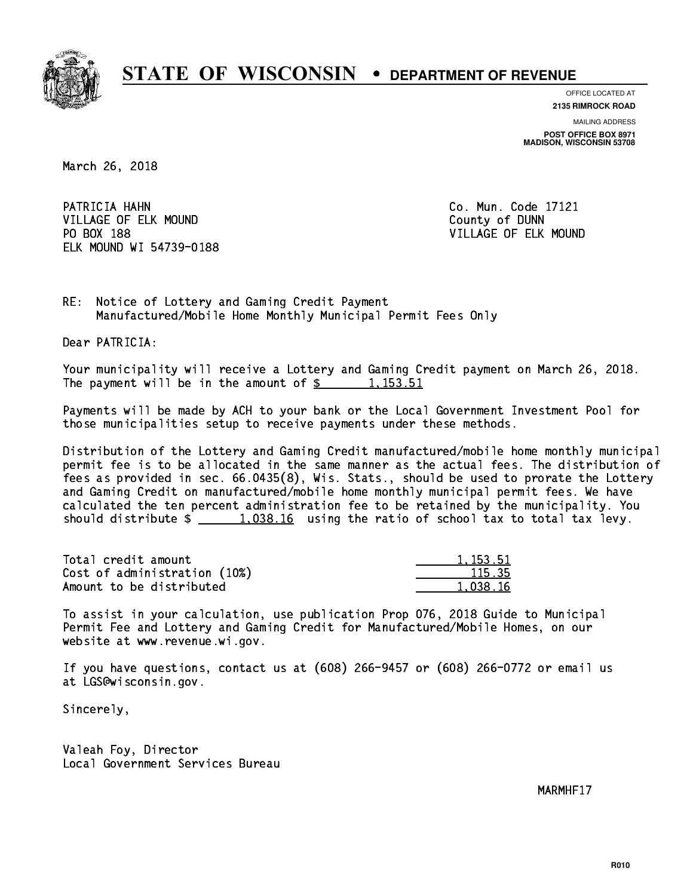# STATE OF WISCONSIN • DEPARTMENT OF REVENUE

OFFICE LOCATED AT
**2135 RIMROCK ROAD**

MAILING ADDRESS
**POST OFFICE BOX 8971**
**MADISON, WISCONSIN 53708**

March 26, 2018

PATRICIA HAHN
VILLAGE OF ELK MOUND
PO BOX 188
ELK MOUND WI 54739-0188

Co. Mun. Code 17121
County of DUNN
VILLAGE OF ELK MOUND

RE: Notice of Lottery and Gaming Credit Payment
Manufactured/Mobile Home Monthly Municipal Permit Fees Only

Dear PATRICIA:

Your municipality will receive a Lottery and Gaming Credit payment on March 26, 2018. The payment will be in the amount of $ 1,153.51

Payments will be made by ACH to your bank or the Local Government Investment Pool for those municipalities setup to receive payments under these methods.

Distribution of the Lottery and Gaming Credit manufactured/mobile home monthly municipal permit fee is to be allocated in the same manner as the actual fees. The distribution of fees as provided in sec. 66.0435(8), Wis. Stats., should be used to prorate the Lottery and Gaming Credit on manufactured/mobile home monthly municipal permit fees. We have calculated the ten percent administration fee to be retained by the municipality. You should distribute $ 1,038.16 using the ratio of school tax to total tax levy.

| | |
|---|---|
| Total credit amount | 1,153.51 |
| Cost of administration (10%) | 115.35 |
| Amount to be distributed | 1,038.16 |

To assist in your calculation, use publication Prop 076, 2018 Guide to Municipal Permit Fee and Lottery and Gaming Credit for Manufactured/Mobile Homes, on our website at www.revenue.wi.gov.

If you have questions, contact us at (608) 266-9457 or (608) 266-0772 or email us at LGS@wisconsin.gov.

Sincerely,

Valeah Foy, Director
Local Government Services Bureau

MARMHF17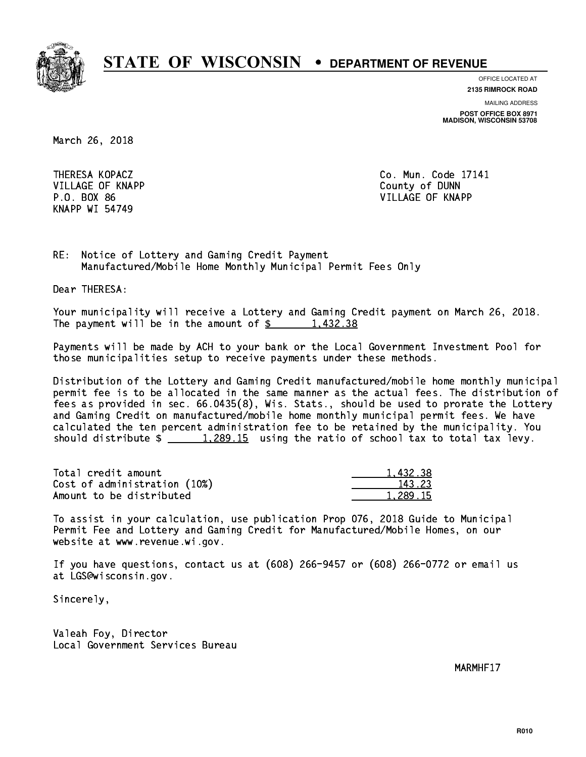# STATE OF WISCONSIN • DEPARTMENT OF REVENUE

OFFICE LOCATED AT
**2135 RIMROCK ROAD**

MAILING ADDRESS
**POST OFFICE BOX 8971**
**MADISON, WISCONSIN 53708**

March 26, 2018

THERESA KOPACZ
VILLAGE OF KNAPP
P.O. BOX 86
KNAPP WI 54749

Co. Mun. Code 17141
County of DUNN
VILLAGE OF KNAPP

RE: Notice of Lottery and Gaming Credit Payment
Manufactured/Mobile Home Monthly Municipal Permit Fees Only

Dear THERESA:

Your municipality will receive a Lottery and Gaming Credit payment on March 26, 2018. The payment will be in the amount of $ 1,432.38

Payments will be made by ACH to your bank or the Local Government Investment Pool for those municipalities setup to receive payments under these methods.

Distribution of the Lottery and Gaming Credit manufactured/mobile home monthly municipal permit fee is to be allocated in the same manner as the actual fees. The distribution of fees as provided in sec. 66.0435(8), Wis. Stats., should be used to prorate the Lottery and Gaming Credit on manufactured/mobile home monthly municipal permit fees. We have calculated the ten percent administration fee to be retained by the municipality. You should distribute $ 1,289.15 using the ratio of school tax to total tax levy.

| | |
|---|---|
| Total credit amount | 1,432.38 |
| Cost of administration (10%) | 143.23 |
| Amount to be distributed | 1,289.15 |

To assist in your calculation, use publication Prop 076, 2018 Guide to Municipal Permit Fee and Lottery and Gaming Credit for Manufactured/Mobile Homes, on our website at www.revenue.wi.gov.

If you have questions, contact us at (608) 266-9457 or (608) 266-0772 or email us at LGS@wisconsin.gov.

Sincerely,

Valeah Foy, Director
Local Government Services Bureau

MARMHF17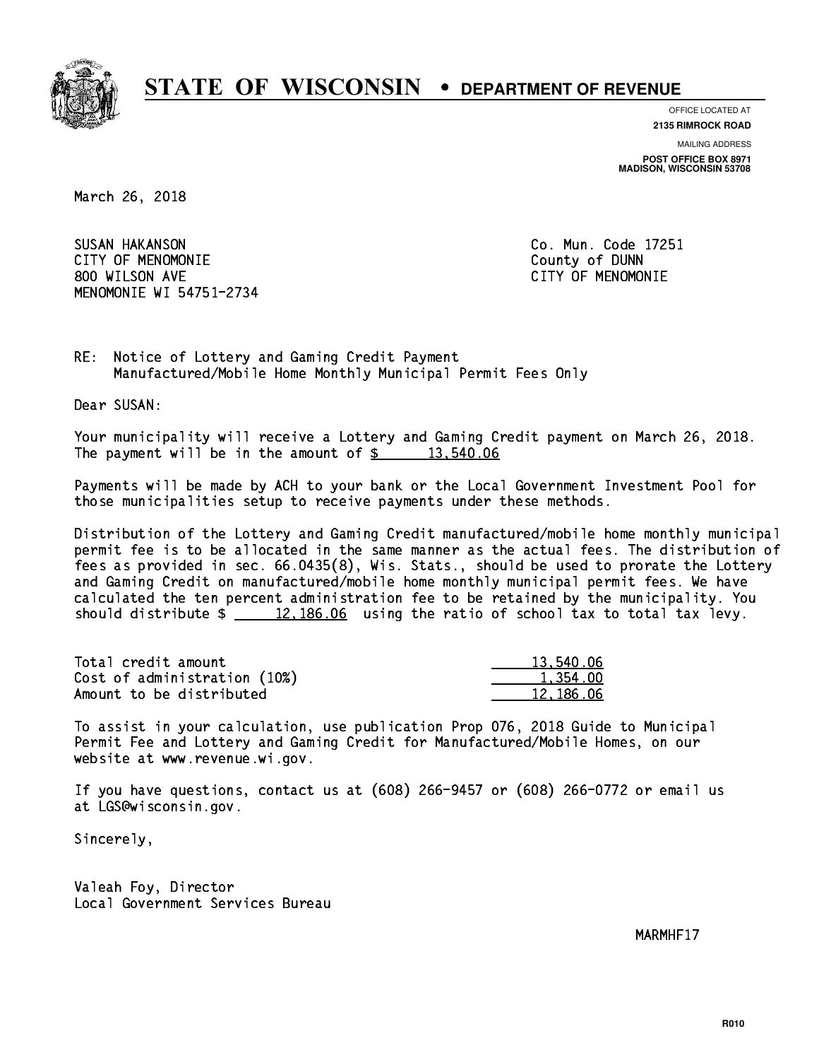# STATE OF WISCONSIN • DEPARTMENT OF REVENUE

OFFICE LOCATED AT
**2135 RIMROCK ROAD**

MAILING ADDRESS
**POST OFFICE BOX 8971**
**MADISON, WISCONSIN 53708**

March 26, 2018

SUSAN HAKANSON
CITY OF MENOMONIE
800 WILSON AVE
MENOMONIE WI 54751-2734

Co. Mun. Code 17251
County of DUNN
CITY OF MENOMONIE

RE: Notice of Lottery and Gaming Credit Payment
Manufactured/Mobile Home Monthly Municipal Permit Fees Only

Dear SUSAN:

Your municipality will receive a Lottery and Gaming Credit payment on March 26, 2018. The payment will be in the amount of $ 13,540.06

Payments will be made by ACH to your bank or the Local Government Investment Pool for those municipalities setup to receive payments under these methods.

Distribution of the Lottery and Gaming Credit manufactured/mobile home monthly municipal permit fee is to be allocated in the same manner as the actual fees. The distribution of fees as provided in sec. 66.0435(8), Wis. Stats., should be used to prorate the Lottery and Gaming Credit on manufactured/mobile home monthly municipal permit fees. We have calculated the ten percent administration fee to be retained by the municipality. You should distribute $ 12,186.06 using the ratio of school tax to total tax levy.

| | |
|---|---|
| Total credit amount | 13,540.06 |
| Cost of administration (10%) | 1,354.00 |
| Amount to be distributed | 12,186.06 |

To assist in your calculation, use publication Prop 076, 2018 Guide to Municipal Permit Fee and Lottery and Gaming Credit for Manufactured/Mobile Homes, on our website at www.revenue.wi.gov.

If you have questions, contact us at (608) 266-9457 or (608) 266-0772 or email us at LGS@wisconsin.gov.

Sincerely,

Valeah Foy, Director
Local Government Services Bureau

MARMHF17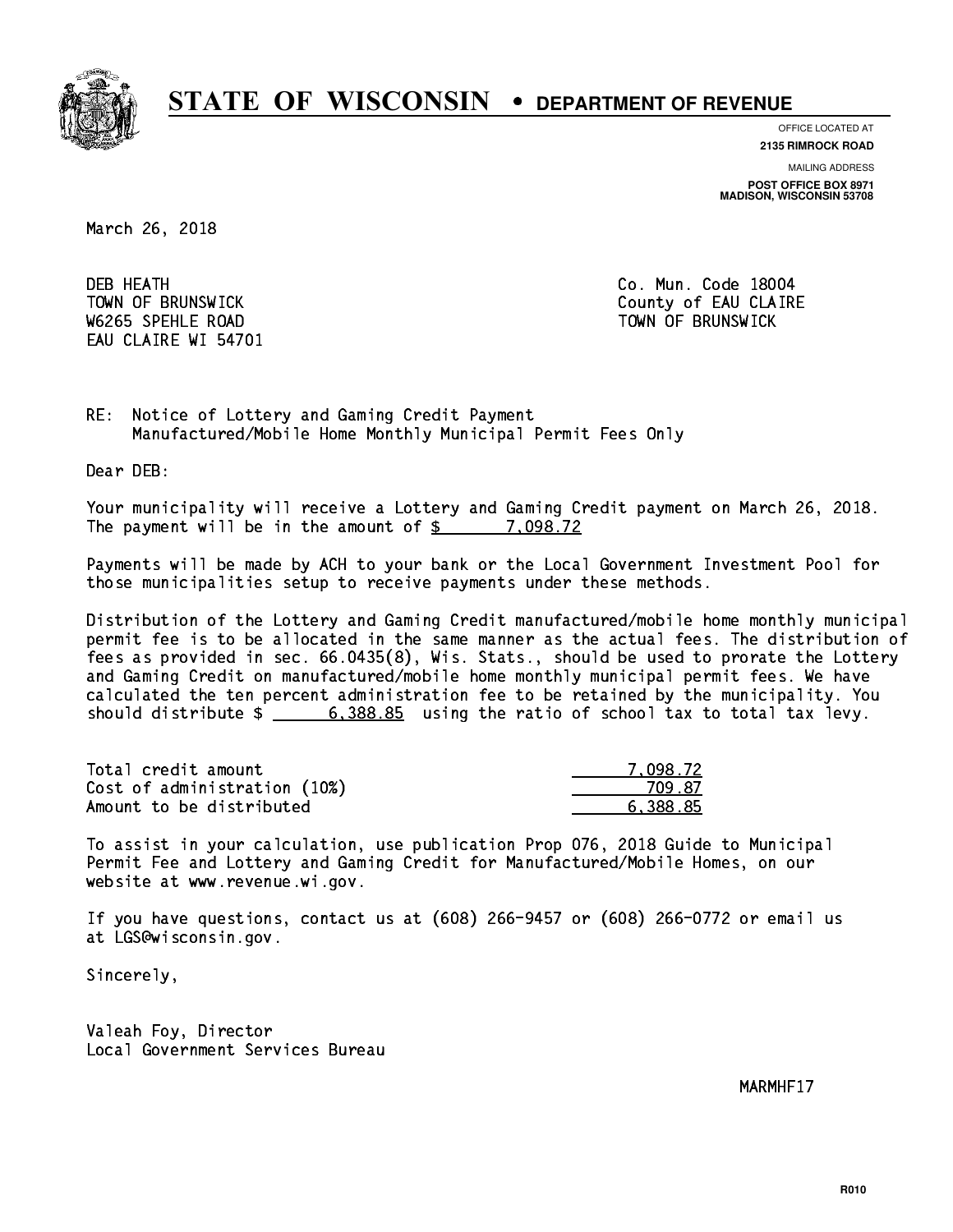# STATE OF WISCONSIN • DEPARTMENT OF REVENUE

OFFICE LOCATED AT
**2135 RIMROCK ROAD**

MAILING ADDRESS
**POST OFFICE BOX 8971**
**MADISON, WISCONSIN 53708**

March 26, 2018

DEB HEATH
TOWN OF BRUNSWICK
W6265 SPEHLE ROAD
EAU CLAIRE WI 54701

Co. Mun. Code 18004
County of EAU CLAIRE
TOWN OF BRUNSWICK

RE: Notice of Lottery and Gaming Credit Payment
Manufactured/Mobile Home Monthly Municipal Permit Fees Only

Dear DEB:

Your municipality will receive a Lottery and Gaming Credit payment on March 26, 2018. The payment will be in the amount of $ 7,098.72

Payments will be made by ACH to your bank or the Local Government Investment Pool for those municipalities setup to receive payments under these methods.

Distribution of the Lottery and Gaming Credit manufactured/mobile home monthly municipal permit fee is to be allocated in the same manner as the actual fees. The distribution of fees as provided in sec. 66.0435(8), Wis. Stats., should be used to prorate the Lottery and Gaming Credit on manufactured/mobile home monthly municipal permit fees. We have calculated the ten percent administration fee to be retained by the municipality. You should distribute $ 6,388.85 using the ratio of school tax to total tax levy.

| | |
|---|---:|
| Total credit amount | 7,098.72 |
| Cost of administration (10%) | 709.87 |
| Amount to be distributed | 6,388.85 |

To assist in your calculation, use publication Prop 076, 2018 Guide to Municipal Permit Fee and Lottery and Gaming Credit for Manufactured/Mobile Homes, on our website at www.revenue.wi.gov.

If you have questions, contact us at (608) 266-9457 or (608) 266-0772 or email us at LGS@wisconsin.gov.

Sincerely,

Valeah Foy, Director
Local Government Services Bureau

MARMHF17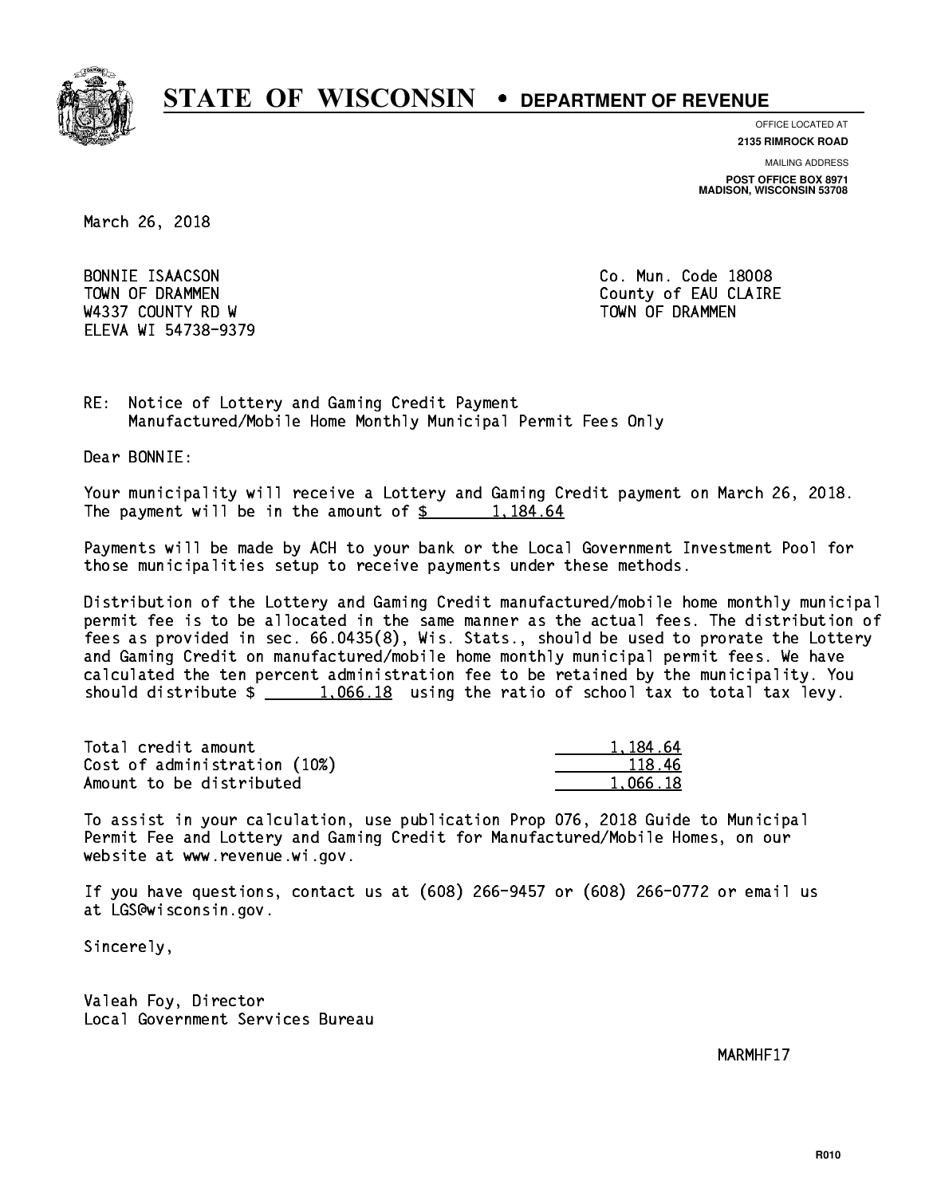# STATE OF WISCONSIN • DEPARTMENT OF REVENUE

OFFICE LOCATED AT
**2135 RIMROCK ROAD**

MAILING ADDRESS
**POST OFFICE BOX 8971**
**MADISON, WISCONSIN 53708**

March 26, 2018

BONNIE ISAACSON
TOWN OF DRAMMEN
W4337 COUNTY RD W
ELEVA WI 54738-9379

Co. Mun. Code 18008
County of EAU CLAIRE
TOWN OF DRAMMEN

RE: Notice of Lottery and Gaming Credit Payment
Manufactured/Mobile Home Monthly Municipal Permit Fees Only

Dear BONNIE:

Your municipality will receive a Lottery and Gaming Credit payment on March 26, 2018. The payment will be in the amount of $ 1,184.64

Payments will be made by ACH to your bank or the Local Government Investment Pool for those municipalities setup to receive payments under these methods.

Distribution of the Lottery and Gaming Credit manufactured/mobile home monthly municipal permit fee is to be allocated in the same manner as the actual fees. The distribution of fees as provided in sec. 66.0435(8), Wis. Stats., should be used to prorate the Lottery and Gaming Credit on manufactured/mobile home monthly municipal permit fees. We have calculated the ten percent administration fee to be retained by the municipality. You should distribute $ 1,066.18 using the ratio of school tax to total tax levy.

| | |
|---|---|
| Total credit amount | 1,184.64 |
| Cost of administration (10%) | 118.46 |
| Amount to be distributed | 1,066.18 |

To assist in your calculation, use publication Prop 076, 2018 Guide to Municipal Permit Fee and Lottery and Gaming Credit for Manufactured/Mobile Homes, on our website at www.revenue.wi.gov.

If you have questions, contact us at (608) 266-9457 or (608) 266-0772 or email us at LGS@wisconsin.gov.

Sincerely,

Valeah Foy, Director
Local Government Services Bureau

MARMHF17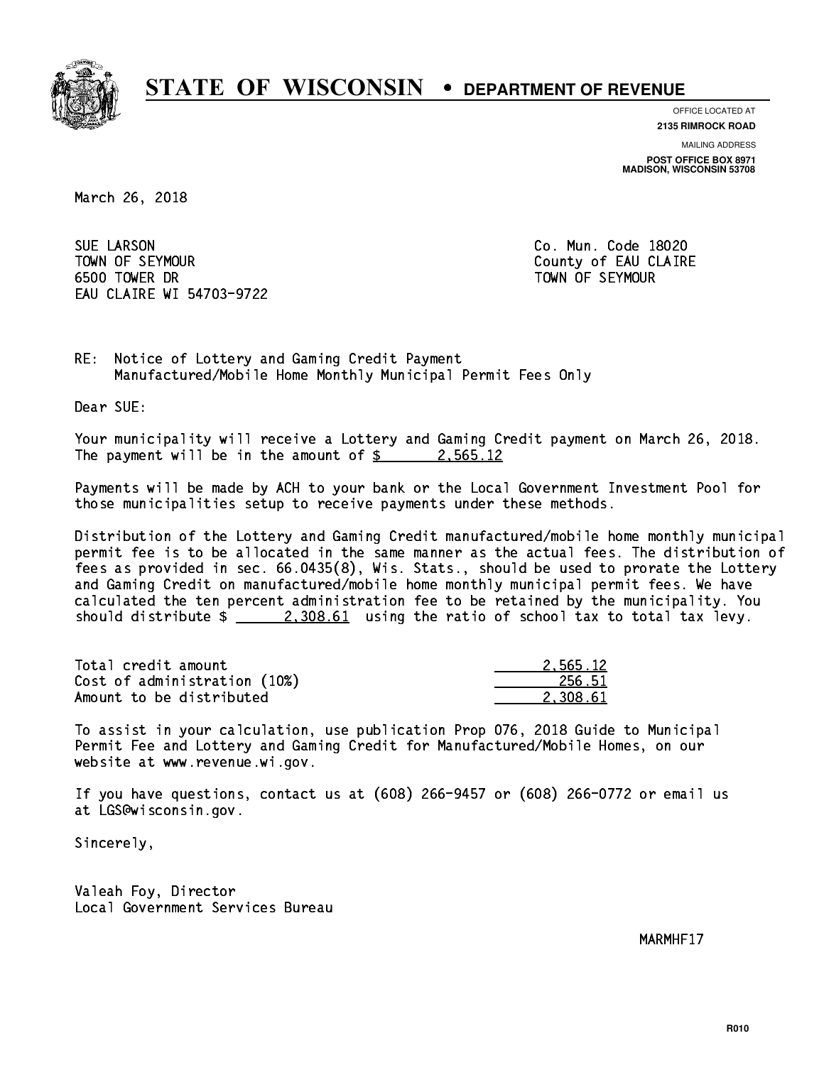# STATE OF WISCONSIN • DEPARTMENT OF REVENUE

OFFICE LOCATED AT
**2135 RIMROCK ROAD**

MAILING ADDRESS
**POST OFFICE BOX 8971**
**MADISON, WISCONSIN 53708**

March 26, 2018

SUE LARSON
TOWN OF SEYMOUR
6500 TOWER DR
EAU CLAIRE WI 54703-9722

Co. Mun. Code 18020
County of EAU CLAIRE
TOWN OF SEYMOUR

RE: Notice of Lottery and Gaming Credit Payment
Manufactured/Mobile Home Monthly Municipal Permit Fees Only

Dear SUE:

Your municipality will receive a Lottery and Gaming Credit payment on March 26, 2018. The payment will be in the amount of $ 2,565.12

Payments will be made by ACH to your bank or the Local Government Investment Pool for those municipalities setup to receive payments under these methods.

Distribution of the Lottery and Gaming Credit manufactured/mobile home monthly municipal permit fee is to be allocated in the same manner as the actual fees. The distribution of fees as provided in sec. 66.0435(8), Wis. Stats., should be used to prorate the Lottery and Gaming Credit on manufactured/mobile home monthly municipal permit fees. We have calculated the ten percent administration fee to be retained by the municipality. You should distribute $ 2,308.61 using the ratio of school tax to total tax levy.

| | |
|---|---|
| Total credit amount | 2,565.12 |
| Cost of administration (10%) | 256.51 |
| Amount to be distributed | 2,308.61 |

To assist in your calculation, use publication Prop 076, 2018 Guide to Municipal Permit Fee and Lottery and Gaming Credit for Manufactured/Mobile Homes, on our website at www.revenue.wi.gov.

If you have questions, contact us at (608) 266-9457 or (608) 266-0772 or email us at LGS@wisconsin.gov.

Sincerely,

Valeah Foy, Director
Local Government Services Bureau

MARMHF17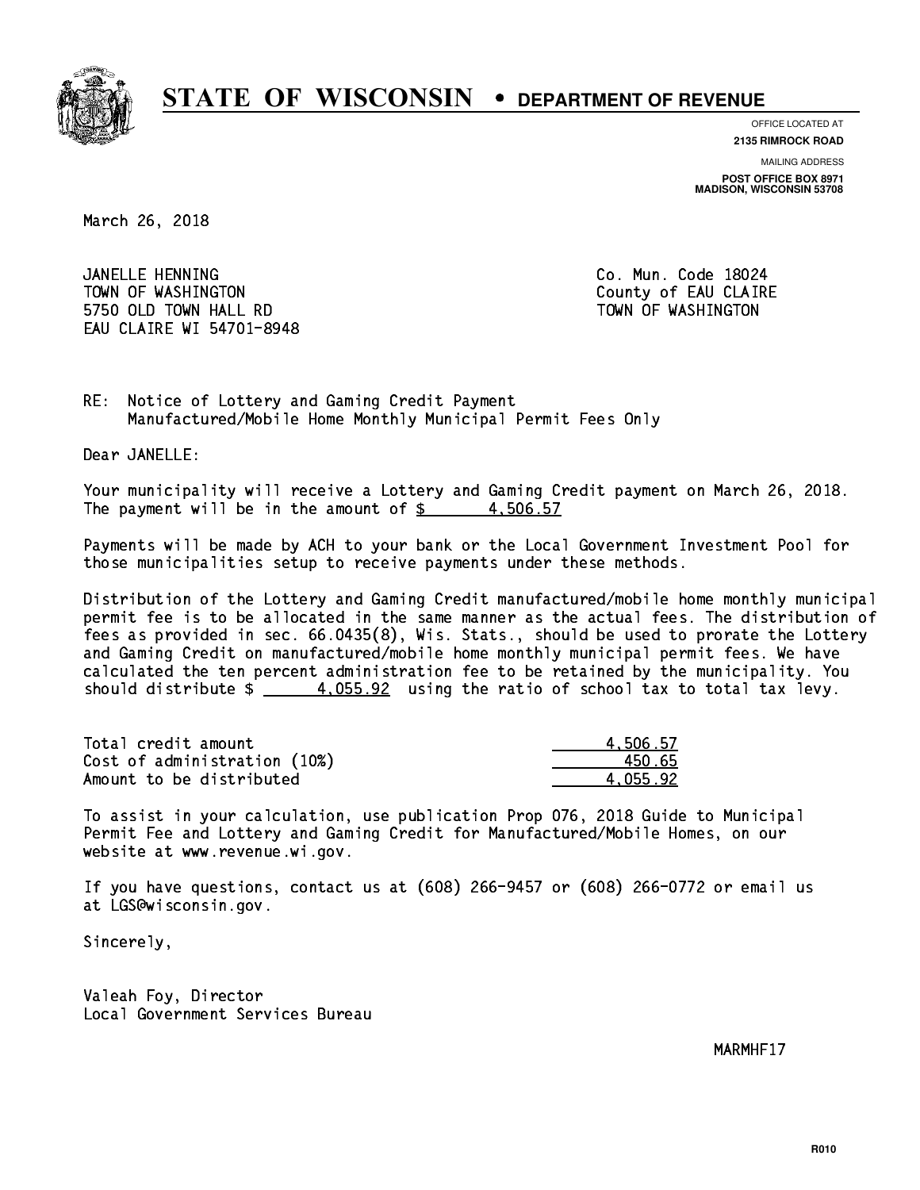# STATE OF WISCONSIN • DEPARTMENT OF REVENUE

OFFICE LOCATED AT
**2135 RIMROCK ROAD**

MAILING ADDRESS
**POST OFFICE BOX 8971**
**MADISON, WISCONSIN 53708**

March 26, 2018

JANELLE HENNING
TOWN OF WASHINGTON
5750 OLD TOWN HALL RD
EAU CLAIRE WI 54701-8948

Co. Mun. Code 18024
County of EAU CLAIRE
TOWN OF WASHINGTON

RE: Notice of Lottery and Gaming Credit Payment
Manufactured/Mobile Home Monthly Municipal Permit Fees Only

Dear JANELLE:

Your municipality will receive a Lottery and Gaming Credit payment on March 26, 2018. The payment will be in the amount of $ 4,506.57

Payments will be made by ACH to your bank or the Local Government Investment Pool for those municipalities setup to receive payments under these methods.

Distribution of the Lottery and Gaming Credit manufactured/mobile home monthly municipal permit fee is to be allocated in the same manner as the actual fees. The distribution of fees as provided in sec. 66.0435(8), Wis. Stats., should be used to prorate the Lottery and Gaming Credit on manufactured/mobile home monthly municipal permit fees. We have calculated the ten percent administration fee to be retained by the municipality. You should distribute $ 4,055.92 using the ratio of school tax to total tax levy.

| | |
|---|---|
| Total credit amount | 4,506.57 |
| Cost of administration (10%) | 450.65 |
| Amount to be distributed | 4,055.92 |

To assist in your calculation, use publication Prop 076, 2018 Guide to Municipal Permit Fee and Lottery and Gaming Credit for Manufactured/Mobile Homes, on our website at www.revenue.wi.gov.

If you have questions, contact us at (608) 266-9457 or (608) 266-0772 or email us at LGS@wisconsin.gov.

Sincerely,

Valeah Foy, Director
Local Government Services Bureau

MARMHF17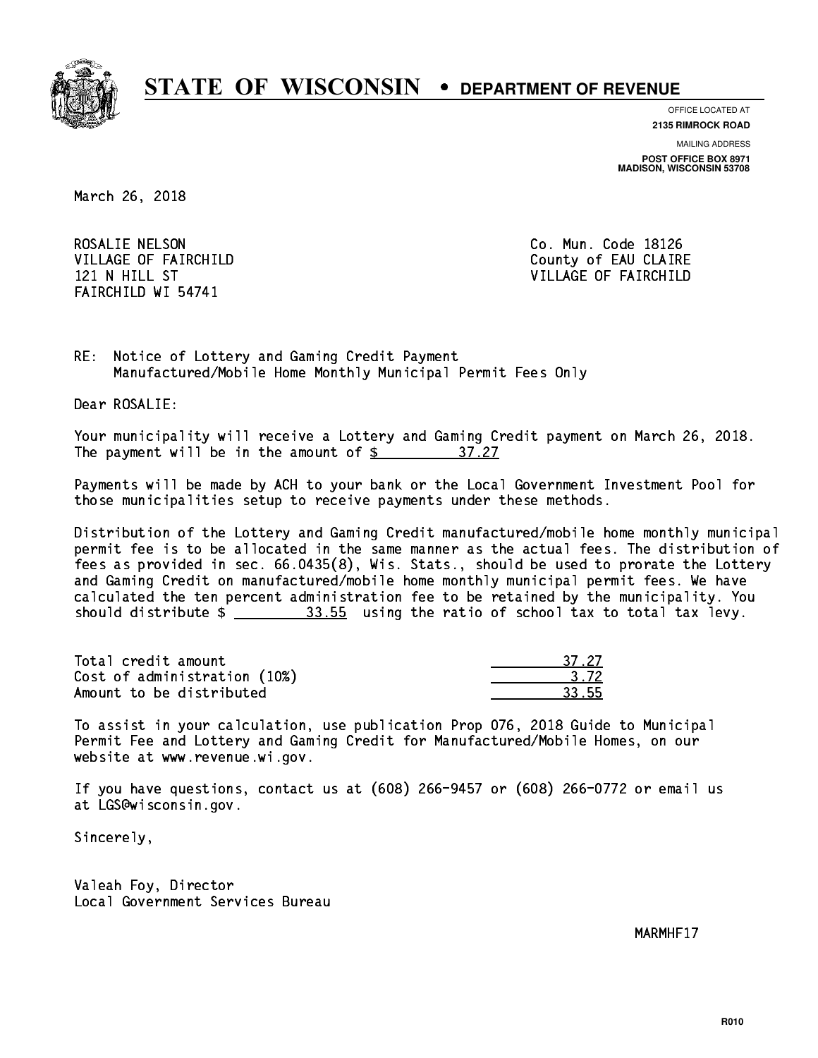# STATE OF WISCONSIN • DEPARTMENT OF REVENUE

OFFICE LOCATED AT
**2135 RIMROCK ROAD**

MAILING ADDRESS
**POST OFFICE BOX 8971**
**MADISON, WISCONSIN 53708**

March 26, 2018

ROSALIE NELSON
VILLAGE OF FAIRCHILD
121 N HILL ST
FAIRCHILD WI 54741

Co. Mun. Code 18126
County of EAU CLAIRE
VILLAGE OF FAIRCHILD

RE: Notice of Lottery and Gaming Credit Payment
Manufactured/Mobile Home Monthly Municipal Permit Fees Only

Dear ROSALIE:

Your municipality will receive a Lottery and Gaming Credit payment on March 26, 2018. The payment will be in the amount of $ 37.27

Payments will be made by ACH to your bank or the Local Government Investment Pool for those municipalities setup to receive payments under these methods.

Distribution of the Lottery and Gaming Credit manufactured/mobile home monthly municipal permit fee is to be allocated in the same manner as the actual fees. The distribution of fees as provided in sec. 66.0435(8), Wis. Stats., should be used to prorate the Lottery and Gaming Credit on manufactured/mobile home monthly municipal permit fees. We have calculated the ten percent administration fee to be retained by the municipality. You should distribute $ 33.55 using the ratio of school tax to total tax levy.

| | |
|---|---|
| Total credit amount | 37.27 |
| Cost of administration (10%) | 3.72 |
| Amount to be distributed | 33.55 |

To assist in your calculation, use publication Prop 076, 2018 Guide to Municipal Permit Fee and Lottery and Gaming Credit for Manufactured/Mobile Homes, on our website at www.revenue.wi.gov.

If you have questions, contact us at (608) 266-9457 or (608) 266-0772 or email us at LGS@wisconsin.gov.

Sincerely,

Valeah Foy, Director
Local Government Services Bureau

MARMHF17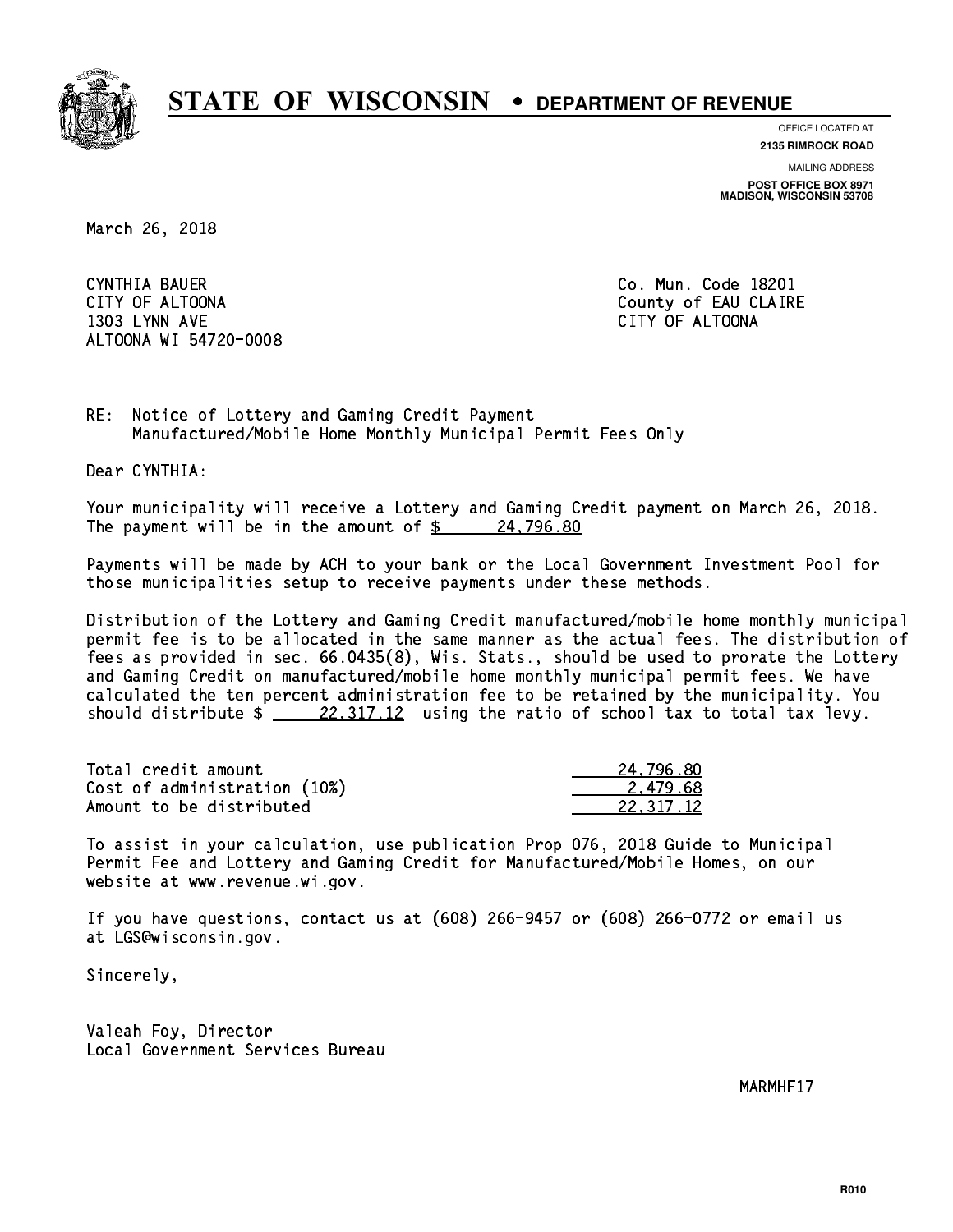# STATE OF WISCONSIN • DEPARTMENT OF REVENUE

OFFICE LOCATED AT
**2135 RIMROCK ROAD**

MAILING ADDRESS
**POST OFFICE BOX 8971**
**MADISON, WISCONSIN 53708**

March 26, 2018

CYNTHIA BAUER
CITY OF ALTOONA
1303 LYNN AVE
ALTOONA WI 54720-0008

Co. Mun. Code 18201
County of EAU CLAIRE
CITY OF ALTOONA

RE: Notice of Lottery and Gaming Credit Payment
Manufactured/Mobile Home Monthly Municipal Permit Fees Only

Dear CYNTHIA:

Your municipality will receive a Lottery and Gaming Credit payment on March 26, 2018. The payment will be in the amount of $ 24,796.80

Payments will be made by ACH to your bank or the Local Government Investment Pool for those municipalities setup to receive payments under these methods.

Distribution of the Lottery and Gaming Credit manufactured/mobile home monthly municipal permit fee is to be allocated in the same manner as the actual fees. The distribution of fees as provided in sec. 66.0435(8), Wis. Stats., should be used to prorate the Lottery and Gaming Credit on manufactured/mobile home monthly municipal permit fees. We have calculated the ten percent administration fee to be retained by the municipality. You should distribute $ 22,317.12 using the ratio of school tax to total tax levy.

| | |
|---|---|
| Total credit amount | 24,796.80 |
| Cost of administration (10%) | 2,479.68 |
| Amount to be distributed | 22,317.12 |

To assist in your calculation, use publication Prop 076, 2018 Guide to Municipal Permit Fee and Lottery and Gaming Credit for Manufactured/Mobile Homes, on our website at www.revenue.wi.gov.

If you have questions, contact us at (608) 266-9457 or (608) 266-0772 or email us at LGS@wisconsin.gov.

Sincerely,

Valeah Foy, Director
Local Government Services Bureau

MARMHF17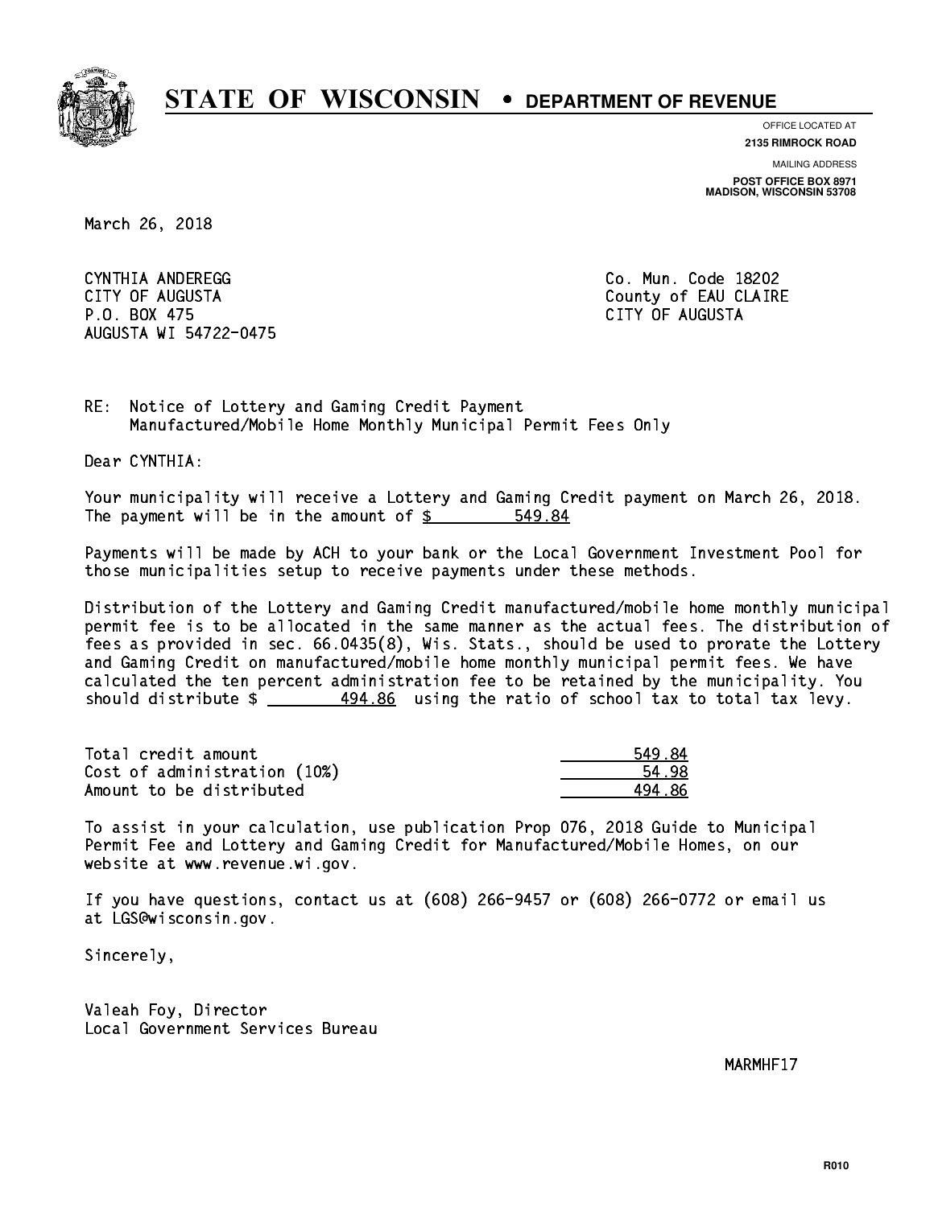# STATE OF WISCONSIN • DEPARTMENT OF REVENUE

OFFICE LOCATED AT
**2135 RIMROCK ROAD**

MAILING ADDRESS
**POST OFFICE BOX 8971**
**MADISON, WISCONSIN 53708**

March 26, 2018

CYNTHIA ANDEREGG
CITY OF AUGUSTA
P.O. BOX 475
AUGUSTA WI 54722-0475

Co. Mun. Code 18202
County of EAU CLAIRE
CITY OF AUGUSTA

RE: Notice of Lottery and Gaming Credit Payment
Manufactured/Mobile Home Monthly Municipal Permit Fees Only

Dear CYNTHIA:

Your municipality will receive a Lottery and Gaming Credit payment on March 26, 2018. The payment will be in the amount of $ 549.84

Payments will be made by ACH to your bank or the Local Government Investment Pool for those municipalities setup to receive payments under these methods.

Distribution of the Lottery and Gaming Credit manufactured/mobile home monthly municipal permit fee is to be allocated in the same manner as the actual fees. The distribution of fees as provided in sec. 66.0435(8), Wis. Stats., should be used to prorate the Lottery and Gaming Credit on manufactured/mobile home monthly municipal permit fees. We have calculated the ten percent administration fee to be retained by the municipality. You should distribute $ 494.86 using the ratio of school tax to total tax levy.

| | |
|---|---|
| Total credit amount | 549.84 |
| Cost of administration (10%) | 54.98 |
| Amount to be distributed | 494.86 |

To assist in your calculation, use publication Prop 076, 2018 Guide to Municipal Permit Fee and Lottery and Gaming Credit for Manufactured/Mobile Homes, on our website at www.revenue.wi.gov.

If you have questions, contact us at (608) 266-9457 or (608) 266-0772 or email us at LGS@wisconsin.gov.

Sincerely,

Valeah Foy, Director
Local Government Services Bureau

MARMHF17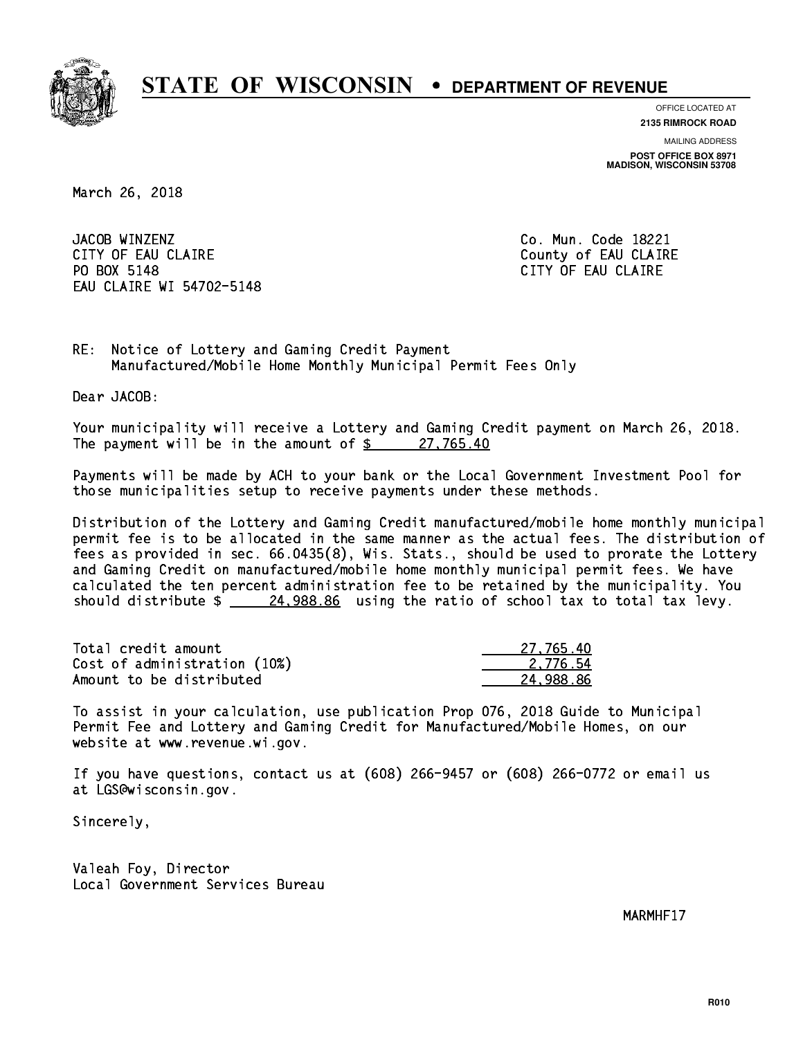# STATE OF WISCONSIN • DEPARTMENT OF REVENUE

OFFICE LOCATED AT
**2135 RIMROCK ROAD**

MAILING ADDRESS
**POST OFFICE BOX 8971**
**MADISON, WISCONSIN 53708**

March 26, 2018

JACOB WINZENZ
CITY OF EAU CLAIRE
PO BOX 5148
EAU CLAIRE WI 54702-5148

Co. Mun. Code 18221
County of EAU CLAIRE
CITY OF EAU CLAIRE

RE: Notice of Lottery and Gaming Credit Payment
Manufactured/Mobile Home Monthly Municipal Permit Fees Only

Dear JACOB:

Your municipality will receive a Lottery and Gaming Credit payment on March 26, 2018. The payment will be in the amount of $ 27,765.40

Payments will be made by ACH to your bank or the Local Government Investment Pool for those municipalities setup to receive payments under these methods.

Distribution of the Lottery and Gaming Credit manufactured/mobile home monthly municipal permit fee is to be allocated in the same manner as the actual fees. The distribution of fees as provided in sec. 66.0435(8), Wis. Stats., should be used to prorate the Lottery and Gaming Credit on manufactured/mobile home monthly municipal permit fees. We have calculated the ten percent administration fee to be retained by the municipality. You should distribute $ 24,988.86 using the ratio of school tax to total tax levy.

| | |
|---|---|
| Total credit amount | 27,765.40 |
| Cost of administration (10%) | 2,776.54 |
| Amount to be distributed | 24,988.86 |

To assist in your calculation, use publication Prop 076, 2018 Guide to Municipal Permit Fee and Lottery and Gaming Credit for Manufactured/Mobile Homes, on our website at www.revenue.wi.gov.

If you have questions, contact us at (608) 266-9457 or (608) 266-0772 or email us at LGS@wisconsin.gov.

Sincerely,

Valeah Foy, Director
Local Government Services Bureau

MARMHF17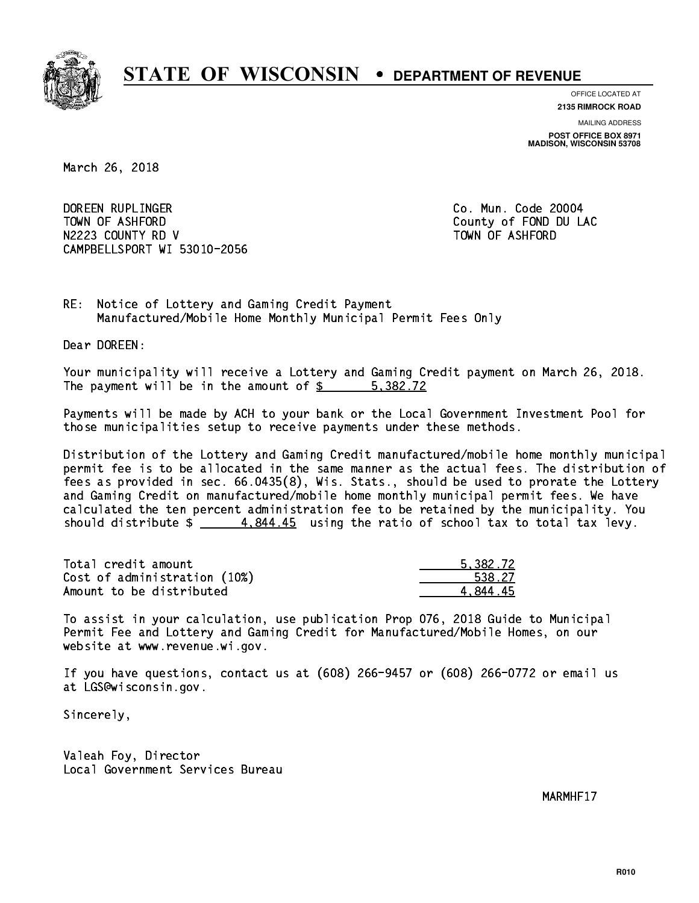# STATE OF WISCONSIN • DEPARTMENT OF REVENUE

OFFICE LOCATED AT
**2135 RIMROCK ROAD**

MAILING ADDRESS
**POST OFFICE BOX 8971**
**MADISON, WISCONSIN 53708**

March 26, 2018

DOREEN RUPLINGER
TOWN OF ASHFORD
N2223 COUNTY RD V
CAMPBELLSPORT WI 53010-2056

Co. Mun. Code 20004
County of FOND DU LAC
TOWN OF ASHFORD

RE: Notice of Lottery and Gaming Credit Payment
Manufactured/Mobile Home Monthly Municipal Permit Fees Only

Dear DOREEN:

Your municipality will receive a Lottery and Gaming Credit payment on March 26, 2018. The payment will be in the amount of $ 5,382.72

Payments will be made by ACH to your bank or the Local Government Investment Pool for those municipalities setup to receive payments under these methods.

Distribution of the Lottery and Gaming Credit manufactured/mobile home monthly municipal permit fee is to be allocated in the same manner as the actual fees. The distribution of fees as provided in sec. 66.0435(8), Wis. Stats., should be used to prorate the Lottery and Gaming Credit on manufactured/mobile home monthly municipal permit fees. We have calculated the ten percent administration fee to be retained by the municipality. You should distribute $ 4,844.45 using the ratio of school tax to total tax levy.

| | |
|---|---:|
| Total credit amount | 5,382.72 |
| Cost of administration (10%) | 538.27 |
| Amount to be distributed | 4,844.45 |

To assist in your calculation, use publication Prop 076, 2018 Guide to Municipal Permit Fee and Lottery and Gaming Credit for Manufactured/Mobile Homes, on our website at www.revenue.wi.gov.

If you have questions, contact us at (608) 266-9457 or (608) 266-0772 or email us at LGS@wisconsin.gov.

Sincerely,

Valeah Foy, Director
Local Government Services Bureau

MARMHF17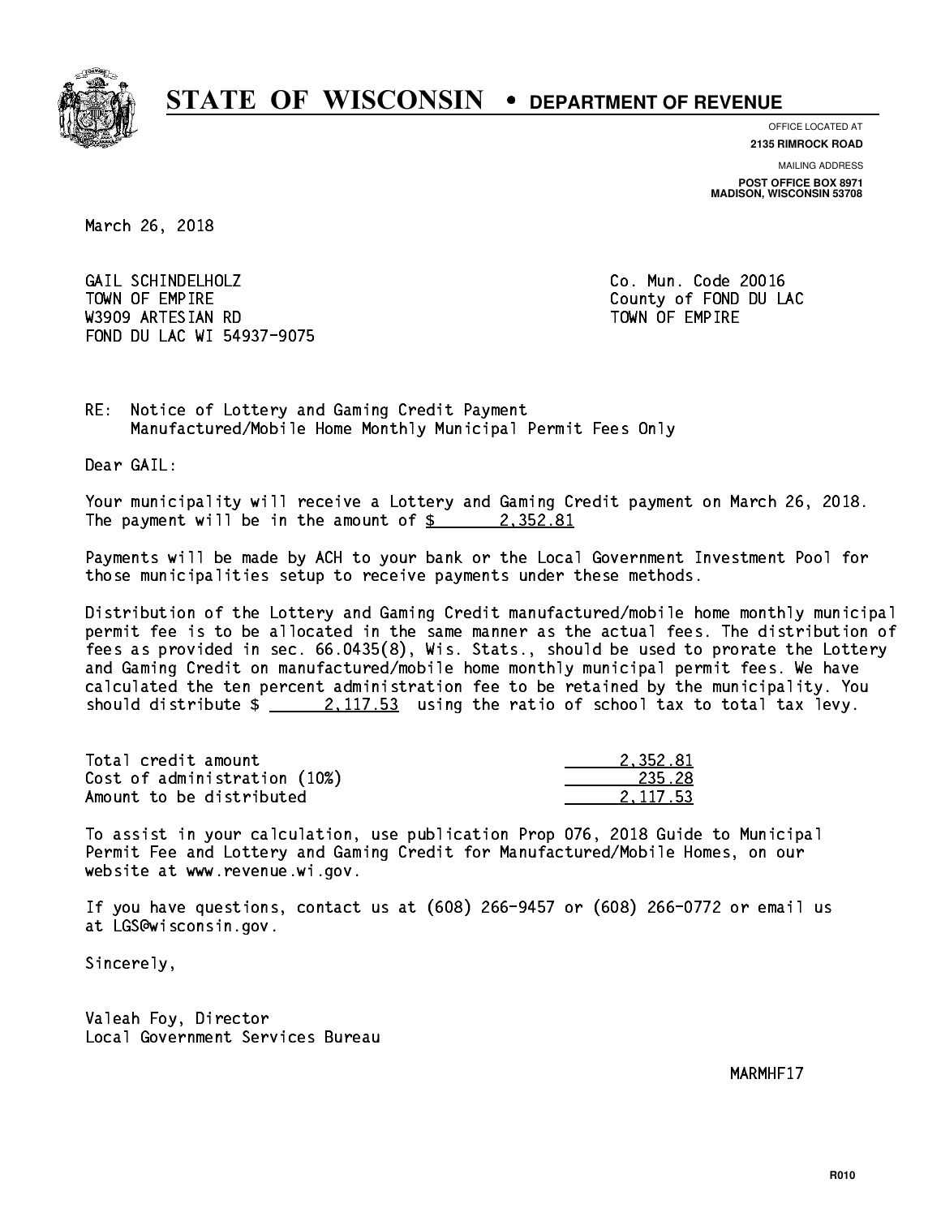# STATE OF WISCONSIN • DEPARTMENT OF REVENUE

OFFICE LOCATED AT
**2135 RIMROCK ROAD**

MAILING ADDRESS
**POST OFFICE BOX 8971**
**MADISON, WISCONSIN 53708**

March 26, 2018

GAIL SCHINDELHOLZ
TOWN OF EMPIRE
W3909 ARTESIAN RD
FOND DU LAC WI 54937-9075

Co. Mun. Code 20016
County of FOND DU LAC
TOWN OF EMPIRE

RE: Notice of Lottery and Gaming Credit Payment
Manufactured/Mobile Home Monthly Municipal Permit Fees Only

Dear GAIL:

Your municipality will receive a Lottery and Gaming Credit payment on March 26, 2018. The payment will be in the amount of $ 2,352.81

Payments will be made by ACH to your bank or the Local Government Investment Pool for those municipalities setup to receive payments under these methods.

Distribution of the Lottery and Gaming Credit manufactured/mobile home monthly municipal permit fee is to be allocated in the same manner as the actual fees. The distribution of fees as provided in sec. 66.0435(8), Wis. Stats., should be used to prorate the Lottery and Gaming Credit on manufactured/mobile home monthly municipal permit fees. We have calculated the ten percent administration fee to be retained by the municipality. You should distribute $ 2,117.53 using the ratio of school tax to total tax levy.

| | |
|---|---|
| Total credit amount | 2,352.81 |
| Cost of administration (10%) | 235.28 |
| Amount to be distributed | 2,117.53 |

To assist in your calculation, use publication Prop 076, 2018 Guide to Municipal Permit Fee and Lottery and Gaming Credit for Manufactured/Mobile Homes, on our website at www.revenue.wi.gov.

If you have questions, contact us at (608) 266-9457 or (608) 266-0772 or email us at LGS@wisconsin.gov.

Sincerely,

Valeah Foy, Director
Local Government Services Bureau

MARMHF17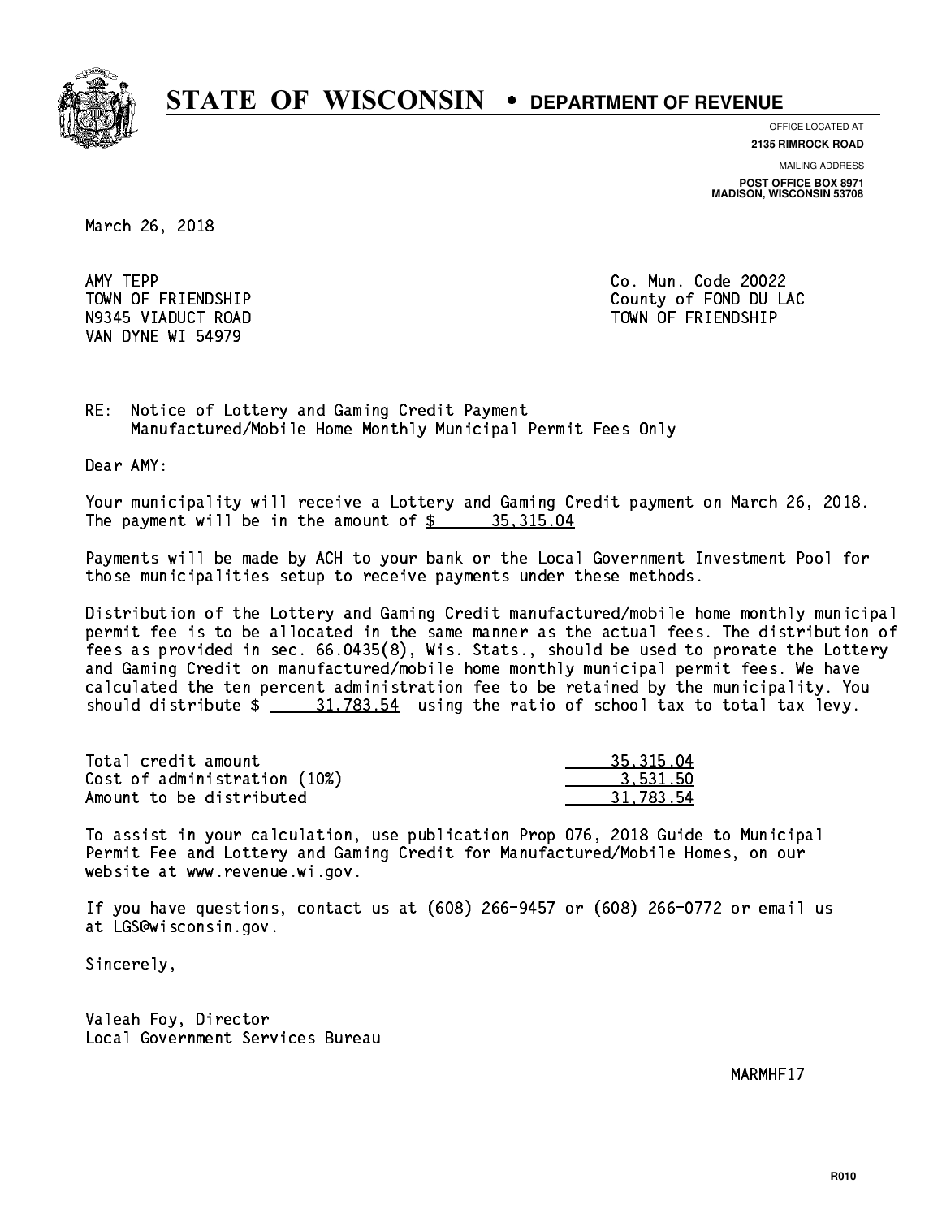# STATE OF WISCONSIN • DEPARTMENT OF REVENUE

OFFICE LOCATED AT
**2135 RIMROCK ROAD**

MAILING ADDRESS
**POST OFFICE BOX 8971**
**MADISON, WISCONSIN 53708**

March 26, 2018

AMY TEPP
TOWN OF FRIENDSHIP
N9345 VIADUCT ROAD
VAN DYNE WI 54979

Co. Mun. Code 20022
County of FOND DU LAC
TOWN OF FRIENDSHIP

RE: Notice of Lottery and Gaming Credit Payment
Manufactured/Mobile Home Monthly Municipal Permit Fees Only

Dear AMY:

Your municipality will receive a Lottery and Gaming Credit payment on March 26, 2018. The payment will be in the amount of $ 35,315.04

Payments will be made by ACH to your bank or the Local Government Investment Pool for those municipalities setup to receive payments under these methods.

Distribution of the Lottery and Gaming Credit manufactured/mobile home monthly municipal permit fee is to be allocated in the same manner as the actual fees. The distribution of fees as provided in sec. 66.0435(8), Wis. Stats., should be used to prorate the Lottery and Gaming Credit on manufactured/mobile home monthly municipal permit fees. We have calculated the ten percent administration fee to be retained by the municipality. You should distribute $ 31,783.54 using the ratio of school tax to total tax levy.

| | |
|---|---|
| Total credit amount | 35,315.04 |
| Cost of administration (10%) | 3,531.50 |
| Amount to be distributed | 31,783.54 |

To assist in your calculation, use publication Prop 076, 2018 Guide to Municipal Permit Fee and Lottery and Gaming Credit for Manufactured/Mobile Homes, on our website at www.revenue.wi.gov.

If you have questions, contact us at (608) 266-9457 or (608) 266-0772 or email us at LGS@wisconsin.gov.

Sincerely,

Valeah Foy, Director
Local Government Services Bureau

MARMHF17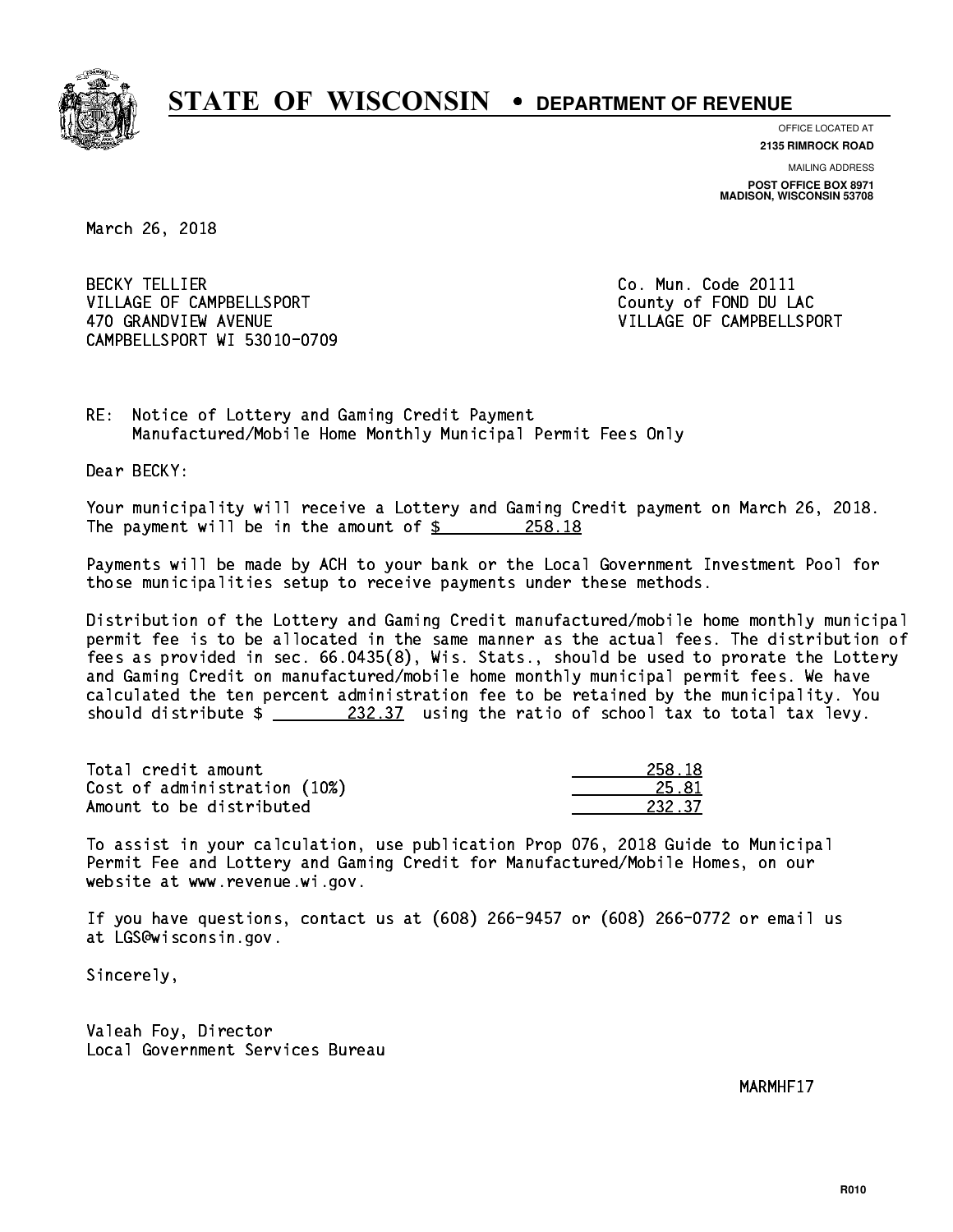# STATE OF WISCONSIN • DEPARTMENT OF REVENUE

OFFICE LOCATED AT
**2135 RIMROCK ROAD**

MAILING ADDRESS
**POST OFFICE BOX 8971**
**MADISON, WISCONSIN 53708**

March 26, 2018

BECKY TELLIER
VILLAGE OF CAMPBELLSPORT
470 GRANDVIEW AVENUE
CAMPBELLSPORT WI 53010-0709

Co. Mun. Code 20111
County of FOND DU LAC
VILLAGE OF CAMPBELLSPORT

RE: Notice of Lottery and Gaming Credit Payment
Manufactured/Mobile Home Monthly Municipal Permit Fees Only

Dear BECKY:

Your municipality will receive a Lottery and Gaming Credit payment on March 26, 2018. The payment will be in the amount of $ 258.18

Payments will be made by ACH to your bank or the Local Government Investment Pool for those municipalities setup to receive payments under these methods.

Distribution of the Lottery and Gaming Credit manufactured/mobile home monthly municipal permit fee is to be allocated in the same manner as the actual fees. The distribution of fees as provided in sec. 66.0435(8), Wis. Stats., should be used to prorate the Lottery and Gaming Credit on manufactured/mobile home monthly municipal permit fees. We have calculated the ten percent administration fee to be retained by the municipality. You should distribute $ 232.37 using the ratio of school tax to total tax levy.

| | |
|---|---|
| Total credit amount | 258.18 |
| Cost of administration (10%) | 25.81 |
| Amount to be distributed | 232.37 |

To assist in your calculation, use publication Prop 076, 2018 Guide to Municipal Permit Fee and Lottery and Gaming Credit for Manufactured/Mobile Homes, on our website at www.revenue.wi.gov.

If you have questions, contact us at (608) 266-9457 or (608) 266-0772 or email us at LGS@wisconsin.gov.

Sincerely,

Valeah Foy, Director
Local Government Services Bureau

MARMHF17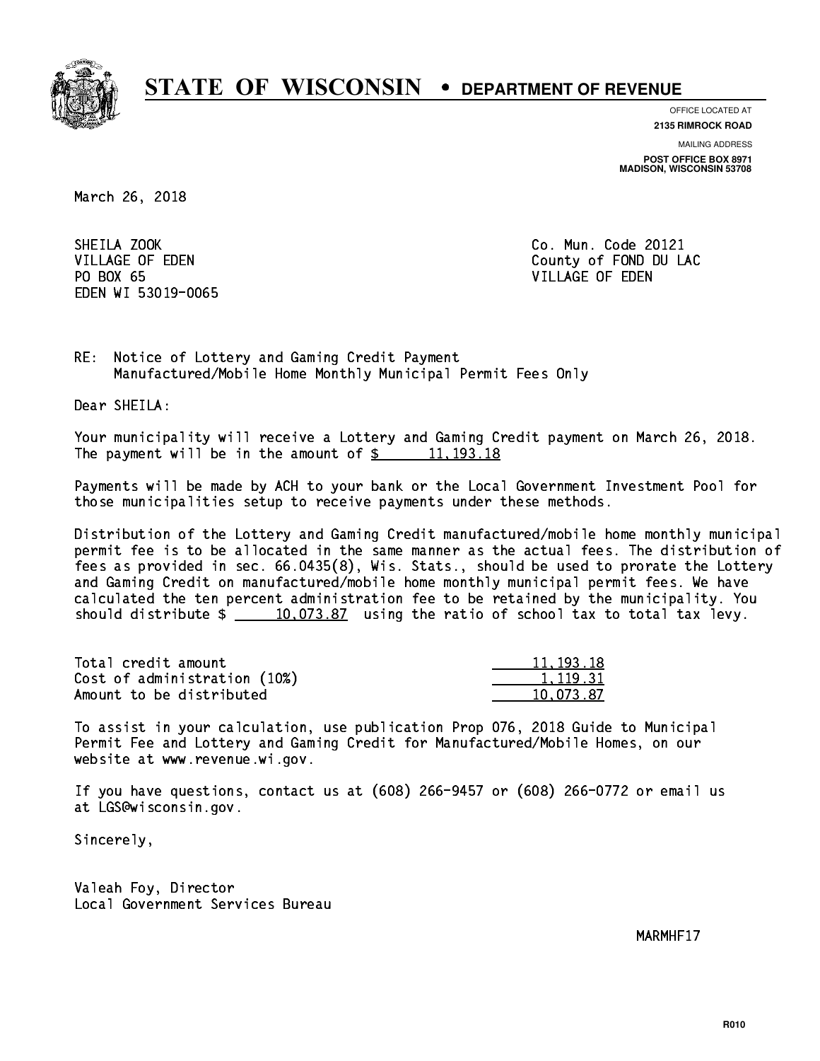# STATE OF WISCONSIN • DEPARTMENT OF REVENUE

OFFICE LOCATED AT
**2135 RIMROCK ROAD**

MAILING ADDRESS
**POST OFFICE BOX 8971**
**MADISON, WISCONSIN 53708**

March 26, 2018

SHEILA ZOOK
VILLAGE OF EDEN
PO BOX 65
EDEN WI 53019-0065

Co. Mun. Code 20121
County of FOND DU LAC
VILLAGE OF EDEN

RE: Notice of Lottery and Gaming Credit Payment
Manufactured/Mobile Home Monthly Municipal Permit Fees Only

Dear SHEILA:

Your municipality will receive a Lottery and Gaming Credit payment on March 26, 2018. The payment will be in the amount of $ 11,193.18

Payments will be made by ACH to your bank or the Local Government Investment Pool for those municipalities setup to receive payments under these methods.

Distribution of the Lottery and Gaming Credit manufactured/mobile home monthly municipal permit fee is to be allocated in the same manner as the actual fees. The distribution of fees as provided in sec. 66.0435(8), Wis. Stats., should be used to prorate the Lottery and Gaming Credit on manufactured/mobile home monthly municipal permit fees. We have calculated the ten percent administration fee to be retained by the municipality. You should distribute $ 10,073.87 using the ratio of school tax to total tax levy.

| | |
|---|---|
| Total credit amount | 11,193.18 |
| Cost of administration (10%) | 1,119.31 |
| Amount to be distributed | 10,073.87 |

To assist in your calculation, use publication Prop 076, 2018 Guide to Municipal Permit Fee and Lottery and Gaming Credit for Manufactured/Mobile Homes, on our website at www.revenue.wi.gov.

If you have questions, contact us at (608) 266-9457 or (608) 266-0772 or email us at LGS@wisconsin.gov.

Sincerely,

Valeah Foy, Director
Local Government Services Bureau

MARMHF17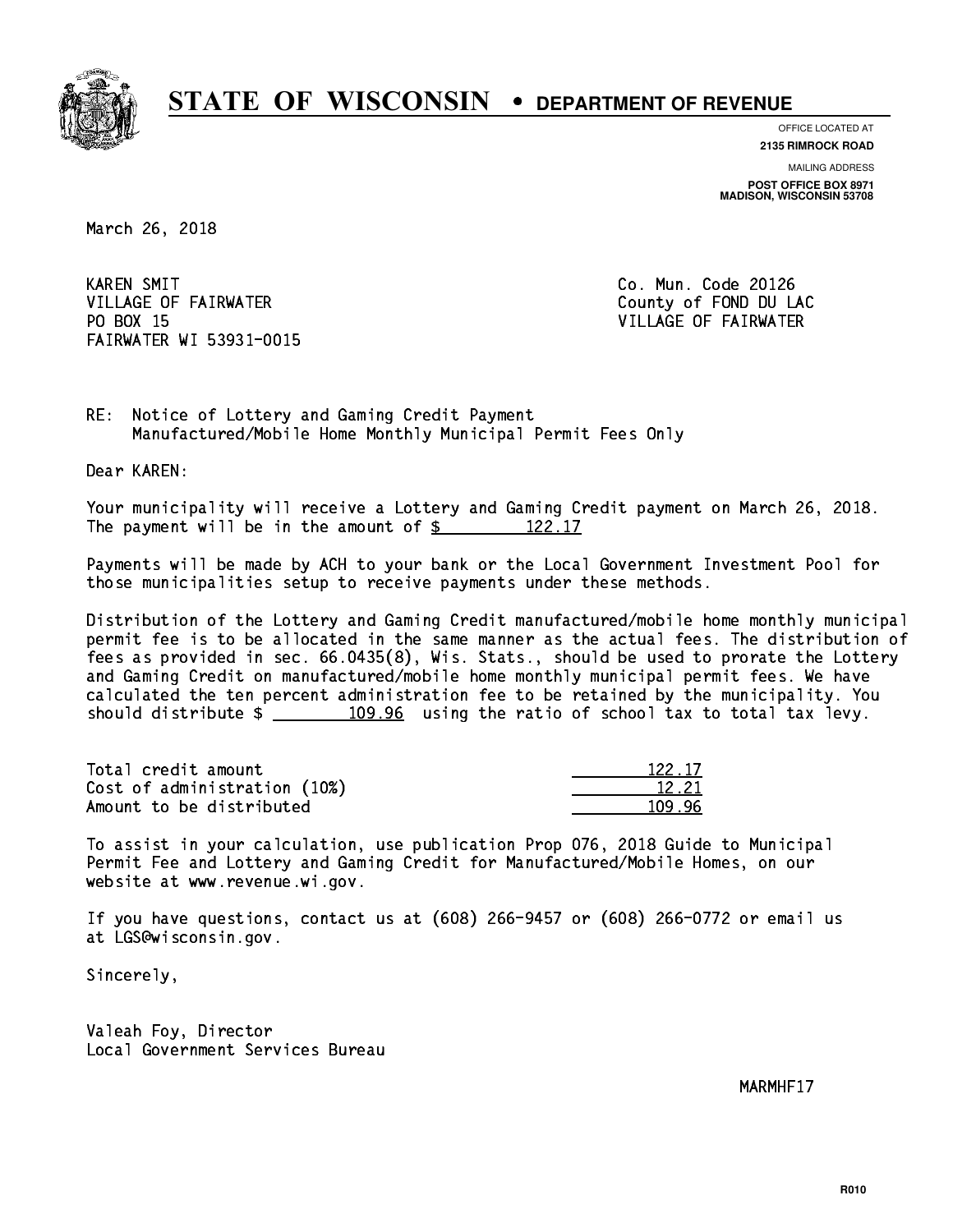# STATE OF WISCONSIN • DEPARTMENT OF REVENUE

OFFICE LOCATED AT
**2135 RIMROCK ROAD**

MAILING ADDRESS
**POST OFFICE BOX 8971**
**MADISON, WISCONSIN 53708**

March 26, 2018

KAREN SMIT
VILLAGE OF FAIRWATER
PO BOX 15
FAIRWATER WI 53931-0015

Co. Mun. Code 20126
County of FOND DU LAC
VILLAGE OF FAIRWATER

RE: Notice of Lottery and Gaming Credit Payment
Manufactured/Mobile Home Monthly Municipal Permit Fees Only

Dear KAREN:

Your municipality will receive a Lottery and Gaming Credit payment on March 26, 2018. The payment will be in the amount of $ 122.17

Payments will be made by ACH to your bank or the Local Government Investment Pool for those municipalities setup to receive payments under these methods.

Distribution of the Lottery and Gaming Credit manufactured/mobile home monthly municipal permit fee is to be allocated in the same manner as the actual fees. The distribution of fees as provided in sec. 66.0435(8), Wis. Stats., should be used to prorate the Lottery and Gaming Credit on manufactured/mobile home monthly municipal permit fees. We have calculated the ten percent administration fee to be retained by the municipality. You should distribute $ 109.96 using the ratio of school tax to total tax levy.

| | |
|---|---|
| Total credit amount | 122.17 |
| Cost of administration (10%) | 12.21 |
| Amount to be distributed | 109.96 |

To assist in your calculation, use publication Prop 076, 2018 Guide to Municipal Permit Fee and Lottery and Gaming Credit for Manufactured/Mobile Homes, on our website at www.revenue.wi.gov.

If you have questions, contact us at (608) 266-9457 or (608) 266-0772 or email us at LGS@wisconsin.gov.

Sincerely,

Valeah Foy, Director
Local Government Services Bureau

MARMHF17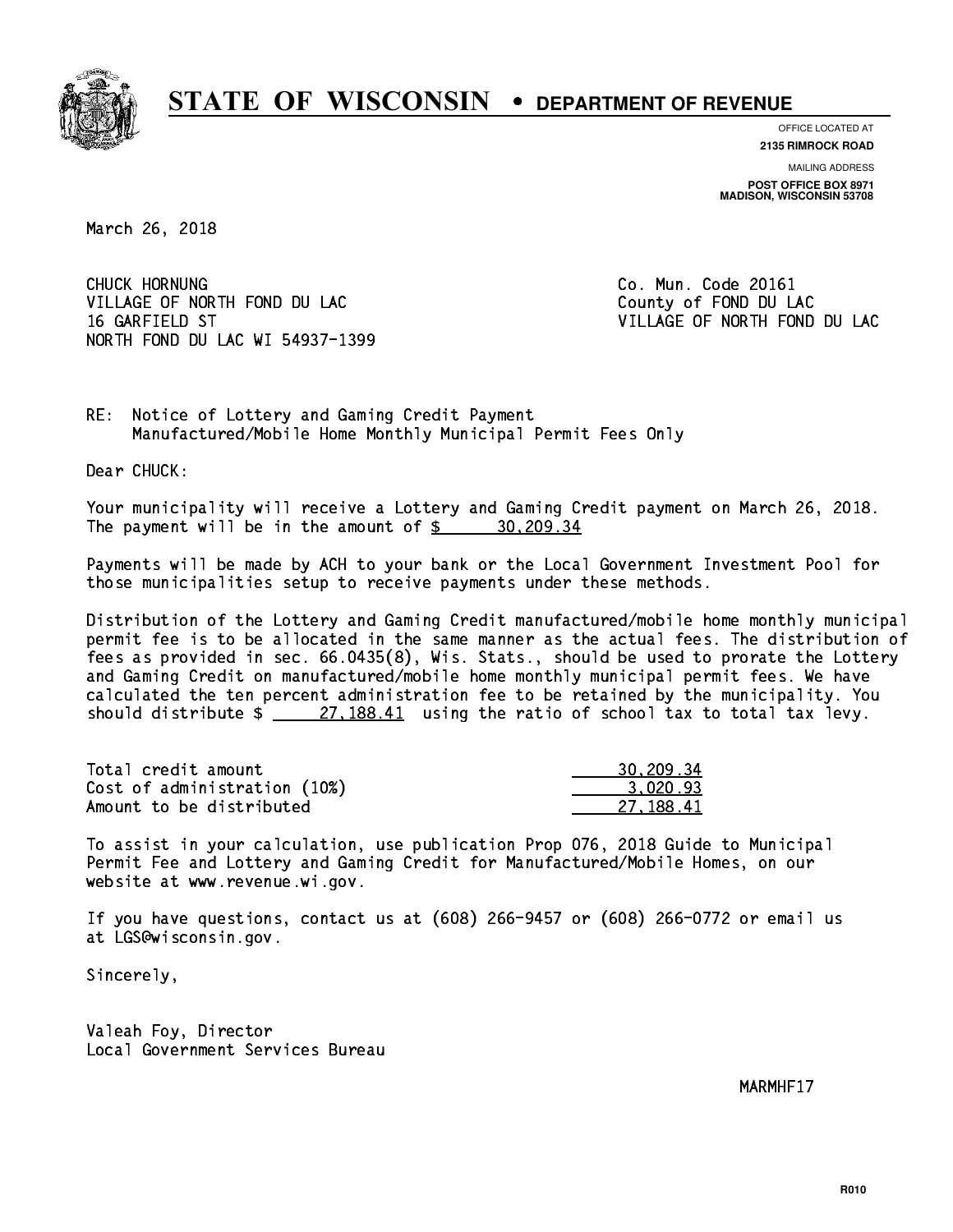# STATE OF WISCONSIN • DEPARTMENT OF REVENUE

OFFICE LOCATED AT
**2135 RIMROCK ROAD**

MAILING ADDRESS
**POST OFFICE BOX 8971**
**MADISON, WISCONSIN 53708**

March 26, 2018

CHUCK HORNUNG
VILLAGE OF NORTH FOND DU LAC
16 GARFIELD ST
NORTH FOND DU LAC WI 54937-1399

Co. Mun. Code 20161
County of FOND DU LAC
VILLAGE OF NORTH FOND DU LAC

RE: Notice of Lottery and Gaming Credit Payment
Manufactured/Mobile Home Monthly Municipal Permit Fees Only

Dear CHUCK:

Your municipality will receive a Lottery and Gaming Credit payment on March 26, 2018. The payment will be in the amount of $ 30,209.34

Payments will be made by ACH to your bank or the Local Government Investment Pool for those municipalities setup to receive payments under these methods.

Distribution of the Lottery and Gaming Credit manufactured/mobile home monthly municipal permit fee is to be allocated in the same manner as the actual fees. The distribution of fees as provided in sec. 66.0435(8), Wis. Stats., should be used to prorate the Lottery and Gaming Credit on manufactured/mobile home monthly municipal permit fees. We have calculated the ten percent administration fee to be retained by the municipality. You should distribute $ 27,188.41 using the ratio of school tax to total tax levy.

| | |
|---|---|
| Total credit amount | 30,209.34 |
| Cost of administration (10%) | 3,020.93 |
| Amount to be distributed | 27,188.41 |

To assist in your calculation, use publication Prop 076, 2018 Guide to Municipal Permit Fee and Lottery and Gaming Credit for Manufactured/Mobile Homes, on our website at www.revenue.wi.gov.

If you have questions, contact us at (608) 266-9457 or (608) 266-0772 or email us at LGS@wisconsin.gov.

Sincerely,

Valeah Foy, Director
Local Government Services Bureau

MARMHF17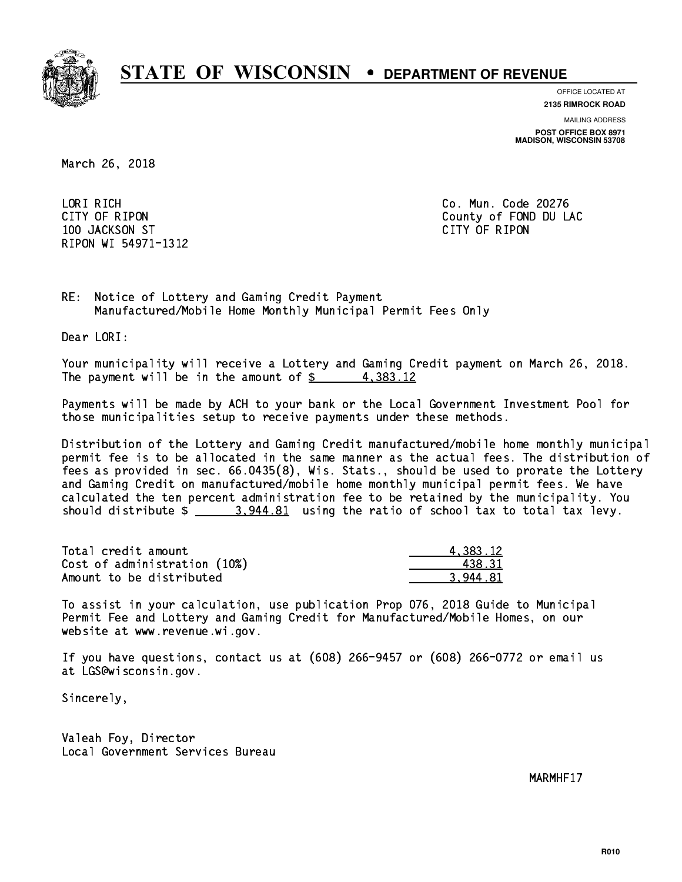# STATE OF WISCONSIN • DEPARTMENT OF REVENUE

OFFICE LOCATED AT
**2135 RIMROCK ROAD**

MAILING ADDRESS
**POST OFFICE BOX 8971**
**MADISON, WISCONSIN 53708**

March 26, 2018

LORI RICH
CITY OF RIPON
100 JACKSON ST
RIPON WI 54971-1312

Co. Mun. Code 20276
County of FOND DU LAC
CITY OF RIPON

RE: Notice of Lottery and Gaming Credit Payment
Manufactured/Mobile Home Monthly Municipal Permit Fees Only

Dear LORI:

Your municipality will receive a Lottery and Gaming Credit payment on March 26, 2018. The payment will be in the amount of $ 4,383.12

Payments will be made by ACH to your bank or the Local Government Investment Pool for those municipalities setup to receive payments under these methods.

Distribution of the Lottery and Gaming Credit manufactured/mobile home monthly municipal permit fee is to be allocated in the same manner as the actual fees. The distribution of fees as provided in sec. 66.0435(8), Wis. Stats., should be used to prorate the Lottery and Gaming Credit on manufactured/mobile home monthly municipal permit fees. We have calculated the ten percent administration fee to be retained by the municipality. You should distribute $ 3,944.81 using the ratio of school tax to total tax levy.

| | |
|---|---|
| Total credit amount | 4,383.12 |
| Cost of administration (10%) | 438.31 |
| Amount to be distributed | 3,944.81 |

To assist in your calculation, use publication Prop 076, 2018 Guide to Municipal Permit Fee and Lottery and Gaming Credit for Manufactured/Mobile Homes, on our website at www.revenue.wi.gov.

If you have questions, contact us at (608) 266-9457 or (608) 266-0772 or email us at LGS@wisconsin.gov.

Sincerely,

Valeah Foy, Director
Local Government Services Bureau

MARMHF17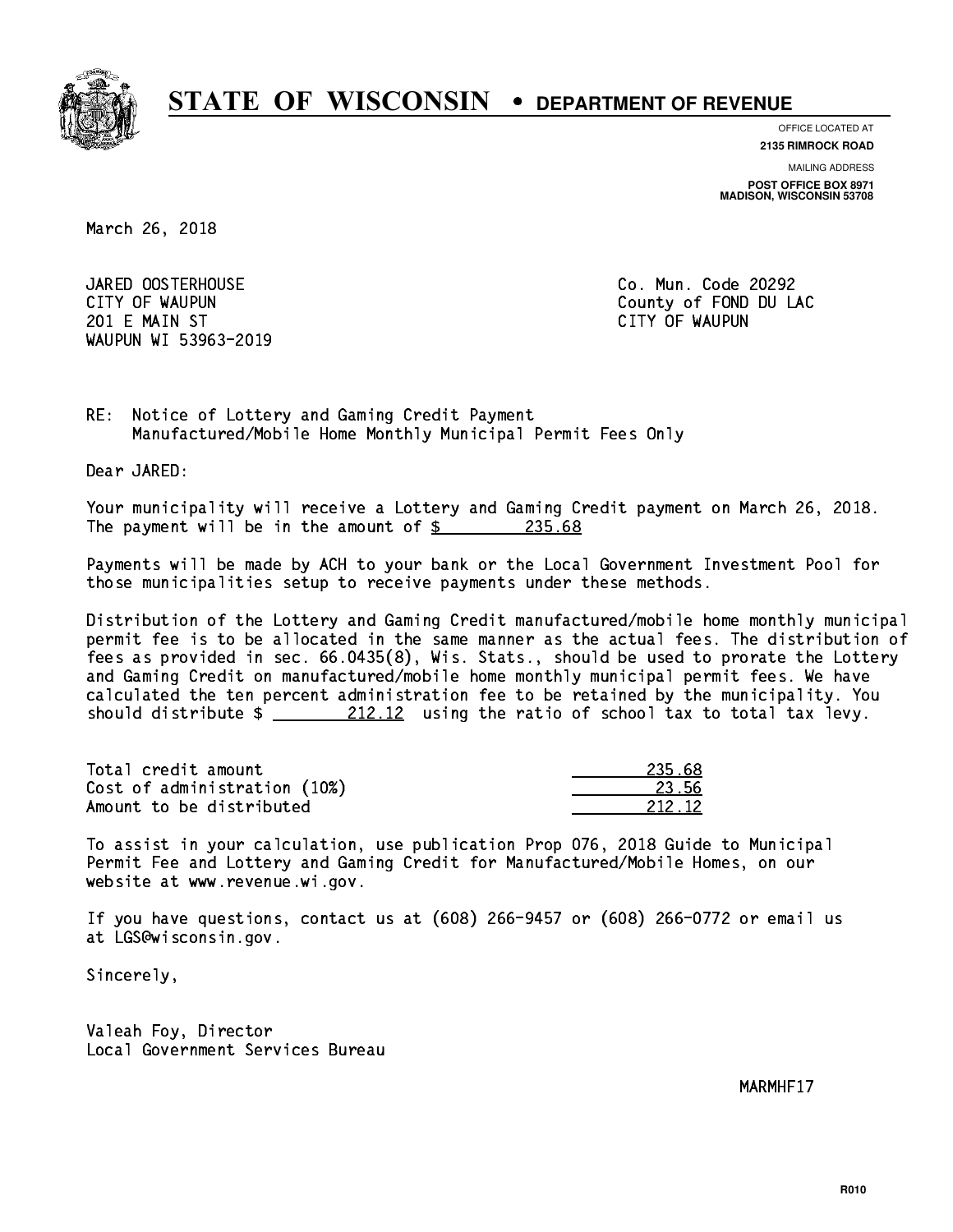# STATE OF WISCONSIN • DEPARTMENT OF REVENUE

OFFICE LOCATED AT
**2135 RIMROCK ROAD**

MAILING ADDRESS
**POST OFFICE BOX 8971**
**MADISON, WISCONSIN 53708**

March 26, 2018

JARED OOSTERHOUSE
CITY OF WAUPUN
201 E MAIN ST
WAUPUN WI 53963-2019

Co. Mun. Code 20292
County of FOND DU LAC
CITY OF WAUPUN

RE: Notice of Lottery and Gaming Credit Payment
Manufactured/Mobile Home Monthly Municipal Permit Fees Only

Dear JARED:

Your municipality will receive a Lottery and Gaming Credit payment on March 26, 2018. The payment will be in the amount of $ 235.68

Payments will be made by ACH to your bank or the Local Government Investment Pool for those municipalities setup to receive payments under these methods.

Distribution of the Lottery and Gaming Credit manufactured/mobile home monthly municipal permit fee is to be allocated in the same manner as the actual fees. The distribution of fees as provided in sec. 66.0435(8), Wis. Stats., should be used to prorate the Lottery and Gaming Credit on manufactured/mobile home monthly municipal permit fees. We have calculated the ten percent administration fee to be retained by the municipality. You should distribute $ 212.12 using the ratio of school tax to total tax levy.

| | |
|---|---|
| Total credit amount | 235.68 |
| Cost of administration (10%) | 23.56 |
| Amount to be distributed | 212.12 |

To assist in your calculation, use publication Prop 076, 2018 Guide to Municipal Permit Fee and Lottery and Gaming Credit for Manufactured/Mobile Homes, on our website at www.revenue.wi.gov.

If you have questions, contact us at (608) 266-9457 or (608) 266-0772 or email us at LGS@wisconsin.gov.

Sincerely,

Valeah Foy, Director
Local Government Services Bureau

MARMHF17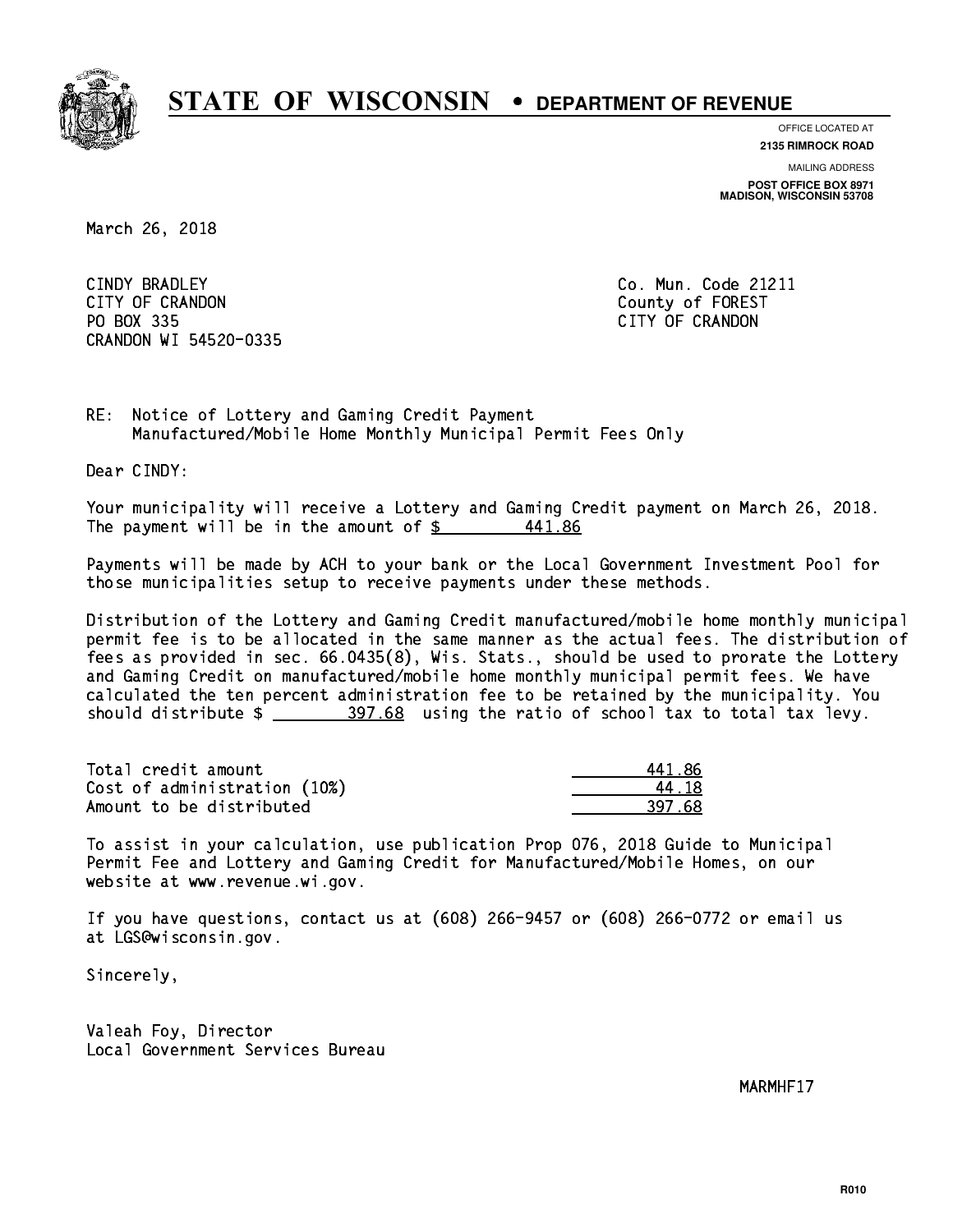# STATE OF WISCONSIN • DEPARTMENT OF REVENUE

OFFICE LOCATED AT
**2135 RIMROCK ROAD**

MAILING ADDRESS
**POST OFFICE BOX 8971**
**MADISON, WISCONSIN 53708**

March 26, 2018

CINDY BRADLEY
CITY OF CRANDON
PO BOX 335
CRANDON WI 54520-0335

Co. Mun. Code 21211
County of FOREST
CITY OF CRANDON

RE: Notice of Lottery and Gaming Credit Payment
Manufactured/Mobile Home Monthly Municipal Permit Fees Only

Dear CINDY:

Your municipality will receive a Lottery and Gaming Credit payment on March 26, 2018. The payment will be in the amount of $ 441.86

Payments will be made by ACH to your bank or the Local Government Investment Pool for those municipalities setup to receive payments under these methods.

Distribution of the Lottery and Gaming Credit manufactured/mobile home monthly municipal permit fee is to be allocated in the same manner as the actual fees. The distribution of fees as provided in sec. 66.0435(8), Wis. Stats., should be used to prorate the Lottery and Gaming Credit on manufactured/mobile home monthly municipal permit fees. We have calculated the ten percent administration fee to be retained by the municipality. You should distribute $ 397.68 using the ratio of school tax to total tax levy.

| | |
|---|---|
| Total credit amount | 441.86 |
| Cost of administration (10%) | 44.18 |
| Amount to be distributed | 397.68 |

To assist in your calculation, use publication Prop 076, 2018 Guide to Municipal Permit Fee and Lottery and Gaming Credit for Manufactured/Mobile Homes, on our website at www.revenue.wi.gov.

If you have questions, contact us at (608) 266-9457 or (608) 266-0772 or email us at LGS@wisconsin.gov.

Sincerely,

Valeah Foy, Director
Local Government Services Bureau

MARMHF17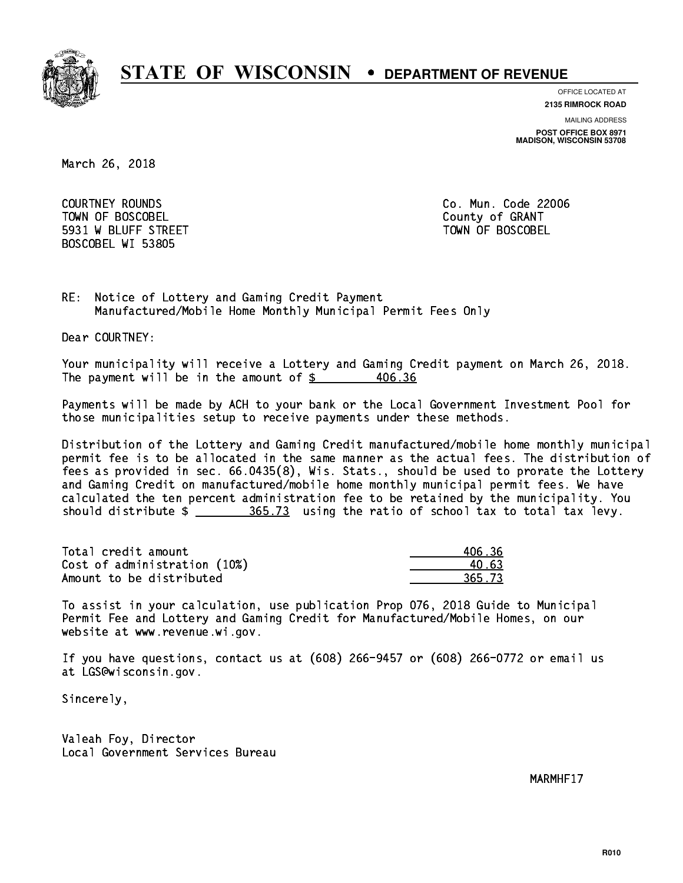# STATE OF WISCONSIN • DEPARTMENT OF REVENUE

OFFICE LOCATED AT
**2135 RIMROCK ROAD**

MAILING ADDRESS
**POST OFFICE BOX 8971**
**MADISON, WISCONSIN 53708**

March 26, 2018

COURTNEY ROUNDS
TOWN OF BOSCOBEL
5931 W BLUFF STREET
BOSCOBEL WI 53805

Co. Mun. Code 22006
County of GRANT
TOWN OF BOSCOBEL

RE: Notice of Lottery and Gaming Credit Payment
Manufactured/Mobile Home Monthly Municipal Permit Fees Only

Dear COURTNEY:

Your municipality will receive a Lottery and Gaming Credit payment on March 26, 2018. The payment will be in the amount of $ 406.36

Payments will be made by ACH to your bank or the Local Government Investment Pool for those municipalities setup to receive payments under these methods.

Distribution of the Lottery and Gaming Credit manufactured/mobile home monthly municipal permit fee is to be allocated in the same manner as the actual fees. The distribution of fees as provided in sec. 66.0435(8), Wis. Stats., should be used to prorate the Lottery and Gaming Credit on manufactured/mobile home monthly municipal permit fees. We have calculated the ten percent administration fee to be retained by the municipality. You should distribute $ 365.73 using the ratio of school tax to total tax levy.

| | |
|---|---|
| Total credit amount | 406.36 |
| Cost of administration (10%) | 40.63 |
| Amount to be distributed | 365.73 |

To assist in your calculation, use publication Prop 076, 2018 Guide to Municipal Permit Fee and Lottery and Gaming Credit for Manufactured/Mobile Homes, on our website at www.revenue.wi.gov.

If you have questions, contact us at (608) 266-9457 or (608) 266-0772 or email us at LGS@wisconsin.gov.

Sincerely,

Valeah Foy, Director
Local Government Services Bureau

MARMHF17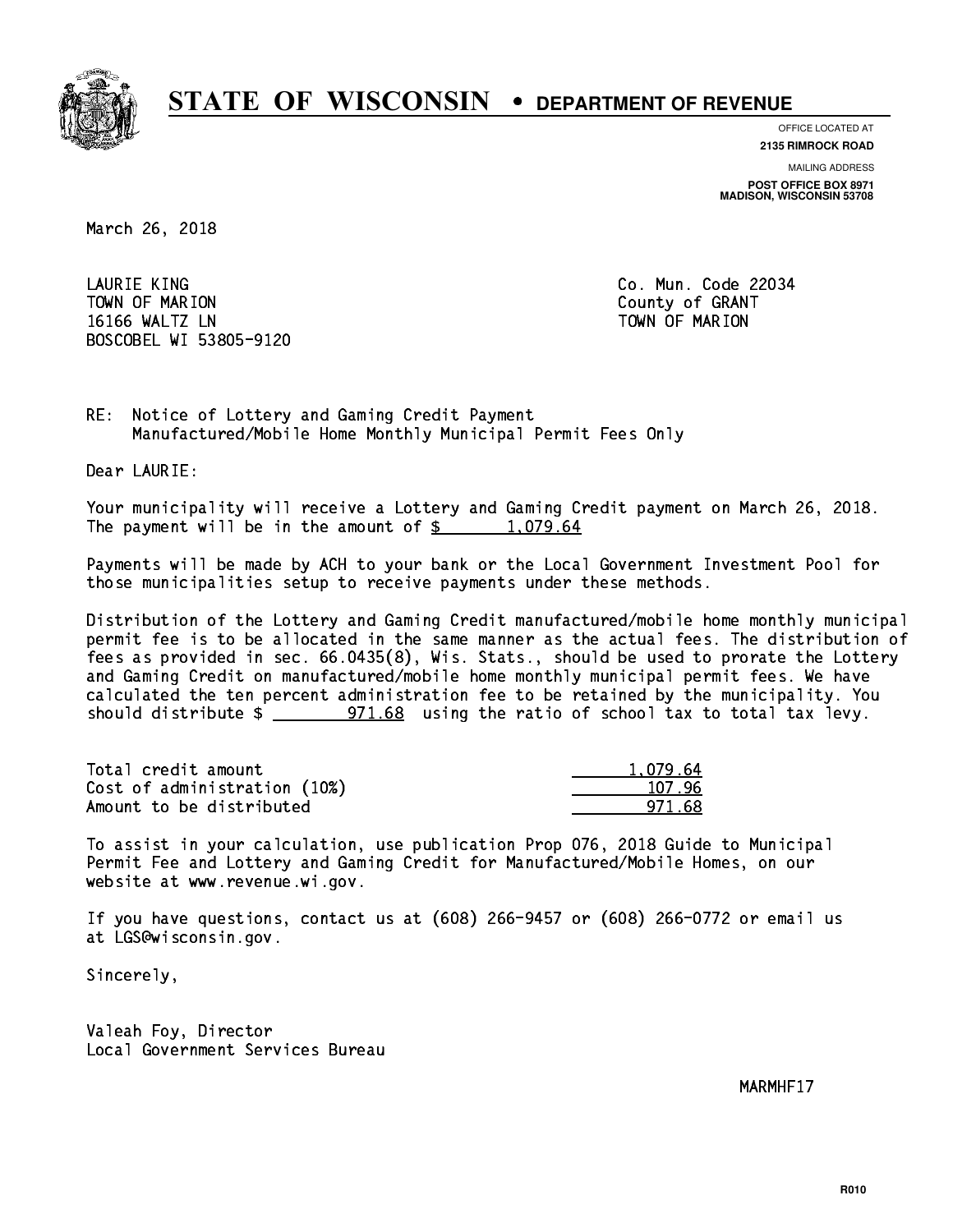# STATE OF WISCONSIN • DEPARTMENT OF REVENUE

OFFICE LOCATED AT
**2135 RIMROCK ROAD**

MAILING ADDRESS
**POST OFFICE BOX 8971**
**MADISON, WISCONSIN 53708**

March 26, 2018

LAURIE KING
TOWN OF MARION
16166 WALTZ LN
BOSCOBEL WI 53805-9120

Co. Mun. Code 22034
County of GRANT
TOWN OF MARION

RE: Notice of Lottery and Gaming Credit Payment
Manufactured/Mobile Home Monthly Municipal Permit Fees Only

Dear LAURIE:

Your municipality will receive a Lottery and Gaming Credit payment on March 26, 2018. The payment will be in the amount of $ 1,079.64

Payments will be made by ACH to your bank or the Local Government Investment Pool for those municipalities setup to receive payments under these methods.

Distribution of the Lottery and Gaming Credit manufactured/mobile home monthly municipal permit fee is to be allocated in the same manner as the actual fees. The distribution of fees as provided in sec. 66.0435(8), Wis. Stats., should be used to prorate the Lottery and Gaming Credit on manufactured/mobile home monthly municipal permit fees. We have calculated the ten percent administration fee to be retained by the municipality. You should distribute $ 971.68 using the ratio of school tax to total tax levy.

| | |
|---|---|
| Total credit amount | 1,079.64 |
| Cost of administration (10%) | 107.96 |
| Amount to be distributed | 971.68 |

To assist in your calculation, use publication Prop 076, 2018 Guide to Municipal Permit Fee and Lottery and Gaming Credit for Manufactured/Mobile Homes, on our website at www.revenue.wi.gov.

If you have questions, contact us at (608) 266-9457 or (608) 266-0772 or email us at LGS@wisconsin.gov.

Sincerely,

Valeah Foy, Director
Local Government Services Bureau

MARMHF17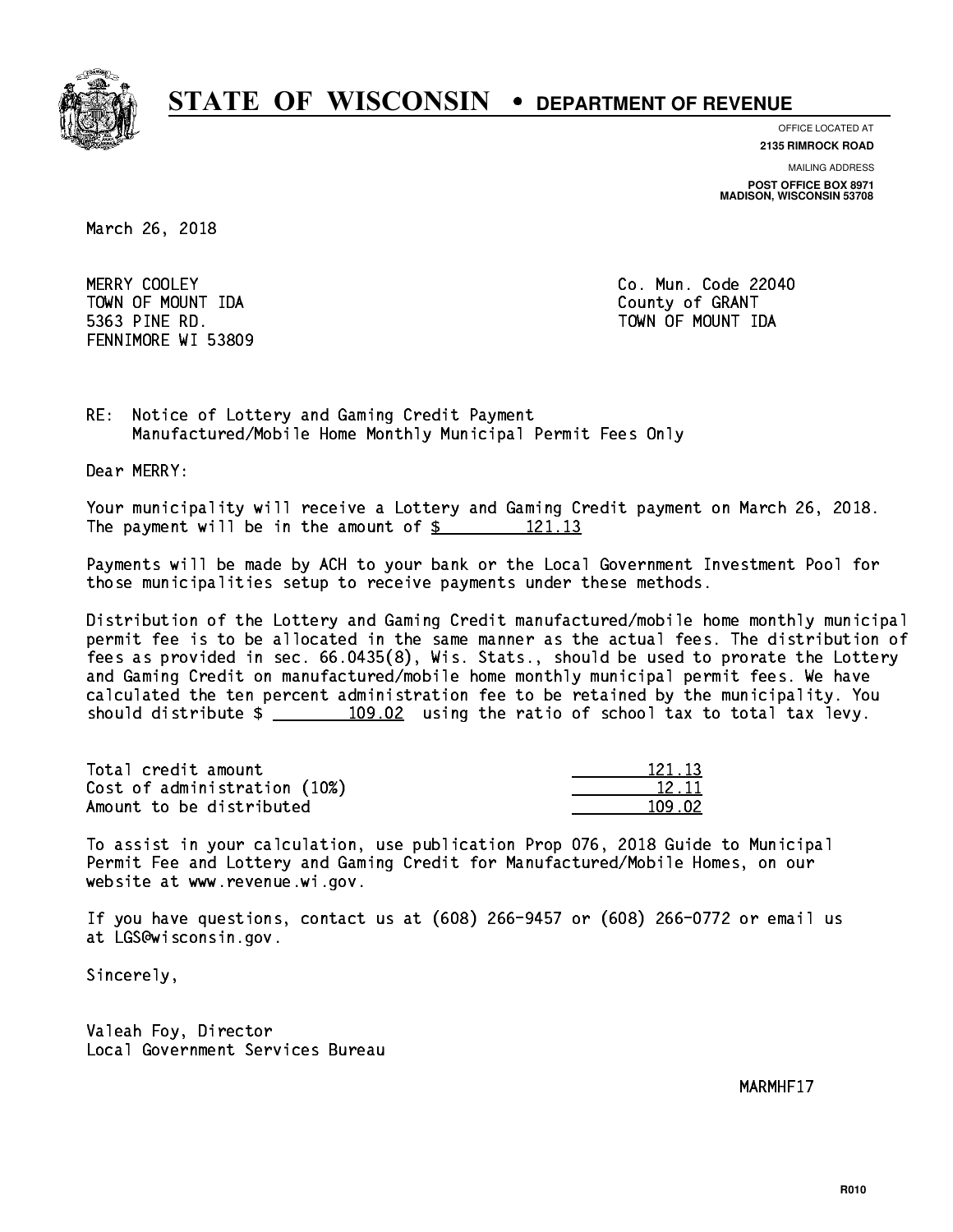# STATE OF WISCONSIN • DEPARTMENT OF REVENUE

OFFICE LOCATED AT
**2135 RIMROCK ROAD**

MAILING ADDRESS
**POST OFFICE BOX 8971**
**MADISON, WISCONSIN 53708**

March 26, 2018

MERRY COOLEY
TOWN OF MOUNT IDA
5363 PINE RD.
FENNIMORE WI 53809

Co. Mun. Code 22040
County of GRANT
TOWN OF MOUNT IDA

RE: Notice of Lottery and Gaming Credit Payment
Manufactured/Mobile Home Monthly Municipal Permit Fees Only

Dear MERRY:

Your municipality will receive a Lottery and Gaming Credit payment on March 26, 2018. The payment will be in the amount of $ 121.13

Payments will be made by ACH to your bank or the Local Government Investment Pool for those municipalities setup to receive payments under these methods.

Distribution of the Lottery and Gaming Credit manufactured/mobile home monthly municipal permit fee is to be allocated in the same manner as the actual fees. The distribution of fees as provided in sec. 66.0435(8), Wis. Stats., should be used to prorate the Lottery and Gaming Credit on manufactured/mobile home monthly municipal permit fees. We have calculated the ten percent administration fee to be retained by the municipality. You should distribute $ 109.02 using the ratio of school tax to total tax levy.

| | |
|---|---|
| Total credit amount | 121.13 |
| Cost of administration (10%) | 12.11 |
| Amount to be distributed | 109.02 |

To assist in your calculation, use publication Prop 076, 2018 Guide to Municipal Permit Fee and Lottery and Gaming Credit for Manufactured/Mobile Homes, on our website at www.revenue.wi.gov.

If you have questions, contact us at (608) 266-9457 or (608) 266-0772 or email us at LGS@wisconsin.gov.

Sincerely,

Valeah Foy, Director
Local Government Services Bureau

MARMHF17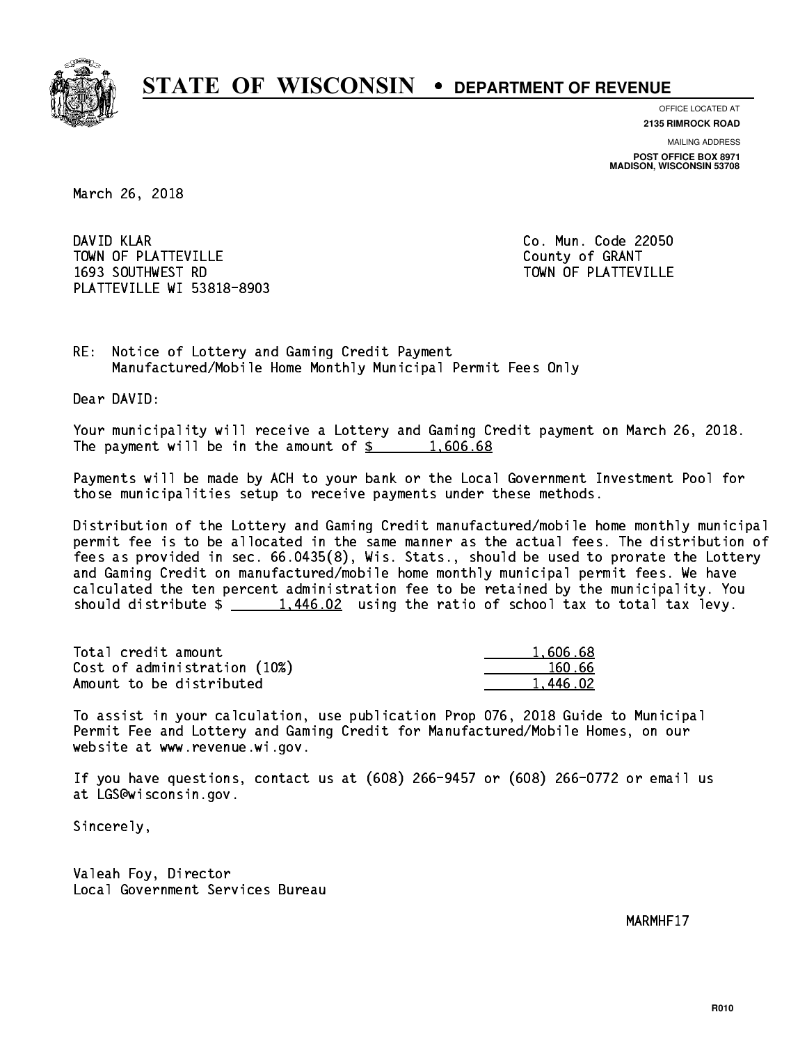# STATE OF WISCONSIN • DEPARTMENT OF REVENUE

OFFICE LOCATED AT
**2135 RIMROCK ROAD**

MAILING ADDRESS
**POST OFFICE BOX 8971**
**MADISON, WISCONSIN 53708**

March 26, 2018

DAVID KLAR
TOWN OF PLATTEVILLE
1693 SOUTHWEST RD
PLATTEVILLE WI 53818-8903

Co. Mun. Code 22050
County of GRANT
TOWN OF PLATTEVILLE

RE: Notice of Lottery and Gaming Credit Payment
Manufactured/Mobile Home Monthly Municipal Permit Fees Only

Dear DAVID:

Your municipality will receive a Lottery and Gaming Credit payment on March 26, 2018. The payment will be in the amount of $ 1,606.68

Payments will be made by ACH to your bank or the Local Government Investment Pool for those municipalities setup to receive payments under these methods.

Distribution of the Lottery and Gaming Credit manufactured/mobile home monthly municipal permit fee is to be allocated in the same manner as the actual fees. The distribution of fees as provided in sec. 66.0435(8), Wis. Stats., should be used to prorate the Lottery and Gaming Credit on manufactured/mobile home monthly municipal permit fees. We have calculated the ten percent administration fee to be retained by the municipality. You should distribute $ 1,446.02 using the ratio of school tax to total tax levy.

| | |
|---|---|
| Total credit amount | 1,606.68 |
| Cost of administration (10%) | 160.66 |
| Amount to be distributed | 1,446.02 |

To assist in your calculation, use publication Prop 076, 2018 Guide to Municipal Permit Fee and Lottery and Gaming Credit for Manufactured/Mobile Homes, on our website at www.revenue.wi.gov.

If you have questions, contact us at (608) 266-9457 or (608) 266-0772 or email us at LGS@wisconsin.gov.

Sincerely,

Valeah Foy, Director
Local Government Services Bureau

MARMHF17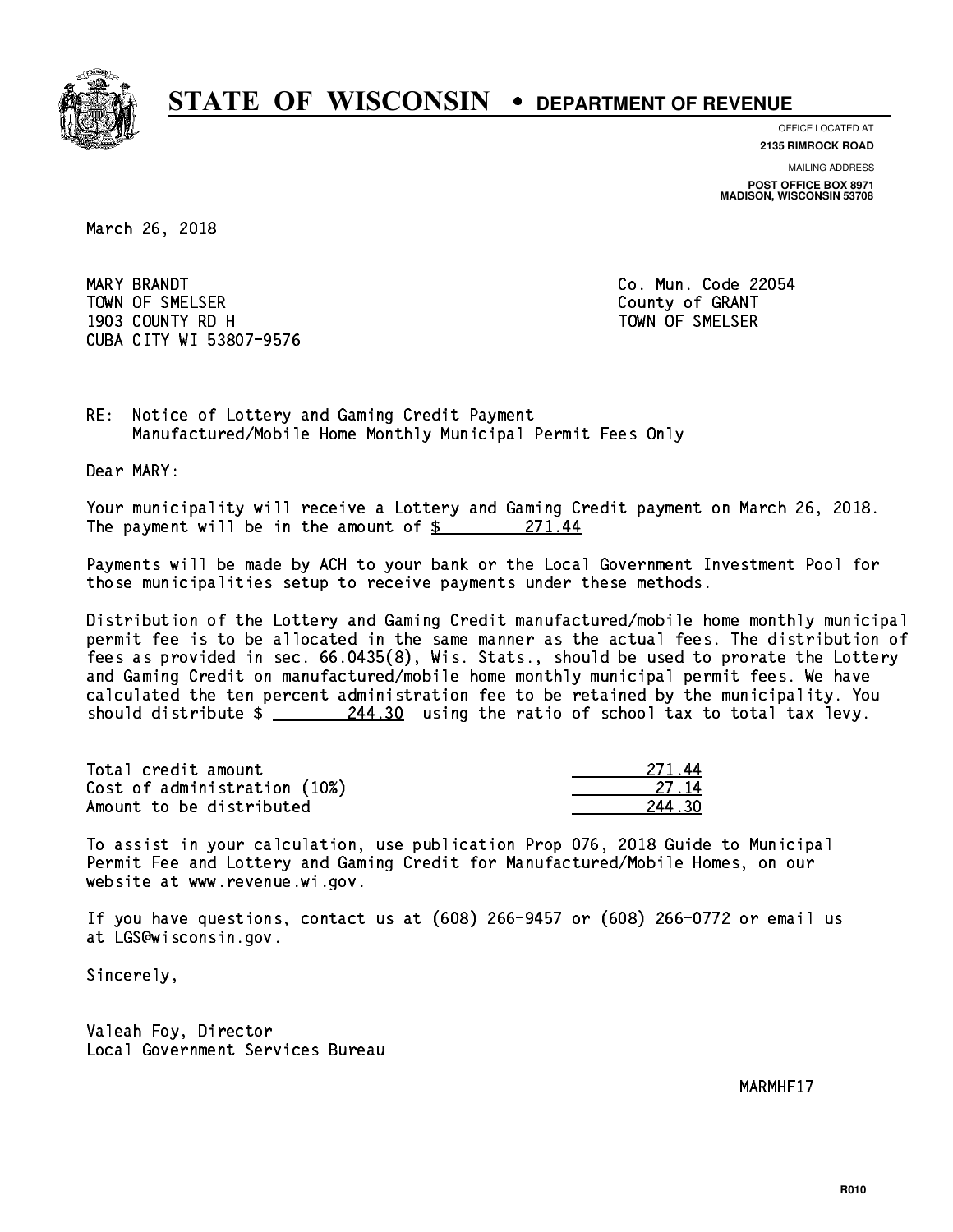# STATE OF WISCONSIN • DEPARTMENT OF REVENUE

OFFICE LOCATED AT
**2135 RIMROCK ROAD**

MAILING ADDRESS
**POST OFFICE BOX 8971**
**MADISON, WISCONSIN 53708**

March 26, 2018

MARY BRANDT
TOWN OF SMELSER
1903 COUNTY RD H
CUBA CITY WI 53807-9576

Co. Mun. Code 22054
County of GRANT
TOWN OF SMELSER

RE: Notice of Lottery and Gaming Credit Payment
Manufactured/Mobile Home Monthly Municipal Permit Fees Only

Dear MARY:

Your municipality will receive a Lottery and Gaming Credit payment on March 26, 2018. The payment will be in the amount of $ 271.44

Payments will be made by ACH to your bank or the Local Government Investment Pool for those municipalities setup to receive payments under these methods.

Distribution of the Lottery and Gaming Credit manufactured/mobile home monthly municipal permit fee is to be allocated in the same manner as the actual fees. The distribution of fees as provided in sec. 66.0435(8), Wis. Stats., should be used to prorate the Lottery and Gaming Credit on manufactured/mobile home monthly municipal permit fees. We have calculated the ten percent administration fee to be retained by the municipality. You should distribute $ 244.30 using the ratio of school tax to total tax levy.

| | |
|---|---|
| Total credit amount | 271.44 |
| Cost of administration (10%) | 27.14 |
| Amount to be distributed | 244.30 |

To assist in your calculation, use publication Prop 076, 2018 Guide to Municipal Permit Fee and Lottery and Gaming Credit for Manufactured/Mobile Homes, on our website at www.revenue.wi.gov.

If you have questions, contact us at (608) 266-9457 or (608) 266-0772 or email us at LGS@wisconsin.gov.

Sincerely,

Valeah Foy, Director
Local Government Services Bureau

MARMHF17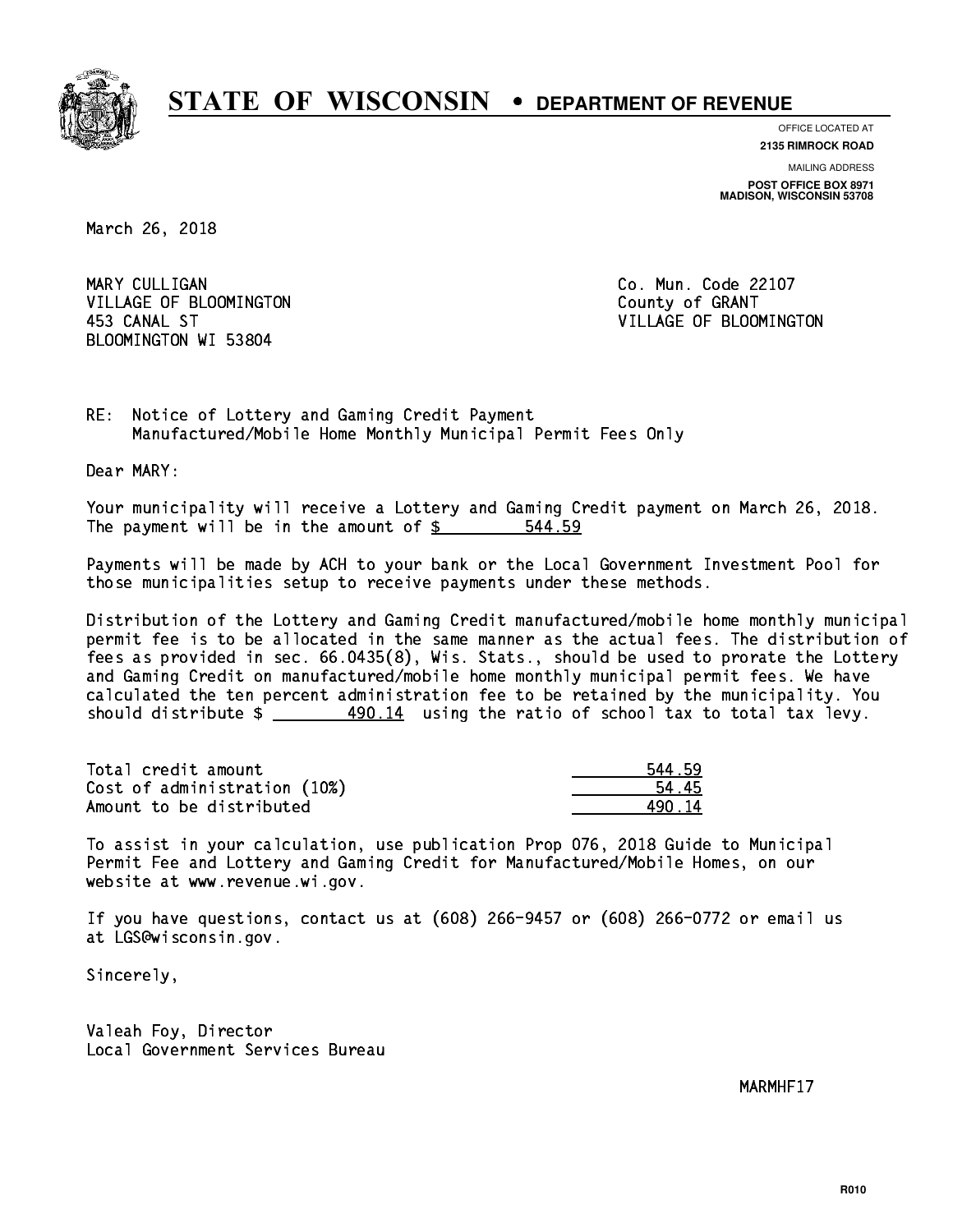# STATE OF WISCONSIN • DEPARTMENT OF REVENUE

OFFICE LOCATED AT
**2135 RIMROCK ROAD**

MAILING ADDRESS
**POST OFFICE BOX 8971**
**MADISON, WISCONSIN 53708**

March 26, 2018

MARY CULLIGAN
VILLAGE OF BLOOMINGTON
453 CANAL ST
BLOOMINGTON WI 53804

Co. Mun. Code 22107
County of GRANT
VILLAGE OF BLOOMINGTON

RE: Notice of Lottery and Gaming Credit Payment
Manufactured/Mobile Home Monthly Municipal Permit Fees Only

Dear MARY:

Your municipality will receive a Lottery and Gaming Credit payment on March 26, 2018. The payment will be in the amount of $ 544.59

Payments will be made by ACH to your bank or the Local Government Investment Pool for those municipalities setup to receive payments under these methods.

Distribution of the Lottery and Gaming Credit manufactured/mobile home monthly municipal permit fee is to be allocated in the same manner as the actual fees. The distribution of fees as provided in sec. 66.0435(8), Wis. Stats., should be used to prorate the Lottery and Gaming Credit on manufactured/mobile home monthly municipal permit fees. We have calculated the ten percent administration fee to be retained by the municipality. You should distribute $ 490.14 using the ratio of school tax to total tax levy.

| | |
|---|---|
| Total credit amount | 544.59 |
| Cost of administration (10%) | 54.45 |
| Amount to be distributed | 490.14 |

To assist in your calculation, use publication Prop 076, 2018 Guide to Municipal Permit Fee and Lottery and Gaming Credit for Manufactured/Mobile Homes, on our website at www.revenue.wi.gov.

If you have questions, contact us at (608) 266-9457 or (608) 266-0772 or email us at LGS@wisconsin.gov.

Sincerely,

Valeah Foy, Director
Local Government Services Bureau

MARMHF17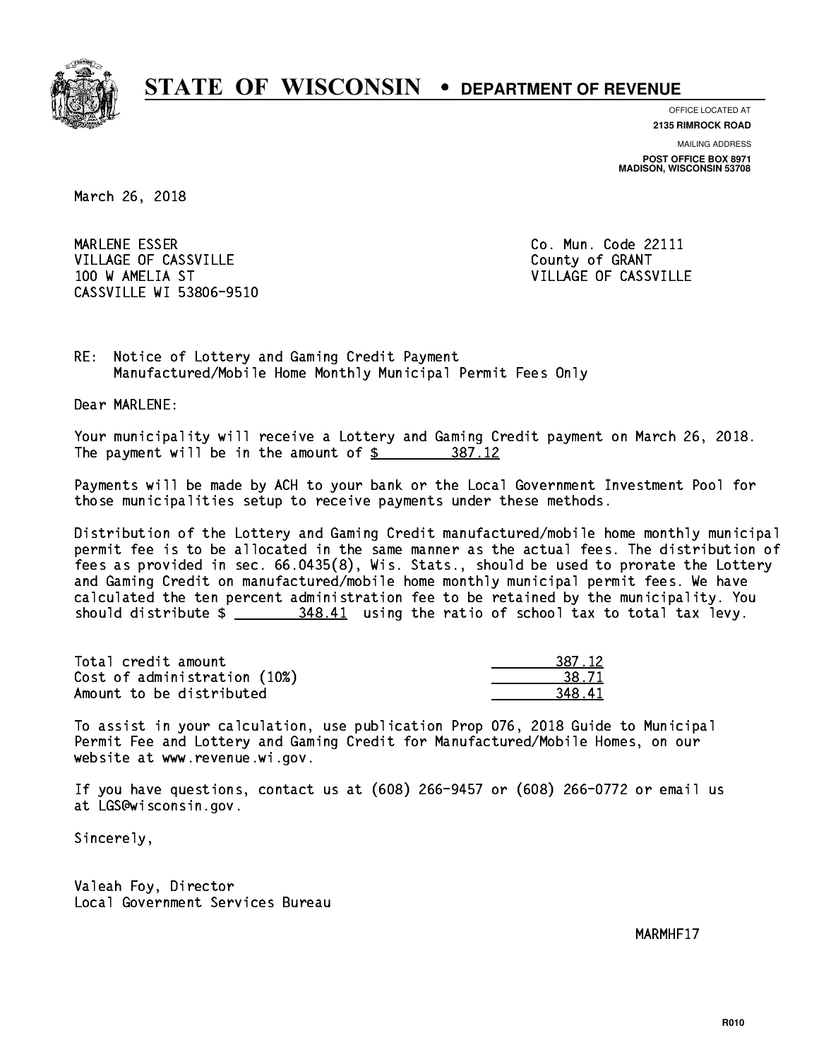# STATE OF WISCONSIN • DEPARTMENT OF REVENUE

OFFICE LOCATED AT
**2135 RIMROCK ROAD**

MAILING ADDRESS
**POST OFFICE BOX 8971**
**MADISON, WISCONSIN 53708**

March 26, 2018

MARLENE ESSER
VILLAGE OF CASSVILLE
100 W AMELIA ST
CASSVILLE WI 53806-9510

Co. Mun. Code 22111
County of GRANT
VILLAGE OF CASSVILLE

RE: Notice of Lottery and Gaming Credit Payment
Manufactured/Mobile Home Monthly Municipal Permit Fees Only

Dear MARLENE:

Your municipality will receive a Lottery and Gaming Credit payment on March 26, 2018. The payment will be in the amount of $ 387.12

Payments will be made by ACH to your bank or the Local Government Investment Pool for those municipalities setup to receive payments under these methods.

Distribution of the Lottery and Gaming Credit manufactured/mobile home monthly municipal permit fee is to be allocated in the same manner as the actual fees. The distribution of fees as provided in sec. 66.0435(8), Wis. Stats., should be used to prorate the Lottery and Gaming Credit on manufactured/mobile home monthly municipal permit fees. We have calculated the ten percent administration fee to be retained by the municipality. You should distribute $ 348.41 using the ratio of school tax to total tax levy.

| | |
|---|---|
| Total credit amount | 387.12 |
| Cost of administration (10%) | 38.71 |
| Amount to be distributed | 348.41 |

To assist in your calculation, use publication Prop 076, 2018 Guide to Municipal Permit Fee and Lottery and Gaming Credit for Manufactured/Mobile Homes, on our website at www.revenue.wi.gov.

If you have questions, contact us at (608) 266-9457 or (608) 266-0772 or email us at LGS@wisconsin.gov.

Sincerely,

Valeah Foy, Director
Local Government Services Bureau

MARMHF17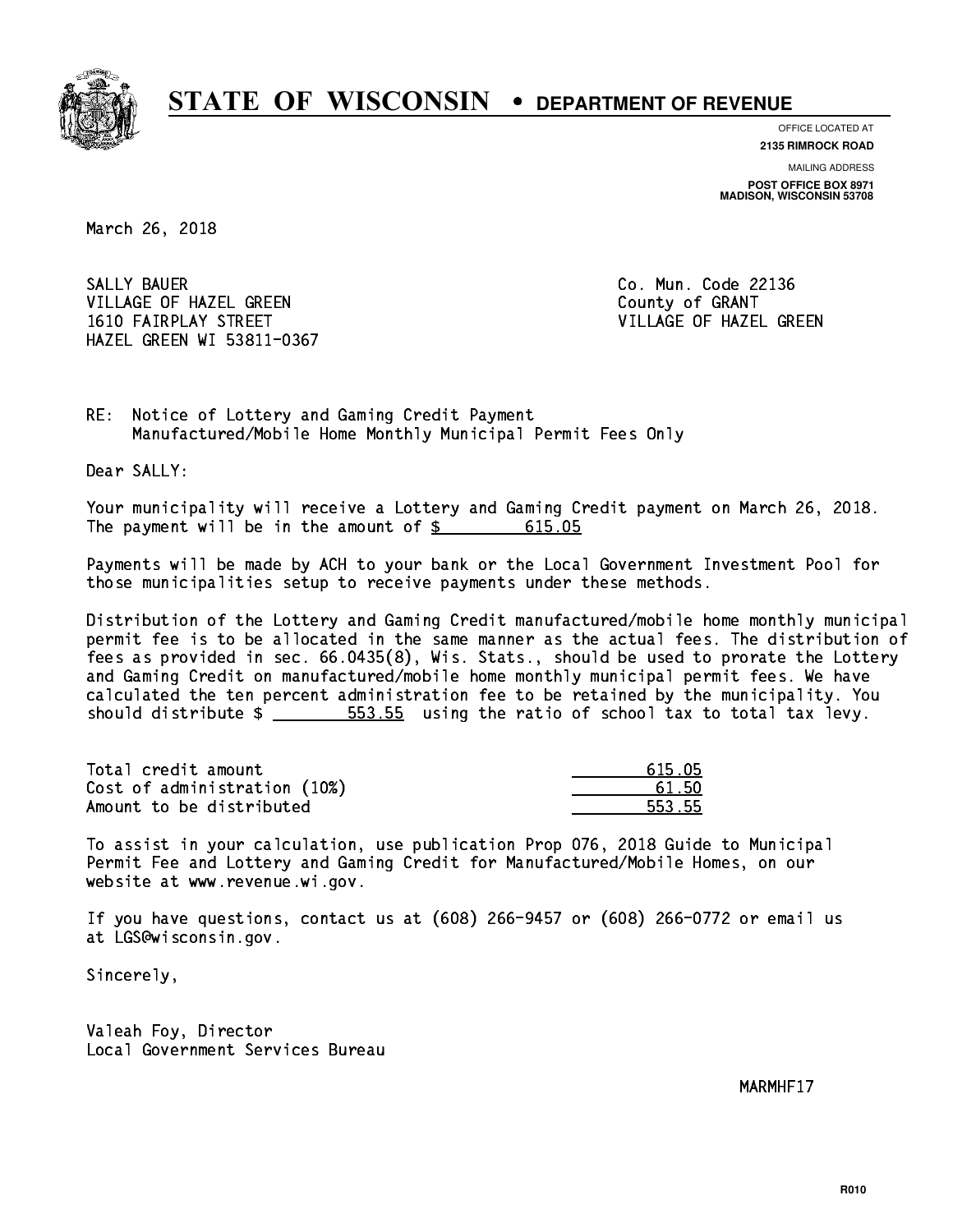# STATE OF WISCONSIN • DEPARTMENT OF REVENUE

OFFICE LOCATED AT
**2135 RIMROCK ROAD**

MAILING ADDRESS
**POST OFFICE BOX 8971**
**MADISON, WISCONSIN 53708**

March 26, 2018

SALLY BAUER
VILLAGE OF HAZEL GREEN
1610 FAIRPLAY STREET
HAZEL GREEN WI 53811-0367

Co. Mun. Code 22136
County of GRANT
VILLAGE OF HAZEL GREEN

RE: Notice of Lottery and Gaming Credit Payment
Manufactured/Mobile Home Monthly Municipal Permit Fees Only

Dear SALLY:

Your municipality will receive a Lottery and Gaming Credit payment on March 26, 2018. The payment will be in the amount of $ 615.05

Payments will be made by ACH to your bank or the Local Government Investment Pool for those municipalities setup to receive payments under these methods.

Distribution of the Lottery and Gaming Credit manufactured/mobile home monthly municipal permit fee is to be allocated in the same manner as the actual fees. The distribution of fees as provided in sec. 66.0435(8), Wis. Stats., should be used to prorate the Lottery and Gaming Credit on manufactured/mobile home monthly municipal permit fees. We have calculated the ten percent administration fee to be retained by the municipality. You should distribute $ 553.55 using the ratio of school tax to total tax levy.

| | |
|---|---|
| Total credit amount | 615.05 |
| Cost of administration (10%) | 61.50 |
| Amount to be distributed | 553.55 |

To assist in your calculation, use publication Prop 076, 2018 Guide to Municipal Permit Fee and Lottery and Gaming Credit for Manufactured/Mobile Homes, on our website at www.revenue.wi.gov.

If you have questions, contact us at (608) 266-9457 or (608) 266-0772 or email us at LGS@wisconsin.gov.

Sincerely,

Valeah Foy, Director
Local Government Services Bureau

MARMHF17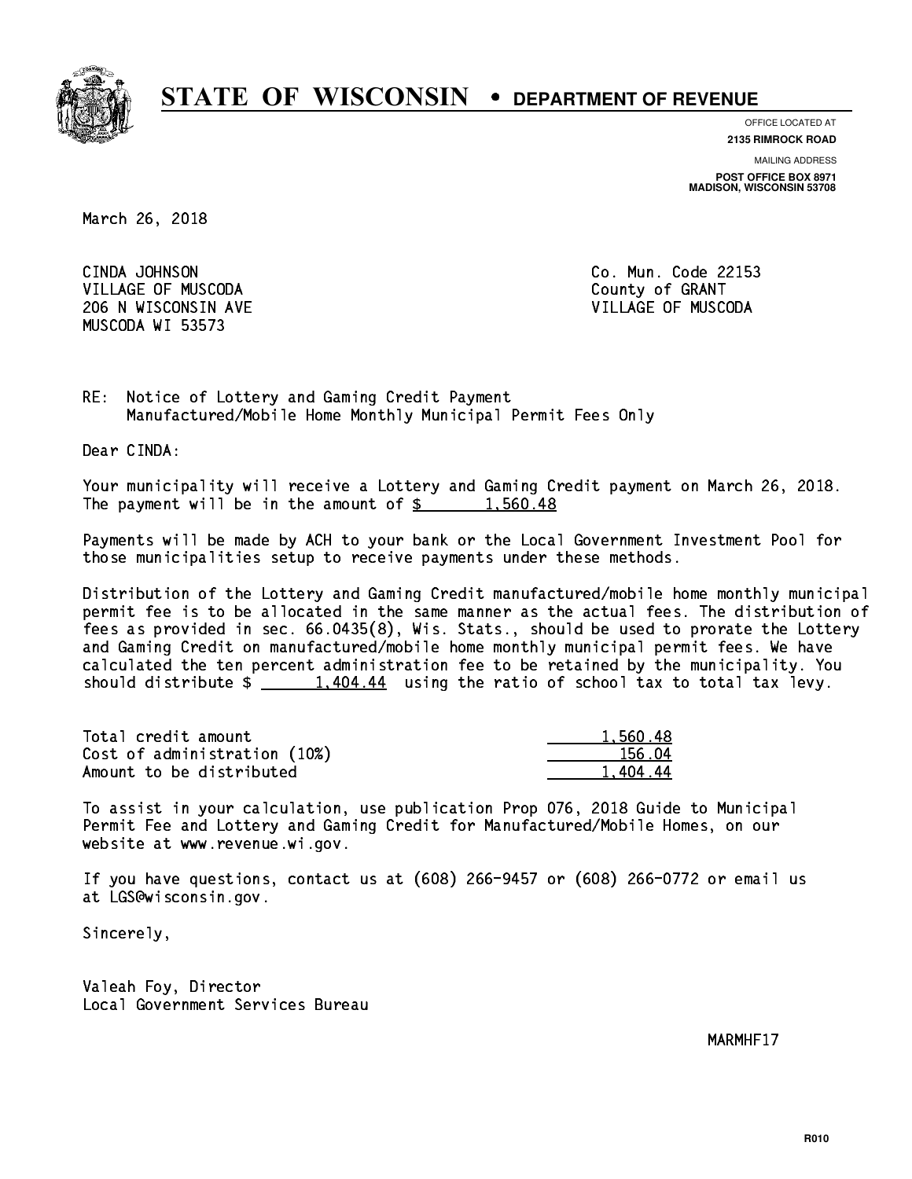# STATE OF WISCONSIN • DEPARTMENT OF REVENUE

OFFICE LOCATED AT
**2135 RIMROCK ROAD**

MAILING ADDRESS
**POST OFFICE BOX 8971**
**MADISON, WISCONSIN 53708**

March 26, 2018

CINDA JOHNSON
VILLAGE OF MUSCODA
206 N WISCONSIN AVE
MUSCODA WI 53573

Co. Mun. Code 22153
County of GRANT
VILLAGE OF MUSCODA

RE: Notice of Lottery and Gaming Credit Payment
Manufactured/Mobile Home Monthly Municipal Permit Fees Only

Dear CINDA:

Your municipality will receive a Lottery and Gaming Credit payment on March 26, 2018. The payment will be in the amount of $ 1,560.48

Payments will be made by ACH to your bank or the Local Government Investment Pool for those municipalities setup to receive payments under these methods.

Distribution of the Lottery and Gaming Credit manufactured/mobile home monthly municipal permit fee is to be allocated in the same manner as the actual fees. The distribution of fees as provided in sec. 66.0435(8), Wis. Stats., should be used to prorate the Lottery and Gaming Credit on manufactured/mobile home monthly municipal permit fees. We have calculated the ten percent administration fee to be retained by the municipality. You should distribute $ 1,404.44 using the ratio of school tax to total tax levy.

| | |
|---|---|
| Total credit amount | 1,560.48 |
| Cost of administration (10%) | 156.04 |
| Amount to be distributed | 1,404.44 |

To assist in your calculation, use publication Prop 076, 2018 Guide to Municipal Permit Fee and Lottery and Gaming Credit for Manufactured/Mobile Homes, on our website at www.revenue.wi.gov.

If you have questions, contact us at (608) 266-9457 or (608) 266-0772 or email us at LGS@wisconsin.gov.

Sincerely,

Valeah Foy, Director
Local Government Services Bureau

MARMHF17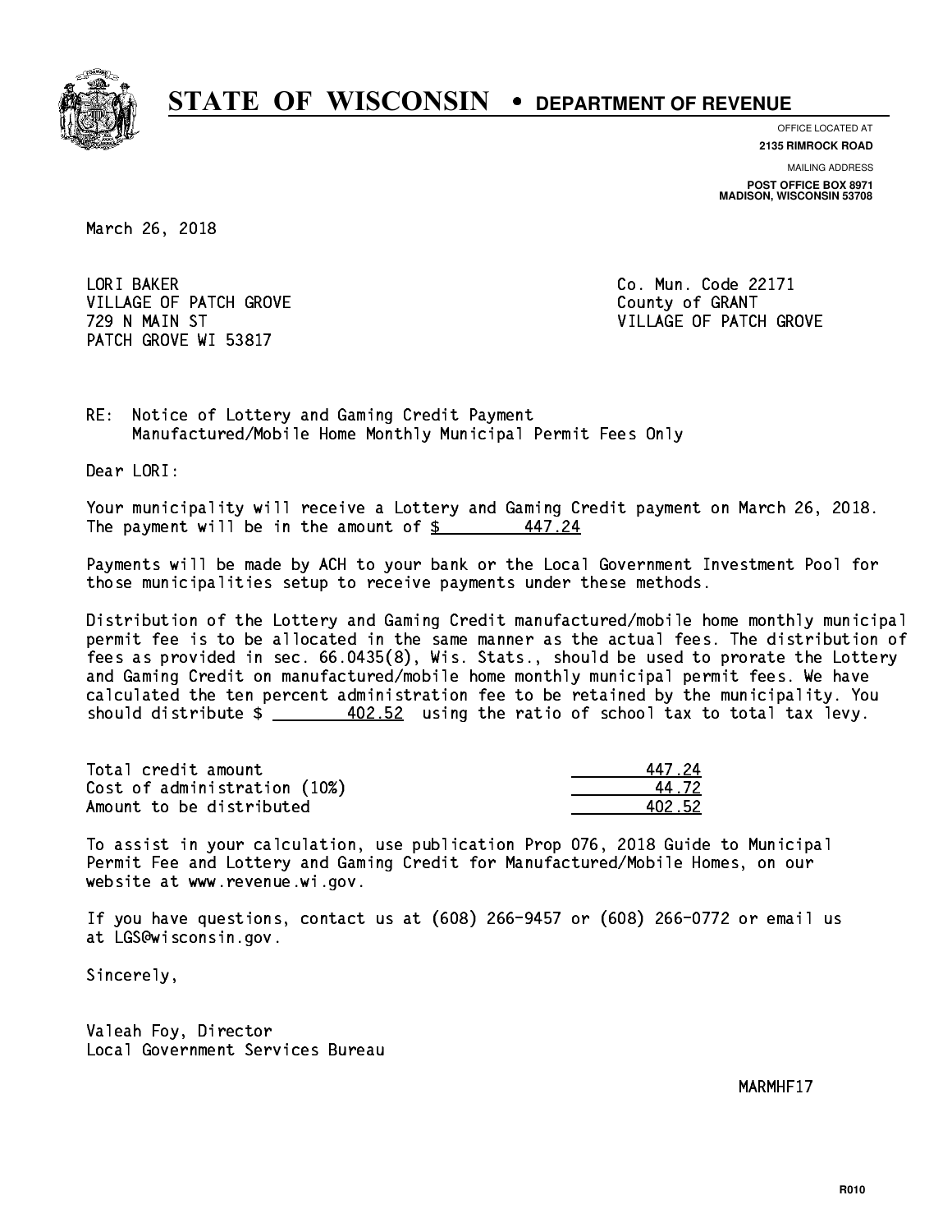# STATE OF WISCONSIN • DEPARTMENT OF REVENUE

OFFICE LOCATED AT
**2135 RIMROCK ROAD**

MAILING ADDRESS
**POST OFFICE BOX 8971**
**MADISON, WISCONSIN 53708**

March 26, 2018

LORI BAKER
VILLAGE OF PATCH GROVE
729 N MAIN ST
PATCH GROVE WI 53817

Co. Mun. Code 22171
County of GRANT
VILLAGE OF PATCH GROVE

RE: Notice of Lottery and Gaming Credit Payment
Manufactured/Mobile Home Monthly Municipal Permit Fees Only

Dear LORI:

Your municipality will receive a Lottery and Gaming Credit payment on March 26, 2018. The payment will be in the amount of $ 447.24

Payments will be made by ACH to your bank or the Local Government Investment Pool for those municipalities setup to receive payments under these methods.

Distribution of the Lottery and Gaming Credit manufactured/mobile home monthly municipal permit fee is to be allocated in the same manner as the actual fees. The distribution of fees as provided in sec. 66.0435(8), Wis. Stats., should be used to prorate the Lottery and Gaming Credit on manufactured/mobile home monthly municipal permit fees. We have calculated the ten percent administration fee to be retained by the municipality. You should distribute $ 402.52 using the ratio of school tax to total tax levy.

| | |
|---|---|
| Total credit amount | 447.24 |
| Cost of administration (10%) | 44.72 |
| Amount to be distributed | 402.52 |

To assist in your calculation, use publication Prop 076, 2018 Guide to Municipal Permit Fee and Lottery and Gaming Credit for Manufactured/Mobile Homes, on our website at www.revenue.wi.gov.

If you have questions, contact us at (608) 266-9457 or (608) 266-0772 or email us at LGS@wisconsin.gov.

Sincerely,

Valeah Foy, Director
Local Government Services Bureau

MARMHF17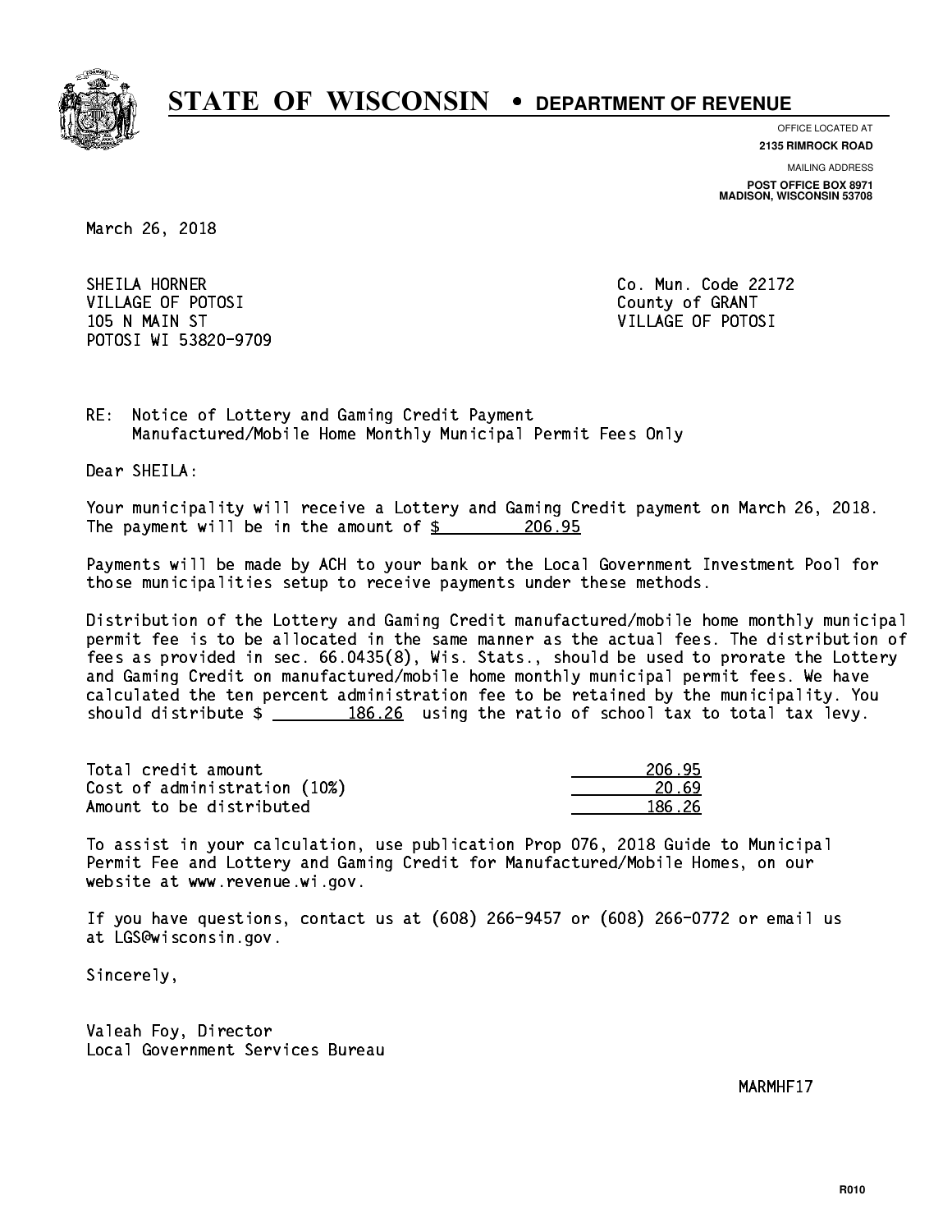# STATE OF WISCONSIN • DEPARTMENT OF REVENUE

OFFICE LOCATED AT
**2135 RIMROCK ROAD**

MAILING ADDRESS
**POST OFFICE BOX 8971**
**MADISON, WISCONSIN 53708**

March 26, 2018

SHEILA HORNER
VILLAGE OF POTOSI
105 N MAIN ST
POTOSI WI 53820-9709

Co. Mun. Code 22172
County of GRANT
VILLAGE OF POTOSI

RE: Notice of Lottery and Gaming Credit Payment
Manufactured/Mobile Home Monthly Municipal Permit Fees Only

Dear SHEILA:

Your municipality will receive a Lottery and Gaming Credit payment on March 26, 2018. The payment will be in the amount of $ 206.95

Payments will be made by ACH to your bank or the Local Government Investment Pool for those municipalities setup to receive payments under these methods.

Distribution of the Lottery and Gaming Credit manufactured/mobile home monthly municipal permit fee is to be allocated in the same manner as the actual fees. The distribution of fees as provided in sec. 66.0435(8), Wis. Stats., should be used to prorate the Lottery and Gaming Credit on manufactured/mobile home monthly municipal permit fees. We have calculated the ten percent administration fee to be retained by the municipality. You should distribute $ 186.26 using the ratio of school tax to total tax levy.

| | |
|---|---|
| Total credit amount | 206.95 |
| Cost of administration (10%) | 20.69 |
| Amount to be distributed | 186.26 |

To assist in your calculation, use publication Prop 076, 2018 Guide to Municipal Permit Fee and Lottery and Gaming Credit for Manufactured/Mobile Homes, on our website at www.revenue.wi.gov.

If you have questions, contact us at (608) 266-9457 or (608) 266-0772 or email us at LGS@wisconsin.gov.

Sincerely,

Valeah Foy, Director
Local Government Services Bureau

MARMHF17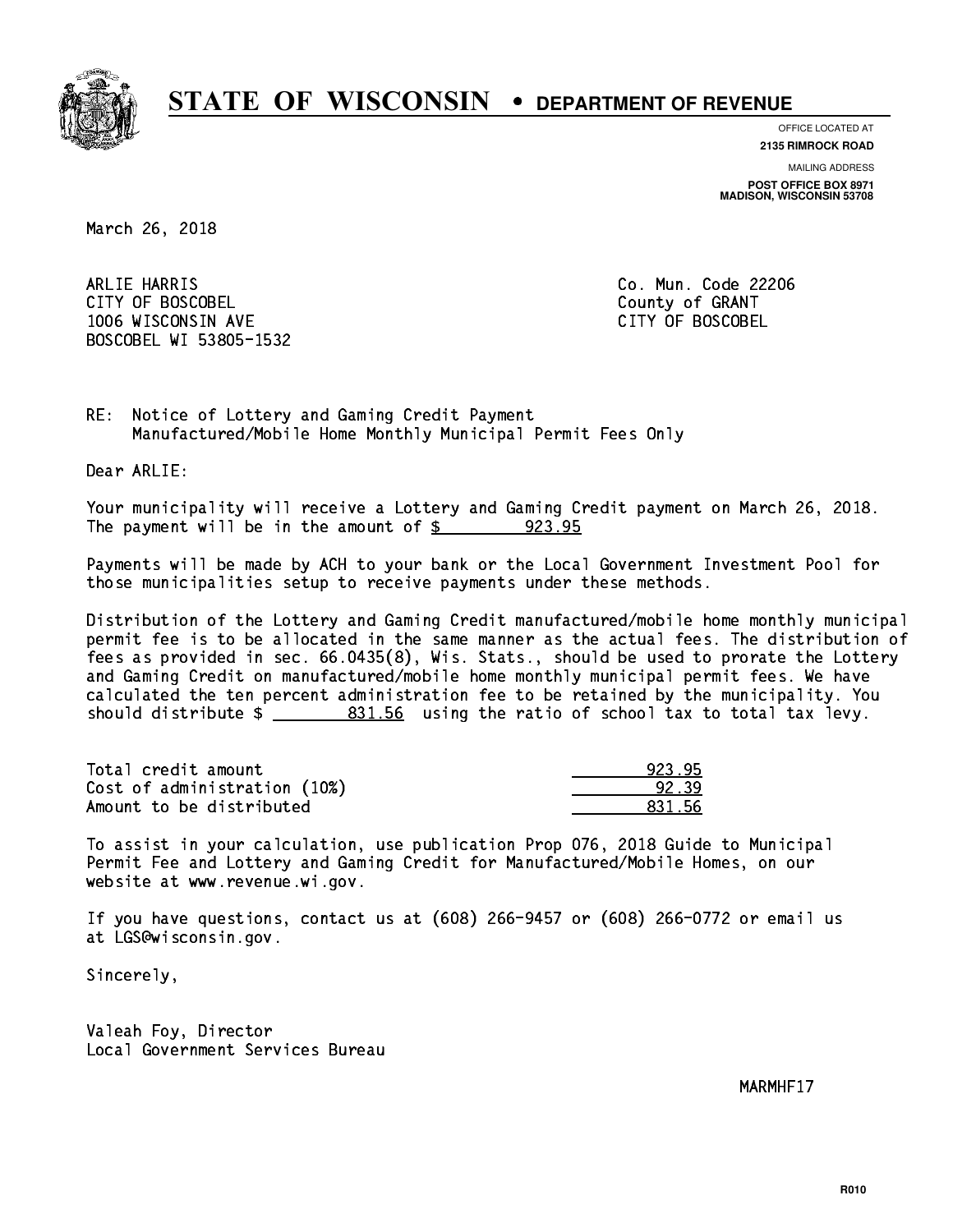# STATE OF WISCONSIN • DEPARTMENT OF REVENUE

OFFICE LOCATED AT
**2135 RIMROCK ROAD**

MAILING ADDRESS
**POST OFFICE BOX 8971**
**MADISON, WISCONSIN 53708**

March 26, 2018

ARLIE HARRIS
CITY OF BOSCOBEL
1006 WISCONSIN AVE
BOSCOBEL WI 53805-1532

Co. Mun. Code 22206
County of GRANT
CITY OF BOSCOBEL

RE: Notice of Lottery and Gaming Credit Payment
Manufactured/Mobile Home Monthly Municipal Permit Fees Only

Dear ARLIE:

Your municipality will receive a Lottery and Gaming Credit payment on March 26, 2018. The payment will be in the amount of $ 923.95

Payments will be made by ACH to your bank or the Local Government Investment Pool for those municipalities setup to receive payments under these methods.

Distribution of the Lottery and Gaming Credit manufactured/mobile home monthly municipal permit fee is to be allocated in the same manner as the actual fees. The distribution of fees as provided in sec. 66.0435(8), Wis. Stats., should be used to prorate the Lottery and Gaming Credit on manufactured/mobile home monthly municipal permit fees. We have calculated the ten percent administration fee to be retained by the municipality. You should distribute $ 831.56 using the ratio of school tax to total tax levy.

| | |
|---|---|
| Total credit amount | 923.95 |
| Cost of administration (10%) | 92.39 |
| Amount to be distributed | 831.56 |

To assist in your calculation, use publication Prop 076, 2018 Guide to Municipal Permit Fee and Lottery and Gaming Credit for Manufactured/Mobile Homes, on our website at www.revenue.wi.gov.

If you have questions, contact us at (608) 266-9457 or (608) 266-0772 or email us at LGS@wisconsin.gov.

Sincerely,

Valeah Foy, Director
Local Government Services Bureau

MARMHF17

R010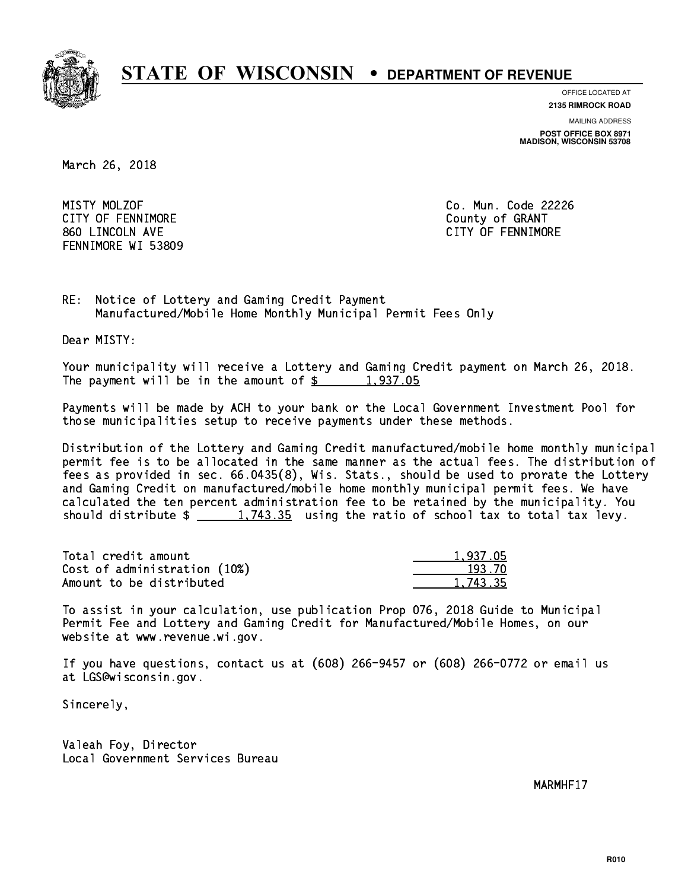# STATE OF WISCONSIN • DEPARTMENT OF REVENUE

OFFICE LOCATED AT
**2135 RIMROCK ROAD**

MAILING ADDRESS
**POST OFFICE BOX 8971**
**MADISON, WISCONSIN 53708**

March 26, 2018

MISTY MOLZOF
CITY OF FENNIMORE
860 LINCOLN AVE
FENNIMORE WI 53809

Co. Mun. Code 22226
County of GRANT
CITY OF FENNIMORE

RE: Notice of Lottery and Gaming Credit Payment
Manufactured/Mobile Home Monthly Municipal Permit Fees Only

Dear MISTY:

Your municipality will receive a Lottery and Gaming Credit payment on March 26, 2018. The payment will be in the amount of $ 1,937.05

Payments will be made by ACH to your bank or the Local Government Investment Pool for those municipalities setup to receive payments under these methods.

Distribution of the Lottery and Gaming Credit manufactured/mobile home monthly municipal permit fee is to be allocated in the same manner as the actual fees. The distribution of fees as provided in sec. 66.0435(8), Wis. Stats., should be used to prorate the Lottery and Gaming Credit on manufactured/mobile home monthly municipal permit fees. We have calculated the ten percent administration fee to be retained by the municipality. You should distribute $ 1,743.35 using the ratio of school tax to total tax levy.

| | |
|---|---|
| Total credit amount | 1,937.05 |
| Cost of administration (10%) | 193.70 |
| Amount to be distributed | 1,743.35 |

To assist in your calculation, use publication Prop 076, 2018 Guide to Municipal Permit Fee and Lottery and Gaming Credit for Manufactured/Mobile Homes, on our website at www.revenue.wi.gov.

If you have questions, contact us at (608) 266-9457 or (608) 266-0772 or email us at LGS@wisconsin.gov.

Sincerely,

Valeah Foy, Director
Local Government Services Bureau

MARMHF17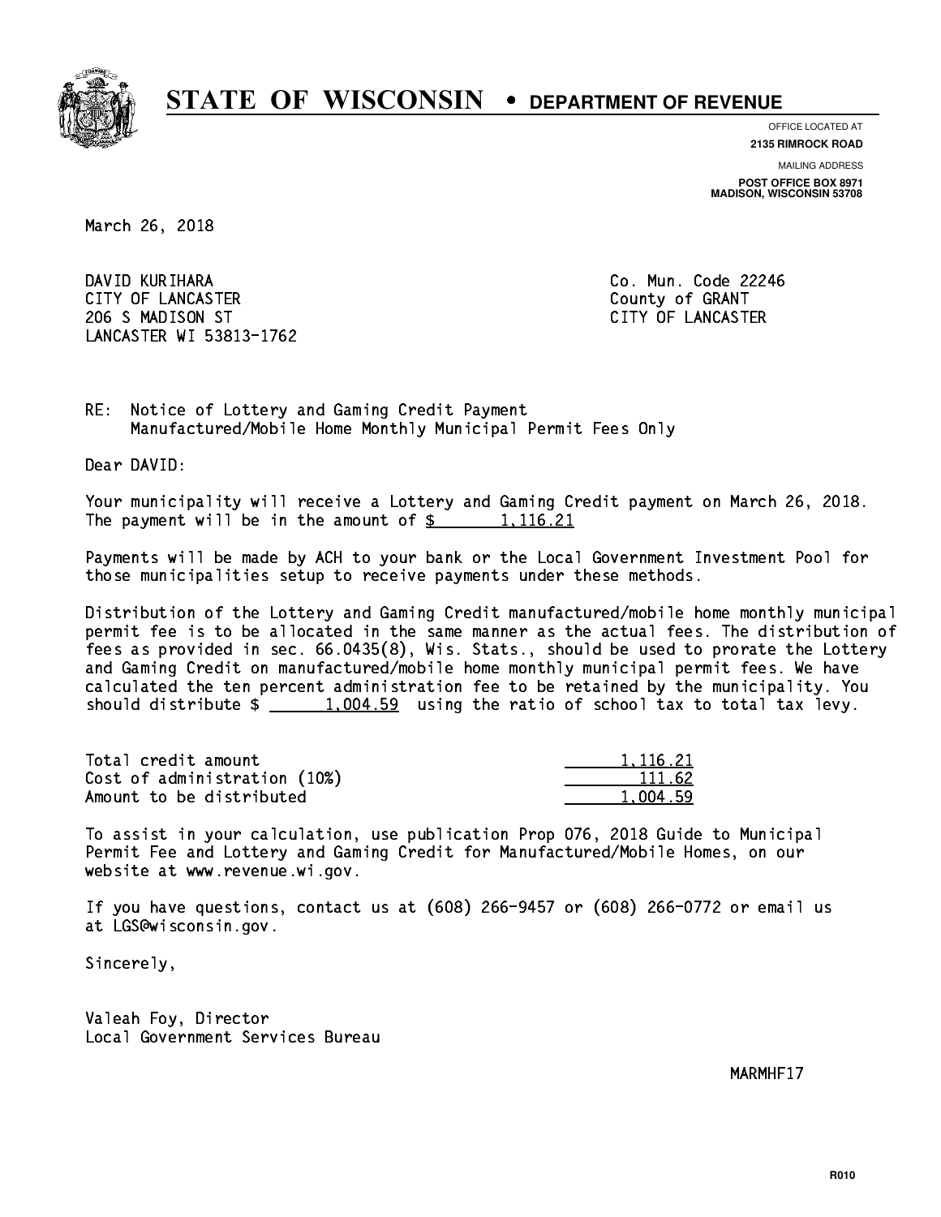# STATE OF WISCONSIN • DEPARTMENT OF REVENUE

OFFICE LOCATED AT
**2135 RIMROCK ROAD**

MAILING ADDRESS
**POST OFFICE BOX 8971**
**MADISON, WISCONSIN 53708**

March 26, 2018

DAVID KURIHARA
CITY OF LANCASTER
206 S MADISON ST
LANCASTER WI 53813-1762

Co. Mun. Code 22246
County of GRANT
CITY OF LANCASTER

RE: Notice of Lottery and Gaming Credit Payment
Manufactured/Mobile Home Monthly Municipal Permit Fees Only

Dear DAVID:

Your municipality will receive a Lottery and Gaming Credit payment on March 26, 2018. The payment will be in the amount of $ 1,116.21

Payments will be made by ACH to your bank or the Local Government Investment Pool for those municipalities setup to receive payments under these methods.

Distribution of the Lottery and Gaming Credit manufactured/mobile home monthly municipal permit fee is to be allocated in the same manner as the actual fees. The distribution of fees as provided in sec. 66.0435(8), Wis. Stats., should be used to prorate the Lottery and Gaming Credit on manufactured/mobile home monthly municipal permit fees. We have calculated the ten percent administration fee to be retained by the municipality. You should distribute $ 1,004.59 using the ratio of school tax to total tax levy.

| | |
|---|---|
| Total credit amount | 1,116.21 |
| Cost of administration (10%) | 111.62 |
| Amount to be distributed | 1,004.59 |

To assist in your calculation, use publication Prop 076, 2018 Guide to Municipal Permit Fee and Lottery and Gaming Credit for Manufactured/Mobile Homes, on our website at www.revenue.wi.gov.

If you have questions, contact us at (608) 266-9457 or (608) 266-0772 or email us at LGS@wisconsin.gov.

Sincerely,

Valeah Foy, Director
Local Government Services Bureau

MARMHF17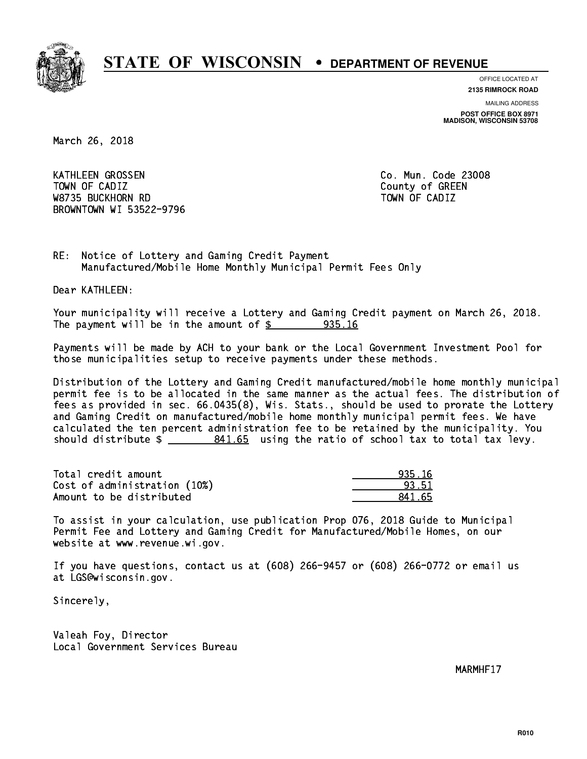# STATE OF WISCONSIN • DEPARTMENT OF REVENUE

OFFICE LOCATED AT
**2135 RIMROCK ROAD**

MAILING ADDRESS
**POST OFFICE BOX 8971**
**MADISON, WISCONSIN 53708**

March 26, 2018

KATHLEEN GROSSEN
TOWN OF CADIZ
W8735 BUCKHORN RD
BROWNTOWN WI 53522-9796

Co. Mun. Code 23008
County of GREEN
TOWN OF CADIZ

RE: Notice of Lottery and Gaming Credit Payment
Manufactured/Mobile Home Monthly Municipal Permit Fees Only

Dear KATHLEEN:

Your municipality will receive a Lottery and Gaming Credit payment on March 26, 2018. The payment will be in the amount of $ 935.16

Payments will be made by ACH to your bank or the Local Government Investment Pool for those municipalities setup to receive payments under these methods.

Distribution of the Lottery and Gaming Credit manufactured/mobile home monthly municipal permit fee is to be allocated in the same manner as the actual fees. The distribution of fees as provided in sec. 66.0435(8), Wis. Stats., should be used to prorate the Lottery and Gaming Credit on manufactured/mobile home monthly municipal permit fees. We have calculated the ten percent administration fee to be retained by the municipality. You should distribute $ 841.65 using the ratio of school tax to total tax levy.

| | |
|---|---|
| Total credit amount | 935.16 |
| Cost of administration (10%) | 93.51 |
| Amount to be distributed | 841.65 |

To assist in your calculation, use publication Prop 076, 2018 Guide to Municipal Permit Fee and Lottery and Gaming Credit for Manufactured/Mobile Homes, on our website at www.revenue.wi.gov.

If you have questions, contact us at (608) 266-9457 or (608) 266-0772 or email us at LGS@wisconsin.gov.

Sincerely,

Valeah Foy, Director
Local Government Services Bureau

MARMHF17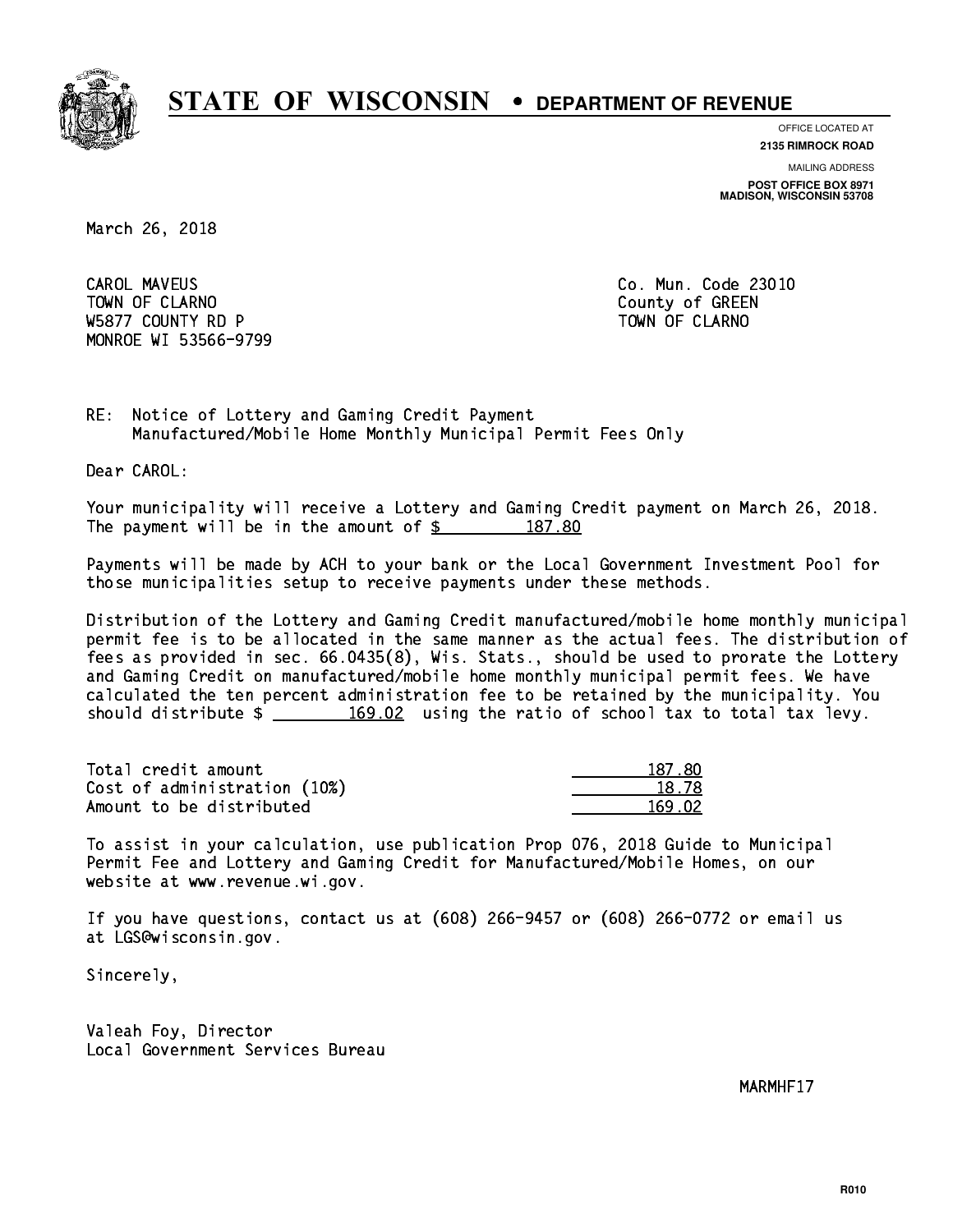# STATE OF WISCONSIN • DEPARTMENT OF REVENUE

OFFICE LOCATED AT
**2135 RIMROCK ROAD**

MAILING ADDRESS
**POST OFFICE BOX 8971**
**MADISON, WISCONSIN 53708**

March 26, 2018

CAROL MAVEUS
TOWN OF CLARNO
W5877 COUNTY RD P
MONROE WI 53566-9799

Co. Mun. Code 23010
County of GREEN
TOWN OF CLARNO

RE: Notice of Lottery and Gaming Credit Payment
Manufactured/Mobile Home Monthly Municipal Permit Fees Only

Dear CAROL:

Your municipality will receive a Lottery and Gaming Credit payment on March 26, 2018. The payment will be in the amount of $ 187.80

Payments will be made by ACH to your bank or the Local Government Investment Pool for those municipalities setup to receive payments under these methods.

Distribution of the Lottery and Gaming Credit manufactured/mobile home monthly municipal permit fee is to be allocated in the same manner as the actual fees. The distribution of fees as provided in sec. 66.0435(8), Wis. Stats., should be used to prorate the Lottery and Gaming Credit on manufactured/mobile home monthly municipal permit fees. We have calculated the ten percent administration fee to be retained by the municipality. You should distribute $ 169.02 using the ratio of school tax to total tax levy.

| | |
|---|---|
| Total credit amount | 187.80 |
| Cost of administration (10%) | 18.78 |
| Amount to be distributed | 169.02 |

To assist in your calculation, use publication Prop 076, 2018 Guide to Municipal Permit Fee and Lottery and Gaming Credit for Manufactured/Mobile Homes, on our website at www.revenue.wi.gov.

If you have questions, contact us at (608) 266-9457 or (608) 266-0772 or email us at LGS@wisconsin.gov.

Sincerely,

Valeah Foy, Director
Local Government Services Bureau

MARMHF17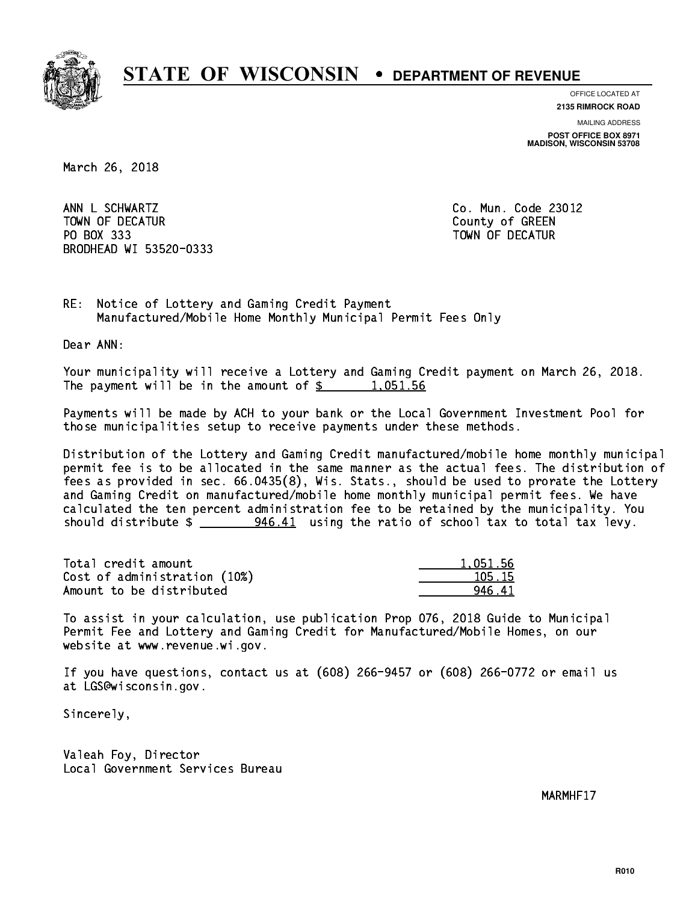# STATE OF WISCONSIN • DEPARTMENT OF REVENUE

OFFICE LOCATED AT
**2135 RIMROCK ROAD**

MAILING ADDRESS
**POST OFFICE BOX 8971**
**MADISON, WISCONSIN 53708**

March 26, 2018

ANN L SCHWARTZ
TOWN OF DECATUR
PO BOX 333
BRODHEAD WI 53520-0333

Co. Mun. Code 23012
County of GREEN
TOWN OF DECATUR

RE: Notice of Lottery and Gaming Credit Payment
Manufactured/Mobile Home Monthly Municipal Permit Fees Only

Dear ANN:

Your municipality will receive a Lottery and Gaming Credit payment on March 26, 2018. The payment will be in the amount of $ 1,051.56

Payments will be made by ACH to your bank or the Local Government Investment Pool for those municipalities setup to receive payments under these methods.

Distribution of the Lottery and Gaming Credit manufactured/mobile home monthly municipal permit fee is to be allocated in the same manner as the actual fees. The distribution of fees as provided in sec. 66.0435(8), Wis. Stats., should be used to prorate the Lottery and Gaming Credit on manufactured/mobile home monthly municipal permit fees. We have calculated the ten percent administration fee to be retained by the municipality. You should distribute $ 946.41 using the ratio of school tax to total tax levy.

| | |
|---|---|
| Total credit amount | 1,051.56 |
| Cost of administration (10%) | 105.15 |
| Amount to be distributed | 946.41 |

To assist in your calculation, use publication Prop 076, 2018 Guide to Municipal Permit Fee and Lottery and Gaming Credit for Manufactured/Mobile Homes, on our website at www.revenue.wi.gov.

If you have questions, contact us at (608) 266-9457 or (608) 266-0772 or email us at LGS@wisconsin.gov.

Sincerely,

Valeah Foy, Director
Local Government Services Bureau

MARMHF17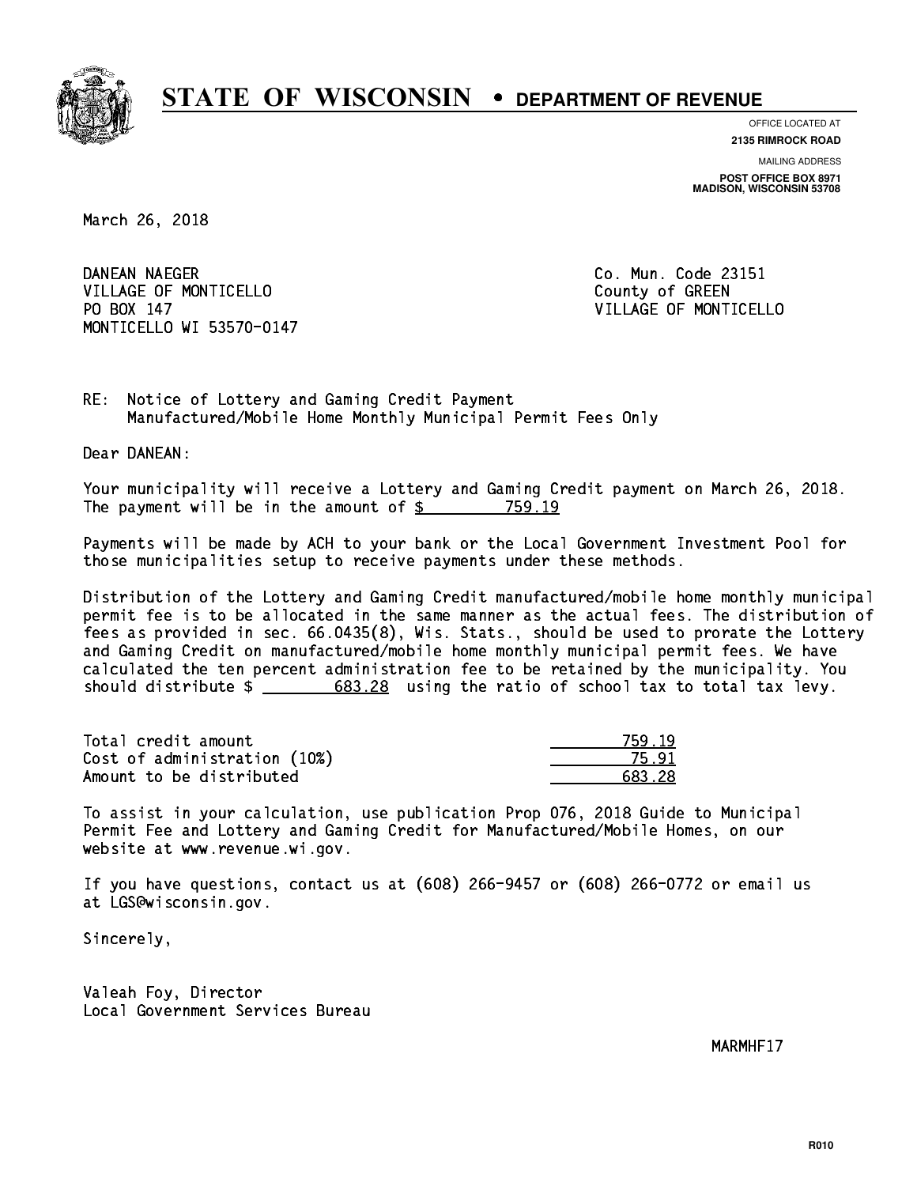# STATE OF WISCONSIN • DEPARTMENT OF REVENUE

OFFICE LOCATED AT
**2135 RIMROCK ROAD**

MAILING ADDRESS
**POST OFFICE BOX 8971**
**MADISON, WISCONSIN 53708**

March 26, 2018

DANEAN NAEGER
VILLAGE OF MONTICELLO
PO BOX 147
MONTICELLO WI 53570-0147

Co. Mun. Code 23151
County of GREEN
VILLAGE OF MONTICELLO

RE: Notice of Lottery and Gaming Credit Payment
Manufactured/Mobile Home Monthly Municipal Permit Fees Only

Dear DANEAN:

Your municipality will receive a Lottery and Gaming Credit payment on March 26, 2018. The payment will be in the amount of $ 759.19

Payments will be made by ACH to your bank or the Local Government Investment Pool for those municipalities setup to receive payments under these methods.

Distribution of the Lottery and Gaming Credit manufactured/mobile home monthly municipal permit fee is to be allocated in the same manner as the actual fees. The distribution of fees as provided in sec. 66.0435(8), Wis. Stats., should be used to prorate the Lottery and Gaming Credit on manufactured/mobile home monthly municipal permit fees. We have calculated the ten percent administration fee to be retained by the municipality. You should distribute $ 683.28 using the ratio of school tax to total tax levy.

| | |
|---|---|
| Total credit amount | 759.19 |
| Cost of administration (10%) | 75.91 |
| Amount to be distributed | 683.28 |

To assist in your calculation, use publication Prop 076, 2018 Guide to Municipal Permit Fee and Lottery and Gaming Credit for Manufactured/Mobile Homes, on our website at www.revenue.wi.gov.

If you have questions, contact us at (608) 266-9457 or (608) 266-0772 or email us at LGS@wisconsin.gov.

Sincerely,

Valeah Foy, Director
Local Government Services Bureau

MARMHF17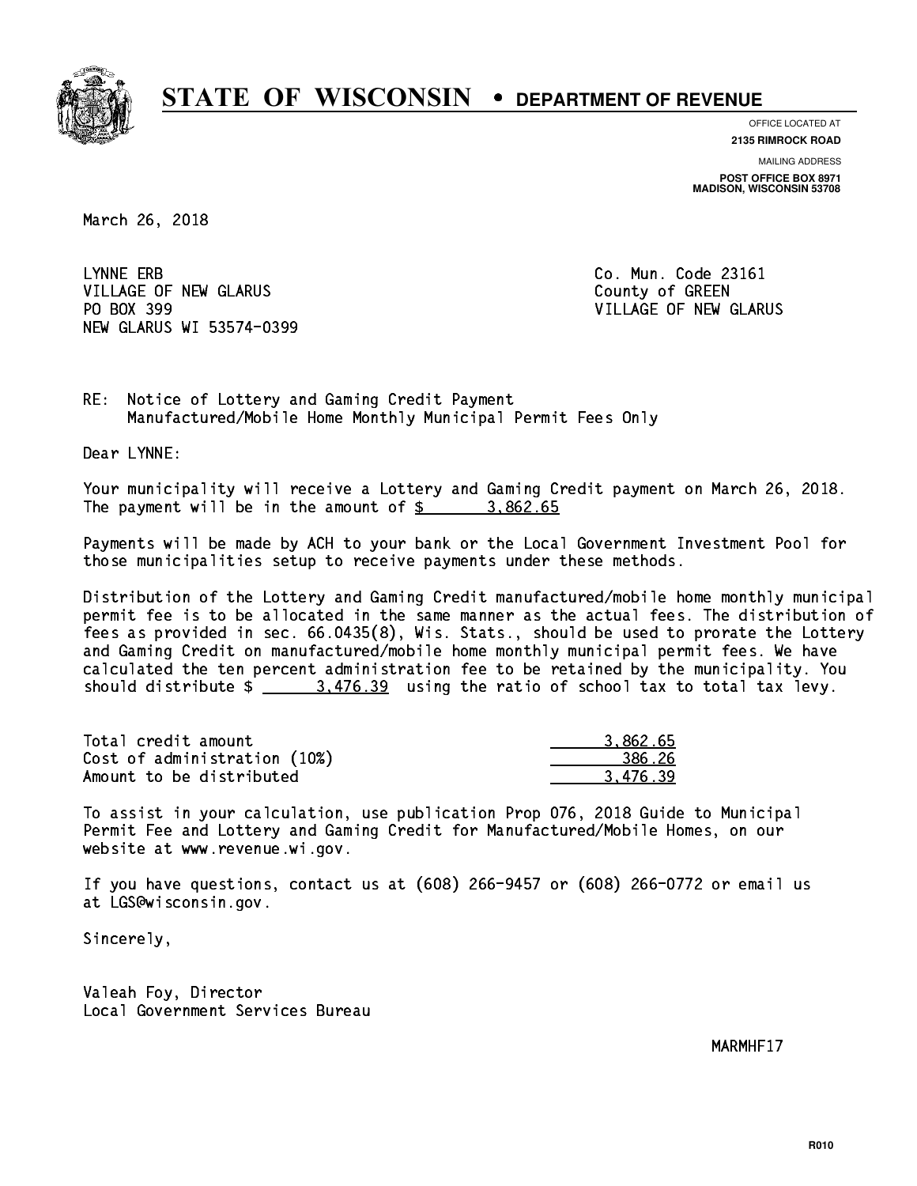# STATE OF WISCONSIN • DEPARTMENT OF REVENUE

OFFICE LOCATED AT
**2135 RIMROCK ROAD**

MAILING ADDRESS
**POST OFFICE BOX 8971**
**MADISON, WISCONSIN 53708**

March 26, 2018

LYNNE ERB
VILLAGE OF NEW GLARUS
PO BOX 399
NEW GLARUS WI 53574-0399

Co. Mun. Code 23161
County of GREEN
VILLAGE OF NEW GLARUS

RE: Notice of Lottery and Gaming Credit Payment
Manufactured/Mobile Home Monthly Municipal Permit Fees Only

Dear LYNNE:

Your municipality will receive a Lottery and Gaming Credit payment on March 26, 2018. The payment will be in the amount of $ 3,862.65

Payments will be made by ACH to your bank or the Local Government Investment Pool for those municipalities setup to receive payments under these methods.

Distribution of the Lottery and Gaming Credit manufactured/mobile home monthly municipal permit fee is to be allocated in the same manner as the actual fees. The distribution of fees as provided in sec. 66.0435(8), Wis. Stats., should be used to prorate the Lottery and Gaming Credit on manufactured/mobile home monthly municipal permit fees. We have calculated the ten percent administration fee to be retained by the municipality. You should distribute $ 3,476.39 using the ratio of school tax to total tax levy.

| | |
|---|---|
| Total credit amount | 3,862.65 |
| Cost of administration (10%) | 386.26 |
| Amount to be distributed | 3,476.39 |

To assist in your calculation, use publication Prop 076, 2018 Guide to Municipal Permit Fee and Lottery and Gaming Credit for Manufactured/Mobile Homes, on our website at www.revenue.wi.gov.

If you have questions, contact us at (608) 266-9457 or (608) 266-0772 or email us at LGS@wisconsin.gov.

Sincerely,

Valeah Foy, Director
Local Government Services Bureau

MARMHF17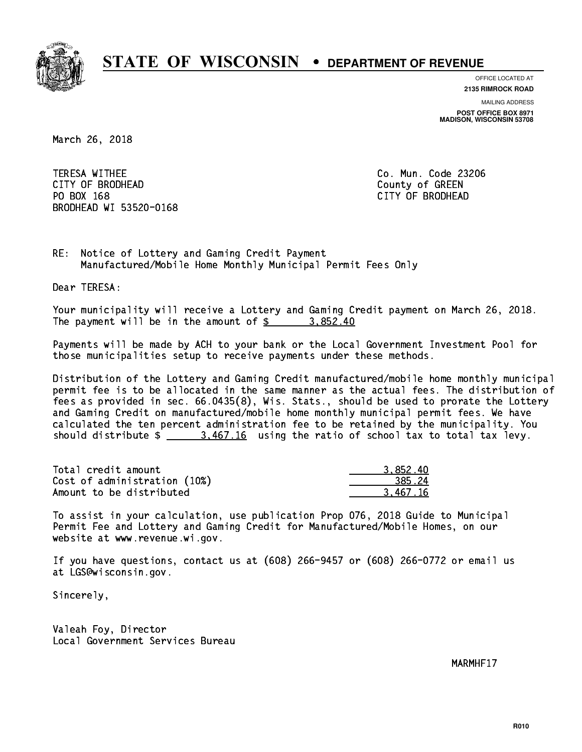# STATE OF WISCONSIN • DEPARTMENT OF REVENUE

OFFICE LOCATED AT
**2135 RIMROCK ROAD**

MAILING ADDRESS
**POST OFFICE BOX 8971**
**MADISON, WISCONSIN 53708**

March 26, 2018

TERESA WITHEE
CITY OF BRODHEAD
PO BOX 168
BRODHEAD WI 53520-0168

Co. Mun. Code 23206
County of GREEN
CITY OF BRODHEAD

RE: Notice of Lottery and Gaming Credit Payment
Manufactured/Mobile Home Monthly Municipal Permit Fees Only

Dear TERESA:

Your municipality will receive a Lottery and Gaming Credit payment on March 26, 2018. The payment will be in the amount of $ 3,852.40

Payments will be made by ACH to your bank or the Local Government Investment Pool for those municipalities setup to receive payments under these methods.

Distribution of the Lottery and Gaming Credit manufactured/mobile home monthly municipal permit fee is to be allocated in the same manner as the actual fees. The distribution of fees as provided in sec. 66.0435(8), Wis. Stats., should be used to prorate the Lottery and Gaming Credit on manufactured/mobile home monthly municipal permit fees. We have calculated the ten percent administration fee to be retained by the municipality. You should distribute $ 3,467.16 using the ratio of school tax to total tax levy.

| | |
|---|---|
| Total credit amount | 3,852.40 |
| Cost of administration (10%) | 385.24 |
| Amount to be distributed | 3,467.16 |

To assist in your calculation, use publication Prop 076, 2018 Guide to Municipal Permit Fee and Lottery and Gaming Credit for Manufactured/Mobile Homes, on our website at www.revenue.wi.gov.

If you have questions, contact us at (608) 266-9457 or (608) 266-0772 or email us at LGS@wisconsin.gov.

Sincerely,

Valeah Foy, Director
Local Government Services Bureau

MARMHF17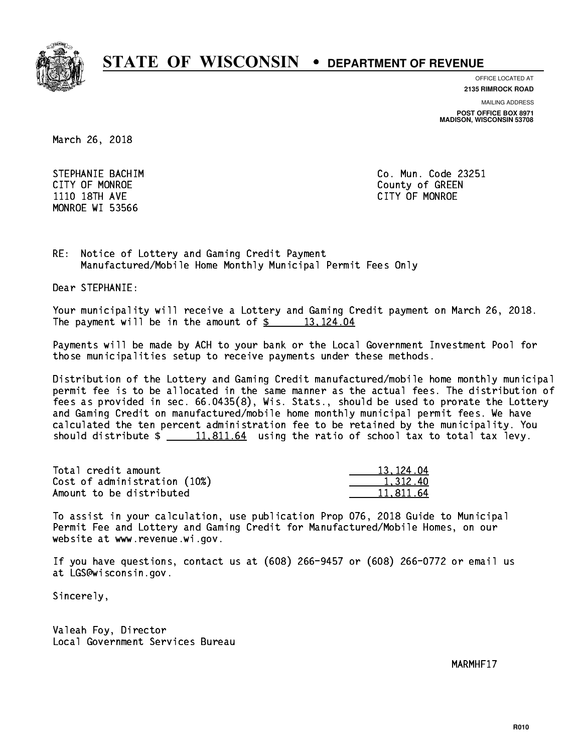# STATE OF WISCONSIN • DEPARTMENT OF REVENUE

OFFICE LOCATED AT
**2135 RIMROCK ROAD**

MAILING ADDRESS
**POST OFFICE BOX 8971**
**MADISON, WISCONSIN 53708**

March 26, 2018

STEPHANIE BACHIM
CITY OF MONROE
1110 18TH AVE
MONROE WI 53566

Co. Mun. Code 23251
County of GREEN
CITY OF MONROE

RE: Notice of Lottery and Gaming Credit Payment
Manufactured/Mobile Home Monthly Municipal Permit Fees Only

Dear STEPHANIE:

Your municipality will receive a Lottery and Gaming Credit payment on March 26, 2018. The payment will be in the amount of $ 13,124.04

Payments will be made by ACH to your bank or the Local Government Investment Pool for those municipalities setup to receive payments under these methods.

Distribution of the Lottery and Gaming Credit manufactured/mobile home monthly municipal permit fee is to be allocated in the same manner as the actual fees. The distribution of fees as provided in sec. 66.0435(8), Wis. Stats., should be used to prorate the Lottery and Gaming Credit on manufactured/mobile home monthly municipal permit fees. We have calculated the ten percent administration fee to be retained by the municipality. You should distribute $ 11,811.64 using the ratio of school tax to total tax levy.

| | |
|---|---|
| Total credit amount | 13,124.04 |
| Cost of administration (10%) | 1,312.40 |
| Amount to be distributed | 11,811.64 |

To assist in your calculation, use publication Prop 076, 2018 Guide to Municipal Permit Fee and Lottery and Gaming Credit for Manufactured/Mobile Homes, on our website at www.revenue.wi.gov.

If you have questions, contact us at (608) 266-9457 or (608) 266-0772 or email us at LGS@wisconsin.gov.

Sincerely,

Valeah Foy, Director
Local Government Services Bureau

MARMHF17

R010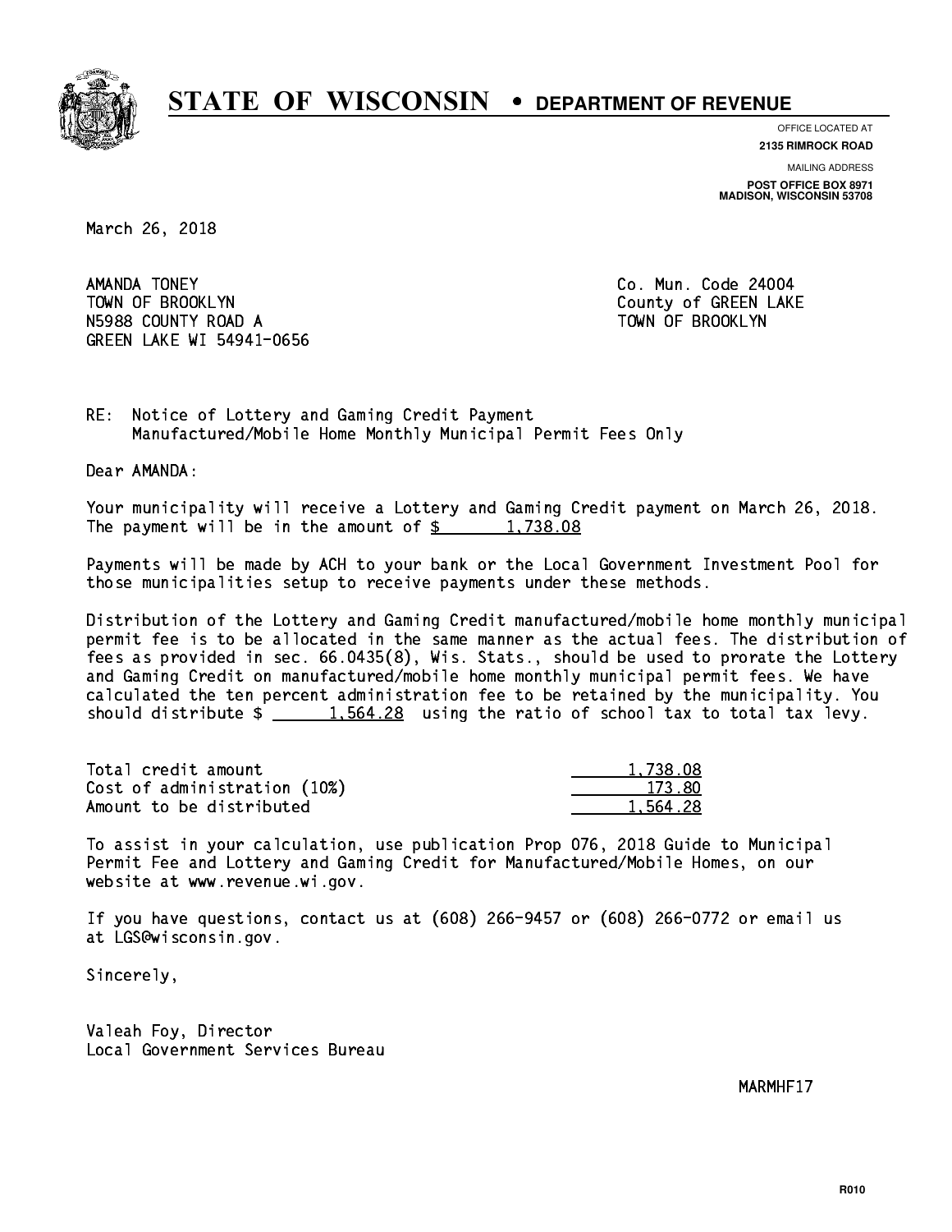# STATE OF WISCONSIN • DEPARTMENT OF REVENUE

OFFICE LOCATED AT
**2135 RIMROCK ROAD**

MAILING ADDRESS
**POST OFFICE BOX 8971**
**MADISON, WISCONSIN 53708**

March 26, 2018

AMANDA TONEY
TOWN OF BROOKLYN
N5988 COUNTY ROAD A
GREEN LAKE WI 54941-0656

Co. Mun. Code 24004
County of GREEN LAKE
TOWN OF BROOKLYN

RE: Notice of Lottery and Gaming Credit Payment
Manufactured/Mobile Home Monthly Municipal Permit Fees Only

Dear AMANDA:

Your municipality will receive a Lottery and Gaming Credit payment on March 26, 2018. The payment will be in the amount of $ 1,738.08

Payments will be made by ACH to your bank or the Local Government Investment Pool for those municipalities setup to receive payments under these methods.

Distribution of the Lottery and Gaming Credit manufactured/mobile home monthly municipal permit fee is to be allocated in the same manner as the actual fees. The distribution of fees as provided in sec. 66.0435(8), Wis. Stats., should be used to prorate the Lottery and Gaming Credit on manufactured/mobile home monthly municipal permit fees. We have calculated the ten percent administration fee to be retained by the municipality. You should distribute $ 1,564.28 using the ratio of school tax to total tax levy.

| | |
|---|---|
| Total credit amount | 1,738.08 |
| Cost of administration (10%) | 173.80 |
| Amount to be distributed | 1,564.28 |

To assist in your calculation, use publication Prop 076, 2018 Guide to Municipal Permit Fee and Lottery and Gaming Credit for Manufactured/Mobile Homes, on our website at www.revenue.wi.gov.

If you have questions, contact us at (608) 266-9457 or (608) 266-0772 or email us at LGS@wisconsin.gov.

Sincerely,

Valeah Foy, Director
Local Government Services Bureau

MARMHF17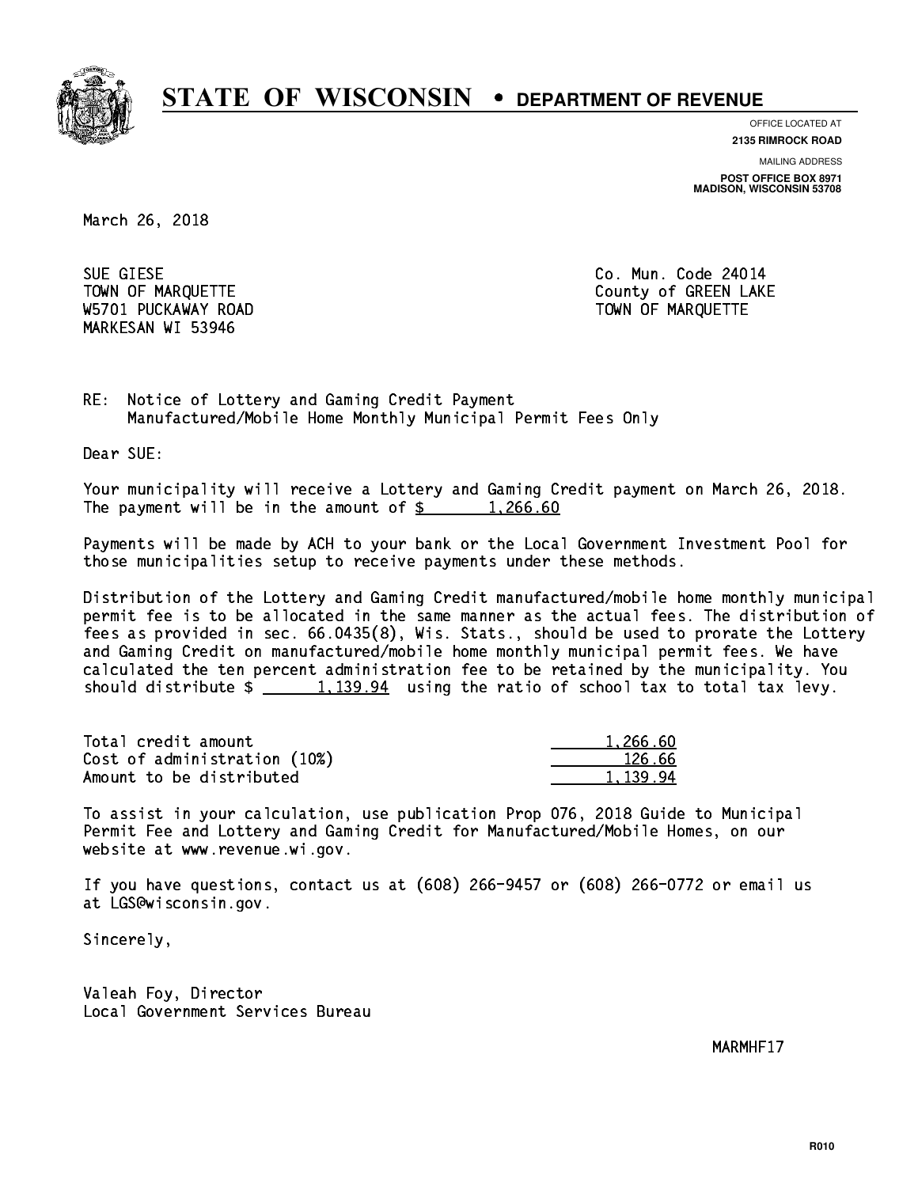# STATE OF WISCONSIN • DEPARTMENT OF REVENUE

OFFICE LOCATED AT
**2135 RIMROCK ROAD**

MAILING ADDRESS
**POST OFFICE BOX 8971**
**MADISON, WISCONSIN 53708**

March 26, 2018

SUE GIESE
TOWN OF MARQUETTE
W5701 PUCKAWAY ROAD
MARKESAN WI 53946

Co. Mun. Code 24014
County of GREEN LAKE
TOWN OF MARQUETTE

RE: Notice of Lottery and Gaming Credit Payment
Manufactured/Mobile Home Monthly Municipal Permit Fees Only

Dear SUE:

Your municipality will receive a Lottery and Gaming Credit payment on March 26, 2018. The payment will be in the amount of $ 1,266.60

Payments will be made by ACH to your bank or the Local Government Investment Pool for those municipalities setup to receive payments under these methods.

Distribution of the Lottery and Gaming Credit manufactured/mobile home monthly municipal permit fee is to be allocated in the same manner as the actual fees. The distribution of fees as provided in sec. 66.0435(8), Wis. Stats., should be used to prorate the Lottery and Gaming Credit on manufactured/mobile home monthly municipal permit fees. We have calculated the ten percent administration fee to be retained by the municipality. You should distribute $ 1,139.94 using the ratio of school tax to total tax levy.

| | |
|---|---|
| Total credit amount | 1,266.60 |
| Cost of administration (10%) | 126.66 |
| Amount to be distributed | 1,139.94 |

To assist in your calculation, use publication Prop 076, 2018 Guide to Municipal Permit Fee and Lottery and Gaming Credit for Manufactured/Mobile Homes, on our website at www.revenue.wi.gov.

If you have questions, contact us at (608) 266-9457 or (608) 266-0772 or email us at LGS@wisconsin.gov.

Sincerely,

Valeah Foy, Director
Local Government Services Bureau

MARMHF17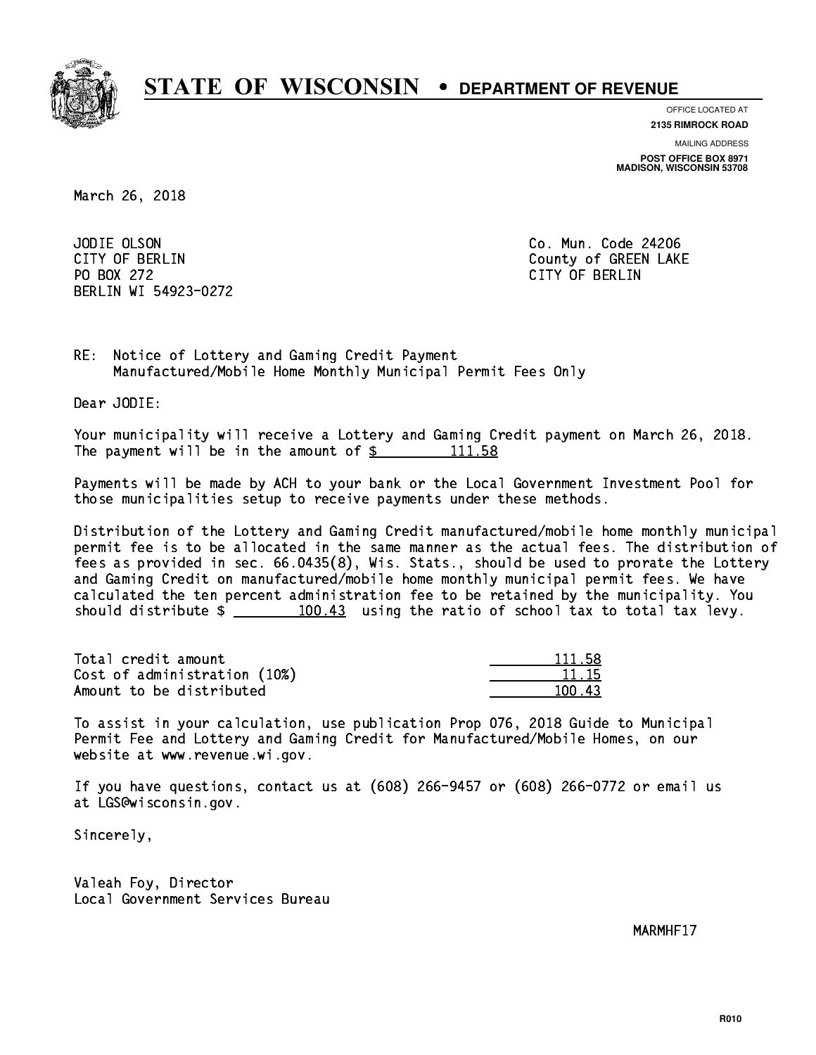# STATE OF WISCONSIN • DEPARTMENT OF REVENUE

OFFICE LOCATED AT
**2135 RIMROCK ROAD**

MAILING ADDRESS
**POST OFFICE BOX 8971**
**MADISON, WISCONSIN 53708**

March 26, 2018

JODIE OLSON
CITY OF BERLIN
PO BOX 272
BERLIN WI 54923-0272

Co. Mun. Code 24206
County of GREEN LAKE
CITY OF BERLIN

RE: Notice of Lottery and Gaming Credit Payment
Manufactured/Mobile Home Monthly Municipal Permit Fees Only

Dear JODIE:

Your municipality will receive a Lottery and Gaming Credit payment on March 26, 2018. The payment will be in the amount of $ 111.58

Payments will be made by ACH to your bank or the Local Government Investment Pool for those municipalities setup to receive payments under these methods.

Distribution of the Lottery and Gaming Credit manufactured/mobile home monthly municipal permit fee is to be allocated in the same manner as the actual fees. The distribution of fees as provided in sec. 66.0435(8), Wis. Stats., should be used to prorate the Lottery and Gaming Credit on manufactured/mobile home monthly municipal permit fees. We have calculated the ten percent administration fee to be retained by the municipality. You should distribute $ 100.43 using the ratio of school tax to total tax levy.

| | |
|---|---|
| Total credit amount | 111.58 |
| Cost of administration (10%) | 11.15 |
| Amount to be distributed | 100.43 |

To assist in your calculation, use publication Prop 076, 2018 Guide to Municipal Permit Fee and Lottery and Gaming Credit for Manufactured/Mobile Homes, on our website at www.revenue.wi.gov.

If you have questions, contact us at (608) 266-9457 or (608) 266-0772 or email us at LGS@wisconsin.gov.

Sincerely,

Valeah Foy, Director
Local Government Services Bureau

MARMHF17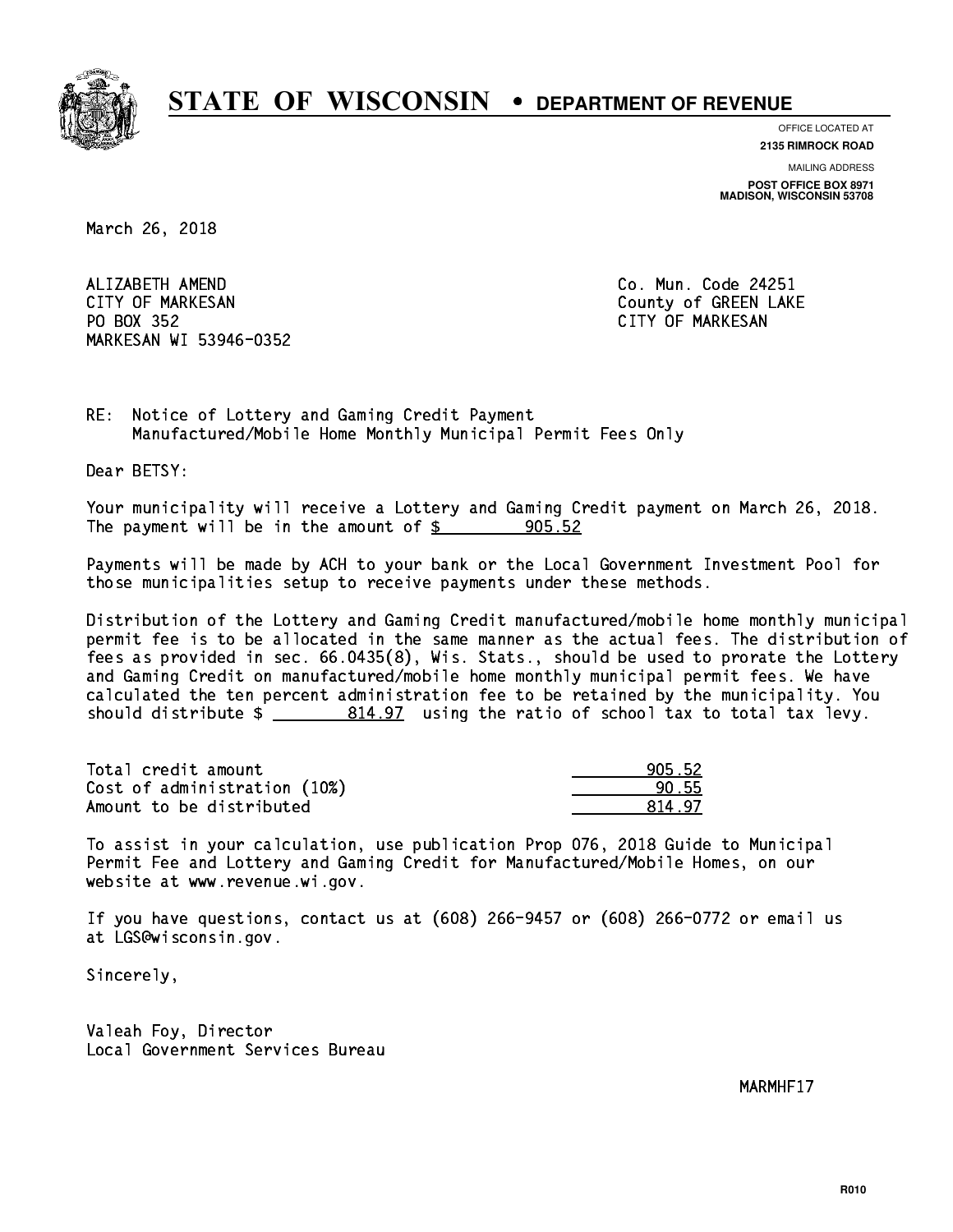# STATE OF WISCONSIN • DEPARTMENT OF REVENUE

OFFICE LOCATED AT
**2135 RIMROCK ROAD**

MAILING ADDRESS
**POST OFFICE BOX 8971**
**MADISON, WISCONSIN 53708**

March 26, 2018

ALIZABETH AMEND
CITY OF MARKESAN
PO BOX 352
MARKESAN WI 53946-0352

Co. Mun. Code 24251
County of GREEN LAKE
CITY OF MARKESAN

RE: Notice of Lottery and Gaming Credit Payment
Manufactured/Mobile Home Monthly Municipal Permit Fees Only

Dear BETSY:

Your municipality will receive a Lottery and Gaming Credit payment on March 26, 2018. The payment will be in the amount of $ 905.52

Payments will be made by ACH to your bank or the Local Government Investment Pool for those municipalities setup to receive payments under these methods.

Distribution of the Lottery and Gaming Credit manufactured/mobile home monthly municipal permit fee is to be allocated in the same manner as the actual fees. The distribution of fees as provided in sec. 66.0435(8), Wis. Stats., should be used to prorate the Lottery and Gaming Credit on manufactured/mobile home monthly municipal permit fees. We have calculated the ten percent administration fee to be retained by the municipality. You should distribute $ 814.97 using the ratio of school tax to total tax levy.

| | |
|---|---|
| Total credit amount | 905.52 |
| Cost of administration (10%) | 90.55 |
| Amount to be distributed | 814.97 |

To assist in your calculation, use publication Prop 076, 2018 Guide to Municipal Permit Fee and Lottery and Gaming Credit for Manufactured/Mobile Homes, on our website at www.revenue.wi.gov.

If you have questions, contact us at (608) 266-9457 or (608) 266-0772 or email us at LGS@wisconsin.gov.

Sincerely,

Valeah Foy, Director
Local Government Services Bureau

MARMHF17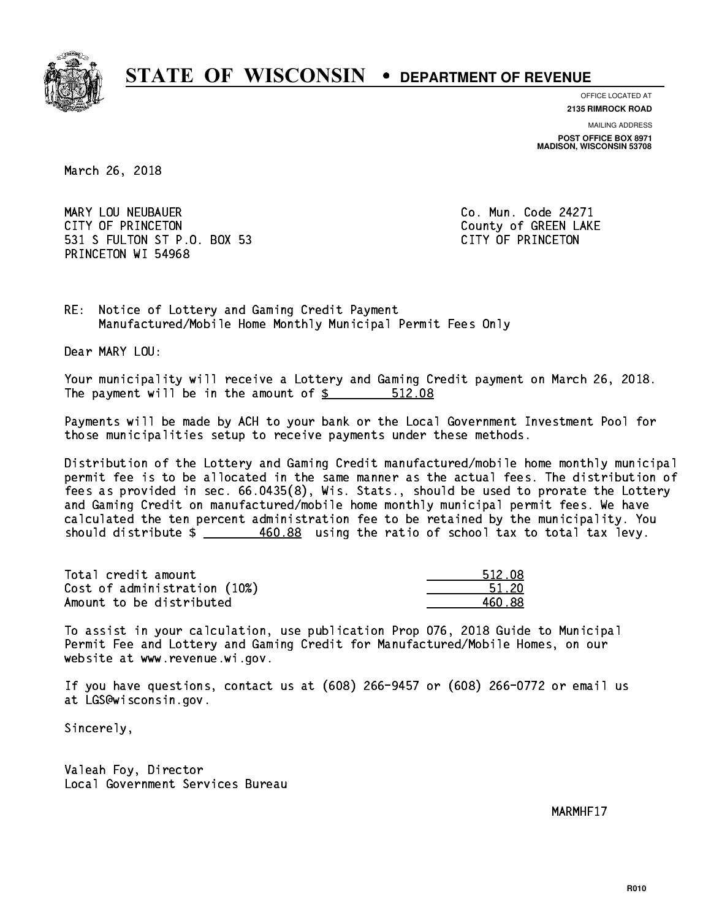# STATE OF WISCONSIN • DEPARTMENT OF REVENUE

OFFICE LOCATED AT
**2135 RIMROCK ROAD**

MAILING ADDRESS
**POST OFFICE BOX 8971**
**MADISON, WISCONSIN 53708**

March 26, 2018

MARY LOU NEUBAUER
CITY OF PRINCETON
531 S FULTON ST P.O. BOX 53
PRINCETON WI 54968

Co. Mun. Code 24271
County of GREEN LAKE
CITY OF PRINCETON

RE: Notice of Lottery and Gaming Credit Payment
Manufactured/Mobile Home Monthly Municipal Permit Fees Only

Dear MARY LOU:

Your municipality will receive a Lottery and Gaming Credit payment on March 26, 2018. The payment will be in the amount of $ 512.08

Payments will be made by ACH to your bank or the Local Government Investment Pool for those municipalities setup to receive payments under these methods.

Distribution of the Lottery and Gaming Credit manufactured/mobile home monthly municipal permit fee is to be allocated in the same manner as the actual fees. The distribution of fees as provided in sec. 66.0435(8), Wis. Stats., should be used to prorate the Lottery and Gaming Credit on manufactured/mobile home monthly municipal permit fees. We have calculated the ten percent administration fee to be retained by the municipality. You should distribute $ 460.88 using the ratio of school tax to total tax levy.

| | |
|---|---|
| Total credit amount | 512.08 |
| Cost of administration (10%) | 51.20 |
| Amount to be distributed | 460.88 |

To assist in your calculation, use publication Prop 076, 2018 Guide to Municipal Permit Fee and Lottery and Gaming Credit for Manufactured/Mobile Homes, on our website at www.revenue.wi.gov.

If you have questions, contact us at (608) 266-9457 or (608) 266-0772 or email us at LGS@wisconsin.gov.

Sincerely,

Valeah Foy, Director
Local Government Services Bureau

MARMHF17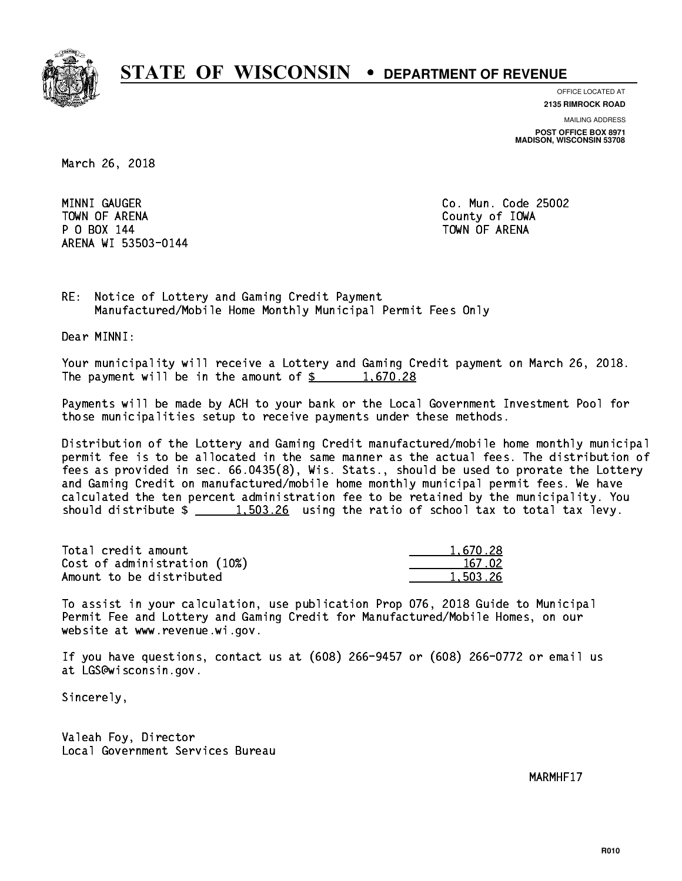# STATE OF WISCONSIN • DEPARTMENT OF REVENUE

OFFICE LOCATED AT
**2135 RIMROCK ROAD**

MAILING ADDRESS
**POST OFFICE BOX 8971**
**MADISON, WISCONSIN 53708**

March 26, 2018

MINNI GAUGER
TOWN OF ARENA
P O BOX 144
ARENA WI 53503-0144

Co. Mun. Code 25002
County of IOWA
TOWN OF ARENA

RE: Notice of Lottery and Gaming Credit Payment
Manufactured/Mobile Home Monthly Municipal Permit Fees Only

Dear MINNI:

Your municipality will receive a Lottery and Gaming Credit payment on March 26, 2018. The payment will be in the amount of $ 1,670.28

Payments will be made by ACH to your bank or the Local Government Investment Pool for those municipalities setup to receive payments under these methods.

Distribution of the Lottery and Gaming Credit manufactured/mobile home monthly municipal permit fee is to be allocated in the same manner as the actual fees. The distribution of fees as provided in sec. 66.0435(8), Wis. Stats., should be used to prorate the Lottery and Gaming Credit on manufactured/mobile home monthly municipal permit fees. We have calculated the ten percent administration fee to be retained by the municipality. You should distribute $ 1,503.26 using the ratio of school tax to total tax levy.

| | |
|---|---|
| Total credit amount | 1,670.28 |
| Cost of administration (10%) | 167.02 |
| Amount to be distributed | 1,503.26 |

To assist in your calculation, use publication Prop 076, 2018 Guide to Municipal Permit Fee and Lottery and Gaming Credit for Manufactured/Mobile Homes, on our website at www.revenue.wi.gov.

If you have questions, contact us at (608) 266-9457 or (608) 266-0772 or email us at LGS@wisconsin.gov.

Sincerely,

Valeah Foy, Director
Local Government Services Bureau

MARMHF17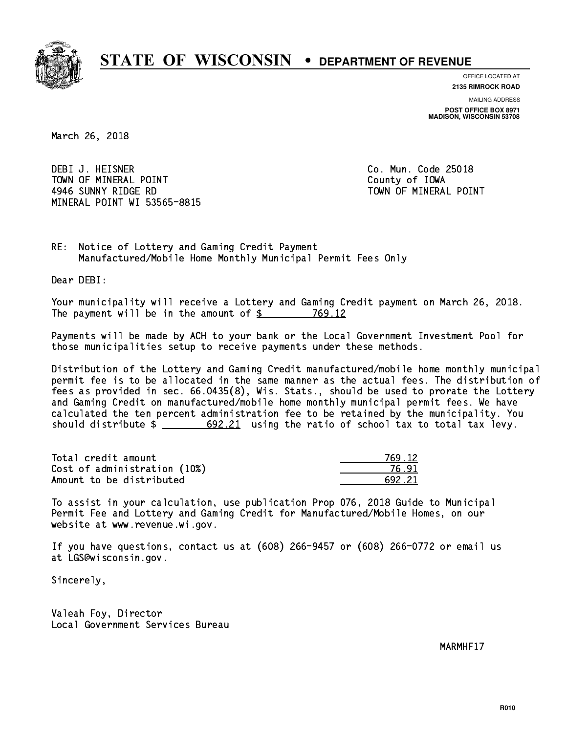# STATE OF WISCONSIN • DEPARTMENT OF REVENUE

OFFICE LOCATED AT
**2135 RIMROCK ROAD**

MAILING ADDRESS
**POST OFFICE BOX 8971**
**MADISON, WISCONSIN 53708**

March 26, 2018

DEBI J. HEISNER
TOWN OF MINERAL POINT
4946 SUNNY RIDGE RD
MINERAL POINT WI 53565-8815

Co. Mun. Code 25018
County of IOWA
TOWN OF MINERAL POINT

RE: Notice of Lottery and Gaming Credit Payment
Manufactured/Mobile Home Monthly Municipal Permit Fees Only

Dear DEBI:

Your municipality will receive a Lottery and Gaming Credit payment on March 26, 2018. The payment will be in the amount of $ 769.12

Payments will be made by ACH to your bank or the Local Government Investment Pool for those municipalities setup to receive payments under these methods.

Distribution of the Lottery and Gaming Credit manufactured/mobile home monthly municipal permit fee is to be allocated in the same manner as the actual fees. The distribution of fees as provided in sec. 66.0435(8), Wis. Stats., should be used to prorate the Lottery and Gaming Credit on manufactured/mobile home monthly municipal permit fees. We have calculated the ten percent administration fee to be retained by the municipality. You should distribute $ 692.21 using the ratio of school tax to total tax levy.

| | |
|---|---|
| Total credit amount | 769.12 |
| Cost of administration (10%) | 76.91 |
| Amount to be distributed | 692.21 |

To assist in your calculation, use publication Prop 076, 2018 Guide to Municipal Permit Fee and Lottery and Gaming Credit for Manufactured/Mobile Homes, on our website at www.revenue.wi.gov.

If you have questions, contact us at (608) 266-9457 or (608) 266-0772 or email us at LGS@wisconsin.gov.

Sincerely,

Valeah Foy, Director
Local Government Services Bureau

MARMHF17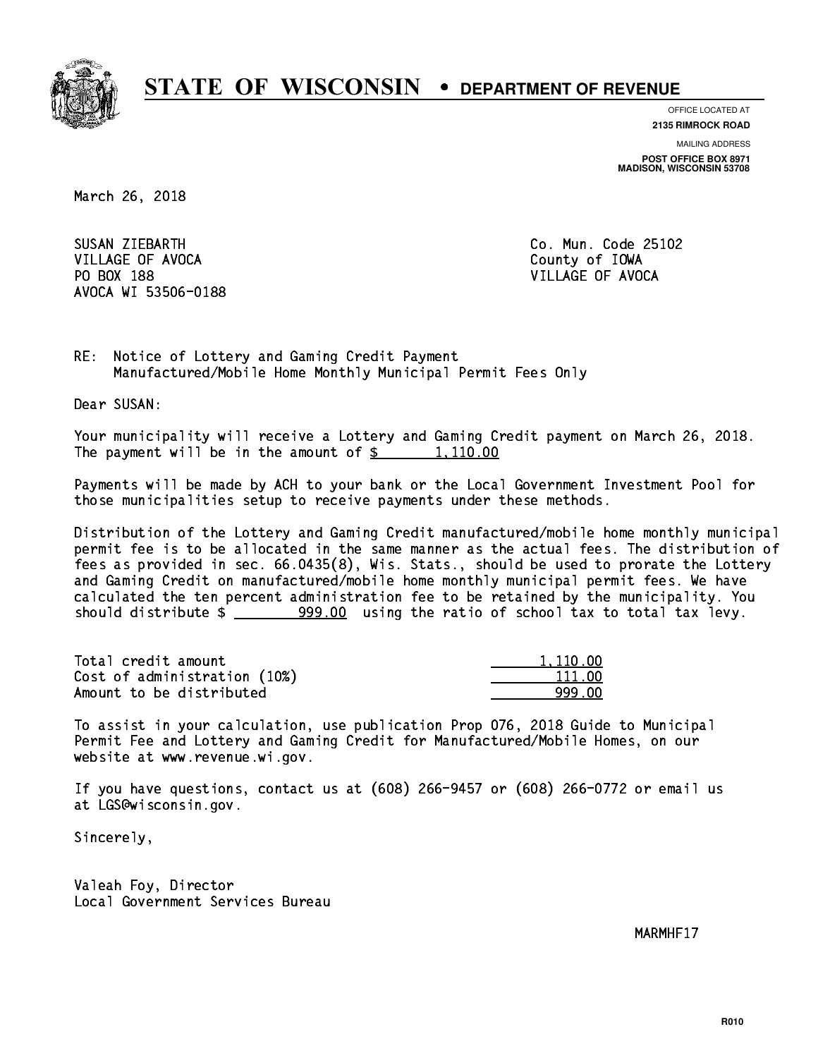# STATE OF WISCONSIN • DEPARTMENT OF REVENUE

OFFICE LOCATED AT
**2135 RIMROCK ROAD**

MAILING ADDRESS
**POST OFFICE BOX 8971**
**MADISON, WISCONSIN 53708**

March 26, 2018

SUSAN ZIEBARTH
VILLAGE OF AVOCA
PO BOX 188
AVOCA WI 53506-0188

Co. Mun. Code 25102
County of IOWA
VILLAGE OF AVOCA

RE: Notice of Lottery and Gaming Credit Payment
Manufactured/Mobile Home Monthly Municipal Permit Fees Only

Dear SUSAN:

Your municipality will receive a Lottery and Gaming Credit payment on March 26, 2018. The payment will be in the amount of $ 1,110.00

Payments will be made by ACH to your bank or the Local Government Investment Pool for those municipalities setup to receive payments under these methods.

Distribution of the Lottery and Gaming Credit manufactured/mobile home monthly municipal permit fee is to be allocated in the same manner as the actual fees. The distribution of fees as provided in sec. 66.0435(8), Wis. Stats., should be used to prorate the Lottery and Gaming Credit on manufactured/mobile home monthly municipal permit fees. We have calculated the ten percent administration fee to be retained by the municipality. You should distribute $ 999.00 using the ratio of school tax to total tax levy.

| | |
|---|---|
| Total credit amount | 1,110.00 |
| Cost of administration (10%) | 111.00 |
| Amount to be distributed | 999.00 |

To assist in your calculation, use publication Prop 076, 2018 Guide to Municipal Permit Fee and Lottery and Gaming Credit for Manufactured/Mobile Homes, on our website at www.revenue.wi.gov.

If you have questions, contact us at (608) 266-9457 or (608) 266-0772 or email us at LGS@wisconsin.gov.

Sincerely,

Valeah Foy, Director
Local Government Services Bureau

MARMHF17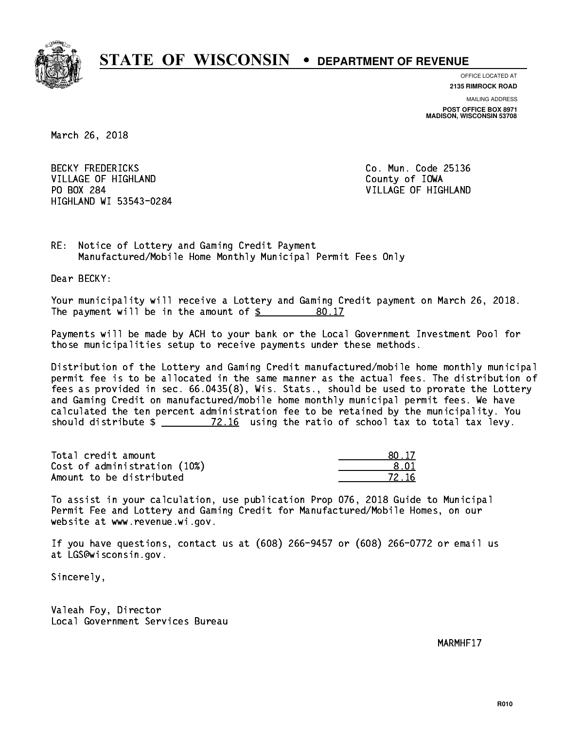# STATE OF WISCONSIN • DEPARTMENT OF REVENUE

OFFICE LOCATED AT
**2135 RIMROCK ROAD**

MAILING ADDRESS
**POST OFFICE BOX 8971**
**MADISON, WISCONSIN 53708**

March 26, 2018

BECKY FREDERICKS
VILLAGE OF HIGHLAND
PO BOX 284
HIGHLAND WI 53543-0284

Co. Mun. Code 25136
County of IOWA
VILLAGE OF HIGHLAND

RE: Notice of Lottery and Gaming Credit Payment
Manufactured/Mobile Home Monthly Municipal Permit Fees Only

Dear BECKY:

Your municipality will receive a Lottery and Gaming Credit payment on March 26, 2018. The payment will be in the amount of $ 80.17

Payments will be made by ACH to your bank or the Local Government Investment Pool for those municipalities setup to receive payments under these methods.

Distribution of the Lottery and Gaming Credit manufactured/mobile home monthly municipal permit fee is to be allocated in the same manner as the actual fees. The distribution of fees as provided in sec. 66.0435(8), Wis. Stats., should be used to prorate the Lottery and Gaming Credit on manufactured/mobile home monthly municipal permit fees. We have calculated the ten percent administration fee to be retained by the municipality. You should distribute $ 72.16 using the ratio of school tax to total tax levy.

| | |
|---|---|
| Total credit amount | 80.17 |
| Cost of administration (10%) | 8.01 |
| Amount to be distributed | 72.16 |

To assist in your calculation, use publication Prop 076, 2018 Guide to Municipal Permit Fee and Lottery and Gaming Credit for Manufactured/Mobile Homes, on our website at www.revenue.wi.gov.

If you have questions, contact us at (608) 266-9457 or (608) 266-0772 or email us at LGS@wisconsin.gov.

Sincerely,

Valeah Foy, Director
Local Government Services Bureau

MARMHF17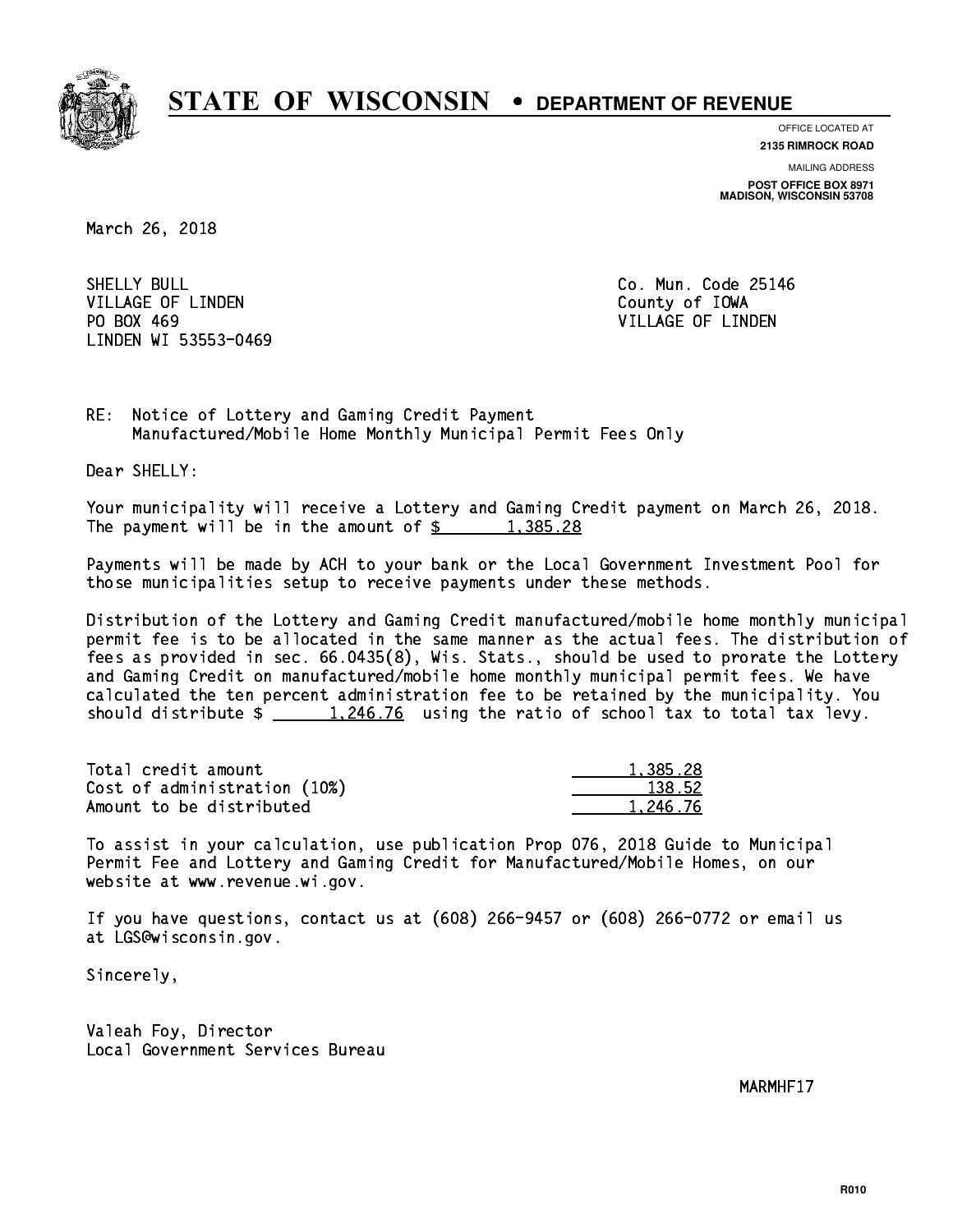# STATE OF WISCONSIN • DEPARTMENT OF REVENUE

OFFICE LOCATED AT
**2135 RIMROCK ROAD**

MAILING ADDRESS
**POST OFFICE BOX 8971**
**MADISON, WISCONSIN 53708**

March 26, 2018

SHELLY BULL
VILLAGE OF LINDEN
PO BOX 469
LINDEN WI 53553-0469

Co. Mun. Code 25146
County of IOWA
VILLAGE OF LINDEN

RE: Notice of Lottery and Gaming Credit Payment
Manufactured/Mobile Home Monthly Municipal Permit Fees Only

Dear SHELLY:

Your municipality will receive a Lottery and Gaming Credit payment on March 26, 2018. The payment will be in the amount of $ 1,385.28

Payments will be made by ACH to your bank or the Local Government Investment Pool for those municipalities setup to receive payments under these methods.

Distribution of the Lottery and Gaming Credit manufactured/mobile home monthly municipal permit fee is to be allocated in the same manner as the actual fees. The distribution of fees as provided in sec. 66.0435(8), Wis. Stats., should be used to prorate the Lottery and Gaming Credit on manufactured/mobile home monthly municipal permit fees. We have calculated the ten percent administration fee to be retained by the municipality. You should distribute $ 1,246.76 using the ratio of school tax to total tax levy.

| | |
|---|---|
| Total credit amount | 1,385.28 |
| Cost of administration (10%) | 138.52 |
| Amount to be distributed | 1,246.76 |

To assist in your calculation, use publication Prop 076, 2018 Guide to Municipal Permit Fee and Lottery and Gaming Credit for Manufactured/Mobile Homes, on our website at www.revenue.wi.gov.

If you have questions, contact us at (608) 266-9457 or (608) 266-0772 or email us at LGS@wisconsin.gov.

Sincerely,

Valeah Foy, Director
Local Government Services Bureau

MARMHF17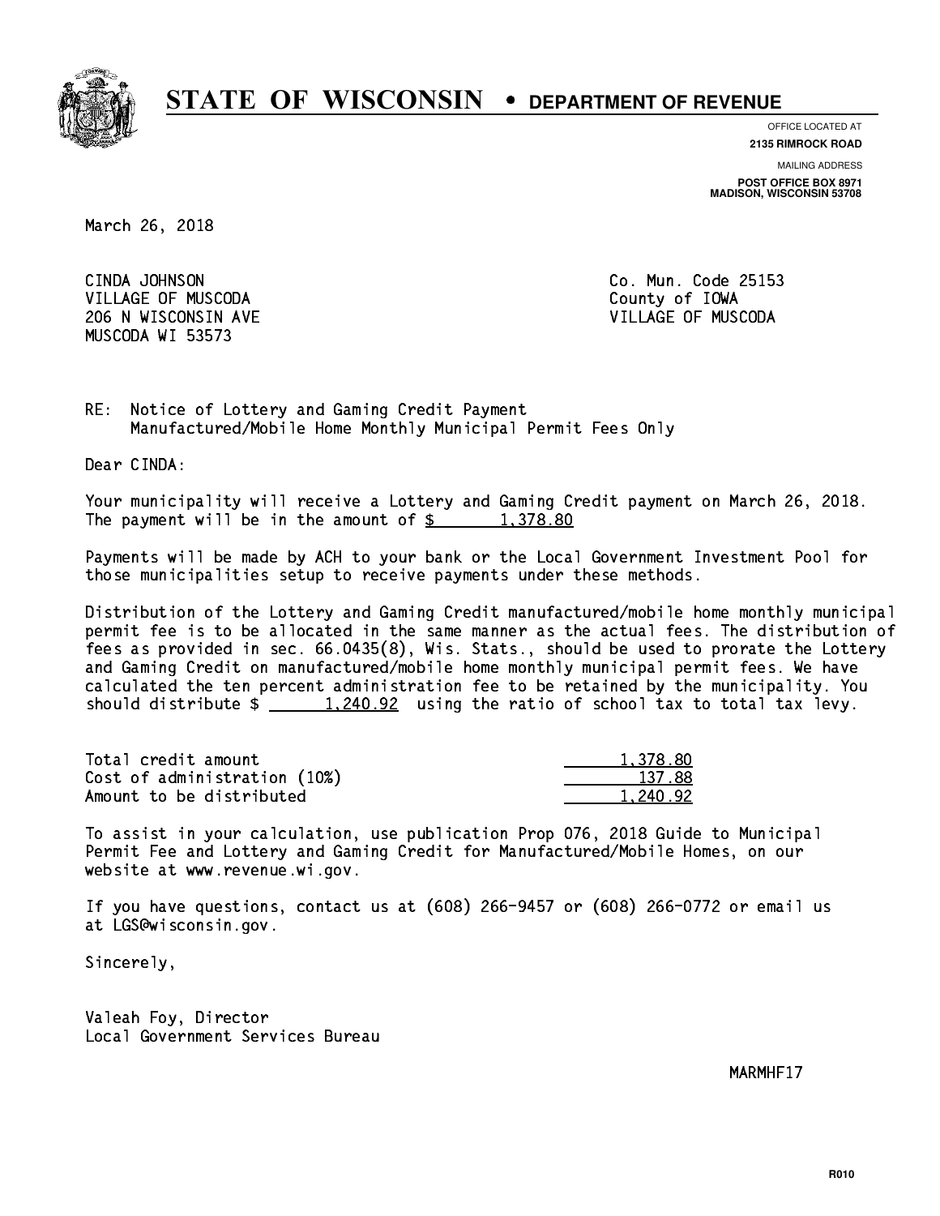# STATE OF WISCONSIN • DEPARTMENT OF REVENUE

OFFICE LOCATED AT
**2135 RIMROCK ROAD**

MAILING ADDRESS
**POST OFFICE BOX 8971**
**MADISON, WISCONSIN 53708**

March 26, 2018

CINDA JOHNSON
VILLAGE OF MUSCODA
206 N WISCONSIN AVE
MUSCODA WI 53573

Co. Mun. Code 25153
County of IOWA
VILLAGE OF MUSCODA

RE: Notice of Lottery and Gaming Credit Payment
Manufactured/Mobile Home Monthly Municipal Permit Fees Only

Dear CINDA:

Your municipality will receive a Lottery and Gaming Credit payment on March 26, 2018. The payment will be in the amount of $ 1,378.80

Payments will be made by ACH to your bank or the Local Government Investment Pool for those municipalities setup to receive payments under these methods.

Distribution of the Lottery and Gaming Credit manufactured/mobile home monthly municipal permit fee is to be allocated in the same manner as the actual fees. The distribution of fees as provided in sec. 66.0435(8), Wis. Stats., should be used to prorate the Lottery and Gaming Credit on manufactured/mobile home monthly municipal permit fees. We have calculated the ten percent administration fee to be retained by the municipality. You should distribute $ 1,240.92 using the ratio of school tax to total tax levy.

| | |
|---|---|
| Total credit amount | 1,378.80 |
| Cost of administration (10%) | 137.88 |
| Amount to be distributed | 1,240.92 |

To assist in your calculation, use publication Prop 076, 2018 Guide to Municipal Permit Fee and Lottery and Gaming Credit for Manufactured/Mobile Homes, on our website at www.revenue.wi.gov.

If you have questions, contact us at (608) 266-9457 or (608) 266-0772 or email us at LGS@wisconsin.gov.

Sincerely,

Valeah Foy, Director
Local Government Services Bureau

MARMHF17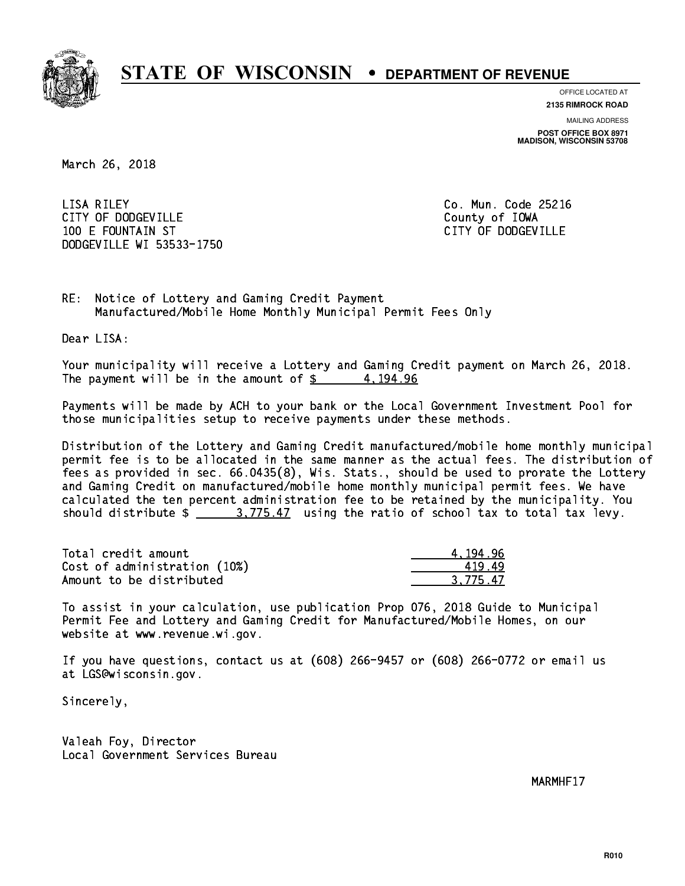# STATE OF WISCONSIN • DEPARTMENT OF REVENUE

OFFICE LOCATED AT
**2135 RIMROCK ROAD**

MAILING ADDRESS
**POST OFFICE BOX 8971**
**MADISON, WISCONSIN 53708**

March 26, 2018

LISA RILEY
CITY OF DODGEVILLE
100 E FOUNTAIN ST
DODGEVILLE WI 53533-1750

Co. Mun. Code 25216
County of IOWA
CITY OF DODGEVILLE

RE: Notice of Lottery and Gaming Credit Payment
Manufactured/Mobile Home Monthly Municipal Permit Fees Only

Dear LISA:

Your municipality will receive a Lottery and Gaming Credit payment on March 26, 2018. The payment will be in the amount of $ 4,194.96

Payments will be made by ACH to your bank or the Local Government Investment Pool for those municipalities setup to receive payments under these methods.

Distribution of the Lottery and Gaming Credit manufactured/mobile home monthly municipal permit fee is to be allocated in the same manner as the actual fees. The distribution of fees as provided in sec. 66.0435(8), Wis. Stats., should be used to prorate the Lottery and Gaming Credit on manufactured/mobile home monthly municipal permit fees. We have calculated the ten percent administration fee to be retained by the municipality. You should distribute $ 3,775.47 using the ratio of school tax to total tax levy.

| | |
|---|---|
| Total credit amount | 4,194.96 |
| Cost of administration (10%) | 419.49 |
| Amount to be distributed | 3,775.47 |

To assist in your calculation, use publication Prop 076, 2018 Guide to Municipal Permit Fee and Lottery and Gaming Credit for Manufactured/Mobile Homes, on our website at www.revenue.wi.gov.

If you have questions, contact us at (608) 266-9457 or (608) 266-0772 or email us at LGS@wisconsin.gov.

Sincerely,

Valeah Foy, Director
Local Government Services Bureau

MARMHF17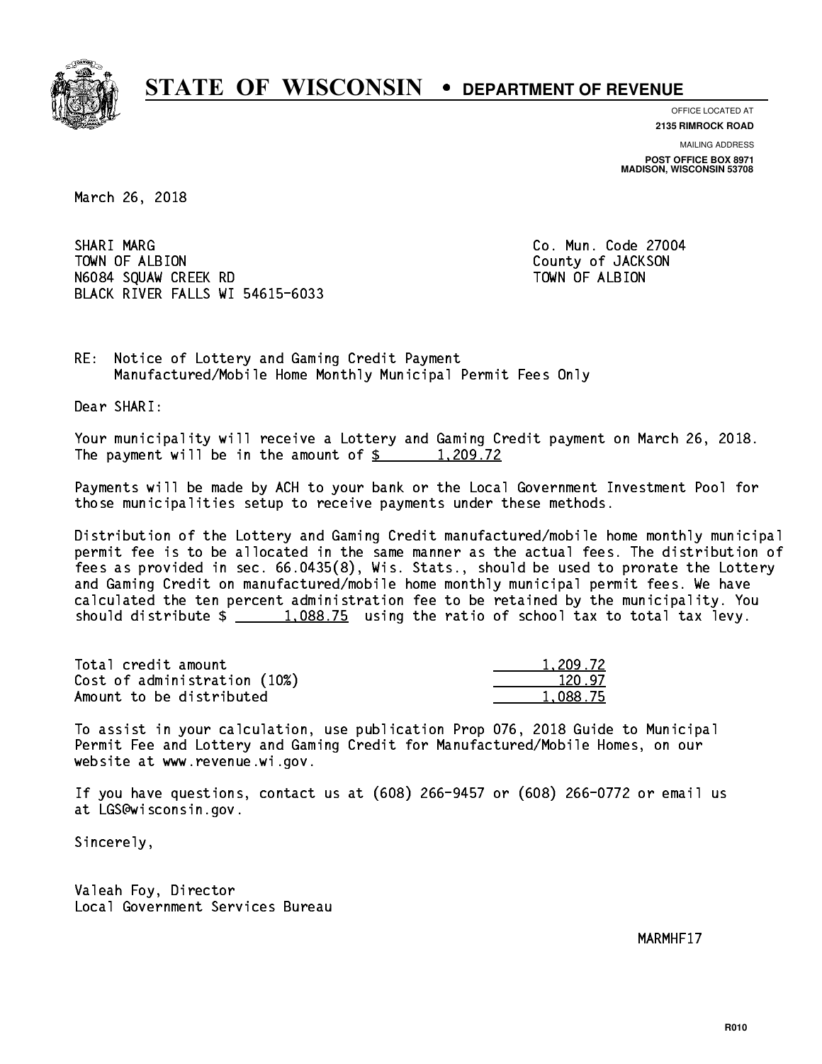# STATE OF WISCONSIN • DEPARTMENT OF REVENUE

OFFICE LOCATED AT
**2135 RIMROCK ROAD**

MAILING ADDRESS
**POST OFFICE BOX 8971**
**MADISON, WISCONSIN 53708**

March 26, 2018

SHARI MARG
TOWN OF ALBION
N6084 SQUAW CREEK RD
BLACK RIVER FALLS WI 54615-6033

Co. Mun. Code 27004
County of JACKSON
TOWN OF ALBION

RE: Notice of Lottery and Gaming Credit Payment
Manufactured/Mobile Home Monthly Municipal Permit Fees Only

Dear SHARI:

Your municipality will receive a Lottery and Gaming Credit payment on March 26, 2018. The payment will be in the amount of $ 1,209.72

Payments will be made by ACH to your bank or the Local Government Investment Pool for those municipalities setup to receive payments under these methods.

Distribution of the Lottery and Gaming Credit manufactured/mobile home monthly municipal permit fee is to be allocated in the same manner as the actual fees. The distribution of fees as provided in sec. 66.0435(8), Wis. Stats., should be used to prorate the Lottery and Gaming Credit on manufactured/mobile home monthly municipal permit fees. We have calculated the ten percent administration fee to be retained by the municipality. You should distribute $ 1,088.75 using the ratio of school tax to total tax levy.

| | |
|---|---|
| Total credit amount | 1,209.72 |
| Cost of administration (10%) | 120.97 |
| Amount to be distributed | 1,088.75 |

To assist in your calculation, use publication Prop 076, 2018 Guide to Municipal Permit Fee and Lottery and Gaming Credit for Manufactured/Mobile Homes, on our website at www.revenue.wi.gov.

If you have questions, contact us at (608) 266-9457 or (608) 266-0772 or email us at LGS@wisconsin.gov.

Sincerely,

Valeah Foy, Director
Local Government Services Bureau

MARMHF17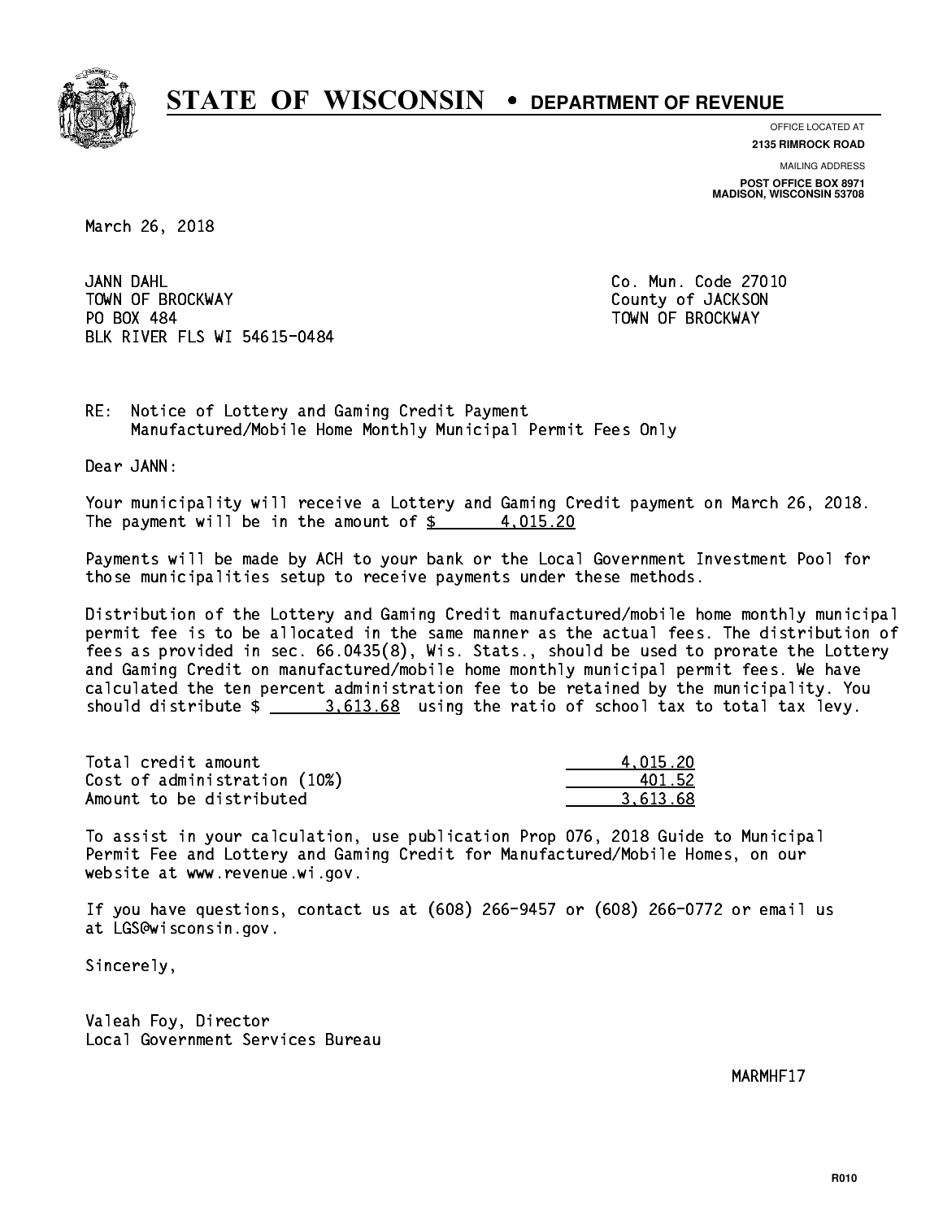# STATE OF WISCONSIN • DEPARTMENT OF REVENUE

OFFICE LOCATED AT
**2135 RIMROCK ROAD**

MAILING ADDRESS
**POST OFFICE BOX 8971**
**MADISON, WISCONSIN 53708**

March 26, 2018

JANN DAHL
TOWN OF BROCKWAY
PO BOX 484
BLK RIVER FLS WI 54615-0484

Co. Mun. Code 27010
County of JACKSON
TOWN OF BROCKWAY

RE: Notice of Lottery and Gaming Credit Payment
Manufactured/Mobile Home Monthly Municipal Permit Fees Only

Dear JANN:

Your municipality will receive a Lottery and Gaming Credit payment on March 26, 2018. The payment will be in the amount of $ 4,015.20

Payments will be made by ACH to your bank or the Local Government Investment Pool for those municipalities setup to receive payments under these methods.

Distribution of the Lottery and Gaming Credit manufactured/mobile home monthly municipal permit fee is to be allocated in the same manner as the actual fees. The distribution of fees as provided in sec. 66.0435(8), Wis. Stats., should be used to prorate the Lottery and Gaming Credit on manufactured/mobile home monthly municipal permit fees. We have calculated the ten percent administration fee to be retained by the municipality. You should distribute $ 3,613.68 using the ratio of school tax to total tax levy.

| | |
|---|---|
| Total credit amount | 4,015.20 |
| Cost of administration (10%) | 401.52 |
| Amount to be distributed | 3,613.68 |

To assist in your calculation, use publication Prop 076, 2018 Guide to Municipal Permit Fee and Lottery and Gaming Credit for Manufactured/Mobile Homes, on our website at www.revenue.wi.gov.

If you have questions, contact us at (608) 266-9457 or (608) 266-0772 or email us at LGS@wisconsin.gov.

Sincerely,

Valeah Foy, Director
Local Government Services Bureau

MARMHF17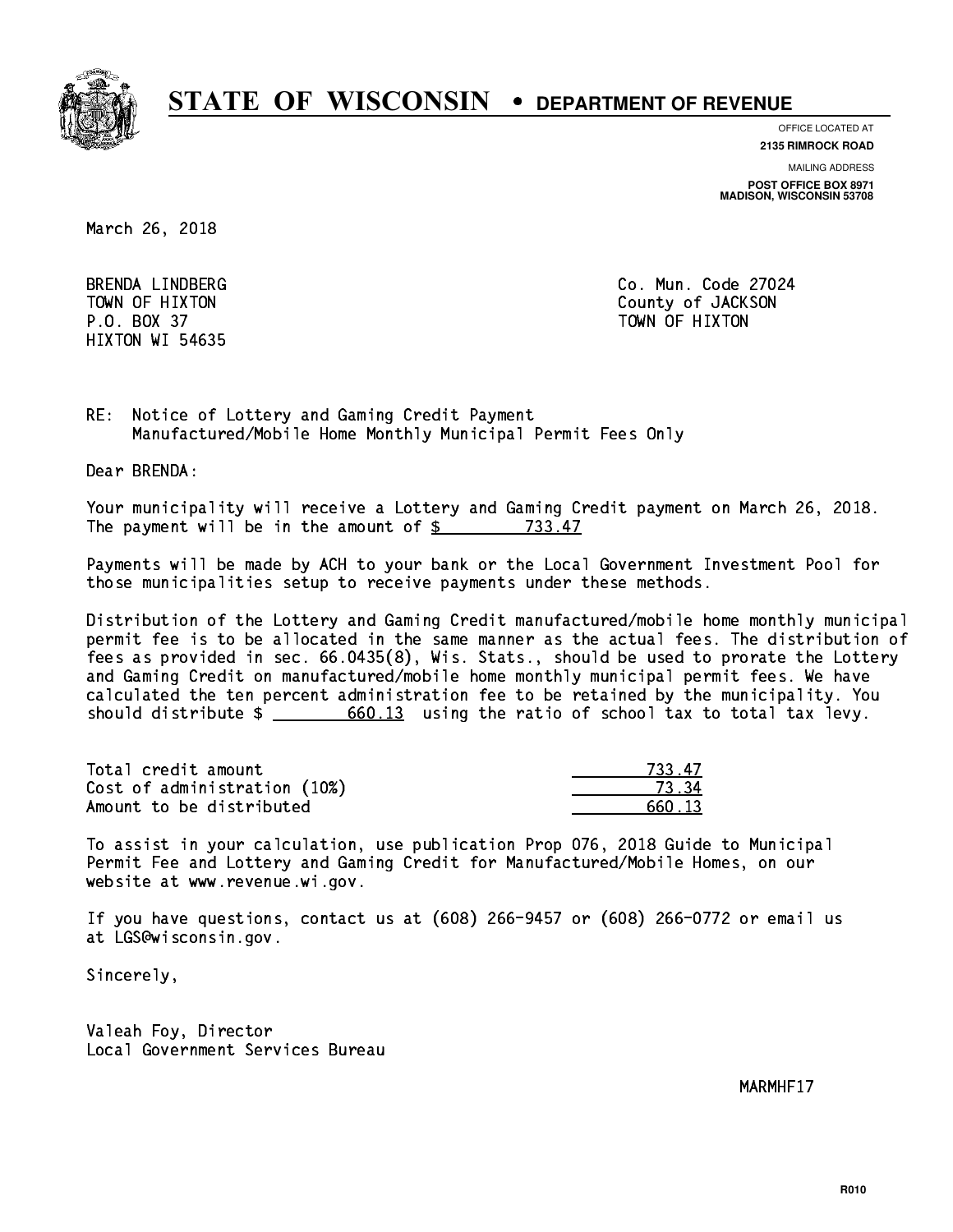# STATE OF WISCONSIN • DEPARTMENT OF REVENUE

OFFICE LOCATED AT
**2135 RIMROCK ROAD**

MAILING ADDRESS
**POST OFFICE BOX 8971**
**MADISON, WISCONSIN 53708**

March 26, 2018

BRENDA LINDBERG
TOWN OF HIXTON
P.O. BOX 37
HIXTON WI 54635

Co. Mun. Code 27024
County of JACKSON
TOWN OF HIXTON

RE: Notice of Lottery and Gaming Credit Payment
Manufactured/Mobile Home Monthly Municipal Permit Fees Only

Dear BRENDA:

Your municipality will receive a Lottery and Gaming Credit payment on March 26, 2018. The payment will be in the amount of $ 733.47

Payments will be made by ACH to your bank or the Local Government Investment Pool for those municipalities setup to receive payments under these methods.

Distribution of the Lottery and Gaming Credit manufactured/mobile home monthly municipal permit fee is to be allocated in the same manner as the actual fees. The distribution of fees as provided in sec. 66.0435(8), Wis. Stats., should be used to prorate the Lottery and Gaming Credit on manufactured/mobile home monthly municipal permit fees. We have calculated the ten percent administration fee to be retained by the municipality. You should distribute $ 660.13 using the ratio of school tax to total tax levy.

| | |
|---|---|
| Total credit amount | 733.47 |
| Cost of administration (10%) | 73.34 |
| Amount to be distributed | 660.13 |

To assist in your calculation, use publication Prop 076, 2018 Guide to Municipal Permit Fee and Lottery and Gaming Credit for Manufactured/Mobile Homes, on our website at www.revenue.wi.gov.

If you have questions, contact us at (608) 266-9457 or (608) 266-0772 or email us at LGS@wisconsin.gov.

Sincerely,

Valeah Foy, Director
Local Government Services Bureau

MARMHF17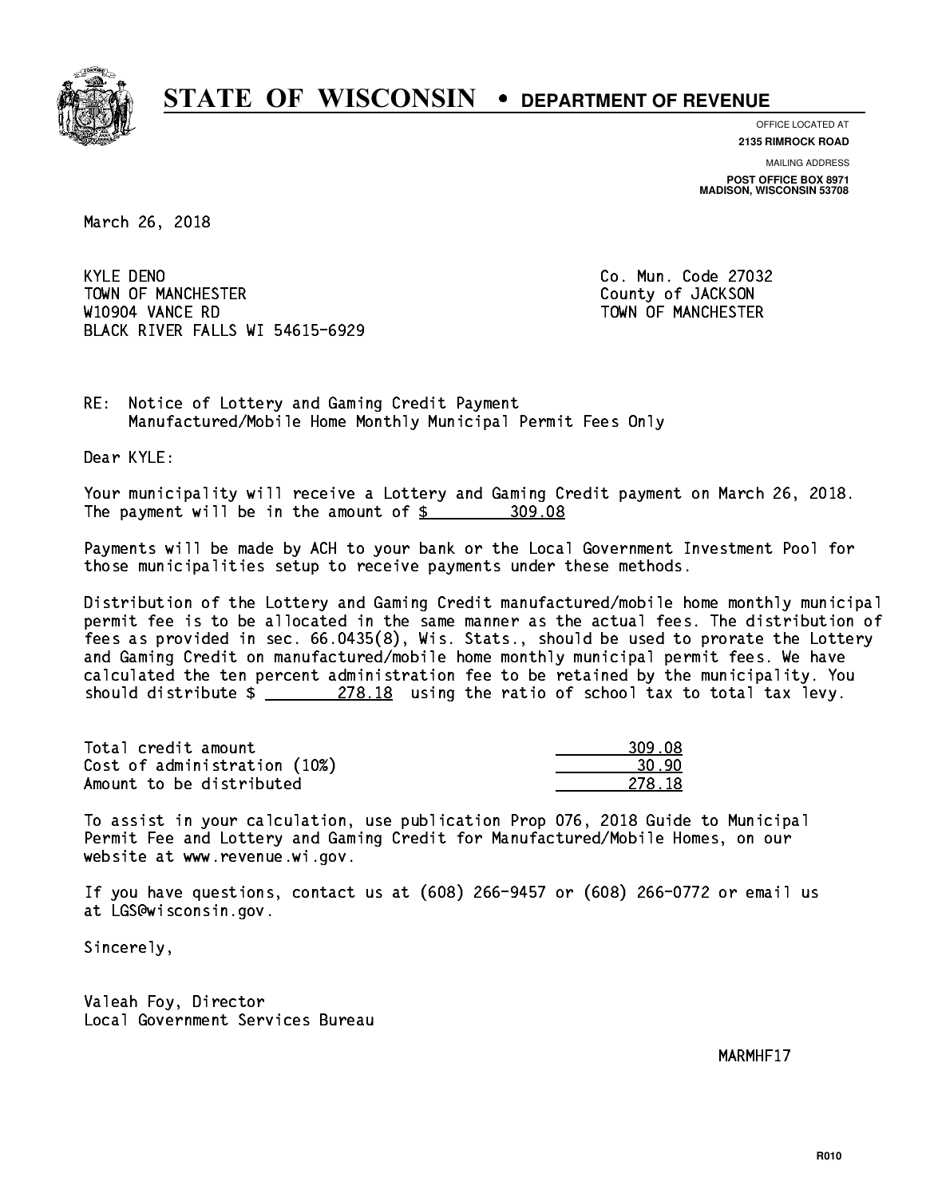# STATE OF WISCONSIN • DEPARTMENT OF REVENUE

OFFICE LOCATED AT
**2135 RIMROCK ROAD**

MAILING ADDRESS
**POST OFFICE BOX 8971**
**MADISON, WISCONSIN 53708**

March 26, 2018

KYLE DENO
TOWN OF MANCHESTER
W10904 VANCE RD
BLACK RIVER FALLS WI 54615-6929

Co. Mun. Code 27032
County of JACKSON
TOWN OF MANCHESTER

RE: Notice of Lottery and Gaming Credit Payment
Manufactured/Mobile Home Monthly Municipal Permit Fees Only

Dear KYLE:

Your municipality will receive a Lottery and Gaming Credit payment on March 26, 2018. The payment will be in the amount of $ 309.08

Payments will be made by ACH to your bank or the Local Government Investment Pool for those municipalities setup to receive payments under these methods.

Distribution of the Lottery and Gaming Credit manufactured/mobile home monthly municipal permit fee is to be allocated in the same manner as the actual fees. The distribution of fees as provided in sec. 66.0435(8), Wis. Stats., should be used to prorate the Lottery and Gaming Credit on manufactured/mobile home monthly municipal permit fees. We have calculated the ten percent administration fee to be retained by the municipality. You should distribute $ 278.18 using the ratio of school tax to total tax levy.

| | |
|---|---|
| Total credit amount | 309.08 |
| Cost of administration (10%) | 30.90 |
| Amount to be distributed | 278.18 |

To assist in your calculation, use publication Prop 076, 2018 Guide to Municipal Permit Fee and Lottery and Gaming Credit for Manufactured/Mobile Homes, on our website at www.revenue.wi.gov.

If you have questions, contact us at (608) 266-9457 or (608) 266-0772 or email us at LGS@wisconsin.gov.

Sincerely,

Valeah Foy, Director
Local Government Services Bureau

MARMHF17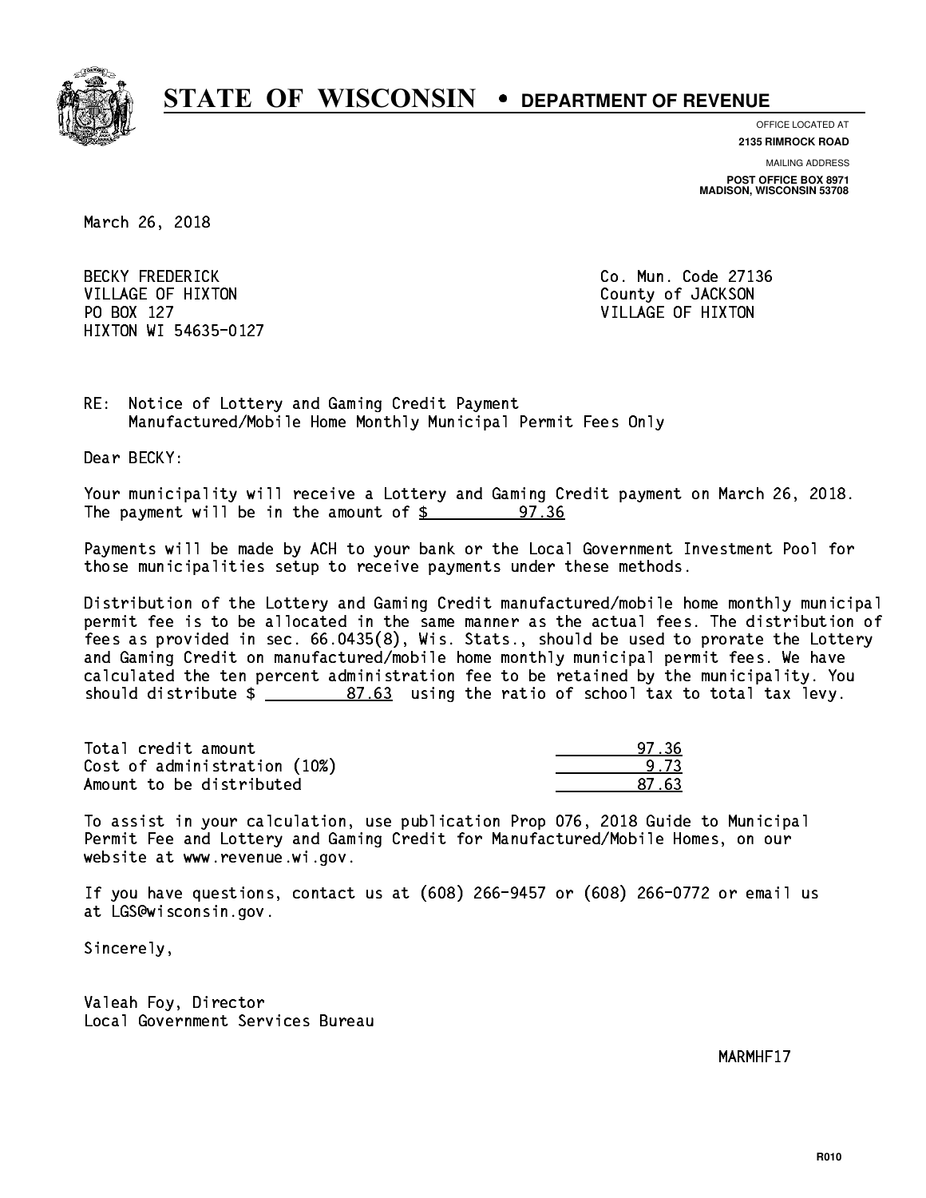# STATE OF WISCONSIN • DEPARTMENT OF REVENUE

OFFICE LOCATED AT
**2135 RIMROCK ROAD**

MAILING ADDRESS
**POST OFFICE BOX 8971**
**MADISON, WISCONSIN 53708**

March 26, 2018

BECKY FREDERICK
VILLAGE OF HIXTON
PO BOX 127
HIXTON WI 54635-0127

Co. Mun. Code 27136
County of JACKSON
VILLAGE OF HIXTON

RE: Notice of Lottery and Gaming Credit Payment
Manufactured/Mobile Home Monthly Municipal Permit Fees Only

Dear BECKY:

Your municipality will receive a Lottery and Gaming Credit payment on March 26, 2018. The payment will be in the amount of $ 97.36

Payments will be made by ACH to your bank or the Local Government Investment Pool for those municipalities setup to receive payments under these methods.

Distribution of the Lottery and Gaming Credit manufactured/mobile home monthly municipal permit fee is to be allocated in the same manner as the actual fees. The distribution of fees as provided in sec. 66.0435(8), Wis. Stats., should be used to prorate the Lottery and Gaming Credit on manufactured/mobile home monthly municipal permit fees. We have calculated the ten percent administration fee to be retained by the municipality. You should distribute $ 87.63 using the ratio of school tax to total tax levy.

| | |
|---|---|
| Total credit amount | 97.36 |
| Cost of administration (10%) | 9.73 |
| Amount to be distributed | 87.63 |

To assist in your calculation, use publication Prop 076, 2018 Guide to Municipal Permit Fee and Lottery and Gaming Credit for Manufactured/Mobile Homes, on our website at www.revenue.wi.gov.

If you have questions, contact us at (608) 266-9457 or (608) 266-0772 or email us at LGS@wisconsin.gov.

Sincerely,

Valeah Foy, Director
Local Government Services Bureau

MARMHF17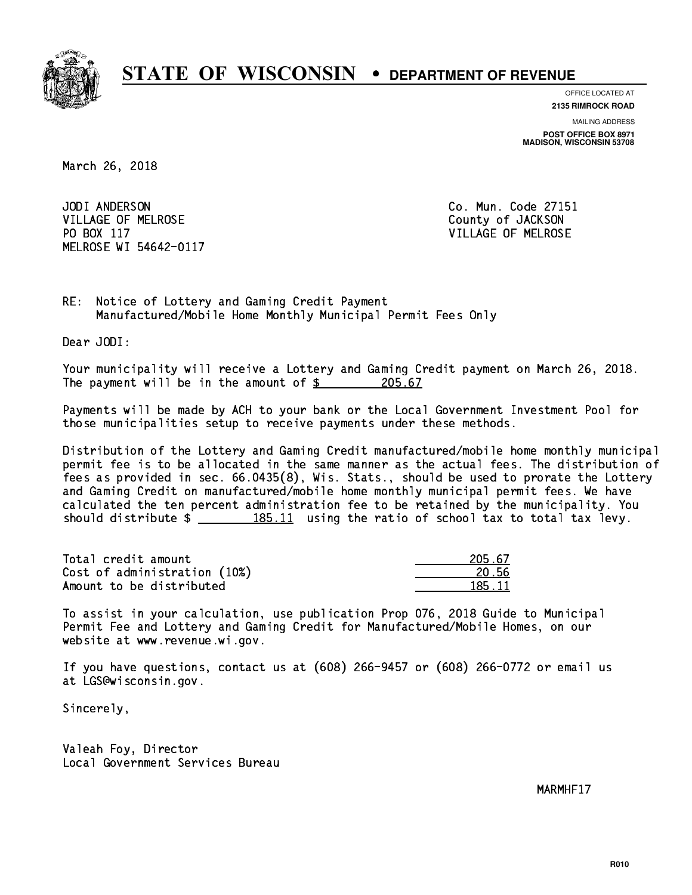# STATE OF WISCONSIN • DEPARTMENT OF REVENUE

OFFICE LOCATED AT
**2135 RIMROCK ROAD**

MAILING ADDRESS
**POST OFFICE BOX 8971**
**MADISON, WISCONSIN 53708**

March 26, 2018

JODI ANDERSON
VILLAGE OF MELROSE
PO BOX 117
MELROSE WI 54642-0117

Co. Mun. Code 27151
County of JACKSON
VILLAGE OF MELROSE

RE: Notice of Lottery and Gaming Credit Payment
Manufactured/Mobile Home Monthly Municipal Permit Fees Only

Dear JODI:

Your municipality will receive a Lottery and Gaming Credit payment on March 26, 2018. The payment will be in the amount of $ 205.67

Payments will be made by ACH to your bank or the Local Government Investment Pool for those municipalities setup to receive payments under these methods.

Distribution of the Lottery and Gaming Credit manufactured/mobile home monthly municipal permit fee is to be allocated in the same manner as the actual fees. The distribution of fees as provided in sec. 66.0435(8), Wis. Stats., should be used to prorate the Lottery and Gaming Credit on manufactured/mobile home monthly municipal permit fees. We have calculated the ten percent administration fee to be retained by the municipality. You should distribute $ 185.11 using the ratio of school tax to total tax levy.

| | |
|---|---|
| Total credit amount | 205.67 |
| Cost of administration (10%) | 20.56 |
| Amount to be distributed | 185.11 |

To assist in your calculation, use publication Prop 076, 2018 Guide to Municipal Permit Fee and Lottery and Gaming Credit for Manufactured/Mobile Homes, on our website at www.revenue.wi.gov.

If you have questions, contact us at (608) 266-9457 or (608) 266-0772 or email us at LGS@wisconsin.gov.

Sincerely,

Valeah Foy, Director
Local Government Services Bureau

MARMHF17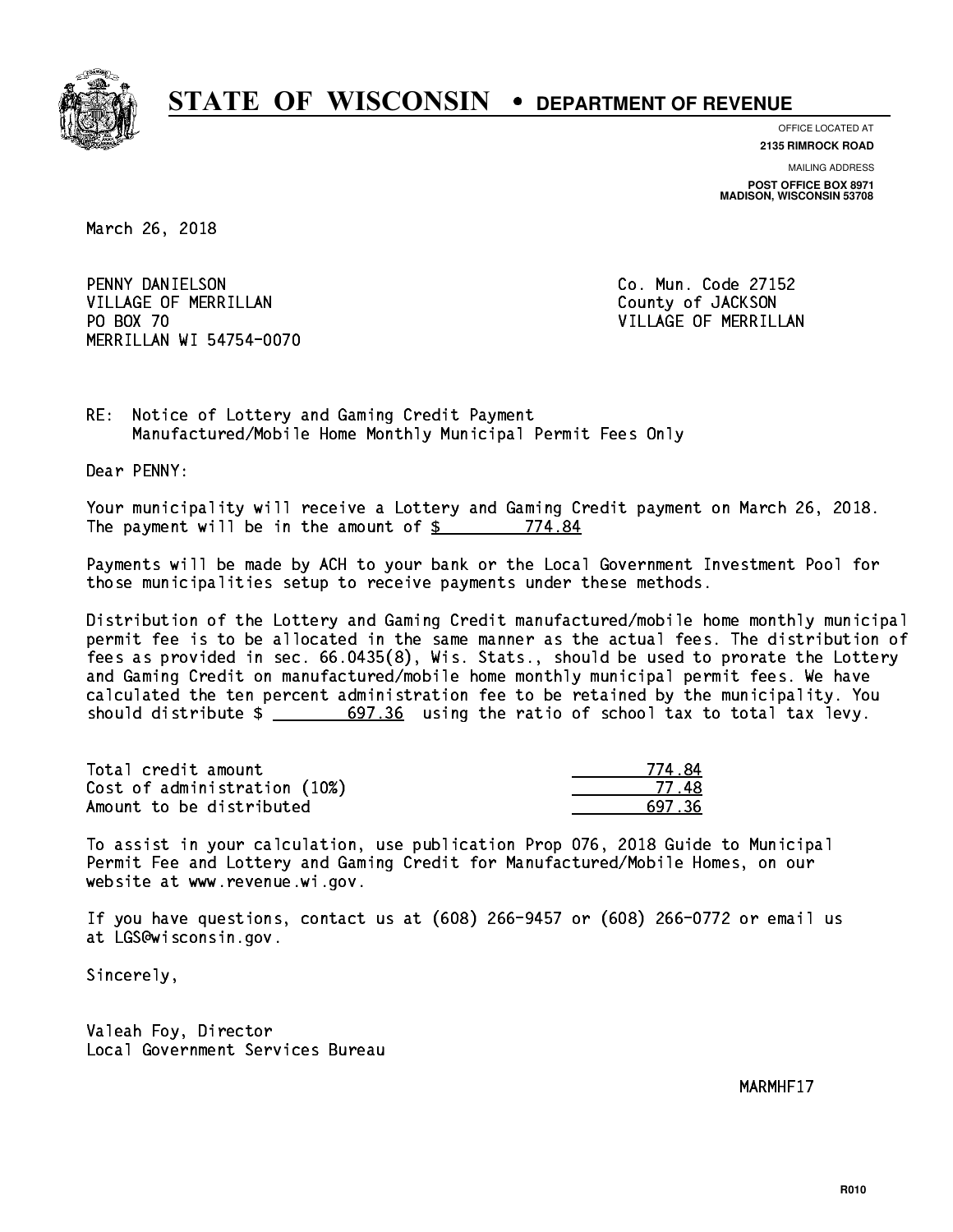# STATE OF WISCONSIN • DEPARTMENT OF REVENUE

OFFICE LOCATED AT
**2135 RIMROCK ROAD**

MAILING ADDRESS
**POST OFFICE BOX 8971**
**MADISON, WISCONSIN 53708**

March 26, 2018

PENNY DANIELSON
VILLAGE OF MERRILLAN
PO BOX 70
MERRILLAN WI 54754-0070

Co. Mun. Code 27152
County of JACKSON
VILLAGE OF MERRILLAN

RE: Notice of Lottery and Gaming Credit Payment
Manufactured/Mobile Home Monthly Municipal Permit Fees Only

Dear PENNY:

Your municipality will receive a Lottery and Gaming Credit payment on March 26, 2018. The payment will be in the amount of $ 774.84

Payments will be made by ACH to your bank or the Local Government Investment Pool for those municipalities setup to receive payments under these methods.

Distribution of the Lottery and Gaming Credit manufactured/mobile home monthly municipal permit fee is to be allocated in the same manner as the actual fees. The distribution of fees as provided in sec. 66.0435(8), Wis. Stats., should be used to prorate the Lottery and Gaming Credit on manufactured/mobile home monthly municipal permit fees. We have calculated the ten percent administration fee to be retained by the municipality. You should distribute $ 697.36 using the ratio of school tax to total tax levy.

| | |
|---|---|
| Total credit amount | 774.84 |
| Cost of administration (10%) | 77.48 |
| Amount to be distributed | 697.36 |

To assist in your calculation, use publication Prop 076, 2018 Guide to Municipal Permit Fee and Lottery and Gaming Credit for Manufactured/Mobile Homes, on our website at www.revenue.wi.gov.

If you have questions, contact us at (608) 266-9457 or (608) 266-0772 or email us at LGS@wisconsin.gov.

Sincerely,

Valeah Foy, Director
Local Government Services Bureau

MARMHF17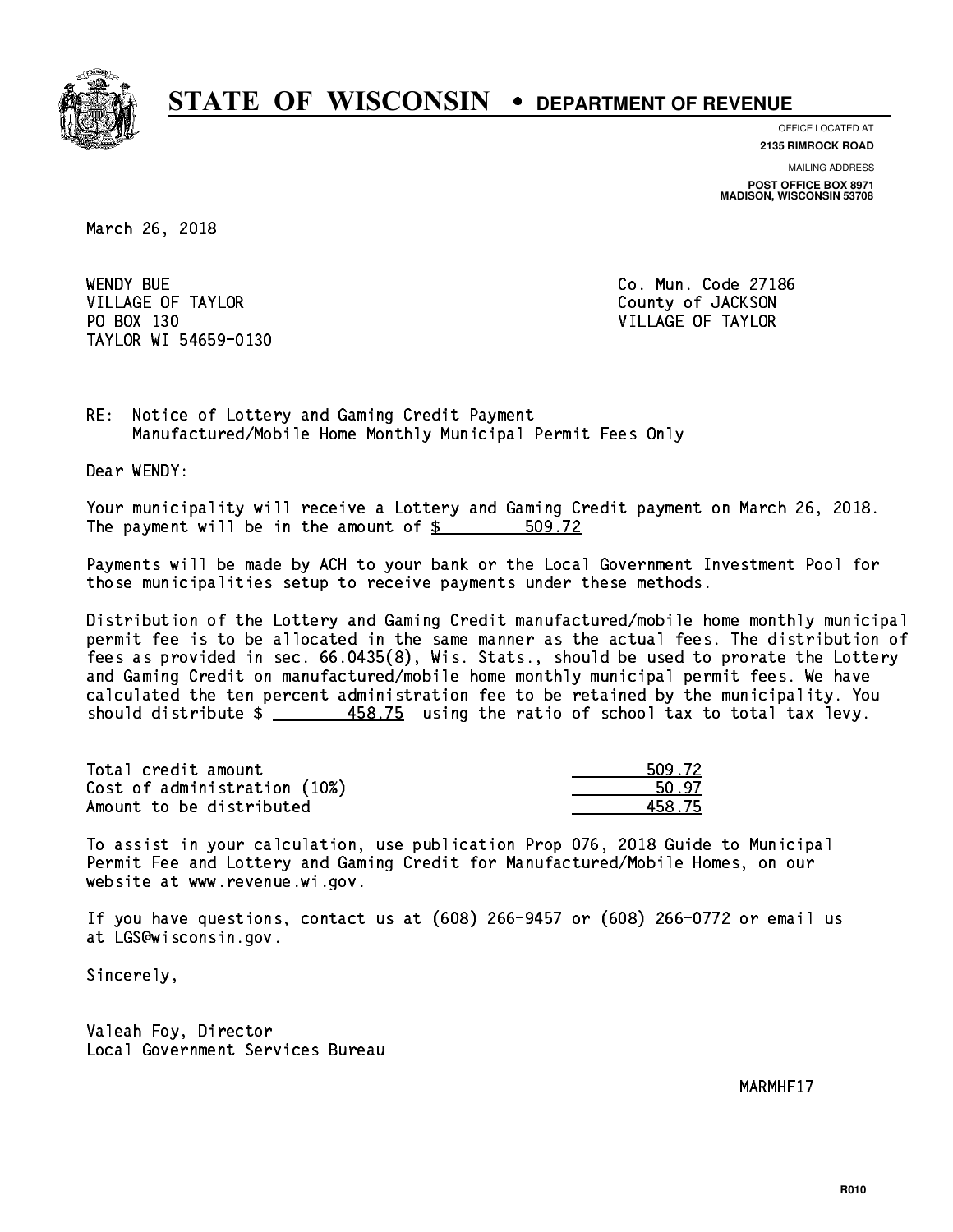# STATE OF WISCONSIN • DEPARTMENT OF REVENUE

OFFICE LOCATED AT
**2135 RIMROCK ROAD**

MAILING ADDRESS
**POST OFFICE BOX 8971**
**MADISON, WISCONSIN 53708**

March 26, 2018

WENDY BUE
VILLAGE OF TAYLOR
PO BOX 130
TAYLOR WI 54659-0130

Co. Mun. Code 27186
County of JACKSON
VILLAGE OF TAYLOR

RE: Notice of Lottery and Gaming Credit Payment
Manufactured/Mobile Home Monthly Municipal Permit Fees Only

Dear WENDY:

Your municipality will receive a Lottery and Gaming Credit payment on March 26, 2018. The payment will be in the amount of $ 509.72

Payments will be made by ACH to your bank or the Local Government Investment Pool for those municipalities setup to receive payments under these methods.

Distribution of the Lottery and Gaming Credit manufactured/mobile home monthly municipal permit fee is to be allocated in the same manner as the actual fees. The distribution of fees as provided in sec. 66.0435(8), Wis. Stats., should be used to prorate the Lottery and Gaming Credit on manufactured/mobile home monthly municipal permit fees. We have calculated the ten percent administration fee to be retained by the municipality. You should distribute $ 458.75 using the ratio of school tax to total tax levy.

| | |
|---|---|
| Total credit amount | 509.72 |
| Cost of administration (10%) | 50.97 |
| Amount to be distributed | 458.75 |

To assist in your calculation, use publication Prop 076, 2018 Guide to Municipal Permit Fee and Lottery and Gaming Credit for Manufactured/Mobile Homes, on our website at www.revenue.wi.gov.

If you have questions, contact us at (608) 266-9457 or (608) 266-0772 or email us at LGS@wisconsin.gov.

Sincerely,

Valeah Foy, Director
Local Government Services Bureau

MARMHF17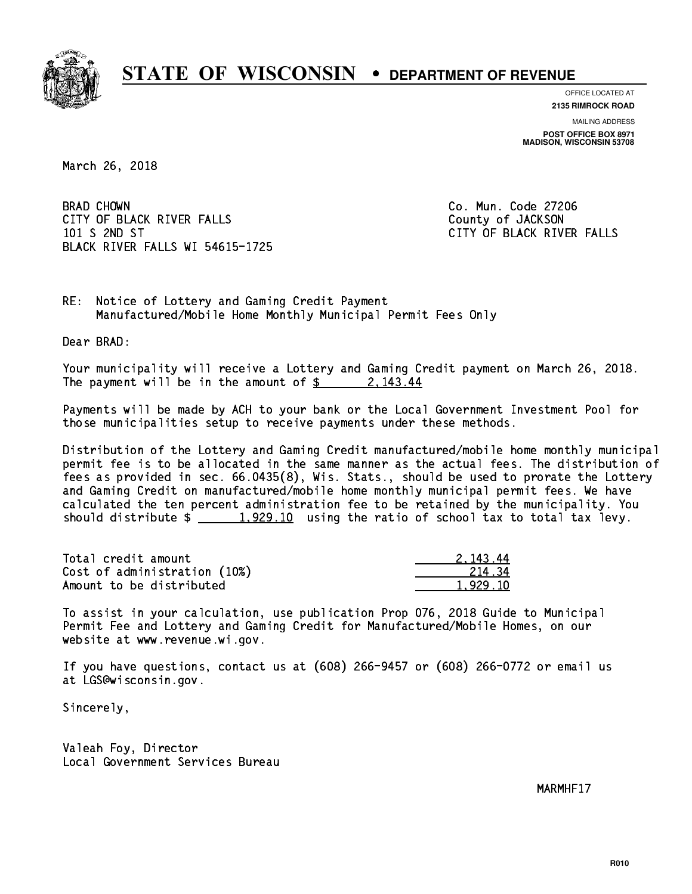# STATE OF WISCONSIN • DEPARTMENT OF REVENUE

OFFICE LOCATED AT
**2135 RIMROCK ROAD**

MAILING ADDRESS
**POST OFFICE BOX 8971**
**MADISON, WISCONSIN 53708**

March 26, 2018

BRAD CHOWN
CITY OF BLACK RIVER FALLS
101 S 2ND ST
BLACK RIVER FALLS WI 54615-1725

Co. Mun. Code 27206
County of JACKSON
CITY OF BLACK RIVER FALLS

RE: Notice of Lottery and Gaming Credit Payment
Manufactured/Mobile Home Monthly Municipal Permit Fees Only

Dear BRAD:

Your municipality will receive a Lottery and Gaming Credit payment on March 26, 2018. The payment will be in the amount of $ 2,143.44

Payments will be made by ACH to your bank or the Local Government Investment Pool for those municipalities setup to receive payments under these methods.

Distribution of the Lottery and Gaming Credit manufactured/mobile home monthly municipal permit fee is to be allocated in the same manner as the actual fees. The distribution of fees as provided in sec. 66.0435(8), Wis. Stats., should be used to prorate the Lottery and Gaming Credit on manufactured/mobile home monthly municipal permit fees. We have calculated the ten percent administration fee to be retained by the municipality. You should distribute $ 1,929.10 using the ratio of school tax to total tax levy.

| | |
|---|---|
| Total credit amount | 2,143.44 |
| Cost of administration (10%) | 214.34 |
| Amount to be distributed | 1,929.10 |

To assist in your calculation, use publication Prop 076, 2018 Guide to Municipal Permit Fee and Lottery and Gaming Credit for Manufactured/Mobile Homes, on our website at www.revenue.wi.gov.

If you have questions, contact us at (608) 266-9457 or (608) 266-0772 or email us at LGS@wisconsin.gov.

Sincerely,

Valeah Foy, Director
Local Government Services Bureau

MARMHF17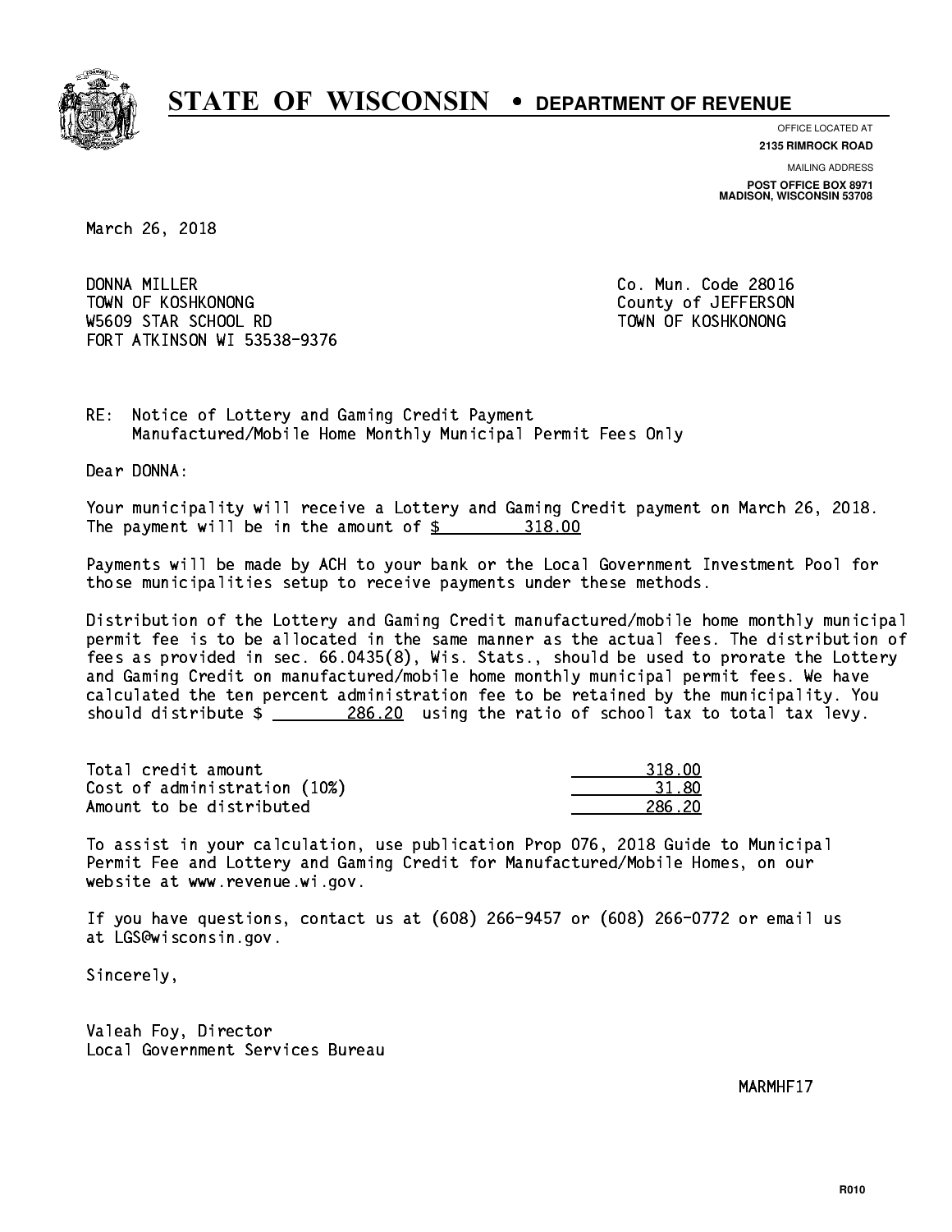# STATE OF WISCONSIN • DEPARTMENT OF REVENUE

OFFICE LOCATED AT
**2135 RIMROCK ROAD**

MAILING ADDRESS
**POST OFFICE BOX 8971**
**MADISON, WISCONSIN 53708**

March 26, 2018

DONNA MILLER
TOWN OF KOSHKONONG
W5609 STAR SCHOOL RD
FORT ATKINSON WI 53538-9376

Co. Mun. Code 28016
County of JEFFERSON
TOWN OF KOSHKONONG

RE: Notice of Lottery and Gaming Credit Payment
Manufactured/Mobile Home Monthly Municipal Permit Fees Only

Dear DONNA:

Your municipality will receive a Lottery and Gaming Credit payment on March 26, 2018. The payment will be in the amount of $ 318.00

Payments will be made by ACH to your bank or the Local Government Investment Pool for those municipalities setup to receive payments under these methods.

Distribution of the Lottery and Gaming Credit manufactured/mobile home monthly municipal permit fee is to be allocated in the same manner as the actual fees. The distribution of fees as provided in sec. 66.0435(8), Wis. Stats., should be used to prorate the Lottery and Gaming Credit on manufactured/mobile home monthly municipal permit fees. We have calculated the ten percent administration fee to be retained by the municipality. You should distribute $ 286.20 using the ratio of school tax to total tax levy.

| | |
|---|---|
| Total credit amount | 318.00 |
| Cost of administration (10%) | 31.80 |
| Amount to be distributed | 286.20 |

To assist in your calculation, use publication Prop 076, 2018 Guide to Municipal Permit Fee and Lottery and Gaming Credit for Manufactured/Mobile Homes, on our website at www.revenue.wi.gov.

If you have questions, contact us at (608) 266-9457 or (608) 266-0772 or email us at LGS@wisconsin.gov.

Sincerely,

Valeah Foy, Director
Local Government Services Bureau

MARMHF17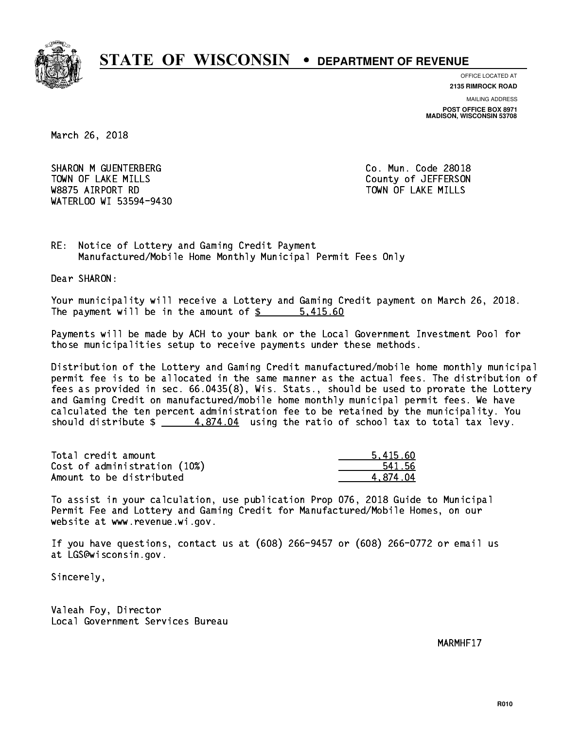# STATE OF WISCONSIN • DEPARTMENT OF REVENUE

OFFICE LOCATED AT
**2135 RIMROCK ROAD**

MAILING ADDRESS
**POST OFFICE BOX 8971**
**MADISON, WISCONSIN 53708**

March 26, 2018

SHARON M GUENTERBERG
TOWN OF LAKE MILLS
W8875 AIRPORT RD
WATERLOO WI 53594-9430

Co. Mun. Code 28018
County of JEFFERSON
TOWN OF LAKE MILLS

RE: Notice of Lottery and Gaming Credit Payment
Manufactured/Mobile Home Monthly Municipal Permit Fees Only

Dear SHARON:

Your municipality will receive a Lottery and Gaming Credit payment on March 26, 2018. The payment will be in the amount of $ 5,415.60

Payments will be made by ACH to your bank or the Local Government Investment Pool for those municipalities setup to receive payments under these methods.

Distribution of the Lottery and Gaming Credit manufactured/mobile home monthly municipal permit fee is to be allocated in the same manner as the actual fees. The distribution of fees as provided in sec. 66.0435(8), Wis. Stats., should be used to prorate the Lottery and Gaming Credit on manufactured/mobile home monthly municipal permit fees. We have calculated the ten percent administration fee to be retained by the municipality. You should distribute $ 4,874.04 using the ratio of school tax to total tax levy.

| | |
|---|---|
| Total credit amount | 5,415.60 |
| Cost of administration (10%) | 541.56 |
| Amount to be distributed | 4,874.04 |

To assist in your calculation, use publication Prop 076, 2018 Guide to Municipal Permit Fee and Lottery and Gaming Credit for Manufactured/Mobile Homes, on our website at www.revenue.wi.gov.

If you have questions, contact us at (608) 266-9457 or (608) 266-0772 or email us at LGS@wisconsin.gov.

Sincerely,

Valeah Foy, Director
Local Government Services Bureau

MARMHF17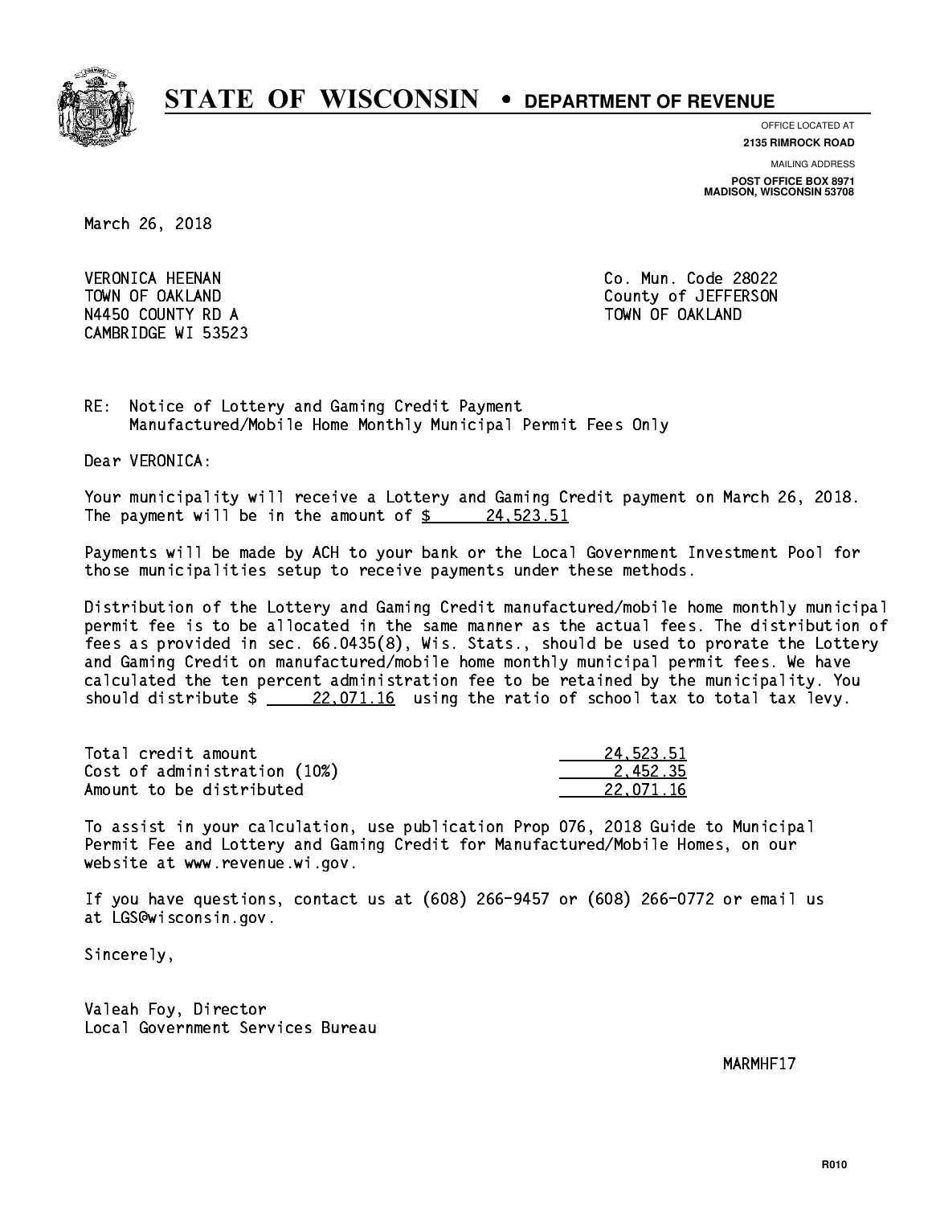# STATE OF WISCONSIN • DEPARTMENT OF REVENUE

OFFICE LOCATED AT
**2135 RIMROCK ROAD**

MAILING ADDRESS
**POST OFFICE BOX 8971**
**MADISON, WISCONSIN 53708**

March 26, 2018

VERONICA HEENAN
TOWN OF OAKLAND
N4450 COUNTY RD A
CAMBRIDGE WI 53523

Co. Mun. Code 28022
County of JEFFERSON
TOWN OF OAKLAND

RE: Notice of Lottery and Gaming Credit Payment
Manufactured/Mobile Home Monthly Municipal Permit Fees Only

Dear VERONICA:

Your municipality will receive a Lottery and Gaming Credit payment on March 26, 2018. The payment will be in the amount of $ 24,523.51

Payments will be made by ACH to your bank or the Local Government Investment Pool for those municipalities setup to receive payments under these methods.

Distribution of the Lottery and Gaming Credit manufactured/mobile home monthly municipal permit fee is to be allocated in the same manner as the actual fees. The distribution of fees as provided in sec. 66.0435(8), Wis. Stats., should be used to prorate the Lottery and Gaming Credit on manufactured/mobile home monthly municipal permit fees. We have calculated the ten percent administration fee to be retained by the municipality. You should distribute $ 22,071.16 using the ratio of school tax to total tax levy.

| | |
|---|---|
| Total credit amount | 24,523.51 |
| Cost of administration (10%) | 2,452.35 |
| Amount to be distributed | 22,071.16 |

To assist in your calculation, use publication Prop 076, 2018 Guide to Municipal Permit Fee and Lottery and Gaming Credit for Manufactured/Mobile Homes, on our website at www.revenue.wi.gov.

If you have questions, contact us at (608) 266-9457 or (608) 266-0772 or email us at LGS@wisconsin.gov.

Sincerely,

Valeah Foy, Director
Local Government Services Bureau

MARMHF17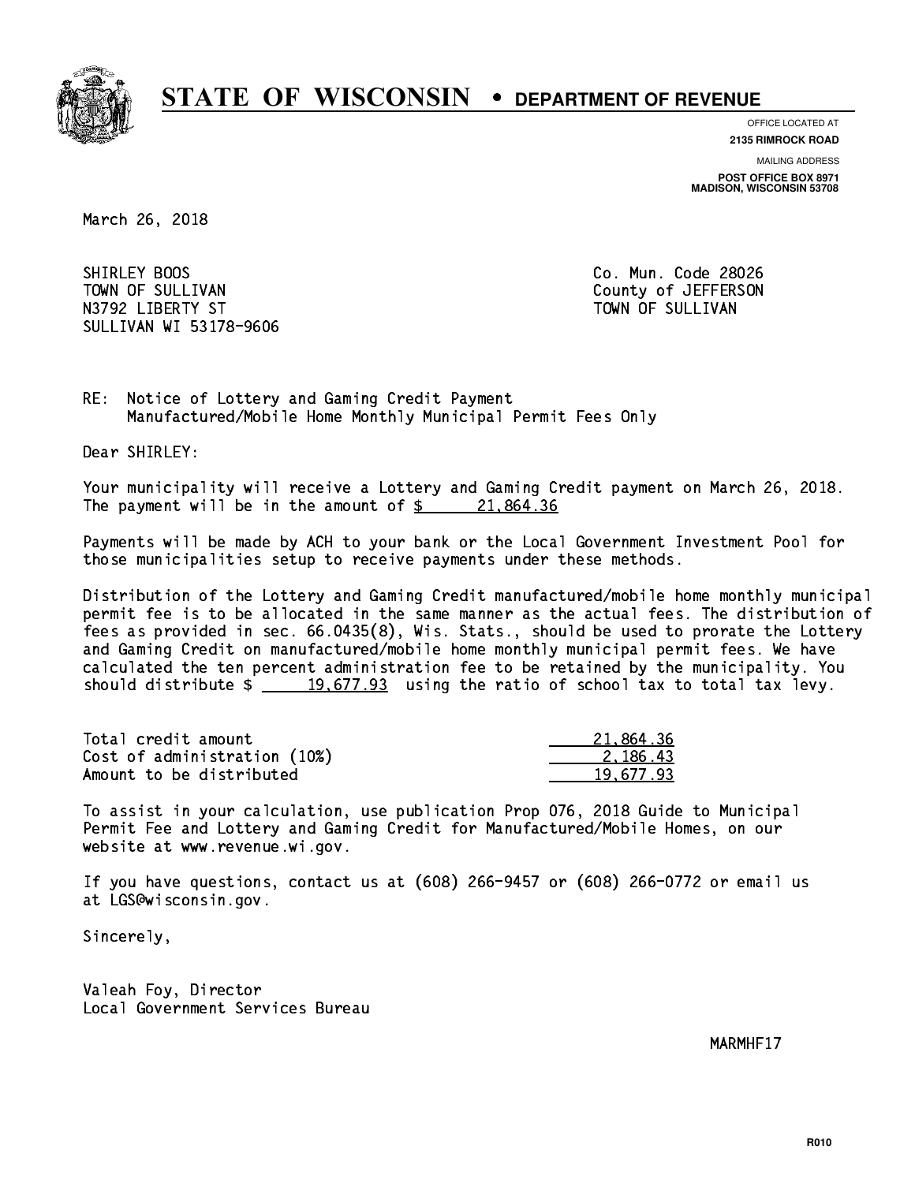# STATE OF WISCONSIN • DEPARTMENT OF REVENUE

OFFICE LOCATED AT
**2135 RIMROCK ROAD**

MAILING ADDRESS
**POST OFFICE BOX 8971**
**MADISON, WISCONSIN 53708**

March 26, 2018

SHIRLEY BOOS
TOWN OF SULLIVAN
N3792 LIBERTY ST
SULLIVAN WI 53178-9606

Co. Mun. Code 28026
County of JEFFERSON
TOWN OF SULLIVAN

RE: Notice of Lottery and Gaming Credit Payment
Manufactured/Mobile Home Monthly Municipal Permit Fees Only

Dear SHIRLEY:

Your municipality will receive a Lottery and Gaming Credit payment on March 26, 2018. The payment will be in the amount of $ 21,864.36

Payments will be made by ACH to your bank or the Local Government Investment Pool for those municipalities setup to receive payments under these methods.

Distribution of the Lottery and Gaming Credit manufactured/mobile home monthly municipal permit fee is to be allocated in the same manner as the actual fees. The distribution of fees as provided in sec. 66.0435(8), Wis. Stats., should be used to prorate the Lottery and Gaming Credit on manufactured/mobile home monthly municipal permit fees. We have calculated the ten percent administration fee to be retained by the municipality. You should distribute $ 19,677.93 using the ratio of school tax to total tax levy.

| | |
|---|---|
| Total credit amount | 21,864.36 |
| Cost of administration (10%) | 2,186.43 |
| Amount to be distributed | 19,677.93 |

To assist in your calculation, use publication Prop 076, 2018 Guide to Municipal Permit Fee and Lottery and Gaming Credit for Manufactured/Mobile Homes, on our website at www.revenue.wi.gov.

If you have questions, contact us at (608) 266-9457 or (608) 266-0772 or email us at LGS@wisconsin.gov.

Sincerely,

Valeah Foy, Director
Local Government Services Bureau

MARMHF17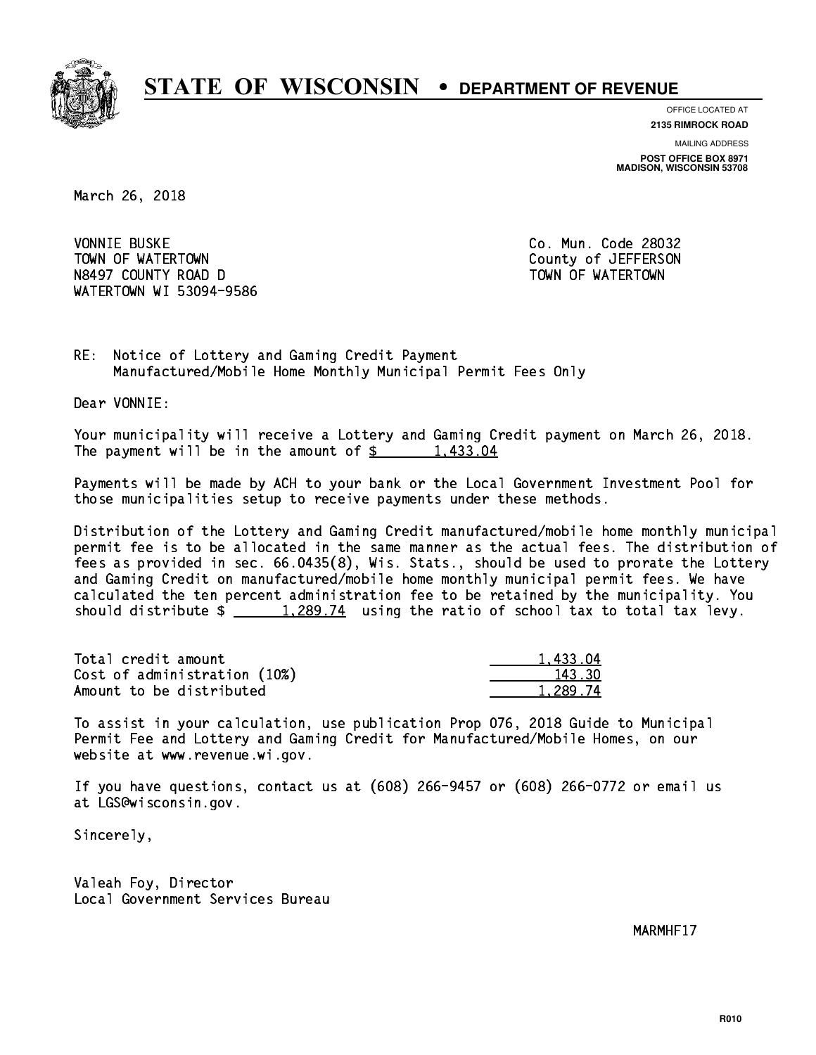# STATE OF WISCONSIN • DEPARTMENT OF REVENUE

OFFICE LOCATED AT
**2135 RIMROCK ROAD**

MAILING ADDRESS
**POST OFFICE BOX 8971**
**MADISON, WISCONSIN 53708**

March 26, 2018

VONNIE BUSKE
TOWN OF WATERTOWN
N8497 COUNTY ROAD D
WATERTOWN WI 53094-9586

Co. Mun. Code 28032
County of JEFFERSON
TOWN OF WATERTOWN

RE: Notice of Lottery and Gaming Credit Payment
Manufactured/Mobile Home Monthly Municipal Permit Fees Only

Dear VONNIE:

Your municipality will receive a Lottery and Gaming Credit payment on March 26, 2018. The payment will be in the amount of $ 1,433.04

Payments will be made by ACH to your bank or the Local Government Investment Pool for those municipalities setup to receive payments under these methods.

Distribution of the Lottery and Gaming Credit manufactured/mobile home monthly municipal permit fee is to be allocated in the same manner as the actual fees. The distribution of fees as provided in sec. 66.0435(8), Wis. Stats., should be used to prorate the Lottery and Gaming Credit on manufactured/mobile home monthly municipal permit fees. We have calculated the ten percent administration fee to be retained by the municipality. You should distribute $ 1,289.74 using the ratio of school tax to total tax levy.

| | |
|---|---|
| Total credit amount | 1,433.04 |
| Cost of administration (10%) | 143.30 |
| Amount to be distributed | 1,289.74 |

To assist in your calculation, use publication Prop 076, 2018 Guide to Municipal Permit Fee and Lottery and Gaming Credit for Manufactured/Mobile Homes, on our website at www.revenue.wi.gov.

If you have questions, contact us at (608) 266-9457 or (608) 266-0772 or email us at LGS@wisconsin.gov.

Sincerely,

Valeah Foy, Director
Local Government Services Bureau

MARMHF17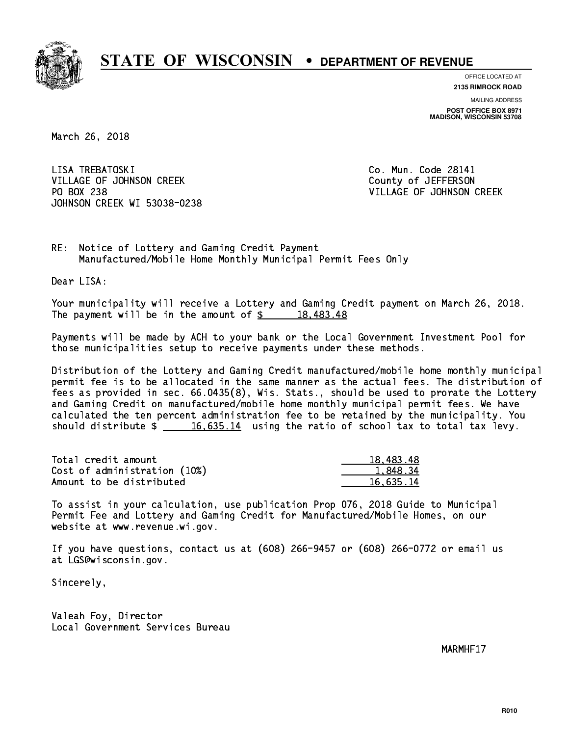# STATE OF WISCONSIN • DEPARTMENT OF REVENUE

OFFICE LOCATED AT
**2135 RIMROCK ROAD**

MAILING ADDRESS
**POST OFFICE BOX 8971**
**MADISON, WISCONSIN 53708**

March 26, 2018

LISA TREBATOSKI
VILLAGE OF JOHNSON CREEK
PO BOX 238
JOHNSON CREEK WI 53038-0238

Co. Mun. Code 28141
County of JEFFERSON
VILLAGE OF JOHNSON CREEK

RE: Notice of Lottery and Gaming Credit Payment
Manufactured/Mobile Home Monthly Municipal Permit Fees Only

Dear LISA:

Your municipality will receive a Lottery and Gaming Credit payment on March 26, 2018. The payment will be in the amount of $ 18,483.48

Payments will be made by ACH to your bank or the Local Government Investment Pool for those municipalities setup to receive payments under these methods.

Distribution of the Lottery and Gaming Credit manufactured/mobile home monthly municipal permit fee is to be allocated in the same manner as the actual fees. The distribution of fees as provided in sec. 66.0435(8), Wis. Stats., should be used to prorate the Lottery and Gaming Credit on manufactured/mobile home monthly municipal permit fees. We have calculated the ten percent administration fee to be retained by the municipality. You should distribute $ 16,635.14 using the ratio of school tax to total tax levy.

| | |
|---|---|
| Total credit amount | 18,483.48 |
| Cost of administration (10%) | 1,848.34 |
| Amount to be distributed | 16,635.14 |

To assist in your calculation, use publication Prop 076, 2018 Guide to Municipal Permit Fee and Lottery and Gaming Credit for Manufactured/Mobile Homes, on our website at www.revenue.wi.gov.

If you have questions, contact us at (608) 266-9457 or (608) 266-0772 or email us at LGS@wisconsin.gov.

Sincerely,

Valeah Foy, Director
Local Government Services Bureau

MARMHF17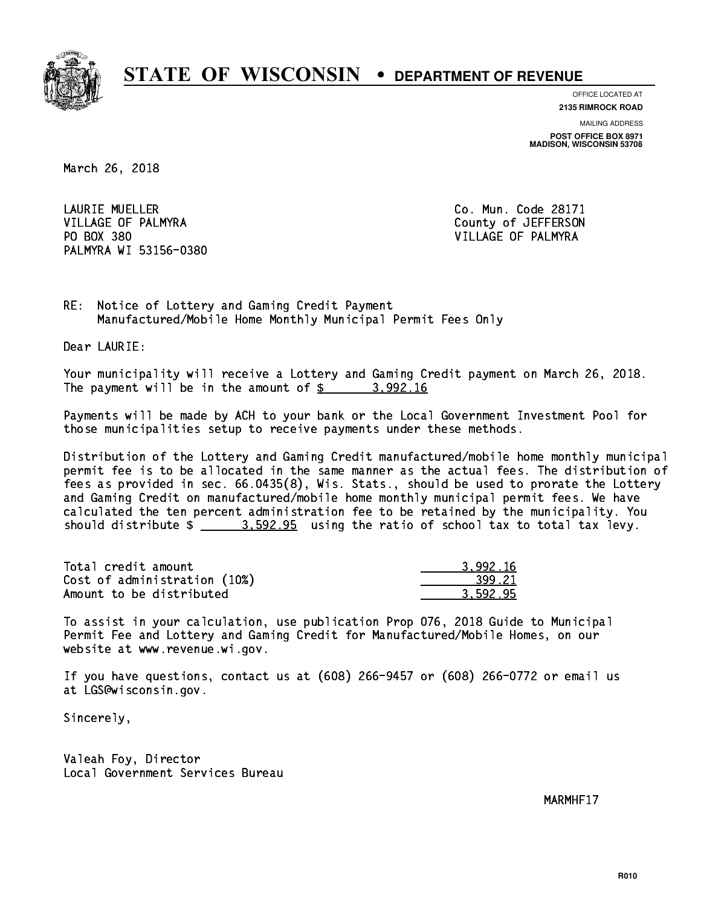# STATE OF WISCONSIN • DEPARTMENT OF REVENUE

OFFICE LOCATED AT
**2135 RIMROCK ROAD**

MAILING ADDRESS
**POST OFFICE BOX 8971**
**MADISON, WISCONSIN 53708**

March 26, 2018

LAURIE MUELLER
VILLAGE OF PALMYRA
PO BOX 380
PALMYRA WI 53156-0380

Co. Mun. Code 28171
County of JEFFERSON
VILLAGE OF PALMYRA

RE: Notice of Lottery and Gaming Credit Payment
Manufactured/Mobile Home Monthly Municipal Permit Fees Only

Dear LAURIE:

Your municipality will receive a Lottery and Gaming Credit payment on March 26, 2018. The payment will be in the amount of $ 3,992.16

Payments will be made by ACH to your bank or the Local Government Investment Pool for those municipalities setup to receive payments under these methods.

Distribution of the Lottery and Gaming Credit manufactured/mobile home monthly municipal permit fee is to be allocated in the same manner as the actual fees. The distribution of fees as provided in sec. 66.0435(8), Wis. Stats., should be used to prorate the Lottery and Gaming Credit on manufactured/mobile home monthly municipal permit fees. We have calculated the ten percent administration fee to be retained by the municipality. You should distribute $ 3,592.95 using the ratio of school tax to total tax levy.

| | |
|---|---|
| Total credit amount | 3,992.16 |
| Cost of administration (10%) | 399.21 |
| Amount to be distributed | 3,592.95 |

To assist in your calculation, use publication Prop 076, 2018 Guide to Municipal Permit Fee and Lottery and Gaming Credit for Manufactured/Mobile Homes, on our website at www.revenue.wi.gov.

If you have questions, contact us at (608) 266-9457 or (608) 266-0772 or email us at LGS@wisconsin.gov.

Sincerely,

Valeah Foy, Director
Local Government Services Bureau

MARMHF17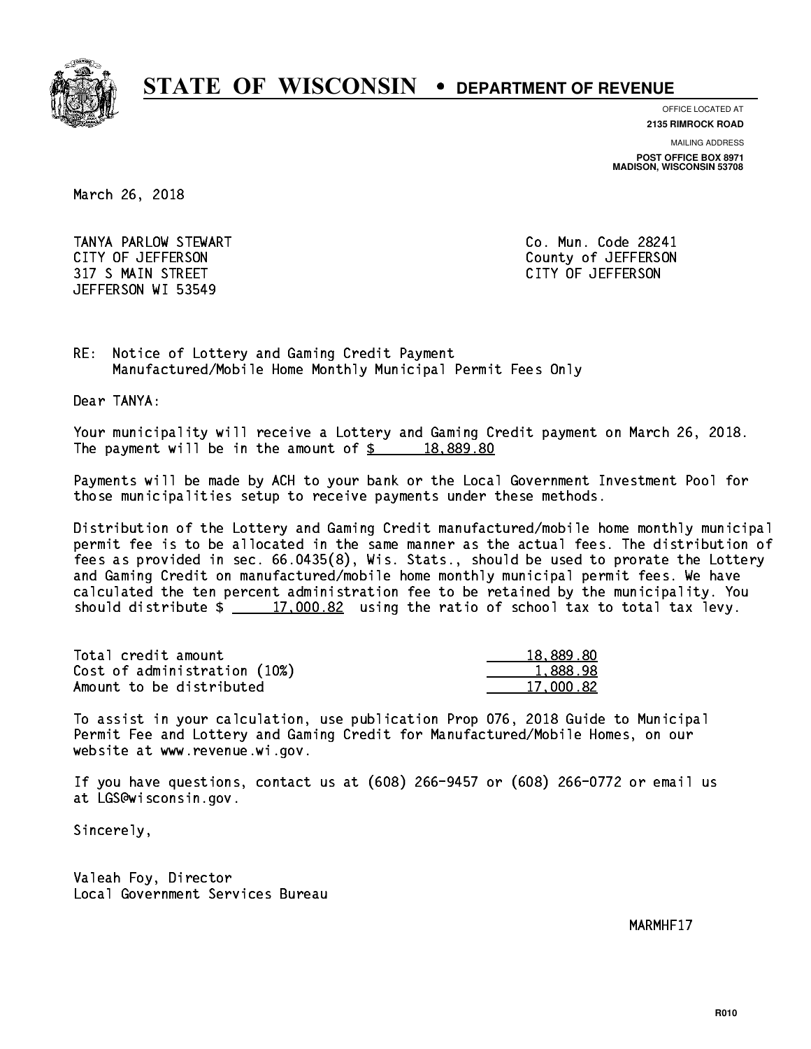# STATE OF WISCONSIN • DEPARTMENT OF REVENUE

OFFICE LOCATED AT
**2135 RIMROCK ROAD**

MAILING ADDRESS
**POST OFFICE BOX 8971**
**MADISON, WISCONSIN 53708**

March 26, 2018

TANYA PARLOW STEWART
CITY OF JEFFERSON
317 S MAIN STREET
JEFFERSON WI 53549

Co. Mun. Code 28241
County of JEFFERSON
CITY OF JEFFERSON

RE: Notice of Lottery and Gaming Credit Payment
Manufactured/Mobile Home Monthly Municipal Permit Fees Only

Dear TANYA:

Your municipality will receive a Lottery and Gaming Credit payment on March 26, 2018. The payment will be in the amount of $ 18,889.80

Payments will be made by ACH to your bank or the Local Government Investment Pool for those municipalities setup to receive payments under these methods.

Distribution of the Lottery and Gaming Credit manufactured/mobile home monthly municipal permit fee is to be allocated in the same manner as the actual fees. The distribution of fees as provided in sec. 66.0435(8), Wis. Stats., should be used to prorate the Lottery and Gaming Credit on manufactured/mobile home monthly municipal permit fees. We have calculated the ten percent administration fee to be retained by the municipality. You should distribute $ 17,000.82 using the ratio of school tax to total tax levy.

| | |
|---|---:|
| Total credit amount | 18,889.80 |
| Cost of administration (10%) | 1,888.98 |
| Amount to be distributed | 17,000.82 |

To assist in your calculation, use publication Prop 076, 2018 Guide to Municipal Permit Fee and Lottery and Gaming Credit for Manufactured/Mobile Homes, on our website at www.revenue.wi.gov.

If you have questions, contact us at (608) 266-9457 or (608) 266-0772 or email us at LGS@wisconsin.gov.

Sincerely,

Valeah Foy, Director
Local Government Services Bureau

MARMHF17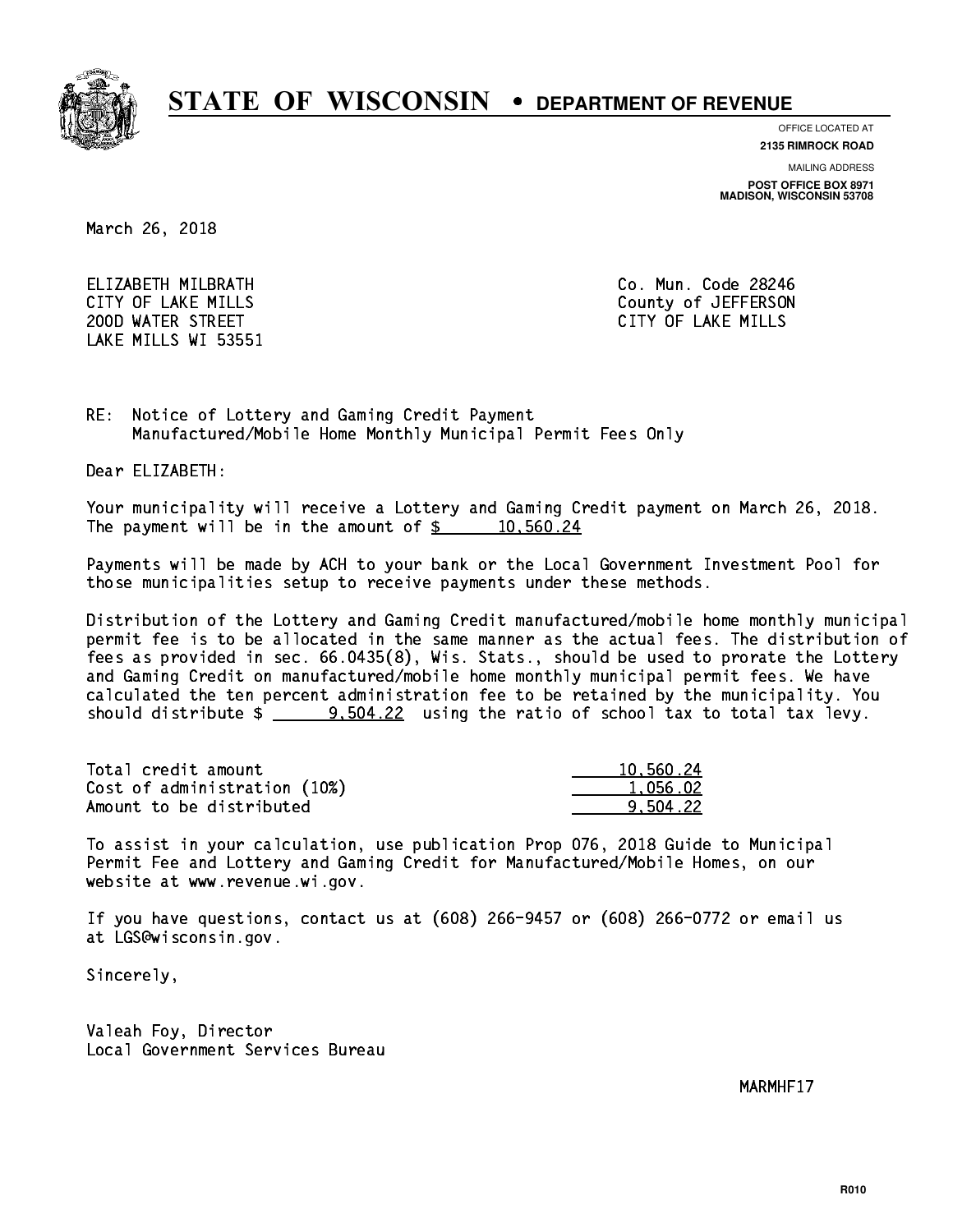# STATE OF WISCONSIN • DEPARTMENT OF REVENUE

OFFICE LOCATED AT
**2135 RIMROCK ROAD**

MAILING ADDRESS
**POST OFFICE BOX 8971**
**MADISON, WISCONSIN 53708**

March 26, 2018

ELIZABETH MILBRATH
CITY OF LAKE MILLS
200D WATER STREET
LAKE MILLS WI 53551

Co. Mun. Code 28246
County of JEFFERSON
CITY OF LAKE MILLS

RE: Notice of Lottery and Gaming Credit Payment
Manufactured/Mobile Home Monthly Municipal Permit Fees Only

Dear ELIZABETH:

Your municipality will receive a Lottery and Gaming Credit payment on March 26, 2018. The payment will be in the amount of $ 10,560.24

Payments will be made by ACH to your bank or the Local Government Investment Pool for those municipalities setup to receive payments under these methods.

Distribution of the Lottery and Gaming Credit manufactured/mobile home monthly municipal permit fee is to be allocated in the same manner as the actual fees. The distribution of fees as provided in sec. 66.0435(8), Wis. Stats., should be used to prorate the Lottery and Gaming Credit on manufactured/mobile home monthly municipal permit fees. We have calculated the ten percent administration fee to be retained by the municipality. You should distribute $ 9,504.22 using the ratio of school tax to total tax levy.

| | |
|---|---|
| Total credit amount | 10,560.24 |
| Cost of administration (10%) | 1,056.02 |
| Amount to be distributed | 9,504.22 |

To assist in your calculation, use publication Prop 076, 2018 Guide to Municipal Permit Fee and Lottery and Gaming Credit for Manufactured/Mobile Homes, on our website at www.revenue.wi.gov.

If you have questions, contact us at (608) 266-9457 or (608) 266-0772 or email us at LGS@wisconsin.gov.

Sincerely,

Valeah Foy, Director
Local Government Services Bureau

MARMHF17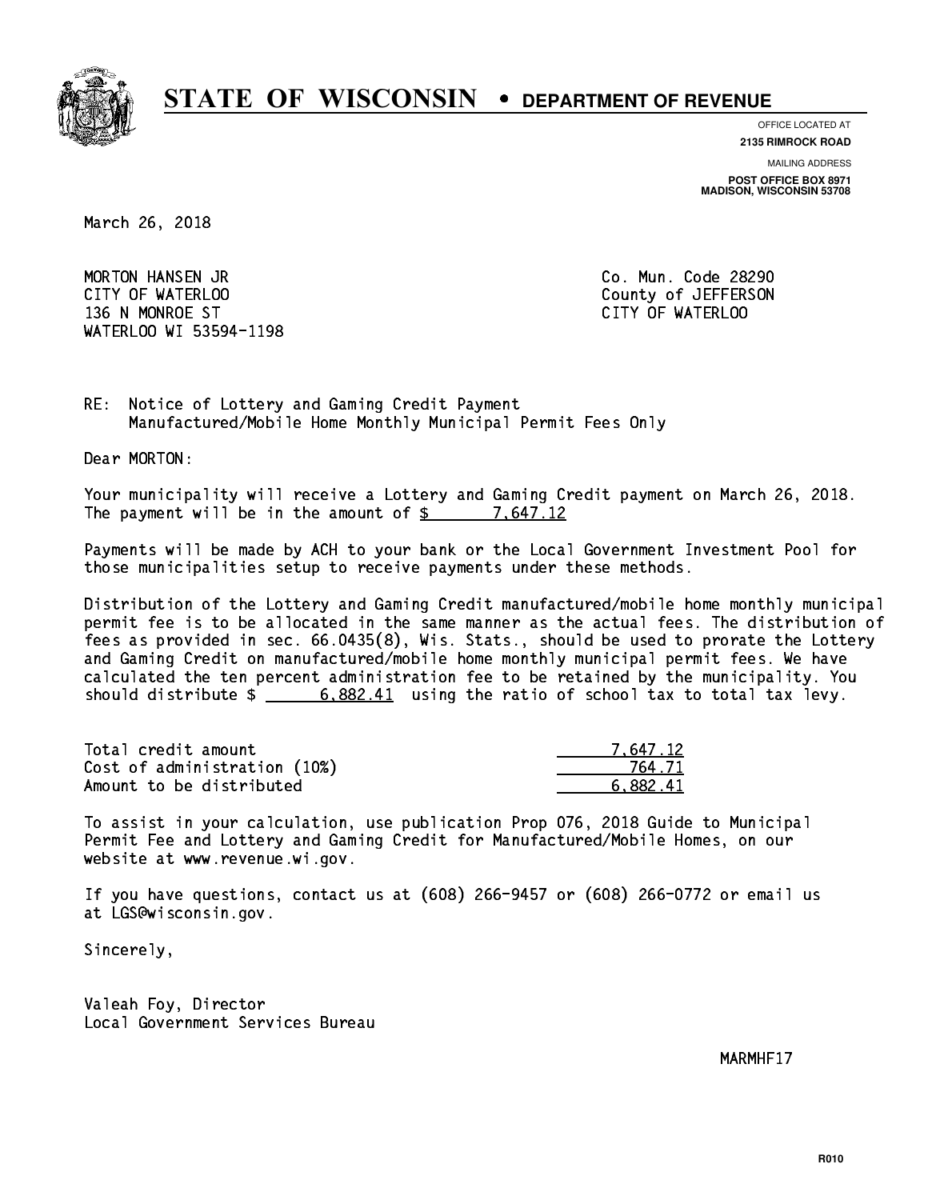# STATE OF WISCONSIN • DEPARTMENT OF REVENUE

OFFICE LOCATED AT
**2135 RIMROCK ROAD**

MAILING ADDRESS
**POST OFFICE BOX 8971**
**MADISON, WISCONSIN 53708**

March 26, 2018

MORTON HANSEN JR
CITY OF WATERLOO
136 N MONROE ST
WATERLOO WI 53594-1198

Co. Mun. Code 28290
County of JEFFERSON
CITY OF WATERLOO

RE: Notice of Lottery and Gaming Credit Payment
Manufactured/Mobile Home Monthly Municipal Permit Fees Only

Dear MORTON:

Your municipality will receive a Lottery and Gaming Credit payment on March 26, 2018. The payment will be in the amount of $ 7,647.12

Payments will be made by ACH to your bank or the Local Government Investment Pool for those municipalities setup to receive payments under these methods.

Distribution of the Lottery and Gaming Credit manufactured/mobile home monthly municipal permit fee is to be allocated in the same manner as the actual fees. The distribution of fees as provided in sec. 66.0435(8), Wis. Stats., should be used to prorate the Lottery and Gaming Credit on manufactured/mobile home monthly municipal permit fees. We have calculated the ten percent administration fee to be retained by the municipality. You should distribute $ 6,882.41 using the ratio of school tax to total tax levy.

| | |
|---|---|
| Total credit amount | 7,647.12 |
| Cost of administration (10%) | 764.71 |
| Amount to be distributed | 6,882.41 |

To assist in your calculation, use publication Prop 076, 2018 Guide to Municipal Permit Fee and Lottery and Gaming Credit for Manufactured/Mobile Homes, on our website at www.revenue.wi.gov.

If you have questions, contact us at (608) 266-9457 or (608) 266-0772 or email us at LGS@wisconsin.gov.

Sincerely,

Valeah Foy, Director
Local Government Services Bureau

MARMHF17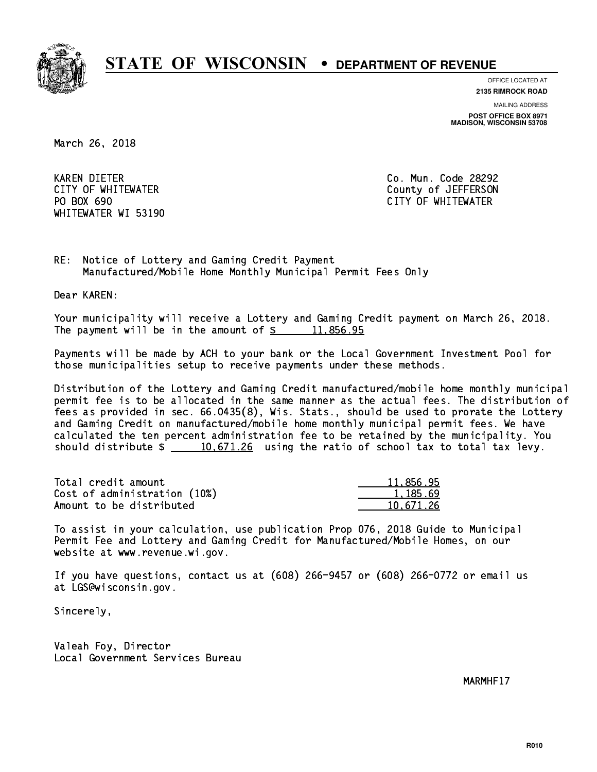# STATE OF WISCONSIN • DEPARTMENT OF REVENUE

OFFICE LOCATED AT
**2135 RIMROCK ROAD**

MAILING ADDRESS
**POST OFFICE BOX 8971**
**MADISON, WISCONSIN 53708**

March 26, 2018

KAREN DIETER
CITY OF WHITEWATER
PO BOX 690
WHITEWATER WI 53190

Co. Mun. Code 28292
County of JEFFERSON
CITY OF WHITEWATER

RE: Notice of Lottery and Gaming Credit Payment
Manufactured/Mobile Home Monthly Municipal Permit Fees Only

Dear KAREN:

Your municipality will receive a Lottery and Gaming Credit payment on March 26, 2018. The payment will be in the amount of $ 11,856.95

Payments will be made by ACH to your bank or the Local Government Investment Pool for those municipalities setup to receive payments under these methods.

Distribution of the Lottery and Gaming Credit manufactured/mobile home monthly municipal permit fee is to be allocated in the same manner as the actual fees. The distribution of fees as provided in sec. 66.0435(8), Wis. Stats., should be used to prorate the Lottery and Gaming Credit on manufactured/mobile home monthly municipal permit fees. We have calculated the ten percent administration fee to be retained by the municipality. You should distribute $ 10,671.26 using the ratio of school tax to total tax levy.

| | |
|---|---|
| Total credit amount | 11,856.95 |
| Cost of administration (10%) | 1,185.69 |
| Amount to be distributed | 10,671.26 |

To assist in your calculation, use publication Prop 076, 2018 Guide to Municipal Permit Fee and Lottery and Gaming Credit for Manufactured/Mobile Homes, on our website at www.revenue.wi.gov.

If you have questions, contact us at (608) 266-9457 or (608) 266-0772 or email us at LGS@wisconsin.gov.

Sincerely,

Valeah Foy, Director
Local Government Services Bureau

MARMHF17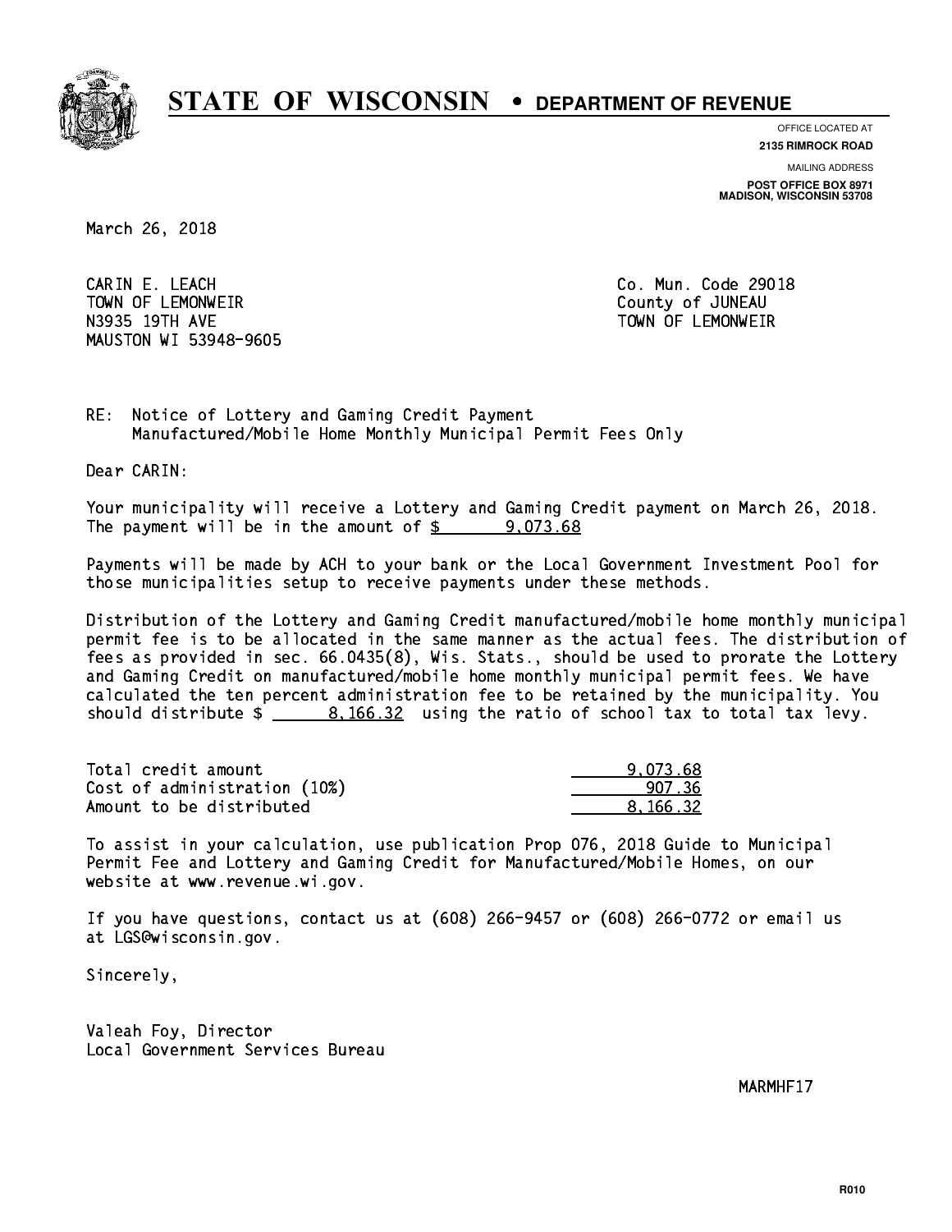# STATE OF WISCONSIN • DEPARTMENT OF REVENUE

OFFICE LOCATED AT
**2135 RIMROCK ROAD**

MAILING ADDRESS
**POST OFFICE BOX 8971**
**MADISON, WISCONSIN 53708**

March 26, 2018

CARIN E. LEACH
TOWN OF LEMONWEIR
N3935 19TH AVE
MAUSTON WI 53948-9605

Co. Mun. Code 29018
County of JUNEAU
TOWN OF LEMONWEIR

RE: Notice of Lottery and Gaming Credit Payment
Manufactured/Mobile Home Monthly Municipal Permit Fees Only

Dear CARIN:

Your municipality will receive a Lottery and Gaming Credit payment on March 26, 2018. The payment will be in the amount of $ 9,073.68

Payments will be made by ACH to your bank or the Local Government Investment Pool for those municipalities setup to receive payments under these methods.

Distribution of the Lottery and Gaming Credit manufactured/mobile home monthly municipal permit fee is to be allocated in the same manner as the actual fees. The distribution of fees as provided in sec. 66.0435(8), Wis. Stats., should be used to prorate the Lottery and Gaming Credit on manufactured/mobile home monthly municipal permit fees. We have calculated the ten percent administration fee to be retained by the municipality. You should distribute $ 8,166.32 using the ratio of school tax to total tax levy.

| | |
|---|---|
| Total credit amount | 9,073.68 |
| Cost of administration (10%) | 907.36 |
| Amount to be distributed | 8,166.32 |

To assist in your calculation, use publication Prop 076, 2018 Guide to Municipal Permit Fee and Lottery and Gaming Credit for Manufactured/Mobile Homes, on our website at www.revenue.wi.gov.

If you have questions, contact us at (608) 266-9457 or (608) 266-0772 or email us at LGS@wisconsin.gov.

Sincerely,

Valeah Foy, Director
Local Government Services Bureau

MARMHF17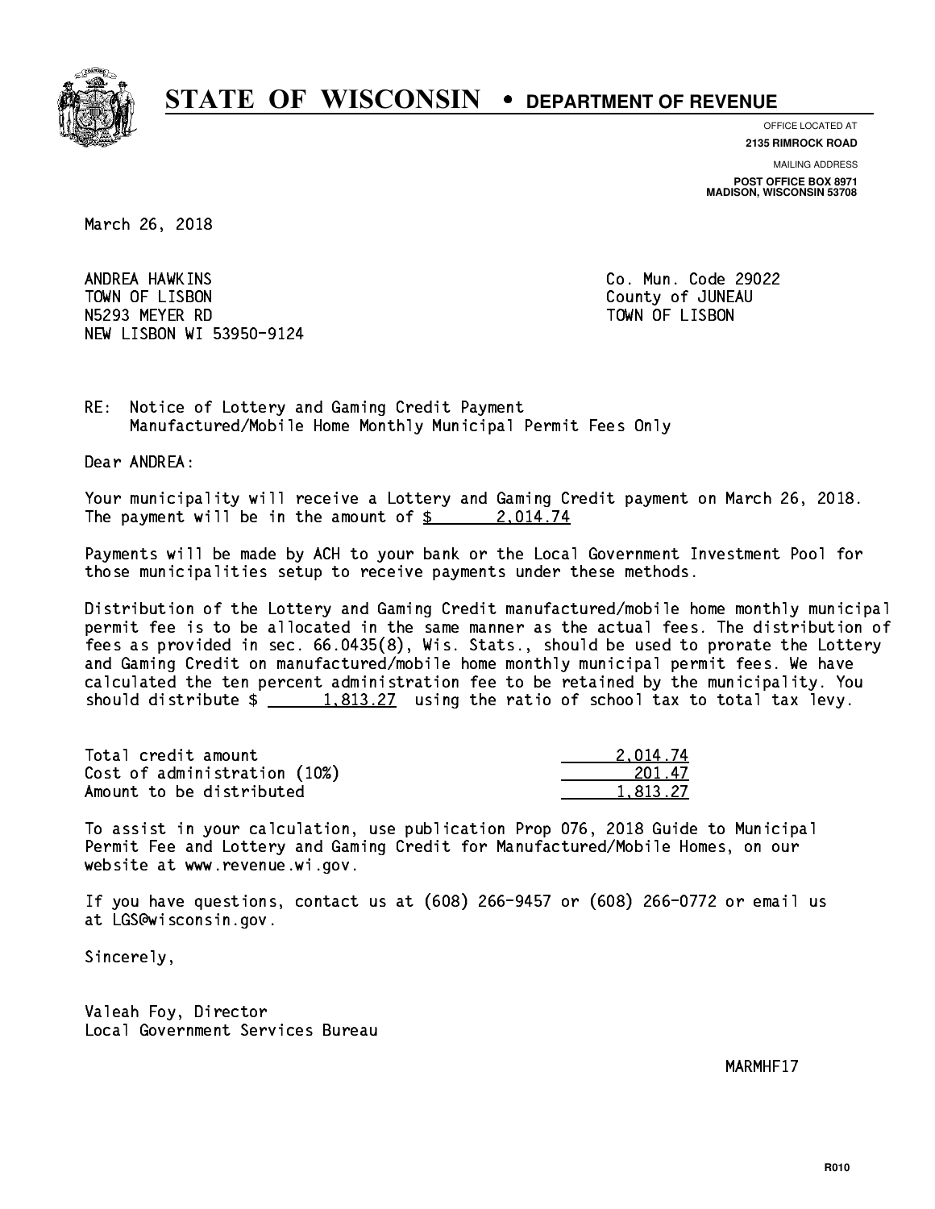# STATE OF WISCONSIN • DEPARTMENT OF REVENUE

OFFICE LOCATED AT
**2135 RIMROCK ROAD**

MAILING ADDRESS
**POST OFFICE BOX 8971**
**MADISON, WISCONSIN 53708**

March 26, 2018

ANDREA HAWKINS
TOWN OF LISBON
N5293 MEYER RD
NEW LISBON WI 53950-9124

Co. Mun. Code 29022
County of JUNEAU
TOWN OF LISBON

RE: Notice of Lottery and Gaming Credit Payment
Manufactured/Mobile Home Monthly Municipal Permit Fees Only

Dear ANDREA:

Your municipality will receive a Lottery and Gaming Credit payment on March 26, 2018. The payment will be in the amount of $ 2,014.74

Payments will be made by ACH to your bank or the Local Government Investment Pool for those municipalities setup to receive payments under these methods.

Distribution of the Lottery and Gaming Credit manufactured/mobile home monthly municipal permit fee is to be allocated in the same manner as the actual fees. The distribution of fees as provided in sec. 66.0435(8), Wis. Stats., should be used to prorate the Lottery and Gaming Credit on manufactured/mobile home monthly municipal permit fees. We have calculated the ten percent administration fee to be retained by the municipality. You should distribute $ 1,813.27 using the ratio of school tax to total tax levy.

| | |
|---|---|
| Total credit amount | 2,014.74 |
| Cost of administration (10%) | 201.47 |
| Amount to be distributed | 1,813.27 |

To assist in your calculation, use publication Prop 076, 2018 Guide to Municipal Permit Fee and Lottery and Gaming Credit for Manufactured/Mobile Homes, on our website at www.revenue.wi.gov.

If you have questions, contact us at (608) 266-9457 or (608) 266-0772 or email us at LGS@wisconsin.gov.

Sincerely,

Valeah Foy, Director
Local Government Services Bureau

MARMHF17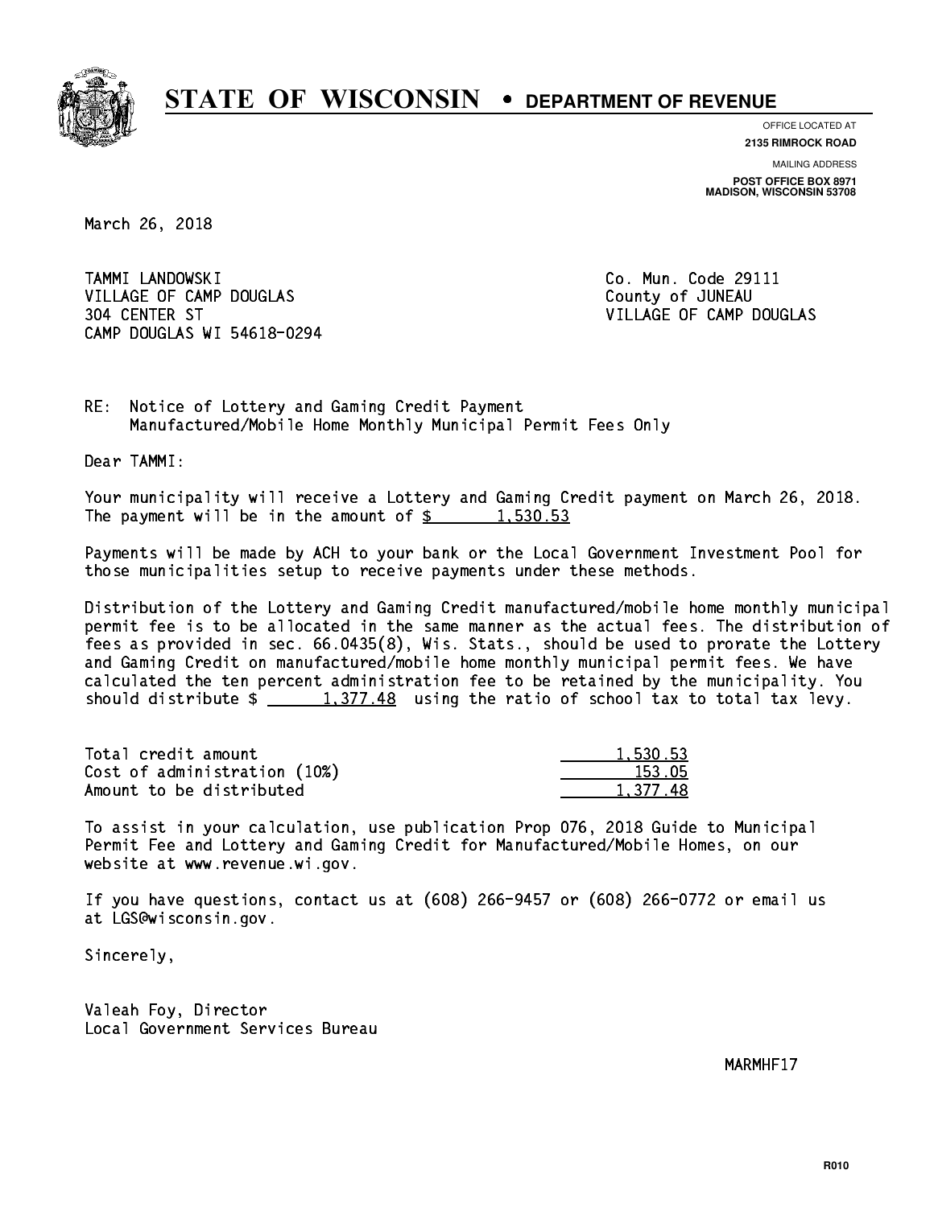# STATE OF WISCONSIN • DEPARTMENT OF REVENUE

OFFICE LOCATED AT
**2135 RIMROCK ROAD**

MAILING ADDRESS
**POST OFFICE BOX 8971**
**MADISON, WISCONSIN 53708**

March 26, 2018

TAMMI LANDOWSKI
VILLAGE OF CAMP DOUGLAS
304 CENTER ST
CAMP DOUGLAS WI 54618-0294

Co. Mun. Code 29111
County of JUNEAU
VILLAGE OF CAMP DOUGLAS

RE: Notice of Lottery and Gaming Credit Payment
Manufactured/Mobile Home Monthly Municipal Permit Fees Only

Dear TAMMI:

Your municipality will receive a Lottery and Gaming Credit payment on March 26, 2018. The payment will be in the amount of $ 1,530.53

Payments will be made by ACH to your bank or the Local Government Investment Pool for those municipalities setup to receive payments under these methods.

Distribution of the Lottery and Gaming Credit manufactured/mobile home monthly municipal permit fee is to be allocated in the same manner as the actual fees. The distribution of fees as provided in sec. 66.0435(8), Wis. Stats., should be used to prorate the Lottery and Gaming Credit on manufactured/mobile home monthly municipal permit fees. We have calculated the ten percent administration fee to be retained by the municipality. You should distribute $ 1,377.48 using the ratio of school tax to total tax levy.

| | |
|---|---|
| Total credit amount | 1,530.53 |
| Cost of administration (10%) | 153.05 |
| Amount to be distributed | 1,377.48 |

To assist in your calculation, use publication Prop 076, 2018 Guide to Municipal Permit Fee and Lottery and Gaming Credit for Manufactured/Mobile Homes, on our website at www.revenue.wi.gov.

If you have questions, contact us at (608) 266-9457 or (608) 266-0772 or email us at LGS@wisconsin.gov.

Sincerely,

Valeah Foy, Director
Local Government Services Bureau

MARMHF17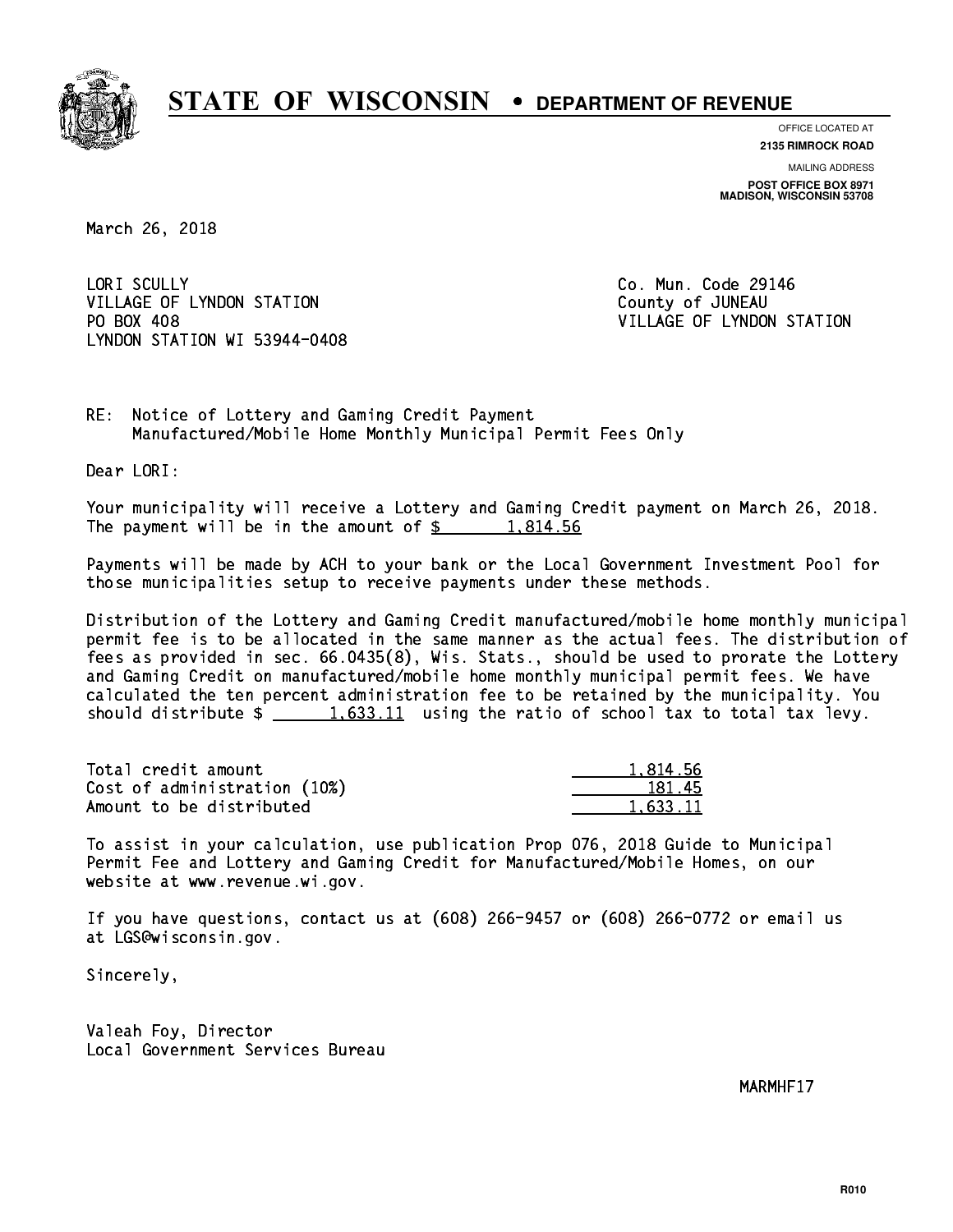# STATE OF WISCONSIN • DEPARTMENT OF REVENUE

OFFICE LOCATED AT
**2135 RIMROCK ROAD**

MAILING ADDRESS
**POST OFFICE BOX 8971**
**MADISON, WISCONSIN 53708**

March 26, 2018

LORI SCULLY
VILLAGE OF LYNDON STATION
PO BOX 408
LYNDON STATION WI 53944-0408

Co. Mun. Code 29146
County of JUNEAU
VILLAGE OF LYNDON STATION

RE: Notice of Lottery and Gaming Credit Payment
Manufactured/Mobile Home Monthly Municipal Permit Fees Only

Dear LORI:

Your municipality will receive a Lottery and Gaming Credit payment on March 26, 2018. The payment will be in the amount of $ 1,814.56

Payments will be made by ACH to your bank or the Local Government Investment Pool for those municipalities setup to receive payments under these methods.

Distribution of the Lottery and Gaming Credit manufactured/mobile home monthly municipal permit fee is to be allocated in the same manner as the actual fees. The distribution of fees as provided in sec. 66.0435(8), Wis. Stats., should be used to prorate the Lottery and Gaming Credit on manufactured/mobile home monthly municipal permit fees. We have calculated the ten percent administration fee to be retained by the municipality. You should distribute $ 1,633.11 using the ratio of school tax to total tax levy.

| | |
|---|---|
| Total credit amount | 1,814.56 |
| Cost of administration (10%) | 181.45 |
| Amount to be distributed | 1,633.11 |

To assist in your calculation, use publication Prop 076, 2018 Guide to Municipal Permit Fee and Lottery and Gaming Credit for Manufactured/Mobile Homes, on our website at www.revenue.wi.gov.

If you have questions, contact us at (608) 266-9457 or (608) 266-0772 or email us at LGS@wisconsin.gov.

Sincerely,

Valeah Foy, Director
Local Government Services Bureau

MARMHF17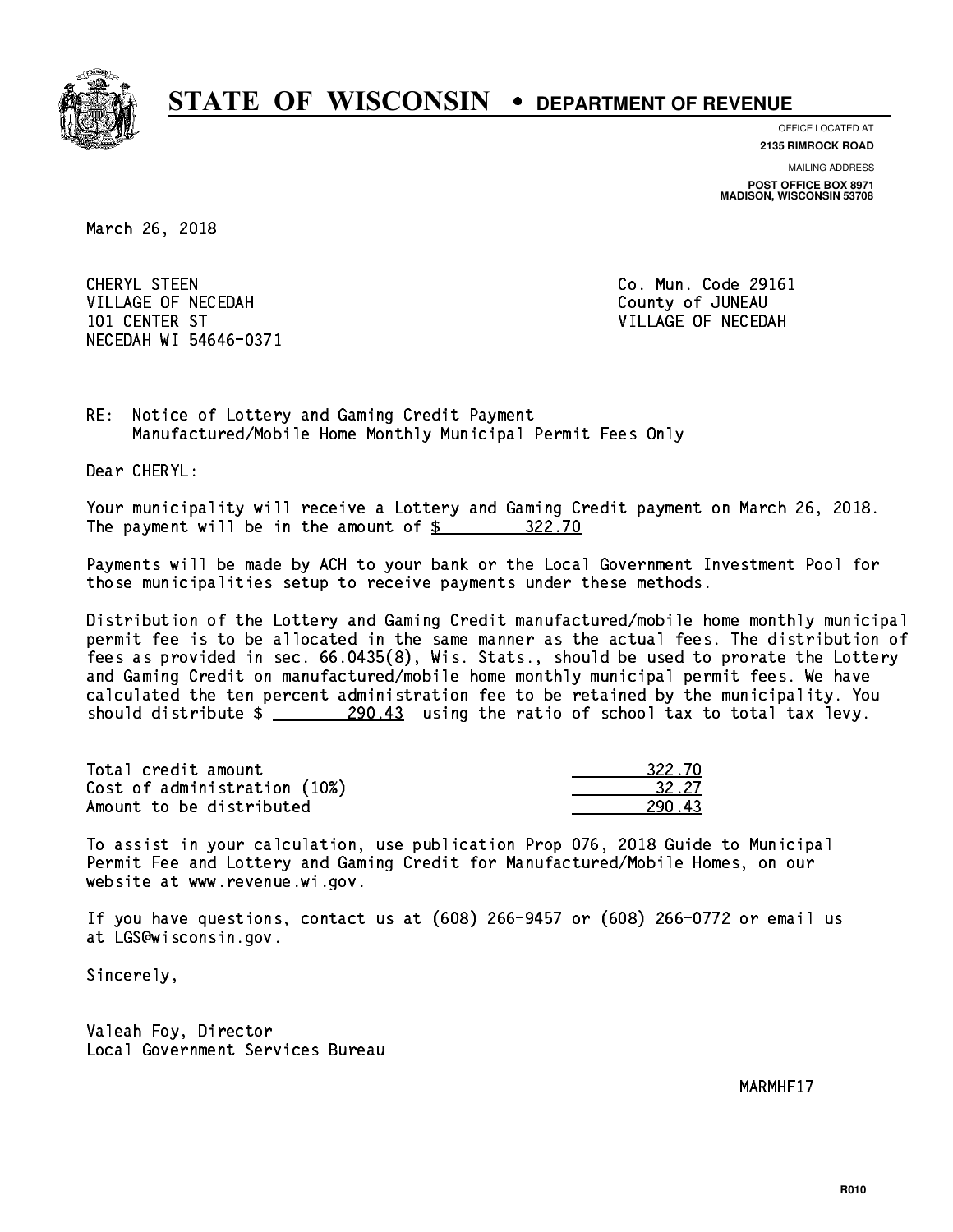# STATE OF WISCONSIN • DEPARTMENT OF REVENUE

OFFICE LOCATED AT
**2135 RIMROCK ROAD**

MAILING ADDRESS
**POST OFFICE BOX 8971**
**MADISON, WISCONSIN 53708**

March 26, 2018

CHERYL STEEN
VILLAGE OF NECEDAH
101 CENTER ST
NECEDAH WI 54646-0371

Co. Mun. Code 29161
County of JUNEAU
VILLAGE OF NECEDAH

RE: Notice of Lottery and Gaming Credit Payment
Manufactured/Mobile Home Monthly Municipal Permit Fees Only

Dear CHERYL:

Your municipality will receive a Lottery and Gaming Credit payment on March 26, 2018. The payment will be in the amount of $ 322.70

Payments will be made by ACH to your bank or the Local Government Investment Pool for those municipalities setup to receive payments under these methods.

Distribution of the Lottery and Gaming Credit manufactured/mobile home monthly municipal permit fee is to be allocated in the same manner as the actual fees. The distribution of fees as provided in sec. 66.0435(8), Wis. Stats., should be used to prorate the Lottery and Gaming Credit on manufactured/mobile home monthly municipal permit fees. We have calculated the ten percent administration fee to be retained by the municipality. You should distribute $ 290.43 using the ratio of school tax to total tax levy.

| | |
|---|---|
| Total credit amount | 322.70 |
| Cost of administration (10%) | 32.27 |
| Amount to be distributed | 290.43 |

To assist in your calculation, use publication Prop 076, 2018 Guide to Municipal Permit Fee and Lottery and Gaming Credit for Manufactured/Mobile Homes, on our website at www.revenue.wi.gov.

If you have questions, contact us at (608) 266-9457 or (608) 266-0772 or email us at LGS@wisconsin.gov.

Sincerely,

Valeah Foy, Director
Local Government Services Bureau

MARMHF17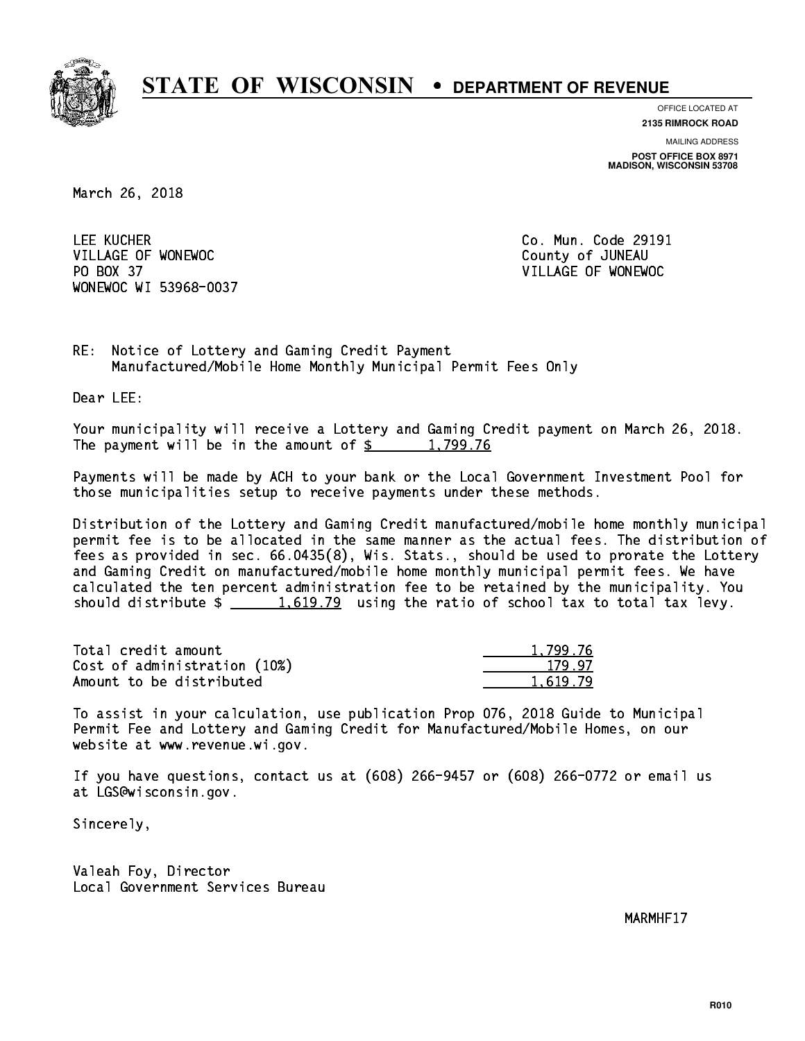# STATE OF WISCONSIN • DEPARTMENT OF REVENUE

OFFICE LOCATED AT
**2135 RIMROCK ROAD**

MAILING ADDRESS
**POST OFFICE BOX 8971**
**MADISON, WISCONSIN 53708**

March 26, 2018

LEE KUCHER
VILLAGE OF WONEWOC
PO BOX 37
WONEWOC WI 53968-0037

Co. Mun. Code 29191
County of JUNEAU
VILLAGE OF WONEWOC

RE: Notice of Lottery and Gaming Credit Payment
Manufactured/Mobile Home Monthly Municipal Permit Fees Only

Dear LEE:

Your municipality will receive a Lottery and Gaming Credit payment on March 26, 2018. The payment will be in the amount of $ 1,799.76

Payments will be made by ACH to your bank or the Local Government Investment Pool for those municipalities setup to receive payments under these methods.

Distribution of the Lottery and Gaming Credit manufactured/mobile home monthly municipal permit fee is to be allocated in the same manner as the actual fees. The distribution of fees as provided in sec. 66.0435(8), Wis. Stats., should be used to prorate the Lottery and Gaming Credit on manufactured/mobile home monthly municipal permit fees. We have calculated the ten percent administration fee to be retained by the municipality. You should distribute $ 1,619.79 using the ratio of school tax to total tax levy.

| | |
|---|---|
| Total credit amount | 1,799.76 |
| Cost of administration (10%) | 179.97 |
| Amount to be distributed | 1,619.79 |

To assist in your calculation, use publication Prop 076, 2018 Guide to Municipal Permit Fee and Lottery and Gaming Credit for Manufactured/Mobile Homes, on our website at www.revenue.wi.gov.

If you have questions, contact us at (608) 266-9457 or (608) 266-0772 or email us at LGS@wisconsin.gov.

Sincerely,

Valeah Foy, Director
Local Government Services Bureau

MARMHF17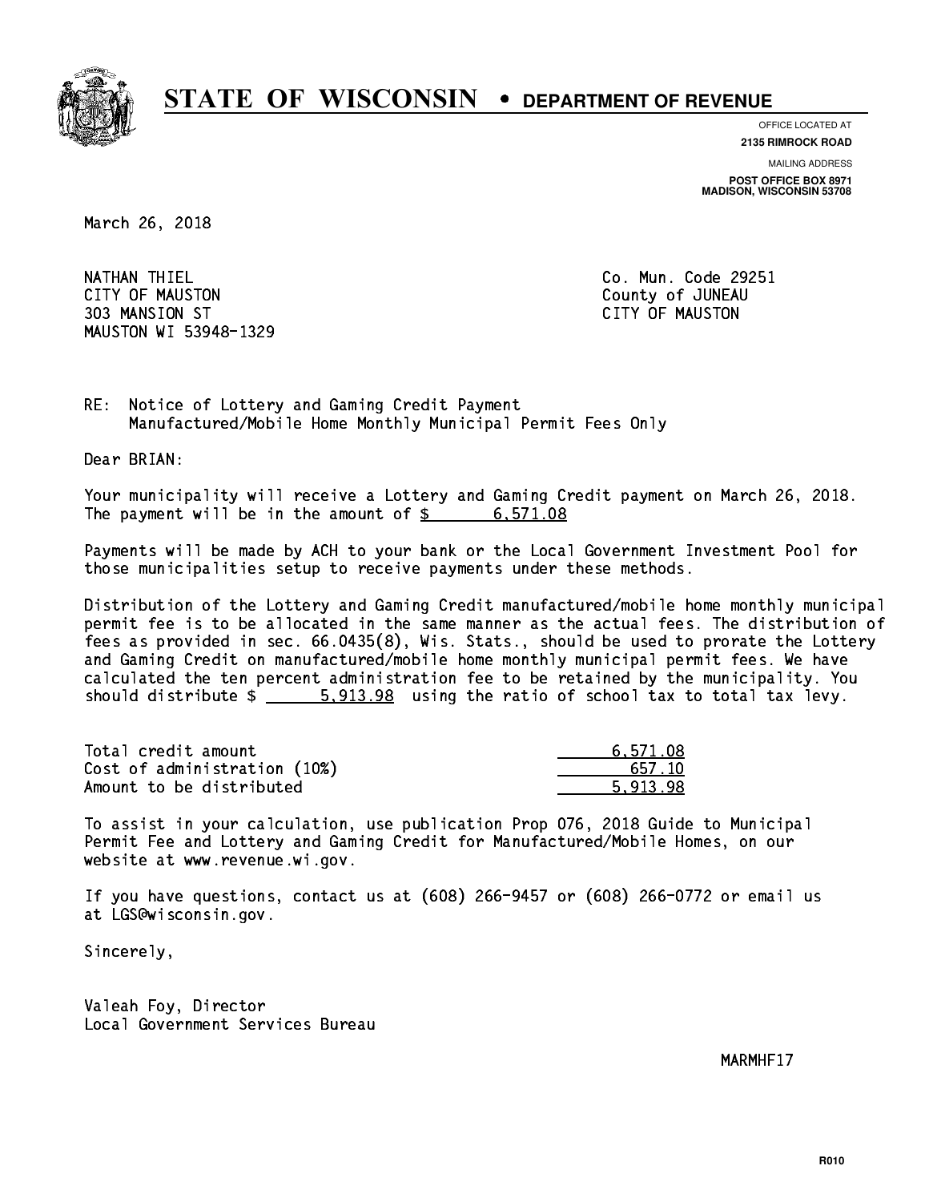# STATE OF WISCONSIN • DEPARTMENT OF REVENUE

OFFICE LOCATED AT
**2135 RIMROCK ROAD**

MAILING ADDRESS
**POST OFFICE BOX 8971**
**MADISON, WISCONSIN 53708**

March 26, 2018

NATHAN THIEL
CITY OF MAUSTON
303 MANSION ST
MAUSTON WI 53948-1329

Co. Mun. Code 29251
County of JUNEAU
CITY OF MAUSTON

RE: Notice of Lottery and Gaming Credit Payment
Manufactured/Mobile Home Monthly Municipal Permit Fees Only

Dear BRIAN:

Your municipality will receive a Lottery and Gaming Credit payment on March 26, 2018. The payment will be in the amount of $ 6,571.08

Payments will be made by ACH to your bank or the Local Government Investment Pool for those municipalities setup to receive payments under these methods.

Distribution of the Lottery and Gaming Credit manufactured/mobile home monthly municipal permit fee is to be allocated in the same manner as the actual fees. The distribution of fees as provided in sec. 66.0435(8), Wis. Stats., should be used to prorate the Lottery and Gaming Credit on manufactured/mobile home monthly municipal permit fees. We have calculated the ten percent administration fee to be retained by the municipality. You should distribute $ 5,913.98 using the ratio of school tax to total tax levy.

| | |
|---|---|
| Total credit amount | 6,571.08 |
| Cost of administration (10%) | 657.10 |
| Amount to be distributed | 5,913.98 |

To assist in your calculation, use publication Prop 076, 2018 Guide to Municipal Permit Fee and Lottery and Gaming Credit for Manufactured/Mobile Homes, on our website at www.revenue.wi.gov.

If you have questions, contact us at (608) 266-9457 or (608) 266-0772 or email us at LGS@wisconsin.gov.

Sincerely,

Valeah Foy, Director
Local Government Services Bureau

MARMHF17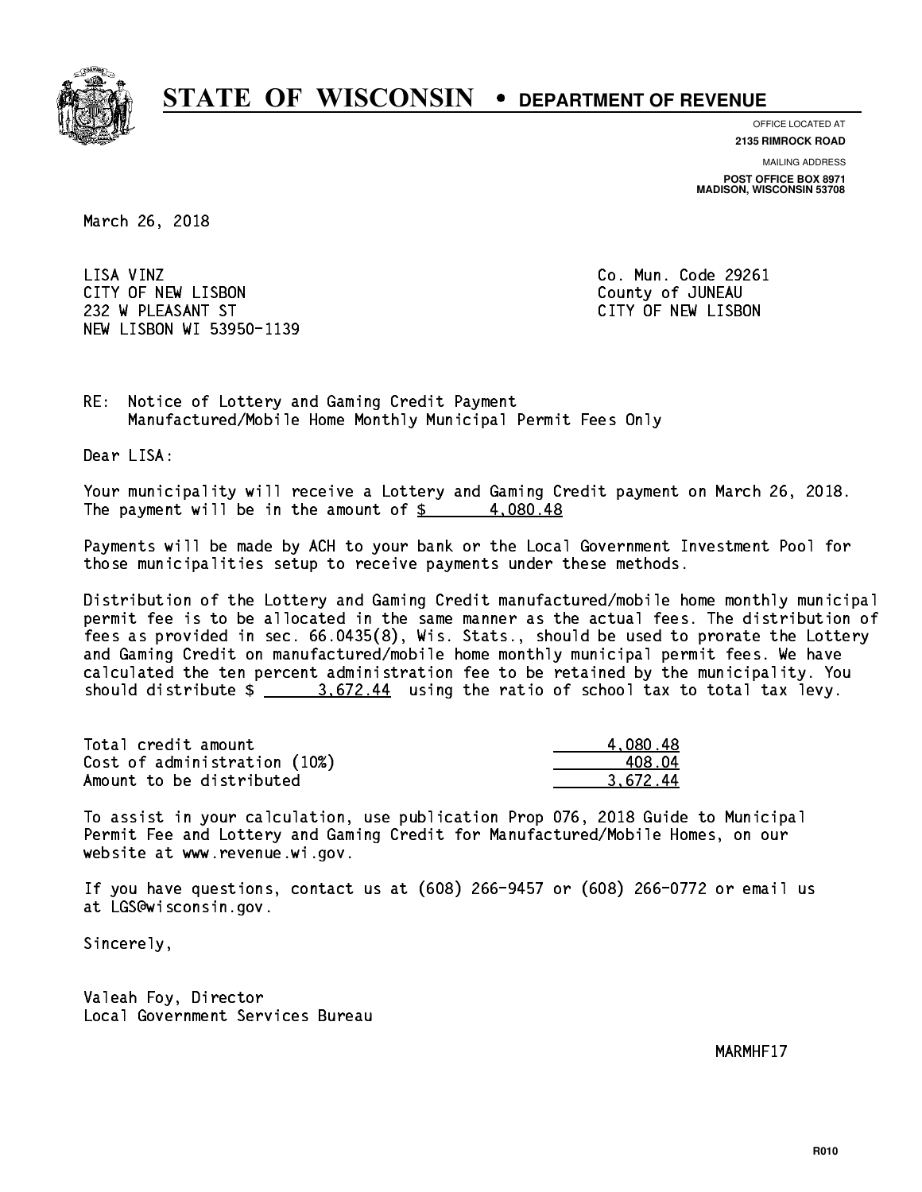# STATE OF WISCONSIN • DEPARTMENT OF REVENUE

OFFICE LOCATED AT
**2135 RIMROCK ROAD**

MAILING ADDRESS
**POST OFFICE BOX 8971**
**MADISON, WISCONSIN 53708**

March 26, 2018

LISA VINZ
CITY OF NEW LISBON
232 W PLEASANT ST
NEW LISBON WI 53950-1139

Co. Mun. Code 29261
County of JUNEAU
CITY OF NEW LISBON

RE: Notice of Lottery and Gaming Credit Payment
Manufactured/Mobile Home Monthly Municipal Permit Fees Only

Dear LISA:

Your municipality will receive a Lottery and Gaming Credit payment on March 26, 2018. The payment will be in the amount of $ 4,080.48

Payments will be made by ACH to your bank or the Local Government Investment Pool for those municipalities setup to receive payments under these methods.

Distribution of the Lottery and Gaming Credit manufactured/mobile home monthly municipal permit fee is to be allocated in the same manner as the actual fees. The distribution of fees as provided in sec. 66.0435(8), Wis. Stats., should be used to prorate the Lottery and Gaming Credit on manufactured/mobile home monthly municipal permit fees. We have calculated the ten percent administration fee to be retained by the municipality. You should distribute $ 3,672.44 using the ratio of school tax to total tax levy.

| | |
|---|---|
| Total credit amount | 4,080.48 |
| Cost of administration (10%) | 408.04 |
| Amount to be distributed | 3,672.44 |

To assist in your calculation, use publication Prop 076, 2018 Guide to Municipal Permit Fee and Lottery and Gaming Credit for Manufactured/Mobile Homes, on our website at www.revenue.wi.gov.

If you have questions, contact us at (608) 266-9457 or (608) 266-0772 or email us at LGS@wisconsin.gov.

Sincerely,

Valeah Foy, Director
Local Government Services Bureau

MARMHF17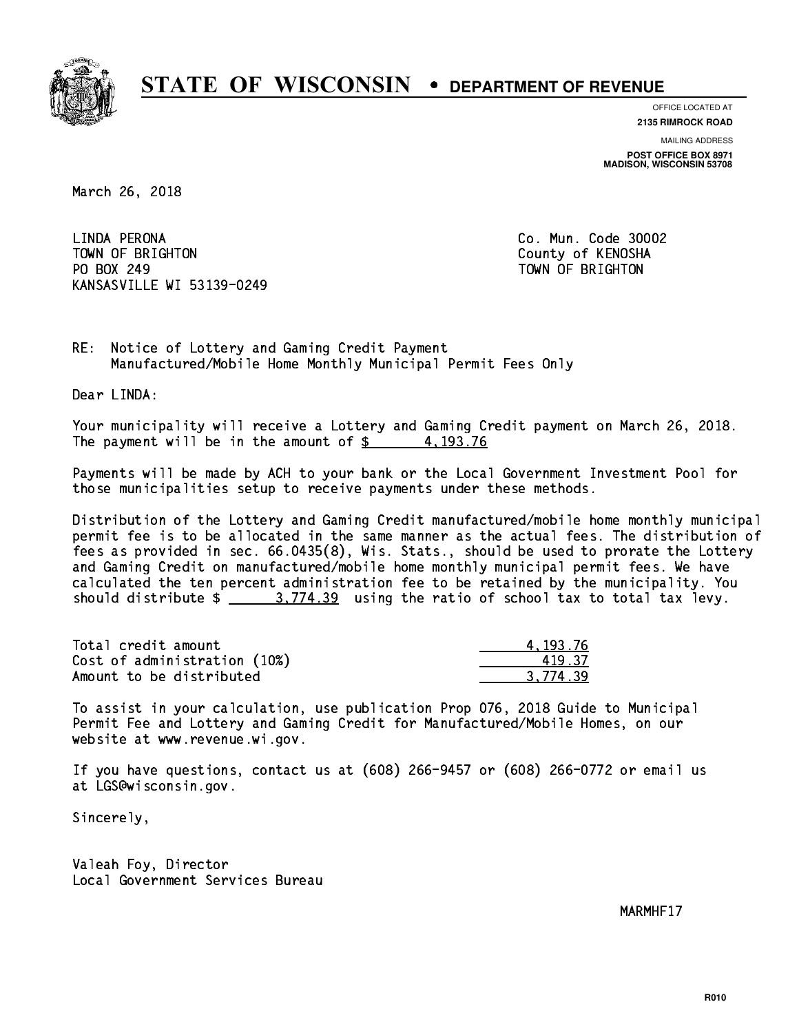# STATE OF WISCONSIN • DEPARTMENT OF REVENUE

OFFICE LOCATED AT
**2135 RIMROCK ROAD**

MAILING ADDRESS
**POST OFFICE BOX 8971**
**MADISON, WISCONSIN 53708**

March 26, 2018

LINDA PERONA
TOWN OF BRIGHTON
PO BOX 249
KANSASVILLE WI 53139-0249

Co. Mun. Code 30002
County of KENOSHA
TOWN OF BRIGHTON

RE: Notice of Lottery and Gaming Credit Payment
Manufactured/Mobile Home Monthly Municipal Permit Fees Only

Dear LINDA:

Your municipality will receive a Lottery and Gaming Credit payment on March 26, 2018. The payment will be in the amount of $ 4,193.76

Payments will be made by ACH to your bank or the Local Government Investment Pool for those municipalities setup to receive payments under these methods.

Distribution of the Lottery and Gaming Credit manufactured/mobile home monthly municipal permit fee is to be allocated in the same manner as the actual fees. The distribution of fees as provided in sec. 66.0435(8), Wis. Stats., should be used to prorate the Lottery and Gaming Credit on manufactured/mobile home monthly municipal permit fees. We have calculated the ten percent administration fee to be retained by the municipality. You should distribute $ 3,774.39 using the ratio of school tax to total tax levy.

| | |
|---|---|
| Total credit amount | 4,193.76 |
| Cost of administration (10%) | 419.37 |
| Amount to be distributed | 3,774.39 |

To assist in your calculation, use publication Prop 076, 2018 Guide to Municipal Permit Fee and Lottery and Gaming Credit for Manufactured/Mobile Homes, on our website at www.revenue.wi.gov.

If you have questions, contact us at (608) 266-9457 or (608) 266-0772 or email us at LGS@wisconsin.gov.

Sincerely,

Valeah Foy, Director
Local Government Services Bureau

MARMHF17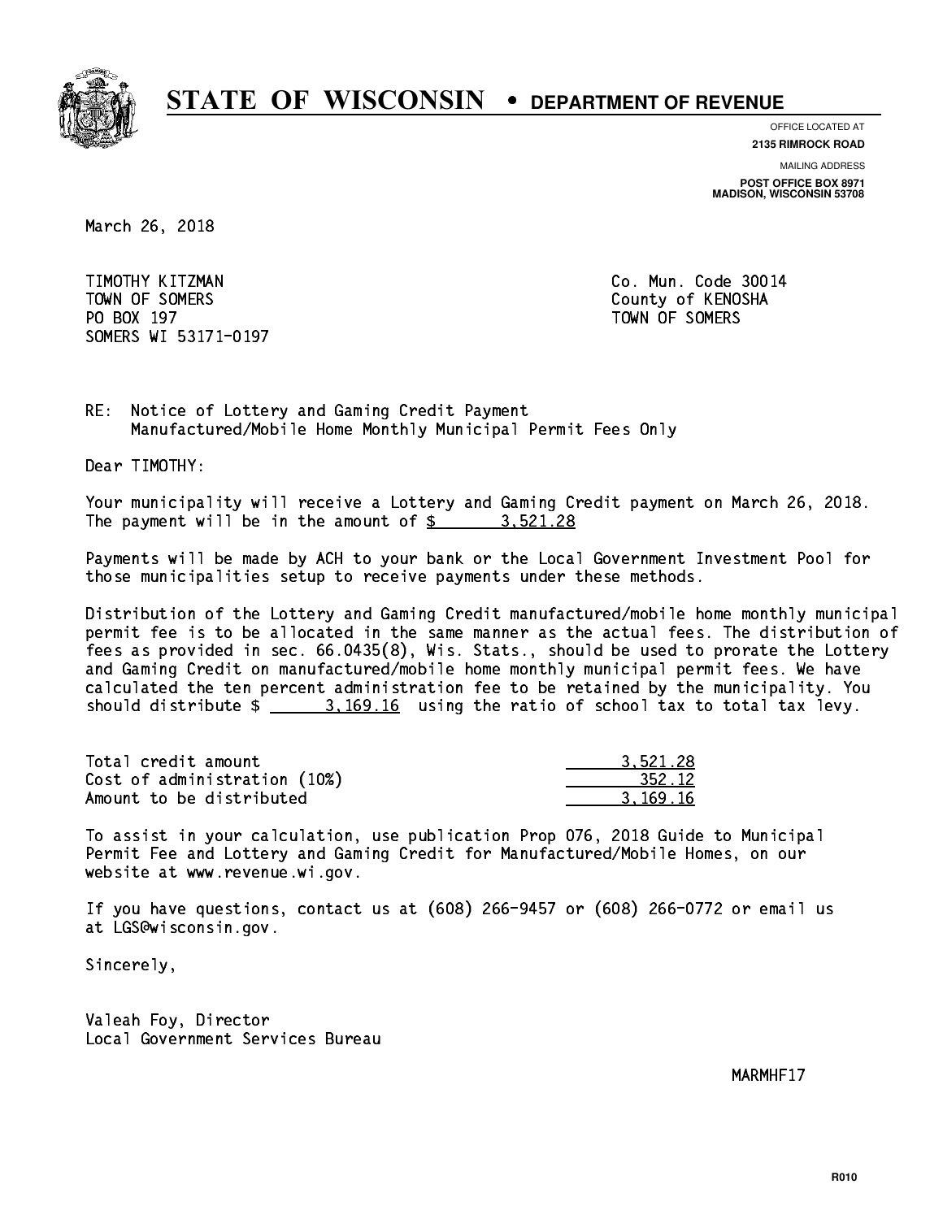# STATE OF WISCONSIN • DEPARTMENT OF REVENUE

OFFICE LOCATED AT
**2135 RIMROCK ROAD**

MAILING ADDRESS
**POST OFFICE BOX 8971**
**MADISON, WISCONSIN 53708**

March 26, 2018

TIMOTHY KITZMAN
TOWN OF SOMERS
PO BOX 197
SOMERS WI 53171-0197

Co. Mun. Code 30014
County of KENOSHA
TOWN OF SOMERS

RE: Notice of Lottery and Gaming Credit Payment
Manufactured/Mobile Home Monthly Municipal Permit Fees Only

Dear TIMOTHY:

Your municipality will receive a Lottery and Gaming Credit payment on March 26, 2018. The payment will be in the amount of $ 3,521.28

Payments will be made by ACH to your bank or the Local Government Investment Pool for those municipalities setup to receive payments under these methods.

Distribution of the Lottery and Gaming Credit manufactured/mobile home monthly municipal permit fee is to be allocated in the same manner as the actual fees. The distribution of fees as provided in sec. 66.0435(8), Wis. Stats., should be used to prorate the Lottery and Gaming Credit on manufactured/mobile home monthly municipal permit fees. We have calculated the ten percent administration fee to be retained by the municipality. You should distribute $ 3,169.16 using the ratio of school tax to total tax levy.

| | |
|---|---|
| Total credit amount | 3,521.28 |
| Cost of administration (10%) | 352.12 |
| Amount to be distributed | 3,169.16 |

To assist in your calculation, use publication Prop 076, 2018 Guide to Municipal Permit Fee and Lottery and Gaming Credit for Manufactured/Mobile Homes, on our website at www.revenue.wi.gov.

If you have questions, contact us at (608) 266-9457 or (608) 266-0772 or email us at LGS@wisconsin.gov.

Sincerely,

Valeah Foy, Director
Local Government Services Bureau

MARMHF17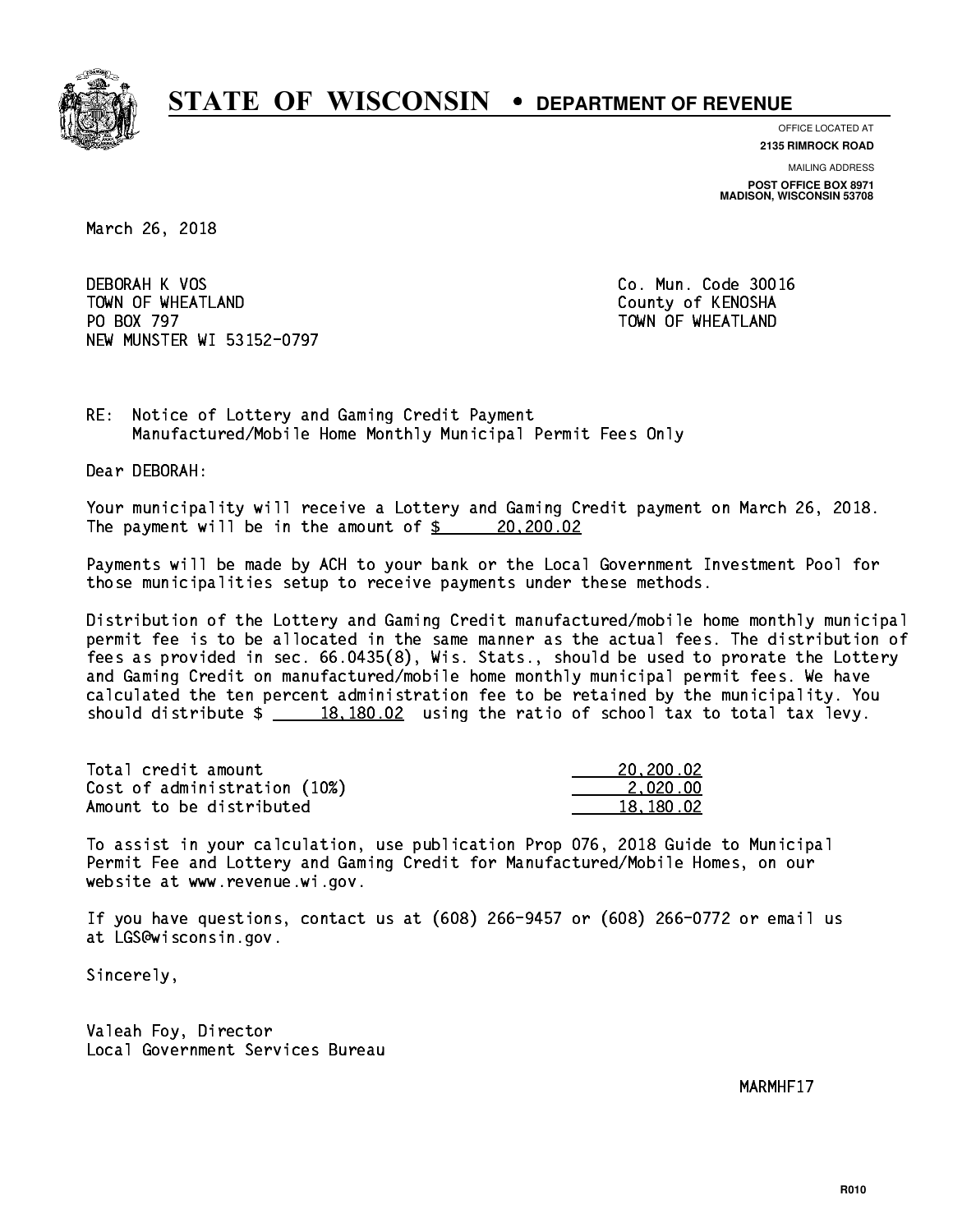# STATE OF WISCONSIN • DEPARTMENT OF REVENUE

OFFICE LOCATED AT
**2135 RIMROCK ROAD**

MAILING ADDRESS
**POST OFFICE BOX 8971**
**MADISON, WISCONSIN 53708**

March 26, 2018

DEBORAH K VOS
TOWN OF WHEATLAND
PO BOX 797
NEW MUNSTER WI 53152-0797

Co. Mun. Code 30016
County of KENOSHA
TOWN OF WHEATLAND

RE: Notice of Lottery and Gaming Credit Payment
Manufactured/Mobile Home Monthly Municipal Permit Fees Only

Dear DEBORAH:

Your municipality will receive a Lottery and Gaming Credit payment on March 26, 2018. The payment will be in the amount of $ 20,200.02

Payments will be made by ACH to your bank or the Local Government Investment Pool for those municipalities setup to receive payments under these methods.

Distribution of the Lottery and Gaming Credit manufactured/mobile home monthly municipal permit fee is to be allocated in the same manner as the actual fees. The distribution of fees as provided in sec. 66.0435(8), Wis. Stats., should be used to prorate the Lottery and Gaming Credit on manufactured/mobile home monthly municipal permit fees. We have calculated the ten percent administration fee to be retained by the municipality. You should distribute $ 18,180.02 using the ratio of school tax to total tax levy.

| | |
|---|---|
| Total credit amount | 20,200.02 |
| Cost of administration (10%) | 2,020.00 |
| Amount to be distributed | 18,180.02 |

To assist in your calculation, use publication Prop 076, 2018 Guide to Municipal Permit Fee and Lottery and Gaming Credit for Manufactured/Mobile Homes, on our website at www.revenue.wi.gov.

If you have questions, contact us at (608) 266-9457 or (608) 266-0772 or email us at LGS@wisconsin.gov.

Sincerely,

Valeah Foy, Director
Local Government Services Bureau

MARMHF17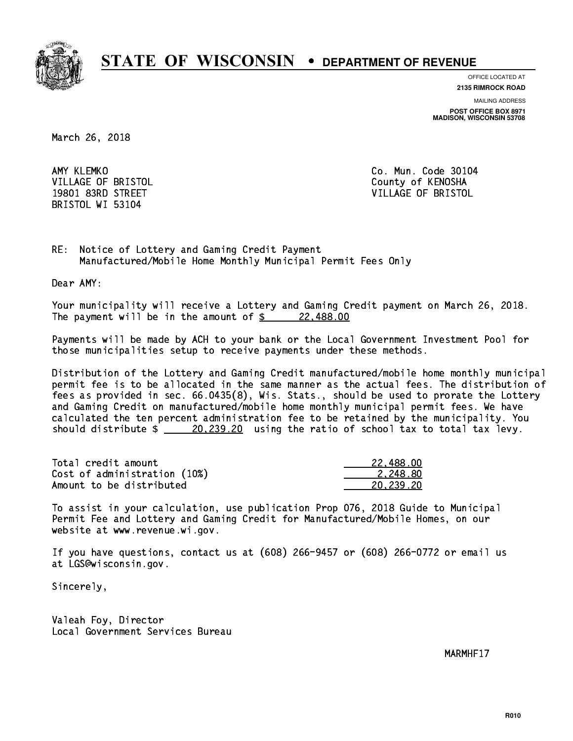# STATE OF WISCONSIN • DEPARTMENT OF REVENUE

OFFICE LOCATED AT
**2135 RIMROCK ROAD**

MAILING ADDRESS
**POST OFFICE BOX 8971**
**MADISON, WISCONSIN 53708**

March 26, 2018

AMY KLEMKO
VILLAGE OF BRISTOL
19801 83RD STREET
BRISTOL WI 53104

Co. Mun. Code 30104
County of KENOSHA
VILLAGE OF BRISTOL

RE: Notice of Lottery and Gaming Credit Payment
Manufactured/Mobile Home Monthly Municipal Permit Fees Only

Dear AMY:

Your municipality will receive a Lottery and Gaming Credit payment on March 26, 2018. The payment will be in the amount of $ 22,488.00

Payments will be made by ACH to your bank or the Local Government Investment Pool for those municipalities setup to receive payments under these methods.

Distribution of the Lottery and Gaming Credit manufactured/mobile home monthly municipal permit fee is to be allocated in the same manner as the actual fees. The distribution of fees as provided in sec. 66.0435(8), Wis. Stats., should be used to prorate the Lottery and Gaming Credit on manufactured/mobile home monthly municipal permit fees. We have calculated the ten percent administration fee to be retained by the municipality. You should distribute $ 20,239.20 using the ratio of school tax to total tax levy.

| | |
|---|---|
| Total credit amount | 22,488.00 |
| Cost of administration (10%) | 2,248.80 |
| Amount to be distributed | 20,239.20 |

To assist in your calculation, use publication Prop 076, 2018 Guide to Municipal Permit Fee and Lottery and Gaming Credit for Manufactured/Mobile Homes, on our website at www.revenue.wi.gov.

If you have questions, contact us at (608) 266-9457 or (608) 266-0772 or email us at LGS@wisconsin.gov.

Sincerely,

Valeah Foy, Director
Local Government Services Bureau

MARMHF17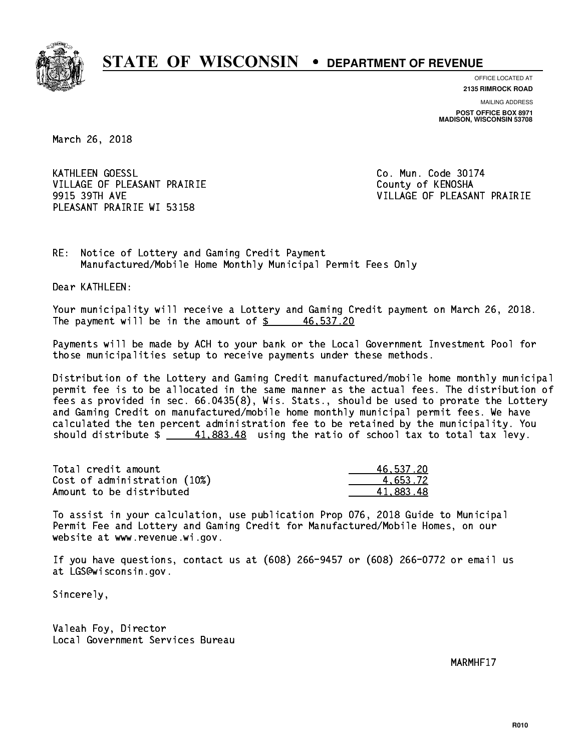# STATE OF WISCONSIN • DEPARTMENT OF REVENUE

OFFICE LOCATED AT
**2135 RIMROCK ROAD**

MAILING ADDRESS
**POST OFFICE BOX 8971**
**MADISON, WISCONSIN 53708**

March 26, 2018

KATHLEEN GOESSL
VILLAGE OF PLEASANT PRAIRIE
9915 39TH AVE
PLEASANT PRAIRIE WI 53158

Co. Mun. Code 30174
County of KENOSHA
VILLAGE OF PLEASANT PRAIRIE

RE: Notice of Lottery and Gaming Credit Payment
Manufactured/Mobile Home Monthly Municipal Permit Fees Only

Dear KATHLEEN:

Your municipality will receive a Lottery and Gaming Credit payment on March 26, 2018. The payment will be in the amount of $ 46,537.20

Payments will be made by ACH to your bank or the Local Government Investment Pool for those municipalities setup to receive payments under these methods.

Distribution of the Lottery and Gaming Credit manufactured/mobile home monthly municipal permit fee is to be allocated in the same manner as the actual fees. The distribution of fees as provided in sec. 66.0435(8), Wis. Stats., should be used to prorate the Lottery and Gaming Credit on manufactured/mobile home monthly municipal permit fees. We have calculated the ten percent administration fee to be retained by the municipality. You should distribute $ 41,883.48 using the ratio of school tax to total tax levy.

| | |
|---|---|
| Total credit amount | 46,537.20 |
| Cost of administration (10%) | 4,653.72 |
| Amount to be distributed | 41,883.48 |

To assist in your calculation, use publication Prop 076, 2018 Guide to Municipal Permit Fee and Lottery and Gaming Credit for Manufactured/Mobile Homes, on our website at www.revenue.wi.gov.

If you have questions, contact us at (608) 266-9457 or (608) 266-0772 or email us at LGS@wisconsin.gov.

Sincerely,

Valeah Foy, Director
Local Government Services Bureau

MARMHF17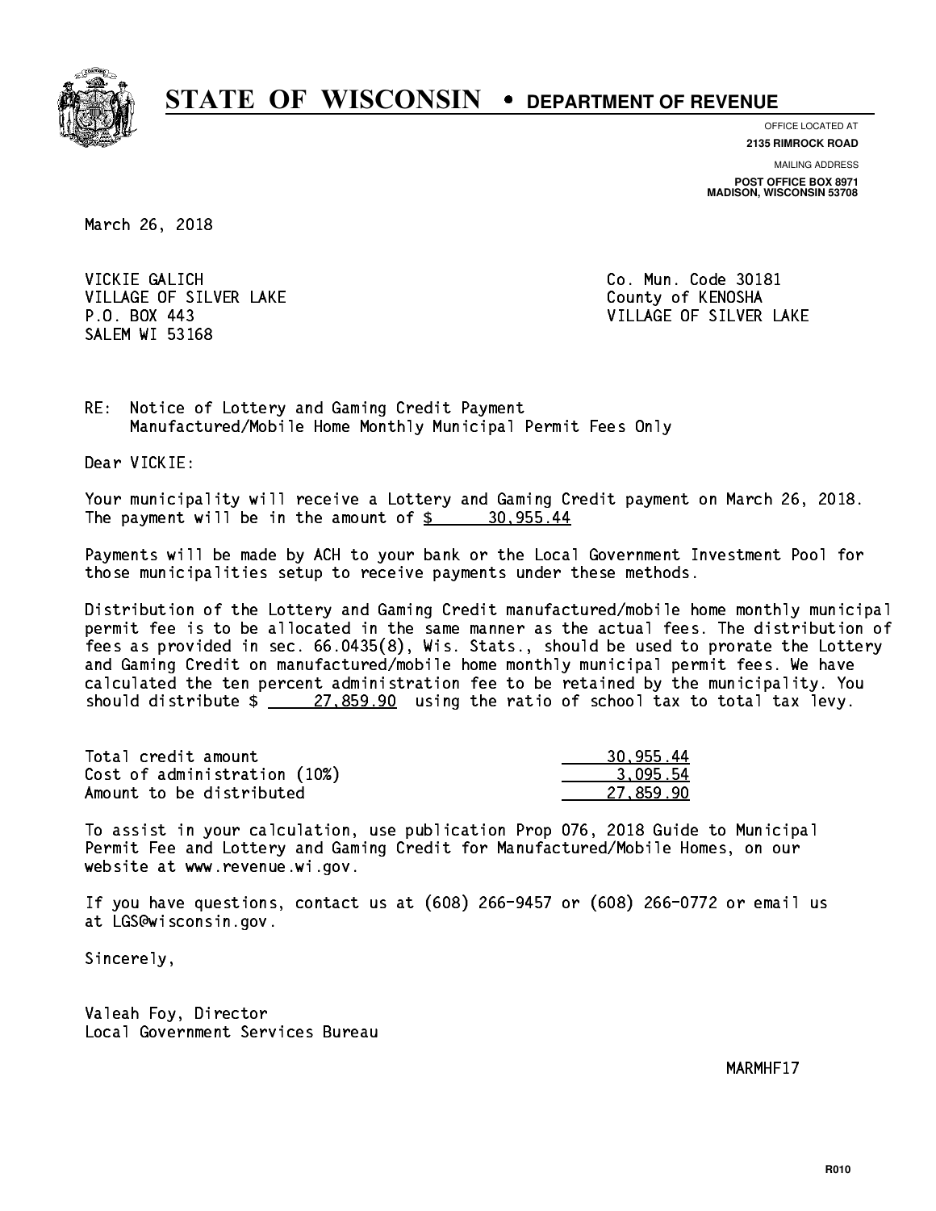# STATE OF WISCONSIN • DEPARTMENT OF REVENUE

OFFICE LOCATED AT
**2135 RIMROCK ROAD**

MAILING ADDRESS
**POST OFFICE BOX 8971**
**MADISON, WISCONSIN 53708**

March 26, 2018

VICKIE GALICH
VILLAGE OF SILVER LAKE
P.O. BOX 443
SALEM WI 53168

Co. Mun. Code 30181
County of KENOSHA
VILLAGE OF SILVER LAKE

RE: Notice of Lottery and Gaming Credit Payment
Manufactured/Mobile Home Monthly Municipal Permit Fees Only

Dear VICKIE:

Your municipality will receive a Lottery and Gaming Credit payment on March 26, 2018. The payment will be in the amount of $ 30,955.44

Payments will be made by ACH to your bank or the Local Government Investment Pool for those municipalities setup to receive payments under these methods.

Distribution of the Lottery and Gaming Credit manufactured/mobile home monthly municipal permit fee is to be allocated in the same manner as the actual fees. The distribution of fees as provided in sec. 66.0435(8), Wis. Stats., should be used to prorate the Lottery and Gaming Credit on manufactured/mobile home monthly municipal permit fees. We have calculated the ten percent administration fee to be retained by the municipality. You should distribute $ 27,859.90 using the ratio of school tax to total tax levy.

| | |
|---|---|
| Total credit amount | 30,955.44 |
| Cost of administration (10%) | 3,095.54 |
| Amount to be distributed | 27,859.90 |

To assist in your calculation, use publication Prop 076, 2018 Guide to Municipal Permit Fee and Lottery and Gaming Credit for Manufactured/Mobile Homes, on our website at www.revenue.wi.gov.

If you have questions, contact us at (608) 266-9457 or (608) 266-0772 or email us at LGS@wisconsin.gov.

Sincerely,

Valeah Foy, Director
Local Government Services Bureau

MARMHF17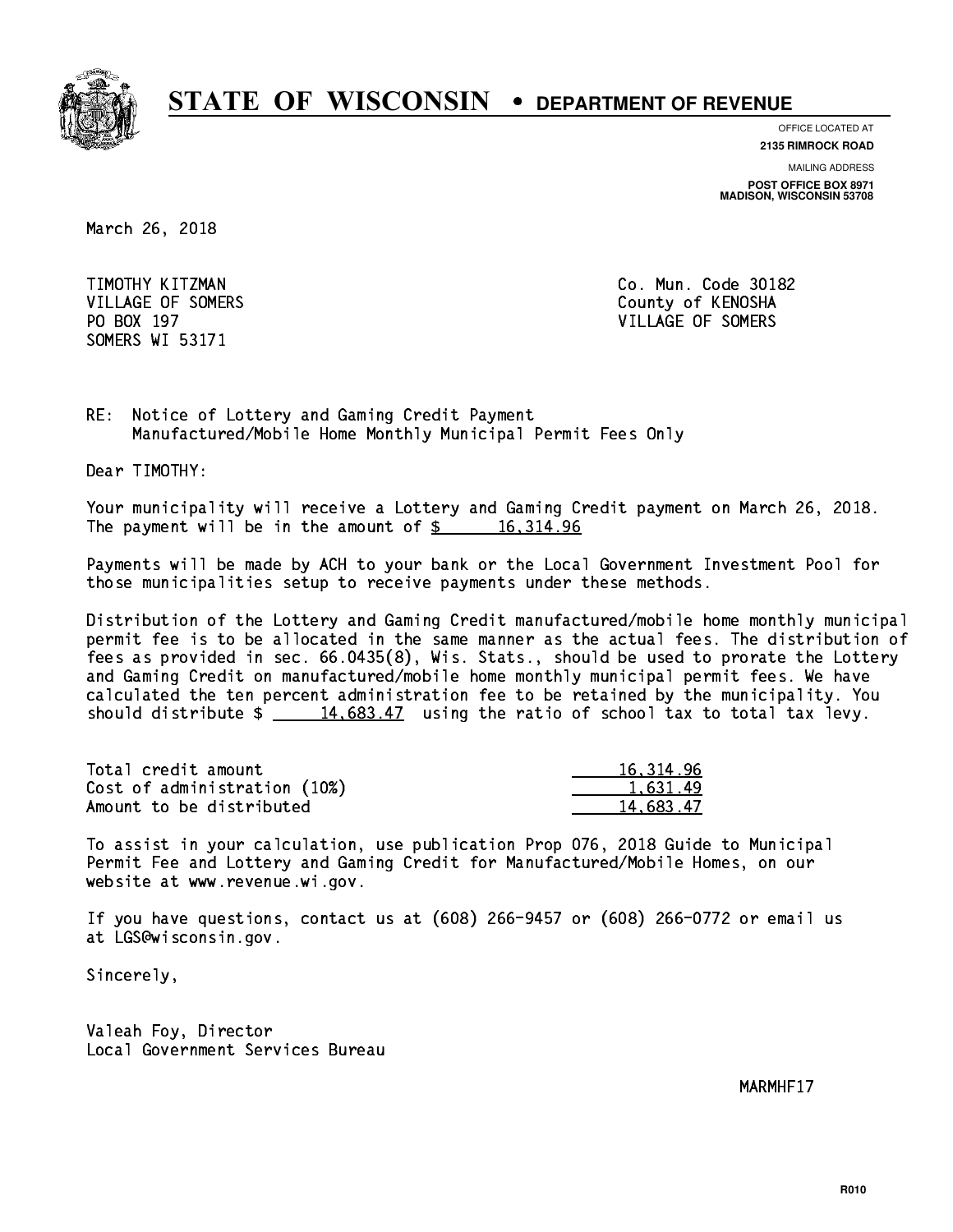# STATE OF WISCONSIN • DEPARTMENT OF REVENUE

OFFICE LOCATED AT
**2135 RIMROCK ROAD**

MAILING ADDRESS
**POST OFFICE BOX 8971**
**MADISON, WISCONSIN 53708**

March 26, 2018

TIMOTHY KITZMAN
VILLAGE OF SOMERS
PO BOX 197
SOMERS WI 53171

Co. Mun. Code 30182
County of KENOSHA
VILLAGE OF SOMERS

RE: Notice of Lottery and Gaming Credit Payment
Manufactured/Mobile Home Monthly Municipal Permit Fees Only

Dear TIMOTHY:

Your municipality will receive a Lottery and Gaming Credit payment on March 26, 2018. The payment will be in the amount of $ 16,314.96

Payments will be made by ACH to your bank or the Local Government Investment Pool for those municipalities setup to receive payments under these methods.

Distribution of the Lottery and Gaming Credit manufactured/mobile home monthly municipal permit fee is to be allocated in the same manner as the actual fees. The distribution of fees as provided in sec. 66.0435(8), Wis. Stats., should be used to prorate the Lottery and Gaming Credit on manufactured/mobile home monthly municipal permit fees. We have calculated the ten percent administration fee to be retained by the municipality. You should distribute $ 14,683.47 using the ratio of school tax to total tax levy.

| | |
|---|---|
| Total credit amount | 16,314.96 |
| Cost of administration (10%) | 1,631.49 |
| Amount to be distributed | 14,683.47 |

To assist in your calculation, use publication Prop 076, 2018 Guide to Municipal Permit Fee and Lottery and Gaming Credit for Manufactured/Mobile Homes, on our website at www.revenue.wi.gov.

If you have questions, contact us at (608) 266-9457 or (608) 266-0772 or email us at LGS@wisconsin.gov.

Sincerely,

Valeah Foy, Director
Local Government Services Bureau

MARMHF17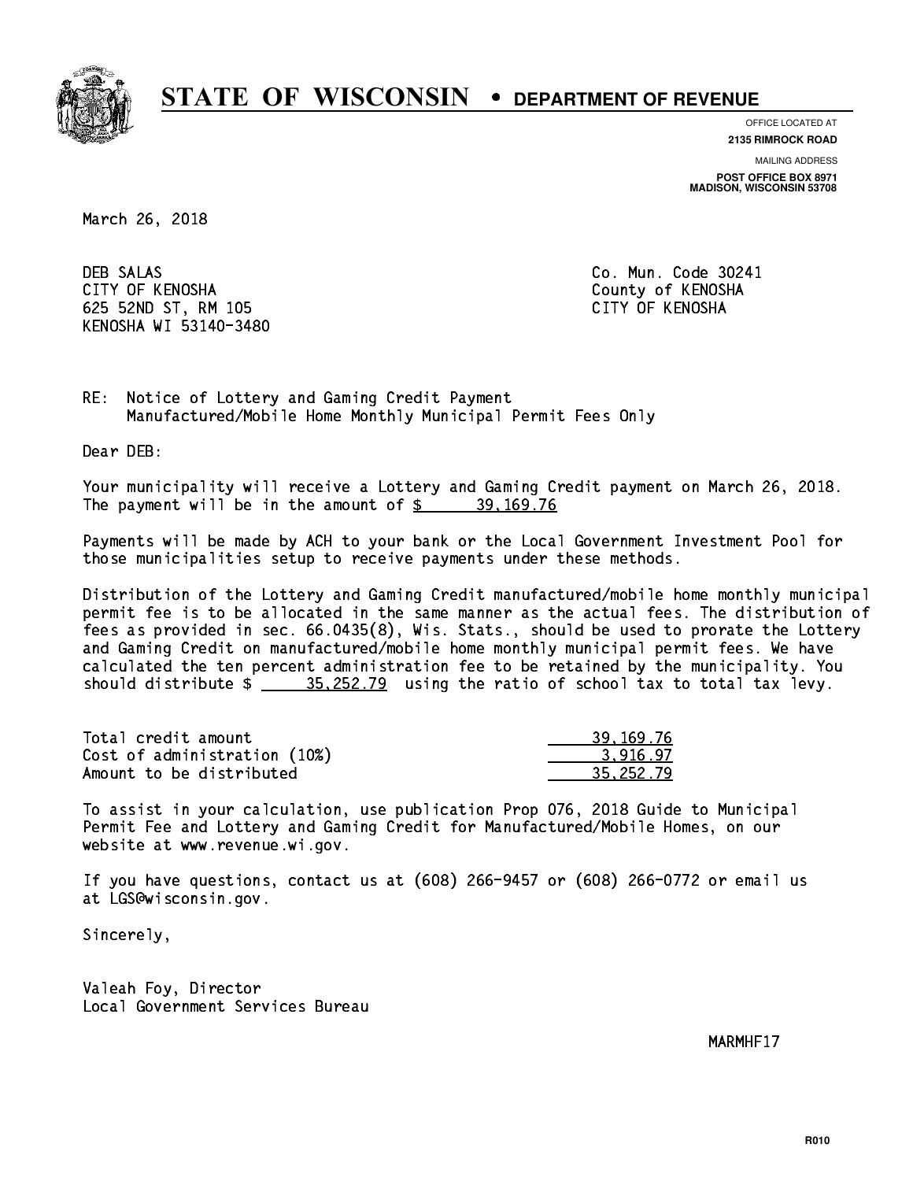# STATE OF WISCONSIN • DEPARTMENT OF REVENUE

OFFICE LOCATED AT
**2135 RIMROCK ROAD**

MAILING ADDRESS
**POST OFFICE BOX 8971**
**MADISON, WISCONSIN 53708**

March 26, 2018

DEB SALAS
CITY OF KENOSHA
625 52ND ST, RM 105
KENOSHA WI 53140-3480

Co. Mun. Code 30241
County of KENOSHA
CITY OF KENOSHA

RE: Notice of Lottery and Gaming Credit Payment
Manufactured/Mobile Home Monthly Municipal Permit Fees Only

Dear DEB:

Your municipality will receive a Lottery and Gaming Credit payment on March 26, 2018. The payment will be in the amount of $ 39,169.76

Payments will be made by ACH to your bank or the Local Government Investment Pool for those municipalities setup to receive payments under these methods.

Distribution of the Lottery and Gaming Credit manufactured/mobile home monthly municipal permit fee is to be allocated in the same manner as the actual fees. The distribution of fees as provided in sec. 66.0435(8), Wis. Stats., should be used to prorate the Lottery and Gaming Credit on manufactured/mobile home monthly municipal permit fees. We have calculated the ten percent administration fee to be retained by the municipality. You should distribute $ 35,252.79 using the ratio of school tax to total tax levy.

| | |
|---|---|
| Total credit amount | 39,169.76 |
| Cost of administration (10%) | 3,916.97 |
| Amount to be distributed | 35,252.79 |

To assist in your calculation, use publication Prop 076, 2018 Guide to Municipal Permit Fee and Lottery and Gaming Credit for Manufactured/Mobile Homes, on our website at www.revenue.wi.gov.

If you have questions, contact us at (608) 266-9457 or (608) 266-0772 or email us at LGS@wisconsin.gov.

Sincerely,

Valeah Foy, Director
Local Government Services Bureau

MARMHF17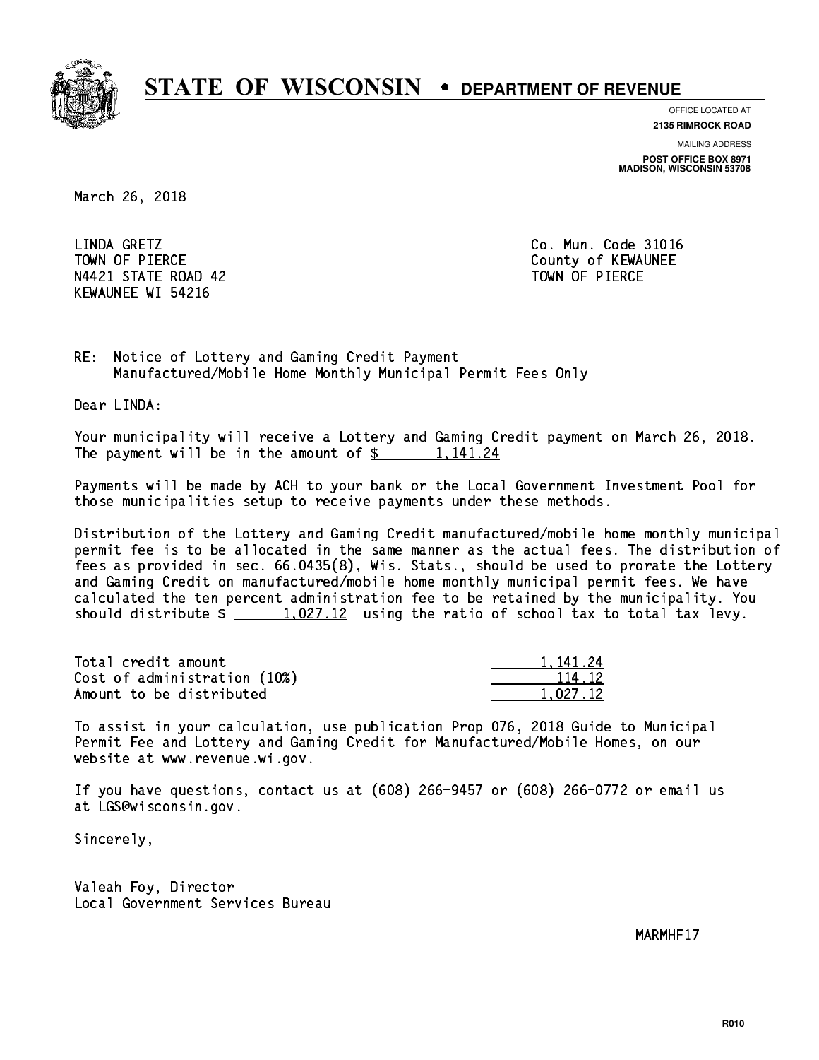# STATE OF WISCONSIN • DEPARTMENT OF REVENUE

OFFICE LOCATED AT
**2135 RIMROCK ROAD**

MAILING ADDRESS
**POST OFFICE BOX 8971**
**MADISON, WISCONSIN 53708**

March 26, 2018

LINDA GRETZ
TOWN OF PIERCE
N4421 STATE ROAD 42
KEWAUNEE WI 54216

Co. Mun. Code 31016
County of KEWAUNEE
TOWN OF PIERCE

RE: Notice of Lottery and Gaming Credit Payment
Manufactured/Mobile Home Monthly Municipal Permit Fees Only

Dear LINDA:

Your municipality will receive a Lottery and Gaming Credit payment on March 26, 2018. The payment will be in the amount of $ 1,141.24

Payments will be made by ACH to your bank or the Local Government Investment Pool for those municipalities setup to receive payments under these methods.

Distribution of the Lottery and Gaming Credit manufactured/mobile home monthly municipal permit fee is to be allocated in the same manner as the actual fees. The distribution of fees as provided in sec. 66.0435(8), Wis. Stats., should be used to prorate the Lottery and Gaming Credit on manufactured/mobile home monthly municipal permit fees. We have calculated the ten percent administration fee to be retained by the municipality. You should distribute $ 1,027.12 using the ratio of school tax to total tax levy.

| | |
|---|---|
| Total credit amount | 1,141.24 |
| Cost of administration (10%) | 114.12 |
| Amount to be distributed | 1,027.12 |

To assist in your calculation, use publication Prop 076, 2018 Guide to Municipal Permit Fee and Lottery and Gaming Credit for Manufactured/Mobile Homes, on our website at www.revenue.wi.gov.

If you have questions, contact us at (608) 266-9457 or (608) 266-0772 or email us at LGS@wisconsin.gov.

Sincerely,

Valeah Foy, Director
Local Government Services Bureau

MARMHF17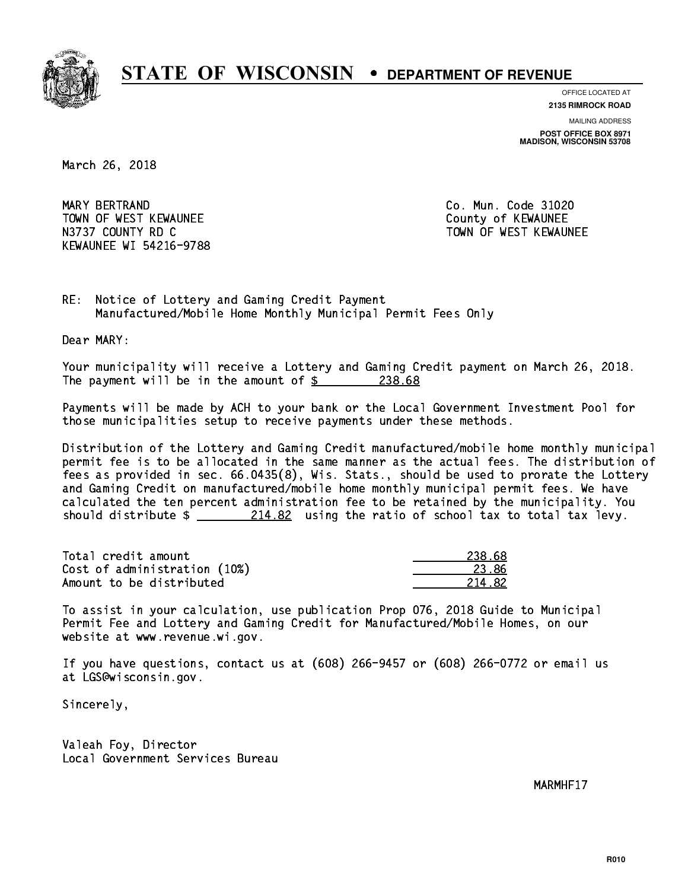# STATE OF WISCONSIN • DEPARTMENT OF REVENUE

OFFICE LOCATED AT
**2135 RIMROCK ROAD**

MAILING ADDRESS
**POST OFFICE BOX 8971**
**MADISON, WISCONSIN 53708**

March 26, 2018

MARY BERTRAND
TOWN OF WEST KEWAUNEE
N3737 COUNTY RD C
KEWAUNEE WI 54216-9788

Co. Mun. Code 31020
County of KEWAUNEE
TOWN OF WEST KEWAUNEE

RE: Notice of Lottery and Gaming Credit Payment
Manufactured/Mobile Home Monthly Municipal Permit Fees Only

Dear MARY:

Your municipality will receive a Lottery and Gaming Credit payment on March 26, 2018. The payment will be in the amount of $ 238.68

Payments will be made by ACH to your bank or the Local Government Investment Pool for those municipalities setup to receive payments under these methods.

Distribution of the Lottery and Gaming Credit manufactured/mobile home monthly municipal permit fee is to be allocated in the same manner as the actual fees. The distribution of fees as provided in sec. 66.0435(8), Wis. Stats., should be used to prorate the Lottery and Gaming Credit on manufactured/mobile home monthly municipal permit fees. We have calculated the ten percent administration fee to be retained by the municipality. You should distribute $ 214.82 using the ratio of school tax to total tax levy.

| | |
|---|---|
| Total credit amount | 238.68 |
| Cost of administration (10%) | 23.86 |
| Amount to be distributed | 214.82 |

To assist in your calculation, use publication Prop 076, 2018 Guide to Municipal Permit Fee and Lottery and Gaming Credit for Manufactured/Mobile Homes, on our website at www.revenue.wi.gov.

If you have questions, contact us at (608) 266-9457 or (608) 266-0772 or email us at LGS@wisconsin.gov.

Sincerely,

Valeah Foy, Director
Local Government Services Bureau

MARMHF17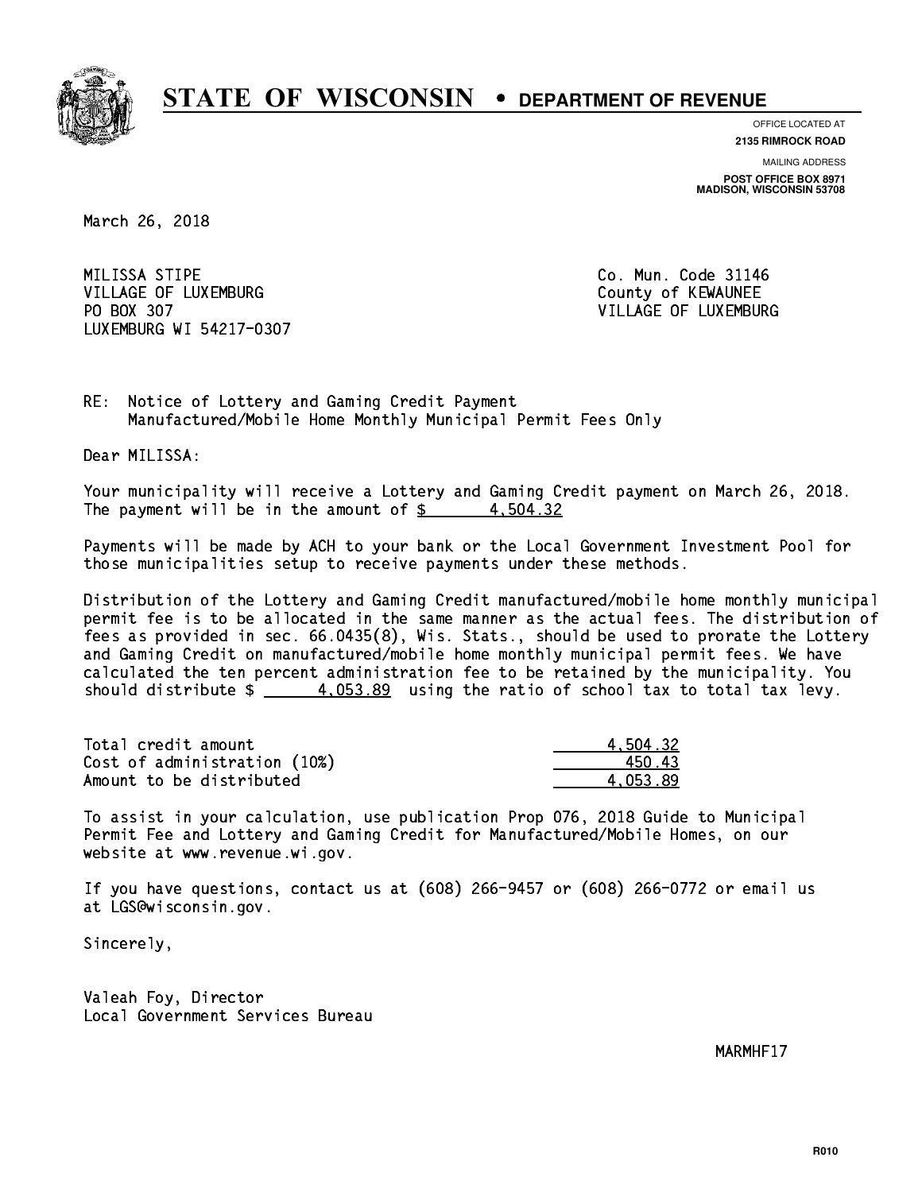# STATE OF WISCONSIN • DEPARTMENT OF REVENUE

OFFICE LOCATED AT
**2135 RIMROCK ROAD**

MAILING ADDRESS
**POST OFFICE BOX 8971**
**MADISON, WISCONSIN 53708**

March 26, 2018

MILISSA STIPE
VILLAGE OF LUXEMBURG
PO BOX 307
LUXEMBURG WI 54217-0307

Co. Mun. Code 31146
County of KEWAUNEE
VILLAGE OF LUXEMBURG

RE: Notice of Lottery and Gaming Credit Payment
Manufactured/Mobile Home Monthly Municipal Permit Fees Only

Dear MILISSA:

Your municipality will receive a Lottery and Gaming Credit payment on March 26, 2018. The payment will be in the amount of $ 4,504.32

Payments will be made by ACH to your bank or the Local Government Investment Pool for those municipalities setup to receive payments under these methods.

Distribution of the Lottery and Gaming Credit manufactured/mobile home monthly municipal permit fee is to be allocated in the same manner as the actual fees. The distribution of fees as provided in sec. 66.0435(8), Wis. Stats., should be used to prorate the Lottery and Gaming Credit on manufactured/mobile home monthly municipal permit fees. We have calculated the ten percent administration fee to be retained by the municipality. You should distribute $ 4,053.89 using the ratio of school tax to total tax levy.

| | |
|---|---|
| Total credit amount | 4,504.32 |
| Cost of administration (10%) | 450.43 |
| Amount to be distributed | 4,053.89 |

To assist in your calculation, use publication Prop 076, 2018 Guide to Municipal Permit Fee and Lottery and Gaming Credit for Manufactured/Mobile Homes, on our website at www.revenue.wi.gov.

If you have questions, contact us at (608) 266-9457 or (608) 266-0772 or email us at LGS@wisconsin.gov.

Sincerely,

Valeah Foy, Director
Local Government Services Bureau

MARMHF17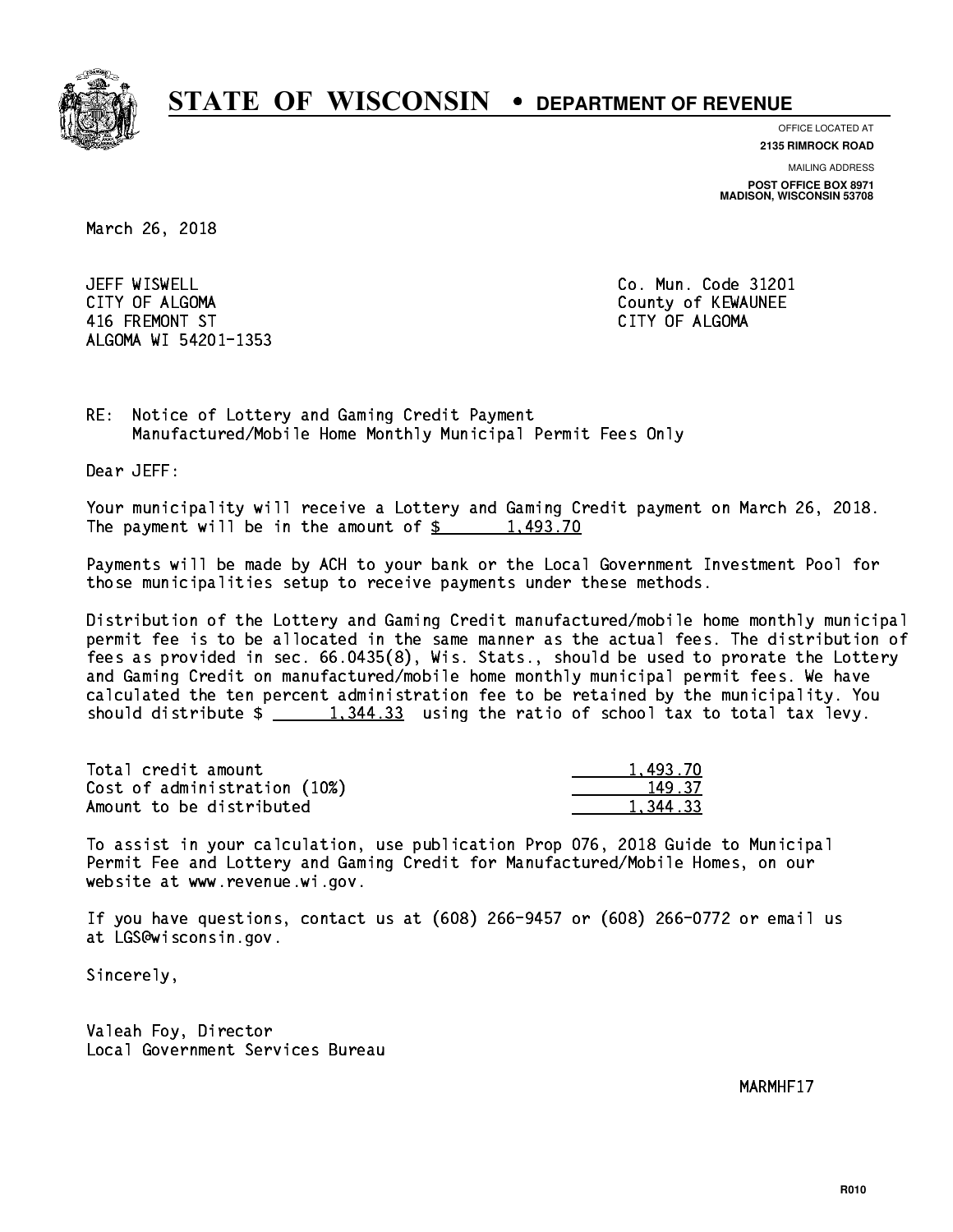# STATE OF WISCONSIN • DEPARTMENT OF REVENUE

OFFICE LOCATED AT
**2135 RIMROCK ROAD**

MAILING ADDRESS
**POST OFFICE BOX 8971**
**MADISON, WISCONSIN 53708**

March 26, 2018

JEFF WISWELL
CITY OF ALGOMA
416 FREMONT ST
ALGOMA WI 54201-1353

Co. Mun. Code 31201
County of KEWAUNEE
CITY OF ALGOMA

RE: Notice of Lottery and Gaming Credit Payment
Manufactured/Mobile Home Monthly Municipal Permit Fees Only

Dear JEFF:

Your municipality will receive a Lottery and Gaming Credit payment on March 26, 2018. The payment will be in the amount of $ 1,493.70

Payments will be made by ACH to your bank or the Local Government Investment Pool for those municipalities setup to receive payments under these methods.

Distribution of the Lottery and Gaming Credit manufactured/mobile home monthly municipal permit fee is to be allocated in the same manner as the actual fees. The distribution of fees as provided in sec. 66.0435(8), Wis. Stats., should be used to prorate the Lottery and Gaming Credit on manufactured/mobile home monthly municipal permit fees. We have calculated the ten percent administration fee to be retained by the municipality. You should distribute $ 1,344.33 using the ratio of school tax to total tax levy.

| | |
|---|---|
| Total credit amount | 1,493.70 |
| Cost of administration (10%) | 149.37 |
| Amount to be distributed | 1,344.33 |

To assist in your calculation, use publication Prop 076, 2018 Guide to Municipal Permit Fee and Lottery and Gaming Credit for Manufactured/Mobile Homes, on our website at www.revenue.wi.gov.

If you have questions, contact us at (608) 266-9457 or (608) 266-0772 or email us at LGS@wisconsin.gov.

Sincerely,

Valeah Foy, Director
Local Government Services Bureau

MARMHF17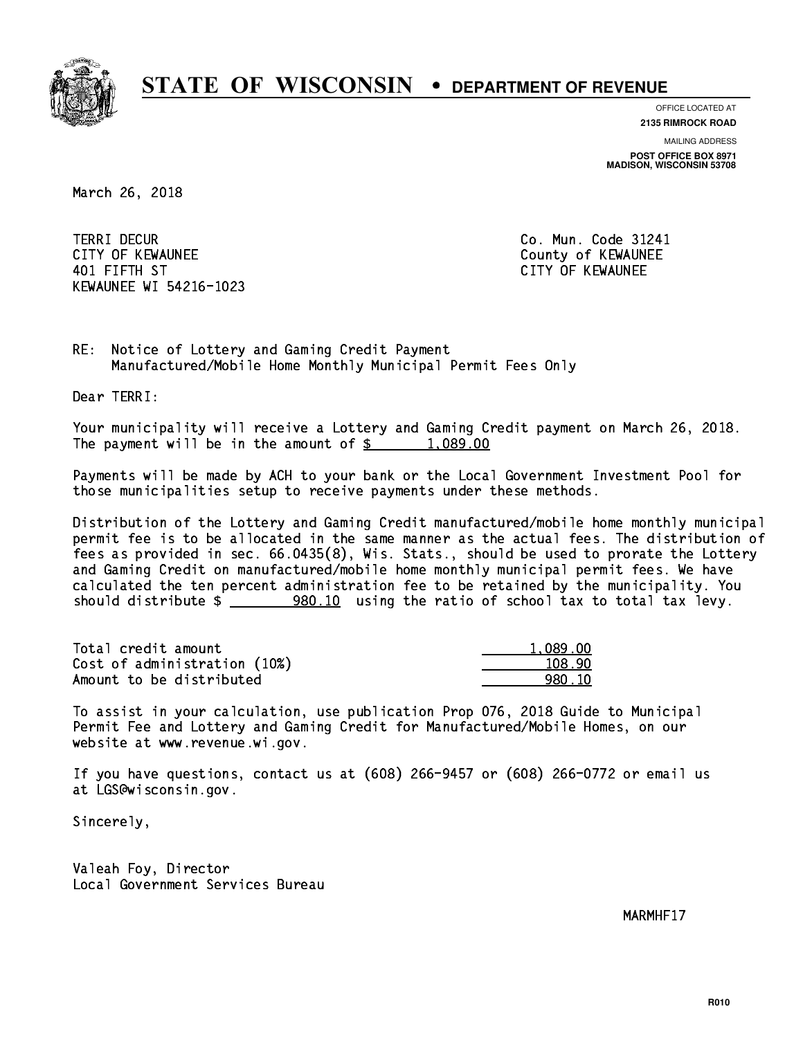# STATE OF WISCONSIN • DEPARTMENT OF REVENUE

OFFICE LOCATED AT
**2135 RIMROCK ROAD**

MAILING ADDRESS
**POST OFFICE BOX 8971**
**MADISON, WISCONSIN 53708**

March 26, 2018

TERRI DECUR
CITY OF KEWAUNEE
401 FIFTH ST
KEWAUNEE WI 54216-1023

Co. Mun. Code 31241
County of KEWAUNEE
CITY OF KEWAUNEE

RE: Notice of Lottery and Gaming Credit Payment
Manufactured/Mobile Home Monthly Municipal Permit Fees Only

Dear TERRI:

Your municipality will receive a Lottery and Gaming Credit payment on March 26, 2018. The payment will be in the amount of $ 1,089.00

Payments will be made by ACH to your bank or the Local Government Investment Pool for those municipalities setup to receive payments under these methods.

Distribution of the Lottery and Gaming Credit manufactured/mobile home monthly municipal permit fee is to be allocated in the same manner as the actual fees. The distribution of fees as provided in sec. 66.0435(8), Wis. Stats., should be used to prorate the Lottery and Gaming Credit on manufactured/mobile home monthly municipal permit fees. We have calculated the ten percent administration fee to be retained by the municipality. You should distribute $ 980.10 using the ratio of school tax to total tax levy.

| | |
|---|---|
| Total credit amount | 1,089.00 |
| Cost of administration (10%) | 108.90 |
| Amount to be distributed | 980.10 |

To assist in your calculation, use publication Prop 076, 2018 Guide to Municipal Permit Fee and Lottery and Gaming Credit for Manufactured/Mobile Homes, on our website at www.revenue.wi.gov.

If you have questions, contact us at (608) 266-9457 or (608) 266-0772 or email us at LGS@wisconsin.gov.

Sincerely,

Valeah Foy, Director
Local Government Services Bureau

MARMHF17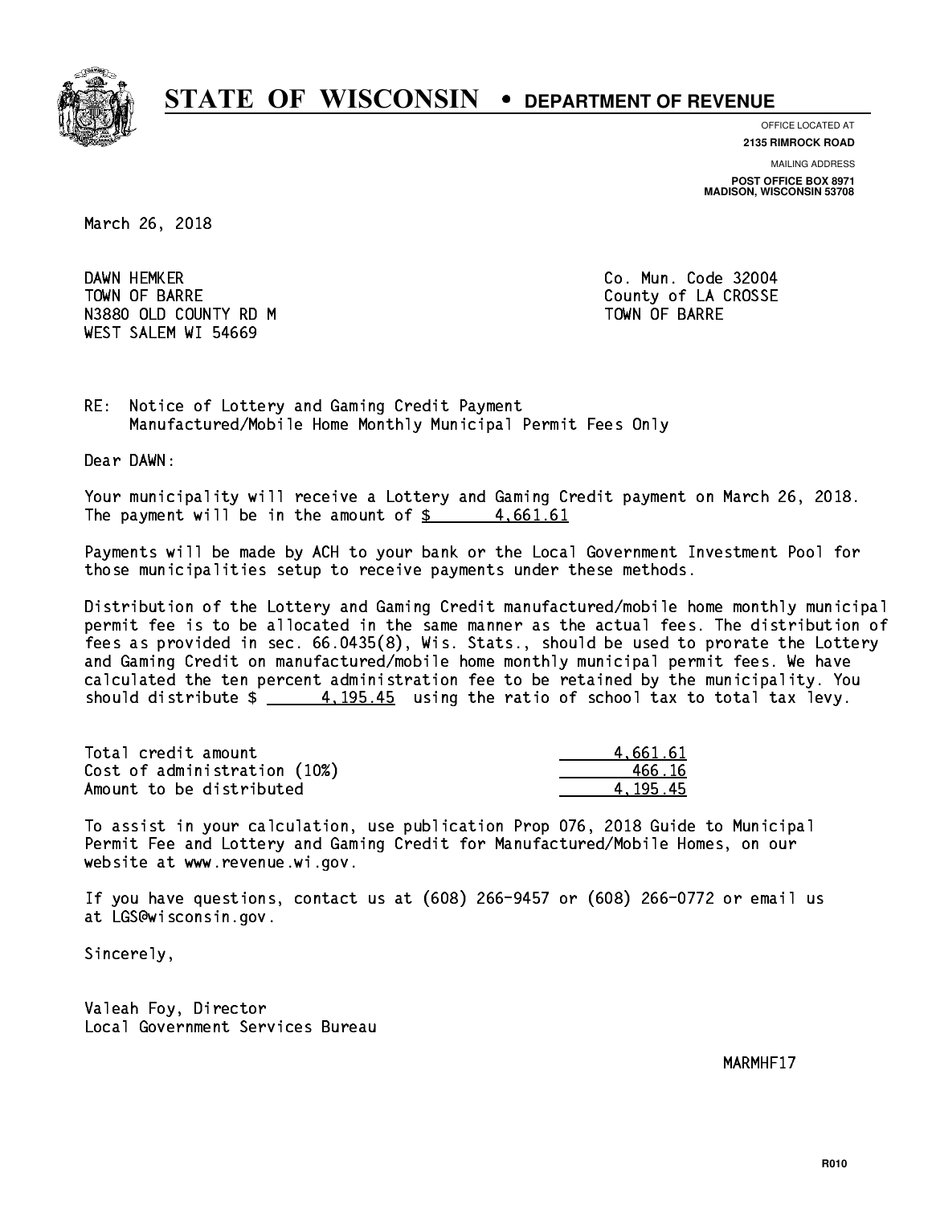# STATE OF WISCONSIN • DEPARTMENT OF REVENUE

OFFICE LOCATED AT
**2135 RIMROCK ROAD**

MAILING ADDRESS
**POST OFFICE BOX 8971**
**MADISON, WISCONSIN 53708**

March 26, 2018

DAWN HEMKER
TOWN OF BARRE
N3880 OLD COUNTY RD M
WEST SALEM WI 54669

Co. Mun. Code 32004
County of LA CROSSE
TOWN OF BARRE

RE: Notice of Lottery and Gaming Credit Payment
Manufactured/Mobile Home Monthly Municipal Permit Fees Only

Dear DAWN:

Your municipality will receive a Lottery and Gaming Credit payment on March 26, 2018. The payment will be in the amount of $ 4,661.61

Payments will be made by ACH to your bank or the Local Government Investment Pool for those municipalities setup to receive payments under these methods.

Distribution of the Lottery and Gaming Credit manufactured/mobile home monthly municipal permit fee is to be allocated in the same manner as the actual fees. The distribution of fees as provided in sec. 66.0435(8), Wis. Stats., should be used to prorate the Lottery and Gaming Credit on manufactured/mobile home monthly municipal permit fees. We have calculated the ten percent administration fee to be retained by the municipality. You should distribute $ 4,195.45 using the ratio of school tax to total tax levy.

| | |
|---|---|
| Total credit amount | 4,661.61 |
| Cost of administration (10%) | 466.16 |
| Amount to be distributed | 4,195.45 |

To assist in your calculation, use publication Prop 076, 2018 Guide to Municipal Permit Fee and Lottery and Gaming Credit for Manufactured/Mobile Homes, on our website at www.revenue.wi.gov.

If you have questions, contact us at (608) 266-9457 or (608) 266-0772 or email us at LGS@wisconsin.gov.

Sincerely,

Valeah Foy, Director
Local Government Services Bureau

MARMHF17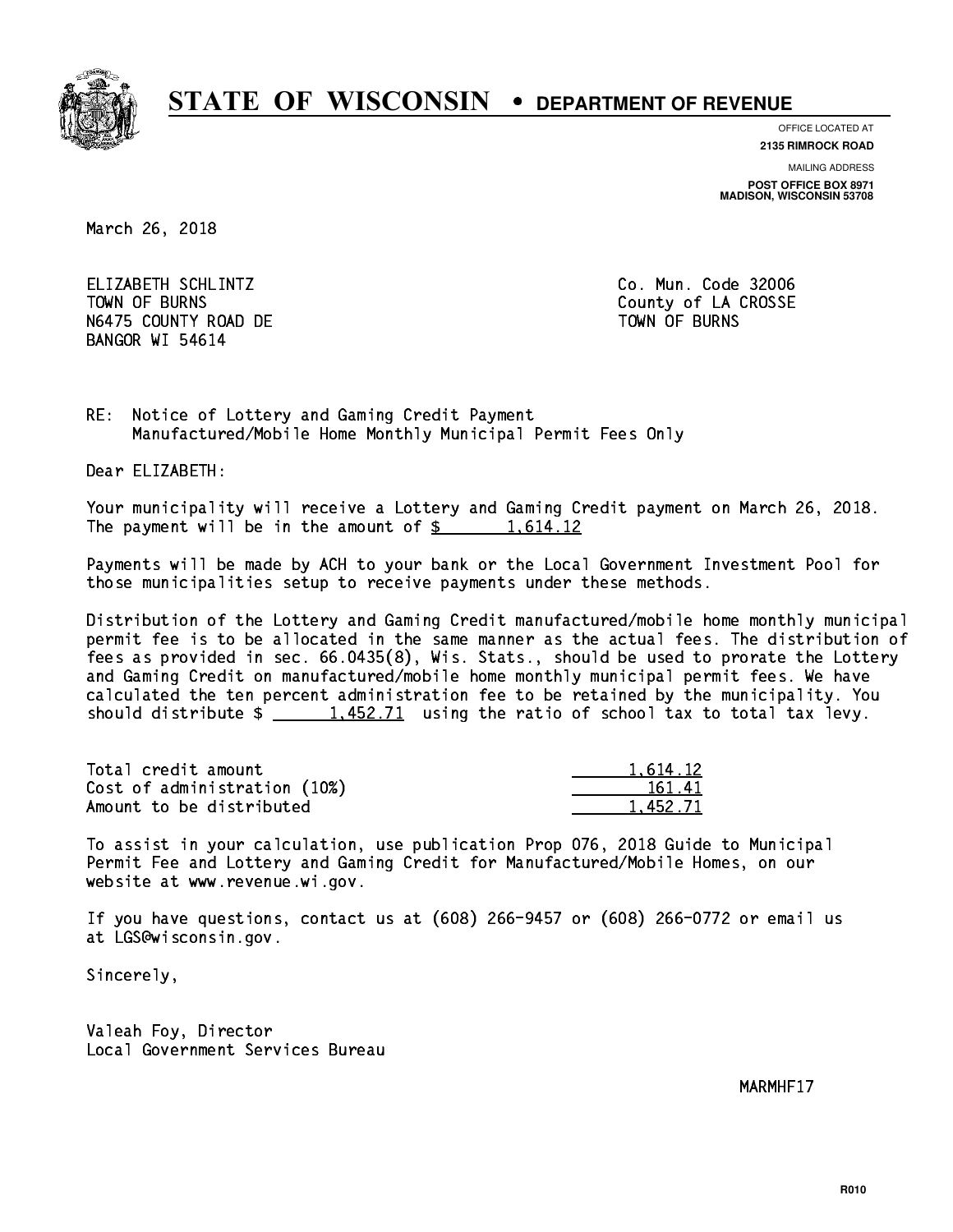# STATE OF WISCONSIN • DEPARTMENT OF REVENUE

OFFICE LOCATED AT
**2135 RIMROCK ROAD**

MAILING ADDRESS
**POST OFFICE BOX 8971**
**MADISON, WISCONSIN 53708**

March 26, 2018

ELIZABETH SCHLINTZ
TOWN OF BURNS
N6475 COUNTY ROAD DE
BANGOR WI 54614

Co. Mun. Code 32006
County of LA CROSSE
TOWN OF BURNS

RE: Notice of Lottery and Gaming Credit Payment
Manufactured/Mobile Home Monthly Municipal Permit Fees Only

Dear ELIZABETH:

Your municipality will receive a Lottery and Gaming Credit payment on March 26, 2018. The payment will be in the amount of $ 1,614.12

Payments will be made by ACH to your bank or the Local Government Investment Pool for those municipalities setup to receive payments under these methods.

Distribution of the Lottery and Gaming Credit manufactured/mobile home monthly municipal permit fee is to be allocated in the same manner as the actual fees. The distribution of fees as provided in sec. 66.0435(8), Wis. Stats., should be used to prorate the Lottery and Gaming Credit on manufactured/mobile home monthly municipal permit fees. We have calculated the ten percent administration fee to be retained by the municipality. You should distribute $ 1,452.71 using the ratio of school tax to total tax levy.

| | |
|---|---|
| Total credit amount | 1,614.12 |
| Cost of administration (10%) | 161.41 |
| Amount to be distributed | 1,452.71 |

To assist in your calculation, use publication Prop 076, 2018 Guide to Municipal Permit Fee and Lottery and Gaming Credit for Manufactured/Mobile Homes, on our website at www.revenue.wi.gov.

If you have questions, contact us at (608) 266-9457 or (608) 266-0772 or email us at LGS@wisconsin.gov.

Sincerely,

Valeah Foy, Director
Local Government Services Bureau

MARMHF17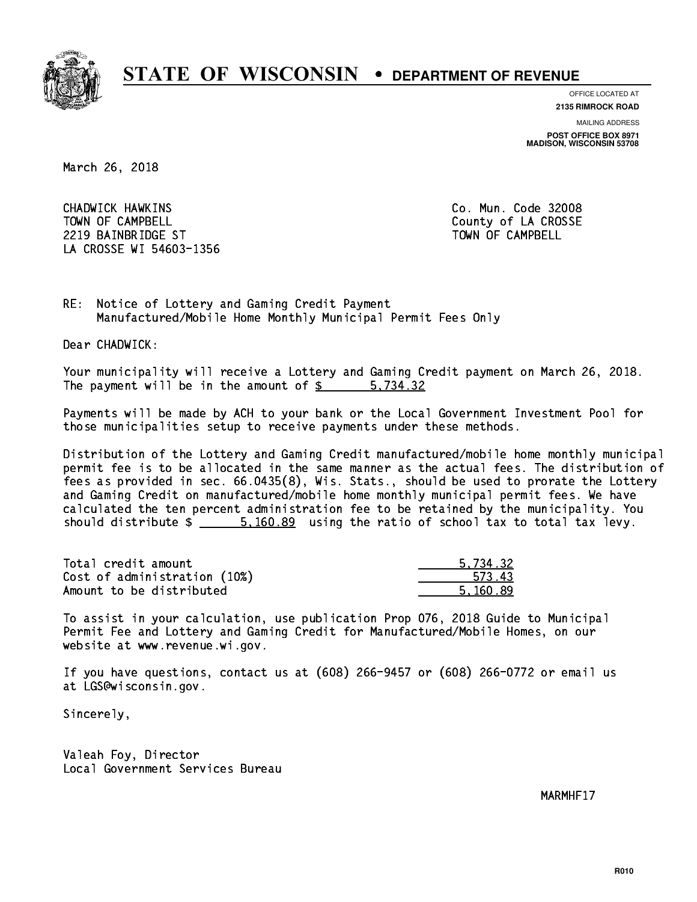# STATE OF WISCONSIN • DEPARTMENT OF REVENUE

OFFICE LOCATED AT
**2135 RIMROCK ROAD**

MAILING ADDRESS
**POST OFFICE BOX 8971**
**MADISON, WISCONSIN 53708**

March 26, 2018

CHADWICK HAWKINS
TOWN OF CAMPBELL
2219 BAINBRIDGE ST
LA CROSSE WI 54603-1356

Co. Mun. Code 32008
County of LA CROSSE
TOWN OF CAMPBELL

RE: Notice of Lottery and Gaming Credit Payment
Manufactured/Mobile Home Monthly Municipal Permit Fees Only

Dear CHADWICK:

Your municipality will receive a Lottery and Gaming Credit payment on March 26, 2018. The payment will be in the amount of $ 5,734.32

Payments will be made by ACH to your bank or the Local Government Investment Pool for those municipalities setup to receive payments under these methods.

Distribution of the Lottery and Gaming Credit manufactured/mobile home monthly municipal permit fee is to be allocated in the same manner as the actual fees. The distribution of fees as provided in sec. 66.0435(8), Wis. Stats., should be used to prorate the Lottery and Gaming Credit on manufactured/mobile home monthly municipal permit fees. We have calculated the ten percent administration fee to be retained by the municipality. You should distribute $ 5,160.89 using the ratio of school tax to total tax levy.

| | |
|---|---|
| Total credit amount | 5,734.32 |
| Cost of administration (10%) | 573.43 |
| Amount to be distributed | 5,160.89 |

To assist in your calculation, use publication Prop 076, 2018 Guide to Municipal Permit Fee and Lottery and Gaming Credit for Manufactured/Mobile Homes, on our website at www.revenue.wi.gov.

If you have questions, contact us at (608) 266-9457 or (608) 266-0772 or email us at LGS@wisconsin.gov.

Sincerely,

Valeah Foy, Director
Local Government Services Bureau

MARMHF17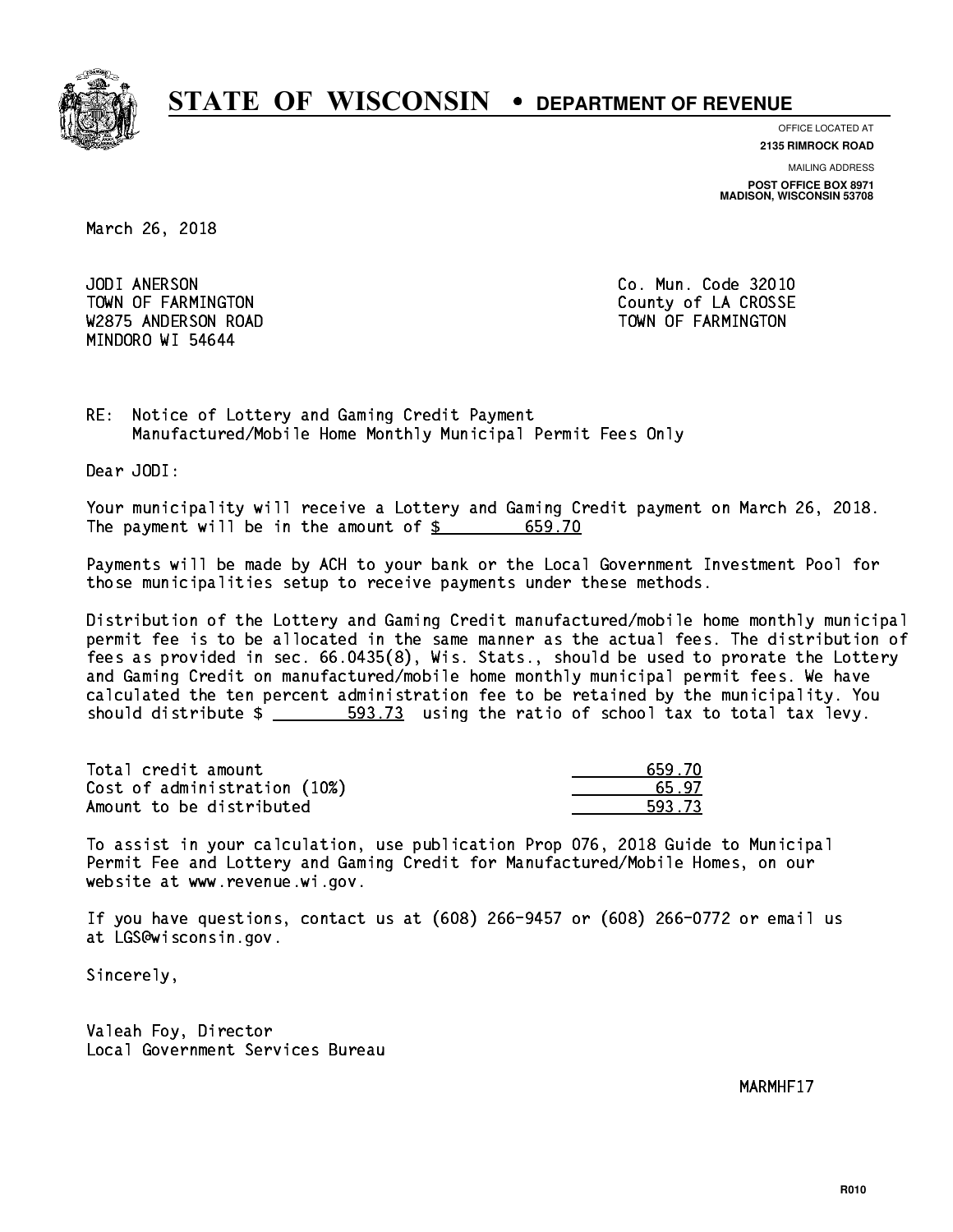# STATE OF WISCONSIN • DEPARTMENT OF REVENUE

OFFICE LOCATED AT
**2135 RIMROCK ROAD**

MAILING ADDRESS
**POST OFFICE BOX 8971**
**MADISON, WISCONSIN 53708**

March 26, 2018

JODI ANERSON
TOWN OF FARMINGTON
W2875 ANDERSON ROAD
MINDORO WI 54644

Co. Mun. Code 32010
County of LA CROSSE
TOWN OF FARMINGTON

RE: Notice of Lottery and Gaming Credit Payment
Manufactured/Mobile Home Monthly Municipal Permit Fees Only

Dear JODI:

Your municipality will receive a Lottery and Gaming Credit payment on March 26, 2018. The payment will be in the amount of $ 659.70

Payments will be made by ACH to your bank or the Local Government Investment Pool for those municipalities setup to receive payments under these methods.

Distribution of the Lottery and Gaming Credit manufactured/mobile home monthly municipal permit fee is to be allocated in the same manner as the actual fees. The distribution of fees as provided in sec. 66.0435(8), Wis. Stats., should be used to prorate the Lottery and Gaming Credit on manufactured/mobile home monthly municipal permit fees. We have calculated the ten percent administration fee to be retained by the municipality. You should distribute $ 593.73 using the ratio of school tax to total tax levy.

| | |
|---|---|
| Total credit amount | 659.70 |
| Cost of administration (10%) | 65.97 |
| Amount to be distributed | 593.73 |

To assist in your calculation, use publication Prop 076, 2018 Guide to Municipal Permit Fee and Lottery and Gaming Credit for Manufactured/Mobile Homes, on our website at www.revenue.wi.gov.

If you have questions, contact us at (608) 266-9457 or (608) 266-0772 or email us at LGS@wisconsin.gov.

Sincerely,

Valeah Foy, Director
Local Government Services Bureau

MARMHF17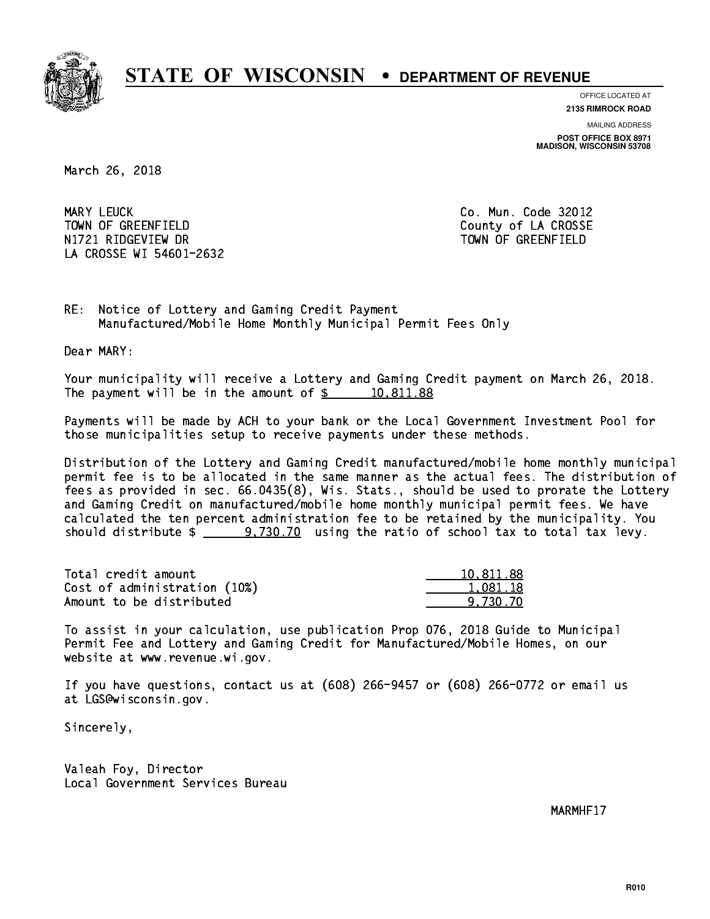# STATE OF WISCONSIN • DEPARTMENT OF REVENUE

OFFICE LOCATED AT
**2135 RIMROCK ROAD**

MAILING ADDRESS
**POST OFFICE BOX 8971**
**MADISON, WISCONSIN 53708**

March 26, 2018

MARY LEUCK
TOWN OF GREENFIELD
N1721 RIDGEVIEW DR
LA CROSSE WI 54601-2632

Co. Mun. Code 32012
County of LA CROSSE
TOWN OF GREENFIELD

RE: Notice of Lottery and Gaming Credit Payment
Manufactured/Mobile Home Monthly Municipal Permit Fees Only

Dear MARY:

Your municipality will receive a Lottery and Gaming Credit payment on March 26, 2018. The payment will be in the amount of $ 10,811.88

Payments will be made by ACH to your bank or the Local Government Investment Pool for those municipalities setup to receive payments under these methods.

Distribution of the Lottery and Gaming Credit manufactured/mobile home monthly municipal permit fee is to be allocated in the same manner as the actual fees. The distribution of fees as provided in sec. 66.0435(8), Wis. Stats., should be used to prorate the Lottery and Gaming Credit on manufactured/mobile home monthly municipal permit fees. We have calculated the ten percent administration fee to be retained by the municipality. You should distribute $ 9,730.70 using the ratio of school tax to total tax levy.

| | |
|---|---|
| Total credit amount | 10,811.88 |
| Cost of administration (10%) | 1,081.18 |
| Amount to be distributed | 9,730.70 |

To assist in your calculation, use publication Prop 076, 2018 Guide to Municipal Permit Fee and Lottery and Gaming Credit for Manufactured/Mobile Homes, on our website at www.revenue.wi.gov.

If you have questions, contact us at (608) 266-9457 or (608) 266-0772 or email us at LGS@wisconsin.gov.

Sincerely,

Valeah Foy, Director
Local Government Services Bureau

MARMHF17

R010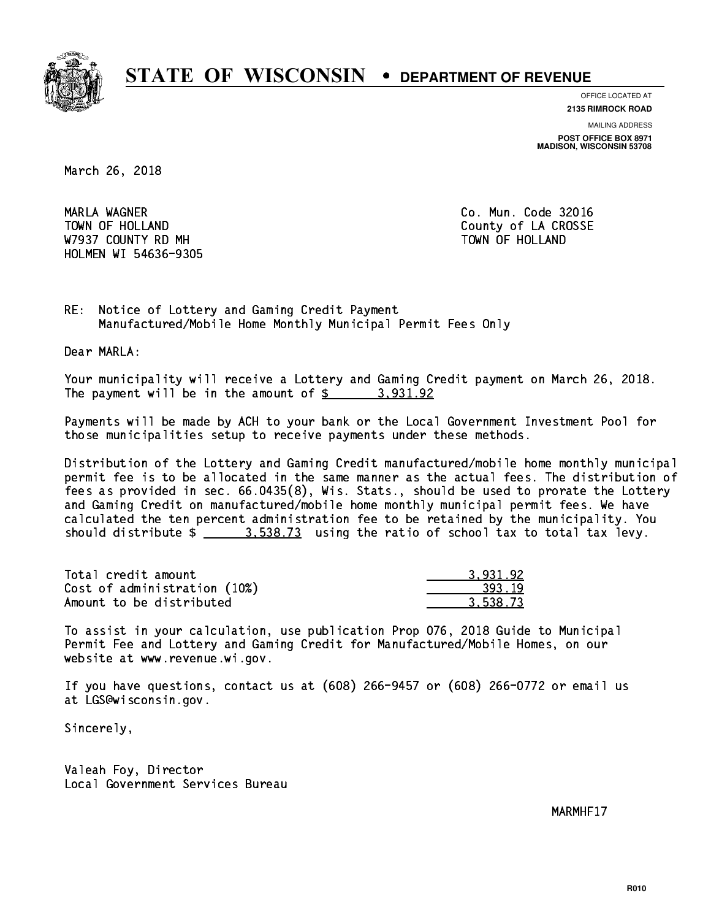# STATE OF WISCONSIN • DEPARTMENT OF REVENUE

OFFICE LOCATED AT
**2135 RIMROCK ROAD**

MAILING ADDRESS
**POST OFFICE BOX 8971**
**MADISON, WISCONSIN 53708**

March 26, 2018

MARLA WAGNER
TOWN OF HOLLAND
W7937 COUNTY RD MH
HOLMEN WI 54636-9305

Co. Mun. Code 32016
County of LA CROSSE
TOWN OF HOLLAND

RE: Notice of Lottery and Gaming Credit Payment
Manufactured/Mobile Home Monthly Municipal Permit Fees Only

Dear MARLA:

Your municipality will receive a Lottery and Gaming Credit payment on March 26, 2018. The payment will be in the amount of $ 3,931.92

Payments will be made by ACH to your bank or the Local Government Investment Pool for those municipalities setup to receive payments under these methods.

Distribution of the Lottery and Gaming Credit manufactured/mobile home monthly municipal permit fee is to be allocated in the same manner as the actual fees. The distribution of fees as provided in sec. 66.0435(8), Wis. Stats., should be used to prorate the Lottery and Gaming Credit on manufactured/mobile home monthly municipal permit fees. We have calculated the ten percent administration fee to be retained by the municipality. You should distribute $ 3,538.73 using the ratio of school tax to total tax levy.

| | |
|---|---|
| Total credit amount | 3,931.92 |
| Cost of administration (10%) | 393.19 |
| Amount to be distributed | 3,538.73 |

To assist in your calculation, use publication Prop 076, 2018 Guide to Municipal Permit Fee and Lottery and Gaming Credit for Manufactured/Mobile Homes, on our website at www.revenue.wi.gov.

If you have questions, contact us at (608) 266-9457 or (608) 266-0772 or email us at LGS@wisconsin.gov.

Sincerely,

Valeah Foy, Director
Local Government Services Bureau

MARMHF17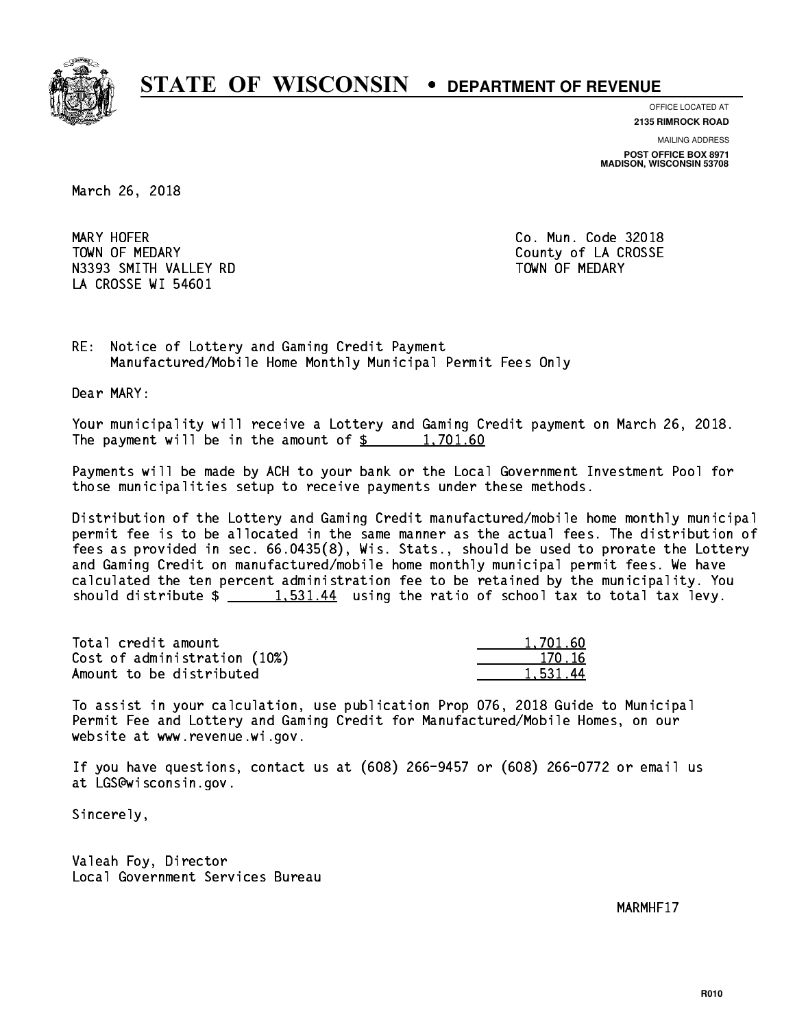# STATE OF WISCONSIN • DEPARTMENT OF REVENUE

OFFICE LOCATED AT
**2135 RIMROCK ROAD**

MAILING ADDRESS
**POST OFFICE BOX 8971**
**MADISON, WISCONSIN 53708**

March 26, 2018

MARY HOFER
TOWN OF MEDARY
N3393 SMITH VALLEY RD
LA CROSSE WI 54601

Co. Mun. Code 32018
County of LA CROSSE
TOWN OF MEDARY

RE: Notice of Lottery and Gaming Credit Payment
Manufactured/Mobile Home Monthly Municipal Permit Fees Only

Dear MARY:

Your municipality will receive a Lottery and Gaming Credit payment on March 26, 2018. The payment will be in the amount of $ 1,701.60

Payments will be made by ACH to your bank or the Local Government Investment Pool for those municipalities setup to receive payments under these methods.

Distribution of the Lottery and Gaming Credit manufactured/mobile home monthly municipal permit fee is to be allocated in the same manner as the actual fees. The distribution of fees as provided in sec. 66.0435(8), Wis. Stats., should be used to prorate the Lottery and Gaming Credit on manufactured/mobile home monthly municipal permit fees. We have calculated the ten percent administration fee to be retained by the municipality. You should distribute $ 1,531.44 using the ratio of school tax to total tax levy.

| | |
|---|---|
| Total credit amount | 1,701.60 |
| Cost of administration (10%) | 170.16 |
| Amount to be distributed | 1,531.44 |

To assist in your calculation, use publication Prop 076, 2018 Guide to Municipal Permit Fee and Lottery and Gaming Credit for Manufactured/Mobile Homes, on our website at www.revenue.wi.gov.

If you have questions, contact us at (608) 266-9457 or (608) 266-0772 or email us at LGS@wisconsin.gov.

Sincerely,

Valeah Foy, Director
Local Government Services Bureau

MARMHF17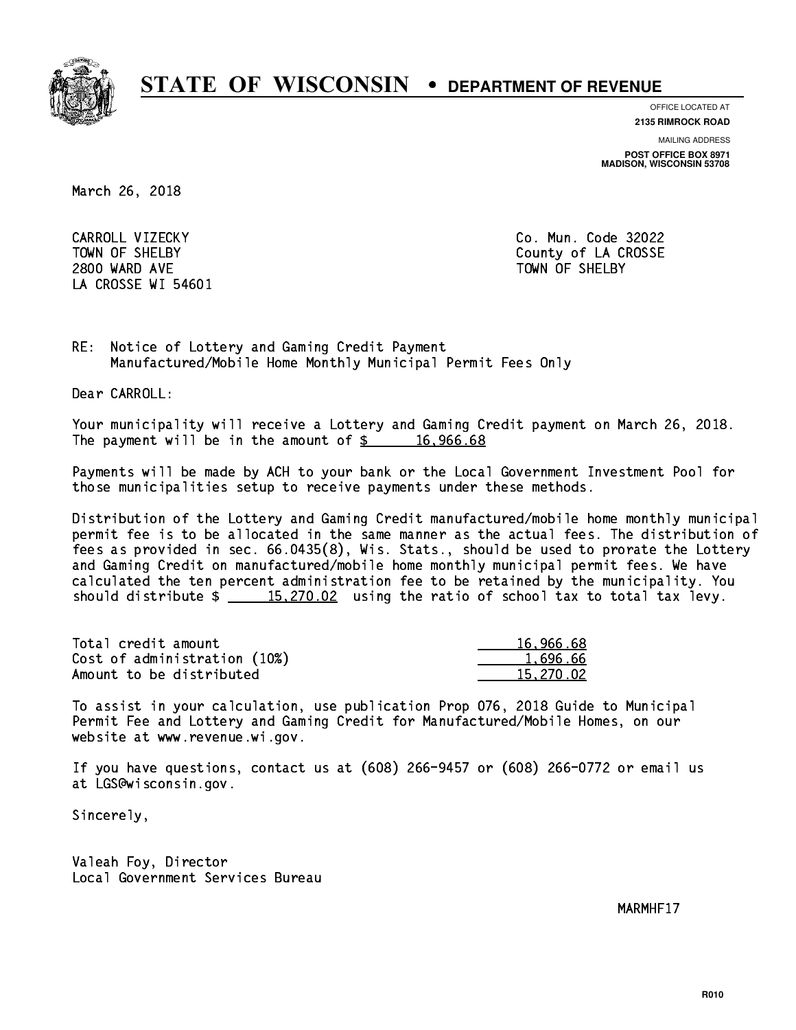# STATE OF WISCONSIN • DEPARTMENT OF REVENUE

OFFICE LOCATED AT
**2135 RIMROCK ROAD**

MAILING ADDRESS
**POST OFFICE BOX 8971**
**MADISON, WISCONSIN 53708**

March 26, 2018

CARROLL VIZECKY
TOWN OF SHELBY
2800 WARD AVE
LA CROSSE WI 54601

Co. Mun. Code 32022
County of LA CROSSE
TOWN OF SHELBY

RE: Notice of Lottery and Gaming Credit Payment
Manufactured/Mobile Home Monthly Municipal Permit Fees Only

Dear CARROLL:

Your municipality will receive a Lottery and Gaming Credit payment on March 26, 2018. The payment will be in the amount of $ 16,966.68

Payments will be made by ACH to your bank or the Local Government Investment Pool for those municipalities setup to receive payments under these methods.

Distribution of the Lottery and Gaming Credit manufactured/mobile home monthly municipal permit fee is to be allocated in the same manner as the actual fees. The distribution of fees as provided in sec. 66.0435(8), Wis. Stats., should be used to prorate the Lottery and Gaming Credit on manufactured/mobile home monthly municipal permit fees. We have calculated the ten percent administration fee to be retained by the municipality. You should distribute $ 15,270.02 using the ratio of school tax to total tax levy.

| | |
|---|---|
| Total credit amount | 16,966.68 |
| Cost of administration (10%) | 1,696.66 |
| Amount to be distributed | 15,270.02 |

To assist in your calculation, use publication Prop 076, 2018 Guide to Municipal Permit Fee and Lottery and Gaming Credit for Manufactured/Mobile Homes, on our website at www.revenue.wi.gov.

If you have questions, contact us at (608) 266-9457 or (608) 266-0772 or email us at LGS@wisconsin.gov.

Sincerely,

Valeah Foy, Director
Local Government Services Bureau

MARMHF17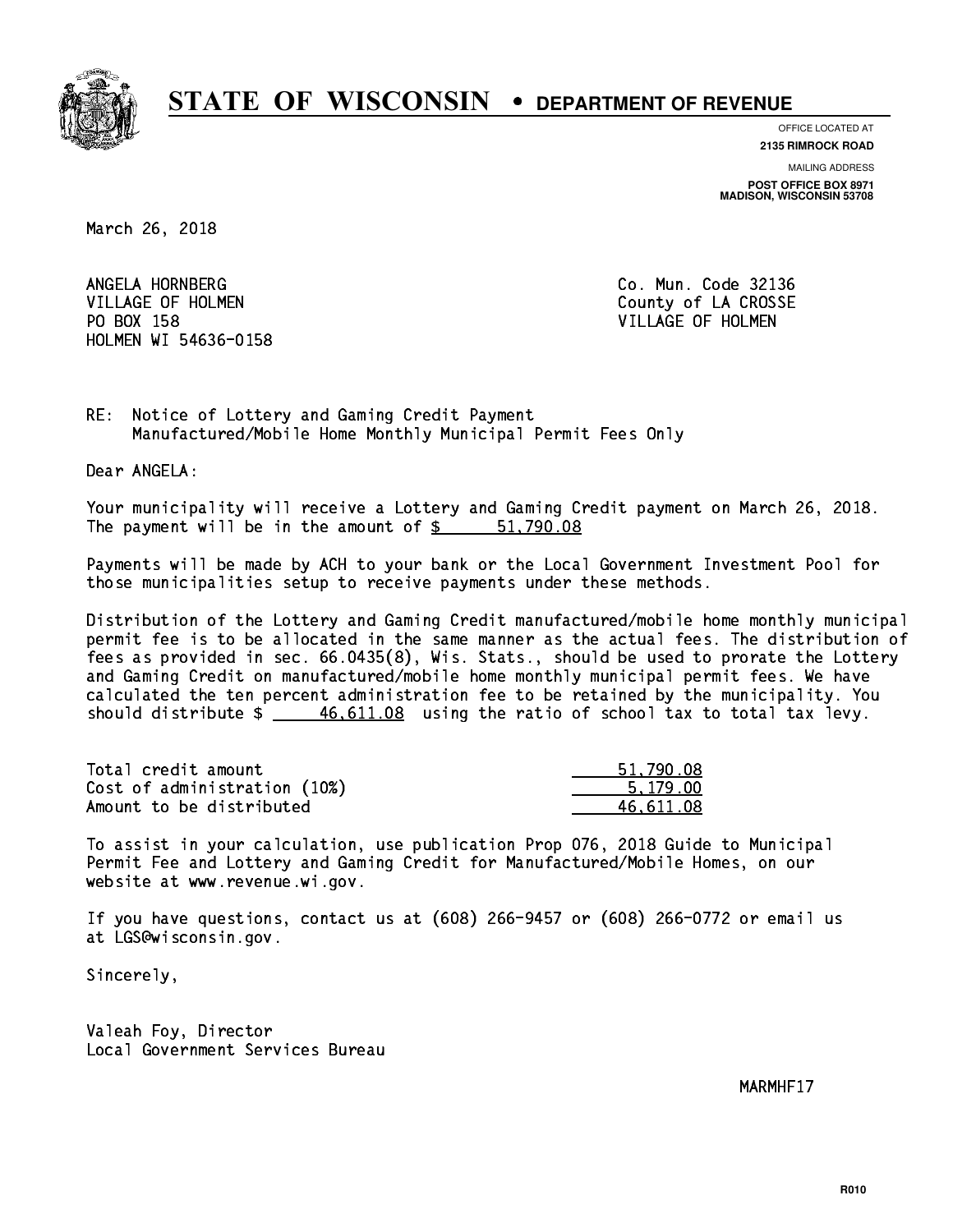# STATE OF WISCONSIN • DEPARTMENT OF REVENUE

OFFICE LOCATED AT
**2135 RIMROCK ROAD**

MAILING ADDRESS
**POST OFFICE BOX 8971**
**MADISON, WISCONSIN 53708**

March 26, 2018

ANGELA HORNBERG
VILLAGE OF HOLMEN
PO BOX 158
HOLMEN WI 54636-0158

Co. Mun. Code 32136
County of LA CROSSE
VILLAGE OF HOLMEN

RE: Notice of Lottery and Gaming Credit Payment
Manufactured/Mobile Home Monthly Municipal Permit Fees Only

Dear ANGELA:

Your municipality will receive a Lottery and Gaming Credit payment on March 26, 2018. The payment will be in the amount of $ 51,790.08

Payments will be made by ACH to your bank or the Local Government Investment Pool for those municipalities setup to receive payments under these methods.

Distribution of the Lottery and Gaming Credit manufactured/mobile home monthly municipal permit fee is to be allocated in the same manner as the actual fees. The distribution of fees as provided in sec. 66.0435(8), Wis. Stats., should be used to prorate the Lottery and Gaming Credit on manufactured/mobile home monthly municipal permit fees. We have calculated the ten percent administration fee to be retained by the municipality. You should distribute $ 46,611.08 using the ratio of school tax to total tax levy.

| | |
|---|---|
| Total credit amount | 51,790.08 |
| Cost of administration (10%) | 5,179.00 |
| Amount to be distributed | 46,611.08 |

To assist in your calculation, use publication Prop 076, 2018 Guide to Municipal Permit Fee and Lottery and Gaming Credit for Manufactured/Mobile Homes, on our website at www.revenue.wi.gov.

If you have questions, contact us at (608) 266-9457 or (608) 266-0772 or email us at LGS@wisconsin.gov.

Sincerely,

Valeah Foy, Director
Local Government Services Bureau

MARMHF17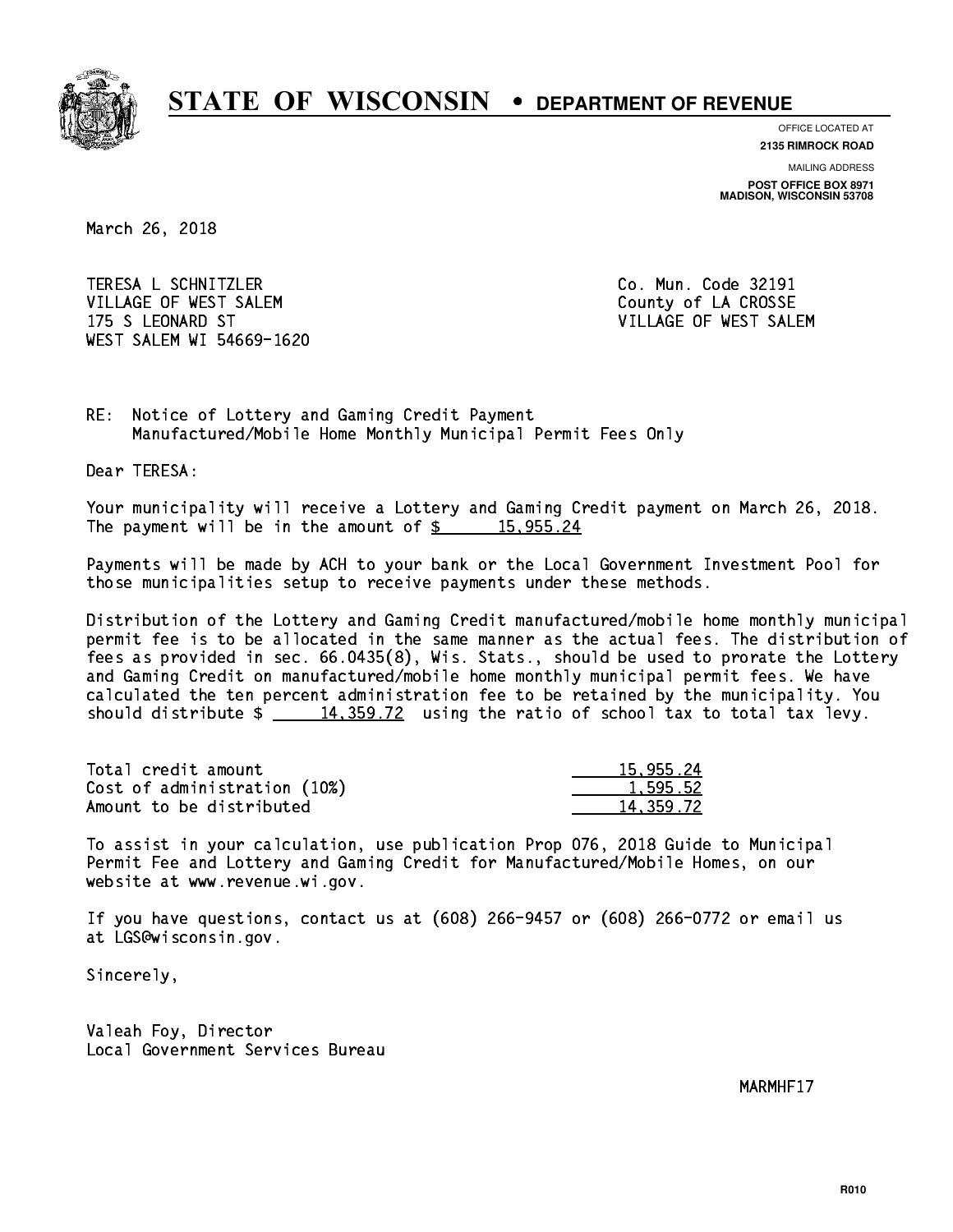# STATE OF WISCONSIN • DEPARTMENT OF REVENUE

OFFICE LOCATED AT
**2135 RIMROCK ROAD**

MAILING ADDRESS
**POST OFFICE BOX 8971**
**MADISON, WISCONSIN 53708**

March 26, 2018

TERESA L SCHNITZLER
VILLAGE OF WEST SALEM
175 S LEONARD ST
WEST SALEM WI 54669-1620

Co. Mun. Code 32191
County of LA CROSSE
VILLAGE OF WEST SALEM

RE: Notice of Lottery and Gaming Credit Payment
Manufactured/Mobile Home Monthly Municipal Permit Fees Only

Dear TERESA:

Your municipality will receive a Lottery and Gaming Credit payment on March 26, 2018. The payment will be in the amount of $ 15,955.24

Payments will be made by ACH to your bank or the Local Government Investment Pool for those municipalities setup to receive payments under these methods.

Distribution of the Lottery and Gaming Credit manufactured/mobile home monthly municipal permit fee is to be allocated in the same manner as the actual fees. The distribution of fees as provided in sec. 66.0435(8), Wis. Stats., should be used to prorate the Lottery and Gaming Credit on manufactured/mobile home monthly municipal permit fees. We have calculated the ten percent administration fee to be retained by the municipality. You should distribute $ 14,359.72 using the ratio of school tax to total tax levy.

| | |
|---|---|
| Total credit amount | 15,955.24 |
| Cost of administration (10%) | 1,595.52 |
| Amount to be distributed | 14,359.72 |

To assist in your calculation, use publication Prop 076, 2018 Guide to Municipal Permit Fee and Lottery and Gaming Credit for Manufactured/Mobile Homes, on our website at www.revenue.wi.gov.

If you have questions, contact us at (608) 266-9457 or (608) 266-0772 or email us at LGS@wisconsin.gov.

Sincerely,

Valeah Foy, Director
Local Government Services Bureau

MARMHF17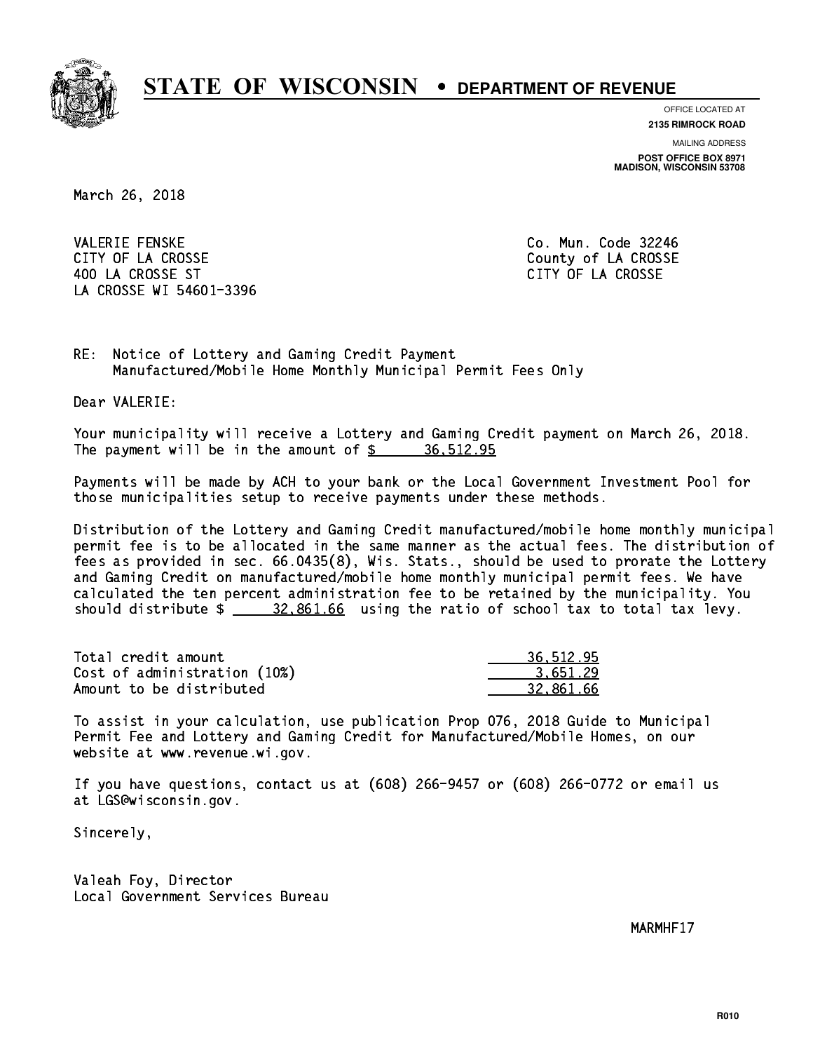# STATE OF WISCONSIN • DEPARTMENT OF REVENUE

OFFICE LOCATED AT
**2135 RIMROCK ROAD**

MAILING ADDRESS
**POST OFFICE BOX 8971**
**MADISON, WISCONSIN 53708**

March 26, 2018

VALERIE FENSKE
CITY OF LA CROSSE
400 LA CROSSE ST
LA CROSSE WI 54601-3396

Co. Mun. Code 32246
County of LA CROSSE
CITY OF LA CROSSE

RE: Notice of Lottery and Gaming Credit Payment
Manufactured/Mobile Home Monthly Municipal Permit Fees Only

Dear VALERIE:

Your municipality will receive a Lottery and Gaming Credit payment on March 26, 2018. The payment will be in the amount of $ 36,512.95

Payments will be made by ACH to your bank or the Local Government Investment Pool for those municipalities setup to receive payments under these methods.

Distribution of the Lottery and Gaming Credit manufactured/mobile home monthly municipal permit fee is to be allocated in the same manner as the actual fees. The distribution of fees as provided in sec. 66.0435(8), Wis. Stats., should be used to prorate the Lottery and Gaming Credit on manufactured/mobile home monthly municipal permit fees. We have calculated the ten percent administration fee to be retained by the municipality. You should distribute $ 32,861.66 using the ratio of school tax to total tax levy.

| | |
|---|---|
| Total credit amount | 36,512.95 |
| Cost of administration (10%) | 3,651.29 |
| Amount to be distributed | 32,861.66 |

To assist in your calculation, use publication Prop 076, 2018 Guide to Municipal Permit Fee and Lottery and Gaming Credit for Manufactured/Mobile Homes, on our website at www.revenue.wi.gov.

If you have questions, contact us at (608) 266-9457 or (608) 266-0772 or email us at LGS@wisconsin.gov.

Sincerely,

Valeah Foy, Director
Local Government Services Bureau

MARMHF17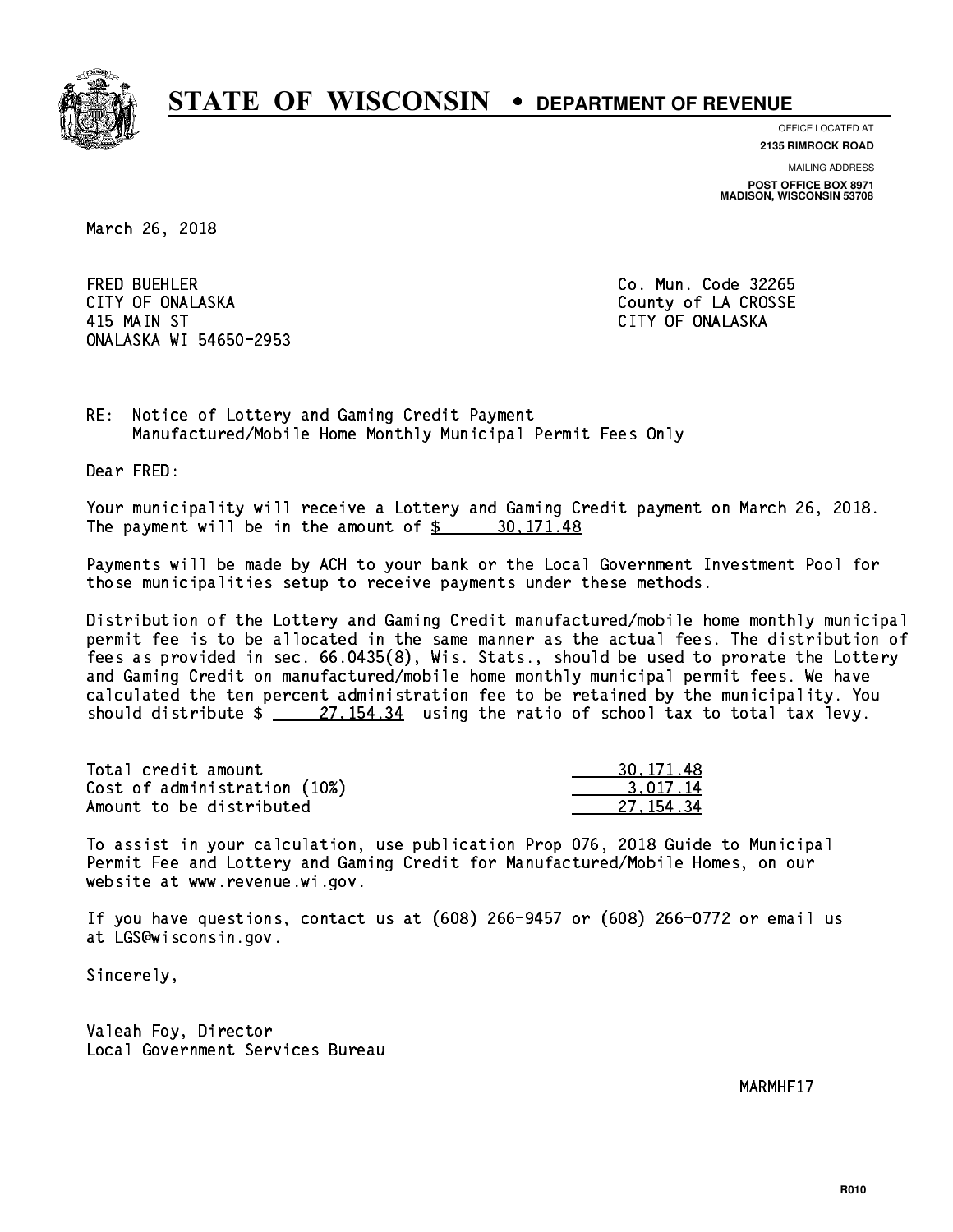# STATE OF WISCONSIN • DEPARTMENT OF REVENUE

OFFICE LOCATED AT
**2135 RIMROCK ROAD**

MAILING ADDRESS
**POST OFFICE BOX 8971**
**MADISON, WISCONSIN 53708**

March 26, 2018

FRED BUEHLER
CITY OF ONALASKA
415 MAIN ST
ONALASKA WI 54650-2953

Co. Mun. Code 32265
County of LA CROSSE
CITY OF ONALASKA

RE: Notice of Lottery and Gaming Credit Payment
Manufactured/Mobile Home Monthly Municipal Permit Fees Only

Dear FRED:

Your municipality will receive a Lottery and Gaming Credit payment on March 26, 2018. The payment will be in the amount of $ 30,171.48

Payments will be made by ACH to your bank or the Local Government Investment Pool for those municipalities setup to receive payments under these methods.

Distribution of the Lottery and Gaming Credit manufactured/mobile home monthly municipal permit fee is to be allocated in the same manner as the actual fees. The distribution of fees as provided in sec. 66.0435(8), Wis. Stats., should be used to prorate the Lottery and Gaming Credit on manufactured/mobile home monthly municipal permit fees. We have calculated the ten percent administration fee to be retained by the municipality. You should distribute $ 27,154.34 using the ratio of school tax to total tax levy.

| | |
|---|---|
| Total credit amount | 30,171.48 |
| Cost of administration (10%) | 3,017.14 |
| Amount to be distributed | 27,154.34 |

To assist in your calculation, use publication Prop 076, 2018 Guide to Municipal Permit Fee and Lottery and Gaming Credit for Manufactured/Mobile Homes, on our website at www.revenue.wi.gov.

If you have questions, contact us at (608) 266-9457 or (608) 266-0772 or email us at LGS@wisconsin.gov.

Sincerely,

Valeah Foy, Director
Local Government Services Bureau

MARMHF17

R010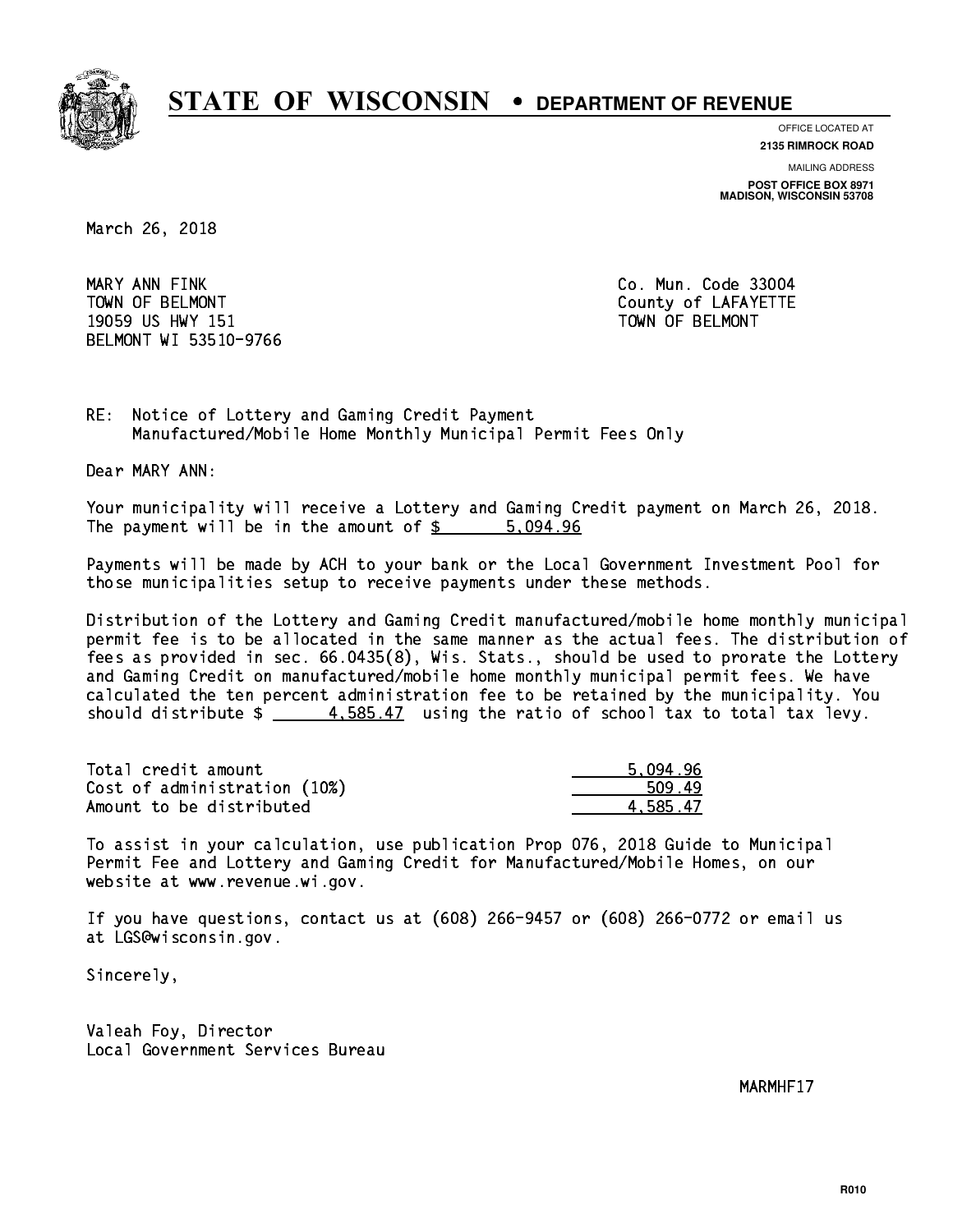# STATE OF WISCONSIN • DEPARTMENT OF REVENUE

OFFICE LOCATED AT
**2135 RIMROCK ROAD**

MAILING ADDRESS
**POST OFFICE BOX 8971**
**MADISON, WISCONSIN 53708**

March 26, 2018

MARY ANN FINK
TOWN OF BELMONT
19059 US HWY 151
BELMONT WI 53510-9766

Co. Mun. Code 33004
County of LAFAYETTE
TOWN OF BELMONT

RE: Notice of Lottery and Gaming Credit Payment
Manufactured/Mobile Home Monthly Municipal Permit Fees Only

Dear MARY ANN:

Your municipality will receive a Lottery and Gaming Credit payment on March 26, 2018. The payment will be in the amount of $ 5,094.96

Payments will be made by ACH to your bank or the Local Government Investment Pool for those municipalities setup to receive payments under these methods.

Distribution of the Lottery and Gaming Credit manufactured/mobile home monthly municipal permit fee is to be allocated in the same manner as the actual fees. The distribution of fees as provided in sec. 66.0435(8), Wis. Stats., should be used to prorate the Lottery and Gaming Credit on manufactured/mobile home monthly municipal permit fees. We have calculated the ten percent administration fee to be retained by the municipality. You should distribute $ 4,585.47 using the ratio of school tax to total tax levy.

| | |
|---|---|
| Total credit amount | 5,094.96 |
| Cost of administration (10%) | 509.49 |
| Amount to be distributed | 4,585.47 |

To assist in your calculation, use publication Prop 076, 2018 Guide to Municipal Permit Fee and Lottery and Gaming Credit for Manufactured/Mobile Homes, on our website at www.revenue.wi.gov.

If you have questions, contact us at (608) 266-9457 or (608) 266-0772 or email us at LGS@wisconsin.gov.

Sincerely,

Valeah Foy, Director
Local Government Services Bureau

MARMHF17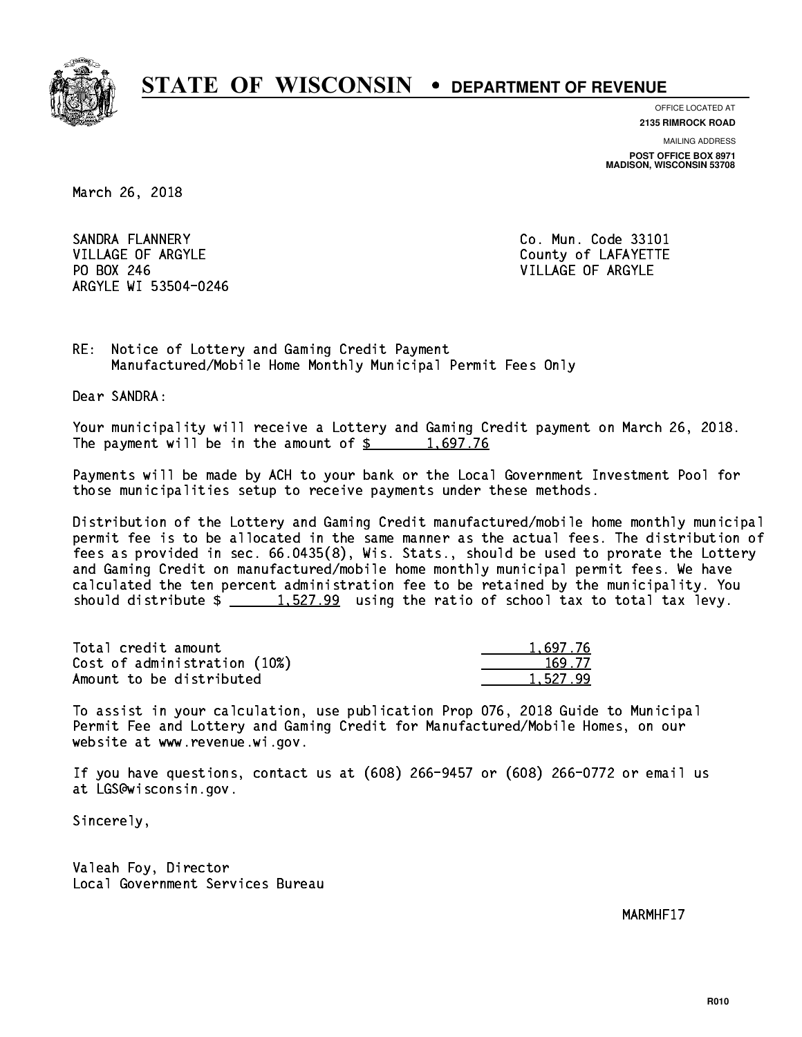# STATE OF WISCONSIN • DEPARTMENT OF REVENUE

OFFICE LOCATED AT
**2135 RIMROCK ROAD**

MAILING ADDRESS
**POST OFFICE BOX 8971**
**MADISON, WISCONSIN 53708**

March 26, 2018

SANDRA FLANNERY
VILLAGE OF ARGYLE
PO BOX 246
ARGYLE WI 53504-0246

Co. Mun. Code 33101
County of LAFAYETTE
VILLAGE OF ARGYLE

RE: Notice of Lottery and Gaming Credit Payment
Manufactured/Mobile Home Monthly Municipal Permit Fees Only

Dear SANDRA:

Your municipality will receive a Lottery and Gaming Credit payment on March 26, 2018. The payment will be in the amount of $ 1,697.76

Payments will be made by ACH to your bank or the Local Government Investment Pool for those municipalities setup to receive payments under these methods.

Distribution of the Lottery and Gaming Credit manufactured/mobile home monthly municipal permit fee is to be allocated in the same manner as the actual fees. The distribution of fees as provided in sec. 66.0435(8), Wis. Stats., should be used to prorate the Lottery and Gaming Credit on manufactured/mobile home monthly municipal permit fees. We have calculated the ten percent administration fee to be retained by the municipality. You should distribute $ 1,527.99 using the ratio of school tax to total tax levy.

| | |
|---|---|
| Total credit amount | 1,697.76 |
| Cost of administration (10%) | 169.77 |
| Amount to be distributed | 1,527.99 |

To assist in your calculation, use publication Prop 076, 2018 Guide to Municipal Permit Fee and Lottery and Gaming Credit for Manufactured/Mobile Homes, on our website at www.revenue.wi.gov.

If you have questions, contact us at (608) 266-9457 or (608) 266-0772 or email us at LGS@wisconsin.gov.

Sincerely,

Valeah Foy, Director
Local Government Services Bureau

MARMHF17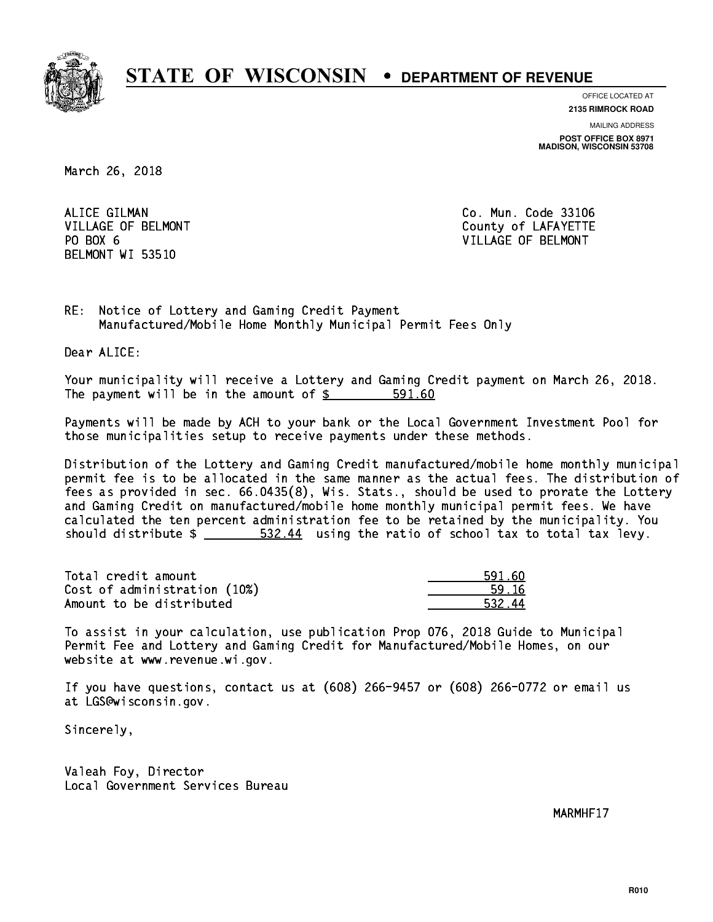# STATE OF WISCONSIN • DEPARTMENT OF REVENUE

OFFICE LOCATED AT
**2135 RIMROCK ROAD**

MAILING ADDRESS
**POST OFFICE BOX 8971**
**MADISON, WISCONSIN 53708**

March 26, 2018

ALICE GILMAN
VILLAGE OF BELMONT
PO BOX 6
BELMONT WI 53510

Co. Mun. Code 33106
County of LAFAYETTE
VILLAGE OF BELMONT

RE: Notice of Lottery and Gaming Credit Payment
Manufactured/Mobile Home Monthly Municipal Permit Fees Only

Dear ALICE:

Your municipality will receive a Lottery and Gaming Credit payment on March 26, 2018. The payment will be in the amount of $ 591.60

Payments will be made by ACH to your bank or the Local Government Investment Pool for those municipalities setup to receive payments under these methods.

Distribution of the Lottery and Gaming Credit manufactured/mobile home monthly municipal permit fee is to be allocated in the same manner as the actual fees. The distribution of fees as provided in sec. 66.0435(8), Wis. Stats., should be used to prorate the Lottery and Gaming Credit on manufactured/mobile home monthly municipal permit fees. We have calculated the ten percent administration fee to be retained by the municipality. You should distribute $ 532.44 using the ratio of school tax to total tax levy.

| | |
|---|---|
| Total credit amount | 591.60 |
| Cost of administration (10%) | 59.16 |
| Amount to be distributed | 532.44 |

To assist in your calculation, use publication Prop 076, 2018 Guide to Municipal Permit Fee and Lottery and Gaming Credit for Manufactured/Mobile Homes, on our website at www.revenue.wi.gov.

If you have questions, contact us at (608) 266-9457 or (608) 266-0772 or email us at LGS@wisconsin.gov.

Sincerely,

Valeah Foy, Director
Local Government Services Bureau

MARMHF17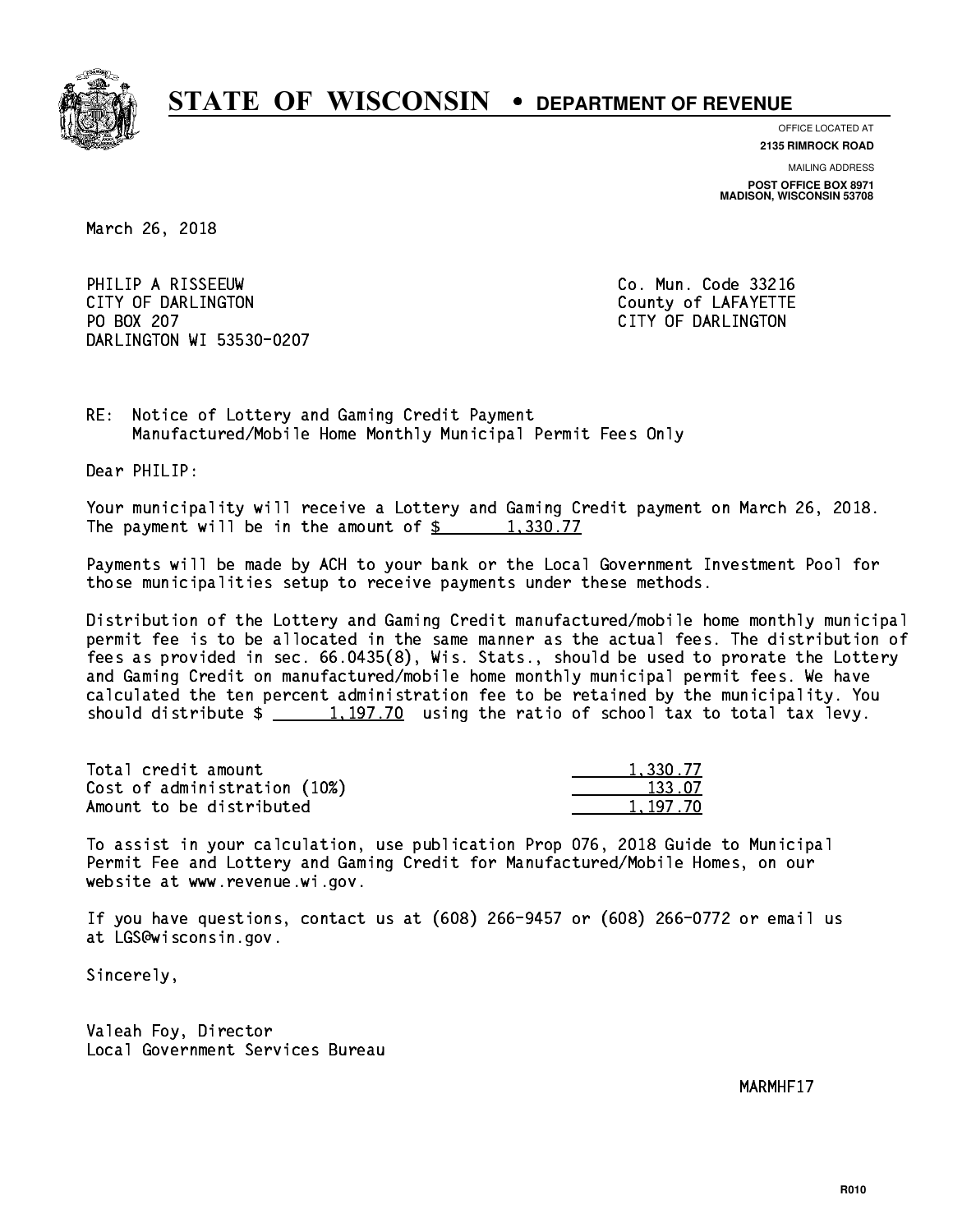# STATE OF WISCONSIN • DEPARTMENT OF REVENUE

OFFICE LOCATED AT
**2135 RIMROCK ROAD**

MAILING ADDRESS
**POST OFFICE BOX 8971**
**MADISON, WISCONSIN 53708**

March 26, 2018

PHILIP A RISSEEUW
CITY OF DARLINGTON
PO BOX 207
DARLINGTON WI 53530-0207

Co. Mun. Code 33216
County of LAFAYETTE
CITY OF DARLINGTON

RE: Notice of Lottery and Gaming Credit Payment
Manufactured/Mobile Home Monthly Municipal Permit Fees Only

Dear PHILIP:

Your municipality will receive a Lottery and Gaming Credit payment on March 26, 2018. The payment will be in the amount of $ 1,330.77

Payments will be made by ACH to your bank or the Local Government Investment Pool for those municipalities setup to receive payments under these methods.

Distribution of the Lottery and Gaming Credit manufactured/mobile home monthly municipal permit fee is to be allocated in the same manner as the actual fees. The distribution of fees as provided in sec. 66.0435(8), Wis. Stats., should be used to prorate the Lottery and Gaming Credit on manufactured/mobile home monthly municipal permit fees. We have calculated the ten percent administration fee to be retained by the municipality. You should distribute $ 1,197.70 using the ratio of school tax to total tax levy.

| | |
|---|---|
| Total credit amount | 1,330.77 |
| Cost of administration (10%) | 133.07 |
| Amount to be distributed | 1,197.70 |

To assist in your calculation, use publication Prop 076, 2018 Guide to Municipal Permit Fee and Lottery and Gaming Credit for Manufactured/Mobile Homes, on our website at www.revenue.wi.gov.

If you have questions, contact us at (608) 266-9457 or (608) 266-0772 or email us at LGS@wisconsin.gov.

Sincerely,

Valeah Foy, Director
Local Government Services Bureau

MARMHF17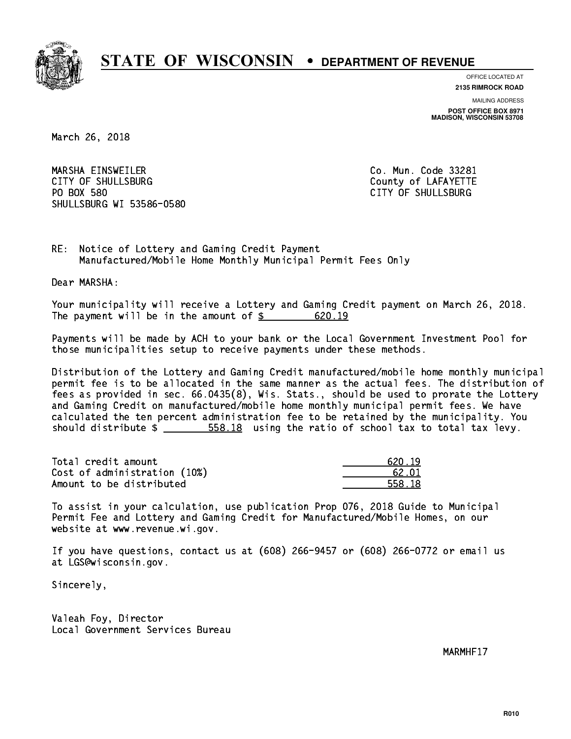# STATE OF WISCONSIN • DEPARTMENT OF REVENUE

OFFICE LOCATED AT
**2135 RIMROCK ROAD**

MAILING ADDRESS
**POST OFFICE BOX 8971**
**MADISON, WISCONSIN 53708**

March 26, 2018

MARSHA EINSWEILER
CITY OF SHULLSBURG
PO BOX 580
SHULLSBURG WI 53586-0580

Co. Mun. Code 33281
County of LAFAYETTE
CITY OF SHULLSBURG

RE: Notice of Lottery and Gaming Credit Payment
Manufactured/Mobile Home Monthly Municipal Permit Fees Only

Dear MARSHA:

Your municipality will receive a Lottery and Gaming Credit payment on March 26, 2018. The payment will be in the amount of $ 620.19

Payments will be made by ACH to your bank or the Local Government Investment Pool for those municipalities setup to receive payments under these methods.

Distribution of the Lottery and Gaming Credit manufactured/mobile home monthly municipal permit fee is to be allocated in the same manner as the actual fees. The distribution of fees as provided in sec. 66.0435(8), Wis. Stats., should be used to prorate the Lottery and Gaming Credit on manufactured/mobile home monthly municipal permit fees. We have calculated the ten percent administration fee to be retained by the municipality. You should distribute $ 558.18 using the ratio of school tax to total tax levy.

| | |
|---|---|
| Total credit amount | 620.19 |
| Cost of administration (10%) | 62.01 |
| Amount to be distributed | 558.18 |

To assist in your calculation, use publication Prop 076, 2018 Guide to Municipal Permit Fee and Lottery and Gaming Credit for Manufactured/Mobile Homes, on our website at www.revenue.wi.gov.

If you have questions, contact us at (608) 266-9457 or (608) 266-0772 or email us at LGS@wisconsin.gov.

Sincerely,

Valeah Foy, Director
Local Government Services Bureau

MARMHF17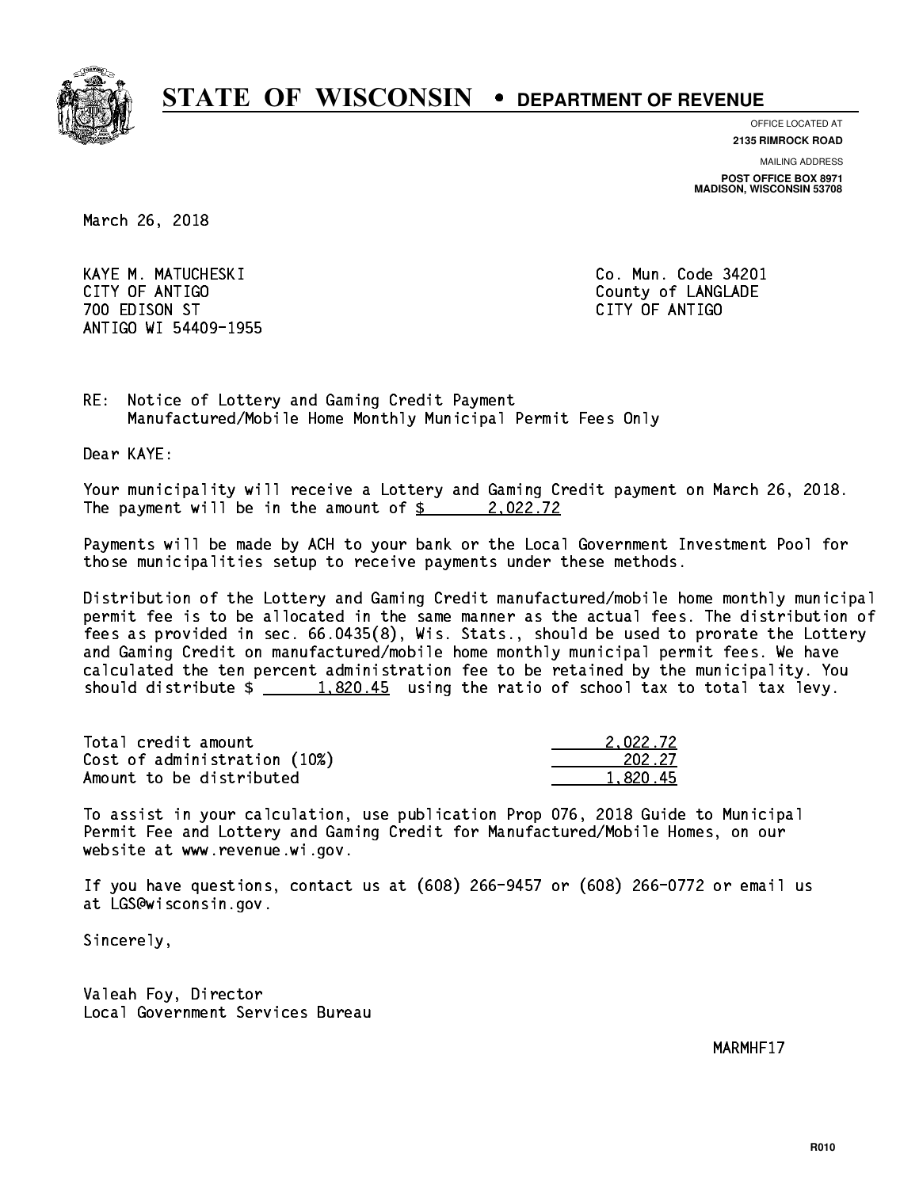# STATE OF WISCONSIN • DEPARTMENT OF REVENUE

OFFICE LOCATED AT
**2135 RIMROCK ROAD**

MAILING ADDRESS
**POST OFFICE BOX 8971**
**MADISON, WISCONSIN 53708**

March 26, 2018

KAYE M. MATUCHESKI
CITY OF ANTIGO
700 EDISON ST
ANTIGO WI 54409-1955

Co. Mun. Code 34201
County of LANGLADE
CITY OF ANTIGO

RE: Notice of Lottery and Gaming Credit Payment
Manufactured/Mobile Home Monthly Municipal Permit Fees Only

Dear KAYE:

Your municipality will receive a Lottery and Gaming Credit payment on March 26, 2018. The payment will be in the amount of $ 2,022.72

Payments will be made by ACH to your bank or the Local Government Investment Pool for those municipalities setup to receive payments under these methods.

Distribution of the Lottery and Gaming Credit manufactured/mobile home monthly municipal permit fee is to be allocated in the same manner as the actual fees. The distribution of fees as provided in sec. 66.0435(8), Wis. Stats., should be used to prorate the Lottery and Gaming Credit on manufactured/mobile home monthly municipal permit fees. We have calculated the ten percent administration fee to be retained by the municipality. You should distribute $ 1,820.45 using the ratio of school tax to total tax levy.

| | |
|---|---|
| Total credit amount | 2,022.72 |
| Cost of administration (10%) | 202.27 |
| Amount to be distributed | 1,820.45 |

To assist in your calculation, use publication Prop 076, 2018 Guide to Municipal Permit Fee and Lottery and Gaming Credit for Manufactured/Mobile Homes, on our website at www.revenue.wi.gov.

If you have questions, contact us at (608) 266-9457 or (608) 266-0772 or email us at LGS@wisconsin.gov.

Sincerely,

Valeah Foy, Director
Local Government Services Bureau

MARMHF17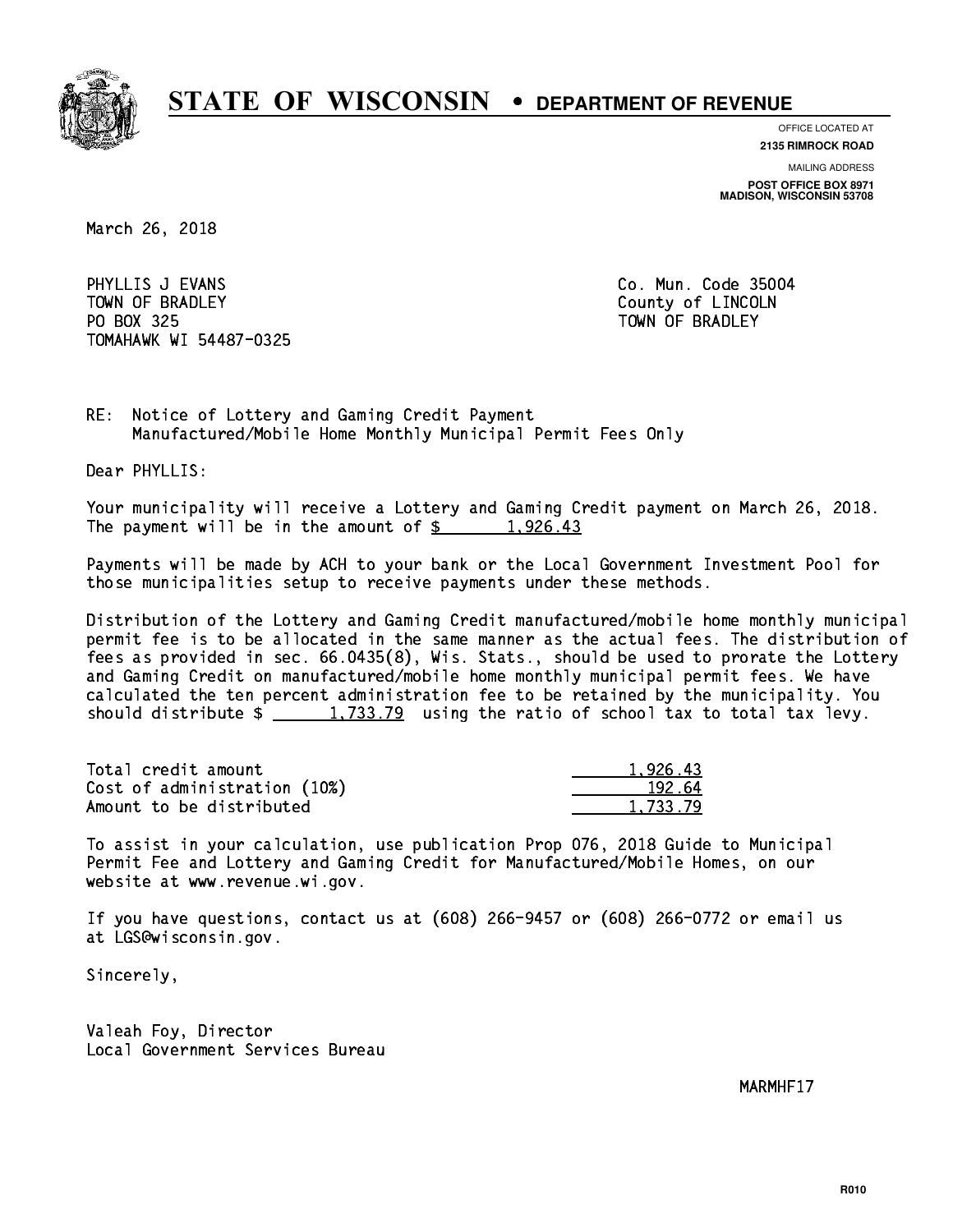# STATE OF WISCONSIN • DEPARTMENT OF REVENUE

OFFICE LOCATED AT
**2135 RIMROCK ROAD**

MAILING ADDRESS
**POST OFFICE BOX 8971**
**MADISON, WISCONSIN 53708**

March 26, 2018

PHYLLIS J EVANS
TOWN OF BRADLEY
PO BOX 325
TOMAHAWK WI 54487-0325

Co. Mun. Code 35004
County of LINCOLN
TOWN OF BRADLEY

RE: Notice of Lottery and Gaming Credit Payment
Manufactured/Mobile Home Monthly Municipal Permit Fees Only

Dear PHYLLIS:

Your municipality will receive a Lottery and Gaming Credit payment on March 26, 2018. The payment will be in the amount of $ 1,926.43

Payments will be made by ACH to your bank or the Local Government Investment Pool for those municipalities setup to receive payments under these methods.

Distribution of the Lottery and Gaming Credit manufactured/mobile home monthly municipal permit fee is to be allocated in the same manner as the actual fees. The distribution of fees as provided in sec. 66.0435(8), Wis. Stats., should be used to prorate the Lottery and Gaming Credit on manufactured/mobile home monthly municipal permit fees. We have calculated the ten percent administration fee to be retained by the municipality. You should distribute $ 1,733.79 using the ratio of school tax to total tax levy.

| | |
|---|---|
| Total credit amount | 1,926.43 |
| Cost of administration (10%) | 192.64 |
| Amount to be distributed | 1,733.79 |

To assist in your calculation, use publication Prop 076, 2018 Guide to Municipal Permit Fee and Lottery and Gaming Credit for Manufactured/Mobile Homes, on our website at www.revenue.wi.gov.

If you have questions, contact us at (608) 266-9457 or (608) 266-0772 or email us at LGS@wisconsin.gov.

Sincerely,

Valeah Foy, Director
Local Government Services Bureau

MARMHF17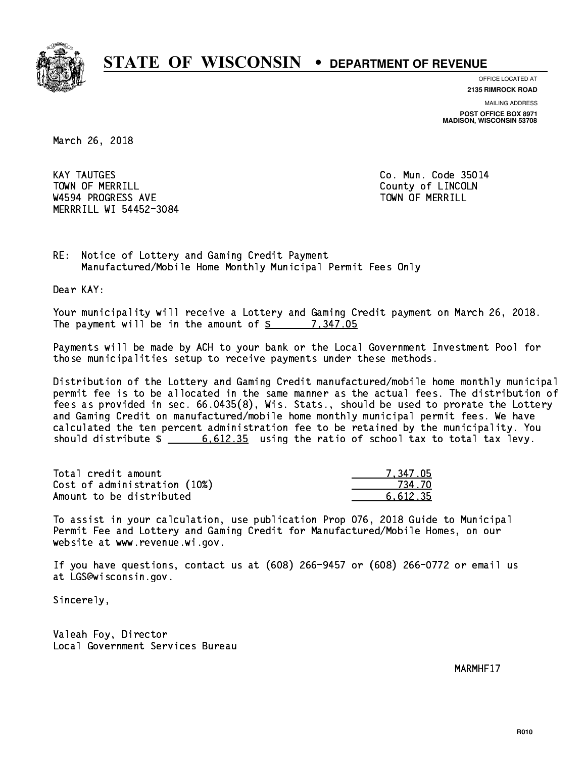# STATE OF WISCONSIN • DEPARTMENT OF REVENUE

OFFICE LOCATED AT
**2135 RIMROCK ROAD**

MAILING ADDRESS
**POST OFFICE BOX 8971**
**MADISON, WISCONSIN 53708**

March 26, 2018

KAY TAUTGES
TOWN OF MERRILL
W4594 PROGRESS AVE
MERRRILL WI 54452-3084

Co. Mun. Code 35014
County of LINCOLN
TOWN OF MERRILL

RE: Notice of Lottery and Gaming Credit Payment
Manufactured/Mobile Home Monthly Municipal Permit Fees Only

Dear KAY:

Your municipality will receive a Lottery and Gaming Credit payment on March 26, 2018. The payment will be in the amount of $ 7,347.05

Payments will be made by ACH to your bank or the Local Government Investment Pool for those municipalities setup to receive payments under these methods.

Distribution of the Lottery and Gaming Credit manufactured/mobile home monthly municipal permit fee is to be allocated in the same manner as the actual fees. The distribution of fees as provided in sec. 66.0435(8), Wis. Stats., should be used to prorate the Lottery and Gaming Credit on manufactured/mobile home monthly municipal permit fees. We have calculated the ten percent administration fee to be retained by the municipality. You should distribute $ 6,612.35 using the ratio of school tax to total tax levy.

| | |
|---|---|
| Total credit amount | 7,347.05 |
| Cost of administration (10%) | 734.70 |
| Amount to be distributed | 6,612.35 |

To assist in your calculation, use publication Prop 076, 2018 Guide to Municipal Permit Fee and Lottery and Gaming Credit for Manufactured/Mobile Homes, on our website at www.revenue.wi.gov.

If you have questions, contact us at (608) 266-9457 or (608) 266-0772 or email us at LGS@wisconsin.gov.

Sincerely,

Valeah Foy, Director
Local Government Services Bureau

MARMHF17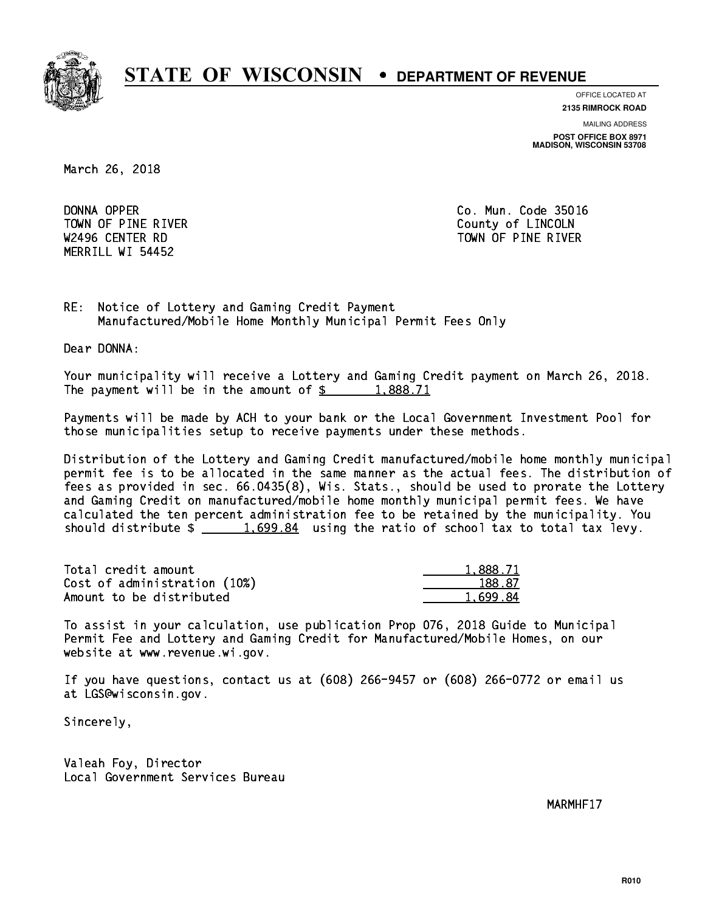# STATE OF WISCONSIN • DEPARTMENT OF REVENUE

OFFICE LOCATED AT
**2135 RIMROCK ROAD**

MAILING ADDRESS
**POST OFFICE BOX 8971**
**MADISON, WISCONSIN 53708**

March 26, 2018

DONNA OPPER
TOWN OF PINE RIVER
W2496 CENTER RD
MERRILL WI 54452

Co. Mun. Code 35016
County of LINCOLN
TOWN OF PINE RIVER

RE: Notice of Lottery and Gaming Credit Payment
Manufactured/Mobile Home Monthly Municipal Permit Fees Only

Dear DONNA:

Your municipality will receive a Lottery and Gaming Credit payment on March 26, 2018. The payment will be in the amount of $ 1,888.71

Payments will be made by ACH to your bank or the Local Government Investment Pool for those municipalities setup to receive payments under these methods.

Distribution of the Lottery and Gaming Credit manufactured/mobile home monthly municipal permit fee is to be allocated in the same manner as the actual fees. The distribution of fees as provided in sec. 66.0435(8), Wis. Stats., should be used to prorate the Lottery and Gaming Credit on manufactured/mobile home monthly municipal permit fees. We have calculated the ten percent administration fee to be retained by the municipality. You should distribute $ 1,699.84 using the ratio of school tax to total tax levy.

| | |
|---|---|
| Total credit amount | 1,888.71 |
| Cost of administration (10%) | 188.87 |
| Amount to be distributed | 1,699.84 |

To assist in your calculation, use publication Prop 076, 2018 Guide to Municipal Permit Fee and Lottery and Gaming Credit for Manufactured/Mobile Homes, on our website at www.revenue.wi.gov.

If you have questions, contact us at (608) 266-9457 or (608) 266-0772 or email us at LGS@wisconsin.gov.

Sincerely,

Valeah Foy, Director
Local Government Services Bureau

MARMHF17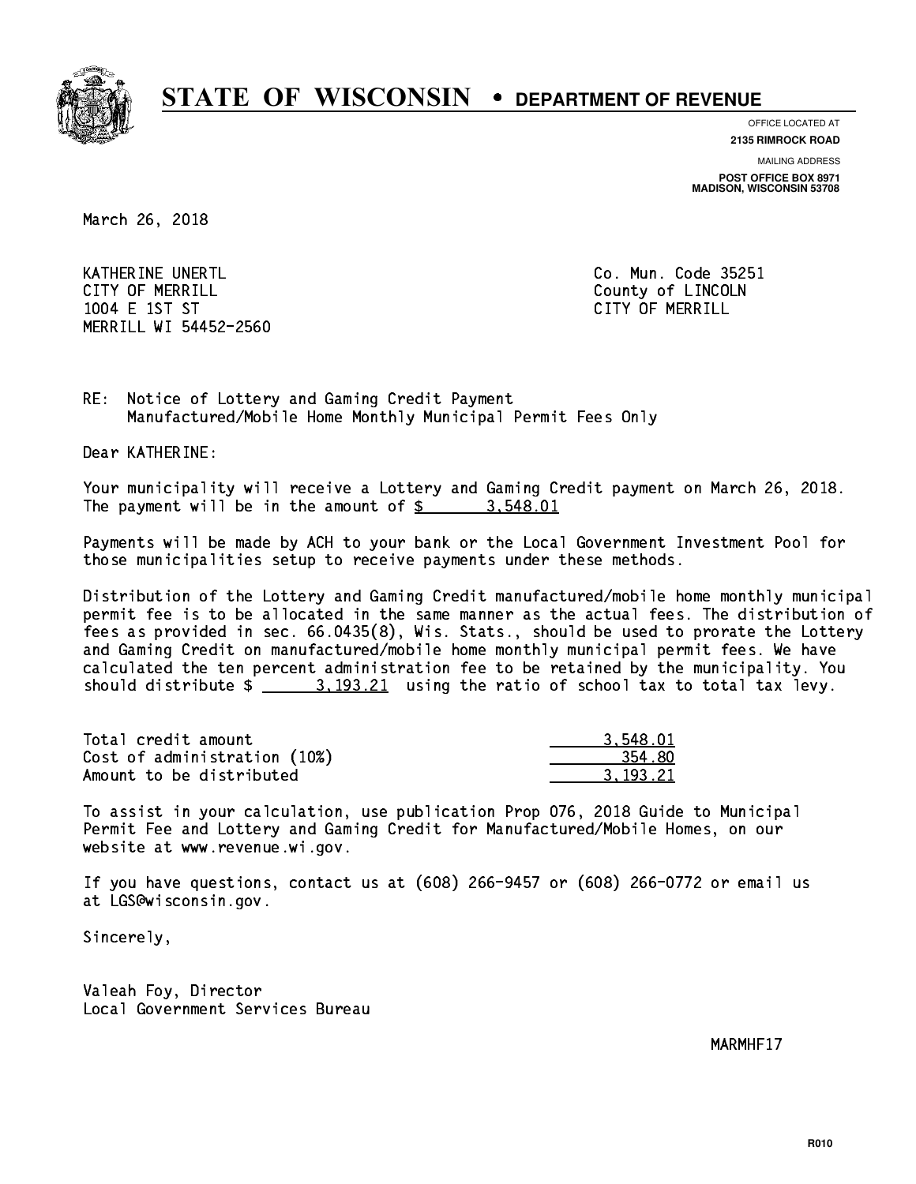# STATE OF WISCONSIN • DEPARTMENT OF REVENUE

OFFICE LOCATED AT
**2135 RIMROCK ROAD**

MAILING ADDRESS
**POST OFFICE BOX 8971**
**MADISON, WISCONSIN 53708**

March 26, 2018

KATHERINE UNERTL
CITY OF MERRILL
1004 E 1ST ST
MERRILL WI 54452-2560

Co. Mun. Code 35251
County of LINCOLN
CITY OF MERRILL

RE: Notice of Lottery and Gaming Credit Payment
Manufactured/Mobile Home Monthly Municipal Permit Fees Only

Dear KATHERINE:

Your municipality will receive a Lottery and Gaming Credit payment on March 26, 2018. The payment will be in the amount of $ 3,548.01

Payments will be made by ACH to your bank or the Local Government Investment Pool for those municipalities setup to receive payments under these methods.

Distribution of the Lottery and Gaming Credit manufactured/mobile home monthly municipal permit fee is to be allocated in the same manner as the actual fees. The distribution of fees as provided in sec. 66.0435(8), Wis. Stats., should be used to prorate the Lottery and Gaming Credit on manufactured/mobile home monthly municipal permit fees. We have calculated the ten percent administration fee to be retained by the municipality. You should distribute $ 3,193.21 using the ratio of school tax to total tax levy.

| | |
|---|---|
| Total credit amount | 3,548.01 |
| Cost of administration (10%) | 354.80 |
| Amount to be distributed | 3,193.21 |

To assist in your calculation, use publication Prop 076, 2018 Guide to Municipal Permit Fee and Lottery and Gaming Credit for Manufactured/Mobile Homes, on our website at www.revenue.wi.gov.

If you have questions, contact us at (608) 266-9457 or (608) 266-0772 or email us at LGS@wisconsin.gov.

Sincerely,

Valeah Foy, Director
Local Government Services Bureau

MARMHF17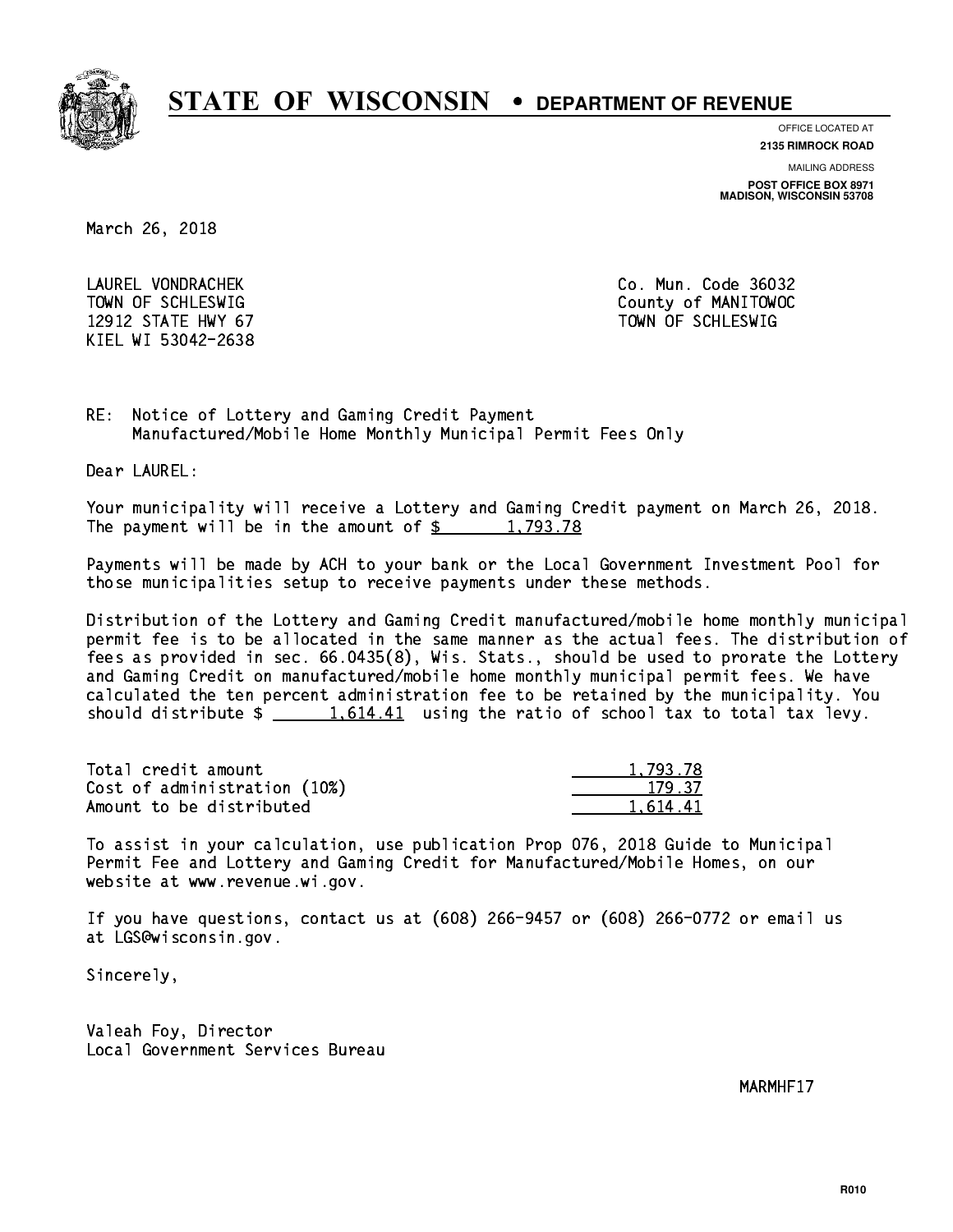# STATE OF WISCONSIN • DEPARTMENT OF REVENUE

OFFICE LOCATED AT
**2135 RIMROCK ROAD**

MAILING ADDRESS
**POST OFFICE BOX 8971**
**MADISON, WISCONSIN 53708**

March 26, 2018

LAUREL VONDRACHEK
TOWN OF SCHLESWIG
12912 STATE HWY 67
KIEL WI 53042-2638

Co. Mun. Code 36032
County of MANITOWOC
TOWN OF SCHLESWIG

RE: Notice of Lottery and Gaming Credit Payment
Manufactured/Mobile Home Monthly Municipal Permit Fees Only

Dear LAUREL:

Your municipality will receive a Lottery and Gaming Credit payment on March 26, 2018. The payment will be in the amount of $ 1,793.78

Payments will be made by ACH to your bank or the Local Government Investment Pool for those municipalities setup to receive payments under these methods.

Distribution of the Lottery and Gaming Credit manufactured/mobile home monthly municipal permit fee is to be allocated in the same manner as the actual fees. The distribution of fees as provided in sec. 66.0435(8), Wis. Stats., should be used to prorate the Lottery and Gaming Credit on manufactured/mobile home monthly municipal permit fees. We have calculated the ten percent administration fee to be retained by the municipality. You should distribute $ 1,614.41 using the ratio of school tax to total tax levy.

| | |
|---|---|
| Total credit amount | 1,793.78 |
| Cost of administration (10%) | 179.37 |
| Amount to be distributed | 1,614.41 |

To assist in your calculation, use publication Prop 076, 2018 Guide to Municipal Permit Fee and Lottery and Gaming Credit for Manufactured/Mobile Homes, on our website at www.revenue.wi.gov.

If you have questions, contact us at (608) 266-9457 or (608) 266-0772 or email us at LGS@wisconsin.gov.

Sincerely,

Valeah Foy, Director
Local Government Services Bureau

MARMHF17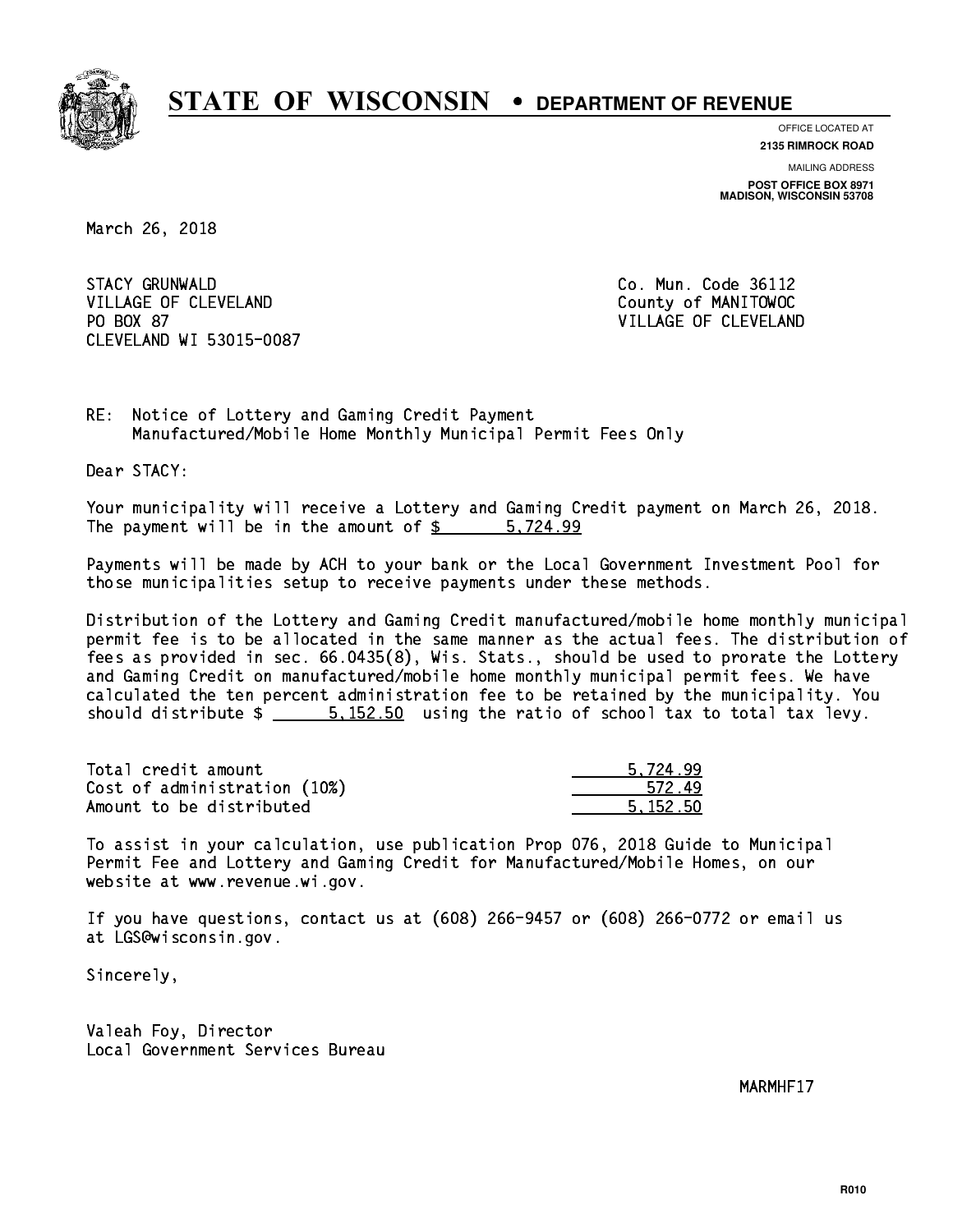# STATE OF WISCONSIN • DEPARTMENT OF REVENUE

OFFICE LOCATED AT
**2135 RIMROCK ROAD**

MAILING ADDRESS
**POST OFFICE BOX 8971**
**MADISON, WISCONSIN 53708**

March 26, 2018

STACY GRUNWALD
VILLAGE OF CLEVELAND
PO BOX 87
CLEVELAND WI 53015-0087

Co. Mun. Code 36112
County of MANITOWOC
VILLAGE OF CLEVELAND

RE: Notice of Lottery and Gaming Credit Payment
Manufactured/Mobile Home Monthly Municipal Permit Fees Only

Dear STACY:

Your municipality will receive a Lottery and Gaming Credit payment on March 26, 2018. The payment will be in the amount of $ 5,724.99

Payments will be made by ACH to your bank or the Local Government Investment Pool for those municipalities setup to receive payments under these methods.

Distribution of the Lottery and Gaming Credit manufactured/mobile home monthly municipal permit fee is to be allocated in the same manner as the actual fees. The distribution of fees as provided in sec. 66.0435(8), Wis. Stats., should be used to prorate the Lottery and Gaming Credit on manufactured/mobile home monthly municipal permit fees. We have calculated the ten percent administration fee to be retained by the municipality. You should distribute $ 5,152.50 using the ratio of school tax to total tax levy.

| | |
|---|---|
| Total credit amount | 5,724.99 |
| Cost of administration (10%) | 572.49 |
| Amount to be distributed | 5,152.50 |

To assist in your calculation, use publication Prop 076, 2018 Guide to Municipal Permit Fee and Lottery and Gaming Credit for Manufactured/Mobile Homes, on our website at www.revenue.wi.gov.

If you have questions, contact us at (608) 266-9457 or (608) 266-0772 or email us at LGS@wisconsin.gov.

Sincerely,

Valeah Foy, Director
Local Government Services Bureau

MARMHF17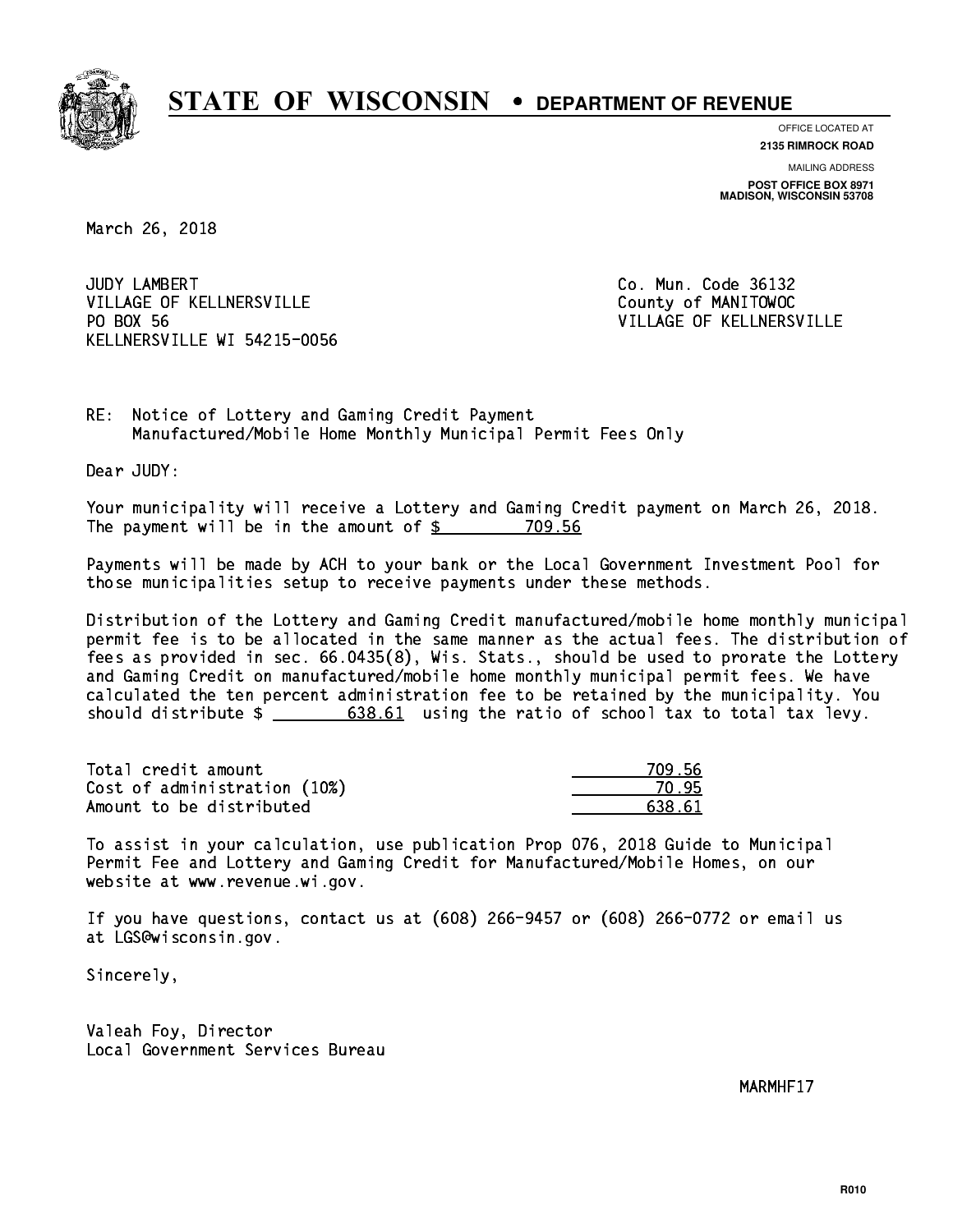# STATE OF WISCONSIN • DEPARTMENT OF REVENUE

OFFICE LOCATED AT
**2135 RIMROCK ROAD**

MAILING ADDRESS
**POST OFFICE BOX 8971**
**MADISON, WISCONSIN 53708**

March 26, 2018

JUDY LAMBERT
VILLAGE OF KELLNERSVILLE
PO BOX 56
KELLNERSVILLE WI 54215-0056

Co. Mun. Code 36132
County of MANITOWOC
VILLAGE OF KELLNERSVILLE

RE: Notice of Lottery and Gaming Credit Payment
Manufactured/Mobile Home Monthly Municipal Permit Fees Only

Dear JUDY:

Your municipality will receive a Lottery and Gaming Credit payment on March 26, 2018. The payment will be in the amount of $ 709.56

Payments will be made by ACH to your bank or the Local Government Investment Pool for those municipalities setup to receive payments under these methods.

Distribution of the Lottery and Gaming Credit manufactured/mobile home monthly municipal permit fee is to be allocated in the same manner as the actual fees. The distribution of fees as provided in sec. 66.0435(8), Wis. Stats., should be used to prorate the Lottery and Gaming Credit on manufactured/mobile home monthly municipal permit fees. We have calculated the ten percent administration fee to be retained by the municipality. You should distribute $ 638.61 using the ratio of school tax to total tax levy.

| | |
|---|---|
| Total credit amount | 709.56 |
| Cost of administration (10%) | 70.95 |
| Amount to be distributed | 638.61 |

To assist in your calculation, use publication Prop 076, 2018 Guide to Municipal Permit Fee and Lottery and Gaming Credit for Manufactured/Mobile Homes, on our website at www.revenue.wi.gov.

If you have questions, contact us at (608) 266-9457 or (608) 266-0772 or email us at LGS@wisconsin.gov.

Sincerely,

Valeah Foy, Director
Local Government Services Bureau

MARMHF17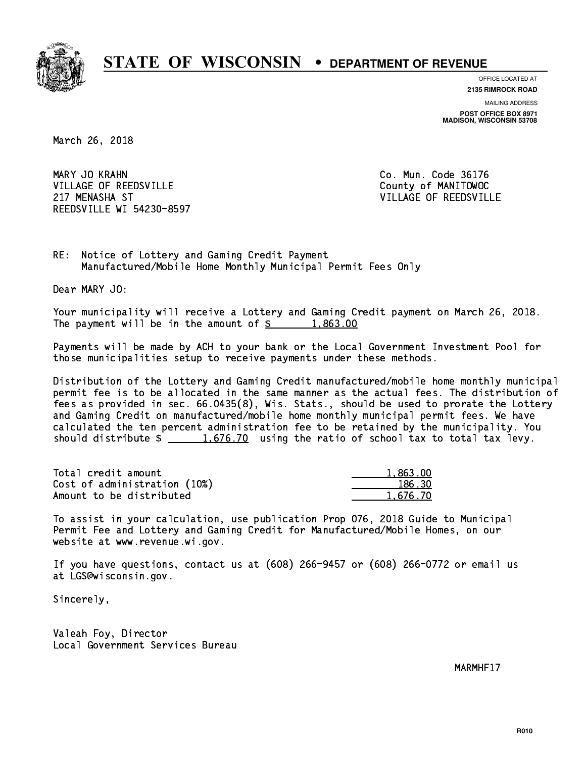# STATE OF WISCONSIN • DEPARTMENT OF REVENUE

OFFICE LOCATED AT
**2135 RIMROCK ROAD**

MAILING ADDRESS
**POST OFFICE BOX 8971**
**MADISON, WISCONSIN 53708**

March 26, 2018

MARY JO KRAHN
VILLAGE OF REEDSVILLE
217 MENASHA ST
REEDSVILLE WI 54230-8597

Co. Mun. Code 36176
County of MANITOWOC
VILLAGE OF REEDSVILLE

RE: Notice of Lottery and Gaming Credit Payment
Manufactured/Mobile Home Monthly Municipal Permit Fees Only

Dear MARY JO:

Your municipality will receive a Lottery and Gaming Credit payment on March 26, 2018. The payment will be in the amount of $ 1,863.00

Payments will be made by ACH to your bank or the Local Government Investment Pool for those municipalities setup to receive payments under these methods.

Distribution of the Lottery and Gaming Credit manufactured/mobile home monthly municipal permit fee is to be allocated in the same manner as the actual fees. The distribution of fees as provided in sec. 66.0435(8), Wis. Stats., should be used to prorate the Lottery and Gaming Credit on manufactured/mobile home monthly municipal permit fees. We have calculated the ten percent administration fee to be retained by the municipality. You should distribute $ 1,676.70 using the ratio of school tax to total tax levy.

| | |
|---|---|
| Total credit amount | 1,863.00 |
| Cost of administration (10%) | 186.30 |
| Amount to be distributed | 1,676.70 |

To assist in your calculation, use publication Prop 076, 2018 Guide to Municipal Permit Fee and Lottery and Gaming Credit for Manufactured/Mobile Homes, on our website at www.revenue.wi.gov.

If you have questions, contact us at (608) 266-9457 or (608) 266-0772 or email us at LGS@wisconsin.gov.

Sincerely,

Valeah Foy, Director
Local Government Services Bureau

MARMHF17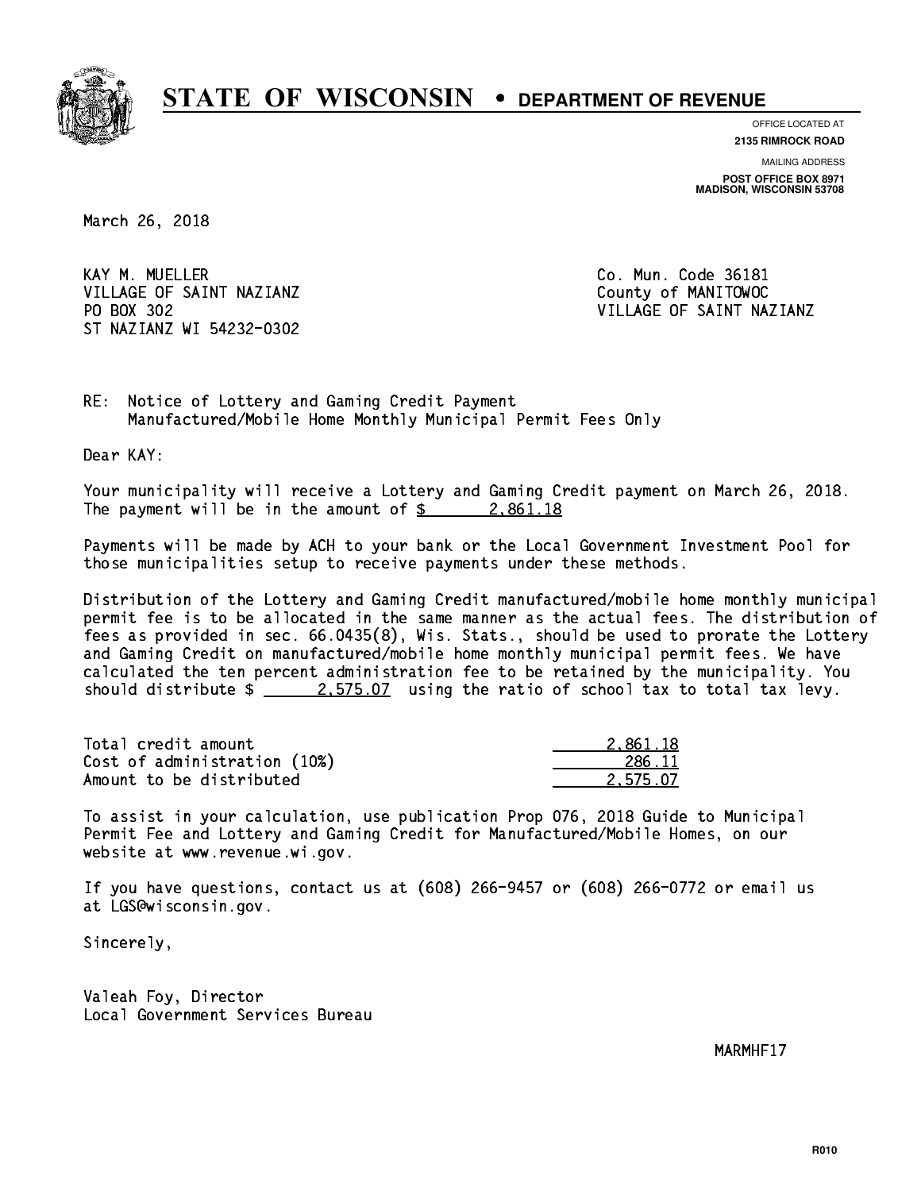# STATE OF WISCONSIN • DEPARTMENT OF REVENUE

OFFICE LOCATED AT
**2135 RIMROCK ROAD**

MAILING ADDRESS
**POST OFFICE BOX 8971**
**MADISON, WISCONSIN 53708**

March 26, 2018

KAY M. MUELLER
VILLAGE OF SAINT NAZIANZ
PO BOX 302
ST NAZIANZ WI 54232-0302

Co. Mun. Code 36181
County of MANITOWOC
VILLAGE OF SAINT NAZIANZ

RE: Notice of Lottery and Gaming Credit Payment
Manufactured/Mobile Home Monthly Municipal Permit Fees Only

Dear KAY:

Your municipality will receive a Lottery and Gaming Credit payment on March 26, 2018. The payment will be in the amount of $ 2,861.18

Payments will be made by ACH to your bank or the Local Government Investment Pool for those municipalities setup to receive payments under these methods.

Distribution of the Lottery and Gaming Credit manufactured/mobile home monthly municipal permit fee is to be allocated in the same manner as the actual fees. The distribution of fees as provided in sec. 66.0435(8), Wis. Stats., should be used to prorate the Lottery and Gaming Credit on manufactured/mobile home monthly municipal permit fees. We have calculated the ten percent administration fee to be retained by the municipality. You should distribute $ 2,575.07 using the ratio of school tax to total tax levy.

| | |
|---|---|
| Total credit amount | 2,861.18 |
| Cost of administration (10%) | 286.11 |
| Amount to be distributed | 2,575.07 |

To assist in your calculation, use publication Prop 076, 2018 Guide to Municipal Permit Fee and Lottery and Gaming Credit for Manufactured/Mobile Homes, on our website at www.revenue.wi.gov.

If you have questions, contact us at (608) 266-9457 or (608) 266-0772 or email us at LGS@wisconsin.gov.

Sincerely,

Valeah Foy, Director
Local Government Services Bureau

MARMHF17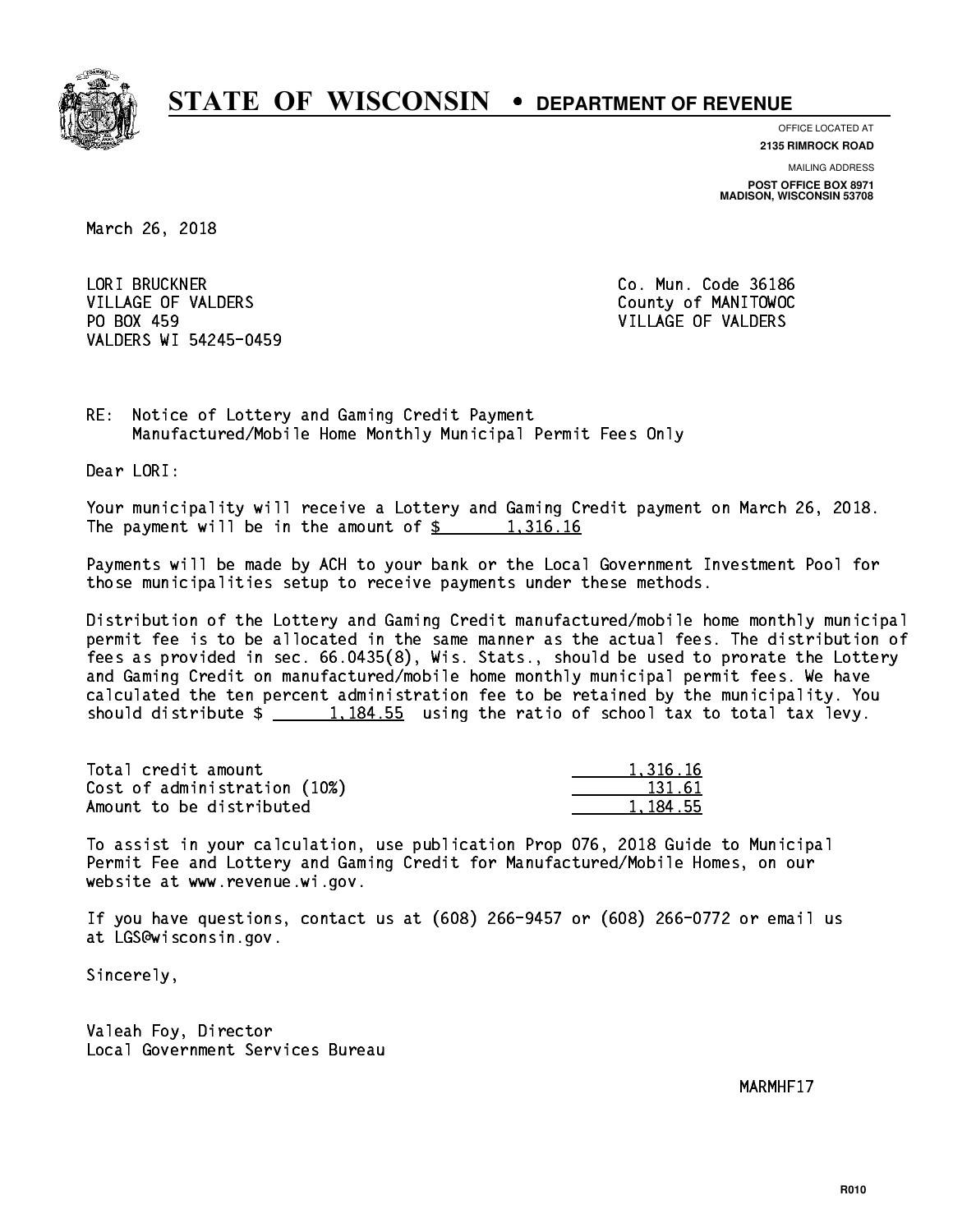# STATE OF WISCONSIN • DEPARTMENT OF REVENUE

OFFICE LOCATED AT
**2135 RIMROCK ROAD**

MAILING ADDRESS
**POST OFFICE BOX 8971**
**MADISON, WISCONSIN 53708**

March 26, 2018

LORI BRUCKNER
VILLAGE OF VALDERS
PO BOX 459
VALDERS WI 54245-0459

Co. Mun. Code 36186
County of MANITOWOC
VILLAGE OF VALDERS

RE: Notice of Lottery and Gaming Credit Payment
Manufactured/Mobile Home Monthly Municipal Permit Fees Only

Dear LORI:

Your municipality will receive a Lottery and Gaming Credit payment on March 26, 2018. The payment will be in the amount of $ 1,316.16

Payments will be made by ACH to your bank or the Local Government Investment Pool for those municipalities setup to receive payments under these methods.

Distribution of the Lottery and Gaming Credit manufactured/mobile home monthly municipal permit fee is to be allocated in the same manner as the actual fees. The distribution of fees as provided in sec. 66.0435(8), Wis. Stats., should be used to prorate the Lottery and Gaming Credit on manufactured/mobile home monthly municipal permit fees. We have calculated the ten percent administration fee to be retained by the municipality. You should distribute $ 1,184.55 using the ratio of school tax to total tax levy.

| | |
|---|---|
| Total credit amount | 1,316.16 |
| Cost of administration (10%) | 131.61 |
| Amount to be distributed | 1,184.55 |

To assist in your calculation, use publication Prop 076, 2018 Guide to Municipal Permit Fee and Lottery and Gaming Credit for Manufactured/Mobile Homes, on our website at www.revenue.wi.gov.

If you have questions, contact us at (608) 266-9457 or (608) 266-0772 or email us at LGS@wisconsin.gov.

Sincerely,

Valeah Foy, Director
Local Government Services Bureau

MARMHF17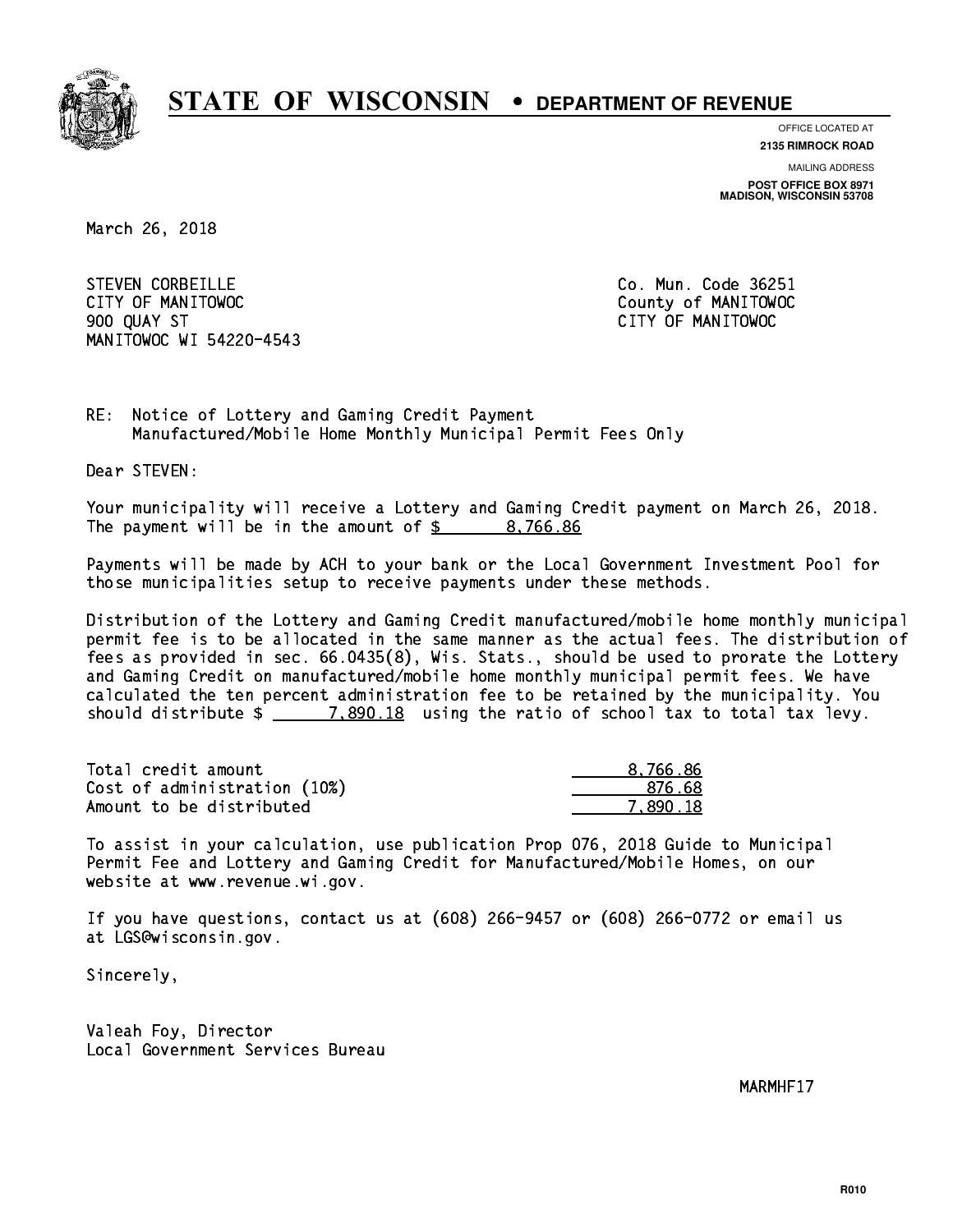# STATE OF WISCONSIN • DEPARTMENT OF REVENUE

OFFICE LOCATED AT
**2135 RIMROCK ROAD**

MAILING ADDRESS
**POST OFFICE BOX 8971**
**MADISON, WISCONSIN 53708**

March 26, 2018

STEVEN CORBEILLE
CITY OF MANITOWOC
900 QUAY ST
MANITOWOC WI 54220-4543

Co. Mun. Code 36251
County of MANITOWOC
CITY OF MANITOWOC

RE: Notice of Lottery and Gaming Credit Payment
Manufactured/Mobile Home Monthly Municipal Permit Fees Only

Dear STEVEN:

Your municipality will receive a Lottery and Gaming Credit payment on March 26, 2018. The payment will be in the amount of $ 8,766.86

Payments will be made by ACH to your bank or the Local Government Investment Pool for those municipalities setup to receive payments under these methods.

Distribution of the Lottery and Gaming Credit manufactured/mobile home monthly municipal permit fee is to be allocated in the same manner as the actual fees. The distribution of fees as provided in sec. 66.0435(8), Wis. Stats., should be used to prorate the Lottery and Gaming Credit on manufactured/mobile home monthly municipal permit fees. We have calculated the ten percent administration fee to be retained by the municipality. You should distribute $ 7,890.18 using the ratio of school tax to total tax levy.

| | |
|---|---|
| Total credit amount | 8,766.86 |
| Cost of administration (10%) | 876.68 |
| Amount to be distributed | 7,890.18 |

To assist in your calculation, use publication Prop 076, 2018 Guide to Municipal Permit Fee and Lottery and Gaming Credit for Manufactured/Mobile Homes, on our website at www.revenue.wi.gov.

If you have questions, contact us at (608) 266-9457 or (608) 266-0772 or email us at LGS@wisconsin.gov.

Sincerely,

Valeah Foy, Director
Local Government Services Bureau

MARMHF17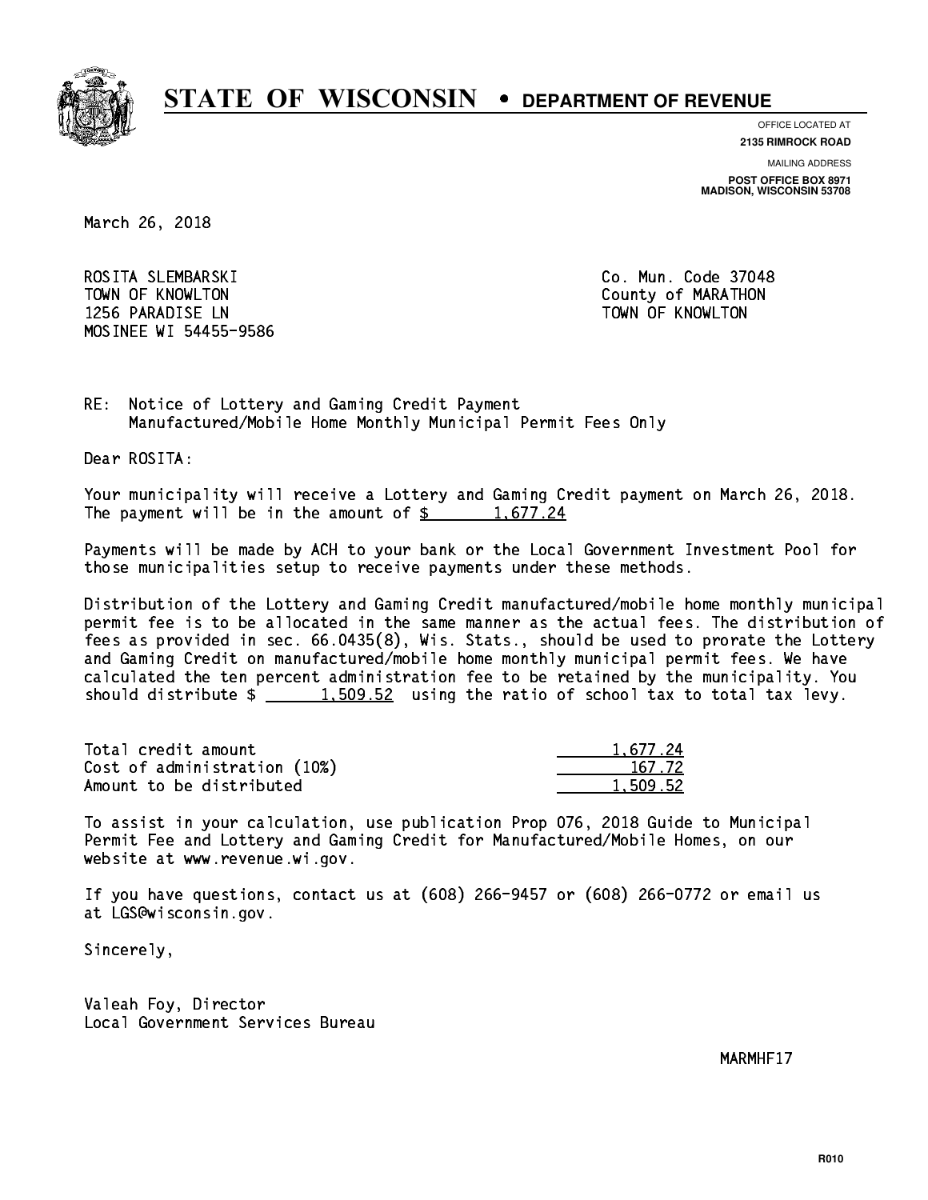# STATE OF WISCONSIN • DEPARTMENT OF REVENUE

OFFICE LOCATED AT
**2135 RIMROCK ROAD**

MAILING ADDRESS
**POST OFFICE BOX 8971**
**MADISON, WISCONSIN 53708**

March 26, 2018

ROSITA SLEMBARSKI
TOWN OF KNOWLTON
1256 PARADISE LN
MOSINEE WI 54455-9586

Co. Mun. Code 37048
County of MARATHON
TOWN OF KNOWLTON

RE: Notice of Lottery and Gaming Credit Payment
Manufactured/Mobile Home Monthly Municipal Permit Fees Only

Dear ROSITA:

Your municipality will receive a Lottery and Gaming Credit payment on March 26, 2018. The payment will be in the amount of $ 1,677.24

Payments will be made by ACH to your bank or the Local Government Investment Pool for those municipalities setup to receive payments under these methods.

Distribution of the Lottery and Gaming Credit manufactured/mobile home monthly municipal permit fee is to be allocated in the same manner as the actual fees. The distribution of fees as provided in sec. 66.0435(8), Wis. Stats., should be used to prorate the Lottery and Gaming Credit on manufactured/mobile home monthly municipal permit fees. We have calculated the ten percent administration fee to be retained by the municipality. You should distribute $ 1,509.52 using the ratio of school tax to total tax levy.

| | |
|---|---|
| Total credit amount | 1,677.24 |
| Cost of administration (10%) | 167.72 |
| Amount to be distributed | 1,509.52 |

To assist in your calculation, use publication Prop 076, 2018 Guide to Municipal Permit Fee and Lottery and Gaming Credit for Manufactured/Mobile Homes, on our website at www.revenue.wi.gov.

If you have questions, contact us at (608) 266-9457 or (608) 266-0772 or email us at LGS@wisconsin.gov.

Sincerely,

Valeah Foy, Director
Local Government Services Bureau

MARMHF17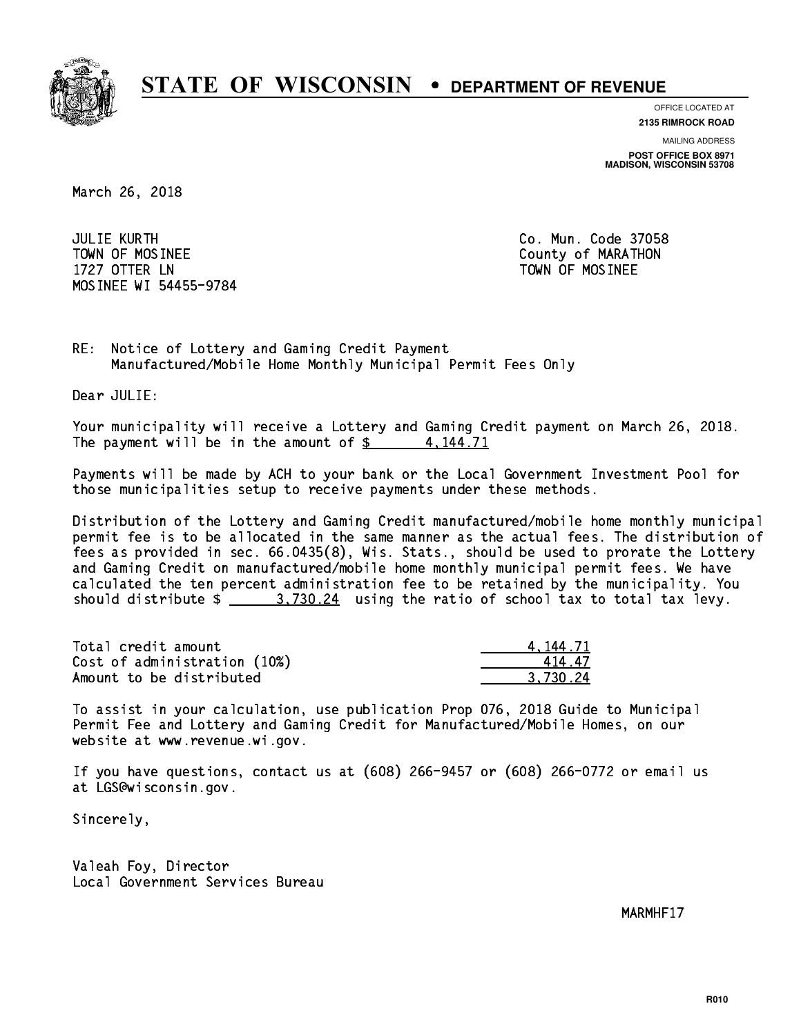# STATE OF WISCONSIN • DEPARTMENT OF REVENUE

OFFICE LOCATED AT
**2135 RIMROCK ROAD**

MAILING ADDRESS
**POST OFFICE BOX 8971**
**MADISON, WISCONSIN 53708**

March 26, 2018

JULIE KURTH
TOWN OF MOSINEE
1727 OTTER LN
MOSINEE WI 54455-9784

Co. Mun. Code 37058
County of MARATHON
TOWN OF MOSINEE

RE: Notice of Lottery and Gaming Credit Payment
Manufactured/Mobile Home Monthly Municipal Permit Fees Only

Dear JULIE:

Your municipality will receive a Lottery and Gaming Credit payment on March 26, 2018. The payment will be in the amount of $ 4,144.71

Payments will be made by ACH to your bank or the Local Government Investment Pool for those municipalities setup to receive payments under these methods.

Distribution of the Lottery and Gaming Credit manufactured/mobile home monthly municipal permit fee is to be allocated in the same manner as the actual fees. The distribution of fees as provided in sec. 66.0435(8), Wis. Stats., should be used to prorate the Lottery and Gaming Credit on manufactured/mobile home monthly municipal permit fees. We have calculated the ten percent administration fee to be retained by the municipality. You should distribute $ 3,730.24 using the ratio of school tax to total tax levy.

| | |
|---|---|
| Total credit amount | 4,144.71 |
| Cost of administration (10%) | 414.47 |
| Amount to be distributed | 3,730.24 |

To assist in your calculation, use publication Prop 076, 2018 Guide to Municipal Permit Fee and Lottery and Gaming Credit for Manufactured/Mobile Homes, on our website at www.revenue.wi.gov.

If you have questions, contact us at (608) 266-9457 or (608) 266-0772 or email us at LGS@wisconsin.gov.

Sincerely,

Valeah Foy, Director
Local Government Services Bureau

MARMHF17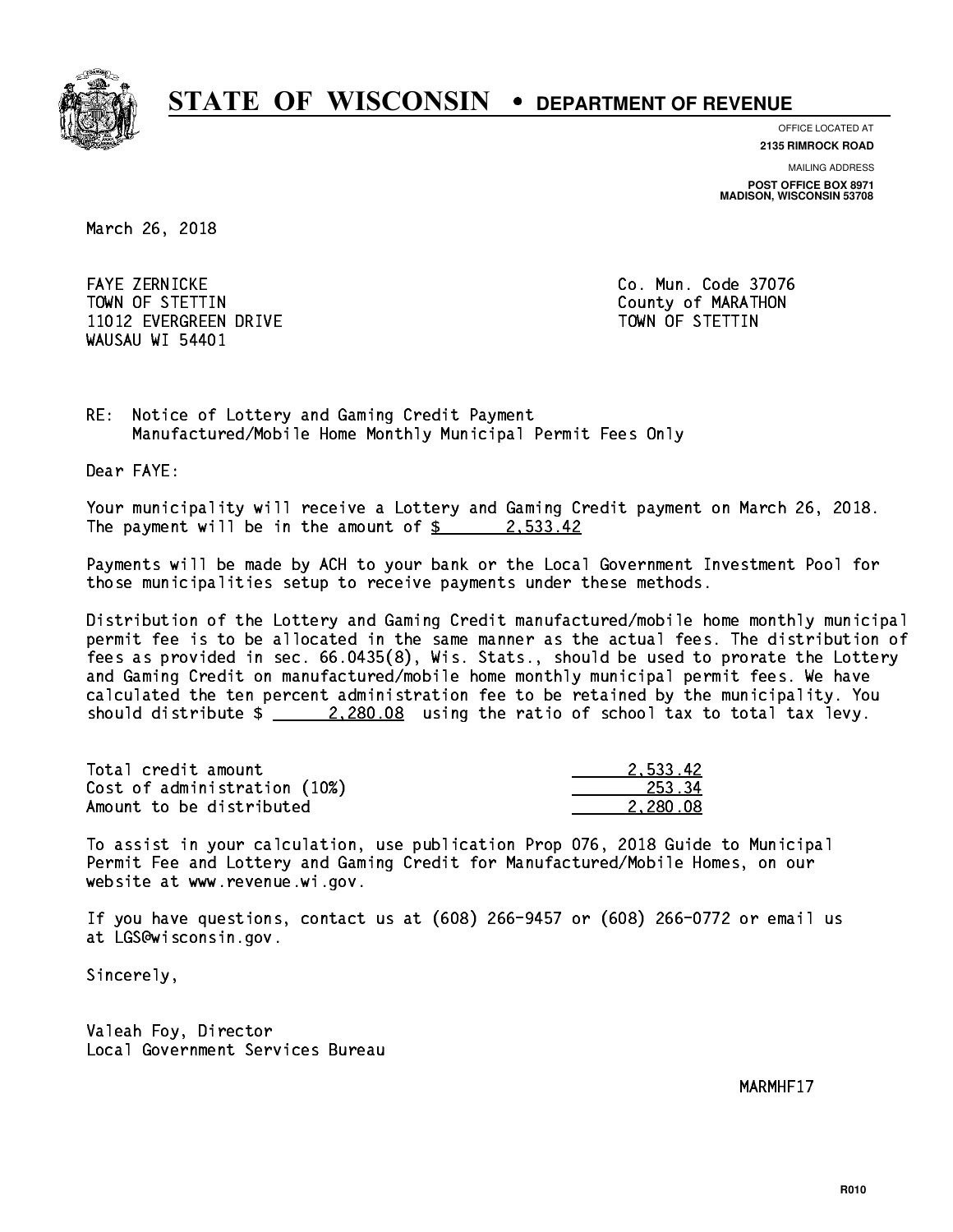# STATE OF WISCONSIN • DEPARTMENT OF REVENUE

OFFICE LOCATED AT
**2135 RIMROCK ROAD**

MAILING ADDRESS
**POST OFFICE BOX 8971**
**MADISON, WISCONSIN 53708**

March 26, 2018

FAYE ZERNICKE
TOWN OF STETTIN
11012 EVERGREEN DRIVE
WAUSAU WI 54401

Co. Mun. Code 37076
County of MARATHON
TOWN OF STETTIN

RE: Notice of Lottery and Gaming Credit Payment
Manufactured/Mobile Home Monthly Municipal Permit Fees Only

Dear FAYE:

Your municipality will receive a Lottery and Gaming Credit payment on March 26, 2018. The payment will be in the amount of $ 2,533.42

Payments will be made by ACH to your bank or the Local Government Investment Pool for those municipalities setup to receive payments under these methods.

Distribution of the Lottery and Gaming Credit manufactured/mobile home monthly municipal permit fee is to be allocated in the same manner as the actual fees. The distribution of fees as provided in sec. 66.0435(8), Wis. Stats., should be used to prorate the Lottery and Gaming Credit on manufactured/mobile home monthly municipal permit fees. We have calculated the ten percent administration fee to be retained by the municipality. You should distribute $ 2,280.08 using the ratio of school tax to total tax levy.

| | |
|---|---|
| Total credit amount | 2,533.42 |
| Cost of administration (10%) | 253.34 |
| Amount to be distributed | 2,280.08 |

To assist in your calculation, use publication Prop 076, 2018 Guide to Municipal Permit Fee and Lottery and Gaming Credit for Manufactured/Mobile Homes, on our website at www.revenue.wi.gov.

If you have questions, contact us at (608) 266-9457 or (608) 266-0772 or email us at LGS@wisconsin.gov.

Sincerely,

Valeah Foy, Director
Local Government Services Bureau

MARMHF17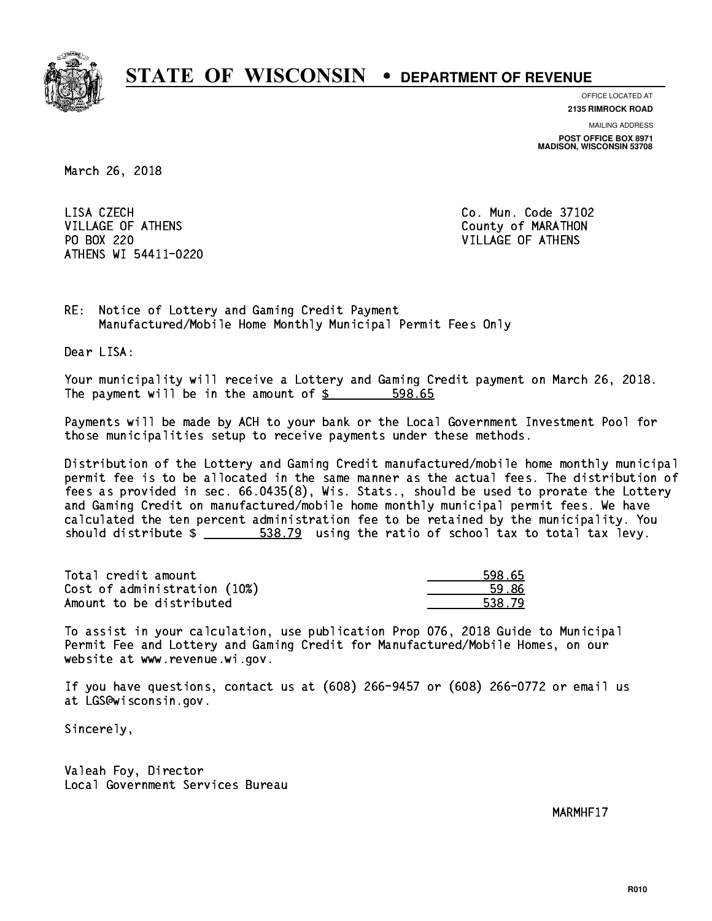# STATE OF WISCONSIN • DEPARTMENT OF REVENUE

OFFICE LOCATED AT
**2135 RIMROCK ROAD**

MAILING ADDRESS
**POST OFFICE BOX 8971**
**MADISON, WISCONSIN 53708**

March 26, 2018

LISA CZECH
VILLAGE OF ATHENS
PO BOX 220
ATHENS WI 54411-0220

Co. Mun. Code 37102
County of MARATHON
VILLAGE OF ATHENS

RE: Notice of Lottery and Gaming Credit Payment
Manufactured/Mobile Home Monthly Municipal Permit Fees Only

Dear LISA:

Your municipality will receive a Lottery and Gaming Credit payment on March 26, 2018. The payment will be in the amount of $ 598.65

Payments will be made by ACH to your bank or the Local Government Investment Pool for those municipalities setup to receive payments under these methods.

Distribution of the Lottery and Gaming Credit manufactured/mobile home monthly municipal permit fee is to be allocated in the same manner as the actual fees. The distribution of fees as provided in sec. 66.0435(8), Wis. Stats., should be used to prorate the Lottery and Gaming Credit on manufactured/mobile home monthly municipal permit fees. We have calculated the ten percent administration fee to be retained by the municipality. You should distribute $ 538.79 using the ratio of school tax to total tax levy.

| | |
|---|---|
| Total credit amount | 598.65 |
| Cost of administration (10%) | 59.86 |
| Amount to be distributed | 538.79 |

To assist in your calculation, use publication Prop 076, 2018 Guide to Municipal Permit Fee and Lottery and Gaming Credit for Manufactured/Mobile Homes, on our website at www.revenue.wi.gov.

If you have questions, contact us at (608) 266-9457 or (608) 266-0772 or email us at LGS@wisconsin.gov.

Sincerely,

Valeah Foy, Director
Local Government Services Bureau

MARMHF17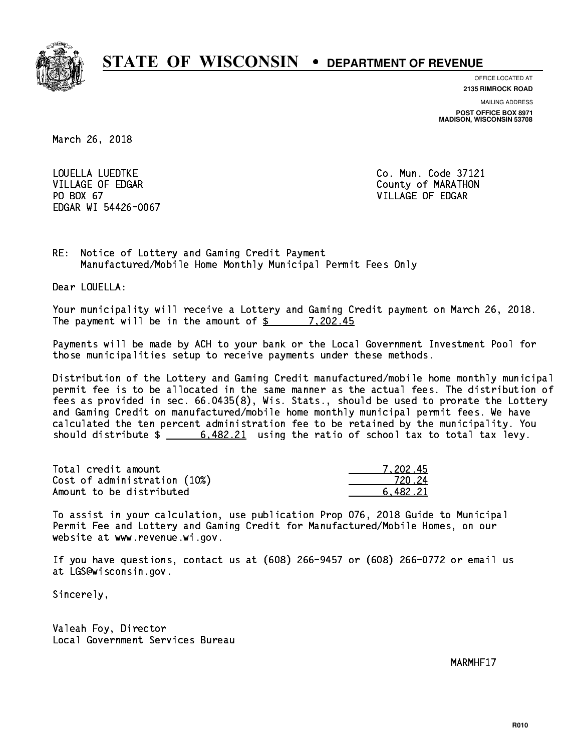# STATE OF WISCONSIN • DEPARTMENT OF REVENUE

OFFICE LOCATED AT
**2135 RIMROCK ROAD**

MAILING ADDRESS
**POST OFFICE BOX 8971**
**MADISON, WISCONSIN 53708**

March 26, 2018

LOUELLA LUEDTKE
VILLAGE OF EDGAR
PO BOX 67
EDGAR WI 54426-0067

Co. Mun. Code 37121
County of MARATHON
VILLAGE OF EDGAR

RE: Notice of Lottery and Gaming Credit Payment
Manufactured/Mobile Home Monthly Municipal Permit Fees Only

Dear LOUELLA:

Your municipality will receive a Lottery and Gaming Credit payment on March 26, 2018. The payment will be in the amount of $ 7,202.45

Payments will be made by ACH to your bank or the Local Government Investment Pool for those municipalities setup to receive payments under these methods.

Distribution of the Lottery and Gaming Credit manufactured/mobile home monthly municipal permit fee is to be allocated in the same manner as the actual fees. The distribution of fees as provided in sec. 66.0435(8), Wis. Stats., should be used to prorate the Lottery and Gaming Credit on manufactured/mobile home monthly municipal permit fees. We have calculated the ten percent administration fee to be retained by the municipality. You should distribute $ 6,482.21 using the ratio of school tax to total tax levy.

| | |
|---|---|
| Total credit amount | 7,202.45 |
| Cost of administration (10%) | 720.24 |
| Amount to be distributed | 6,482.21 |

To assist in your calculation, use publication Prop 076, 2018 Guide to Municipal Permit Fee and Lottery and Gaming Credit for Manufactured/Mobile Homes, on our website at www.revenue.wi.gov.

If you have questions, contact us at (608) 266-9457 or (608) 266-0772 or email us at LGS@wisconsin.gov.

Sincerely,

Valeah Foy, Director
Local Government Services Bureau

MARMHF17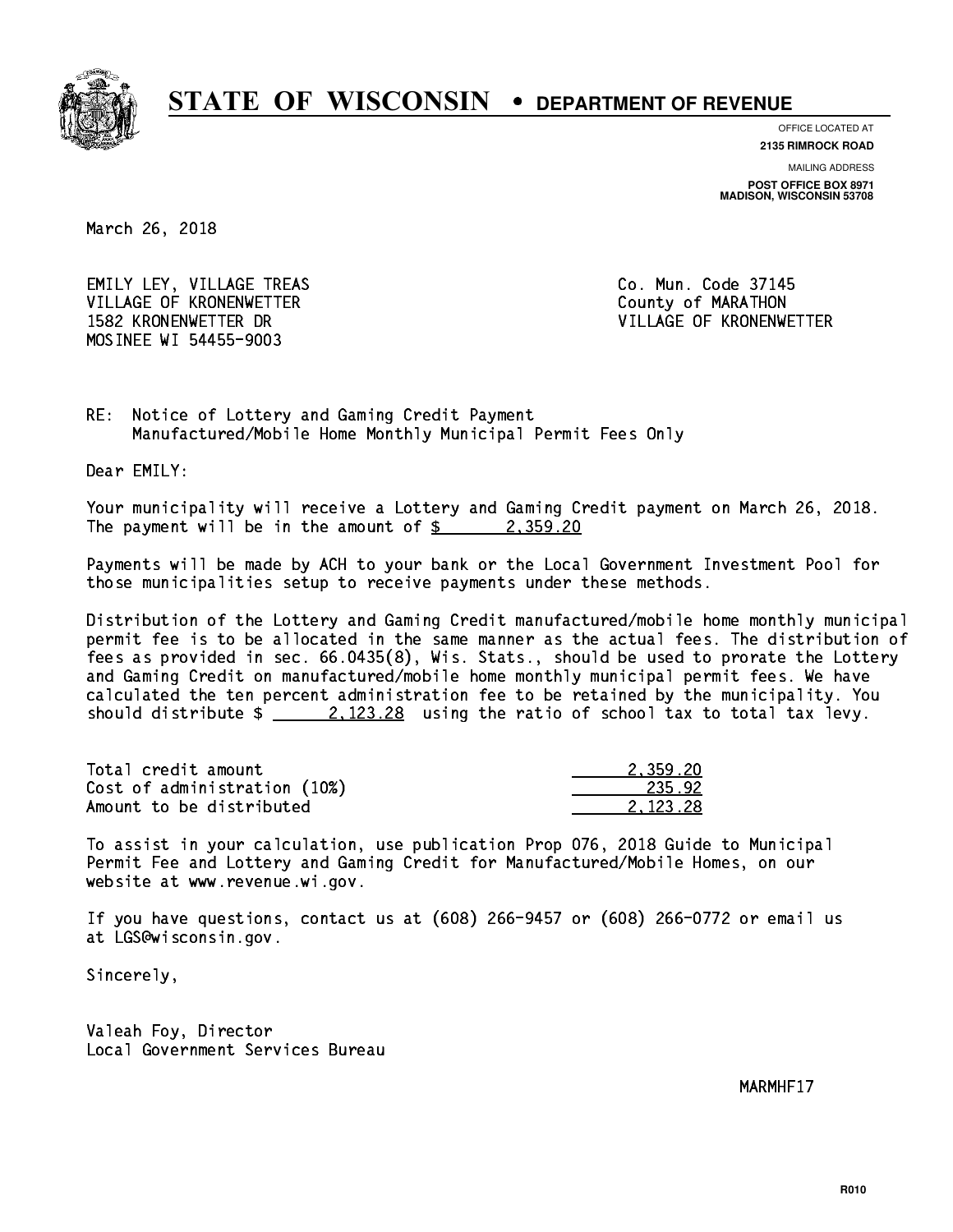# STATE OF WISCONSIN • DEPARTMENT OF REVENUE

OFFICE LOCATED AT
**2135 RIMROCK ROAD**

MAILING ADDRESS
**POST OFFICE BOX 8971**
**MADISON, WISCONSIN 53708**

March 26, 2018

EMILY LEY, VILLAGE TREAS
VILLAGE OF KRONENWETTER
1582 KRONENWETTER DR
MOSINEE WI 54455-9003

Co. Mun. Code 37145
County of MARATHON
VILLAGE OF KRONENWETTER

RE: Notice of Lottery and Gaming Credit Payment
Manufactured/Mobile Home Monthly Municipal Permit Fees Only

Dear EMILY:

Your municipality will receive a Lottery and Gaming Credit payment on March 26, 2018. The payment will be in the amount of $ 2,359.20

Payments will be made by ACH to your bank or the Local Government Investment Pool for those municipalities setup to receive payments under these methods.

Distribution of the Lottery and Gaming Credit manufactured/mobile home monthly municipal permit fee is to be allocated in the same manner as the actual fees. The distribution of fees as provided in sec. 66.0435(8), Wis. Stats., should be used to prorate the Lottery and Gaming Credit on manufactured/mobile home monthly municipal permit fees. We have calculated the ten percent administration fee to be retained by the municipality. You should distribute $ 2,123.28 using the ratio of school tax to total tax levy.

| | |
|---|---|
| Total credit amount | 2,359.20 |
| Cost of administration (10%) | 235.92 |
| Amount to be distributed | 2,123.28 |

To assist in your calculation, use publication Prop 076, 2018 Guide to Municipal Permit Fee and Lottery and Gaming Credit for Manufactured/Mobile Homes, on our website at www.revenue.wi.gov.

If you have questions, contact us at (608) 266-9457 or (608) 266-0772 or email us at LGS@wisconsin.gov.

Sincerely,

Valeah Foy, Director
Local Government Services Bureau

MARMHF17

R010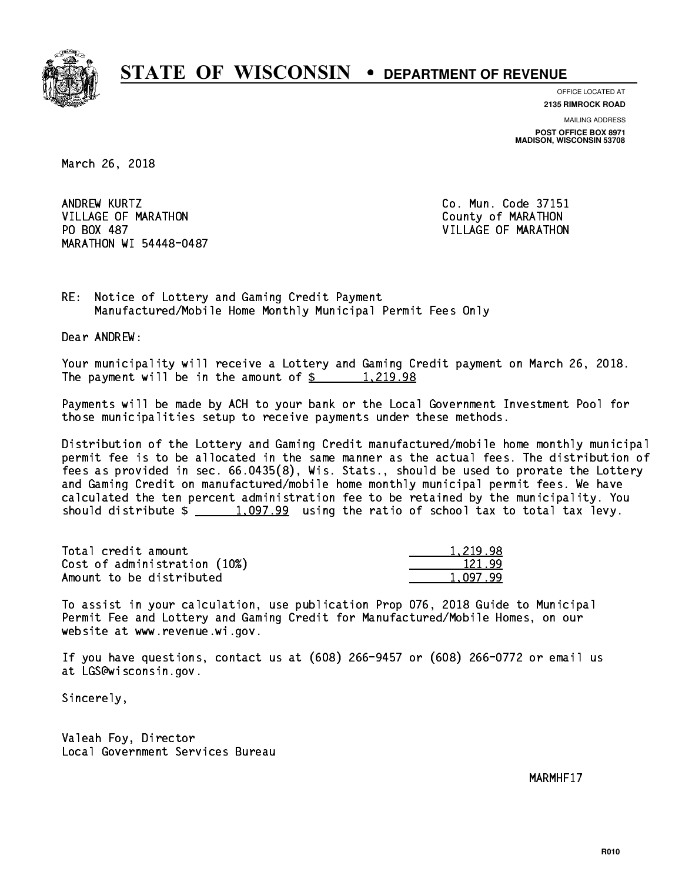# STATE OF WISCONSIN • DEPARTMENT OF REVENUE

OFFICE LOCATED AT
**2135 RIMROCK ROAD**

MAILING ADDRESS
**POST OFFICE BOX 8971**
**MADISON, WISCONSIN 53708**

March 26, 2018

ANDREW KURTZ
VILLAGE OF MARATHON
PO BOX 487
MARATHON WI 54448-0487

Co. Mun. Code 37151
County of MARATHON
VILLAGE OF MARATHON

RE: Notice of Lottery and Gaming Credit Payment
Manufactured/Mobile Home Monthly Municipal Permit Fees Only

Dear ANDREW:

Your municipality will receive a Lottery and Gaming Credit payment on March 26, 2018. The payment will be in the amount of $ 1,219.98

Payments will be made by ACH to your bank or the Local Government Investment Pool for those municipalities setup to receive payments under these methods.

Distribution of the Lottery and Gaming Credit manufactured/mobile home monthly municipal permit fee is to be allocated in the same manner as the actual fees. The distribution of fees as provided in sec. 66.0435(8), Wis. Stats., should be used to prorate the Lottery and Gaming Credit on manufactured/mobile home monthly municipal permit fees. We have calculated the ten percent administration fee to be retained by the municipality. You should distribute $ 1,097.99 using the ratio of school tax to total tax levy.

| | |
|---|---|
| Total credit amount | 1,219.98 |
| Cost of administration (10%) | 121.99 |
| Amount to be distributed | 1,097.99 |

To assist in your calculation, use publication Prop 076, 2018 Guide to Municipal Permit Fee and Lottery and Gaming Credit for Manufactured/Mobile Homes, on our website at www.revenue.wi.gov.

If you have questions, contact us at (608) 266-9457 or (608) 266-0772 or email us at LGS@wisconsin.gov.

Sincerely,

Valeah Foy, Director
Local Government Services Bureau

MARMHF17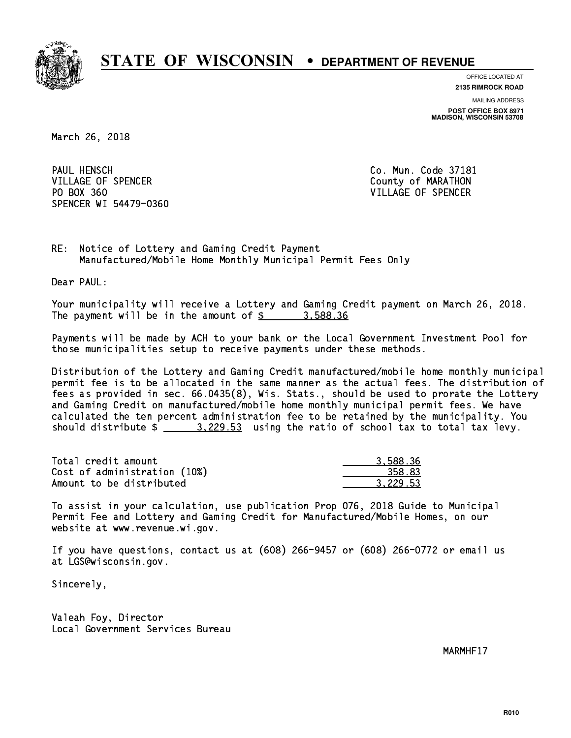# STATE OF WISCONSIN • DEPARTMENT OF REVENUE

OFFICE LOCATED AT
**2135 RIMROCK ROAD**

MAILING ADDRESS
**POST OFFICE BOX 8971**
**MADISON, WISCONSIN 53708**

March 26, 2018

PAUL HENSCH
VILLAGE OF SPENCER
PO BOX 360
SPENCER WI 54479-0360

Co. Mun. Code 37181
County of MARATHON
VILLAGE OF SPENCER

RE: Notice of Lottery and Gaming Credit Payment
Manufactured/Mobile Home Monthly Municipal Permit Fees Only

Dear PAUL:

Your municipality will receive a Lottery and Gaming Credit payment on March 26, 2018. The payment will be in the amount of $ 3,588.36

Payments will be made by ACH to your bank or the Local Government Investment Pool for those municipalities setup to receive payments under these methods.

Distribution of the Lottery and Gaming Credit manufactured/mobile home monthly municipal permit fee is to be allocated in the same manner as the actual fees. The distribution of fees as provided in sec. 66.0435(8), Wis. Stats., should be used to prorate the Lottery and Gaming Credit on manufactured/mobile home monthly municipal permit fees. We have calculated the ten percent administration fee to be retained by the municipality. You should distribute $ 3,229.53 using the ratio of school tax to total tax levy.

| | |
|---|---|
| Total credit amount | 3,588.36 |
| Cost of administration (10%) | 358.83 |
| Amount to be distributed | 3,229.53 |

To assist in your calculation, use publication Prop 076, 2018 Guide to Municipal Permit Fee and Lottery and Gaming Credit for Manufactured/Mobile Homes, on our website at www.revenue.wi.gov.

If you have questions, contact us at (608) 266-9457 or (608) 266-0772 or email us at LGS@wisconsin.gov.

Sincerely,

Valeah Foy, Director
Local Government Services Bureau

MARMHF17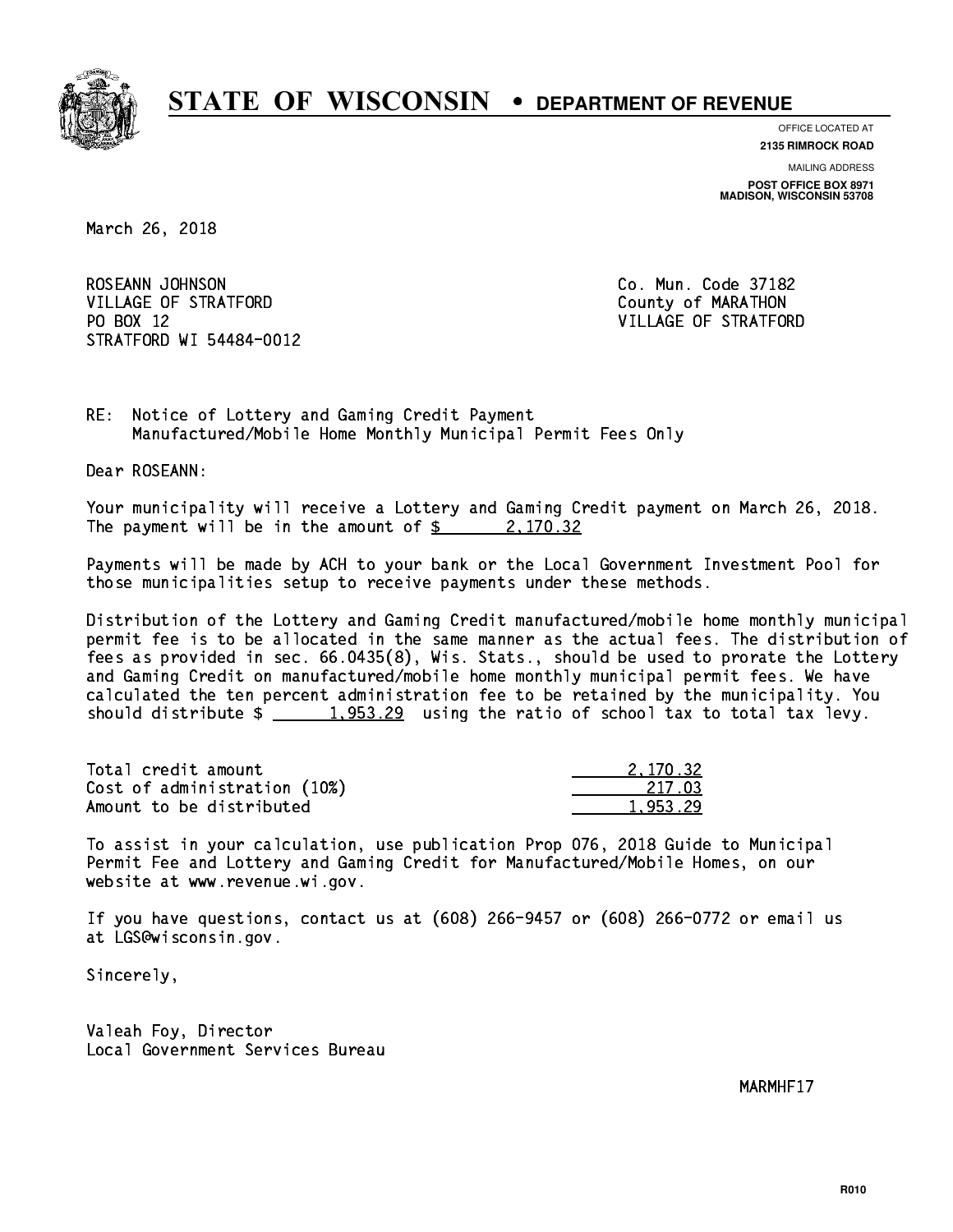# STATE OF WISCONSIN • DEPARTMENT OF REVENUE

OFFICE LOCATED AT
**2135 RIMROCK ROAD**

MAILING ADDRESS
**POST OFFICE BOX 8971**
**MADISON, WISCONSIN 53708**

March 26, 2018

ROSEANN JOHNSON
VILLAGE OF STRATFORD
PO BOX 12
STRATFORD WI 54484-0012

Co. Mun. Code 37182
County of MARATHON
VILLAGE OF STRATFORD

RE: Notice of Lottery and Gaming Credit Payment
Manufactured/Mobile Home Monthly Municipal Permit Fees Only

Dear ROSEANN:

Your municipality will receive a Lottery and Gaming Credit payment on March 26, 2018. The payment will be in the amount of $ 2,170.32

Payments will be made by ACH to your bank or the Local Government Investment Pool for those municipalities setup to receive payments under these methods.

Distribution of the Lottery and Gaming Credit manufactured/mobile home monthly municipal permit fee is to be allocated in the same manner as the actual fees. The distribution of fees as provided in sec. 66.0435(8), Wis. Stats., should be used to prorate the Lottery and Gaming Credit on manufactured/mobile home monthly municipal permit fees. We have calculated the ten percent administration fee to be retained by the municipality. You should distribute $ 1,953.29 using the ratio of school tax to total tax levy.

| | |
|---|---|
| Total credit amount | 2,170.32 |
| Cost of administration (10%) | 217.03 |
| Amount to be distributed | 1,953.29 |

To assist in your calculation, use publication Prop 076, 2018 Guide to Municipal Permit Fee and Lottery and Gaming Credit for Manufactured/Mobile Homes, on our website at www.revenue.wi.gov.

If you have questions, contact us at (608) 266-9457 or (608) 266-0772 or email us at LGS@wisconsin.gov.

Sincerely,

Valeah Foy, Director
Local Government Services Bureau

MARMHF17

R010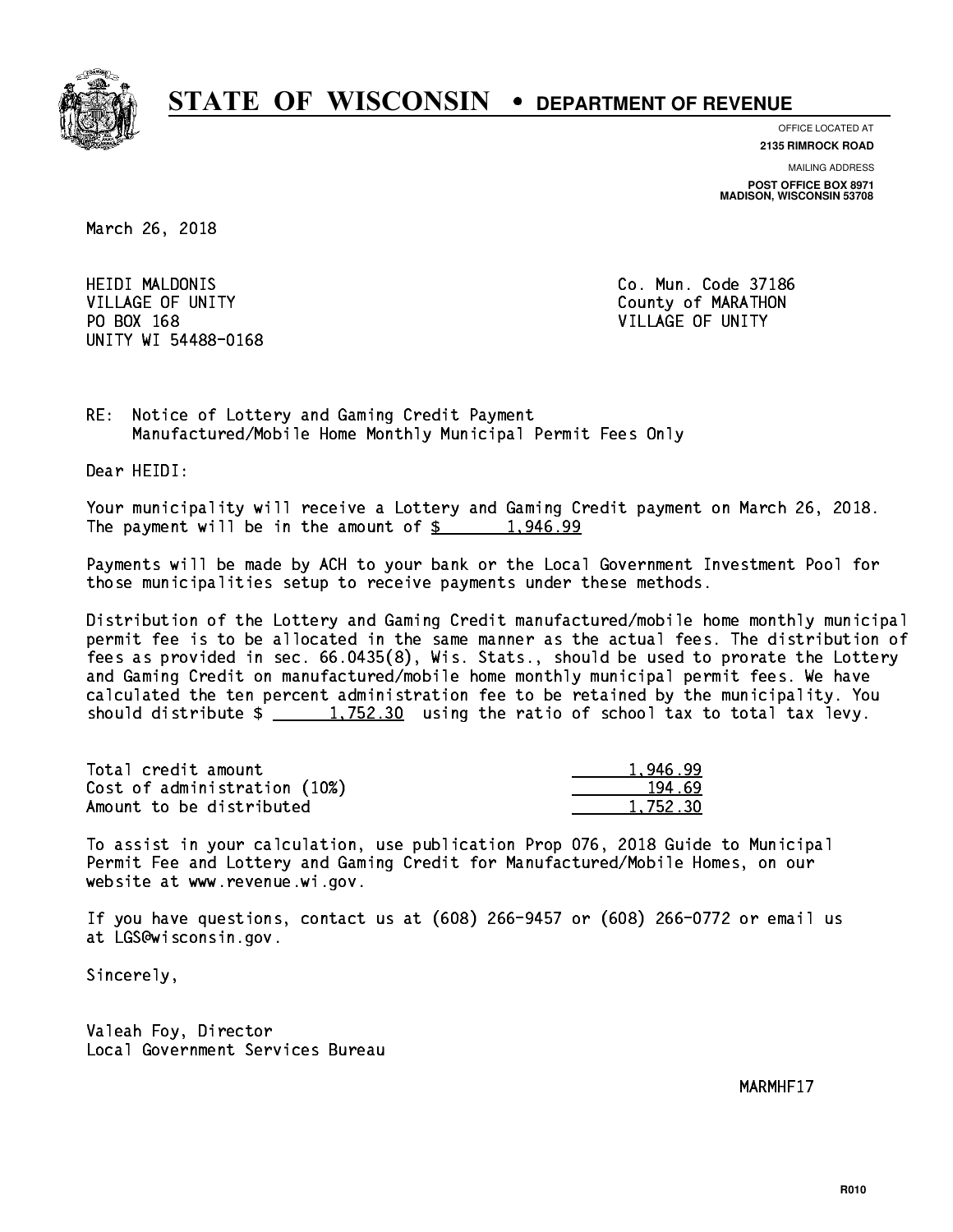# STATE OF WISCONSIN • DEPARTMENT OF REVENUE

OFFICE LOCATED AT
**2135 RIMROCK ROAD**

MAILING ADDRESS
**POST OFFICE BOX 8971**
**MADISON, WISCONSIN 53708**

March 26, 2018

HEIDI MALDONIS
VILLAGE OF UNITY
PO BOX 168
UNITY WI 54488-0168

Co. Mun. Code 37186
County of MARATHON
VILLAGE OF UNITY

RE: Notice of Lottery and Gaming Credit Payment
Manufactured/Mobile Home Monthly Municipal Permit Fees Only

Dear HEIDI:

Your municipality will receive a Lottery and Gaming Credit payment on March 26, 2018. The payment will be in the amount of $ 1,946.99

Payments will be made by ACH to your bank or the Local Government Investment Pool for those municipalities setup to receive payments under these methods.

Distribution of the Lottery and Gaming Credit manufactured/mobile home monthly municipal permit fee is to be allocated in the same manner as the actual fees. The distribution of fees as provided in sec. 66.0435(8), Wis. Stats., should be used to prorate the Lottery and Gaming Credit on manufactured/mobile home monthly municipal permit fees. We have calculated the ten percent administration fee to be retained by the municipality. You should distribute $ 1,752.30 using the ratio of school tax to total tax levy.

| | |
|---|---|
| Total credit amount | 1,946.99 |
| Cost of administration (10%) | 194.69 |
| Amount to be distributed | 1,752.30 |

To assist in your calculation, use publication Prop 076, 2018 Guide to Municipal Permit Fee and Lottery and Gaming Credit for Manufactured/Mobile Homes, on our website at www.revenue.wi.gov.

If you have questions, contact us at (608) 266-9457 or (608) 266-0772 or email us at LGS@wisconsin.gov.

Sincerely,

Valeah Foy, Director
Local Government Services Bureau

MARMHF17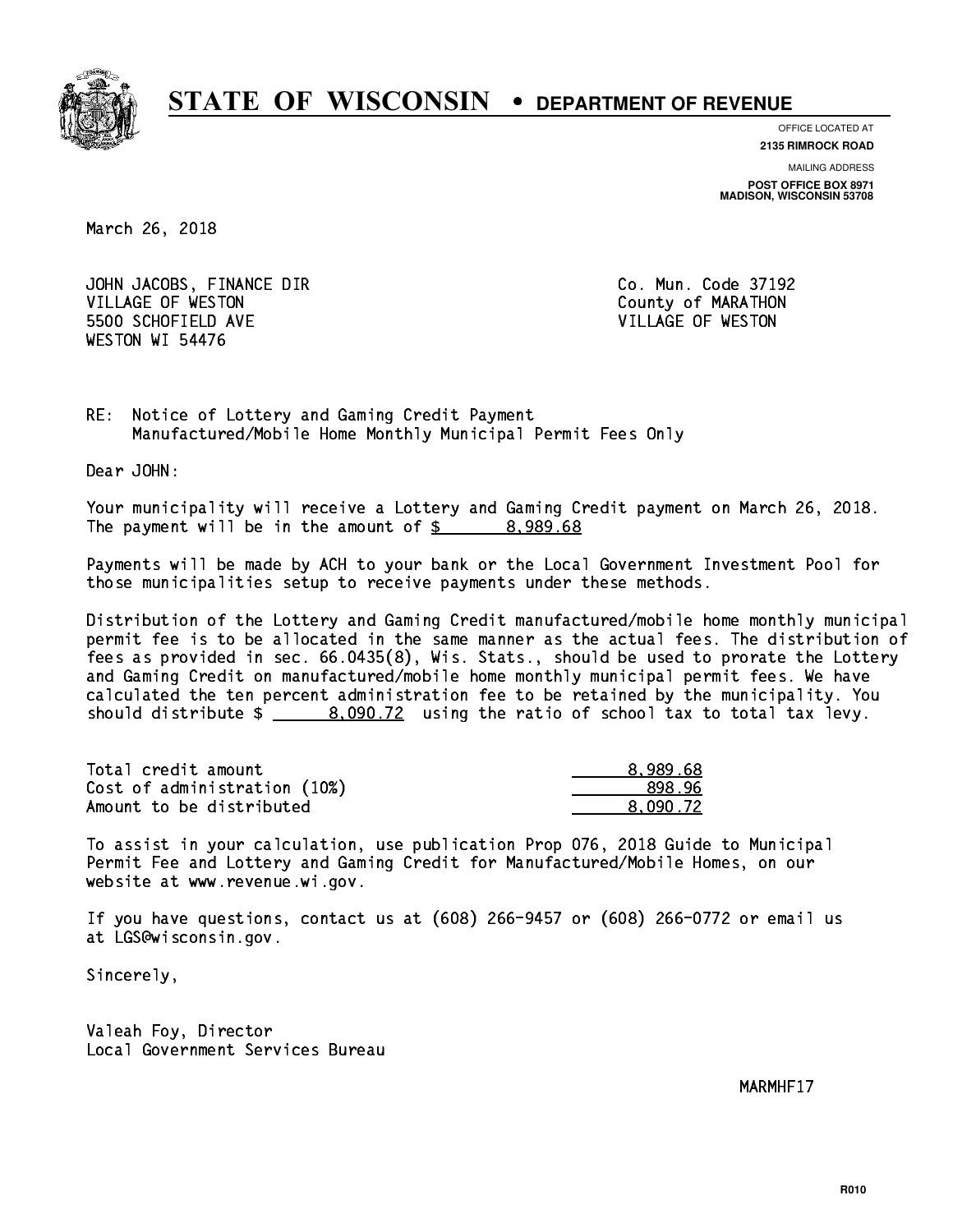# STATE OF WISCONSIN • DEPARTMENT OF REVENUE

OFFICE LOCATED AT
**2135 RIMROCK ROAD**

MAILING ADDRESS
**POST OFFICE BOX 8971**
**MADISON, WISCONSIN 53708**

March 26, 2018

JOHN JACOBS, FINANCE DIR
VILLAGE OF WESTON
5500 SCHOFIELD AVE
WESTON WI 54476

Co. Mun. Code 37192
County of MARATHON
VILLAGE OF WESTON

RE: Notice of Lottery and Gaming Credit Payment
Manufactured/Mobile Home Monthly Municipal Permit Fees Only

Dear JOHN:

Your municipality will receive a Lottery and Gaming Credit payment on March 26, 2018. The payment will be in the amount of $ 8,989.68

Payments will be made by ACH to your bank or the Local Government Investment Pool for those municipalities setup to receive payments under these methods.

Distribution of the Lottery and Gaming Credit manufactured/mobile home monthly municipal permit fee is to be allocated in the same manner as the actual fees. The distribution of fees as provided in sec. 66.0435(8), Wis. Stats., should be used to prorate the Lottery and Gaming Credit on manufactured/mobile home monthly municipal permit fees. We have calculated the ten percent administration fee to be retained by the municipality. You should distribute $ 8,090.72 using the ratio of school tax to total tax levy.

| | |
|---|---|
| Total credit amount | 8,989.68 |
| Cost of administration (10%) | 898.96 |
| Amount to be distributed | 8,090.72 |

To assist in your calculation, use publication Prop 076, 2018 Guide to Municipal Permit Fee and Lottery and Gaming Credit for Manufactured/Mobile Homes, on our website at www.revenue.wi.gov.

If you have questions, contact us at (608) 266-9457 or (608) 266-0772 or email us at LGS@wisconsin.gov.

Sincerely,

Valeah Foy, Director
Local Government Services Bureau

MARMHF17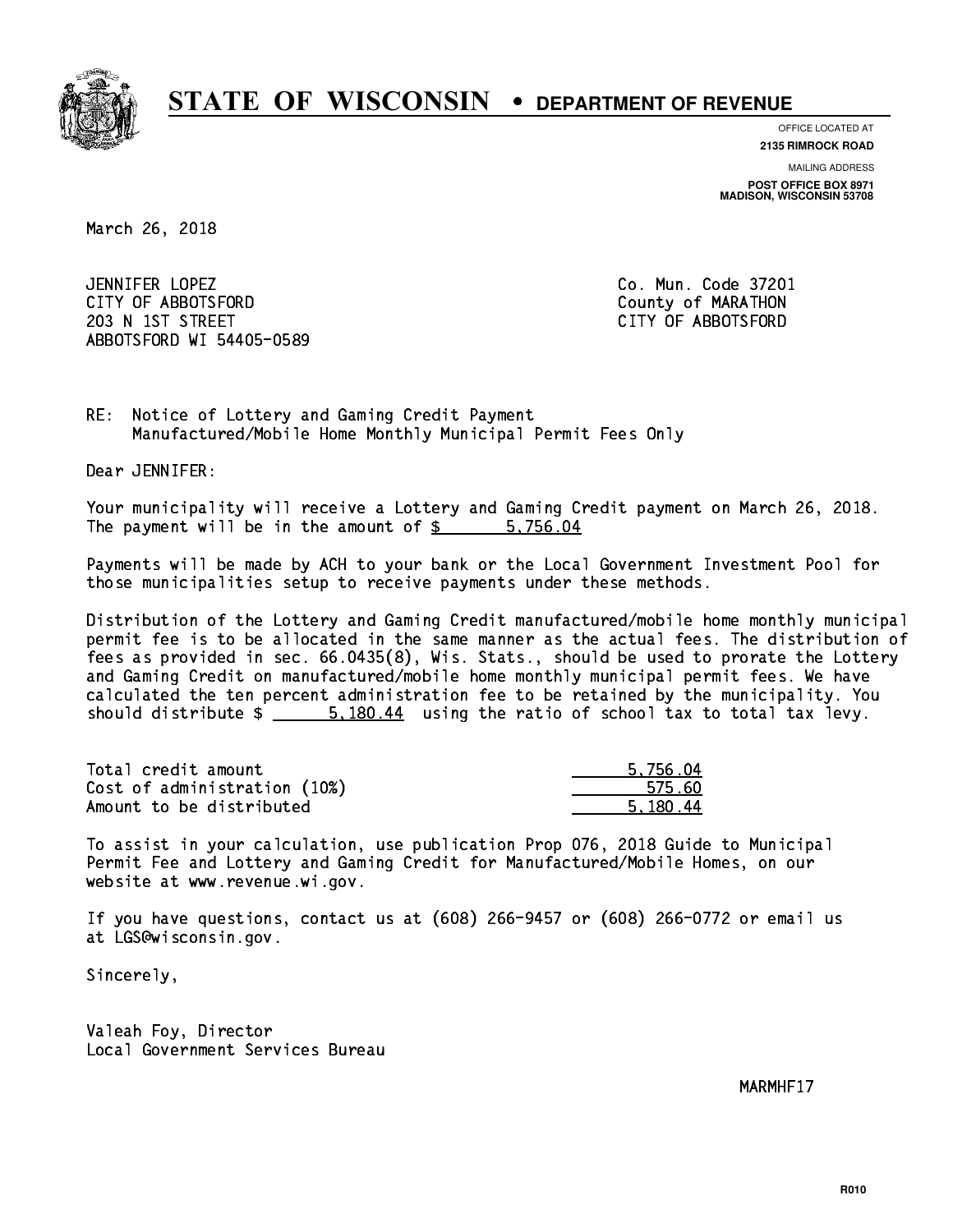# STATE OF WISCONSIN • DEPARTMENT OF REVENUE

OFFICE LOCATED AT
**2135 RIMROCK ROAD**

MAILING ADDRESS
**POST OFFICE BOX 8971**
**MADISON, WISCONSIN 53708**

March 26, 2018

JENNIFER LOPEZ
CITY OF ABBOTSFORD
203 N 1ST STREET
ABBOTSFORD WI 54405-0589

Co. Mun. Code 37201
County of MARATHON
CITY OF ABBOTSFORD

RE: Notice of Lottery and Gaming Credit Payment
Manufactured/Mobile Home Monthly Municipal Permit Fees Only

Dear JENNIFER:

Your municipality will receive a Lottery and Gaming Credit payment on March 26, 2018. The payment will be in the amount of $ 5,756.04

Payments will be made by ACH to your bank or the Local Government Investment Pool for those municipalities setup to receive payments under these methods.

Distribution of the Lottery and Gaming Credit manufactured/mobile home monthly municipal permit fee is to be allocated in the same manner as the actual fees. The distribution of fees as provided in sec. 66.0435(8), Wis. Stats., should be used to prorate the Lottery and Gaming Credit on manufactured/mobile home monthly municipal permit fees. We have calculated the ten percent administration fee to be retained by the municipality. You should distribute $ 5,180.44 using the ratio of school tax to total tax levy.

| | |
|---|---|
| Total credit amount | 5,756.04 |
| Cost of administration (10%) | 575.60 |
| Amount to be distributed | 5,180.44 |

To assist in your calculation, use publication Prop 076, 2018 Guide to Municipal Permit Fee and Lottery and Gaming Credit for Manufactured/Mobile Homes, on our website at www.revenue.wi.gov.

If you have questions, contact us at (608) 266-9457 or (608) 266-0772 or email us at LGS@wisconsin.gov.

Sincerely,

Valeah Foy, Director
Local Government Services Bureau

MARMHF17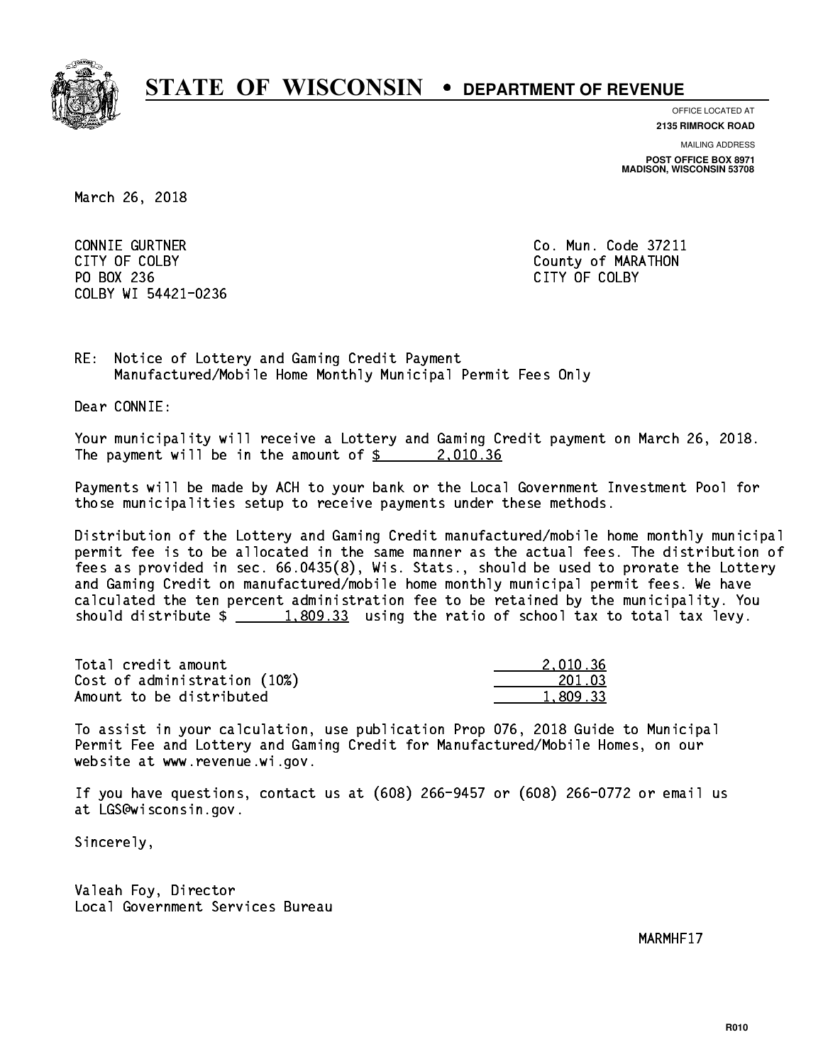# STATE OF WISCONSIN • DEPARTMENT OF REVENUE

OFFICE LOCATED AT
**2135 RIMROCK ROAD**

MAILING ADDRESS
**POST OFFICE BOX 8971**
**MADISON, WISCONSIN 53708**

March 26, 2018

CONNIE GURTNER
CITY OF COLBY
PO BOX 236
COLBY WI 54421-0236

Co. Mun. Code 37211
County of MARATHON
CITY OF COLBY

RE: Notice of Lottery and Gaming Credit Payment
Manufactured/Mobile Home Monthly Municipal Permit Fees Only

Dear CONNIE:

Your municipality will receive a Lottery and Gaming Credit payment on March 26, 2018. The payment will be in the amount of $ 2,010.36

Payments will be made by ACH to your bank or the Local Government Investment Pool for those municipalities setup to receive payments under these methods.

Distribution of the Lottery and Gaming Credit manufactured/mobile home monthly municipal permit fee is to be allocated in the same manner as the actual fees. The distribution of fees as provided in sec. 66.0435(8), Wis. Stats., should be used to prorate the Lottery and Gaming Credit on manufactured/mobile home monthly municipal permit fees. We have calculated the ten percent administration fee to be retained by the municipality. You should distribute $ 1,809.33 using the ratio of school tax to total tax levy.

| | |
|---|---|
| Total credit amount | 2,010.36 |
| Cost of administration (10%) | 201.03 |
| Amount to be distributed | 1,809.33 |

To assist in your calculation, use publication Prop 076, 2018 Guide to Municipal Permit Fee and Lottery and Gaming Credit for Manufactured/Mobile Homes, on our website at www.revenue.wi.gov.

If you have questions, contact us at (608) 266-9457 or (608) 266-0772 or email us at LGS@wisconsin.gov.

Sincerely,

Valeah Foy, Director
Local Government Services Bureau

MARMHF17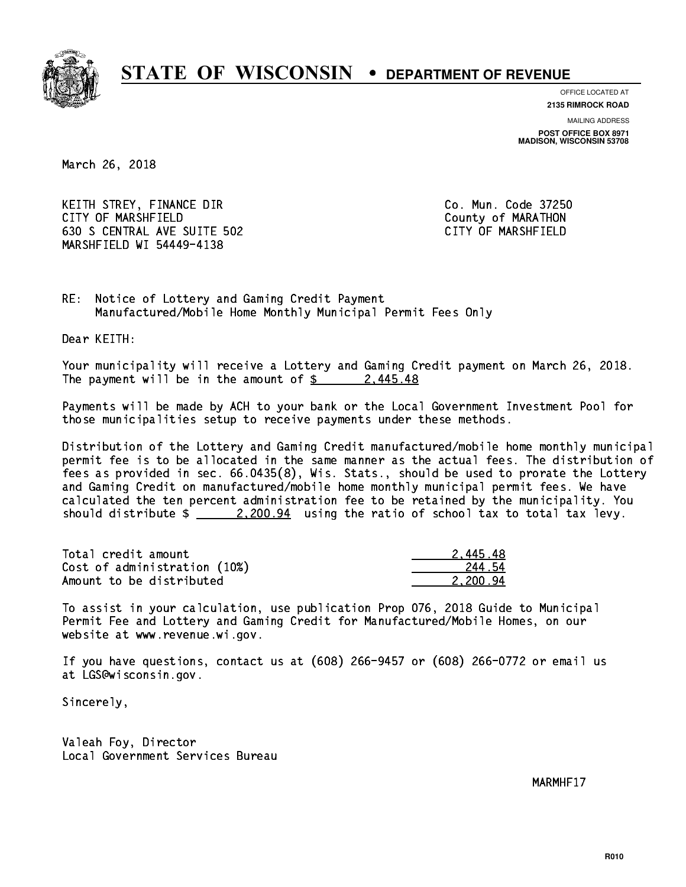# STATE OF WISCONSIN • DEPARTMENT OF REVENUE

OFFICE LOCATED AT
**2135 RIMROCK ROAD**

MAILING ADDRESS
**POST OFFICE BOX 8971**
**MADISON, WISCONSIN 53708**

March 26, 2018

KEITH STREY, FINANCE DIR
CITY OF MARSHFIELD
630 S CENTRAL AVE SUITE 502
MARSHFIELD WI 54449-4138

Co. Mun. Code 37250
County of MARATHON
CITY OF MARSHFIELD

RE: Notice of Lottery and Gaming Credit Payment
Manufactured/Mobile Home Monthly Municipal Permit Fees Only

Dear KEITH:

Your municipality will receive a Lottery and Gaming Credit payment on March 26, 2018. The payment will be in the amount of $ 2,445.48

Payments will be made by ACH to your bank or the Local Government Investment Pool for those municipalities setup to receive payments under these methods.

Distribution of the Lottery and Gaming Credit manufactured/mobile home monthly municipal permit fee is to be allocated in the same manner as the actual fees. The distribution of fees as provided in sec. 66.0435(8), Wis. Stats., should be used to prorate the Lottery and Gaming Credit on manufactured/mobile home monthly municipal permit fees. We have calculated the ten percent administration fee to be retained by the municipality. You should distribute $ 2,200.94 using the ratio of school tax to total tax levy.

| | |
|---|---|
| Total credit amount | 2,445.48 |
| Cost of administration (10%) | 244.54 |
| Amount to be distributed | 2,200.94 |

To assist in your calculation, use publication Prop 076, 2018 Guide to Municipal Permit Fee and Lottery and Gaming Credit for Manufactured/Mobile Homes, on our website at www.revenue.wi.gov.

If you have questions, contact us at (608) 266-9457 or (608) 266-0772 or email us at LGS@wisconsin.gov.

Sincerely,

Valeah Foy, Director
Local Government Services Bureau

MARMHF17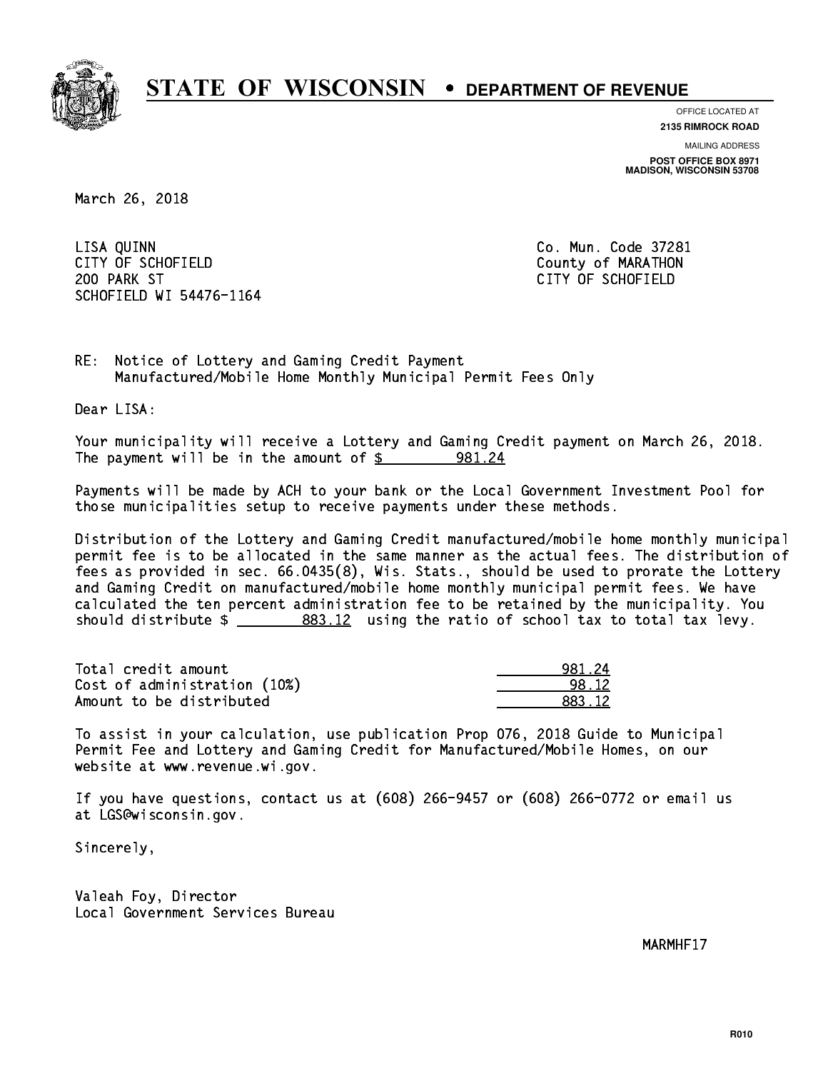# STATE OF WISCONSIN • DEPARTMENT OF REVENUE

OFFICE LOCATED AT
**2135 RIMROCK ROAD**

MAILING ADDRESS
**POST OFFICE BOX 8971**
**MADISON, WISCONSIN 53708**

March 26, 2018

LISA QUINN
CITY OF SCHOFIELD
200 PARK ST
SCHOFIELD WI 54476-1164

Co. Mun. Code 37281
County of MARATHON
CITY OF SCHOFIELD

RE: Notice of Lottery and Gaming Credit Payment
Manufactured/Mobile Home Monthly Municipal Permit Fees Only

Dear LISA:

Your municipality will receive a Lottery and Gaming Credit payment on March 26, 2018. The payment will be in the amount of $ 981.24

Payments will be made by ACH to your bank or the Local Government Investment Pool for those municipalities setup to receive payments under these methods.

Distribution of the Lottery and Gaming Credit manufactured/mobile home monthly municipal permit fee is to be allocated in the same manner as the actual fees. The distribution of fees as provided in sec. 66.0435(8), Wis. Stats., should be used to prorate the Lottery and Gaming Credit on manufactured/mobile home monthly municipal permit fees. We have calculated the ten percent administration fee to be retained by the municipality. You should distribute $ 883.12 using the ratio of school tax to total tax levy.

| | |
|---|---|
| Total credit amount | 981.24 |
| Cost of administration (10%) | 98.12 |
| Amount to be distributed | 883.12 |

To assist in your calculation, use publication Prop 076, 2018 Guide to Municipal Permit Fee and Lottery and Gaming Credit for Manufactured/Mobile Homes, on our website at www.revenue.wi.gov.

If you have questions, contact us at (608) 266-9457 or (608) 266-0772 or email us at LGS@wisconsin.gov.

Sincerely,

Valeah Foy, Director
Local Government Services Bureau

MARMHF17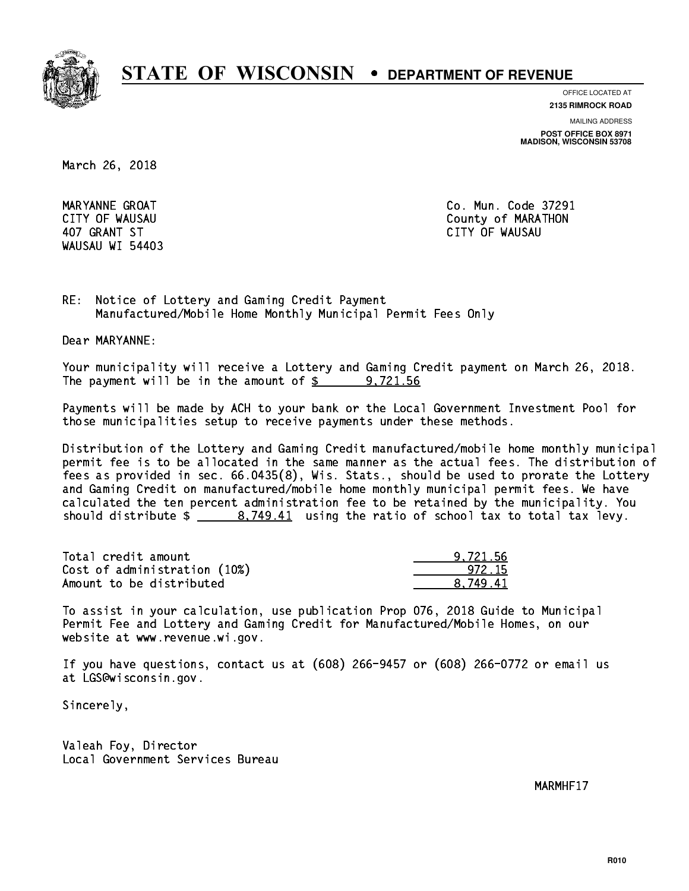# STATE OF WISCONSIN • DEPARTMENT OF REVENUE

OFFICE LOCATED AT
**2135 RIMROCK ROAD**

MAILING ADDRESS
**POST OFFICE BOX 8971**
**MADISON, WISCONSIN 53708**

March 26, 2018

MARYANNE GROAT
CITY OF WAUSAU
407 GRANT ST
WAUSAU WI 54403

Co. Mun. Code 37291
County of MARATHON
CITY OF WAUSAU

RE: Notice of Lottery and Gaming Credit Payment
Manufactured/Mobile Home Monthly Municipal Permit Fees Only

Dear MARYANNE:

Your municipality will receive a Lottery and Gaming Credit payment on March 26, 2018. The payment will be in the amount of $ 9,721.56

Payments will be made by ACH to your bank or the Local Government Investment Pool for those municipalities setup to receive payments under these methods.

Distribution of the Lottery and Gaming Credit manufactured/mobile home monthly municipal permit fee is to be allocated in the same manner as the actual fees. The distribution of fees as provided in sec. 66.0435(8), Wis. Stats., should be used to prorate the Lottery and Gaming Credit on manufactured/mobile home monthly municipal permit fees. We have calculated the ten percent administration fee to be retained by the municipality. You should distribute $ 8,749.41 using the ratio of school tax to total tax levy.

| | |
|---|---|
| Total credit amount | 9,721.56 |
| Cost of administration (10%) | 972.15 |
| Amount to be distributed | 8,749.41 |

To assist in your calculation, use publication Prop 076, 2018 Guide to Municipal Permit Fee and Lottery and Gaming Credit for Manufactured/Mobile Homes, on our website at www.revenue.wi.gov.

If you have questions, contact us at (608) 266-9457 or (608) 266-0772 or email us at LGS@wisconsin.gov.

Sincerely,

Valeah Foy, Director
Local Government Services Bureau

MARMHF17

R010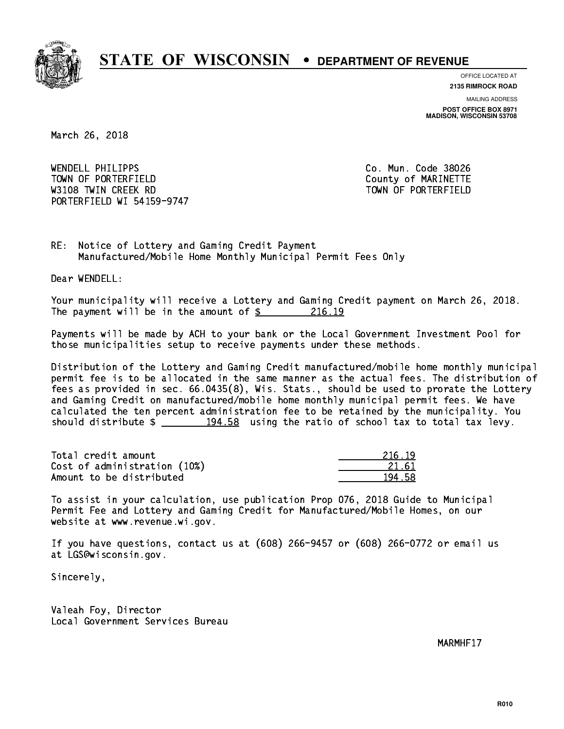# STATE OF WISCONSIN • DEPARTMENT OF REVENUE

OFFICE LOCATED AT
**2135 RIMROCK ROAD**

MAILING ADDRESS
**POST OFFICE BOX 8971**
**MADISON, WISCONSIN 53708**

March 26, 2018

WENDELL PHILIPPS
TOWN OF PORTERFIELD
W3108 TWIN CREEK RD
PORTERFIELD WI 54159-9747

Co. Mun. Code 38026
County of MARINETTE
TOWN OF PORTERFIELD

RE: Notice of Lottery and Gaming Credit Payment
Manufactured/Mobile Home Monthly Municipal Permit Fees Only

Dear WENDELL:

Your municipality will receive a Lottery and Gaming Credit payment on March 26, 2018. The payment will be in the amount of $ 216.19

Payments will be made by ACH to your bank or the Local Government Investment Pool for those municipalities setup to receive payments under these methods.

Distribution of the Lottery and Gaming Credit manufactured/mobile home monthly municipal permit fee is to be allocated in the same manner as the actual fees. The distribution of fees as provided in sec. 66.0435(8), Wis. Stats., should be used to prorate the Lottery and Gaming Credit on manufactured/mobile home monthly municipal permit fees. We have calculated the ten percent administration fee to be retained by the municipality. You should distribute $ 194.58 using the ratio of school tax to total tax levy.

| | |
|---|---|
| Total credit amount | 216.19 |
| Cost of administration (10%) | 21.61 |
| Amount to be distributed | 194.58 |

To assist in your calculation, use publication Prop 076, 2018 Guide to Municipal Permit Fee and Lottery and Gaming Credit for Manufactured/Mobile Homes, on our website at www.revenue.wi.gov.

If you have questions, contact us at (608) 266-9457 or (608) 266-0772 or email us at LGS@wisconsin.gov.

Sincerely,

Valeah Foy, Director
Local Government Services Bureau

MARMHF17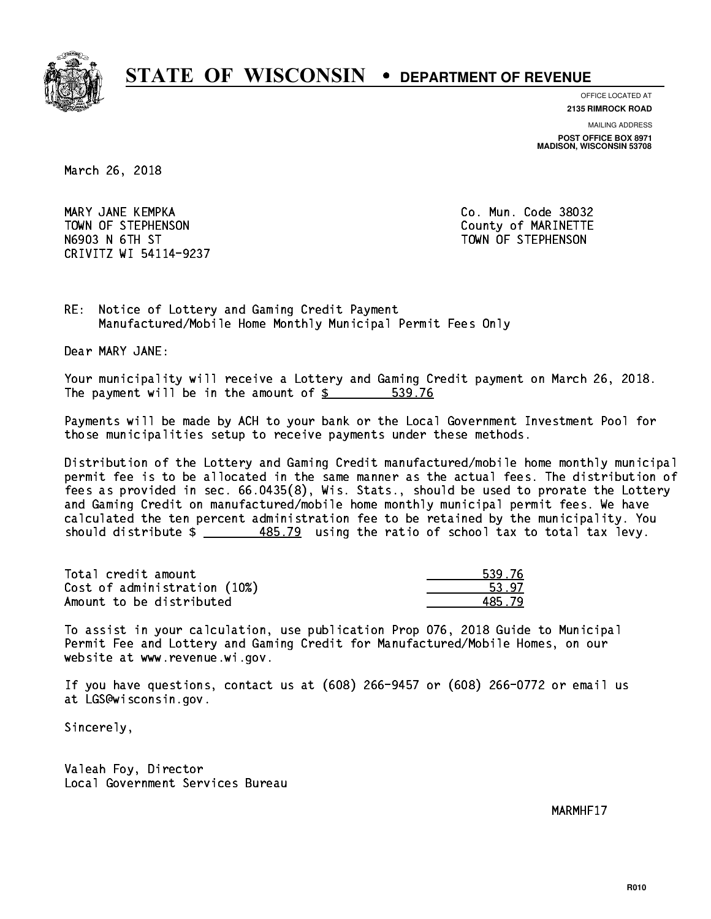# STATE OF WISCONSIN • DEPARTMENT OF REVENUE

OFFICE LOCATED AT
**2135 RIMROCK ROAD**

MAILING ADDRESS
**POST OFFICE BOX 8971**
**MADISON, WISCONSIN 53708**

March 26, 2018

MARY JANE KEMPKA
TOWN OF STEPHENSON
N6903 N 6TH ST
CRIVITZ WI 54114-9237

Co. Mun. Code 38032
County of MARINETTE
TOWN OF STEPHENSON

RE: Notice of Lottery and Gaming Credit Payment
Manufactured/Mobile Home Monthly Municipal Permit Fees Only

Dear MARY JANE:

Your municipality will receive a Lottery and Gaming Credit payment on March 26, 2018. The payment will be in the amount of $ 539.76

Payments will be made by ACH to your bank or the Local Government Investment Pool for those municipalities setup to receive payments under these methods.

Distribution of the Lottery and Gaming Credit manufactured/mobile home monthly municipal permit fee is to be allocated in the same manner as the actual fees. The distribution of fees as provided in sec. 66.0435(8), Wis. Stats., should be used to prorate the Lottery and Gaming Credit on manufactured/mobile home monthly municipal permit fees. We have calculated the ten percent administration fee to be retained by the municipality. You should distribute $ 485.79 using the ratio of school tax to total tax levy.

| | |
|---|---|
| Total credit amount | 539.76 |
| Cost of administration (10%) | 53.97 |
| Amount to be distributed | 485.79 |

To assist in your calculation, use publication Prop 076, 2018 Guide to Municipal Permit Fee and Lottery and Gaming Credit for Manufactured/Mobile Homes, on our website at www.revenue.wi.gov.

If you have questions, contact us at (608) 266-9457 or (608) 266-0772 or email us at LGS@wisconsin.gov.

Sincerely,

Valeah Foy, Director
Local Government Services Bureau

MARMHF17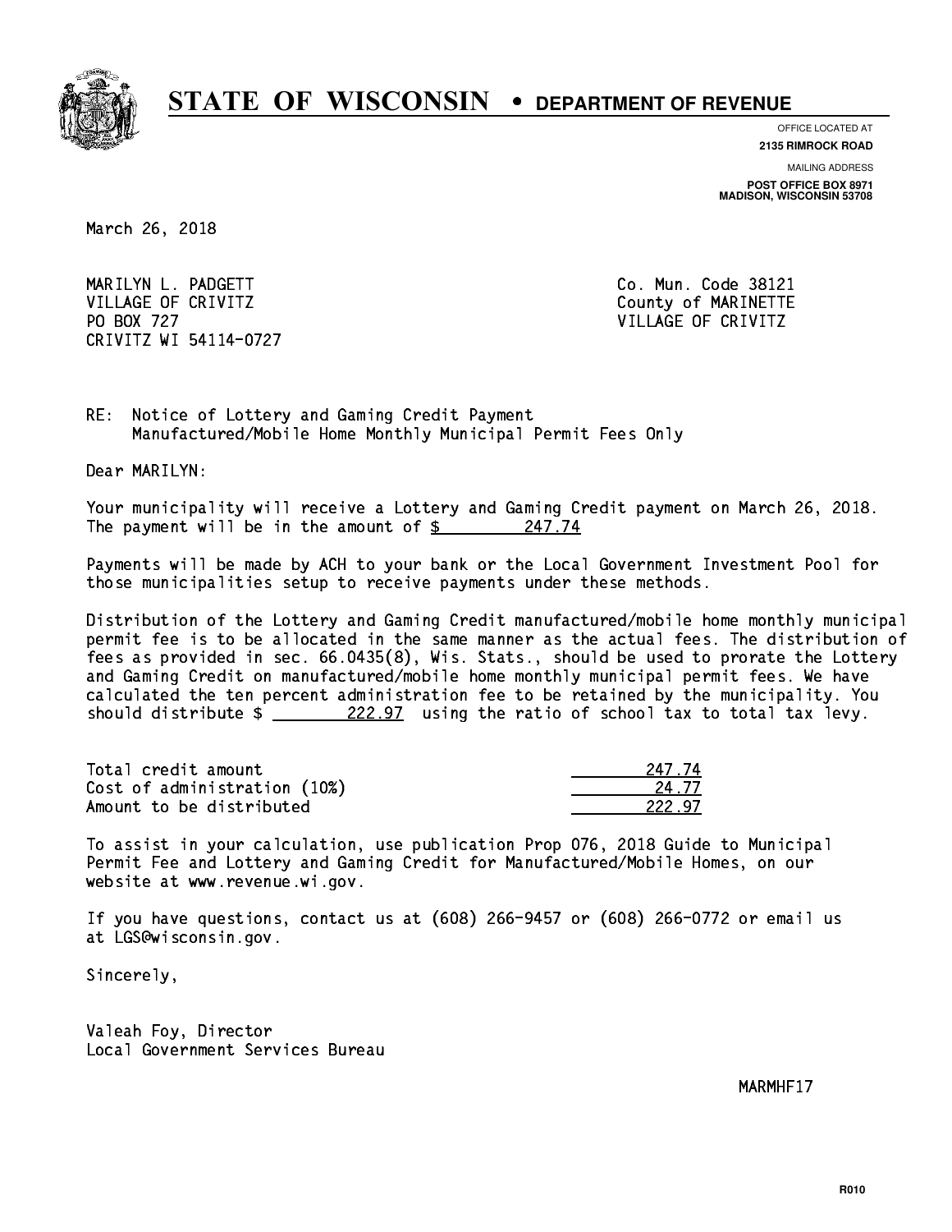# STATE OF WISCONSIN • DEPARTMENT OF REVENUE

OFFICE LOCATED AT
**2135 RIMROCK ROAD**

MAILING ADDRESS
**POST OFFICE BOX 8971**
**MADISON, WISCONSIN 53708**

March 26, 2018

MARILYN L. PADGETT
VILLAGE OF CRIVITZ
PO BOX 727
CRIVITZ WI 54114-0727

Co. Mun. Code 38121
County of MARINETTE
VILLAGE OF CRIVITZ

RE: Notice of Lottery and Gaming Credit Payment
Manufactured/Mobile Home Monthly Municipal Permit Fees Only

Dear MARILYN:

Your municipality will receive a Lottery and Gaming Credit payment on March 26, 2018. The payment will be in the amount of $ 247.74

Payments will be made by ACH to your bank or the Local Government Investment Pool for those municipalities setup to receive payments under these methods.

Distribution of the Lottery and Gaming Credit manufactured/mobile home monthly municipal permit fee is to be allocated in the same manner as the actual fees. The distribution of fees as provided in sec. 66.0435(8), Wis. Stats., should be used to prorate the Lottery and Gaming Credit on manufactured/mobile home monthly municipal permit fees. We have calculated the ten percent administration fee to be retained by the municipality. You should distribute $ 222.97 using the ratio of school tax to total tax levy.

| | |
|---|---|
| Total credit amount | 247.74 |
| Cost of administration (10%) | 24.77 |
| Amount to be distributed | 222.97 |

To assist in your calculation, use publication Prop 076, 2018 Guide to Municipal Permit Fee and Lottery and Gaming Credit for Manufactured/Mobile Homes, on our website at www.revenue.wi.gov.

If you have questions, contact us at (608) 266-9457 or (608) 266-0772 or email us at LGS@wisconsin.gov.

Sincerely,

Valeah Foy, Director
Local Government Services Bureau

MARMHF17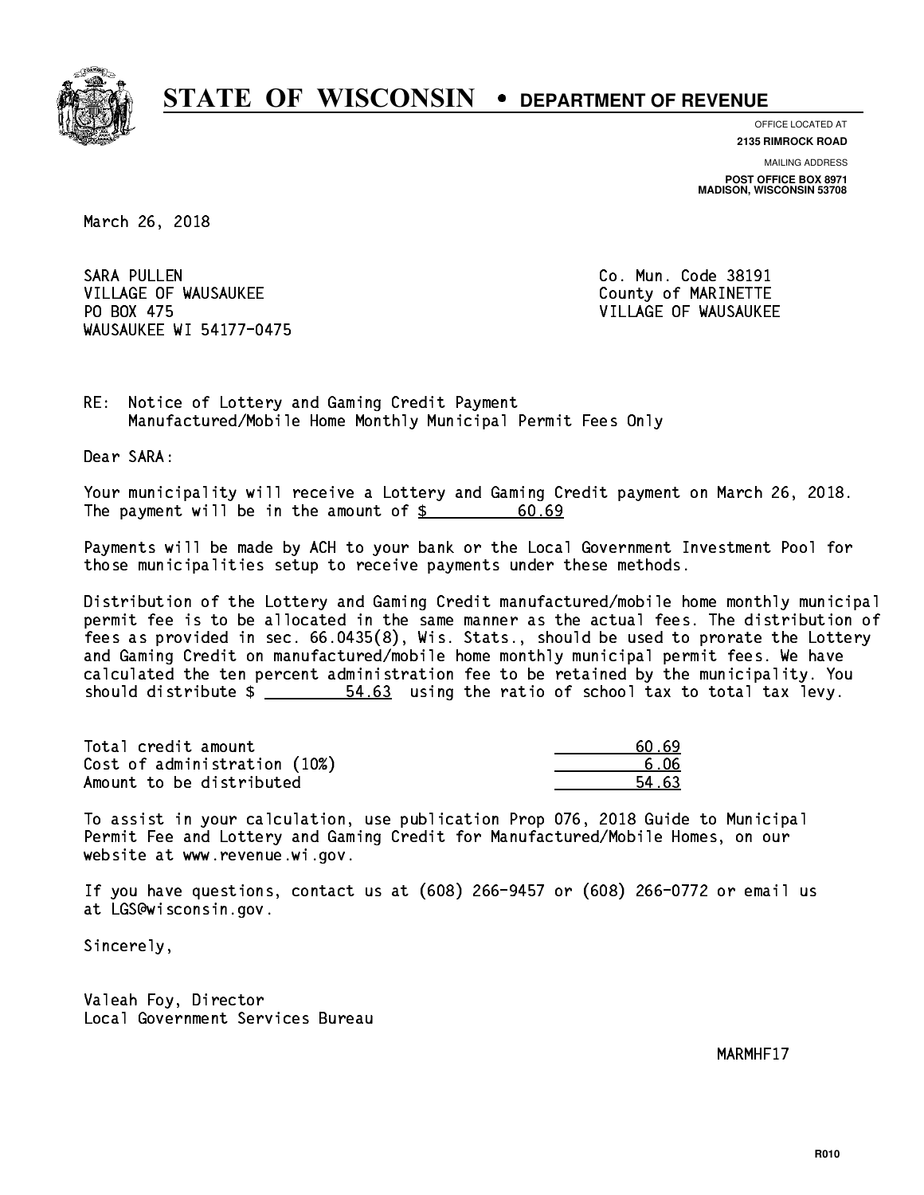# STATE OF WISCONSIN • DEPARTMENT OF REVENUE

OFFICE LOCATED AT
**2135 RIMROCK ROAD**

MAILING ADDRESS
**POST OFFICE BOX 8971**
**MADISON, WISCONSIN 53708**

March 26, 2018

SARA PULLEN
VILLAGE OF WAUSAUKEE
PO BOX 475
WAUSAUKEE WI 54177-0475

Co. Mun. Code 38191
County of MARINETTE
VILLAGE OF WAUSAUKEE

RE: Notice of Lottery and Gaming Credit Payment
Manufactured/Mobile Home Monthly Municipal Permit Fees Only

Dear SARA:

Your municipality will receive a Lottery and Gaming Credit payment on March 26, 2018. The payment will be in the amount of $ 60.69

Payments will be made by ACH to your bank or the Local Government Investment Pool for those municipalities setup to receive payments under these methods.

Distribution of the Lottery and Gaming Credit manufactured/mobile home monthly municipal permit fee is to be allocated in the same manner as the actual fees. The distribution of fees as provided in sec. 66.0435(8), Wis. Stats., should be used to prorate the Lottery and Gaming Credit on manufactured/mobile home monthly municipal permit fees. We have calculated the ten percent administration fee to be retained by the municipality. You should distribute $ 54.63 using the ratio of school tax to total tax levy.

| | |
|---|---|
| Total credit amount | 60.69 |
| Cost of administration (10%) | 6.06 |
| Amount to be distributed | 54.63 |

To assist in your calculation, use publication Prop 076, 2018 Guide to Municipal Permit Fee and Lottery and Gaming Credit for Manufactured/Mobile Homes, on our website at www.revenue.wi.gov.

If you have questions, contact us at (608) 266-9457 or (608) 266-0772 or email us at LGS@wisconsin.gov.

Sincerely,

Valeah Foy, Director
Local Government Services Bureau

MARMHF17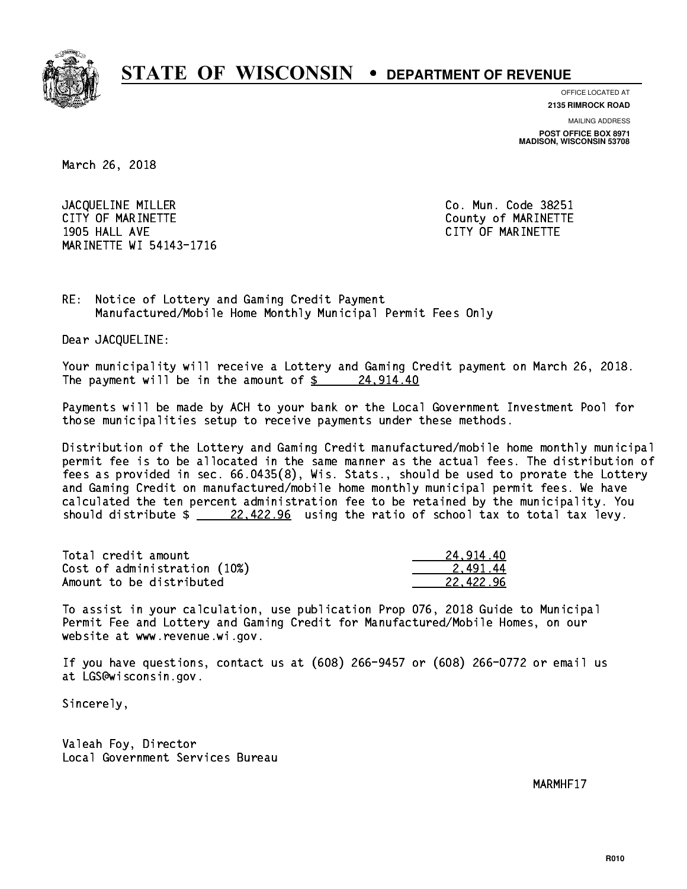# STATE OF WISCONSIN • DEPARTMENT OF REVENUE

OFFICE LOCATED AT
**2135 RIMROCK ROAD**

MAILING ADDRESS
**POST OFFICE BOX 8971**
**MADISON, WISCONSIN 53708**

March 26, 2018

JACQUELINE MILLER
CITY OF MARINETTE
1905 HALL AVE
MARINETTE WI 54143-1716

Co. Mun. Code 38251
County of MARINETTE
CITY OF MARINETTE

RE: Notice of Lottery and Gaming Credit Payment
Manufactured/Mobile Home Monthly Municipal Permit Fees Only

Dear JACQUELINE:

Your municipality will receive a Lottery and Gaming Credit payment on March 26, 2018. The payment will be in the amount of $ 24,914.40

Payments will be made by ACH to your bank or the Local Government Investment Pool for those municipalities setup to receive payments under these methods.

Distribution of the Lottery and Gaming Credit manufactured/mobile home monthly municipal permit fee is to be allocated in the same manner as the actual fees. The distribution of fees as provided in sec. 66.0435(8), Wis. Stats., should be used to prorate the Lottery and Gaming Credit on manufactured/mobile home monthly municipal permit fees. We have calculated the ten percent administration fee to be retained by the municipality. You should distribute $ 22,422.96 using the ratio of school tax to total tax levy.

| | |
|---|---|
| Total credit amount | 24,914.40 |
| Cost of administration (10%) | 2,491.44 |
| Amount to be distributed | 22,422.96 |

To assist in your calculation, use publication Prop 076, 2018 Guide to Municipal Permit Fee and Lottery and Gaming Credit for Manufactured/Mobile Homes, on our website at www.revenue.wi.gov.

If you have questions, contact us at (608) 266-9457 or (608) 266-0772 or email us at LGS@wisconsin.gov.

Sincerely,

Valeah Foy, Director
Local Government Services Bureau

MARMHF17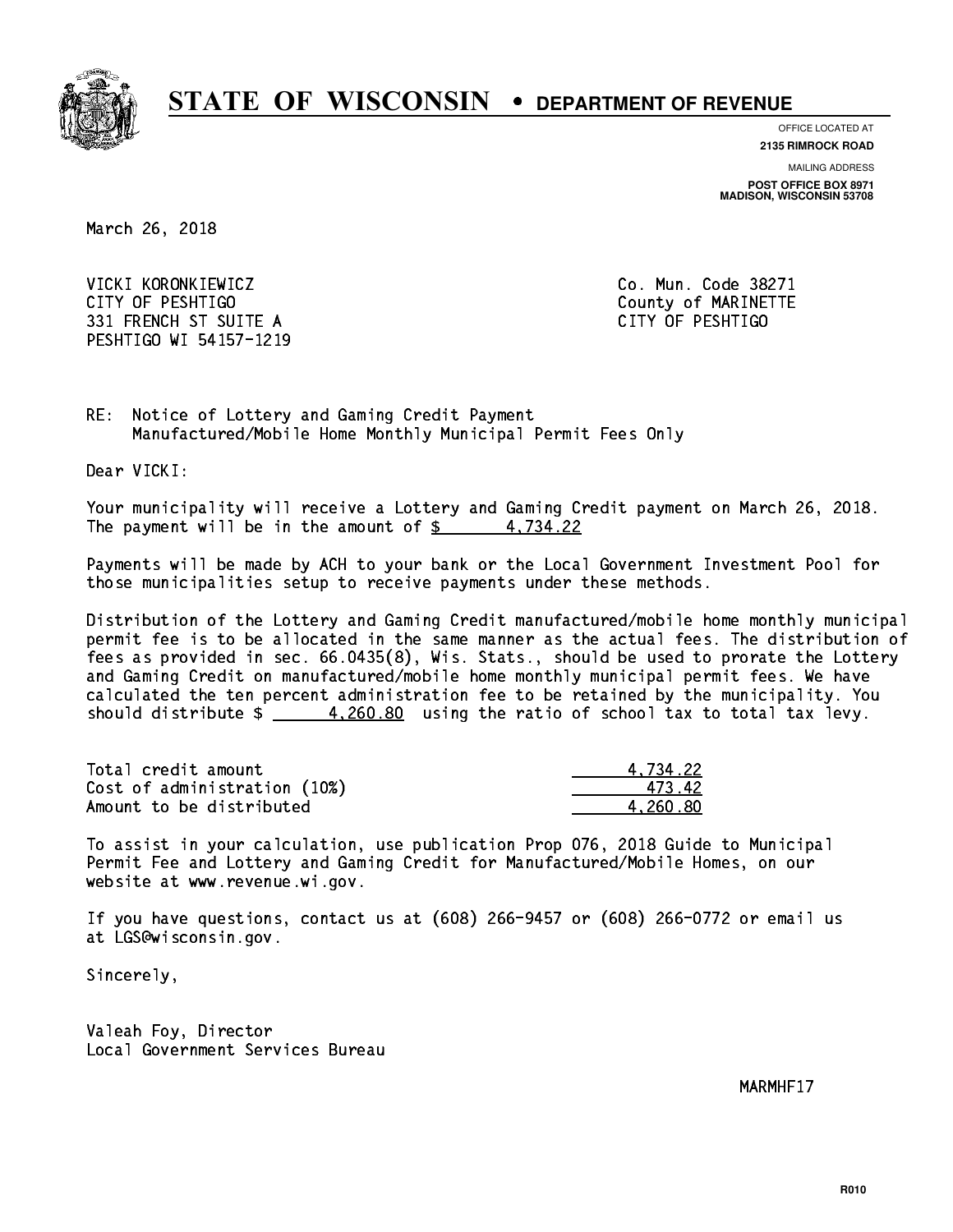# STATE OF WISCONSIN • DEPARTMENT OF REVENUE

OFFICE LOCATED AT
**2135 RIMROCK ROAD**

MAILING ADDRESS
**POST OFFICE BOX 8971**
**MADISON, WISCONSIN 53708**

March 26, 2018

VICKI KORONKIEWICZ
CITY OF PESHTIGO
331 FRENCH ST SUITE A
PESHTIGO WI 54157-1219

Co. Mun. Code 38271
County of MARINETTE
CITY OF PESHTIGO

RE: Notice of Lottery and Gaming Credit Payment
Manufactured/Mobile Home Monthly Municipal Permit Fees Only

Dear VICKI:

Your municipality will receive a Lottery and Gaming Credit payment on March 26, 2018. The payment will be in the amount of $ 4,734.22

Payments will be made by ACH to your bank or the Local Government Investment Pool for those municipalities setup to receive payments under these methods.

Distribution of the Lottery and Gaming Credit manufactured/mobile home monthly municipal permit fee is to be allocated in the same manner as the actual fees. The distribution of fees as provided in sec. 66.0435(8), Wis. Stats., should be used to prorate the Lottery and Gaming Credit on manufactured/mobile home monthly municipal permit fees. We have calculated the ten percent administration fee to be retained by the municipality. You should distribute $ 4,260.80 using the ratio of school tax to total tax levy.

| | |
|---|---|
| Total credit amount | 4,734.22 |
| Cost of administration (10%) | 473.42 |
| Amount to be distributed | 4,260.80 |

To assist in your calculation, use publication Prop 076, 2018 Guide to Municipal Permit Fee and Lottery and Gaming Credit for Manufactured/Mobile Homes, on our website at www.revenue.wi.gov.

If you have questions, contact us at (608) 266-9457 or (608) 266-0772 or email us at LGS@wisconsin.gov.

Sincerely,

Valeah Foy, Director
Local Government Services Bureau

MARMHF17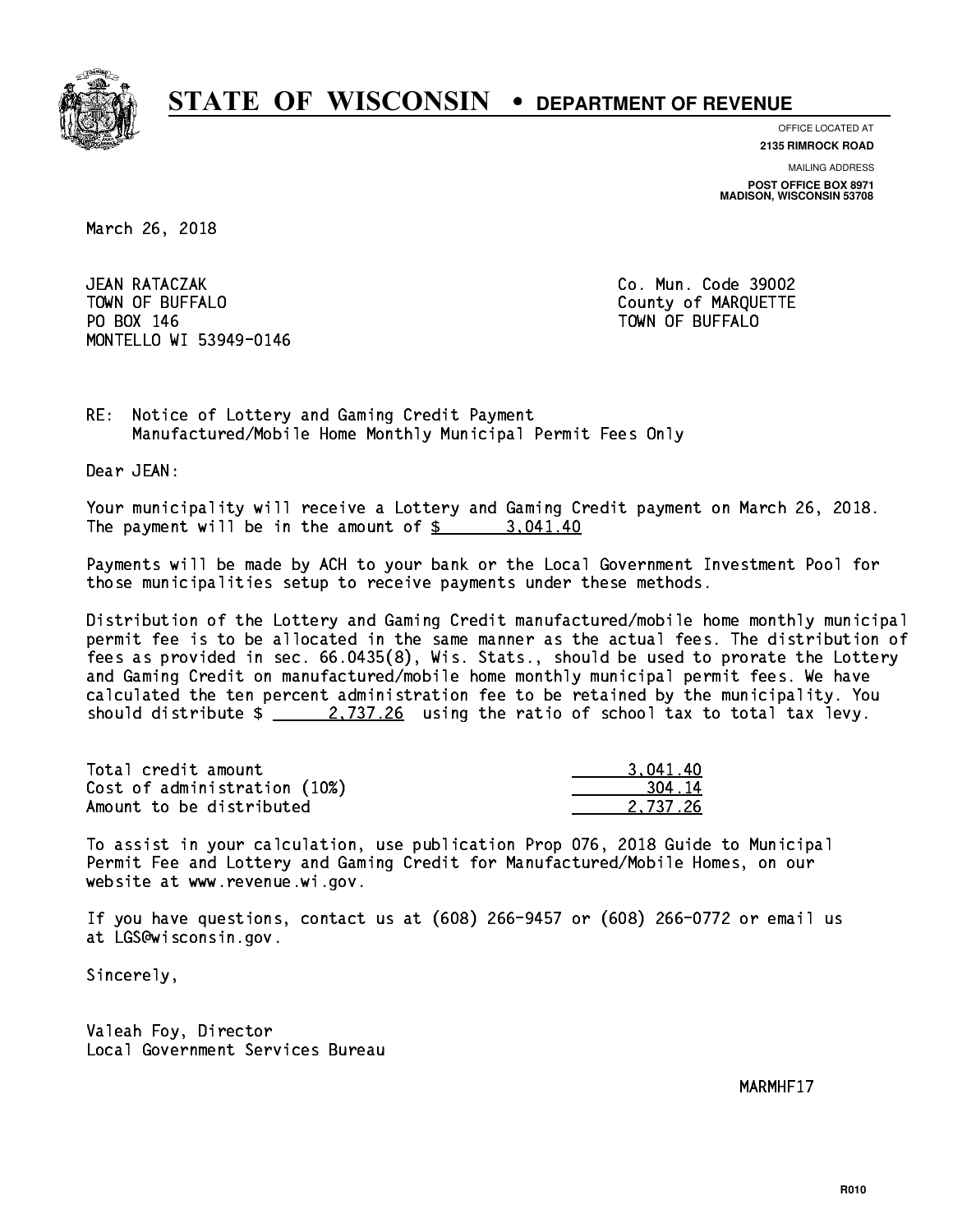# STATE OF WISCONSIN • DEPARTMENT OF REVENUE

OFFICE LOCATED AT
**2135 RIMROCK ROAD**

MAILING ADDRESS
**POST OFFICE BOX 8971**
**MADISON, WISCONSIN 53708**

March 26, 2018

JEAN RATACZAK
TOWN OF BUFFALO
PO BOX 146
MONTELLO WI 53949-0146

Co. Mun. Code 39002
County of MARQUETTE
TOWN OF BUFFALO

RE: Notice of Lottery and Gaming Credit Payment
Manufactured/Mobile Home Monthly Municipal Permit Fees Only

Dear JEAN:

Your municipality will receive a Lottery and Gaming Credit payment on March 26, 2018. The payment will be in the amount of $ 3,041.40

Payments will be made by ACH to your bank or the Local Government Investment Pool for those municipalities setup to receive payments under these methods.

Distribution of the Lottery and Gaming Credit manufactured/mobile home monthly municipal permit fee is to be allocated in the same manner as the actual fees. The distribution of fees as provided in sec. 66.0435(8), Wis. Stats., should be used to prorate the Lottery and Gaming Credit on manufactured/mobile home monthly municipal permit fees. We have calculated the ten percent administration fee to be retained by the municipality. You should distribute $ 2,737.26 using the ratio of school tax to total tax levy.

| | |
|---|---|
| Total credit amount | 3,041.40 |
| Cost of administration (10%) | 304.14 |
| Amount to be distributed | 2,737.26 |

To assist in your calculation, use publication Prop 076, 2018 Guide to Municipal Permit Fee and Lottery and Gaming Credit for Manufactured/Mobile Homes, on our website at www.revenue.wi.gov.

If you have questions, contact us at (608) 266-9457 or (608) 266-0772 or email us at LGS@wisconsin.gov.

Sincerely,

Valeah Foy, Director
Local Government Services Bureau

MARMHF17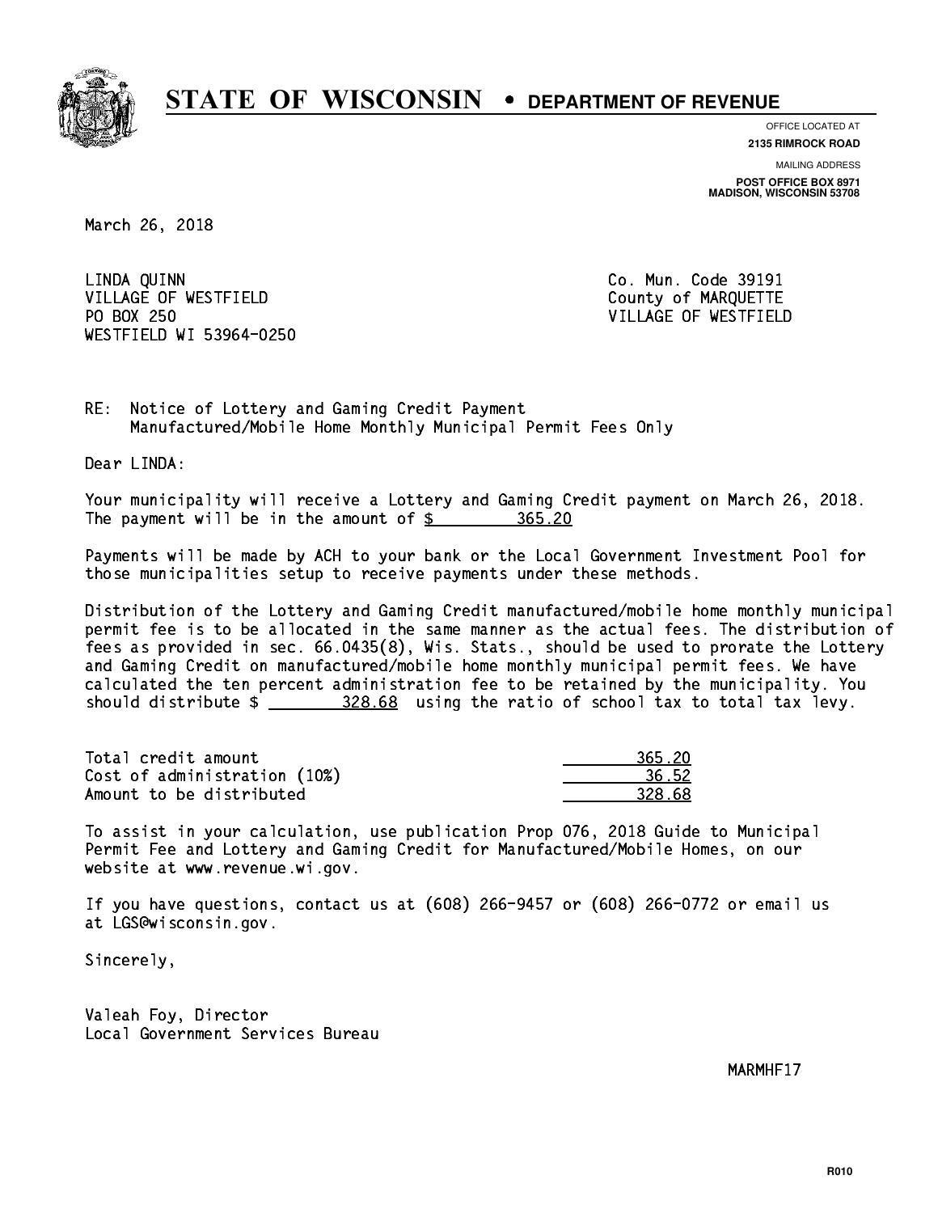# STATE OF WISCONSIN • DEPARTMENT OF REVENUE

OFFICE LOCATED AT
**2135 RIMROCK ROAD**

MAILING ADDRESS
**POST OFFICE BOX 8971**
**MADISON, WISCONSIN 53708**

March 26, 2018

LINDA QUINN
VILLAGE OF WESTFIELD
PO BOX 250
WESTFIELD WI 53964-0250

Co. Mun. Code 39191
County of MARQUETTE
VILLAGE OF WESTFIELD

RE: Notice of Lottery and Gaming Credit Payment
Manufactured/Mobile Home Monthly Municipal Permit Fees Only

Dear LINDA:

Your municipality will receive a Lottery and Gaming Credit payment on March 26, 2018. The payment will be in the amount of $ 365.20

Payments will be made by ACH to your bank or the Local Government Investment Pool for those municipalities setup to receive payments under these methods.

Distribution of the Lottery and Gaming Credit manufactured/mobile home monthly municipal permit fee is to be allocated in the same manner as the actual fees. The distribution of fees as provided in sec. 66.0435(8), Wis. Stats., should be used to prorate the Lottery and Gaming Credit on manufactured/mobile home monthly municipal permit fees. We have calculated the ten percent administration fee to be retained by the municipality. You should distribute $ 328.68 using the ratio of school tax to total tax levy.

| | |
|---|---|
| Total credit amount | 365.20 |
| Cost of administration (10%) | 36.52 |
| Amount to be distributed | 328.68 |

To assist in your calculation, use publication Prop 076, 2018 Guide to Municipal Permit Fee and Lottery and Gaming Credit for Manufactured/Mobile Homes, on our website at www.revenue.wi.gov.

If you have questions, contact us at (608) 266-9457 or (608) 266-0772 or email us at LGS@wisconsin.gov.

Sincerely,

Valeah Foy, Director
Local Government Services Bureau

MARMHF17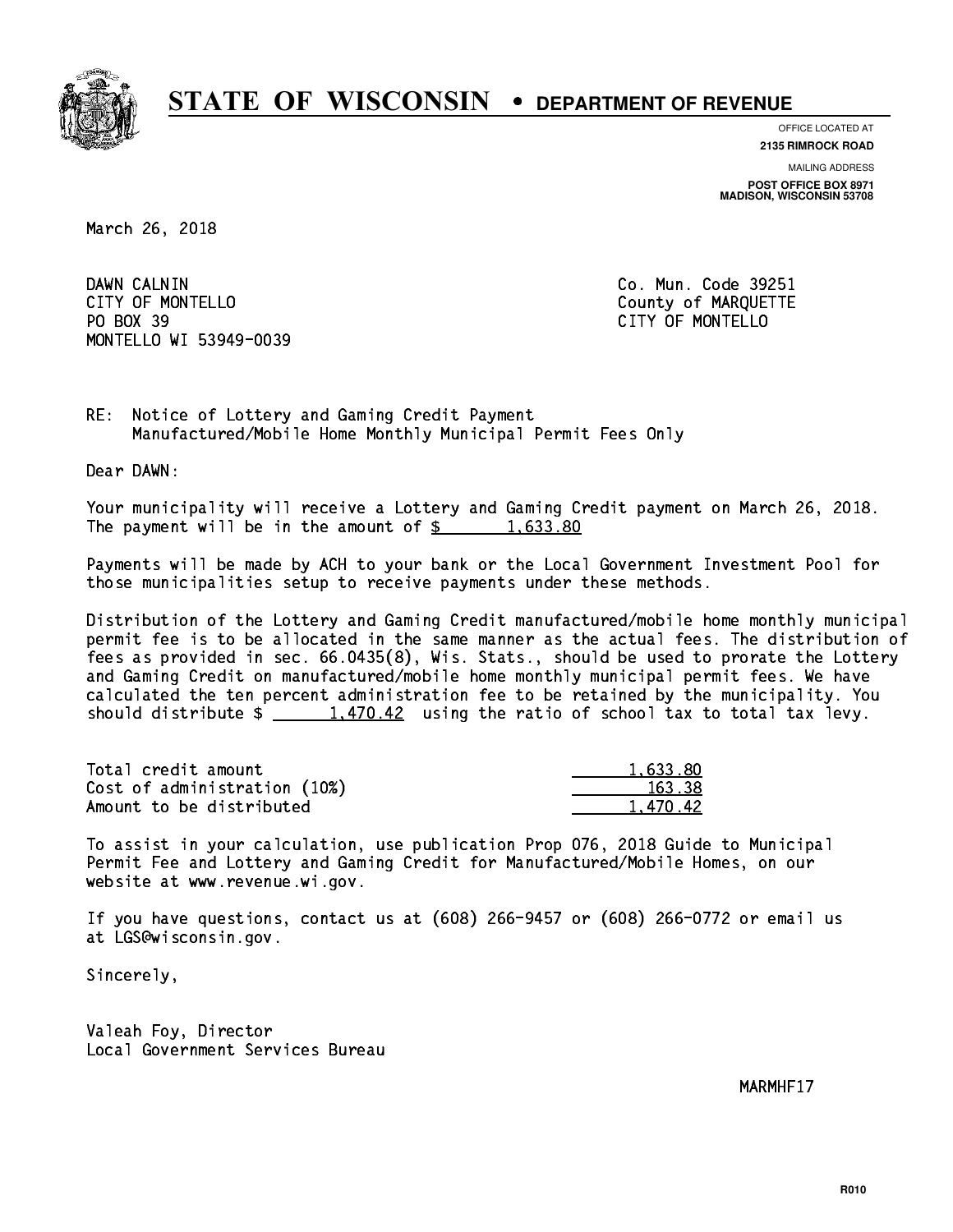# STATE OF WISCONSIN • DEPARTMENT OF REVENUE

OFFICE LOCATED AT
**2135 RIMROCK ROAD**

MAILING ADDRESS
**POST OFFICE BOX 8971**
**MADISON, WISCONSIN 53708**

March 26, 2018

DAWN CALNIN
CITY OF MONTELLO
PO BOX 39
MONTELLO WI 53949-0039

Co. Mun. Code 39251
County of MARQUETTE
CITY OF MONTELLO

RE: Notice of Lottery and Gaming Credit Payment
Manufactured/Mobile Home Monthly Municipal Permit Fees Only

Dear DAWN:

Your municipality will receive a Lottery and Gaming Credit payment on March 26, 2018. The payment will be in the amount of $ 1,633.80

Payments will be made by ACH to your bank or the Local Government Investment Pool for those municipalities setup to receive payments under these methods.

Distribution of the Lottery and Gaming Credit manufactured/mobile home monthly municipal permit fee is to be allocated in the same manner as the actual fees. The distribution of fees as provided in sec. 66.0435(8), Wis. Stats., should be used to prorate the Lottery and Gaming Credit on manufactured/mobile home monthly municipal permit fees. We have calculated the ten percent administration fee to be retained by the municipality. You should distribute $ 1,470.42 using the ratio of school tax to total tax levy.

| | |
|---|---|
| Total credit amount | 1,633.80 |
| Cost of administration (10%) | 163.38 |
| Amount to be distributed | 1,470.42 |

To assist in your calculation, use publication Prop 076, 2018 Guide to Municipal Permit Fee and Lottery and Gaming Credit for Manufactured/Mobile Homes, on our website at www.revenue.wi.gov.

If you have questions, contact us at (608) 266-9457 or (608) 266-0772 or email us at LGS@wisconsin.gov.

Sincerely,

Valeah Foy, Director
Local Government Services Bureau

MARMHF17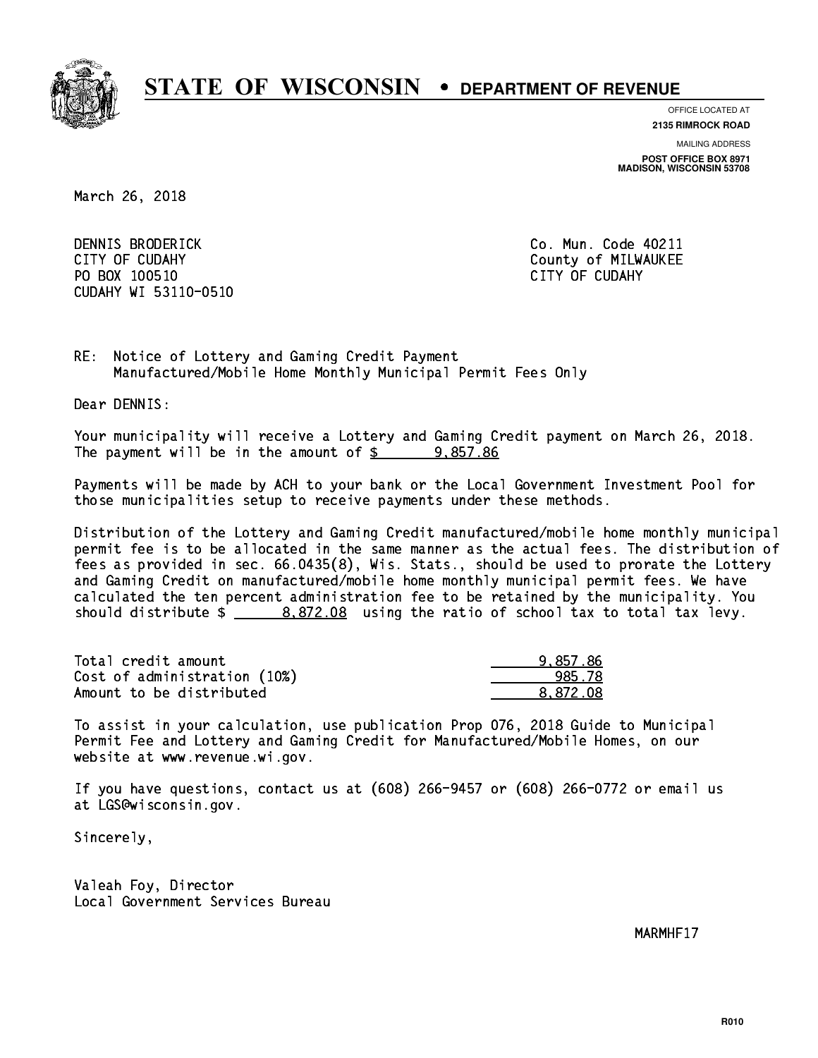# STATE OF WISCONSIN • DEPARTMENT OF REVENUE

OFFICE LOCATED AT
**2135 RIMROCK ROAD**

MAILING ADDRESS
**POST OFFICE BOX 8971**
**MADISON, WISCONSIN 53708**

March 26, 2018

DENNIS BRODERICK
CITY OF CUDAHY
PO BOX 100510
CUDAHY WI 53110-0510

Co. Mun. Code 40211
County of MILWAUKEE
CITY OF CUDAHY

RE: Notice of Lottery and Gaming Credit Payment
Manufactured/Mobile Home Monthly Municipal Permit Fees Only

Dear DENNIS:

Your municipality will receive a Lottery and Gaming Credit payment on March 26, 2018. The payment will be in the amount of $ 9,857.86

Payments will be made by ACH to your bank or the Local Government Investment Pool for those municipalities setup to receive payments under these methods.

Distribution of the Lottery and Gaming Credit manufactured/mobile home monthly municipal permit fee is to be allocated in the same manner as the actual fees. The distribution of fees as provided in sec. 66.0435(8), Wis. Stats., should be used to prorate the Lottery and Gaming Credit on manufactured/mobile home monthly municipal permit fees. We have calculated the ten percent administration fee to be retained by the municipality. You should distribute $ 8,872.08 using the ratio of school tax to total tax levy.

| | |
|---|---|
| Total credit amount | 9,857.86 |
| Cost of administration (10%) | 985.78 |
| Amount to be distributed | 8,872.08 |

To assist in your calculation, use publication Prop 076, 2018 Guide to Municipal Permit Fee and Lottery and Gaming Credit for Manufactured/Mobile Homes, on our website at www.revenue.wi.gov.

If you have questions, contact us at (608) 266-9457 or (608) 266-0772 or email us at LGS@wisconsin.gov.

Sincerely,

Valeah Foy, Director
Local Government Services Bureau

MARMHF17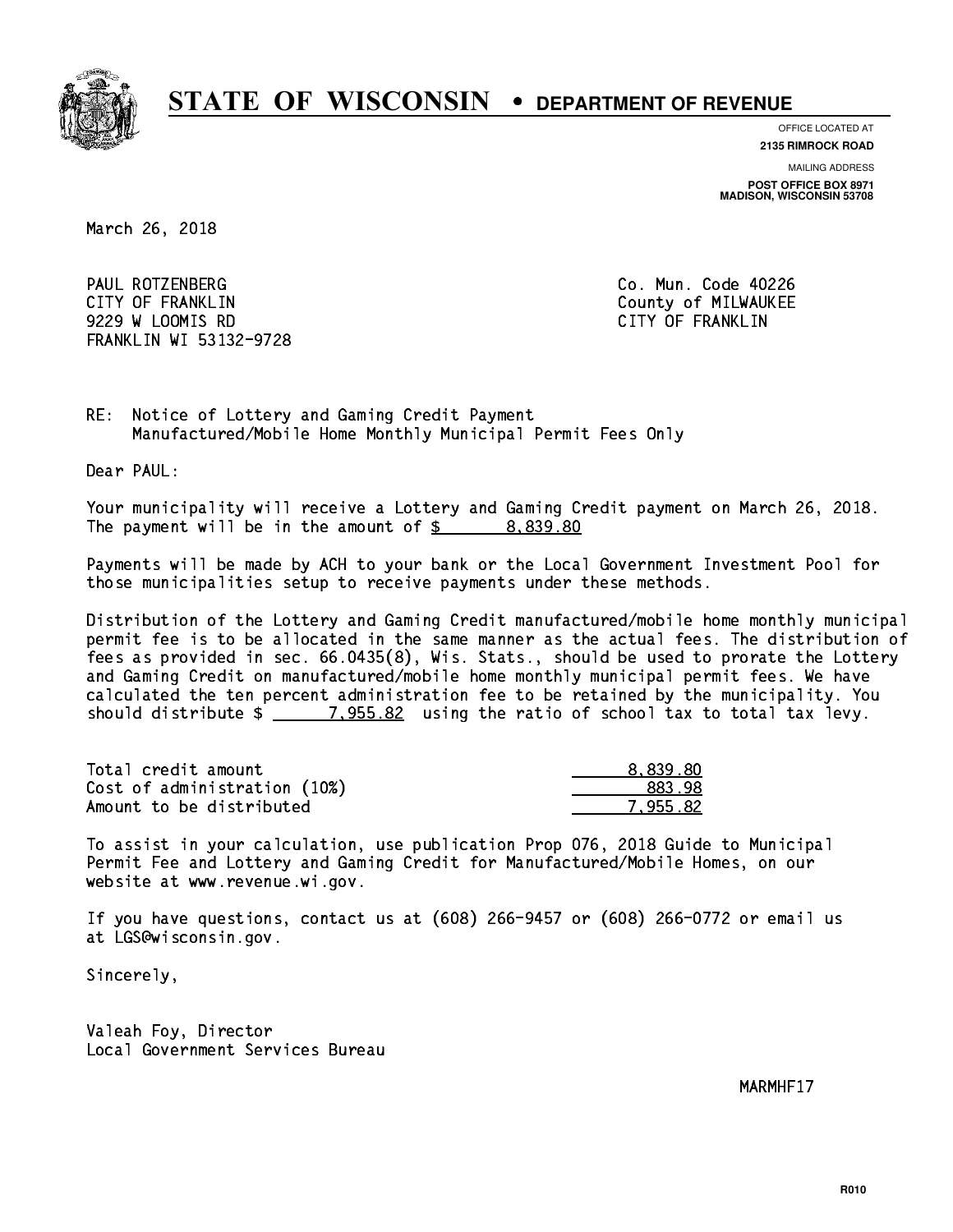# STATE OF WISCONSIN • DEPARTMENT OF REVENUE

OFFICE LOCATED AT
**2135 RIMROCK ROAD**

MAILING ADDRESS
**POST OFFICE BOX 8971**
**MADISON, WISCONSIN 53708**

March 26, 2018

PAUL ROTZENBERG
CITY OF FRANKLIN
9229 W LOOMIS RD
FRANKLIN WI 53132-9728

Co. Mun. Code 40226
County of MILWAUKEE
CITY OF FRANKLIN

RE: Notice of Lottery and Gaming Credit Payment
Manufactured/Mobile Home Monthly Municipal Permit Fees Only

Dear PAUL:

Your municipality will receive a Lottery and Gaming Credit payment on March 26, 2018. The payment will be in the amount of $ 8,839.80

Payments will be made by ACH to your bank or the Local Government Investment Pool for those municipalities setup to receive payments under these methods.

Distribution of the Lottery and Gaming Credit manufactured/mobile home monthly municipal permit fee is to be allocated in the same manner as the actual fees. The distribution of fees as provided in sec. 66.0435(8), Wis. Stats., should be used to prorate the Lottery and Gaming Credit on manufactured/mobile home monthly municipal permit fees. We have calculated the ten percent administration fee to be retained by the municipality. You should distribute $ 7,955.82 using the ratio of school tax to total tax levy.

| | |
|---|---|
| Total credit amount | 8,839.80 |
| Cost of administration (10%) | 883.98 |
| Amount to be distributed | 7,955.82 |

To assist in your calculation, use publication Prop 076, 2018 Guide to Municipal Permit Fee and Lottery and Gaming Credit for Manufactured/Mobile Homes, on our website at www.revenue.wi.gov.

If you have questions, contact us at (608) 266-9457 or (608) 266-0772 or email us at LGS@wisconsin.gov.

Sincerely,

Valeah Foy, Director
Local Government Services Bureau

MARMHF17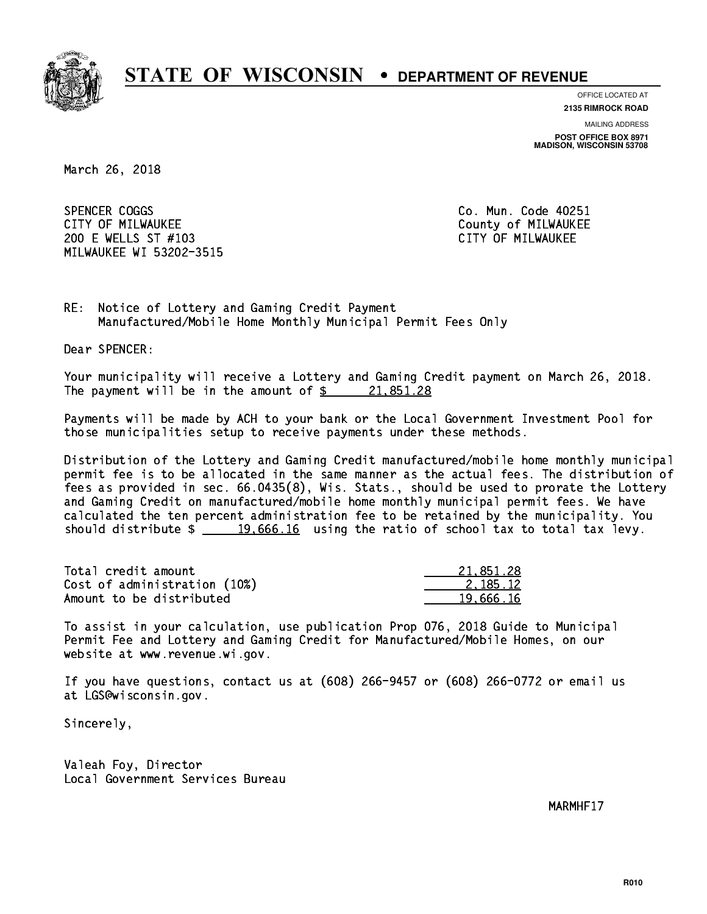# STATE OF WISCONSIN • DEPARTMENT OF REVENUE

OFFICE LOCATED AT
**2135 RIMROCK ROAD**

MAILING ADDRESS
**POST OFFICE BOX 8971**
**MADISON, WISCONSIN 53708**

March 26, 2018

SPENCER COGGS
CITY OF MILWAUKEE
200 E WELLS ST #103
MILWAUKEE WI 53202-3515

Co. Mun. Code 40251
County of MILWAUKEE
CITY OF MILWAUKEE

RE: Notice of Lottery and Gaming Credit Payment
Manufactured/Mobile Home Monthly Municipal Permit Fees Only

Dear SPENCER:

Your municipality will receive a Lottery and Gaming Credit payment on March 26, 2018. The payment will be in the amount of $ 21,851.28

Payments will be made by ACH to your bank or the Local Government Investment Pool for those municipalities setup to receive payments under these methods.

Distribution of the Lottery and Gaming Credit manufactured/mobile home monthly municipal permit fee is to be allocated in the same manner as the actual fees. The distribution of fees as provided in sec. 66.0435(8), Wis. Stats., should be used to prorate the Lottery and Gaming Credit on manufactured/mobile home monthly municipal permit fees. We have calculated the ten percent administration fee to be retained by the municipality. You should distribute $ 19,666.16 using the ratio of school tax to total tax levy.

| | |
|---|---|
| Total credit amount | 21,851.28 |
| Cost of administration (10%) | 2,185.12 |
| Amount to be distributed | 19,666.16 |

To assist in your calculation, use publication Prop 076, 2018 Guide to Municipal Permit Fee and Lottery and Gaming Credit for Manufactured/Mobile Homes, on our website at www.revenue.wi.gov.

If you have questions, contact us at (608) 266-9457 or (608) 266-0772 or email us at LGS@wisconsin.gov.

Sincerely,

Valeah Foy, Director
Local Government Services Bureau

MARMHF17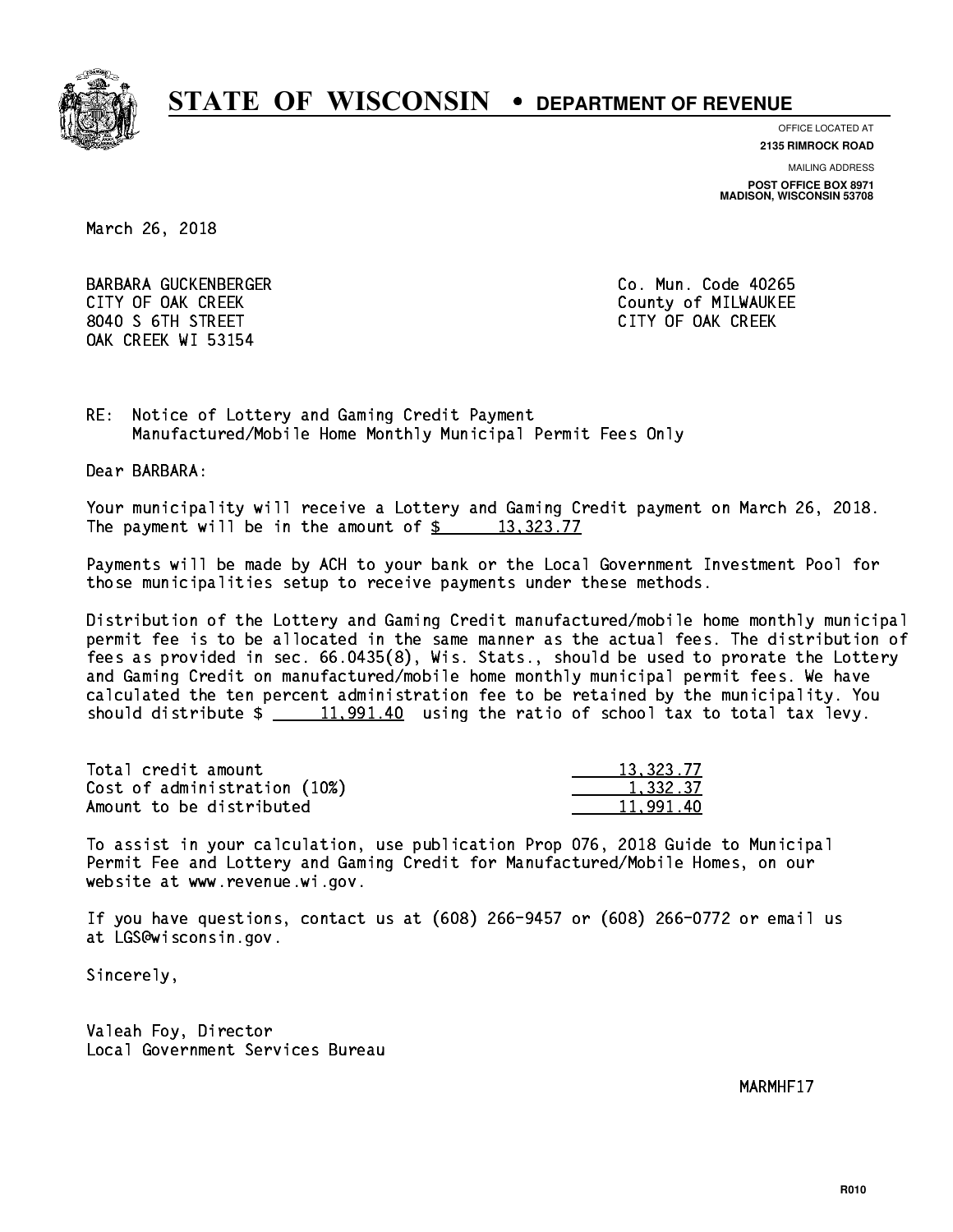# STATE OF WISCONSIN • DEPARTMENT OF REVENUE

OFFICE LOCATED AT
**2135 RIMROCK ROAD**

MAILING ADDRESS
**POST OFFICE BOX 8971**
**MADISON, WISCONSIN 53708**

March 26, 2018

BARBARA GUCKENBERGER
CITY OF OAK CREEK
8040 S 6TH STREET
OAK CREEK WI 53154

Co. Mun. Code 40265
County of MILWAUKEE
CITY OF OAK CREEK

RE: Notice of Lottery and Gaming Credit Payment
Manufactured/Mobile Home Monthly Municipal Permit Fees Only

Dear BARBARA:

Your municipality will receive a Lottery and Gaming Credit payment on March 26, 2018. The payment will be in the amount of $ 13,323.77

Payments will be made by ACH to your bank or the Local Government Investment Pool for those municipalities setup to receive payments under these methods.

Distribution of the Lottery and Gaming Credit manufactured/mobile home monthly municipal permit fee is to be allocated in the same manner as the actual fees. The distribution of fees as provided in sec. 66.0435(8), Wis. Stats., should be used to prorate the Lottery and Gaming Credit on manufactured/mobile home monthly municipal permit fees. We have calculated the ten percent administration fee to be retained by the municipality. You should distribute $ 11,991.40 using the ratio of school tax to total tax levy.

| | |
|---|---|
| Total credit amount | 13,323.77 |
| Cost of administration (10%) | 1,332.37 |
| Amount to be distributed | 11,991.40 |

To assist in your calculation, use publication Prop 076, 2018 Guide to Municipal Permit Fee and Lottery and Gaming Credit for Manufactured/Mobile Homes, on our website at www.revenue.wi.gov.

If you have questions, contact us at (608) 266-9457 or (608) 266-0772 or email us at LGS@wisconsin.gov.

Sincerely,

Valeah Foy, Director
Local Government Services Bureau

MARMHF17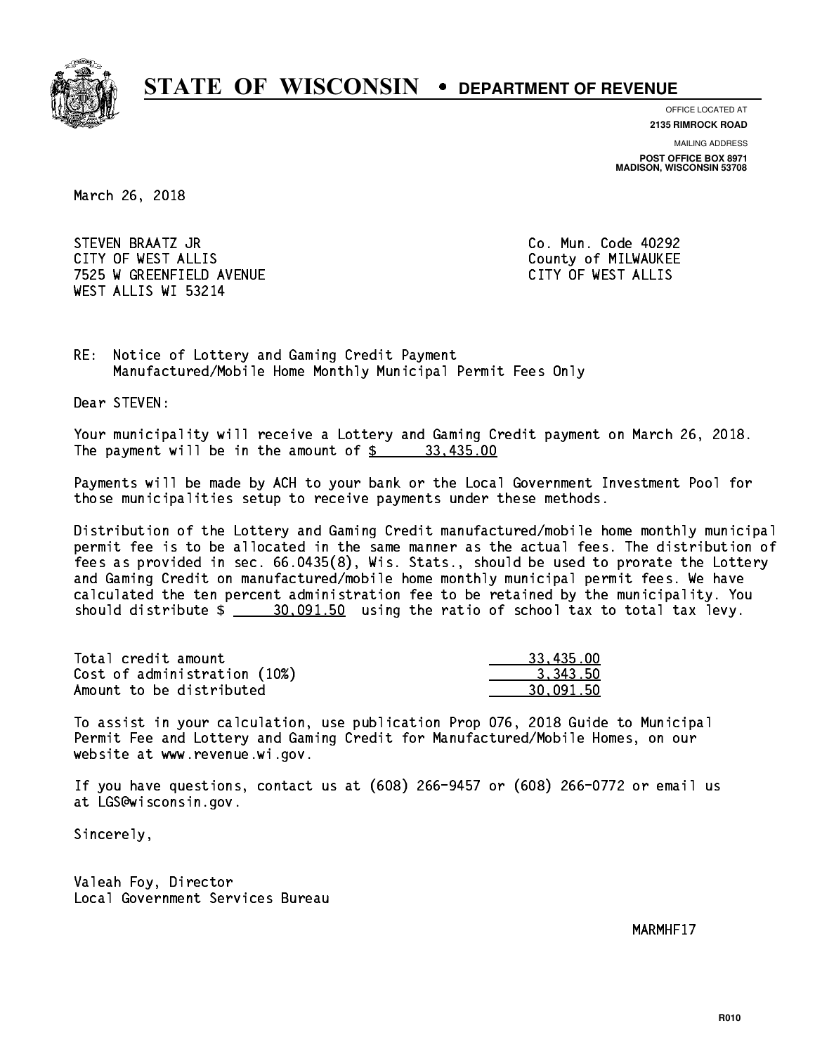# STATE OF WISCONSIN • DEPARTMENT OF REVENUE

OFFICE LOCATED AT
**2135 RIMROCK ROAD**

MAILING ADDRESS
**POST OFFICE BOX 8971**
**MADISON, WISCONSIN 53708**

March 26, 2018

STEVEN BRAATZ JR
CITY OF WEST ALLIS
7525 W GREENFIELD AVENUE
WEST ALLIS WI 53214

Co. Mun. Code 40292
County of MILWAUKEE
CITY OF WEST ALLIS

RE: Notice of Lottery and Gaming Credit Payment
Manufactured/Mobile Home Monthly Municipal Permit Fees Only

Dear STEVEN:

Your municipality will receive a Lottery and Gaming Credit payment on March 26, 2018. The payment will be in the amount of $ 33,435.00

Payments will be made by ACH to your bank or the Local Government Investment Pool for those municipalities setup to receive payments under these methods.

Distribution of the Lottery and Gaming Credit manufactured/mobile home monthly municipal permit fee is to be allocated in the same manner as the actual fees. The distribution of fees as provided in sec. 66.0435(8), Wis. Stats., should be used to prorate the Lottery and Gaming Credit on manufactured/mobile home monthly municipal permit fees. We have calculated the ten percent administration fee to be retained by the municipality. You should distribute $ 30,091.50 using the ratio of school tax to total tax levy.

| | |
|---|---|
| Total credit amount | 33,435.00 |
| Cost of administration (10%) | 3,343.50 |
| Amount to be distributed | 30,091.50 |

To assist in your calculation, use publication Prop 076, 2018 Guide to Municipal Permit Fee and Lottery and Gaming Credit for Manufactured/Mobile Homes, on our website at www.revenue.wi.gov.

If you have questions, contact us at (608) 266-9457 or (608) 266-0772 or email us at LGS@wisconsin.gov.

Sincerely,

Valeah Foy, Director
Local Government Services Bureau

MARMHF17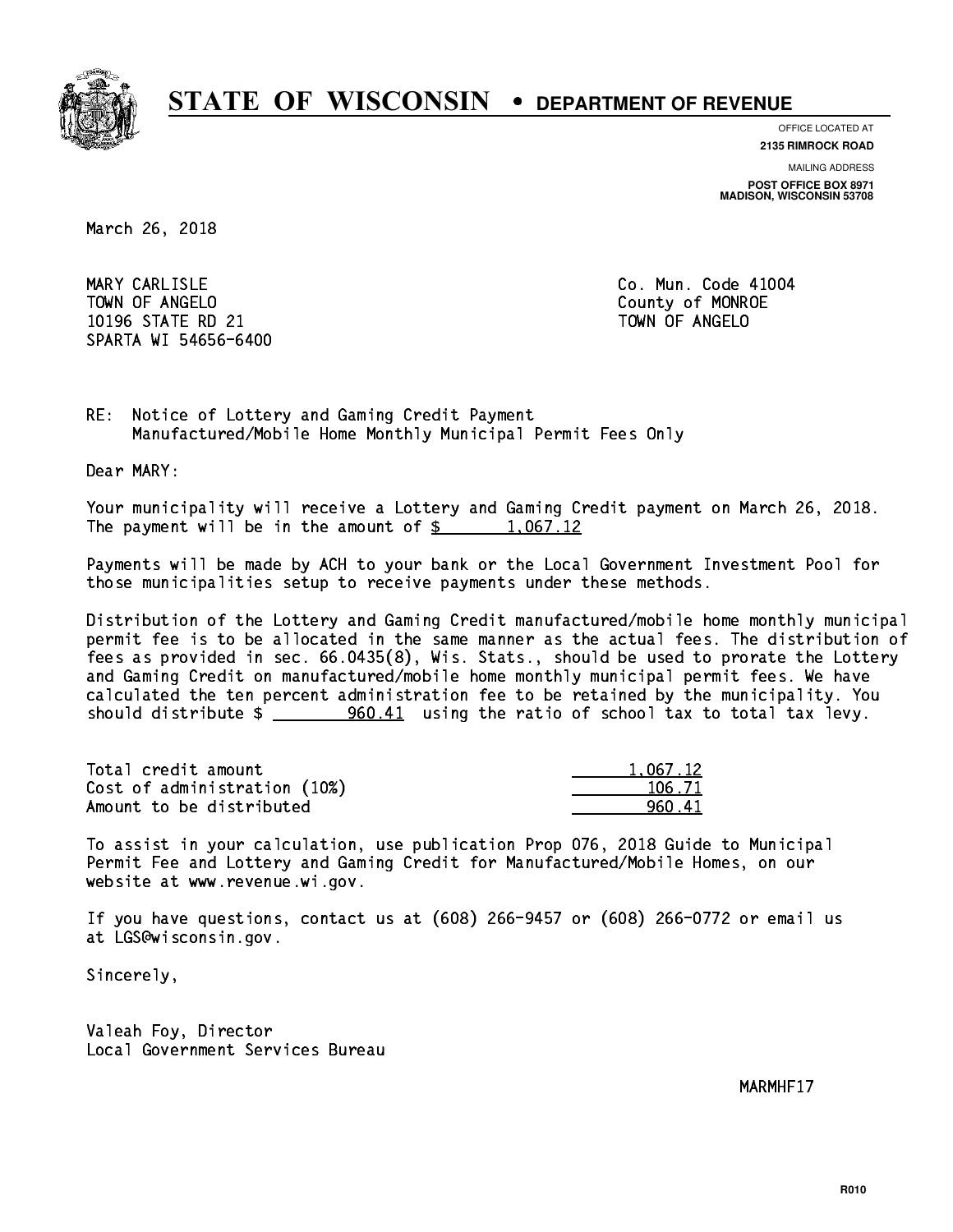# STATE OF WISCONSIN • DEPARTMENT OF REVENUE

OFFICE LOCATED AT
**2135 RIMROCK ROAD**

MAILING ADDRESS
**POST OFFICE BOX 8971**
**MADISON, WISCONSIN 53708**

March 26, 2018

MARY CARLISLE
TOWN OF ANGELO
10196 STATE RD 21
SPARTA WI 54656-6400

Co. Mun. Code 41004
County of MONROE
TOWN OF ANGELO

RE: Notice of Lottery and Gaming Credit Payment
Manufactured/Mobile Home Monthly Municipal Permit Fees Only

Dear MARY:

Your municipality will receive a Lottery and Gaming Credit payment on March 26, 2018. The payment will be in the amount of $ 1,067.12

Payments will be made by ACH to your bank or the Local Government Investment Pool for those municipalities setup to receive payments under these methods.

Distribution of the Lottery and Gaming Credit manufactured/mobile home monthly municipal permit fee is to be allocated in the same manner as the actual fees. The distribution of fees as provided in sec. 66.0435(8), Wis. Stats., should be used to prorate the Lottery and Gaming Credit on manufactured/mobile home monthly municipal permit fees. We have calculated the ten percent administration fee to be retained by the municipality. You should distribute $ 960.41 using the ratio of school tax to total tax levy.

| | |
|---|---|
| Total credit amount | 1,067.12 |
| Cost of administration (10%) | 106.71 |
| Amount to be distributed | 960.41 |

To assist in your calculation, use publication Prop 076, 2018 Guide to Municipal Permit Fee and Lottery and Gaming Credit for Manufactured/Mobile Homes, on our website at www.revenue.wi.gov.

If you have questions, contact us at (608) 266-9457 or (608) 266-0772 or email us at LGS@wisconsin.gov.

Sincerely,

Valeah Foy, Director
Local Government Services Bureau

MARMHF17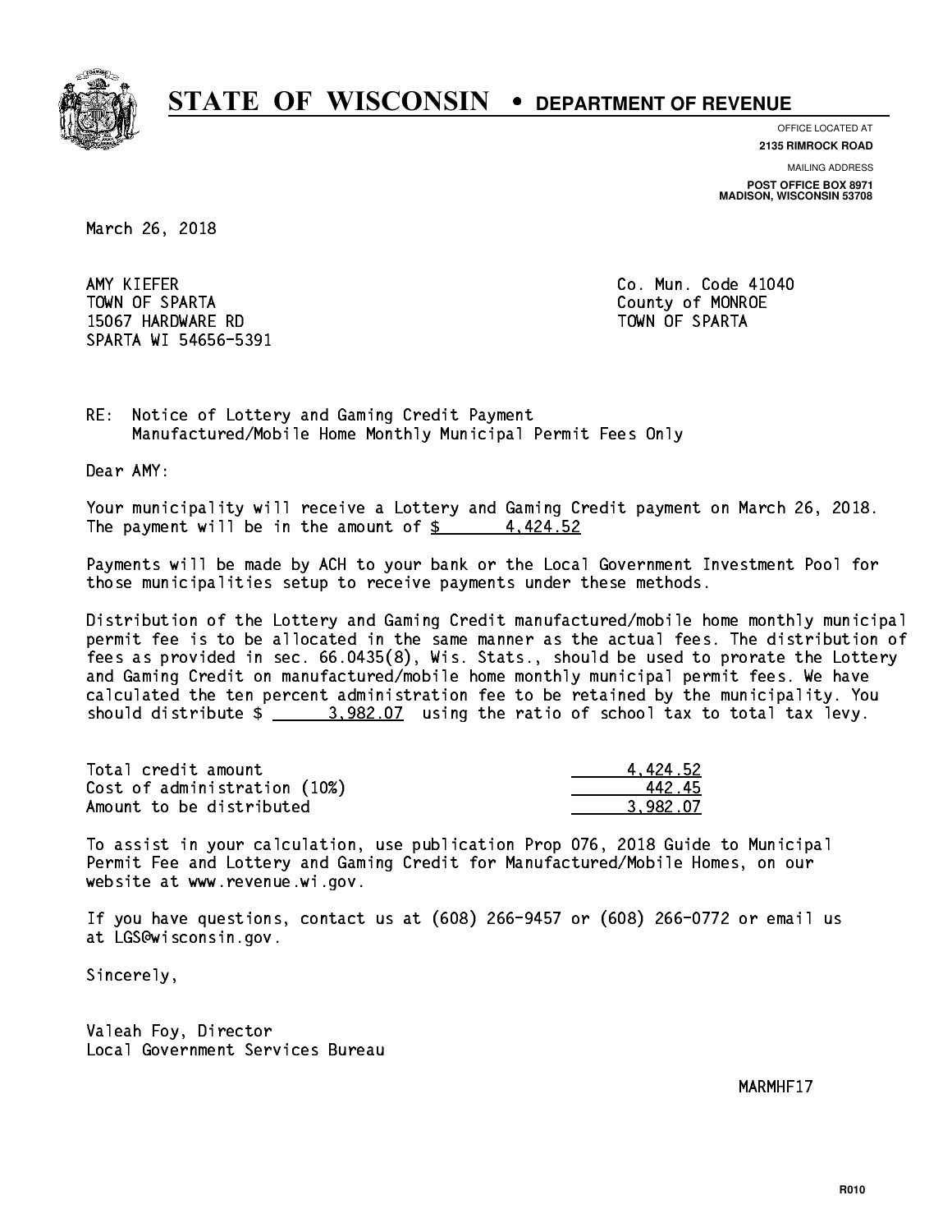# STATE OF WISCONSIN • DEPARTMENT OF REVENUE

OFFICE LOCATED AT
**2135 RIMROCK ROAD**

MAILING ADDRESS
**POST OFFICE BOX 8971**
**MADISON, WISCONSIN 53708**

March 26, 2018

AMY KIEFER
TOWN OF SPARTA
15067 HARDWARE RD
SPARTA WI 54656-5391

Co. Mun. Code 41040
County of MONROE
TOWN OF SPARTA

RE: Notice of Lottery and Gaming Credit Payment
Manufactured/Mobile Home Monthly Municipal Permit Fees Only

Dear AMY:

Your municipality will receive a Lottery and Gaming Credit payment on March 26, 2018. The payment will be in the amount of $ 4,424.52

Payments will be made by ACH to your bank or the Local Government Investment Pool for those municipalities setup to receive payments under these methods.

Distribution of the Lottery and Gaming Credit manufactured/mobile home monthly municipal permit fee is to be allocated in the same manner as the actual fees. The distribution of fees as provided in sec. 66.0435(8), Wis. Stats., should be used to prorate the Lottery and Gaming Credit on manufactured/mobile home monthly municipal permit fees. We have calculated the ten percent administration fee to be retained by the municipality. You should distribute $ 3,982.07 using the ratio of school tax to total tax levy.

| | |
|---|---|
| Total credit amount | 4,424.52 |
| Cost of administration (10%) | 442.45 |
| Amount to be distributed | 3,982.07 |

To assist in your calculation, use publication Prop 076, 2018 Guide to Municipal Permit Fee and Lottery and Gaming Credit for Manufactured/Mobile Homes, on our website at www.revenue.wi.gov.

If you have questions, contact us at (608) 266-9457 or (608) 266-0772 or email us at LGS@wisconsin.gov.

Sincerely,

Valeah Foy, Director
Local Government Services Bureau

MARMHF17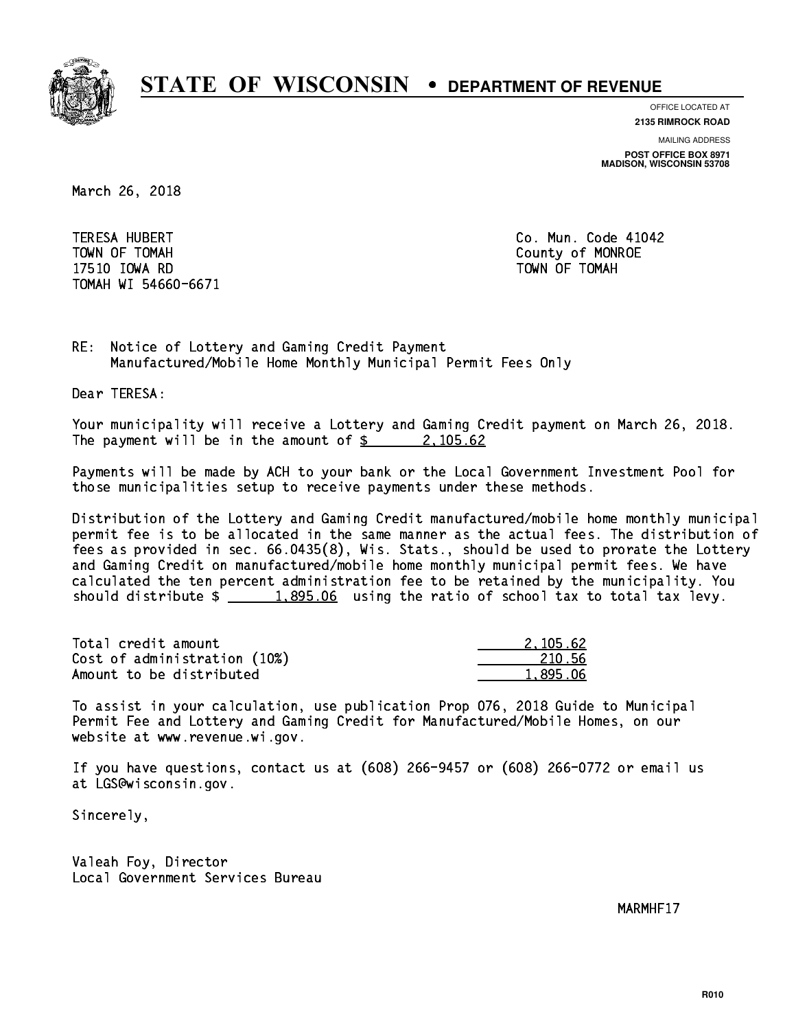# STATE OF WISCONSIN • DEPARTMENT OF REVENUE

OFFICE LOCATED AT
**2135 RIMROCK ROAD**

MAILING ADDRESS
**POST OFFICE BOX 8971**
**MADISON, WISCONSIN 53708**

March 26, 2018

TERESA HUBERT
TOWN OF TOMAH
17510 IOWA RD
TOMAH WI 54660-6671

Co. Mun. Code 41042
County of MONROE
TOWN OF TOMAH

RE: Notice of Lottery and Gaming Credit Payment
Manufactured/Mobile Home Monthly Municipal Permit Fees Only

Dear TERESA:

Your municipality will receive a Lottery and Gaming Credit payment on March 26, 2018. The payment will be in the amount of $ 2,105.62

Payments will be made by ACH to your bank or the Local Government Investment Pool for those municipalities setup to receive payments under these methods.

Distribution of the Lottery and Gaming Credit manufactured/mobile home monthly municipal permit fee is to be allocated in the same manner as the actual fees. The distribution of fees as provided in sec. 66.0435(8), Wis. Stats., should be used to prorate the Lottery and Gaming Credit on manufactured/mobile home monthly municipal permit fees. We have calculated the ten percent administration fee to be retained by the municipality. You should distribute $ 1,895.06 using the ratio of school tax to total tax levy.

| | |
|---|---|
| Total credit amount | 2,105.62 |
| Cost of administration (10%) | 210.56 |
| Amount to be distributed | 1,895.06 |

To assist in your calculation, use publication Prop 076, 2018 Guide to Municipal Permit Fee and Lottery and Gaming Credit for Manufactured/Mobile Homes, on our website at www.revenue.wi.gov.

If you have questions, contact us at (608) 266-9457 or (608) 266-0772 or email us at LGS@wisconsin.gov.

Sincerely,

Valeah Foy, Director
Local Government Services Bureau

MARMHF17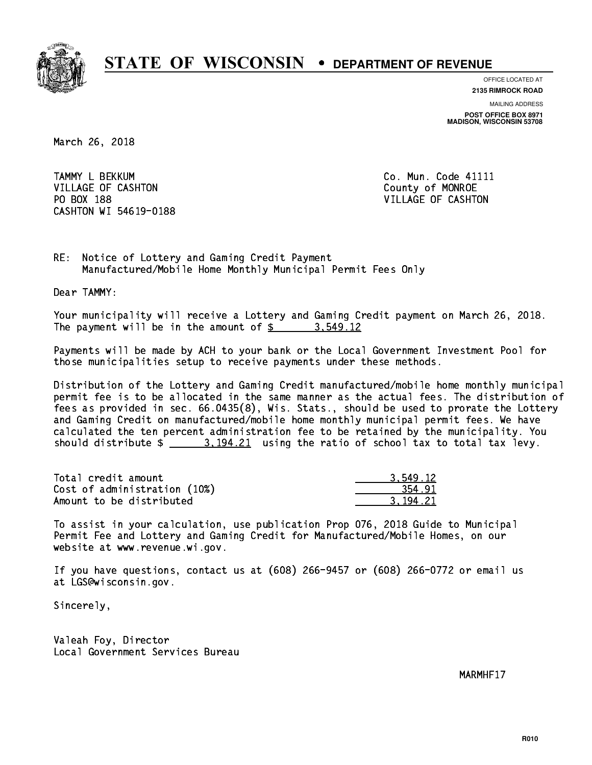# STATE OF WISCONSIN • DEPARTMENT OF REVENUE

OFFICE LOCATED AT
**2135 RIMROCK ROAD**

MAILING ADDRESS
**POST OFFICE BOX 8971**
**MADISON, WISCONSIN 53708**

March 26, 2018

TAMMY L BEKKUM
VILLAGE OF CASHTON
PO BOX 188
CASHTON WI 54619-0188

Co. Mun. Code 41111
County of MONROE
VILLAGE OF CASHTON

RE: Notice of Lottery and Gaming Credit Payment
Manufactured/Mobile Home Monthly Municipal Permit Fees Only

Dear TAMMY:

Your municipality will receive a Lottery and Gaming Credit payment on March 26, 2018. The payment will be in the amount of $ 3,549.12

Payments will be made by ACH to your bank or the Local Government Investment Pool for those municipalities setup to receive payments under these methods.

Distribution of the Lottery and Gaming Credit manufactured/mobile home monthly municipal permit fee is to be allocated in the same manner as the actual fees. The distribution of fees as provided in sec. 66.0435(8), Wis. Stats., should be used to prorate the Lottery and Gaming Credit on manufactured/mobile home monthly municipal permit fees. We have calculated the ten percent administration fee to be retained by the municipality. You should distribute $ 3,194.21 using the ratio of school tax to total tax levy.

| | |
|---|---|
| Total credit amount | 3,549.12 |
| Cost of administration (10%) | 354.91 |
| Amount to be distributed | 3,194.21 |

To assist in your calculation, use publication Prop 076, 2018 Guide to Municipal Permit Fee and Lottery and Gaming Credit for Manufactured/Mobile Homes, on our website at www.revenue.wi.gov.

If you have questions, contact us at (608) 266-9457 or (608) 266-0772 or email us at LGS@wisconsin.gov.

Sincerely,

Valeah Foy, Director
Local Government Services Bureau

MARMHF17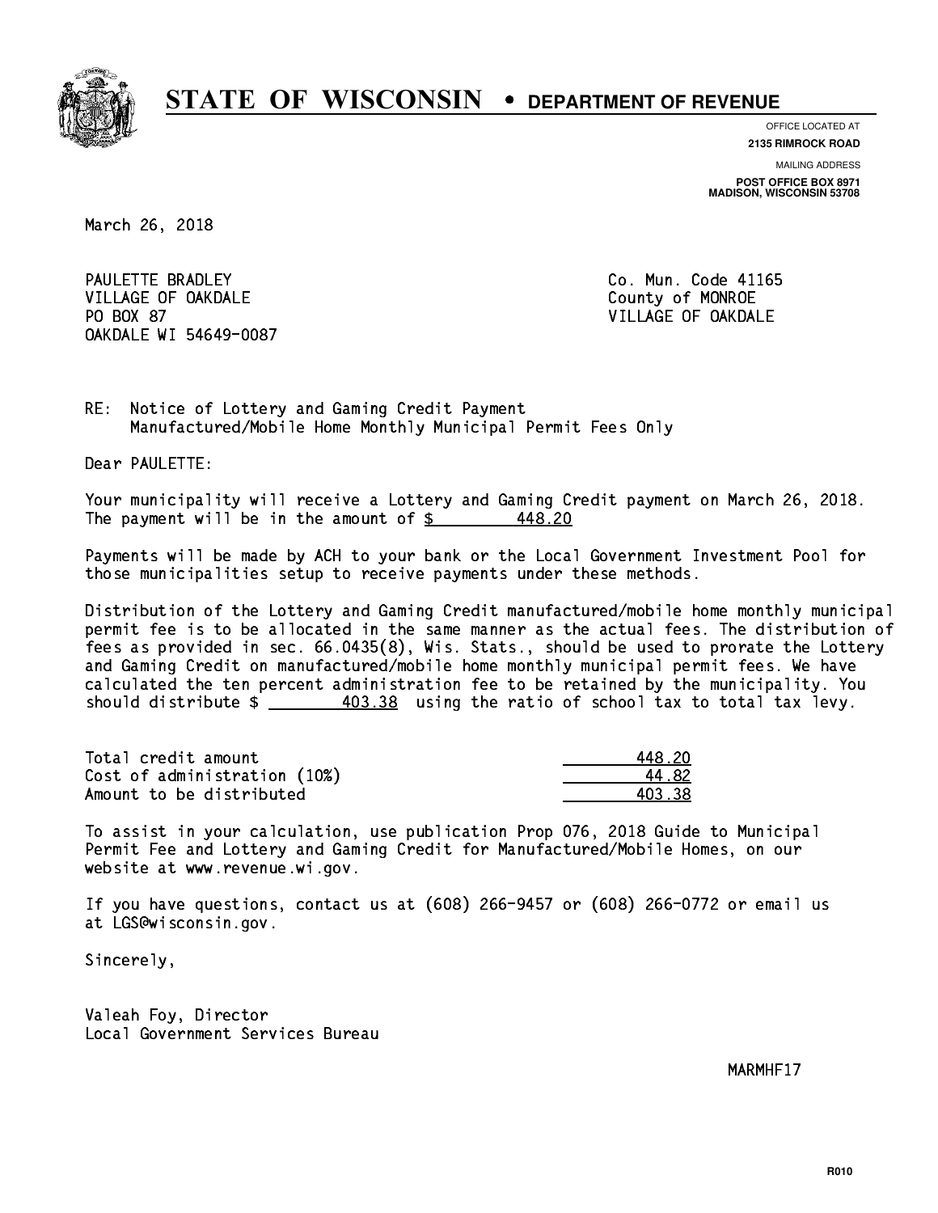# STATE OF WISCONSIN • DEPARTMENT OF REVENUE

OFFICE LOCATED AT
**2135 RIMROCK ROAD**

MAILING ADDRESS
**POST OFFICE BOX 8971**
**MADISON, WISCONSIN 53708**

March 26, 2018

PAULETTE BRADLEY
VILLAGE OF OAKDALE
PO BOX 87
OAKDALE WI 54649-0087

Co. Mun. Code 41165
County of MONROE
VILLAGE OF OAKDALE

RE: Notice of Lottery and Gaming Credit Payment
Manufactured/Mobile Home Monthly Municipal Permit Fees Only

Dear PAULETTE:

Your municipality will receive a Lottery and Gaming Credit payment on March 26, 2018. The payment will be in the amount of $ 448.20

Payments will be made by ACH to your bank or the Local Government Investment Pool for those municipalities setup to receive payments under these methods.

Distribution of the Lottery and Gaming Credit manufactured/mobile home monthly municipal permit fee is to be allocated in the same manner as the actual fees. The distribution of fees as provided in sec. 66.0435(8), Wis. Stats., should be used to prorate the Lottery and Gaming Credit on manufactured/mobile home monthly municipal permit fees. We have calculated the ten percent administration fee to be retained by the municipality. You should distribute $ 403.38 using the ratio of school tax to total tax levy.

| | |
|---|---|
| Total credit amount | 448.20 |
| Cost of administration (10%) | 44.82 |
| Amount to be distributed | 403.38 |

To assist in your calculation, use publication Prop 076, 2018 Guide to Municipal Permit Fee and Lottery and Gaming Credit for Manufactured/Mobile Homes, on our website at www.revenue.wi.gov.

If you have questions, contact us at (608) 266-9457 or (608) 266-0772 or email us at LGS@wisconsin.gov.

Sincerely,

Valeah Foy, Director
Local Government Services Bureau

MARMHF17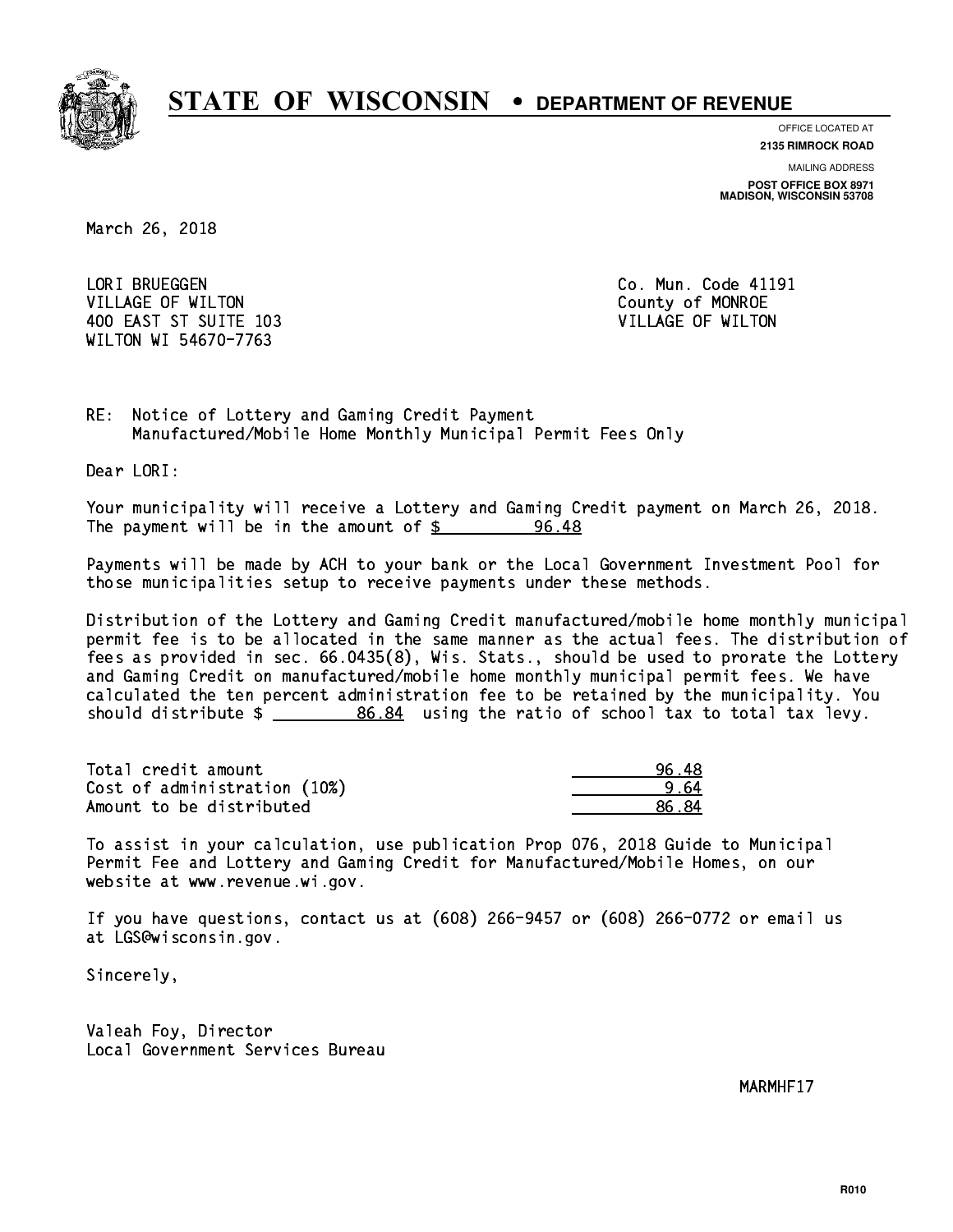# STATE OF WISCONSIN • DEPARTMENT OF REVENUE

OFFICE LOCATED AT
**2135 RIMROCK ROAD**

MAILING ADDRESS
**POST OFFICE BOX 8971**
**MADISON, WISCONSIN 53708**

March 26, 2018

LORI BRUEGGEN
VILLAGE OF WILTON
400 EAST ST SUITE 103
WILTON WI 54670-7763

Co. Mun. Code 41191
County of MONROE
VILLAGE OF WILTON

RE: Notice of Lottery and Gaming Credit Payment
Manufactured/Mobile Home Monthly Municipal Permit Fees Only

Dear LORI:

Your municipality will receive a Lottery and Gaming Credit payment on March 26, 2018. The payment will be in the amount of $ 96.48

Payments will be made by ACH to your bank or the Local Government Investment Pool for those municipalities setup to receive payments under these methods.

Distribution of the Lottery and Gaming Credit manufactured/mobile home monthly municipal permit fee is to be allocated in the same manner as the actual fees. The distribution of fees as provided in sec. 66.0435(8), Wis. Stats., should be used to prorate the Lottery and Gaming Credit on manufactured/mobile home monthly municipal permit fees. We have calculated the ten percent administration fee to be retained by the municipality. You should distribute $ 86.84 using the ratio of school tax to total tax levy.

| | |
|---|---|
| Total credit amount | 96.48 |
| Cost of administration (10%) | 9.64 |
| Amount to be distributed | 86.84 |

To assist in your calculation, use publication Prop 076, 2018 Guide to Municipal Permit Fee and Lottery and Gaming Credit for Manufactured/Mobile Homes, on our website at www.revenue.wi.gov.

If you have questions, contact us at (608) 266-9457 or (608) 266-0772 or email us at LGS@wisconsin.gov.

Sincerely,

Valeah Foy, Director
Local Government Services Bureau

MARMHF17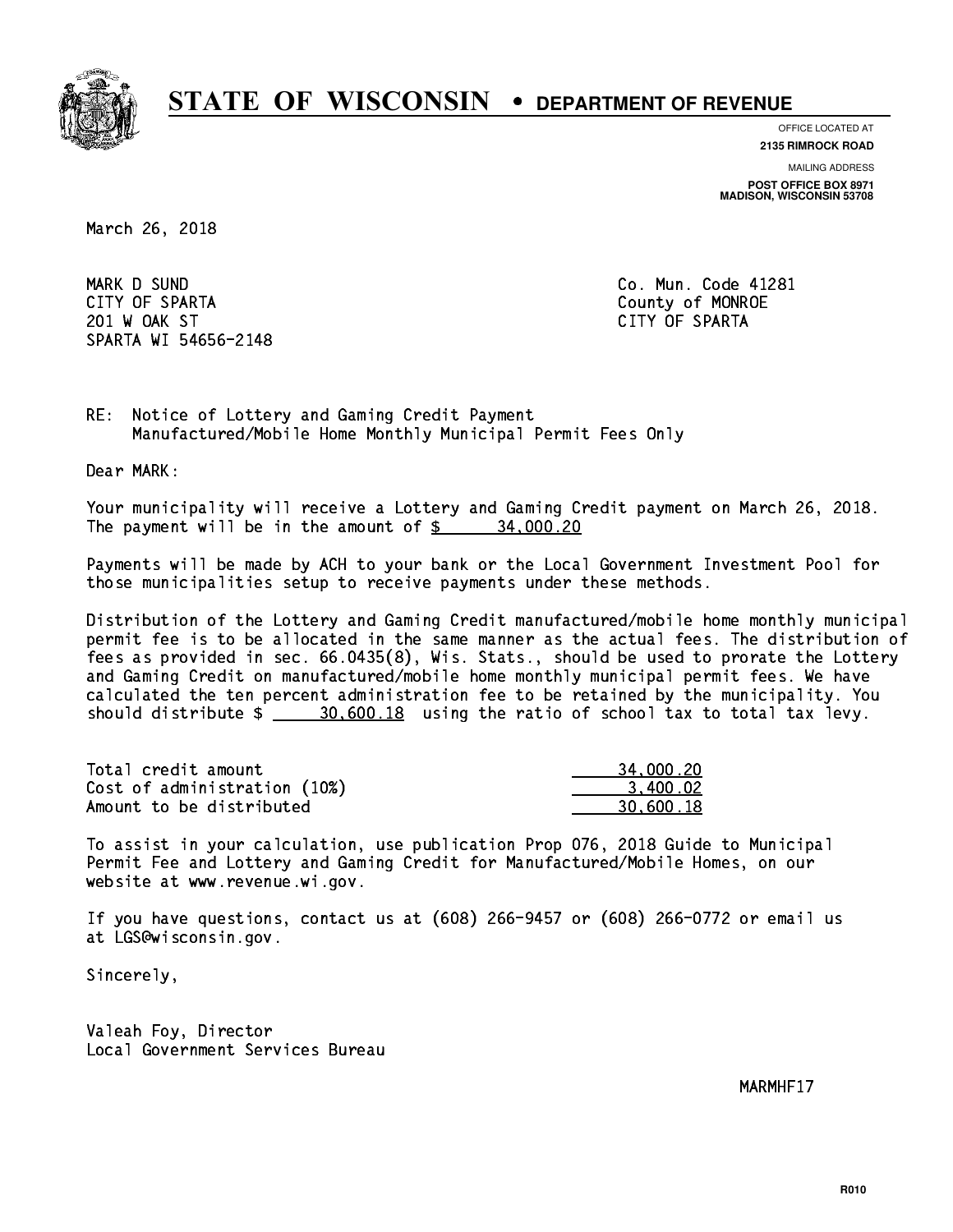# STATE OF WISCONSIN • DEPARTMENT OF REVENUE

OFFICE LOCATED AT
**2135 RIMROCK ROAD**

MAILING ADDRESS
**POST OFFICE BOX 8971**
**MADISON, WISCONSIN 53708**

March 26, 2018

MARK D SUND
CITY OF SPARTA
201 W OAK ST
SPARTA WI 54656-2148

Co. Mun. Code 41281
County of MONROE
CITY OF SPARTA

RE: Notice of Lottery and Gaming Credit Payment
Manufactured/Mobile Home Monthly Municipal Permit Fees Only

Dear MARK:

Your municipality will receive a Lottery and Gaming Credit payment on March 26, 2018. The payment will be in the amount of $ 34,000.20

Payments will be made by ACH to your bank or the Local Government Investment Pool for those municipalities setup to receive payments under these methods.

Distribution of the Lottery and Gaming Credit manufactured/mobile home monthly municipal permit fee is to be allocated in the same manner as the actual fees. The distribution of fees as provided in sec. 66.0435(8), Wis. Stats., should be used to prorate the Lottery and Gaming Credit on manufactured/mobile home monthly municipal permit fees. We have calculated the ten percent administration fee to be retained by the municipality. You should distribute $ 30,600.18 using the ratio of school tax to total tax levy.

| | |
|---|---|
| Total credit amount | 34,000.20 |
| Cost of administration (10%) | 3,400.02 |
| Amount to be distributed | 30,600.18 |

To assist in your calculation, use publication Prop 076, 2018 Guide to Municipal Permit Fee and Lottery and Gaming Credit for Manufactured/Mobile Homes, on our website at www.revenue.wi.gov.

If you have questions, contact us at (608) 266-9457 or (608) 266-0772 or email us at LGS@wisconsin.gov.

Sincerely,

Valeah Foy, Director
Local Government Services Bureau

MARMHF17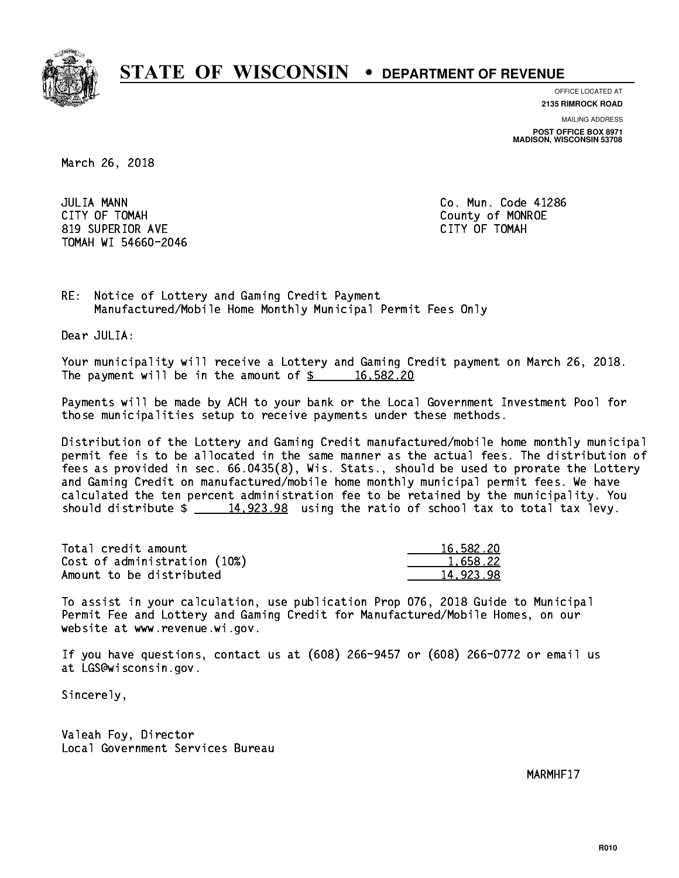# STATE OF WISCONSIN • DEPARTMENT OF REVENUE

OFFICE LOCATED AT
**2135 RIMROCK ROAD**

MAILING ADDRESS
**POST OFFICE BOX 8971**
**MADISON, WISCONSIN 53708**

March 26, 2018

JULIA MANN
CITY OF TOMAH
819 SUPERIOR AVE
TOMAH WI 54660-2046

Co. Mun. Code 41286
County of MONROE
CITY OF TOMAH

RE: Notice of Lottery and Gaming Credit Payment
Manufactured/Mobile Home Monthly Municipal Permit Fees Only

Dear JULIA:

Your municipality will receive a Lottery and Gaming Credit payment on March 26, 2018. The payment will be in the amount of $ 16,582.20

Payments will be made by ACH to your bank or the Local Government Investment Pool for those municipalities setup to receive payments under these methods.

Distribution of the Lottery and Gaming Credit manufactured/mobile home monthly municipal permit fee is to be allocated in the same manner as the actual fees. The distribution of fees as provided in sec. 66.0435(8), Wis. Stats., should be used to prorate the Lottery and Gaming Credit on manufactured/mobile home monthly municipal permit fees. We have calculated the ten percent administration fee to be retained by the municipality. You should distribute $ 14,923.98 using the ratio of school tax to total tax levy.

| | |
|---|---|
| Total credit amount | 16,582.20 |
| Cost of administration (10%) | 1,658.22 |
| Amount to be distributed | 14,923.98 |

To assist in your calculation, use publication Prop 076, 2018 Guide to Municipal Permit Fee and Lottery and Gaming Credit for Manufactured/Mobile Homes, on our website at www.revenue.wi.gov.

If you have questions, contact us at (608) 266-9457 or (608) 266-0772 or email us at LGS@wisconsin.gov.

Sincerely,

Valeah Foy, Director
Local Government Services Bureau

MARMHF17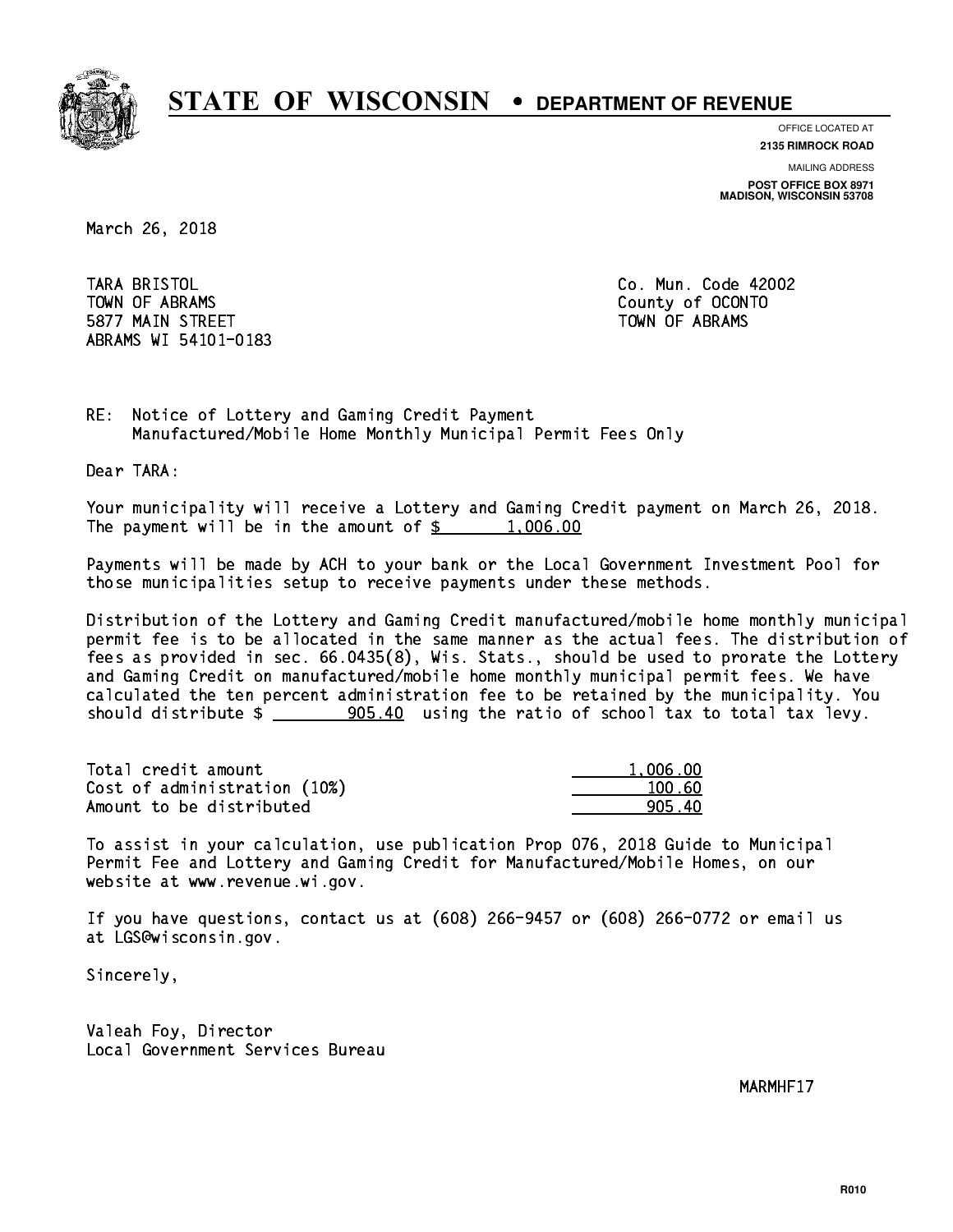# STATE OF WISCONSIN • DEPARTMENT OF REVENUE

OFFICE LOCATED AT
**2135 RIMROCK ROAD**

MAILING ADDRESS
**POST OFFICE BOX 8971**
**MADISON, WISCONSIN 53708**

March 26, 2018

TARA BRISTOL
TOWN OF ABRAMS
5877 MAIN STREET
ABRAMS WI 54101-0183

Co. Mun. Code 42002
County of OCONTO
TOWN OF ABRAMS

RE: Notice of Lottery and Gaming Credit Payment
Manufactured/Mobile Home Monthly Municipal Permit Fees Only

Dear TARA:

Your municipality will receive a Lottery and Gaming Credit payment on March 26, 2018. The payment will be in the amount of $ 1,006.00

Payments will be made by ACH to your bank or the Local Government Investment Pool for those municipalities setup to receive payments under these methods.

Distribution of the Lottery and Gaming Credit manufactured/mobile home monthly municipal permit fee is to be allocated in the same manner as the actual fees. The distribution of fees as provided in sec. 66.0435(8), Wis. Stats., should be used to prorate the Lottery and Gaming Credit on manufactured/mobile home monthly municipal permit fees. We have calculated the ten percent administration fee to be retained by the municipality. You should distribute $ 905.40 using the ratio of school tax to total tax levy.

| | |
|---|---|
| Total credit amount | 1,006.00 |
| Cost of administration (10%) | 100.60 |
| Amount to be distributed | 905.40 |

To assist in your calculation, use publication Prop 076, 2018 Guide to Municipal Permit Fee and Lottery and Gaming Credit for Manufactured/Mobile Homes, on our website at www.revenue.wi.gov.

If you have questions, contact us at (608) 266-9457 or (608) 266-0772 or email us at LGS@wisconsin.gov.

Sincerely,

Valeah Foy, Director
Local Government Services Bureau

MARMHF17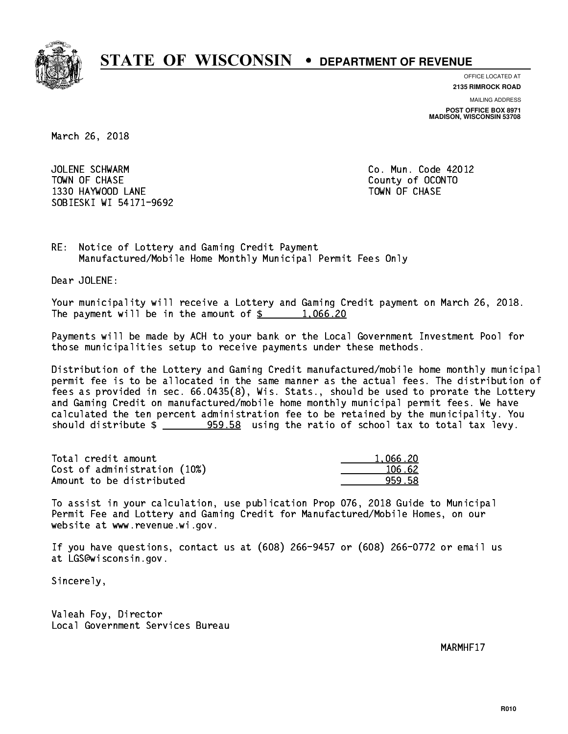# STATE OF WISCONSIN • DEPARTMENT OF REVENUE

OFFICE LOCATED AT
**2135 RIMROCK ROAD**

MAILING ADDRESS
**POST OFFICE BOX 8971**
**MADISON, WISCONSIN 53708**

March 26, 2018

JOLENE SCHWARM
TOWN OF CHASE
1330 HAYWOOD LANE
SOBIESKI WI 54171-9692

Co. Mun. Code 42012
County of OCONTO
TOWN OF CHASE

RE: Notice of Lottery and Gaming Credit Payment
Manufactured/Mobile Home Monthly Municipal Permit Fees Only

Dear JOLENE:

Your municipality will receive a Lottery and Gaming Credit payment on March 26, 2018. The payment will be in the amount of $ 1,066.20

Payments will be made by ACH to your bank or the Local Government Investment Pool for those municipalities setup to receive payments under these methods.

Distribution of the Lottery and Gaming Credit manufactured/mobile home monthly municipal permit fee is to be allocated in the same manner as the actual fees. The distribution of fees as provided in sec. 66.0435(8), Wis. Stats., should be used to prorate the Lottery and Gaming Credit on manufactured/mobile home monthly municipal permit fees. We have calculated the ten percent administration fee to be retained by the municipality. You should distribute $ 959.58 using the ratio of school tax to total tax levy.

| | |
|---|---|
| Total credit amount | 1,066.20 |
| Cost of administration (10%) | 106.62 |
| Amount to be distributed | 959.58 |

To assist in your calculation, use publication Prop 076, 2018 Guide to Municipal Permit Fee and Lottery and Gaming Credit for Manufactured/Mobile Homes, on our website at www.revenue.wi.gov.

If you have questions, contact us at (608) 266-9457 or (608) 266-0772 or email us at LGS@wisconsin.gov.

Sincerely,

Valeah Foy, Director
Local Government Services Bureau

MARMHF17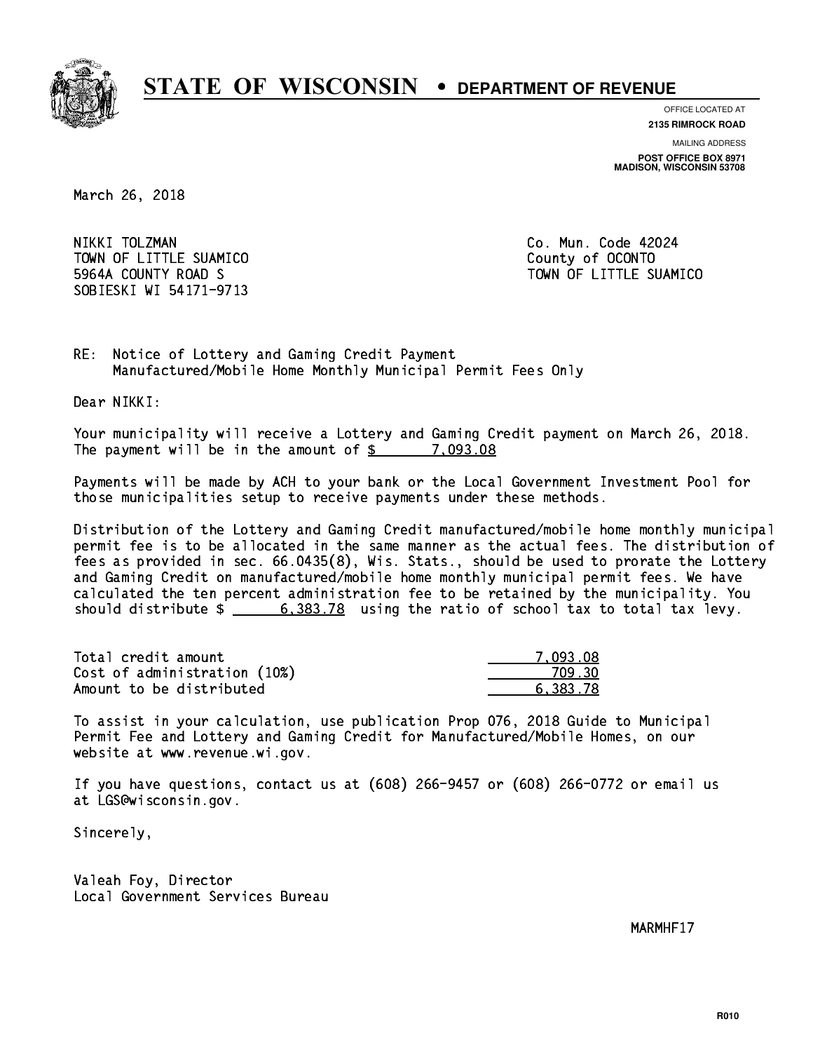# STATE OF WISCONSIN • DEPARTMENT OF REVENUE

OFFICE LOCATED AT
**2135 RIMROCK ROAD**

MAILING ADDRESS
**POST OFFICE BOX 8971**
**MADISON, WISCONSIN 53708**

March 26, 2018

NIKKI TOLZMAN
TOWN OF LITTLE SUAMICO
5964A COUNTY ROAD S
SOBIESKI WI 54171-9713

Co. Mun. Code 42024
County of OCONTO
TOWN OF LITTLE SUAMICO

RE: Notice of Lottery and Gaming Credit Payment
Manufactured/Mobile Home Monthly Municipal Permit Fees Only

Dear NIKKI:

Your municipality will receive a Lottery and Gaming Credit payment on March 26, 2018. The payment will be in the amount of $ 7,093.08

Payments will be made by ACH to your bank or the Local Government Investment Pool for those municipalities setup to receive payments under these methods.

Distribution of the Lottery and Gaming Credit manufactured/mobile home monthly municipal permit fee is to be allocated in the same manner as the actual fees. The distribution of fees as provided in sec. 66.0435(8), Wis. Stats., should be used to prorate the Lottery and Gaming Credit on manufactured/mobile home monthly municipal permit fees. We have calculated the ten percent administration fee to be retained by the municipality. You should distribute $ 6,383.78 using the ratio of school tax to total tax levy.

| | |
|---|---|
| Total credit amount | 7,093.08 |
| Cost of administration (10%) | 709.30 |
| Amount to be distributed | 6,383.78 |

To assist in your calculation, use publication Prop 076, 2018 Guide to Municipal Permit Fee and Lottery and Gaming Credit for Manufactured/Mobile Homes, on our website at www.revenue.wi.gov.

If you have questions, contact us at (608) 266-9457 or (608) 266-0772 or email us at LGS@wisconsin.gov.

Sincerely,

Valeah Foy, Director
Local Government Services Bureau

MARMHF17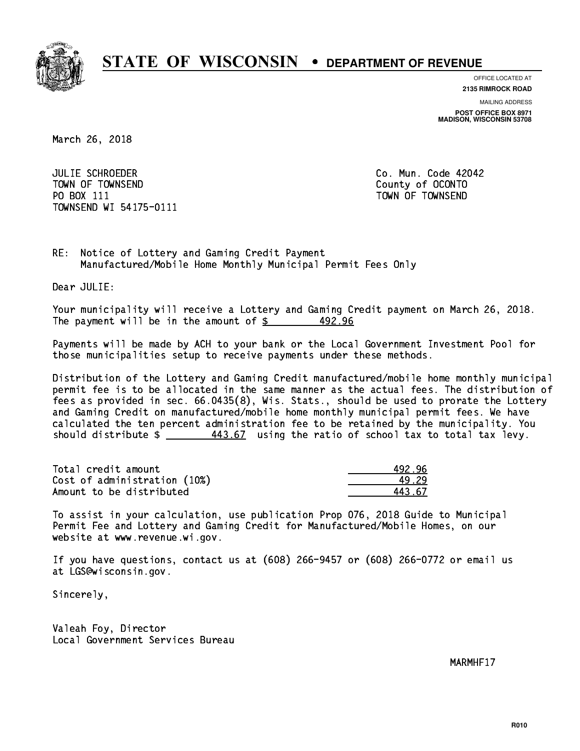# STATE OF WISCONSIN • DEPARTMENT OF REVENUE

OFFICE LOCATED AT
**2135 RIMROCK ROAD**

MAILING ADDRESS
**POST OFFICE BOX 8971**
**MADISON, WISCONSIN 53708**

March 26, 2018

JULIE SCHROEDER
TOWN OF TOWNSEND
PO BOX 111
TOWNSEND WI 54175-0111

Co. Mun. Code 42042
County of OCONTO
TOWN OF TOWNSEND

RE: Notice of Lottery and Gaming Credit Payment
Manufactured/Mobile Home Monthly Municipal Permit Fees Only

Dear JULIE:

Your municipality will receive a Lottery and Gaming Credit payment on March 26, 2018. The payment will be in the amount of $ 492.96

Payments will be made by ACH to your bank or the Local Government Investment Pool for those municipalities setup to receive payments under these methods.

Distribution of the Lottery and Gaming Credit manufactured/mobile home monthly municipal permit fee is to be allocated in the same manner as the actual fees. The distribution of fees as provided in sec. 66.0435(8), Wis. Stats., should be used to prorate the Lottery and Gaming Credit on manufactured/mobile home monthly municipal permit fees. We have calculated the ten percent administration fee to be retained by the municipality. You should distribute $ 443.67 using the ratio of school tax to total tax levy.

| | |
|---|---|
| Total credit amount | 492.96 |
| Cost of administration (10%) | 49.29 |
| Amount to be distributed | 443.67 |

To assist in your calculation, use publication Prop 076, 2018 Guide to Municipal Permit Fee and Lottery and Gaming Credit for Manufactured/Mobile Homes, on our website at www.revenue.wi.gov.

If you have questions, contact us at (608) 266-9457 or (608) 266-0772 or email us at LGS@wisconsin.gov.

Sincerely,

Valeah Foy, Director
Local Government Services Bureau

MARMHF17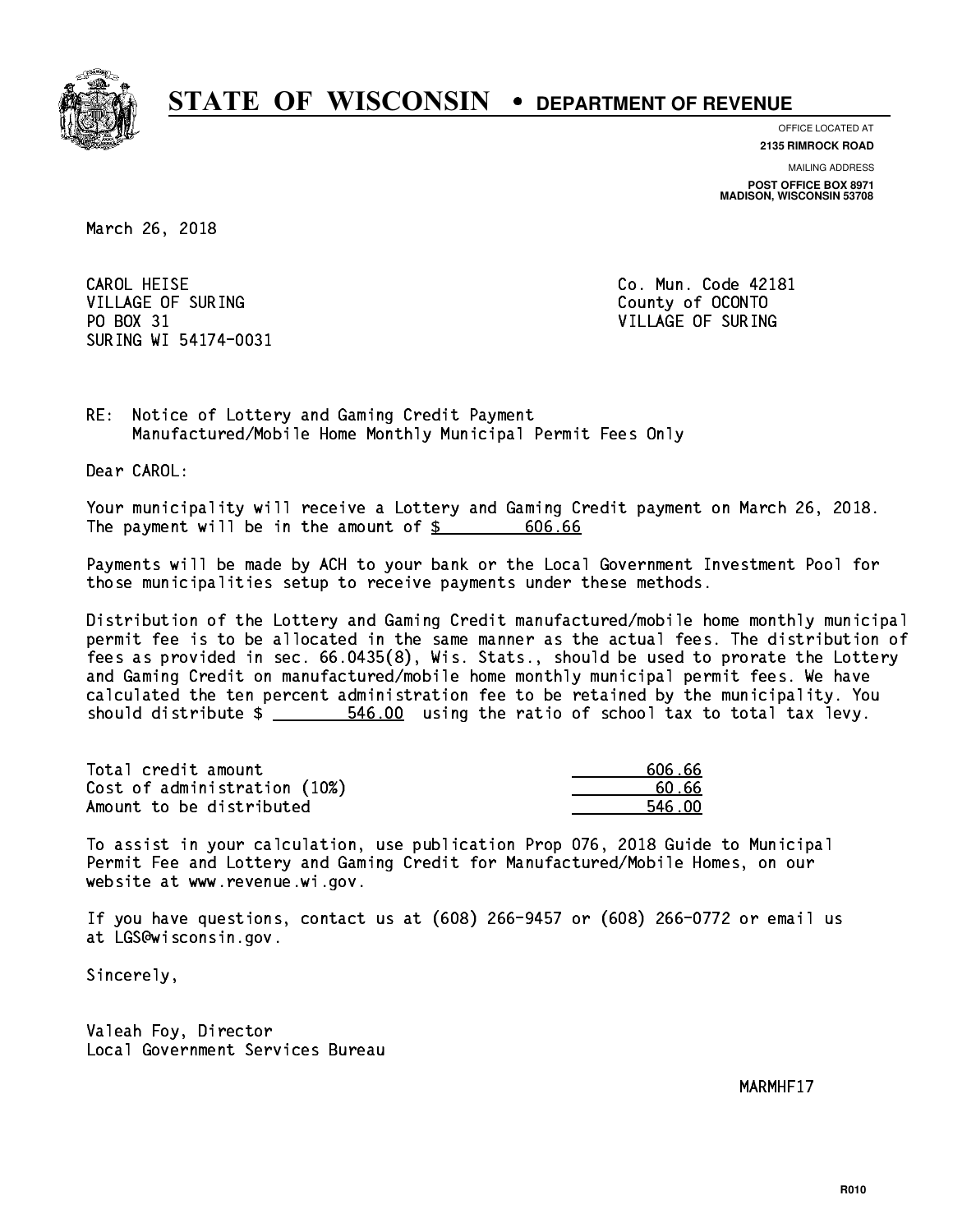# STATE OF WISCONSIN • DEPARTMENT OF REVENUE

OFFICE LOCATED AT
**2135 RIMROCK ROAD**

MAILING ADDRESS
**POST OFFICE BOX 8971**
**MADISON, WISCONSIN 53708**

March 26, 2018

CAROL HEISE
VILLAGE OF SURING
PO BOX 31
SURING WI 54174-0031

Co. Mun. Code 42181
County of OCONTO
VILLAGE OF SURING

RE: Notice of Lottery and Gaming Credit Payment
Manufactured/Mobile Home Monthly Municipal Permit Fees Only

Dear CAROL:

Your municipality will receive a Lottery and Gaming Credit payment on March 26, 2018. The payment will be in the amount of $ 606.66

Payments will be made by ACH to your bank or the Local Government Investment Pool for those municipalities setup to receive payments under these methods.

Distribution of the Lottery and Gaming Credit manufactured/mobile home monthly municipal permit fee is to be allocated in the same manner as the actual fees. The distribution of fees as provided in sec. 66.0435(8), Wis. Stats., should be used to prorate the Lottery and Gaming Credit on manufactured/mobile home monthly municipal permit fees. We have calculated the ten percent administration fee to be retained by the municipality. You should distribute $ 546.00 using the ratio of school tax to total tax levy.

| | |
|---|---|
| Total credit amount | 606.66 |
| Cost of administration (10%) | 60.66 |
| Amount to be distributed | 546.00 |

To assist in your calculation, use publication Prop 076, 2018 Guide to Municipal Permit Fee and Lottery and Gaming Credit for Manufactured/Mobile Homes, on our website at www.revenue.wi.gov.

If you have questions, contact us at (608) 266-9457 or (608) 266-0772 or email us at LGS@wisconsin.gov.

Sincerely,

Valeah Foy, Director
Local Government Services Bureau

MARMHF17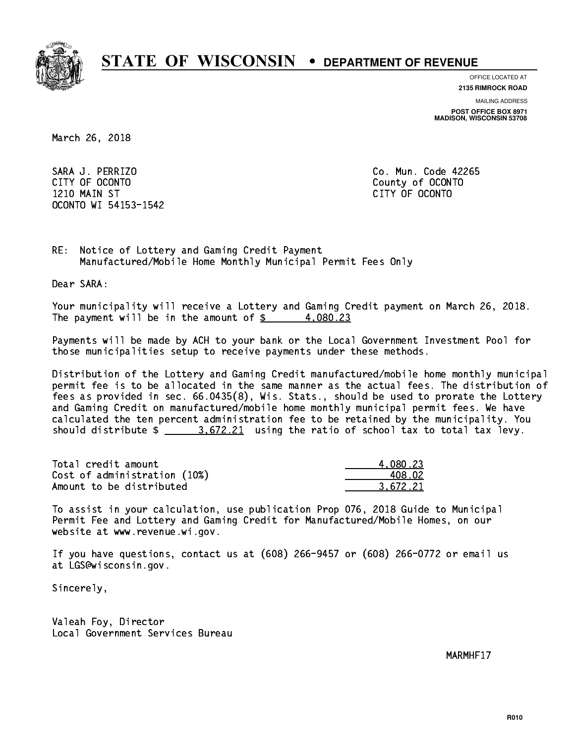# STATE OF WISCONSIN • DEPARTMENT OF REVENUE

OFFICE LOCATED AT
**2135 RIMROCK ROAD**

MAILING ADDRESS
**POST OFFICE BOX 8971**
**MADISON, WISCONSIN 53708**

March 26, 2018

SARA J. PERRIZO
CITY OF OCONTO
1210 MAIN ST
OCONTO WI 54153-1542

Co. Mun. Code 42265
County of OCONTO
CITY OF OCONTO

RE: Notice of Lottery and Gaming Credit Payment
Manufactured/Mobile Home Monthly Municipal Permit Fees Only

Dear SARA:

Your municipality will receive a Lottery and Gaming Credit payment on March 26, 2018. The payment will be in the amount of $ 4,080.23

Payments will be made by ACH to your bank or the Local Government Investment Pool for those municipalities setup to receive payments under these methods.

Distribution of the Lottery and Gaming Credit manufactured/mobile home monthly municipal permit fee is to be allocated in the same manner as the actual fees. The distribution of fees as provided in sec. 66.0435(8), Wis. Stats., should be used to prorate the Lottery and Gaming Credit on manufactured/mobile home monthly municipal permit fees. We have calculated the ten percent administration fee to be retained by the municipality. You should distribute $ 3,672.21 using the ratio of school tax to total tax levy.

| | |
|---|---|
| Total credit amount | 4,080.23 |
| Cost of administration (10%) | 408.02 |
| Amount to be distributed | 3,672.21 |

To assist in your calculation, use publication Prop 076, 2018 Guide to Municipal Permit Fee and Lottery and Gaming Credit for Manufactured/Mobile Homes, on our website at www.revenue.wi.gov.

If you have questions, contact us at (608) 266-9457 or (608) 266-0772 or email us at LGS@wisconsin.gov.

Sincerely,

Valeah Foy, Director
Local Government Services Bureau

MARMHF17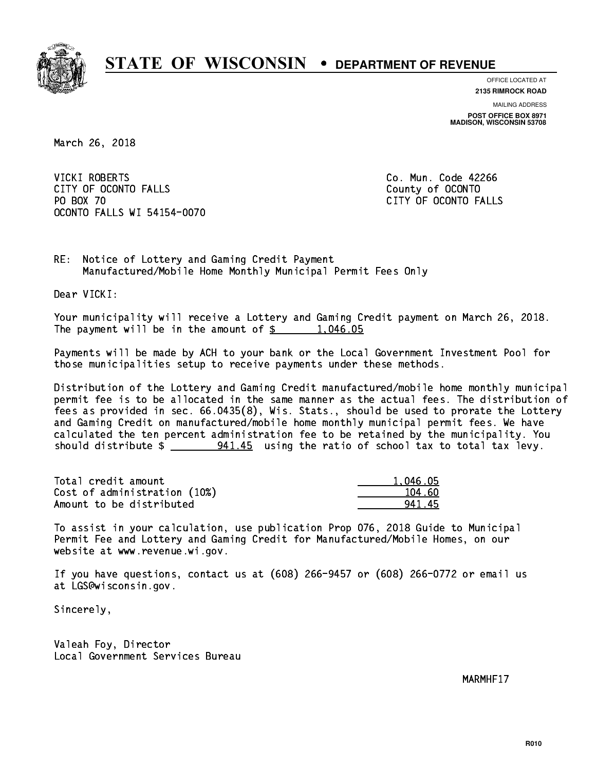# STATE OF WISCONSIN • DEPARTMENT OF REVENUE

OFFICE LOCATED AT
**2135 RIMROCK ROAD**

MAILING ADDRESS
**POST OFFICE BOX 8971**
**MADISON, WISCONSIN 53708**

March 26, 2018

VICKI ROBERTS
CITY OF OCONTO FALLS
PO BOX 70
OCONTO FALLS WI 54154-0070

Co. Mun. Code 42266
County of OCONTO
CITY OF OCONTO FALLS

RE: Notice of Lottery and Gaming Credit Payment
Manufactured/Mobile Home Monthly Municipal Permit Fees Only

Dear VICKI:

Your municipality will receive a Lottery and Gaming Credit payment on March 26, 2018. The payment will be in the amount of $ 1,046.05

Payments will be made by ACH to your bank or the Local Government Investment Pool for those municipalities setup to receive payments under these methods.

Distribution of the Lottery and Gaming Credit manufactured/mobile home monthly municipal permit fee is to be allocated in the same manner as the actual fees. The distribution of fees as provided in sec. 66.0435(8), Wis. Stats., should be used to prorate the Lottery and Gaming Credit on manufactured/mobile home monthly municipal permit fees. We have calculated the ten percent administration fee to be retained by the municipality. You should distribute $ 941.45 using the ratio of school tax to total tax levy.

| | |
|---|---|
| Total credit amount | 1,046.05 |
| Cost of administration (10%) | 104.60 |
| Amount to be distributed | 941.45 |

To assist in your calculation, use publication Prop 076, 2018 Guide to Municipal Permit Fee and Lottery and Gaming Credit for Manufactured/Mobile Homes, on our website at www.revenue.wi.gov.

If you have questions, contact us at (608) 266-9457 or (608) 266-0772 or email us at LGS@wisconsin.gov.

Sincerely,

Valeah Foy, Director
Local Government Services Bureau

MARMHF17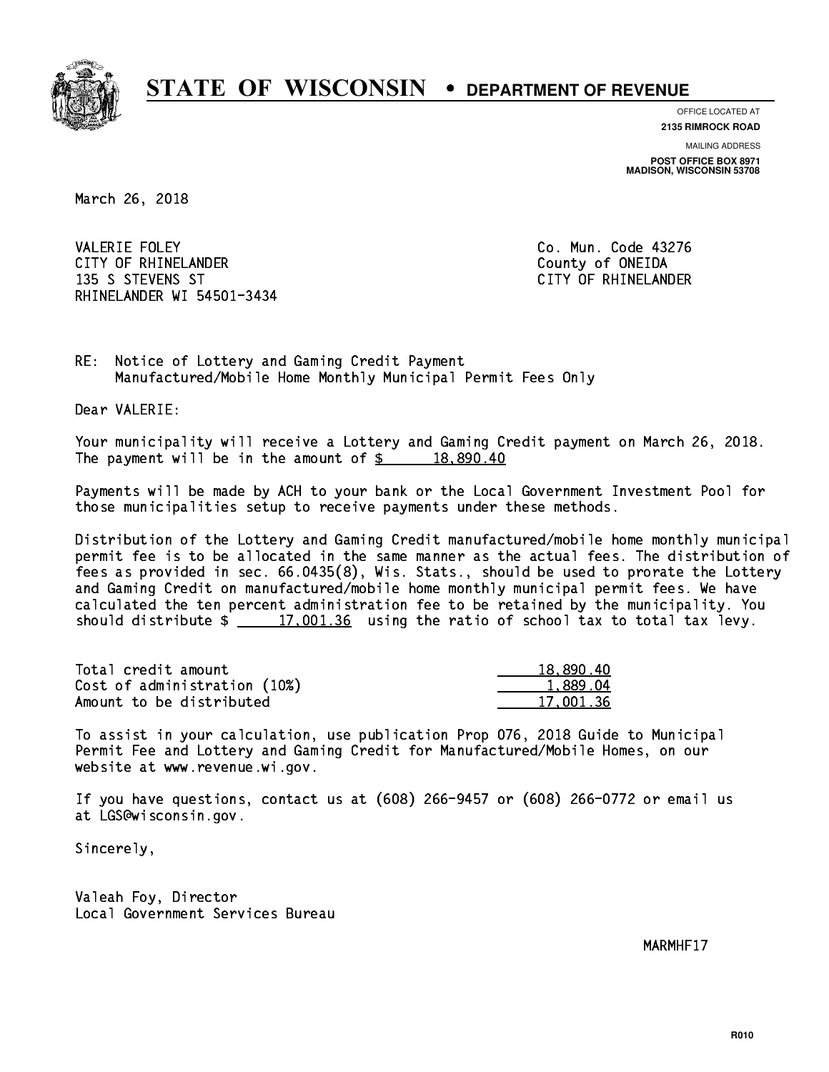# STATE OF WISCONSIN • DEPARTMENT OF REVENUE

OFFICE LOCATED AT
**2135 RIMROCK ROAD**

MAILING ADDRESS
**POST OFFICE BOX 8971**
**MADISON, WISCONSIN 53708**

March 26, 2018

VALERIE FOLEY
CITY OF RHINELANDER
135 S STEVENS ST
RHINELANDER WI 54501-3434

Co. Mun. Code 43276
County of ONEIDA
CITY OF RHINELANDER

RE: Notice of Lottery and Gaming Credit Payment
Manufactured/Mobile Home Monthly Municipal Permit Fees Only

Dear VALERIE:

Your municipality will receive a Lottery and Gaming Credit payment on March 26, 2018. The payment will be in the amount of $ 18,890.40

Payments will be made by ACH to your bank or the Local Government Investment Pool for those municipalities setup to receive payments under these methods.

Distribution of the Lottery and Gaming Credit manufactured/mobile home monthly municipal permit fee is to be allocated in the same manner as the actual fees. The distribution of fees as provided in sec. 66.0435(8), Wis. Stats., should be used to prorate the Lottery and Gaming Credit on manufactured/mobile home monthly municipal permit fees. We have calculated the ten percent administration fee to be retained by the municipality. You should distribute $ 17,001.36 using the ratio of school tax to total tax levy.

| | |
|---|---|
| Total credit amount | 18,890.40 |
| Cost of administration (10%) | 1,889.04 |
| Amount to be distributed | 17,001.36 |

To assist in your calculation, use publication Prop 076, 2018 Guide to Municipal Permit Fee and Lottery and Gaming Credit for Manufactured/Mobile Homes, on our website at www.revenue.wi.gov.

If you have questions, contact us at (608) 266-9457 or (608) 266-0772 or email us at LGS@wisconsin.gov.

Sincerely,

Valeah Foy, Director
Local Government Services Bureau

MARMHF17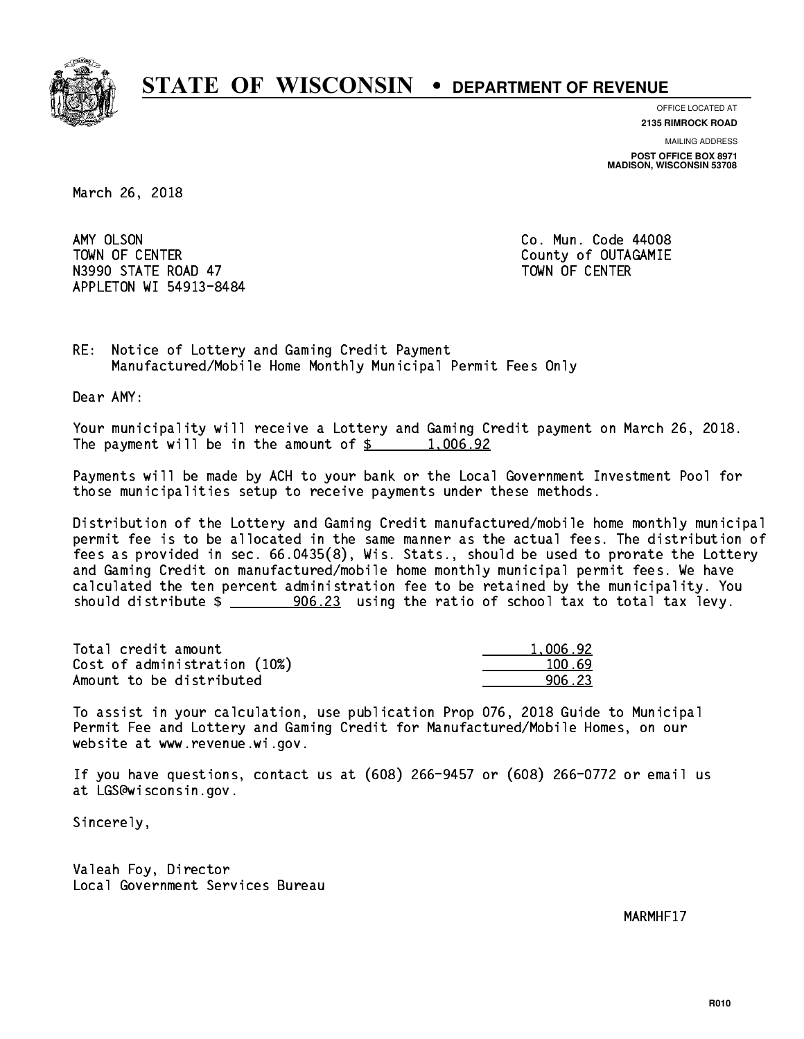# STATE OF WISCONSIN • DEPARTMENT OF REVENUE

OFFICE LOCATED AT
**2135 RIMROCK ROAD**

MAILING ADDRESS
**POST OFFICE BOX 8971**
**MADISON, WISCONSIN 53708**

March 26, 2018

AMY OLSON
TOWN OF CENTER
N3990 STATE ROAD 47
APPLETON WI 54913-8484

Co. Mun. Code 44008
County of OUTAGAMIE
TOWN OF CENTER

RE: Notice of Lottery and Gaming Credit Payment
Manufactured/Mobile Home Monthly Municipal Permit Fees Only

Dear AMY:

Your municipality will receive a Lottery and Gaming Credit payment on March 26, 2018. The payment will be in the amount of $ 1,006.92

Payments will be made by ACH to your bank or the Local Government Investment Pool for those municipalities setup to receive payments under these methods.

Distribution of the Lottery and Gaming Credit manufactured/mobile home monthly municipal permit fee is to be allocated in the same manner as the actual fees. The distribution of fees as provided in sec. 66.0435(8), Wis. Stats., should be used to prorate the Lottery and Gaming Credit on manufactured/mobile home monthly municipal permit fees. We have calculated the ten percent administration fee to be retained by the municipality. You should distribute $ 906.23 using the ratio of school tax to total tax levy.

| | |
|---|---|
| Total credit amount | 1,006.92 |
| Cost of administration (10%) | 100.69 |
| Amount to be distributed | 906.23 |

To assist in your calculation, use publication Prop 076, 2018 Guide to Municipal Permit Fee and Lottery and Gaming Credit for Manufactured/Mobile Homes, on our website at www.revenue.wi.gov.

If you have questions, contact us at (608) 266-9457 or (608) 266-0772 or email us at LGS@wisconsin.gov.

Sincerely,

Valeah Foy, Director
Local Government Services Bureau

MARMHF17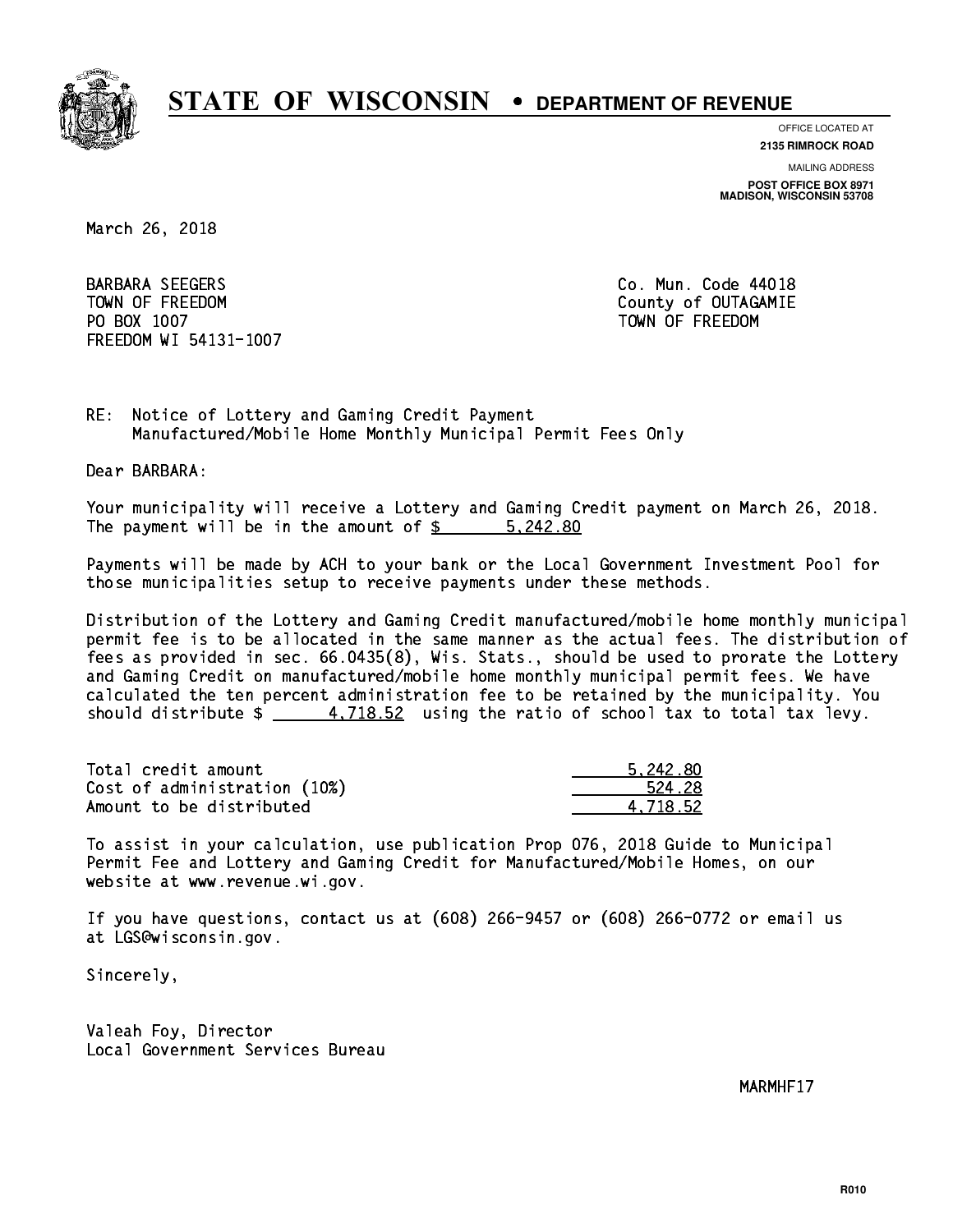# STATE OF WISCONSIN • DEPARTMENT OF REVENUE

OFFICE LOCATED AT
**2135 RIMROCK ROAD**

MAILING ADDRESS
**POST OFFICE BOX 8971**
**MADISON, WISCONSIN 53708**

March 26, 2018

BARBARA SEEGERS
TOWN OF FREEDOM
PO BOX 1007
FREEDOM WI 54131-1007

Co. Mun. Code 44018
County of OUTAGAMIE
TOWN OF FREEDOM

RE: Notice of Lottery and Gaming Credit Payment
Manufactured/Mobile Home Monthly Municipal Permit Fees Only

Dear BARBARA:

Your municipality will receive a Lottery and Gaming Credit payment on March 26, 2018. The payment will be in the amount of $ 5,242.80

Payments will be made by ACH to your bank or the Local Government Investment Pool for those municipalities setup to receive payments under these methods.

Distribution of the Lottery and Gaming Credit manufactured/mobile home monthly municipal permit fee is to be allocated in the same manner as the actual fees. The distribution of fees as provided in sec. 66.0435(8), Wis. Stats., should be used to prorate the Lottery and Gaming Credit on manufactured/mobile home monthly municipal permit fees. We have calculated the ten percent administration fee to be retained by the municipality. You should distribute $ 4,718.52 using the ratio of school tax to total tax levy.

| | |
|---|---:|
| Total credit amount | 5,242.80 |
| Cost of administration (10%) | 524.28 |
| Amount to be distributed | 4,718.52 |

To assist in your calculation, use publication Prop 076, 2018 Guide to Municipal Permit Fee and Lottery and Gaming Credit for Manufactured/Mobile Homes, on our website at www.revenue.wi.gov.

If you have questions, contact us at (608) 266-9457 or (608) 266-0772 or email us at LGS@wisconsin.gov.

Sincerely,

Valeah Foy, Director
Local Government Services Bureau

MARMHF17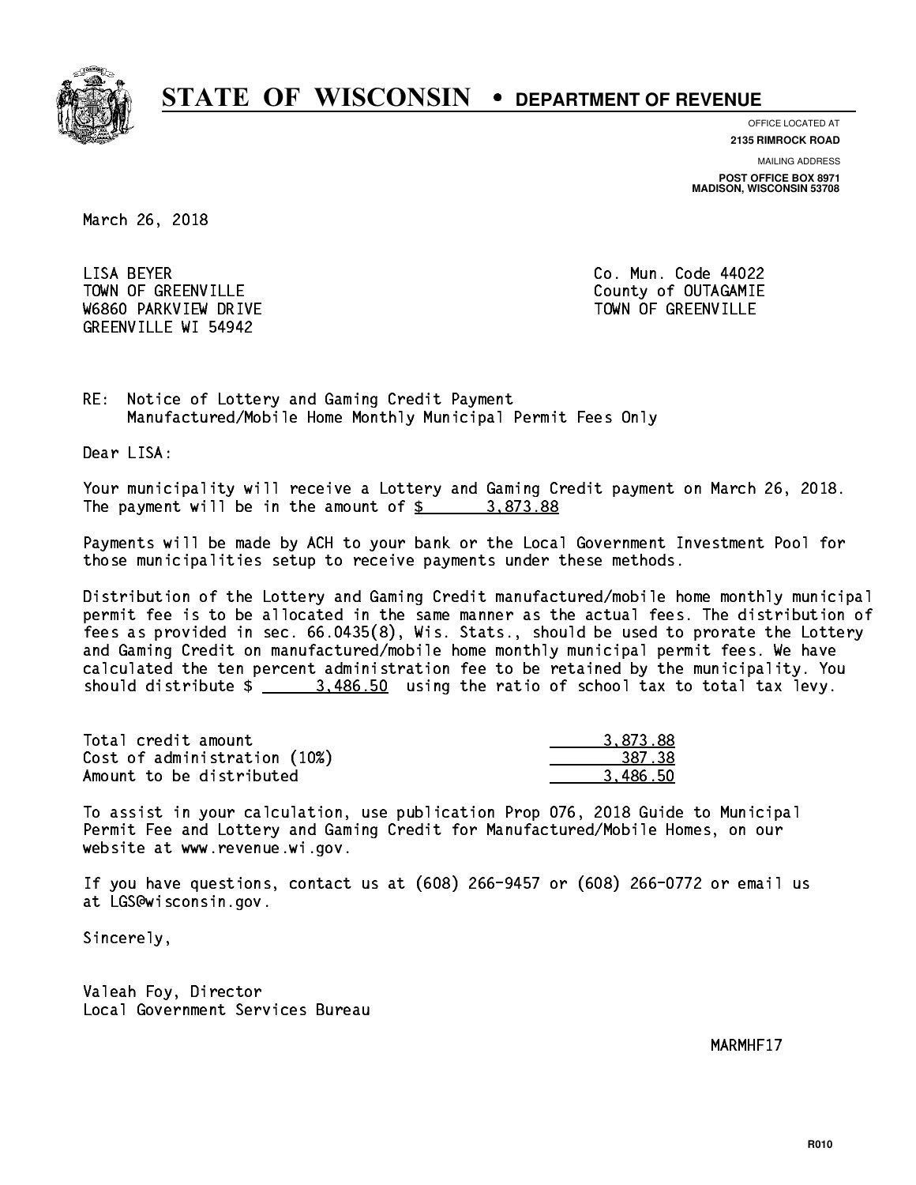# STATE OF WISCONSIN • DEPARTMENT OF REVENUE

OFFICE LOCATED AT
**2135 RIMROCK ROAD**

MAILING ADDRESS
**POST OFFICE BOX 8971**
**MADISON, WISCONSIN 53708**

March 26, 2018

LISA BEYER
TOWN OF GREENVILLE
W6860 PARKVIEW DRIVE
GREENVILLE WI 54942

Co. Mun. Code 44022
County of OUTAGAMIE
TOWN OF GREENVILLE

RE: Notice of Lottery and Gaming Credit Payment
Manufactured/Mobile Home Monthly Municipal Permit Fees Only

Dear LISA:

Your municipality will receive a Lottery and Gaming Credit payment on March 26, 2018. The payment will be in the amount of $ 3,873.88

Payments will be made by ACH to your bank or the Local Government Investment Pool for those municipalities setup to receive payments under these methods.

Distribution of the Lottery and Gaming Credit manufactured/mobile home monthly municipal permit fee is to be allocated in the same manner as the actual fees. The distribution of fees as provided in sec. 66.0435(8), Wis. Stats., should be used to prorate the Lottery and Gaming Credit on manufactured/mobile home monthly municipal permit fees. We have calculated the ten percent administration fee to be retained by the municipality. You should distribute $ 3,486.50 using the ratio of school tax to total tax levy.

| | |
|---|---|
| Total credit amount | 3,873.88 |
| Cost of administration (10%) | 387.38 |
| Amount to be distributed | 3,486.50 |

To assist in your calculation, use publication Prop 076, 2018 Guide to Municipal Permit Fee and Lottery and Gaming Credit for Manufactured/Mobile Homes, on our website at www.revenue.wi.gov.

If you have questions, contact us at (608) 266-9457 or (608) 266-0772 or email us at LGS@wisconsin.gov.

Sincerely,

Valeah Foy, Director
Local Government Services Bureau

MARMHF17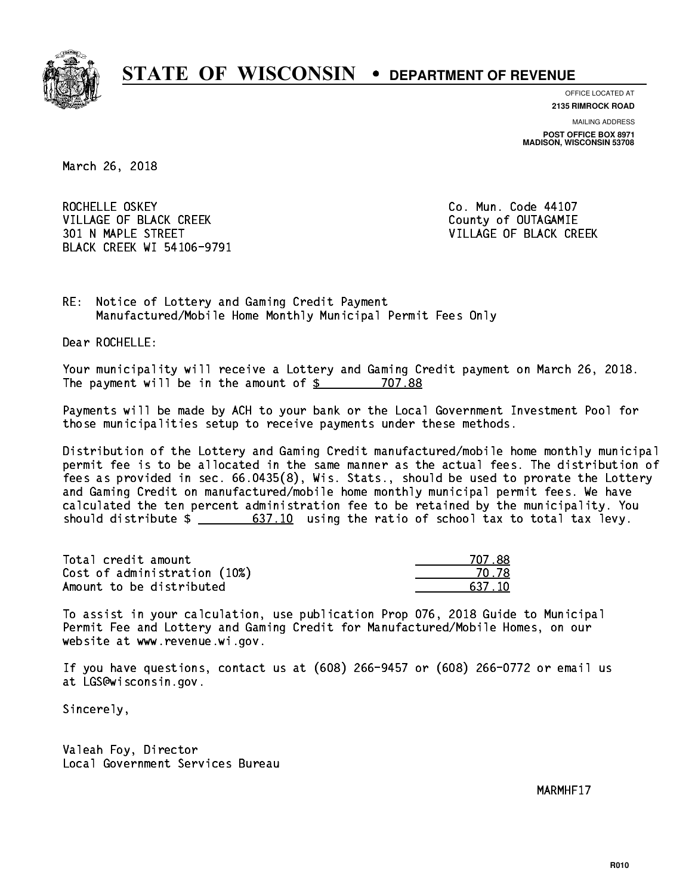# STATE OF WISCONSIN • DEPARTMENT OF REVENUE

OFFICE LOCATED AT
**2135 RIMROCK ROAD**

MAILING ADDRESS
**POST OFFICE BOX 8971**
**MADISON, WISCONSIN 53708**

March 26, 2018

ROCHELLE OSKEY
VILLAGE OF BLACK CREEK
301 N MAPLE STREET
BLACK CREEK WI 54106-9791

Co. Mun. Code 44107
County of OUTAGAMIE
VILLAGE OF BLACK CREEK

RE: Notice of Lottery and Gaming Credit Payment
Manufactured/Mobile Home Monthly Municipal Permit Fees Only

Dear ROCHELLE:

Your municipality will receive a Lottery and Gaming Credit payment on March 26, 2018. The payment will be in the amount of $ 707.88

Payments will be made by ACH to your bank or the Local Government Investment Pool for those municipalities setup to receive payments under these methods.

Distribution of the Lottery and Gaming Credit manufactured/mobile home monthly municipal permit fee is to be allocated in the same manner as the actual fees. The distribution of fees as provided in sec. 66.0435(8), Wis. Stats., should be used to prorate the Lottery and Gaming Credit on manufactured/mobile home monthly municipal permit fees. We have calculated the ten percent administration fee to be retained by the municipality. You should distribute $ 637.10 using the ratio of school tax to total tax levy.

| | |
|---|---|
| Total credit amount | 707.88 |
| Cost of administration (10%) | 70.78 |
| Amount to be distributed | 637.10 |

To assist in your calculation, use publication Prop 076, 2018 Guide to Municipal Permit Fee and Lottery and Gaming Credit for Manufactured/Mobile Homes, on our website at www.revenue.wi.gov.

If you have questions, contact us at (608) 266-9457 or (608) 266-0772 or email us at LGS@wisconsin.gov.

Sincerely,

Valeah Foy, Director
Local Government Services Bureau

MARMHF17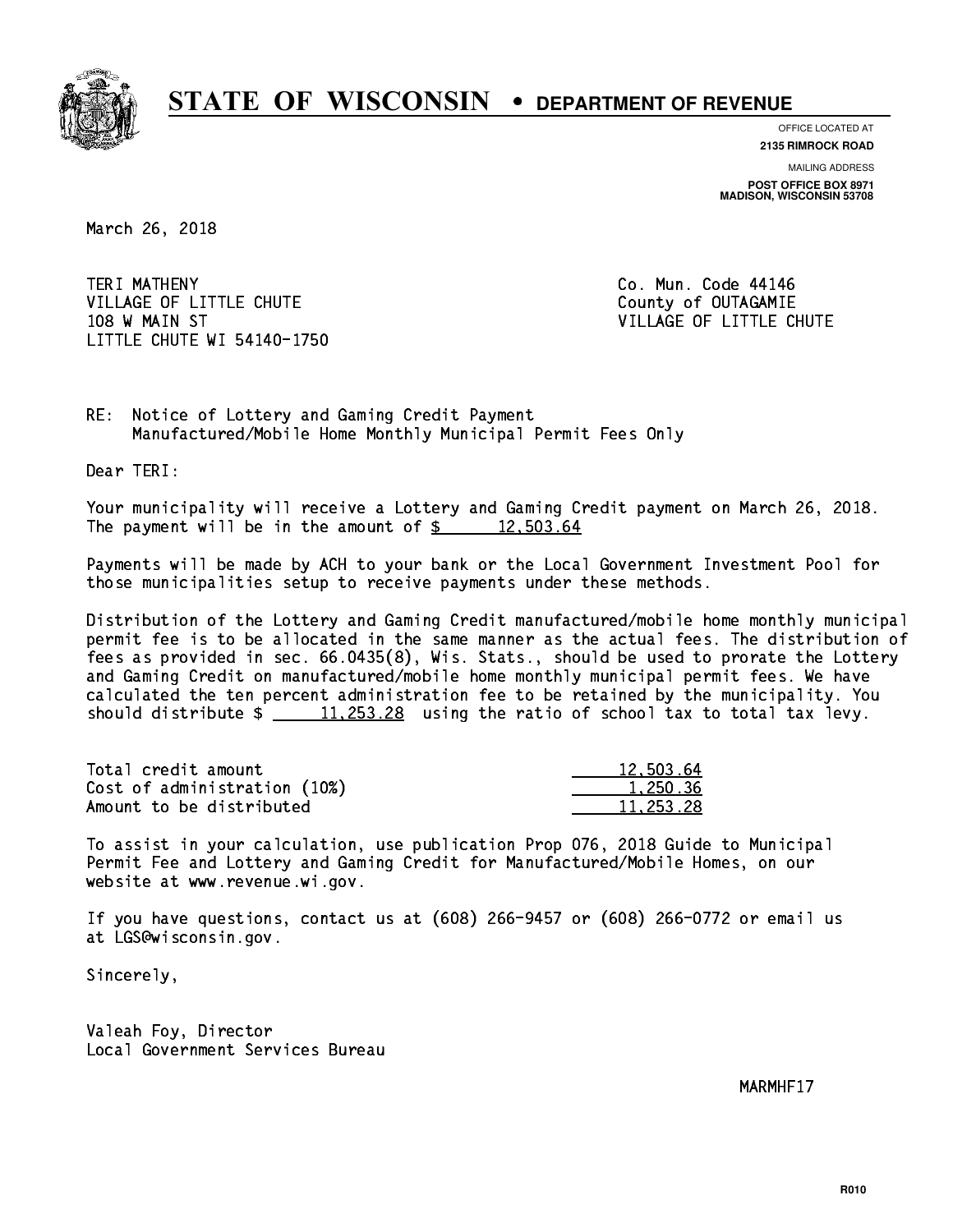# STATE OF WISCONSIN • DEPARTMENT OF REVENUE

OFFICE LOCATED AT
**2135 RIMROCK ROAD**

MAILING ADDRESS
**POST OFFICE BOX 8971**
**MADISON, WISCONSIN 53708**

March 26, 2018

TERI MATHENY
VILLAGE OF LITTLE CHUTE
108 W MAIN ST
LITTLE CHUTE WI 54140-1750

Co. Mun. Code 44146
County of OUTAGAMIE
VILLAGE OF LITTLE CHUTE

RE: Notice of Lottery and Gaming Credit Payment
Manufactured/Mobile Home Monthly Municipal Permit Fees Only

Dear TERI:

Your municipality will receive a Lottery and Gaming Credit payment on March 26, 2018. The payment will be in the amount of $ 12,503.64

Payments will be made by ACH to your bank or the Local Government Investment Pool for those municipalities setup to receive payments under these methods.

Distribution of the Lottery and Gaming Credit manufactured/mobile home monthly municipal permit fee is to be allocated in the same manner as the actual fees. The distribution of fees as provided in sec. 66.0435(8), Wis. Stats., should be used to prorate the Lottery and Gaming Credit on manufactured/mobile home monthly municipal permit fees. We have calculated the ten percent administration fee to be retained by the municipality. You should distribute $ 11,253.28 using the ratio of school tax to total tax levy.

| | |
|---|---|
| Total credit amount | 12,503.64 |
| Cost of administration (10%) | 1,250.36 |
| Amount to be distributed | 11,253.28 |

To assist in your calculation, use publication Prop 076, 2018 Guide to Municipal Permit Fee and Lottery and Gaming Credit for Manufactured/Mobile Homes, on our website at www.revenue.wi.gov.

If you have questions, contact us at (608) 266-9457 or (608) 266-0772 or email us at LGS@wisconsin.gov.

Sincerely,

Valeah Foy, Director
Local Government Services Bureau

MARMHF17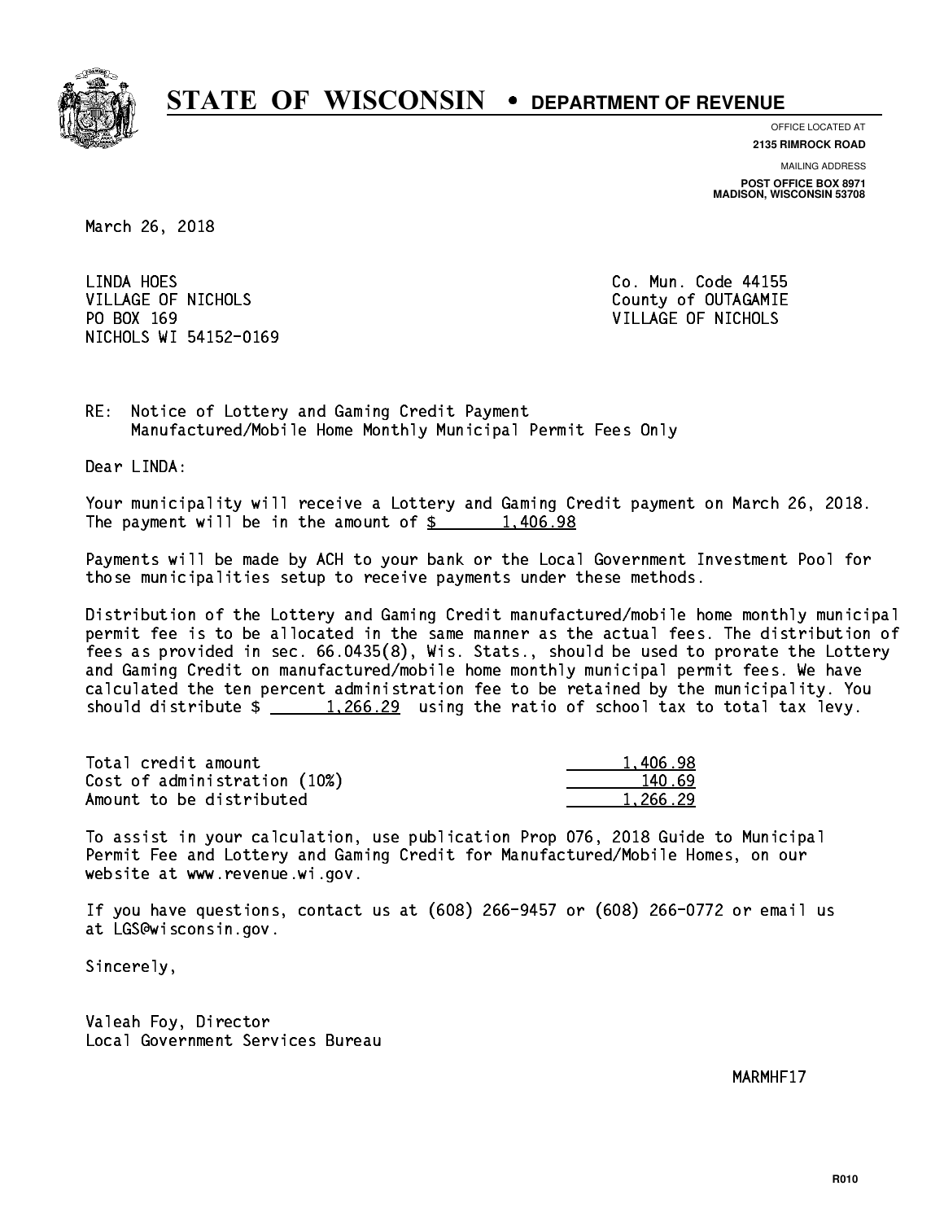# STATE OF WISCONSIN • DEPARTMENT OF REVENUE

OFFICE LOCATED AT
**2135 RIMROCK ROAD**

MAILING ADDRESS
**POST OFFICE BOX 8971**
**MADISON, WISCONSIN 53708**

March 26, 2018

LINDA HOES
VILLAGE OF NICHOLS
PO BOX 169
NICHOLS WI 54152-0169

Co. Mun. Code 44155
County of OUTAGAMIE
VILLAGE OF NICHOLS

RE: Notice of Lottery and Gaming Credit Payment
Manufactured/Mobile Home Monthly Municipal Permit Fees Only

Dear LINDA:

Your municipality will receive a Lottery and Gaming Credit payment on March 26, 2018. The payment will be in the amount of $ 1,406.98

Payments will be made by ACH to your bank or the Local Government Investment Pool for those municipalities setup to receive payments under these methods.

Distribution of the Lottery and Gaming Credit manufactured/mobile home monthly municipal permit fee is to be allocated in the same manner as the actual fees. The distribution of fees as provided in sec. 66.0435(8), Wis. Stats., should be used to prorate the Lottery and Gaming Credit on manufactured/mobile home monthly municipal permit fees. We have calculated the ten percent administration fee to be retained by the municipality. You should distribute $ 1,266.29 using the ratio of school tax to total tax levy.

| | |
|---|---|
| Total credit amount | 1,406.98 |
| Cost of administration (10%) | 140.69 |
| Amount to be distributed | 1,266.29 |

To assist in your calculation, use publication Prop 076, 2018 Guide to Municipal Permit Fee and Lottery and Gaming Credit for Manufactured/Mobile Homes, on our website at www.revenue.wi.gov.

If you have questions, contact us at (608) 266-9457 or (608) 266-0772 or email us at LGS@wisconsin.gov.

Sincerely,

Valeah Foy, Director
Local Government Services Bureau

MARMHF17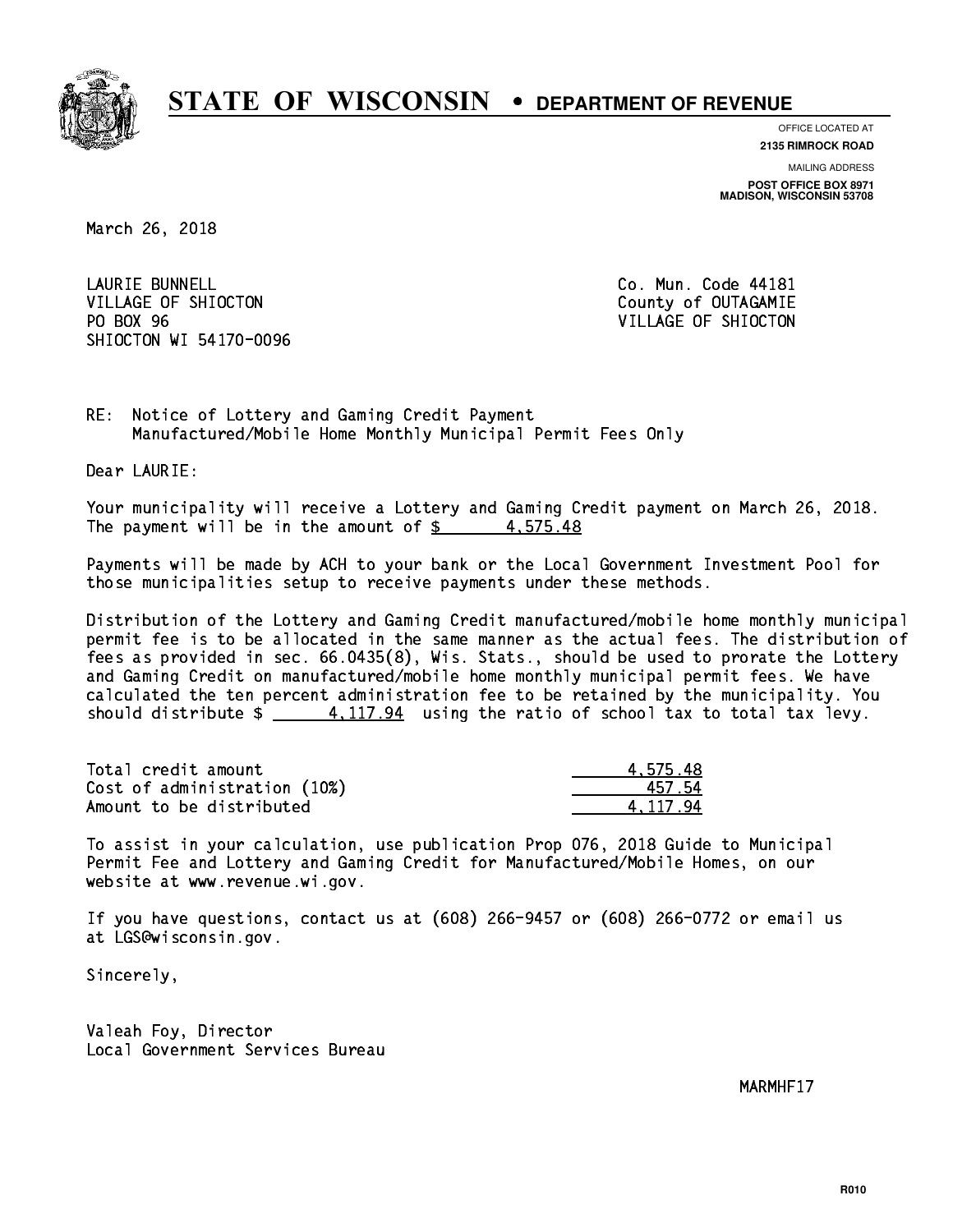# STATE OF WISCONSIN • DEPARTMENT OF REVENUE

OFFICE LOCATED AT
**2135 RIMROCK ROAD**

MAILING ADDRESS
**POST OFFICE BOX 8971**
**MADISON, WISCONSIN 53708**

March 26, 2018

LAURIE BUNNELL
VILLAGE OF SHIOCTON
PO BOX 96
SHIOCTON WI 54170-0096

Co. Mun. Code 44181
County of OUTAGAMIE
VILLAGE OF SHIOCTON

RE: Notice of Lottery and Gaming Credit Payment
Manufactured/Mobile Home Monthly Municipal Permit Fees Only

Dear LAURIE:

Your municipality will receive a Lottery and Gaming Credit payment on March 26, 2018. The payment will be in the amount of $ 4,575.48

Payments will be made by ACH to your bank or the Local Government Investment Pool for those municipalities setup to receive payments under these methods.

Distribution of the Lottery and Gaming Credit manufactured/mobile home monthly municipal permit fee is to be allocated in the same manner as the actual fees. The distribution of fees as provided in sec. 66.0435(8), Wis. Stats., should be used to prorate the Lottery and Gaming Credit on manufactured/mobile home monthly municipal permit fees. We have calculated the ten percent administration fee to be retained by the municipality. You should distribute $ 4,117.94 using the ratio of school tax to total tax levy.

| | |
|---|---|
| Total credit amount | 4,575.48 |
| Cost of administration (10%) | 457.54 |
| Amount to be distributed | 4,117.94 |

To assist in your calculation, use publication Prop 076, 2018 Guide to Municipal Permit Fee and Lottery and Gaming Credit for Manufactured/Mobile Homes, on our website at www.revenue.wi.gov.

If you have questions, contact us at (608) 266-9457 or (608) 266-0772 or email us at LGS@wisconsin.gov.

Sincerely,

Valeah Foy, Director
Local Government Services Bureau

MARMHF17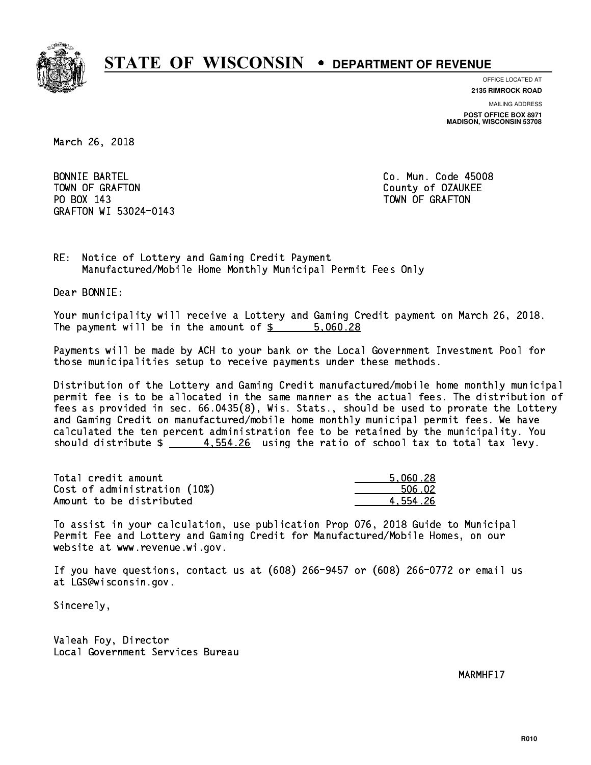# STATE OF WISCONSIN • DEPARTMENT OF REVENUE

OFFICE LOCATED AT
**2135 RIMROCK ROAD**

MAILING ADDRESS
**POST OFFICE BOX 8971**
**MADISON, WISCONSIN 53708**

March 26, 2018

BONNIE BARTEL
TOWN OF GRAFTON
PO BOX 143
GRAFTON WI 53024-0143

Co. Mun. Code 45008
County of OZAUKEE
TOWN OF GRAFTON

RE: Notice of Lottery and Gaming Credit Payment
Manufactured/Mobile Home Monthly Municipal Permit Fees Only

Dear BONNIE:

Your municipality will receive a Lottery and Gaming Credit payment on March 26, 2018. The payment will be in the amount of $ 5,060.28

Payments will be made by ACH to your bank or the Local Government Investment Pool for those municipalities setup to receive payments under these methods.

Distribution of the Lottery and Gaming Credit manufactured/mobile home monthly municipal permit fee is to be allocated in the same manner as the actual fees. The distribution of fees as provided in sec. 66.0435(8), Wis. Stats., should be used to prorate the Lottery and Gaming Credit on manufactured/mobile home monthly municipal permit fees. We have calculated the ten percent administration fee to be retained by the municipality. You should distribute $ 4,554.26 using the ratio of school tax to total tax levy.

| | |
|---|---|
| Total credit amount | 5,060.28 |
| Cost of administration (10%) | 506.02 |
| Amount to be distributed | 4,554.26 |

To assist in your calculation, use publication Prop 076, 2018 Guide to Municipal Permit Fee and Lottery and Gaming Credit for Manufactured/Mobile Homes, on our website at www.revenue.wi.gov.

If you have questions, contact us at (608) 266-9457 or (608) 266-0772 or email us at LGS@wisconsin.gov.

Sincerely,

Valeah Foy, Director
Local Government Services Bureau

MARMHF17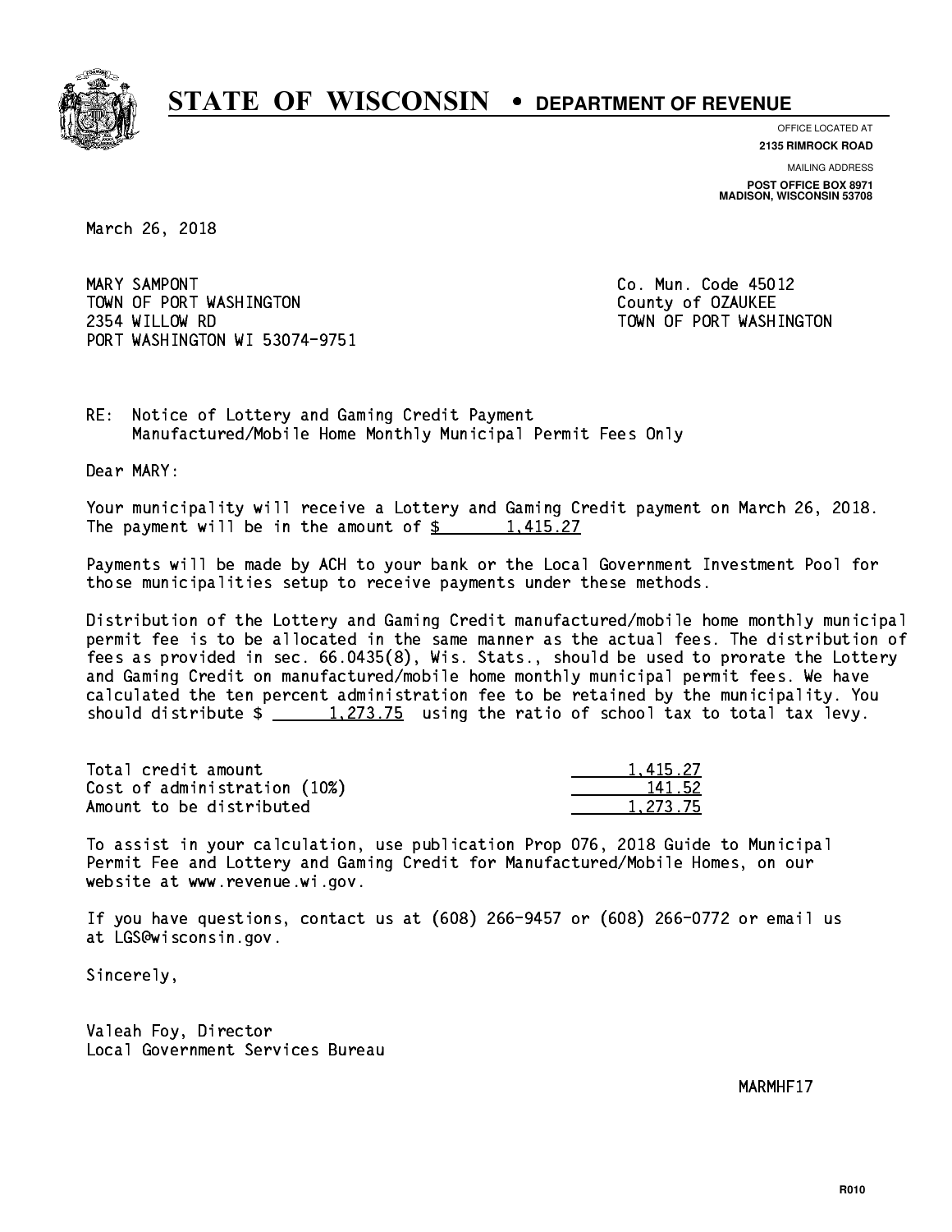# STATE OF WISCONSIN • DEPARTMENT OF REVENUE

OFFICE LOCATED AT
**2135 RIMROCK ROAD**

MAILING ADDRESS
**POST OFFICE BOX 8971**
**MADISON, WISCONSIN 53708**

March 26, 2018

MARY SAMPONT
TOWN OF PORT WASHINGTON
2354 WILLOW RD
PORT WASHINGTON WI 53074-9751

Co. Mun. Code 45012
County of OZAUKEE
TOWN OF PORT WASHINGTON

RE: Notice of Lottery and Gaming Credit Payment
Manufactured/Mobile Home Monthly Municipal Permit Fees Only

Dear MARY:

Your municipality will receive a Lottery and Gaming Credit payment on March 26, 2018. The payment will be in the amount of $ 1,415.27

Payments will be made by ACH to your bank or the Local Government Investment Pool for those municipalities setup to receive payments under these methods.

Distribution of the Lottery and Gaming Credit manufactured/mobile home monthly municipal permit fee is to be allocated in the same manner as the actual fees. The distribution of fees as provided in sec. 66.0435(8), Wis. Stats., should be used to prorate the Lottery and Gaming Credit on manufactured/mobile home monthly municipal permit fees. We have calculated the ten percent administration fee to be retained by the municipality. You should distribute $ 1,273.75 using the ratio of school tax to total tax levy.

| | |
|---|---|
| Total credit amount | 1,415.27 |
| Cost of administration (10%) | 141.52 |
| Amount to be distributed | 1,273.75 |

To assist in your calculation, use publication Prop 076, 2018 Guide to Municipal Permit Fee and Lottery and Gaming Credit for Manufactured/Mobile Homes, on our website at www.revenue.wi.gov.

If you have questions, contact us at (608) 266-9457 or (608) 266-0772 or email us at LGS@wisconsin.gov.

Sincerely,

Valeah Foy, Director
Local Government Services Bureau

MARMHF17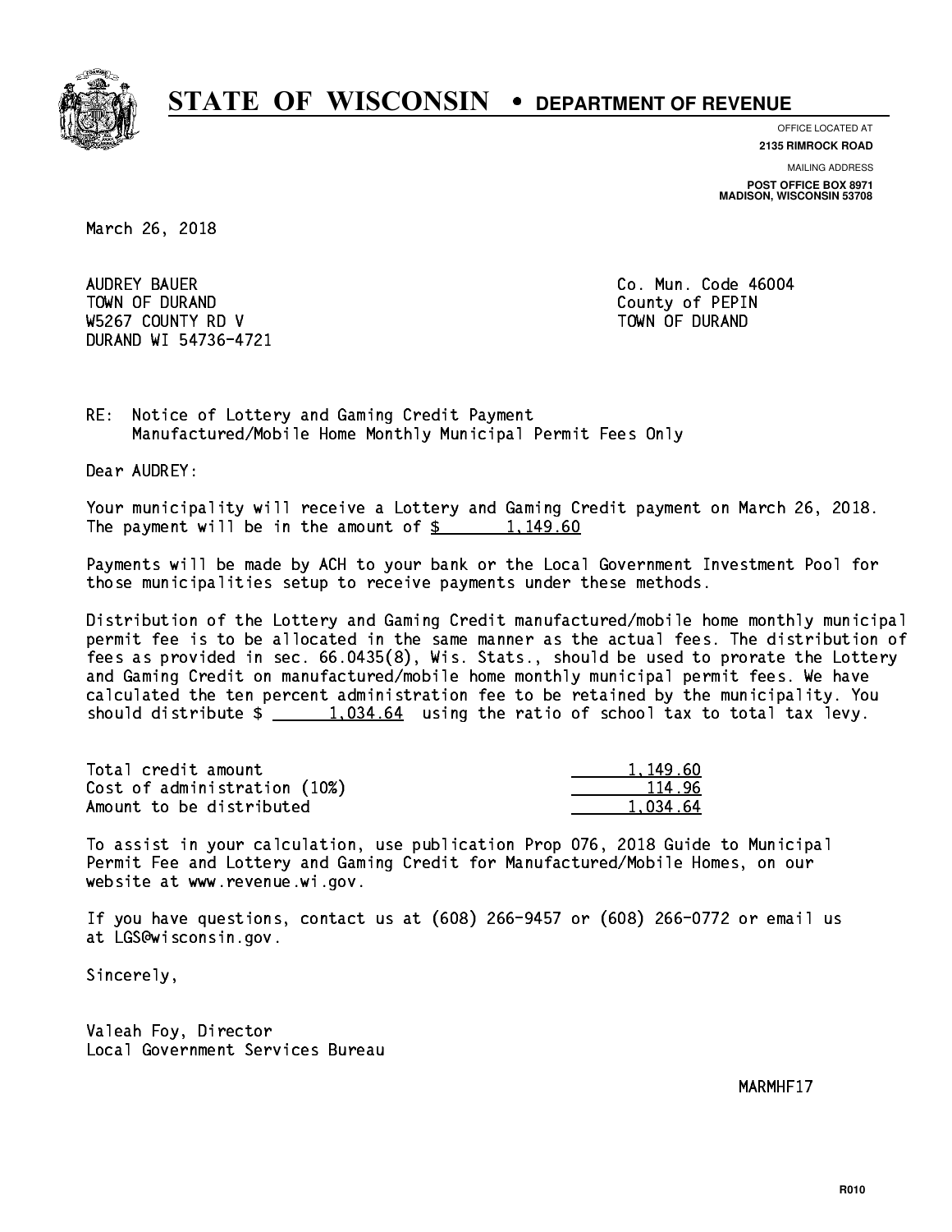# STATE OF WISCONSIN • DEPARTMENT OF REVENUE

OFFICE LOCATED AT
**2135 RIMROCK ROAD**

MAILING ADDRESS
**POST OFFICE BOX 8971**
**MADISON, WISCONSIN 53708**

March 26, 2018

AUDREY BAUER
TOWN OF DURAND
W5267 COUNTY RD V
DURAND WI 54736-4721

Co. Mun. Code 46004
County of PEPIN
TOWN OF DURAND

RE: Notice of Lottery and Gaming Credit Payment
Manufactured/Mobile Home Monthly Municipal Permit Fees Only

Dear AUDREY:

Your municipality will receive a Lottery and Gaming Credit payment on March 26, 2018. The payment will be in the amount of $ 1,149.60

Payments will be made by ACH to your bank or the Local Government Investment Pool for those municipalities setup to receive payments under these methods.

Distribution of the Lottery and Gaming Credit manufactured/mobile home monthly municipal permit fee is to be allocated in the same manner as the actual fees. The distribution of fees as provided in sec. 66.0435(8), Wis. Stats., should be used to prorate the Lottery and Gaming Credit on manufactured/mobile home monthly municipal permit fees. We have calculated the ten percent administration fee to be retained by the municipality. You should distribute $ 1,034.64 using the ratio of school tax to total tax levy.

| | |
|---|---|
| Total credit amount | 1,149.60 |
| Cost of administration (10%) | 114.96 |
| Amount to be distributed | 1,034.64 |

To assist in your calculation, use publication Prop 076, 2018 Guide to Municipal Permit Fee and Lottery and Gaming Credit for Manufactured/Mobile Homes, on our website at www.revenue.wi.gov.

If you have questions, contact us at (608) 266-9457 or (608) 266-0772 or email us at LGS@wisconsin.gov.

Sincerely,

Valeah Foy, Director
Local Government Services Bureau

MARMHF17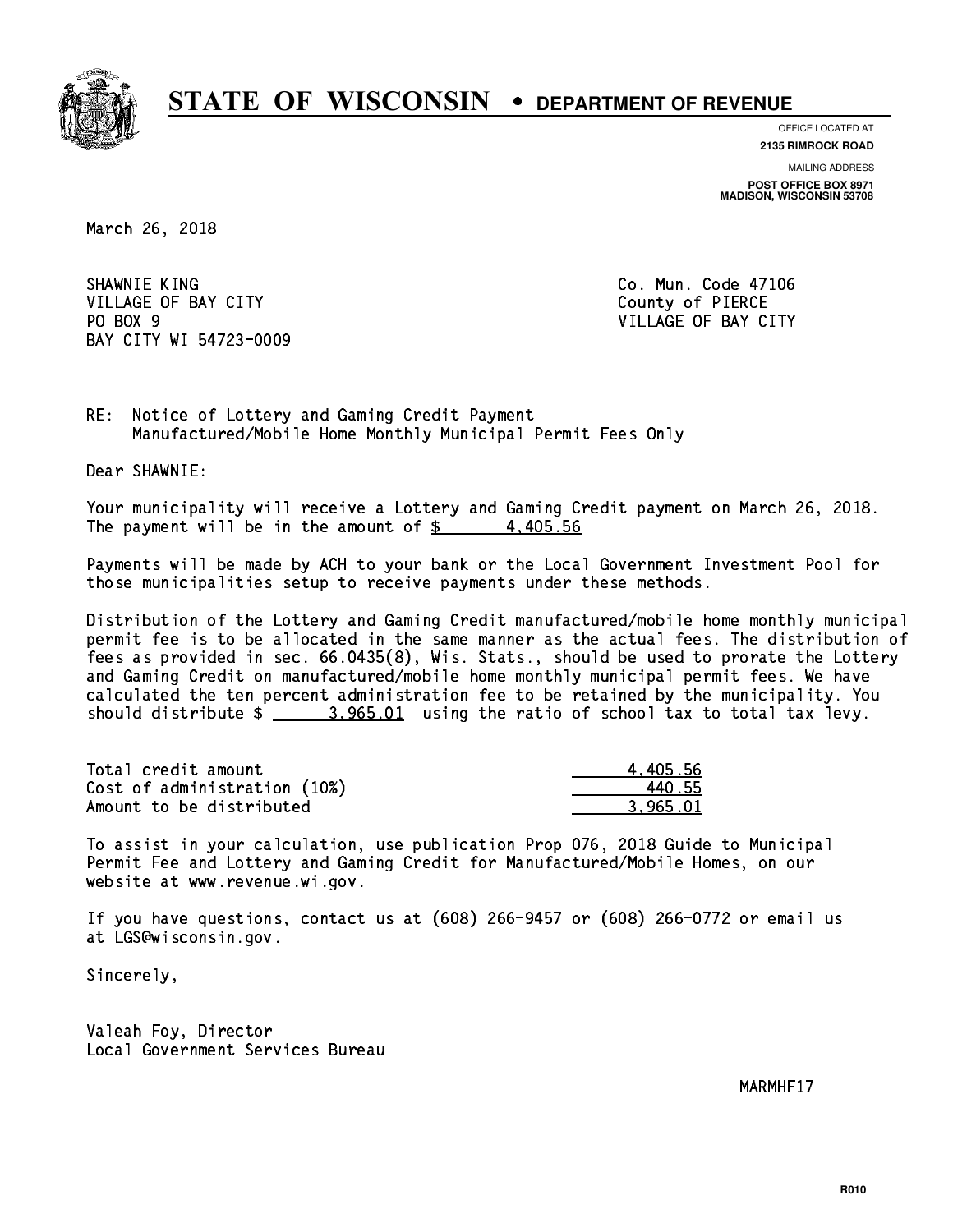# STATE OF WISCONSIN • DEPARTMENT OF REVENUE

OFFICE LOCATED AT
**2135 RIMROCK ROAD**

MAILING ADDRESS
**POST OFFICE BOX 8971**
**MADISON, WISCONSIN 53708**

March 26, 2018

SHAWNIE KING
VILLAGE OF BAY CITY
PO BOX 9
BAY CITY WI 54723-0009

Co. Mun. Code 47106
County of PIERCE
VILLAGE OF BAY CITY

RE: Notice of Lottery and Gaming Credit Payment
Manufactured/Mobile Home Monthly Municipal Permit Fees Only

Dear SHAWNIE:

Your municipality will receive a Lottery and Gaming Credit payment on March 26, 2018. The payment will be in the amount of $ 4,405.56

Payments will be made by ACH to your bank or the Local Government Investment Pool for those municipalities setup to receive payments under these methods.

Distribution of the Lottery and Gaming Credit manufactured/mobile home monthly municipal permit fee is to be allocated in the same manner as the actual fees. The distribution of fees as provided in sec. 66.0435(8), Wis. Stats., should be used to prorate the Lottery and Gaming Credit on manufactured/mobile home monthly municipal permit fees. We have calculated the ten percent administration fee to be retained by the municipality. You should distribute $ 3,965.01 using the ratio of school tax to total tax levy.

| | |
|---|---|
| Total credit amount | 4,405.56 |
| Cost of administration (10%) | 440.55 |
| Amount to be distributed | 3,965.01 |

To assist in your calculation, use publication Prop 076, 2018 Guide to Municipal Permit Fee and Lottery and Gaming Credit for Manufactured/Mobile Homes, on our website at www.revenue.wi.gov.

If you have questions, contact us at (608) 266-9457 or (608) 266-0772 or email us at LGS@wisconsin.gov.

Sincerely,

Valeah Foy, Director
Local Government Services Bureau

MARMHF17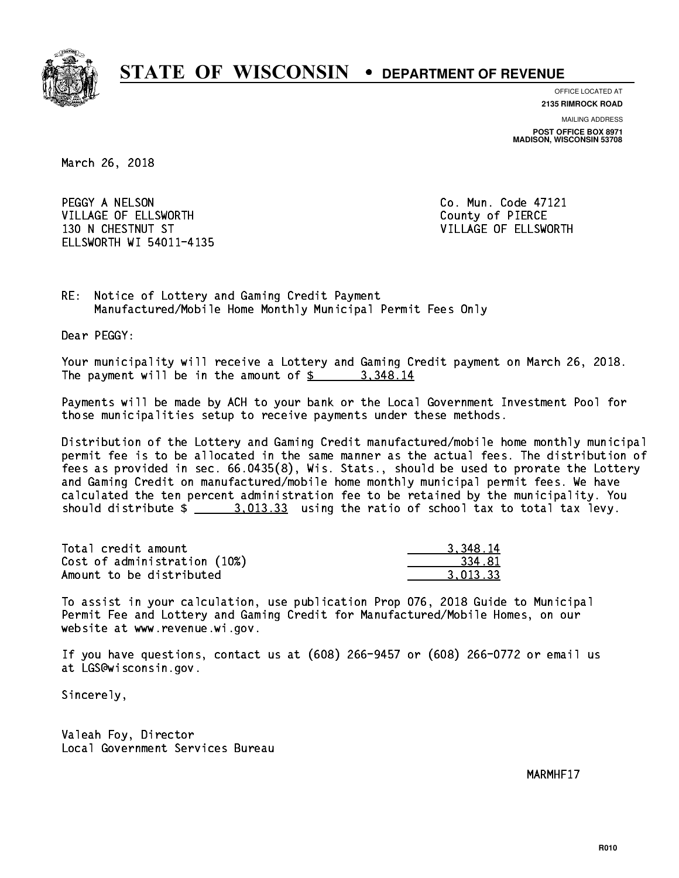# STATE OF WISCONSIN • DEPARTMENT OF REVENUE

OFFICE LOCATED AT
**2135 RIMROCK ROAD**

MAILING ADDRESS
**POST OFFICE BOX 8971**
**MADISON, WISCONSIN 53708**

March 26, 2018

PEGGY A NELSON
VILLAGE OF ELLSWORTH
130 N CHESTNUT ST
ELLSWORTH WI 54011-4135

Co. Mun. Code 47121
County of PIERCE
VILLAGE OF ELLSWORTH

RE: Notice of Lottery and Gaming Credit Payment
Manufactured/Mobile Home Monthly Municipal Permit Fees Only

Dear PEGGY:

Your municipality will receive a Lottery and Gaming Credit payment on March 26, 2018. The payment will be in the amount of $ 3,348.14

Payments will be made by ACH to your bank or the Local Government Investment Pool for those municipalities setup to receive payments under these methods.

Distribution of the Lottery and Gaming Credit manufactured/mobile home monthly municipal permit fee is to be allocated in the same manner as the actual fees. The distribution of fees as provided in sec. 66.0435(8), Wis. Stats., should be used to prorate the Lottery and Gaming Credit on manufactured/mobile home monthly municipal permit fees. We have calculated the ten percent administration fee to be retained by the municipality. You should distribute $ 3,013.33 using the ratio of school tax to total tax levy.

| | |
|---|---|
| Total credit amount | 3,348.14 |
| Cost of administration (10%) | 334.81 |
| Amount to be distributed | 3,013.33 |

To assist in your calculation, use publication Prop 076, 2018 Guide to Municipal Permit Fee and Lottery and Gaming Credit for Manufactured/Mobile Homes, on our website at www.revenue.wi.gov.

If you have questions, contact us at (608) 266-9457 or (608) 266-0772 or email us at LGS@wisconsin.gov.

Sincerely,

Valeah Foy, Director
Local Government Services Bureau

MARMHF17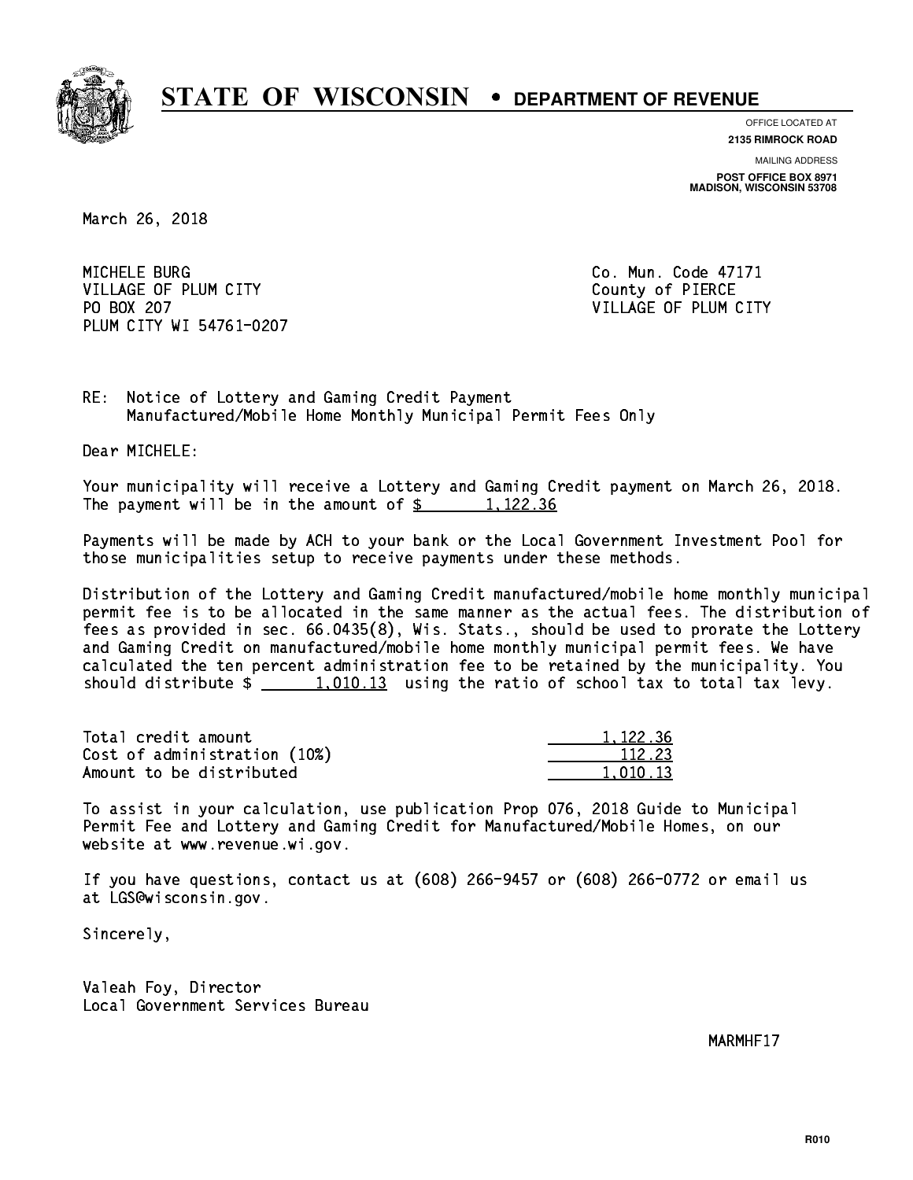# STATE OF WISCONSIN • DEPARTMENT OF REVENUE

OFFICE LOCATED AT
**2135 RIMROCK ROAD**

MAILING ADDRESS
**POST OFFICE BOX 8971**
**MADISON, WISCONSIN 53708**

March 26, 2018

MICHELE BURG
VILLAGE OF PLUM CITY
PO BOX 207
PLUM CITY WI 54761-0207

Co. Mun. Code 47171
County of PIERCE
VILLAGE OF PLUM CITY

RE: Notice of Lottery and Gaming Credit Payment
Manufactured/Mobile Home Monthly Municipal Permit Fees Only

Dear MICHELE:

Your municipality will receive a Lottery and Gaming Credit payment on March 26, 2018. The payment will be in the amount of $ 1,122.36

Payments will be made by ACH to your bank or the Local Government Investment Pool for those municipalities setup to receive payments under these methods.

Distribution of the Lottery and Gaming Credit manufactured/mobile home monthly municipal permit fee is to be allocated in the same manner as the actual fees. The distribution of fees as provided in sec. 66.0435(8), Wis. Stats., should be used to prorate the Lottery and Gaming Credit on manufactured/mobile home monthly municipal permit fees. We have calculated the ten percent administration fee to be retained by the municipality. You should distribute $ 1,010.13 using the ratio of school tax to total tax levy.

| | |
|---|---|
| Total credit amount | 1,122.36 |
| Cost of administration (10%) | 112.23 |
| Amount to be distributed | 1,010.13 |

To assist in your calculation, use publication Prop 076, 2018 Guide to Municipal Permit Fee and Lottery and Gaming Credit for Manufactured/Mobile Homes, on our website at www.revenue.wi.gov.

If you have questions, contact us at (608) 266-9457 or (608) 266-0772 or email us at LGS@wisconsin.gov.

Sincerely,

Valeah Foy, Director
Local Government Services Bureau

MARMHF17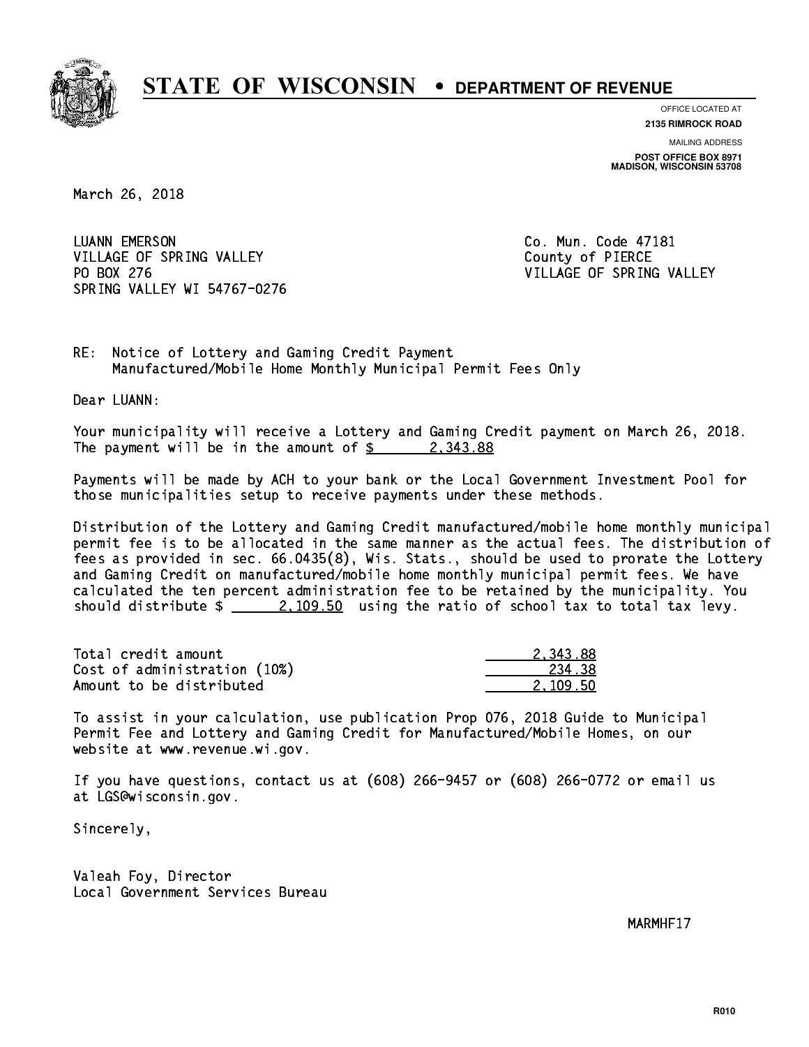# STATE OF WISCONSIN • DEPARTMENT OF REVENUE

OFFICE LOCATED AT
**2135 RIMROCK ROAD**

MAILING ADDRESS
**POST OFFICE BOX 8971**
**MADISON, WISCONSIN 53708**

March 26, 2018

LUANN EMERSON
VILLAGE OF SPRING VALLEY
PO BOX 276
SPRING VALLEY WI 54767-0276

Co. Mun. Code 47181
County of PIERCE
VILLAGE OF SPRING VALLEY

RE: Notice of Lottery and Gaming Credit Payment
Manufactured/Mobile Home Monthly Municipal Permit Fees Only

Dear LUANN:

Your municipality will receive a Lottery and Gaming Credit payment on March 26, 2018. The payment will be in the amount of $ 2,343.88

Payments will be made by ACH to your bank or the Local Government Investment Pool for those municipalities setup to receive payments under these methods.

Distribution of the Lottery and Gaming Credit manufactured/mobile home monthly municipal permit fee is to be allocated in the same manner as the actual fees. The distribution of fees as provided in sec. 66.0435(8), Wis. Stats., should be used to prorate the Lottery and Gaming Credit on manufactured/mobile home monthly municipal permit fees. We have calculated the ten percent administration fee to be retained by the municipality. You should distribute $ 2,109.50 using the ratio of school tax to total tax levy.

| | |
|---|---|
| Total credit amount | 2,343.88 |
| Cost of administration (10%) | 234.38 |
| Amount to be distributed | 2,109.50 |

To assist in your calculation, use publication Prop 076, 2018 Guide to Municipal Permit Fee and Lottery and Gaming Credit for Manufactured/Mobile Homes, on our website at www.revenue.wi.gov.

If you have questions, contact us at (608) 266-9457 or (608) 266-0772 or email us at LGS@wisconsin.gov.

Sincerely,

Valeah Foy, Director
Local Government Services Bureau

MARMHF17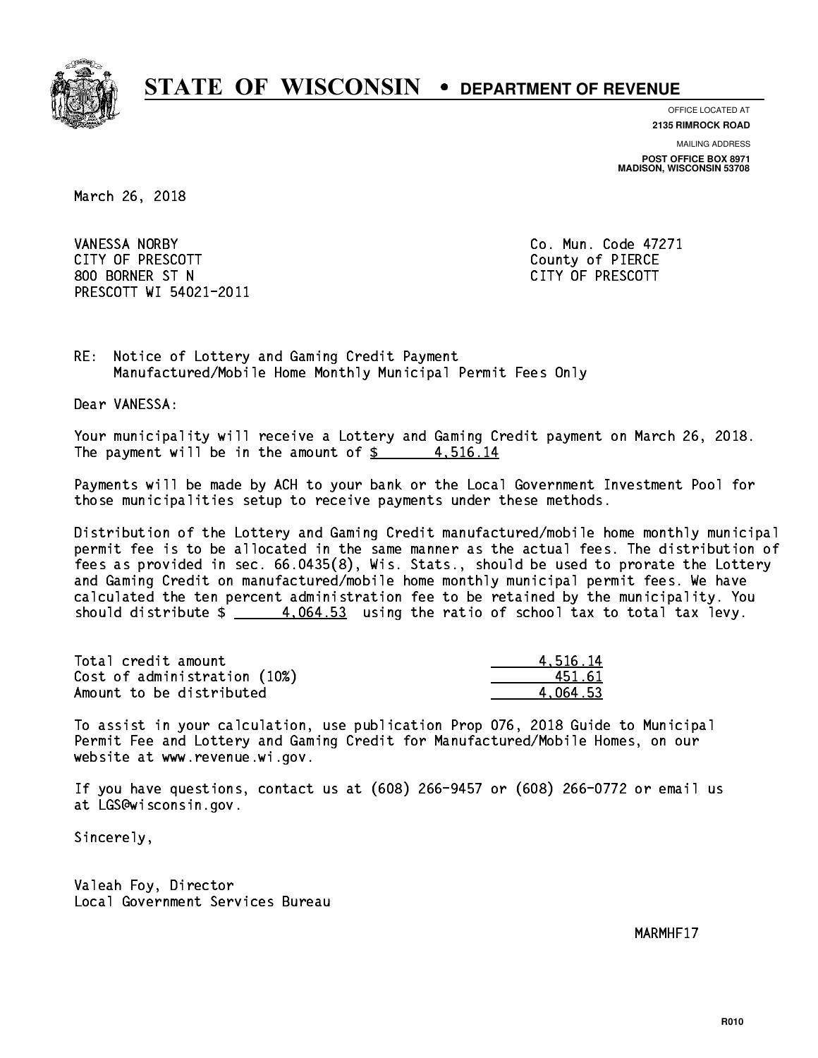# STATE OF WISCONSIN • DEPARTMENT OF REVENUE

OFFICE LOCATED AT
**2135 RIMROCK ROAD**

MAILING ADDRESS
**POST OFFICE BOX 8971**
**MADISON, WISCONSIN 53708**

March 26, 2018

VANESSA NORBY
CITY OF PRESCOTT
800 BORNER ST N
PRESCOTT WI 54021-2011

Co. Mun. Code 47271
County of PIERCE
CITY OF PRESCOTT

RE: Notice of Lottery and Gaming Credit Payment
Manufactured/Mobile Home Monthly Municipal Permit Fees Only

Dear VANESSA:

Your municipality will receive a Lottery and Gaming Credit payment on March 26, 2018. The payment will be in the amount of $ 4,516.14

Payments will be made by ACH to your bank or the Local Government Investment Pool for those municipalities setup to receive payments under these methods.

Distribution of the Lottery and Gaming Credit manufactured/mobile home monthly municipal permit fee is to be allocated in the same manner as the actual fees. The distribution of fees as provided in sec. 66.0435(8), Wis. Stats., should be used to prorate the Lottery and Gaming Credit on manufactured/mobile home monthly municipal permit fees. We have calculated the ten percent administration fee to be retained by the municipality. You should distribute $ 4,064.53 using the ratio of school tax to total tax levy.

| | |
|---|---|
| Total credit amount | 4,516.14 |
| Cost of administration (10%) | 451.61 |
| Amount to be distributed | 4,064.53 |

To assist in your calculation, use publication Prop 076, 2018 Guide to Municipal Permit Fee and Lottery and Gaming Credit for Manufactured/Mobile Homes, on our website at www.revenue.wi.gov.

If you have questions, contact us at (608) 266-9457 or (608) 266-0772 or email us at LGS@wisconsin.gov.

Sincerely,

Valeah Foy, Director
Local Government Services Bureau

MARMHF17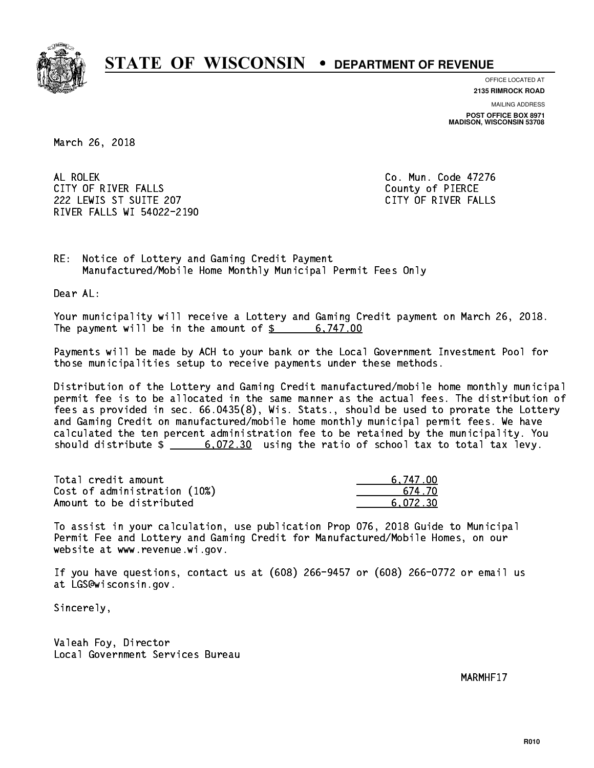# STATE OF WISCONSIN • DEPARTMENT OF REVENUE

OFFICE LOCATED AT
**2135 RIMROCK ROAD**

MAILING ADDRESS
**POST OFFICE BOX 8971**
**MADISON, WISCONSIN 53708**

March 26, 2018

AL ROLEK
CITY OF RIVER FALLS
222 LEWIS ST SUITE 207
RIVER FALLS WI 54022-2190

Co. Mun. Code 47276
County of PIERCE
CITY OF RIVER FALLS

RE: Notice of Lottery and Gaming Credit Payment
Manufactured/Mobile Home Monthly Municipal Permit Fees Only

Dear AL:

Your municipality will receive a Lottery and Gaming Credit payment on March 26, 2018. The payment will be in the amount of $ 6,747.00

Payments will be made by ACH to your bank or the Local Government Investment Pool for those municipalities setup to receive payments under these methods.

Distribution of the Lottery and Gaming Credit manufactured/mobile home monthly municipal permit fee is to be allocated in the same manner as the actual fees. The distribution of fees as provided in sec. 66.0435(8), Wis. Stats., should be used to prorate the Lottery and Gaming Credit on manufactured/mobile home monthly municipal permit fees. We have calculated the ten percent administration fee to be retained by the municipality. You should distribute $ 6,072.30 using the ratio of school tax to total tax levy.

| | |
|---|---|
| Total credit amount | 6,747.00 |
| Cost of administration (10%) | 674.70 |
| Amount to be distributed | 6,072.30 |

To assist in your calculation, use publication Prop 076, 2018 Guide to Municipal Permit Fee and Lottery and Gaming Credit for Manufactured/Mobile Homes, on our website at www.revenue.wi.gov.

If you have questions, contact us at (608) 266-9457 or (608) 266-0772 or email us at LGS@wisconsin.gov.

Sincerely,

Valeah Foy, Director
Local Government Services Bureau

MARMHF17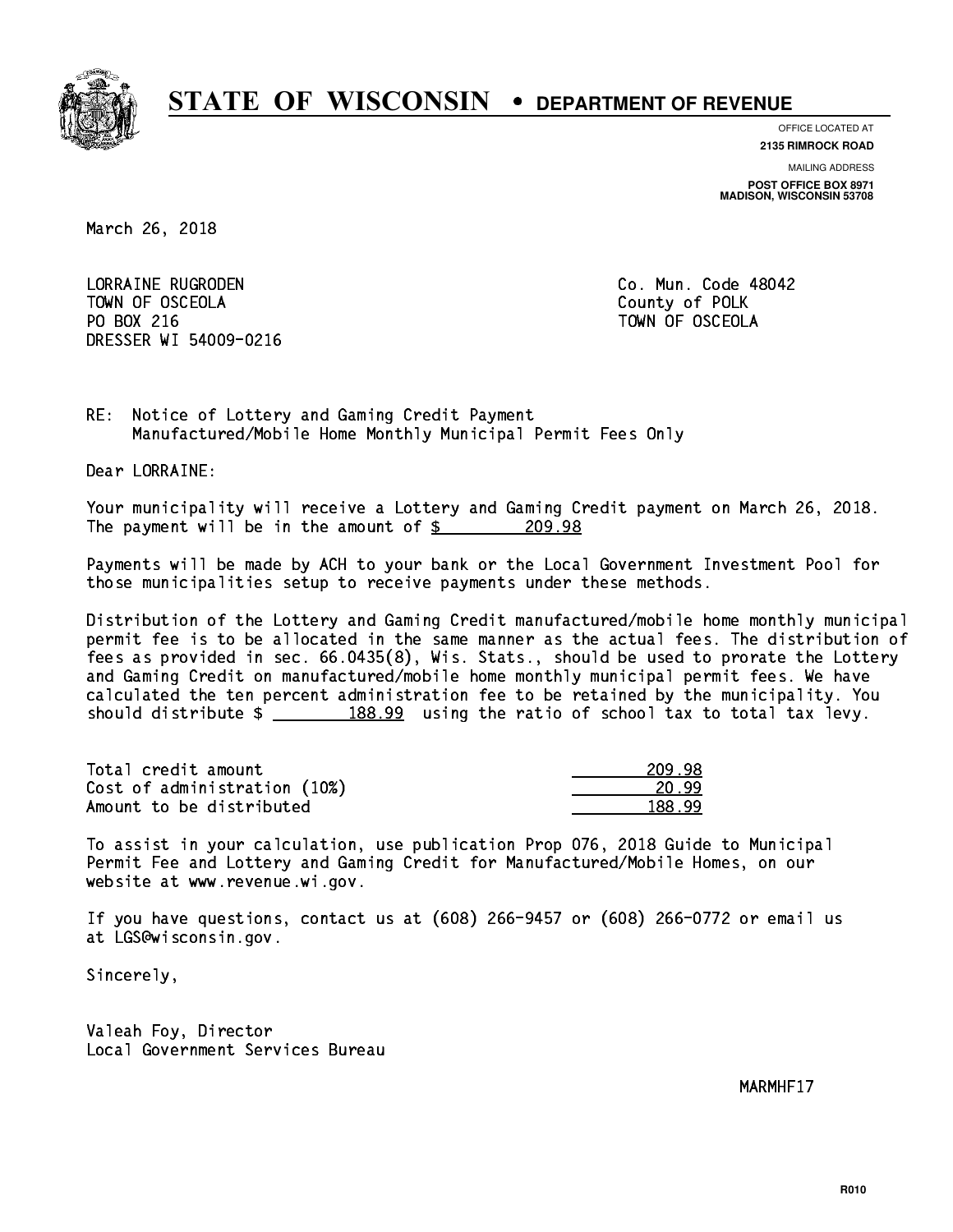# STATE OF WISCONSIN • DEPARTMENT OF REVENUE

OFFICE LOCATED AT
**2135 RIMROCK ROAD**

MAILING ADDRESS
**POST OFFICE BOX 8971**
**MADISON, WISCONSIN 53708**

March 26, 2018

LORRAINE RUGRODEN
TOWN OF OSCEOLA
PO BOX 216
DRESSER WI 54009-0216

Co. Mun. Code 48042
County of POLK
TOWN OF OSCEOLA

RE: Notice of Lottery and Gaming Credit Payment
Manufactured/Mobile Home Monthly Municipal Permit Fees Only

Dear LORRAINE:

Your municipality will receive a Lottery and Gaming Credit payment on March 26, 2018. The payment will be in the amount of $ 209.98

Payments will be made by ACH to your bank or the Local Government Investment Pool for those municipalities setup to receive payments under these methods.

Distribution of the Lottery and Gaming Credit manufactured/mobile home monthly municipal permit fee is to be allocated in the same manner as the actual fees. The distribution of fees as provided in sec. 66.0435(8), Wis. Stats., should be used to prorate the Lottery and Gaming Credit on manufactured/mobile home monthly municipal permit fees. We have calculated the ten percent administration fee to be retained by the municipality. You should distribute $ 188.99 using the ratio of school tax to total tax levy.

| | |
|---|---|
| Total credit amount | 209.98 |
| Cost of administration (10%) | 20.99 |
| Amount to be distributed | 188.99 |

To assist in your calculation, use publication Prop 076, 2018 Guide to Municipal Permit Fee and Lottery and Gaming Credit for Manufactured/Mobile Homes, on our website at www.revenue.wi.gov.

If you have questions, contact us at (608) 266-9457 or (608) 266-0772 or email us at LGS@wisconsin.gov.

Sincerely,

Valeah Foy, Director
Local Government Services Bureau

MARMHF17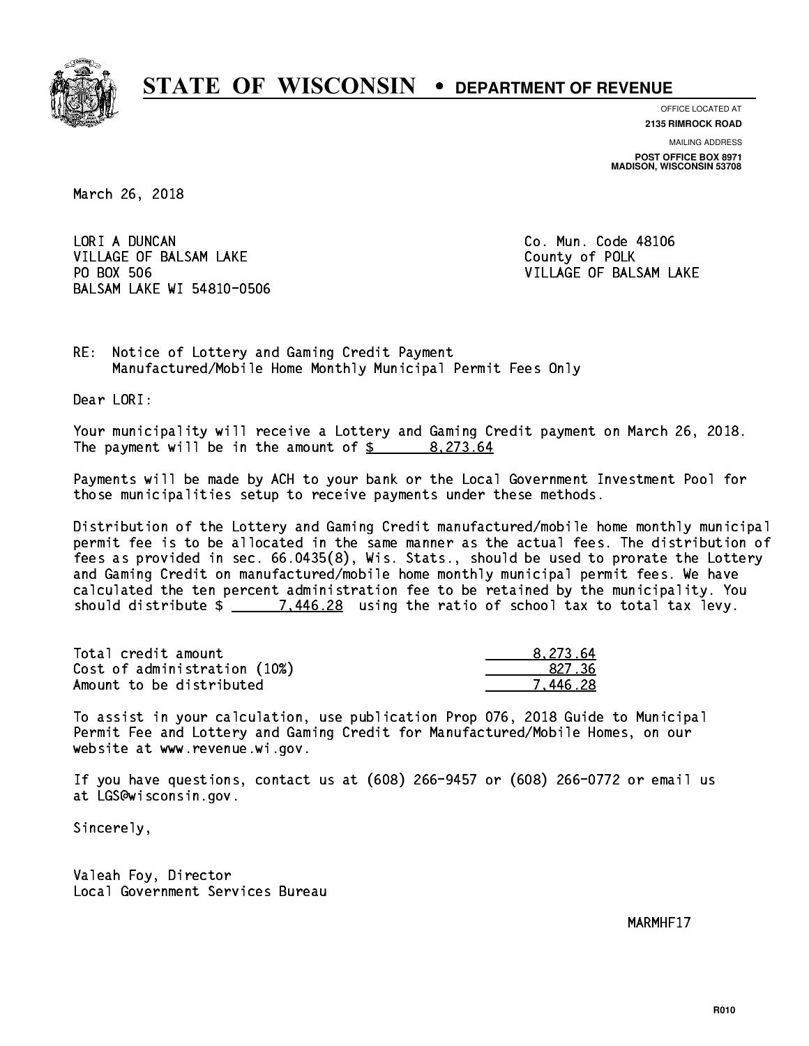# STATE OF WISCONSIN • DEPARTMENT OF REVENUE

OFFICE LOCATED AT
**2135 RIMROCK ROAD**

MAILING ADDRESS
**POST OFFICE BOX 8971**
**MADISON, WISCONSIN 53708**

March 26, 2018

LORI A DUNCAN
VILLAGE OF BALSAM LAKE
PO BOX 506
BALSAM LAKE WI 54810-0506

Co. Mun. Code 48106
County of POLK
VILLAGE OF BALSAM LAKE

RE: Notice of Lottery and Gaming Credit Payment
Manufactured/Mobile Home Monthly Municipal Permit Fees Only

Dear LORI:

Your municipality will receive a Lottery and Gaming Credit payment on March 26, 2018. The payment will be in the amount of $ 8,273.64

Payments will be made by ACH to your bank or the Local Government Investment Pool for those municipalities setup to receive payments under these methods.

Distribution of the Lottery and Gaming Credit manufactured/mobile home monthly municipal permit fee is to be allocated in the same manner as the actual fees. The distribution of fees as provided in sec. 66.0435(8), Wis. Stats., should be used to prorate the Lottery and Gaming Credit on manufactured/mobile home monthly municipal permit fees. We have calculated the ten percent administration fee to be retained by the municipality. You should distribute $ 7,446.28 using the ratio of school tax to total tax levy.

| | |
|---|---|
| Total credit amount | 8,273.64 |
| Cost of administration (10%) | 827.36 |
| Amount to be distributed | 7,446.28 |

To assist in your calculation, use publication Prop 076, 2018 Guide to Municipal Permit Fee and Lottery and Gaming Credit for Manufactured/Mobile Homes, on our website at www.revenue.wi.gov.

If you have questions, contact us at (608) 266-9457 or (608) 266-0772 or email us at LGS@wisconsin.gov.

Sincerely,

Valeah Foy, Director
Local Government Services Bureau

MARMHF17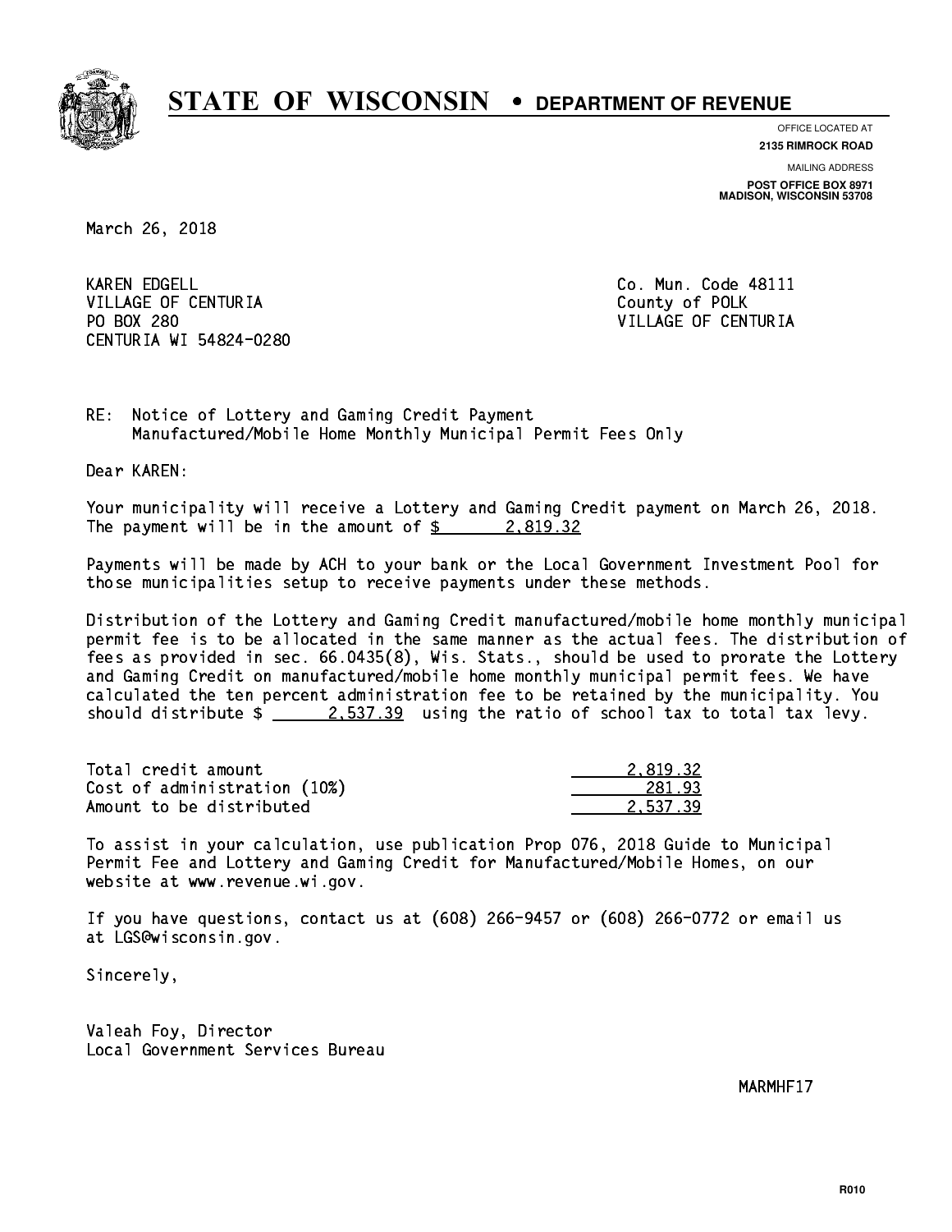# STATE OF WISCONSIN • DEPARTMENT OF REVENUE

OFFICE LOCATED AT
**2135 RIMROCK ROAD**

MAILING ADDRESS
**POST OFFICE BOX 8971**
**MADISON, WISCONSIN 53708**

March 26, 2018

KAREN EDGELL
VILLAGE OF CENTURIA
PO BOX 280
CENTURIA WI 54824-0280

Co. Mun. Code 48111
County of POLK
VILLAGE OF CENTURIA

RE: Notice of Lottery and Gaming Credit Payment
Manufactured/Mobile Home Monthly Municipal Permit Fees Only

Dear KAREN:

Your municipality will receive a Lottery and Gaming Credit payment on March 26, 2018. The payment will be in the amount of $ 2,819.32

Payments will be made by ACH to your bank or the Local Government Investment Pool for those municipalities setup to receive payments under these methods.

Distribution of the Lottery and Gaming Credit manufactured/mobile home monthly municipal permit fee is to be allocated in the same manner as the actual fees. The distribution of fees as provided in sec. 66.0435(8), Wis. Stats., should be used to prorate the Lottery and Gaming Credit on manufactured/mobile home monthly municipal permit fees. We have calculated the ten percent administration fee to be retained by the municipality. You should distribute $ 2,537.39 using the ratio of school tax to total tax levy.

| | |
|---|---|
| Total credit amount | 2,819.32 |
| Cost of administration (10%) | 281.93 |
| Amount to be distributed | 2,537.39 |

To assist in your calculation, use publication Prop 076, 2018 Guide to Municipal Permit Fee and Lottery and Gaming Credit for Manufactured/Mobile Homes, on our website at www.revenue.wi.gov.

If you have questions, contact us at (608) 266-9457 or (608) 266-0772 or email us at LGS@wisconsin.gov.

Sincerely,

Valeah Foy, Director
Local Government Services Bureau

MARMHF17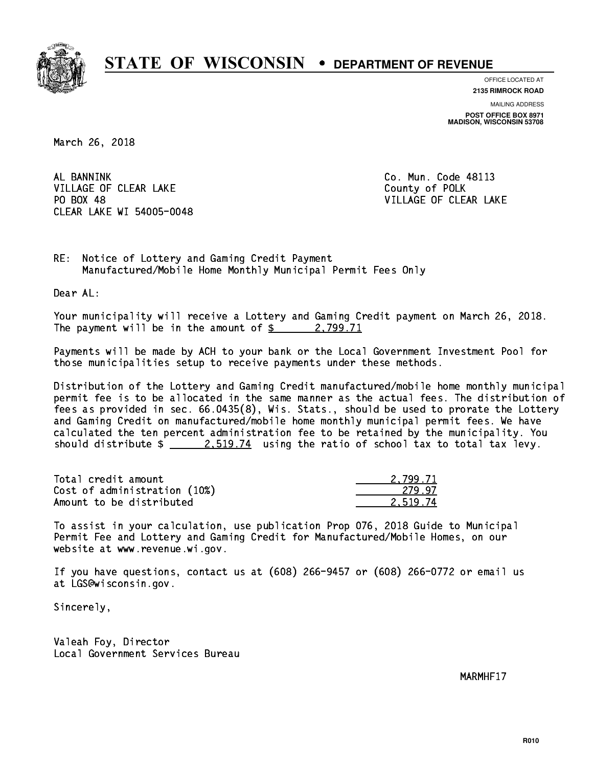# STATE OF WISCONSIN • DEPARTMENT OF REVENUE

OFFICE LOCATED AT
**2135 RIMROCK ROAD**

MAILING ADDRESS
**POST OFFICE BOX 8971**
**MADISON, WISCONSIN 53708**

March 26, 2018

AL BANNINK
VILLAGE OF CLEAR LAKE
PO BOX 48
CLEAR LAKE WI 54005-0048

Co. Mun. Code 48113
County of POLK
VILLAGE OF CLEAR LAKE

RE: Notice of Lottery and Gaming Credit Payment
Manufactured/Mobile Home Monthly Municipal Permit Fees Only

Dear AL:

Your municipality will receive a Lottery and Gaming Credit payment on March 26, 2018. The payment will be in the amount of $ 2,799.71

Payments will be made by ACH to your bank or the Local Government Investment Pool for those municipalities setup to receive payments under these methods.

Distribution of the Lottery and Gaming Credit manufactured/mobile home monthly municipal permit fee is to be allocated in the same manner as the actual fees. The distribution of fees as provided in sec. 66.0435(8), Wis. Stats., should be used to prorate the Lottery and Gaming Credit on manufactured/mobile home monthly municipal permit fees. We have calculated the ten percent administration fee to be retained by the municipality. You should distribute $ 2,519.74 using the ratio of school tax to total tax levy.

| | |
|---|---|
| Total credit amount | 2,799.71 |
| Cost of administration (10%) | 279.97 |
| Amount to be distributed | 2,519.74 |

To assist in your calculation, use publication Prop 076, 2018 Guide to Municipal Permit Fee and Lottery and Gaming Credit for Manufactured/Mobile Homes, on our website at www.revenue.wi.gov.

If you have questions, contact us at (608) 266-9457 or (608) 266-0772 or email us at LGS@wisconsin.gov.

Sincerely,

Valeah Foy, Director
Local Government Services Bureau

MARMHF17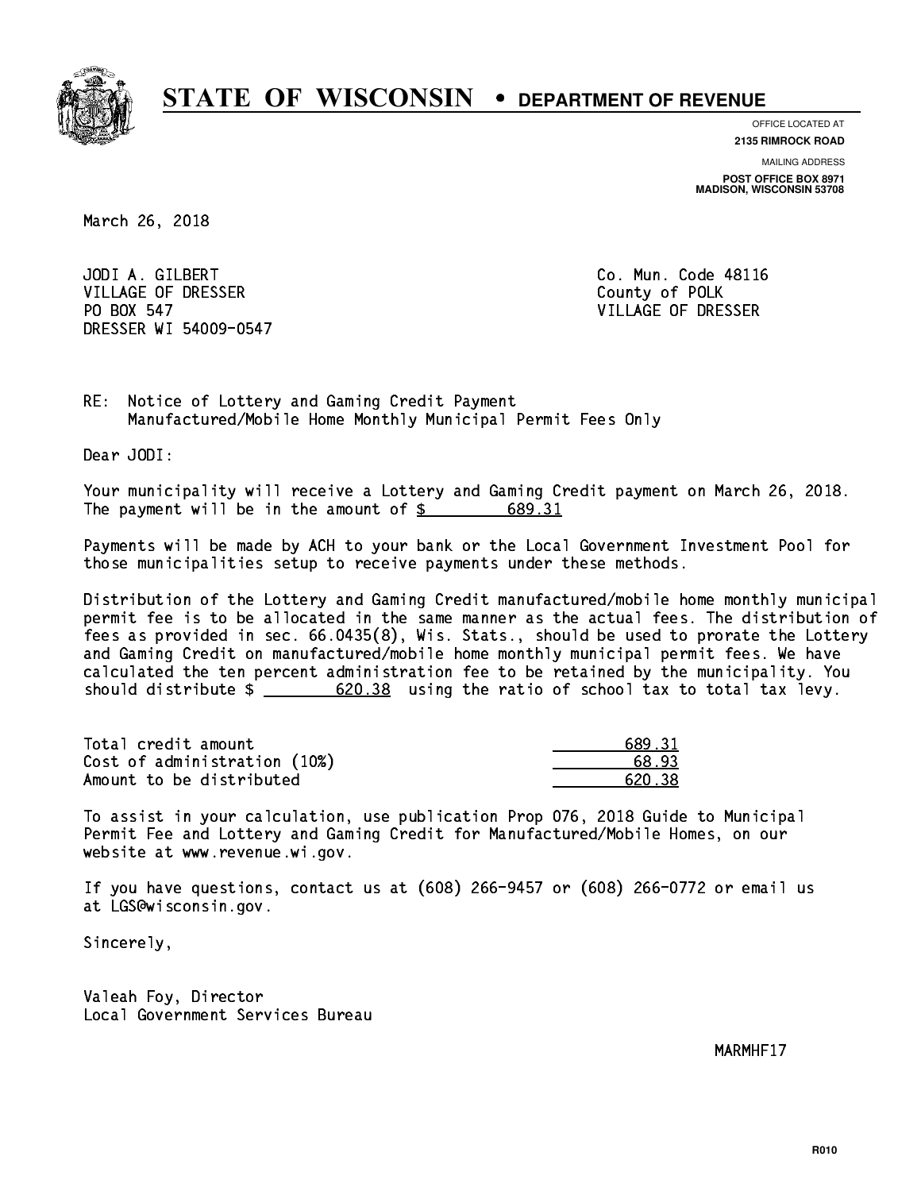# STATE OF WISCONSIN • DEPARTMENT OF REVENUE

OFFICE LOCATED AT
**2135 RIMROCK ROAD**

MAILING ADDRESS
**POST OFFICE BOX 8971**
**MADISON, WISCONSIN 53708**

March 26, 2018

JODI A. GILBERT
VILLAGE OF DRESSER
PO BOX 547
DRESSER WI 54009-0547

Co. Mun. Code 48116
County of POLK
VILLAGE OF DRESSER

RE: Notice of Lottery and Gaming Credit Payment
Manufactured/Mobile Home Monthly Municipal Permit Fees Only

Dear JODI:

Your municipality will receive a Lottery and Gaming Credit payment on March 26, 2018. The payment will be in the amount of $ 689.31

Payments will be made by ACH to your bank or the Local Government Investment Pool for those municipalities setup to receive payments under these methods.

Distribution of the Lottery and Gaming Credit manufactured/mobile home monthly municipal permit fee is to be allocated in the same manner as the actual fees. The distribution of fees as provided in sec. 66.0435(8), Wis. Stats., should be used to prorate the Lottery and Gaming Credit on manufactured/mobile home monthly municipal permit fees. We have calculated the ten percent administration fee to be retained by the municipality. You should distribute $ 620.38 using the ratio of school tax to total tax levy.

| | |
|---|---|
| Total credit amount | 689.31 |
| Cost of administration (10%) | 68.93 |
| Amount to be distributed | 620.38 |

To assist in your calculation, use publication Prop 076, 2018 Guide to Municipal Permit Fee and Lottery and Gaming Credit for Manufactured/Mobile Homes, on our website at www.revenue.wi.gov.

If you have questions, contact us at (608) 266-9457 or (608) 266-0772 or email us at LGS@wisconsin.gov.

Sincerely,

Valeah Foy, Director
Local Government Services Bureau

MARMHF17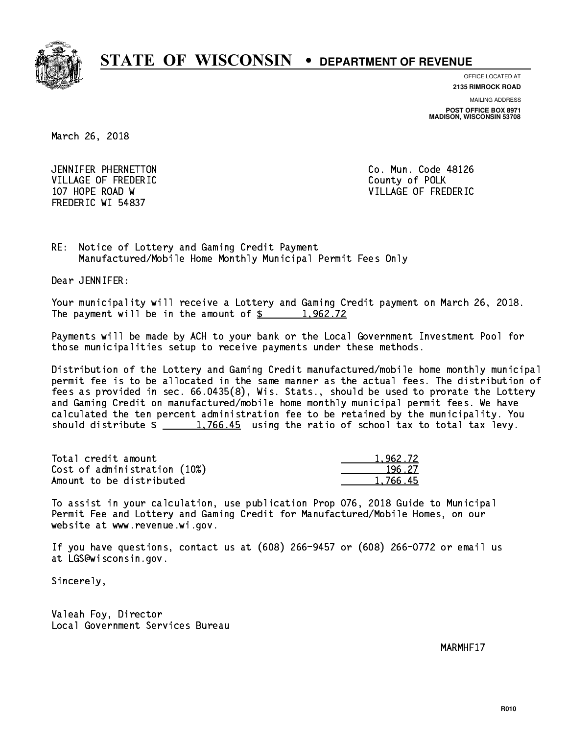# STATE OF WISCONSIN • DEPARTMENT OF REVENUE

OFFICE LOCATED AT
**2135 RIMROCK ROAD**

MAILING ADDRESS
**POST OFFICE BOX 8971**
**MADISON, WISCONSIN 53708**

March 26, 2018

JENNIFER PHERNETTON
VILLAGE OF FREDERIC
107 HOPE ROAD W
FREDERIC WI 54837

Co. Mun. Code 48126
County of POLK
VILLAGE OF FREDERIC

RE: Notice of Lottery and Gaming Credit Payment
Manufactured/Mobile Home Monthly Municipal Permit Fees Only

Dear JENNIFER:

Your municipality will receive a Lottery and Gaming Credit payment on March 26, 2018. The payment will be in the amount of $ 1,962.72

Payments will be made by ACH to your bank or the Local Government Investment Pool for those municipalities setup to receive payments under these methods.

Distribution of the Lottery and Gaming Credit manufactured/mobile home monthly municipal permit fee is to be allocated in the same manner as the actual fees. The distribution of fees as provided in sec. 66.0435(8), Wis. Stats., should be used to prorate the Lottery and Gaming Credit on manufactured/mobile home monthly municipal permit fees. We have calculated the ten percent administration fee to be retained by the municipality. You should distribute $ 1,766.45 using the ratio of school tax to total tax levy.

| | |
|---|---|
| Total credit amount | 1,962.72 |
| Cost of administration (10%) | 196.27 |
| Amount to be distributed | 1,766.45 |

To assist in your calculation, use publication Prop 076, 2018 Guide to Municipal Permit Fee and Lottery and Gaming Credit for Manufactured/Mobile Homes, on our website at www.revenue.wi.gov.

If you have questions, contact us at (608) 266-9457 or (608) 266-0772 or email us at LGS@wisconsin.gov.

Sincerely,

Valeah Foy, Director
Local Government Services Bureau

MARMHF17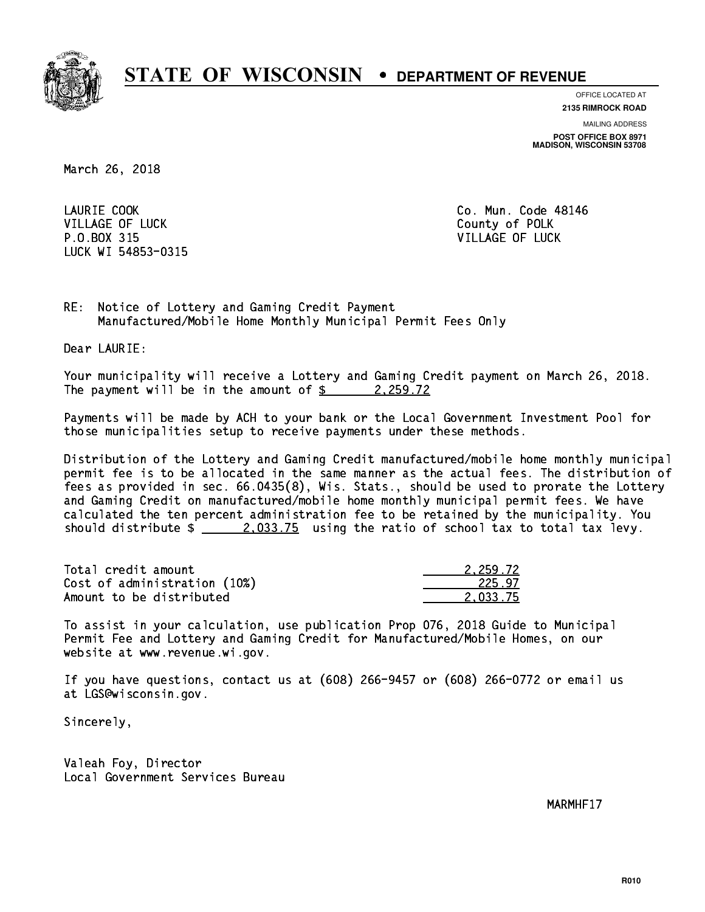# STATE OF WISCONSIN • DEPARTMENT OF REVENUE

OFFICE LOCATED AT
**2135 RIMROCK ROAD**

MAILING ADDRESS
**POST OFFICE BOX 8971**
**MADISON, WISCONSIN 53708**

March 26, 2018

LAURIE COOK
VILLAGE OF LUCK
P.O.BOX 315
LUCK WI 54853-0315

Co. Mun. Code 48146
County of POLK
VILLAGE OF LUCK

RE: Notice of Lottery and Gaming Credit Payment
Manufactured/Mobile Home Monthly Municipal Permit Fees Only

Dear LAURIE:

Your municipality will receive a Lottery and Gaming Credit payment on March 26, 2018. The payment will be in the amount of $ 2,259.72

Payments will be made by ACH to your bank or the Local Government Investment Pool for those municipalities setup to receive payments under these methods.

Distribution of the Lottery and Gaming Credit manufactured/mobile home monthly municipal permit fee is to be allocated in the same manner as the actual fees. The distribution of fees as provided in sec. 66.0435(8), Wis. Stats., should be used to prorate the Lottery and Gaming Credit on manufactured/mobile home monthly municipal permit fees. We have calculated the ten percent administration fee to be retained by the municipality. You should distribute $ 2,033.75 using the ratio of school tax to total tax levy.

| | |
|---|---|
| Total credit amount | 2,259.72 |
| Cost of administration (10%) | 225.97 |
| Amount to be distributed | 2,033.75 |

To assist in your calculation, use publication Prop 076, 2018 Guide to Municipal Permit Fee and Lottery and Gaming Credit for Manufactured/Mobile Homes, on our website at www.revenue.wi.gov.

If you have questions, contact us at (608) 266-9457 or (608) 266-0772 or email us at LGS@wisconsin.gov.

Sincerely,

Valeah Foy, Director
Local Government Services Bureau

MARMHF17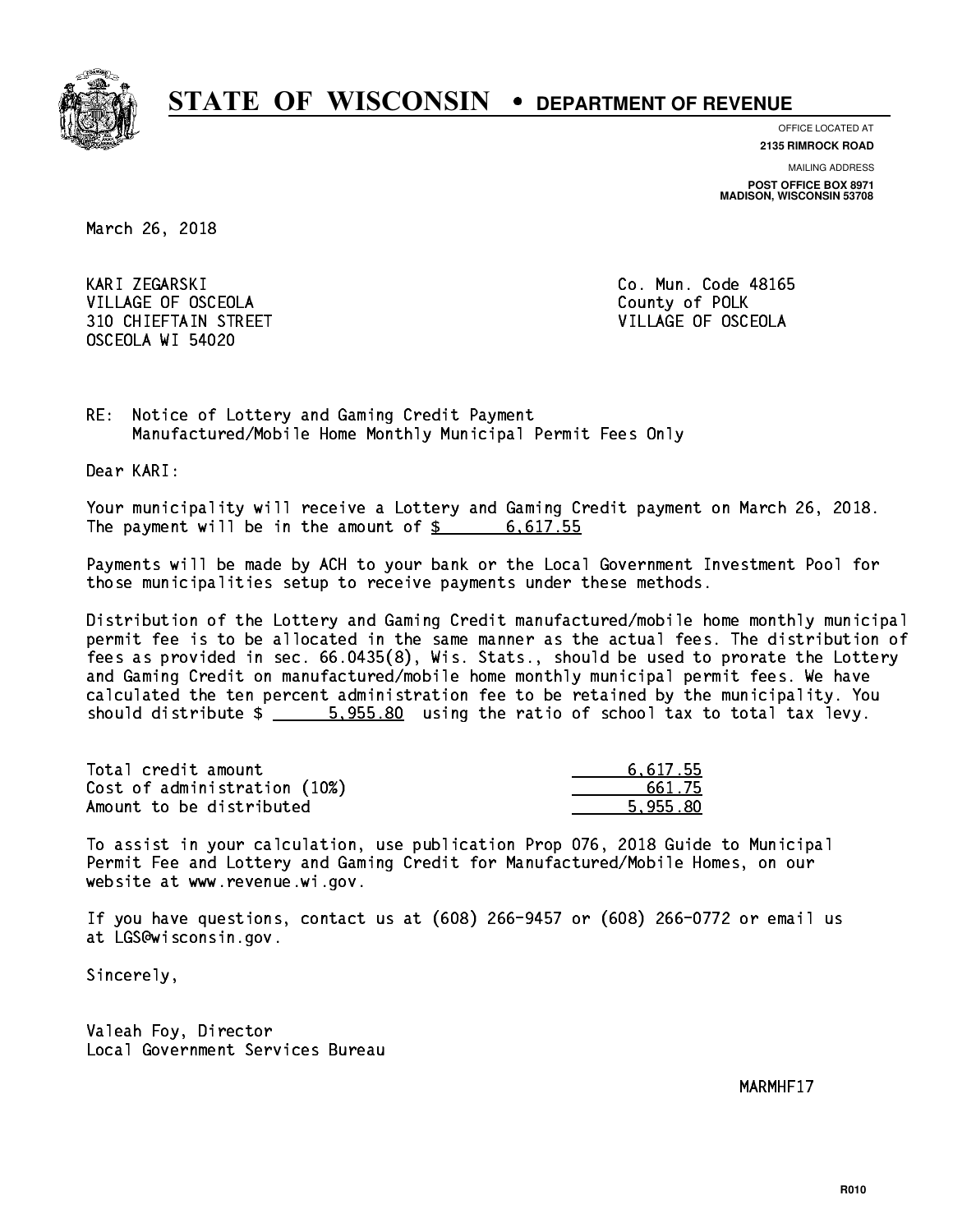# STATE OF WISCONSIN • DEPARTMENT OF REVENUE

OFFICE LOCATED AT
**2135 RIMROCK ROAD**

MAILING ADDRESS
**POST OFFICE BOX 8971**
**MADISON, WISCONSIN 53708**

March 26, 2018

KARI ZEGARSKI
VILLAGE OF OSCEOLA
310 CHIEFTAIN STREET
OSCEOLA WI 54020

Co. Mun. Code 48165
County of POLK
VILLAGE OF OSCEOLA

RE: Notice of Lottery and Gaming Credit Payment
Manufactured/Mobile Home Monthly Municipal Permit Fees Only

Dear KARI:

Your municipality will receive a Lottery and Gaming Credit payment on March 26, 2018. The payment will be in the amount of $ 6,617.55

Payments will be made by ACH to your bank or the Local Government Investment Pool for those municipalities setup to receive payments under these methods.

Distribution of the Lottery and Gaming Credit manufactured/mobile home monthly municipal permit fee is to be allocated in the same manner as the actual fees. The distribution of fees as provided in sec. 66.0435(8), Wis. Stats., should be used to prorate the Lottery and Gaming Credit on manufactured/mobile home monthly municipal permit fees. We have calculated the ten percent administration fee to be retained by the municipality. You should distribute $ 5,955.80 using the ratio of school tax to total tax levy.

| | |
|---|---|
| Total credit amount | 6,617.55 |
| Cost of administration (10%) | 661.75 |
| Amount to be distributed | 5,955.80 |

To assist in your calculation, use publication Prop 076, 2018 Guide to Municipal Permit Fee and Lottery and Gaming Credit for Manufactured/Mobile Homes, on our website at www.revenue.wi.gov.

If you have questions, contact us at (608) 266-9457 or (608) 266-0772 or email us at LGS@wisconsin.gov.

Sincerely,

Valeah Foy, Director
Local Government Services Bureau

MARMHF17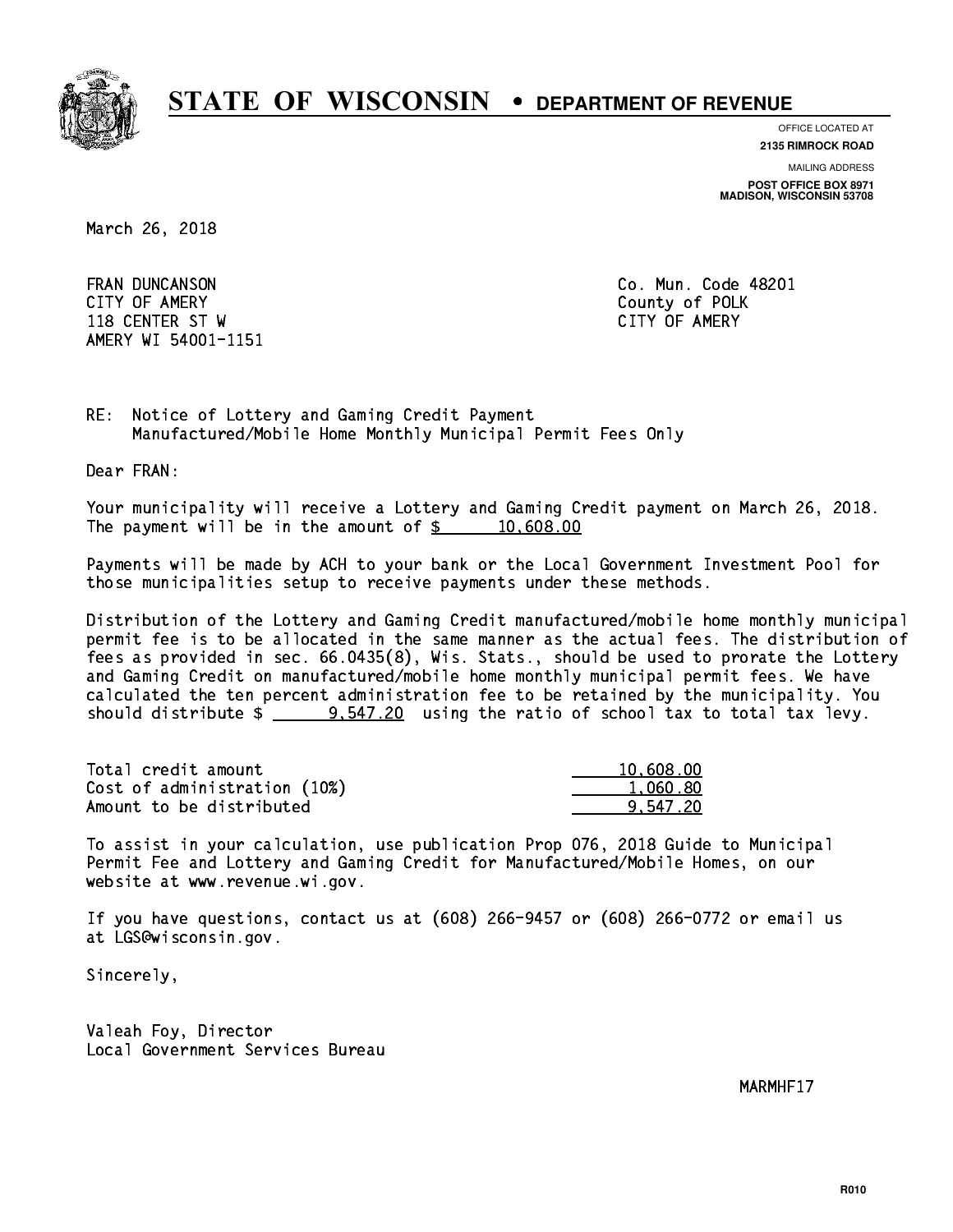# STATE OF WISCONSIN • DEPARTMENT OF REVENUE

OFFICE LOCATED AT
**2135 RIMROCK ROAD**

MAILING ADDRESS
**POST OFFICE BOX 8971**
**MADISON, WISCONSIN 53708**

March 26, 2018

FRAN DUNCANSON
CITY OF AMERY
118 CENTER ST W
AMERY WI 54001-1151

Co. Mun. Code 48201
County of POLK
CITY OF AMERY

RE: Notice of Lottery and Gaming Credit Payment
Manufactured/Mobile Home Monthly Municipal Permit Fees Only

Dear FRAN:

Your municipality will receive a Lottery and Gaming Credit payment on March 26, 2018. The payment will be in the amount of $ 10,608.00

Payments will be made by ACH to your bank or the Local Government Investment Pool for those municipalities setup to receive payments under these methods.

Distribution of the Lottery and Gaming Credit manufactured/mobile home monthly municipal permit fee is to be allocated in the same manner as the actual fees. The distribution of fees as provided in sec. 66.0435(8), Wis. Stats., should be used to prorate the Lottery and Gaming Credit on manufactured/mobile home monthly municipal permit fees. We have calculated the ten percent administration fee to be retained by the municipality. You should distribute $ 9,547.20 using the ratio of school tax to total tax levy.

| | |
|---|---|
| Total credit amount | 10,608.00 |
| Cost of administration (10%) | 1,060.80 |
| Amount to be distributed | 9,547.20 |

To assist in your calculation, use publication Prop 076, 2018 Guide to Municipal Permit Fee and Lottery and Gaming Credit for Manufactured/Mobile Homes, on our website at www.revenue.wi.gov.

If you have questions, contact us at (608) 266-9457 or (608) 266-0772 or email us at LGS@wisconsin.gov.

Sincerely,

Valeah Foy, Director
Local Government Services Bureau

MARMHF17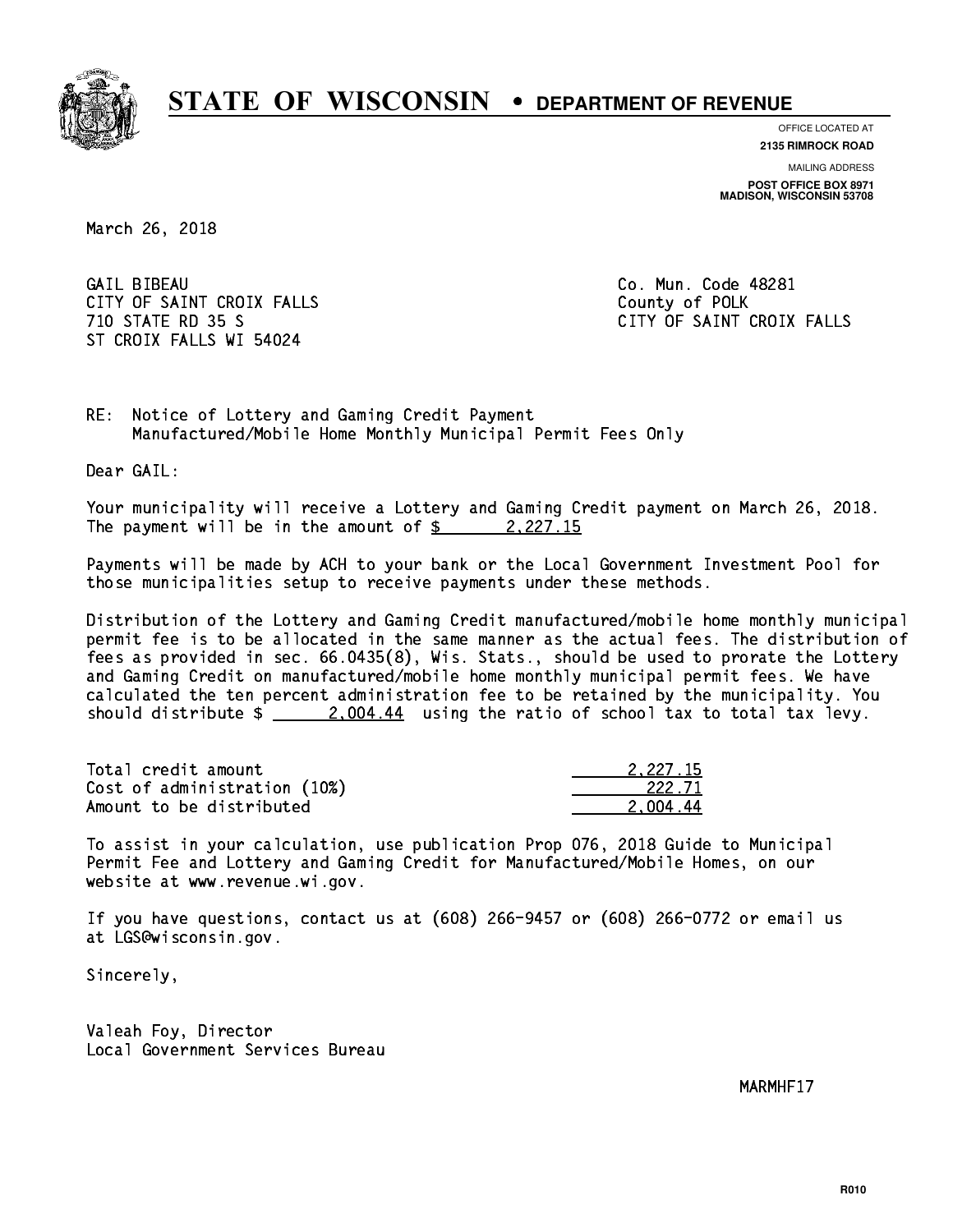# STATE OF WISCONSIN • DEPARTMENT OF REVENUE

OFFICE LOCATED AT
**2135 RIMROCK ROAD**

MAILING ADDRESS
**POST OFFICE BOX 8971**
**MADISON, WISCONSIN 53708**

March 26, 2018

GAIL BIBEAU
CITY OF SAINT CROIX FALLS
710 STATE RD 35 S
ST CROIX FALLS WI 54024

Co. Mun. Code 48281
County of POLK
CITY OF SAINT CROIX FALLS

RE: Notice of Lottery and Gaming Credit Payment
Manufactured/Mobile Home Monthly Municipal Permit Fees Only

Dear GAIL:

Your municipality will receive a Lottery and Gaming Credit payment on March 26, 2018. The payment will be in the amount of $ 2,227.15

Payments will be made by ACH to your bank or the Local Government Investment Pool for those municipalities setup to receive payments under these methods.

Distribution of the Lottery and Gaming Credit manufactured/mobile home monthly municipal permit fee is to be allocated in the same manner as the actual fees. The distribution of fees as provided in sec. 66.0435(8), Wis. Stats., should be used to prorate the Lottery and Gaming Credit on manufactured/mobile home monthly municipal permit fees. We have calculated the ten percent administration fee to be retained by the municipality. You should distribute $ 2,004.44 using the ratio of school tax to total tax levy.

| | |
|---|---|
| Total credit amount | 2,227.15 |
| Cost of administration (10%) | 222.71 |
| Amount to be distributed | 2,004.44 |

To assist in your calculation, use publication Prop 076, 2018 Guide to Municipal Permit Fee and Lottery and Gaming Credit for Manufactured/Mobile Homes, on our website at www.revenue.wi.gov.

If you have questions, contact us at (608) 266-9457 or (608) 266-0772 or email us at LGS@wisconsin.gov.

Sincerely,

Valeah Foy, Director
Local Government Services Bureau

MARMHF17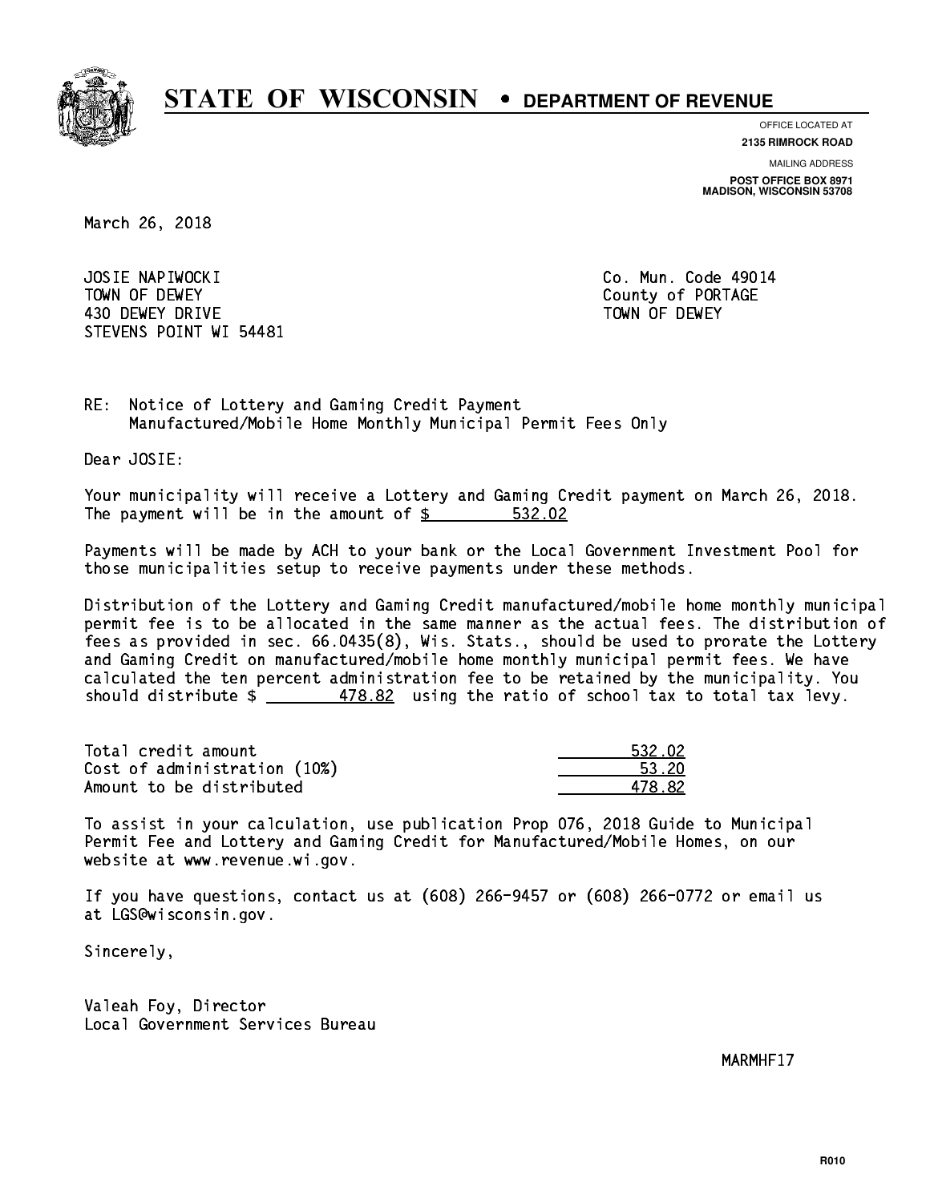# STATE OF WISCONSIN • DEPARTMENT OF REVENUE

OFFICE LOCATED AT
**2135 RIMROCK ROAD**

MAILING ADDRESS
**POST OFFICE BOX 8971**
**MADISON, WISCONSIN 53708**

March 26, 2018

JOSIE NAPIWOCKI
TOWN OF DEWEY
430 DEWEY DRIVE
STEVENS POINT WI 54481

Co. Mun. Code 49014
County of PORTAGE
TOWN OF DEWEY

RE: Notice of Lottery and Gaming Credit Payment
Manufactured/Mobile Home Monthly Municipal Permit Fees Only

Dear JOSIE:

Your municipality will receive a Lottery and Gaming Credit payment on March 26, 2018. The payment will be in the amount of $ 532.02

Payments will be made by ACH to your bank or the Local Government Investment Pool for those municipalities setup to receive payments under these methods.

Distribution of the Lottery and Gaming Credit manufactured/mobile home monthly municipal permit fee is to be allocated in the same manner as the actual fees. The distribution of fees as provided in sec. 66.0435(8), Wis. Stats., should be used to prorate the Lottery and Gaming Credit on manufactured/mobile home monthly municipal permit fees. We have calculated the ten percent administration fee to be retained by the municipality. You should distribute $ 478.82 using the ratio of school tax to total tax levy.

| | |
|---|---|
| Total credit amount | 532.02 |
| Cost of administration (10%) | 53.20 |
| Amount to be distributed | 478.82 |

To assist in your calculation, use publication Prop 076, 2018 Guide to Municipal Permit Fee and Lottery and Gaming Credit for Manufactured/Mobile Homes, on our website at www.revenue.wi.gov.

If you have questions, contact us at (608) 266-9457 or (608) 266-0772 or email us at LGS@wisconsin.gov.

Sincerely,

Valeah Foy, Director
Local Government Services Bureau

MARMHF17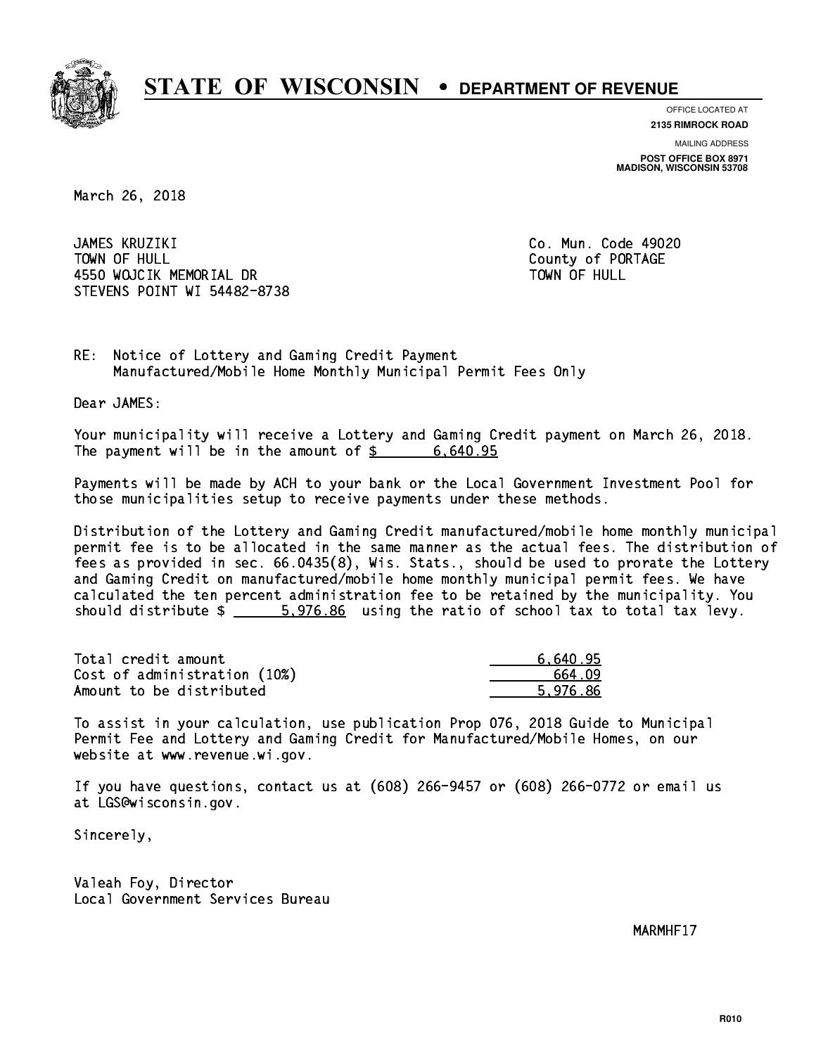# STATE OF WISCONSIN • DEPARTMENT OF REVENUE

OFFICE LOCATED AT
**2135 RIMROCK ROAD**

MAILING ADDRESS
**POST OFFICE BOX 8971**
**MADISON, WISCONSIN 53708**

March 26, 2018

JAMES KRUZIKI
TOWN OF HULL
4550 WOJCIK MEMORIAL DR
STEVENS POINT WI 54482-8738

Co. Mun. Code 49020
County of PORTAGE
TOWN OF HULL

RE: Notice of Lottery and Gaming Credit Payment
Manufactured/Mobile Home Monthly Municipal Permit Fees Only

Dear JAMES:

Your municipality will receive a Lottery and Gaming Credit payment on March 26, 2018. The payment will be in the amount of $ 6,640.95

Payments will be made by ACH to your bank or the Local Government Investment Pool for those municipalities setup to receive payments under these methods.

Distribution of the Lottery and Gaming Credit manufactured/mobile home monthly municipal permit fee is to be allocated in the same manner as the actual fees. The distribution of fees as provided in sec. 66.0435(8), Wis. Stats., should be used to prorate the Lottery and Gaming Credit on manufactured/mobile home monthly municipal permit fees. We have calculated the ten percent administration fee to be retained by the municipality. You should distribute $ 5,976.86 using the ratio of school tax to total tax levy.

| | |
|---|---|
| Total credit amount | 6,640.95 |
| Cost of administration (10%) | 664.09 |
| Amount to be distributed | 5,976.86 |

To assist in your calculation, use publication Prop 076, 2018 Guide to Municipal Permit Fee and Lottery and Gaming Credit for Manufactured/Mobile Homes, on our website at www.revenue.wi.gov.

If you have questions, contact us at (608) 266-9457 or (608) 266-0772 or email us at LGS@wisconsin.gov.

Sincerely,

Valeah Foy, Director
Local Government Services Bureau

MARMHF17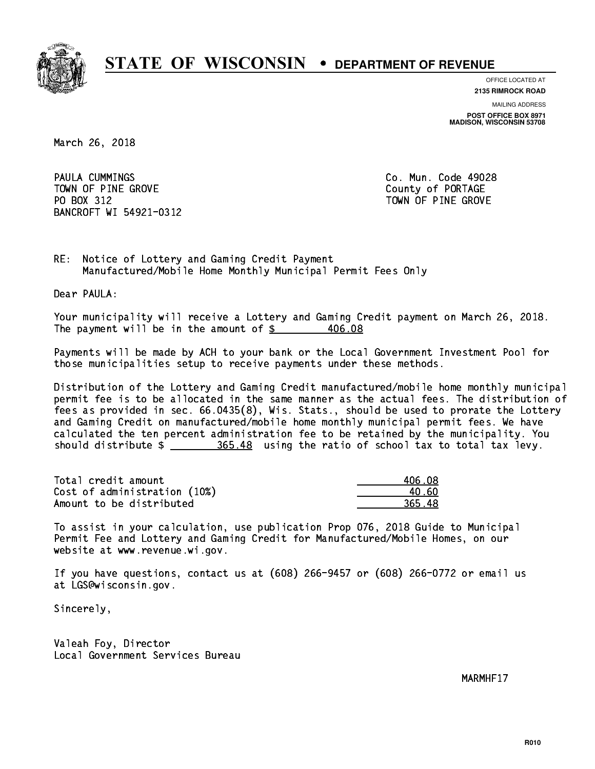# STATE OF WISCONSIN • DEPARTMENT OF REVENUE

OFFICE LOCATED AT
**2135 RIMROCK ROAD**

MAILING ADDRESS
**POST OFFICE BOX 8971**
**MADISON, WISCONSIN 53708**

March 26, 2018

PAULA CUMMINGS
TOWN OF PINE GROVE
PO BOX 312
BANCROFT WI 54921-0312

Co. Mun. Code 49028
County of PORTAGE
TOWN OF PINE GROVE

RE: Notice of Lottery and Gaming Credit Payment
Manufactured/Mobile Home Monthly Municipal Permit Fees Only

Dear PAULA:

Your municipality will receive a Lottery and Gaming Credit payment on March 26, 2018. The payment will be in the amount of $ 406.08

Payments will be made by ACH to your bank or the Local Government Investment Pool for those municipalities setup to receive payments under these methods.

Distribution of the Lottery and Gaming Credit manufactured/mobile home monthly municipal permit fee is to be allocated in the same manner as the actual fees. The distribution of fees as provided in sec. 66.0435(8), Wis. Stats., should be used to prorate the Lottery and Gaming Credit on manufactured/mobile home monthly municipal permit fees. We have calculated the ten percent administration fee to be retained by the municipality. You should distribute $ 365.48 using the ratio of school tax to total tax levy.

| | |
|---|---|
| Total credit amount | 406.08 |
| Cost of administration (10%) | 40.60 |
| Amount to be distributed | 365.48 |

To assist in your calculation, use publication Prop 076, 2018 Guide to Municipal Permit Fee and Lottery and Gaming Credit for Manufactured/Mobile Homes, on our website at www.revenue.wi.gov.

If you have questions, contact us at (608) 266-9457 or (608) 266-0772 or email us at LGS@wisconsin.gov.

Sincerely,

Valeah Foy, Director
Local Government Services Bureau

MARMHF17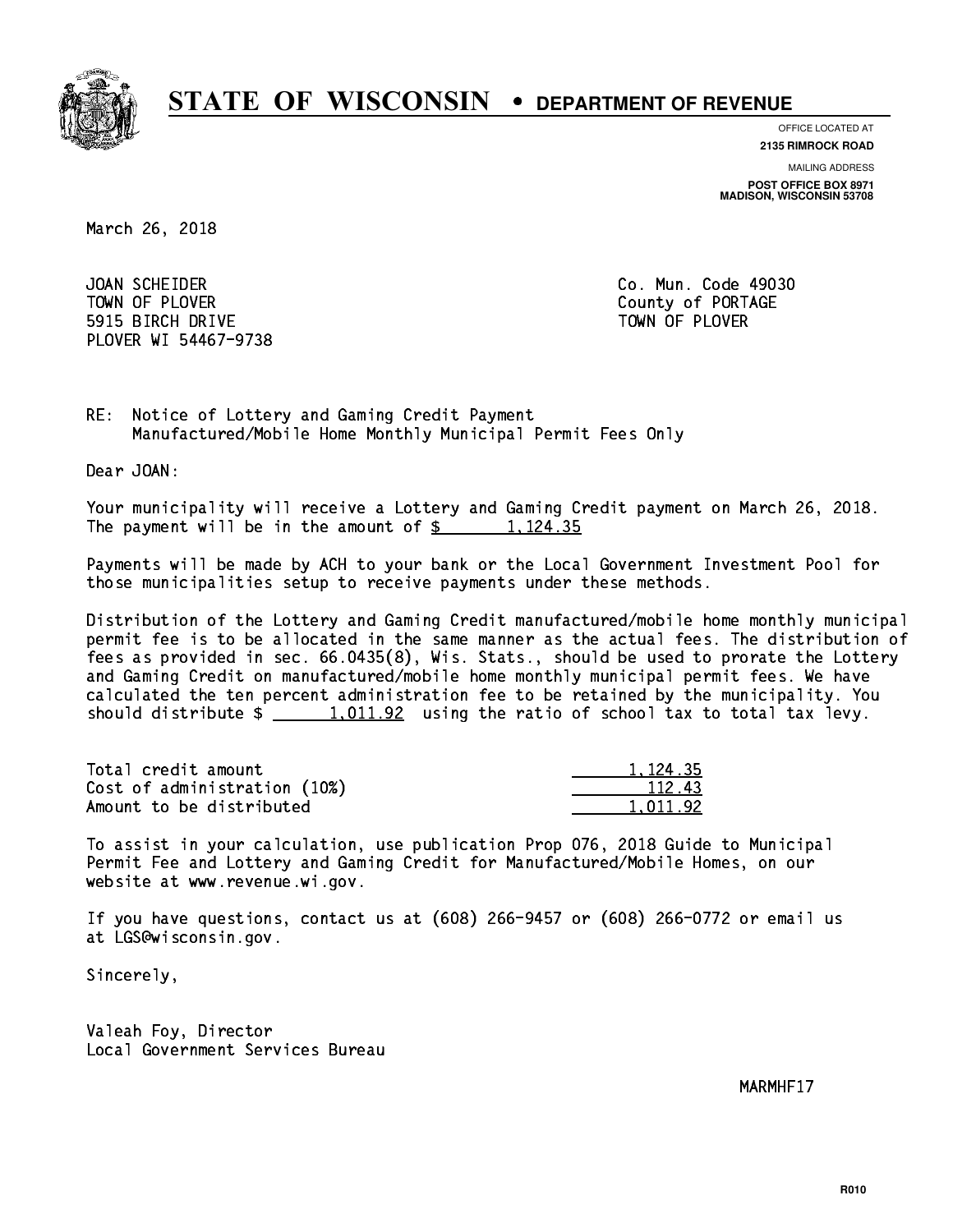# STATE OF WISCONSIN • DEPARTMENT OF REVENUE

OFFICE LOCATED AT
**2135 RIMROCK ROAD**

MAILING ADDRESS
**POST OFFICE BOX 8971**
**MADISON, WISCONSIN 53708**

March 26, 2018

JOAN SCHEIDER
TOWN OF PLOVER
5915 BIRCH DRIVE
PLOVER WI 54467-9738

Co. Mun. Code 49030
County of PORTAGE
TOWN OF PLOVER

RE: Notice of Lottery and Gaming Credit Payment
Manufactured/Mobile Home Monthly Municipal Permit Fees Only

Dear JOAN:

Your municipality will receive a Lottery and Gaming Credit payment on March 26, 2018. The payment will be in the amount of $ 1,124.35

Payments will be made by ACH to your bank or the Local Government Investment Pool for those municipalities setup to receive payments under these methods.

Distribution of the Lottery and Gaming Credit manufactured/mobile home monthly municipal permit fee is to be allocated in the same manner as the actual fees. The distribution of fees as provided in sec. 66.0435(8), Wis. Stats., should be used to prorate the Lottery and Gaming Credit on manufactured/mobile home monthly municipal permit fees. We have calculated the ten percent administration fee to be retained by the municipality. You should distribute $ 1,011.92 using the ratio of school tax to total tax levy.

| | |
|---|---|
| Total credit amount | 1,124.35 |
| Cost of administration (10%) | 112.43 |
| Amount to be distributed | 1,011.92 |

To assist in your calculation, use publication Prop 076, 2018 Guide to Municipal Permit Fee and Lottery and Gaming Credit for Manufactured/Mobile Homes, on our website at www.revenue.wi.gov.

If you have questions, contact us at (608) 266-9457 or (608) 266-0772 or email us at LGS@wisconsin.gov.

Sincerely,

Valeah Foy, Director
Local Government Services Bureau

MARMHF17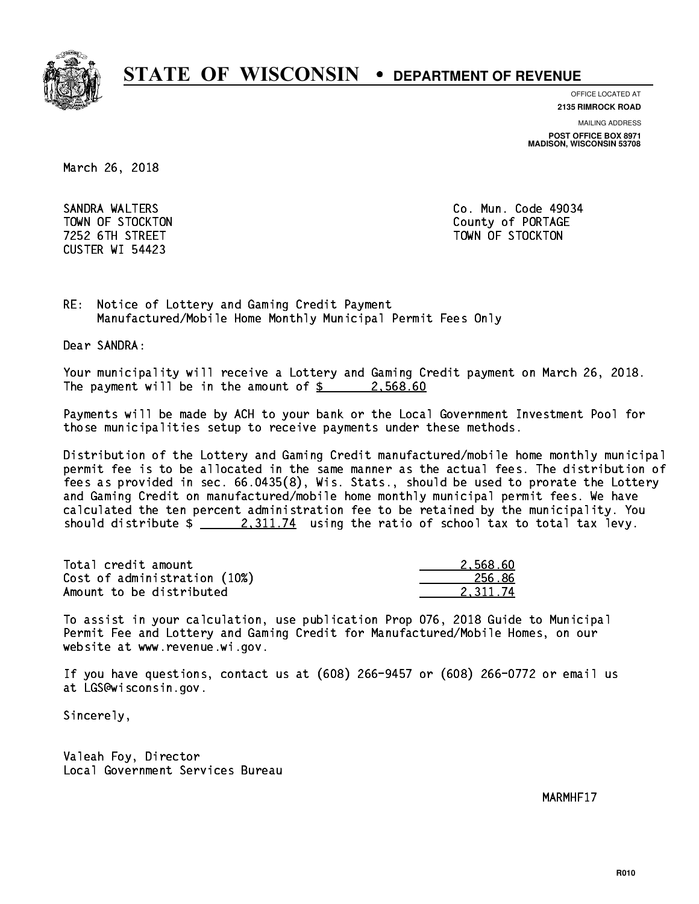# STATE OF WISCONSIN • DEPARTMENT OF REVENUE

OFFICE LOCATED AT
**2135 RIMROCK ROAD**

MAILING ADDRESS
**POST OFFICE BOX 8971**
**MADISON, WISCONSIN 53708**

March 26, 2018

SANDRA WALTERS
TOWN OF STOCKTON
7252 6TH STREET
CUSTER WI 54423

Co. Mun. Code 49034
County of PORTAGE
TOWN OF STOCKTON

RE: Notice of Lottery and Gaming Credit Payment
Manufactured/Mobile Home Monthly Municipal Permit Fees Only

Dear SANDRA:

Your municipality will receive a Lottery and Gaming Credit payment on March 26, 2018. The payment will be in the amount of $ 2,568.60

Payments will be made by ACH to your bank or the Local Government Investment Pool for those municipalities setup to receive payments under these methods.

Distribution of the Lottery and Gaming Credit manufactured/mobile home monthly municipal permit fee is to be allocated in the same manner as the actual fees. The distribution of fees as provided in sec. 66.0435(8), Wis. Stats., should be used to prorate the Lottery and Gaming Credit on manufactured/mobile home monthly municipal permit fees. We have calculated the ten percent administration fee to be retained by the municipality. You should distribute $ 2,311.74 using the ratio of school tax to total tax levy.

| | |
|---|---|
| Total credit amount | 2,568.60 |
| Cost of administration (10%) | 256.86 |
| Amount to be distributed | 2,311.74 |

To assist in your calculation, use publication Prop 076, 2018 Guide to Municipal Permit Fee and Lottery and Gaming Credit for Manufactured/Mobile Homes, on our website at www.revenue.wi.gov.

If you have questions, contact us at (608) 266-9457 or (608) 266-0772 or email us at LGS@wisconsin.gov.

Sincerely,

Valeah Foy, Director
Local Government Services Bureau

MARMHF17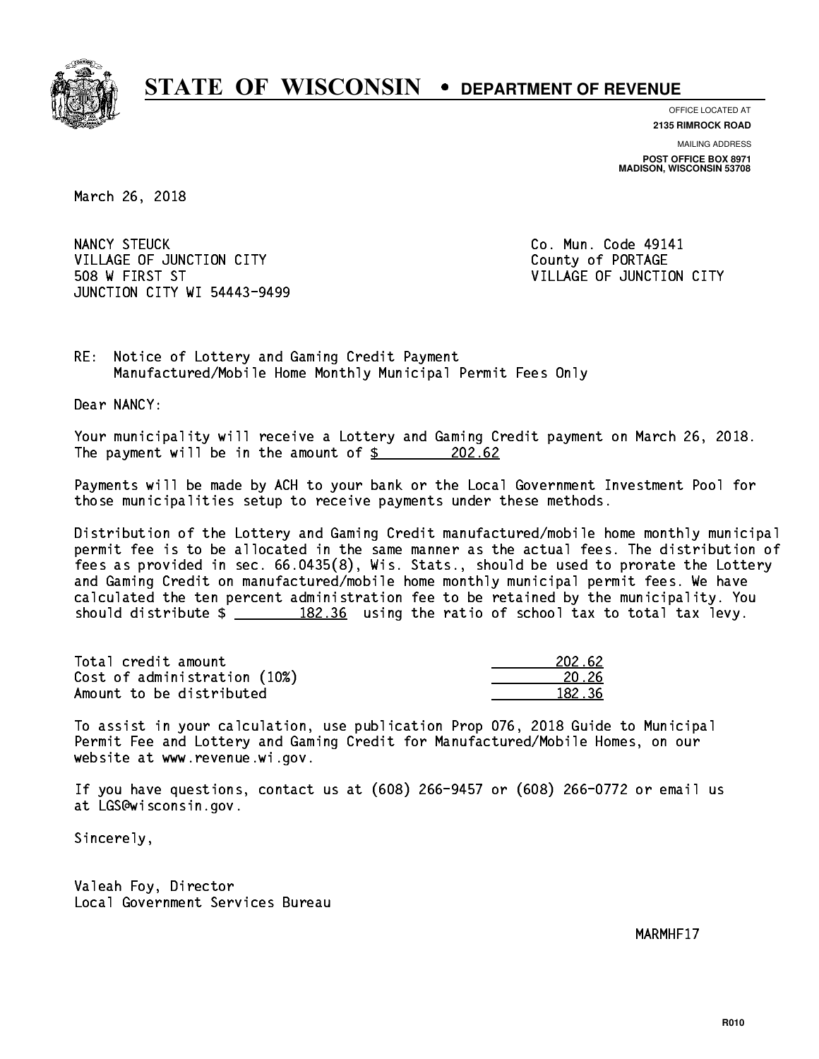# STATE OF WISCONSIN • DEPARTMENT OF REVENUE

OFFICE LOCATED AT
**2135 RIMROCK ROAD**

MAILING ADDRESS
**POST OFFICE BOX 8971**
**MADISON, WISCONSIN 53708**

March 26, 2018

NANCY STEUCK
VILLAGE OF JUNCTION CITY
508 W FIRST ST
JUNCTION CITY WI 54443-9499

Co. Mun. Code 49141
County of PORTAGE
VILLAGE OF JUNCTION CITY

RE: Notice of Lottery and Gaming Credit Payment
Manufactured/Mobile Home Monthly Municipal Permit Fees Only

Dear NANCY:

Your municipality will receive a Lottery and Gaming Credit payment on March 26, 2018. The payment will be in the amount of $ 202.62

Payments will be made by ACH to your bank or the Local Government Investment Pool for those municipalities setup to receive payments under these methods.

Distribution of the Lottery and Gaming Credit manufactured/mobile home monthly municipal permit fee is to be allocated in the same manner as the actual fees. The distribution of fees as provided in sec. 66.0435(8), Wis. Stats., should be used to prorate the Lottery and Gaming Credit on manufactured/mobile home monthly municipal permit fees. We have calculated the ten percent administration fee to be retained by the municipality. You should distribute $ 182.36 using the ratio of school tax to total tax levy.

| | |
|---|---|
| Total credit amount | 202.62 |
| Cost of administration (10%) | 20.26 |
| Amount to be distributed | 182.36 |

To assist in your calculation, use publication Prop 076, 2018 Guide to Municipal Permit Fee and Lottery and Gaming Credit for Manufactured/Mobile Homes, on our website at www.revenue.wi.gov.

If you have questions, contact us at (608) 266-9457 or (608) 266-0772 or email us at LGS@wisconsin.gov.

Sincerely,

Valeah Foy, Director
Local Government Services Bureau

MARMHF17

R010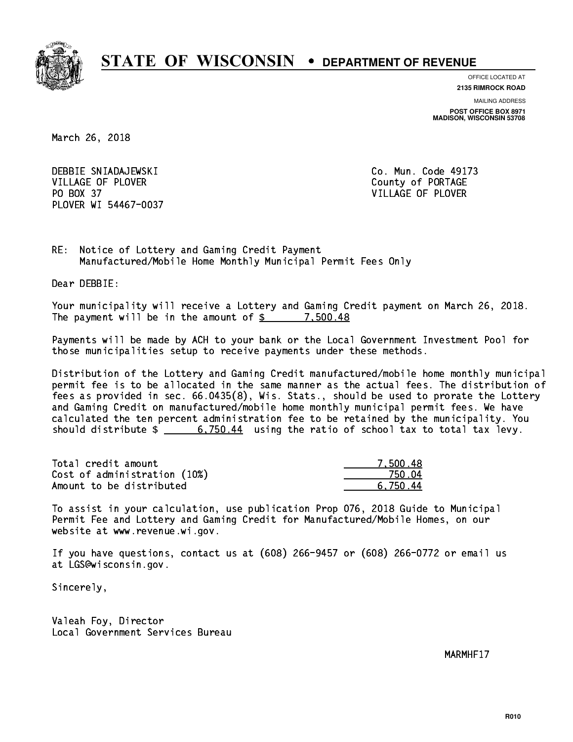# STATE OF WISCONSIN • DEPARTMENT OF REVENUE

OFFICE LOCATED AT
**2135 RIMROCK ROAD**

MAILING ADDRESS
**POST OFFICE BOX 8971**
**MADISON, WISCONSIN 53708**

March 26, 2018

DEBBIE SNIADAJEWSKI
VILLAGE OF PLOVER
PO BOX 37
PLOVER WI 54467-0037

Co. Mun. Code 49173
County of PORTAGE
VILLAGE OF PLOVER

RE: Notice of Lottery and Gaming Credit Payment
Manufactured/Mobile Home Monthly Municipal Permit Fees Only

Dear DEBBIE:

Your municipality will receive a Lottery and Gaming Credit payment on March 26, 2018. The payment will be in the amount of $ 7,500.48

Payments will be made by ACH to your bank or the Local Government Investment Pool for those municipalities setup to receive payments under these methods.

Distribution of the Lottery and Gaming Credit manufactured/mobile home monthly municipal permit fee is to be allocated in the same manner as the actual fees. The distribution of fees as provided in sec. 66.0435(8), Wis. Stats., should be used to prorate the Lottery and Gaming Credit on manufactured/mobile home monthly municipal permit fees. We have calculated the ten percent administration fee to be retained by the municipality. You should distribute $ 6,750.44 using the ratio of school tax to total tax levy.

| | |
|---|---|
| Total credit amount | 7,500.48 |
| Cost of administration (10%) | 750.04 |
| Amount to be distributed | 6,750.44 |

To assist in your calculation, use publication Prop 076, 2018 Guide to Municipal Permit Fee and Lottery and Gaming Credit for Manufactured/Mobile Homes, on our website at www.revenue.wi.gov.

If you have questions, contact us at (608) 266-9457 or (608) 266-0772 or email us at LGS@wisconsin.gov.

Sincerely,

Valeah Foy, Director
Local Government Services Bureau

MARMHF17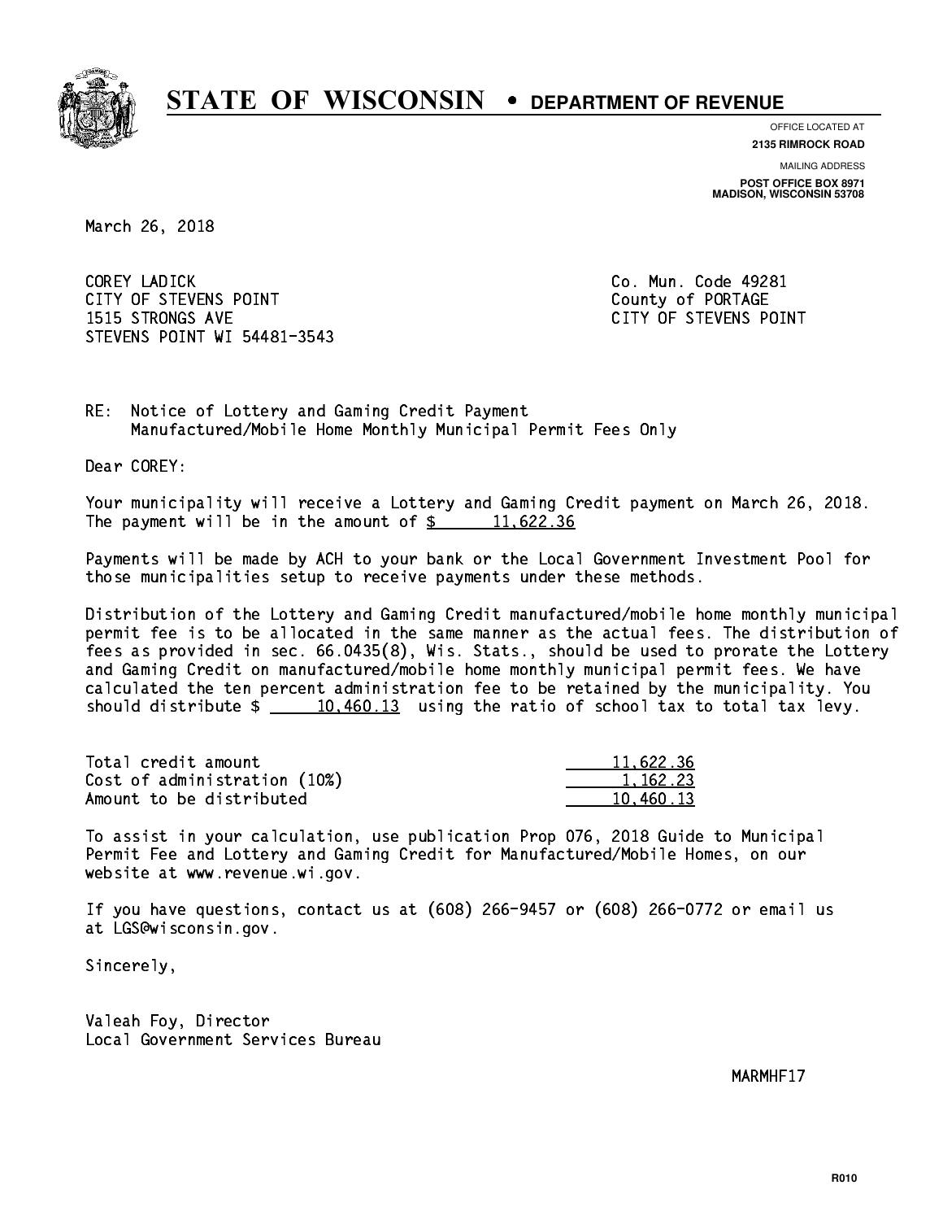# STATE OF WISCONSIN • DEPARTMENT OF REVENUE

OFFICE LOCATED AT
**2135 RIMROCK ROAD**

MAILING ADDRESS
**POST OFFICE BOX 8971**
**MADISON, WISCONSIN 53708**

March 26, 2018

COREY LADICK
CITY OF STEVENS POINT
1515 STRONGS AVE
STEVENS POINT WI 54481-3543

Co. Mun. Code 49281
County of PORTAGE
CITY OF STEVENS POINT

RE: Notice of Lottery and Gaming Credit Payment
Manufactured/Mobile Home Monthly Municipal Permit Fees Only

Dear COREY:

Your municipality will receive a Lottery and Gaming Credit payment on March 26, 2018. The payment will be in the amount of $ 11,622.36

Payments will be made by ACH to your bank or the Local Government Investment Pool for those municipalities setup to receive payments under these methods.

Distribution of the Lottery and Gaming Credit manufactured/mobile home monthly municipal permit fee is to be allocated in the same manner as the actual fees. The distribution of fees as provided in sec. 66.0435(8), Wis. Stats., should be used to prorate the Lottery and Gaming Credit on manufactured/mobile home monthly municipal permit fees. We have calculated the ten percent administration fee to be retained by the municipality. You should distribute $ 10,460.13 using the ratio of school tax to total tax levy.

| | |
|---|---|
| Total credit amount | 11,622.36 |
| Cost of administration (10%) | 1,162.23 |
| Amount to be distributed | 10,460.13 |

To assist in your calculation, use publication Prop 076, 2018 Guide to Municipal Permit Fee and Lottery and Gaming Credit for Manufactured/Mobile Homes, on our website at www.revenue.wi.gov.

If you have questions, contact us at (608) 266-9457 or (608) 266-0772 or email us at LGS@wisconsin.gov.

Sincerely,

Valeah Foy, Director
Local Government Services Bureau

MARMHF17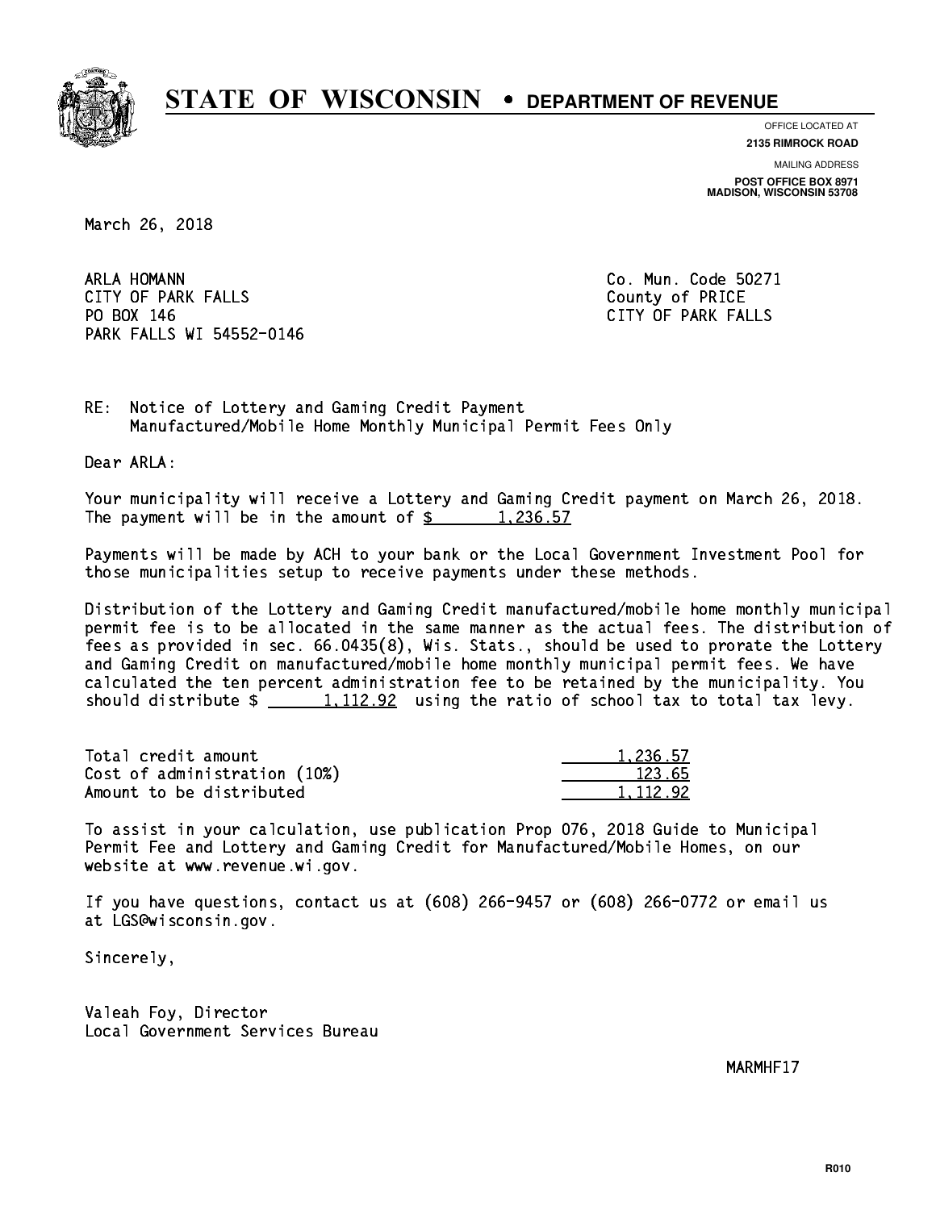# STATE OF WISCONSIN • DEPARTMENT OF REVENUE

OFFICE LOCATED AT
**2135 RIMROCK ROAD**

MAILING ADDRESS
**POST OFFICE BOX 8971**
**MADISON, WISCONSIN 53708**

March 26, 2018

ARLA HOMANN
CITY OF PARK FALLS
PO BOX 146
PARK FALLS WI 54552-0146

Co. Mun. Code 50271
County of PRICE
CITY OF PARK FALLS

RE: Notice of Lottery and Gaming Credit Payment
Manufactured/Mobile Home Monthly Municipal Permit Fees Only

Dear ARLA:

Your municipality will receive a Lottery and Gaming Credit payment on March 26, 2018. The payment will be in the amount of $ 1,236.57

Payments will be made by ACH to your bank or the Local Government Investment Pool for those municipalities setup to receive payments under these methods.

Distribution of the Lottery and Gaming Credit manufactured/mobile home monthly municipal permit fee is to be allocated in the same manner as the actual fees. The distribution of fees as provided in sec. 66.0435(8), Wis. Stats., should be used to prorate the Lottery and Gaming Credit on manufactured/mobile home monthly municipal permit fees. We have calculated the ten percent administration fee to be retained by the municipality. You should distribute $ 1,112.92 using the ratio of school tax to total tax levy.

| | |
|---|---|
| Total credit amount | 1,236.57 |
| Cost of administration (10%) | 123.65 |
| Amount to be distributed | 1,112.92 |

To assist in your calculation, use publication Prop 076, 2018 Guide to Municipal Permit Fee and Lottery and Gaming Credit for Manufactured/Mobile Homes, on our website at www.revenue.wi.gov.

If you have questions, contact us at (608) 266-9457 or (608) 266-0772 or email us at LGS@wisconsin.gov.

Sincerely,

Valeah Foy, Director
Local Government Services Bureau

MARMHF17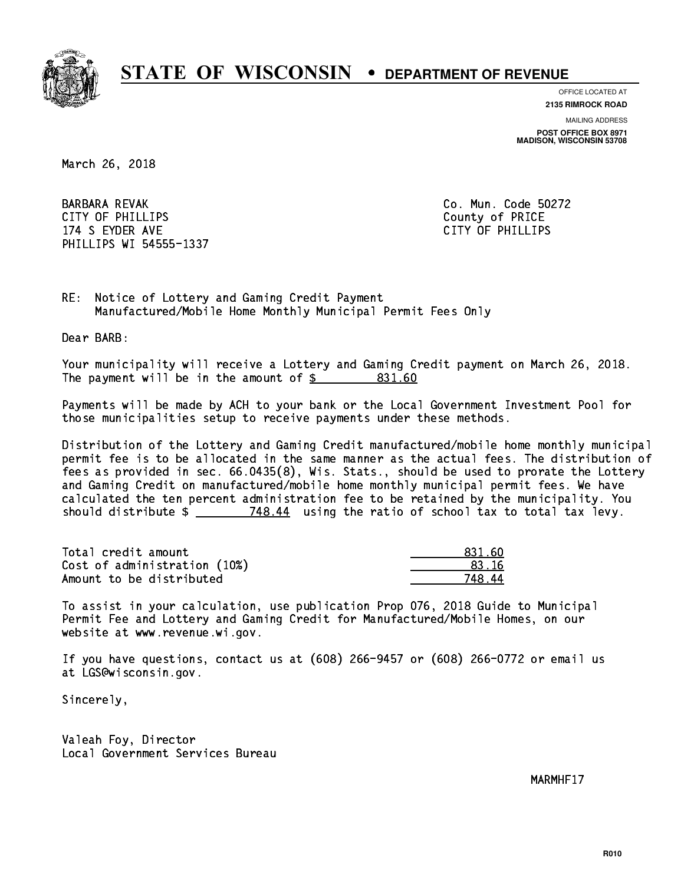# STATE OF WISCONSIN • DEPARTMENT OF REVENUE

OFFICE LOCATED AT
**2135 RIMROCK ROAD**

MAILING ADDRESS
**POST OFFICE BOX 8971**
**MADISON, WISCONSIN 53708**

March 26, 2018

BARBARA REVAK
CITY OF PHILLIPS
174 S EYDER AVE
PHILLIPS WI 54555-1337

Co. Mun. Code 50272
County of PRICE
CITY OF PHILLIPS

RE: Notice of Lottery and Gaming Credit Payment
Manufactured/Mobile Home Monthly Municipal Permit Fees Only

Dear BARB:

Your municipality will receive a Lottery and Gaming Credit payment on March 26, 2018. The payment will be in the amount of $ 831.60

Payments will be made by ACH to your bank or the Local Government Investment Pool for those municipalities setup to receive payments under these methods.

Distribution of the Lottery and Gaming Credit manufactured/mobile home monthly municipal permit fee is to be allocated in the same manner as the actual fees. The distribution of fees as provided in sec. 66.0435(8), Wis. Stats., should be used to prorate the Lottery and Gaming Credit on manufactured/mobile home monthly municipal permit fees. We have calculated the ten percent administration fee to be retained by the municipality. You should distribute $ 748.44 using the ratio of school tax to total tax levy.

| | |
|---|---|
| Total credit amount | 831.60 |
| Cost of administration (10%) | 83.16 |
| Amount to be distributed | 748.44 |

To assist in your calculation, use publication Prop 076, 2018 Guide to Municipal Permit Fee and Lottery and Gaming Credit for Manufactured/Mobile Homes, on our website at www.revenue.wi.gov.

If you have questions, contact us at (608) 266-9457 or (608) 266-0772 or email us at LGS@wisconsin.gov.

Sincerely,

Valeah Foy, Director
Local Government Services Bureau

MARMHF17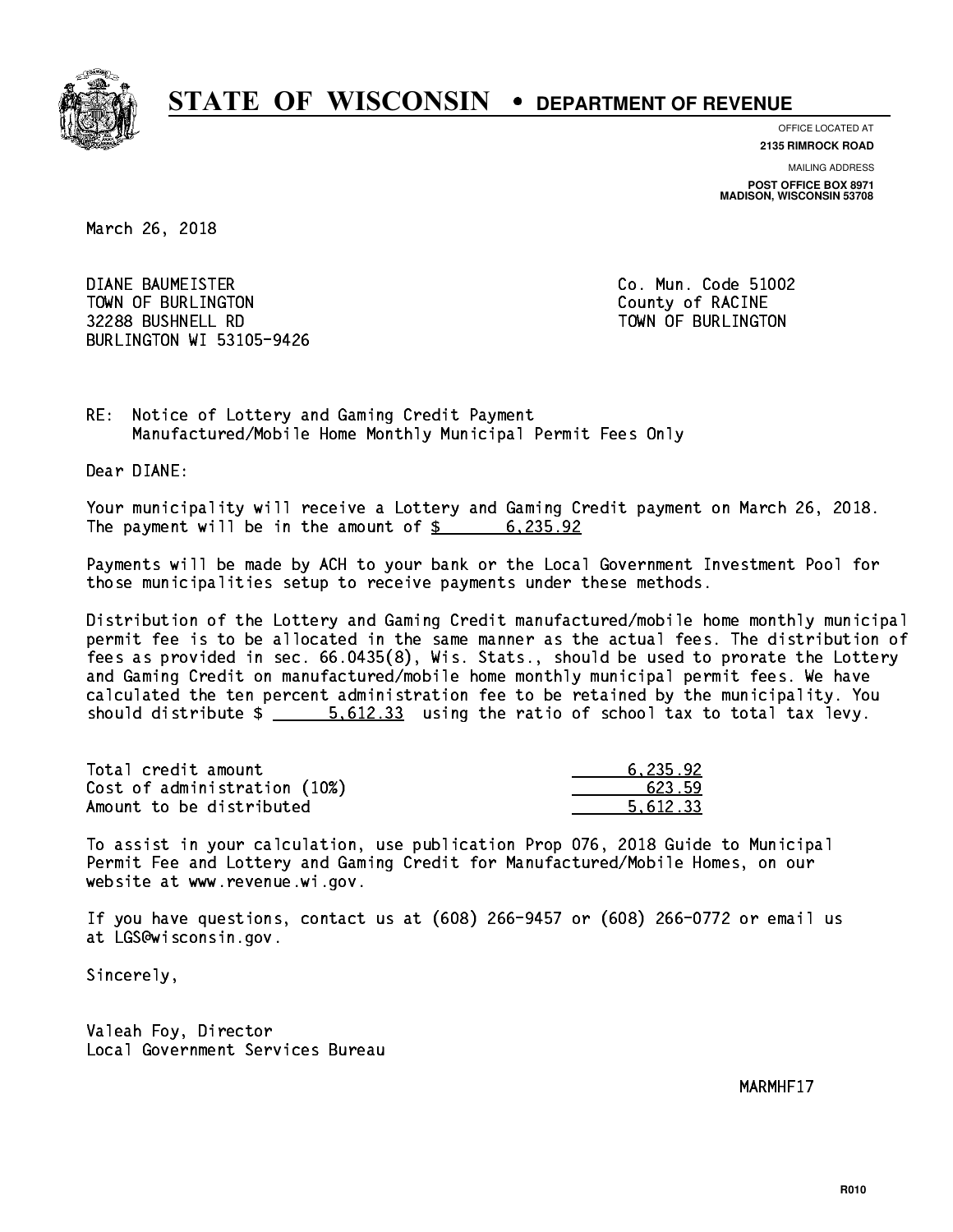# STATE OF WISCONSIN • DEPARTMENT OF REVENUE

OFFICE LOCATED AT
**2135 RIMROCK ROAD**

MAILING ADDRESS
**POST OFFICE BOX 8971**
**MADISON, WISCONSIN 53708**

March 26, 2018

DIANE BAUMEISTER
TOWN OF BURLINGTON
32288 BUSHNELL RD
BURLINGTON WI 53105-9426

Co. Mun. Code 51002
County of RACINE
TOWN OF BURLINGTON

RE: Notice of Lottery and Gaming Credit Payment
Manufactured/Mobile Home Monthly Municipal Permit Fees Only

Dear DIANE:

Your municipality will receive a Lottery and Gaming Credit payment on March 26, 2018. The payment will be in the amount of $ 6,235.92

Payments will be made by ACH to your bank or the Local Government Investment Pool for those municipalities setup to receive payments under these methods.

Distribution of the Lottery and Gaming Credit manufactured/mobile home monthly municipal permit fee is to be allocated in the same manner as the actual fees. The distribution of fees as provided in sec. 66.0435(8), Wis. Stats., should be used to prorate the Lottery and Gaming Credit on manufactured/mobile home monthly municipal permit fees. We have calculated the ten percent administration fee to be retained by the municipality. You should distribute $ 5,612.33 using the ratio of school tax to total tax levy.

| | |
|---|---:|
| Total credit amount | 6,235.92 |
| Cost of administration (10%) | 623.59 |
| Amount to be distributed | 5,612.33 |

To assist in your calculation, use publication Prop 076, 2018 Guide to Municipal Permit Fee and Lottery and Gaming Credit for Manufactured/Mobile Homes, on our website at www.revenue.wi.gov.

If you have questions, contact us at (608) 266-9457 or (608) 266-0772 or email us at LGS@wisconsin.gov.

Sincerely,

Valeah Foy, Director
Local Government Services Bureau

MARMHF17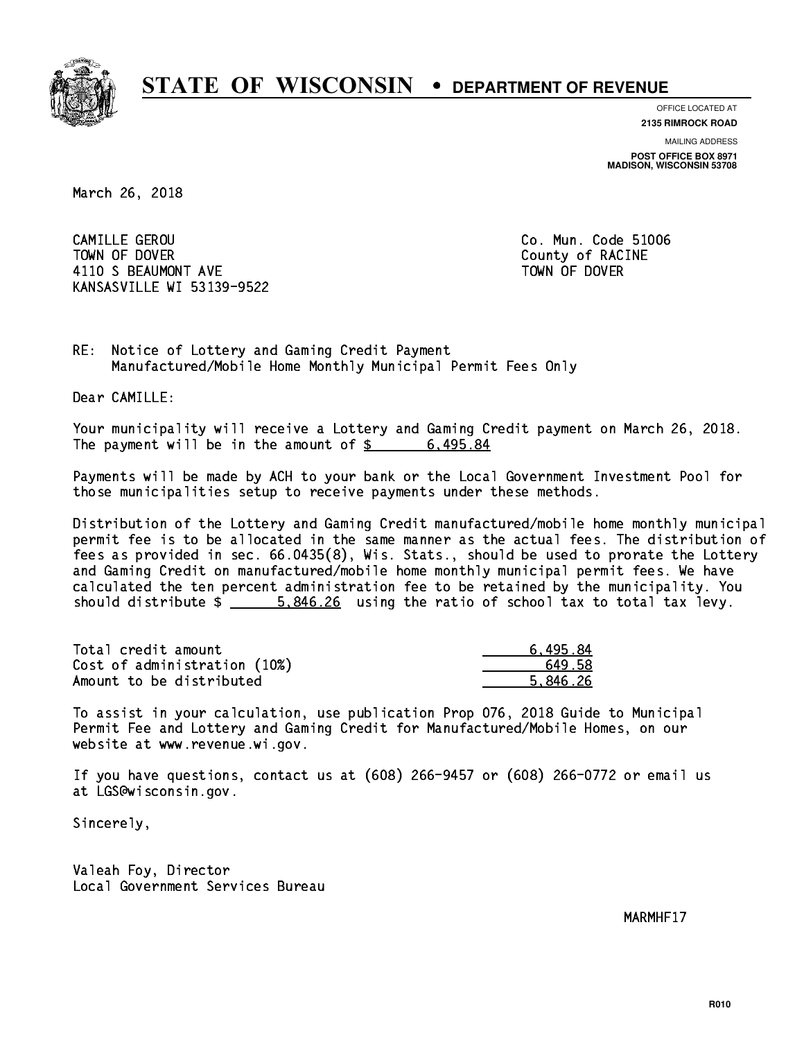# STATE OF WISCONSIN • DEPARTMENT OF REVENUE

OFFICE LOCATED AT
**2135 RIMROCK ROAD**

MAILING ADDRESS
**POST OFFICE BOX 8971**
**MADISON, WISCONSIN 53708**

March 26, 2018

CAMILLE GEROU
TOWN OF DOVER
4110 S BEAUMONT AVE
KANSASVILLE WI 53139-9522

Co. Mun. Code 51006
County of RACINE
TOWN OF DOVER

RE: Notice of Lottery and Gaming Credit Payment
Manufactured/Mobile Home Monthly Municipal Permit Fees Only

Dear CAMILLE:

Your municipality will receive a Lottery and Gaming Credit payment on March 26, 2018. The payment will be in the amount of $ 6,495.84

Payments will be made by ACH to your bank or the Local Government Investment Pool for those municipalities setup to receive payments under these methods.

Distribution of the Lottery and Gaming Credit manufactured/mobile home monthly municipal permit fee is to be allocated in the same manner as the actual fees. The distribution of fees as provided in sec. 66.0435(8), Wis. Stats., should be used to prorate the Lottery and Gaming Credit on manufactured/mobile home monthly municipal permit fees. We have calculated the ten percent administration fee to be retained by the municipality. You should distribute $ 5,846.26 using the ratio of school tax to total tax levy.

| | |
|---|---|
| Total credit amount | 6,495.84 |
| Cost of administration (10%) | 649.58 |
| Amount to be distributed | 5,846.26 |

To assist in your calculation, use publication Prop 076, 2018 Guide to Municipal Permit Fee and Lottery and Gaming Credit for Manufactured/Mobile Homes, on our website at www.revenue.wi.gov.

If you have questions, contact us at (608) 266-9457 or (608) 266-0772 or email us at LGS@wisconsin.gov.

Sincerely,

Valeah Foy, Director
Local Government Services Bureau

MARMHF17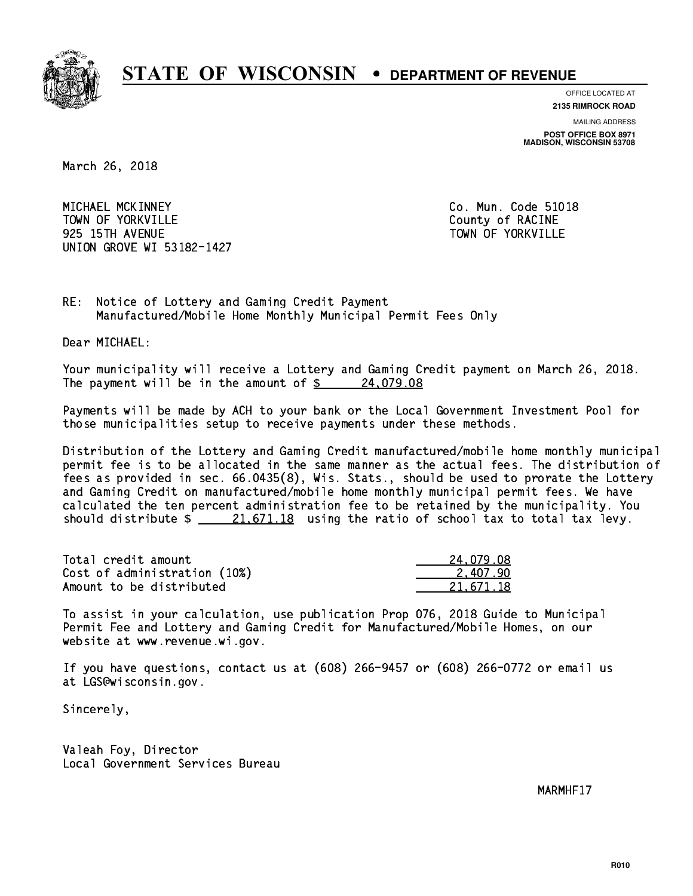# STATE OF WISCONSIN • DEPARTMENT OF REVENUE

OFFICE LOCATED AT
**2135 RIMROCK ROAD**

MAILING ADDRESS
**POST OFFICE BOX 8971**
**MADISON, WISCONSIN 53708**

March 26, 2018

MICHAEL MCKINNEY
TOWN OF YORKVILLE
925 15TH AVENUE
UNION GROVE WI 53182-1427

Co. Mun. Code 51018
County of RACINE
TOWN OF YORKVILLE

RE: Notice of Lottery and Gaming Credit Payment
Manufactured/Mobile Home Monthly Municipal Permit Fees Only

Dear MICHAEL:

Your municipality will receive a Lottery and Gaming Credit payment on March 26, 2018. The payment will be in the amount of $ 24,079.08

Payments will be made by ACH to your bank or the Local Government Investment Pool for those municipalities setup to receive payments under these methods.

Distribution of the Lottery and Gaming Credit manufactured/mobile home monthly municipal permit fee is to be allocated in the same manner as the actual fees. The distribution of fees as provided in sec. 66.0435(8), Wis. Stats., should be used to prorate the Lottery and Gaming Credit on manufactured/mobile home monthly municipal permit fees. We have calculated the ten percent administration fee to be retained by the municipality. You should distribute $ 21,671.18 using the ratio of school tax to total tax levy.

| | |
|---|---|
| Total credit amount | 24,079.08 |
| Cost of administration (10%) | 2,407.90 |
| Amount to be distributed | 21,671.18 |

To assist in your calculation, use publication Prop 076, 2018 Guide to Municipal Permit Fee and Lottery and Gaming Credit for Manufactured/Mobile Homes, on our website at www.revenue.wi.gov.

If you have questions, contact us at (608) 266-9457 or (608) 266-0772 or email us at LGS@wisconsin.gov.

Sincerely,

Valeah Foy, Director
Local Government Services Bureau

MARMHF17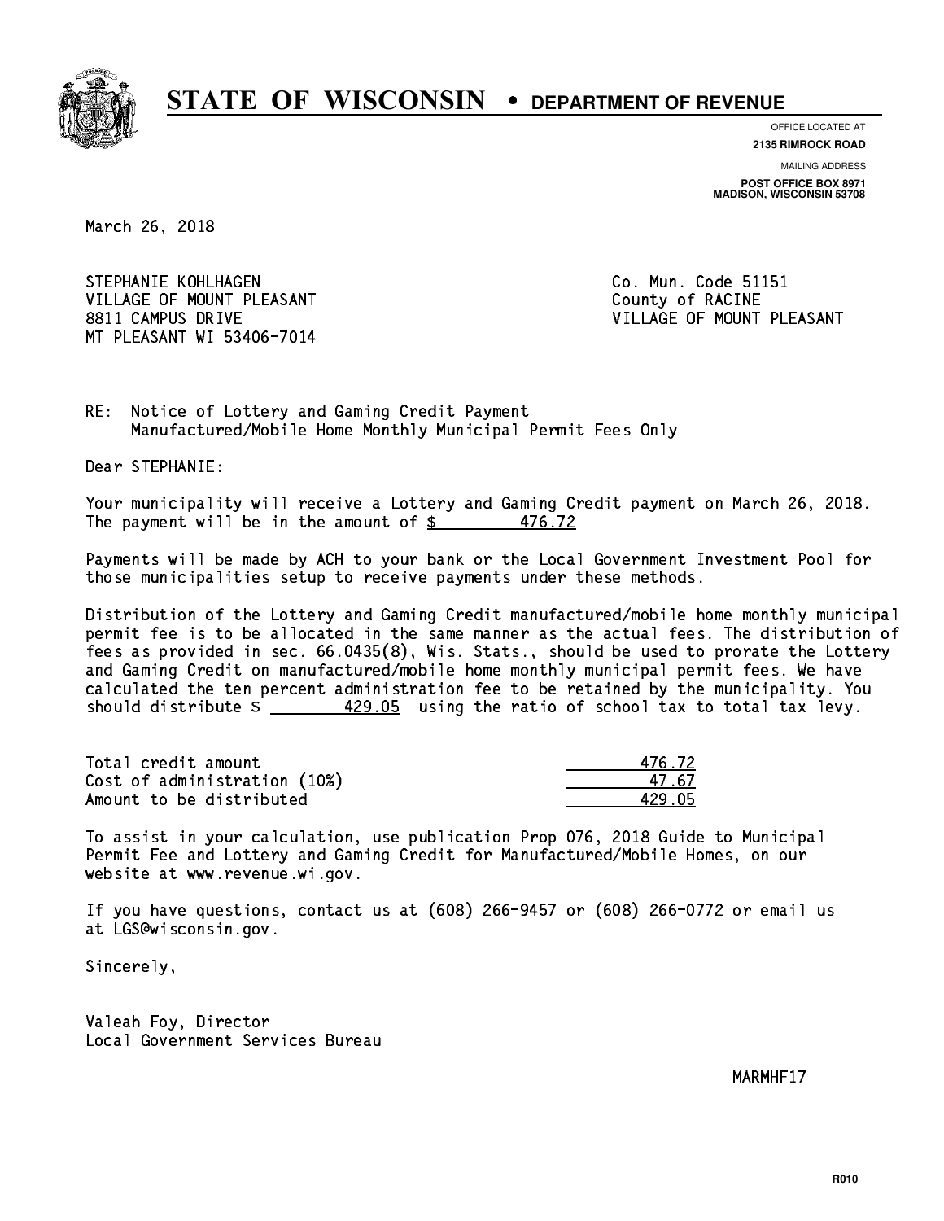# STATE OF WISCONSIN • DEPARTMENT OF REVENUE

OFFICE LOCATED AT
**2135 RIMROCK ROAD**

MAILING ADDRESS
**POST OFFICE BOX 8971**
**MADISON, WISCONSIN 53708**

March 26, 2018

STEPHANIE KOHLHAGEN
VILLAGE OF MOUNT PLEASANT
8811 CAMPUS DRIVE
MT PLEASANT WI 53406-7014

Co. Mun. Code 51151
County of RACINE
VILLAGE OF MOUNT PLEASANT

RE: Notice of Lottery and Gaming Credit Payment
Manufactured/Mobile Home Monthly Municipal Permit Fees Only

Dear STEPHANIE:

Your municipality will receive a Lottery and Gaming Credit payment on March 26, 2018. The payment will be in the amount of $ 476.72

Payments will be made by ACH to your bank or the Local Government Investment Pool for those municipalities setup to receive payments under these methods.

Distribution of the Lottery and Gaming Credit manufactured/mobile home monthly municipal permit fee is to be allocated in the same manner as the actual fees. The distribution of fees as provided in sec. 66.0435(8), Wis. Stats., should be used to prorate the Lottery and Gaming Credit on manufactured/mobile home monthly municipal permit fees. We have calculated the ten percent administration fee to be retained by the municipality. You should distribute $ 429.05 using the ratio of school tax to total tax levy.

| | |
|---|---|
| Total credit amount | 476.72 |
| Cost of administration (10%) | 47.67 |
| Amount to be distributed | 429.05 |

To assist in your calculation, use publication Prop 076, 2018 Guide to Municipal Permit Fee and Lottery and Gaming Credit for Manufactured/Mobile Homes, on our website at www.revenue.wi.gov.

If you have questions, contact us at (608) 266-9457 or (608) 266-0772 or email us at LGS@wisconsin.gov.

Sincerely,

Valeah Foy, Director
Local Government Services Bureau

MARMHF17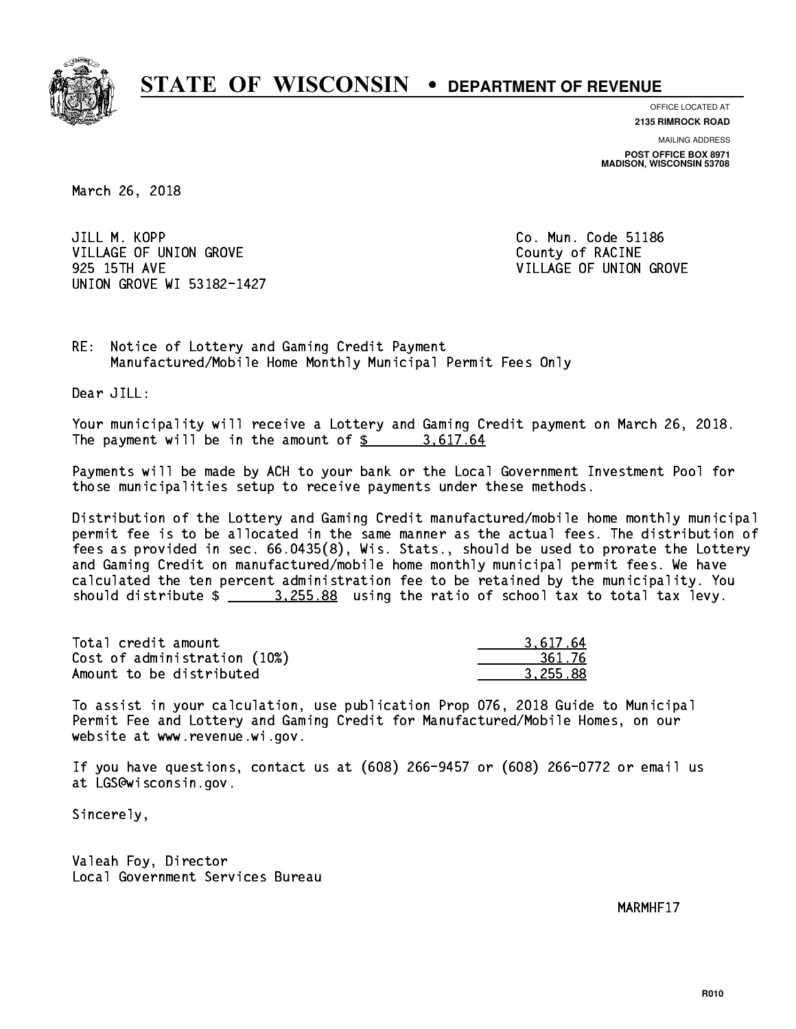# STATE OF WISCONSIN • DEPARTMENT OF REVENUE

OFFICE LOCATED AT
**2135 RIMROCK ROAD**

MAILING ADDRESS
**POST OFFICE BOX 8971**
**MADISON, WISCONSIN 53708**

March 26, 2018

JILL M. KOPP
VILLAGE OF UNION GROVE
925 15TH AVE
UNION GROVE WI 53182-1427

Co. Mun. Code 51186
County of RACINE
VILLAGE OF UNION GROVE

RE: Notice of Lottery and Gaming Credit Payment
Manufactured/Mobile Home Monthly Municipal Permit Fees Only

Dear JILL:

Your municipality will receive a Lottery and Gaming Credit payment on March 26, 2018. The payment will be in the amount of $ 3,617.64

Payments will be made by ACH to your bank or the Local Government Investment Pool for those municipalities setup to receive payments under these methods.

Distribution of the Lottery and Gaming Credit manufactured/mobile home monthly municipal permit fee is to be allocated in the same manner as the actual fees. The distribution of fees as provided in sec. 66.0435(8), Wis. Stats., should be used to prorate the Lottery and Gaming Credit on manufactured/mobile home monthly municipal permit fees. We have calculated the ten percent administration fee to be retained by the municipality. You should distribute $ 3,255.88 using the ratio of school tax to total tax levy.

| | |
|---|---|
| Total credit amount | 3,617.64 |
| Cost of administration (10%) | 361.76 |
| Amount to be distributed | 3,255.88 |

To assist in your calculation, use publication Prop 076, 2018 Guide to Municipal Permit Fee and Lottery and Gaming Credit for Manufactured/Mobile Homes, on our website at www.revenue.wi.gov.

If you have questions, contact us at (608) 266-9457 or (608) 266-0772 or email us at LGS@wisconsin.gov.

Sincerely,

Valeah Foy, Director
Local Government Services Bureau

MARMHF17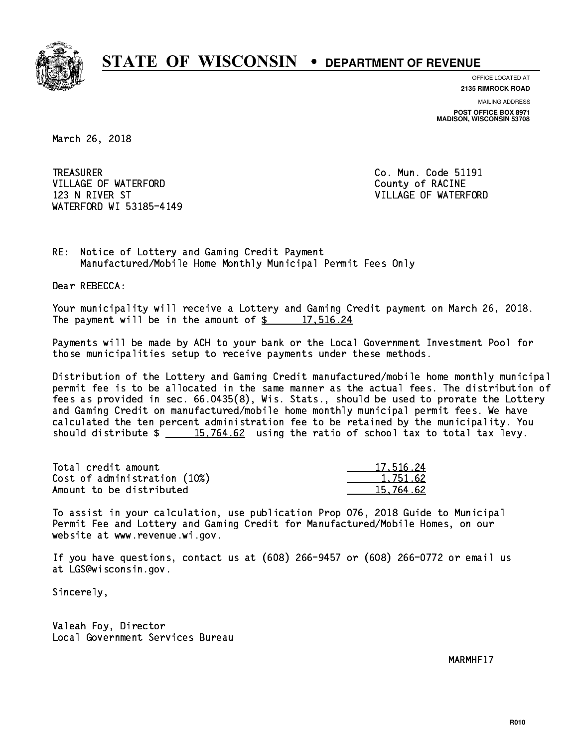# STATE OF WISCONSIN • DEPARTMENT OF REVENUE

OFFICE LOCATED AT
**2135 RIMROCK ROAD**

MAILING ADDRESS
**POST OFFICE BOX 8971**
**MADISON, WISCONSIN 53708**

March 26, 2018

TREASURER
VILLAGE OF WATERFORD
123 N RIVER ST
WATERFORD WI 53185-4149

Co. Mun. Code 51191
County of RACINE
VILLAGE OF WATERFORD

RE: Notice of Lottery and Gaming Credit Payment
Manufactured/Mobile Home Monthly Municipal Permit Fees Only

Dear REBECCA:

Your municipality will receive a Lottery and Gaming Credit payment on March 26, 2018. The payment will be in the amount of $ 17,516.24

Payments will be made by ACH to your bank or the Local Government Investment Pool for those municipalities setup to receive payments under these methods.

Distribution of the Lottery and Gaming Credit manufactured/mobile home monthly municipal permit fee is to be allocated in the same manner as the actual fees. The distribution of fees as provided in sec. 66.0435(8), Wis. Stats., should be used to prorate the Lottery and Gaming Credit on manufactured/mobile home monthly municipal permit fees. We have calculated the ten percent administration fee to be retained by the municipality. You should distribute $ 15,764.62 using the ratio of school tax to total tax levy.

| | |
|---|---|
| Total credit amount | 17,516.24 |
| Cost of administration (10%) | 1,751.62 |
| Amount to be distributed | 15,764.62 |

To assist in your calculation, use publication Prop 076, 2018 Guide to Municipal Permit Fee and Lottery and Gaming Credit for Manufactured/Mobile Homes, on our website at www.revenue.wi.gov.

If you have questions, contact us at (608) 266-9457 or (608) 266-0772 or email us at LGS@wisconsin.gov.

Sincerely,

Valeah Foy, Director
Local Government Services Bureau

MARMHF17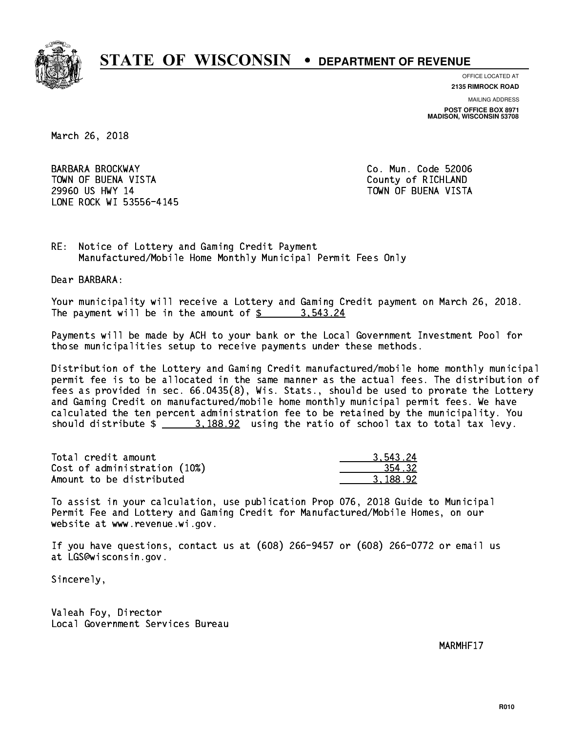# STATE OF WISCONSIN • DEPARTMENT OF REVENUE

OFFICE LOCATED AT
**2135 RIMROCK ROAD**

MAILING ADDRESS
**POST OFFICE BOX 8971**
**MADISON, WISCONSIN 53708**

March 26, 2018

BARBARA BROCKWAY
TOWN OF BUENA VISTA
29960 US HWY 14
LONE ROCK WI 53556-4145

Co. Mun. Code 52006
County of RICHLAND
TOWN OF BUENA VISTA

RE: Notice of Lottery and Gaming Credit Payment
Manufactured/Mobile Home Monthly Municipal Permit Fees Only

Dear BARBARA:

Your municipality will receive a Lottery and Gaming Credit payment on March 26, 2018. The payment will be in the amount of $ 3,543.24

Payments will be made by ACH to your bank or the Local Government Investment Pool for those municipalities setup to receive payments under these methods.

Distribution of the Lottery and Gaming Credit manufactured/mobile home monthly municipal permit fee is to be allocated in the same manner as the actual fees. The distribution of fees as provided in sec. 66.0435(8), Wis. Stats., should be used to prorate the Lottery and Gaming Credit on manufactured/mobile home monthly municipal permit fees. We have calculated the ten percent administration fee to be retained by the municipality. You should distribute $ 3,188.92 using the ratio of school tax to total tax levy.

| | |
|---|---|
| Total credit amount | 3,543.24 |
| Cost of administration (10%) | 354.32 |
| Amount to be distributed | 3,188.92 |

To assist in your calculation, use publication Prop 076, 2018 Guide to Municipal Permit Fee and Lottery and Gaming Credit for Manufactured/Mobile Homes, on our website at www.revenue.wi.gov.

If you have questions, contact us at (608) 266-9457 or (608) 266-0772 or email us at LGS@wisconsin.gov.

Sincerely,

Valeah Foy, Director
Local Government Services Bureau

MARMHF17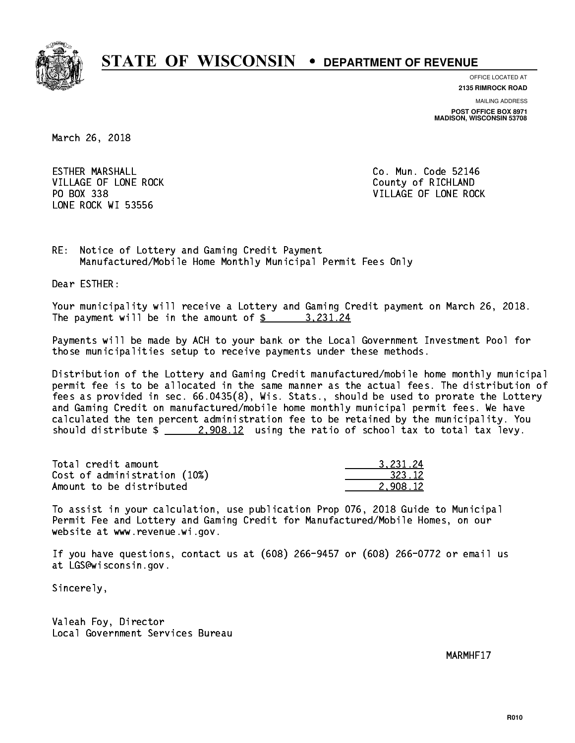# STATE OF WISCONSIN • DEPARTMENT OF REVENUE

OFFICE LOCATED AT
**2135 RIMROCK ROAD**

MAILING ADDRESS
**POST OFFICE BOX 8971**
**MADISON, WISCONSIN 53708**

March 26, 2018

ESTHER MARSHALL
VILLAGE OF LONE ROCK
PO BOX 338
LONE ROCK WI 53556

Co. Mun. Code 52146
County of RICHLAND
VILLAGE OF LONE ROCK

RE: Notice of Lottery and Gaming Credit Payment
Manufactured/Mobile Home Monthly Municipal Permit Fees Only

Dear ESTHER:

Your municipality will receive a Lottery and Gaming Credit payment on March 26, 2018. The payment will be in the amount of $ 3,231.24

Payments will be made by ACH to your bank or the Local Government Investment Pool for those municipalities setup to receive payments under these methods.

Distribution of the Lottery and Gaming Credit manufactured/mobile home monthly municipal permit fee is to be allocated in the same manner as the actual fees. The distribution of fees as provided in sec. 66.0435(8), Wis. Stats., should be used to prorate the Lottery and Gaming Credit on manufactured/mobile home monthly municipal permit fees. We have calculated the ten percent administration fee to be retained by the municipality. You should distribute $ 2,908.12 using the ratio of school tax to total tax levy.

| | |
|---|---|
| Total credit amount | 3,231.24 |
| Cost of administration (10%) | 323.12 |
| Amount to be distributed | 2,908.12 |

To assist in your calculation, use publication Prop 076, 2018 Guide to Municipal Permit Fee and Lottery and Gaming Credit for Manufactured/Mobile Homes, on our website at www.revenue.wi.gov.

If you have questions, contact us at (608) 266-9457 or (608) 266-0772 or email us at LGS@wisconsin.gov.

Sincerely,

Valeah Foy, Director
Local Government Services Bureau

MARMHF17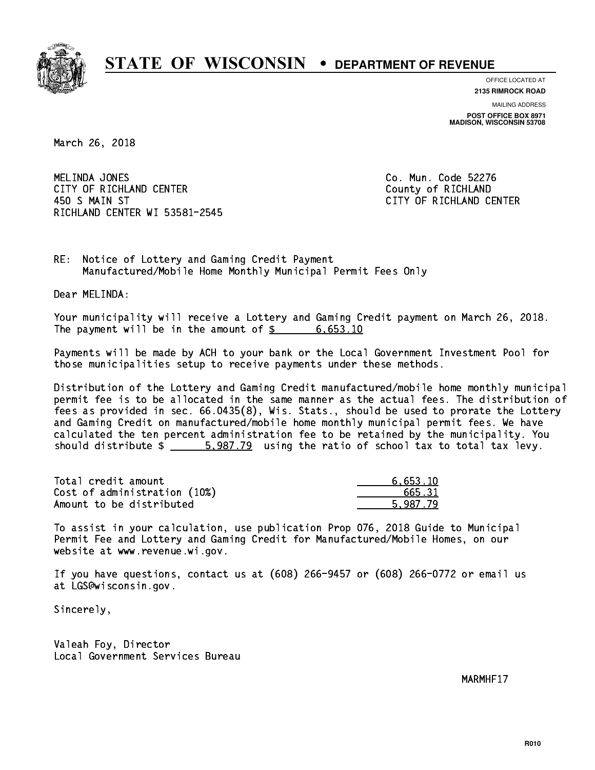# STATE OF WISCONSIN • DEPARTMENT OF REVENUE

OFFICE LOCATED AT
**2135 RIMROCK ROAD**

MAILING ADDRESS
**POST OFFICE BOX 8971**
**MADISON, WISCONSIN 53708**

March 26, 2018

MELINDA JONES
CITY OF RICHLAND CENTER
450 S MAIN ST
RICHLAND CENTER WI 53581-2545

Co. Mun. Code 52276
County of RICHLAND
CITY OF RICHLAND CENTER

RE: Notice of Lottery and Gaming Credit Payment
Manufactured/Mobile Home Monthly Municipal Permit Fees Only

Dear MELINDA:

Your municipality will receive a Lottery and Gaming Credit payment on March 26, 2018. The payment will be in the amount of $ 6,653.10

Payments will be made by ACH to your bank or the Local Government Investment Pool for those municipalities setup to receive payments under these methods.

Distribution of the Lottery and Gaming Credit manufactured/mobile home monthly municipal permit fee is to be allocated in the same manner as the actual fees. The distribution of fees as provided in sec. 66.0435(8), Wis. Stats., should be used to prorate the Lottery and Gaming Credit on manufactured/mobile home monthly municipal permit fees. We have calculated the ten percent administration fee to be retained by the municipality. You should distribute $ 5,987.79 using the ratio of school tax to total tax levy.

| | |
|---|---|
| Total credit amount | 6,653.10 |
| Cost of administration (10%) | 665.31 |
| Amount to be distributed | 5,987.79 |

To assist in your calculation, use publication Prop 076, 2018 Guide to Municipal Permit Fee and Lottery and Gaming Credit for Manufactured/Mobile Homes, on our website at www.revenue.wi.gov.

If you have questions, contact us at (608) 266-9457 or (608) 266-0772 or email us at LGS@wisconsin.gov.

Sincerely,

Valeah Foy, Director
Local Government Services Bureau

MARMHF17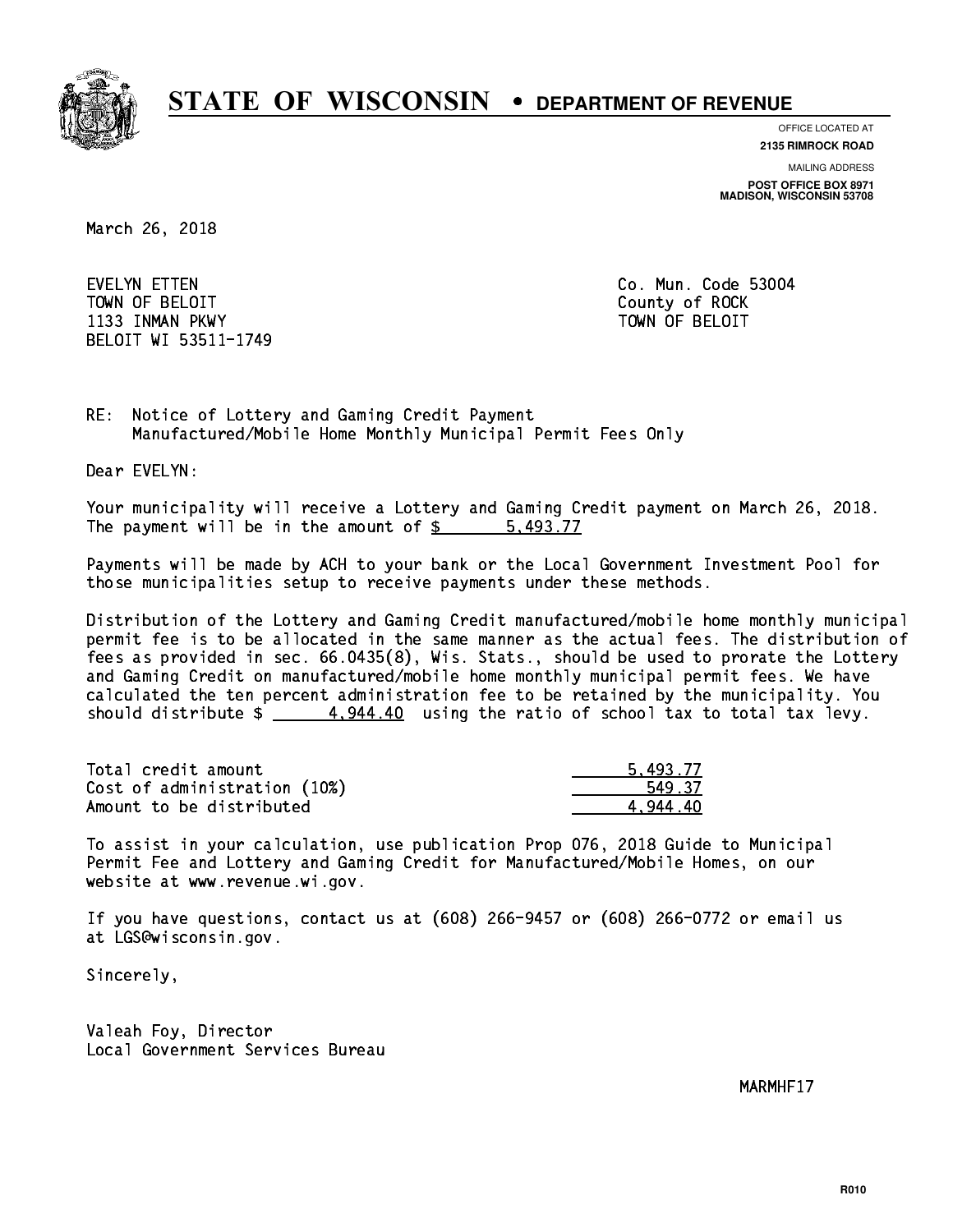# STATE OF WISCONSIN • DEPARTMENT OF REVENUE

OFFICE LOCATED AT
**2135 RIMROCK ROAD**

MAILING ADDRESS
**POST OFFICE BOX 8971**
**MADISON, WISCONSIN 53708**

March 26, 2018

EVELYN ETTEN
TOWN OF BELOIT
1133 INMAN PKWY
BELOIT WI 53511-1749

Co. Mun. Code 53004
County of ROCK
TOWN OF BELOIT

RE: Notice of Lottery and Gaming Credit Payment
Manufactured/Mobile Home Monthly Municipal Permit Fees Only

Dear EVELYN:

Your municipality will receive a Lottery and Gaming Credit payment on March 26, 2018.
The payment will be in the amount of $ 5,493.77

Payments will be made by ACH to your bank or the Local Government Investment Pool for those municipalities setup to receive payments under these methods.

Distribution of the Lottery and Gaming Credit manufactured/mobile home monthly municipal permit fee is to be allocated in the same manner as the actual fees. The distribution of fees as provided in sec. 66.0435(8), Wis. Stats., should be used to prorate the Lottery and Gaming Credit on manufactured/mobile home monthly municipal permit fees. We have calculated the ten percent administration fee to be retained by the municipality. You should distribute $ 4,944.40 using the ratio of school tax to total tax levy.

| | |
|---|---|
| Total credit amount | 5,493.77 |
| Cost of administration (10%) | 549.37 |
| Amount to be distributed | 4,944.40 |

To assist in your calculation, use publication Prop 076, 2018 Guide to Municipal Permit Fee and Lottery and Gaming Credit for Manufactured/Mobile Homes, on our website at www.revenue.wi.gov.

If you have questions, contact us at (608) 266-9457 or (608) 266-0772 or email us at LGS@wisconsin.gov.

Sincerely,

Valeah Foy, Director
Local Government Services Bureau

MARMHF17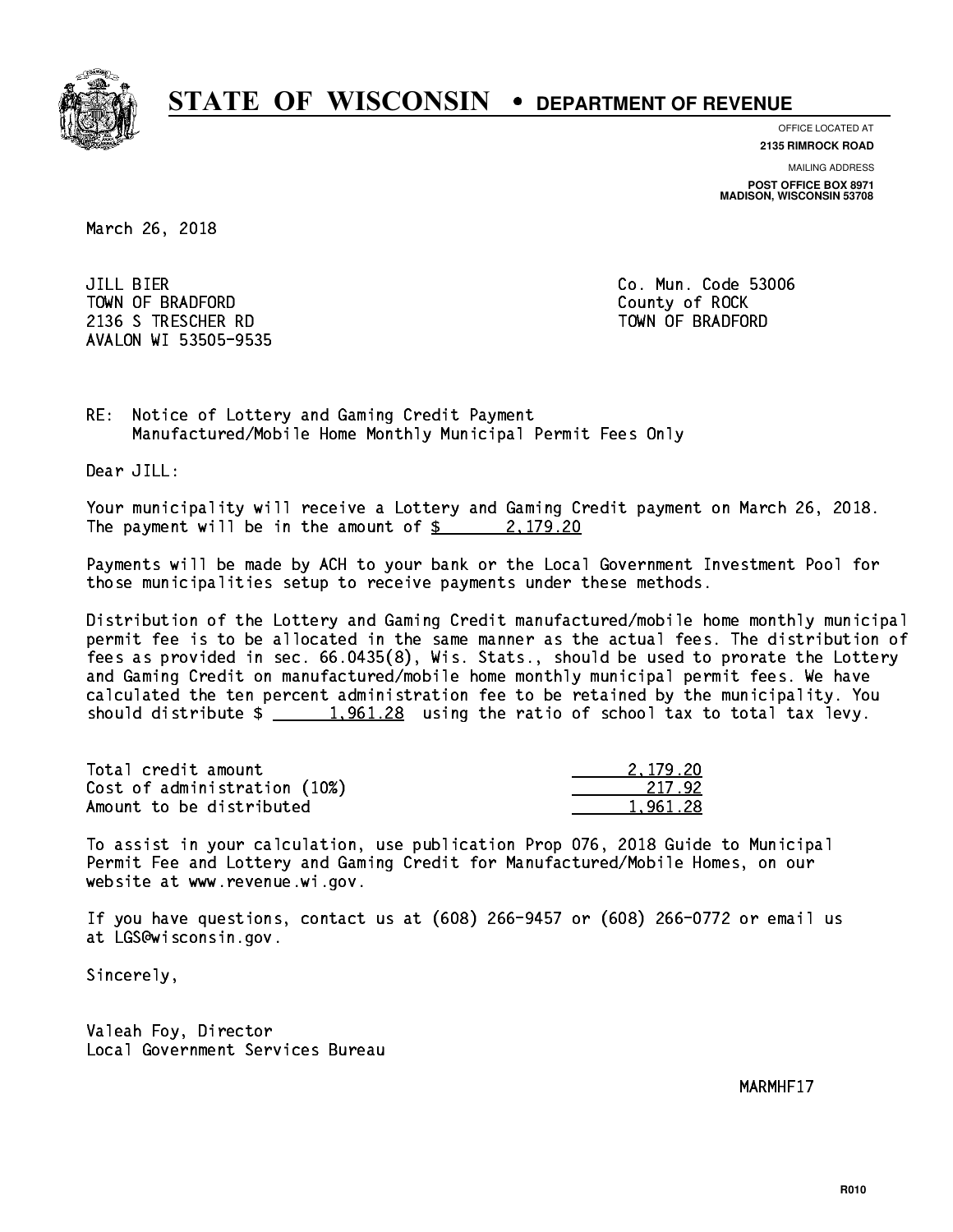# STATE OF WISCONSIN • DEPARTMENT OF REVENUE

OFFICE LOCATED AT
**2135 RIMROCK ROAD**

MAILING ADDRESS
**POST OFFICE BOX 8971**
**MADISON, WISCONSIN 53708**

March 26, 2018

JILL BIER
TOWN OF BRADFORD
2136 S TRESCHER RD
AVALON WI 53505-9535

Co. Mun. Code 53006
County of ROCK
TOWN OF BRADFORD

RE: Notice of Lottery and Gaming Credit Payment
Manufactured/Mobile Home Monthly Municipal Permit Fees Only

Dear JILL:

Your municipality will receive a Lottery and Gaming Credit payment on March 26, 2018. The payment will be in the amount of $ 2,179.20

Payments will be made by ACH to your bank or the Local Government Investment Pool for those municipalities setup to receive payments under these methods.

Distribution of the Lottery and Gaming Credit manufactured/mobile home monthly municipal permit fee is to be allocated in the same manner as the actual fees. The distribution of fees as provided in sec. 66.0435(8), Wis. Stats., should be used to prorate the Lottery and Gaming Credit on manufactured/mobile home monthly municipal permit fees. We have calculated the ten percent administration fee to be retained by the municipality. You should distribute $ 1,961.28 using the ratio of school tax to total tax levy.

| | |
|---|---|
| Total credit amount | 2,179.20 |
| Cost of administration (10%) | 217.92 |
| Amount to be distributed | 1,961.28 |

To assist in your calculation, use publication Prop 076, 2018 Guide to Municipal Permit Fee and Lottery and Gaming Credit for Manufactured/Mobile Homes, on our website at www.revenue.wi.gov.

If you have questions, contact us at (608) 266-9457 or (608) 266-0772 or email us at LGS@wisconsin.gov.

Sincerely,

Valeah Foy, Director
Local Government Services Bureau

MARMHF17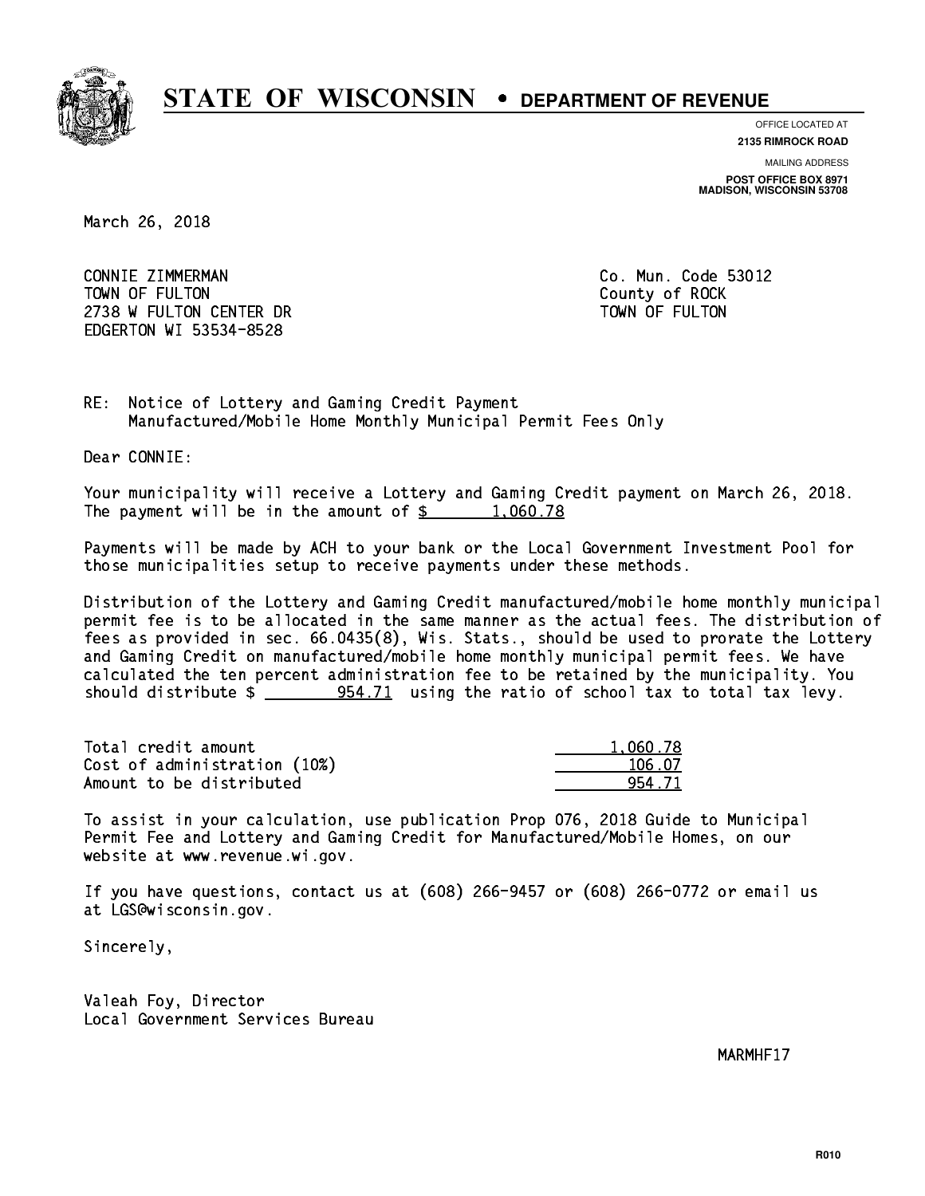# STATE OF WISCONSIN • DEPARTMENT OF REVENUE

OFFICE LOCATED AT
**2135 RIMROCK ROAD**

MAILING ADDRESS
**POST OFFICE BOX 8971**
**MADISON, WISCONSIN 53708**

March 26, 2018

CONNIE ZIMMERMAN
TOWN OF FULTON
2738 W FULTON CENTER DR
EDGERTON WI 53534-8528

Co. Mun. Code 53012
County of ROCK
TOWN OF FULTON

RE: Notice of Lottery and Gaming Credit Payment
Manufactured/Mobile Home Monthly Municipal Permit Fees Only

Dear CONNIE:

Your municipality will receive a Lottery and Gaming Credit payment on March 26, 2018. The payment will be in the amount of $ 1,060.78

Payments will be made by ACH to your bank or the Local Government Investment Pool for those municipalities setup to receive payments under these methods.

Distribution of the Lottery and Gaming Credit manufactured/mobile home monthly municipal permit fee is to be allocated in the same manner as the actual fees. The distribution of fees as provided in sec. 66.0435(8), Wis. Stats., should be used to prorate the Lottery and Gaming Credit on manufactured/mobile home monthly municipal permit fees. We have calculated the ten percent administration fee to be retained by the municipality. You should distribute $ 954.71 using the ratio of school tax to total tax levy.

| | |
|---|---|
| Total credit amount | 1,060.78 |
| Cost of administration (10%) | 106.07 |
| Amount to be distributed | 954.71 |

To assist in your calculation, use publication Prop 076, 2018 Guide to Municipal Permit Fee and Lottery and Gaming Credit for Manufactured/Mobile Homes, on our website at www.revenue.wi.gov.

If you have questions, contact us at (608) 266-9457 or (608) 266-0772 or email us at LGS@wisconsin.gov.

Sincerely,

Valeah Foy, Director
Local Government Services Bureau

MARMHF17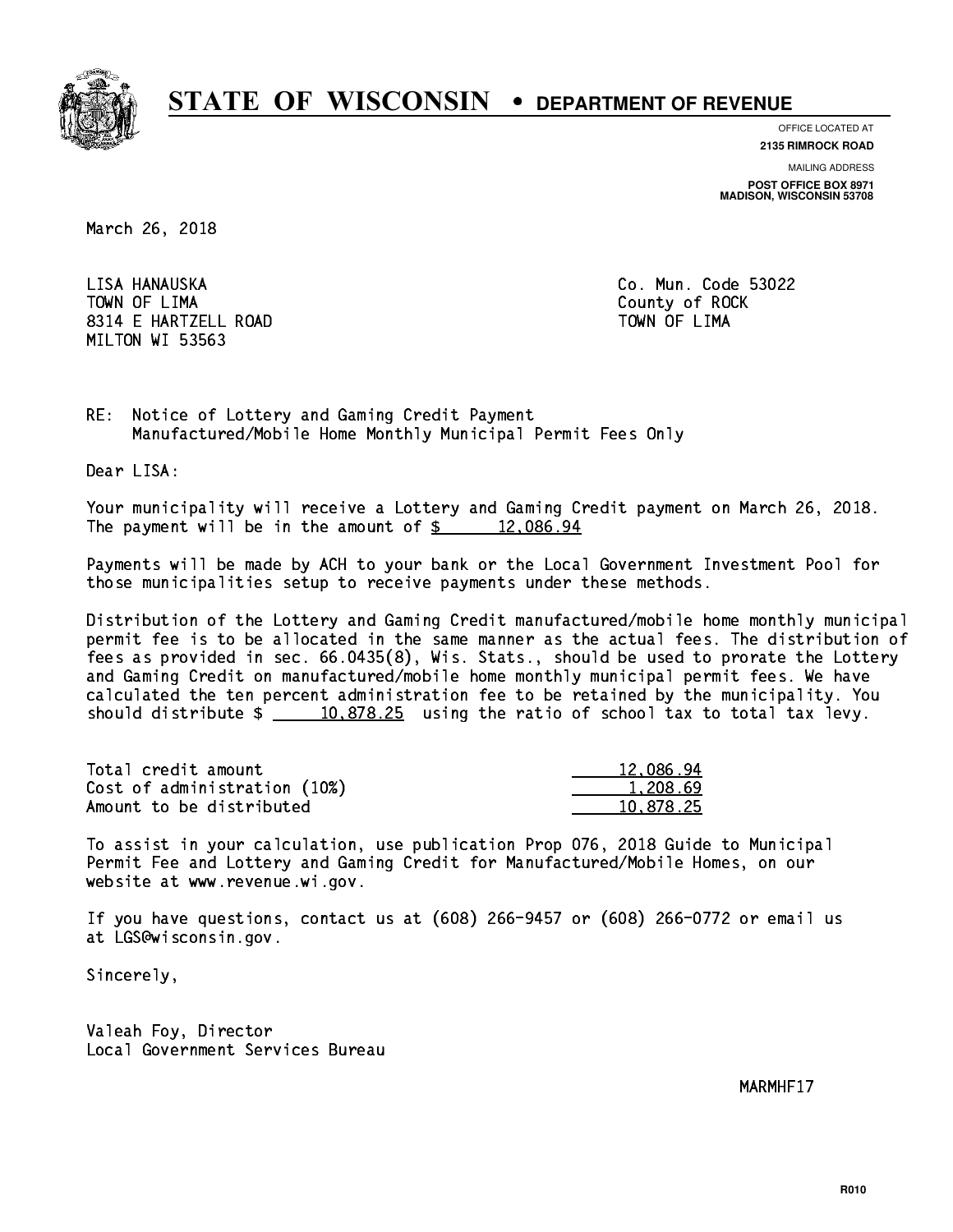# STATE OF WISCONSIN • DEPARTMENT OF REVENUE

OFFICE LOCATED AT
**2135 RIMROCK ROAD**

MAILING ADDRESS
**POST OFFICE BOX 8971**
**MADISON, WISCONSIN 53708**

March 26, 2018

LISA HANAUSKA
TOWN OF LIMA
8314 E HARTZELL ROAD
MILTON WI 53563

Co. Mun. Code 53022
County of ROCK
TOWN OF LIMA

RE: Notice of Lottery and Gaming Credit Payment
Manufactured/Mobile Home Monthly Municipal Permit Fees Only

Dear LISA:

Your municipality will receive a Lottery and Gaming Credit payment on March 26, 2018. The payment will be in the amount of $ 12,086.94

Payments will be made by ACH to your bank or the Local Government Investment Pool for those municipalities setup to receive payments under these methods.

Distribution of the Lottery and Gaming Credit manufactured/mobile home monthly municipal permit fee is to be allocated in the same manner as the actual fees. The distribution of fees as provided in sec. 66.0435(8), Wis. Stats., should be used to prorate the Lottery and Gaming Credit on manufactured/mobile home monthly municipal permit fees. We have calculated the ten percent administration fee to be retained by the municipality. You should distribute $ 10,878.25 using the ratio of school tax to total tax levy.

| | |
|---|---|
| Total credit amount | 12,086.94 |
| Cost of administration (10%) | 1,208.69 |
| Amount to be distributed | 10,878.25 |

To assist in your calculation, use publication Prop 076, 2018 Guide to Municipal Permit Fee and Lottery and Gaming Credit for Manufactured/Mobile Homes, on our website at www.revenue.wi.gov.

If you have questions, contact us at (608) 266-9457 or (608) 266-0772 or email us at LGS@wisconsin.gov.

Sincerely,

Valeah Foy, Director
Local Government Services Bureau

MARMHF17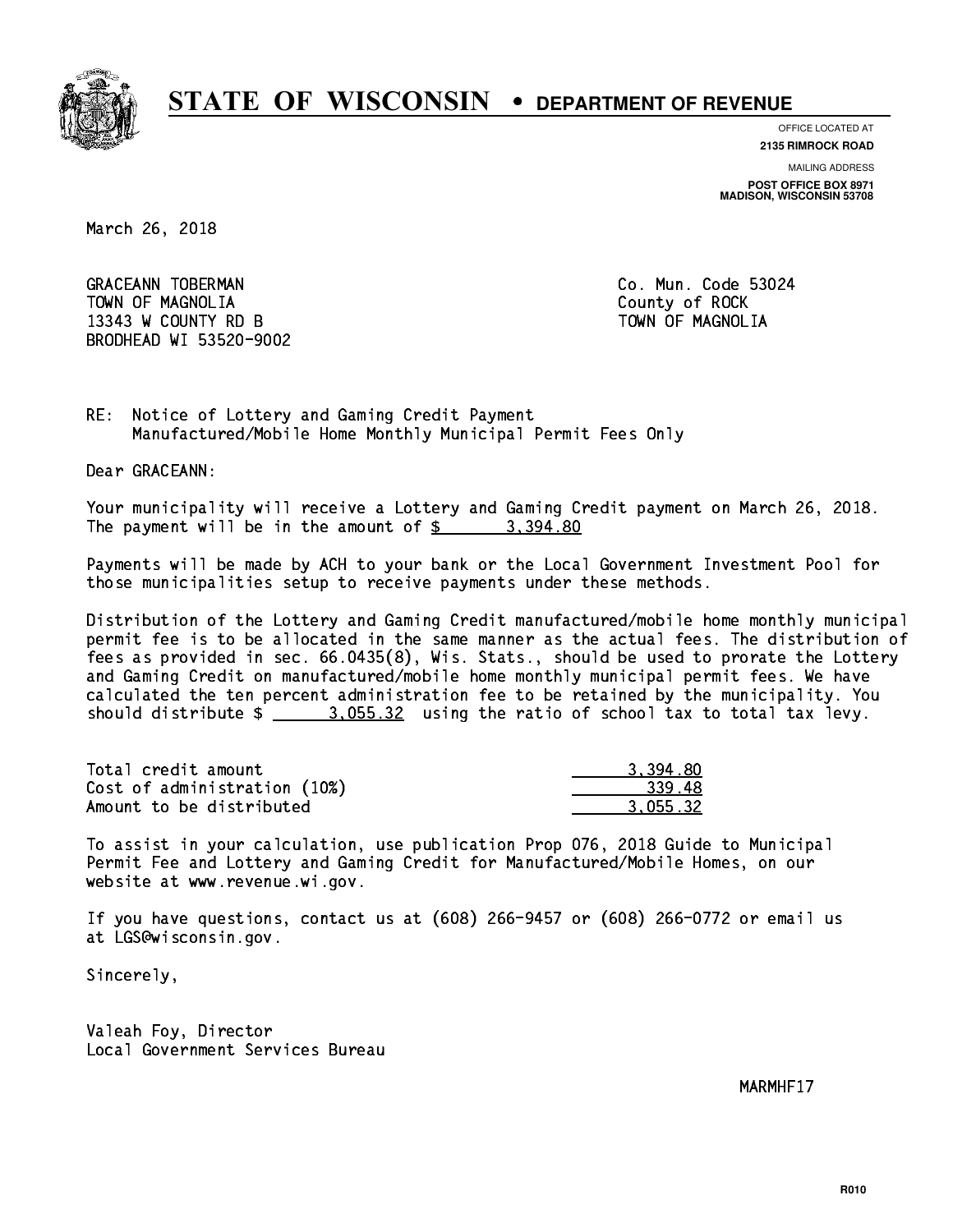# STATE OF WISCONSIN • DEPARTMENT OF REVENUE

OFFICE LOCATED AT
**2135 RIMROCK ROAD**

MAILING ADDRESS
**POST OFFICE BOX 8971**
**MADISON, WISCONSIN 53708**

March 26, 2018

GRACEANN TOBERMAN
TOWN OF MAGNOLIA
13343 W COUNTY RD B
BRODHEAD WI 53520-9002

Co. Mun. Code 53024
County of ROCK
TOWN OF MAGNOLIA

RE: Notice of Lottery and Gaming Credit Payment
Manufactured/Mobile Home Monthly Municipal Permit Fees Only

Dear GRACEANN:

Your municipality will receive a Lottery and Gaming Credit payment on March 26, 2018. The payment will be in the amount of $ 3,394.80

Payments will be made by ACH to your bank or the Local Government Investment Pool for those municipalities setup to receive payments under these methods.

Distribution of the Lottery and Gaming Credit manufactured/mobile home monthly municipal permit fee is to be allocated in the same manner as the actual fees. The distribution of fees as provided in sec. 66.0435(8), Wis. Stats., should be used to prorate the Lottery and Gaming Credit on manufactured/mobile home monthly municipal permit fees. We have calculated the ten percent administration fee to be retained by the municipality. You should distribute $ 3,055.32 using the ratio of school tax to total tax levy.

| | |
|---|---|
| Total credit amount | 3,394.80 |
| Cost of administration (10%) | 339.48 |
| Amount to be distributed | 3,055.32 |

To assist in your calculation, use publication Prop 076, 2018 Guide to Municipal Permit Fee and Lottery and Gaming Credit for Manufactured/Mobile Homes, on our website at www.revenue.wi.gov.

If you have questions, contact us at (608) 266-9457 or (608) 266-0772 or email us at LGS@wisconsin.gov.

Sincerely,

Valeah Foy, Director
Local Government Services Bureau

MARMHF17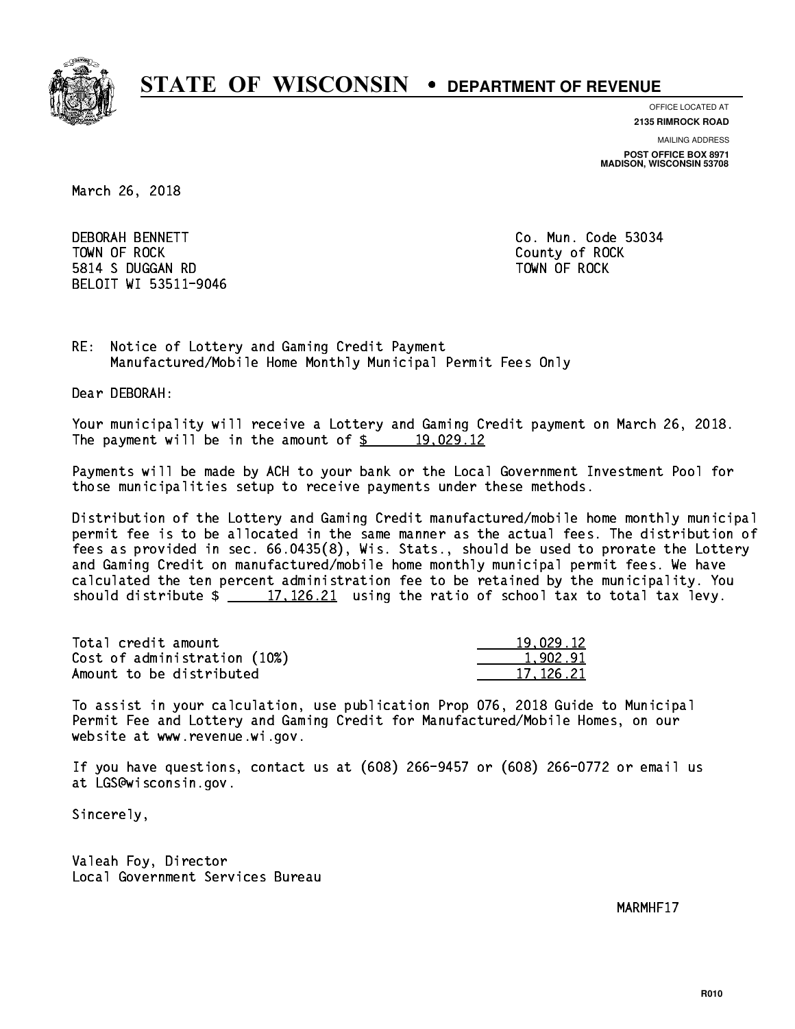# STATE OF WISCONSIN • DEPARTMENT OF REVENUE

OFFICE LOCATED AT
**2135 RIMROCK ROAD**

MAILING ADDRESS
**POST OFFICE BOX 8971**
**MADISON, WISCONSIN 53708**

March 26, 2018

DEBORAH BENNETT
TOWN OF ROCK
5814 S DUGGAN RD
BELOIT WI 53511-9046

Co. Mun. Code 53034
County of ROCK
TOWN OF ROCK

RE: Notice of Lottery and Gaming Credit Payment
Manufactured/Mobile Home Monthly Municipal Permit Fees Only

Dear DEBORAH:

Your municipality will receive a Lottery and Gaming Credit payment on March 26, 2018. The payment will be in the amount of $ 19,029.12

Payments will be made by ACH to your bank or the Local Government Investment Pool for those municipalities setup to receive payments under these methods.

Distribution of the Lottery and Gaming Credit manufactured/mobile home monthly municipal permit fee is to be allocated in the same manner as the actual fees. The distribution of fees as provided in sec. 66.0435(8), Wis. Stats., should be used to prorate the Lottery and Gaming Credit on manufactured/mobile home monthly municipal permit fees. We have calculated the ten percent administration fee to be retained by the municipality. You should distribute $ 17,126.21 using the ratio of school tax to total tax levy.

| | |
|---|---|
| Total credit amount | 19,029.12 |
| Cost of administration (10%) | 1,902.91 |
| Amount to be distributed | 17,126.21 |

To assist in your calculation, use publication Prop 076, 2018 Guide to Municipal Permit Fee and Lottery and Gaming Credit for Manufactured/Mobile Homes, on our website at www.revenue.wi.gov.

If you have questions, contact us at (608) 266-9457 or (608) 266-0772 or email us at LGS@wisconsin.gov.

Sincerely,

Valeah Foy, Director
Local Government Services Bureau

MARMHF17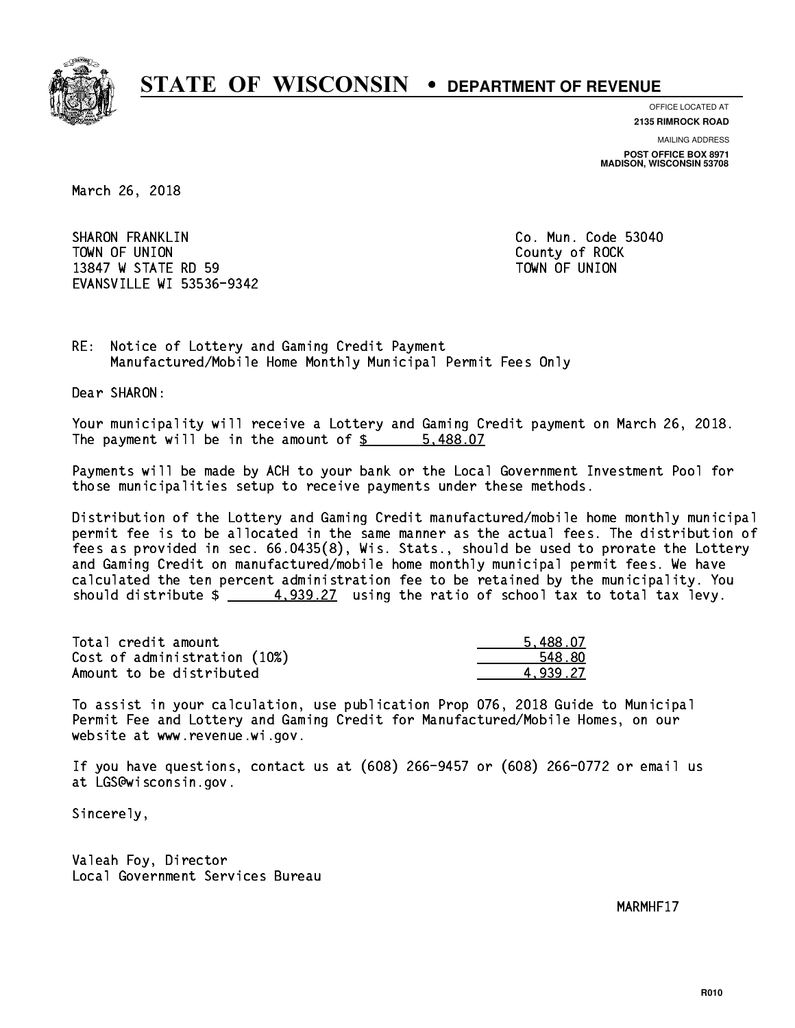# STATE OF WISCONSIN • DEPARTMENT OF REVENUE

OFFICE LOCATED AT
**2135 RIMROCK ROAD**

MAILING ADDRESS
**POST OFFICE BOX 8971**
**MADISON, WISCONSIN 53708**

March 26, 2018

SHARON FRANKLIN
TOWN OF UNION
13847 W STATE RD 59
EVANSVILLE WI 53536-9342

Co. Mun. Code 53040
County of ROCK
TOWN OF UNION

RE: Notice of Lottery and Gaming Credit Payment
Manufactured/Mobile Home Monthly Municipal Permit Fees Only

Dear SHARON:

Your municipality will receive a Lottery and Gaming Credit payment on March 26, 2018. The payment will be in the amount of $ 5,488.07

Payments will be made by ACH to your bank or the Local Government Investment Pool for those municipalities setup to receive payments under these methods.

Distribution of the Lottery and Gaming Credit manufactured/mobile home monthly municipal permit fee is to be allocated in the same manner as the actual fees. The distribution of fees as provided in sec. 66.0435(8), Wis. Stats., should be used to prorate the Lottery and Gaming Credit on manufactured/mobile home monthly municipal permit fees. We have calculated the ten percent administration fee to be retained by the municipality. You should distribute $ 4,939.27 using the ratio of school tax to total tax levy.

| | |
|---|---|
| Total credit amount | 5,488.07 |
| Cost of administration (10%) | 548.80 |
| Amount to be distributed | 4,939.27 |

To assist in your calculation, use publication Prop 076, 2018 Guide to Municipal Permit Fee and Lottery and Gaming Credit for Manufactured/Mobile Homes, on our website at www.revenue.wi.gov.

If you have questions, contact us at (608) 266-9457 or (608) 266-0772 or email us at LGS@wisconsin.gov.

Sincerely,

Valeah Foy, Director
Local Government Services Bureau

MARMHF17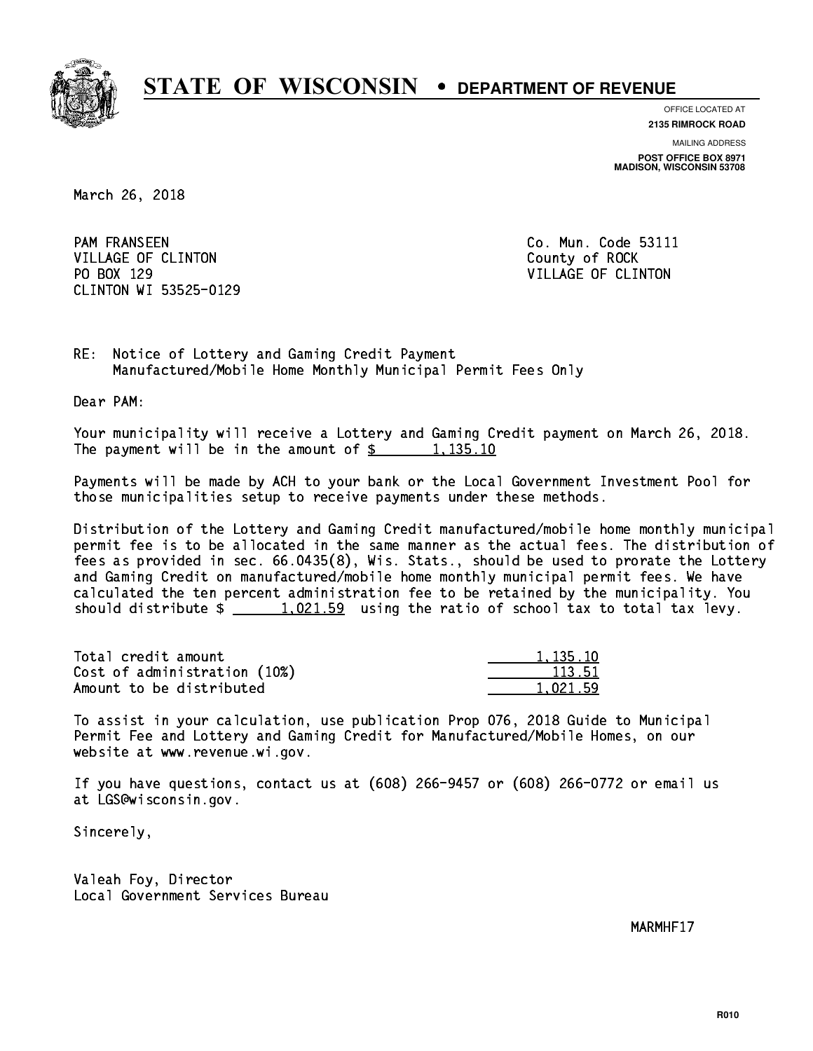# STATE OF WISCONSIN • DEPARTMENT OF REVENUE

OFFICE LOCATED AT
**2135 RIMROCK ROAD**

MAILING ADDRESS
**POST OFFICE BOX 8971**
**MADISON, WISCONSIN 53708**

March 26, 2018

PAM FRANSEEN
VILLAGE OF CLINTON
PO BOX 129
CLINTON WI 53525-0129

Co. Mun. Code 53111
County of ROCK
VILLAGE OF CLINTON

RE: Notice of Lottery and Gaming Credit Payment
Manufactured/Mobile Home Monthly Municipal Permit Fees Only

Dear PAM:

Your municipality will receive a Lottery and Gaming Credit payment on March 26, 2018. The payment will be in the amount of $ 1,135.10

Payments will be made by ACH to your bank or the Local Government Investment Pool for those municipalities setup to receive payments under these methods.

Distribution of the Lottery and Gaming Credit manufactured/mobile home monthly municipal permit fee is to be allocated in the same manner as the actual fees. The distribution of fees as provided in sec. 66.0435(8), Wis. Stats., should be used to prorate the Lottery and Gaming Credit on manufactured/mobile home monthly municipal permit fees. We have calculated the ten percent administration fee to be retained by the municipality. You should distribute $ 1,021.59 using the ratio of school tax to total tax levy.

| | |
|---|---|
| Total credit amount | 1,135.10 |
| Cost of administration (10%) | 113.51 |
| Amount to be distributed | 1,021.59 |

To assist in your calculation, use publication Prop 076, 2018 Guide to Municipal Permit Fee and Lottery and Gaming Credit for Manufactured/Mobile Homes, on our website at www.revenue.wi.gov.

If you have questions, contact us at (608) 266-9457 or (608) 266-0772 or email us at LGS@wisconsin.gov.

Sincerely,

Valeah Foy, Director
Local Government Services Bureau

MARMHF17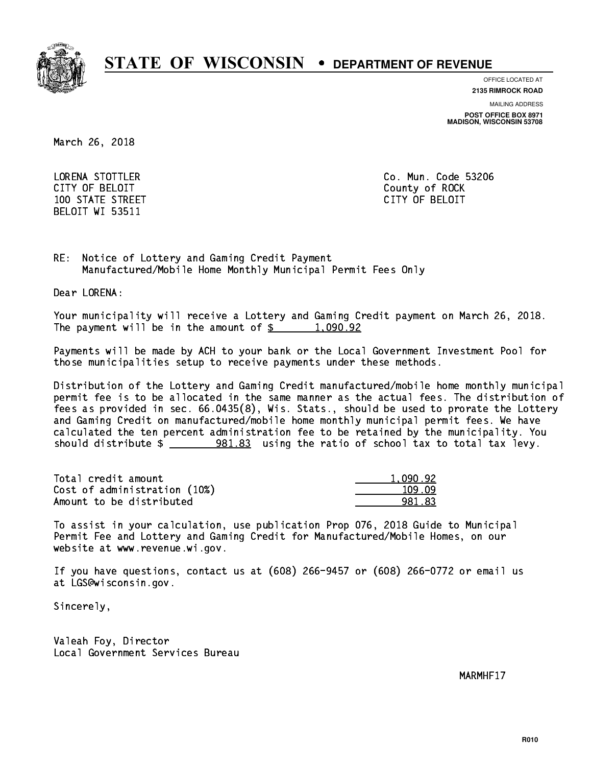# STATE OF WISCONSIN • DEPARTMENT OF REVENUE

OFFICE LOCATED AT
**2135 RIMROCK ROAD**

MAILING ADDRESS
**POST OFFICE BOX 8971**
**MADISON, WISCONSIN 53708**

March 26, 2018

LORENA STOTTLER
CITY OF BELOIT
100 STATE STREET
BELOIT WI 53511

Co. Mun. Code 53206
County of ROCK
CITY OF BELOIT

RE: Notice of Lottery and Gaming Credit Payment
Manufactured/Mobile Home Monthly Municipal Permit Fees Only

Dear LORENA:

Your municipality will receive a Lottery and Gaming Credit payment on March 26, 2018. The payment will be in the amount of $ 1,090.92

Payments will be made by ACH to your bank or the Local Government Investment Pool for those municipalities setup to receive payments under these methods.

Distribution of the Lottery and Gaming Credit manufactured/mobile home monthly municipal permit fee is to be allocated in the same manner as the actual fees. The distribution of fees as provided in sec. 66.0435(8), Wis. Stats., should be used to prorate the Lottery and Gaming Credit on manufactured/mobile home monthly municipal permit fees. We have calculated the ten percent administration fee to be retained by the municipality. You should distribute $ 981.83 using the ratio of school tax to total tax levy.

| | |
|---|---|
| Total credit amount | 1,090.92 |
| Cost of administration (10%) | 109.09 |
| Amount to be distributed | 981.83 |

To assist in your calculation, use publication Prop 076, 2018 Guide to Municipal Permit Fee and Lottery and Gaming Credit for Manufactured/Mobile Homes, on our website at www.revenue.wi.gov.

If you have questions, contact us at (608) 266-9457 or (608) 266-0772 or email us at LGS@wisconsin.gov.

Sincerely,

Valeah Foy, Director
Local Government Services Bureau

MARMHF17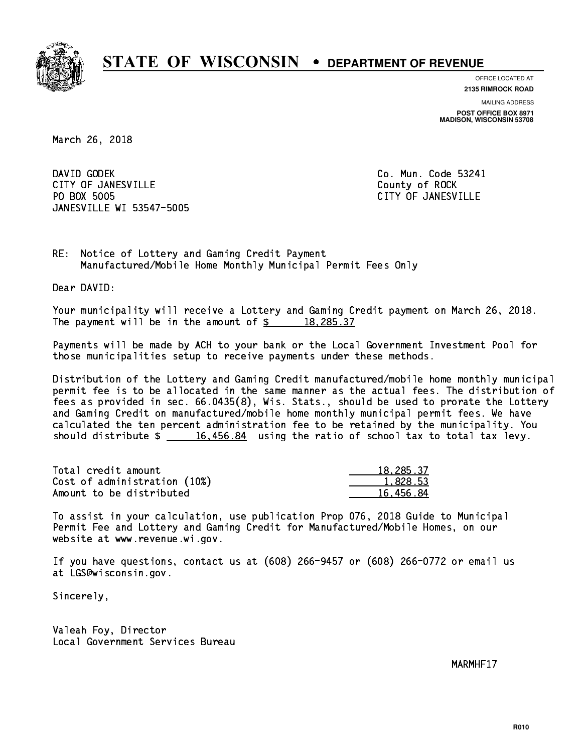# STATE OF WISCONSIN • DEPARTMENT OF REVENUE

OFFICE LOCATED AT
**2135 RIMROCK ROAD**

MAILING ADDRESS
**POST OFFICE BOX 8971**
**MADISON, WISCONSIN 53708**

March 26, 2018

DAVID GODEK
CITY OF JANESVILLE
PO BOX 5005
JANESVILLE WI 53547-5005

Co. Mun. Code 53241
County of ROCK
CITY OF JANESVILLE

RE: Notice of Lottery and Gaming Credit Payment
Manufactured/Mobile Home Monthly Municipal Permit Fees Only

Dear DAVID:

Your municipality will receive a Lottery and Gaming Credit payment on March 26, 2018. The payment will be in the amount of $ 18,285.37

Payments will be made by ACH to your bank or the Local Government Investment Pool for those municipalities setup to receive payments under these methods.

Distribution of the Lottery and Gaming Credit manufactured/mobile home monthly municipal permit fee is to be allocated in the same manner as the actual fees. The distribution of fees as provided in sec. 66.0435(8), Wis. Stats., should be used to prorate the Lottery and Gaming Credit on manufactured/mobile home monthly municipal permit fees. We have calculated the ten percent administration fee to be retained by the municipality. You should distribute $ 16,456.84 using the ratio of school tax to total tax levy.

| | |
|---|---|
| Total credit amount | 18,285.37 |
| Cost of administration (10%) | 1,828.53 |
| Amount to be distributed | 16,456.84 |

To assist in your calculation, use publication Prop 076, 2018 Guide to Municipal Permit Fee and Lottery and Gaming Credit for Manufactured/Mobile Homes, on our website at www.revenue.wi.gov.

If you have questions, contact us at (608) 266-9457 or (608) 266-0772 or email us at LGS@wisconsin.gov.

Sincerely,

Valeah Foy, Director
Local Government Services Bureau

MARMHF17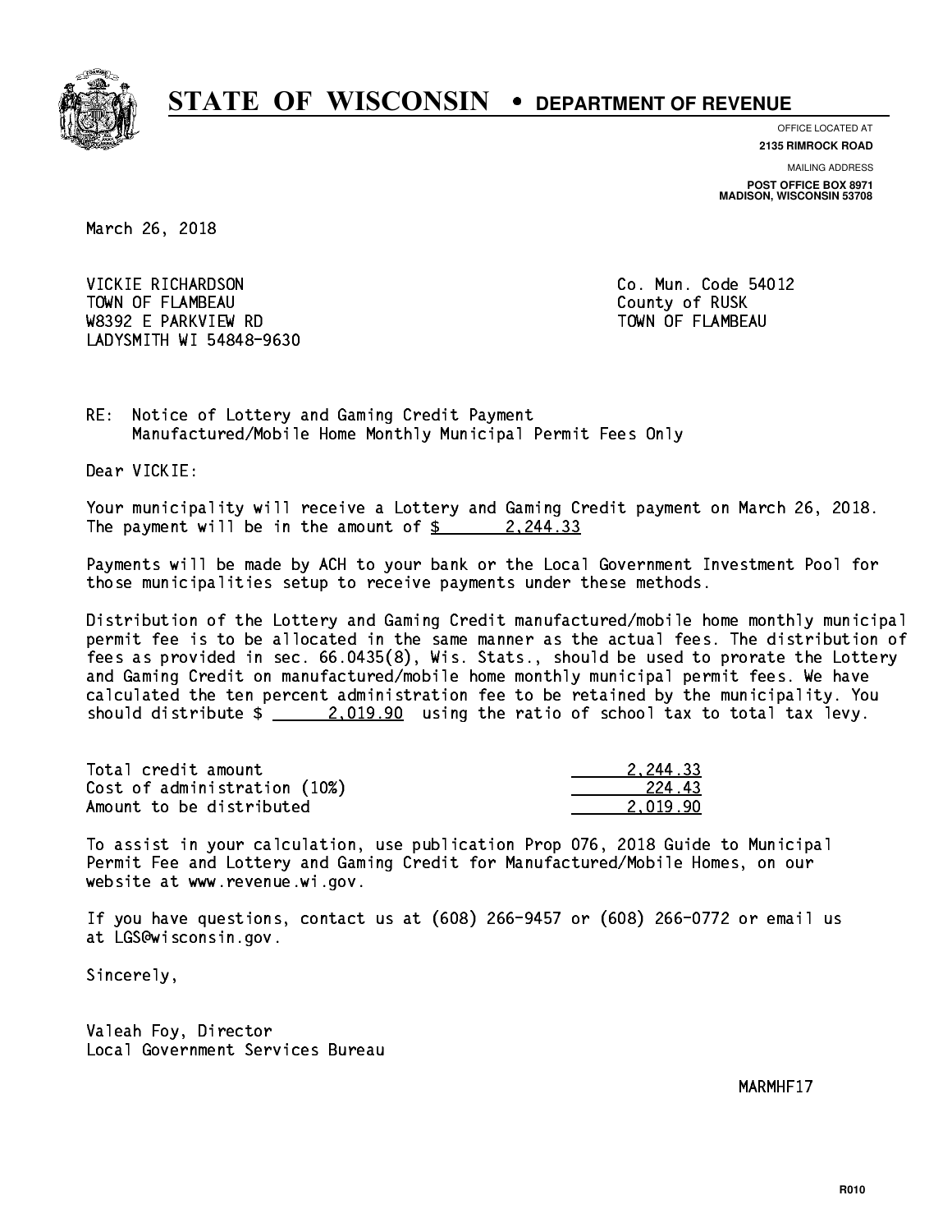# STATE OF WISCONSIN • DEPARTMENT OF REVENUE

OFFICE LOCATED AT
**2135 RIMROCK ROAD**

MAILING ADDRESS
**POST OFFICE BOX 8971**
**MADISON, WISCONSIN 53708**

March 26, 2018

VICKIE RICHARDSON
TOWN OF FLAMBEAU
W8392 E PARKVIEW RD
LADYSMITH WI 54848-9630

Co. Mun. Code 54012
County of RUSK
TOWN OF FLAMBEAU

RE: Notice of Lottery and Gaming Credit Payment
Manufactured/Mobile Home Monthly Municipal Permit Fees Only

Dear VICKIE:

Your municipality will receive a Lottery and Gaming Credit payment on March 26, 2018. The payment will be in the amount of $ 2,244.33

Payments will be made by ACH to your bank or the Local Government Investment Pool for those municipalities setup to receive payments under these methods.

Distribution of the Lottery and Gaming Credit manufactured/mobile home monthly municipal permit fee is to be allocated in the same manner as the actual fees. The distribution of fees as provided in sec. 66.0435(8), Wis. Stats., should be used to prorate the Lottery and Gaming Credit on manufactured/mobile home monthly municipal permit fees. We have calculated the ten percent administration fee to be retained by the municipality. You should distribute $ 2,019.90 using the ratio of school tax to total tax levy.

| | |
|---|---|
| Total credit amount | 2,244.33 |
| Cost of administration (10%) | 224.43 |
| Amount to be distributed | 2,019.90 |

To assist in your calculation, use publication Prop 076, 2018 Guide to Municipal Permit Fee and Lottery and Gaming Credit for Manufactured/Mobile Homes, on our website at www.revenue.wi.gov.

If you have questions, contact us at (608) 266-9457 or (608) 266-0772 or email us at LGS@wisconsin.gov.

Sincerely,

Valeah Foy, Director
Local Government Services Bureau

MARMHF17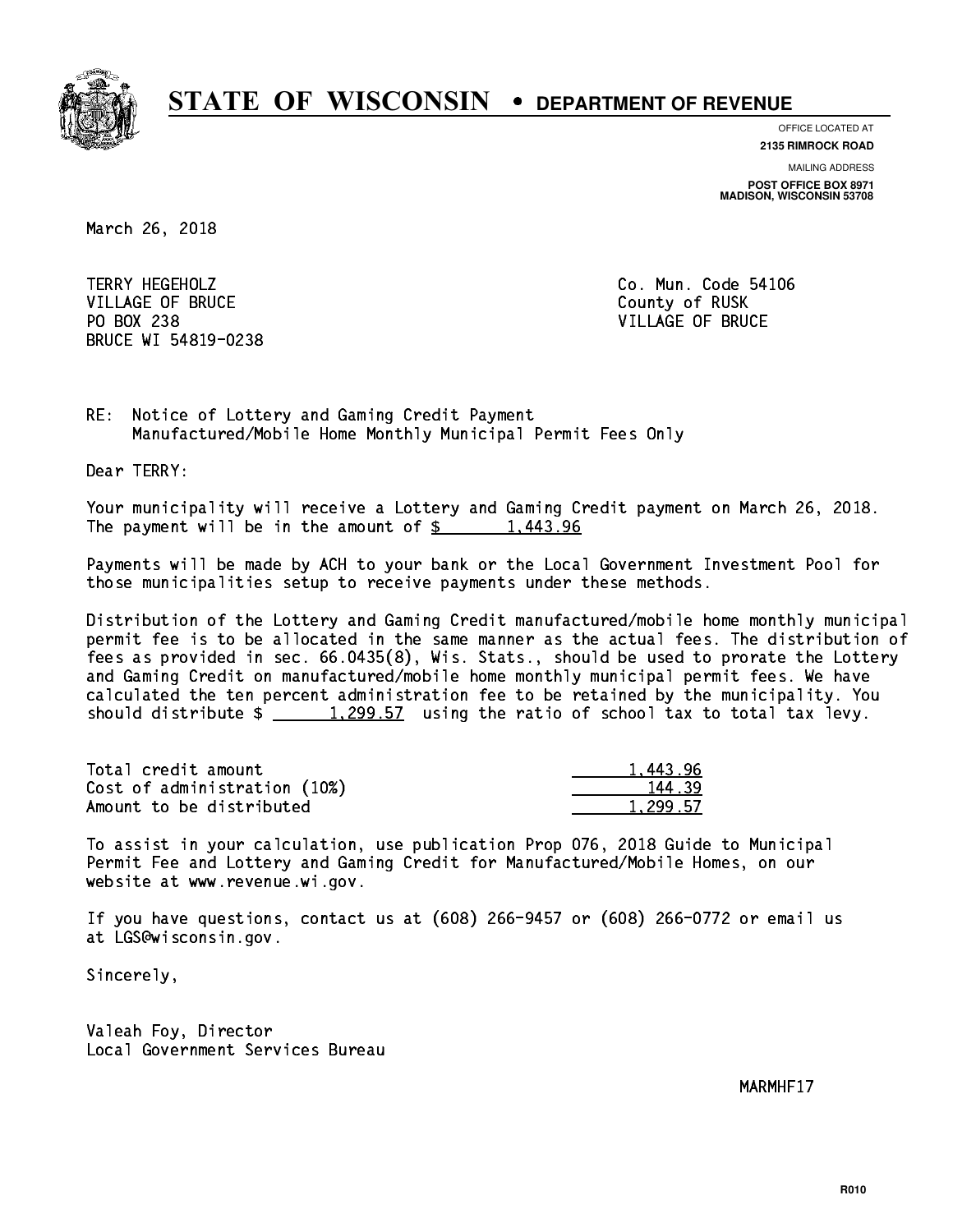# STATE OF WISCONSIN • DEPARTMENT OF REVENUE

OFFICE LOCATED AT
**2135 RIMROCK ROAD**

MAILING ADDRESS
**POST OFFICE BOX 8971**
**MADISON, WISCONSIN 53708**

March 26, 2018

TERRY HEGEHOLZ
VILLAGE OF BRUCE
PO BOX 238
BRUCE WI 54819-0238

Co. Mun. Code 54106
County of RUSK
VILLAGE OF BRUCE

RE: Notice of Lottery and Gaming Credit Payment
Manufactured/Mobile Home Monthly Municipal Permit Fees Only

Dear TERRY:

Your municipality will receive a Lottery and Gaming Credit payment on March 26, 2018. The payment will be in the amount of $ 1,443.96

Payments will be made by ACH to your bank or the Local Government Investment Pool for those municipalities setup to receive payments under these methods.

Distribution of the Lottery and Gaming Credit manufactured/mobile home monthly municipal permit fee is to be allocated in the same manner as the actual fees. The distribution of fees as provided in sec. 66.0435(8), Wis. Stats., should be used to prorate the Lottery and Gaming Credit on manufactured/mobile home monthly municipal permit fees. We have calculated the ten percent administration fee to be retained by the municipality. You should distribute $ 1,299.57 using the ratio of school tax to total tax levy.

| | |
|---|---|
| Total credit amount | 1,443.96 |
| Cost of administration (10%) | 144.39 |
| Amount to be distributed | 1,299.57 |

To assist in your calculation, use publication Prop 076, 2018 Guide to Municipal Permit Fee and Lottery and Gaming Credit for Manufactured/Mobile Homes, on our website at www.revenue.wi.gov.

If you have questions, contact us at (608) 266-9457 or (608) 266-0772 or email us at LGS@wisconsin.gov.

Sincerely,

Valeah Foy, Director
Local Government Services Bureau

MARMHF17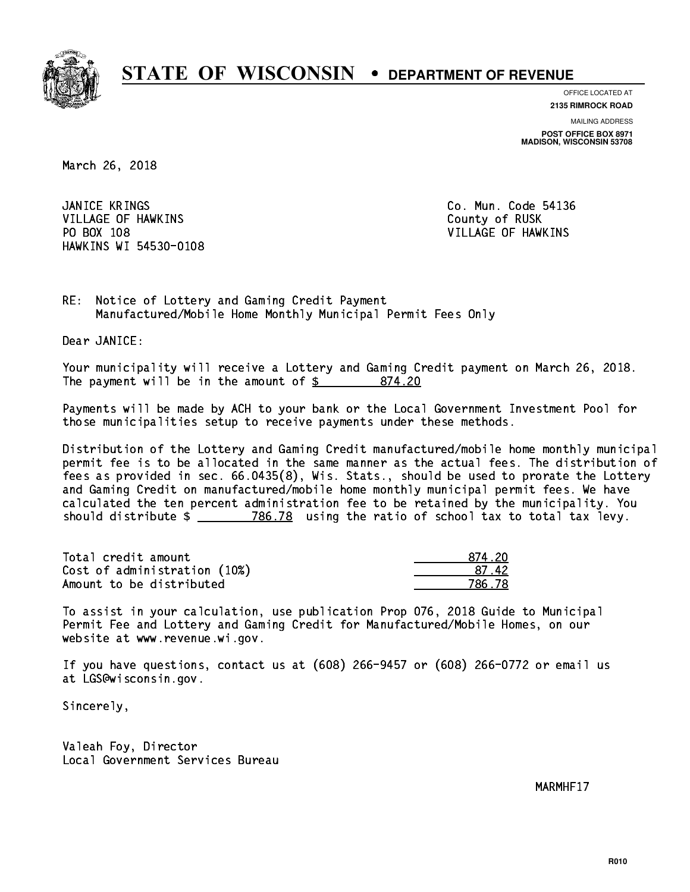# STATE OF WISCONSIN • DEPARTMENT OF REVENUE

OFFICE LOCATED AT
**2135 RIMROCK ROAD**

MAILING ADDRESS
**POST OFFICE BOX 8971**
**MADISON, WISCONSIN 53708**

March 26, 2018

JANICE KRINGS
VILLAGE OF HAWKINS
PO BOX 108
HAWKINS WI 54530-0108

Co. Mun. Code 54136
County of RUSK
VILLAGE OF HAWKINS

RE: Notice of Lottery and Gaming Credit Payment
Manufactured/Mobile Home Monthly Municipal Permit Fees Only

Dear JANICE:

Your municipality will receive a Lottery and Gaming Credit payment on March 26, 2018. The payment will be in the amount of $ 874.20

Payments will be made by ACH to your bank or the Local Government Investment Pool for those municipalities setup to receive payments under these methods.

Distribution of the Lottery and Gaming Credit manufactured/mobile home monthly municipal permit fee is to be allocated in the same manner as the actual fees. The distribution of fees as provided in sec. 66.0435(8), Wis. Stats., should be used to prorate the Lottery and Gaming Credit on manufactured/mobile home monthly municipal permit fees. We have calculated the ten percent administration fee to be retained by the municipality. You should distribute $ 786.78 using the ratio of school tax to total tax levy.

| | |
|---|---|
| Total credit amount | 874.20 |
| Cost of administration (10%) | 87.42 |
| Amount to be distributed | 786.78 |

To assist in your calculation, use publication Prop 076, 2018 Guide to Municipal Permit Fee and Lottery and Gaming Credit for Manufactured/Mobile Homes, on our website at www.revenue.wi.gov.

If you have questions, contact us at (608) 266-9457 or (608) 266-0772 or email us at LGS@wisconsin.gov.

Sincerely,

Valeah Foy, Director
Local Government Services Bureau

MARMHF17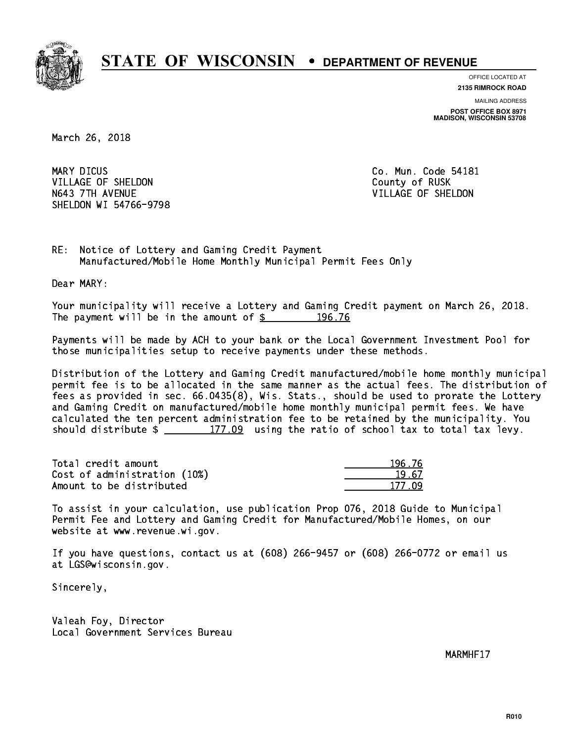# STATE OF WISCONSIN • DEPARTMENT OF REVENUE

OFFICE LOCATED AT
**2135 RIMROCK ROAD**

MAILING ADDRESS
**POST OFFICE BOX 8971**
**MADISON, WISCONSIN 53708**

March 26, 2018

MARY DICUS
VILLAGE OF SHELDON
N643 7TH AVENUE
SHELDON WI 54766-9798

Co. Mun. Code 54181
County of RUSK
VILLAGE OF SHELDON

RE: Notice of Lottery and Gaming Credit Payment
Manufactured/Mobile Home Monthly Municipal Permit Fees Only

Dear MARY:

Your municipality will receive a Lottery and Gaming Credit payment on March 26, 2018. The payment will be in the amount of $ 196.76

Payments will be made by ACH to your bank or the Local Government Investment Pool for those municipalities setup to receive payments under these methods.

Distribution of the Lottery and Gaming Credit manufactured/mobile home monthly municipal permit fee is to be allocated in the same manner as the actual fees. The distribution of fees as provided in sec. 66.0435(8), Wis. Stats., should be used to prorate the Lottery and Gaming Credit on manufactured/mobile home monthly municipal permit fees. We have calculated the ten percent administration fee to be retained by the municipality. You should distribute $ 177.09 using the ratio of school tax to total tax levy.

| | |
|---|---|
| Total credit amount | 196.76 |
| Cost of administration (10%) | 19.67 |
| Amount to be distributed | 177.09 |

To assist in your calculation, use publication Prop 076, 2018 Guide to Municipal Permit Fee and Lottery and Gaming Credit for Manufactured/Mobile Homes, on our website at www.revenue.wi.gov.

If you have questions, contact us at (608) 266-9457 or (608) 266-0772 or email us at LGS@wisconsin.gov.

Sincerely,

Valeah Foy, Director
Local Government Services Bureau

MARMHF17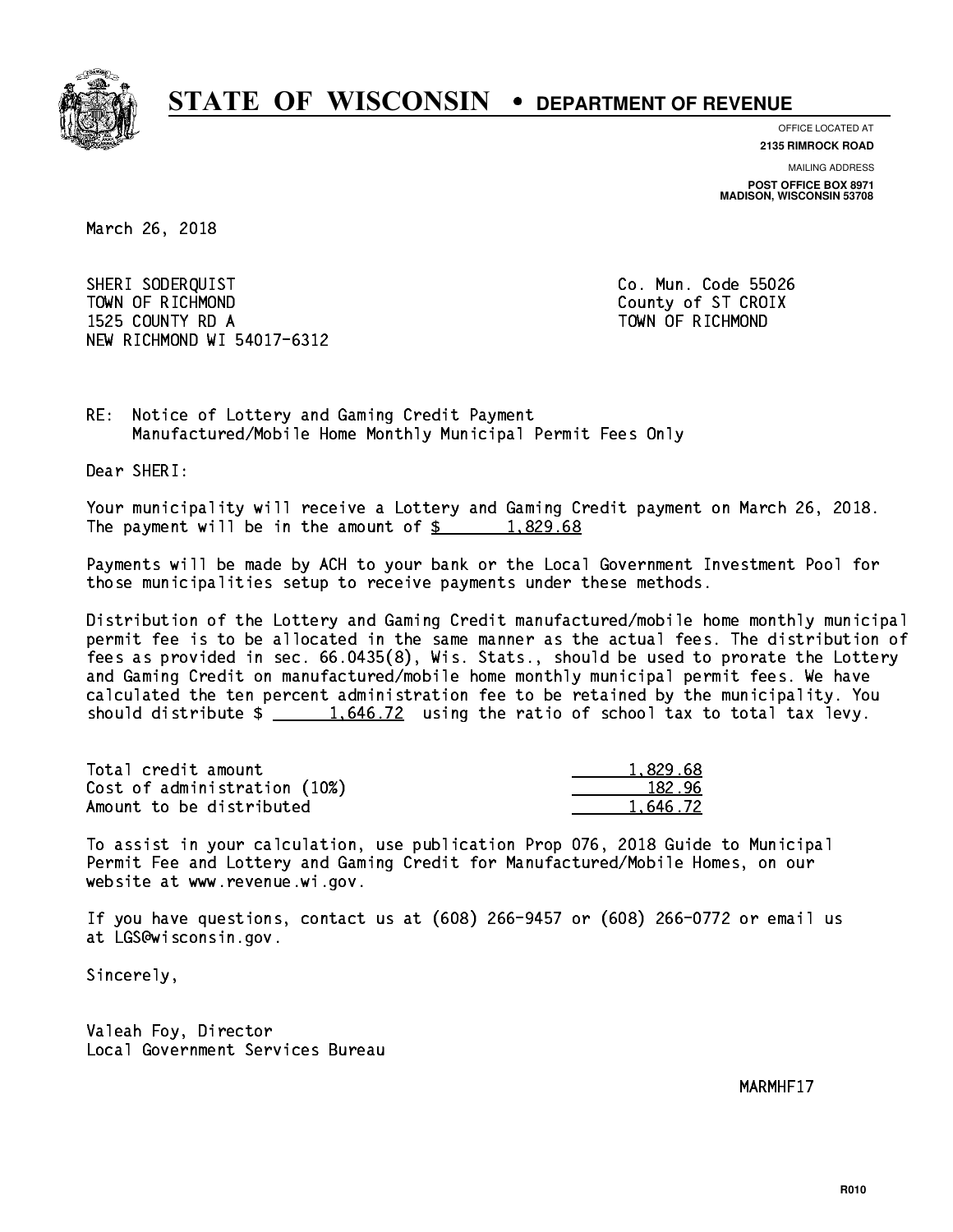# STATE OF WISCONSIN • DEPARTMENT OF REVENUE

OFFICE LOCATED AT
**2135 RIMROCK ROAD**

MAILING ADDRESS
**POST OFFICE BOX 8971**
**MADISON, WISCONSIN 53708**

March 26, 2018

SHERI SODERQUIST
TOWN OF RICHMOND
1525 COUNTY RD A
NEW RICHMOND WI 54017-6312

Co. Mun. Code 55026
County of ST CROIX
TOWN OF RICHMOND

RE: Notice of Lottery and Gaming Credit Payment
Manufactured/Mobile Home Monthly Municipal Permit Fees Only

Dear SHERI:

Your municipality will receive a Lottery and Gaming Credit payment on March 26, 2018. The payment will be in the amount of $ 1,829.68

Payments will be made by ACH to your bank or the Local Government Investment Pool for those municipalities setup to receive payments under these methods.

Distribution of the Lottery and Gaming Credit manufactured/mobile home monthly municipal permit fee is to be allocated in the same manner as the actual fees. The distribution of fees as provided in sec. 66.0435(8), Wis. Stats., should be used to prorate the Lottery and Gaming Credit on manufactured/mobile home monthly municipal permit fees. We have calculated the ten percent administration fee to be retained by the municipality. You should distribute $ 1,646.72 using the ratio of school tax to total tax levy.

| | |
|---|---|
| Total credit amount | 1,829.68 |
| Cost of administration (10%) | 182.96 |
| Amount to be distributed | 1,646.72 |

To assist in your calculation, use publication Prop 076, 2018 Guide to Municipal Permit Fee and Lottery and Gaming Credit for Manufactured/Mobile Homes, on our website at www.revenue.wi.gov.

If you have questions, contact us at (608) 266-9457 or (608) 266-0772 or email us at LGS@wisconsin.gov.

Sincerely,

Valeah Foy, Director
Local Government Services Bureau

MARMHF17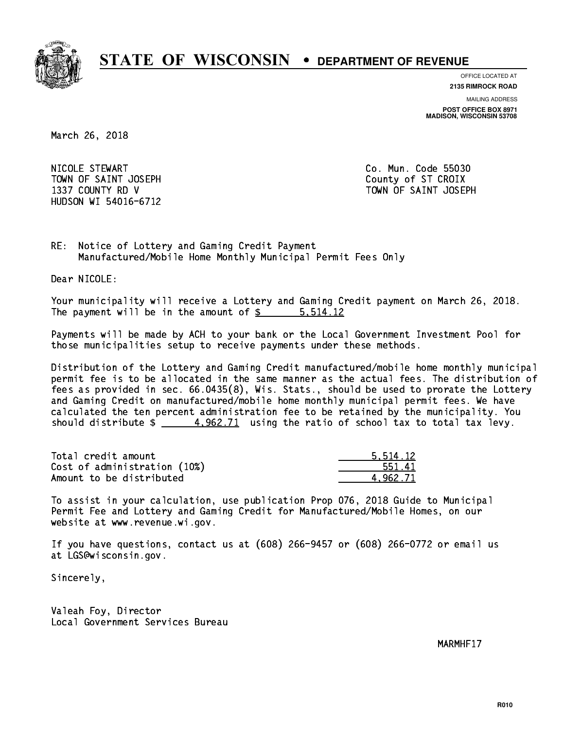# STATE OF WISCONSIN • DEPARTMENT OF REVENUE

OFFICE LOCATED AT
**2135 RIMROCK ROAD**

MAILING ADDRESS
**POST OFFICE BOX 8971**
**MADISON, WISCONSIN 53708**

March 26, 2018

NICOLE STEWART
TOWN OF SAINT JOSEPH
1337 COUNTY RD V
HUDSON WI 54016-6712

Co. Mun. Code 55030
County of ST CROIX
TOWN OF SAINT JOSEPH

RE: Notice of Lottery and Gaming Credit Payment
Manufactured/Mobile Home Monthly Municipal Permit Fees Only

Dear NICOLE:

Your municipality will receive a Lottery and Gaming Credit payment on March 26, 2018. The payment will be in the amount of $ 5,514.12

Payments will be made by ACH to your bank or the Local Government Investment Pool for those municipalities setup to receive payments under these methods.

Distribution of the Lottery and Gaming Credit manufactured/mobile home monthly municipal permit fee is to be allocated in the same manner as the actual fees. The distribution of fees as provided in sec. 66.0435(8), Wis. Stats., should be used to prorate the Lottery and Gaming Credit on manufactured/mobile home monthly municipal permit fees. We have calculated the ten percent administration fee to be retained by the municipality. You should distribute $ 4,962.71 using the ratio of school tax to total tax levy.

| | |
|---|---|
| Total credit amount | 5,514.12 |
| Cost of administration (10%) | 551.41 |
| Amount to be distributed | 4,962.71 |

To assist in your calculation, use publication Prop 076, 2018 Guide to Municipal Permit Fee and Lottery and Gaming Credit for Manufactured/Mobile Homes, on our website at www.revenue.wi.gov.

If you have questions, contact us at (608) 266-9457 or (608) 266-0772 or email us at LGS@wisconsin.gov.

Sincerely,

Valeah Foy, Director
Local Government Services Bureau

MARMHF17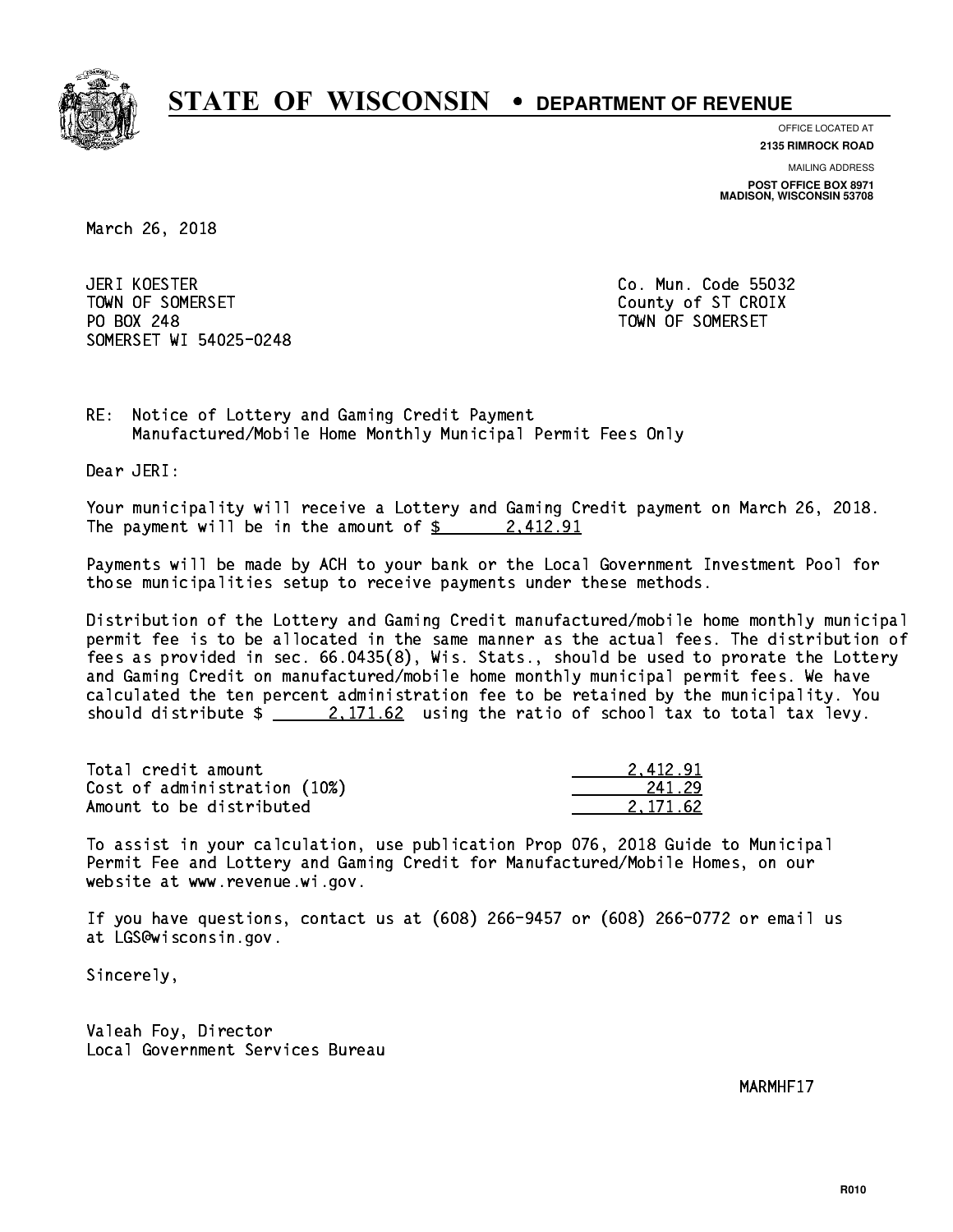# STATE OF WISCONSIN • DEPARTMENT OF REVENUE

OFFICE LOCATED AT
**2135 RIMROCK ROAD**

MAILING ADDRESS
**POST OFFICE BOX 8971**
**MADISON, WISCONSIN 53708**

March 26, 2018

JERI KOESTER
TOWN OF SOMERSET
PO BOX 248
SOMERSET WI 54025-0248

Co. Mun. Code 55032
County of ST CROIX
TOWN OF SOMERSET

RE: Notice of Lottery and Gaming Credit Payment
Manufactured/Mobile Home Monthly Municipal Permit Fees Only

Dear JERI:

Your municipality will receive a Lottery and Gaming Credit payment on March 26, 2018. The payment will be in the amount of $ 2,412.91

Payments will be made by ACH to your bank or the Local Government Investment Pool for those municipalities setup to receive payments under these methods.

Distribution of the Lottery and Gaming Credit manufactured/mobile home monthly municipal permit fee is to be allocated in the same manner as the actual fees. The distribution of fees as provided in sec. 66.0435(8), Wis. Stats., should be used to prorate the Lottery and Gaming Credit on manufactured/mobile home monthly municipal permit fees. We have calculated the ten percent administration fee to be retained by the municipality. You should distribute $ 2,171.62 using the ratio of school tax to total tax levy.

| | |
|---|---|
| Total credit amount | 2,412.91 |
| Cost of administration (10%) | 241.29 |
| Amount to be distributed | 2,171.62 |

To assist in your calculation, use publication Prop 076, 2018 Guide to Municipal Permit Fee and Lottery and Gaming Credit for Manufactured/Mobile Homes, on our website at www.revenue.wi.gov.

If you have questions, contact us at (608) 266-9457 or (608) 266-0772 or email us at LGS@wisconsin.gov.

Sincerely,

Valeah Foy, Director
Local Government Services Bureau

MARMHF17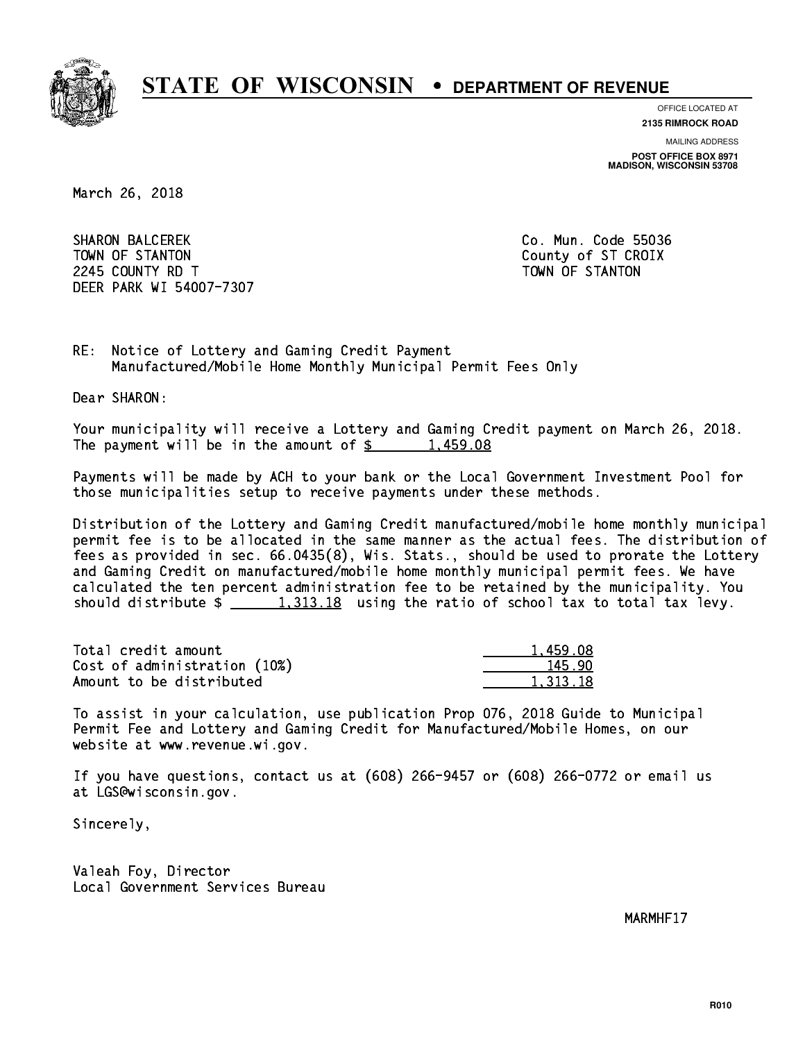# STATE OF WISCONSIN • DEPARTMENT OF REVENUE

OFFICE LOCATED AT
**2135 RIMROCK ROAD**

MAILING ADDRESS
**POST OFFICE BOX 8971**
**MADISON, WISCONSIN 53708**

March 26, 2018

SHARON BALCEREK
TOWN OF STANTON
2245 COUNTY RD T
DEER PARK WI 54007-7307

Co. Mun. Code 55036
County of ST CROIX
TOWN OF STANTON

RE: Notice of Lottery and Gaming Credit Payment
Manufactured/Mobile Home Monthly Municipal Permit Fees Only

Dear SHARON:

Your municipality will receive a Lottery and Gaming Credit payment on March 26, 2018. The payment will be in the amount of $ 1,459.08

Payments will be made by ACH to your bank or the Local Government Investment Pool for those municipalities setup to receive payments under these methods.

Distribution of the Lottery and Gaming Credit manufactured/mobile home monthly municipal permit fee is to be allocated in the same manner as the actual fees. The distribution of fees as provided in sec. 66.0435(8), Wis. Stats., should be used to prorate the Lottery and Gaming Credit on manufactured/mobile home monthly municipal permit fees. We have calculated the ten percent administration fee to be retained by the municipality. You should distribute $ 1,313.18 using the ratio of school tax to total tax levy.

| | |
|---|---|
| Total credit amount | 1,459.08 |
| Cost of administration (10%) | 145.90 |
| Amount to be distributed | 1,313.18 |

To assist in your calculation, use publication Prop 076, 2018 Guide to Municipal Permit Fee and Lottery and Gaming Credit for Manufactured/Mobile Homes, on our website at www.revenue.wi.gov.

If you have questions, contact us at (608) 266-9457 or (608) 266-0772 or email us at LGS@wisconsin.gov.

Sincerely,

Valeah Foy, Director
Local Government Services Bureau

MARMHF17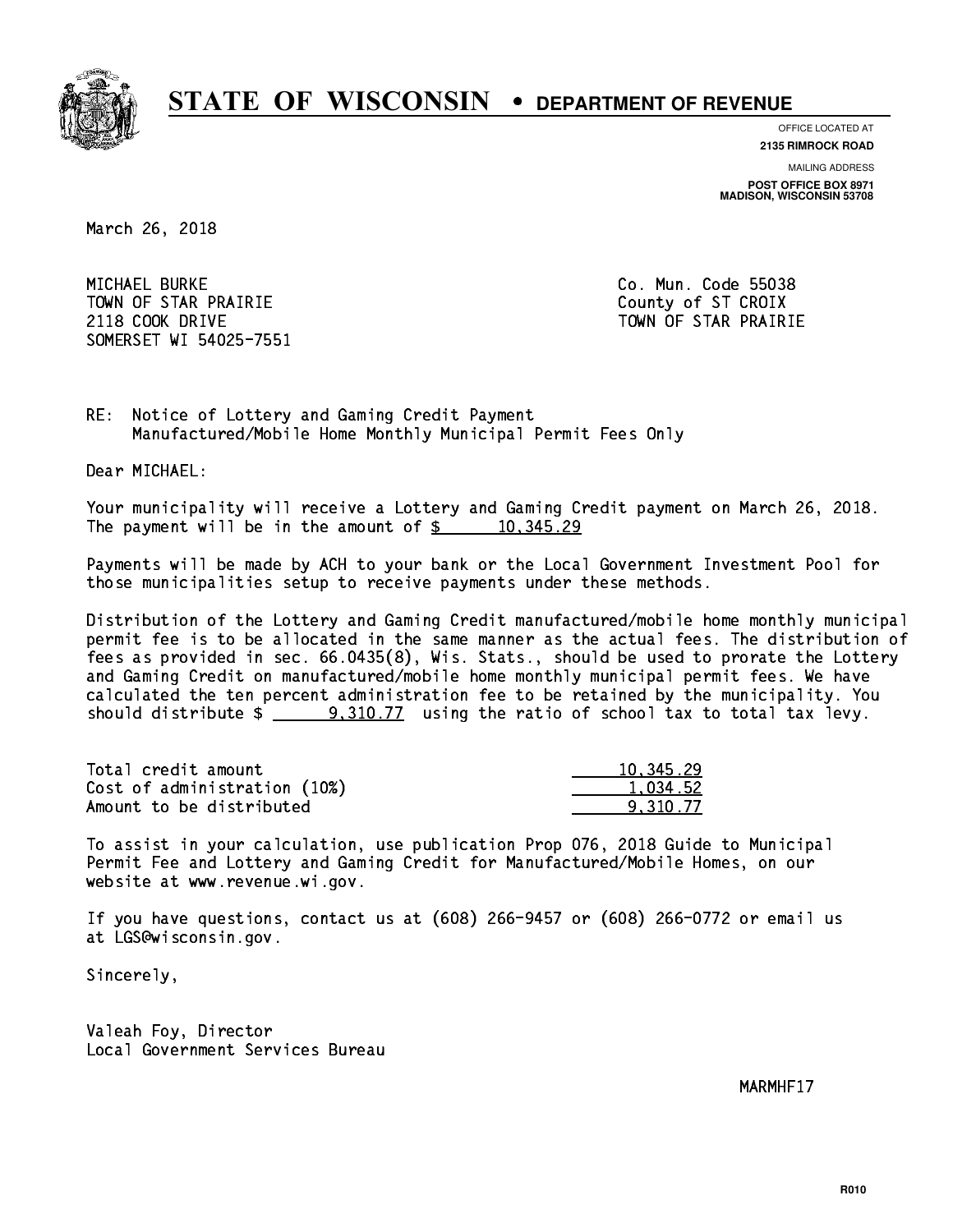# STATE OF WISCONSIN • DEPARTMENT OF REVENUE

OFFICE LOCATED AT
**2135 RIMROCK ROAD**

MAILING ADDRESS
**POST OFFICE BOX 8971**
**MADISON, WISCONSIN 53708**

March 26, 2018

MICHAEL BURKE
TOWN OF STAR PRAIRIE
2118 COOK DRIVE
SOMERSET WI 54025-7551

Co. Mun. Code 55038
County of ST CROIX
TOWN OF STAR PRAIRIE

RE: Notice of Lottery and Gaming Credit Payment
Manufactured/Mobile Home Monthly Municipal Permit Fees Only

Dear MICHAEL:

Your municipality will receive a Lottery and Gaming Credit payment on March 26, 2018. The payment will be in the amount of $ 10,345.29

Payments will be made by ACH to your bank or the Local Government Investment Pool for those municipalities setup to receive payments under these methods.

Distribution of the Lottery and Gaming Credit manufactured/mobile home monthly municipal permit fee is to be allocated in the same manner as the actual fees. The distribution of fees as provided in sec. 66.0435(8), Wis. Stats., should be used to prorate the Lottery and Gaming Credit on manufactured/mobile home monthly municipal permit fees. We have calculated the ten percent administration fee to be retained by the municipality. You should distribute $ 9,310.77 using the ratio of school tax to total tax levy.

| | |
|---|---|
| Total credit amount | 10,345.29 |
| Cost of administration (10%) | 1,034.52 |
| Amount to be distributed | 9,310.77 |

To assist in your calculation, use publication Prop 076, 2018 Guide to Municipal Permit Fee and Lottery and Gaming Credit for Manufactured/Mobile Homes, on our website at www.revenue.wi.gov.

If you have questions, contact us at (608) 266-9457 or (608) 266-0772 or email us at LGS@wisconsin.gov.

Sincerely,

Valeah Foy, Director
Local Government Services Bureau

MARMHF17

R010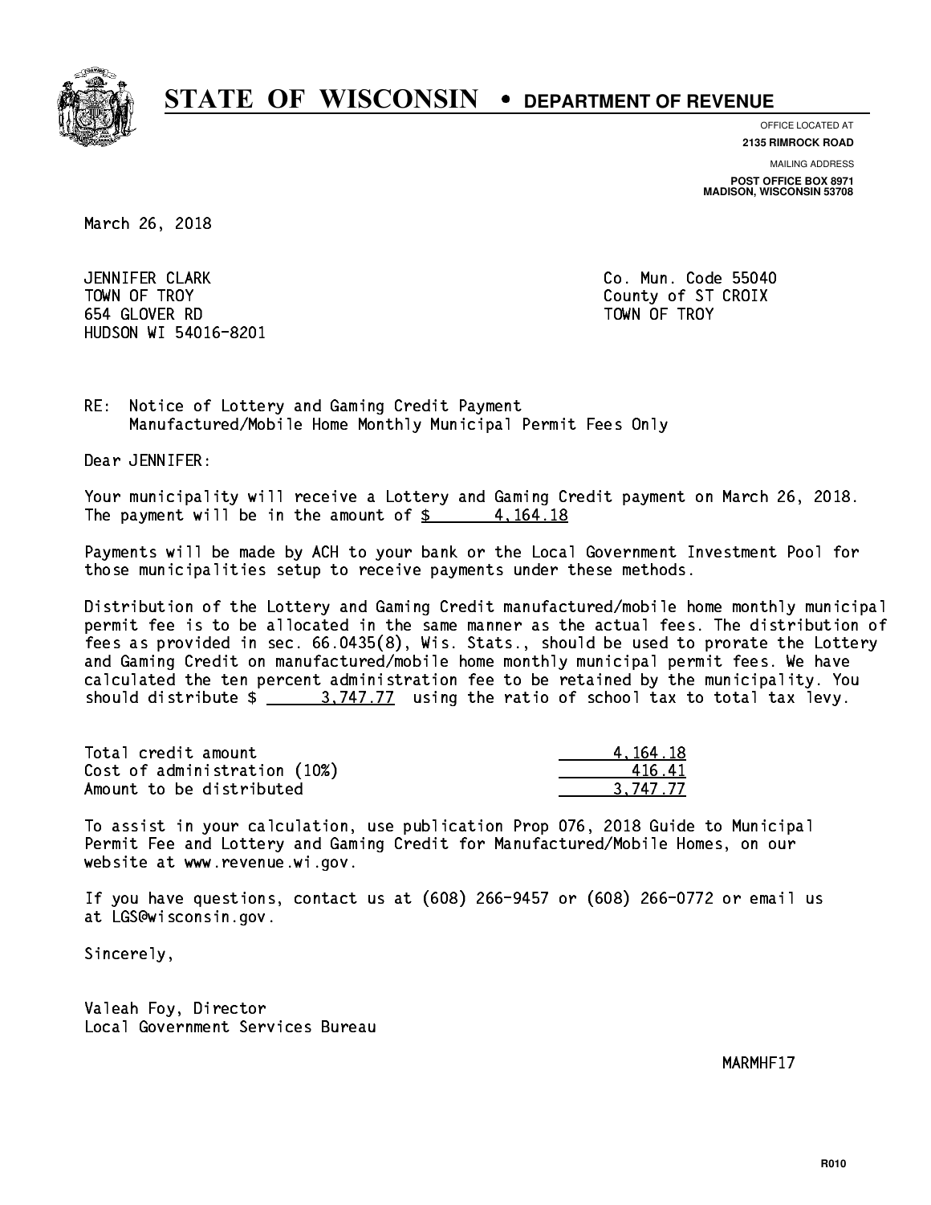# STATE OF WISCONSIN • DEPARTMENT OF REVENUE

OFFICE LOCATED AT
**2135 RIMROCK ROAD**

MAILING ADDRESS
**POST OFFICE BOX 8971**
**MADISON, WISCONSIN 53708**

March 26, 2018

JENNIFER CLARK
TOWN OF TROY
654 GLOVER RD
HUDSON WI 54016-8201

Co. Mun. Code 55040
County of ST CROIX
TOWN OF TROY

RE: Notice of Lottery and Gaming Credit Payment
Manufactured/Mobile Home Monthly Municipal Permit Fees Only

Dear JENNIFER:

Your municipality will receive a Lottery and Gaming Credit payment on March 26, 2018. The payment will be in the amount of $ 4,164.18

Payments will be made by ACH to your bank or the Local Government Investment Pool for those municipalities setup to receive payments under these methods.

Distribution of the Lottery and Gaming Credit manufactured/mobile home monthly municipal permit fee is to be allocated in the same manner as the actual fees. The distribution of fees as provided in sec. 66.0435(8), Wis. Stats., should be used to prorate the Lottery and Gaming Credit on manufactured/mobile home monthly municipal permit fees. We have calculated the ten percent administration fee to be retained by the municipality. You should distribute $ 3,747.77 using the ratio of school tax to total tax levy.

| | |
|---|---|
| Total credit amount | 4,164.18 |
| Cost of administration (10%) | 416.41 |
| Amount to be distributed | 3,747.77 |

To assist in your calculation, use publication Prop 076, 2018 Guide to Municipal Permit Fee and Lottery and Gaming Credit for Manufactured/Mobile Homes, on our website at www.revenue.wi.gov.

If you have questions, contact us at (608) 266-9457 or (608) 266-0772 or email us at LGS@wisconsin.gov.

Sincerely,

Valeah Foy, Director
Local Government Services Bureau

MARMHF17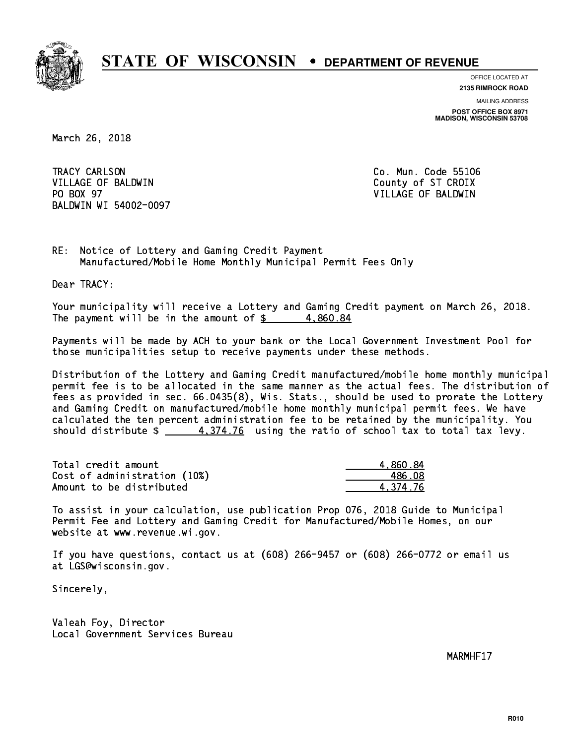# STATE OF WISCONSIN • DEPARTMENT OF REVENUE

OFFICE LOCATED AT
**2135 RIMROCK ROAD**

MAILING ADDRESS
**POST OFFICE BOX 8971**
**MADISON, WISCONSIN 53708**

March 26, 2018

TRACY CARLSON
VILLAGE OF BALDWIN
PO BOX 97
BALDWIN WI 54002-0097

Co. Mun. Code 55106
County of ST CROIX
VILLAGE OF BALDWIN

RE: Notice of Lottery and Gaming Credit Payment
Manufactured/Mobile Home Monthly Municipal Permit Fees Only

Dear TRACY:

Your municipality will receive a Lottery and Gaming Credit payment on March 26, 2018. The payment will be in the amount of $ 4,860.84

Payments will be made by ACH to your bank or the Local Government Investment Pool for those municipalities setup to receive payments under these methods.

Distribution of the Lottery and Gaming Credit manufactured/mobile home monthly municipal permit fee is to be allocated in the same manner as the actual fees. The distribution of fees as provided in sec. 66.0435(8), Wis. Stats., should be used to prorate the Lottery and Gaming Credit on manufactured/mobile home monthly municipal permit fees. We have calculated the ten percent administration fee to be retained by the municipality. You should distribute $ 4,374.76 using the ratio of school tax to total tax levy.

| | |
|---|---|
| Total credit amount | 4,860.84 |
| Cost of administration (10%) | 486.08 |
| Amount to be distributed | 4,374.76 |

To assist in your calculation, use publication Prop 076, 2018 Guide to Municipal Permit Fee and Lottery and Gaming Credit for Manufactured/Mobile Homes, on our website at www.revenue.wi.gov.

If you have questions, contact us at (608) 266-9457 or (608) 266-0772 or email us at LGS@wisconsin.gov.

Sincerely,

Valeah Foy, Director
Local Government Services Bureau

MARMHF17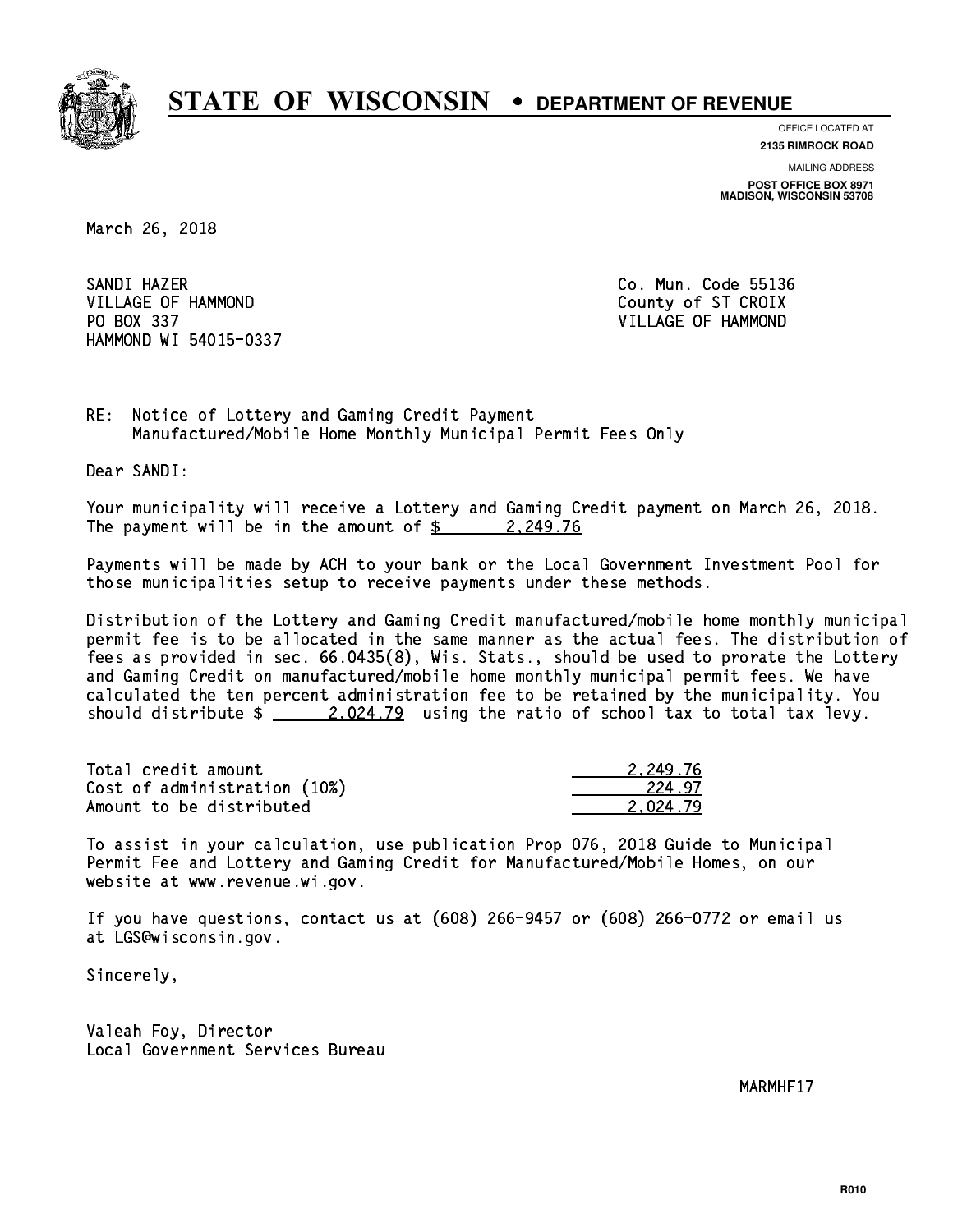# STATE OF WISCONSIN • DEPARTMENT OF REVENUE

OFFICE LOCATED AT
**2135 RIMROCK ROAD**

MAILING ADDRESS
**POST OFFICE BOX 8971**
**MADISON, WISCONSIN 53708**

March 26, 2018

SANDI HAZER
VILLAGE OF HAMMOND
PO BOX 337
HAMMOND WI 54015-0337

Co. Mun. Code 55136
County of ST CROIX
VILLAGE OF HAMMOND

RE: Notice of Lottery and Gaming Credit Payment
Manufactured/Mobile Home Monthly Municipal Permit Fees Only

Dear SANDI:

Your municipality will receive a Lottery and Gaming Credit payment on March 26, 2018. The payment will be in the amount of $ 2,249.76

Payments will be made by ACH to your bank or the Local Government Investment Pool for those municipalities setup to receive payments under these methods.

Distribution of the Lottery and Gaming Credit manufactured/mobile home monthly municipal permit fee is to be allocated in the same manner as the actual fees. The distribution of fees as provided in sec. 66.0435(8), Wis. Stats., should be used to prorate the Lottery and Gaming Credit on manufactured/mobile home monthly municipal permit fees. We have calculated the ten percent administration fee to be retained by the municipality. You should distribute $ 2,024.79 using the ratio of school tax to total tax levy.

| | |
|---|---|
| Total credit amount | 2,249.76 |
| Cost of administration (10%) | 224.97 |
| Amount to be distributed | 2,024.79 |

To assist in your calculation, use publication Prop 076, 2018 Guide to Municipal Permit Fee and Lottery and Gaming Credit for Manufactured/Mobile Homes, on our website at www.revenue.wi.gov.

If you have questions, contact us at (608) 266-9457 or (608) 266-0772 or email us at LGS@wisconsin.gov.

Sincerely,

Valeah Foy, Director
Local Government Services Bureau

MARMHF17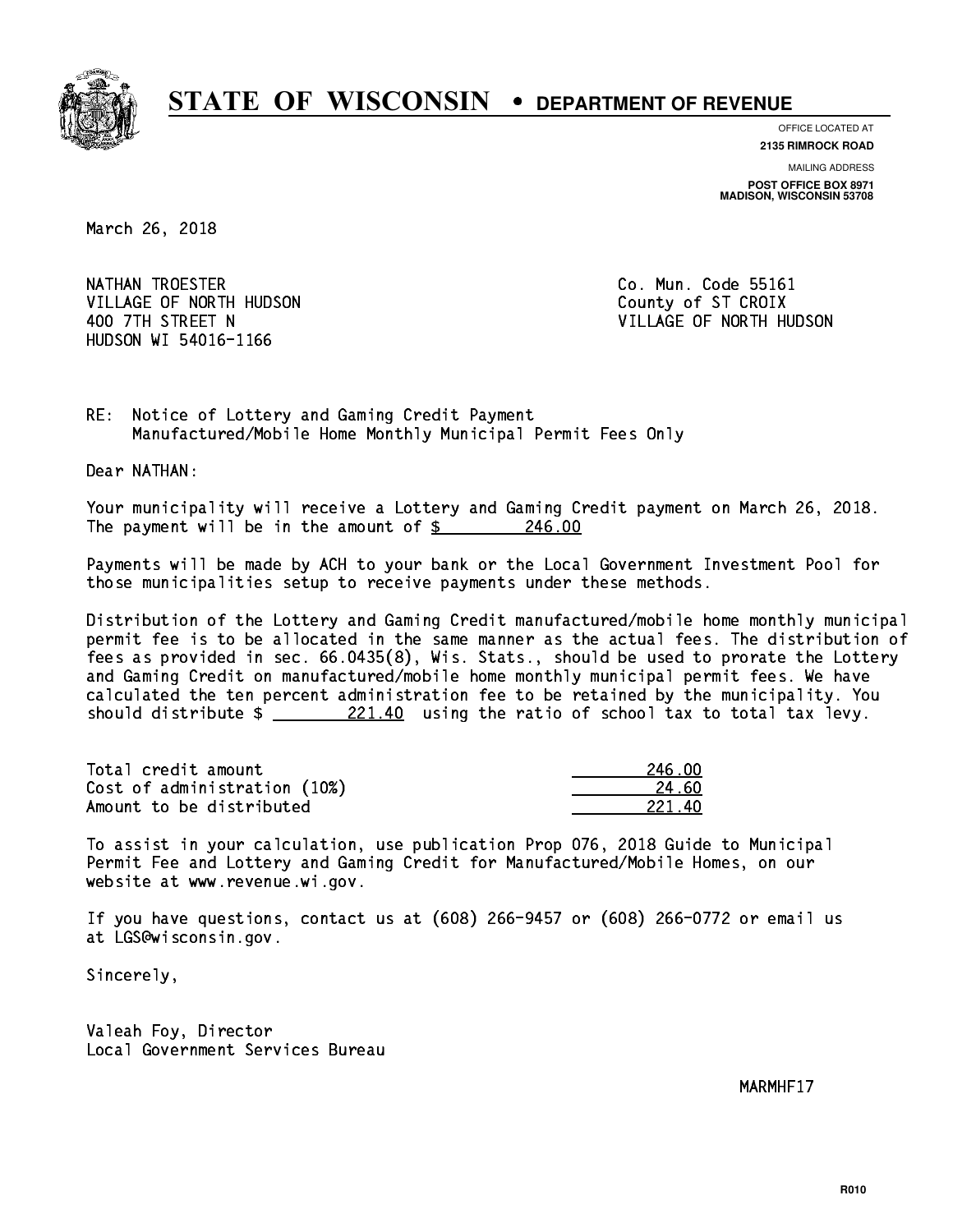# STATE OF WISCONSIN • DEPARTMENT OF REVENUE

OFFICE LOCATED AT
**2135 RIMROCK ROAD**

MAILING ADDRESS
**POST OFFICE BOX 8971**
**MADISON, WISCONSIN 53708**

March 26, 2018

NATHAN TROESTER
VILLAGE OF NORTH HUDSON
400 7TH STREET N
HUDSON WI 54016-1166

Co. Mun. Code 55161
County of ST CROIX
VILLAGE OF NORTH HUDSON

RE: Notice of Lottery and Gaming Credit Payment
Manufactured/Mobile Home Monthly Municipal Permit Fees Only

Dear NATHAN:

Your municipality will receive a Lottery and Gaming Credit payment on March 26, 2018. The payment will be in the amount of $ 246.00

Payments will be made by ACH to your bank or the Local Government Investment Pool for those municipalities setup to receive payments under these methods.

Distribution of the Lottery and Gaming Credit manufactured/mobile home monthly municipal permit fee is to be allocated in the same manner as the actual fees. The distribution of fees as provided in sec. 66.0435(8), Wis. Stats., should be used to prorate the Lottery and Gaming Credit on manufactured/mobile home monthly municipal permit fees. We have calculated the ten percent administration fee to be retained by the municipality. You should distribute $ 221.40 using the ratio of school tax to total tax levy.

| | |
|---|---|
| Total credit amount | 246.00 |
| Cost of administration (10%) | 24.60 |
| Amount to be distributed | 221.40 |

To assist in your calculation, use publication Prop 076, 2018 Guide to Municipal Permit Fee and Lottery and Gaming Credit for Manufactured/Mobile Homes, on our website at www.revenue.wi.gov.

If you have questions, contact us at (608) 266-9457 or (608) 266-0772 or email us at LGS@wisconsin.gov.

Sincerely,

Valeah Foy, Director
Local Government Services Bureau

MARMHF17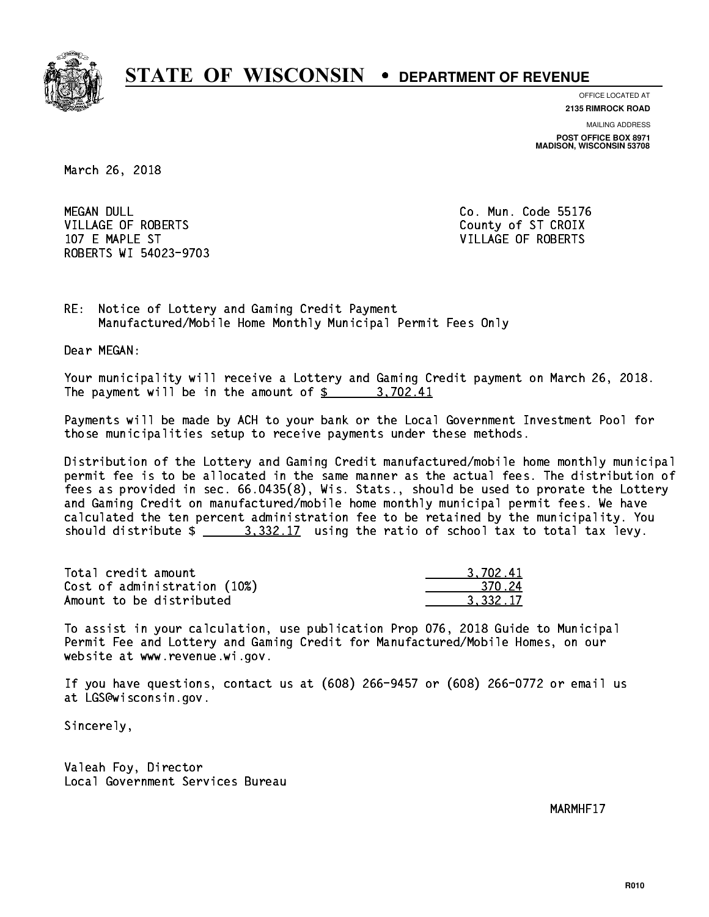# STATE OF WISCONSIN • DEPARTMENT OF REVENUE

OFFICE LOCATED AT
**2135 RIMROCK ROAD**

MAILING ADDRESS
**POST OFFICE BOX 8971**
**MADISON, WISCONSIN 53708**

March 26, 2018

MEGAN DULL
VILLAGE OF ROBERTS
107 E MAPLE ST
ROBERTS WI 54023-9703

Co. Mun. Code 55176
County of ST CROIX
VILLAGE OF ROBERTS

RE: Notice of Lottery and Gaming Credit Payment
Manufactured/Mobile Home Monthly Municipal Permit Fees Only

Dear MEGAN:

Your municipality will receive a Lottery and Gaming Credit payment on March 26, 2018. The payment will be in the amount of $ 3,702.41

Payments will be made by ACH to your bank or the Local Government Investment Pool for those municipalities setup to receive payments under these methods.

Distribution of the Lottery and Gaming Credit manufactured/mobile home monthly municipal permit fee is to be allocated in the same manner as the actual fees. The distribution of fees as provided in sec. 66.0435(8), Wis. Stats., should be used to prorate the Lottery and Gaming Credit on manufactured/mobile home monthly municipal permit fees. We have calculated the ten percent administration fee to be retained by the municipality. You should distribute $ 3,332.17 using the ratio of school tax to total tax levy.

| | |
|---|---|
| Total credit amount | 3,702.41 |
| Cost of administration (10%) | 370.24 |
| Amount to be distributed | 3,332.17 |

To assist in your calculation, use publication Prop 076, 2018 Guide to Municipal Permit Fee and Lottery and Gaming Credit for Manufactured/Mobile Homes, on our website at www.revenue.wi.gov.

If you have questions, contact us at (608) 266-9457 or (608) 266-0772 or email us at LGS@wisconsin.gov.

Sincerely,

Valeah Foy, Director
Local Government Services Bureau

MARMHF17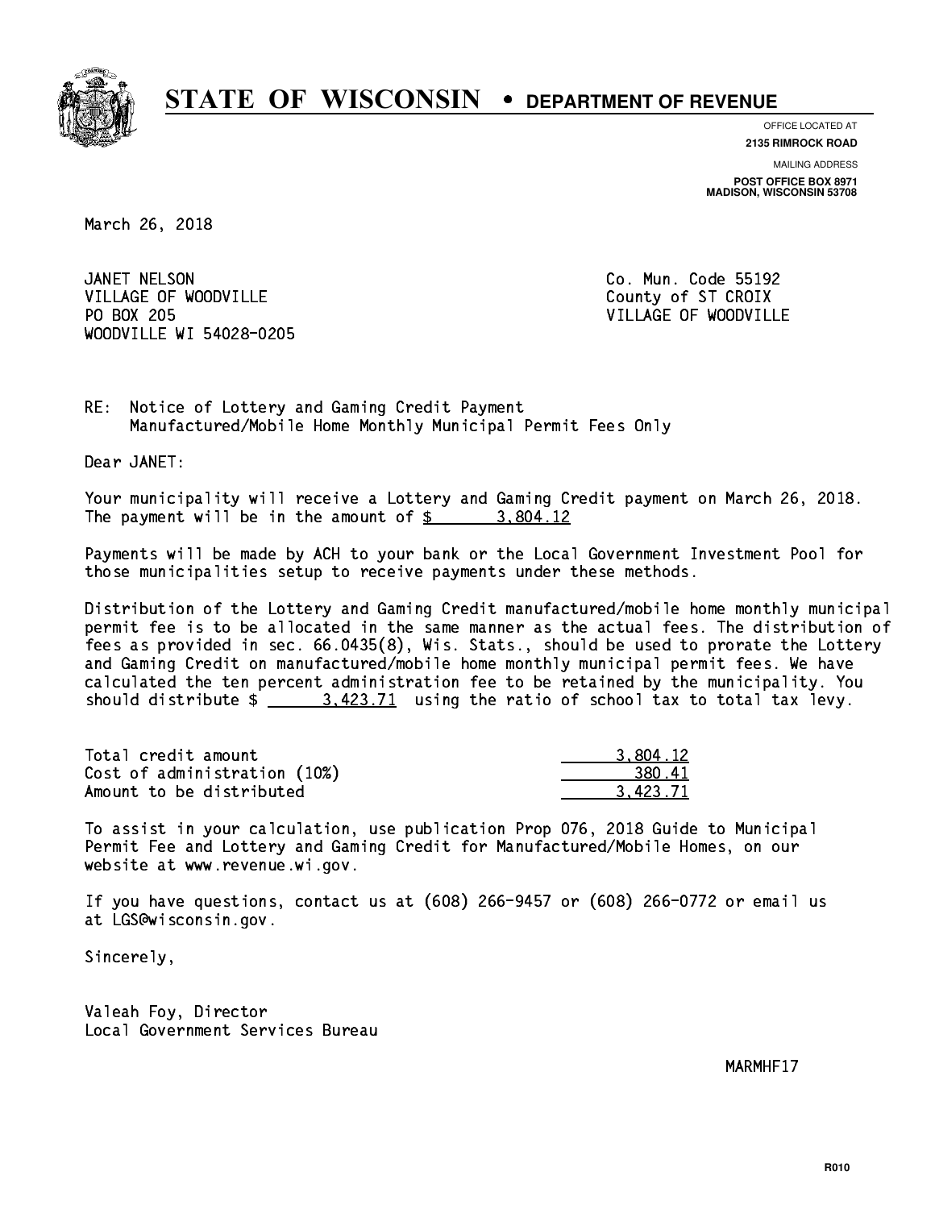# STATE OF WISCONSIN • DEPARTMENT OF REVENUE

OFFICE LOCATED AT
**2135 RIMROCK ROAD**

MAILING ADDRESS
**POST OFFICE BOX 8971**
**MADISON, WISCONSIN 53708**

March 26, 2018

JANET NELSON
VILLAGE OF WOODVILLE
PO BOX 205
WOODVILLE WI 54028-0205

Co. Mun. Code 55192
County of ST CROIX
VILLAGE OF WOODVILLE

RE: Notice of Lottery and Gaming Credit Payment
Manufactured/Mobile Home Monthly Municipal Permit Fees Only

Dear JANET:

Your municipality will receive a Lottery and Gaming Credit payment on March 26, 2018. The payment will be in the amount of $ 3,804.12

Payments will be made by ACH to your bank or the Local Government Investment Pool for those municipalities setup to receive payments under these methods.

Distribution of the Lottery and Gaming Credit manufactured/mobile home monthly municipal permit fee is to be allocated in the same manner as the actual fees. The distribution of fees as provided in sec. 66.0435(8), Wis. Stats., should be used to prorate the Lottery and Gaming Credit on manufactured/mobile home monthly municipal permit fees. We have calculated the ten percent administration fee to be retained by the municipality. You should distribute $ 3,423.71 using the ratio of school tax to total tax levy.

| | |
|---|---|
| Total credit amount | 3,804.12 |
| Cost of administration (10%) | 380.41 |
| Amount to be distributed | 3,423.71 |

To assist in your calculation, use publication Prop 076, 2018 Guide to Municipal Permit Fee and Lottery and Gaming Credit for Manufactured/Mobile Homes, on our website at www.revenue.wi.gov.

If you have questions, contact us at (608) 266-9457 or (608) 266-0772 or email us at LGS@wisconsin.gov.

Sincerely,

Valeah Foy, Director
Local Government Services Bureau

MARMHF17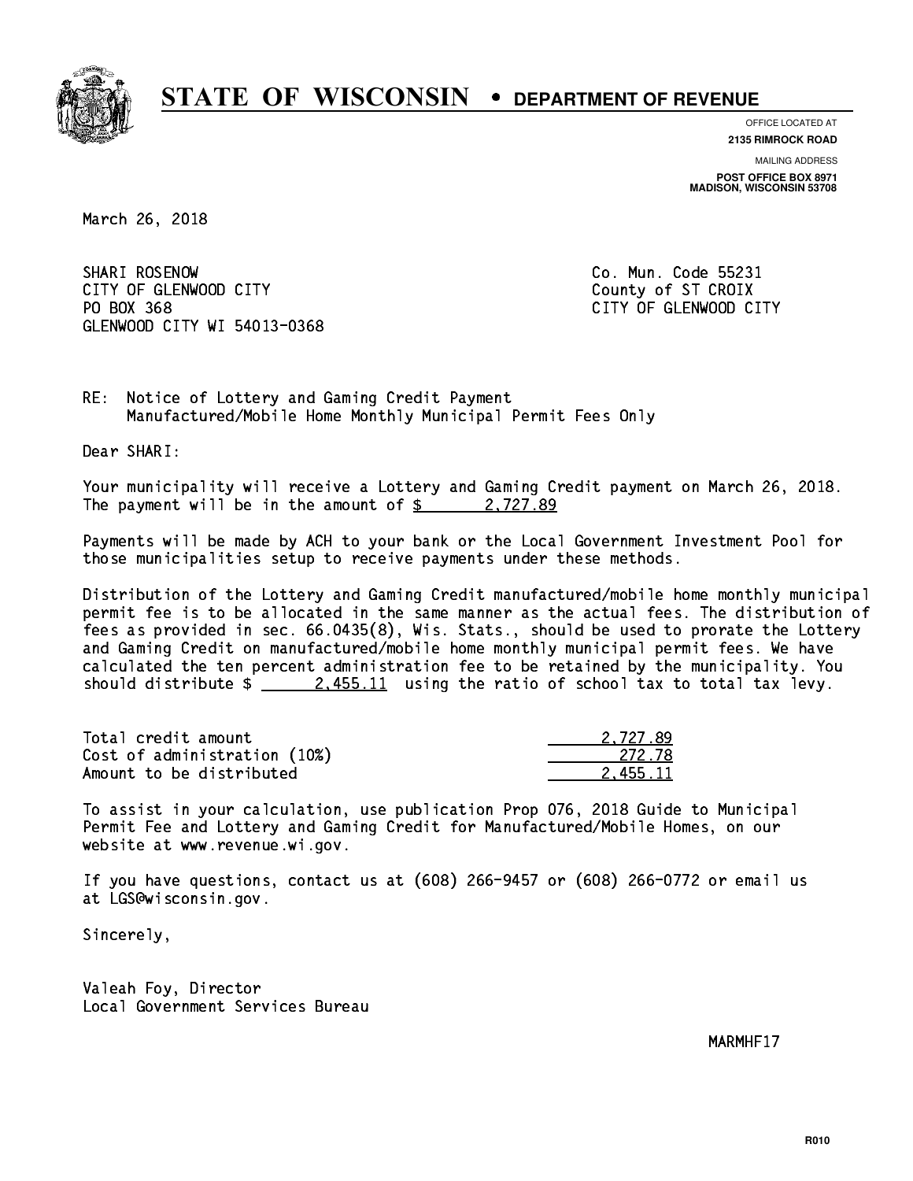# STATE OF WISCONSIN • DEPARTMENT OF REVENUE

OFFICE LOCATED AT
**2135 RIMROCK ROAD**

MAILING ADDRESS
**POST OFFICE BOX 8971**
**MADISON, WISCONSIN 53708**

March 26, 2018

SHARI ROSENOW
CITY OF GLENWOOD CITY
PO BOX 368
GLENWOOD CITY WI 54013-0368

Co. Mun. Code 55231
County of ST CROIX
CITY OF GLENWOOD CITY

RE: Notice of Lottery and Gaming Credit Payment
Manufactured/Mobile Home Monthly Municipal Permit Fees Only

Dear SHARI:

Your municipality will receive a Lottery and Gaming Credit payment on March 26, 2018. The payment will be in the amount of $ 2,727.89

Payments will be made by ACH to your bank or the Local Government Investment Pool for those municipalities setup to receive payments under these methods.

Distribution of the Lottery and Gaming Credit manufactured/mobile home monthly municipal permit fee is to be allocated in the same manner as the actual fees. The distribution of fees as provided in sec. 66.0435(8), Wis. Stats., should be used to prorate the Lottery and Gaming Credit on manufactured/mobile home monthly municipal permit fees. We have calculated the ten percent administration fee to be retained by the municipality. You should distribute $ 2,455.11 using the ratio of school tax to total tax levy.

| | |
|---|---|
| Total credit amount | 2,727.89 |
| Cost of administration (10%) | 272.78 |
| Amount to be distributed | 2,455.11 |

To assist in your calculation, use publication Prop 076, 2018 Guide to Municipal Permit Fee and Lottery and Gaming Credit for Manufactured/Mobile Homes, on our website at www.revenue.wi.gov.

If you have questions, contact us at (608) 266-9457 or (608) 266-0772 or email us at LGS@wisconsin.gov.

Sincerely,

Valeah Foy, Director
Local Government Services Bureau

MARMHF17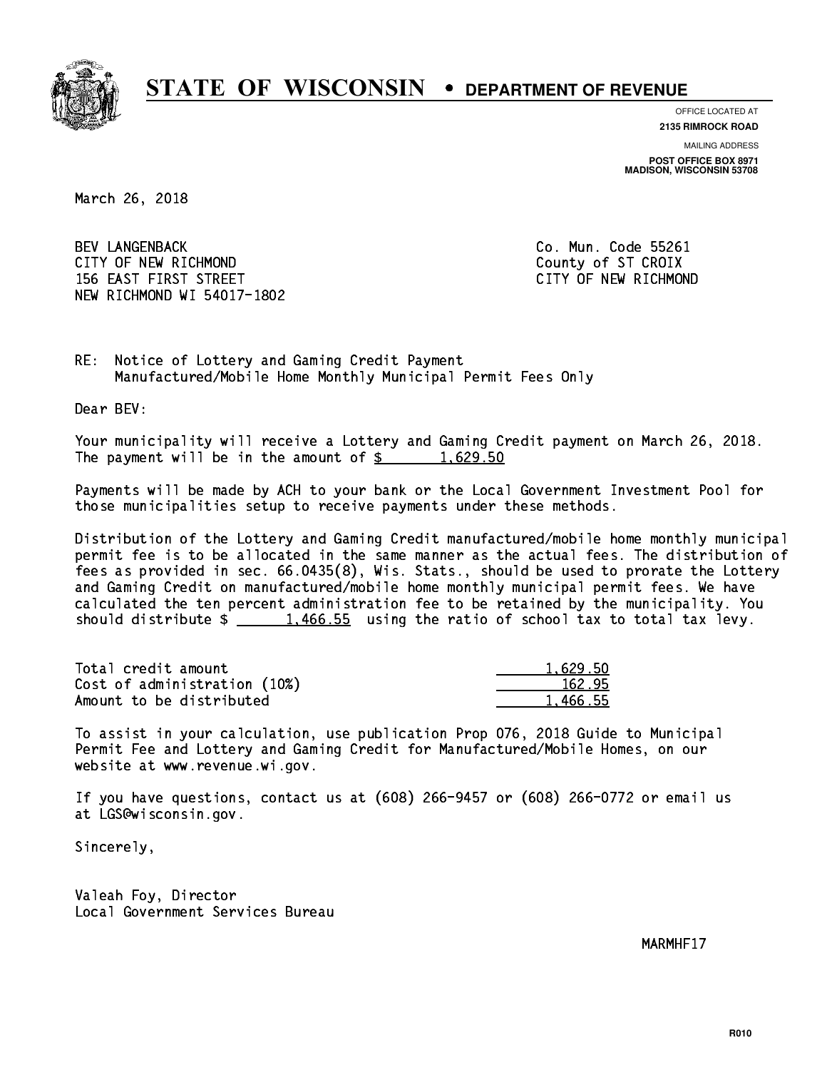# STATE OF WISCONSIN • DEPARTMENT OF REVENUE

OFFICE LOCATED AT
**2135 RIMROCK ROAD**

MAILING ADDRESS
**POST OFFICE BOX 8971**
**MADISON, WISCONSIN 53708**

March 26, 2018

BEV LANGENBACK
CITY OF NEW RICHMOND
156 EAST FIRST STREET
NEW RICHMOND WI 54017-1802

Co. Mun. Code 55261
County of ST CROIX
CITY OF NEW RICHMOND

RE: Notice of Lottery and Gaming Credit Payment
Manufactured/Mobile Home Monthly Municipal Permit Fees Only

Dear BEV:

Your municipality will receive a Lottery and Gaming Credit payment on March 26, 2018. The payment will be in the amount of $ 1,629.50

Payments will be made by ACH to your bank or the Local Government Investment Pool for those municipalities setup to receive payments under these methods.

Distribution of the Lottery and Gaming Credit manufactured/mobile home monthly municipal permit fee is to be allocated in the same manner as the actual fees. The distribution of fees as provided in sec. 66.0435(8), Wis. Stats., should be used to prorate the Lottery and Gaming Credit on manufactured/mobile home monthly municipal permit fees. We have calculated the ten percent administration fee to be retained by the municipality. You should distribute $ 1,466.55 using the ratio of school tax to total tax levy.

| | |
|---|---|
| Total credit amount | 1,629.50 |
| Cost of administration (10%) | 162.95 |
| Amount to be distributed | 1,466.55 |

To assist in your calculation, use publication Prop 076, 2018 Guide to Municipal Permit Fee and Lottery and Gaming Credit for Manufactured/Mobile Homes, on our website at www.revenue.wi.gov.

If you have questions, contact us at (608) 266-9457 or (608) 266-0772 or email us at LGS@wisconsin.gov.

Sincerely,

Valeah Foy, Director
Local Government Services Bureau

MARMHF17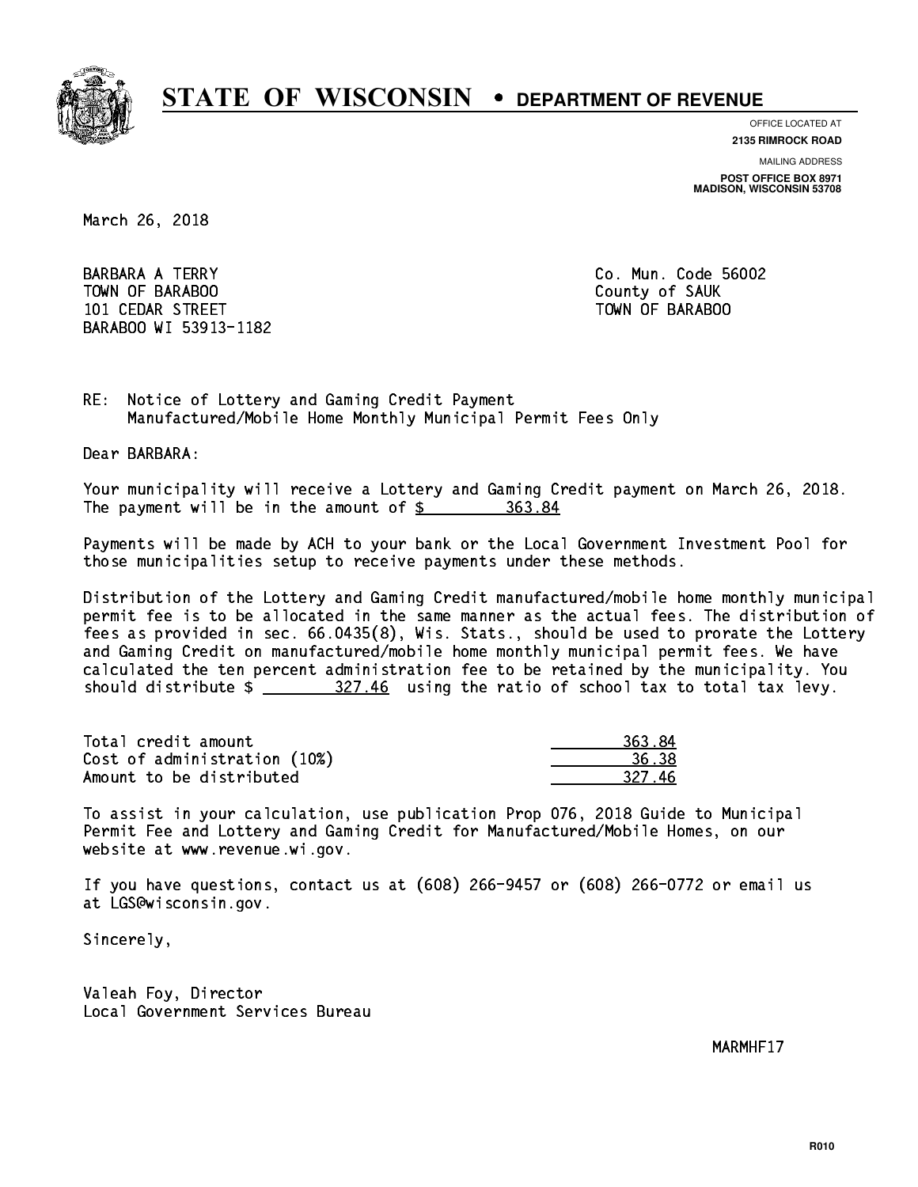# STATE OF WISCONSIN • DEPARTMENT OF REVENUE

OFFICE LOCATED AT
**2135 RIMROCK ROAD**

MAILING ADDRESS
**POST OFFICE BOX 8971**
**MADISON, WISCONSIN 53708**

March 26, 2018

BARBARA A TERRY
TOWN OF BARABOO
101 CEDAR STREET
BARABOO WI 53913-1182

Co. Mun. Code 56002
County of SAUK
TOWN OF BARABOO

RE: Notice of Lottery and Gaming Credit Payment
Manufactured/Mobile Home Monthly Municipal Permit Fees Only

Dear BARBARA:

Your municipality will receive a Lottery and Gaming Credit payment on March 26, 2018. The payment will be in the amount of $ 363.84

Payments will be made by ACH to your bank or the Local Government Investment Pool for those municipalities setup to receive payments under these methods.

Distribution of the Lottery and Gaming Credit manufactured/mobile home monthly municipal permit fee is to be allocated in the same manner as the actual fees. The distribution of fees as provided in sec. 66.0435(8), Wis. Stats., should be used to prorate the Lottery and Gaming Credit on manufactured/mobile home monthly municipal permit fees. We have calculated the ten percent administration fee to be retained by the municipality. You should distribute $ 327.46 using the ratio of school tax to total tax levy.

| | |
|---|---|
| Total credit amount | 363.84 |
| Cost of administration (10%) | 36.38 |
| Amount to be distributed | 327.46 |

To assist in your calculation, use publication Prop 076, 2018 Guide to Municipal Permit Fee and Lottery and Gaming Credit for Manufactured/Mobile Homes, on our website at www.revenue.wi.gov.

If you have questions, contact us at (608) 266-9457 or (608) 266-0772 or email us at LGS@wisconsin.gov.

Sincerely,

Valeah Foy, Director
Local Government Services Bureau

MARMHF17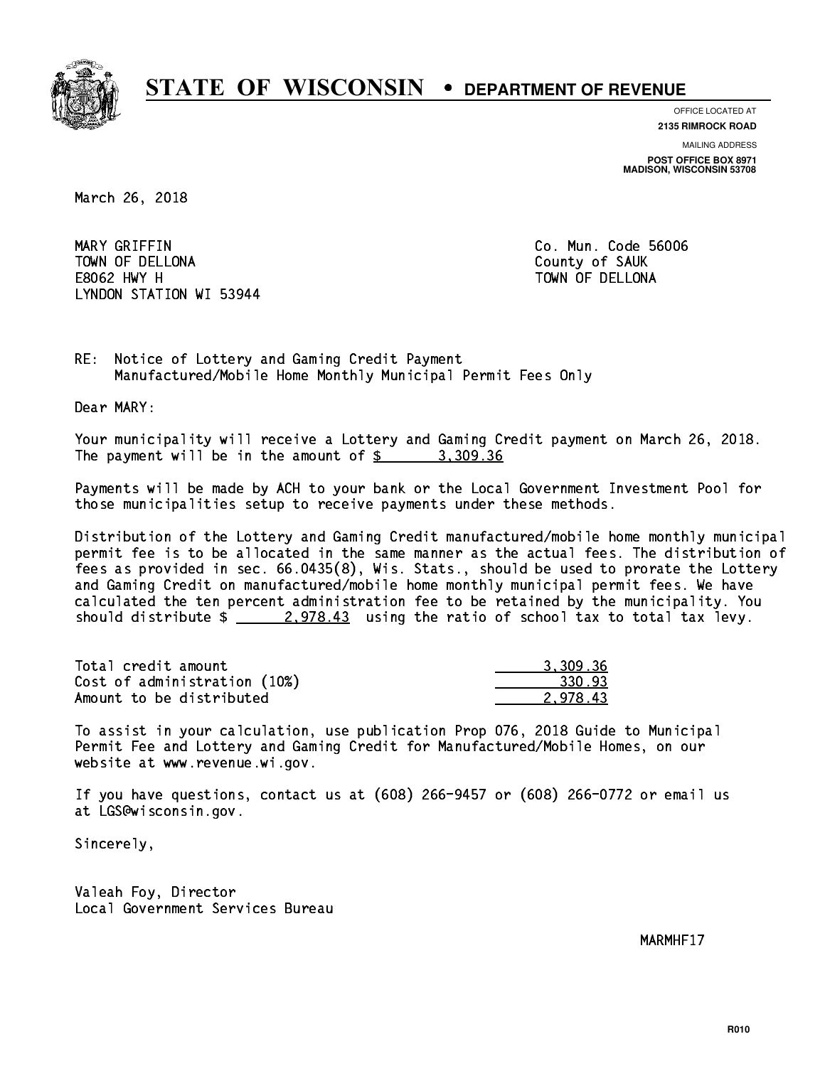# STATE OF WISCONSIN • DEPARTMENT OF REVENUE

OFFICE LOCATED AT
**2135 RIMROCK ROAD**

MAILING ADDRESS
**POST OFFICE BOX 8971**
**MADISON, WISCONSIN 53708**

March 26, 2018

MARY GRIFFIN
TOWN OF DELLONA
E8062 HWY H
LYNDON STATION WI 53944

Co. Mun. Code 56006
County of SAUK
TOWN OF DELLONA

RE: Notice of Lottery and Gaming Credit Payment
Manufactured/Mobile Home Monthly Municipal Permit Fees Only

Dear MARY:

Your municipality will receive a Lottery and Gaming Credit payment on March 26, 2018. The payment will be in the amount of $ 3,309.36

Payments will be made by ACH to your bank or the Local Government Investment Pool for those municipalities setup to receive payments under these methods.

Distribution of the Lottery and Gaming Credit manufactured/mobile home monthly municipal permit fee is to be allocated in the same manner as the actual fees. The distribution of fees as provided in sec. 66.0435(8), Wis. Stats., should be used to prorate the Lottery and Gaming Credit on manufactured/mobile home monthly municipal permit fees. We have calculated the ten percent administration fee to be retained by the municipality. You should distribute $ 2,978.43 using the ratio of school tax to total tax levy.

| | |
|---|---|
| Total credit amount | 3,309.36 |
| Cost of administration (10%) | 330.93 |
| Amount to be distributed | 2,978.43 |

To assist in your calculation, use publication Prop 076, 2018 Guide to Municipal Permit Fee and Lottery and Gaming Credit for Manufactured/Mobile Homes, on our website at www.revenue.wi.gov.

If you have questions, contact us at (608) 266-9457 or (608) 266-0772 or email us at LGS@wisconsin.gov.

Sincerely,

Valeah Foy, Director
Local Government Services Bureau

MARMHF17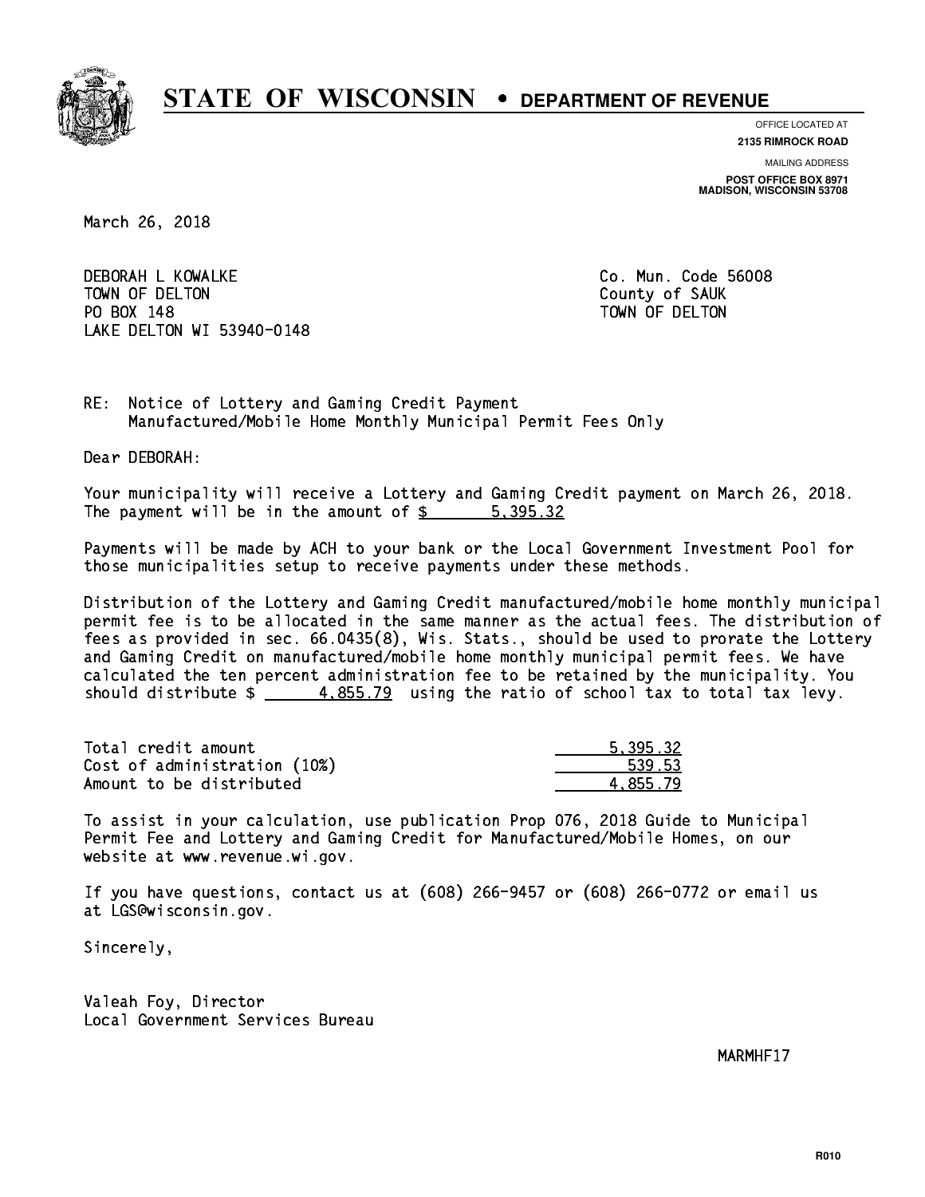# STATE OF WISCONSIN • DEPARTMENT OF REVENUE

OFFICE LOCATED AT
**2135 RIMROCK ROAD**

MAILING ADDRESS
**POST OFFICE BOX 8971**
**MADISON, WISCONSIN 53708**

March 26, 2018

DEBORAH L KOWALKE
TOWN OF DELTON
PO BOX 148
LAKE DELTON WI 53940-0148

Co. Mun. Code 56008
County of SAUK
TOWN OF DELTON

RE: Notice of Lottery and Gaming Credit Payment
Manufactured/Mobile Home Monthly Municipal Permit Fees Only

Dear DEBORAH:

Your municipality will receive a Lottery and Gaming Credit payment on March 26, 2018. The payment will be in the amount of $ 5,395.32

Payments will be made by ACH to your bank or the Local Government Investment Pool for those municipalities setup to receive payments under these methods.

Distribution of the Lottery and Gaming Credit manufactured/mobile home monthly municipal permit fee is to be allocated in the same manner as the actual fees. The distribution of fees as provided in sec. 66.0435(8), Wis. Stats., should be used to prorate the Lottery and Gaming Credit on manufactured/mobile home monthly municipal permit fees. We have calculated the ten percent administration fee to be retained by the municipality. You should distribute $ 4,855.79 using the ratio of school tax to total tax levy.

| | |
|---|---|
| Total credit amount | 5,395.32 |
| Cost of administration (10%) | 539.53 |
| Amount to be distributed | 4,855.79 |

To assist in your calculation, use publication Prop 076, 2018 Guide to Municipal Permit Fee and Lottery and Gaming Credit for Manufactured/Mobile Homes, on our website at www.revenue.wi.gov.

If you have questions, contact us at (608) 266-9457 or (608) 266-0772 or email us at LGS@wisconsin.gov.

Sincerely,

Valeah Foy, Director
Local Government Services Bureau

MARMHF17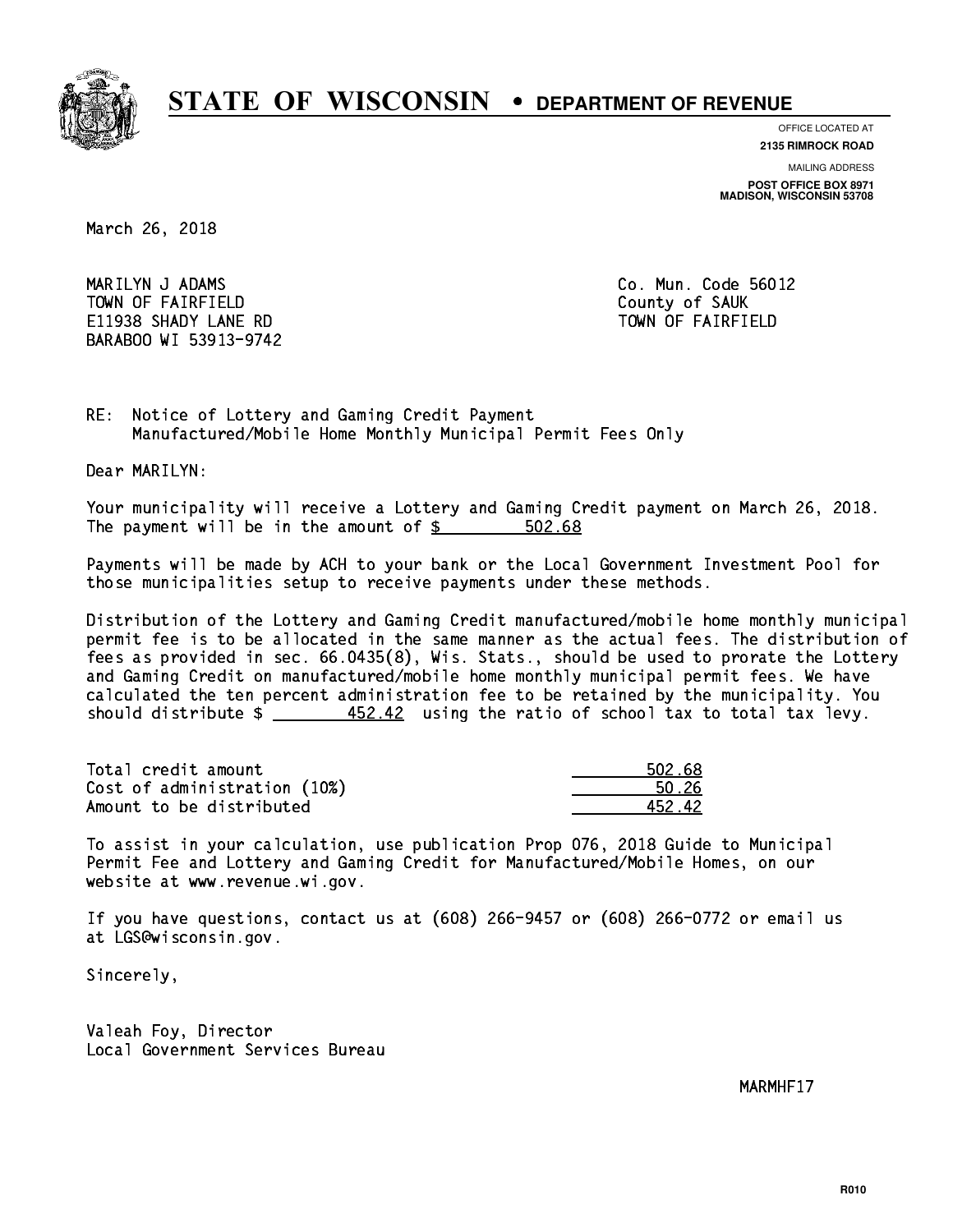# STATE OF WISCONSIN • DEPARTMENT OF REVENUE

OFFICE LOCATED AT
**2135 RIMROCK ROAD**

MAILING ADDRESS
**POST OFFICE BOX 8971**
**MADISON, WISCONSIN 53708**

March 26, 2018

MARILYN J ADAMS
TOWN OF FAIRFIELD
E11938 SHADY LANE RD
BARABOO WI 53913-9742

Co. Mun. Code 56012
County of SAUK
TOWN OF FAIRFIELD

RE: Notice of Lottery and Gaming Credit Payment
Manufactured/Mobile Home Monthly Municipal Permit Fees Only

Dear MARILYN:

Your municipality will receive a Lottery and Gaming Credit payment on March 26, 2018. The payment will be in the amount of $ 502.68

Payments will be made by ACH to your bank or the Local Government Investment Pool for those municipalities setup to receive payments under these methods.

Distribution of the Lottery and Gaming Credit manufactured/mobile home monthly municipal permit fee is to be allocated in the same manner as the actual fees. The distribution of fees as provided in sec. 66.0435(8), Wis. Stats., should be used to prorate the Lottery and Gaming Credit on manufactured/mobile home monthly municipal permit fees. We have calculated the ten percent administration fee to be retained by the municipality. You should distribute $ 452.42 using the ratio of school tax to total tax levy.

| | |
|---|---|
| Total credit amount | 502.68 |
| Cost of administration (10%) | 50.26 |
| Amount to be distributed | 452.42 |

To assist in your calculation, use publication Prop 076, 2018 Guide to Municipal Permit Fee and Lottery and Gaming Credit for Manufactured/Mobile Homes, on our website at www.revenue.wi.gov.

If you have questions, contact us at (608) 266-9457 or (608) 266-0772 or email us at LGS@wisconsin.gov.

Sincerely,

Valeah Foy, Director
Local Government Services Bureau

MARMHF17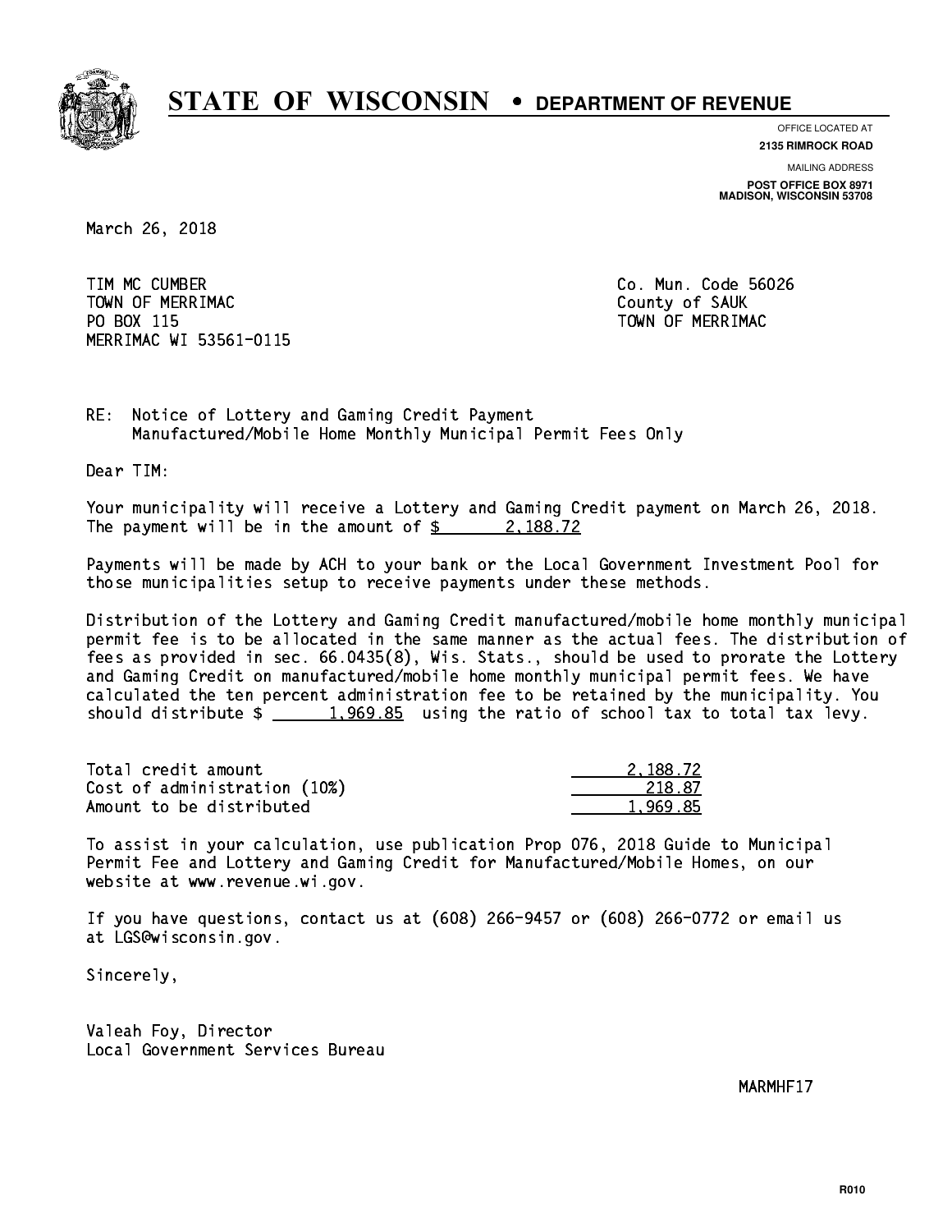# STATE OF WISCONSIN • DEPARTMENT OF REVENUE

OFFICE LOCATED AT
**2135 RIMROCK ROAD**

MAILING ADDRESS
**POST OFFICE BOX 8971**
**MADISON, WISCONSIN 53708**

March 26, 2018

TIM MC CUMBER
TOWN OF MERRIMAC
PO BOX 115
MERRIMAC WI 53561-0115

Co. Mun. Code 56026
County of SAUK
TOWN OF MERRIMAC

RE: Notice of Lottery and Gaming Credit Payment
Manufactured/Mobile Home Monthly Municipal Permit Fees Only

Dear TIM:

Your municipality will receive a Lottery and Gaming Credit payment on March 26, 2018. The payment will be in the amount of $ 2,188.72

Payments will be made by ACH to your bank or the Local Government Investment Pool for those municipalities setup to receive payments under these methods.

Distribution of the Lottery and Gaming Credit manufactured/mobile home monthly municipal permit fee is to be allocated in the same manner as the actual fees. The distribution of fees as provided in sec. 66.0435(8), Wis. Stats., should be used to prorate the Lottery and Gaming Credit on manufactured/mobile home monthly municipal permit fees. We have calculated the ten percent administration fee to be retained by the municipality. You should distribute $ 1,969.85 using the ratio of school tax to total tax levy.

| | |
|---|---|
| Total credit amount | 2,188.72 |
| Cost of administration (10%) | 218.87 |
| Amount to be distributed | 1,969.85 |

To assist in your calculation, use publication Prop 076, 2018 Guide to Municipal Permit Fee and Lottery and Gaming Credit for Manufactured/Mobile Homes, on our website at www.revenue.wi.gov.

If you have questions, contact us at (608) 266-9457 or (608) 266-0772 or email us at LGS@wisconsin.gov.

Sincerely,

Valeah Foy, Director
Local Government Services Bureau

MARMHF17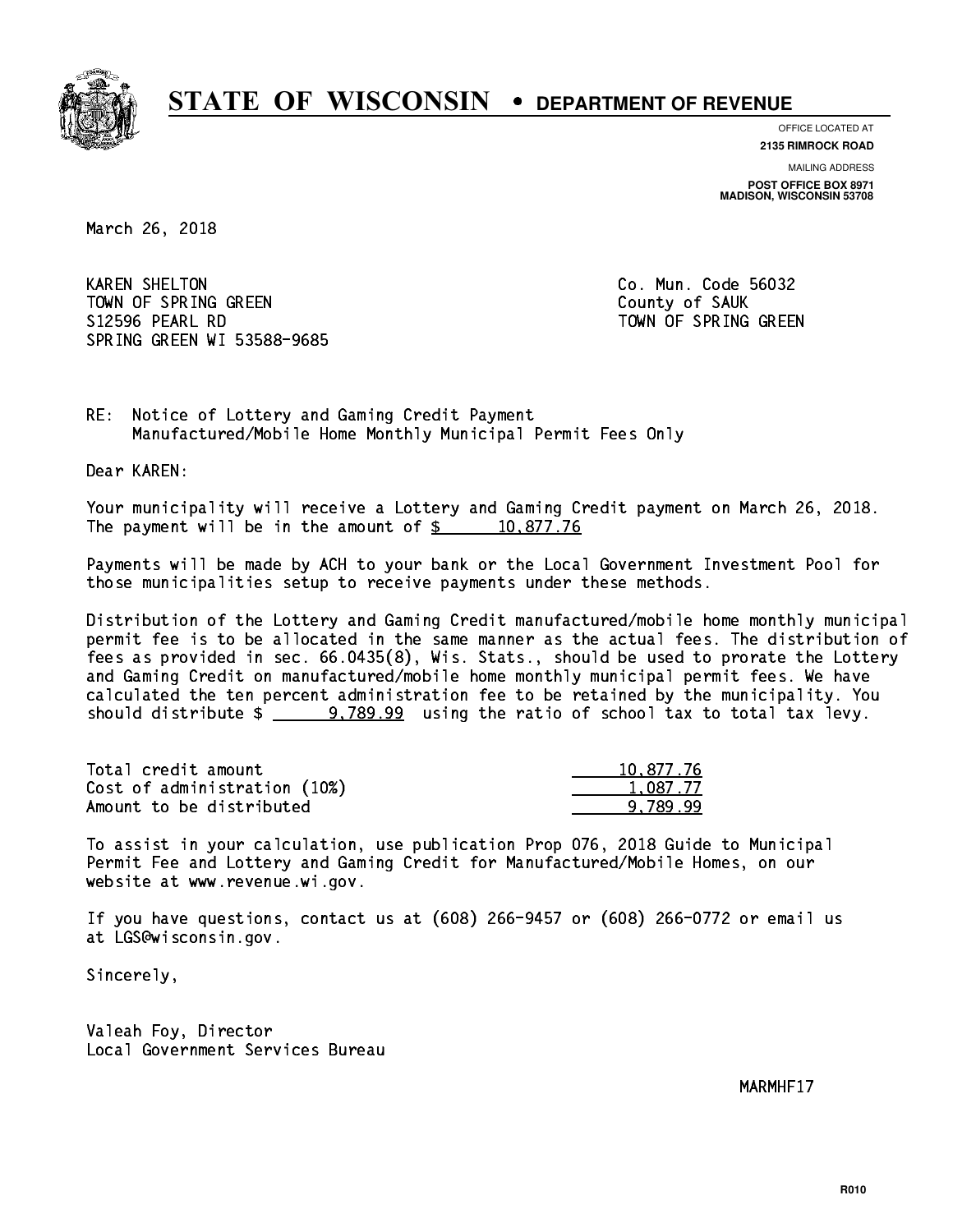# STATE OF WISCONSIN • DEPARTMENT OF REVENUE

OFFICE LOCATED AT
**2135 RIMROCK ROAD**

MAILING ADDRESS
**POST OFFICE BOX 8971**
**MADISON, WISCONSIN 53708**

March 26, 2018

KAREN SHELTON
TOWN OF SPRING GREEN
S12596 PEARL RD
SPRING GREEN WI 53588-9685

Co. Mun. Code 56032
County of SAUK
TOWN OF SPRING GREEN

RE: Notice of Lottery and Gaming Credit Payment
Manufactured/Mobile Home Monthly Municipal Permit Fees Only

Dear KAREN:

Your municipality will receive a Lottery and Gaming Credit payment on March 26, 2018. The payment will be in the amount of $ 10,877.76

Payments will be made by ACH to your bank or the Local Government Investment Pool for those municipalities setup to receive payments under these methods.

Distribution of the Lottery and Gaming Credit manufactured/mobile home monthly municipal permit fee is to be allocated in the same manner as the actual fees. The distribution of fees as provided in sec. 66.0435(8), Wis. Stats., should be used to prorate the Lottery and Gaming Credit on manufactured/mobile home monthly municipal permit fees. We have calculated the ten percent administration fee to be retained by the municipality. You should distribute $ 9,789.99 using the ratio of school tax to total tax levy.

| | |
|---|---|
| Total credit amount | 10,877.76 |
| Cost of administration (10%) | 1,087.77 |
| Amount to be distributed | 9,789.99 |

To assist in your calculation, use publication Prop 076, 2018 Guide to Municipal Permit Fee and Lottery and Gaming Credit for Manufactured/Mobile Homes, on our website at www.revenue.wi.gov.

If you have questions, contact us at (608) 266-9457 or (608) 266-0772 or email us at LGS@wisconsin.gov.

Sincerely,

Valeah Foy, Director
Local Government Services Bureau

MARMHF17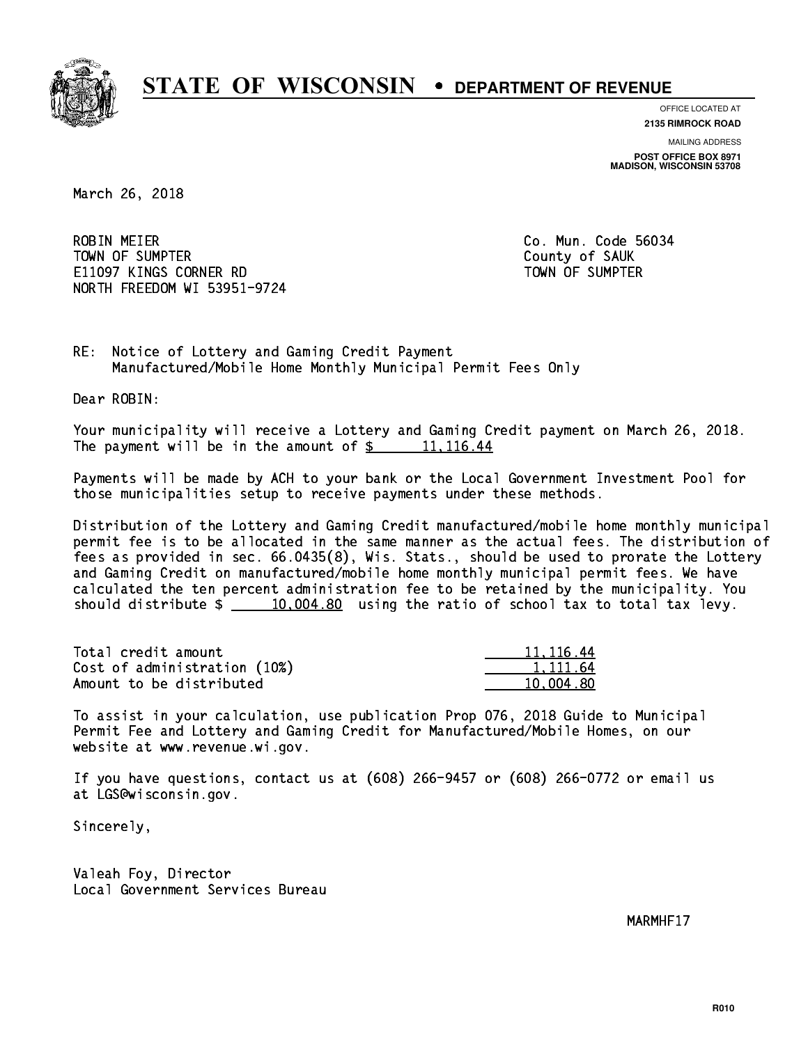# STATE OF WISCONSIN • DEPARTMENT OF REVENUE

OFFICE LOCATED AT
**2135 RIMROCK ROAD**

MAILING ADDRESS
**POST OFFICE BOX 8971**
**MADISON, WISCONSIN 53708**

March 26, 2018

ROBIN MEIER
TOWN OF SUMPTER
E11097 KINGS CORNER RD
NORTH FREEDOM WI 53951-9724

Co. Mun. Code 56034
County of SAUK
TOWN OF SUMPTER

RE: Notice of Lottery and Gaming Credit Payment
Manufactured/Mobile Home Monthly Municipal Permit Fees Only

Dear ROBIN:

Your municipality will receive a Lottery and Gaming Credit payment on March 26, 2018. The payment will be in the amount of $ 11,116.44

Payments will be made by ACH to your bank or the Local Government Investment Pool for those municipalities setup to receive payments under these methods.

Distribution of the Lottery and Gaming Credit manufactured/mobile home monthly municipal permit fee is to be allocated in the same manner as the actual fees. The distribution of fees as provided in sec. 66.0435(8), Wis. Stats., should be used to prorate the Lottery and Gaming Credit on manufactured/mobile home monthly municipal permit fees. We have calculated the ten percent administration fee to be retained by the municipality. You should distribute $ 10,004.80 using the ratio of school tax to total tax levy.

| | |
|---|---|
| Total credit amount | 11,116.44 |
| Cost of administration (10%) | 1,111.64 |
| Amount to be distributed | 10,004.80 |

To assist in your calculation, use publication Prop 076, 2018 Guide to Municipal Permit Fee and Lottery and Gaming Credit for Manufactured/Mobile Homes, on our website at www.revenue.wi.gov.

If you have questions, contact us at (608) 266-9457 or (608) 266-0772 or email us at LGS@wisconsin.gov.

Sincerely,

Valeah Foy, Director
Local Government Services Bureau

MARMHF17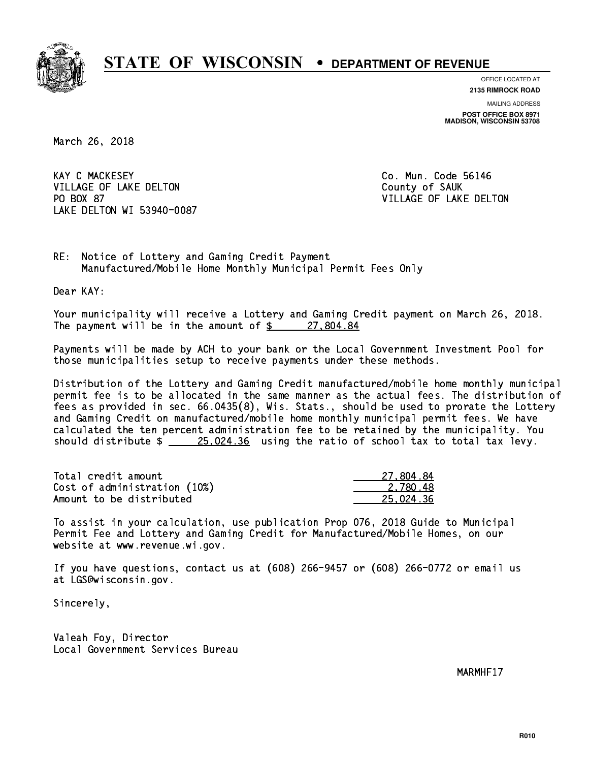# STATE OF WISCONSIN • DEPARTMENT OF REVENUE

OFFICE LOCATED AT
**2135 RIMROCK ROAD**

MAILING ADDRESS
**POST OFFICE BOX 8971**
**MADISON, WISCONSIN 53708**

March 26, 2018

KAY C MACKESEY
VILLAGE OF LAKE DELTON
PO BOX 87
LAKE DELTON WI 53940-0087

Co. Mun. Code 56146
County of SAUK
VILLAGE OF LAKE DELTON

RE: Notice of Lottery and Gaming Credit Payment
Manufactured/Mobile Home Monthly Municipal Permit Fees Only

Dear KAY:

Your municipality will receive a Lottery and Gaming Credit payment on March 26, 2018. The payment will be in the amount of $ 27,804.84

Payments will be made by ACH to your bank or the Local Government Investment Pool for those municipalities setup to receive payments under these methods.

Distribution of the Lottery and Gaming Credit manufactured/mobile home monthly municipal permit fee is to be allocated in the same manner as the actual fees. The distribution of fees as provided in sec. 66.0435(8), Wis. Stats., should be used to prorate the Lottery and Gaming Credit on manufactured/mobile home monthly municipal permit fees. We have calculated the ten percent administration fee to be retained by the municipality. You should distribute $ 25,024.36 using the ratio of school tax to total tax levy.

| | |
|---|---|
| Total credit amount | 27,804.84 |
| Cost of administration (10%) | 2,780.48 |
| Amount to be distributed | 25,024.36 |

To assist in your calculation, use publication Prop 076, 2018 Guide to Municipal Permit Fee and Lottery and Gaming Credit for Manufactured/Mobile Homes, on our website at www.revenue.wi.gov.

If you have questions, contact us at (608) 266-9457 or (608) 266-0772 or email us at LGS@wisconsin.gov.

Sincerely,

Valeah Foy, Director
Local Government Services Bureau

MARMHF17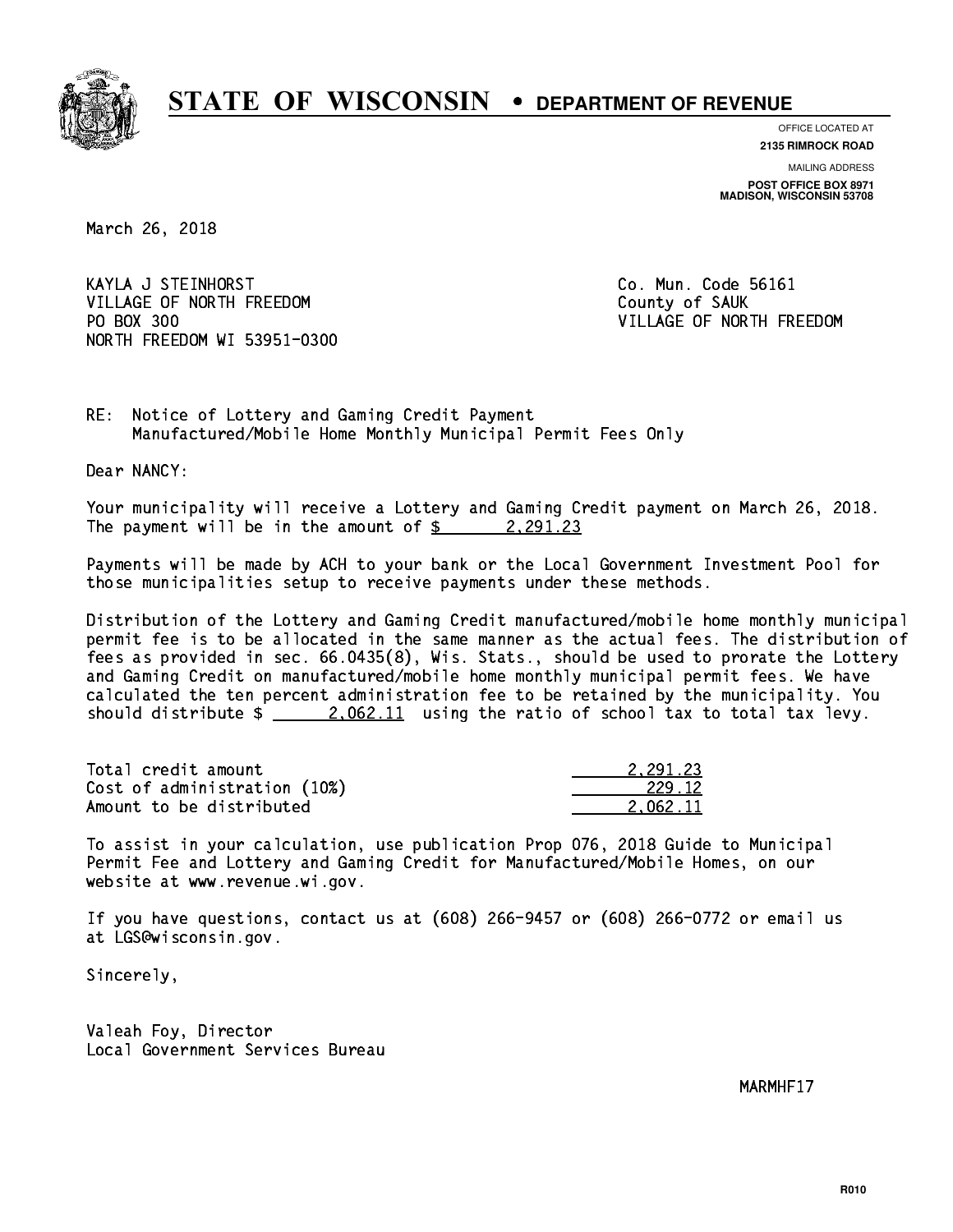# STATE OF WISCONSIN • DEPARTMENT OF REVENUE

OFFICE LOCATED AT
**2135 RIMROCK ROAD**

MAILING ADDRESS
**POST OFFICE BOX 8971**
**MADISON, WISCONSIN 53708**

March 26, 2018

KAYLA J STEINHORST
VILLAGE OF NORTH FREEDOM
PO BOX 300
NORTH FREEDOM WI 53951-0300

Co. Mun. Code 56161
County of SAUK
VILLAGE OF NORTH FREEDOM

RE: Notice of Lottery and Gaming Credit Payment
Manufactured/Mobile Home Monthly Municipal Permit Fees Only

Dear NANCY:

Your municipality will receive a Lottery and Gaming Credit payment on March 26, 2018. The payment will be in the amount of $ 2,291.23

Payments will be made by ACH to your bank or the Local Government Investment Pool for those municipalities setup to receive payments under these methods.

Distribution of the Lottery and Gaming Credit manufactured/mobile home monthly municipal permit fee is to be allocated in the same manner as the actual fees. The distribution of fees as provided in sec. 66.0435(8), Wis. Stats., should be used to prorate the Lottery and Gaming Credit on manufactured/mobile home monthly municipal permit fees. We have calculated the ten percent administration fee to be retained by the municipality. You should distribute $ 2,062.11 using the ratio of school tax to total tax levy.

| | |
|---|---|
| Total credit amount | 2,291.23 |
| Cost of administration (10%) | 229.12 |
| Amount to be distributed | 2,062.11 |

To assist in your calculation, use publication Prop 076, 2018 Guide to Municipal Permit Fee and Lottery and Gaming Credit for Manufactured/Mobile Homes, on our website at www.revenue.wi.gov.

If you have questions, contact us at (608) 266-9457 or (608) 266-0772 or email us at LGS@wisconsin.gov.

Sincerely,

Valeah Foy, Director
Local Government Services Bureau

MARMHF17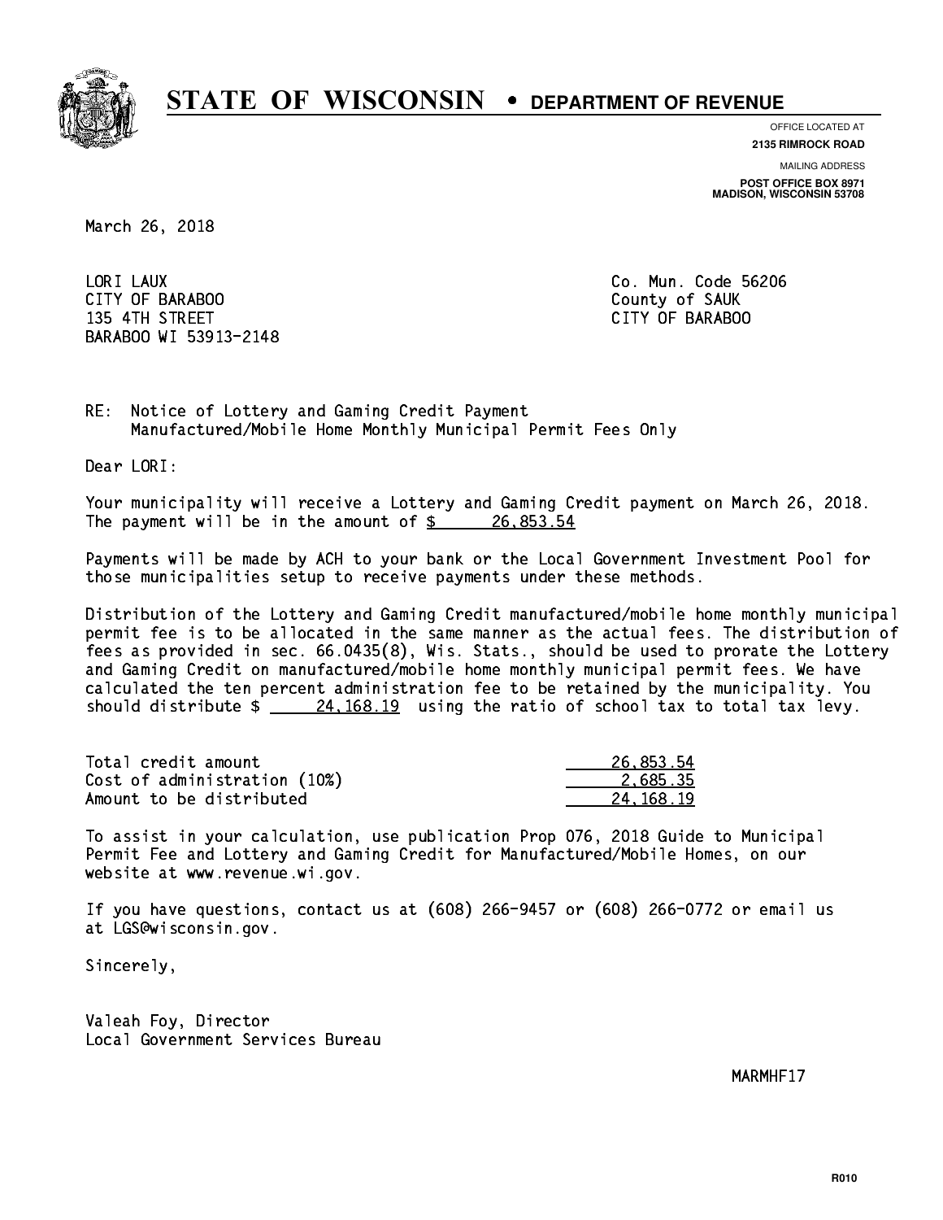# STATE OF WISCONSIN • DEPARTMENT OF REVENUE

OFFICE LOCATED AT
**2135 RIMROCK ROAD**

MAILING ADDRESS
**POST OFFICE BOX 8971**
**MADISON, WISCONSIN 53708**

March 26, 2018

LORI LAUX
CITY OF BARABOO
135 4TH STREET
BARABOO WI 53913-2148

Co. Mun. Code 56206
County of SAUK
CITY OF BARABOO

RE: Notice of Lottery and Gaming Credit Payment
Manufactured/Mobile Home Monthly Municipal Permit Fees Only

Dear LORI:

Your municipality will receive a Lottery and Gaming Credit payment on March 26, 2018. The payment will be in the amount of $ 26,853.54

Payments will be made by ACH to your bank or the Local Government Investment Pool for those municipalities setup to receive payments under these methods.

Distribution of the Lottery and Gaming Credit manufactured/mobile home monthly municipal permit fee is to be allocated in the same manner as the actual fees. The distribution of fees as provided in sec. 66.0435(8), Wis. Stats., should be used to prorate the Lottery and Gaming Credit on manufactured/mobile home monthly municipal permit fees. We have calculated the ten percent administration fee to be retained by the municipality. You should distribute $ 24,168.19 using the ratio of school tax to total tax levy.

| | |
|---|---|
| Total credit amount | 26,853.54 |
| Cost of administration (10%) | 2,685.35 |
| Amount to be distributed | 24,168.19 |

To assist in your calculation, use publication Prop 076, 2018 Guide to Municipal Permit Fee and Lottery and Gaming Credit for Manufactured/Mobile Homes, on our website at www.revenue.wi.gov.

If you have questions, contact us at (608) 266-9457 or (608) 266-0772 or email us at LGS@wisconsin.gov.

Sincerely,

Valeah Foy, Director
Local Government Services Bureau

MARMHF17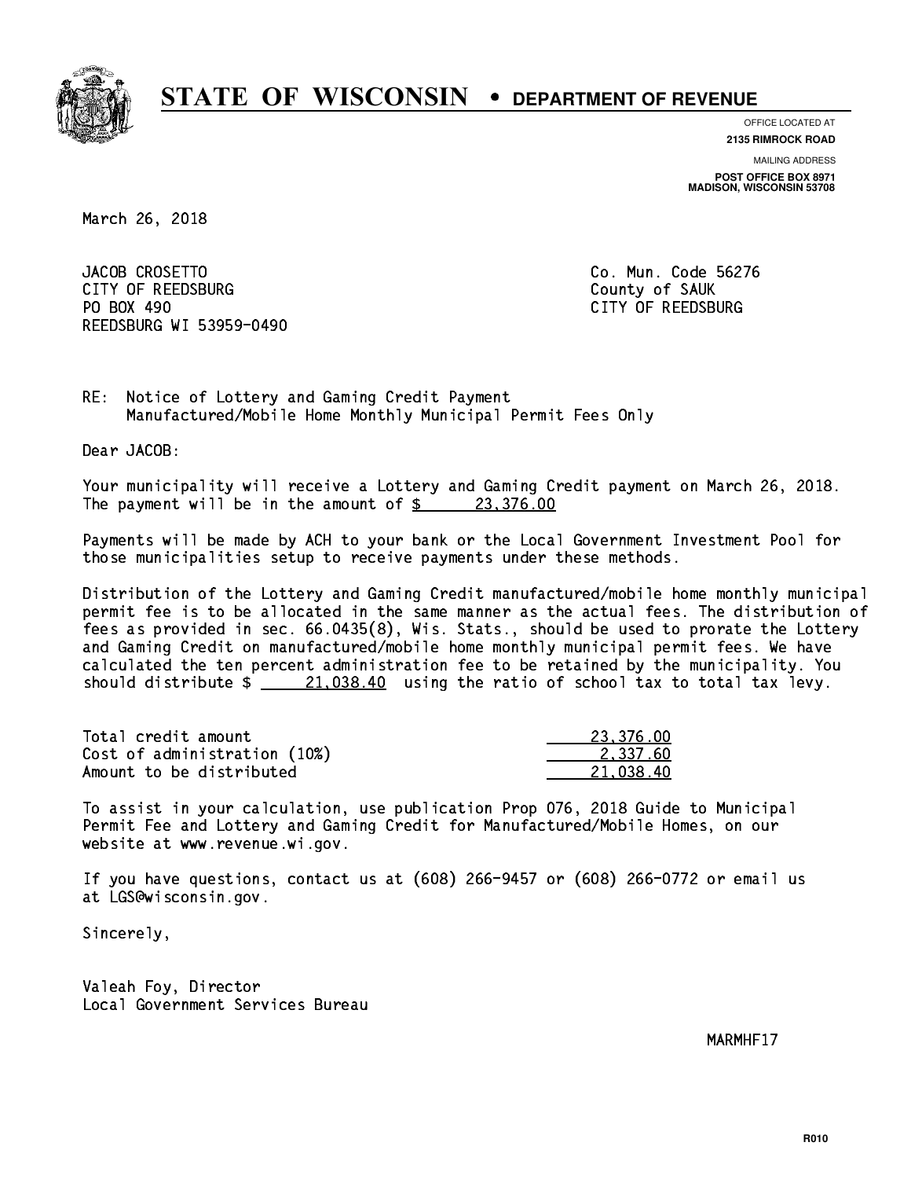# STATE OF WISCONSIN • DEPARTMENT OF REVENUE

OFFICE LOCATED AT
**2135 RIMROCK ROAD**

MAILING ADDRESS
**POST OFFICE BOX 8971**
**MADISON, WISCONSIN 53708**

March 26, 2018

JACOB CROSETTO
CITY OF REEDSBURG
PO BOX 490
REEDSBURG WI 53959-0490

Co. Mun. Code 56276
County of SAUK
CITY OF REEDSBURG

RE: Notice of Lottery and Gaming Credit Payment
Manufactured/Mobile Home Monthly Municipal Permit Fees Only

Dear JACOB:

Your municipality will receive a Lottery and Gaming Credit payment on March 26, 2018. The payment will be in the amount of $ 23,376.00

Payments will be made by ACH to your bank or the Local Government Investment Pool for those municipalities setup to receive payments under these methods.

Distribution of the Lottery and Gaming Credit manufactured/mobile home monthly municipal permit fee is to be allocated in the same manner as the actual fees. The distribution of fees as provided in sec. 66.0435(8), Wis. Stats., should be used to prorate the Lottery and Gaming Credit on manufactured/mobile home monthly municipal permit fees. We have calculated the ten percent administration fee to be retained by the municipality. You should distribute $ 21,038.40 using the ratio of school tax to total tax levy.

| | |
|---|---|
| Total credit amount | 23,376.00 |
| Cost of administration (10%) | 2,337.60 |
| Amount to be distributed | 21,038.40 |

To assist in your calculation, use publication Prop 076, 2018 Guide to Municipal Permit Fee and Lottery and Gaming Credit for Manufactured/Mobile Homes, on our website at www.revenue.wi.gov.

If you have questions, contact us at (608) 266-9457 or (608) 266-0772 or email us at LGS@wisconsin.gov.

Sincerely,

Valeah Foy, Director
Local Government Services Bureau

MARMHF17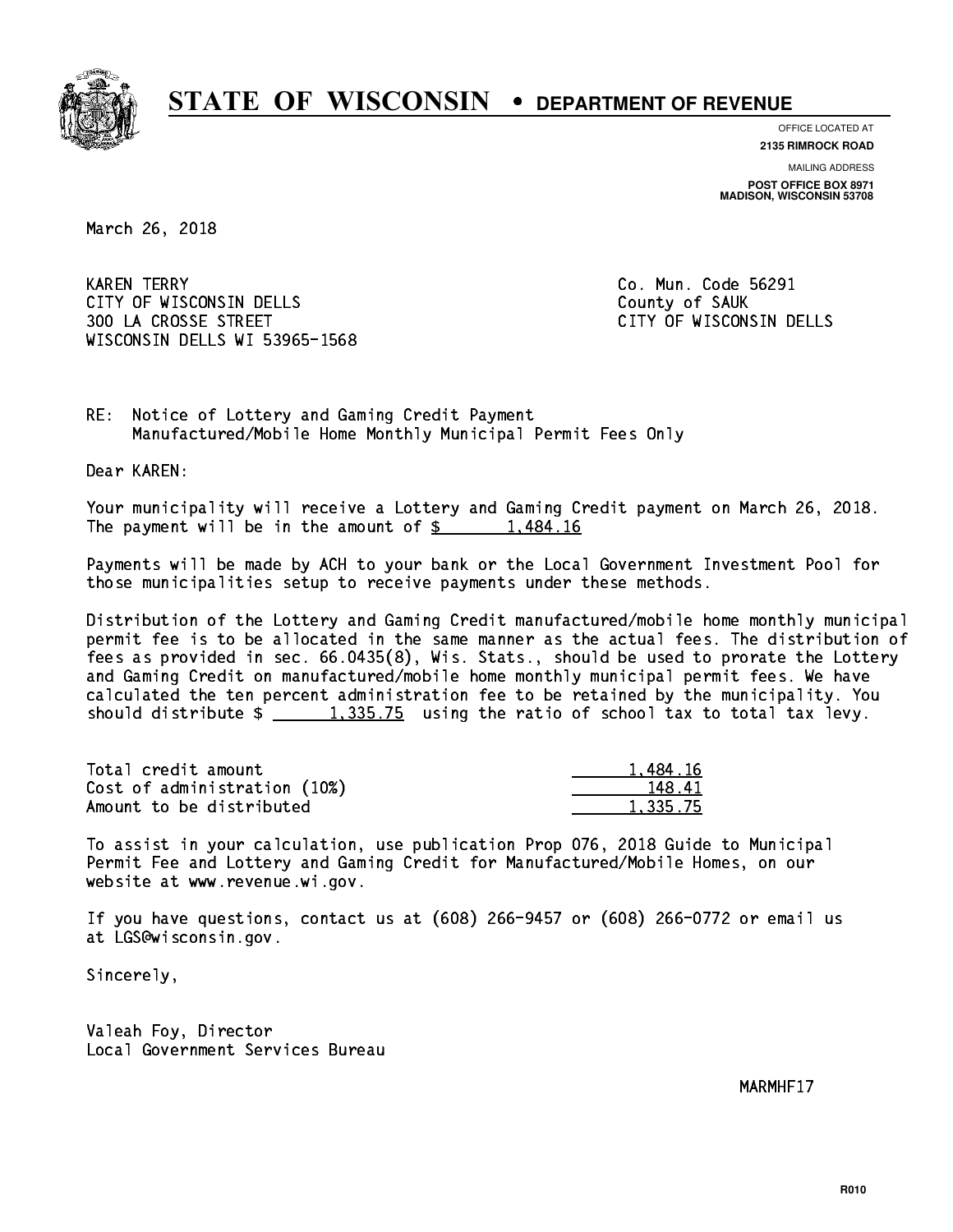# STATE OF WISCONSIN • DEPARTMENT OF REVENUE

OFFICE LOCATED AT
**2135 RIMROCK ROAD**

MAILING ADDRESS
**POST OFFICE BOX 8971**
**MADISON, WISCONSIN 53708**

March 26, 2018

KAREN TERRY
CITY OF WISCONSIN DELLS
300 LA CROSSE STREET
WISCONSIN DELLS WI 53965-1568

Co. Mun. Code 56291
County of SAUK
CITY OF WISCONSIN DELLS

RE: Notice of Lottery and Gaming Credit Payment
Manufactured/Mobile Home Monthly Municipal Permit Fees Only

Dear KAREN:

Your municipality will receive a Lottery and Gaming Credit payment on March 26, 2018. The payment will be in the amount of $ 1,484.16

Payments will be made by ACH to your bank or the Local Government Investment Pool for those municipalities setup to receive payments under these methods.

Distribution of the Lottery and Gaming Credit manufactured/mobile home monthly municipal permit fee is to be allocated in the same manner as the actual fees. The distribution of fees as provided in sec. 66.0435(8), Wis. Stats., should be used to prorate the Lottery and Gaming Credit on manufactured/mobile home monthly municipal permit fees. We have calculated the ten percent administration fee to be retained by the municipality. You should distribute $ 1,335.75 using the ratio of school tax to total tax levy.

| | |
|---|---|
| Total credit amount | 1,484.16 |
| Cost of administration (10%) | 148.41 |
| Amount to be distributed | 1,335.75 |

To assist in your calculation, use publication Prop 076, 2018 Guide to Municipal Permit Fee and Lottery and Gaming Credit for Manufactured/Mobile Homes, on our website at www.revenue.wi.gov.

If you have questions, contact us at (608) 266-9457 or (608) 266-0772 or email us at LGS@wisconsin.gov.

Sincerely,

Valeah Foy, Director
Local Government Services Bureau

MARMHF17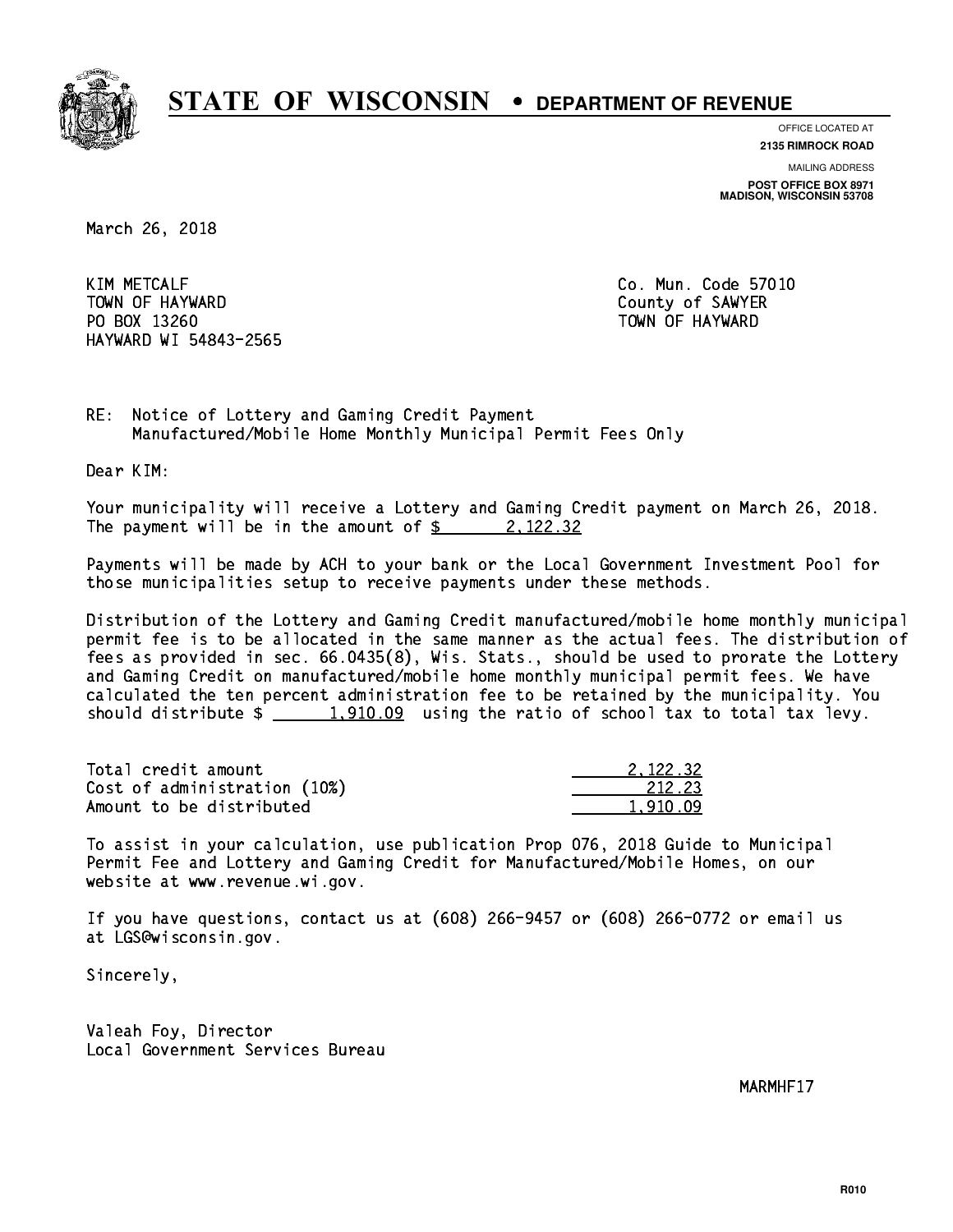# STATE OF WISCONSIN • DEPARTMENT OF REVENUE

OFFICE LOCATED AT
**2135 RIMROCK ROAD**

MAILING ADDRESS
**POST OFFICE BOX 8971**
**MADISON, WISCONSIN 53708**

March 26, 2018

KIM METCALF
TOWN OF HAYWARD
PO BOX 13260
HAYWARD WI 54843-2565

Co. Mun. Code 57010
County of SAWYER
TOWN OF HAYWARD

RE: Notice of Lottery and Gaming Credit Payment
Manufactured/Mobile Home Monthly Municipal Permit Fees Only

Dear KIM:

Your municipality will receive a Lottery and Gaming Credit payment on March 26, 2018. The payment will be in the amount of $ 2,122.32

Payments will be made by ACH to your bank or the Local Government Investment Pool for those municipalities setup to receive payments under these methods.

Distribution of the Lottery and Gaming Credit manufactured/mobile home monthly municipal permit fee is to be allocated in the same manner as the actual fees. The distribution of fees as provided in sec. 66.0435(8), Wis. Stats., should be used to prorate the Lottery and Gaming Credit on manufactured/mobile home monthly municipal permit fees. We have calculated the ten percent administration fee to be retained by the municipality. You should distribute $ 1,910.09 using the ratio of school tax to total tax levy.

| | |
|---|---|
| Total credit amount | 2,122.32 |
| Cost of administration (10%) | 212.23 |
| Amount to be distributed | 1,910.09 |

To assist in your calculation, use publication Prop 076, 2018 Guide to Municipal Permit Fee and Lottery and Gaming Credit for Manufactured/Mobile Homes, on our website at www.revenue.wi.gov.

If you have questions, contact us at (608) 266-9457 or (608) 266-0772 or email us at LGS@wisconsin.gov.

Sincerely,

Valeah Foy, Director
Local Government Services Bureau

MARMHF17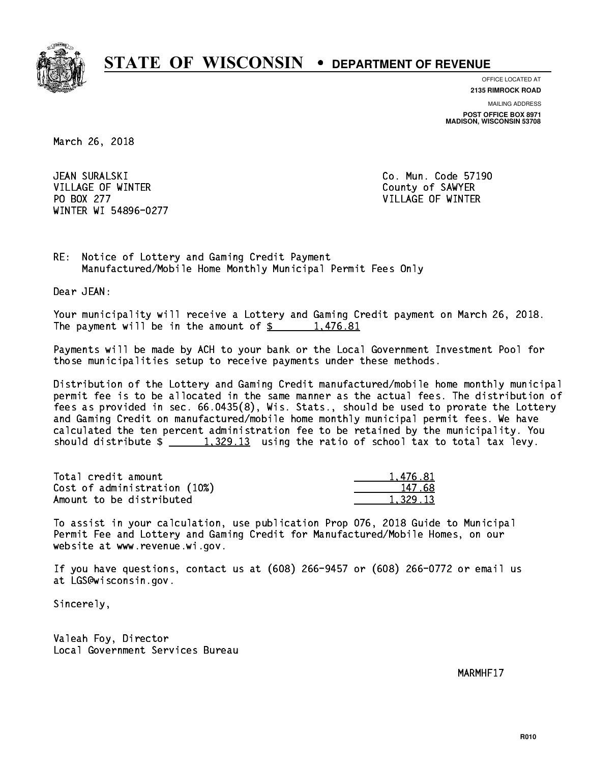# STATE OF WISCONSIN • DEPARTMENT OF REVENUE

OFFICE LOCATED AT
**2135 RIMROCK ROAD**

MAILING ADDRESS
**POST OFFICE BOX 8971**
**MADISON, WISCONSIN 53708**

March 26, 2018

JEAN SURALSKI
VILLAGE OF WINTER
PO BOX 277
WINTER WI 54896-0277

Co. Mun. Code 57190
County of SAWYER
VILLAGE OF WINTER

RE: Notice of Lottery and Gaming Credit Payment
Manufactured/Mobile Home Monthly Municipal Permit Fees Only

Dear JEAN:

Your municipality will receive a Lottery and Gaming Credit payment on March 26, 2018. The payment will be in the amount of $ 1,476.81

Payments will be made by ACH to your bank or the Local Government Investment Pool for those municipalities setup to receive payments under these methods.

Distribution of the Lottery and Gaming Credit manufactured/mobile home monthly municipal permit fee is to be allocated in the same manner as the actual fees. The distribution of fees as provided in sec. 66.0435(8), Wis. Stats., should be used to prorate the Lottery and Gaming Credit on manufactured/mobile home monthly municipal permit fees. We have calculated the ten percent administration fee to be retained by the municipality. You should distribute $ 1,329.13 using the ratio of school tax to total tax levy.

| | |
|---|---|
| Total credit amount | 1,476.81 |
| Cost of administration (10%) | 147.68 |
| Amount to be distributed | 1,329.13 |

To assist in your calculation, use publication Prop 076, 2018 Guide to Municipal Permit Fee and Lottery and Gaming Credit for Manufactured/Mobile Homes, on our website at www.revenue.wi.gov.

If you have questions, contact us at (608) 266-9457 or (608) 266-0772 or email us at LGS@wisconsin.gov.

Sincerely,

Valeah Foy, Director
Local Government Services Bureau

MARMHF17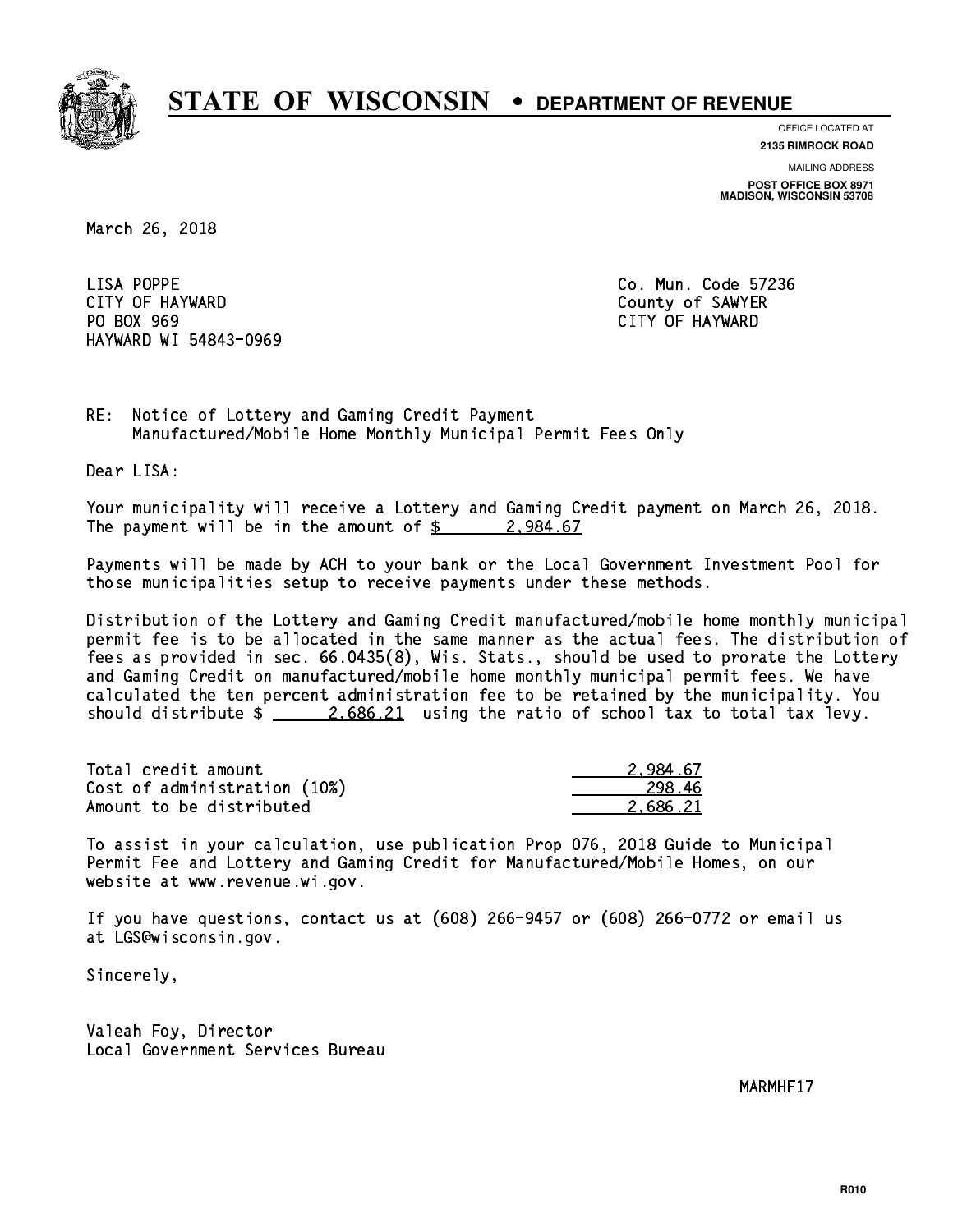# STATE OF WISCONSIN • DEPARTMENT OF REVENUE

OFFICE LOCATED AT
**2135 RIMROCK ROAD**

MAILING ADDRESS
**POST OFFICE BOX 8971**
**MADISON, WISCONSIN 53708**

March 26, 2018

LISA POPPE
CITY OF HAYWARD
PO BOX 969
HAYWARD WI 54843-0969

Co. Mun. Code 57236
County of SAWYER
CITY OF HAYWARD

RE: Notice of Lottery and Gaming Credit Payment
Manufactured/Mobile Home Monthly Municipal Permit Fees Only

Dear LISA:

Your municipality will receive a Lottery and Gaming Credit payment on March 26, 2018. The payment will be in the amount of $ 2,984.67

Payments will be made by ACH to your bank or the Local Government Investment Pool for those municipalities setup to receive payments under these methods.

Distribution of the Lottery and Gaming Credit manufactured/mobile home monthly municipal permit fee is to be allocated in the same manner as the actual fees. The distribution of fees as provided in sec. 66.0435(8), Wis. Stats., should be used to prorate the Lottery and Gaming Credit on manufactured/mobile home monthly municipal permit fees. We have calculated the ten percent administration fee to be retained by the municipality. You should distribute $ 2,686.21 using the ratio of school tax to total tax levy.

| | |
|---|---|
| Total credit amount | 2,984.67 |
| Cost of administration (10%) | 298.46 |
| Amount to be distributed | 2,686.21 |

To assist in your calculation, use publication Prop 076, 2018 Guide to Municipal Permit Fee and Lottery and Gaming Credit for Manufactured/Mobile Homes, on our website at www.revenue.wi.gov.

If you have questions, contact us at (608) 266-9457 or (608) 266-0772 or email us at LGS@wisconsin.gov.

Sincerely,

Valeah Foy, Director
Local Government Services Bureau

MARMHF17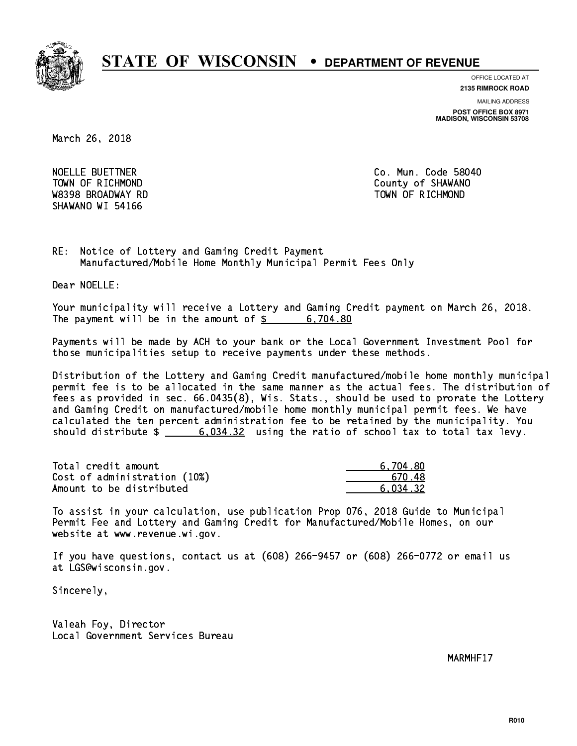# STATE OF WISCONSIN • DEPARTMENT OF REVENUE

OFFICE LOCATED AT
**2135 RIMROCK ROAD**

MAILING ADDRESS
**POST OFFICE BOX 8971**
**MADISON, WISCONSIN 53708**

March 26, 2018

NOELLE BUETTNER
TOWN OF RICHMOND
W8398 BROADWAY RD
SHAWANO WI 54166

Co. Mun. Code 58040
County of SHAWANO
TOWN OF RICHMOND

RE: Notice of Lottery and Gaming Credit Payment
Manufactured/Mobile Home Monthly Municipal Permit Fees Only

Dear NOELLE:

Your municipality will receive a Lottery and Gaming Credit payment on March 26, 2018. The payment will be in the amount of $ 6,704.80

Payments will be made by ACH to your bank or the Local Government Investment Pool for those municipalities setup to receive payments under these methods.

Distribution of the Lottery and Gaming Credit manufactured/mobile home monthly municipal permit fee is to be allocated in the same manner as the actual fees. The distribution of fees as provided in sec. 66.0435(8), Wis. Stats., should be used to prorate the Lottery and Gaming Credit on manufactured/mobile home monthly municipal permit fees. We have calculated the ten percent administration fee to be retained by the municipality. You should distribute $ 6,034.32 using the ratio of school tax to total tax levy.

| | |
|---|---|
| Total credit amount | 6,704.80 |
| Cost of administration (10%) | 670.48 |
| Amount to be distributed | 6,034.32 |

To assist in your calculation, use publication Prop 076, 2018 Guide to Municipal Permit Fee and Lottery and Gaming Credit for Manufactured/Mobile Homes, on our website at www.revenue.wi.gov.

If you have questions, contact us at (608) 266-9457 or (608) 266-0772 or email us at LGS@wisconsin.gov.

Sincerely,

Valeah Foy, Director
Local Government Services Bureau

MARMHF17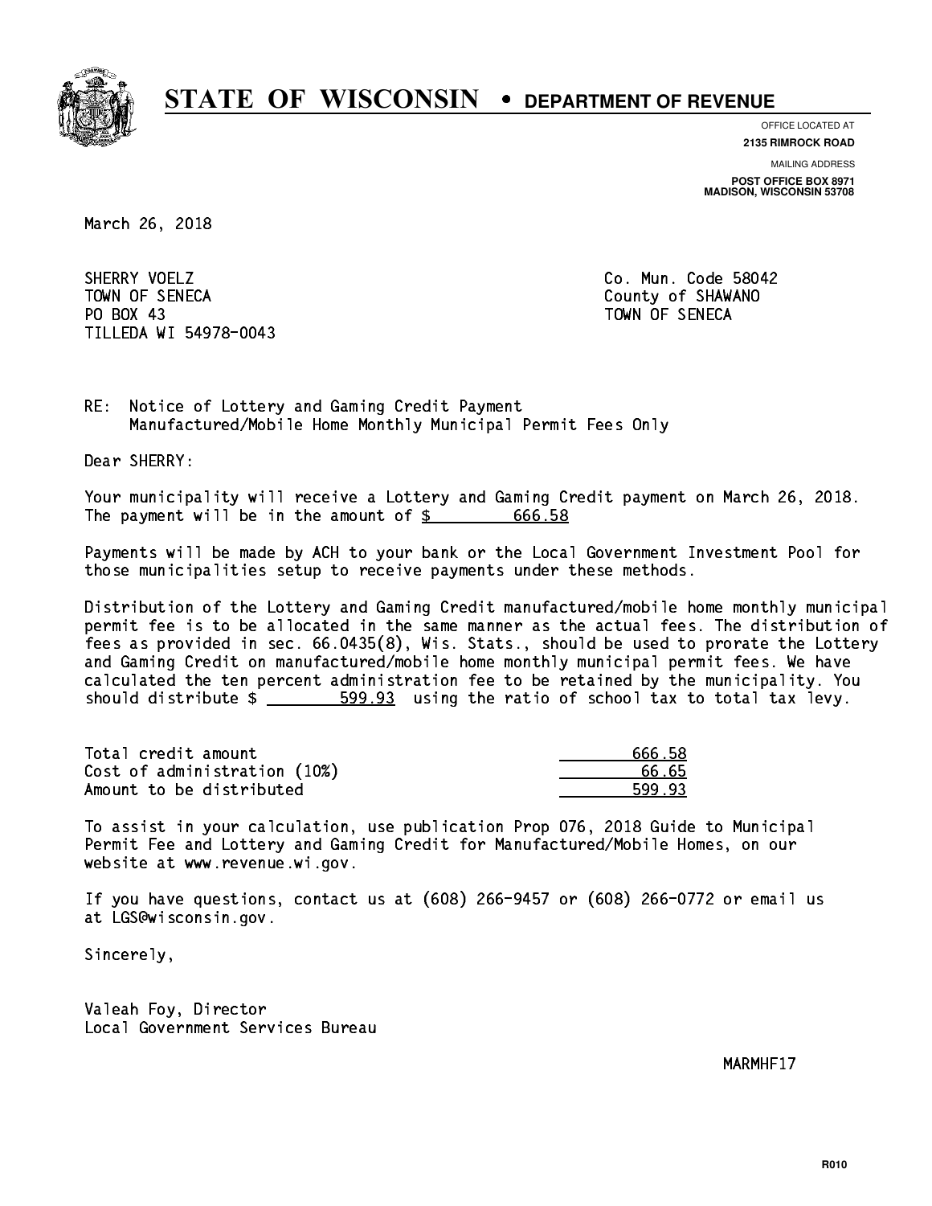# STATE OF WISCONSIN • DEPARTMENT OF REVENUE

OFFICE LOCATED AT
**2135 RIMROCK ROAD**

MAILING ADDRESS
**POST OFFICE BOX 8971**
**MADISON, WISCONSIN 53708**

March 26, 2018

SHERRY VOELZ
TOWN OF SENECA
PO BOX 43
TILLEDA WI 54978-0043

Co. Mun. Code 58042
County of SHAWANO
TOWN OF SENECA

RE: Notice of Lottery and Gaming Credit Payment
Manufactured/Mobile Home Monthly Municipal Permit Fees Only

Dear SHERRY:

Your municipality will receive a Lottery and Gaming Credit payment on March 26, 2018. The payment will be in the amount of $ 666.58

Payments will be made by ACH to your bank or the Local Government Investment Pool for those municipalities setup to receive payments under these methods.

Distribution of the Lottery and Gaming Credit manufactured/mobile home monthly municipal permit fee is to be allocated in the same manner as the actual fees. The distribution of fees as provided in sec. 66.0435(8), Wis. Stats., should be used to prorate the Lottery and Gaming Credit on manufactured/mobile home monthly municipal permit fees. We have calculated the ten percent administration fee to be retained by the municipality. You should distribute $ 599.93 using the ratio of school tax to total tax levy.

| | |
|---|---|
| Total credit amount | 666.58 |
| Cost of administration (10%) | 66.65 |
| Amount to be distributed | 599.93 |

To assist in your calculation, use publication Prop 076, 2018 Guide to Municipal Permit Fee and Lottery and Gaming Credit for Manufactured/Mobile Homes, on our website at www.revenue.wi.gov.

If you have questions, contact us at (608) 266-9457 or (608) 266-0772 or email us at LGS@wisconsin.gov.

Sincerely,

Valeah Foy, Director
Local Government Services Bureau

MARMHF17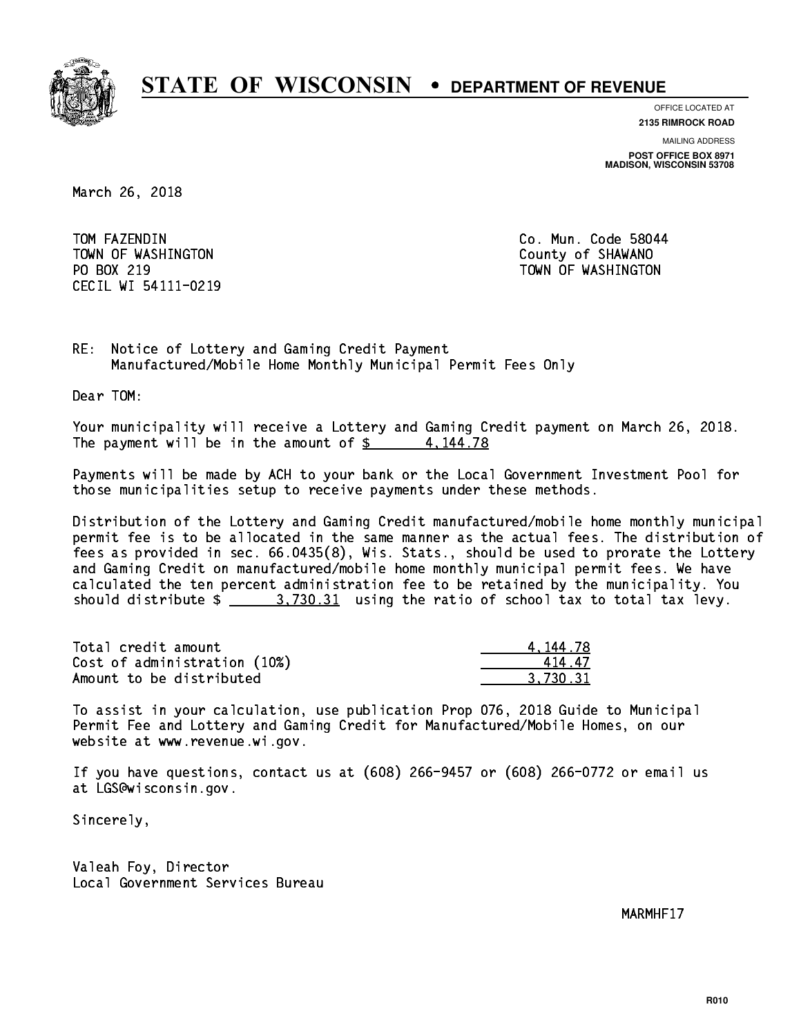# STATE OF WISCONSIN • DEPARTMENT OF REVENUE

OFFICE LOCATED AT
**2135 RIMROCK ROAD**

MAILING ADDRESS
**POST OFFICE BOX 8971**
**MADISON, WISCONSIN 53708**

March 26, 2018

TOM FAZENDIN
TOWN OF WASHINGTON
PO BOX 219
CECIL WI 54111-0219

Co. Mun. Code 58044
County of SHAWANO
TOWN OF WASHINGTON

RE: Notice of Lottery and Gaming Credit Payment
Manufactured/Mobile Home Monthly Municipal Permit Fees Only

Dear TOM:

Your municipality will receive a Lottery and Gaming Credit payment on March 26, 2018. The payment will be in the amount of $ 4,144.78

Payments will be made by ACH to your bank or the Local Government Investment Pool for those municipalities setup to receive payments under these methods.

Distribution of the Lottery and Gaming Credit manufactured/mobile home monthly municipal permit fee is to be allocated in the same manner as the actual fees. The distribution of fees as provided in sec. 66.0435(8), Wis. Stats., should be used to prorate the Lottery and Gaming Credit on manufactured/mobile home monthly municipal permit fees. We have calculated the ten percent administration fee to be retained by the municipality. You should distribute $ 3,730.31 using the ratio of school tax to total tax levy.

| | |
|---|---|
| Total credit amount | 4,144.78 |
| Cost of administration (10%) | 414.47 |
| Amount to be distributed | 3,730.31 |

To assist in your calculation, use publication Prop 076, 2018 Guide to Municipal Permit Fee and Lottery and Gaming Credit for Manufactured/Mobile Homes, on our website at www.revenue.wi.gov.

If you have questions, contact us at (608) 266-9457 or (608) 266-0772 or email us at LGS@wisconsin.gov.

Sincerely,

Valeah Foy, Director
Local Government Services Bureau

MARMHF17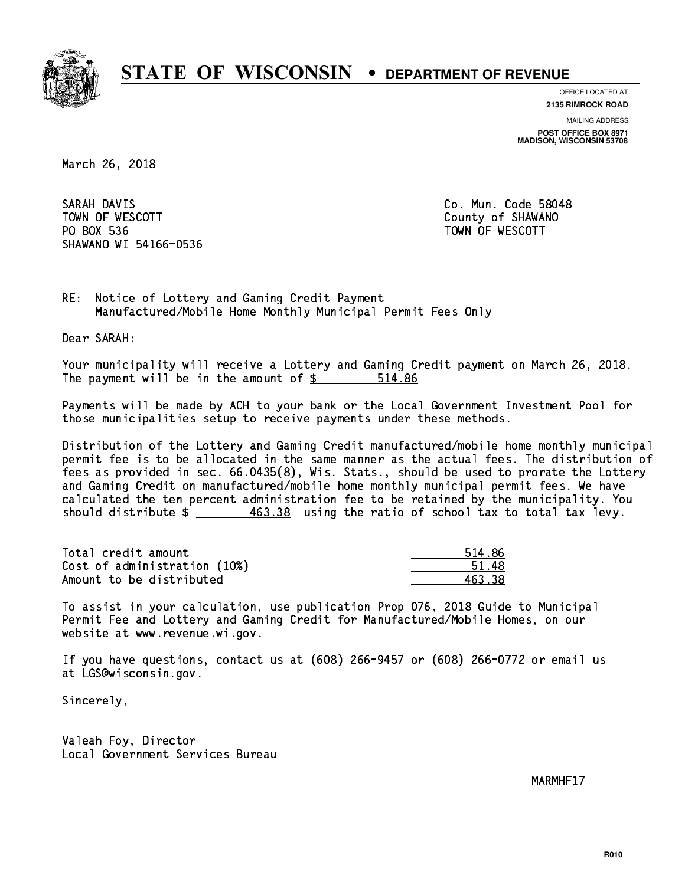# STATE OF WISCONSIN • DEPARTMENT OF REVENUE

OFFICE LOCATED AT
**2135 RIMROCK ROAD**

MAILING ADDRESS
**POST OFFICE BOX 8971**
**MADISON, WISCONSIN 53708**

March 26, 2018

SARAH DAVIS
TOWN OF WESCOTT
PO BOX 536
SHAWANO WI 54166-0536

Co. Mun. Code 58048
County of SHAWANO
TOWN OF WESCOTT

RE: Notice of Lottery and Gaming Credit Payment
Manufactured/Mobile Home Monthly Municipal Permit Fees Only

Dear SARAH:

Your municipality will receive a Lottery and Gaming Credit payment on March 26, 2018. The payment will be in the amount of $ 514.86

Payments will be made by ACH to your bank or the Local Government Investment Pool for those municipalities setup to receive payments under these methods.

Distribution of the Lottery and Gaming Credit manufactured/mobile home monthly municipal permit fee is to be allocated in the same manner as the actual fees. The distribution of fees as provided in sec. 66.0435(8), Wis. Stats., should be used to prorate the Lottery and Gaming Credit on manufactured/mobile home monthly municipal permit fees. We have calculated the ten percent administration fee to be retained by the municipality. You should distribute $ 463.38 using the ratio of school tax to total tax levy.

| | |
|---|---|
| Total credit amount | 514.86 |
| Cost of administration (10%) | 51.48 |
| Amount to be distributed | 463.38 |

To assist in your calculation, use publication Prop 076, 2018 Guide to Municipal Permit Fee and Lottery and Gaming Credit for Manufactured/Mobile Homes, on our website at www.revenue.wi.gov.

If you have questions, contact us at (608) 266-9457 or (608) 266-0772 or email us at LGS@wisconsin.gov.

Sincerely,

Valeah Foy, Director
Local Government Services Bureau

MARMHF17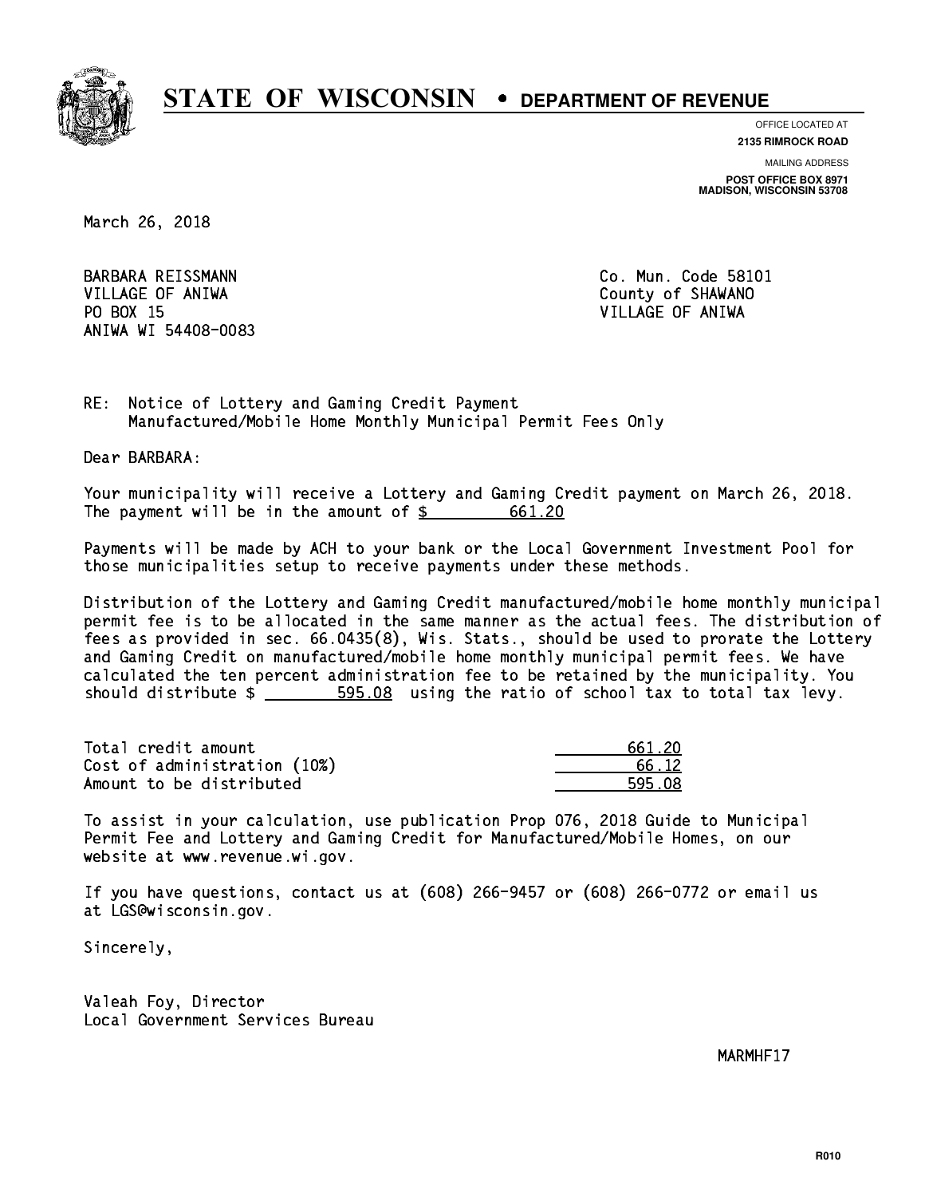# STATE OF WISCONSIN • DEPARTMENT OF REVENUE

OFFICE LOCATED AT
**2135 RIMROCK ROAD**

MAILING ADDRESS
**POST OFFICE BOX 8971**
**MADISON, WISCONSIN 53708**

March 26, 2018

BARBARA REISSMANN
VILLAGE OF ANIWA
PO BOX 15
ANIWA WI 54408-0083

Co. Mun. Code 58101
County of SHAWANO
VILLAGE OF ANIWA

RE: Notice of Lottery and Gaming Credit Payment
Manufactured/Mobile Home Monthly Municipal Permit Fees Only

Dear BARBARA:

Your municipality will receive a Lottery and Gaming Credit payment on March 26, 2018. The payment will be in the amount of $ 661.20

Payments will be made by ACH to your bank or the Local Government Investment Pool for those municipalities setup to receive payments under these methods.

Distribution of the Lottery and Gaming Credit manufactured/mobile home monthly municipal permit fee is to be allocated in the same manner as the actual fees. The distribution of fees as provided in sec. 66.0435(8), Wis. Stats., should be used to prorate the Lottery and Gaming Credit on manufactured/mobile home monthly municipal permit fees. We have calculated the ten percent administration fee to be retained by the municipality. You should distribute $ 595.08 using the ratio of school tax to total tax levy.

| | |
|---|---|
| Total credit amount | 661.20 |
| Cost of administration (10%) | 66.12 |
| Amount to be distributed | 595.08 |

To assist in your calculation, use publication Prop 076, 2018 Guide to Municipal Permit Fee and Lottery and Gaming Credit for Manufactured/Mobile Homes, on our website at www.revenue.wi.gov.

If you have questions, contact us at (608) 266-9457 or (608) 266-0772 or email us at LGS@wisconsin.gov.

Sincerely,

Valeah Foy, Director
Local Government Services Bureau

MARMHF17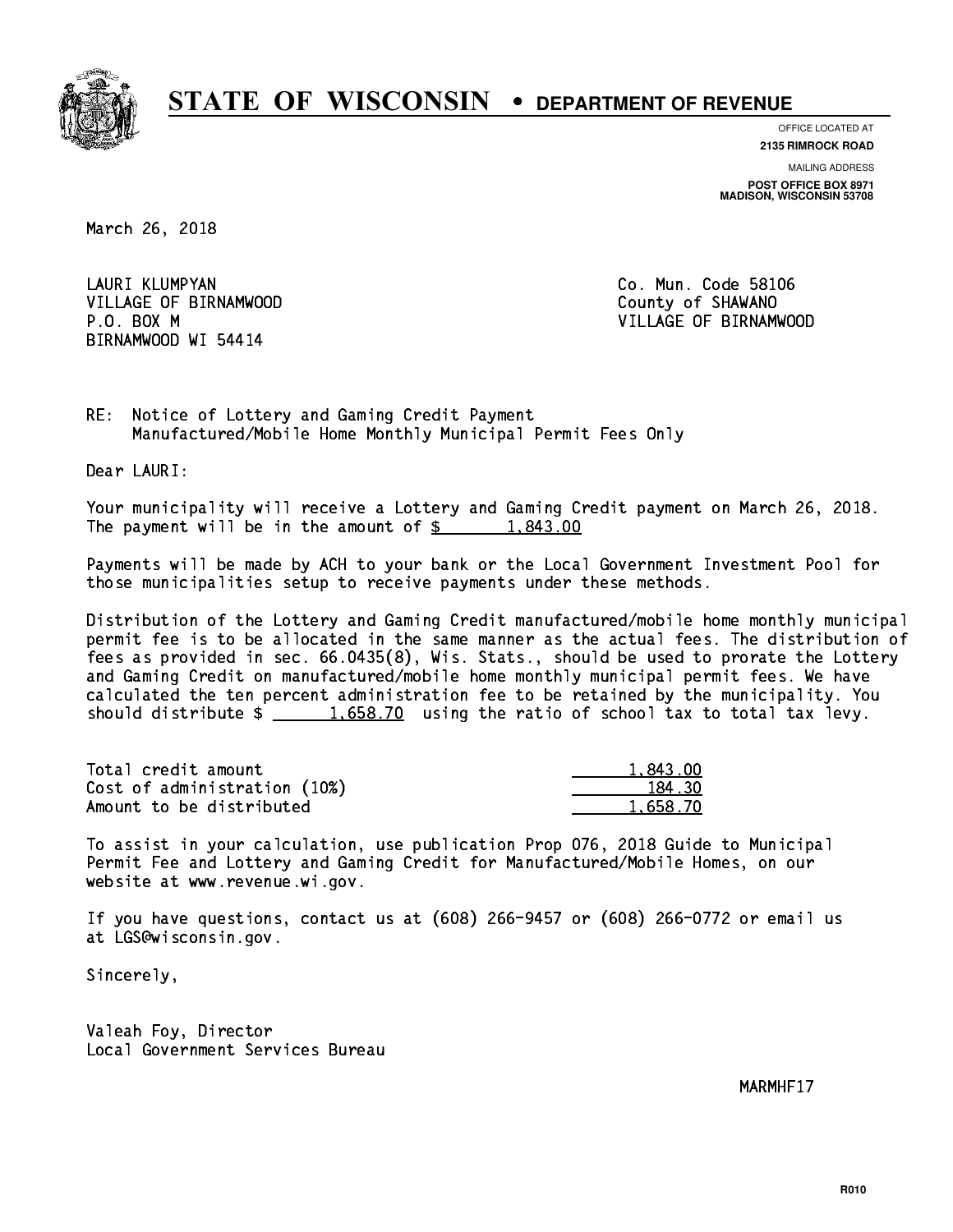# STATE OF WISCONSIN • DEPARTMENT OF REVENUE

OFFICE LOCATED AT
**2135 RIMROCK ROAD**

MAILING ADDRESS
**POST OFFICE BOX 8971**
**MADISON, WISCONSIN 53708**

March 26, 2018

LAURI KLUMPYAN
VILLAGE OF BIRNAMWOOD
P.O. BOX M
BIRNAMWOOD WI 54414

Co. Mun. Code 58106
County of SHAWANO
VILLAGE OF BIRNAMWOOD

RE: Notice of Lottery and Gaming Credit Payment
Manufactured/Mobile Home Monthly Municipal Permit Fees Only

Dear LAURI:

Your municipality will receive a Lottery and Gaming Credit payment on March 26, 2018. The payment will be in the amount of $ 1,843.00

Payments will be made by ACH to your bank or the Local Government Investment Pool for those municipalities setup to receive payments under these methods.

Distribution of the Lottery and Gaming Credit manufactured/mobile home monthly municipal permit fee is to be allocated in the same manner as the actual fees. The distribution of fees as provided in sec. 66.0435(8), Wis. Stats., should be used to prorate the Lottery and Gaming Credit on manufactured/mobile home monthly municipal permit fees. We have calculated the ten percent administration fee to be retained by the municipality. You should distribute $ 1,658.70 using the ratio of school tax to total tax levy.

| | |
|---|---|
| Total credit amount | 1,843.00 |
| Cost of administration (10%) | 184.30 |
| Amount to be distributed | 1,658.70 |

To assist in your calculation, use publication Prop 076, 2018 Guide to Municipal Permit Fee and Lottery and Gaming Credit for Manufactured/Mobile Homes, on our website at www.revenue.wi.gov.

If you have questions, contact us at (608) 266-9457 or (608) 266-0772 or email us at LGS@wisconsin.gov.

Sincerely,

Valeah Foy, Director
Local Government Services Bureau

MARMHF17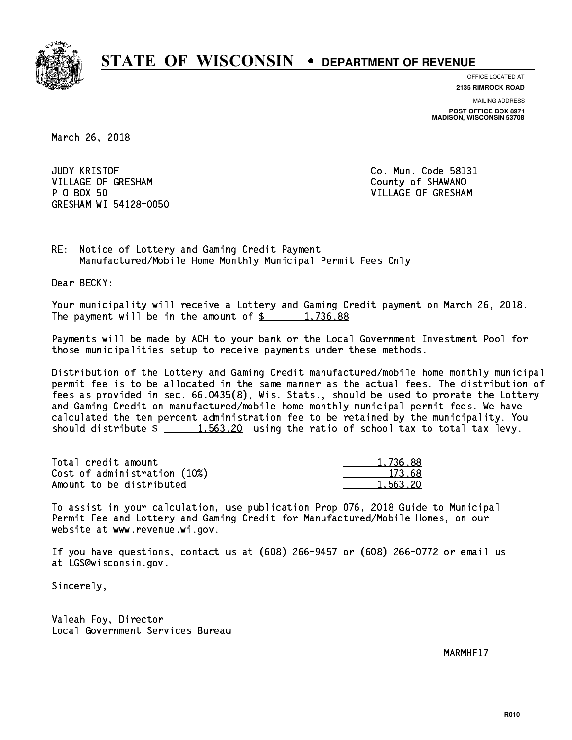# STATE OF WISCONSIN • DEPARTMENT OF REVENUE

OFFICE LOCATED AT
**2135 RIMROCK ROAD**

MAILING ADDRESS
**POST OFFICE BOX 8971**
**MADISON, WISCONSIN 53708**

March 26, 2018

JUDY KRISTOF
VILLAGE OF GRESHAM
P O BOX 50
GRESHAM WI 54128-0050

Co. Mun. Code 58131
County of SHAWANO
VILLAGE OF GRESHAM

RE: Notice of Lottery and Gaming Credit Payment
Manufactured/Mobile Home Monthly Municipal Permit Fees Only

Dear BECKY:

Your municipality will receive a Lottery and Gaming Credit payment on March 26, 2018. The payment will be in the amount of $ 1,736.88

Payments will be made by ACH to your bank or the Local Government Investment Pool for those municipalities setup to receive payments under these methods.

Distribution of the Lottery and Gaming Credit manufactured/mobile home monthly municipal permit fee is to be allocated in the same manner as the actual fees. The distribution of fees as provided in sec. 66.0435(8), Wis. Stats., should be used to prorate the Lottery and Gaming Credit on manufactured/mobile home monthly municipal permit fees. We have calculated the ten percent administration fee to be retained by the municipality. You should distribute $ 1,563.20 using the ratio of school tax to total tax levy.

| | |
|---|---|
| Total credit amount | 1,736.88 |
| Cost of administration (10%) | 173.68 |
| Amount to be distributed | 1,563.20 |

To assist in your calculation, use publication Prop 076, 2018 Guide to Municipal Permit Fee and Lottery and Gaming Credit for Manufactured/Mobile Homes, on our website at www.revenue.wi.gov.

If you have questions, contact us at (608) 266-9457 or (608) 266-0772 or email us at LGS@wisconsin.gov.

Sincerely,

Valeah Foy, Director
Local Government Services Bureau

MARMHF17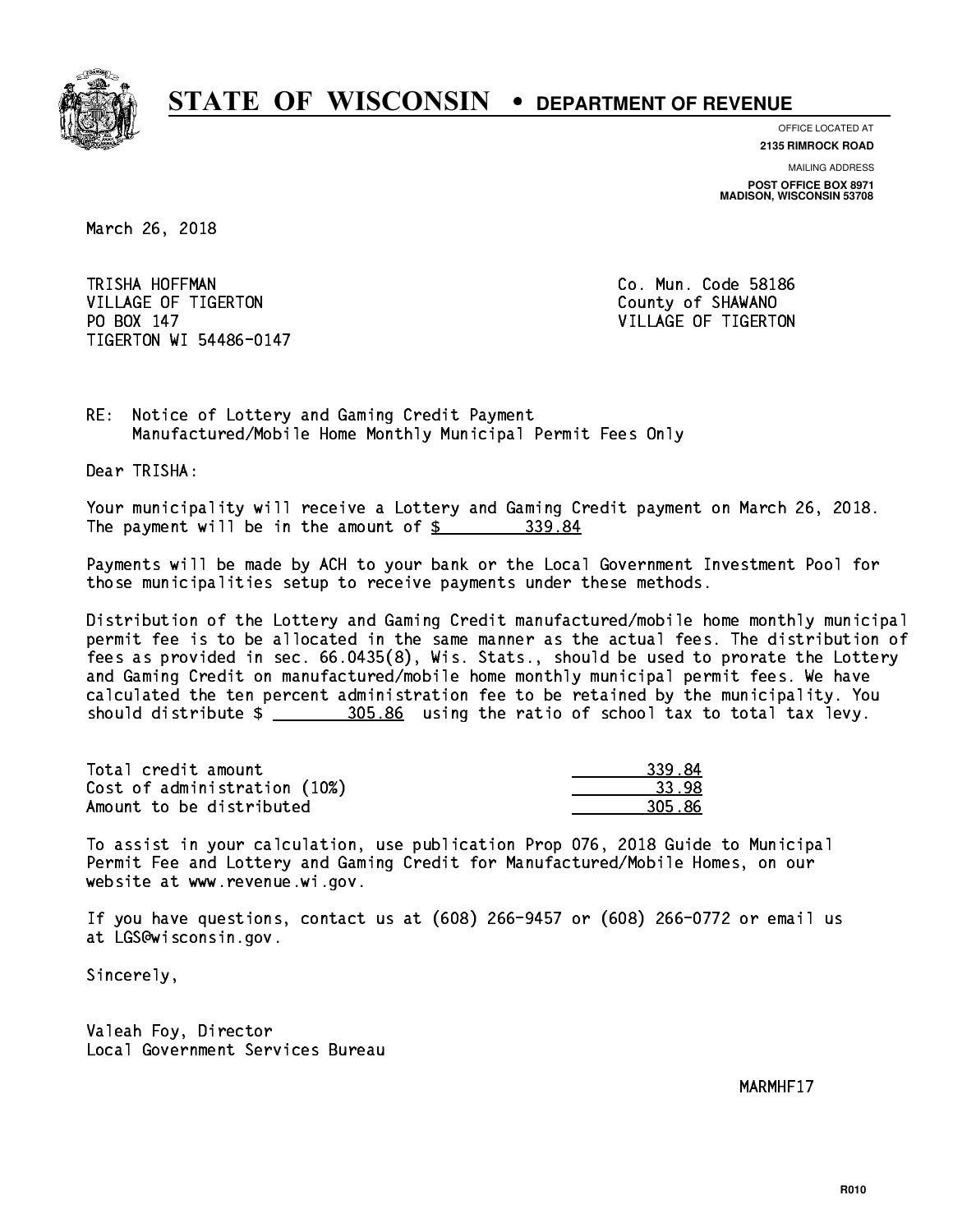# STATE OF WISCONSIN • DEPARTMENT OF REVENUE

OFFICE LOCATED AT
**2135 RIMROCK ROAD**

MAILING ADDRESS
**POST OFFICE BOX 8971**
**MADISON, WISCONSIN 53708**

March 26, 2018

TRISHA HOFFMAN
VILLAGE OF TIGERTON
PO BOX 147
TIGERTON WI 54486-0147

Co. Mun. Code 58186
County of SHAWANO
VILLAGE OF TIGERTON

RE: Notice of Lottery and Gaming Credit Payment
Manufactured/Mobile Home Monthly Municipal Permit Fees Only

Dear TRISHA:

Your municipality will receive a Lottery and Gaming Credit payment on March 26, 2018. The payment will be in the amount of $ 339.84

Payments will be made by ACH to your bank or the Local Government Investment Pool for those municipalities setup to receive payments under these methods.

Distribution of the Lottery and Gaming Credit manufactured/mobile home monthly municipal permit fee is to be allocated in the same manner as the actual fees. The distribution of fees as provided in sec. 66.0435(8), Wis. Stats., should be used to prorate the Lottery and Gaming Credit on manufactured/mobile home monthly municipal permit fees. We have calculated the ten percent administration fee to be retained by the municipality. You should distribute $ 305.86 using the ratio of school tax to total tax levy.

| | |
|---|---|
| Total credit amount | 339.84 |
| Cost of administration (10%) | 33.98 |
| Amount to be distributed | 305.86 |

To assist in your calculation, use publication Prop 076, 2018 Guide to Municipal Permit Fee and Lottery and Gaming Credit for Manufactured/Mobile Homes, on our website at www.revenue.wi.gov.

If you have questions, contact us at (608) 266-9457 or (608) 266-0772 or email us at LGS@wisconsin.gov.

Sincerely,

Valeah Foy, Director
Local Government Services Bureau

MARMHF17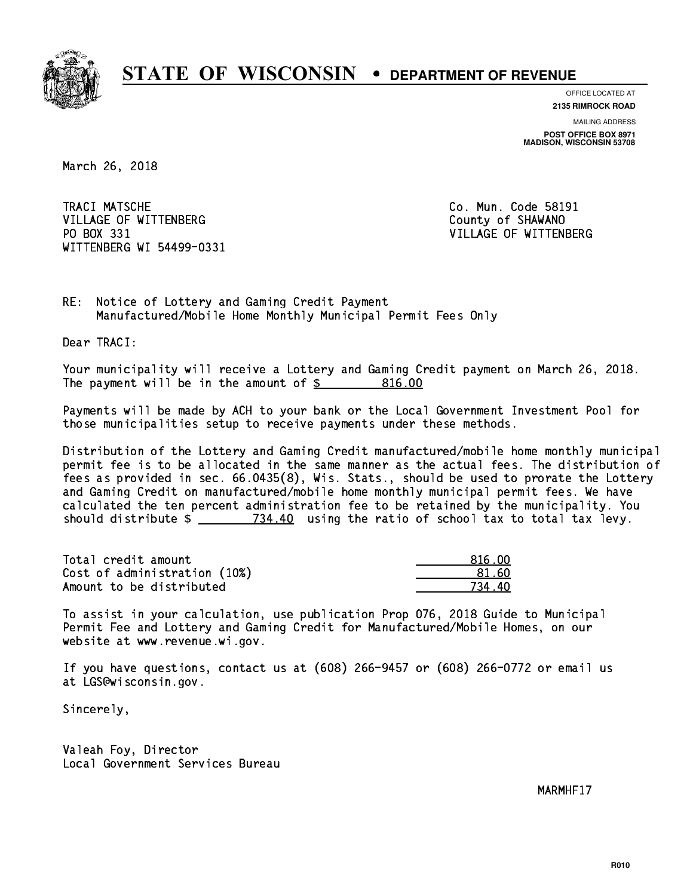# STATE OF WISCONSIN • DEPARTMENT OF REVENUE

OFFICE LOCATED AT
**2135 RIMROCK ROAD**

MAILING ADDRESS
**POST OFFICE BOX 8971**
**MADISON, WISCONSIN 53708**

March 26, 2018

TRACI MATSCHE
VILLAGE OF WITTENBERG
PO BOX 331
WITTENBERG WI 54499-0331

Co. Mun. Code 58191
County of SHAWANO
VILLAGE OF WITTENBERG

RE: Notice of Lottery and Gaming Credit Payment
Manufactured/Mobile Home Monthly Municipal Permit Fees Only

Dear TRACI:

Your municipality will receive a Lottery and Gaming Credit payment on March 26, 2018. The payment will be in the amount of $ 816.00

Payments will be made by ACH to your bank or the Local Government Investment Pool for those municipalities setup to receive payments under these methods.

Distribution of the Lottery and Gaming Credit manufactured/mobile home monthly municipal permit fee is to be allocated in the same manner as the actual fees. The distribution of fees as provided in sec. 66.0435(8), Wis. Stats., should be used to prorate the Lottery and Gaming Credit on manufactured/mobile home monthly municipal permit fees. We have calculated the ten percent administration fee to be retained by the municipality. You should distribute $ 734.40 using the ratio of school tax to total tax levy.

| | |
|---|---|
| Total credit amount | 816.00 |
| Cost of administration (10%) | 81.60 |
| Amount to be distributed | 734.40 |

To assist in your calculation, use publication Prop 076, 2018 Guide to Municipal Permit Fee and Lottery and Gaming Credit for Manufactured/Mobile Homes, on our website at www.revenue.wi.gov.

If you have questions, contact us at (608) 266-9457 or (608) 266-0772 or email us at LGS@wisconsin.gov.

Sincerely,

Valeah Foy, Director
Local Government Services Bureau

MARMHF17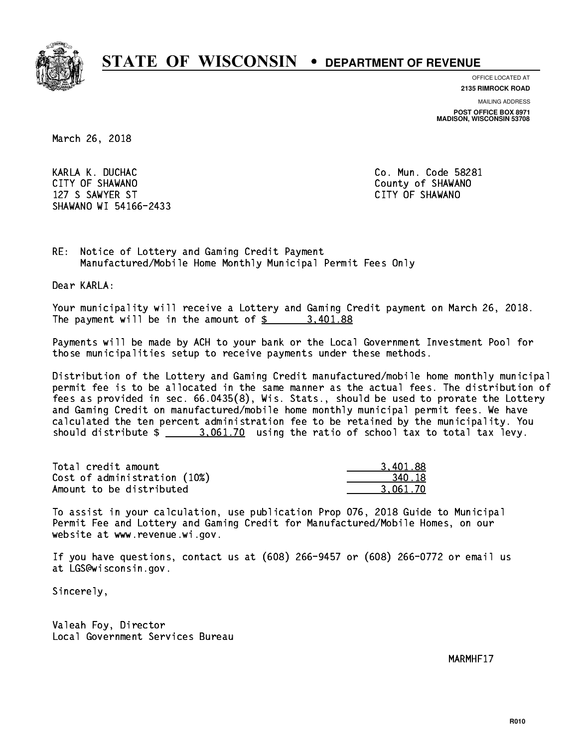# STATE OF WISCONSIN • DEPARTMENT OF REVENUE

OFFICE LOCATED AT
**2135 RIMROCK ROAD**

MAILING ADDRESS
**POST OFFICE BOX 8971**
**MADISON, WISCONSIN 53708**

March 26, 2018

KARLA K. DUCHAC
CITY OF SHAWANO
127 S SAWYER ST
SHAWANO WI 54166-2433

Co. Mun. Code 58281
County of SHAWANO
CITY OF SHAWANO

RE: Notice of Lottery and Gaming Credit Payment
Manufactured/Mobile Home Monthly Municipal Permit Fees Only

Dear KARLA:

Your municipality will receive a Lottery and Gaming Credit payment on March 26, 2018. The payment will be in the amount of $ 3,401.88

Payments will be made by ACH to your bank or the Local Government Investment Pool for those municipalities setup to receive payments under these methods.

Distribution of the Lottery and Gaming Credit manufactured/mobile home monthly municipal permit fee is to be allocated in the same manner as the actual fees. The distribution of fees as provided in sec. 66.0435(8), Wis. Stats., should be used to prorate the Lottery and Gaming Credit on manufactured/mobile home monthly municipal permit fees. We have calculated the ten percent administration fee to be retained by the municipality. You should distribute $ 3,061.70 using the ratio of school tax to total tax levy.

| | |
|---|---|
| Total credit amount | 3,401.88 |
| Cost of administration (10%) | 340.18 |
| Amount to be distributed | 3,061.70 |

To assist in your calculation, use publication Prop 076, 2018 Guide to Municipal Permit Fee and Lottery and Gaming Credit for Manufactured/Mobile Homes, on our website at www.revenue.wi.gov.

If you have questions, contact us at (608) 266-9457 or (608) 266-0772 or email us at LGS@wisconsin.gov.

Sincerely,

Valeah Foy, Director
Local Government Services Bureau

MARMHF17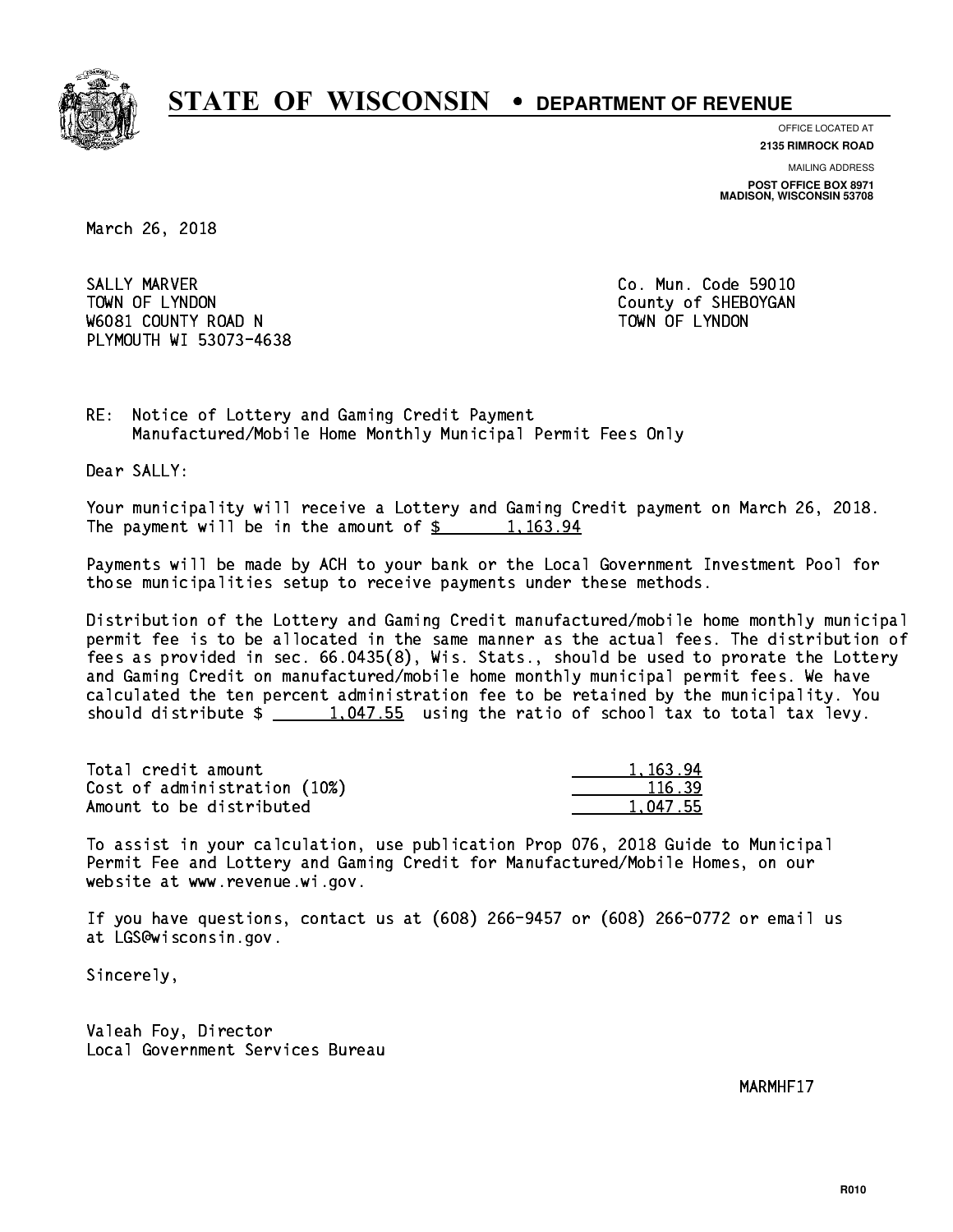# STATE OF WISCONSIN • DEPARTMENT OF REVENUE

OFFICE LOCATED AT
**2135 RIMROCK ROAD**

MAILING ADDRESS
**POST OFFICE BOX 8971**
**MADISON, WISCONSIN 53708**

March 26, 2018

SALLY MARVER
TOWN OF LYNDON
W6081 COUNTY ROAD N
PLYMOUTH WI 53073-4638

Co. Mun. Code 59010
County of SHEBOYGAN
TOWN OF LYNDON

RE: Notice of Lottery and Gaming Credit Payment
Manufactured/Mobile Home Monthly Municipal Permit Fees Only

Dear SALLY:

Your municipality will receive a Lottery and Gaming Credit payment on March 26, 2018. The payment will be in the amount of $ 1,163.94

Payments will be made by ACH to your bank or the Local Government Investment Pool for those municipalities setup to receive payments under these methods.

Distribution of the Lottery and Gaming Credit manufactured/mobile home monthly municipal permit fee is to be allocated in the same manner as the actual fees. The distribution of fees as provided in sec. 66.0435(8), Wis. Stats., should be used to prorate the Lottery and Gaming Credit on manufactured/mobile home monthly municipal permit fees. We have calculated the ten percent administration fee to be retained by the municipality. You should distribute $ 1,047.55 using the ratio of school tax to total tax levy.

| | |
|---|---|
| Total credit amount | 1,163.94 |
| Cost of administration (10%) | 116.39 |
| Amount to be distributed | 1,047.55 |

To assist in your calculation, use publication Prop 076, 2018 Guide to Municipal Permit Fee and Lottery and Gaming Credit for Manufactured/Mobile Homes, on our website at www.revenue.wi.gov.

If you have questions, contact us at (608) 266-9457 or (608) 266-0772 or email us at LGS@wisconsin.gov.

Sincerely,

Valeah Foy, Director
Local Government Services Bureau

MARMHF17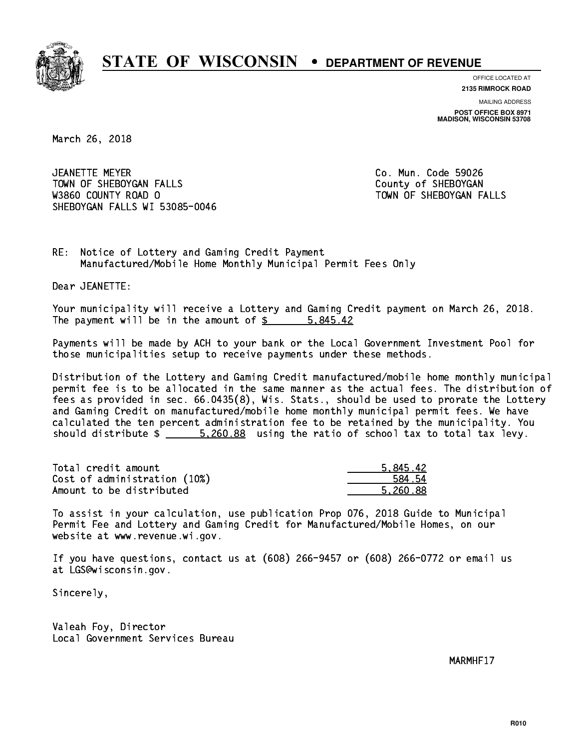# STATE OF WISCONSIN • DEPARTMENT OF REVENUE

OFFICE LOCATED AT
**2135 RIMROCK ROAD**

MAILING ADDRESS
**POST OFFICE BOX 8971**
**MADISON, WISCONSIN 53708**

March 26, 2018

JEANETTE MEYER
TOWN OF SHEBOYGAN FALLS
W3860 COUNTY ROAD O
SHEBOYGAN FALLS WI 53085-0046

Co. Mun. Code 59026
County of SHEBOYGAN
TOWN OF SHEBOYGAN FALLS

RE: Notice of Lottery and Gaming Credit Payment
Manufactured/Mobile Home Monthly Municipal Permit Fees Only

Dear JEANETTE:

Your municipality will receive a Lottery and Gaming Credit payment on March 26, 2018. The payment will be in the amount of $ 5,845.42

Payments will be made by ACH to your bank or the Local Government Investment Pool for those municipalities setup to receive payments under these methods.

Distribution of the Lottery and Gaming Credit manufactured/mobile home monthly municipal permit fee is to be allocated in the same manner as the actual fees. The distribution of fees as provided in sec. 66.0435(8), Wis. Stats., should be used to prorate the Lottery and Gaming Credit on manufactured/mobile home monthly municipal permit fees. We have calculated the ten percent administration fee to be retained by the municipality. You should distribute $ 5,260.88 using the ratio of school tax to total tax levy.

| | |
|---|---|
| Total credit amount | 5,845.42 |
| Cost of administration (10%) | 584.54 |
| Amount to be distributed | 5,260.88 |

To assist in your calculation, use publication Prop 076, 2018 Guide to Municipal Permit Fee and Lottery and Gaming Credit for Manufactured/Mobile Homes, on our website at www.revenue.wi.gov.

If you have questions, contact us at (608) 266-9457 or (608) 266-0772 or email us at LGS@wisconsin.gov.

Sincerely,

Valeah Foy, Director
Local Government Services Bureau

MARMHF17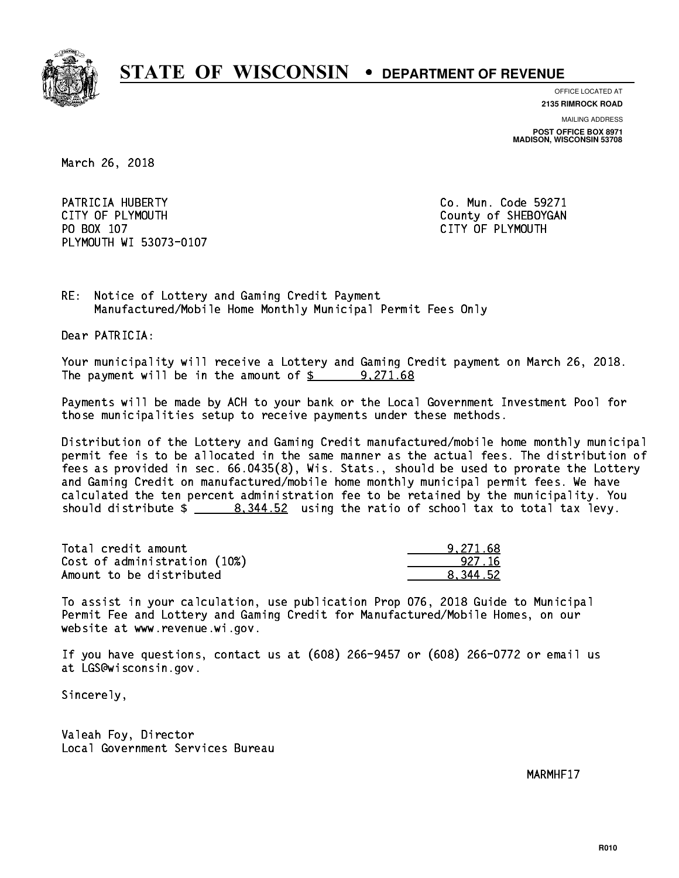# STATE OF WISCONSIN • DEPARTMENT OF REVENUE

OFFICE LOCATED AT
**2135 RIMROCK ROAD**

MAILING ADDRESS
**POST OFFICE BOX 8971**
**MADISON, WISCONSIN 53708**

March 26, 2018

PATRICIA HUBERTY
CITY OF PLYMOUTH
PO BOX 107
PLYMOUTH WI 53073-0107

Co. Mun. Code 59271
County of SHEBOYGAN
CITY OF PLYMOUTH

RE: Notice of Lottery and Gaming Credit Payment
Manufactured/Mobile Home Monthly Municipal Permit Fees Only

Dear PATRICIA:

Your municipality will receive a Lottery and Gaming Credit payment on March 26, 2018. The payment will be in the amount of $ 9,271.68

Payments will be made by ACH to your bank or the Local Government Investment Pool for those municipalities setup to receive payments under these methods.

Distribution of the Lottery and Gaming Credit manufactured/mobile home monthly municipal permit fee is to be allocated in the same manner as the actual fees. The distribution of fees as provided in sec. 66.0435(8), Wis. Stats., should be used to prorate the Lottery and Gaming Credit on manufactured/mobile home monthly municipal permit fees. We have calculated the ten percent administration fee to be retained by the municipality. You should distribute $ 8,344.52 using the ratio of school tax to total tax levy.

| | |
|---|---|
| Total credit amount | 9,271.68 |
| Cost of administration (10%) | 927.16 |
| Amount to be distributed | 8,344.52 |

To assist in your calculation, use publication Prop 076, 2018 Guide to Municipal Permit Fee and Lottery and Gaming Credit for Manufactured/Mobile Homes, on our website at www.revenue.wi.gov.

If you have questions, contact us at (608) 266-9457 or (608) 266-0772 or email us at LGS@wisconsin.gov.

Sincerely,

Valeah Foy, Director
Local Government Services Bureau

MARMHF17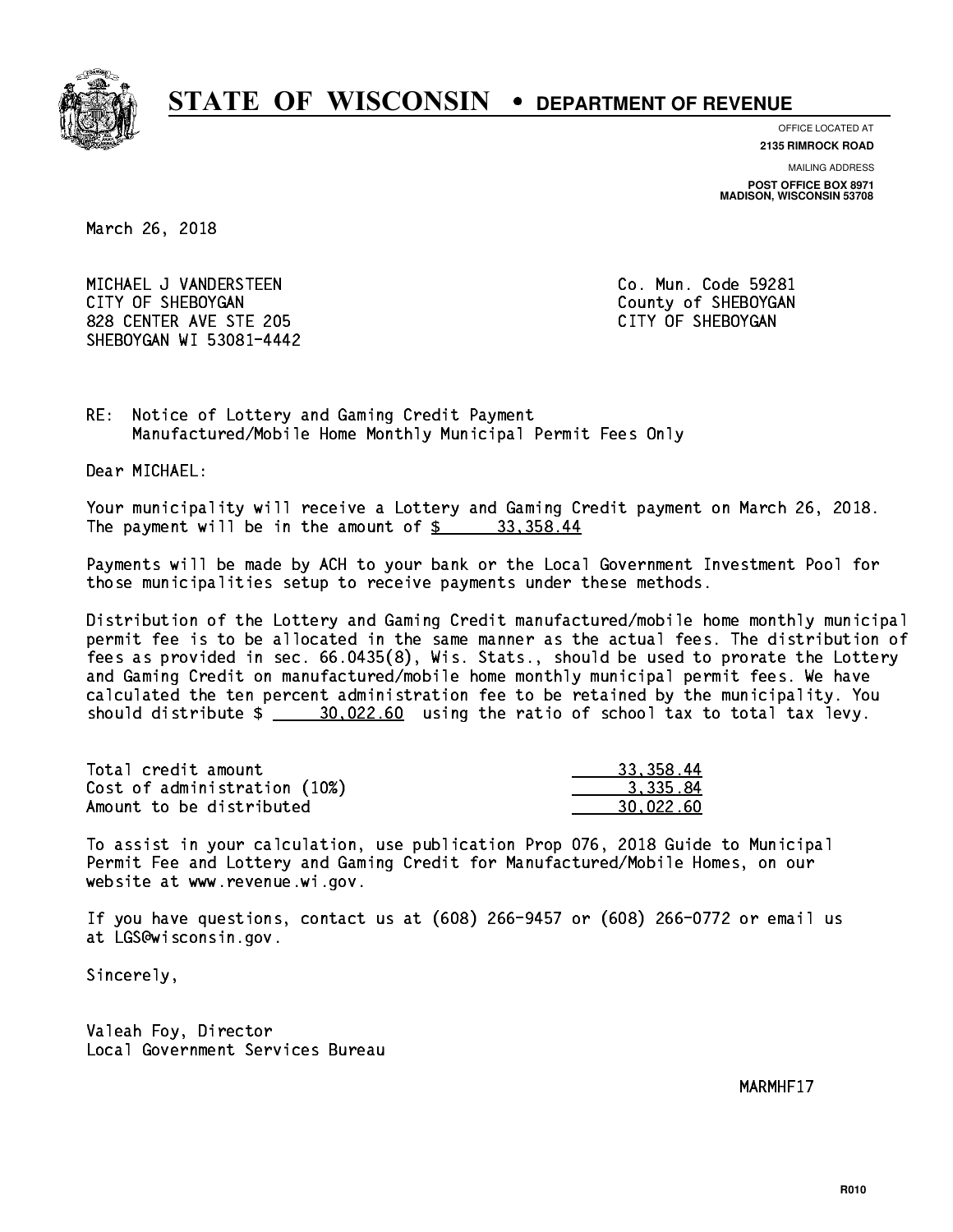# STATE OF WISCONSIN • DEPARTMENT OF REVENUE

OFFICE LOCATED AT
**2135 RIMROCK ROAD**

MAILING ADDRESS
**POST OFFICE BOX 8971**
**MADISON, WISCONSIN 53708**

March 26, 2018

MICHAEL J VANDERSTEEN
CITY OF SHEBOYGAN
828 CENTER AVE STE 205
SHEBOYGAN WI 53081-4442

Co. Mun. Code 59281
County of SHEBOYGAN
CITY OF SHEBOYGAN

RE: Notice of Lottery and Gaming Credit Payment
Manufactured/Mobile Home Monthly Municipal Permit Fees Only

Dear MICHAEL:

Your municipality will receive a Lottery and Gaming Credit payment on March 26, 2018. The payment will be in the amount of $ 33,358.44

Payments will be made by ACH to your bank or the Local Government Investment Pool for those municipalities setup to receive payments under these methods.

Distribution of the Lottery and Gaming Credit manufactured/mobile home monthly municipal permit fee is to be allocated in the same manner as the actual fees. The distribution of fees as provided in sec. 66.0435(8), Wis. Stats., should be used to prorate the Lottery and Gaming Credit on manufactured/mobile home monthly municipal permit fees. We have calculated the ten percent administration fee to be retained by the municipality. You should distribute $ 30,022.60 using the ratio of school tax to total tax levy.

| | |
|---|---|
| Total credit amount | 33,358.44 |
| Cost of administration (10%) | 3,335.84 |
| Amount to be distributed | 30,022.60 |

To assist in your calculation, use publication Prop 076, 2018 Guide to Municipal Permit Fee and Lottery and Gaming Credit for Manufactured/Mobile Homes, on our website at www.revenue.wi.gov.

If you have questions, contact us at (608) 266-9457 or (608) 266-0772 or email us at LGS@wisconsin.gov.

Sincerely,

Valeah Foy, Director
Local Government Services Bureau

MARMHF17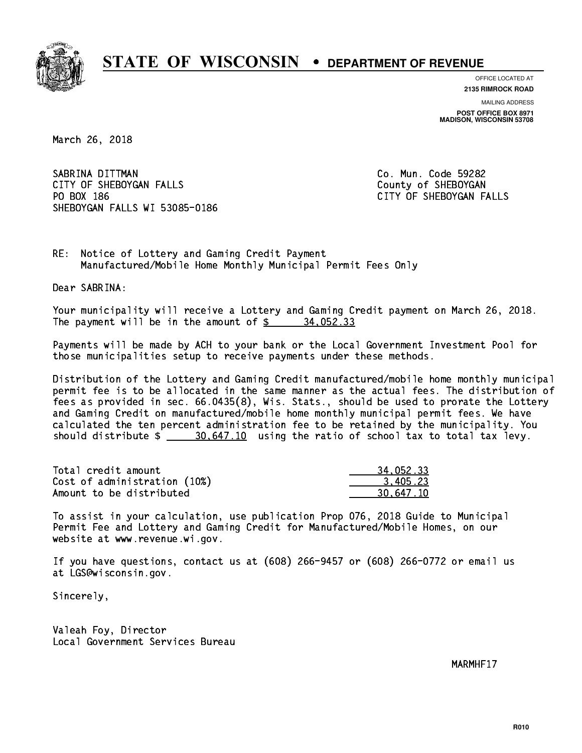# STATE OF WISCONSIN • DEPARTMENT OF REVENUE

OFFICE LOCATED AT
**2135 RIMROCK ROAD**

MAILING ADDRESS
**POST OFFICE BOX 8971**
**MADISON, WISCONSIN 53708**

March 26, 2018

SABRINA DITTMAN
CITY OF SHEBOYGAN FALLS
PO BOX 186
SHEBOYGAN FALLS WI 53085-0186

Co. Mun. Code 59282
County of SHEBOYGAN
CITY OF SHEBOYGAN FALLS

RE: Notice of Lottery and Gaming Credit Payment
Manufactured/Mobile Home Monthly Municipal Permit Fees Only

Dear SABRINA:

Your municipality will receive a Lottery and Gaming Credit payment on March 26, 2018. The payment will be in the amount of $ 34,052.33

Payments will be made by ACH to your bank or the Local Government Investment Pool for those municipalities setup to receive payments under these methods.

Distribution of the Lottery and Gaming Credit manufactured/mobile home monthly municipal permit fee is to be allocated in the same manner as the actual fees. The distribution of fees as provided in sec. 66.0435(8), Wis. Stats., should be used to prorate the Lottery and Gaming Credit on manufactured/mobile home monthly municipal permit fees. We have calculated the ten percent administration fee to be retained by the municipality. You should distribute $ 30,647.10 using the ratio of school tax to total tax levy.

| | |
|---|---|
| Total credit amount | 34,052.33 |
| Cost of administration (10%) | 3,405.23 |
| Amount to be distributed | 30,647.10 |

To assist in your calculation, use publication Prop 076, 2018 Guide to Municipal Permit Fee and Lottery and Gaming Credit for Manufactured/Mobile Homes, on our website at www.revenue.wi.gov.

If you have questions, contact us at (608) 266-9457 or (608) 266-0772 or email us at LGS@wisconsin.gov.

Sincerely,

Valeah Foy, Director
Local Government Services Bureau

MARMHF17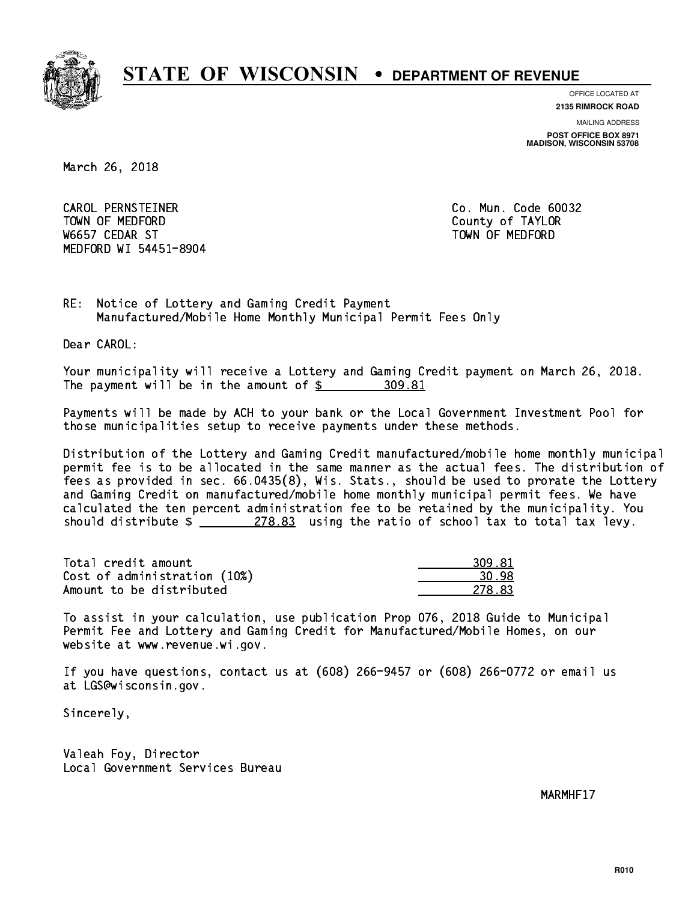# STATE OF WISCONSIN • DEPARTMENT OF REVENUE

OFFICE LOCATED AT
**2135 RIMROCK ROAD**

MAILING ADDRESS
**POST OFFICE BOX 8971**
**MADISON, WISCONSIN 53708**

March 26, 2018

CAROL PERNSTEINER
TOWN OF MEDFORD
W6657 CEDAR ST
MEDFORD WI 54451-8904

Co. Mun. Code 60032
County of TAYLOR
TOWN OF MEDFORD

RE: Notice of Lottery and Gaming Credit Payment
Manufactured/Mobile Home Monthly Municipal Permit Fees Only

Dear CAROL:

Your municipality will receive a Lottery and Gaming Credit payment on March 26, 2018. The payment will be in the amount of $ 309.81

Payments will be made by ACH to your bank or the Local Government Investment Pool for those municipalities setup to receive payments under these methods.

Distribution of the Lottery and Gaming Credit manufactured/mobile home monthly municipal permit fee is to be allocated in the same manner as the actual fees. The distribution of fees as provided in sec. 66.0435(8), Wis. Stats., should be used to prorate the Lottery and Gaming Credit on manufactured/mobile home monthly municipal permit fees. We have calculated the ten percent administration fee to be retained by the municipality. You should distribute $ 278.83 using the ratio of school tax to total tax levy.

| | |
|---|---|
| Total credit amount | 309.81 |
| Cost of administration (10%) | 30.98 |
| Amount to be distributed | 278.83 |

To assist in your calculation, use publication Prop 076, 2018 Guide to Municipal Permit Fee and Lottery and Gaming Credit for Manufactured/Mobile Homes, on our website at www.revenue.wi.gov.

If you have questions, contact us at (608) 266-9457 or (608) 266-0772 or email us at LGS@wisconsin.gov.

Sincerely,

Valeah Foy, Director
Local Government Services Bureau

MARMHF17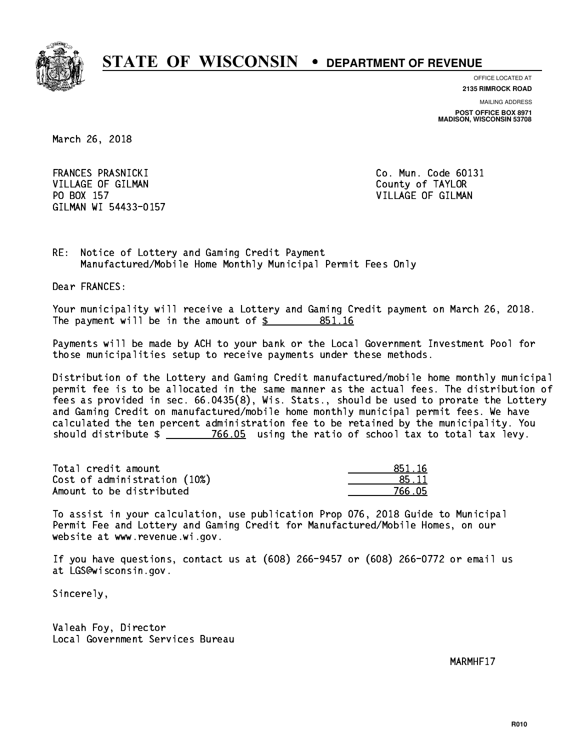# STATE OF WISCONSIN • DEPARTMENT OF REVENUE

OFFICE LOCATED AT
**2135 RIMROCK ROAD**

MAILING ADDRESS
**POST OFFICE BOX 8971**
**MADISON, WISCONSIN 53708**

March 26, 2018

FRANCES PRASNICKI
VILLAGE OF GILMAN
PO BOX 157
GILMAN WI 54433-0157

Co. Mun. Code 60131
County of TAYLOR
VILLAGE OF GILMAN

RE: Notice of Lottery and Gaming Credit Payment
Manufactured/Mobile Home Monthly Municipal Permit Fees Only

Dear FRANCES:

Your municipality will receive a Lottery and Gaming Credit payment on March 26, 2018. The payment will be in the amount of $ 851.16

Payments will be made by ACH to your bank or the Local Government Investment Pool for those municipalities setup to receive payments under these methods.

Distribution of the Lottery and Gaming Credit manufactured/mobile home monthly municipal permit fee is to be allocated in the same manner as the actual fees. The distribution of fees as provided in sec. 66.0435(8), Wis. Stats., should be used to prorate the Lottery and Gaming Credit on manufactured/mobile home monthly municipal permit fees. We have calculated the ten percent administration fee to be retained by the municipality. You should distribute $ 766.05 using the ratio of school tax to total tax levy.

| | |
|---|---|
| Total credit amount | 851.16 |
| Cost of administration (10%) | 85.11 |
| Amount to be distributed | 766.05 |

To assist in your calculation, use publication Prop 076, 2018 Guide to Municipal Permit Fee and Lottery and Gaming Credit for Manufactured/Mobile Homes, on our website at www.revenue.wi.gov.

If you have questions, contact us at (608) 266-9457 or (608) 266-0772 or email us at LGS@wisconsin.gov.

Sincerely,

Valeah Foy, Director
Local Government Services Bureau

MARMHF17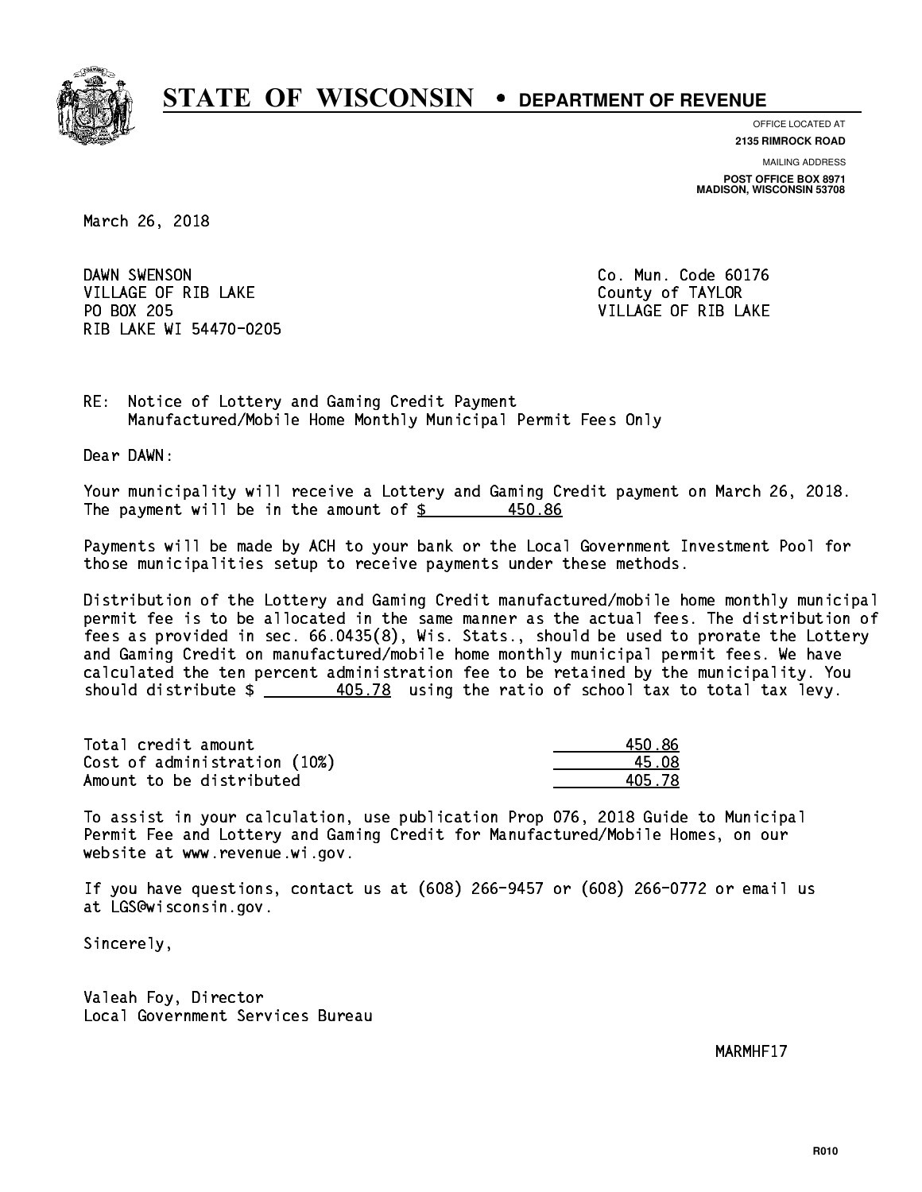# STATE OF WISCONSIN • DEPARTMENT OF REVENUE

OFFICE LOCATED AT
**2135 RIMROCK ROAD**

MAILING ADDRESS
**POST OFFICE BOX 8971**
**MADISON, WISCONSIN 53708**

March 26, 2018

DAWN SWENSON
VILLAGE OF RIB LAKE
PO BOX 205
RIB LAKE WI 54470-0205

Co. Mun. Code 60176
County of TAYLOR
VILLAGE OF RIB LAKE

RE: Notice of Lottery and Gaming Credit Payment
Manufactured/Mobile Home Monthly Municipal Permit Fees Only

Dear DAWN:

Your municipality will receive a Lottery and Gaming Credit payment on March 26, 2018. The payment will be in the amount of $ 450.86

Payments will be made by ACH to your bank or the Local Government Investment Pool for those municipalities setup to receive payments under these methods.

Distribution of the Lottery and Gaming Credit manufactured/mobile home monthly municipal permit fee is to be allocated in the same manner as the actual fees. The distribution of fees as provided in sec. 66.0435(8), Wis. Stats., should be used to prorate the Lottery and Gaming Credit on manufactured/mobile home monthly municipal permit fees. We have calculated the ten percent administration fee to be retained by the municipality. You should distribute $ 405.78 using the ratio of school tax to total tax levy.

| | |
|---|---|
| Total credit amount | 450.86 |
| Cost of administration (10%) | 45.08 |
| Amount to be distributed | 405.78 |

To assist in your calculation, use publication Prop 076, 2018 Guide to Municipal Permit Fee and Lottery and Gaming Credit for Manufactured/Mobile Homes, on our website at www.revenue.wi.gov.

If you have questions, contact us at (608) 266-9457 or (608) 266-0772 or email us at LGS@wisconsin.gov.

Sincerely,

Valeah Foy, Director
Local Government Services Bureau

MARMHF17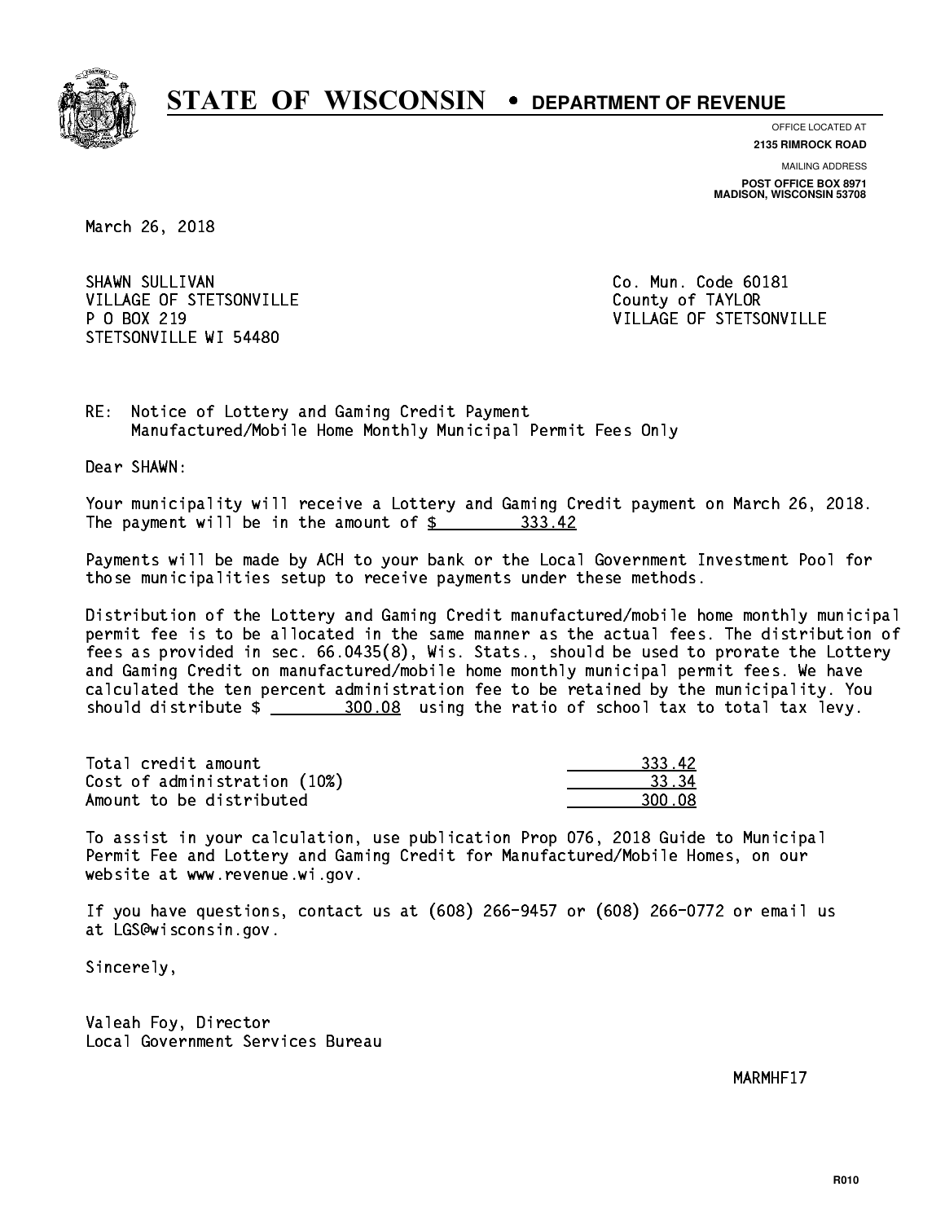# STATE OF WISCONSIN • DEPARTMENT OF REVENUE

OFFICE LOCATED AT
**2135 RIMROCK ROAD**

MAILING ADDRESS
**POST OFFICE BOX 8971**
**MADISON, WISCONSIN 53708**

March 26, 2018

SHAWN SULLIVAN
VILLAGE OF STETSONVILLE
P O BOX 219
STETSONVILLE WI 54480

Co. Mun. Code 60181
County of TAYLOR
VILLAGE OF STETSONVILLE

RE: Notice of Lottery and Gaming Credit Payment
Manufactured/Mobile Home Monthly Municipal Permit Fees Only

Dear SHAWN:

Your municipality will receive a Lottery and Gaming Credit payment on March 26, 2018. The payment will be in the amount of $ 333.42

Payments will be made by ACH to your bank or the Local Government Investment Pool for those municipalities setup to receive payments under these methods.

Distribution of the Lottery and Gaming Credit manufactured/mobile home monthly municipal permit fee is to be allocated in the same manner as the actual fees. The distribution of fees as provided in sec. 66.0435(8), Wis. Stats., should be used to prorate the Lottery and Gaming Credit on manufactured/mobile home monthly municipal permit fees. We have calculated the ten percent administration fee to be retained by the municipality. You should distribute $ 300.08 using the ratio of school tax to total tax levy.

| | |
|---|---|
| Total credit amount | 333.42 |
| Cost of administration (10%) | 33.34 |
| Amount to be distributed | 300.08 |

To assist in your calculation, use publication Prop 076, 2018 Guide to Municipal Permit Fee and Lottery and Gaming Credit for Manufactured/Mobile Homes, on our website at www.revenue.wi.gov.

If you have questions, contact us at (608) 266-9457 or (608) 266-0772 or email us at LGS@wisconsin.gov.

Sincerely,

Valeah Foy, Director
Local Government Services Bureau

MARMHF17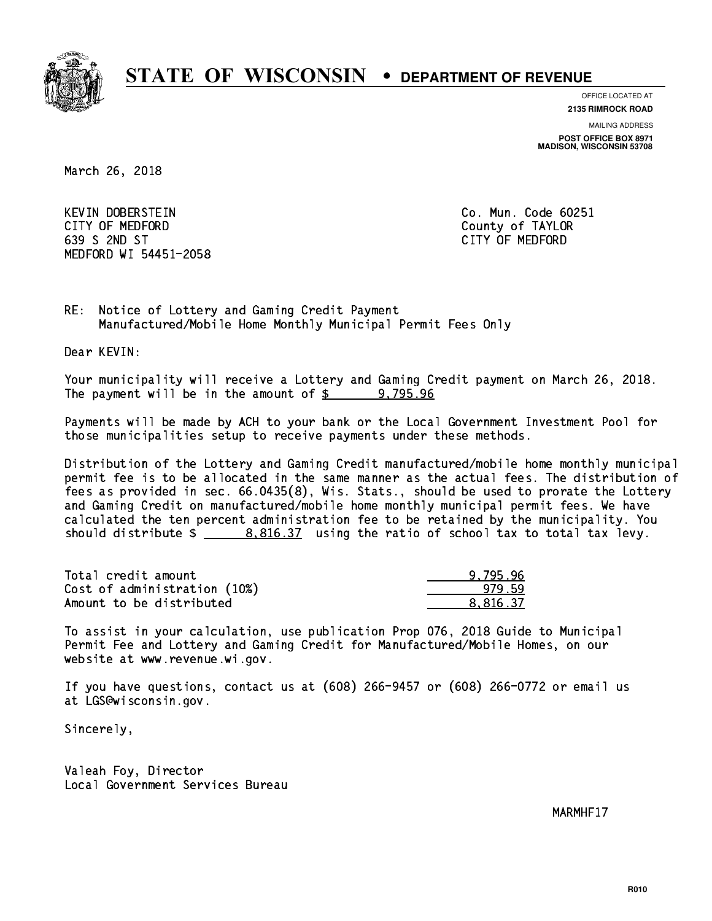# STATE OF WISCONSIN • DEPARTMENT OF REVENUE

OFFICE LOCATED AT
**2135 RIMROCK ROAD**

MAILING ADDRESS
**POST OFFICE BOX 8971**
**MADISON, WISCONSIN 53708**

March 26, 2018

KEVIN DOBERSTEIN
CITY OF MEDFORD
639 S 2ND ST
MEDFORD WI 54451-2058

Co. Mun. Code 60251
County of TAYLOR
CITY OF MEDFORD

RE: Notice of Lottery and Gaming Credit Payment
Manufactured/Mobile Home Monthly Municipal Permit Fees Only

Dear KEVIN:

Your municipality will receive a Lottery and Gaming Credit payment on March 26, 2018. The payment will be in the amount of $ 9,795.96

Payments will be made by ACH to your bank or the Local Government Investment Pool for those municipalities setup to receive payments under these methods.

Distribution of the Lottery and Gaming Credit manufactured/mobile home monthly municipal permit fee is to be allocated in the same manner as the actual fees. The distribution of fees as provided in sec. 66.0435(8), Wis. Stats., should be used to prorate the Lottery and Gaming Credit on manufactured/mobile home monthly municipal permit fees. We have calculated the ten percent administration fee to be retained by the municipality. You should distribute $ 8,816.37 using the ratio of school tax to total tax levy.

| | |
|---|---|
| Total credit amount | 9,795.96 |
| Cost of administration (10%) | 979.59 |
| Amount to be distributed | 8,816.37 |

To assist in your calculation, use publication Prop 076, 2018 Guide to Municipal Permit Fee and Lottery and Gaming Credit for Manufactured/Mobile Homes, on our website at www.revenue.wi.gov.

If you have questions, contact us at (608) 266-9457 or (608) 266-0772 or email us at LGS@wisconsin.gov.

Sincerely,

Valeah Foy, Director
Local Government Services Bureau

MARMHF17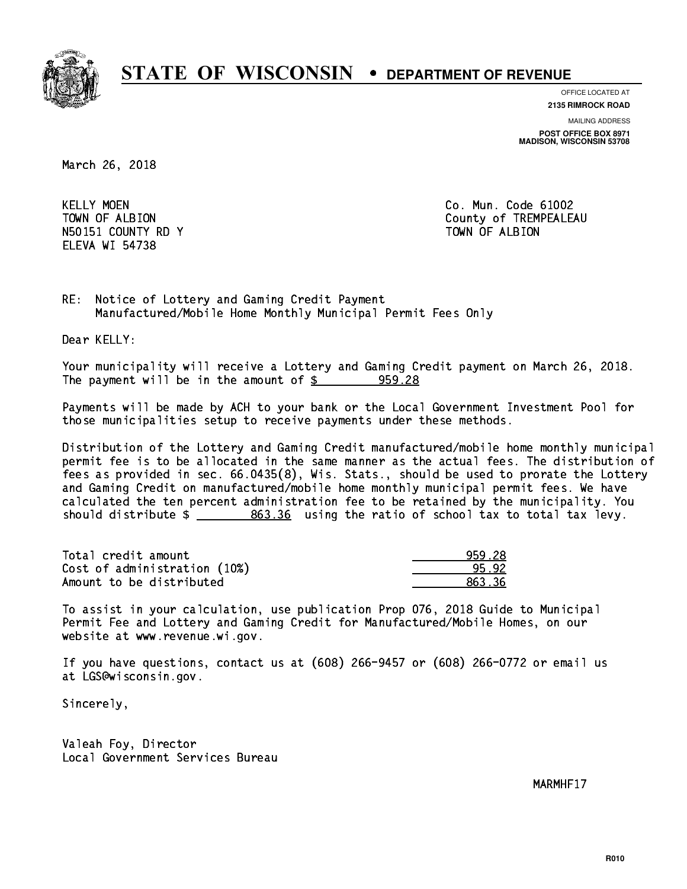# STATE OF WISCONSIN • DEPARTMENT OF REVENUE

OFFICE LOCATED AT
**2135 RIMROCK ROAD**

MAILING ADDRESS
**POST OFFICE BOX 8971**
**MADISON, WISCONSIN 53708**

March 26, 2018

KELLY MOEN
TOWN OF ALBION
N50151 COUNTY RD Y
ELEVA WI 54738

Co. Mun. Code 61002
County of TREMPEALEAU
TOWN OF ALBION

RE: Notice of Lottery and Gaming Credit Payment
Manufactured/Mobile Home Monthly Municipal Permit Fees Only

Dear KELLY:

Your municipality will receive a Lottery and Gaming Credit payment on March 26, 2018. The payment will be in the amount of $ 959.28

Payments will be made by ACH to your bank or the Local Government Investment Pool for those municipalities setup to receive payments under these methods.

Distribution of the Lottery and Gaming Credit manufactured/mobile home monthly municipal permit fee is to be allocated in the same manner as the actual fees. The distribution of fees as provided in sec. 66.0435(8), Wis. Stats., should be used to prorate the Lottery and Gaming Credit on manufactured/mobile home monthly municipal permit fees. We have calculated the ten percent administration fee to be retained by the municipality. You should distribute $ 863.36 using the ratio of school tax to total tax levy.

| | |
|---|---|
| Total credit amount | 959.28 |
| Cost of administration (10%) | 95.92 |
| Amount to be distributed | 863.36 |

To assist in your calculation, use publication Prop 076, 2018 Guide to Municipal Permit Fee and Lottery and Gaming Credit for Manufactured/Mobile Homes, on our website at www.revenue.wi.gov.

If you have questions, contact us at (608) 266-9457 or (608) 266-0772 or email us at LGS@wisconsin.gov.

Sincerely,

Valeah Foy, Director
Local Government Services Bureau

MARMHF17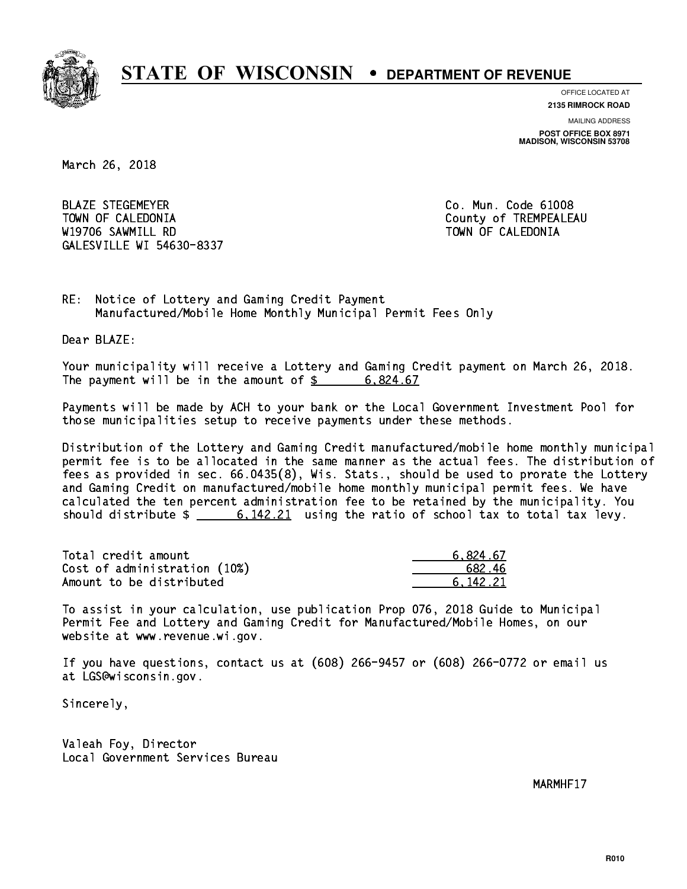# STATE OF WISCONSIN • DEPARTMENT OF REVENUE

OFFICE LOCATED AT
**2135 RIMROCK ROAD**

MAILING ADDRESS
**POST OFFICE BOX 8971**
**MADISON, WISCONSIN 53708**

March 26, 2018

BLAZE STEGEMEYER
TOWN OF CALEDONIA
W19706 SAWMILL RD
GALESVILLE WI 54630-8337

Co. Mun. Code 61008
County of TREMPEALEAU
TOWN OF CALEDONIA

RE: Notice of Lottery and Gaming Credit Payment
Manufactured/Mobile Home Monthly Municipal Permit Fees Only

Dear BLAZE:

Your municipality will receive a Lottery and Gaming Credit payment on March 26, 2018. The payment will be in the amount of $ 6,824.67

Payments will be made by ACH to your bank or the Local Government Investment Pool for those municipalities setup to receive payments under these methods.

Distribution of the Lottery and Gaming Credit manufactured/mobile home monthly municipal permit fee is to be allocated in the same manner as the actual fees. The distribution of fees as provided in sec. 66.0435(8), Wis. Stats., should be used to prorate the Lottery and Gaming Credit on manufactured/mobile home monthly municipal permit fees. We have calculated the ten percent administration fee to be retained by the municipality. You should distribute $ 6,142.21 using the ratio of school tax to total tax levy.

| | |
|---|---|
| Total credit amount | 6,824.67 |
| Cost of administration (10%) | 682.46 |
| Amount to be distributed | 6,142.21 |

To assist in your calculation, use publication Prop 076, 2018 Guide to Municipal Permit Fee and Lottery and Gaming Credit for Manufactured/Mobile Homes, on our website at www.revenue.wi.gov.

If you have questions, contact us at (608) 266-9457 or (608) 266-0772 or email us at LGS@wisconsin.gov.

Sincerely,

Valeah Foy, Director
Local Government Services Bureau

MARMHF17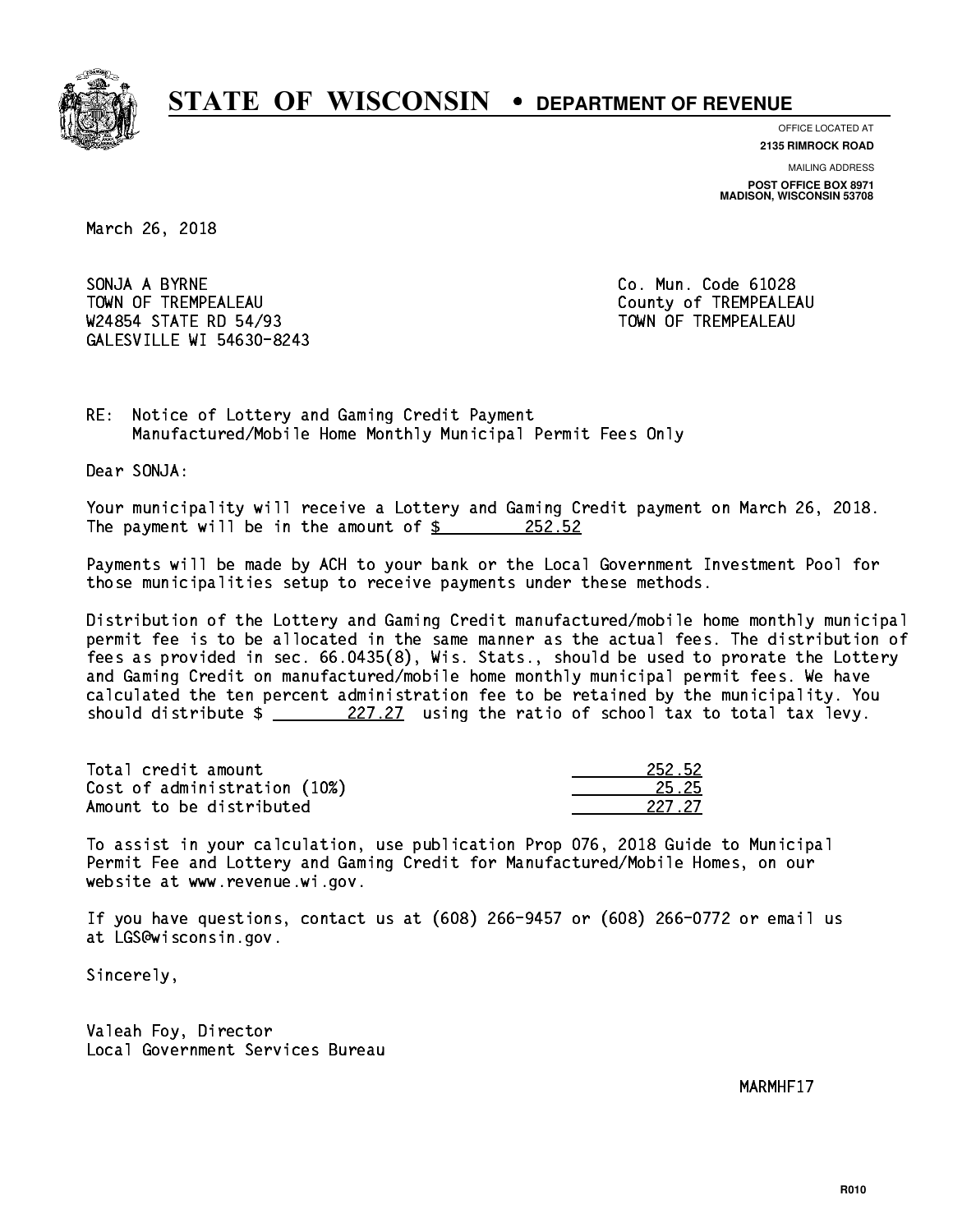# STATE OF WISCONSIN • DEPARTMENT OF REVENUE

OFFICE LOCATED AT
**2135 RIMROCK ROAD**

MAILING ADDRESS
**POST OFFICE BOX 8971**
**MADISON, WISCONSIN 53708**

March 26, 2018

SONJA A BYRNE
TOWN OF TREMPEALEAU
W24854 STATE RD 54/93
GALESVILLE WI 54630-8243

Co. Mun. Code 61028
County of TREMPEALEAU
TOWN OF TREMPEALEAU

RE: Notice of Lottery and Gaming Credit Payment
Manufactured/Mobile Home Monthly Municipal Permit Fees Only

Dear SONJA:

Your municipality will receive a Lottery and Gaming Credit payment on March 26, 2018. The payment will be in the amount of $ 252.52

Payments will be made by ACH to your bank or the Local Government Investment Pool for those municipalities setup to receive payments under these methods.

Distribution of the Lottery and Gaming Credit manufactured/mobile home monthly municipal permit fee is to be allocated in the same manner as the actual fees. The distribution of fees as provided in sec. 66.0435(8), Wis. Stats., should be used to prorate the Lottery and Gaming Credit on manufactured/mobile home monthly municipal permit fees. We have calculated the ten percent administration fee to be retained by the municipality. You should distribute $ 227.27 using the ratio of school tax to total tax levy.

| | |
|---|---|
| Total credit amount | 252.52 |
| Cost of administration (10%) | 25.25 |
| Amount to be distributed | 227.27 |

To assist in your calculation, use publication Prop 076, 2018 Guide to Municipal Permit Fee and Lottery and Gaming Credit for Manufactured/Mobile Homes, on our website at www.revenue.wi.gov.

If you have questions, contact us at (608) 266-9457 or (608) 266-0772 or email us at LGS@wisconsin.gov.

Sincerely,

Valeah Foy, Director
Local Government Services Bureau

MARMHF17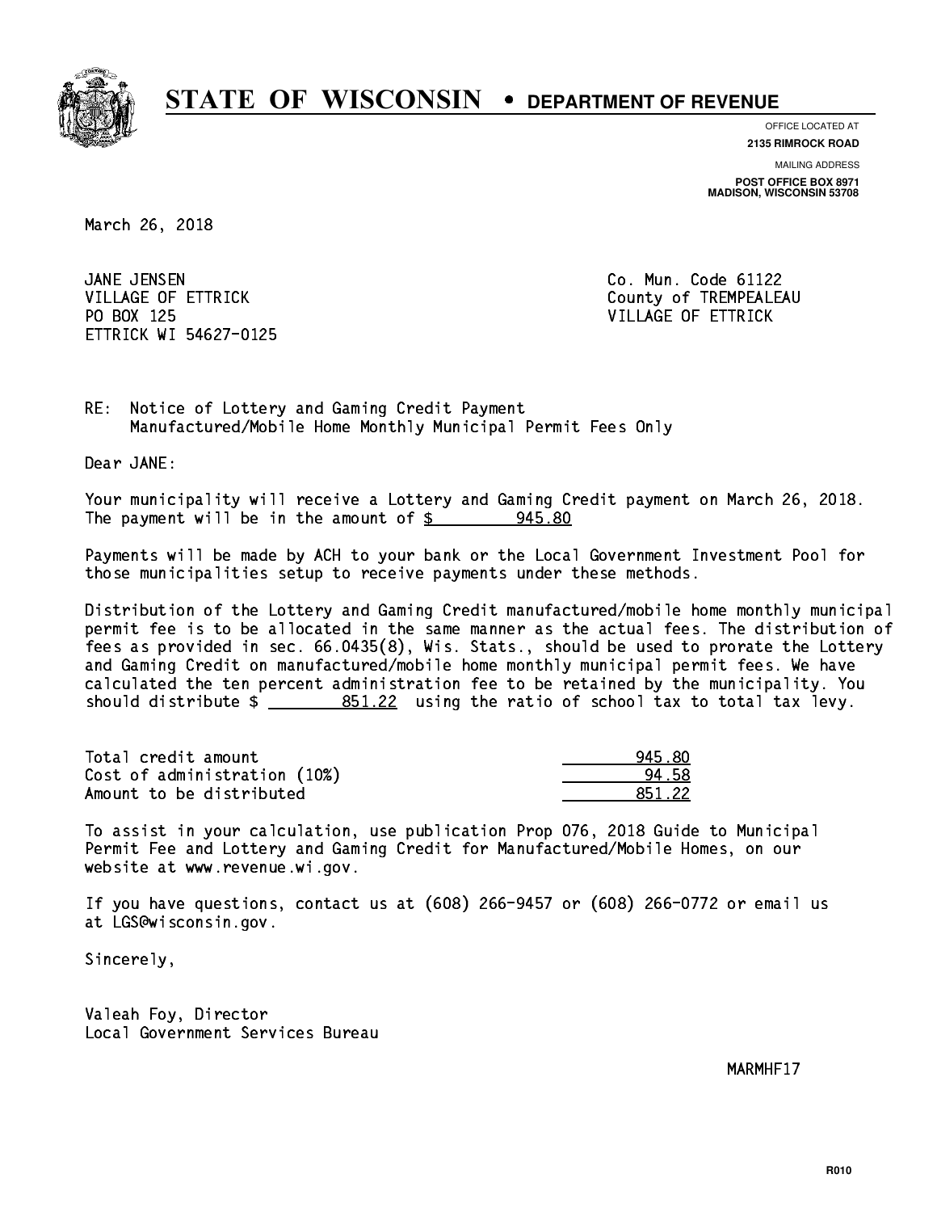# STATE OF WISCONSIN • DEPARTMENT OF REVENUE

OFFICE LOCATED AT
**2135 RIMROCK ROAD**

MAILING ADDRESS
**POST OFFICE BOX 8971**
**MADISON, WISCONSIN 53708**

March 26, 2018

JANE JENSEN
VILLAGE OF ETTRICK
PO BOX 125
ETTRICK WI 54627-0125

Co. Mun. Code 61122
County of TREMPEALEAU
VILLAGE OF ETTRICK

RE: Notice of Lottery and Gaming Credit Payment
Manufactured/Mobile Home Monthly Municipal Permit Fees Only

Dear JANE:

Your municipality will receive a Lottery and Gaming Credit payment on March 26, 2018. The payment will be in the amount of $ 945.80

Payments will be made by ACH to your bank or the Local Government Investment Pool for those municipalities setup to receive payments under these methods.

Distribution of the Lottery and Gaming Credit manufactured/mobile home monthly municipal permit fee is to be allocated in the same manner as the actual fees. The distribution of fees as provided in sec. 66.0435(8), Wis. Stats., should be used to prorate the Lottery and Gaming Credit on manufactured/mobile home monthly municipal permit fees. We have calculated the ten percent administration fee to be retained by the municipality. You should distribute $ 851.22 using the ratio of school tax to total tax levy.

| | |
|---|---|
| Total credit amount | 945.80 |
| Cost of administration (10%) | 94.58 |
| Amount to be distributed | 851.22 |

To assist in your calculation, use publication Prop 076, 2018 Guide to Municipal Permit Fee and Lottery and Gaming Credit for Manufactured/Mobile Homes, on our website at www.revenue.wi.gov.

If you have questions, contact us at (608) 266-9457 or (608) 266-0772 or email us at LGS@wisconsin.gov.

Sincerely,

Valeah Foy, Director
Local Government Services Bureau

MARMHF17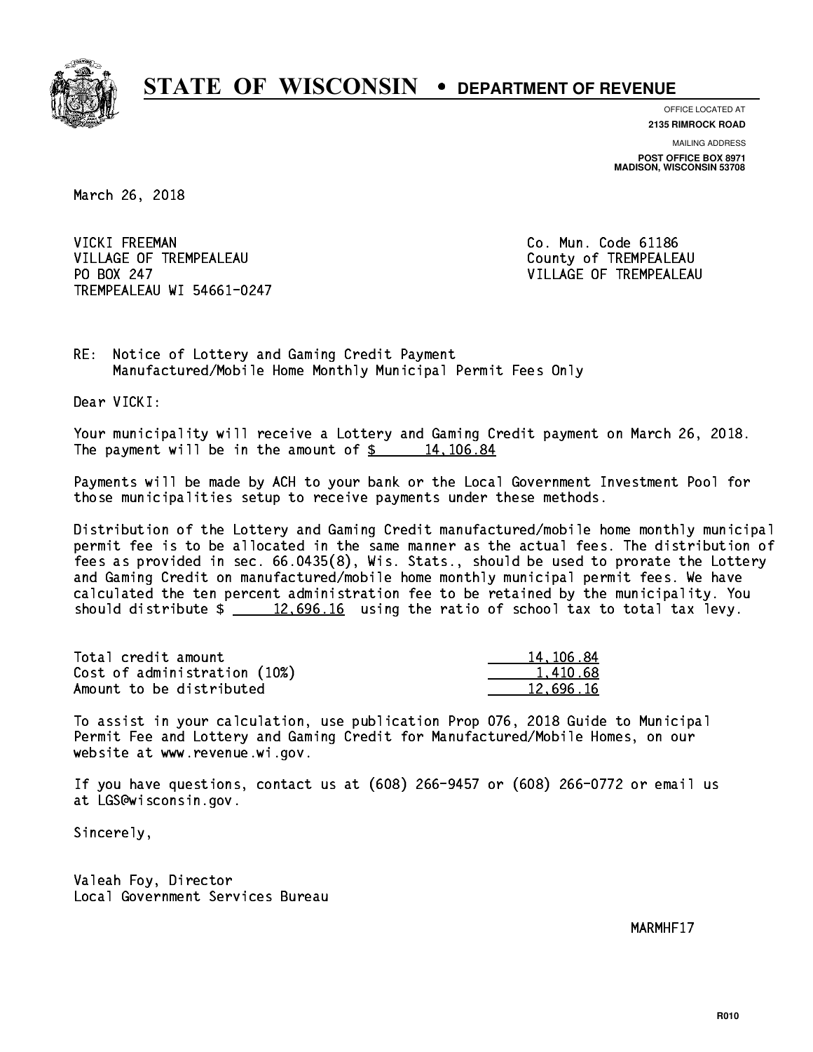# STATE OF WISCONSIN • DEPARTMENT OF REVENUE

OFFICE LOCATED AT
**2135 RIMROCK ROAD**

MAILING ADDRESS
**POST OFFICE BOX 8971**
**MADISON, WISCONSIN 53708**

March 26, 2018

VICKI FREEMAN
VILLAGE OF TREMPEALEAU
PO BOX 247
TREMPEALEAU WI 54661-0247

Co. Mun. Code 61186
County of TREMPEALEAU
VILLAGE OF TREMPEALEAU

RE: Notice of Lottery and Gaming Credit Payment
Manufactured/Mobile Home Monthly Municipal Permit Fees Only

Dear VICKI:

Your municipality will receive a Lottery and Gaming Credit payment on March 26, 2018. The payment will be in the amount of $ 14,106.84

Payments will be made by ACH to your bank or the Local Government Investment Pool for those municipalities setup to receive payments under these methods.

Distribution of the Lottery and Gaming Credit manufactured/mobile home monthly municipal permit fee is to be allocated in the same manner as the actual fees. The distribution of fees as provided in sec. 66.0435(8), Wis. Stats., should be used to prorate the Lottery and Gaming Credit on manufactured/mobile home monthly municipal permit fees. We have calculated the ten percent administration fee to be retained by the municipality. You should distribute $ 12,696.16 using the ratio of school tax to total tax levy.

| | |
|---|---|
| Total credit amount | 14,106.84 |
| Cost of administration (10%) | 1,410.68 |
| Amount to be distributed | 12,696.16 |

To assist in your calculation, use publication Prop 076, 2018 Guide to Municipal Permit Fee and Lottery and Gaming Credit for Manufactured/Mobile Homes, on our website at www.revenue.wi.gov.

If you have questions, contact us at (608) 266-9457 or (608) 266-0772 or email us at LGS@wisconsin.gov.

Sincerely,

Valeah Foy, Director
Local Government Services Bureau

MARMHF17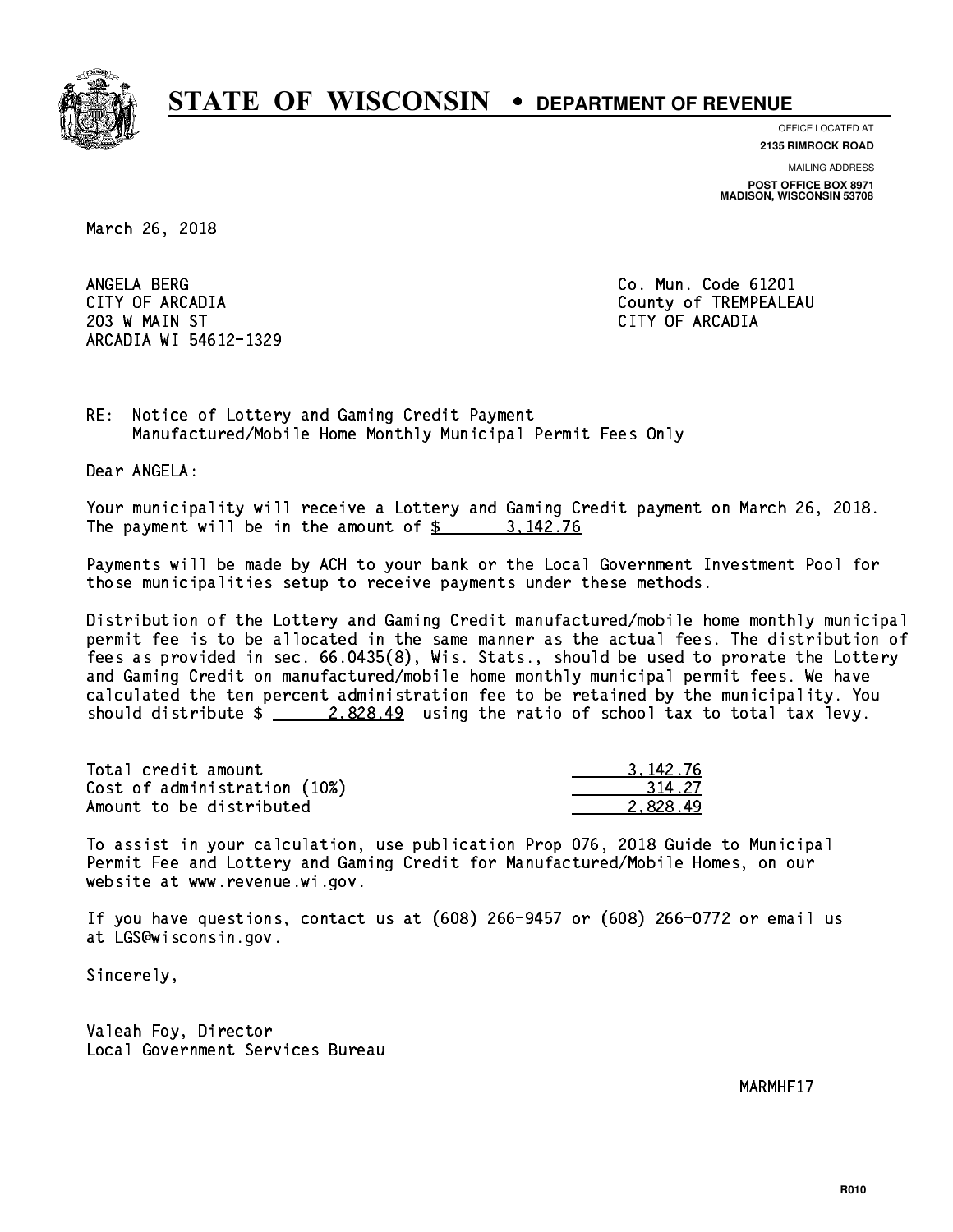# STATE OF WISCONSIN • DEPARTMENT OF REVENUE

OFFICE LOCATED AT
**2135 RIMROCK ROAD**

MAILING ADDRESS
**POST OFFICE BOX 8971**
**MADISON, WISCONSIN 53708**

March 26, 2018

ANGELA BERG
CITY OF ARCADIA
203 W MAIN ST
ARCADIA WI 54612-1329

Co. Mun. Code 61201
County of TREMPEALEAU
CITY OF ARCADIA

RE: Notice of Lottery and Gaming Credit Payment
Manufactured/Mobile Home Monthly Municipal Permit Fees Only

Dear ANGELA:

Your municipality will receive a Lottery and Gaming Credit payment on March 26, 2018. The payment will be in the amount of $ 3,142.76

Payments will be made by ACH to your bank or the Local Government Investment Pool for those municipalities setup to receive payments under these methods.

Distribution of the Lottery and Gaming Credit manufactured/mobile home monthly municipal permit fee is to be allocated in the same manner as the actual fees. The distribution of fees as provided in sec. 66.0435(8), Wis. Stats., should be used to prorate the Lottery and Gaming Credit on manufactured/mobile home monthly municipal permit fees. We have calculated the ten percent administration fee to be retained by the municipality. You should distribute $ 2,828.49 using the ratio of school tax to total tax levy.

| | |
|---|---|
| Total credit amount | 3,142.76 |
| Cost of administration (10%) | 314.27 |
| Amount to be distributed | 2,828.49 |

To assist in your calculation, use publication Prop 076, 2018 Guide to Municipal Permit Fee and Lottery and Gaming Credit for Manufactured/Mobile Homes, on our website at www.revenue.wi.gov.

If you have questions, contact us at (608) 266-9457 or (608) 266-0772 or email us at LGS@wisconsin.gov.

Sincerely,

Valeah Foy, Director
Local Government Services Bureau

MARMHF17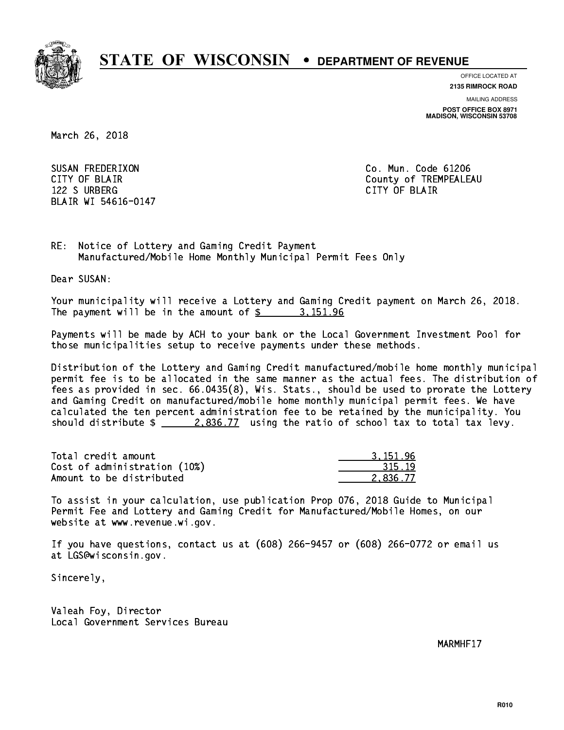# STATE OF WISCONSIN • DEPARTMENT OF REVENUE

OFFICE LOCATED AT
**2135 RIMROCK ROAD**

MAILING ADDRESS
**POST OFFICE BOX 8971**
**MADISON, WISCONSIN 53708**

March 26, 2018

SUSAN FREDERIXON
CITY OF BLAIR
122 S URBERG
BLAIR WI 54616-0147

Co. Mun. Code 61206
County of TREMPEALEAU
CITY OF BLAIR

RE: Notice of Lottery and Gaming Credit Payment
Manufactured/Mobile Home Monthly Municipal Permit Fees Only

Dear SUSAN:

Your municipality will receive a Lottery and Gaming Credit payment on March 26, 2018. The payment will be in the amount of $ 3,151.96

Payments will be made by ACH to your bank or the Local Government Investment Pool for those municipalities setup to receive payments under these methods.

Distribution of the Lottery and Gaming Credit manufactured/mobile home monthly municipal permit fee is to be allocated in the same manner as the actual fees. The distribution of fees as provided in sec. 66.0435(8), Wis. Stats., should be used to prorate the Lottery and Gaming Credit on manufactured/mobile home monthly municipal permit fees. We have calculated the ten percent administration fee to be retained by the municipality. You should distribute $ 2,836.77 using the ratio of school tax to total tax levy.

| | |
|---|---|
| Total credit amount | 3,151.96 |
| Cost of administration (10%) | 315.19 |
| Amount to be distributed | 2,836.77 |

To assist in your calculation, use publication Prop 076, 2018 Guide to Municipal Permit Fee and Lottery and Gaming Credit for Manufactured/Mobile Homes, on our website at www.revenue.wi.gov.

If you have questions, contact us at (608) 266-9457 or (608) 266-0772 or email us at LGS@wisconsin.gov.

Sincerely,

Valeah Foy, Director
Local Government Services Bureau

MARMHF17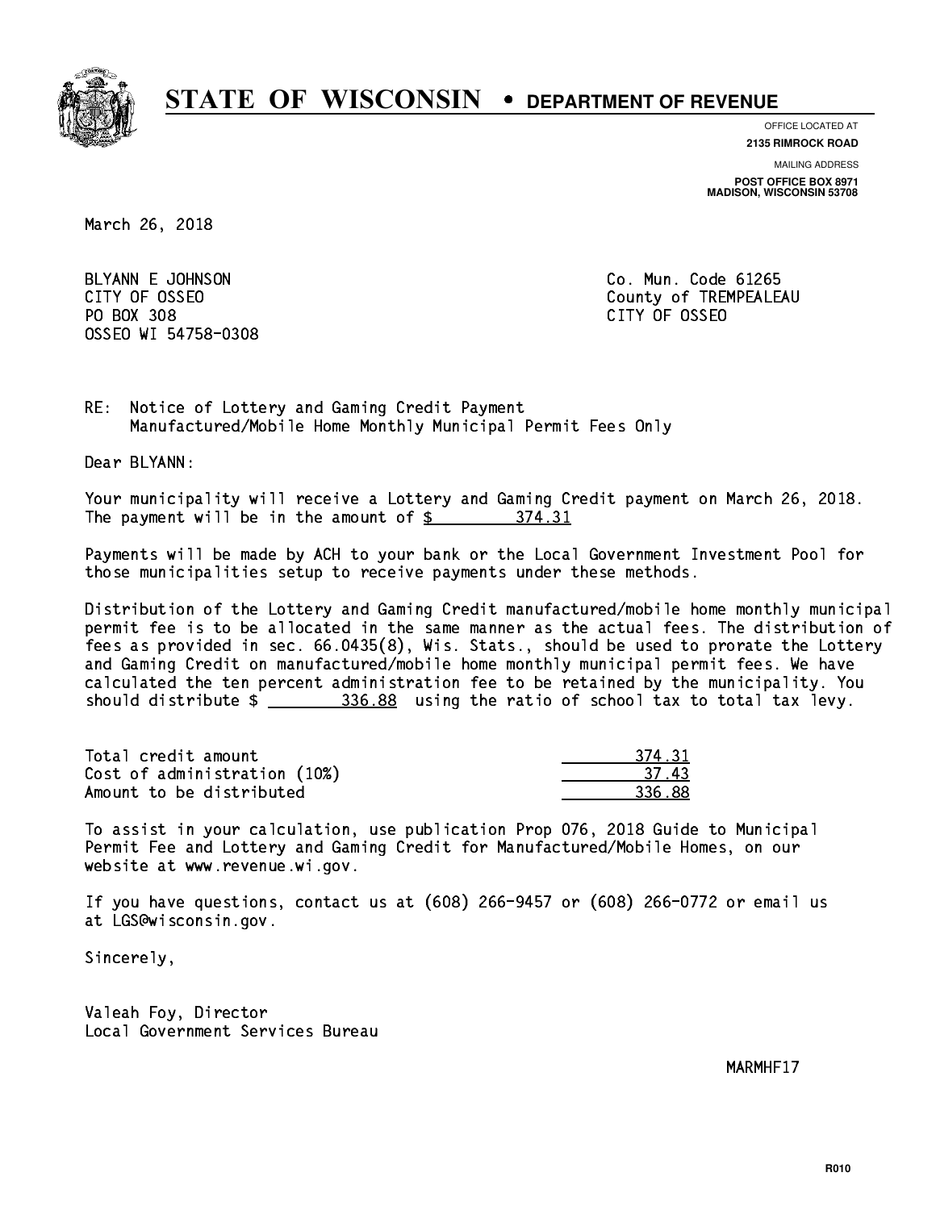# STATE OF WISCONSIN • DEPARTMENT OF REVENUE

OFFICE LOCATED AT
**2135 RIMROCK ROAD**

MAILING ADDRESS
**POST OFFICE BOX 8971**
**MADISON, WISCONSIN 53708**

March 26, 2018

BLYANN E JOHNSON
CITY OF OSSEO
PO BOX 308
OSSEO WI 54758-0308

Co. Mun. Code 61265
County of TREMPEALEAU
CITY OF OSSEO

RE: Notice of Lottery and Gaming Credit Payment
Manufactured/Mobile Home Monthly Municipal Permit Fees Only

Dear BLYANN:

Your municipality will receive a Lottery and Gaming Credit payment on March 26, 2018. The payment will be in the amount of $ 374.31

Payments will be made by ACH to your bank or the Local Government Investment Pool for those municipalities setup to receive payments under these methods.

Distribution of the Lottery and Gaming Credit manufactured/mobile home monthly municipal permit fee is to be allocated in the same manner as the actual fees. The distribution of fees as provided in sec. 66.0435(8), Wis. Stats., should be used to prorate the Lottery and Gaming Credit on manufactured/mobile home monthly municipal permit fees. We have calculated the ten percent administration fee to be retained by the municipality. You should distribute $ 336.88 using the ratio of school tax to total tax levy.

| | |
|---|---|
| Total credit amount | 374.31 |
| Cost of administration (10%) | 37.43 |
| Amount to be distributed | 336.88 |

To assist in your calculation, use publication Prop 076, 2018 Guide to Municipal Permit Fee and Lottery and Gaming Credit for Manufactured/Mobile Homes, on our website at www.revenue.wi.gov.

If you have questions, contact us at (608) 266-9457 or (608) 266-0772 or email us at LGS@wisconsin.gov.

Sincerely,

Valeah Foy, Director
Local Government Services Bureau

MARMHF17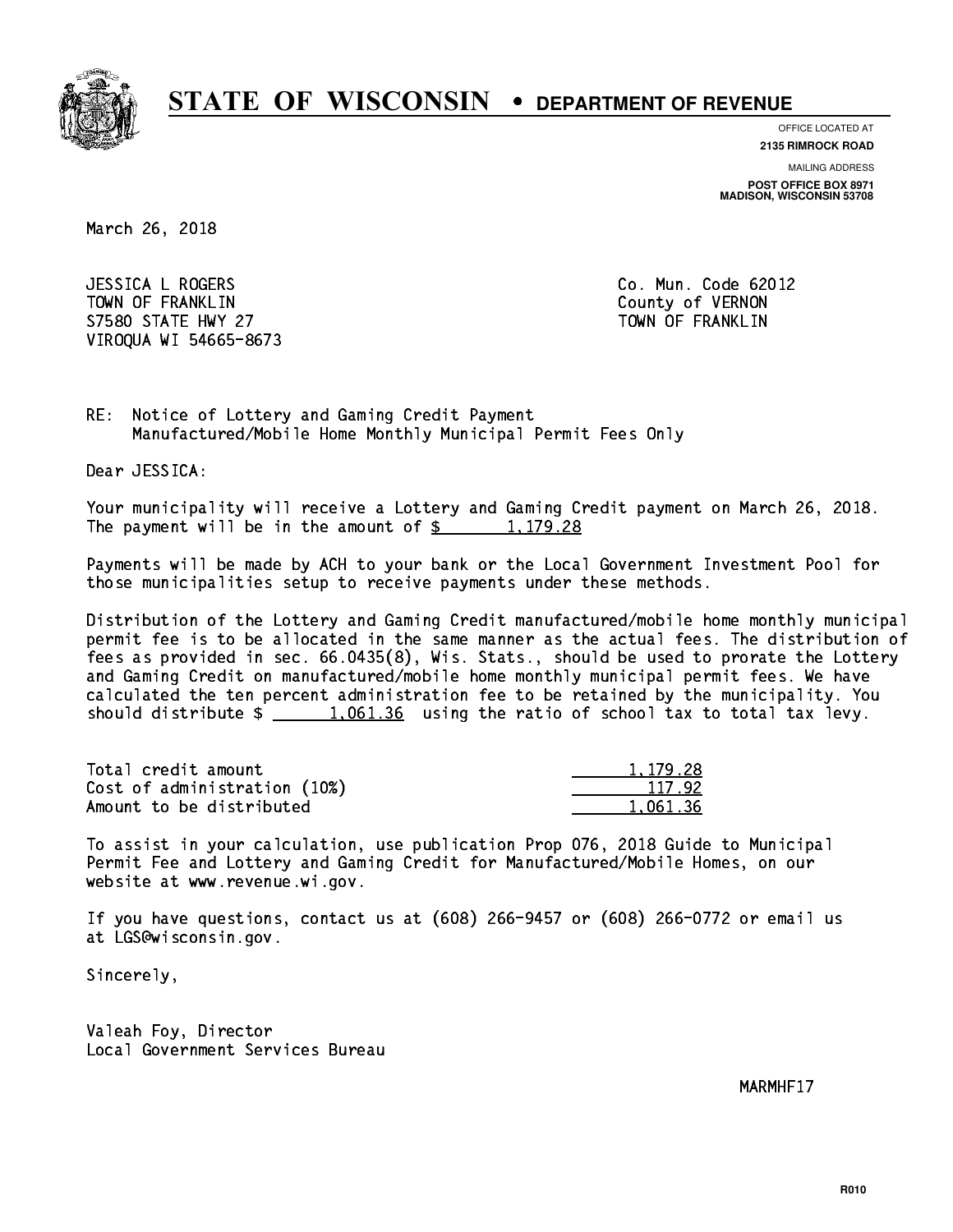# STATE OF WISCONSIN • DEPARTMENT OF REVENUE

OFFICE LOCATED AT
**2135 RIMROCK ROAD**

MAILING ADDRESS
**POST OFFICE BOX 8971**
**MADISON, WISCONSIN 53708**

March 26, 2018

JESSICA L ROGERS
TOWN OF FRANKLIN
S7580 STATE HWY 27
VIROQUA WI 54665-8673

Co. Mun. Code 62012
County of VERNON
TOWN OF FRANKLIN

RE: Notice of Lottery and Gaming Credit Payment
Manufactured/Mobile Home Monthly Municipal Permit Fees Only

Dear JESSICA:

Your municipality will receive a Lottery and Gaming Credit payment on March 26, 2018. The payment will be in the amount of $ 1,179.28

Payments will be made by ACH to your bank or the Local Government Investment Pool for those municipalities setup to receive payments under these methods.

Distribution of the Lottery and Gaming Credit manufactured/mobile home monthly municipal permit fee is to be allocated in the same manner as the actual fees. The distribution of fees as provided in sec. 66.0435(8), Wis. Stats., should be used to prorate the Lottery and Gaming Credit on manufactured/mobile home monthly municipal permit fees. We have calculated the ten percent administration fee to be retained by the municipality. You should distribute $ 1,061.36 using the ratio of school tax to total tax levy.

| | |
|---|---|
| Total credit amount | 1,179.28 |
| Cost of administration (10%) | 117.92 |
| Amount to be distributed | 1,061.36 |

To assist in your calculation, use publication Prop 076, 2018 Guide to Municipal Permit Fee and Lottery and Gaming Credit for Manufactured/Mobile Homes, on our website at www.revenue.wi.gov.

If you have questions, contact us at (608) 266-9457 or (608) 266-0772 or email us at LGS@wisconsin.gov.

Sincerely,

Valeah Foy, Director
Local Government Services Bureau

MARMHF17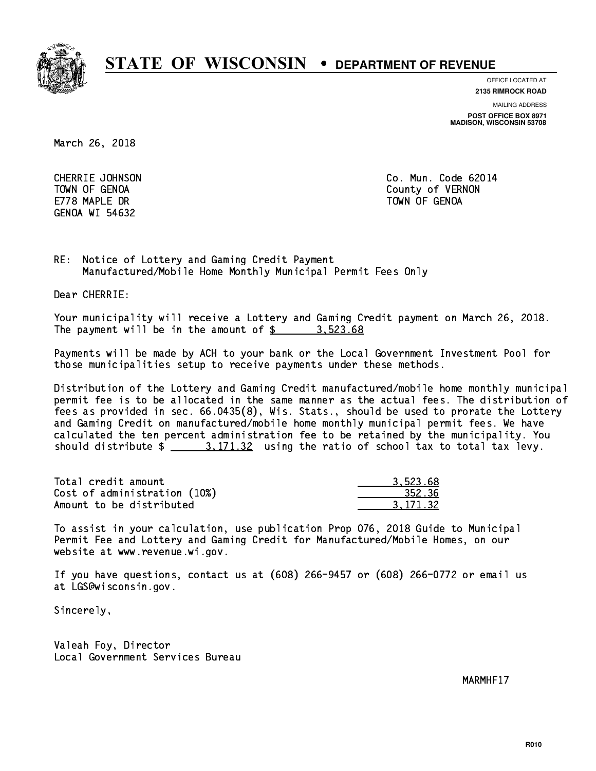# STATE OF WISCONSIN • DEPARTMENT OF REVENUE

OFFICE LOCATED AT
**2135 RIMROCK ROAD**

MAILING ADDRESS
**POST OFFICE BOX 8971**
**MADISON, WISCONSIN 53708**

March 26, 2018

CHERRIE JOHNSON
TOWN OF GENOA
E778 MAPLE DR
GENOA WI 54632

Co. Mun. Code 62014
County of VERNON
TOWN OF GENOA

RE: Notice of Lottery and Gaming Credit Payment
Manufactured/Mobile Home Monthly Municipal Permit Fees Only

Dear CHERRIE:

Your municipality will receive a Lottery and Gaming Credit payment on March 26, 2018. The payment will be in the amount of $ 3,523.68

Payments will be made by ACH to your bank or the Local Government Investment Pool for those municipalities setup to receive payments under these methods.

Distribution of the Lottery and Gaming Credit manufactured/mobile home monthly municipal permit fee is to be allocated in the same manner as the actual fees. The distribution of fees as provided in sec. 66.0435(8), Wis. Stats., should be used to prorate the Lottery and Gaming Credit on manufactured/mobile home monthly municipal permit fees. We have calculated the ten percent administration fee to be retained by the municipality. You should distribute $ 3,171.32 using the ratio of school tax to total tax levy.

| | |
|---|---|
| Total credit amount | 3,523.68 |
| Cost of administration (10%) | 352.36 |
| Amount to be distributed | 3,171.32 |

To assist in your calculation, use publication Prop 076, 2018 Guide to Municipal Permit Fee and Lottery and Gaming Credit for Manufactured/Mobile Homes, on our website at www.revenue.wi.gov.

If you have questions, contact us at (608) 266-9457 or (608) 266-0772 or email us at LGS@wisconsin.gov.

Sincerely,

Valeah Foy, Director
Local Government Services Bureau

MARMHF17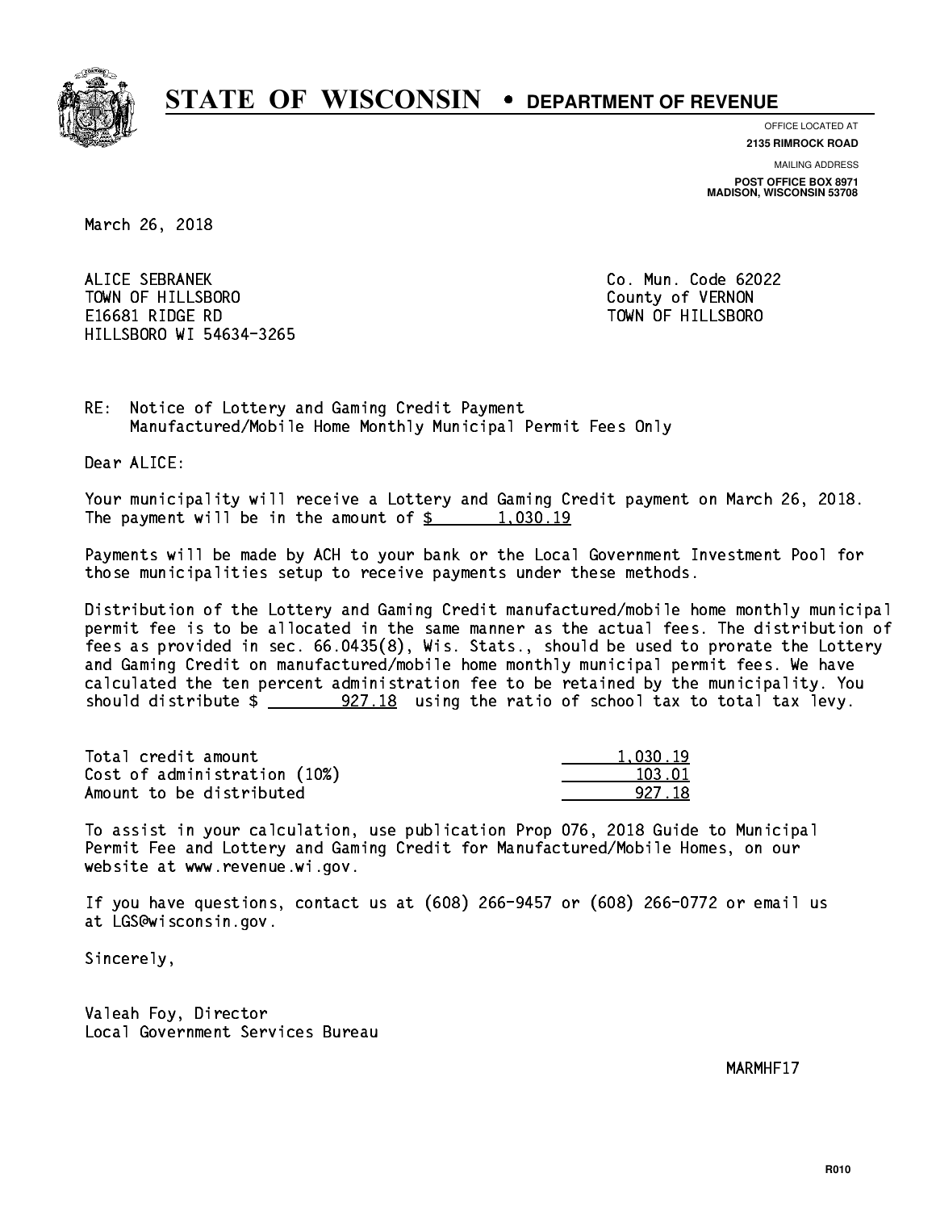# STATE OF WISCONSIN • DEPARTMENT OF REVENUE

OFFICE LOCATED AT
**2135 RIMROCK ROAD**

MAILING ADDRESS
**POST OFFICE BOX 8971**
**MADISON, WISCONSIN 53708**

March 26, 2018

ALICE SEBRANEK
TOWN OF HILLSBORO
E16681 RIDGE RD
HILLSBORO WI 54634-3265

Co. Mun. Code 62022
County of VERNON
TOWN OF HILLSBORO

RE: Notice of Lottery and Gaming Credit Payment
Manufactured/Mobile Home Monthly Municipal Permit Fees Only

Dear ALICE:

Your municipality will receive a Lottery and Gaming Credit payment on March 26, 2018. The payment will be in the amount of $ 1,030.19

Payments will be made by ACH to your bank or the Local Government Investment Pool for those municipalities setup to receive payments under these methods.

Distribution of the Lottery and Gaming Credit manufactured/mobile home monthly municipal permit fee is to be allocated in the same manner as the actual fees. The distribution of fees as provided in sec. 66.0435(8), Wis. Stats., should be used to prorate the Lottery and Gaming Credit on manufactured/mobile home monthly municipal permit fees. We have calculated the ten percent administration fee to be retained by the municipality. You should distribute $ 927.18 using the ratio of school tax to total tax levy.

| | |
|---|---|
| Total credit amount | 1,030.19 |
| Cost of administration (10%) | 103.01 |
| Amount to be distributed | 927.18 |

To assist in your calculation, use publication Prop 076, 2018 Guide to Municipal Permit Fee and Lottery and Gaming Credit for Manufactured/Mobile Homes, on our website at www.revenue.wi.gov.

If you have questions, contact us at (608) 266-9457 or (608) 266-0772 or email us at LGS@wisconsin.gov.

Sincerely,

Valeah Foy, Director
Local Government Services Bureau

MARMHF17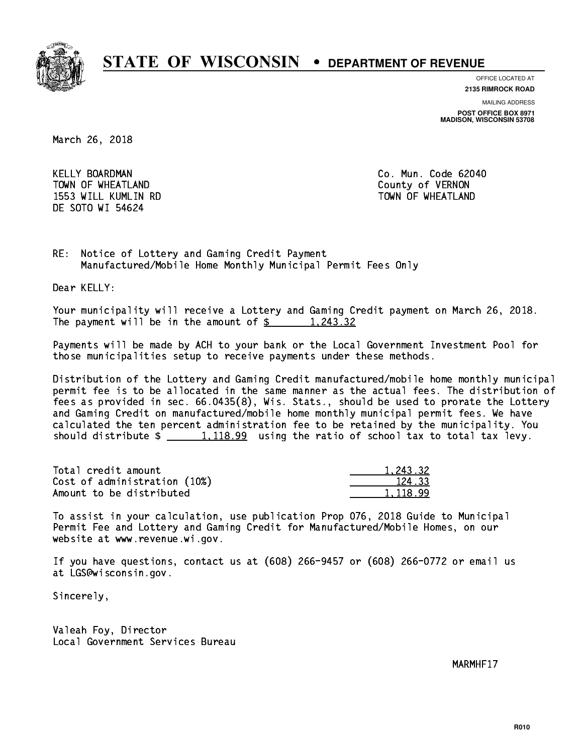# STATE OF WISCONSIN • DEPARTMENT OF REVENUE

OFFICE LOCATED AT
**2135 RIMROCK ROAD**

MAILING ADDRESS
**POST OFFICE BOX 8971**
**MADISON, WISCONSIN 53708**

March 26, 2018

KELLY BOARDMAN
TOWN OF WHEATLAND
1553 WILL KUMLIN RD
DE SOTO WI 54624

Co. Mun. Code 62040
County of VERNON
TOWN OF WHEATLAND

RE: Notice of Lottery and Gaming Credit Payment
Manufactured/Mobile Home Monthly Municipal Permit Fees Only

Dear KELLY:

Your municipality will receive a Lottery and Gaming Credit payment on March 26, 2018. The payment will be in the amount of $ 1,243.32

Payments will be made by ACH to your bank or the Local Government Investment Pool for those municipalities setup to receive payments under these methods.

Distribution of the Lottery and Gaming Credit manufactured/mobile home monthly municipal permit fee is to be allocated in the same manner as the actual fees. The distribution of fees as provided in sec. 66.0435(8), Wis. Stats., should be used to prorate the Lottery and Gaming Credit on manufactured/mobile home monthly municipal permit fees. We have calculated the ten percent administration fee to be retained by the municipality. You should distribute $ 1,118.99 using the ratio of school tax to total tax levy.

| | |
|---|---|
| Total credit amount | 1,243.32 |
| Cost of administration (10%) | 124.33 |
| Amount to be distributed | 1,118.99 |

To assist in your calculation, use publication Prop 076, 2018 Guide to Municipal Permit Fee and Lottery and Gaming Credit for Manufactured/Mobile Homes, on our website at www.revenue.wi.gov.

If you have questions, contact us at (608) 266-9457 or (608) 266-0772 or email us at LGS@wisconsin.gov.

Sincerely,

Valeah Foy, Director
Local Government Services Bureau

MARMHF17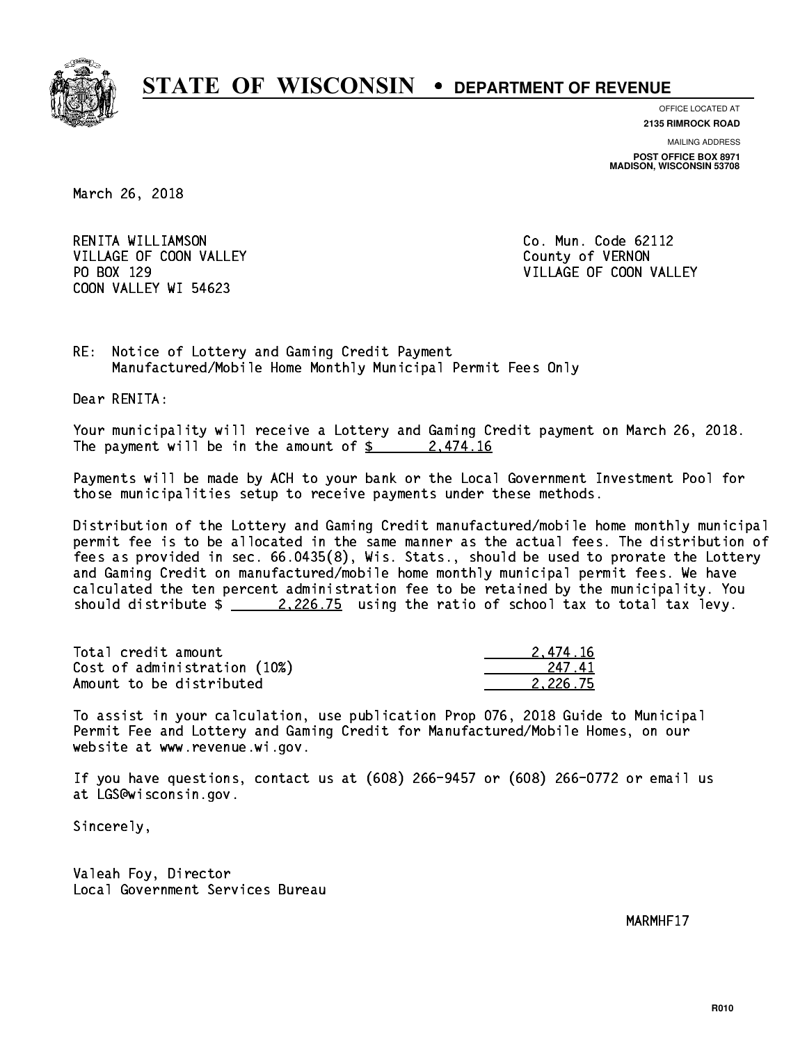# STATE OF WISCONSIN • DEPARTMENT OF REVENUE

OFFICE LOCATED AT
**2135 RIMROCK ROAD**

MAILING ADDRESS
**POST OFFICE BOX 8971**
**MADISON, WISCONSIN 53708**

March 26, 2018

RENITA WILLIAMSON
VILLAGE OF COON VALLEY
PO BOX 129
COON VALLEY WI 54623

Co. Mun. Code 62112
County of VERNON
VILLAGE OF COON VALLEY

RE: Notice of Lottery and Gaming Credit Payment
Manufactured/Mobile Home Monthly Municipal Permit Fees Only

Dear RENITA:

Your municipality will receive a Lottery and Gaming Credit payment on March 26, 2018. The payment will be in the amount of $ 2,474.16

Payments will be made by ACH to your bank or the Local Government Investment Pool for those municipalities setup to receive payments under these methods.

Distribution of the Lottery and Gaming Credit manufactured/mobile home monthly municipal permit fee is to be allocated in the same manner as the actual fees. The distribution of fees as provided in sec. 66.0435(8), Wis. Stats., should be used to prorate the Lottery and Gaming Credit on manufactured/mobile home monthly municipal permit fees. We have calculated the ten percent administration fee to be retained by the municipality. You should distribute $ 2,226.75 using the ratio of school tax to total tax levy.

| | |
|---|---|
| Total credit amount | 2,474.16 |
| Cost of administration (10%) | 247.41 |
| Amount to be distributed | 2,226.75 |

To assist in your calculation, use publication Prop 076, 2018 Guide to Municipal Permit Fee and Lottery and Gaming Credit for Manufactured/Mobile Homes, on our website at www.revenue.wi.gov.

If you have questions, contact us at (608) 266-9457 or (608) 266-0772 or email us at LGS@wisconsin.gov.

Sincerely,

Valeah Foy, Director
Local Government Services Bureau

MARMHF17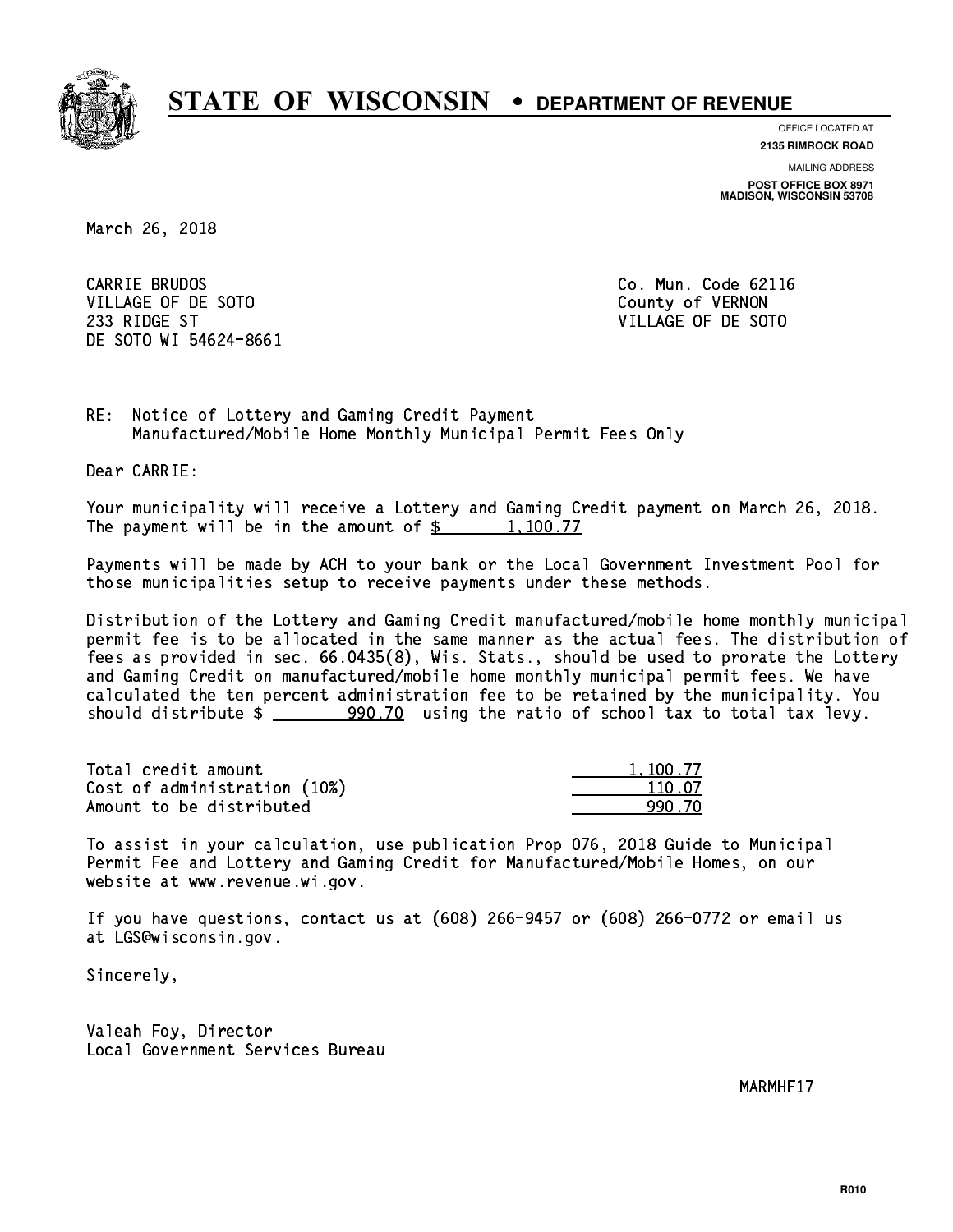# STATE OF WISCONSIN • DEPARTMENT OF REVENUE

OFFICE LOCATED AT
**2135 RIMROCK ROAD**

MAILING ADDRESS
**POST OFFICE BOX 8971**
**MADISON, WISCONSIN 53708**

March 26, 2018

CARRIE BRUDOS
VILLAGE OF DE SOTO
233 RIDGE ST
DE SOTO WI 54624-8661

Co. Mun. Code 62116
County of VERNON
VILLAGE OF DE SOTO

RE: Notice of Lottery and Gaming Credit Payment
Manufactured/Mobile Home Monthly Municipal Permit Fees Only

Dear CARRIE:

Your municipality will receive a Lottery and Gaming Credit payment on March 26, 2018. The payment will be in the amount of $ 1,100.77

Payments will be made by ACH to your bank or the Local Government Investment Pool for those municipalities setup to receive payments under these methods.

Distribution of the Lottery and Gaming Credit manufactured/mobile home monthly municipal permit fee is to be allocated in the same manner as the actual fees. The distribution of fees as provided in sec. 66.0435(8), Wis. Stats., should be used to prorate the Lottery and Gaming Credit on manufactured/mobile home monthly municipal permit fees. We have calculated the ten percent administration fee to be retained by the municipality. You should distribute $ 990.70 using the ratio of school tax to total tax levy.

| | |
|---|---|
| Total credit amount | 1,100.77 |
| Cost of administration (10%) | 110.07 |
| Amount to be distributed | 990.70 |

To assist in your calculation, use publication Prop 076, 2018 Guide to Municipal Permit Fee and Lottery and Gaming Credit for Manufactured/Mobile Homes, on our website at www.revenue.wi.gov.

If you have questions, contact us at (608) 266-9457 or (608) 266-0772 or email us at LGS@wisconsin.gov.

Sincerely,

Valeah Foy, Director
Local Government Services Bureau

MARMHF17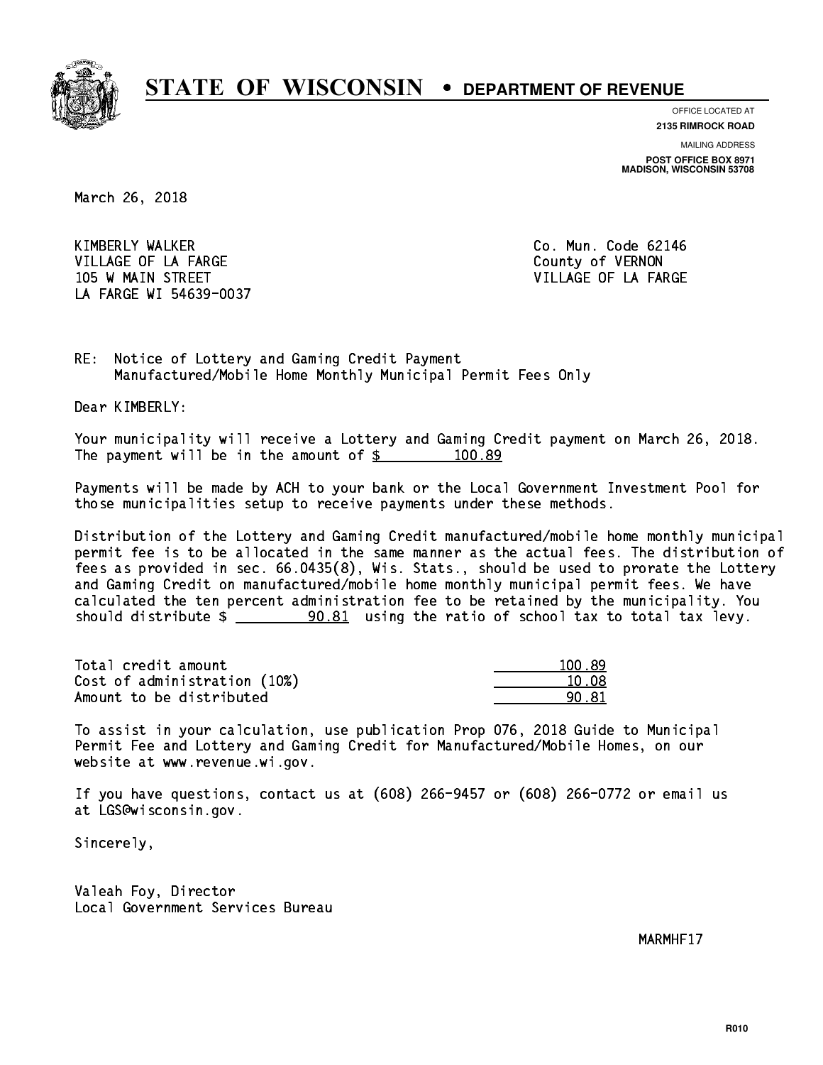# STATE OF WISCONSIN • DEPARTMENT OF REVENUE

OFFICE LOCATED AT
**2135 RIMROCK ROAD**

MAILING ADDRESS
**POST OFFICE BOX 8971**
**MADISON, WISCONSIN 53708**

March 26, 2018

KIMBERLY WALKER
VILLAGE OF LA FARGE
105 W MAIN STREET
LA FARGE WI 54639-0037

Co. Mun. Code 62146
County of VERNON
VILLAGE OF LA FARGE

RE: Notice of Lottery and Gaming Credit Payment
Manufactured/Mobile Home Monthly Municipal Permit Fees Only

Dear KIMBERLY:

Your municipality will receive a Lottery and Gaming Credit payment on March 26, 2018. The payment will be in the amount of $ 100.89

Payments will be made by ACH to your bank or the Local Government Investment Pool for those municipalities setup to receive payments under these methods.

Distribution of the Lottery and Gaming Credit manufactured/mobile home monthly municipal permit fee is to be allocated in the same manner as the actual fees. The distribution of fees as provided in sec. 66.0435(8), Wis. Stats., should be used to prorate the Lottery and Gaming Credit on manufactured/mobile home monthly municipal permit fees. We have calculated the ten percent administration fee to be retained by the municipality. You should distribute $ 90.81 using the ratio of school tax to total tax levy.

| | |
|---|---|
| Total credit amount | 100.89 |
| Cost of administration (10%) | 10.08 |
| Amount to be distributed | 90.81 |

To assist in your calculation, use publication Prop 076, 2018 Guide to Municipal Permit Fee and Lottery and Gaming Credit for Manufactured/Mobile Homes, on our website at www.revenue.wi.gov.

If you have questions, contact us at (608) 266-9457 or (608) 266-0772 or email us at LGS@wisconsin.gov.

Sincerely,

Valeah Foy, Director
Local Government Services Bureau

MARMHF17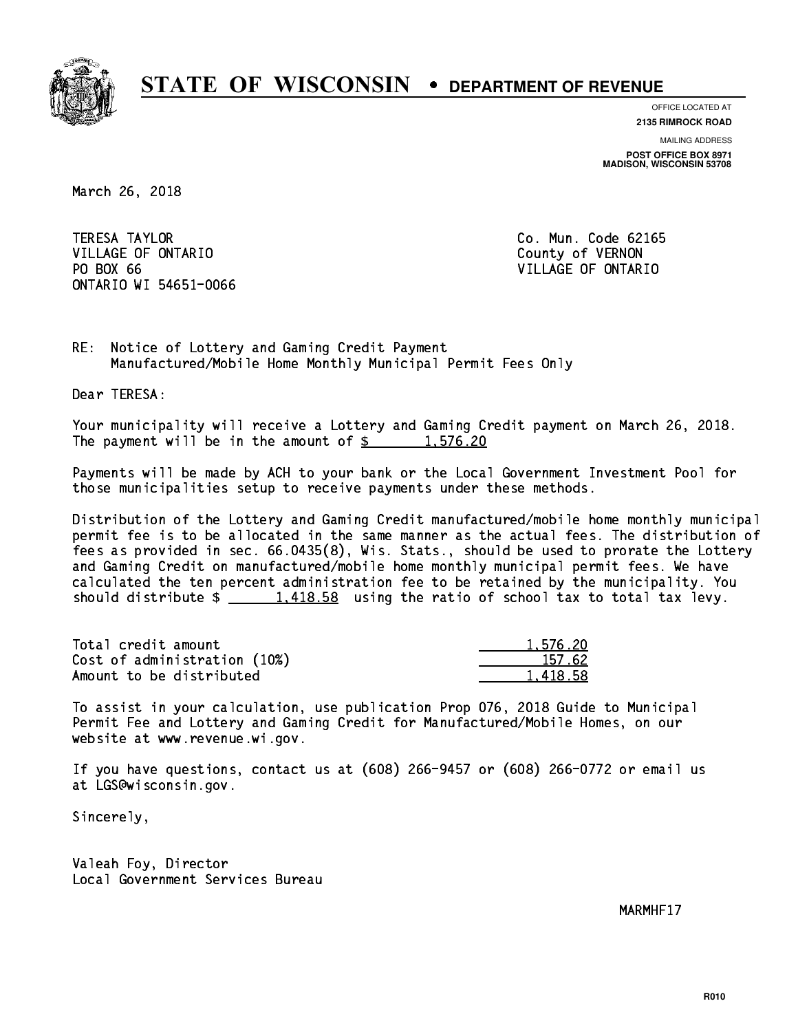# STATE OF WISCONSIN • DEPARTMENT OF REVENUE

OFFICE LOCATED AT
**2135 RIMROCK ROAD**

MAILING ADDRESS
**POST OFFICE BOX 8971**
**MADISON, WISCONSIN 53708**

March 26, 2018

TERESA TAYLOR
VILLAGE OF ONTARIO
PO BOX 66
ONTARIO WI 54651-0066

Co. Mun. Code 62165
County of VERNON
VILLAGE OF ONTARIO

RE: Notice of Lottery and Gaming Credit Payment
Manufactured/Mobile Home Monthly Municipal Permit Fees Only

Dear TERESA:

Your municipality will receive a Lottery and Gaming Credit payment on March 26, 2018. The payment will be in the amount of $ 1,576.20

Payments will be made by ACH to your bank or the Local Government Investment Pool for those municipalities setup to receive payments under these methods.

Distribution of the Lottery and Gaming Credit manufactured/mobile home monthly municipal permit fee is to be allocated in the same manner as the actual fees. The distribution of fees as provided in sec. 66.0435(8), Wis. Stats., should be used to prorate the Lottery and Gaming Credit on manufactured/mobile home monthly municipal permit fees. We have calculated the ten percent administration fee to be retained by the municipality. You should distribute $ 1,418.58 using the ratio of school tax to total tax levy.

| | |
|---|---|
| Total credit amount | 1,576.20 |
| Cost of administration (10%) | 157.62 |
| Amount to be distributed | 1,418.58 |

To assist in your calculation, use publication Prop 076, 2018 Guide to Municipal Permit Fee and Lottery and Gaming Credit for Manufactured/Mobile Homes, on our website at www.revenue.wi.gov.

If you have questions, contact us at (608) 266-9457 or (608) 266-0772 or email us at LGS@wisconsin.gov.

Sincerely,

Valeah Foy, Director
Local Government Services Bureau

MARMHF17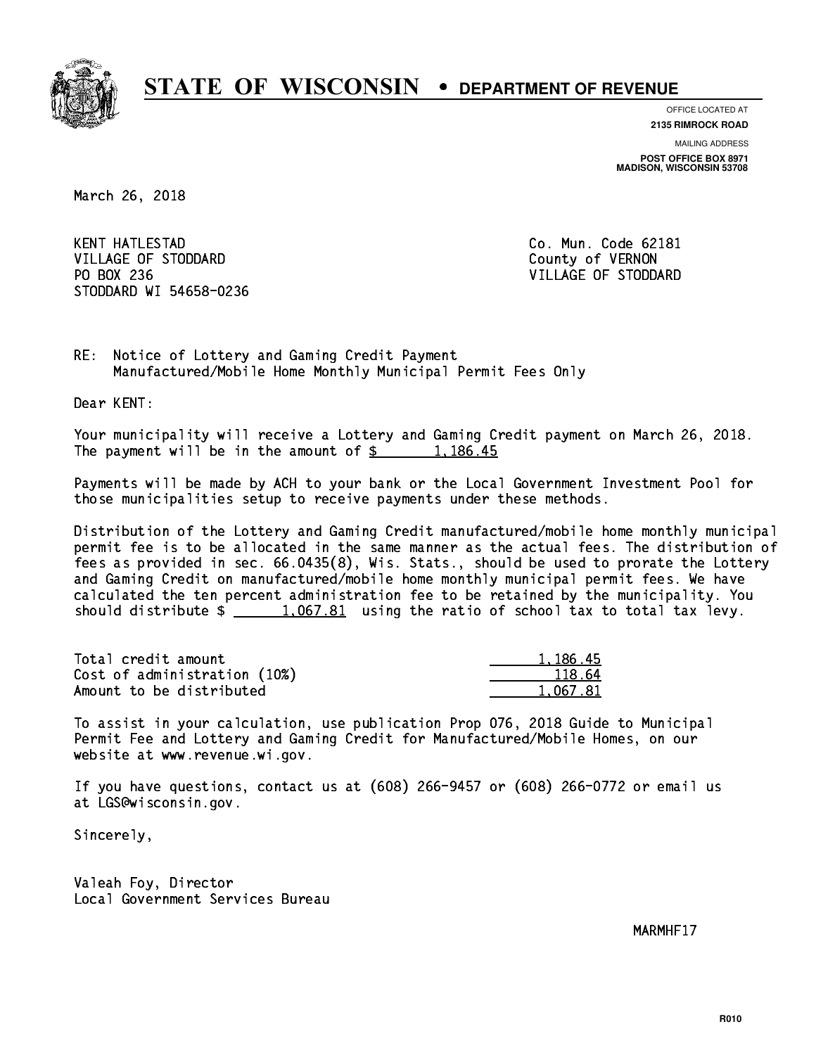# STATE OF WISCONSIN • DEPARTMENT OF REVENUE

OFFICE LOCATED AT
**2135 RIMROCK ROAD**

MAILING ADDRESS
**POST OFFICE BOX 8971**
**MADISON, WISCONSIN 53708**

March 26, 2018

KENT HATLESTAD
VILLAGE OF STODDARD
PO BOX 236
STODDARD WI 54658-0236

Co. Mun. Code 62181
County of VERNON
VILLAGE OF STODDARD

RE: Notice of Lottery and Gaming Credit Payment
Manufactured/Mobile Home Monthly Municipal Permit Fees Only

Dear KENT:

Your municipality will receive a Lottery and Gaming Credit payment on March 26, 2018. The payment will be in the amount of $ 1,186.45

Payments will be made by ACH to your bank or the Local Government Investment Pool for those municipalities setup to receive payments under these methods.

Distribution of the Lottery and Gaming Credit manufactured/mobile home monthly municipal permit fee is to be allocated in the same manner as the actual fees. The distribution of fees as provided in sec. 66.0435(8), Wis. Stats., should be used to prorate the Lottery and Gaming Credit on manufactured/mobile home monthly municipal permit fees. We have calculated the ten percent administration fee to be retained by the municipality. You should distribute $ 1,067.81 using the ratio of school tax to total tax levy.

| | |
|---|---|
| Total credit amount | 1,186.45 |
| Cost of administration (10%) | 118.64 |
| Amount to be distributed | 1,067.81 |

To assist in your calculation, use publication Prop 076, 2018 Guide to Municipal Permit Fee and Lottery and Gaming Credit for Manufactured/Mobile Homes, on our website at www.revenue.wi.gov.

If you have questions, contact us at (608) 266-9457 or (608) 266-0772 or email us at LGS@wisconsin.gov.

Sincerely,

Valeah Foy, Director
Local Government Services Bureau

MARMHF17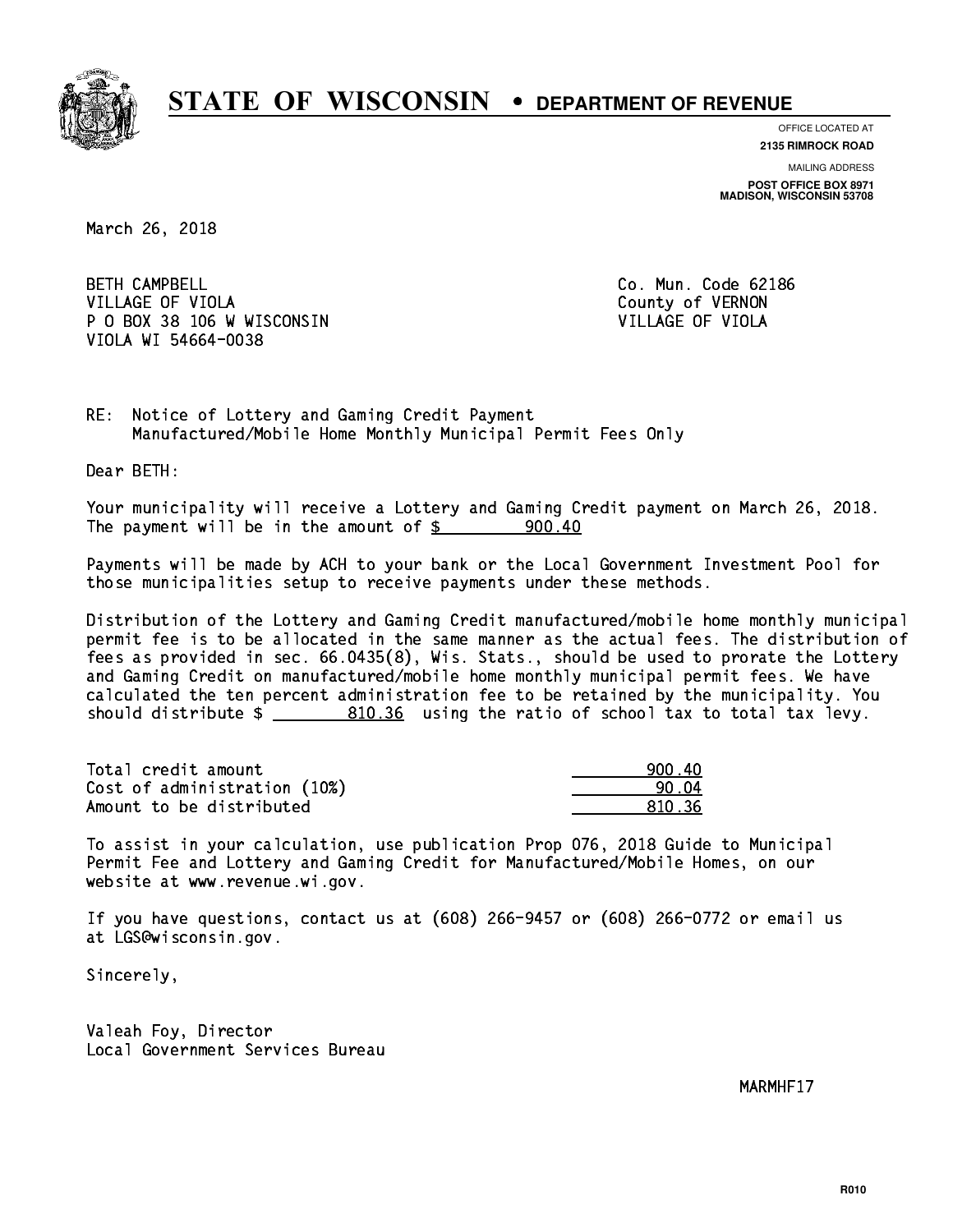# STATE OF WISCONSIN • DEPARTMENT OF REVENUE

OFFICE LOCATED AT
**2135 RIMROCK ROAD**

MAILING ADDRESS
**POST OFFICE BOX 8971**
**MADISON, WISCONSIN 53708**

March 26, 2018

BETH CAMPBELL
VILLAGE OF VIOLA
P O BOX 38 106 W WISCONSIN
VIOLA WI 54664-0038

Co. Mun. Code 62186
County of VERNON
VILLAGE OF VIOLA

RE: Notice of Lottery and Gaming Credit Payment
Manufactured/Mobile Home Monthly Municipal Permit Fees Only

Dear BETH:

Your municipality will receive a Lottery and Gaming Credit payment on March 26, 2018. The payment will be in the amount of $ 900.40

Payments will be made by ACH to your bank or the Local Government Investment Pool for those municipalities setup to receive payments under these methods.

Distribution of the Lottery and Gaming Credit manufactured/mobile home monthly municipal permit fee is to be allocated in the same manner as the actual fees. The distribution of fees as provided in sec. 66.0435(8), Wis. Stats., should be used to prorate the Lottery and Gaming Credit on manufactured/mobile home monthly municipal permit fees. We have calculated the ten percent administration fee to be retained by the municipality. You should distribute $ 810.36 using the ratio of school tax to total tax levy.

| | |
|---|---|
| Total credit amount | 900.40 |
| Cost of administration (10%) | 90.04 |
| Amount to be distributed | 810.36 |

To assist in your calculation, use publication Prop 076, 2018 Guide to Municipal Permit Fee and Lottery and Gaming Credit for Manufactured/Mobile Homes, on our website at www.revenue.wi.gov.

If you have questions, contact us at (608) 266-9457 or (608) 266-0772 or email us at LGS@wisconsin.gov.

Sincerely,

Valeah Foy, Director
Local Government Services Bureau

MARMHF17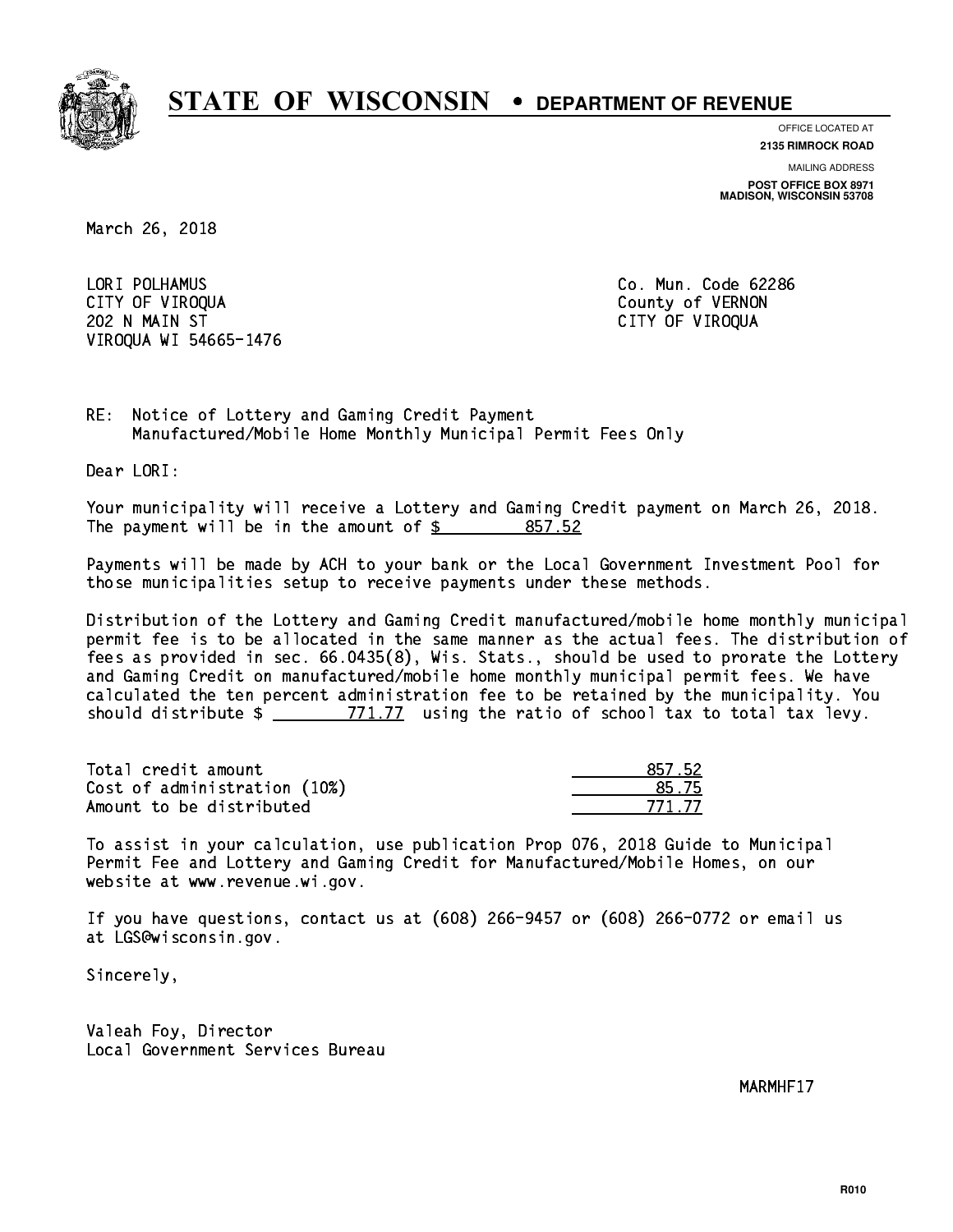# STATE OF WISCONSIN • DEPARTMENT OF REVENUE

OFFICE LOCATED AT
**2135 RIMROCK ROAD**

MAILING ADDRESS
**POST OFFICE BOX 8971**
**MADISON, WISCONSIN 53708**

March 26, 2018

LORI POLHAMUS
CITY OF VIROQUA
202 N MAIN ST
VIROQUA WI 54665-1476

Co. Mun. Code 62286
County of VERNON
CITY OF VIROQUA

RE: Notice of Lottery and Gaming Credit Payment
Manufactured/Mobile Home Monthly Municipal Permit Fees Only

Dear LORI:

Your municipality will receive a Lottery and Gaming Credit payment on March 26, 2018. The payment will be in the amount of $ 857.52

Payments will be made by ACH to your bank or the Local Government Investment Pool for those municipalities setup to receive payments under these methods.

Distribution of the Lottery and Gaming Credit manufactured/mobile home monthly municipal permit fee is to be allocated in the same manner as the actual fees. The distribution of fees as provided in sec. 66.0435(8), Wis. Stats., should be used to prorate the Lottery and Gaming Credit on manufactured/mobile home monthly municipal permit fees. We have calculated the ten percent administration fee to be retained by the municipality. You should distribute $ 771.77 using the ratio of school tax to total tax levy.

| | |
|---|---|
| Total credit amount | 857.52 |
| Cost of administration (10%) | 85.75 |
| Amount to be distributed | 771.77 |

To assist in your calculation, use publication Prop 076, 2018 Guide to Municipal Permit Fee and Lottery and Gaming Credit for Manufactured/Mobile Homes, on our website at www.revenue.wi.gov.

If you have questions, contact us at (608) 266-9457 or (608) 266-0772 or email us at LGS@wisconsin.gov.

Sincerely,

Valeah Foy, Director
Local Government Services Bureau

MARMHF17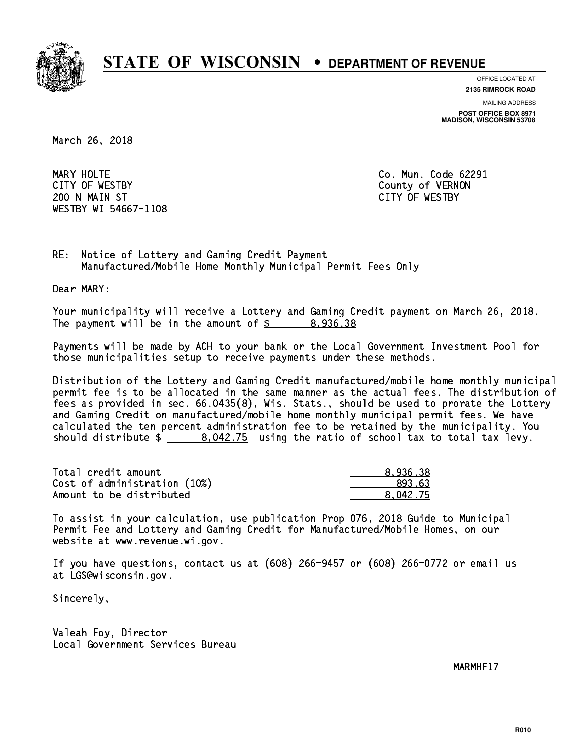# STATE OF WISCONSIN • DEPARTMENT OF REVENUE

OFFICE LOCATED AT
**2135 RIMROCK ROAD**

MAILING ADDRESS
**POST OFFICE BOX 8971**
**MADISON, WISCONSIN 53708**

March 26, 2018

MARY HOLTE
CITY OF WESTBY
200 N MAIN ST
WESTBY WI 54667-1108

Co. Mun. Code 62291
County of VERNON
CITY OF WESTBY

RE: Notice of Lottery and Gaming Credit Payment
Manufactured/Mobile Home Monthly Municipal Permit Fees Only

Dear MARY:

Your municipality will receive a Lottery and Gaming Credit payment on March 26, 2018. The payment will be in the amount of $ 8,936.38

Payments will be made by ACH to your bank or the Local Government Investment Pool for those municipalities setup to receive payments under these methods.

Distribution of the Lottery and Gaming Credit manufactured/mobile home monthly municipal permit fee is to be allocated in the same manner as the actual fees. The distribution of fees as provided in sec. 66.0435(8), Wis. Stats., should be used to prorate the Lottery and Gaming Credit on manufactured/mobile home monthly municipal permit fees. We have calculated the ten percent administration fee to be retained by the municipality. You should distribute $ 8,042.75 using the ratio of school tax to total tax levy.

| | |
|---|---|
| Total credit amount | 8,936.38 |
| Cost of administration (10%) | 893.63 |
| Amount to be distributed | 8,042.75 |

To assist in your calculation, use publication Prop 076, 2018 Guide to Municipal Permit Fee and Lottery and Gaming Credit for Manufactured/Mobile Homes, on our website at www.revenue.wi.gov.

If you have questions, contact us at (608) 266-9457 or (608) 266-0772 or email us at LGS@wisconsin.gov.

Sincerely,

Valeah Foy, Director
Local Government Services Bureau

MARMHF17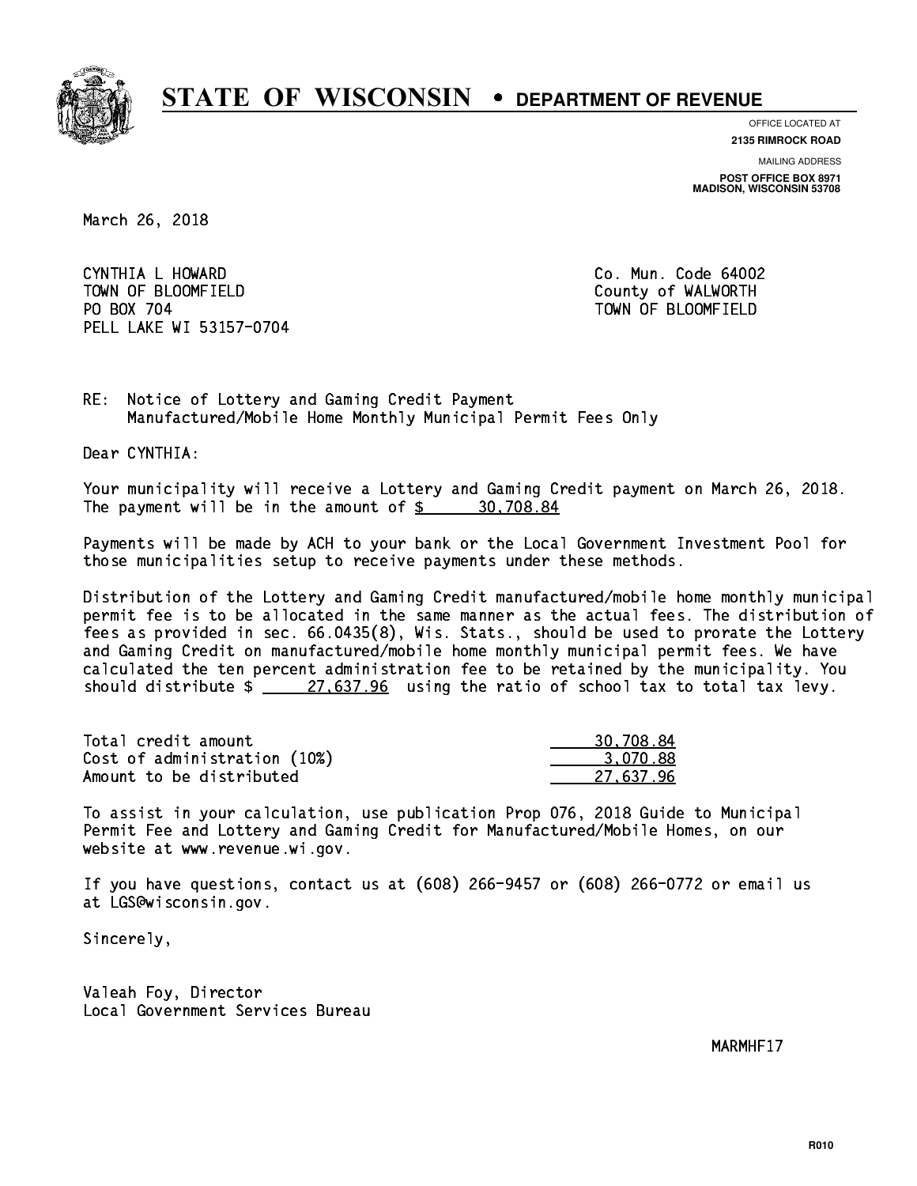# STATE OF WISCONSIN • DEPARTMENT OF REVENUE

OFFICE LOCATED AT
**2135 RIMROCK ROAD**

MAILING ADDRESS
**POST OFFICE BOX 8971**
**MADISON, WISCONSIN 53708**

March 26, 2018

CYNTHIA L HOWARD
TOWN OF BLOOMFIELD
PO BOX 704
PELL LAKE WI 53157-0704

Co. Mun. Code 64002
County of WALWORTH
TOWN OF BLOOMFIELD

RE: Notice of Lottery and Gaming Credit Payment
Manufactured/Mobile Home Monthly Municipal Permit Fees Only

Dear CYNTHIA:

Your municipality will receive a Lottery and Gaming Credit payment on March 26, 2018. The payment will be in the amount of $ 30,708.84

Payments will be made by ACH to your bank or the Local Government Investment Pool for those municipalities setup to receive payments under these methods.

Distribution of the Lottery and Gaming Credit manufactured/mobile home monthly municipal permit fee is to be allocated in the same manner as the actual fees. The distribution of fees as provided in sec. 66.0435(8), Wis. Stats., should be used to prorate the Lottery and Gaming Credit on manufactured/mobile home monthly municipal permit fees. We have calculated the ten percent administration fee to be retained by the municipality. You should distribute $ 27,637.96 using the ratio of school tax to total tax levy.

| | |
|---|---|
| Total credit amount | 30,708.84 |
| Cost of administration (10%) | 3,070.88 |
| Amount to be distributed | 27,637.96 |

To assist in your calculation, use publication Prop 076, 2018 Guide to Municipal Permit Fee and Lottery and Gaming Credit for Manufactured/Mobile Homes, on our website at www.revenue.wi.gov.

If you have questions, contact us at (608) 266-9457 or (608) 266-0772 or email us at LGS@wisconsin.gov.

Sincerely,

Valeah Foy, Director
Local Government Services Bureau

MARMHF17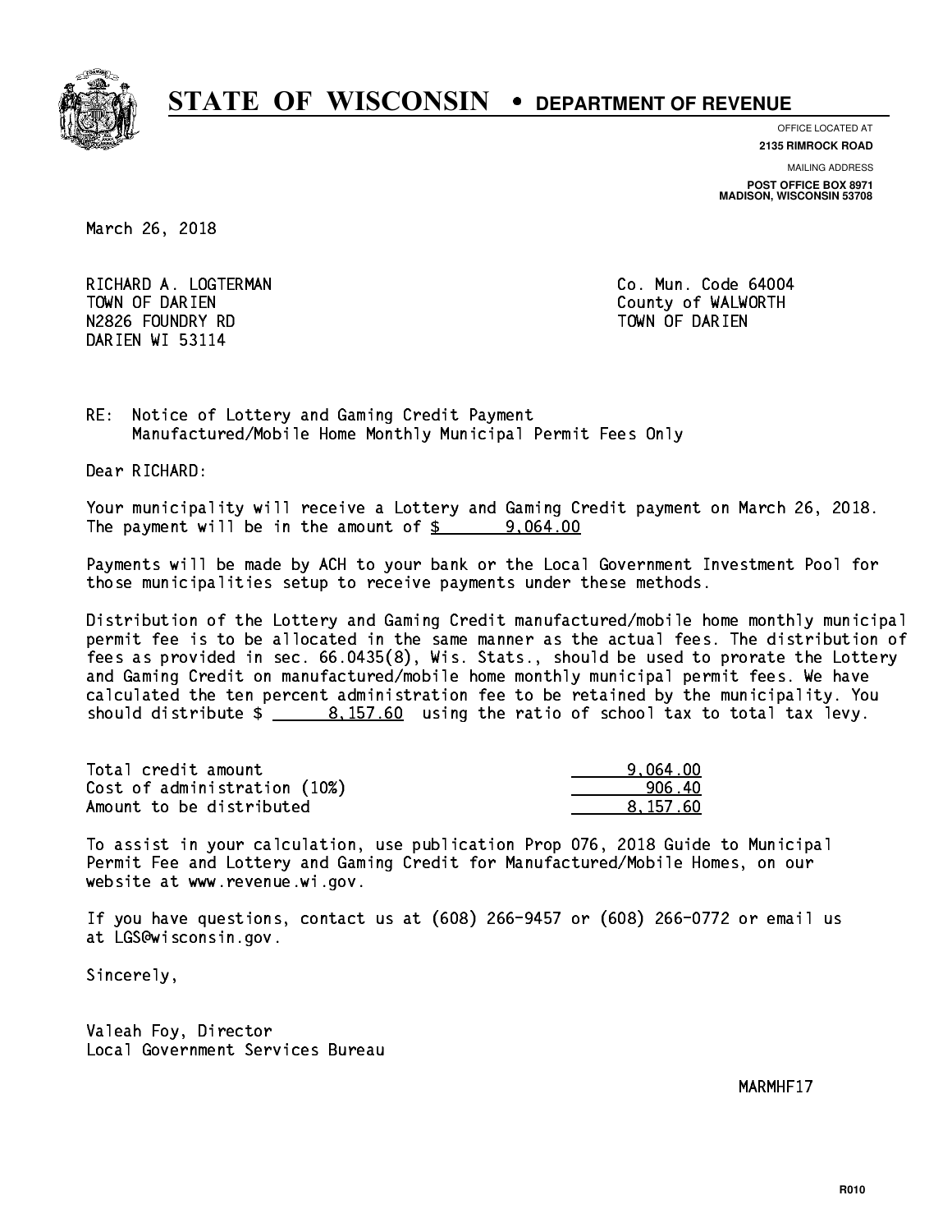# STATE OF WISCONSIN • DEPARTMENT OF REVENUE

OFFICE LOCATED AT
**2135 RIMROCK ROAD**

MAILING ADDRESS
**POST OFFICE BOX 8971**
**MADISON, WISCONSIN 53708**

March 26, 2018

RICHARD A. LOGTERMAN
TOWN OF DARIEN
N2826 FOUNDRY RD
DARIEN WI 53114

Co. Mun. Code 64004
County of WALWORTH
TOWN OF DARIEN

RE: Notice of Lottery and Gaming Credit Payment
Manufactured/Mobile Home Monthly Municipal Permit Fees Only

Dear RICHARD:

Your municipality will receive a Lottery and Gaming Credit payment on March 26, 2018. The payment will be in the amount of $ 9,064.00

Payments will be made by ACH to your bank or the Local Government Investment Pool for those municipalities setup to receive payments under these methods.

Distribution of the Lottery and Gaming Credit manufactured/mobile home monthly municipal permit fee is to be allocated in the same manner as the actual fees. The distribution of fees as provided in sec. 66.0435(8), Wis. Stats., should be used to prorate the Lottery and Gaming Credit on manufactured/mobile home monthly municipal permit fees. We have calculated the ten percent administration fee to be retained by the municipality. You should distribute $ 8,157.60 using the ratio of school tax to total tax levy.

| | |
|---|---|
| Total credit amount | 9,064.00 |
| Cost of administration (10%) | 906.40 |
| Amount to be distributed | 8,157.60 |

To assist in your calculation, use publication Prop 076, 2018 Guide to Municipal Permit Fee and Lottery and Gaming Credit for Manufactured/Mobile Homes, on our website at www.revenue.wi.gov.

If you have questions, contact us at (608) 266-9457 or (608) 266-0772 or email us at LGS@wisconsin.gov.

Sincerely,

Valeah Foy, Director
Local Government Services Bureau

MARMHF17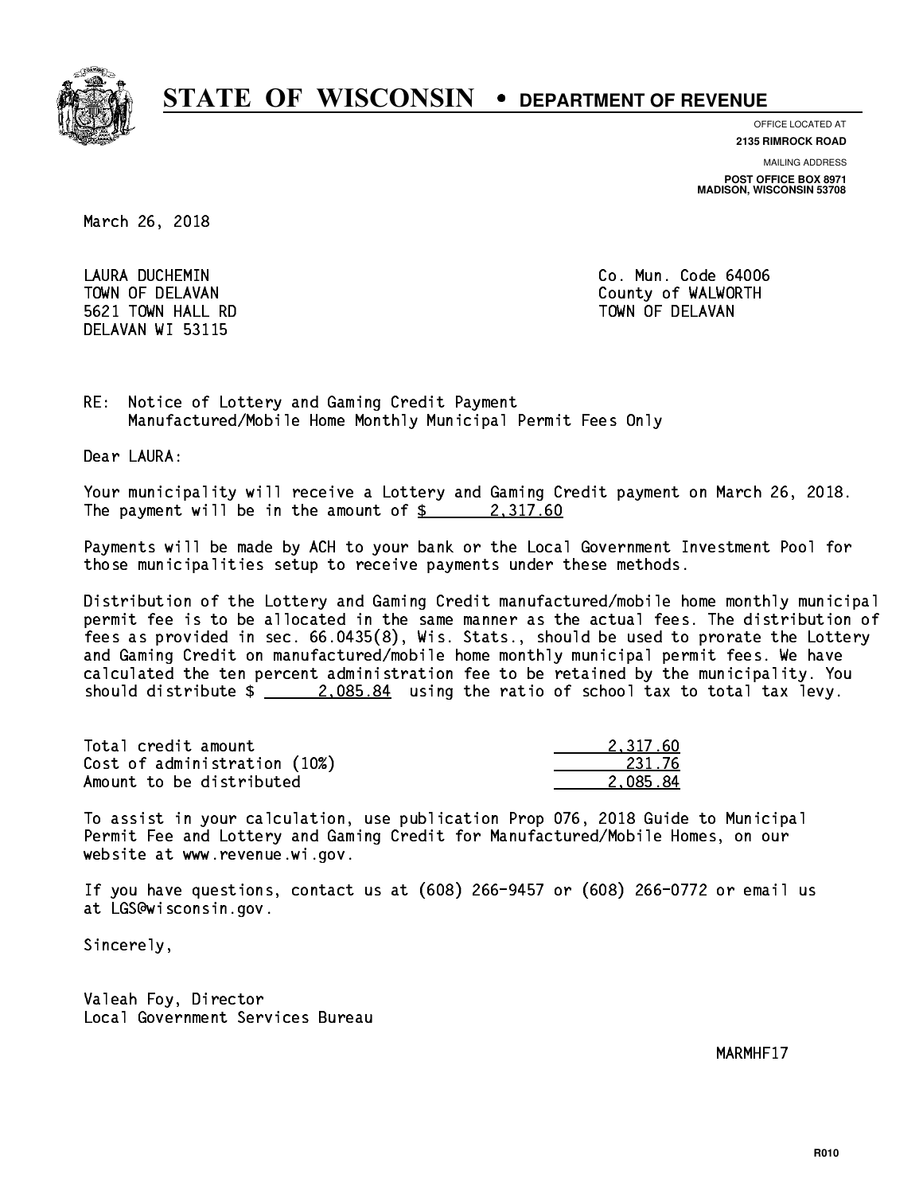# STATE OF WISCONSIN • DEPARTMENT OF REVENUE

OFFICE LOCATED AT
**2135 RIMROCK ROAD**

MAILING ADDRESS
**POST OFFICE BOX 8971**
**MADISON, WISCONSIN 53708**

March 26, 2018

LAURA DUCHEMIN
TOWN OF DELAVAN
5621 TOWN HALL RD
DELAVAN WI 53115

Co. Mun. Code 64006
County of WALWORTH
TOWN OF DELAVAN

RE: Notice of Lottery and Gaming Credit Payment
Manufactured/Mobile Home Monthly Municipal Permit Fees Only

Dear LAURA:

Your municipality will receive a Lottery and Gaming Credit payment on March 26, 2018. The payment will be in the amount of $ 2,317.60

Payments will be made by ACH to your bank or the Local Government Investment Pool for those municipalities setup to receive payments under these methods.

Distribution of the Lottery and Gaming Credit manufactured/mobile home monthly municipal permit fee is to be allocated in the same manner as the actual fees. The distribution of fees as provided in sec. 66.0435(8), Wis. Stats., should be used to prorate the Lottery and Gaming Credit on manufactured/mobile home monthly municipal permit fees. We have calculated the ten percent administration fee to be retained by the municipality. You should distribute $ 2,085.84 using the ratio of school tax to total tax levy.

| | |
|---|---|
| Total credit amount | 2,317.60 |
| Cost of administration (10%) | 231.76 |
| Amount to be distributed | 2,085.84 |

To assist in your calculation, use publication Prop 076, 2018 Guide to Municipal Permit Fee and Lottery and Gaming Credit for Manufactured/Mobile Homes, on our website at www.revenue.wi.gov.

If you have questions, contact us at (608) 266-9457 or (608) 266-0772 or email us at LGS@wisconsin.gov.

Sincerely,

Valeah Foy, Director
Local Government Services Bureau

MARMHF17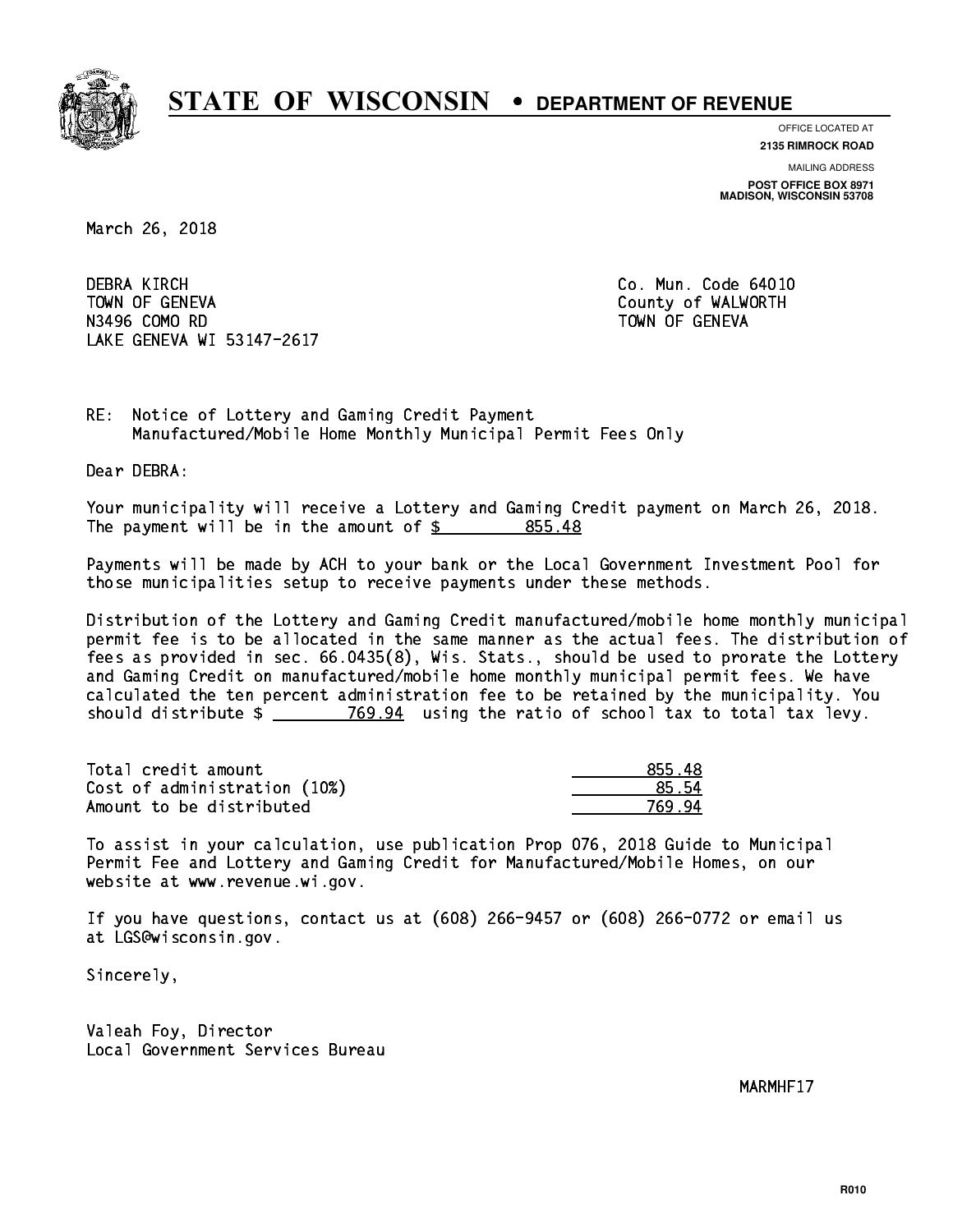# STATE OF WISCONSIN • DEPARTMENT OF REVENUE

OFFICE LOCATED AT
**2135 RIMROCK ROAD**

MAILING ADDRESS
**POST OFFICE BOX 8971**
**MADISON, WISCONSIN 53708**

March 26, 2018

DEBRA KIRCH
TOWN OF GENEVA
N3496 COMO RD
LAKE GENEVA WI 53147-2617

Co. Mun. Code 64010
County of WALWORTH
TOWN OF GENEVA

RE: Notice of Lottery and Gaming Credit Payment
Manufactured/Mobile Home Monthly Municipal Permit Fees Only

Dear DEBRA:

Your municipality will receive a Lottery and Gaming Credit payment on March 26, 2018. The payment will be in the amount of $ 855.48

Payments will be made by ACH to your bank or the Local Government Investment Pool for those municipalities setup to receive payments under these methods.

Distribution of the Lottery and Gaming Credit manufactured/mobile home monthly municipal permit fee is to be allocated in the same manner as the actual fees. The distribution of fees as provided in sec. 66.0435(8), Wis. Stats., should be used to prorate the Lottery and Gaming Credit on manufactured/mobile home monthly municipal permit fees. We have calculated the ten percent administration fee to be retained by the municipality. You should distribute $ 769.94 using the ratio of school tax to total tax levy.

| | |
|---|---|
| Total credit amount | 855.48 |
| Cost of administration (10%) | 85.54 |
| Amount to be distributed | 769.94 |

To assist in your calculation, use publication Prop 076, 2018 Guide to Municipal Permit Fee and Lottery and Gaming Credit for Manufactured/Mobile Homes, on our website at www.revenue.wi.gov.

If you have questions, contact us at (608) 266-9457 or (608) 266-0772 or email us at LGS@wisconsin.gov.

Sincerely,

Valeah Foy, Director
Local Government Services Bureau

MARMHF17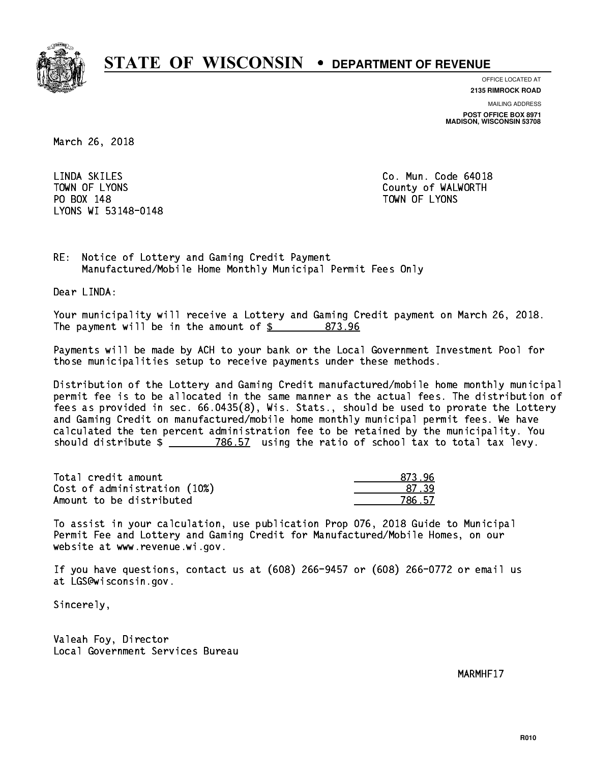# STATE OF WISCONSIN • DEPARTMENT OF REVENUE

OFFICE LOCATED AT
**2135 RIMROCK ROAD**

MAILING ADDRESS
**POST OFFICE BOX 8971**
**MADISON, WISCONSIN 53708**

March 26, 2018

LINDA SKILES
TOWN OF LYONS
PO BOX 148
LYONS WI 53148-0148

Co. Mun. Code 64018
County of WALWORTH
TOWN OF LYONS

RE: Notice of Lottery and Gaming Credit Payment
Manufactured/Mobile Home Monthly Municipal Permit Fees Only

Dear LINDA:

Your municipality will receive a Lottery and Gaming Credit payment on March 26, 2018. The payment will be in the amount of $ 873.96

Payments will be made by ACH to your bank or the Local Government Investment Pool for those municipalities setup to receive payments under these methods.

Distribution of the Lottery and Gaming Credit manufactured/mobile home monthly municipal permit fee is to be allocated in the same manner as the actual fees. The distribution of fees as provided in sec. 66.0435(8), Wis. Stats., should be used to prorate the Lottery and Gaming Credit on manufactured/mobile home monthly municipal permit fees. We have calculated the ten percent administration fee to be retained by the municipality. You should distribute $ 786.57 using the ratio of school tax to total tax levy.

| | |
|---|---|
| Total credit amount | 873.96 |
| Cost of administration (10%) | 87.39 |
| Amount to be distributed | 786.57 |

To assist in your calculation, use publication Prop 076, 2018 Guide to Municipal Permit Fee and Lottery and Gaming Credit for Manufactured/Mobile Homes, on our website at www.revenue.wi.gov.

If you have questions, contact us at (608) 266-9457 or (608) 266-0772 or email us at LGS@wisconsin.gov.

Sincerely,

Valeah Foy, Director
Local Government Services Bureau

MARMHF17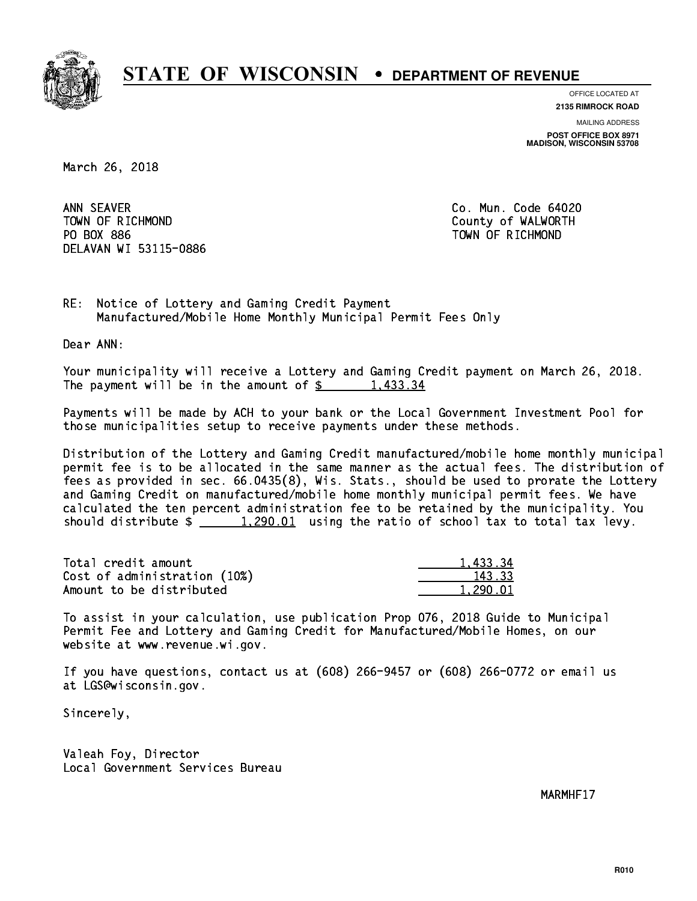# STATE OF WISCONSIN • DEPARTMENT OF REVENUE

OFFICE LOCATED AT
**2135 RIMROCK ROAD**

MAILING ADDRESS
**POST OFFICE BOX 8971**
**MADISON, WISCONSIN 53708**

March 26, 2018

ANN SEAVER
TOWN OF RICHMOND
PO BOX 886
DELAVAN WI 53115-0886

Co. Mun. Code 64020
County of WALWORTH
TOWN OF RICHMOND

RE: Notice of Lottery and Gaming Credit Payment
Manufactured/Mobile Home Monthly Municipal Permit Fees Only

Dear ANN:

Your municipality will receive a Lottery and Gaming Credit payment on March 26, 2018. The payment will be in the amount of $ 1,433.34

Payments will be made by ACH to your bank or the Local Government Investment Pool for those municipalities setup to receive payments under these methods.

Distribution of the Lottery and Gaming Credit manufactured/mobile home monthly municipal permit fee is to be allocated in the same manner as the actual fees. The distribution of fees as provided in sec. 66.0435(8), Wis. Stats., should be used to prorate the Lottery and Gaming Credit on manufactured/mobile home monthly municipal permit fees. We have calculated the ten percent administration fee to be retained by the municipality. You should distribute $ 1,290.01 using the ratio of school tax to total tax levy.

| | |
|---|---|
| Total credit amount | 1,433.34 |
| Cost of administration (10%) | 143.33 |
| Amount to be distributed | 1,290.01 |

To assist in your calculation, use publication Prop 076, 2018 Guide to Municipal Permit Fee and Lottery and Gaming Credit for Manufactured/Mobile Homes, on our website at www.revenue.wi.gov.

If you have questions, contact us at (608) 266-9457 or (608) 266-0772 or email us at LGS@wisconsin.gov.

Sincerely,

Valeah Foy, Director
Local Government Services Bureau

MARMHF17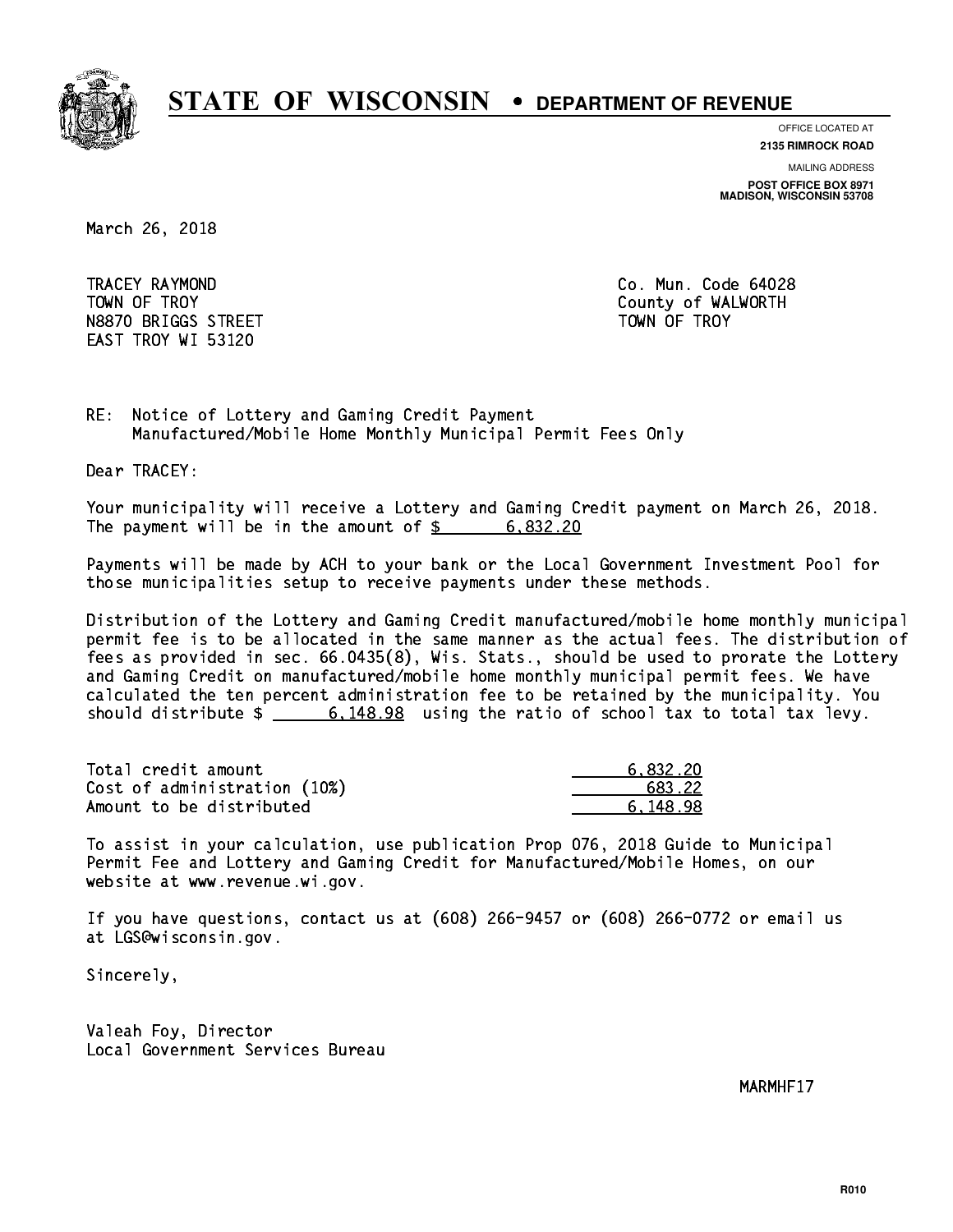# STATE OF WISCONSIN • DEPARTMENT OF REVENUE

OFFICE LOCATED AT
**2135 RIMROCK ROAD**

MAILING ADDRESS
**POST OFFICE BOX 8971**
**MADISON, WISCONSIN 53708**

March 26, 2018

TRACEY RAYMOND
TOWN OF TROY
N8870 BRIGGS STREET
EAST TROY WI 53120

Co. Mun. Code 64028
County of WALWORTH
TOWN OF TROY

RE: Notice of Lottery and Gaming Credit Payment
Manufactured/Mobile Home Monthly Municipal Permit Fees Only

Dear TRACEY:

Your municipality will receive a Lottery and Gaming Credit payment on March 26, 2018. The payment will be in the amount of $ 6,832.20

Payments will be made by ACH to your bank or the Local Government Investment Pool for those municipalities setup to receive payments under these methods.

Distribution of the Lottery and Gaming Credit manufactured/mobile home monthly municipal permit fee is to be allocated in the same manner as the actual fees. The distribution of fees as provided in sec. 66.0435(8), Wis. Stats., should be used to prorate the Lottery and Gaming Credit on manufactured/mobile home monthly municipal permit fees. We have calculated the ten percent administration fee to be retained by the municipality. You should distribute $ 6,148.98 using the ratio of school tax to total tax levy.

| | |
|---|---|
| Total credit amount | 6,832.20 |
| Cost of administration (10%) | 683.22 |
| Amount to be distributed | 6,148.98 |

To assist in your calculation, use publication Prop 076, 2018 Guide to Municipal Permit Fee and Lottery and Gaming Credit for Manufactured/Mobile Homes, on our website at www.revenue.wi.gov.

If you have questions, contact us at (608) 266-9457 or (608) 266-0772 or email us at LGS@wisconsin.gov.

Sincerely,

Valeah Foy, Director
Local Government Services Bureau

MARMHF17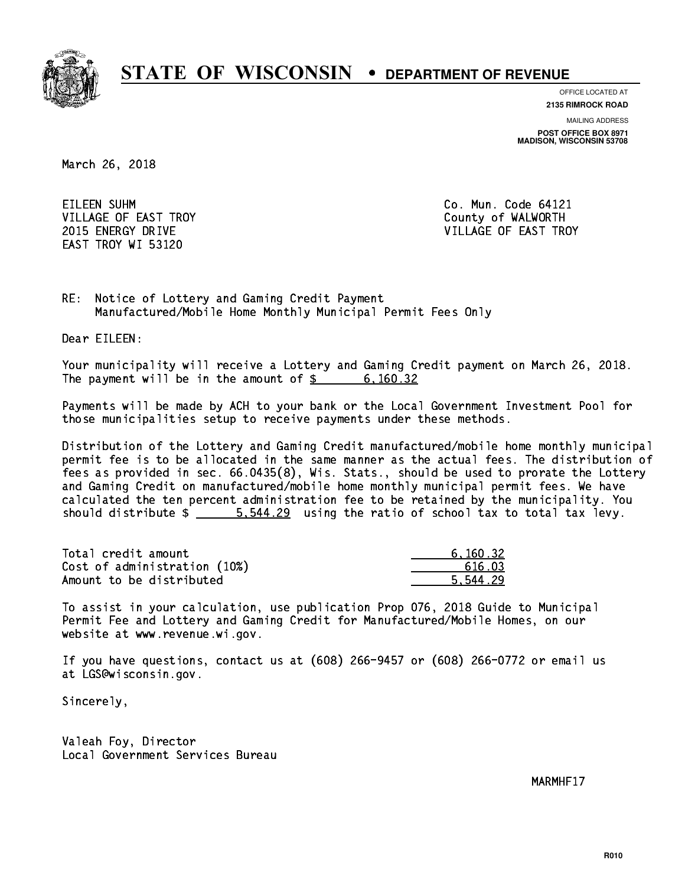# STATE OF WISCONSIN • DEPARTMENT OF REVENUE

OFFICE LOCATED AT
**2135 RIMROCK ROAD**

MAILING ADDRESS
**POST OFFICE BOX 8971**
**MADISON, WISCONSIN 53708**

March 26, 2018

EILEEN SUHM
VILLAGE OF EAST TROY
2015 ENERGY DRIVE
EAST TROY WI 53120

Co. Mun. Code 64121
County of WALWORTH
VILLAGE OF EAST TROY

RE: Notice of Lottery and Gaming Credit Payment
Manufactured/Mobile Home Monthly Municipal Permit Fees Only

Dear EILEEN:

Your municipality will receive a Lottery and Gaming Credit payment on March 26, 2018. The payment will be in the amount of $ 6,160.32

Payments will be made by ACH to your bank or the Local Government Investment Pool for those municipalities setup to receive payments under these methods.

Distribution of the Lottery and Gaming Credit manufactured/mobile home monthly municipal permit fee is to be allocated in the same manner as the actual fees. The distribution of fees as provided in sec. 66.0435(8), Wis. Stats., should be used to prorate the Lottery and Gaming Credit on manufactured/mobile home monthly municipal permit fees. We have calculated the ten percent administration fee to be retained by the municipality. You should distribute $ 5,544.29 using the ratio of school tax to total tax levy.

| | |
|---|---|
| Total credit amount | 6,160.32 |
| Cost of administration (10%) | 616.03 |
| Amount to be distributed | 5,544.29 |

To assist in your calculation, use publication Prop 076, 2018 Guide to Municipal Permit Fee and Lottery and Gaming Credit for Manufactured/Mobile Homes, on our website at www.revenue.wi.gov.

If you have questions, contact us at (608) 266-9457 or (608) 266-0772 or email us at LGS@wisconsin.gov.

Sincerely,

Valeah Foy, Director
Local Government Services Bureau

MARMHF17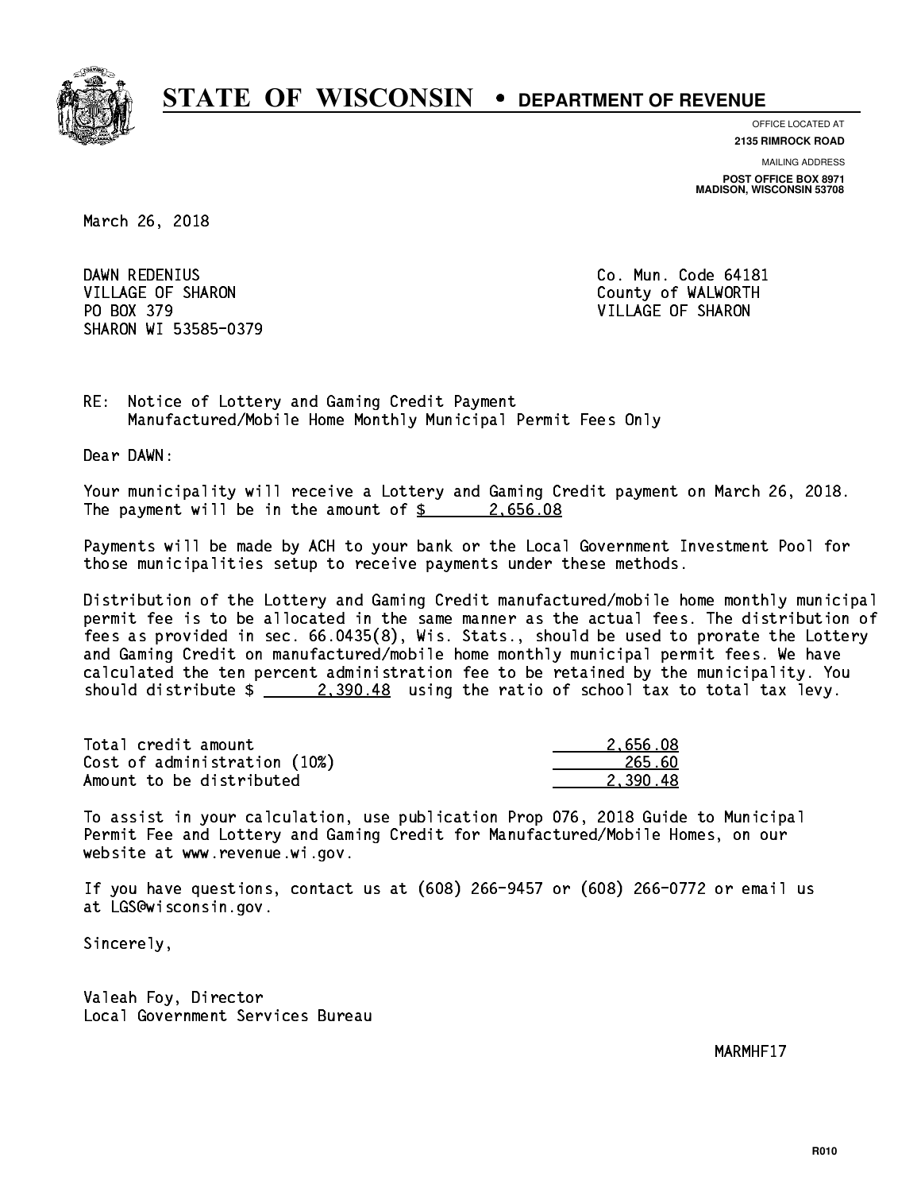# STATE OF WISCONSIN • DEPARTMENT OF REVENUE

OFFICE LOCATED AT
**2135 RIMROCK ROAD**

MAILING ADDRESS
**POST OFFICE BOX 8971**
**MADISON, WISCONSIN 53708**

March 26, 2018

DAWN REDENIUS
VILLAGE OF SHARON
PO BOX 379
SHARON WI 53585-0379

Co. Mun. Code 64181
County of WALWORTH
VILLAGE OF SHARON

RE: Notice of Lottery and Gaming Credit Payment
Manufactured/Mobile Home Monthly Municipal Permit Fees Only

Dear DAWN:

Your municipality will receive a Lottery and Gaming Credit payment on March 26, 2018. The payment will be in the amount of $ 2,656.08

Payments will be made by ACH to your bank or the Local Government Investment Pool for those municipalities setup to receive payments under these methods.

Distribution of the Lottery and Gaming Credit manufactured/mobile home monthly municipal permit fee is to be allocated in the same manner as the actual fees. The distribution of fees as provided in sec. 66.0435(8), Wis. Stats., should be used to prorate the Lottery and Gaming Credit on manufactured/mobile home monthly municipal permit fees. We have calculated the ten percent administration fee to be retained by the municipality. You should distribute $ 2,390.48 using the ratio of school tax to total tax levy.

| | |
|---|---|
| Total credit amount | 2,656.08 |
| Cost of administration (10%) | 265.60 |
| Amount to be distributed | 2,390.48 |

To assist in your calculation, use publication Prop 076, 2018 Guide to Municipal Permit Fee and Lottery and Gaming Credit for Manufactured/Mobile Homes, on our website at www.revenue.wi.gov.

If you have questions, contact us at (608) 266-9457 or (608) 266-0772 or email us at LGS@wisconsin.gov.

Sincerely,

Valeah Foy, Director
Local Government Services Bureau

MARMHF17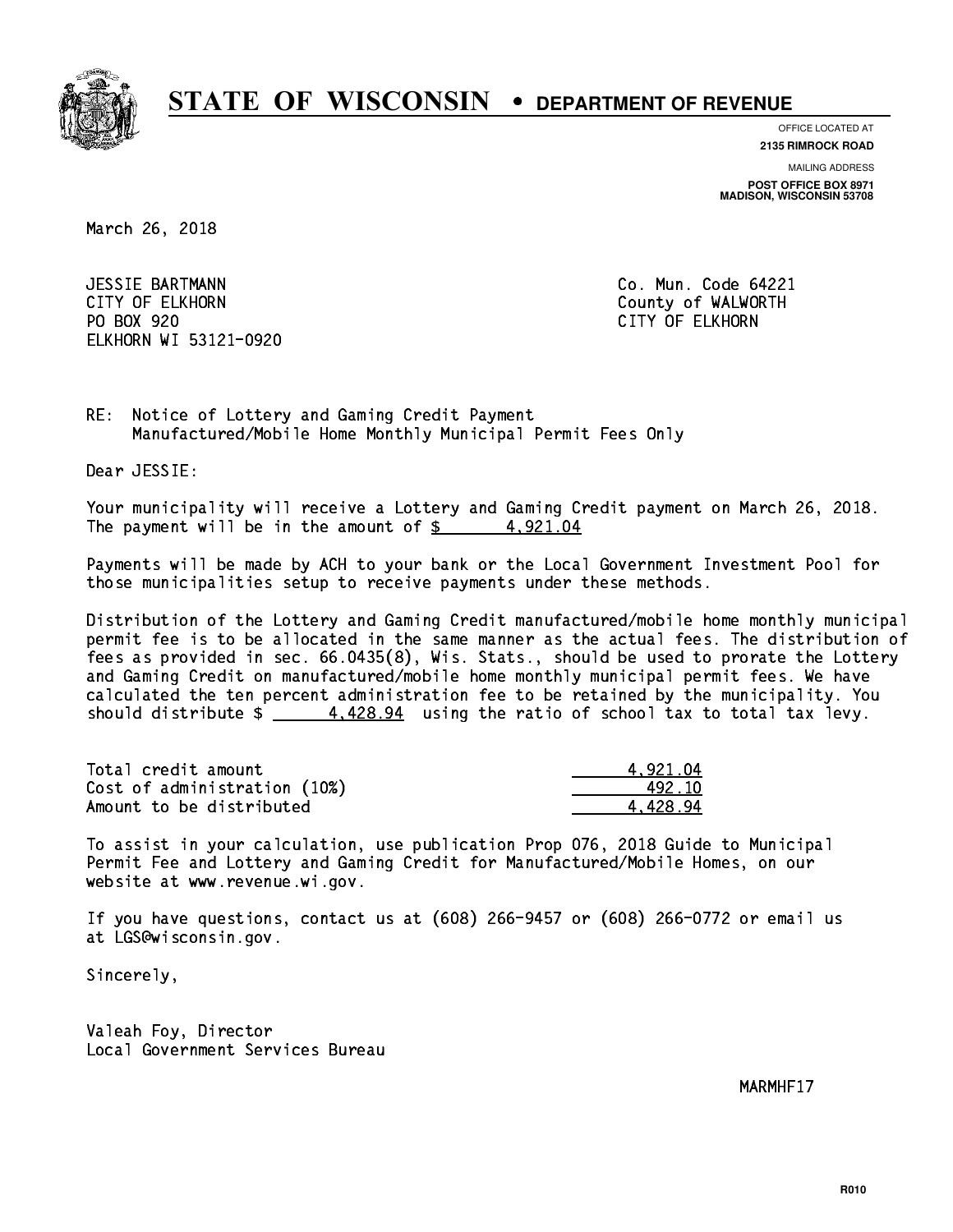# STATE OF WISCONSIN • DEPARTMENT OF REVENUE

OFFICE LOCATED AT
**2135 RIMROCK ROAD**

MAILING ADDRESS
**POST OFFICE BOX 8971**
**MADISON, WISCONSIN 53708**

March 26, 2018

JESSIE BARTMANN
CITY OF ELKHORN
PO BOX 920
ELKHORN WI 53121-0920

Co. Mun. Code 64221
County of WALWORTH
CITY OF ELKHORN

RE: Notice of Lottery and Gaming Credit Payment
Manufactured/Mobile Home Monthly Municipal Permit Fees Only

Dear JESSIE:

Your municipality will receive a Lottery and Gaming Credit payment on March 26, 2018. The payment will be in the amount of $ 4,921.04

Payments will be made by ACH to your bank or the Local Government Investment Pool for those municipalities setup to receive payments under these methods.

Distribution of the Lottery and Gaming Credit manufactured/mobile home monthly municipal permit fee is to be allocated in the same manner as the actual fees. The distribution of fees as provided in sec. 66.0435(8), Wis. Stats., should be used to prorate the Lottery and Gaming Credit on manufactured/mobile home monthly municipal permit fees. We have calculated the ten percent administration fee to be retained by the municipality. You should distribute $ 4,428.94 using the ratio of school tax to total tax levy.

| | |
|---|---|
| Total credit amount | 4,921.04 |
| Cost of administration (10%) | 492.10 |
| Amount to be distributed | 4,428.94 |

To assist in your calculation, use publication Prop 076, 2018 Guide to Municipal Permit Fee and Lottery and Gaming Credit for Manufactured/Mobile Homes, on our website at www.revenue.wi.gov.

If you have questions, contact us at (608) 266-9457 or (608) 266-0772 or email us at LGS@wisconsin.gov.

Sincerely,

Valeah Foy, Director
Local Government Services Bureau

MARMHF17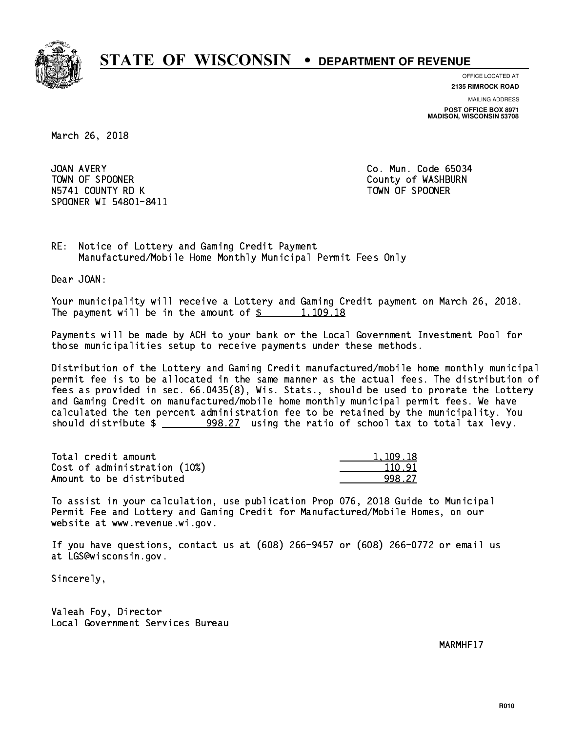# STATE OF WISCONSIN • DEPARTMENT OF REVENUE

OFFICE LOCATED AT
**2135 RIMROCK ROAD**

MAILING ADDRESS
**POST OFFICE BOX 8971**
**MADISON, WISCONSIN 53708**

March 26, 2018

JOAN AVERY
TOWN OF SPOONER
N5741 COUNTY RD K
SPOONER WI 54801-8411

Co. Mun. Code 65034
County of WASHBURN
TOWN OF SPOONER

RE: Notice of Lottery and Gaming Credit Payment
Manufactured/Mobile Home Monthly Municipal Permit Fees Only

Dear JOAN:

Your municipality will receive a Lottery and Gaming Credit payment on March 26, 2018. The payment will be in the amount of $ 1,109.18

Payments will be made by ACH to your bank or the Local Government Investment Pool for those municipalities setup to receive payments under these methods.

Distribution of the Lottery and Gaming Credit manufactured/mobile home monthly municipal permit fee is to be allocated in the same manner as the actual fees. The distribution of fees as provided in sec. 66.0435(8), Wis. Stats., should be used to prorate the Lottery and Gaming Credit on manufactured/mobile home monthly municipal permit fees. We have calculated the ten percent administration fee to be retained by the municipality. You should distribute $ 998.27 using the ratio of school tax to total tax levy.

| | |
|---|---|
| Total credit amount | 1,109.18 |
| Cost of administration (10%) | 110.91 |
| Amount to be distributed | 998.27 |

To assist in your calculation, use publication Prop 076, 2018 Guide to Municipal Permit Fee and Lottery and Gaming Credit for Manufactured/Mobile Homes, on our website at www.revenue.wi.gov.

If you have questions, contact us at (608) 266-9457 or (608) 266-0772 or email us at LGS@wisconsin.gov.

Sincerely,

Valeah Foy, Director
Local Government Services Bureau

MARMHF17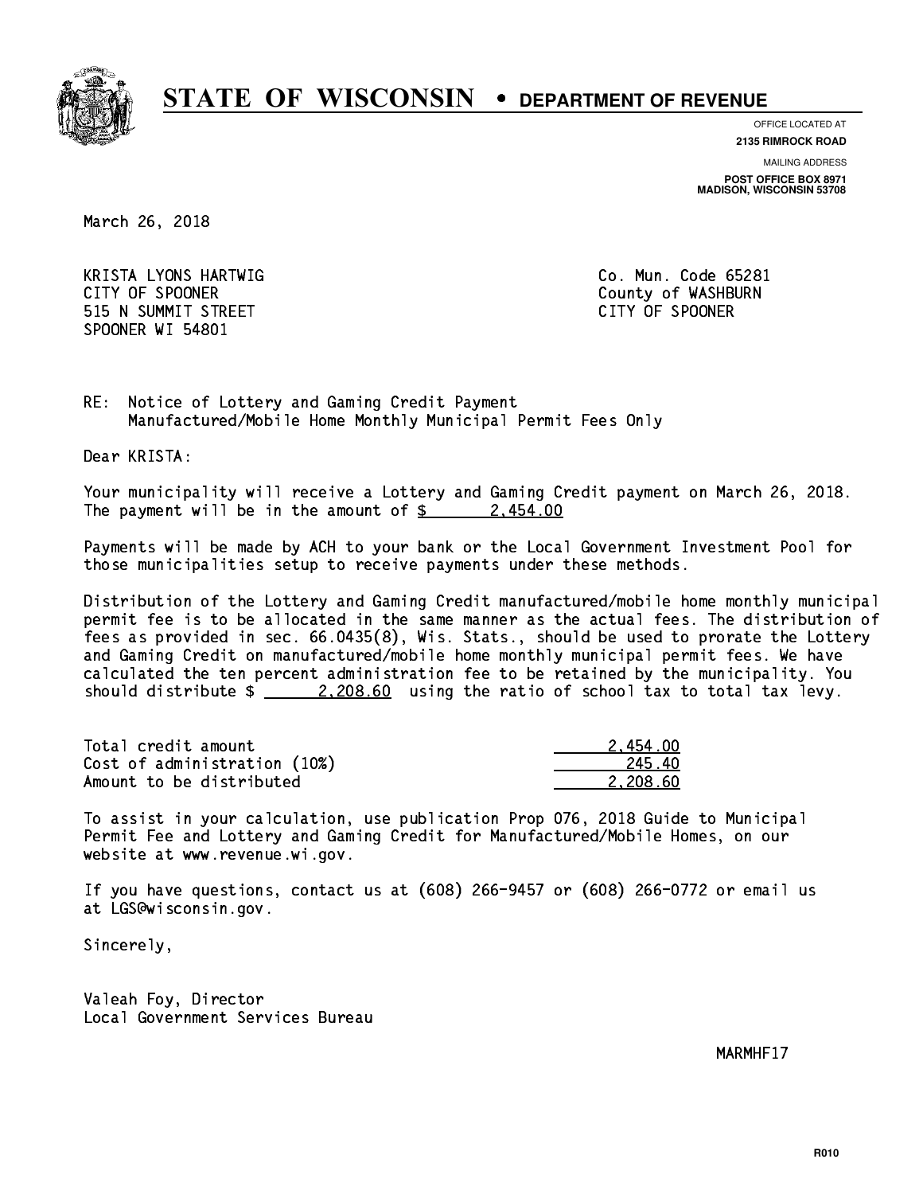# STATE OF WISCONSIN • DEPARTMENT OF REVENUE

OFFICE LOCATED AT
**2135 RIMROCK ROAD**

MAILING ADDRESS
**POST OFFICE BOX 8971**
**MADISON, WISCONSIN 53708**

March 26, 2018

KRISTA LYONS HARTWIG
CITY OF SPOONER
515 N SUMMIT STREET
SPOONER WI 54801

Co. Mun. Code 65281
County of WASHBURN
CITY OF SPOONER

RE: Notice of Lottery and Gaming Credit Payment
Manufactured/Mobile Home Monthly Municipal Permit Fees Only

Dear KRISTA:

Your municipality will receive a Lottery and Gaming Credit payment on March 26, 2018. The payment will be in the amount of $ 2,454.00

Payments will be made by ACH to your bank or the Local Government Investment Pool for those municipalities setup to receive payments under these methods.

Distribution of the Lottery and Gaming Credit manufactured/mobile home monthly municipal permit fee is to be allocated in the same manner as the actual fees. The distribution of fees as provided in sec. 66.0435(8), Wis. Stats., should be used to prorate the Lottery and Gaming Credit on manufactured/mobile home monthly municipal permit fees. We have calculated the ten percent administration fee to be retained by the municipality. You should distribute $ 2,208.60 using the ratio of school tax to total tax levy.

| | |
|---|---|
| Total credit amount | 2,454.00 |
| Cost of administration (10%) | 245.40 |
| Amount to be distributed | 2,208.60 |

To assist in your calculation, use publication Prop 076, 2018 Guide to Municipal Permit Fee and Lottery and Gaming Credit for Manufactured/Mobile Homes, on our website at www.revenue.wi.gov.

If you have questions, contact us at (608) 266-9457 or (608) 266-0772 or email us at LGS@wisconsin.gov.

Sincerely,

Valeah Foy, Director
Local Government Services Bureau

MARMHF17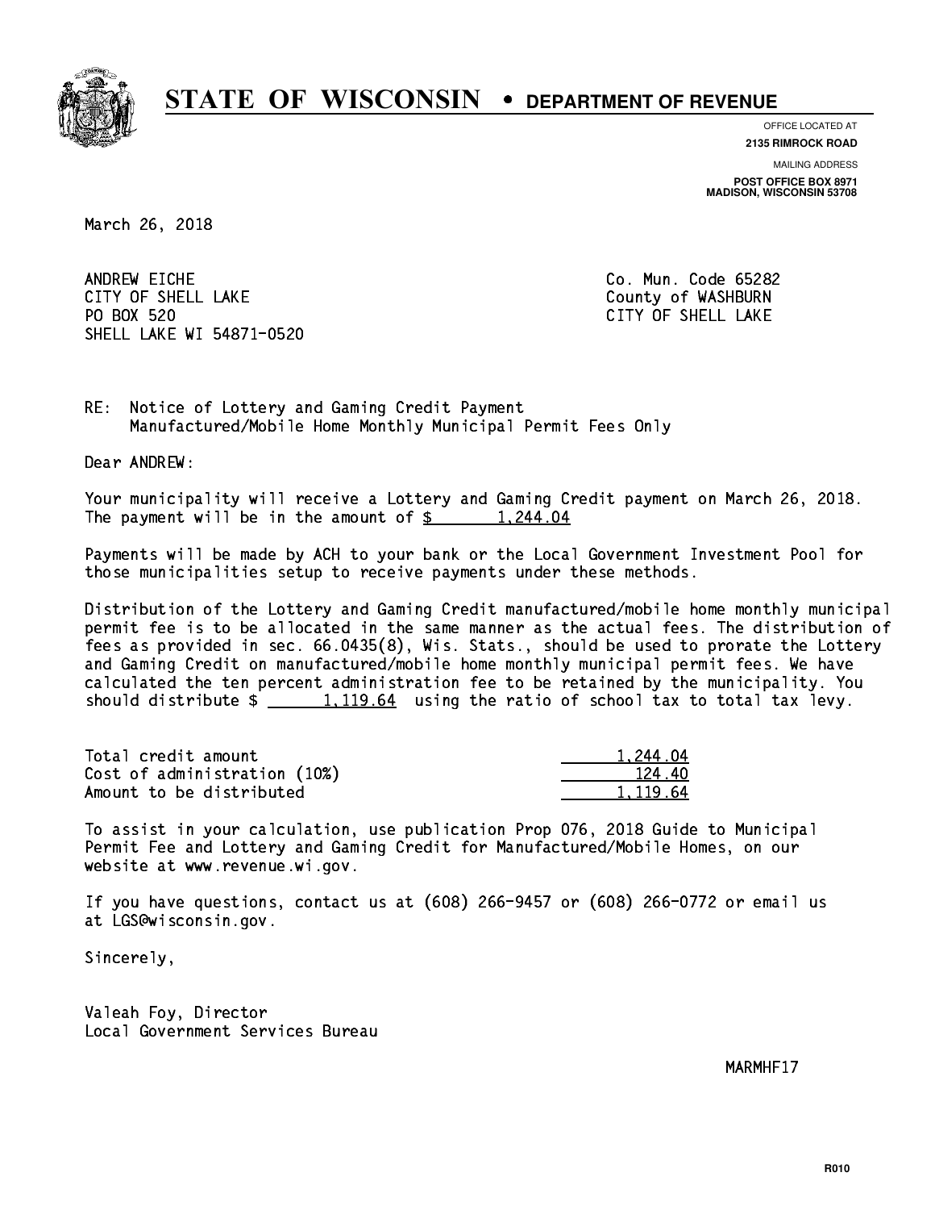# STATE OF WISCONSIN • DEPARTMENT OF REVENUE

OFFICE LOCATED AT
**2135 RIMROCK ROAD**

MAILING ADDRESS
**POST OFFICE BOX 8971**
**MADISON, WISCONSIN 53708**

March 26, 2018

ANDREW EICHE
CITY OF SHELL LAKE
PO BOX 520
SHELL LAKE WI 54871-0520

Co. Mun. Code 65282
County of WASHBURN
CITY OF SHELL LAKE

RE: Notice of Lottery and Gaming Credit Payment
Manufactured/Mobile Home Monthly Municipal Permit Fees Only

Dear ANDREW:

Your municipality will receive a Lottery and Gaming Credit payment on March 26, 2018. The payment will be in the amount of $ 1,244.04

Payments will be made by ACH to your bank or the Local Government Investment Pool for those municipalities setup to receive payments under these methods.

Distribution of the Lottery and Gaming Credit manufactured/mobile home monthly municipal permit fee is to be allocated in the same manner as the actual fees. The distribution of fees as provided in sec. 66.0435(8), Wis. Stats., should be used to prorate the Lottery and Gaming Credit on manufactured/mobile home monthly municipal permit fees. We have calculated the ten percent administration fee to be retained by the municipality. You should distribute $ 1,119.64 using the ratio of school tax to total tax levy.

| | |
|---|---|
| Total credit amount | 1,244.04 |
| Cost of administration (10%) | 124.40 |
| Amount to be distributed | 1,119.64 |

To assist in your calculation, use publication Prop 076, 2018 Guide to Municipal Permit Fee and Lottery and Gaming Credit for Manufactured/Mobile Homes, on our website at www.revenue.wi.gov.

If you have questions, contact us at (608) 266-9457 or (608) 266-0772 or email us at LGS@wisconsin.gov.

Sincerely,

Valeah Foy, Director
Local Government Services Bureau

MARMHF17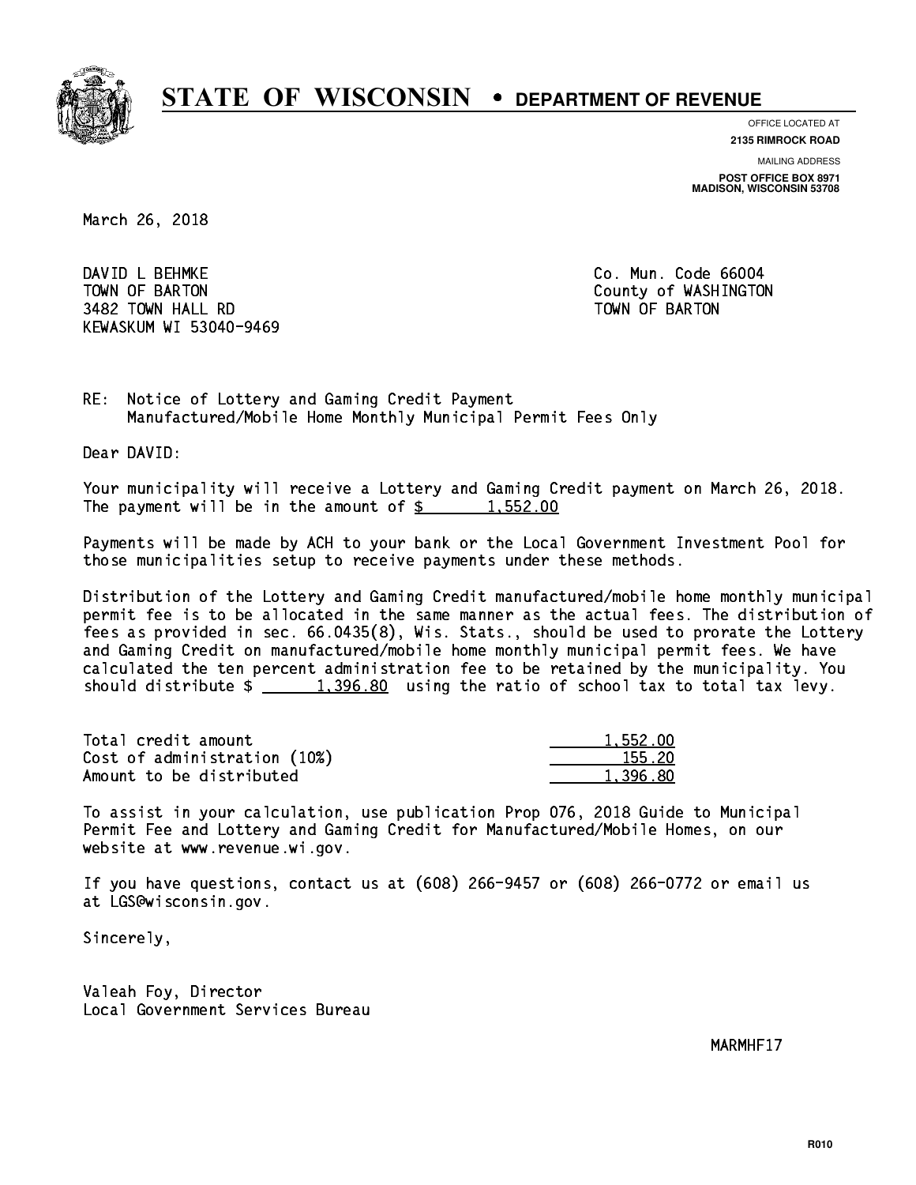# STATE OF WISCONSIN • DEPARTMENT OF REVENUE

OFFICE LOCATED AT
**2135 RIMROCK ROAD**

MAILING ADDRESS
**POST OFFICE BOX 8971**
**MADISON, WISCONSIN 53708**

March 26, 2018

DAVID L BEHMKE
TOWN OF BARTON
3482 TOWN HALL RD
KEWASKUM WI 53040-9469

Co. Mun. Code 66004
County of WASHINGTON
TOWN OF BARTON

RE: Notice of Lottery and Gaming Credit Payment
Manufactured/Mobile Home Monthly Municipal Permit Fees Only

Dear DAVID:

Your municipality will receive a Lottery and Gaming Credit payment on March 26, 2018. The payment will be in the amount of $ 1,552.00

Payments will be made by ACH to your bank or the Local Government Investment Pool for those municipalities setup to receive payments under these methods.

Distribution of the Lottery and Gaming Credit manufactured/mobile home monthly municipal permit fee is to be allocated in the same manner as the actual fees. The distribution of fees as provided in sec. 66.0435(8), Wis. Stats., should be used to prorate the Lottery and Gaming Credit on manufactured/mobile home monthly municipal permit fees. We have calculated the ten percent administration fee to be retained by the municipality. You should distribute $ 1,396.80 using the ratio of school tax to total tax levy.

| | |
|---|---|
| Total credit amount | 1,552.00 |
| Cost of administration (10%) | 155.20 |
| Amount to be distributed | 1,396.80 |

To assist in your calculation, use publication Prop 076, 2018 Guide to Municipal Permit Fee and Lottery and Gaming Credit for Manufactured/Mobile Homes, on our website at www.revenue.wi.gov.

If you have questions, contact us at (608) 266-9457 or (608) 266-0772 or email us at LGS@wisconsin.gov.

Sincerely,

Valeah Foy, Director
Local Government Services Bureau

MARMHF17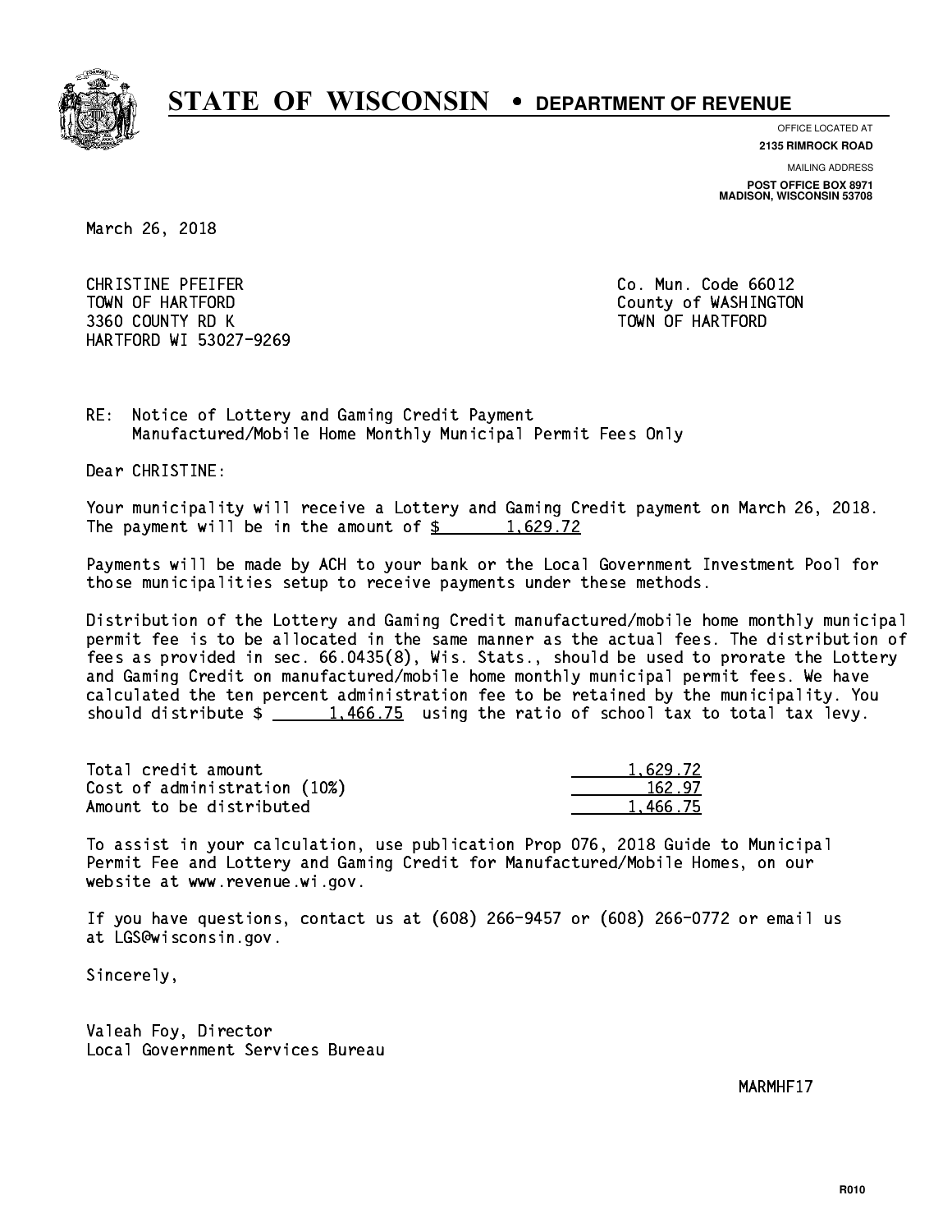# STATE OF WISCONSIN • DEPARTMENT OF REVENUE

OFFICE LOCATED AT
**2135 RIMROCK ROAD**

MAILING ADDRESS
**POST OFFICE BOX 8971**
**MADISON, WISCONSIN 53708**

March 26, 2018

CHRISTINE PFEIFER
TOWN OF HARTFORD
3360 COUNTY RD K
HARTFORD WI 53027-9269

Co. Mun. Code 66012
County of WASHINGTON
TOWN OF HARTFORD

RE: Notice of Lottery and Gaming Credit Payment
Manufactured/Mobile Home Monthly Municipal Permit Fees Only

Dear CHRISTINE:

Your municipality will receive a Lottery and Gaming Credit payment on March 26, 2018. The payment will be in the amount of $ 1,629.72

Payments will be made by ACH to your bank or the Local Government Investment Pool for those municipalities setup to receive payments under these methods.

Distribution of the Lottery and Gaming Credit manufactured/mobile home monthly municipal permit fee is to be allocated in the same manner as the actual fees. The distribution of fees as provided in sec. 66.0435(8), Wis. Stats., should be used to prorate the Lottery and Gaming Credit on manufactured/mobile home monthly municipal permit fees. We have calculated the ten percent administration fee to be retained by the municipality. You should distribute $ 1,466.75 using the ratio of school tax to total tax levy.

| | |
|---|---|
| Total credit amount | 1,629.72 |
| Cost of administration (10%) | 162.97 |
| Amount to be distributed | 1,466.75 |

To assist in your calculation, use publication Prop 076, 2018 Guide to Municipal Permit Fee and Lottery and Gaming Credit for Manufactured/Mobile Homes, on our website at www.revenue.wi.gov.

If you have questions, contact us at (608) 266-9457 or (608) 266-0772 or email us at LGS@wisconsin.gov.

Sincerely,

Valeah Foy, Director
Local Government Services Bureau

MARMHF17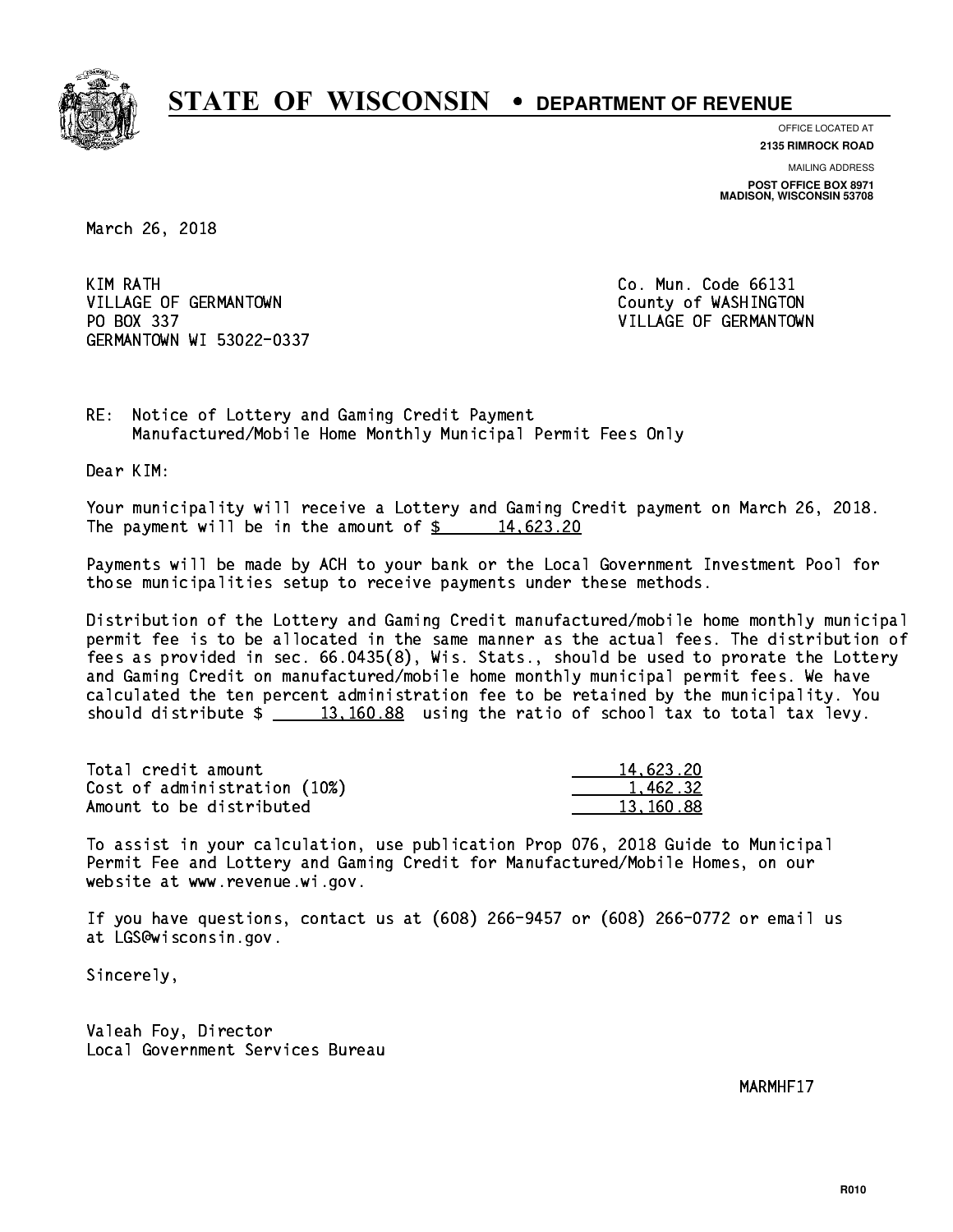# STATE OF WISCONSIN • DEPARTMENT OF REVENUE

OFFICE LOCATED AT
**2135 RIMROCK ROAD**

MAILING ADDRESS
**POST OFFICE BOX 8971**
**MADISON, WISCONSIN 53708**

March 26, 2018

KIM RATH
VILLAGE OF GERMANTOWN
PO BOX 337
GERMANTOWN WI 53022-0337

Co. Mun. Code 66131
County of WASHINGTON
VILLAGE OF GERMANTOWN

RE: Notice of Lottery and Gaming Credit Payment
Manufactured/Mobile Home Monthly Municipal Permit Fees Only

Dear KIM:

Your municipality will receive a Lottery and Gaming Credit payment on March 26, 2018. The payment will be in the amount of $ 14,623.20

Payments will be made by ACH to your bank or the Local Government Investment Pool for those municipalities setup to receive payments under these methods.

Distribution of the Lottery and Gaming Credit manufactured/mobile home monthly municipal permit fee is to be allocated in the same manner as the actual fees. The distribution of fees as provided in sec. 66.0435(8), Wis. Stats., should be used to prorate the Lottery and Gaming Credit on manufactured/mobile home monthly municipal permit fees. We have calculated the ten percent administration fee to be retained by the municipality. You should distribute $ 13,160.88 using the ratio of school tax to total tax levy.

| | |
|---|---|
| Total credit amount | 14,623.20 |
| Cost of administration (10%) | 1,462.32 |
| Amount to be distributed | 13,160.88 |

To assist in your calculation, use publication Prop 076, 2018 Guide to Municipal Permit Fee and Lottery and Gaming Credit for Manufactured/Mobile Homes, on our website at www.revenue.wi.gov.

If you have questions, contact us at (608) 266-9457 or (608) 266-0772 or email us at LGS@wisconsin.gov.

Sincerely,

Valeah Foy, Director
Local Government Services Bureau

MARMHF17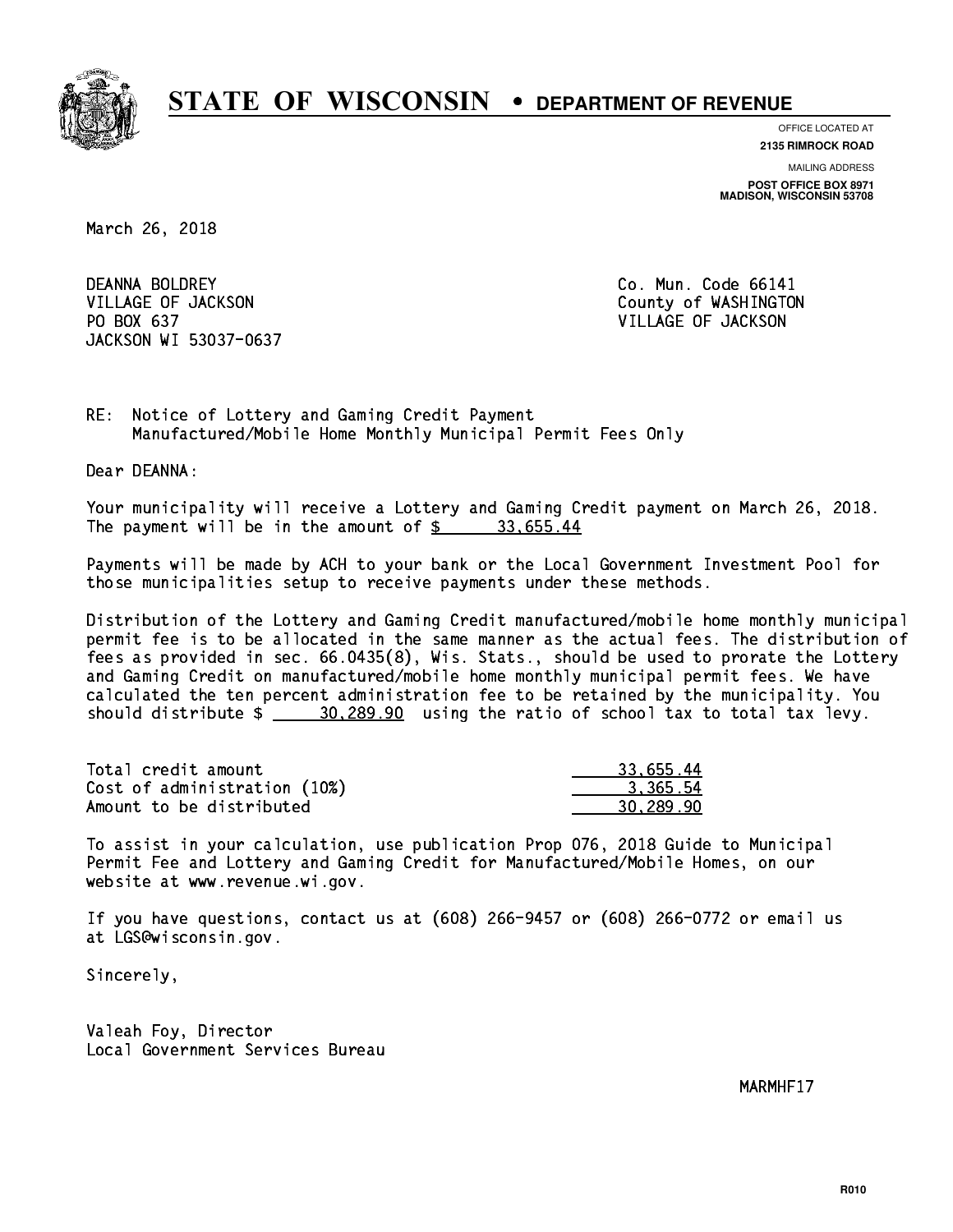# STATE OF WISCONSIN • DEPARTMENT OF REVENUE

OFFICE LOCATED AT
**2135 RIMROCK ROAD**

MAILING ADDRESS
**POST OFFICE BOX 8971**
**MADISON, WISCONSIN 53708**

March 26, 2018

DEANNA BOLDREY
VILLAGE OF JACKSON
PO BOX 637
JACKSON WI 53037-0637

Co. Mun. Code 66141
County of WASHINGTON
VILLAGE OF JACKSON

RE: Notice of Lottery and Gaming Credit Payment
Manufactured/Mobile Home Monthly Municipal Permit Fees Only

Dear DEANNA:

Your municipality will receive a Lottery and Gaming Credit payment on March 26, 2018. The payment will be in the amount of $ 33,655.44

Payments will be made by ACH to your bank or the Local Government Investment Pool for those municipalities setup to receive payments under these methods.

Distribution of the Lottery and Gaming Credit manufactured/mobile home monthly municipal permit fee is to be allocated in the same manner as the actual fees. The distribution of fees as provided in sec. 66.0435(8), Wis. Stats., should be used to prorate the Lottery and Gaming Credit on manufactured/mobile home monthly municipal permit fees. We have calculated the ten percent administration fee to be retained by the municipality. You should distribute $ 30,289.90 using the ratio of school tax to total tax levy.

| | |
|---|---|
| Total credit amount | 33,655.44 |
| Cost of administration (10%) | 3,365.54 |
| Amount to be distributed | 30,289.90 |

To assist in your calculation, use publication Prop 076, 2018 Guide to Municipal Permit Fee and Lottery and Gaming Credit for Manufactured/Mobile Homes, on our website at www.revenue.wi.gov.

If you have questions, contact us at (608) 266-9457 or (608) 266-0772 or email us at LGS@wisconsin.gov.

Sincerely,

Valeah Foy, Director
Local Government Services Bureau

MARMHF17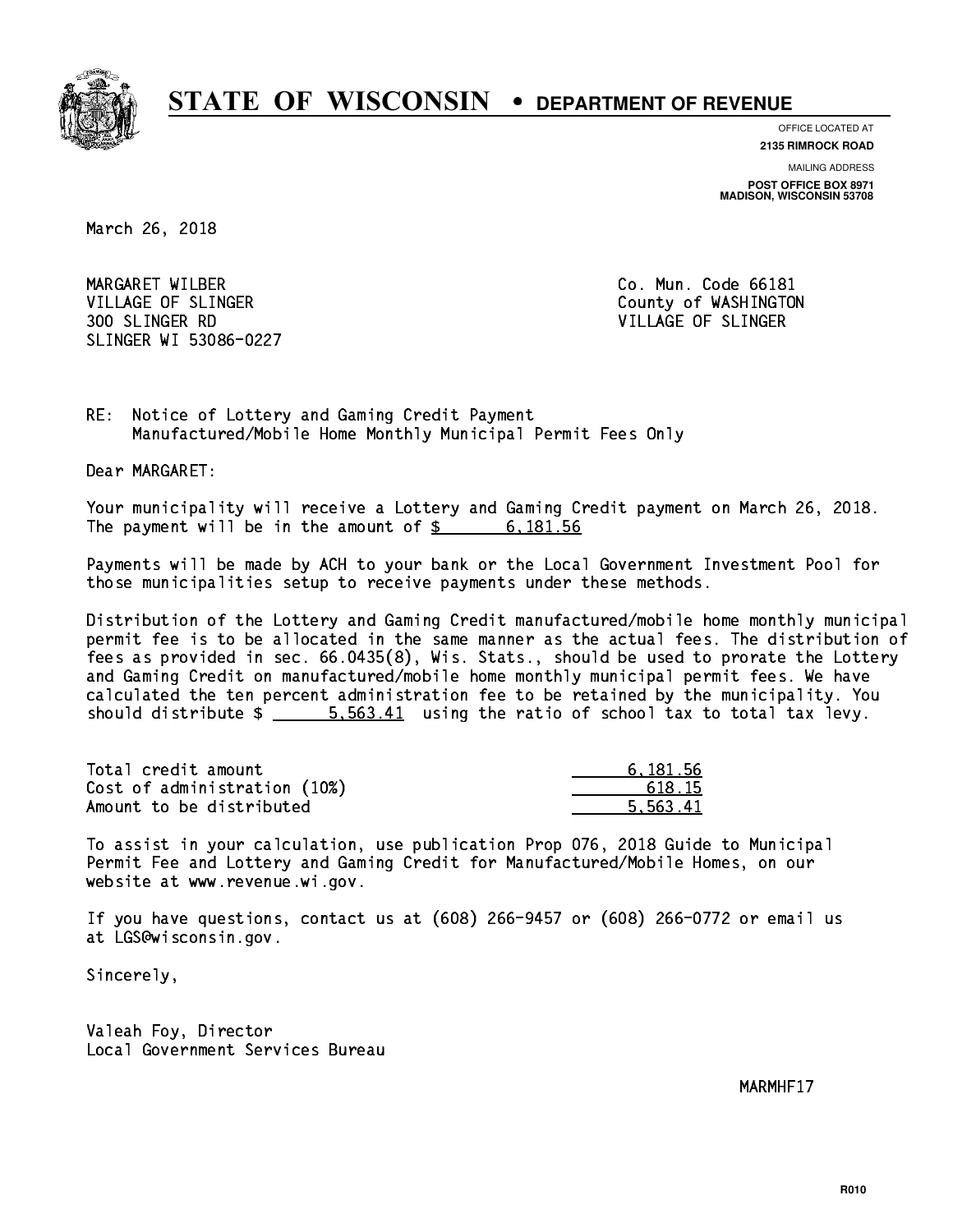# STATE OF WISCONSIN • DEPARTMENT OF REVENUE

OFFICE LOCATED AT
**2135 RIMROCK ROAD**

MAILING ADDRESS
**POST OFFICE BOX 8971**
**MADISON, WISCONSIN 53708**

March 26, 2018

MARGARET WILBER
VILLAGE OF SLINGER
300 SLINGER RD
SLINGER WI 53086-0227

Co. Mun. Code 66181
County of WASHINGTON
VILLAGE OF SLINGER

RE: Notice of Lottery and Gaming Credit Payment
Manufactured/Mobile Home Monthly Municipal Permit Fees Only

Dear MARGARET:

Your municipality will receive a Lottery and Gaming Credit payment on March 26, 2018. The payment will be in the amount of $ 6,181.56

Payments will be made by ACH to your bank or the Local Government Investment Pool for those municipalities setup to receive payments under these methods.

Distribution of the Lottery and Gaming Credit manufactured/mobile home monthly municipal permit fee is to be allocated in the same manner as the actual fees. The distribution of fees as provided in sec. 66.0435(8), Wis. Stats., should be used to prorate the Lottery and Gaming Credit on manufactured/mobile home monthly municipal permit fees. We have calculated the ten percent administration fee to be retained by the municipality. You should distribute $ 5,563.41 using the ratio of school tax to total tax levy.

| | |
|---|---|
| Total credit amount | 6,181.56 |
| Cost of administration (10%) | 618.15 |
| Amount to be distributed | 5,563.41 |

To assist in your calculation, use publication Prop 076, 2018 Guide to Municipal Permit Fee and Lottery and Gaming Credit for Manufactured/Mobile Homes, on our website at www.revenue.wi.gov.

If you have questions, contact us at (608) 266-9457 or (608) 266-0772 or email us at LGS@wisconsin.gov.

Sincerely,

Valeah Foy, Director
Local Government Services Bureau

MARMHF17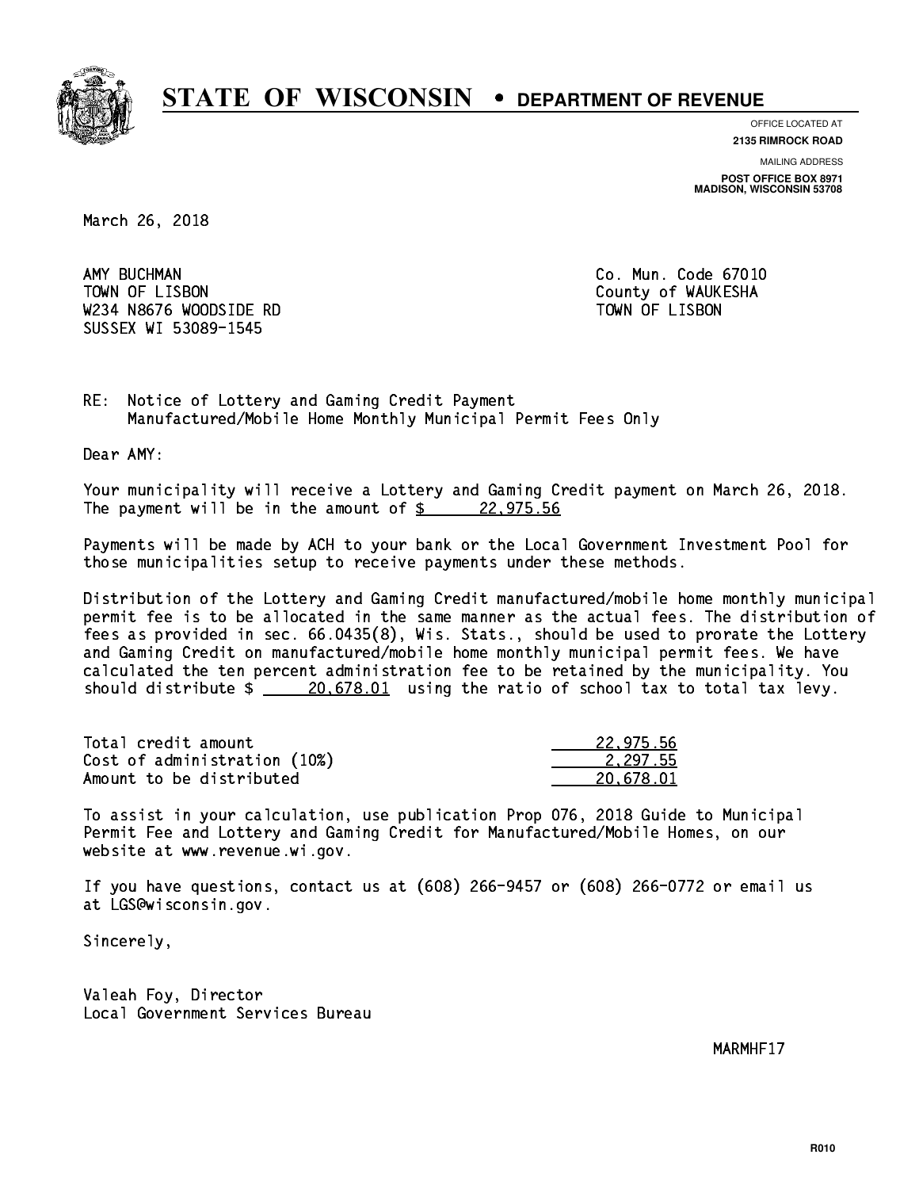# STATE OF WISCONSIN • DEPARTMENT OF REVENUE

OFFICE LOCATED AT
**2135 RIMROCK ROAD**

MAILING ADDRESS
**POST OFFICE BOX 8971**
**MADISON, WISCONSIN 53708**

March 26, 2018

AMY BUCHMAN
TOWN OF LISBON
W234 N8676 WOODSIDE RD
SUSSEX WI 53089-1545

Co. Mun. Code 67010
County of WAUKESHA
TOWN OF LISBON

RE: Notice of Lottery and Gaming Credit Payment
Manufactured/Mobile Home Monthly Municipal Permit Fees Only

Dear AMY:

Your municipality will receive a Lottery and Gaming Credit payment on March 26, 2018. The payment will be in the amount of $ 22,975.56

Payments will be made by ACH to your bank or the Local Government Investment Pool for those municipalities setup to receive payments under these methods.

Distribution of the Lottery and Gaming Credit manufactured/mobile home monthly municipal permit fee is to be allocated in the same manner as the actual fees. The distribution of fees as provided in sec. 66.0435(8), Wis. Stats., should be used to prorate the Lottery and Gaming Credit on manufactured/mobile home monthly municipal permit fees. We have calculated the ten percent administration fee to be retained by the municipality. You should distribute $ 20,678.01 using the ratio of school tax to total tax levy.

| | |
|---|---|
| Total credit amount | 22,975.56 |
| Cost of administration (10%) | 2,297.55 |
| Amount to be distributed | 20,678.01 |

To assist in your calculation, use publication Prop 076, 2018 Guide to Municipal Permit Fee and Lottery and Gaming Credit for Manufactured/Mobile Homes, on our website at www.revenue.wi.gov.

If you have questions, contact us at (608) 266-9457 or (608) 266-0772 or email us at LGS@wisconsin.gov.

Sincerely,

Valeah Foy, Director
Local Government Services Bureau

MARMHF17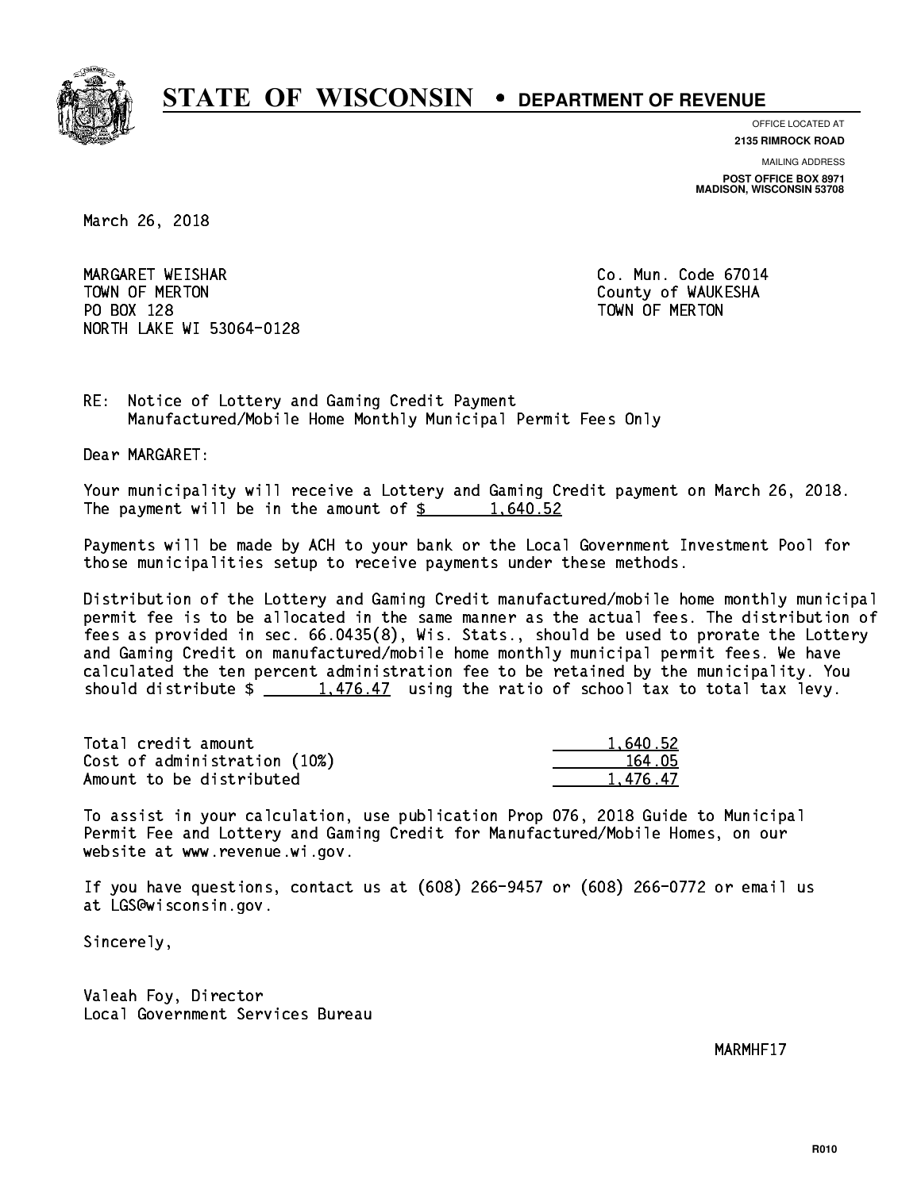# STATE OF WISCONSIN • DEPARTMENT OF REVENUE

OFFICE LOCATED AT
**2135 RIMROCK ROAD**

MAILING ADDRESS
**POST OFFICE BOX 8971**
**MADISON, WISCONSIN 53708**

March 26, 2018

MARGARET WEISHAR
TOWN OF MERTON
PO BOX 128
NORTH LAKE WI 53064-0128

Co. Mun. Code 67014
County of WAUKESHA
TOWN OF MERTON

RE: Notice of Lottery and Gaming Credit Payment
Manufactured/Mobile Home Monthly Municipal Permit Fees Only

Dear MARGARET:

Your municipality will receive a Lottery and Gaming Credit payment on March 26, 2018. The payment will be in the amount of $ 1,640.52

Payments will be made by ACH to your bank or the Local Government Investment Pool for those municipalities setup to receive payments under these methods.

Distribution of the Lottery and Gaming Credit manufactured/mobile home monthly municipal permit fee is to be allocated in the same manner as the actual fees. The distribution of fees as provided in sec. 66.0435(8), Wis. Stats., should be used to prorate the Lottery and Gaming Credit on manufactured/mobile home monthly municipal permit fees. We have calculated the ten percent administration fee to be retained by the municipality. You should distribute $ 1,476.47 using the ratio of school tax to total tax levy.

| | |
|---|---|
| Total credit amount | 1,640.52 |
| Cost of administration (10%) | 164.05 |
| Amount to be distributed | 1,476.47 |

To assist in your calculation, use publication Prop 076, 2018 Guide to Municipal Permit Fee and Lottery and Gaming Credit for Manufactured/Mobile Homes, on our website at www.revenue.wi.gov.

If you have questions, contact us at (608) 266-9457 or (608) 266-0772 or email us at LGS@wisconsin.gov.

Sincerely,

Valeah Foy, Director
Local Government Services Bureau

MARMHF17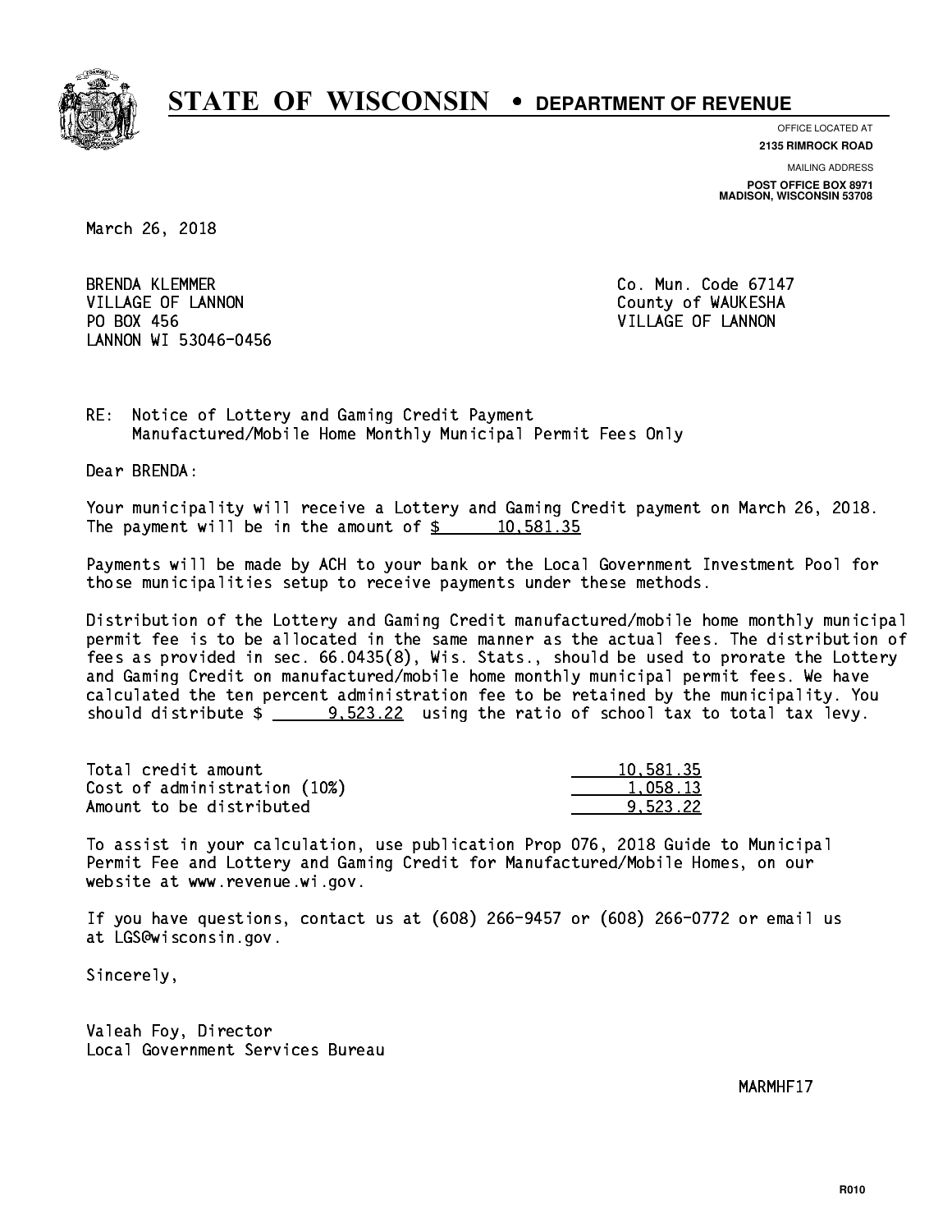# STATE OF WISCONSIN • DEPARTMENT OF REVENUE

OFFICE LOCATED AT
**2135 RIMROCK ROAD**

MAILING ADDRESS
**POST OFFICE BOX 8971**
**MADISON, WISCONSIN 53708**

March 26, 2018

BRENDA KLEMMER
VILLAGE OF LANNON
PO BOX 456
LANNON WI 53046-0456

Co. Mun. Code 67147
County of WAUKESHA
VILLAGE OF LANNON

RE: Notice of Lottery and Gaming Credit Payment
Manufactured/Mobile Home Monthly Municipal Permit Fees Only

Dear BRENDA:

Your municipality will receive a Lottery and Gaming Credit payment on March 26, 2018. The payment will be in the amount of $ 10,581.35

Payments will be made by ACH to your bank or the Local Government Investment Pool for those municipalities setup to receive payments under these methods.

Distribution of the Lottery and Gaming Credit manufactured/mobile home monthly municipal permit fee is to be allocated in the same manner as the actual fees. The distribution of fees as provided in sec. 66.0435(8), Wis. Stats., should be used to prorate the Lottery and Gaming Credit on manufactured/mobile home monthly municipal permit fees. We have calculated the ten percent administration fee to be retained by the municipality. You should distribute $ 9,523.22 using the ratio of school tax to total tax levy.

| | |
|---|---|
| Total credit amount | 10,581.35 |
| Cost of administration (10%) | 1,058.13 |
| Amount to be distributed | 9,523.22 |

To assist in your calculation, use publication Prop 076, 2018 Guide to Municipal Permit Fee and Lottery and Gaming Credit for Manufactured/Mobile Homes, on our website at www.revenue.wi.gov.

If you have questions, contact us at (608) 266-9457 or (608) 266-0772 or email us at LGS@wisconsin.gov.

Sincerely,

Valeah Foy, Director
Local Government Services Bureau

MARMHF17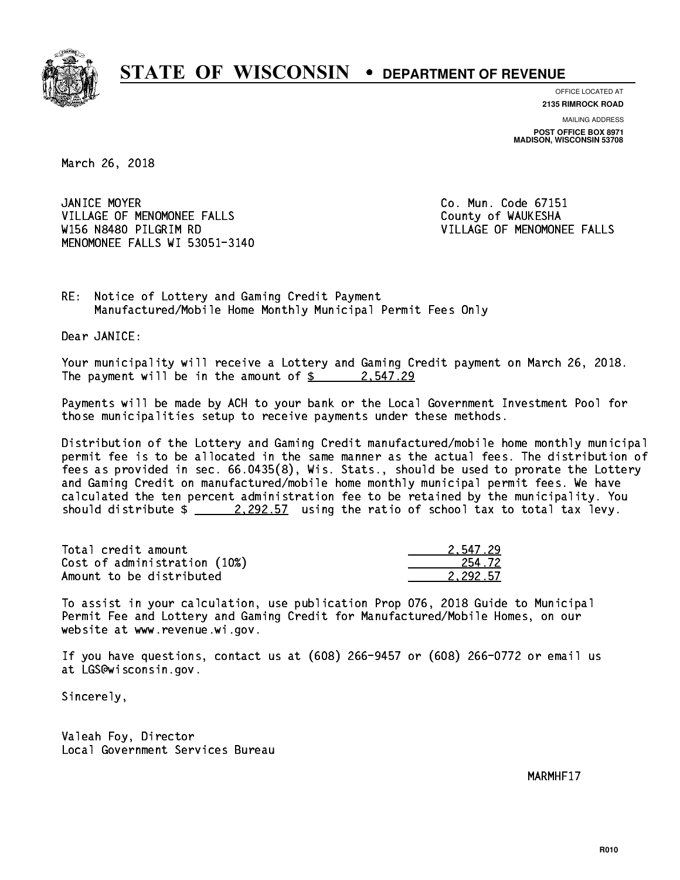# STATE OF WISCONSIN • DEPARTMENT OF REVENUE

OFFICE LOCATED AT
**2135 RIMROCK ROAD**

MAILING ADDRESS
**POST OFFICE BOX 8971**
**MADISON, WISCONSIN 53708**

March 26, 2018

JANICE MOYER
VILLAGE OF MENOMONEE FALLS
W156 N8480 PILGRIM RD
MENOMONEE FALLS WI 53051-3140

Co. Mun. Code 67151
County of WAUKESHA
VILLAGE OF MENOMONEE FALLS

RE: Notice of Lottery and Gaming Credit Payment
Manufactured/Mobile Home Monthly Municipal Permit Fees Only

Dear JANICE:

Your municipality will receive a Lottery and Gaming Credit payment on March 26, 2018. The payment will be in the amount of $ 2,547.29

Payments will be made by ACH to your bank or the Local Government Investment Pool for those municipalities setup to receive payments under these methods.

Distribution of the Lottery and Gaming Credit manufactured/mobile home monthly municipal permit fee is to be allocated in the same manner as the actual fees. The distribution of fees as provided in sec. 66.0435(8), Wis. Stats., should be used to prorate the Lottery and Gaming Credit on manufactured/mobile home monthly municipal permit fees. We have calculated the ten percent administration fee to be retained by the municipality. You should distribute $ 2,292.57 using the ratio of school tax to total tax levy.

| | |
|---|---:|
| Total credit amount | 2,547.29 |
| Cost of administration (10%) | 254.72 |
| Amount to be distributed | 2,292.57 |

To assist in your calculation, use publication Prop 076, 2018 Guide to Municipal Permit Fee and Lottery and Gaming Credit for Manufactured/Mobile Homes, on our website at www.revenue.wi.gov.

If you have questions, contact us at (608) 266-9457 or (608) 266-0772 or email us at LGS@wisconsin.gov.

Sincerely,

Valeah Foy, Director
Local Government Services Bureau

MARMHF17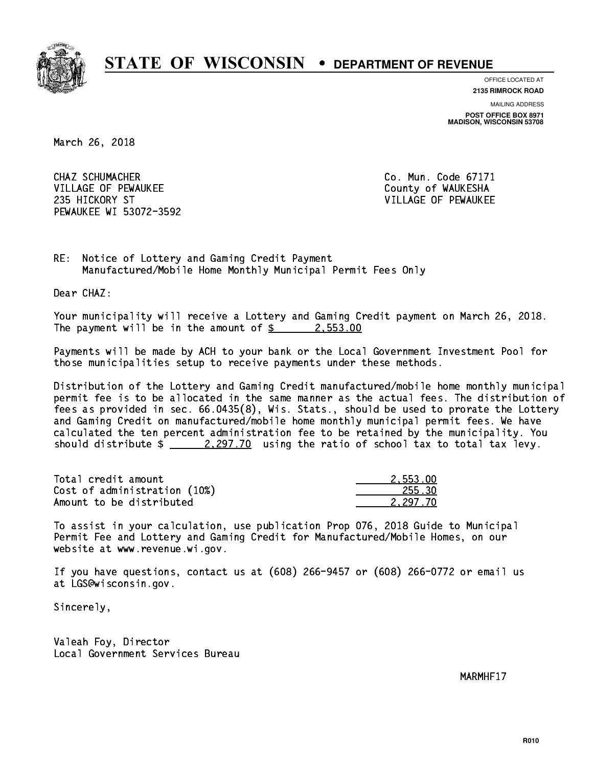# STATE OF WISCONSIN • DEPARTMENT OF REVENUE

OFFICE LOCATED AT
**2135 RIMROCK ROAD**

MAILING ADDRESS
**POST OFFICE BOX 8971**
**MADISON, WISCONSIN 53708**

March 26, 2018

CHAZ SCHUMACHER
VILLAGE OF PEWAUKEE
235 HICKORY ST
PEWAUKEE WI 53072-3592

Co. Mun. Code 67171
County of WAUKESHA
VILLAGE OF PEWAUKEE

RE: Notice of Lottery and Gaming Credit Payment
Manufactured/Mobile Home Monthly Municipal Permit Fees Only

Dear CHAZ:

Your municipality will receive a Lottery and Gaming Credit payment on March 26, 2018. The payment will be in the amount of $ 2,553.00

Payments will be made by ACH to your bank or the Local Government Investment Pool for those municipalities setup to receive payments under these methods.

Distribution of the Lottery and Gaming Credit manufactured/mobile home monthly municipal permit fee is to be allocated in the same manner as the actual fees. The distribution of fees as provided in sec. 66.0435(8), Wis. Stats., should be used to prorate the Lottery and Gaming Credit on manufactured/mobile home monthly municipal permit fees. We have calculated the ten percent administration fee to be retained by the municipality. You should distribute $ 2,297.70 using the ratio of school tax to total tax levy.

| | |
|---|---|
| Total credit amount | 2,553.00 |
| Cost of administration (10%) | 255.30 |
| Amount to be distributed | 2,297.70 |

To assist in your calculation, use publication Prop 076, 2018 Guide to Municipal Permit Fee and Lottery and Gaming Credit for Manufactured/Mobile Homes, on our website at www.revenue.wi.gov.

If you have questions, contact us at (608) 266-9457 or (608) 266-0772 or email us at LGS@wisconsin.gov.

Sincerely,

Valeah Foy, Director
Local Government Services Bureau

MARMHF17

R010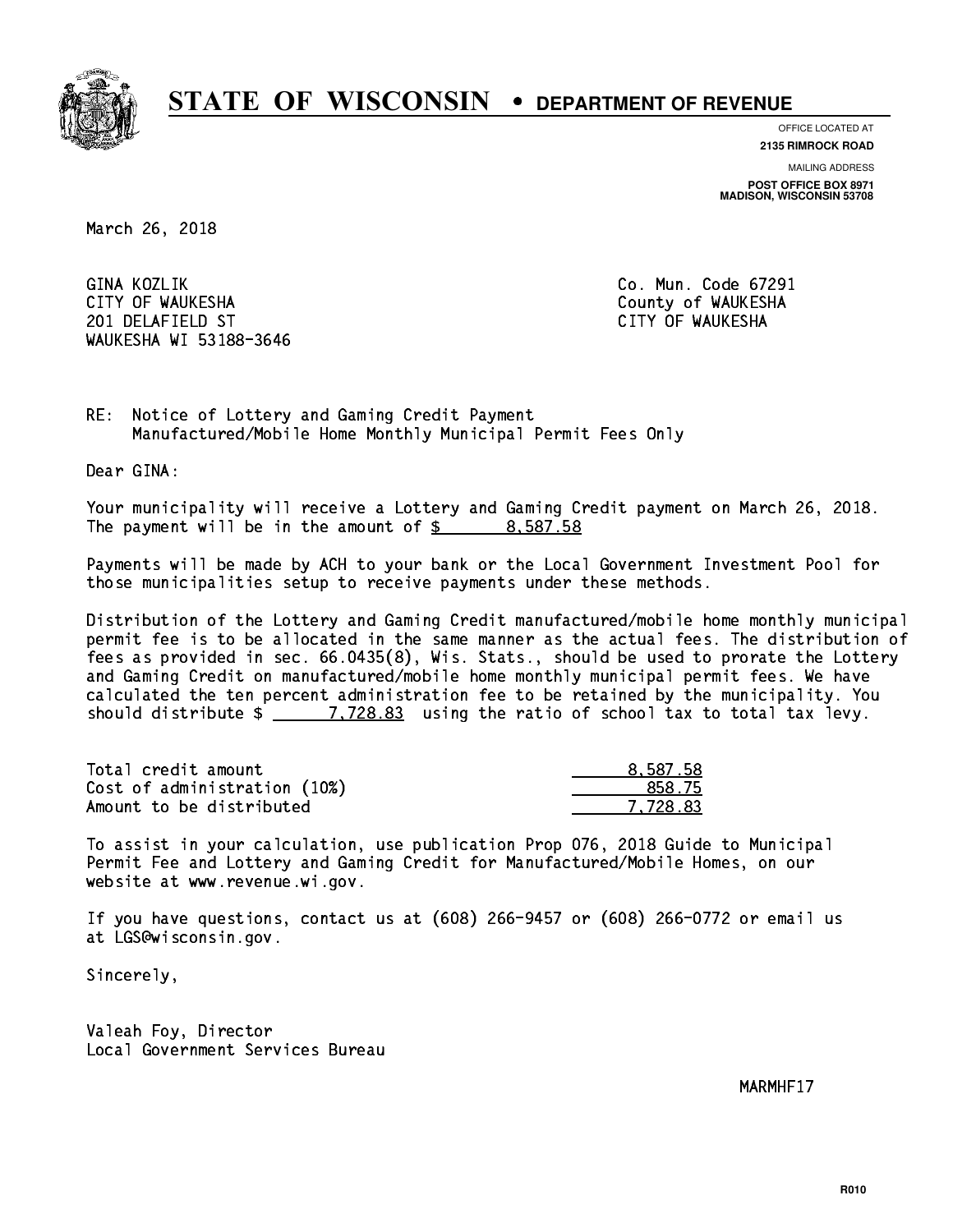# STATE OF WISCONSIN • DEPARTMENT OF REVENUE

OFFICE LOCATED AT
**2135 RIMROCK ROAD**

MAILING ADDRESS
**POST OFFICE BOX 8971**
**MADISON, WISCONSIN 53708**

March 26, 2018

GINA KOZLIK
CITY OF WAUKESHA
201 DELAFIELD ST
WAUKESHA WI 53188-3646

Co. Mun. Code 67291
County of WAUKESHA
CITY OF WAUKESHA

RE: Notice of Lottery and Gaming Credit Payment
Manufactured/Mobile Home Monthly Municipal Permit Fees Only

Dear GINA:

Your municipality will receive a Lottery and Gaming Credit payment on March 26, 2018. The payment will be in the amount of $ 8,587.58

Payments will be made by ACH to your bank or the Local Government Investment Pool for those municipalities setup to receive payments under these methods.

Distribution of the Lottery and Gaming Credit manufactured/mobile home monthly municipal permit fee is to be allocated in the same manner as the actual fees. The distribution of fees as provided in sec. 66.0435(8), Wis. Stats., should be used to prorate the Lottery and Gaming Credit on manufactured/mobile home monthly municipal permit fees. We have calculated the ten percent administration fee to be retained by the municipality. You should distribute $ 7,728.83 using the ratio of school tax to total tax levy.

| | |
|---|---|
| Total credit amount | 8,587.58 |
| Cost of administration (10%) | 858.75 |
| Amount to be distributed | 7,728.83 |

To assist in your calculation, use publication Prop 076, 2018 Guide to Municipal Permit Fee and Lottery and Gaming Credit for Manufactured/Mobile Homes, on our website at www.revenue.wi.gov.

If you have questions, contact us at (608) 266-9457 or (608) 266-0772 or email us at LGS@wisconsin.gov.

Sincerely,

Valeah Foy, Director
Local Government Services Bureau

MARMHF17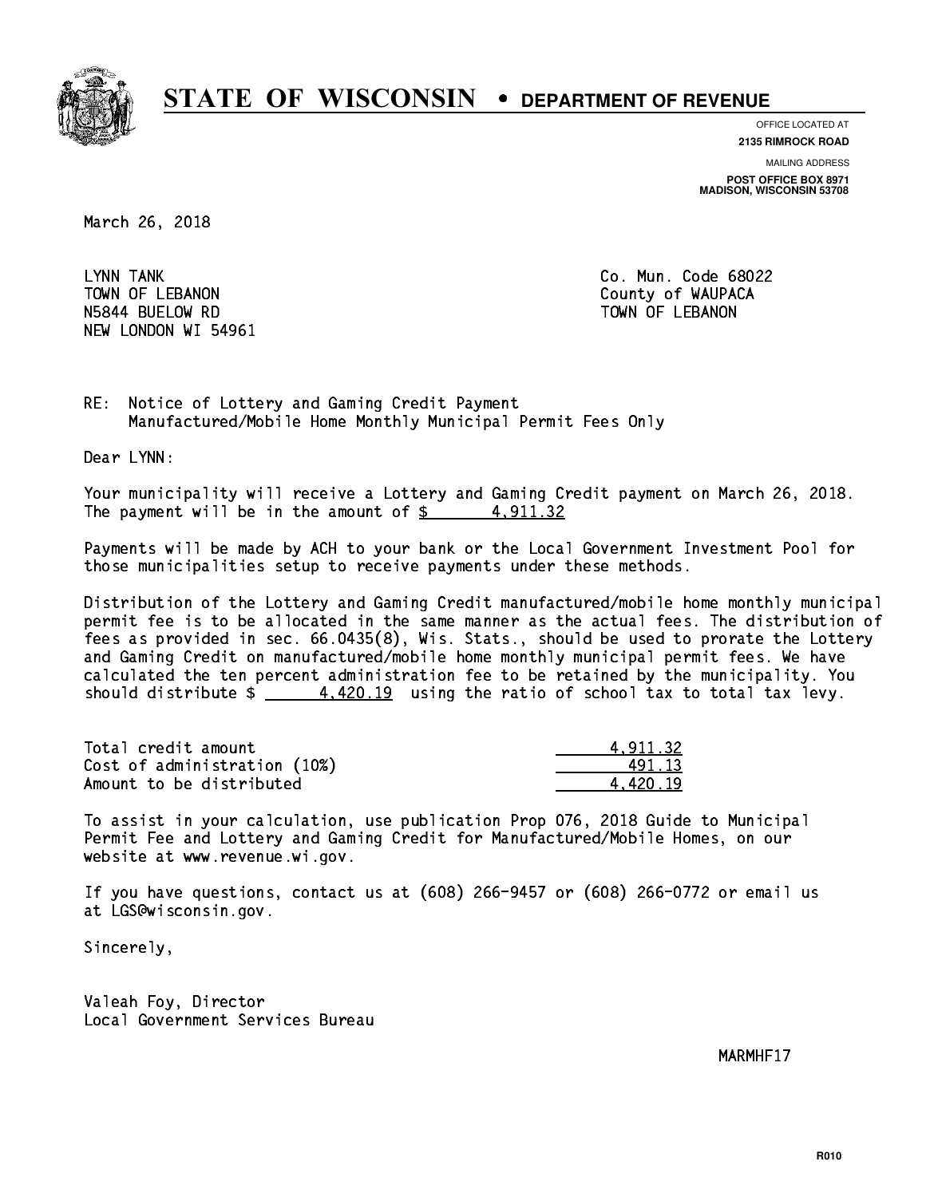# STATE OF WISCONSIN • DEPARTMENT OF REVENUE

OFFICE LOCATED AT
**2135 RIMROCK ROAD**

MAILING ADDRESS
**POST OFFICE BOX 8971**
**MADISON, WISCONSIN 53708**

March 26, 2018

LYNN TANK
TOWN OF LEBANON
N5844 BUELOW RD
NEW LONDON WI 54961

Co. Mun. Code 68022
County of WAUPACA
TOWN OF LEBANON

RE: Notice of Lottery and Gaming Credit Payment
Manufactured/Mobile Home Monthly Municipal Permit Fees Only

Dear LYNN:

Your municipality will receive a Lottery and Gaming Credit payment on March 26, 2018. The payment will be in the amount of $ 4,911.32

Payments will be made by ACH to your bank or the Local Government Investment Pool for those municipalities setup to receive payments under these methods.

Distribution of the Lottery and Gaming Credit manufactured/mobile home monthly municipal permit fee is to be allocated in the same manner as the actual fees. The distribution of fees as provided in sec. 66.0435(8), Wis. Stats., should be used to prorate the Lottery and Gaming Credit on manufactured/mobile home monthly municipal permit fees. We have calculated the ten percent administration fee to be retained by the municipality. You should distribute $ 4,420.19 using the ratio of school tax to total tax levy.

| | |
|---|---|
| Total credit amount | 4,911.32 |
| Cost of administration (10%) | 491.13 |
| Amount to be distributed | 4,420.19 |

To assist in your calculation, use publication Prop 076, 2018 Guide to Municipal Permit Fee and Lottery and Gaming Credit for Manufactured/Mobile Homes, on our website at www.revenue.wi.gov.

If you have questions, contact us at (608) 266-9457 or (608) 266-0772 or email us at LGS@wisconsin.gov.

Sincerely,

Valeah Foy, Director
Local Government Services Bureau

MARMHF17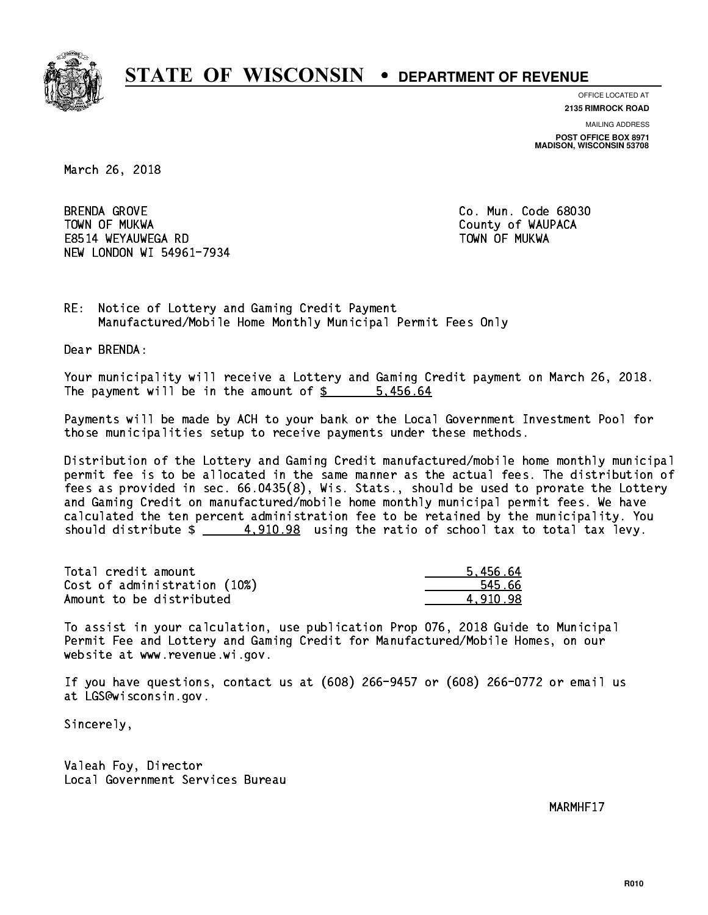# STATE OF WISCONSIN • DEPARTMENT OF REVENUE

OFFICE LOCATED AT
**2135 RIMROCK ROAD**

MAILING ADDRESS
**POST OFFICE BOX 8971**
**MADISON, WISCONSIN 53708**

March 26, 2018

BRENDA GROVE
TOWN OF MUKWA
E8514 WEYAUWEGA RD
NEW LONDON WI 54961-7934

Co. Mun. Code 68030
County of WAUPACA
TOWN OF MUKWA

RE: Notice of Lottery and Gaming Credit Payment
Manufactured/Mobile Home Monthly Municipal Permit Fees Only

Dear BRENDA:

Your municipality will receive a Lottery and Gaming Credit payment on March 26, 2018. The payment will be in the amount of $ 5,456.64

Payments will be made by ACH to your bank or the Local Government Investment Pool for those municipalities setup to receive payments under these methods.

Distribution of the Lottery and Gaming Credit manufactured/mobile home monthly municipal permit fee is to be allocated in the same manner as the actual fees. The distribution of fees as provided in sec. 66.0435(8), Wis. Stats., should be used to prorate the Lottery and Gaming Credit on manufactured/mobile home monthly municipal permit fees. We have calculated the ten percent administration fee to be retained by the municipality. You should distribute $ 4,910.98 using the ratio of school tax to total tax levy.

| | |
|---|---|
| Total credit amount | 5,456.64 |
| Cost of administration (10%) | 545.66 |
| Amount to be distributed | 4,910.98 |

To assist in your calculation, use publication Prop 076, 2018 Guide to Municipal Permit Fee and Lottery and Gaming Credit for Manufactured/Mobile Homes, on our website at www.revenue.wi.gov.

If you have questions, contact us at (608) 266-9457 or (608) 266-0772 or email us at LGS@wisconsin.gov.

Sincerely,

Valeah Foy, Director
Local Government Services Bureau

MARMHF17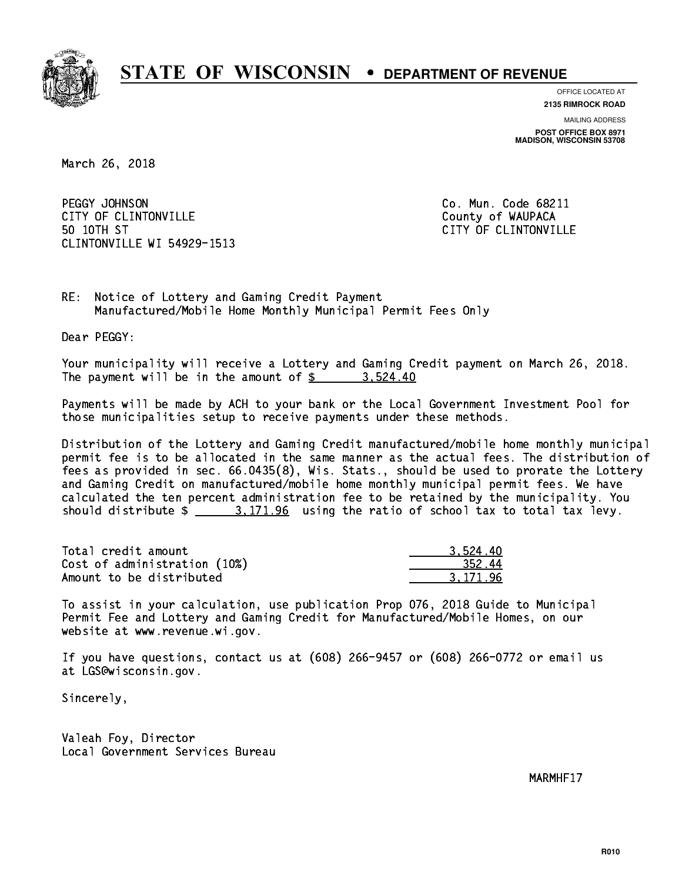# STATE OF WISCONSIN • DEPARTMENT OF REVENUE

OFFICE LOCATED AT
**2135 RIMROCK ROAD**

MAILING ADDRESS
**POST OFFICE BOX 8971**
**MADISON, WISCONSIN 53708**

March 26, 2018

PEGGY JOHNSON
CITY OF CLINTONVILLE
50 10TH ST
CLINTONVILLE WI 54929-1513

Co. Mun. Code 68211
County of WAUPACA
CITY OF CLINTONVILLE

RE: Notice of Lottery and Gaming Credit Payment
Manufactured/Mobile Home Monthly Municipal Permit Fees Only

Dear PEGGY:

Your municipality will receive a Lottery and Gaming Credit payment on March 26, 2018. The payment will be in the amount of $ 3,524.40

Payments will be made by ACH to your bank or the Local Government Investment Pool for those municipalities setup to receive payments under these methods.

Distribution of the Lottery and Gaming Credit manufactured/mobile home monthly municipal permit fee is to be allocated in the same manner as the actual fees. The distribution of fees as provided in sec. 66.0435(8), Wis. Stats., should be used to prorate the Lottery and Gaming Credit on manufactured/mobile home monthly municipal permit fees. We have calculated the ten percent administration fee to be retained by the municipality. You should distribute $ 3,171.96 using the ratio of school tax to total tax levy.

| | |
|---|---|
| Total credit amount | 3,524.40 |
| Cost of administration (10%) | 352.44 |
| Amount to be distributed | 3,171.96 |

To assist in your calculation, use publication Prop 076, 2018 Guide to Municipal Permit Fee and Lottery and Gaming Credit for Manufactured/Mobile Homes, on our website at www.revenue.wi.gov.

If you have questions, contact us at (608) 266-9457 or (608) 266-0772 or email us at LGS@wisconsin.gov.

Sincerely,

Valeah Foy, Director
Local Government Services Bureau

MARMHF17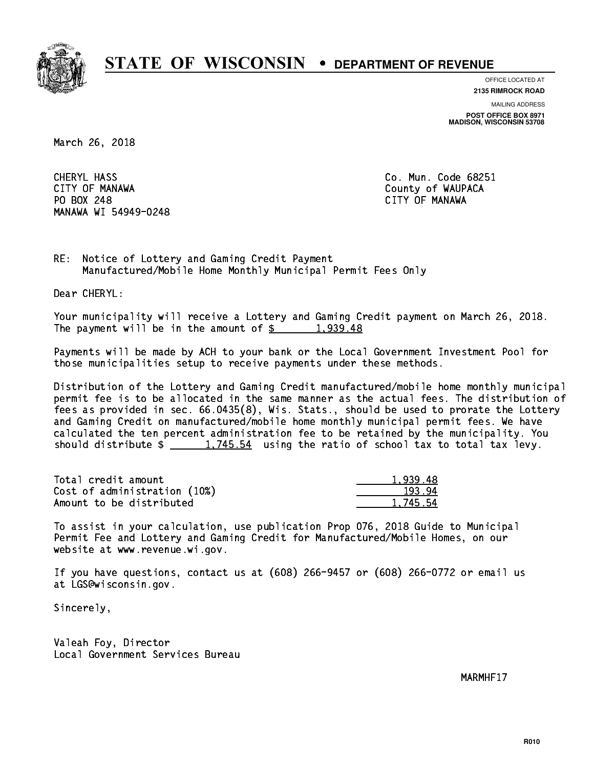# STATE OF WISCONSIN • DEPARTMENT OF REVENUE

OFFICE LOCATED AT
**2135 RIMROCK ROAD**

MAILING ADDRESS
**POST OFFICE BOX 8971**
**MADISON, WISCONSIN 53708**

March 26, 2018

CHERYL HASS
CITY OF MANAWA
PO BOX 248
MANAWA WI 54949-0248

Co. Mun. Code 68251
County of WAUPACA
CITY OF MANAWA

RE: Notice of Lottery and Gaming Credit Payment
Manufactured/Mobile Home Monthly Municipal Permit Fees Only

Dear CHERYL:

Your municipality will receive a Lottery and Gaming Credit payment on March 26, 2018. The payment will be in the amount of $ 1,939.48

Payments will be made by ACH to your bank or the Local Government Investment Pool for those municipalities setup to receive payments under these methods.

Distribution of the Lottery and Gaming Credit manufactured/mobile home monthly municipal permit fee is to be allocated in the same manner as the actual fees. The distribution of fees as provided in sec. 66.0435(8), Wis. Stats., should be used to prorate the Lottery and Gaming Credit on manufactured/mobile home monthly municipal permit fees. We have calculated the ten percent administration fee to be retained by the municipality. You should distribute $ 1,745.54 using the ratio of school tax to total tax levy.

| | |
|---|---|
| Total credit amount | 1,939.48 |
| Cost of administration (10%) | 193.94 |
| Amount to be distributed | 1,745.54 |

To assist in your calculation, use publication Prop 076, 2018 Guide to Municipal Permit Fee and Lottery and Gaming Credit for Manufactured/Mobile Homes, on our website at www.revenue.wi.gov.

If you have questions, contact us at (608) 266-9457 or (608) 266-0772 or email us at LGS@wisconsin.gov.

Sincerely,

Valeah Foy, Director
Local Government Services Bureau

MARMHF17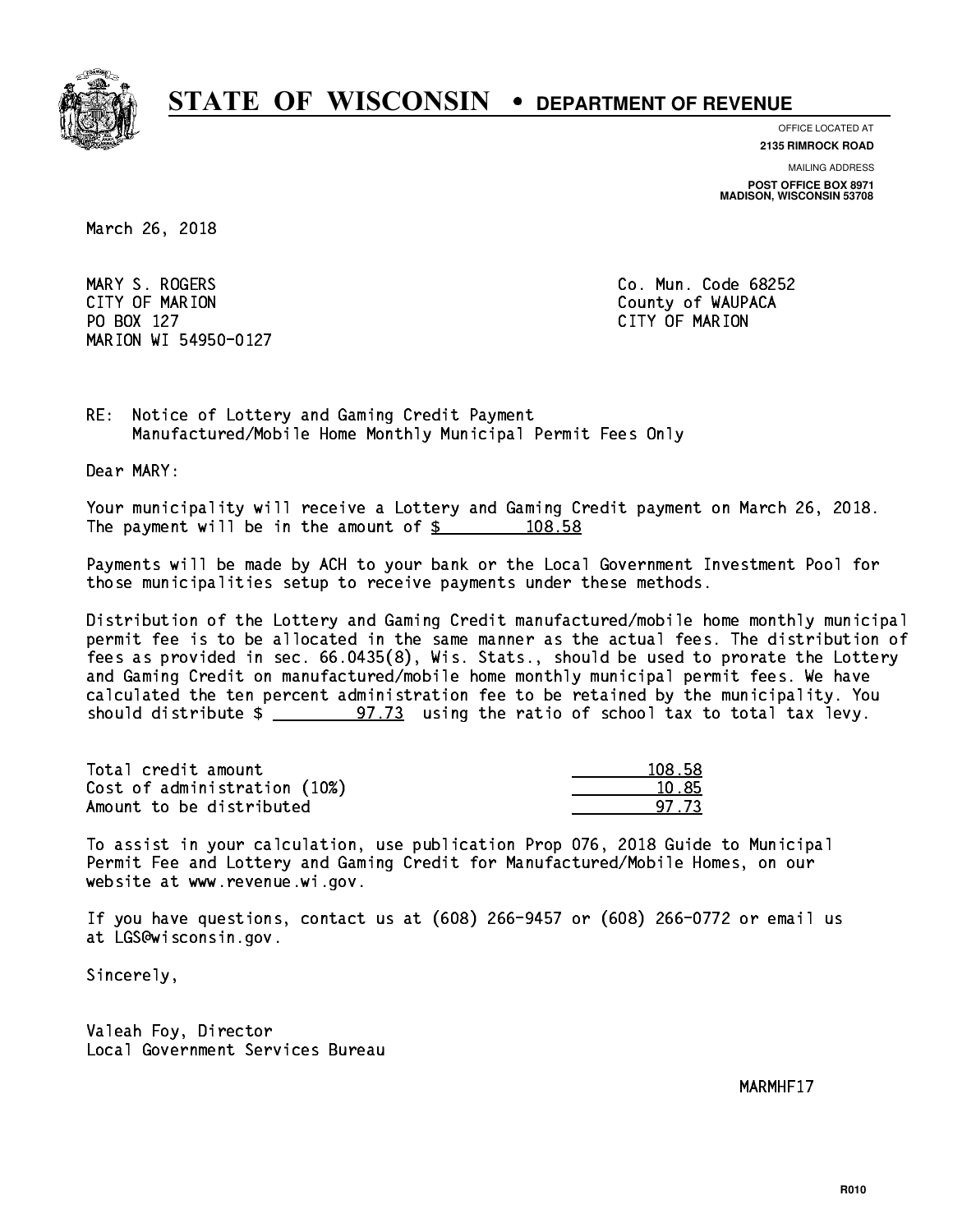# STATE OF WISCONSIN • DEPARTMENT OF REVENUE

OFFICE LOCATED AT
**2135 RIMROCK ROAD**

MAILING ADDRESS
**POST OFFICE BOX 8971**
**MADISON, WISCONSIN 53708**

March 26, 2018

MARY S. ROGERS
CITY OF MARION
PO BOX 127
MARION WI 54950-0127

Co. Mun. Code 68252
County of WAUPACA
CITY OF MARION

RE: Notice of Lottery and Gaming Credit Payment
Manufactured/Mobile Home Monthly Municipal Permit Fees Only

Dear MARY:

Your municipality will receive a Lottery and Gaming Credit payment on March 26, 2018. The payment will be in the amount of $ 108.58

Payments will be made by ACH to your bank or the Local Government Investment Pool for those municipalities setup to receive payments under these methods.

Distribution of the Lottery and Gaming Credit manufactured/mobile home monthly municipal permit fee is to be allocated in the same manner as the actual fees. The distribution of fees as provided in sec. 66.0435(8), Wis. Stats., should be used to prorate the Lottery and Gaming Credit on manufactured/mobile home monthly municipal permit fees. We have calculated the ten percent administration fee to be retained by the municipality. You should distribute $ 97.73 using the ratio of school tax to total tax levy.

| | |
|---|---|
| Total credit amount | 108.58 |
| Cost of administration (10%) | 10.85 |
| Amount to be distributed | 97.73 |

To assist in your calculation, use publication Prop 076, 2018 Guide to Municipal Permit Fee and Lottery and Gaming Credit for Manufactured/Mobile Homes, on our website at www.revenue.wi.gov.

If you have questions, contact us at (608) 266-9457 or (608) 266-0772 or email us at LGS@wisconsin.gov.

Sincerely,

Valeah Foy, Director
Local Government Services Bureau

MARMHF17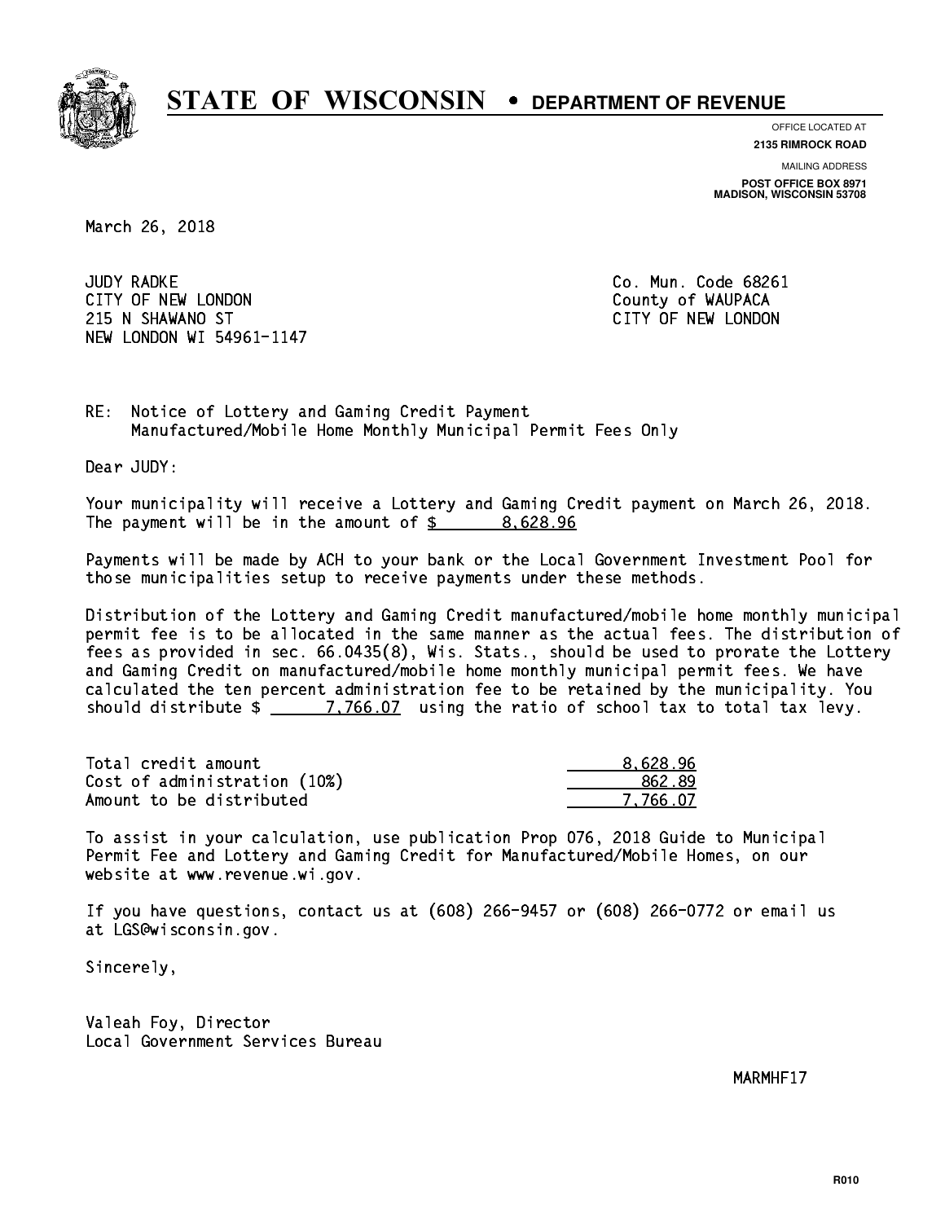# STATE OF WISCONSIN • DEPARTMENT OF REVENUE

OFFICE LOCATED AT
**2135 RIMROCK ROAD**

MAILING ADDRESS
**POST OFFICE BOX 8971**
**MADISON, WISCONSIN 53708**

March 26, 2018

JUDY RADKE
CITY OF NEW LONDON
215 N SHAWANO ST
NEW LONDON WI 54961-1147

Co. Mun. Code 68261
County of WAUPACA
CITY OF NEW LONDON

RE: Notice of Lottery and Gaming Credit Payment
Manufactured/Mobile Home Monthly Municipal Permit Fees Only

Dear JUDY:

Your municipality will receive a Lottery and Gaming Credit payment on March 26, 2018. The payment will be in the amount of $ 8,628.96

Payments will be made by ACH to your bank or the Local Government Investment Pool for those municipalities setup to receive payments under these methods.

Distribution of the Lottery and Gaming Credit manufactured/mobile home monthly municipal permit fee is to be allocated in the same manner as the actual fees. The distribution of fees as provided in sec. 66.0435(8), Wis. Stats., should be used to prorate the Lottery and Gaming Credit on manufactured/mobile home monthly municipal permit fees. We have calculated the ten percent administration fee to be retained by the municipality. You should distribute $ 7,766.07 using the ratio of school tax to total tax levy.

| | |
|---|---|
| Total credit amount | 8,628.96 |
| Cost of administration (10%) | 862.89 |
| Amount to be distributed | 7,766.07 |

To assist in your calculation, use publication Prop 076, 2018 Guide to Municipal Permit Fee and Lottery and Gaming Credit for Manufactured/Mobile Homes, on our website at www.revenue.wi.gov.

If you have questions, contact us at (608) 266-9457 or (608) 266-0772 or email us at LGS@wisconsin.gov.

Sincerely,

Valeah Foy, Director
Local Government Services Bureau

MARMHF17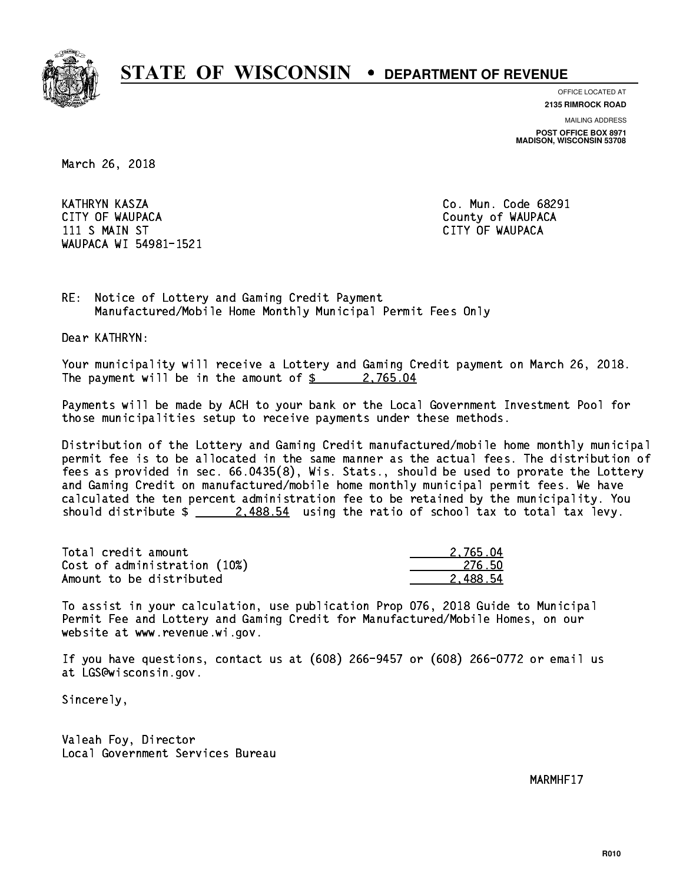# STATE OF WISCONSIN • DEPARTMENT OF REVENUE

OFFICE LOCATED AT
**2135 RIMROCK ROAD**

MAILING ADDRESS
**POST OFFICE BOX 8971**
**MADISON, WISCONSIN 53708**

March 26, 2018

KATHRYN KASZA
CITY OF WAUPACA
111 S MAIN ST
WAUPACA WI 54981-1521

Co. Mun. Code 68291
County of WAUPACA
CITY OF WAUPACA

RE: Notice of Lottery and Gaming Credit Payment
Manufactured/Mobile Home Monthly Municipal Permit Fees Only

Dear KATHRYN:

Your municipality will receive a Lottery and Gaming Credit payment on March 26, 2018. The payment will be in the amount of $ 2,765.04

Payments will be made by ACH to your bank or the Local Government Investment Pool for those municipalities setup to receive payments under these methods.

Distribution of the Lottery and Gaming Credit manufactured/mobile home monthly municipal permit fee is to be allocated in the same manner as the actual fees. The distribution of fees as provided in sec. 66.0435(8), Wis. Stats., should be used to prorate the Lottery and Gaming Credit on manufactured/mobile home monthly municipal permit fees. We have calculated the ten percent administration fee to be retained by the municipality. You should distribute $ 2,488.54 using the ratio of school tax to total tax levy.

| | |
|---|---|
| Total credit amount | 2,765.04 |
| Cost of administration (10%) | 276.50 |
| Amount to be distributed | 2,488.54 |

To assist in your calculation, use publication Prop 076, 2018 Guide to Municipal Permit Fee and Lottery and Gaming Credit for Manufactured/Mobile Homes, on our website at www.revenue.wi.gov.

If you have questions, contact us at (608) 266-9457 or (608) 266-0772 or email us at LGS@wisconsin.gov.

Sincerely,

Valeah Foy, Director
Local Government Services Bureau

MARMHF17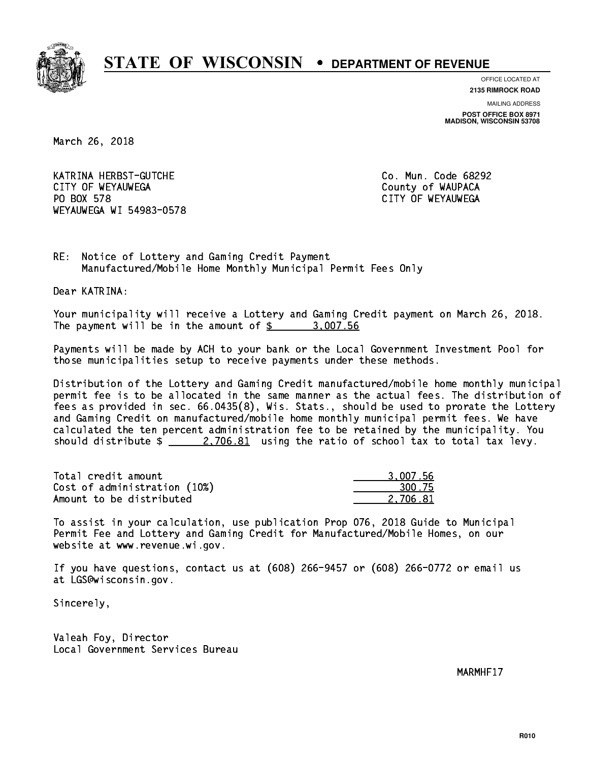# STATE OF WISCONSIN • DEPARTMENT OF REVENUE

OFFICE LOCATED AT
**2135 RIMROCK ROAD**

MAILING ADDRESS
**POST OFFICE BOX 8971**
**MADISON, WISCONSIN 53708**

March 26, 2018

KATRINA HERBST-GUTCHE
CITY OF WEYAUWEGA
PO BOX 578
WEYAUWEGA WI 54983-0578

Co. Mun. Code 68292
County of WAUPACA
CITY OF WEYAUWEGA

RE: Notice of Lottery and Gaming Credit Payment
Manufactured/Mobile Home Monthly Municipal Permit Fees Only

Dear KATRINA:

Your municipality will receive a Lottery and Gaming Credit payment on March 26, 2018. The payment will be in the amount of $ 3,007.56

Payments will be made by ACH to your bank or the Local Government Investment Pool for those municipalities setup to receive payments under these methods.

Distribution of the Lottery and Gaming Credit manufactured/mobile home monthly municipal permit fee is to be allocated in the same manner as the actual fees. The distribution of fees as provided in sec. 66.0435(8), Wis. Stats., should be used to prorate the Lottery and Gaming Credit on manufactured/mobile home monthly municipal permit fees. We have calculated the ten percent administration fee to be retained by the municipality. You should distribute $ 2,706.81 using the ratio of school tax to total tax levy.

| | |
|---|---|
| Total credit amount | 3,007.56 |
| Cost of administration (10%) | 300.75 |
| Amount to be distributed | 2,706.81 |

To assist in your calculation, use publication Prop 076, 2018 Guide to Municipal Permit Fee and Lottery and Gaming Credit for Manufactured/Mobile Homes, on our website at www.revenue.wi.gov.

If you have questions, contact us at (608) 266-9457 or (608) 266-0772 or email us at LGS@wisconsin.gov.

Sincerely,

Valeah Foy, Director
Local Government Services Bureau

MARMHF17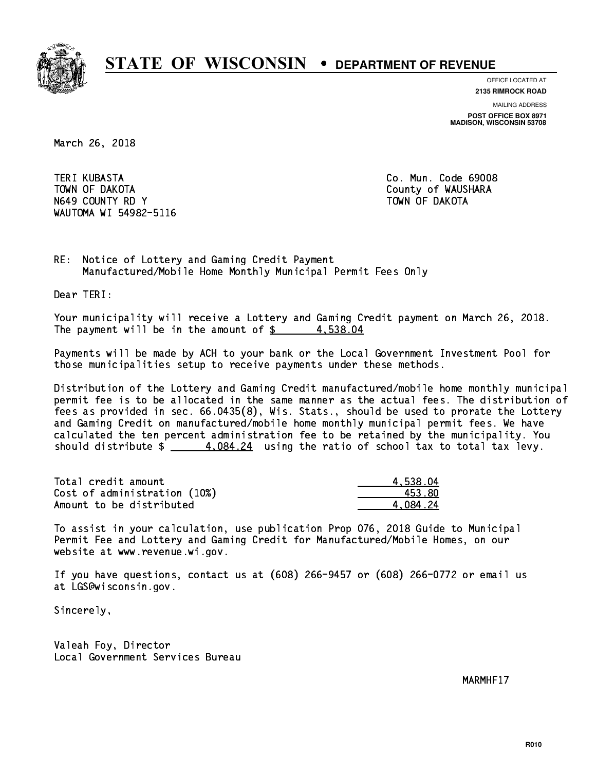# STATE OF WISCONSIN • DEPARTMENT OF REVENUE

OFFICE LOCATED AT
**2135 RIMROCK ROAD**

MAILING ADDRESS
**POST OFFICE BOX 8971**
**MADISON, WISCONSIN 53708**

March 26, 2018

TERI KUBASTA
TOWN OF DAKOTA
N649 COUNTY RD Y
WAUTOMA WI 54982-5116

Co. Mun. Code 69008
County of WAUSHARA
TOWN OF DAKOTA

RE: Notice of Lottery and Gaming Credit Payment
Manufactured/Mobile Home Monthly Municipal Permit Fees Only

Dear TERI:

Your municipality will receive a Lottery and Gaming Credit payment on March 26, 2018. The payment will be in the amount of $ 4,538.04

Payments will be made by ACH to your bank or the Local Government Investment Pool for those municipalities setup to receive payments under these methods.

Distribution of the Lottery and Gaming Credit manufactured/mobile home monthly municipal permit fee is to be allocated in the same manner as the actual fees. The distribution of fees as provided in sec. 66.0435(8), Wis. Stats., should be used to prorate the Lottery and Gaming Credit on manufactured/mobile home monthly municipal permit fees. We have calculated the ten percent administration fee to be retained by the municipality. You should distribute $ 4,084.24 using the ratio of school tax to total tax levy.

| | |
|---|---:|
| Total credit amount | 4,538.04 |
| Cost of administration (10%) | 453.80 |
| Amount to be distributed | 4,084.24 |

To assist in your calculation, use publication Prop 076, 2018 Guide to Municipal Permit Fee and Lottery and Gaming Credit for Manufactured/Mobile Homes, on our website at www.revenue.wi.gov.

If you have questions, contact us at (608) 266-9457 or (608) 266-0772 or email us at LGS@wisconsin.gov.

Sincerely,

Valeah Foy, Director
Local Government Services Bureau

MARMHF17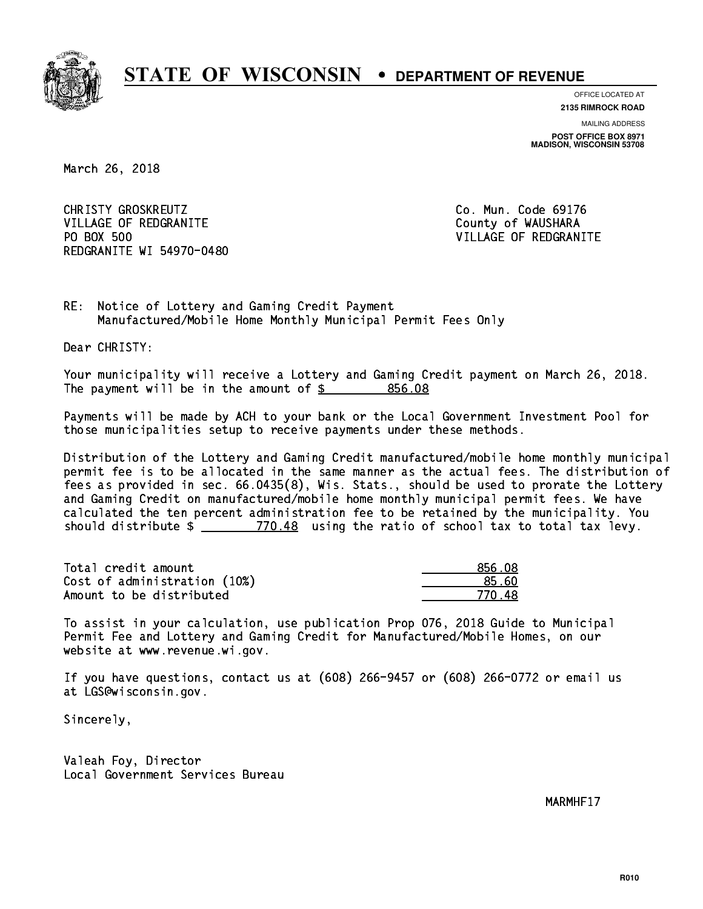# STATE OF WISCONSIN • DEPARTMENT OF REVENUE

OFFICE LOCATED AT
**2135 RIMROCK ROAD**

MAILING ADDRESS
**POST OFFICE BOX 8971**
**MADISON, WISCONSIN 53708**

March 26, 2018

CHRISTY GROSKREUTZ
VILLAGE OF REDGRANITE
PO BOX 500
REDGRANITE WI 54970-0480

Co. Mun. Code 69176
County of WAUSHARA
VILLAGE OF REDGRANITE

RE: Notice of Lottery and Gaming Credit Payment
Manufactured/Mobile Home Monthly Municipal Permit Fees Only

Dear CHRISTY:

Your municipality will receive a Lottery and Gaming Credit payment on March 26, 2018. The payment will be in the amount of $ 856.08

Payments will be made by ACH to your bank or the Local Government Investment Pool for those municipalities setup to receive payments under these methods.

Distribution of the Lottery and Gaming Credit manufactured/mobile home monthly municipal permit fee is to be allocated in the same manner as the actual fees. The distribution of fees as provided in sec. 66.0435(8), Wis. Stats., should be used to prorate the Lottery and Gaming Credit on manufactured/mobile home monthly municipal permit fees. We have calculated the ten percent administration fee to be retained by the municipality. You should distribute $ 770.48 using the ratio of school tax to total tax levy.

| | |
|---|---|
| Total credit amount | 856.08 |
| Cost of administration (10%) | 85.60 |
| Amount to be distributed | 770.48 |

To assist in your calculation, use publication Prop 076, 2018 Guide to Municipal Permit Fee and Lottery and Gaming Credit for Manufactured/Mobile Homes, on our website at www.revenue.wi.gov.

If you have questions, contact us at (608) 266-9457 or (608) 266-0772 or email us at LGS@wisconsin.gov.

Sincerely,

Valeah Foy, Director
Local Government Services Bureau

MARMHF17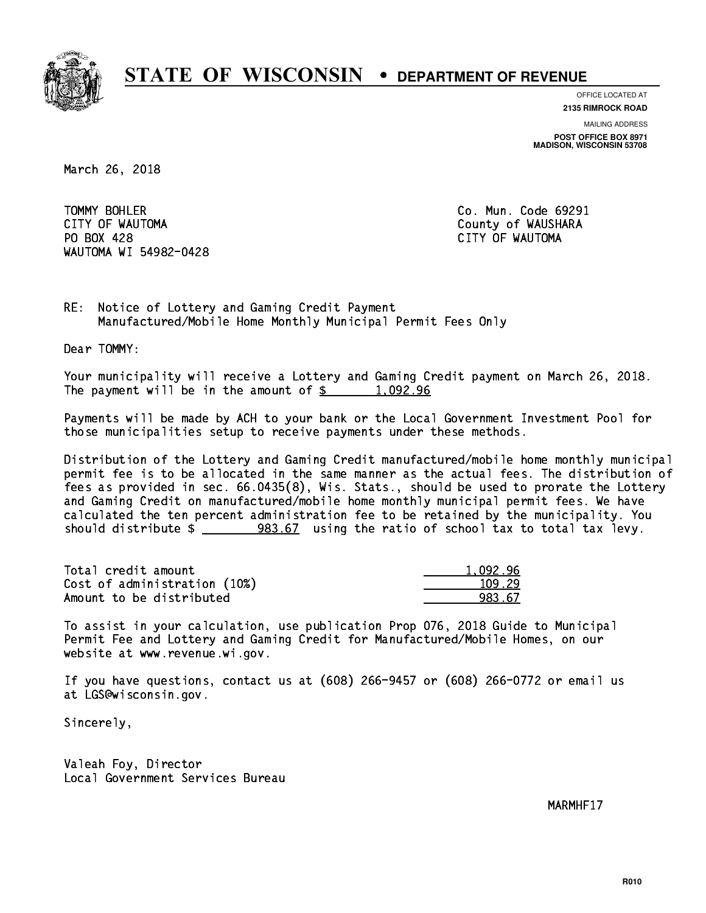# STATE OF WISCONSIN • DEPARTMENT OF REVENUE

OFFICE LOCATED AT
**2135 RIMROCK ROAD**

MAILING ADDRESS
**POST OFFICE BOX 8971**
**MADISON, WISCONSIN 53708**

March 26, 2018

TOMMY BOHLER
CITY OF WAUTOMA
PO BOX 428
WAUTOMA WI 54982-0428

Co. Mun. Code 69291
County of WAUSHARA
CITY OF WAUTOMA

RE: Notice of Lottery and Gaming Credit Payment
Manufactured/Mobile Home Monthly Municipal Permit Fees Only

Dear TOMMY:

Your municipality will receive a Lottery and Gaming Credit payment on March 26, 2018. The payment will be in the amount of $ 1,092.96

Payments will be made by ACH to your bank or the Local Government Investment Pool for those municipalities setup to receive payments under these methods.

Distribution of the Lottery and Gaming Credit manufactured/mobile home monthly municipal permit fee is to be allocated in the same manner as the actual fees. The distribution of fees as provided in sec. 66.0435(8), Wis. Stats., should be used to prorate the Lottery and Gaming Credit on manufactured/mobile home monthly municipal permit fees. We have calculated the ten percent administration fee to be retained by the municipality. You should distribute $ 983.67 using the ratio of school tax to total tax levy.

| | |
|---|---|
| Total credit amount | 1,092.96 |
| Cost of administration (10%) | 109.29 |
| Amount to be distributed | 983.67 |

To assist in your calculation, use publication Prop 076, 2018 Guide to Municipal Permit Fee and Lottery and Gaming Credit for Manufactured/Mobile Homes, on our website at www.revenue.wi.gov.

If you have questions, contact us at (608) 266-9457 or (608) 266-0772 or email us at LGS@wisconsin.gov.

Sincerely,

Valeah Foy, Director
Local Government Services Bureau

MARMHF17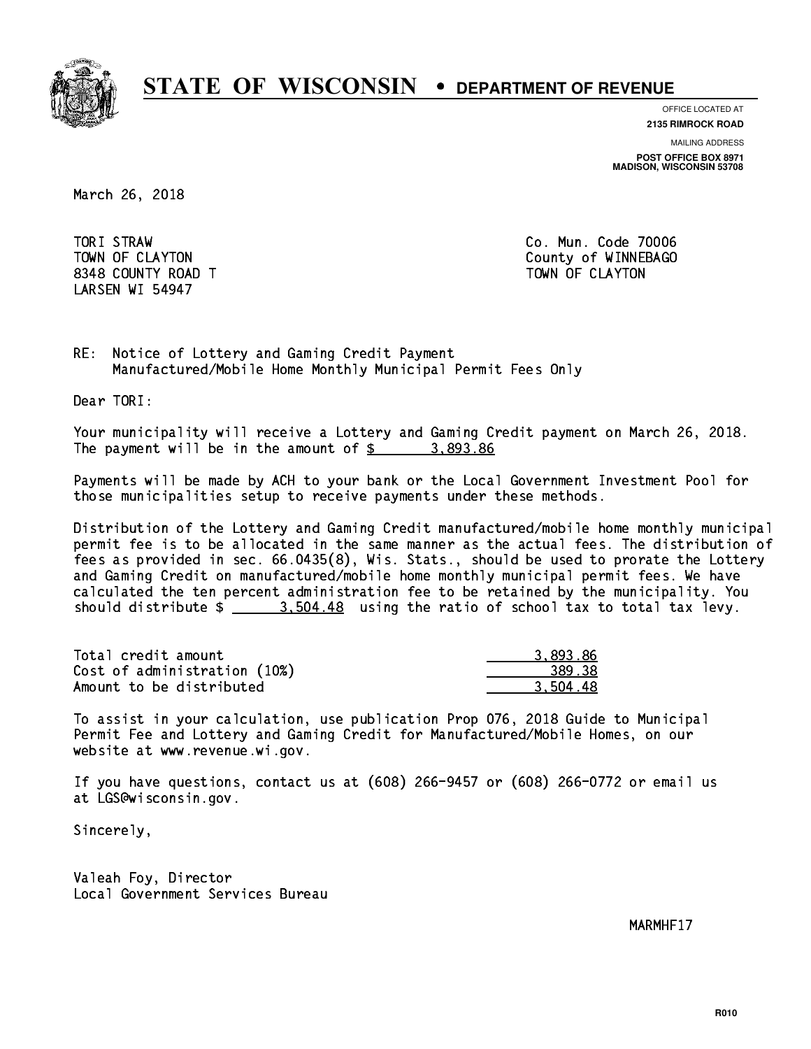# STATE OF WISCONSIN • DEPARTMENT OF REVENUE

OFFICE LOCATED AT
**2135 RIMROCK ROAD**

MAILING ADDRESS
**POST OFFICE BOX 8971**
**MADISON, WISCONSIN 53708**

March 26, 2018

TORI STRAW
TOWN OF CLAYTON
8348 COUNTY ROAD T
LARSEN WI 54947

Co. Mun. Code 70006
County of WINNEBAGO
TOWN OF CLAYTON

RE: Notice of Lottery and Gaming Credit Payment
Manufactured/Mobile Home Monthly Municipal Permit Fees Only

Dear TORI:

Your municipality will receive a Lottery and Gaming Credit payment on March 26, 2018. The payment will be in the amount of $ 3,893.86

Payments will be made by ACH to your bank or the Local Government Investment Pool for those municipalities setup to receive payments under these methods.

Distribution of the Lottery and Gaming Credit manufactured/mobile home monthly municipal permit fee is to be allocated in the same manner as the actual fees. The distribution of fees as provided in sec. 66.0435(8), Wis. Stats., should be used to prorate the Lottery and Gaming Credit on manufactured/mobile home monthly municipal permit fees. We have calculated the ten percent administration fee to be retained by the municipality. You should distribute $ 3,504.48 using the ratio of school tax to total tax levy.

| | |
|---|---|
| Total credit amount | 3,893.86 |
| Cost of administration (10%) | 389.38 |
| Amount to be distributed | 3,504.48 |

To assist in your calculation, use publication Prop 076, 2018 Guide to Municipal Permit Fee and Lottery and Gaming Credit for Manufactured/Mobile Homes, on our website at www.revenue.wi.gov.

If you have questions, contact us at (608) 266-9457 or (608) 266-0772 or email us at LGS@wisconsin.gov.

Sincerely,

Valeah Foy, Director
Local Government Services Bureau

MARMHF17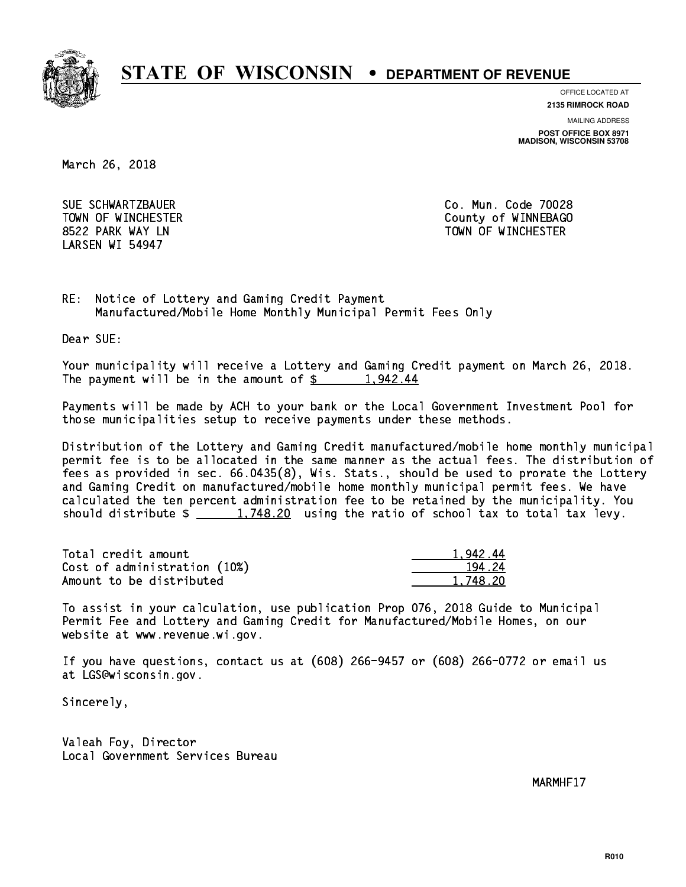# STATE OF WISCONSIN • DEPARTMENT OF REVENUE

OFFICE LOCATED AT
**2135 RIMROCK ROAD**

MAILING ADDRESS
**POST OFFICE BOX 8971**
**MADISON, WISCONSIN 53708**

March 26, 2018

SUE SCHWARTZBAUER
TOWN OF WINCHESTER
8522 PARK WAY LN
LARSEN WI 54947

Co. Mun. Code 70028
County of WINNEBAGO
TOWN OF WINCHESTER

RE: Notice of Lottery and Gaming Credit Payment
Manufactured/Mobile Home Monthly Municipal Permit Fees Only

Dear SUE:

Your municipality will receive a Lottery and Gaming Credit payment on March 26, 2018. The payment will be in the amount of $ 1,942.44

Payments will be made by ACH to your bank or the Local Government Investment Pool for those municipalities setup to receive payments under these methods.

Distribution of the Lottery and Gaming Credit manufactured/mobile home monthly municipal permit fee is to be allocated in the same manner as the actual fees. The distribution of fees as provided in sec. 66.0435(8), Wis. Stats., should be used to prorate the Lottery and Gaming Credit on manufactured/mobile home monthly municipal permit fees. We have calculated the ten percent administration fee to be retained by the municipality. You should distribute $ 1,748.20 using the ratio of school tax to total tax levy.

| | |
|---|---|
| Total credit amount | 1,942.44 |
| Cost of administration (10%) | 194.24 |
| Amount to be distributed | 1,748.20 |

To assist in your calculation, use publication Prop 076, 2018 Guide to Municipal Permit Fee and Lottery and Gaming Credit for Manufactured/Mobile Homes, on our website at www.revenue.wi.gov.

If you have questions, contact us at (608) 266-9457 or (608) 266-0772 or email us at LGS@wisconsin.gov.

Sincerely,

Valeah Foy, Director
Local Government Services Bureau

MARMHF17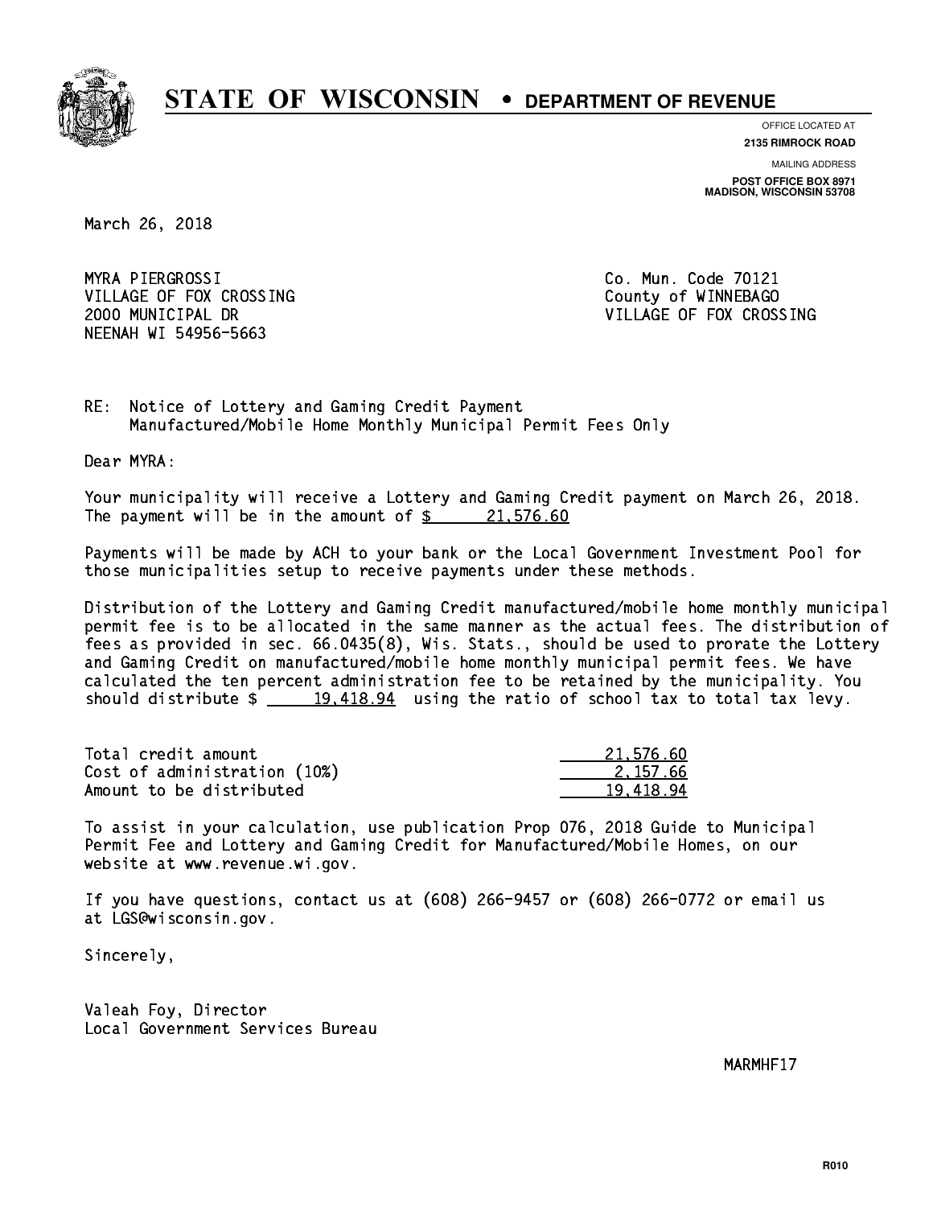# STATE OF WISCONSIN • DEPARTMENT OF REVENUE

OFFICE LOCATED AT
**2135 RIMROCK ROAD**

MAILING ADDRESS
**POST OFFICE BOX 8971**
**MADISON, WISCONSIN 53708**

March 26, 2018

MYRA PIERGROSSI
VILLAGE OF FOX CROSSING
2000 MUNICIPAL DR
NEENAH WI 54956-5663

Co. Mun. Code 70121
County of WINNEBAGO
VILLAGE OF FOX CROSSING

RE: Notice of Lottery and Gaming Credit Payment
Manufactured/Mobile Home Monthly Municipal Permit Fees Only

Dear MYRA:

Your municipality will receive a Lottery and Gaming Credit payment on March 26, 2018. The payment will be in the amount of $ 21,576.60

Payments will be made by ACH to your bank or the Local Government Investment Pool for those municipalities setup to receive payments under these methods.

Distribution of the Lottery and Gaming Credit manufactured/mobile home monthly municipal permit fee is to be allocated in the same manner as the actual fees. The distribution of fees as provided in sec. 66.0435(8), Wis. Stats., should be used to prorate the Lottery and Gaming Credit on manufactured/mobile home monthly municipal permit fees. We have calculated the ten percent administration fee to be retained by the municipality. You should distribute $ 19,418.94 using the ratio of school tax to total tax levy.

| | |
|---|---|
| Total credit amount | 21,576.60 |
| Cost of administration (10%) | 2,157.66 |
| Amount to be distributed | 19,418.94 |

To assist in your calculation, use publication Prop 076, 2018 Guide to Municipal Permit Fee and Lottery and Gaming Credit for Manufactured/Mobile Homes, on our website at www.revenue.wi.gov.

If you have questions, contact us at (608) 266-9457 or (608) 266-0772 or email us at LGS@wisconsin.gov.

Sincerely,

Valeah Foy, Director
Local Government Services Bureau

MARMHF17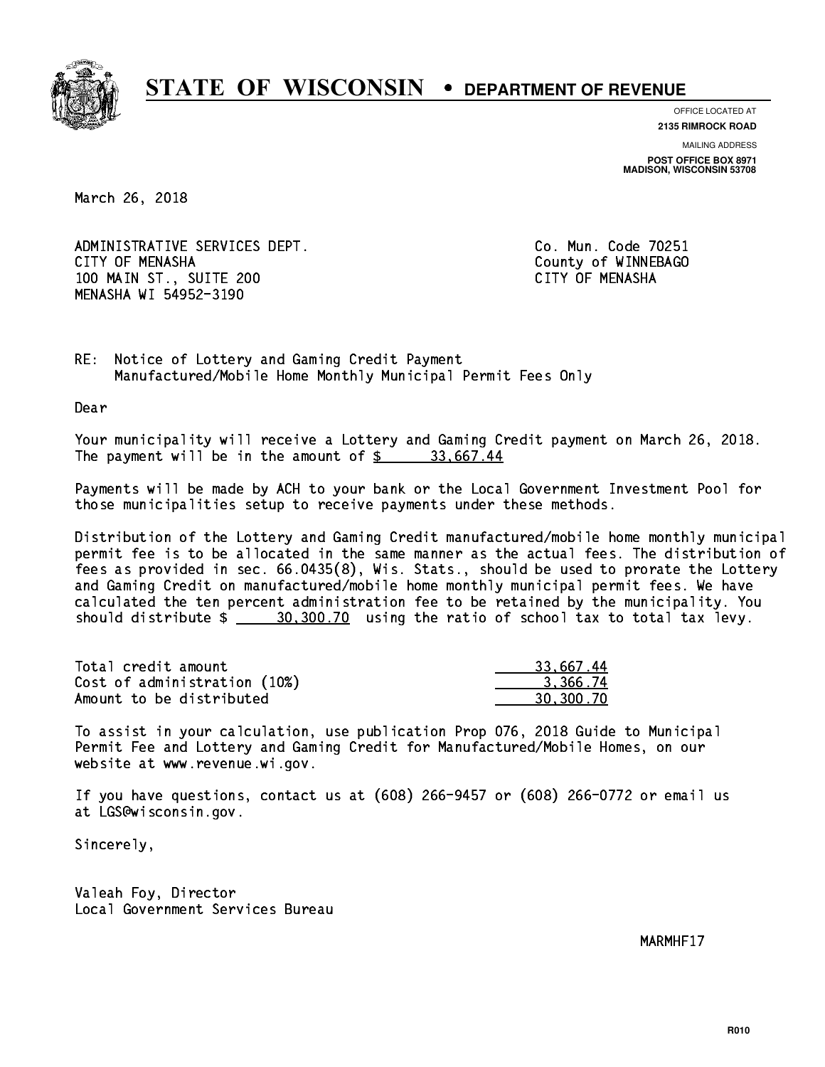# STATE OF WISCONSIN • DEPARTMENT OF REVENUE

OFFICE LOCATED AT
**2135 RIMROCK ROAD**

MAILING ADDRESS
**POST OFFICE BOX 8971**
**MADISON, WISCONSIN 53708**

March 26, 2018

ADMINISTRATIVE SERVICES DEPT.
CITY OF MENASHA
100 MAIN ST., SUITE 200
MENASHA WI 54952-3190

Co. Mun. Code 70251
County of WINNEBAGO
CITY OF MENASHA

RE: Notice of Lottery and Gaming Credit Payment
Manufactured/Mobile Home Monthly Municipal Permit Fees Only

Dear

Your municipality will receive a Lottery and Gaming Credit payment on March 26, 2018. The payment will be in the amount of $ 33,667.44

Payments will be made by ACH to your bank or the Local Government Investment Pool for those municipalities setup to receive payments under these methods.

Distribution of the Lottery and Gaming Credit manufactured/mobile home monthly municipal permit fee is to be allocated in the same manner as the actual fees. The distribution of fees as provided in sec. 66.0435(8), Wis. Stats., should be used to prorate the Lottery and Gaming Credit on manufactured/mobile home monthly municipal permit fees. We have calculated the ten percent administration fee to be retained by the municipality. You should distribute $ 30,300.70 using the ratio of school tax to total tax levy.

| | |
|---|---|
| Total credit amount | 33,667.44 |
| Cost of administration (10%) | 3,366.74 |
| Amount to be distributed | 30,300.70 |

To assist in your calculation, use publication Prop 076, 2018 Guide to Municipal Permit Fee and Lottery and Gaming Credit for Manufactured/Mobile Homes, on our website at www.revenue.wi.gov.

If you have questions, contact us at (608) 266-9457 or (608) 266-0772 or email us at LGS@wisconsin.gov.

Sincerely,

Valeah Foy, Director
Local Government Services Bureau

MARMHF17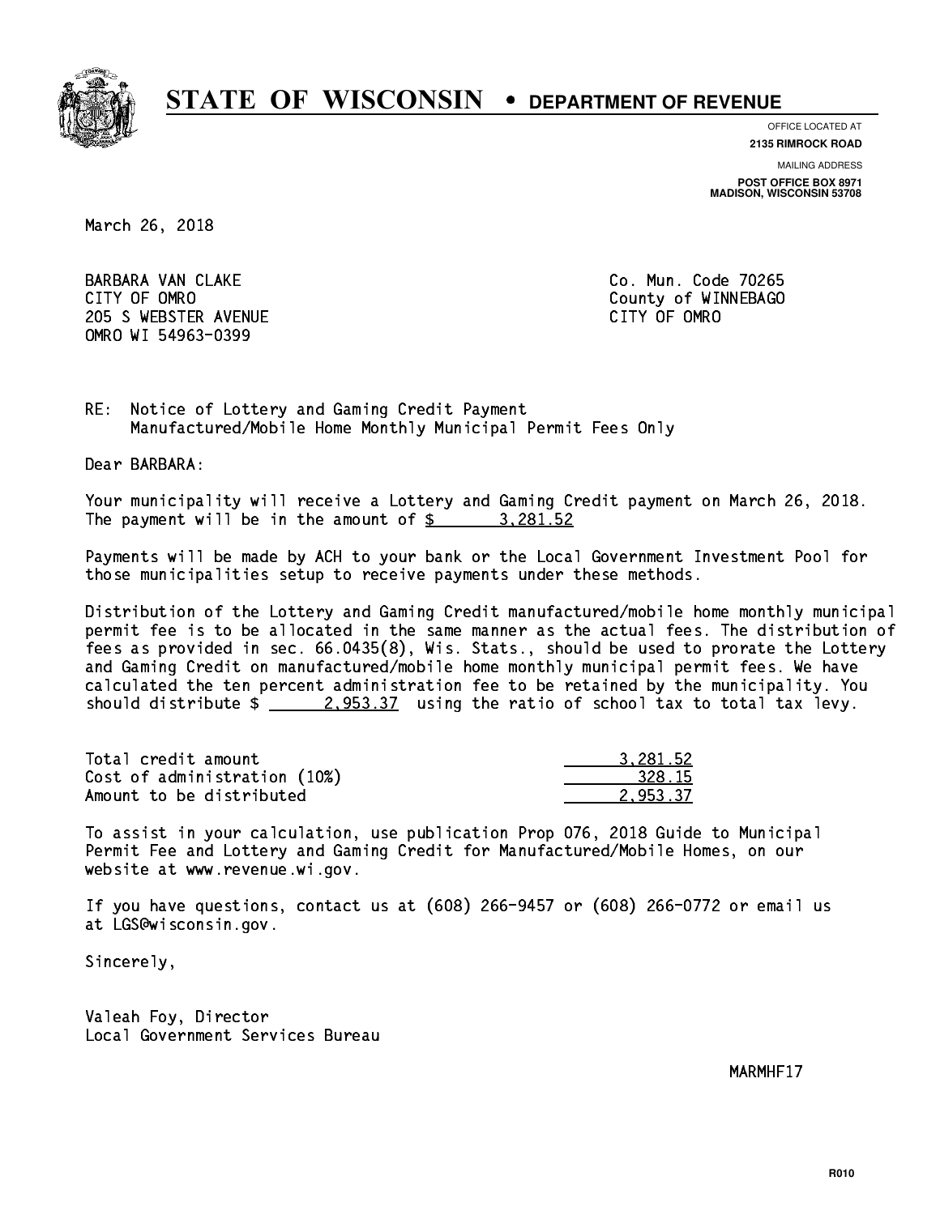# STATE OF WISCONSIN • DEPARTMENT OF REVENUE

OFFICE LOCATED AT
**2135 RIMROCK ROAD**

MAILING ADDRESS
**POST OFFICE BOX 8971**
**MADISON, WISCONSIN 53708**

March 26, 2018

BARBARA VAN CLAKE
CITY OF OMRO
205 S WEBSTER AVENUE
OMRO WI 54963-0399

Co. Mun. Code 70265
County of WINNEBAGO
CITY OF OMRO

RE: Notice of Lottery and Gaming Credit Payment
Manufactured/Mobile Home Monthly Municipal Permit Fees Only

Dear BARBARA:

Your municipality will receive a Lottery and Gaming Credit payment on March 26, 2018. The payment will be in the amount of $ 3,281.52

Payments will be made by ACH to your bank or the Local Government Investment Pool for those municipalities setup to receive payments under these methods.

Distribution of the Lottery and Gaming Credit manufactured/mobile home monthly municipal permit fee is to be allocated in the same manner as the actual fees. The distribution of fees as provided in sec. 66.0435(8), Wis. Stats., should be used to prorate the Lottery and Gaming Credit on manufactured/mobile home monthly municipal permit fees. We have calculated the ten percent administration fee to be retained by the municipality. You should distribute $ 2,953.37 using the ratio of school tax to total tax levy.

| | |
|---|---|
| Total credit amount | 3,281.52 |
| Cost of administration (10%) | 328.15 |
| Amount to be distributed | 2,953.37 |

To assist in your calculation, use publication Prop 076, 2018 Guide to Municipal Permit Fee and Lottery and Gaming Credit for Manufactured/Mobile Homes, on our website at www.revenue.wi.gov.

If you have questions, contact us at (608) 266-9457 or (608) 266-0772 or email us at LGS@wisconsin.gov.

Sincerely,

Valeah Foy, Director
Local Government Services Bureau

MARMHF17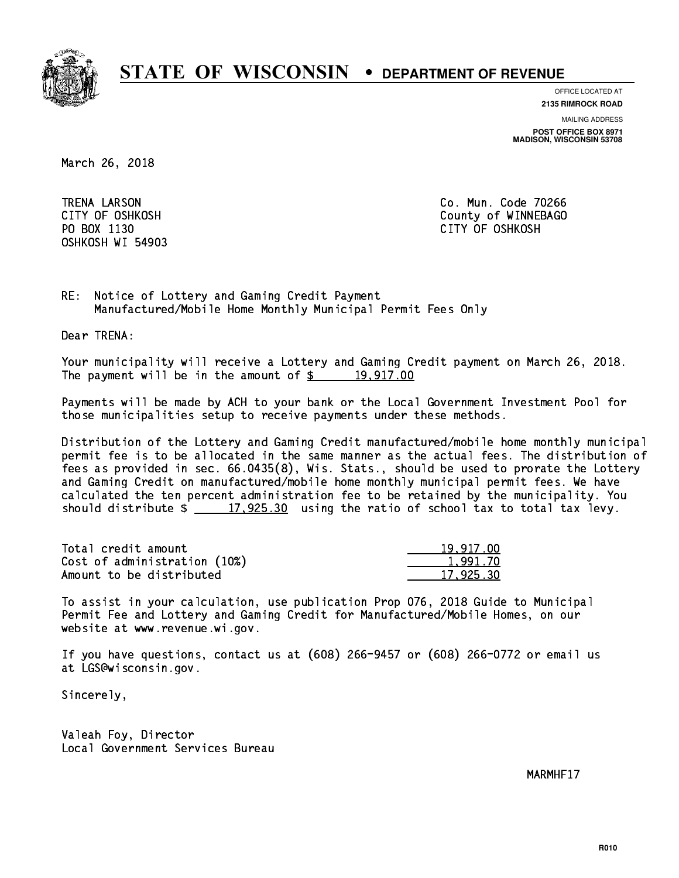# STATE OF WISCONSIN • DEPARTMENT OF REVENUE

OFFICE LOCATED AT
**2135 RIMROCK ROAD**

MAILING ADDRESS
**POST OFFICE BOX 8971**
**MADISON, WISCONSIN 53708**

March 26, 2018

TRENA LARSON
CITY OF OSHKOSH
PO BOX 1130
OSHKOSH WI 54903

Co. Mun. Code 70266
County of WINNEBAGO
CITY OF OSHKOSH

RE: Notice of Lottery and Gaming Credit Payment
Manufactured/Mobile Home Monthly Municipal Permit Fees Only

Dear TRENA:

Your municipality will receive a Lottery and Gaming Credit payment on March 26, 2018. The payment will be in the amount of $ 19,917.00

Payments will be made by ACH to your bank or the Local Government Investment Pool for those municipalities setup to receive payments under these methods.

Distribution of the Lottery and Gaming Credit manufactured/mobile home monthly municipal permit fee is to be allocated in the same manner as the actual fees. The distribution of fees as provided in sec. 66.0435(8), Wis. Stats., should be used to prorate the Lottery and Gaming Credit on manufactured/mobile home monthly municipal permit fees. We have calculated the ten percent administration fee to be retained by the municipality. You should distribute $ 17,925.30 using the ratio of school tax to total tax levy.

| | |
|---|---|
| Total credit amount | 19,917.00 |
| Cost of administration (10%) | 1,991.70 |
| Amount to be distributed | 17,925.30 |

To assist in your calculation, use publication Prop 076, 2018 Guide to Municipal Permit Fee and Lottery and Gaming Credit for Manufactured/Mobile Homes, on our website at www.revenue.wi.gov.

If you have questions, contact us at (608) 266-9457 or (608) 266-0772 or email us at LGS@wisconsin.gov.

Sincerely,

Valeah Foy, Director
Local Government Services Bureau

MARMHF17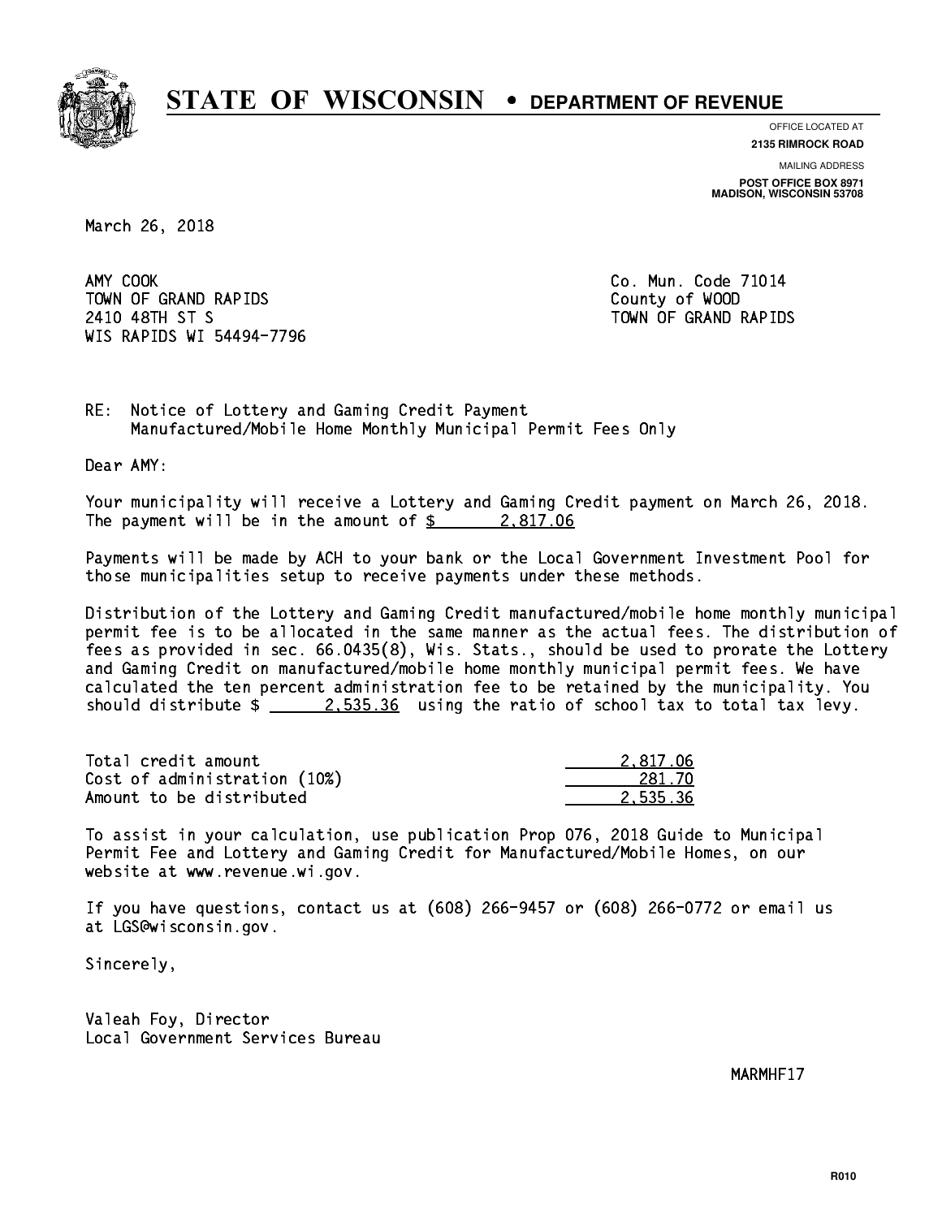# STATE OF WISCONSIN • DEPARTMENT OF REVENUE

OFFICE LOCATED AT
**2135 RIMROCK ROAD**

MAILING ADDRESS
**POST OFFICE BOX 8971**
**MADISON, WISCONSIN 53708**

March 26, 2018

AMY COOK
TOWN OF GRAND RAPIDS
2410 48TH ST S
WIS RAPIDS WI 54494-7796

Co. Mun. Code 71014
County of WOOD
TOWN OF GRAND RAPIDS

RE: Notice of Lottery and Gaming Credit Payment
Manufactured/Mobile Home Monthly Municipal Permit Fees Only

Dear AMY:

Your municipality will receive a Lottery and Gaming Credit payment on March 26, 2018. The payment will be in the amount of $ 2,817.06

Payments will be made by ACH to your bank or the Local Government Investment Pool for those municipalities setup to receive payments under these methods.

Distribution of the Lottery and Gaming Credit manufactured/mobile home monthly municipal permit fee is to be allocated in the same manner as the actual fees. The distribution of fees as provided in sec. 66.0435(8), Wis. Stats., should be used to prorate the Lottery and Gaming Credit on manufactured/mobile home monthly municipal permit fees. We have calculated the ten percent administration fee to be retained by the municipality. You should distribute $ 2,535.36 using the ratio of school tax to total tax levy.

| | |
|---|---|
| Total credit amount | 2,817.06 |
| Cost of administration (10%) | 281.70 |
| Amount to be distributed | 2,535.36 |

To assist in your calculation, use publication Prop 076, 2018 Guide to Municipal Permit Fee and Lottery and Gaming Credit for Manufactured/Mobile Homes, on our website at www.revenue.wi.gov.

If you have questions, contact us at (608) 266-9457 or (608) 266-0772 or email us at LGS@wisconsin.gov.

Sincerely,

Valeah Foy, Director
Local Government Services Bureau

MARMHF17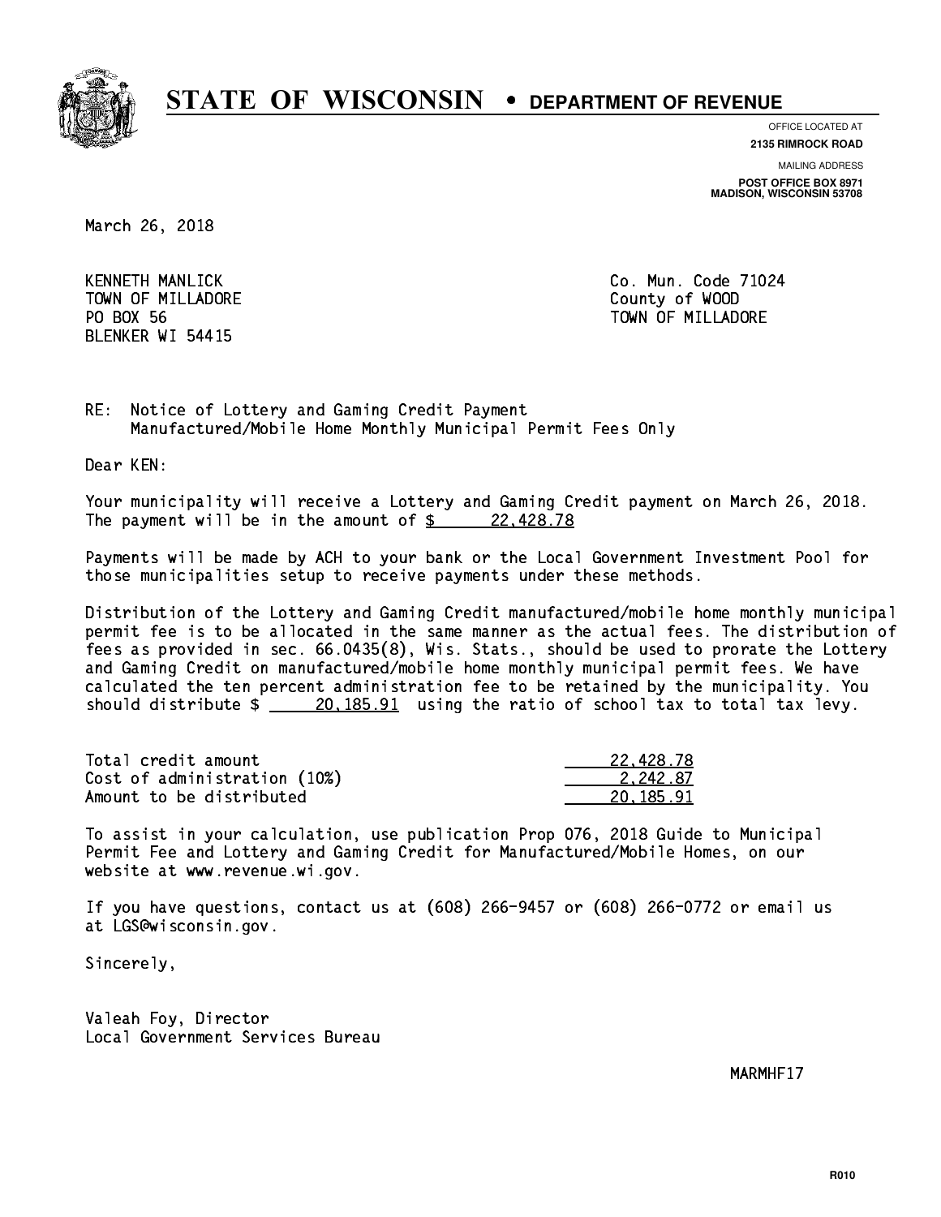# STATE OF WISCONSIN • DEPARTMENT OF REVENUE

OFFICE LOCATED AT
**2135 RIMROCK ROAD**

MAILING ADDRESS
**POST OFFICE BOX 8971**
**MADISON, WISCONSIN 53708**

March 26, 2018

KENNETH MANLICK
TOWN OF MILLADORE
PO BOX 56
BLENKER WI 54415

Co. Mun. Code 71024
County of WOOD
TOWN OF MILLADORE

RE: Notice of Lottery and Gaming Credit Payment
Manufactured/Mobile Home Monthly Municipal Permit Fees Only

Dear KEN:

Your municipality will receive a Lottery and Gaming Credit payment on March 26, 2018. The payment will be in the amount of $ 22,428.78

Payments will be made by ACH to your bank or the Local Government Investment Pool for those municipalities setup to receive payments under these methods.

Distribution of the Lottery and Gaming Credit manufactured/mobile home monthly municipal permit fee is to be allocated in the same manner as the actual fees. The distribution of fees as provided in sec. 66.0435(8), Wis. Stats., should be used to prorate the Lottery and Gaming Credit on manufactured/mobile home monthly municipal permit fees. We have calculated the ten percent administration fee to be retained by the municipality. You should distribute $ 20,185.91 using the ratio of school tax to total tax levy.

| | |
|---|---|
| Total credit amount | 22,428.78 |
| Cost of administration (10%) | 2,242.87 |
| Amount to be distributed | 20,185.91 |

To assist in your calculation, use publication Prop 076, 2018 Guide to Municipal Permit Fee and Lottery and Gaming Credit for Manufactured/Mobile Homes, on our website at www.revenue.wi.gov.

If you have questions, contact us at (608) 266-9457 or (608) 266-0772 or email us at LGS@wisconsin.gov.

Sincerely,

Valeah Foy, Director
Local Government Services Bureau

MARMHF17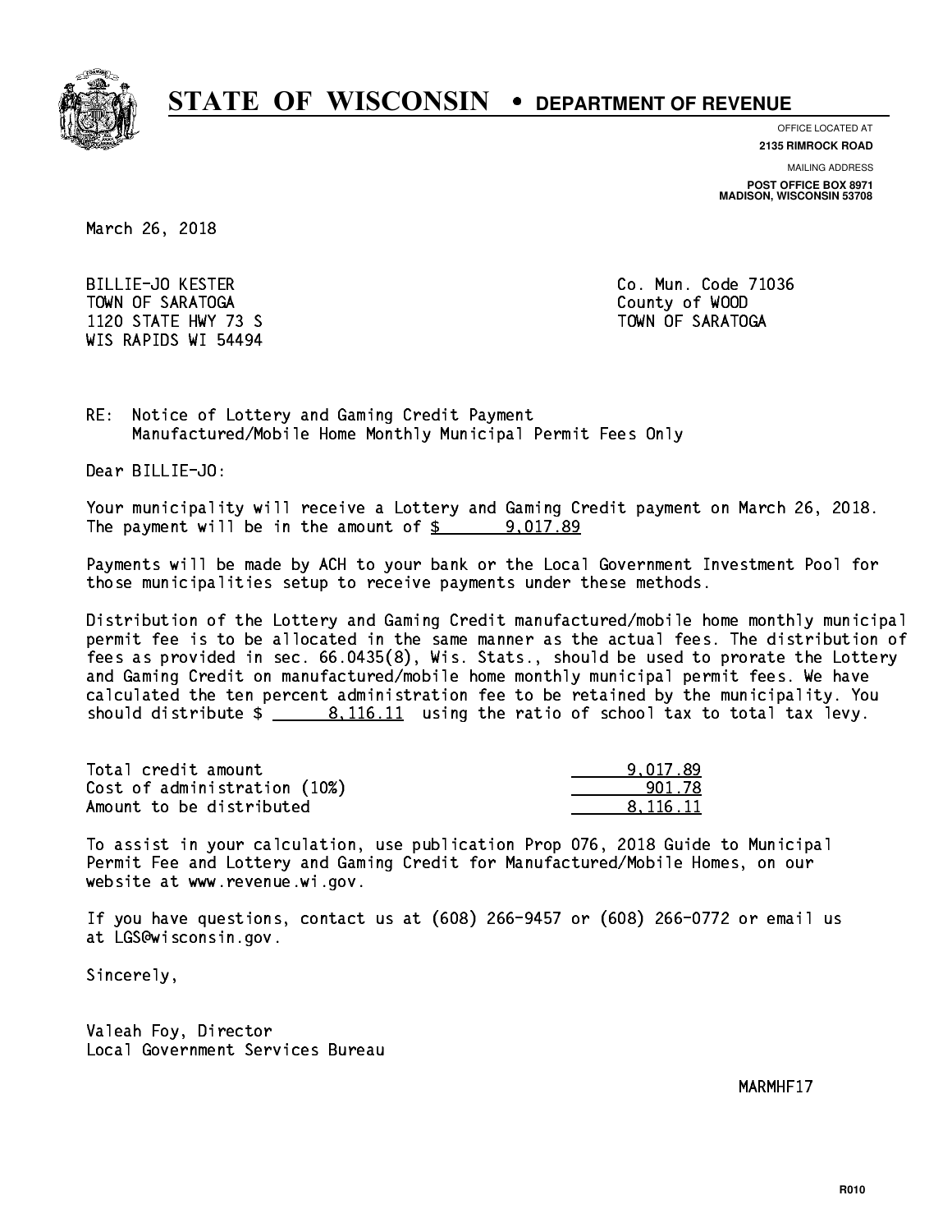# STATE OF WISCONSIN • DEPARTMENT OF REVENUE

OFFICE LOCATED AT
**2135 RIMROCK ROAD**

MAILING ADDRESS
**POST OFFICE BOX 8971**
**MADISON, WISCONSIN 53708**

March 26, 2018

BILLIE-JO KESTER
TOWN OF SARATOGA
1120 STATE HWY 73 S
WIS RAPIDS WI 54494

Co. Mun. Code 71036
County of WOOD
TOWN OF SARATOGA

RE: Notice of Lottery and Gaming Credit Payment
Manufactured/Mobile Home Monthly Municipal Permit Fees Only

Dear BILLIE-JO:

Your municipality will receive a Lottery and Gaming Credit payment on March 26, 2018. The payment will be in the amount of $ 9,017.89

Payments will be made by ACH to your bank or the Local Government Investment Pool for those municipalities setup to receive payments under these methods.

Distribution of the Lottery and Gaming Credit manufactured/mobile home monthly municipal permit fee is to be allocated in the same manner as the actual fees. The distribution of fees as provided in sec. 66.0435(8), Wis. Stats., should be used to prorate the Lottery and Gaming Credit on manufactured/mobile home monthly municipal permit fees. We have calculated the ten percent administration fee to be retained by the municipality. You should distribute $ 8,116.11 using the ratio of school tax to total tax levy.

| | |
|---|---|
| Total credit amount | 9,017.89 |
| Cost of administration (10%) | 901.78 |
| Amount to be distributed | 8,116.11 |

To assist in your calculation, use publication Prop 076, 2018 Guide to Municipal Permit Fee and Lottery and Gaming Credit for Manufactured/Mobile Homes, on our website at www.revenue.wi.gov.

If you have questions, contact us at (608) 266-9457 or (608) 266-0772 or email us at LGS@wisconsin.gov.

Sincerely,

Valeah Foy, Director
Local Government Services Bureau

MARMHF17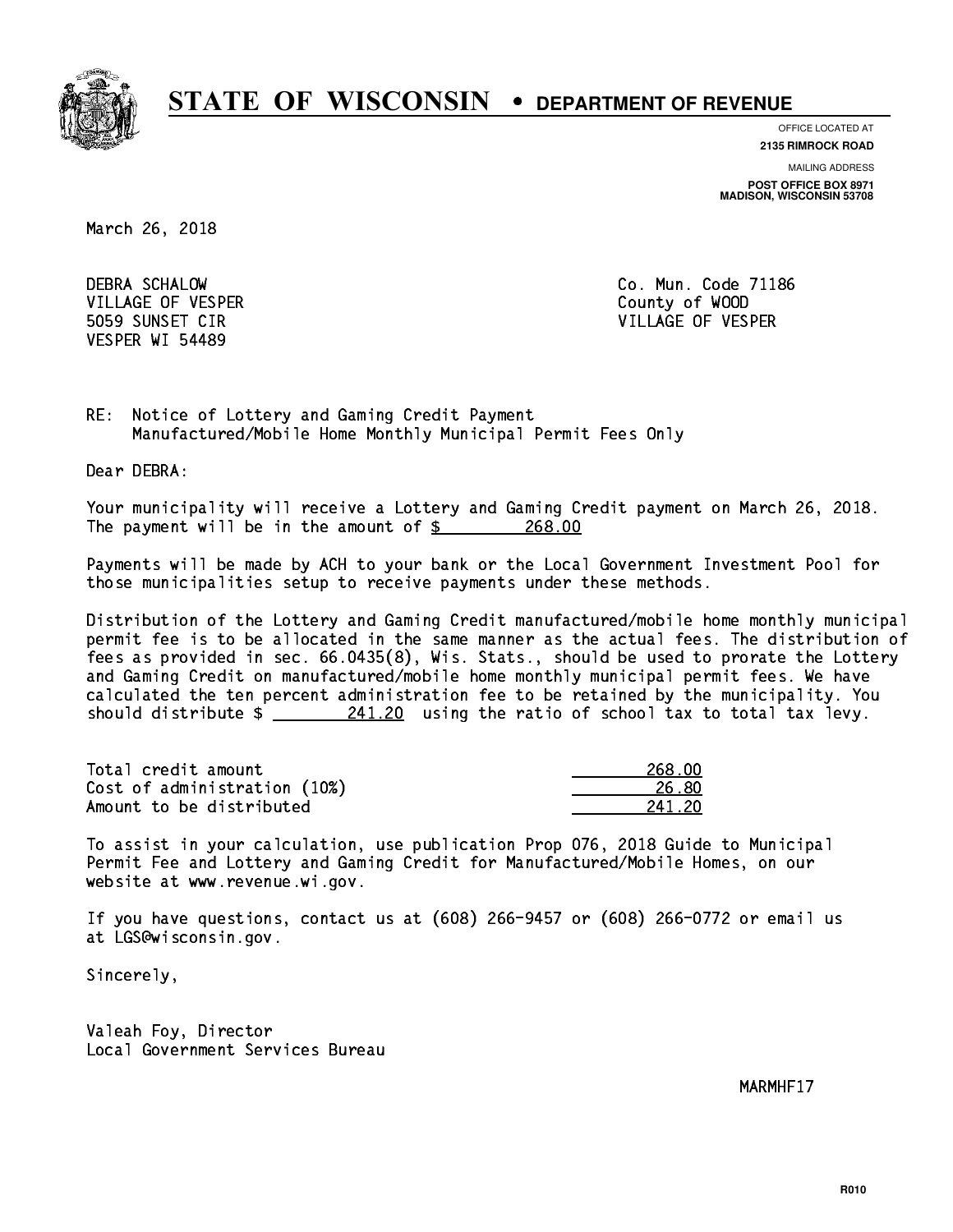# STATE OF WISCONSIN • DEPARTMENT OF REVENUE

OFFICE LOCATED AT
**2135 RIMROCK ROAD**

MAILING ADDRESS
**POST OFFICE BOX 8971**
**MADISON, WISCONSIN 53708**

March 26, 2018

DEBRA SCHALOW
VILLAGE OF VESPER
5059 SUNSET CIR
VESPER WI 54489

Co. Mun. Code 71186
County of WOOD
VILLAGE OF VESPER

RE: Notice of Lottery and Gaming Credit Payment
Manufactured/Mobile Home Monthly Municipal Permit Fees Only

Dear DEBRA:

Your municipality will receive a Lottery and Gaming Credit payment on March 26, 2018. The payment will be in the amount of $ 268.00

Payments will be made by ACH to your bank or the Local Government Investment Pool for those municipalities setup to receive payments under these methods.

Distribution of the Lottery and Gaming Credit manufactured/mobile home monthly municipal permit fee is to be allocated in the same manner as the actual fees. The distribution of fees as provided in sec. 66.0435(8), Wis. Stats., should be used to prorate the Lottery and Gaming Credit on manufactured/mobile home monthly municipal permit fees. We have calculated the ten percent administration fee to be retained by the municipality. You should distribute $ 241.20 using the ratio of school tax to total tax levy.

| | |
|---|---|
| Total credit amount | 268.00 |
| Cost of administration (10%) | 26.80 |
| Amount to be distributed | 241.20 |

To assist in your calculation, use publication Prop 076, 2018 Guide to Municipal Permit Fee and Lottery and Gaming Credit for Manufactured/Mobile Homes, on our website at www.revenue.wi.gov.

If you have questions, contact us at (608) 266-9457 or (608) 266-0772 or email us at LGS@wisconsin.gov.

Sincerely,

Valeah Foy, Director
Local Government Services Bureau

MARMHF17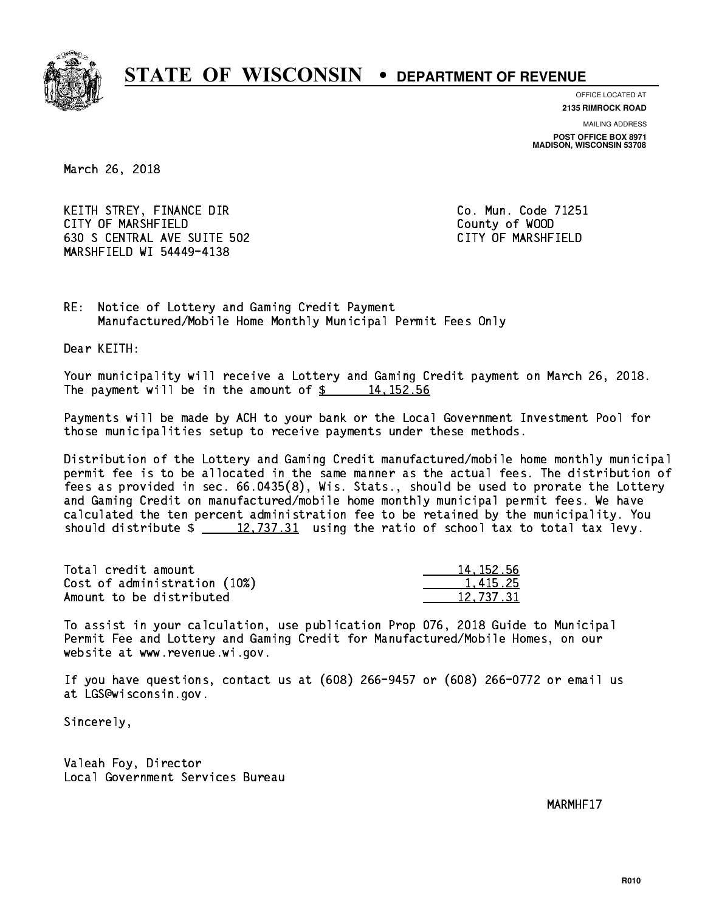# STATE OF WISCONSIN • DEPARTMENT OF REVENUE

OFFICE LOCATED AT
**2135 RIMROCK ROAD**

MAILING ADDRESS
**POST OFFICE BOX 8971**
**MADISON, WISCONSIN 53708**

March 26, 2018

KEITH STREY, FINANCE DIR
CITY OF MARSHFIELD
630 S CENTRAL AVE SUITE 502
MARSHFIELD WI 54449-4138

Co. Mun. Code 71251
County of WOOD
CITY OF MARSHFIELD

RE: Notice of Lottery and Gaming Credit Payment
Manufactured/Mobile Home Monthly Municipal Permit Fees Only

Dear KEITH:

Your municipality will receive a Lottery and Gaming Credit payment on March 26, 2018. The payment will be in the amount of $ 14,152.56

Payments will be made by ACH to your bank or the Local Government Investment Pool for those municipalities setup to receive payments under these methods.

Distribution of the Lottery and Gaming Credit manufactured/mobile home monthly municipal permit fee is to be allocated in the same manner as the actual fees. The distribution of fees as provided in sec. 66.0435(8), Wis. Stats., should be used to prorate the Lottery and Gaming Credit on manufactured/mobile home monthly municipal permit fees. We have calculated the ten percent administration fee to be retained by the municipality. You should distribute $ 12,737.31 using the ratio of school tax to total tax levy.

| | |
|---|---|
| Total credit amount | 14,152.56 |
| Cost of administration (10%) | 1,415.25 |
| Amount to be distributed | 12,737.31 |

To assist in your calculation, use publication Prop 076, 2018 Guide to Municipal Permit Fee and Lottery and Gaming Credit for Manufactured/Mobile Homes, on our website at www.revenue.wi.gov.

If you have questions, contact us at (608) 266-9457 or (608) 266-0772 or email us at LGS@wisconsin.gov.

Sincerely,

Valeah Foy, Director
Local Government Services Bureau

MARMHF17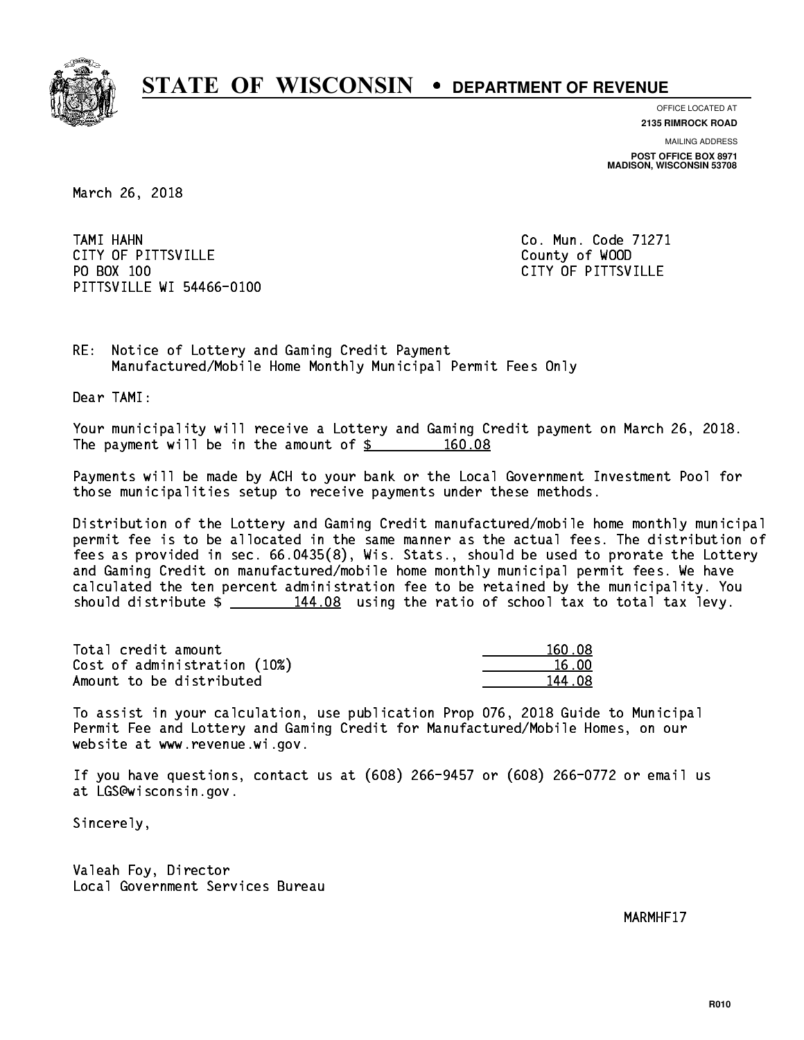# STATE OF WISCONSIN • DEPARTMENT OF REVENUE

OFFICE LOCATED AT
**2135 RIMROCK ROAD**

MAILING ADDRESS
**POST OFFICE BOX 8971**
**MADISON, WISCONSIN 53708**

March 26, 2018

TAMI HAHN
CITY OF PITTSVILLE
PO BOX 100
PITTSVILLE WI 54466-0100

Co. Mun. Code 71271
County of WOOD
CITY OF PITTSVILLE

RE: Notice of Lottery and Gaming Credit Payment
Manufactured/Mobile Home Monthly Municipal Permit Fees Only

Dear TAMI:

Your municipality will receive a Lottery and Gaming Credit payment on March 26, 2018. The payment will be in the amount of $ 160.08

Payments will be made by ACH to your bank or the Local Government Investment Pool for those municipalities setup to receive payments under these methods.

Distribution of the Lottery and Gaming Credit manufactured/mobile home monthly municipal permit fee is to be allocated in the same manner as the actual fees. The distribution of fees as provided in sec. 66.0435(8), Wis. Stats., should be used to prorate the Lottery and Gaming Credit on manufactured/mobile home monthly municipal permit fees. We have calculated the ten percent administration fee to be retained by the municipality. You should distribute $ 144.08 using the ratio of school tax to total tax levy.

| | |
|---|---|
| Total credit amount | 160.08 |
| Cost of administration (10%) | 16.00 |
| Amount to be distributed | 144.08 |

To assist in your calculation, use publication Prop 076, 2018 Guide to Municipal Permit Fee and Lottery and Gaming Credit for Manufactured/Mobile Homes, on our website at www.revenue.wi.gov.

If you have questions, contact us at (608) 266-9457 or (608) 266-0772 or email us at LGS@wisconsin.gov.

Sincerely,

Valeah Foy, Director
Local Government Services Bureau

MARMHF17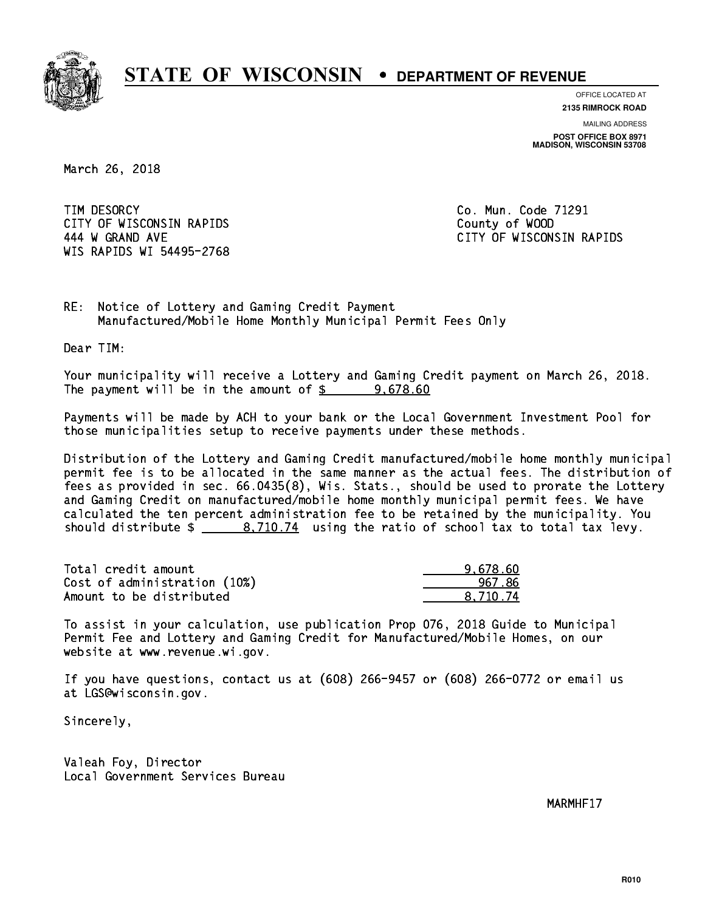# STATE OF WISCONSIN • DEPARTMENT OF REVENUE

OFFICE LOCATED AT
**2135 RIMROCK ROAD**

MAILING ADDRESS
**POST OFFICE BOX 8971**
**MADISON, WISCONSIN 53708**

March 26, 2018

TIM DESORCY
CITY OF WISCONSIN RAPIDS
444 W GRAND AVE
WIS RAPIDS WI 54495-2768

Co. Mun. Code 71291
County of WOOD
CITY OF WISCONSIN RAPIDS

RE: Notice of Lottery and Gaming Credit Payment
Manufactured/Mobile Home Monthly Municipal Permit Fees Only

Dear TIM:

Your municipality will receive a Lottery and Gaming Credit payment on March 26, 2018. The payment will be in the amount of $ 9,678.60

Payments will be made by ACH to your bank or the Local Government Investment Pool for those municipalities setup to receive payments under these methods.

Distribution of the Lottery and Gaming Credit manufactured/mobile home monthly municipal permit fee is to be allocated in the same manner as the actual fees. The distribution of fees as provided in sec. 66.0435(8), Wis. Stats., should be used to prorate the Lottery and Gaming Credit on manufactured/mobile home monthly municipal permit fees. We have calculated the ten percent administration fee to be retained by the municipality. You should distribute $ 8,710.74 using the ratio of school tax to total tax levy.

| | |
|---|---|
| Total credit amount | 9,678.60 |
| Cost of administration (10%) | 967.86 |
| Amount to be distributed | 8,710.74 |

To assist in your calculation, use publication Prop 076, 2018 Guide to Municipal Permit Fee and Lottery and Gaming Credit for Manufactured/Mobile Homes, on our website at www.revenue.wi.gov.

If you have questions, contact us at (608) 266-9457 or (608) 266-0772 or email us at LGS@wisconsin.gov.

Sincerely,

Valeah Foy, Director
Local Government Services Bureau

MARMHF17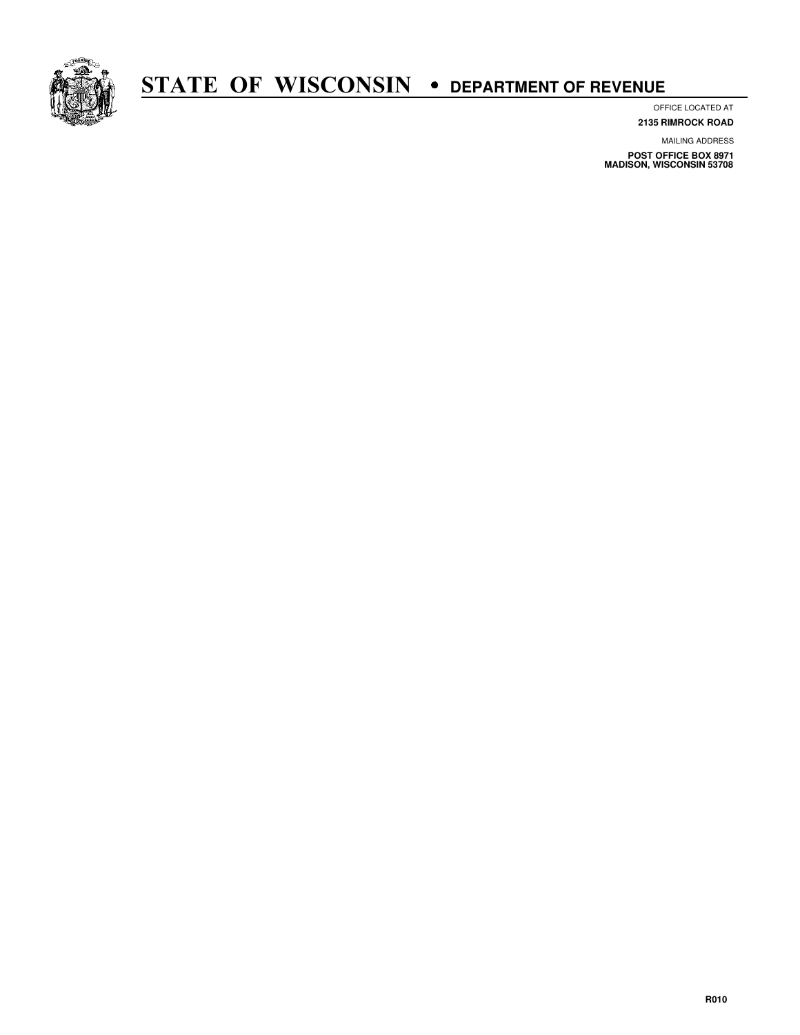# STATE OF WISCONSIN • DEPARTMENT OF REVENUE

OFFICE LOCATED AT

**2135 RIMROCK ROAD**

MAILING ADDRESS

**POST OFFICE BOX 8971**
**MADISON, WISCONSIN 53708**

**R010**